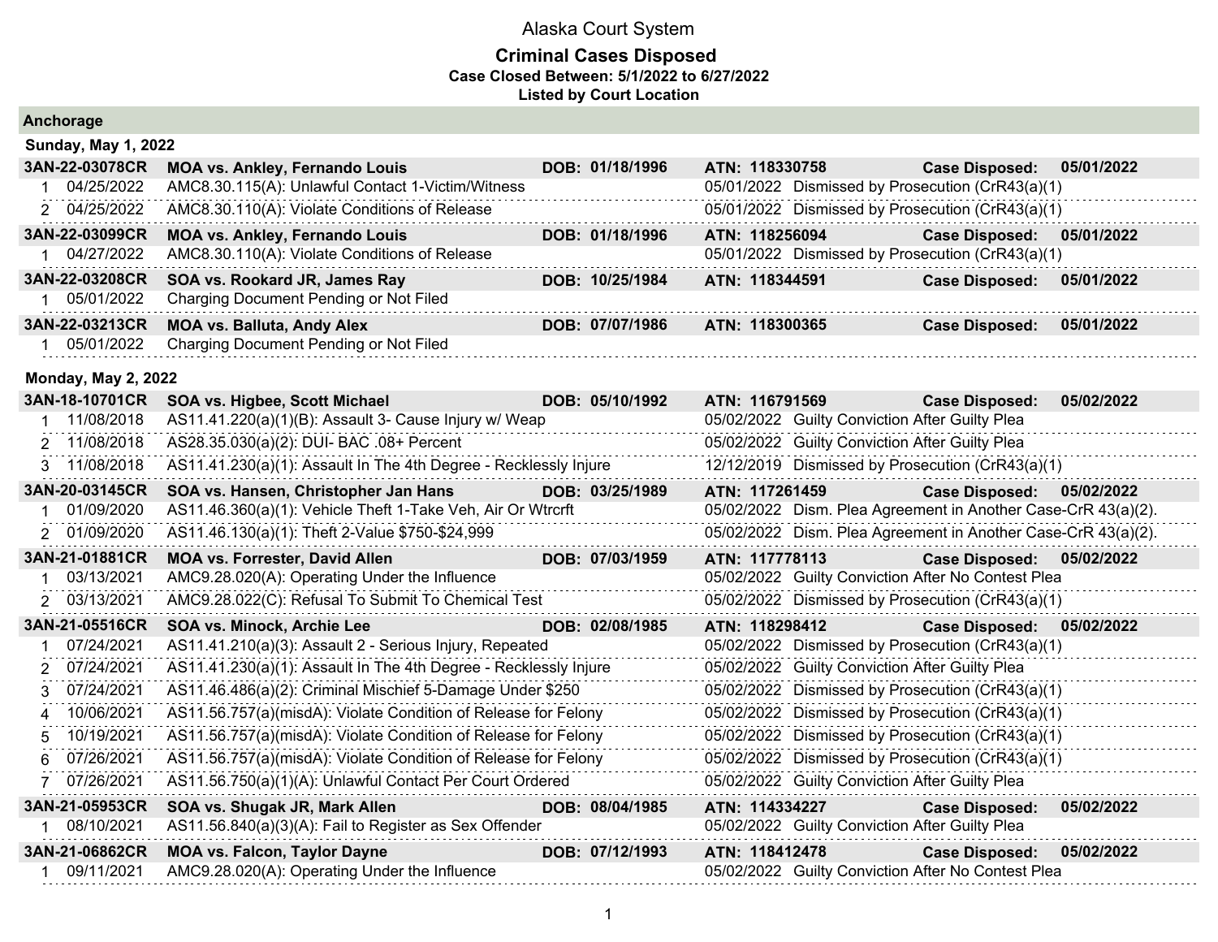Alaska Court System

# Criminal Cases Disposed

**Case Closed Between: 5/1/2022 to 6/27/2022**

**Listed by Court Location**

## Anchorage

### Sunday, May 1, 2022

| Case | Parties | DOB | ATN | Case Disposed |
|---|---|---|---|---|
| **3AN-22-03078CR** | **MOA vs. Ankley, Fernando Louis** | **DOB: 01/18/1996** | **ATN: 118330758** | **Case Disposed: 05/01/2022** |
| 1 04/25/2022 | AMC8.30.115(A): Unlawful Contact 1-Victim/Witness | | 05/01/2022 Dismissed by Prosecution (CrR43(a)(1) | |
| 2 04/25/2022 | AMC8.30.110(A): Violate Conditions of Release | | 05/01/2022 Dismissed by Prosecution (CrR43(a)(1) | |
| **3AN-22-03099CR** | **MOA vs. Ankley, Fernando Louis** | **DOB: 01/18/1996** | **ATN: 118256094** | **Case Disposed: 05/01/2022** |
| 1 04/27/2022 | AMC8.30.110(A): Violate Conditions of Release | | 05/01/2022 Dismissed by Prosecution (CrR43(a)(1) | |
| **3AN-22-03208CR** | **SOA vs. Rookard JR, James Ray** | **DOB: 10/25/1984** | **ATN: 118344591** | **Case Disposed: 05/01/2022** |
| 1 05/01/2022 | Charging Document Pending or Not Filed | | | |
| **3AN-22-03213CR** | **MOA vs. Balluta, Andy Alex** | **DOB: 07/07/1986** | **ATN: 118300365** | **Case Disposed: 05/01/2022** |
| 1 05/01/2022 | Charging Document Pending or Not Filed | | | |

### Monday, May 2, 2022

| Case | Parties | DOB | ATN | Case Disposed |
|---|---|---|---|---|
| **3AN-18-10701CR** | **SOA vs. Higbee, Scott Michael** | **DOB: 05/10/1992** | **ATN: 116791569** | **Case Disposed: 05/02/2022** |
| 1 11/08/2018 | AS11.41.220(a)(1)(B): Assault 3- Cause Injury w/ Weap | | 05/02/2022 Guilty Conviction After Guilty Plea | |
| 2 11/08/2018 | AS28.35.030(a)(2): DUI- BAC .08+ Percent | | 05/02/2022 Guilty Conviction After Guilty Plea | |
| 3 11/08/2018 | AS11.41.230(a)(1): Assault In The 4th Degree - Recklessly Injure | | 12/12/2019 Dismissed by Prosecution (CrR43(a)(1) | |
| **3AN-20-03145CR** | **SOA vs. Hansen, Christopher Jan Hans** | **DOB: 03/25/1989** | **ATN: 117261459** | **Case Disposed: 05/02/2022** |
| 1 01/09/2020 | AS11.46.360(a)(1): Vehicle Theft 1-Take Veh, Air Or Wtrcrft | | 05/02/2022 Dism. Plea Agreement in Another Case-CrR 43(a)(2). | |
| 2 01/09/2020 | AS11.46.130(a)(1): Theft 2-Value $750-$24,999 | | 05/02/2022 Dism. Plea Agreement in Another Case-CrR 43(a)(2). | |
| **3AN-21-01881CR** | **MOA vs. Forrester, David Allen** | **DOB: 07/03/1959** | **ATN: 117778113** | **Case Disposed: 05/02/2022** |
| 1 03/13/2021 | AMC9.28.020(A): Operating Under the Influence | | 05/02/2022 Guilty Conviction After No Contest Plea | |
| 2 03/13/2021 | AMC9.28.022(C): Refusal To Submit To Chemical Test | | 05/02/2022 Dismissed by Prosecution (CrR43(a)(1) | |
| **3AN-21-05516CR** | **SOA vs. Minock, Archie Lee** | **DOB: 02/08/1985** | **ATN: 118298412** | **Case Disposed: 05/02/2022** |
| 1 07/24/2021 | AS11.41.210(a)(3): Assault 2 - Serious Injury, Repeated | | 05/02/2022 Dismissed by Prosecution (CrR43(a)(1) | |
| 2 07/24/2021 | AS11.41.230(a)(1): Assault In The 4th Degree - Recklessly Injure | | 05/02/2022 Guilty Conviction After Guilty Plea | |
| 3 07/24/2021 | AS11.46.486(a)(2): Criminal Mischief 5-Damage Under $250 | | 05/02/2022 Dismissed by Prosecution (CrR43(a)(1) | |
| 4 10/06/2021 | AS11.56.757(a)(misdA): Violate Condition of Release for Felony | | 05/02/2022 Dismissed by Prosecution (CrR43(a)(1) | |
| 5 10/19/2021 | AS11.56.757(a)(misdA): Violate Condition of Release for Felony | | 05/02/2022 Dismissed by Prosecution (CrR43(a)(1) | |
| 6 07/26/2021 | AS11.56.757(a)(misdA): Violate Condition of Release for Felony | | 05/02/2022 Dismissed by Prosecution (CrR43(a)(1) | |
| 7 07/26/2021 | AS11.56.750(a)(1)(A): Unlawful Contact Per Court Ordered | | 05/02/2022 Guilty Conviction After Guilty Plea | |
| **3AN-21-05953CR** | **SOA vs. Shugak JR, Mark Allen** | **DOB: 08/04/1985** | **ATN: 114334227** | **Case Disposed: 05/02/2022** |
| 1 08/10/2021 | AS11.56.840(a)(3)(A): Fail to Register as Sex Offender | | 05/02/2022 Guilty Conviction After Guilty Plea | |
| **3AN-21-06862CR** | **MOA vs. Falcon, Taylor Dayne** | **DOB: 07/12/1993** | **ATN: 118412478** | **Case Disposed: 05/02/2022** |
| 1 09/11/2021 | AMC9.28.020(A): Operating Under the Influence | | 05/02/2022 Guilty Conviction After No Contest Plea | |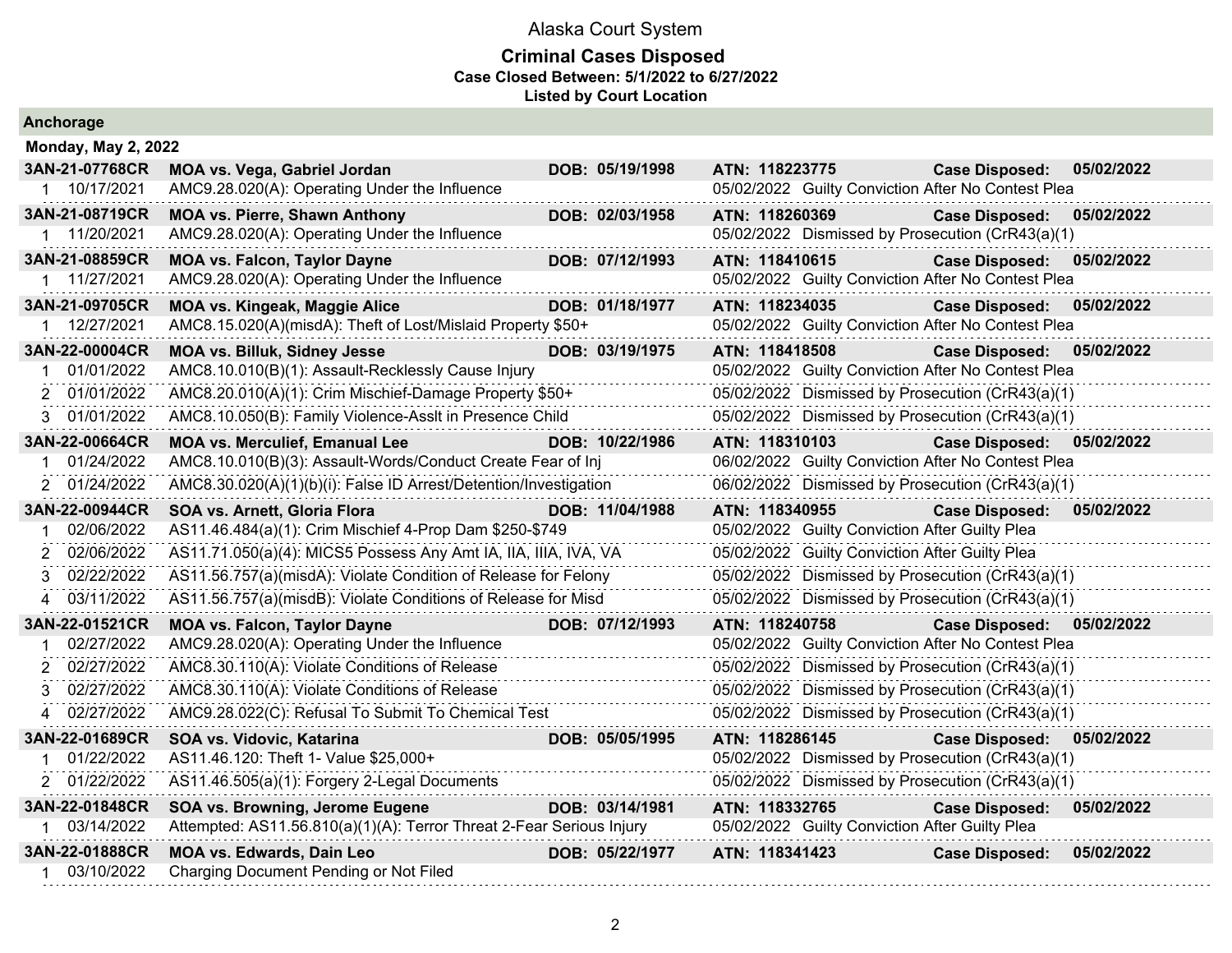# Alaska Court System

## Criminal Cases Disposed

**Case Closed Between: 5/1/2022 to 6/27/2022**

**Listed by Court Location**

### Anchorage

**Monday, May 2, 2022**

| Case | Parties | DOB | ATN | Case Disposed |
|---|---|---|---|---|
| **3AN-21-07768CR** | **MOA vs. Vega, Gabriel Jordan** | **05/19/1998** | **118223775** | **05/02/2022** |
| 1 | 10/17/2021 AMC9.28.020(A): Operating Under the Influence | | 05/02/2022 Guilty Conviction After No Contest Plea | |
| **3AN-21-08719CR** | **MOA vs. Pierre, Shawn Anthony** | **02/03/1958** | **118260369** | **05/02/2022** |
| 1 | 11/20/2021 AMC9.28.020(A): Operating Under the Influence | | 05/02/2022 Dismissed by Prosecution (CrR43(a)(1) | |
| **3AN-21-08859CR** | **MOA vs. Falcon, Taylor Dayne** | **07/12/1993** | **118410615** | **05/02/2022** |
| 1 | 11/27/2021 AMC9.28.020(A): Operating Under the Influence | | 05/02/2022 Guilty Conviction After No Contest Plea | |
| **3AN-21-09705CR** | **MOA vs. Kingeak, Maggie Alice** | **01/18/1977** | **118234035** | **05/02/2022** |
| 1 | 12/27/2021 AMC8.15.020(A)(misdA): Theft of Lost/Mislaid Property $50+ | | 05/02/2022 Guilty Conviction After No Contest Plea | |
| **3AN-22-00004CR** | **MOA vs. Billuk, Sidney Jesse** | **03/19/1975** | **118418508** | **05/02/2022** |
| 1 | 01/01/2022 AMC8.10.010(B)(1): Assault-Recklessly Cause Injury | | 05/02/2022 Guilty Conviction After No Contest Plea | |
| 2 | 01/01/2022 AMC8.20.010(A)(1): Crim Mischief-Damage Property $50+ | | 05/02/2022 Dismissed by Prosecution (CrR43(a)(1) | |
| 3 | 01/01/2022 AMC8.10.050(B): Family Violence-Asslt in Presence Child | | 05/02/2022 Dismissed by Prosecution (CrR43(a)(1) | |
| **3AN-22-00664CR** | **MOA vs. Merculief, Emanual Lee** | **10/22/1986** | **118310103** | **05/02/2022** |
| 1 | 01/24/2022 AMC8.10.010(B)(3): Assault-Words/Conduct Create Fear of Inj | | 06/02/2022 Guilty Conviction After No Contest Plea | |
| 2 | 01/24/2022 AMC8.30.020(A)(1)(b)(i): False ID Arrest/Detention/Investigation | | 06/02/2022 Dismissed by Prosecution (CrR43(a)(1) | |
| **3AN-22-00944CR** | **SOA vs. Arnett, Gloria Flora** | **11/04/1988** | **118340955** | **05/02/2022** |
| 1 | 02/06/2022 AS11.46.484(a)(1): Crim Mischief 4-Prop Dam $250-$749 | | 05/02/2022 Guilty Conviction After Guilty Plea | |
| 2 | 02/06/2022 AS11.71.050(a)(4): MICS5 Possess Any Amt IA, IIA, IIIA, IVA, VA | | 05/02/2022 Guilty Conviction After Guilty Plea | |
| 3 | 02/22/2022 AS11.56.757(a)(misdA): Violate Condition of Release for Felony | | 05/02/2022 Dismissed by Prosecution (CrR43(a)(1) | |
| 4 | 03/11/2022 AS11.56.757(a)(misdB): Violate Conditions of Release for Misd | | 05/02/2022 Dismissed by Prosecution (CrR43(a)(1) | |
| **3AN-22-01521CR** | **MOA vs. Falcon, Taylor Dayne** | **07/12/1993** | **118240758** | **05/02/2022** |
| 1 | 02/27/2022 AMC9.28.020(A): Operating Under the Influence | | 05/02/2022 Guilty Conviction After No Contest Plea | |
| 2 | 02/27/2022 AMC8.30.110(A): Violate Conditions of Release | | 05/02/2022 Dismissed by Prosecution (CrR43(a)(1) | |
| 3 | 02/27/2022 AMC8.30.110(A): Violate Conditions of Release | | 05/02/2022 Dismissed by Prosecution (CrR43(a)(1) | |
| 4 | 02/27/2022 AMC9.28.022(C): Refusal To Submit To Chemical Test | | 05/02/2022 Dismissed by Prosecution (CrR43(a)(1) | |
| **3AN-22-01689CR** | **SOA vs. Vidovic, Katarina** | **05/05/1995** | **118286145** | **05/02/2022** |
| 1 | 01/22/2022 AS11.46.120: Theft 1- Value $25,000+ | | 05/02/2022 Dismissed by Prosecution (CrR43(a)(1) | |
| 2 | 01/22/2022 AS11.46.505(a)(1): Forgery 2-Legal Documents | | 05/02/2022 Dismissed by Prosecution (CrR43(a)(1) | |
| **3AN-22-01848CR** | **SOA vs. Browning, Jerome Eugene** | **03/14/1981** | **118332765** | **05/02/2022** |
| 1 | 03/14/2022 Attempted: AS11.56.810(a)(1)(A): Terror Threat 2-Fear Serious Injury | | 05/02/2022 Guilty Conviction After Guilty Plea | |
| **3AN-22-01888CR** | **MOA vs. Edwards, Dain Leo** | **05/22/1977** | **118341423** | **05/02/2022** |
| 1 | 03/10/2022 Charging Document Pending or Not Filed | | | |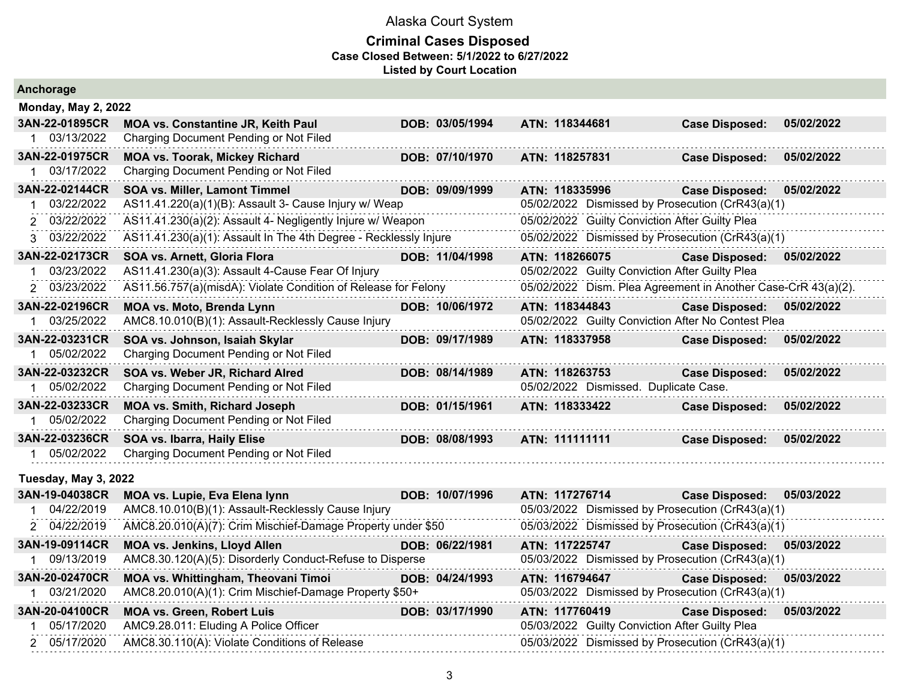# Alaska Court System

## Criminal Cases Disposed

**Case Closed Between: 5/1/2022 to 6/27/2022**

**Listed by Court Location**

### Anchorage

#### Monday, May 2, 2022

| Case | Parties / Charge | DOB | ATN / Disposition | Case Disposed |
|---|---|---|---|---|
| **3AN-22-01895CR** | **MOA vs. Constantine JR, Keith Paul** | **DOB: 03/05/1994** | **ATN: 118344681** | **Case Disposed: 05/02/2022** |
| 1 03/13/2022 | Charging Document Pending or Not Filed | | | |
| **3AN-22-01975CR** | **MOA vs. Toorak, Mickey Richard** | **DOB: 07/10/1970** | **ATN: 118257831** | **Case Disposed: 05/02/2022** |
| 1 03/17/2022 | Charging Document Pending or Not Filed | | | |
| **3AN-22-02144CR** | **SOA vs. Miller, Lamont Timmel** | **DOB: 09/09/1999** | **ATN: 118335996** | **Case Disposed: 05/02/2022** |
| 1 03/22/2022 | AS11.41.220(a)(1)(B): Assault 3- Cause Injury w/ Weap | | 05/02/2022 Dismissed by Prosecution (CrR43(a)(1) | |
| 2 03/22/2022 | AS11.41.230(a)(2): Assault 4- Negligently Injure w/ Weapon | | 05/02/2022 Guilty Conviction After Guilty Plea | |
| 3 03/22/2022 | AS11.41.230(a)(1): Assault In The 4th Degree - Recklessly Injure | | 05/02/2022 Dismissed by Prosecution (CrR43(a)(1) | |
| **3AN-22-02173CR** | **SOA vs. Arnett, Gloria Flora** | **DOB: 11/04/1998** | **ATN: 118266075** | **Case Disposed: 05/02/2022** |
| 1 03/23/2022 | AS11.41.230(a)(3): Assault 4-Cause Fear Of Injury | | 05/02/2022 Guilty Conviction After Guilty Plea | |
| 2 03/23/2022 | AS11.56.757(a)(misdA): Violate Condition of Release for Felony | | 05/02/2022 Dism. Plea Agreement in Another Case-CrR 43(a)(2). | |
| **3AN-22-02196CR** | **MOA vs. Moto, Brenda Lynn** | **DOB: 10/06/1972** | **ATN: 118344843** | **Case Disposed: 05/02/2022** |
| 1 03/25/2022 | AMC8.10.010(B)(1): Assault-Recklessly Cause Injury | | 05/02/2022 Guilty Conviction After No Contest Plea | |
| **3AN-22-03231CR** | **SOA vs. Johnson, Isaiah Skylar** | **DOB: 09/17/1989** | **ATN: 118337958** | **Case Disposed: 05/02/2022** |
| 1 05/02/2022 | Charging Document Pending or Not Filed | | | |
| **3AN-22-03232CR** | **SOA vs. Weber JR, Richard Alred** | **DOB: 08/14/1989** | **ATN: 118263753** | **Case Disposed: 05/02/2022** |
| 1 05/02/2022 | Charging Document Pending or Not Filed | | 05/02/2022 Dismissed. Duplicate Case. | |
| **3AN-22-03233CR** | **MOA vs. Smith, Richard Joseph** | **DOB: 01/15/1961** | **ATN: 118333422** | **Case Disposed: 05/02/2022** |
| 1 05/02/2022 | Charging Document Pending or Not Filed | | | |
| **3AN-22-03236CR** | **SOA vs. Ibarra, Haily Elise** | **DOB: 08/08/1993** | **ATN: 111111111** | **Case Disposed: 05/02/2022** |
| 1 05/02/2022 | Charging Document Pending or Not Filed | | | |

#### Tuesday, May 3, 2022

| Case | Parties / Charge | DOB | ATN / Disposition | Case Disposed |
|---|---|---|---|---|
| **3AN-19-04038CR** | **MOA vs. Lupie, Eva Elena lynn** | **DOB: 10/07/1996** | **ATN: 117276714** | **Case Disposed: 05/03/2022** |
| 1 04/22/2019 | AMC8.10.010(B)(1): Assault-Recklessly Cause Injury | | 05/03/2022 Dismissed by Prosecution (CrR43(a)(1) | |
| 2 04/22/2019 | AMC8.20.010(A)(7): Crim Mischief-Damage Property under $50 | | 05/03/2022 Dismissed by Prosecution (CrR43(a)(1) | |
| **3AN-19-09114CR** | **MOA vs. Jenkins, Lloyd Allen** | **DOB: 06/22/1981** | **ATN: 117225747** | **Case Disposed: 05/03/2022** |
| 1 09/13/2019 | AMC8.30.120(A)(5): Disorderly Conduct-Refuse to Disperse | | 05/03/2022 Dismissed by Prosecution (CrR43(a)(1) | |
| **3AN-20-02470CR** | **MOA vs. Whittingham, Theovani Timoi** | **DOB: 04/24/1993** | **ATN: 116794647** | **Case Disposed: 05/03/2022** |
| 1 03/21/2020 | AMC8.20.010(A)(1): Crim Mischief-Damage Property $50+ | | 05/03/2022 Dismissed by Prosecution (CrR43(a)(1) | |
| **3AN-20-04100CR** | **MOA vs. Green, Robert Luis** | **DOB: 03/17/1990** | **ATN: 117760419** | **Case Disposed: 05/03/2022** |
| 1 05/17/2020 | AMC9.28.011: Eluding A Police Officer | | 05/03/2022 Guilty Conviction After Guilty Plea | |
| 2 05/17/2020 | AMC8.30.110(A): Violate Conditions of Release | | 05/03/2022 Dismissed by Prosecution (CrR43(a)(1) | |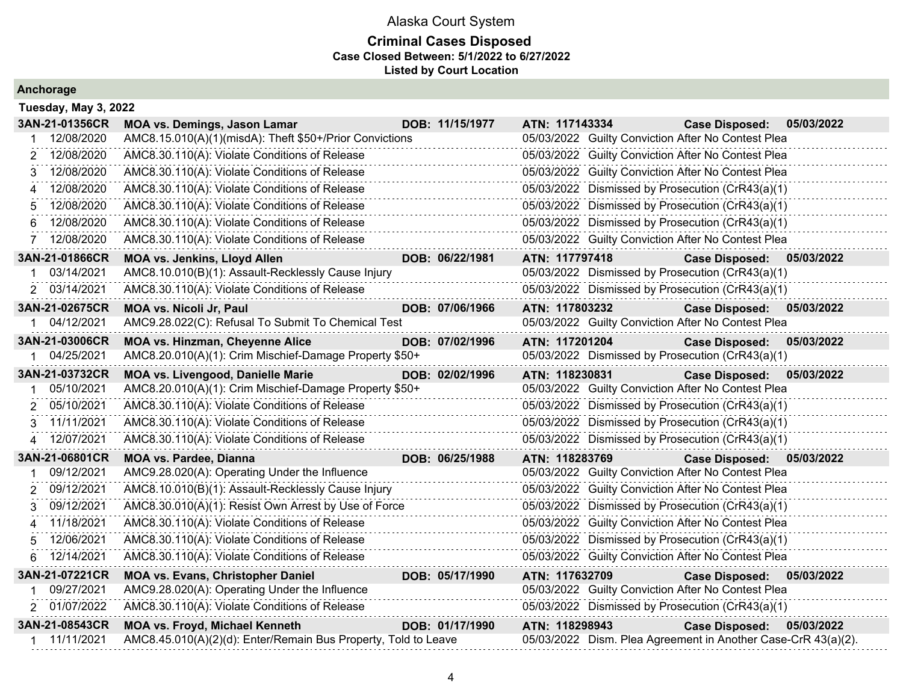# Alaska Court System

## Criminal Cases Disposed

**Case Closed Between: 5/1/2022 to 6/27/2022**

**Listed by Court Location**

### Anchorage

**Tuesday, May 3, 2022**

| Case | Name | DOB | ATN | Case Disposed |
|---|---|---|---|---|
| **3AN-21-01356CR** | **MOA vs. Demings, Jason Lamar** | **DOB: 11/15/1977** | **ATN: 117143334** | **Case Disposed: 05/03/2022** |
| 1 | 12/08/2020 | AMC8.15.010(A)(1)(misdA): Theft $50+/Prior Convictions | 05/03/2022 | Guilty Conviction After No Contest Plea |
| 2 | 12/08/2020 | AMC8.30.110(A): Violate Conditions of Release | 05/03/2022 | Guilty Conviction After No Contest Plea |
| 3 | 12/08/2020 | AMC8.30.110(A): Violate Conditions of Release | 05/03/2022 | Guilty Conviction After No Contest Plea |
| 4 | 12/08/2020 | AMC8.30.110(A): Violate Conditions of Release | 05/03/2022 | Dismissed by Prosecution (CrR43(a)(1) |
| 5 | 12/08/2020 | AMC8.30.110(A): Violate Conditions of Release | 05/03/2022 | Dismissed by Prosecution (CrR43(a)(1) |
| 6 | 12/08/2020 | AMC8.30.110(A): Violate Conditions of Release | 05/03/2022 | Dismissed by Prosecution (CrR43(a)(1) |
| 7 | 12/08/2020 | AMC8.30.110(A): Violate Conditions of Release | 05/03/2022 | Guilty Conviction After No Contest Plea |
| **3AN-21-01866CR** | **MOA vs. Jenkins, Lloyd Allen** | **DOB: 06/22/1981** | **ATN: 117797418** | **Case Disposed: 05/03/2022** |
| 1 | 03/14/2021 | AMC8.10.010(B)(1): Assault-Recklessly Cause Injury | 05/03/2022 | Dismissed by Prosecution (CrR43(a)(1) |
| 2 | 03/14/2021 | AMC8.30.110(A): Violate Conditions of Release | 05/03/2022 | Dismissed by Prosecution (CrR43(a)(1) |
| **3AN-21-02675CR** | **MOA vs. Nicoli Jr, Paul** | **DOB: 07/06/1966** | **ATN: 117803232** | **Case Disposed: 05/03/2022** |
| 1 | 04/12/2021 | AMC9.28.022(C): Refusal To Submit To Chemical Test | 05/03/2022 | Guilty Conviction After No Contest Plea |
| **3AN-21-03006CR** | **MOA vs. Hinzman, Cheyenne Alice** | **DOB: 07/02/1996** | **ATN: 117201204** | **Case Disposed: 05/03/2022** |
| 1 | 04/25/2021 | AMC8.20.010(A)(1): Crim Mischief-Damage Property $50+ | 05/03/2022 | Dismissed by Prosecution (CrR43(a)(1) |
| **3AN-21-03732CR** | **MOA vs. Livengood, Danielle Marie** | **DOB: 02/02/1996** | **ATN: 118230831** | **Case Disposed: 05/03/2022** |
| 1 | 05/10/2021 | AMC8.20.010(A)(1): Crim Mischief-Damage Property $50+ | 05/03/2022 | Guilty Conviction After No Contest Plea |
| 2 | 05/10/2021 | AMC8.30.110(A): Violate Conditions of Release | 05/03/2022 | Dismissed by Prosecution (CrR43(a)(1) |
| 3 | 11/11/2021 | AMC8.30.110(A): Violate Conditions of Release | 05/03/2022 | Dismissed by Prosecution (CrR43(a)(1) |
| 4 | 12/07/2021 | AMC8.30.110(A): Violate Conditions of Release | 05/03/2022 | Dismissed by Prosecution (CrR43(a)(1) |
| **3AN-21-06801CR** | **MOA vs. Pardee, Dianna** | **DOB: 06/25/1988** | **ATN: 118283769** | **Case Disposed: 05/03/2022** |
| 1 | 09/12/2021 | AMC9.28.020(A): Operating Under the Influence | 05/03/2022 | Guilty Conviction After No Contest Plea |
| 2 | 09/12/2021 | AMC8.10.010(B)(1): Assault-Recklessly Cause Injury | 05/03/2022 | Guilty Conviction After No Contest Plea |
| 3 | 09/12/2021 | AMC8.30.010(A)(1): Resist Own Arrest by Use of Force | 05/03/2022 | Dismissed by Prosecution (CrR43(a)(1) |
| 4 | 11/18/2021 | AMC8.30.110(A): Violate Conditions of Release | 05/03/2022 | Guilty Conviction After No Contest Plea |
| 5 | 12/06/2021 | AMC8.30.110(A): Violate Conditions of Release | 05/03/2022 | Dismissed by Prosecution (CrR43(a)(1) |
| 6 | 12/14/2021 | AMC8.30.110(A): Violate Conditions of Release | 05/03/2022 | Guilty Conviction After No Contest Plea |
| **3AN-21-07221CR** | **MOA vs. Evans, Christopher Daniel** | **DOB: 05/17/1990** | **ATN: 117632709** | **Case Disposed: 05/03/2022** |
| 1 | 09/27/2021 | AMC9.28.020(A): Operating Under the Influence | 05/03/2022 | Guilty Conviction After No Contest Plea |
| 2 | 01/07/2022 | AMC8.30.110(A): Violate Conditions of Release | 05/03/2022 | Dismissed by Prosecution (CrR43(a)(1) |
| **3AN-21-08543CR** | **MOA vs. Froyd, Michael Kenneth** | **DOB: 01/17/1990** | **ATN: 118298943** | **Case Disposed: 05/03/2022** |
| 1 | 11/11/2021 | AMC8.45.010(A)(2)(d): Enter/Remain Bus Property, Told to Leave | 05/03/2022 | Dism. Plea Agreement in Another Case-CrR 43(a)(2). |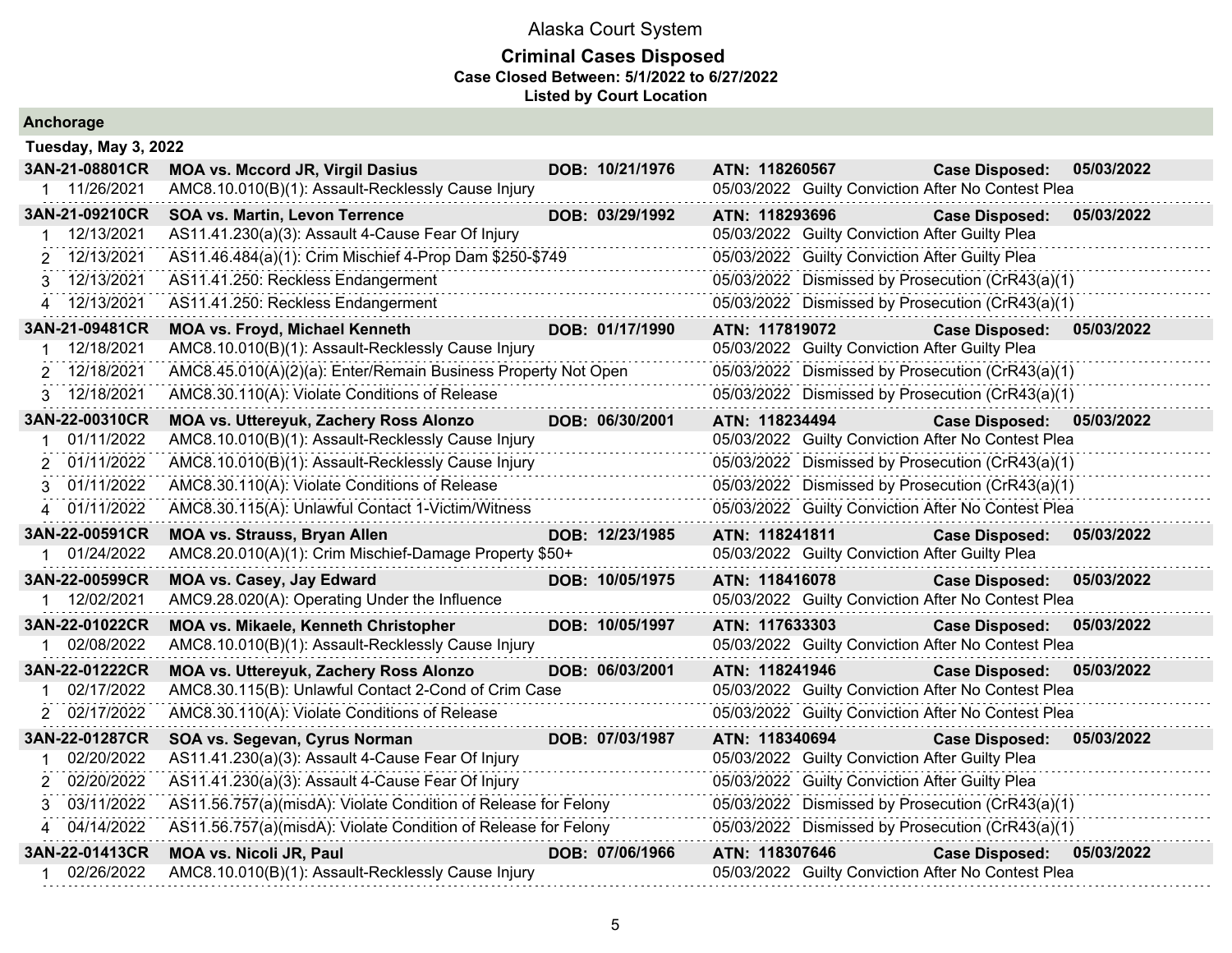# Alaska Court System

## Criminal Cases Disposed

**Case Closed Between: 5/1/2022 to 6/27/2022**

**Listed by Court Location**

### Anchorage

**Tuesday, May 3, 2022**

| Case | Parties | DOB | ATN | Case Disposed |
|---|---|---|---|---|
| **3AN-21-08801CR** | **MOA vs. Mccord JR, Virgil Dasius** | **10/21/1976** | **118260567** | **05/03/2022** |

| # | Date | Charge | Disposition |
|---|---|---|---|
| 1 | 11/26/2021 | AMC8.10.010(B)(1): Assault-Recklessly Cause Injury | 05/03/2022 Guilty Conviction After No Contest Plea |

| Case | Parties | DOB | ATN | Case Disposed |
|---|---|---|---|---|
| **3AN-21-09210CR** | **SOA vs. Martin, Levon Terrence** | **03/29/1992** | **118293696** | **05/03/2022** |

| # | Date | Charge | Disposition |
|---|---|---|---|
| 1 | 12/13/2021 | AS11.41.230(a)(3): Assault 4-Cause Fear Of Injury | 05/03/2022 Guilty Conviction After Guilty Plea |
| 2 | 12/13/2021 | AS11.46.484(a)(1): Crim Mischief 4-Prop Dam $250-$749 | 05/03/2022 Guilty Conviction After Guilty Plea |
| 3 | 12/13/2021 | AS11.41.250: Reckless Endangerment | 05/03/2022 Dismissed by Prosecution (CrR43(a)(1) |
| 4 | 12/13/2021 | AS11.41.250: Reckless Endangerment | 05/03/2022 Dismissed by Prosecution (CrR43(a)(1) |

| Case | Parties | DOB | ATN | Case Disposed |
|---|---|---|---|---|
| **3AN-21-09481CR** | **MOA vs. Froyd, Michael Kenneth** | **01/17/1990** | **117819072** | **05/03/2022** |

| # | Date | Charge | Disposition |
|---|---|---|---|
| 1 | 12/18/2021 | AMC8.10.010(B)(1): Assault-Recklessly Cause Injury | 05/03/2022 Guilty Conviction After Guilty Plea |
| 2 | 12/18/2021 | AMC8.45.010(A)(2)(a): Enter/Remain Business Property Not Open | 05/03/2022 Dismissed by Prosecution (CrR43(a)(1) |
| 3 | 12/18/2021 | AMC8.30.110(A): Violate Conditions of Release | 05/03/2022 Dismissed by Prosecution (CrR43(a)(1) |

| Case | Parties | DOB | ATN | Case Disposed |
|---|---|---|---|---|
| **3AN-22-00310CR** | **MOA vs. Uttereyuk, Zachery Ross Alonzo** | **06/30/2001** | **118234494** | **05/03/2022** |

| # | Date | Charge | Disposition |
|---|---|---|---|
| 1 | 01/11/2022 | AMC8.10.010(B)(1): Assault-Recklessly Cause Injury | 05/03/2022 Guilty Conviction After No Contest Plea |
| 2 | 01/11/2022 | AMC8.10.010(B)(1): Assault-Recklessly Cause Injury | 05/03/2022 Dismissed by Prosecution (CrR43(a)(1) |
| 3 | 01/11/2022 | AMC8.30.110(A): Violate Conditions of Release | 05/03/2022 Dismissed by Prosecution (CrR43(a)(1) |
| 4 | 01/11/2022 | AMC8.30.115(A): Unlawful Contact 1-Victim/Witness | 05/03/2022 Guilty Conviction After No Contest Plea |

| Case | Parties | DOB | ATN | Case Disposed |
|---|---|---|---|---|
| **3AN-22-00591CR** | **MOA vs. Strauss, Bryan Allen** | **12/23/1985** | **118241811** | **05/03/2022** |

| # | Date | Charge | Disposition |
|---|---|---|---|
| 1 | 01/24/2022 | AMC8.20.010(A)(1): Crim Mischief-Damage Property $50+ | 05/03/2022 Guilty Conviction After Guilty Plea |

| Case | Parties | DOB | ATN | Case Disposed |
|---|---|---|---|---|
| **3AN-22-00599CR** | **MOA vs. Casey, Jay Edward** | **10/05/1975** | **118416078** | **05/03/2022** |

| # | Date | Charge | Disposition |
|---|---|---|---|
| 1 | 12/02/2021 | AMC9.28.020(A): Operating Under the Influence | 05/03/2022 Guilty Conviction After No Contest Plea |

| Case | Parties | DOB | ATN | Case Disposed |
|---|---|---|---|---|
| **3AN-22-01022CR** | **MOA vs. Mikaele, Kenneth Christopher** | **10/05/1997** | **117633303** | **05/03/2022** |

| # | Date | Charge | Disposition |
|---|---|---|---|
| 1 | 02/08/2022 | AMC8.10.010(B)(1): Assault-Recklessly Cause Injury | 05/03/2022 Guilty Conviction After No Contest Plea |

| Case | Parties | DOB | ATN | Case Disposed |
|---|---|---|---|---|
| **3AN-22-01222CR** | **MOA vs. Uttereyuk, Zachery Ross Alonzo** | **06/03/2001** | **118241946** | **05/03/2022** |

| # | Date | Charge | Disposition |
|---|---|---|---|
| 1 | 02/17/2022 | AMC8.30.115(B): Unlawful Contact 2-Cond of Crim Case | 05/03/2022 Guilty Conviction After No Contest Plea |
| 2 | 02/17/2022 | AMC8.30.110(A): Violate Conditions of Release | 05/03/2022 Guilty Conviction After No Contest Plea |

| Case | Parties | DOB | ATN | Case Disposed |
|---|---|---|---|---|
| **3AN-22-01287CR** | **SOA vs. Segevan, Cyrus Norman** | **07/03/1987** | **118340694** | **05/03/2022** |

| # | Date | Charge | Disposition |
|---|---|---|---|
| 1 | 02/20/2022 | AS11.41.230(a)(3): Assault 4-Cause Fear Of Injury | 05/03/2022 Guilty Conviction After Guilty Plea |
| 2 | 02/20/2022 | AS11.41.230(a)(3): Assault 4-Cause Fear Of Injury | 05/03/2022 Guilty Conviction After Guilty Plea |
| 3 | 03/11/2022 | AS11.56.757(a)(misdA): Violate Condition of Release for Felony | 05/03/2022 Dismissed by Prosecution (CrR43(a)(1) |
| 4 | 04/14/2022 | AS11.56.757(a)(misdA): Violate Condition of Release for Felony | 05/03/2022 Dismissed by Prosecution (CrR43(a)(1) |

| Case | Parties | DOB | ATN | Case Disposed |
|---|---|---|---|---|
| **3AN-22-01413CR** | **MOA vs. Nicoli JR, Paul** | **07/06/1966** | **118307646** | **05/03/2022** |

| # | Date | Charge | Disposition |
|---|---|---|---|
| 1 | 02/26/2022 | AMC8.10.010(B)(1): Assault-Recklessly Cause Injury | 05/03/2022 Guilty Conviction After No Contest Plea |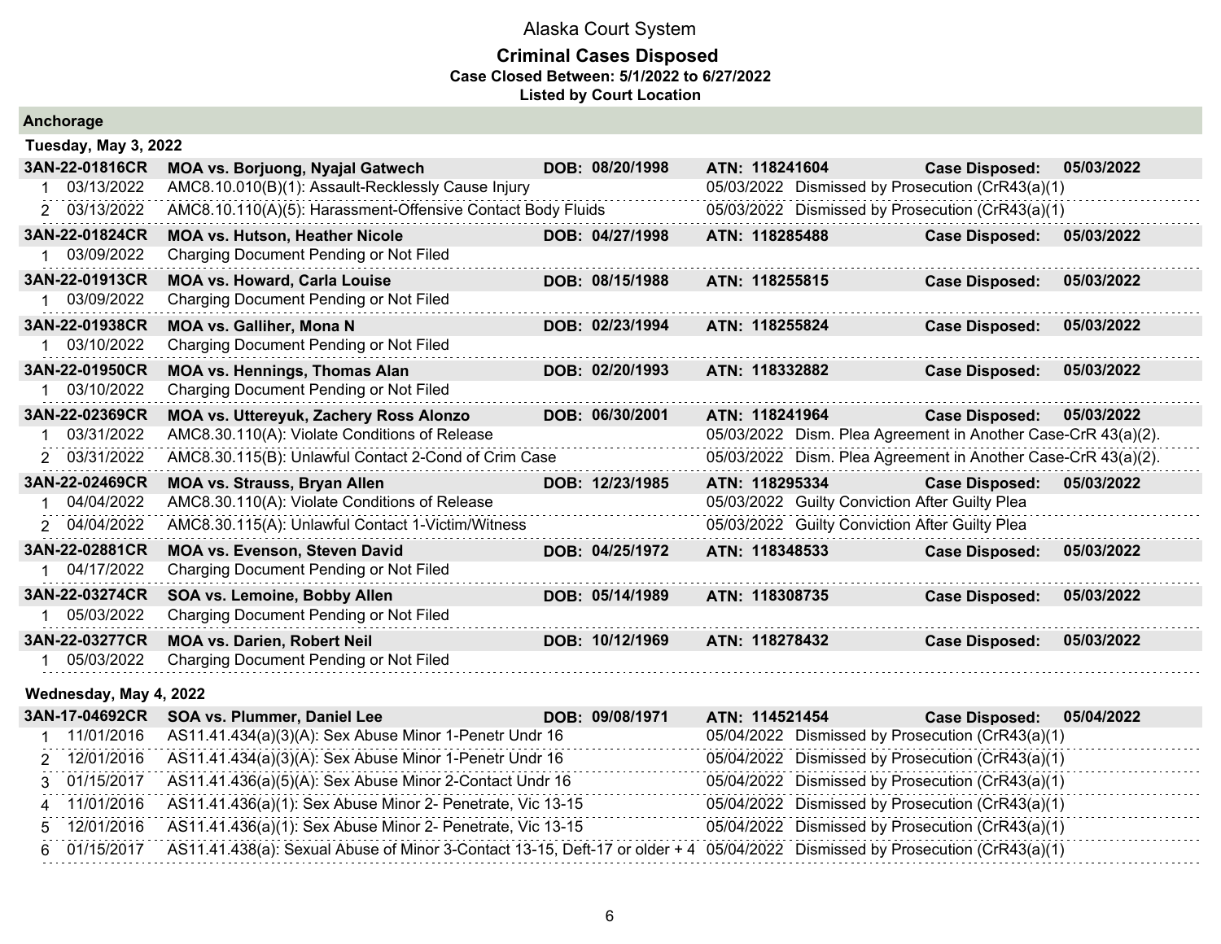# Alaska Court System

## Criminal Cases Disposed

**Case Closed Between: 5/1/2022 to 6/27/2022**

**Listed by Court Location**

### Anchorage

#### Tuesday, May 3, 2022

**3AN-22-01816CR** | **MOA vs. Borjuong, Nyajal Gatwech** | **DOB: 08/20/1998** | **ATN: 118241604** | **Case Disposed: 05/03/2022**

| # | Date | Charge | Disposition Date | Disposition |
|---|---|---|---|---|
| 1 | 03/13/2022 | AMC8.10.010(B)(1): Assault-Recklessly Cause Injury | 05/03/2022 | Dismissed by Prosecution (CrR43(a)(1) |
| 2 | 03/13/2022 | AMC8.10.110(A)(5): Harassment-Offensive Contact Body Fluids | 05/03/2022 | Dismissed by Prosecution (CrR43(a)(1) |

**3AN-22-01824CR** | **MOA vs. Hutson, Heather Nicole** | **DOB: 04/27/1998** | **ATN: 118285488** | **Case Disposed: 05/03/2022**

| # | Date | Charge | Disposition Date | Disposition |
|---|---|---|---|---|
| 1 | 03/09/2022 | Charging Document Pending or Not Filed | | |

**3AN-22-01913CR** | **MOA vs. Howard, Carla Louise** | **DOB: 08/15/1988** | **ATN: 118255815** | **Case Disposed: 05/03/2022**

| # | Date | Charge | Disposition Date | Disposition |
|---|---|---|---|---|
| 1 | 03/09/2022 | Charging Document Pending or Not Filed | | |

**3AN-22-01938CR** | **MOA vs. Galliher, Mona N** | **DOB: 02/23/1994** | **ATN: 118255824** | **Case Disposed: 05/03/2022**

| # | Date | Charge | Disposition Date | Disposition |
|---|---|---|---|---|
| 1 | 03/10/2022 | Charging Document Pending or Not Filed | | |

**3AN-22-01950CR** | **MOA vs. Hennings, Thomas Alan** | **DOB: 02/20/1993** | **ATN: 118332882** | **Case Disposed: 05/03/2022**

| # | Date | Charge | Disposition Date | Disposition |
|---|---|---|---|---|
| 1 | 03/10/2022 | Charging Document Pending or Not Filed | | |

**3AN-22-02369CR** | **MOA vs. Uttereyuk, Zachery Ross Alonzo** | **DOB: 06/30/2001** | **ATN: 118241964** | **Case Disposed: 05/03/2022**

| # | Date | Charge | Disposition Date | Disposition |
|---|---|---|---|---|
| 1 | 03/31/2022 | AMC8.30.110(A): Violate Conditions of Release | 05/03/2022 | Dism. Plea Agreement in Another Case-CrR 43(a)(2). |
| 2 | 03/31/2022 | AMC8.30.115(B): Unlawful Contact 2-Cond of Crim Case | 05/03/2022 | Dism. Plea Agreement in Another Case-CrR 43(a)(2). |

**3AN-22-02469CR** | **MOA vs. Strauss, Bryan Allen** | **DOB: 12/23/1985** | **ATN: 118295334** | **Case Disposed: 05/03/2022**

| # | Date | Charge | Disposition Date | Disposition |
|---|---|---|---|---|
| 1 | 04/04/2022 | AMC8.30.110(A): Violate Conditions of Release | 05/03/2022 | Guilty Conviction After Guilty Plea |
| 2 | 04/04/2022 | AMC8.30.115(A): Unlawful Contact 1-Victim/Witness | 05/03/2022 | Guilty Conviction After Guilty Plea |

**3AN-22-02881CR** | **MOA vs. Evenson, Steven David** | **DOB: 04/25/1972** | **ATN: 118348533** | **Case Disposed: 05/03/2022**

| # | Date | Charge | Disposition Date | Disposition |
|---|---|---|---|---|
| 1 | 04/17/2022 | Charging Document Pending or Not Filed | | |

**3AN-22-03274CR** | **SOA vs. Lemoine, Bobby Allen** | **DOB: 05/14/1989** | **ATN: 118308735** | **Case Disposed: 05/03/2022**

| # | Date | Charge | Disposition Date | Disposition |
|---|---|---|---|---|
| 1 | 05/03/2022 | Charging Document Pending or Not Filed | | |

**3AN-22-03277CR** | **MOA vs. Darien, Robert Neil** | **DOB: 10/12/1969** | **ATN: 118278432** | **Case Disposed: 05/03/2022**

| # | Date | Charge | Disposition Date | Disposition |
|---|---|---|---|---|
| 1 | 05/03/2022 | Charging Document Pending or Not Filed | | |

#### Wednesday, May 4, 2022

**3AN-17-04692CR** | **SOA vs. Plummer, Daniel Lee** | **DOB: 09/08/1971** | **ATN: 114521454** | **Case Disposed: 05/04/2022**

| # | Date | Charge | Disposition Date | Disposition |
|---|---|---|---|---|
| 1 | 11/01/2016 | AS11.41.434(a)(3)(A): Sex Abuse Minor 1-Penetr Undr 16 | 05/04/2022 | Dismissed by Prosecution (CrR43(a)(1) |
| 2 | 12/01/2016 | AS11.41.434(a)(3)(A): Sex Abuse Minor 1-Penetr Undr 16 | 05/04/2022 | Dismissed by Prosecution (CrR43(a)(1) |
| 3 | 01/15/2017 | AS11.41.436(a)(5)(A): Sex Abuse Minor 2-Contact Undr 16 | 05/04/2022 | Dismissed by Prosecution (CrR43(a)(1) |
| 4 | 11/01/2016 | AS11.41.436(a)(1): Sex Abuse Minor 2- Penetrate, Vic 13-15 | 05/04/2022 | Dismissed by Prosecution (CrR43(a)(1) |
| 5 | 12/01/2016 | AS11.41.436(a)(1): Sex Abuse Minor 2- Penetrate, Vic 13-15 | 05/04/2022 | Dismissed by Prosecution (CrR43(a)(1) |
| 6 | 01/15/2017 | AS11.41.438(a): Sexual Abuse of Minor 3-Contact 13-15, Deft-17 or older + 4 | 05/04/2022 | Dismissed by Prosecution (CrR43(a)(1) |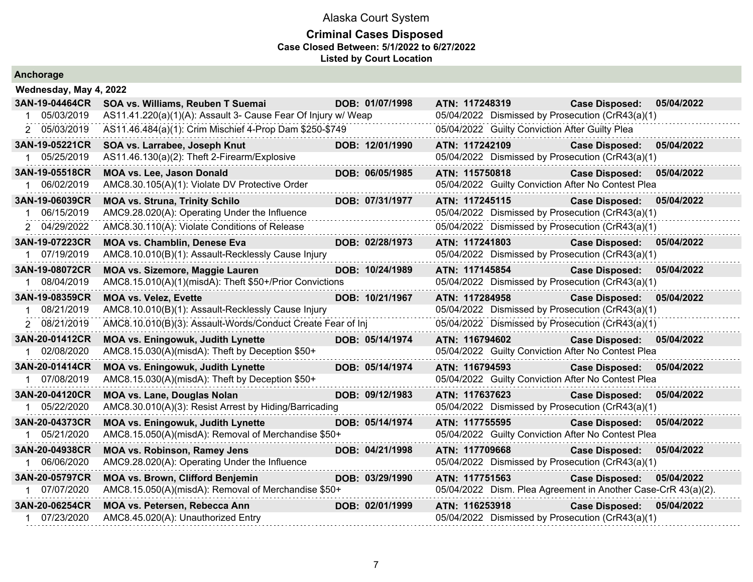# Alaska Court System

## Criminal Cases Disposed

**Case Closed Between: 5/1/2022 to 6/27/2022**

**Listed by Court Location**

### Anchorage

**Wednesday, May 4, 2022**

| Case | Parties | DOB | ATN | Case Disposed |
|---|---|---|---|---|
| **3AN-19-04464CR** | **SOA vs. Williams, Reuben T Suemai** | **DOB: 01/07/1998** | **ATN: 117248319** | **Case Disposed: 05/04/2022** |
| 1 05/03/2019 | AS11.41.220(a)(1)(A): Assault 3- Cause Fear Of Injury w/ Weap | | 05/04/2022 Dismissed by Prosecution (CrR43(a)(1) | |
| 2 05/03/2019 | AS11.46.484(a)(1): Crim Mischief 4-Prop Dam $250-$749 | | 05/04/2022 Guilty Conviction After Guilty Plea | |
| **3AN-19-05221CR** | **SOA vs. Larrabee, Joseph Knut** | **DOB: 12/01/1990** | **ATN: 117242109** | **Case Disposed: 05/04/2022** |
| 1 05/25/2019 | AS11.46.130(a)(2): Theft 2-Firearm/Explosive | | 05/04/2022 Dismissed by Prosecution (CrR43(a)(1) | |
| **3AN-19-05518CR** | **MOA vs. Lee, Jason Donald** | **DOB: 06/05/1985** | **ATN: 115750818** | **Case Disposed: 05/04/2022** |
| 1 06/02/2019 | AMC8.30.105(A)(1): Violate DV Protective Order | | 05/04/2022 Guilty Conviction After No Contest Plea | |
| **3AN-19-06039CR** | **MOA vs. Struna, Trinity Schilo** | **DOB: 07/31/1977** | **ATN: 117245115** | **Case Disposed: 05/04/2022** |
| 1 06/15/2019 | AMC9.28.020(A): Operating Under the Influence | | 05/04/2022 Dismissed by Prosecution (CrR43(a)(1) | |
| 2 04/29/2022 | AMC8.30.110(A): Violate Conditions of Release | | 05/04/2022 Dismissed by Prosecution (CrR43(a)(1) | |
| **3AN-19-07223CR** | **MOA vs. Chamblin, Denese Eva** | **DOB: 02/28/1973** | **ATN: 117241803** | **Case Disposed: 05/04/2022** |
| 1 07/19/2019 | AMC8.10.010(B)(1): Assault-Recklessly Cause Injury | | 05/04/2022 Dismissed by Prosecution (CrR43(a)(1) | |
| **3AN-19-08072CR** | **MOA vs. Sizemore, Maggie Lauren** | **DOB: 10/24/1989** | **ATN: 117145854** | **Case Disposed: 05/04/2022** |
| 1 08/04/2019 | AMC8.15.010(A)(1)(misdA): Theft $50+/Prior Convictions | | 05/04/2022 Dismissed by Prosecution (CrR43(a)(1) | |
| **3AN-19-08359CR** | **MOA vs. Velez, Evette** | **DOB: 10/21/1967** | **ATN: 117284958** | **Case Disposed: 05/04/2022** |
| 1 08/21/2019 | AMC8.10.010(B)(1): Assault-Recklessly Cause Injury | | 05/04/2022 Dismissed by Prosecution (CrR43(a)(1) | |
| 2 08/21/2019 | AMC8.10.010(B)(3): Assault-Words/Conduct Create Fear of Inj | | 05/04/2022 Dismissed by Prosecution (CrR43(a)(1) | |
| **3AN-20-01412CR** | **MOA vs. Eningowuk, Judith Lynette** | **DOB: 05/14/1974** | **ATN: 116794602** | **Case Disposed: 05/04/2022** |
| 1 02/08/2020 | AMC8.15.030(A)(misdA): Theft by Deception $50+ | | 05/04/2022 Guilty Conviction After No Contest Plea | |
| **3AN-20-01414CR** | **MOA vs. Eningowuk, Judith Lynette** | **DOB: 05/14/1974** | **ATN: 116794593** | **Case Disposed: 05/04/2022** |
| 1 07/08/2019 | AMC8.15.030(A)(misdA): Theft by Deception $50+ | | 05/04/2022 Guilty Conviction After No Contest Plea | |
| **3AN-20-04120CR** | **MOA vs. Lane, Douglas Nolan** | **DOB: 09/12/1983** | **ATN: 117637623** | **Case Disposed: 05/04/2022** |
| 1 05/22/2020 | AMC8.30.010(A)(3): Resist Arrest by Hiding/Barricading | | 05/04/2022 Dismissed by Prosecution (CrR43(a)(1) | |
| **3AN-20-04373CR** | **MOA vs. Eningowuk, Judith Lynette** | **DOB: 05/14/1974** | **ATN: 117755595** | **Case Disposed: 05/04/2022** |
| 1 05/21/2020 | AMC8.15.050(A)(misdA): Removal of Merchandise $50+ | | 05/04/2022 Guilty Conviction After No Contest Plea | |
| **3AN-20-04938CR** | **MOA vs. Robinson, Ramey Jens** | **DOB: 04/21/1998** | **ATN: 117709668** | **Case Disposed: 05/04/2022** |
| 1 06/06/2020 | AMC9.28.020(A): Operating Under the Influence | | 05/04/2022 Dismissed by Prosecution (CrR43(a)(1) | |
| **3AN-20-05797CR** | **MOA vs. Brown, Clifford Benjemin** | **DOB: 03/29/1990** | **ATN: 117751563** | **Case Disposed: 05/04/2022** |
| 1 07/07/2020 | AMC8.15.050(A)(misdA): Removal of Merchandise $50+ | | 05/04/2022 Dism. Plea Agreement in Another Case-CrR 43(a)(2). | |
| **3AN-20-06254CR** | **MOA vs. Petersen, Rebecca Ann** | **DOB: 02/01/1999** | **ATN: 116253918** | **Case Disposed: 05/04/2022** |
| 1 07/23/2020 | AMC8.45.020(A): Unauthorized Entry | | 05/04/2022 Dismissed by Prosecution (CrR43(a)(1) | |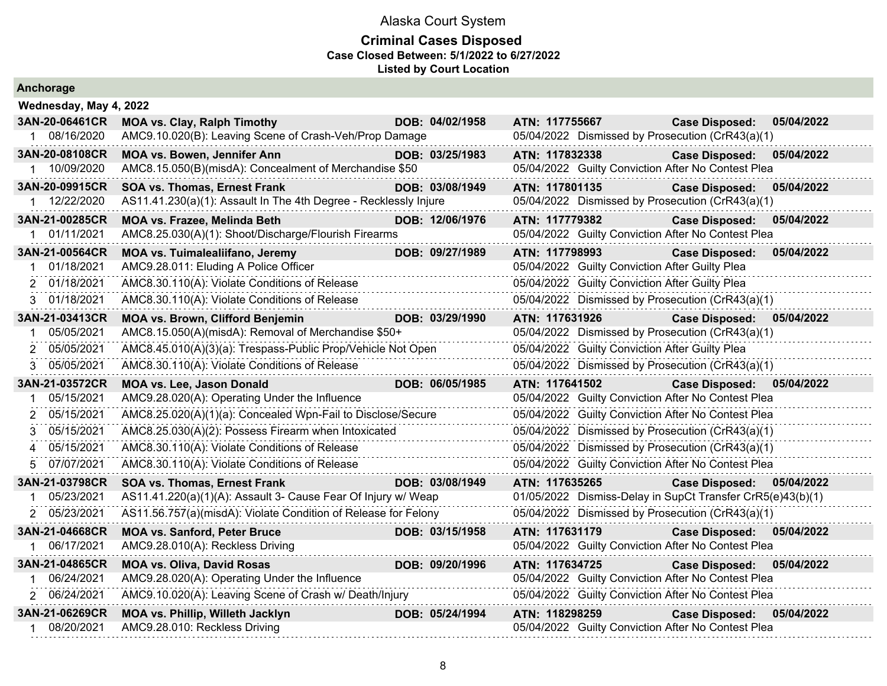# Alaska Court System

## Criminal Cases Disposed

**Case Closed Between: 5/1/2022 to 6/27/2022**

**Listed by Court Location**

### Anchorage

**Wednesday, May 4, 2022**

| Case | Parties | DOB | ATN | Case Disposed |
|---|---|---|---|---|
| **3AN-20-06461CR** | **MOA vs. Clay, Ralph Timothy** | **04/02/1958** | **117755667** | **05/04/2022** |
| 1 &nbsp; 08/16/2020 | AMC9.10.020(B): Leaving Scene of Crash-Veh/Prop Damage | | 05/04/2022 Dismissed by Prosecution (CrR43(a)(1) | |
| **3AN-20-08108CR** | **MOA vs. Bowen, Jennifer Ann** | **03/25/1983** | **117832338** | **05/04/2022** |
| 1 &nbsp; 10/09/2020 | AMC8.15.050(B)(misdA): Concealment of Merchandise $50 | | 05/04/2022 Guilty Conviction After No Contest Plea | |
| **3AN-20-09915CR** | **SOA vs. Thomas, Ernest Frank** | **03/08/1949** | **117801135** | **05/04/2022** |
| 1 &nbsp; 12/22/2020 | AS11.41.230(a)(1): Assault In The 4th Degree - Recklessly Injure | | 05/04/2022 Dismissed by Prosecution (CrR43(a)(1) | |
| **3AN-21-00285CR** | **MOA vs. Frazee, Melinda Beth** | **12/06/1976** | **117779382** | **05/04/2022** |
| 1 &nbsp; 01/11/2021 | AMC8.25.030(A)(1): Shoot/Discharge/Flourish Firearms | | 05/04/2022 Guilty Conviction After No Contest Plea | |
| **3AN-21-00564CR** | **MOA vs. Tuimalealiifano, Jeremy** | **09/27/1989** | **117798993** | **05/04/2022** |
| 1 &nbsp; 01/18/2021 | AMC9.28.011: Eluding A Police Officer | | 05/04/2022 Guilty Conviction After Guilty Plea | |
| 2 &nbsp; 01/18/2021 | AMC8.30.110(A): Violate Conditions of Release | | 05/04/2022 Guilty Conviction After Guilty Plea | |
| 3 &nbsp; 01/18/2021 | AMC8.30.110(A): Violate Conditions of Release | | 05/04/2022 Dismissed by Prosecution (CrR43(a)(1) | |
| **3AN-21-03413CR** | **MOA vs. Brown, Clifford Benjemin** | **03/29/1990** | **117631926** | **05/04/2022** |
| 1 &nbsp; 05/05/2021 | AMC8.15.050(A)(misdA): Removal of Merchandise $50+ | | 05/04/2022 Dismissed by Prosecution (CrR43(a)(1) | |
| 2 &nbsp; 05/05/2021 | AMC8.45.010(A)(3)(a): Trespass-Public Prop/Vehicle Not Open | | 05/04/2022 Guilty Conviction After Guilty Plea | |
| 3 &nbsp; 05/05/2021 | AMC8.30.110(A): Violate Conditions of Release | | 05/04/2022 Dismissed by Prosecution (CrR43(a)(1) | |
| **3AN-21-03572CR** | **MOA vs. Lee, Jason Donald** | **06/05/1985** | **117641502** | **05/04/2022** |
| 1 &nbsp; 05/15/2021 | AMC9.28.020(A): Operating Under the Influence | | 05/04/2022 Guilty Conviction After No Contest Plea | |
| 2 &nbsp; 05/15/2021 | AMC8.25.020(A)(1)(a): Concealed Wpn-Fail to Disclose/Secure | | 05/04/2022 Guilty Conviction After No Contest Plea | |
| 3 &nbsp; 05/15/2021 | AMC8.25.030(A)(2): Possess Firearm when Intoxicated | | 05/04/2022 Dismissed by Prosecution (CrR43(a)(1) | |
| 4 &nbsp; 05/15/2021 | AMC8.30.110(A): Violate Conditions of Release | | 05/04/2022 Dismissed by Prosecution (CrR43(a)(1) | |
| 5 &nbsp; 07/07/2021 | AMC8.30.110(A): Violate Conditions of Release | | 05/04/2022 Guilty Conviction After No Contest Plea | |
| **3AN-21-03798CR** | **SOA vs. Thomas, Ernest Frank** | **03/08/1949** | **117635265** | **05/04/2022** |
| 1 &nbsp; 05/23/2021 | AS11.41.220(a)(1)(A): Assault 3- Cause Fear Of Injury w/ Weap | | 01/05/2022 Dismiss-Delay in SupCt Transfer CrR5(e)43(b)(1) | |
| 2 &nbsp; 05/23/2021 | AS11.56.757(a)(misdA): Violate Condition of Release for Felony | | 05/04/2022 Dismissed by Prosecution (CrR43(a)(1) | |
| **3AN-21-04668CR** | **MOA vs. Sanford, Peter Bruce** | **03/15/1958** | **117631179** | **05/04/2022** |
| 1 &nbsp; 06/17/2021 | AMC9.28.010(A): Reckless Driving | | 05/04/2022 Guilty Conviction After No Contest Plea | |
| **3AN-21-04865CR** | **MOA vs. Oliva, David Rosas** | **09/20/1996** | **117634725** | **05/04/2022** |
| 1 &nbsp; 06/24/2021 | AMC9.28.020(A): Operating Under the Influence | | 05/04/2022 Guilty Conviction After No Contest Plea | |
| 2 &nbsp; 06/24/2021 | AMC9.10.020(A): Leaving Scene of Crash w/ Death/Injury | | 05/04/2022 Guilty Conviction After No Contest Plea | |
| **3AN-21-06269CR** | **MOA vs. Phillip, Willeth Jacklyn** | **05/24/1994** | **118298259** | **05/04/2022** |
| 1 &nbsp; 08/20/2021 | AMC9.28.010: Reckless Driving | | 05/04/2022 Guilty Conviction After No Contest Plea | |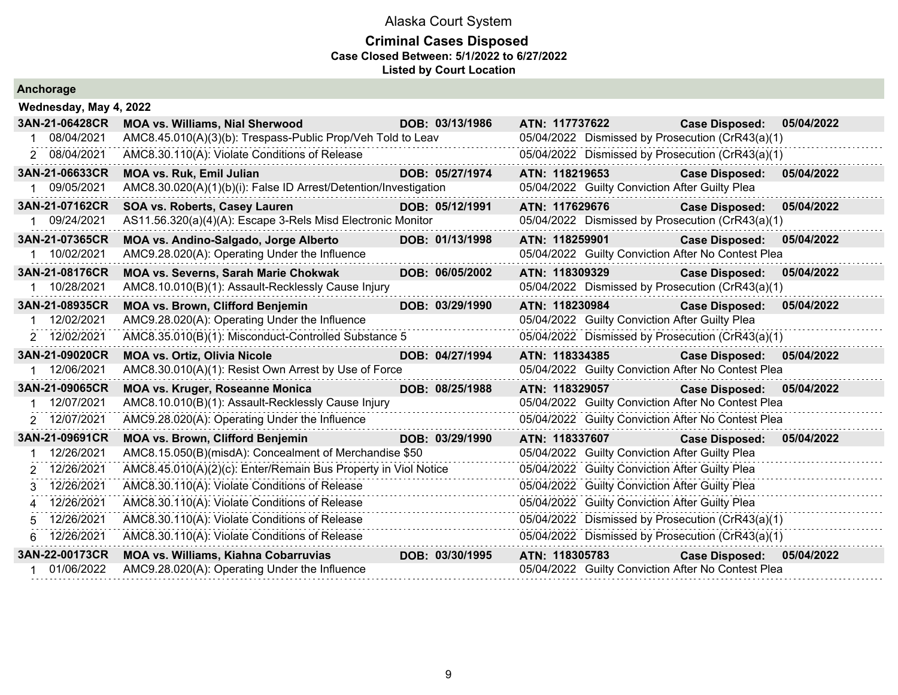# Alaska Court System

## Criminal Cases Disposed

**Case Closed Between: 5/1/2022 to 6/27/2022**

**Listed by Court Location**

### Anchorage

**Wednesday, May 4, 2022**

| | | | | |
|---|---|---|---|---|
| **3AN-21-06428CR** | **MOA vs. Williams, Nial Sherwood** | **DOB: 03/13/1986** | **ATN: 117737622** | **Case Disposed: 05/04/2022** |
| 1 08/04/2021 | AMC8.45.010(A)(3)(b): Trespass-Public Prop/Veh Told to Leav | | 05/04/2022 Dismissed by Prosecution (CrR43(a)(1) | |
| 2 08/04/2021 | AMC8.30.110(A): Violate Conditions of Release | | 05/04/2022 Dismissed by Prosecution (CrR43(a)(1) | |
| **3AN-21-06633CR** | **MOA vs. Ruk, Emil Julian** | **DOB: 05/27/1974** | **ATN: 118219653** | **Case Disposed: 05/04/2022** |
| 1 09/05/2021 | AMC8.30.020(A)(1)(b)(i): False ID Arrest/Detention/Investigation | | 05/04/2022 Guilty Conviction After Guilty Plea | |
| **3AN-21-07162CR** | **SOA vs. Roberts, Casey Lauren** | **DOB: 05/12/1991** | **ATN: 117629676** | **Case Disposed: 05/04/2022** |
| 1 09/24/2021 | AS11.56.320(a)(4)(A): Escape 3-Rels Misd Electronic Monitor | | 05/04/2022 Dismissed by Prosecution (CrR43(a)(1) | |
| **3AN-21-07365CR** | **MOA vs. Andino-Salgado, Jorge Alberto** | **DOB: 01/13/1998** | **ATN: 118259901** | **Case Disposed: 05/04/2022** |
| 1 10/02/2021 | AMC9.28.020(A): Operating Under the Influence | | 05/04/2022 Guilty Conviction After No Contest Plea | |
| **3AN-21-08176CR** | **MOA vs. Severns, Sarah Marie Chokwak** | **DOB: 06/05/2002** | **ATN: 118309329** | **Case Disposed: 05/04/2022** |
| 1 10/28/2021 | AMC8.10.010(B)(1): Assault-Recklessly Cause Injury | | 05/04/2022 Dismissed by Prosecution (CrR43(a)(1) | |
| **3AN-21-08935CR** | **MOA vs. Brown, Clifford Benjemin** | **DOB: 03/29/1990** | **ATN: 118230984** | **Case Disposed: 05/04/2022** |
| 1 12/02/2021 | AMC9.28.020(A): Operating Under the Influence | | 05/04/2022 Guilty Conviction After Guilty Plea | |
| 2 12/02/2021 | AMC8.35.010(B)(1): Misconduct-Controlled Substance 5 | | 05/04/2022 Dismissed by Prosecution (CrR43(a)(1) | |
| **3AN-21-09020CR** | **MOA vs. Ortiz, Olivia Nicole** | **DOB: 04/27/1994** | **ATN: 118334385** | **Case Disposed: 05/04/2022** |
| 1 12/06/2021 | AMC8.30.010(A)(1): Resist Own Arrest by Use of Force | | 05/04/2022 Guilty Conviction After No Contest Plea | |
| **3AN-21-09065CR** | **MOA vs. Kruger, Roseanne Monica** | **DOB: 08/25/1988** | **ATN: 118329057** | **Case Disposed: 05/04/2022** |
| 1 12/07/2021 | AMC8.10.010(B)(1): Assault-Recklessly Cause Injury | | 05/04/2022 Guilty Conviction After No Contest Plea | |
| 2 12/07/2021 | AMC9.28.020(A): Operating Under the Influence | | 05/04/2022 Guilty Conviction After No Contest Plea | |
| **3AN-21-09691CR** | **MOA vs. Brown, Clifford Benjemin** | **DOB: 03/29/1990** | **ATN: 118337607** | **Case Disposed: 05/04/2022** |
| 1 12/26/2021 | AMC8.15.050(B)(misdA): Concealment of Merchandise $50 | | 05/04/2022 Guilty Conviction After Guilty Plea | |
| 2 12/26/2021 | AMC8.45.010(A)(2)(c): Enter/Remain Bus Property in Viol Notice | | 05/04/2022 Guilty Conviction After Guilty Plea | |
| 3 12/26/2021 | AMC8.30.110(A): Violate Conditions of Release | | 05/04/2022 Guilty Conviction After Guilty Plea | |
| 4 12/26/2021 | AMC8.30.110(A): Violate Conditions of Release | | 05/04/2022 Guilty Conviction After Guilty Plea | |
| 5 12/26/2021 | AMC8.30.110(A): Violate Conditions of Release | | 05/04/2022 Dismissed by Prosecution (CrR43(a)(1) | |
| 6 12/26/2021 | AMC8.30.110(A): Violate Conditions of Release | | 05/04/2022 Dismissed by Prosecution (CrR43(a)(1) | |
| **3AN-22-00173CR** | **MOA vs. Williams, Kiahna Cobarruvias** | **DOB: 03/30/1995** | **ATN: 118305783** | **Case Disposed: 05/04/2022** |
| 1 01/06/2022 | AMC9.28.020(A): Operating Under the Influence | | 05/04/2022 Guilty Conviction After No Contest Plea | |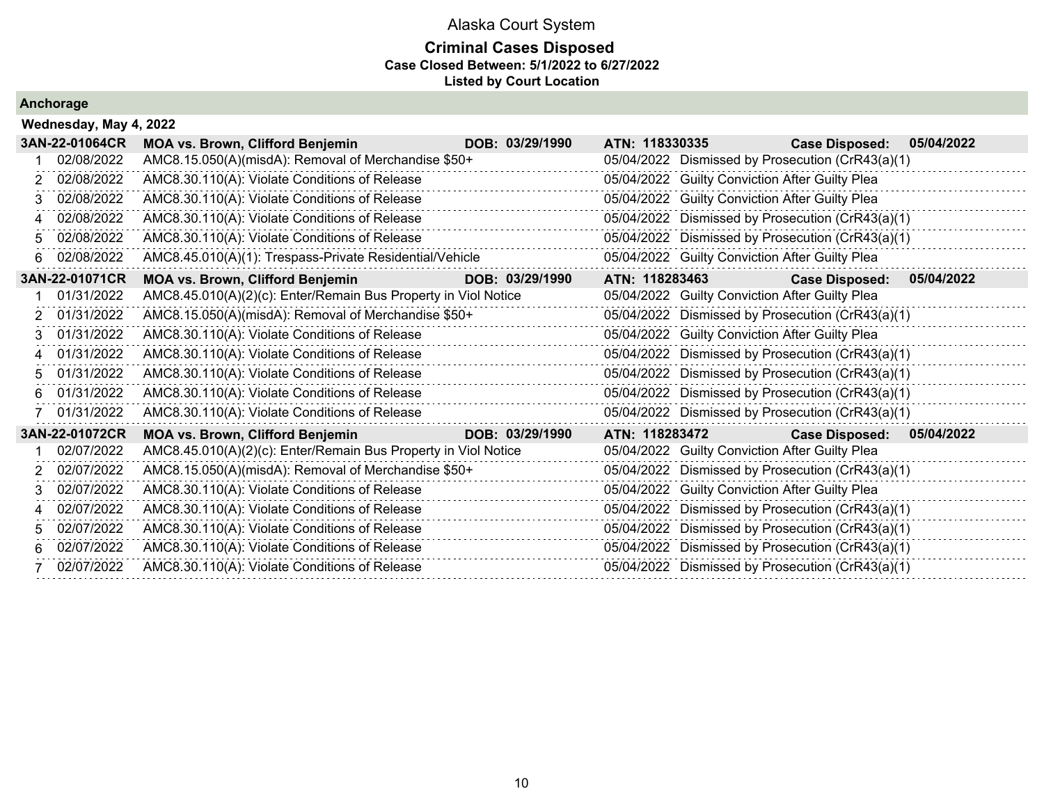# Alaska Court System

## Criminal Cases Disposed

**Case Closed Between: 5/1/2022 to 6/27/2022**

**Listed by Court Location**

### Anchorage

**Wednesday, May 4, 2022**

| **3AN-22-01064CR** | **MOA vs. Brown, Clifford Benjemin** | **DOB: 03/29/1990** | **ATN: 118330335** | **Case Disposed: 05/04/2022** |
|---|---|---|---|---|
| 1 | 02/08/2022 | AMC8.15.050(A)(misdA): Removal of Merchandise $50+ | 05/04/2022 | Dismissed by Prosecution (CrR43(a)(1) |
| 2 | 02/08/2022 | AMC8.30.110(A): Violate Conditions of Release | 05/04/2022 | Guilty Conviction After Guilty Plea |
| 3 | 02/08/2022 | AMC8.30.110(A): Violate Conditions of Release | 05/04/2022 | Guilty Conviction After Guilty Plea |
| 4 | 02/08/2022 | AMC8.30.110(A): Violate Conditions of Release | 05/04/2022 | Dismissed by Prosecution (CrR43(a)(1) |
| 5 | 02/08/2022 | AMC8.30.110(A): Violate Conditions of Release | 05/04/2022 | Dismissed by Prosecution (CrR43(a)(1) |
| 6 | 02/08/2022 | AMC8.45.010(A)(1): Trespass-Private Residential/Vehicle | 05/04/2022 | Guilty Conviction After Guilty Plea |

| **3AN-22-01071CR** | **MOA vs. Brown, Clifford Benjemin** | **DOB: 03/29/1990** | **ATN: 118283463** | **Case Disposed: 05/04/2022** |
|---|---|---|---|---|
| 1 | 01/31/2022 | AMC8.45.010(A)(2)(c): Enter/Remain Bus Property in Viol Notice | 05/04/2022 | Guilty Conviction After Guilty Plea |
| 2 | 01/31/2022 | AMC8.15.050(A)(misdA): Removal of Merchandise $50+ | 05/04/2022 | Dismissed by Prosecution (CrR43(a)(1) |
| 3 | 01/31/2022 | AMC8.30.110(A): Violate Conditions of Release | 05/04/2022 | Guilty Conviction After Guilty Plea |
| 4 | 01/31/2022 | AMC8.30.110(A): Violate Conditions of Release | 05/04/2022 | Dismissed by Prosecution (CrR43(a)(1) |
| 5 | 01/31/2022 | AMC8.30.110(A): Violate Conditions of Release | 05/04/2022 | Dismissed by Prosecution (CrR43(a)(1) |
| 6 | 01/31/2022 | AMC8.30.110(A): Violate Conditions of Release | 05/04/2022 | Dismissed by Prosecution (CrR43(a)(1) |
| 7 | 01/31/2022 | AMC8.30.110(A): Violate Conditions of Release | 05/04/2022 | Dismissed by Prosecution (CrR43(a)(1) |

| **3AN-22-01072CR** | **MOA vs. Brown, Clifford Benjemin** | **DOB: 03/29/1990** | **ATN: 118283472** | **Case Disposed: 05/04/2022** |
|---|---|---|---|---|
| 1 | 02/07/2022 | AMC8.45.010(A)(2)(c): Enter/Remain Bus Property in Viol Notice | 05/04/2022 | Guilty Conviction After Guilty Plea |
| 2 | 02/07/2022 | AMC8.15.050(A)(misdA): Removal of Merchandise $50+ | 05/04/2022 | Dismissed by Prosecution (CrR43(a)(1) |
| 3 | 02/07/2022 | AMC8.30.110(A): Violate Conditions of Release | 05/04/2022 | Guilty Conviction After Guilty Plea |
| 4 | 02/07/2022 | AMC8.30.110(A): Violate Conditions of Release | 05/04/2022 | Dismissed by Prosecution (CrR43(a)(1) |
| 5 | 02/07/2022 | AMC8.30.110(A): Violate Conditions of Release | 05/04/2022 | Dismissed by Prosecution (CrR43(a)(1) |
| 6 | 02/07/2022 | AMC8.30.110(A): Violate Conditions of Release | 05/04/2022 | Dismissed by Prosecution (CrR43(a)(1) |
| 7 | 02/07/2022 | AMC8.30.110(A): Violate Conditions of Release | 05/04/2022 | Dismissed by Prosecution (CrR43(a)(1) |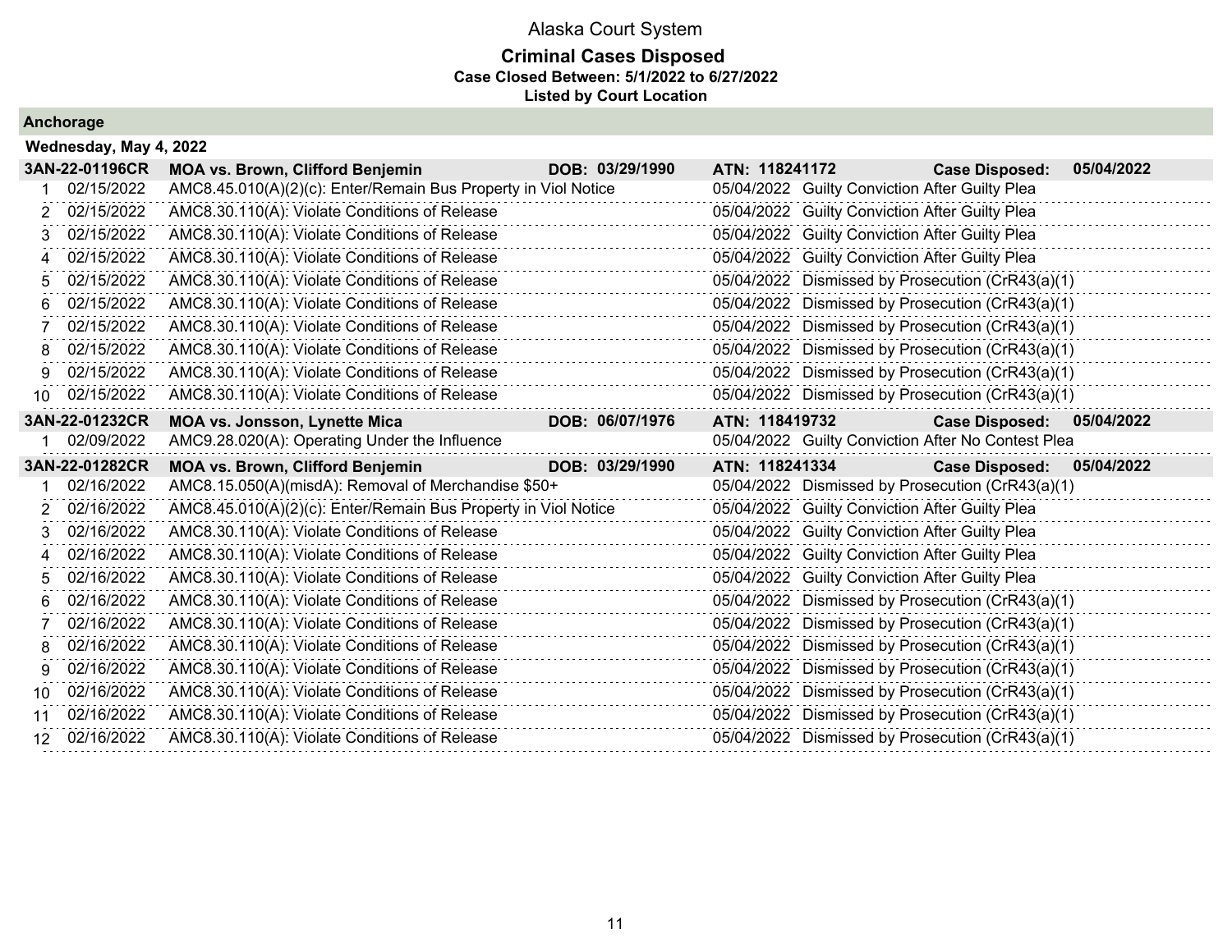# Alaska Court System

## Criminal Cases Disposed

**Case Closed Between: 5/1/2022 to 6/27/2022**

**Listed by Court Location**

### Anchorage

**Wednesday, May 4, 2022**

| 3AN-22-01196CR | MOA vs. Brown, Clifford Benjemin | DOB: 03/29/1990 | ATN: 118241172 | Case Disposed: 05/04/2022 |
|---|---|---|---|---|
| 1 | 02/15/2022 | AMC8.45.010(A)(2)(c): Enter/Remain Bus Property in Viol Notice | 05/04/2022 | Guilty Conviction After Guilty Plea |
| 2 | 02/15/2022 | AMC8.30.110(A): Violate Conditions of Release | 05/04/2022 | Guilty Conviction After Guilty Plea |
| 3 | 02/15/2022 | AMC8.30.110(A): Violate Conditions of Release | 05/04/2022 | Guilty Conviction After Guilty Plea |
| 4 | 02/15/2022 | AMC8.30.110(A): Violate Conditions of Release | 05/04/2022 | Guilty Conviction After Guilty Plea |
| 5 | 02/15/2022 | AMC8.30.110(A): Violate Conditions of Release | 05/04/2022 | Dismissed by Prosecution (CrR43(a)(1) |
| 6 | 02/15/2022 | AMC8.30.110(A): Violate Conditions of Release | 05/04/2022 | Dismissed by Prosecution (CrR43(a)(1) |
| 7 | 02/15/2022 | AMC8.30.110(A): Violate Conditions of Release | 05/04/2022 | Dismissed by Prosecution (CrR43(a)(1) |
| 8 | 02/15/2022 | AMC8.30.110(A): Violate Conditions of Release | 05/04/2022 | Dismissed by Prosecution (CrR43(a)(1) |
| 9 | 02/15/2022 | AMC8.30.110(A): Violate Conditions of Release | 05/04/2022 | Dismissed by Prosecution (CrR43(a)(1) |
| 10 | 02/15/2022 | AMC8.30.110(A): Violate Conditions of Release | 05/04/2022 | Dismissed by Prosecution (CrR43(a)(1) |

| 3AN-22-01232CR | MOA vs. Jonsson, Lynette Mica | DOB: 06/07/1976 | ATN: 118419732 | Case Disposed: 05/04/2022 |
|---|---|---|---|---|
| 1 | 02/09/2022 | AMC9.28.020(A): Operating Under the Influence | 05/04/2022 | Guilty Conviction After No Contest Plea |

| 3AN-22-01282CR | MOA vs. Brown, Clifford Benjemin | DOB: 03/29/1990 | ATN: 118241334 | Case Disposed: 05/04/2022 |
|---|---|---|---|---|
| 1 | 02/16/2022 | AMC8.15.050(A)(misdA): Removal of Merchandise $50+ | 05/04/2022 | Dismissed by Prosecution (CrR43(a)(1) |
| 2 | 02/16/2022 | AMC8.45.010(A)(2)(c): Enter/Remain Bus Property in Viol Notice | 05/04/2022 | Guilty Conviction After Guilty Plea |
| 3 | 02/16/2022 | AMC8.30.110(A): Violate Conditions of Release | 05/04/2022 | Guilty Conviction After Guilty Plea |
| 4 | 02/16/2022 | AMC8.30.110(A): Violate Conditions of Release | 05/04/2022 | Guilty Conviction After Guilty Plea |
| 5 | 02/16/2022 | AMC8.30.110(A): Violate Conditions of Release | 05/04/2022 | Guilty Conviction After Guilty Plea |
| 6 | 02/16/2022 | AMC8.30.110(A): Violate Conditions of Release | 05/04/2022 | Dismissed by Prosecution (CrR43(a)(1) |
| 7 | 02/16/2022 | AMC8.30.110(A): Violate Conditions of Release | 05/04/2022 | Dismissed by Prosecution (CrR43(a)(1) |
| 8 | 02/16/2022 | AMC8.30.110(A): Violate Conditions of Release | 05/04/2022 | Dismissed by Prosecution (CrR43(a)(1) |
| 9 | 02/16/2022 | AMC8.30.110(A): Violate Conditions of Release | 05/04/2022 | Dismissed by Prosecution (CrR43(a)(1) |
| 10 | 02/16/2022 | AMC8.30.110(A): Violate Conditions of Release | 05/04/2022 | Dismissed by Prosecution (CrR43(a)(1) |
| 11 | 02/16/2022 | AMC8.30.110(A): Violate Conditions of Release | 05/04/2022 | Dismissed by Prosecution (CrR43(a)(1) |
| 12 | 02/16/2022 | AMC8.30.110(A): Violate Conditions of Release | 05/04/2022 | Dismissed by Prosecution (CrR43(a)(1) |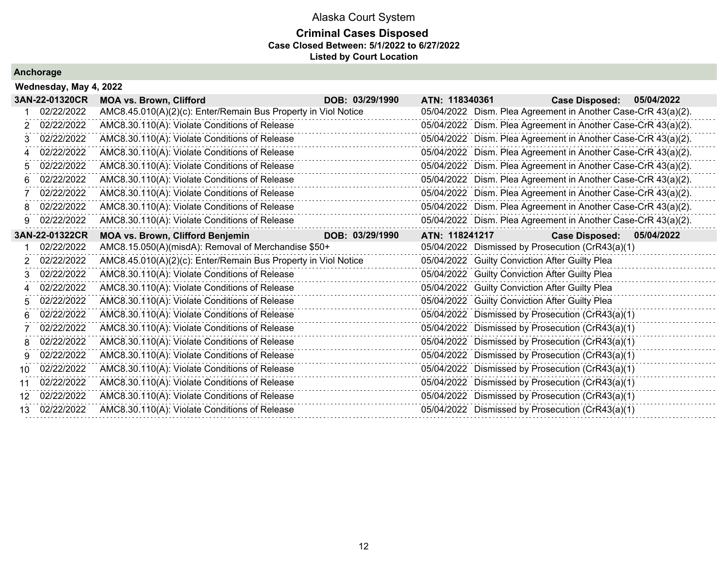# Alaska Court System

## Criminal Cases Disposed

**Case Closed Between: 5/1/2022 to 6/27/2022**

**Listed by Court Location**

### Anchorage

**Wednesday, May 4, 2022**

**3AN-22-01320CR** | **MOA vs. Brown, Clifford** | **DOB: 03/29/1990** | **ATN: 118340361** | **Case Disposed: 05/04/2022**

| # | Date | Charge | Disposition Date | Disposition |
|---|---|---|---|---|
| 1 | 02/22/2022 | AMC8.45.010(A)(2)(c): Enter/Remain Bus Property in Viol Notice | 05/04/2022 | Dism. Plea Agreement in Another Case-CrR 43(a)(2). |
| 2 | 02/22/2022 | AMC8.30.110(A): Violate Conditions of Release | 05/04/2022 | Dism. Plea Agreement in Another Case-CrR 43(a)(2). |
| 3 | 02/22/2022 | AMC8.30.110(A): Violate Conditions of Release | 05/04/2022 | Dism. Plea Agreement in Another Case-CrR 43(a)(2). |
| 4 | 02/22/2022 | AMC8.30.110(A): Violate Conditions of Release | 05/04/2022 | Dism. Plea Agreement in Another Case-CrR 43(a)(2). |
| 5 | 02/22/2022 | AMC8.30.110(A): Violate Conditions of Release | 05/04/2022 | Dism. Plea Agreement in Another Case-CrR 43(a)(2). |
| 6 | 02/22/2022 | AMC8.30.110(A): Violate Conditions of Release | 05/04/2022 | Dism. Plea Agreement in Another Case-CrR 43(a)(2). |
| 7 | 02/22/2022 | AMC8.30.110(A): Violate Conditions of Release | 05/04/2022 | Dism. Plea Agreement in Another Case-CrR 43(a)(2). |
| 8 | 02/22/2022 | AMC8.30.110(A): Violate Conditions of Release | 05/04/2022 | Dism. Plea Agreement in Another Case-CrR 43(a)(2). |
| 9 | 02/22/2022 | AMC8.30.110(A): Violate Conditions of Release | 05/04/2022 | Dism. Plea Agreement in Another Case-CrR 43(a)(2). |

**3AN-22-01322CR** | **MOA vs. Brown, Clifford Benjemin** | **DOB: 03/29/1990** | **ATN: 118241217** | **Case Disposed: 05/04/2022**

| # | Date | Charge | Disposition Date | Disposition |
|---|---|---|---|---|
| 1 | 02/22/2022 | AMC8.15.050(A)(misdA): Removal of Merchandise $50+ | 05/04/2022 | Dismissed by Prosecution (CrR43(a)(1) |
| 2 | 02/22/2022 | AMC8.45.010(A)(2)(c): Enter/Remain Bus Property in Viol Notice | 05/04/2022 | Guilty Conviction After Guilty Plea |
| 3 | 02/22/2022 | AMC8.30.110(A): Violate Conditions of Release | 05/04/2022 | Guilty Conviction After Guilty Plea |
| 4 | 02/22/2022 | AMC8.30.110(A): Violate Conditions of Release | 05/04/2022 | Guilty Conviction After Guilty Plea |
| 5 | 02/22/2022 | AMC8.30.110(A): Violate Conditions of Release | 05/04/2022 | Guilty Conviction After Guilty Plea |
| 6 | 02/22/2022 | AMC8.30.110(A): Violate Conditions of Release | 05/04/2022 | Dismissed by Prosecution (CrR43(a)(1) |
| 7 | 02/22/2022 | AMC8.30.110(A): Violate Conditions of Release | 05/04/2022 | Dismissed by Prosecution (CrR43(a)(1) |
| 8 | 02/22/2022 | AMC8.30.110(A): Violate Conditions of Release | 05/04/2022 | Dismissed by Prosecution (CrR43(a)(1) |
| 9 | 02/22/2022 | AMC8.30.110(A): Violate Conditions of Release | 05/04/2022 | Dismissed by Prosecution (CrR43(a)(1) |
| 10 | 02/22/2022 | AMC8.30.110(A): Violate Conditions of Release | 05/04/2022 | Dismissed by Prosecution (CrR43(a)(1) |
| 11 | 02/22/2022 | AMC8.30.110(A): Violate Conditions of Release | 05/04/2022 | Dismissed by Prosecution (CrR43(a)(1) |
| 12 | 02/22/2022 | AMC8.30.110(A): Violate Conditions of Release | 05/04/2022 | Dismissed by Prosecution (CrR43(a)(1) |
| 13 | 02/22/2022 | AMC8.30.110(A): Violate Conditions of Release | 05/04/2022 | Dismissed by Prosecution (CrR43(a)(1) |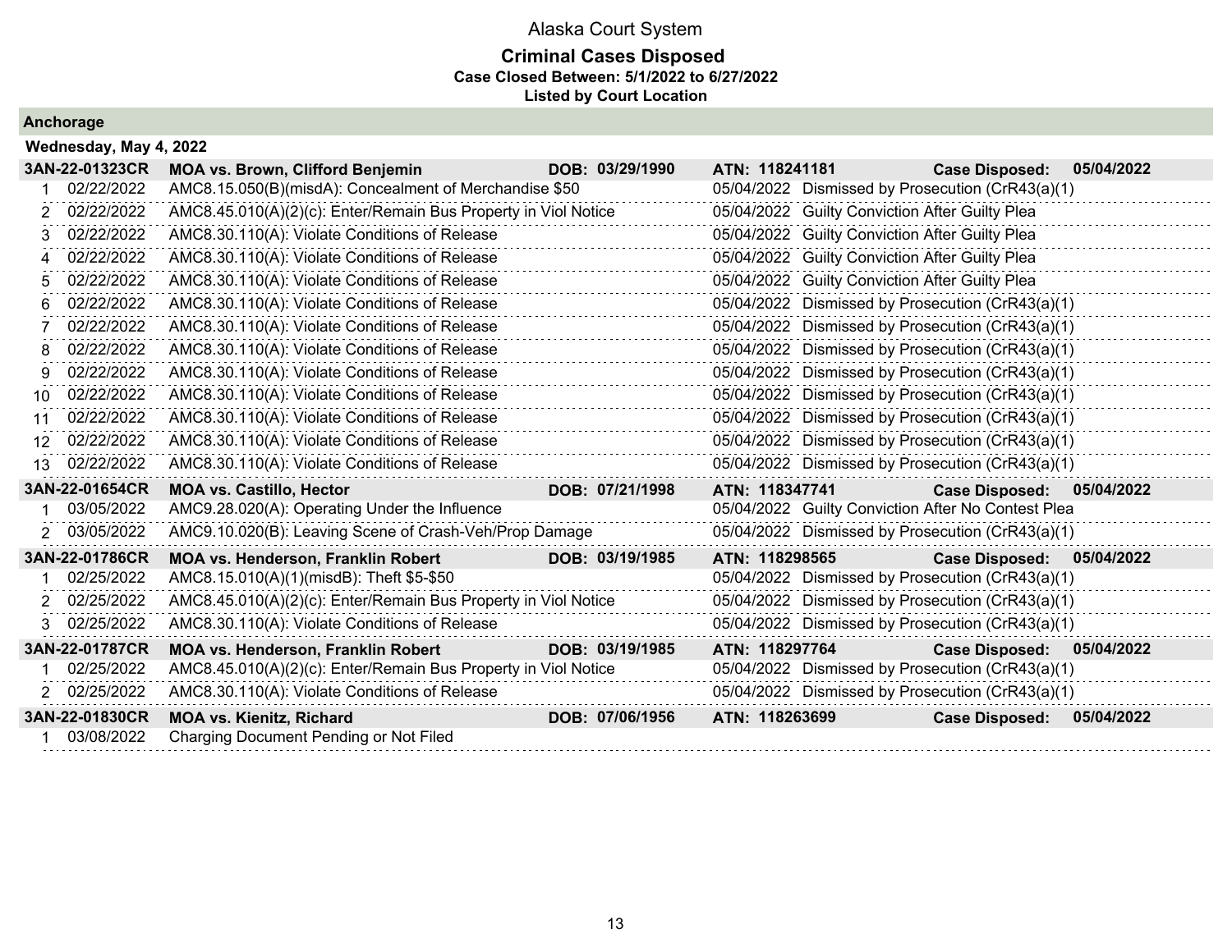# Alaska Court System

## Criminal Cases Disposed

**Case Closed Between: 5/1/2022 to 6/27/2022**

**Listed by Court Location**

### Anchorage

**Wednesday, May 4, 2022**

**3AN-22-01323CR** | **MOA vs. Brown, Clifford Benjemin** | **DOB: 03/29/1990** | **ATN: 118241181** | **Case Disposed: 05/04/2022**

| # | Date | Charge | Disposition Date | Disposition |
|---|---|---|---|---|
| 1 | 02/22/2022 | AMC8.15.050(B)(misdA): Concealment of Merchandise $50 | 05/04/2022 | Dismissed by Prosecution (CrR43(a)(1) |
| 2 | 02/22/2022 | AMC8.45.010(A)(2)(c): Enter/Remain Bus Property in Viol Notice | 05/04/2022 | Guilty Conviction After Guilty Plea |
| 3 | 02/22/2022 | AMC8.30.110(A): Violate Conditions of Release | 05/04/2022 | Guilty Conviction After Guilty Plea |
| 4 | 02/22/2022 | AMC8.30.110(A): Violate Conditions of Release | 05/04/2022 | Guilty Conviction After Guilty Plea |
| 5 | 02/22/2022 | AMC8.30.110(A): Violate Conditions of Release | 05/04/2022 | Guilty Conviction After Guilty Plea |
| 6 | 02/22/2022 | AMC8.30.110(A): Violate Conditions of Release | 05/04/2022 | Dismissed by Prosecution (CrR43(a)(1) |
| 7 | 02/22/2022 | AMC8.30.110(A): Violate Conditions of Release | 05/04/2022 | Dismissed by Prosecution (CrR43(a)(1) |
| 8 | 02/22/2022 | AMC8.30.110(A): Violate Conditions of Release | 05/04/2022 | Dismissed by Prosecution (CrR43(a)(1) |
| 9 | 02/22/2022 | AMC8.30.110(A): Violate Conditions of Release | 05/04/2022 | Dismissed by Prosecution (CrR43(a)(1) |
| 10 | 02/22/2022 | AMC8.30.110(A): Violate Conditions of Release | 05/04/2022 | Dismissed by Prosecution (CrR43(a)(1) |
| 11 | 02/22/2022 | AMC8.30.110(A): Violate Conditions of Release | 05/04/2022 | Dismissed by Prosecution (CrR43(a)(1) |
| 12 | 02/22/2022 | AMC8.30.110(A): Violate Conditions of Release | 05/04/2022 | Dismissed by Prosecution (CrR43(a)(1) |
| 13 | 02/22/2022 | AMC8.30.110(A): Violate Conditions of Release | 05/04/2022 | Dismissed by Prosecution (CrR43(a)(1) |

**3AN-22-01654CR** | **MOA vs. Castillo, Hector** | **DOB: 07/21/1998** | **ATN: 118347741** | **Case Disposed: 05/04/2022**

| # | Date | Charge | Disposition Date | Disposition |
|---|---|---|---|---|
| 1 | 03/05/2022 | AMC9.28.020(A): Operating Under the Influence | 05/04/2022 | Guilty Conviction After No Contest Plea |
| 2 | 03/05/2022 | AMC9.10.020(B): Leaving Scene of Crash-Veh/Prop Damage | 05/04/2022 | Dismissed by Prosecution (CrR43(a)(1) |

**3AN-22-01786CR** | **MOA vs. Henderson, Franklin Robert** | **DOB: 03/19/1985** | **ATN: 118298565** | **Case Disposed: 05/04/2022**

| # | Date | Charge | Disposition Date | Disposition |
|---|---|---|---|---|
| 1 | 02/25/2022 | AMC8.15.010(A)(1)(misdB): Theft $5-$50 | 05/04/2022 | Dismissed by Prosecution (CrR43(a)(1) |
| 2 | 02/25/2022 | AMC8.45.010(A)(2)(c): Enter/Remain Bus Property in Viol Notice | 05/04/2022 | Dismissed by Prosecution (CrR43(a)(1) |
| 3 | 02/25/2022 | AMC8.30.110(A): Violate Conditions of Release | 05/04/2022 | Dismissed by Prosecution (CrR43(a)(1) |

**3AN-22-01787CR** | **MOA vs. Henderson, Franklin Robert** | **DOB: 03/19/1985** | **ATN: 118297764** | **Case Disposed: 05/04/2022**

| # | Date | Charge | Disposition Date | Disposition |
|---|---|---|---|---|
| 1 | 02/25/2022 | AMC8.45.010(A)(2)(c): Enter/Remain Bus Property in Viol Notice | 05/04/2022 | Dismissed by Prosecution (CrR43(a)(1) |
| 2 | 02/25/2022 | AMC8.30.110(A): Violate Conditions of Release | 05/04/2022 | Dismissed by Prosecution (CrR43(a)(1) |

**3AN-22-01830CR** | **MOA vs. Kienitz, Richard** | **DOB: 07/06/1956** | **ATN: 118263699** | **Case Disposed: 05/04/2022**

| # | Date | Charge | Disposition Date | Disposition |
|---|---|---|---|---|
| 1 | 03/08/2022 | Charging Document Pending or Not Filed | | |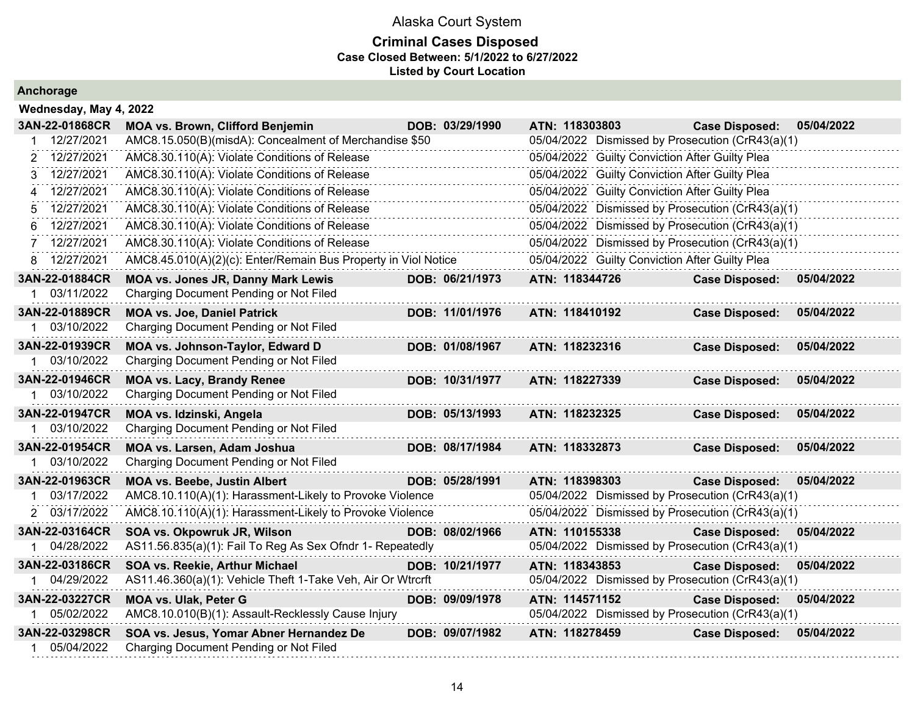# Alaska Court System

## Criminal Cases Disposed

**Case Closed Between: 5/1/2022 to 6/27/2022**

**Listed by Court Location**

### Anchorage

**Wednesday, May 4, 2022**

| | | | | | |
|---|---|---|---|---|---|
| **3AN-22-01868CR** | **MOA vs. Brown, Clifford Benjemin** | **DOB: 03/29/1990** | **ATN: 118303803** | **Case Disposed:** | **05/04/2022** |
| 1 12/27/2021 | AMC8.15.050(B)(misdA): Concealment of Merchandise $50 | | 05/04/2022 | Dismissed by Prosecution (CrR43(a)(1) | |
| 2 12/27/2021 | AMC8.30.110(A): Violate Conditions of Release | | 05/04/2022 | Guilty Conviction After Guilty Plea | |
| 3 12/27/2021 | AMC8.30.110(A): Violate Conditions of Release | | 05/04/2022 | Guilty Conviction After Guilty Plea | |
| 4 12/27/2021 | AMC8.30.110(A): Violate Conditions of Release | | 05/04/2022 | Guilty Conviction After Guilty Plea | |
| 5 12/27/2021 | AMC8.30.110(A): Violate Conditions of Release | | 05/04/2022 | Dismissed by Prosecution (CrR43(a)(1) | |
| 6 12/27/2021 | AMC8.30.110(A): Violate Conditions of Release | | 05/04/2022 | Dismissed by Prosecution (CrR43(a)(1) | |
| 7 12/27/2021 | AMC8.30.110(A): Violate Conditions of Release | | 05/04/2022 | Dismissed by Prosecution (CrR43(a)(1) | |
| 8 12/27/2021 | AMC8.45.010(A)(2)(c): Enter/Remain Bus Property in Viol Notice | | 05/04/2022 | Guilty Conviction After Guilty Plea | |
| **3AN-22-01884CR** | **MOA vs. Jones JR, Danny Mark Lewis** | **DOB: 06/21/1973** | **ATN: 118344726** | **Case Disposed:** | **05/04/2022** |
| 1 03/11/2022 | Charging Document Pending or Not Filed | | | | |
| **3AN-22-01889CR** | **MOA vs. Joe, Daniel Patrick** | **DOB: 11/01/1976** | **ATN: 118410192** | **Case Disposed:** | **05/04/2022** |
| 1 03/10/2022 | Charging Document Pending or Not Filed | | | | |
| **3AN-22-01939CR** | **MOA vs. Johnson-Taylor, Edward D** | **DOB: 01/08/1967** | **ATN: 118232316** | **Case Disposed:** | **05/04/2022** |
| 1 03/10/2022 | Charging Document Pending or Not Filed | | | | |
| **3AN-22-01946CR** | **MOA vs. Lacy, Brandy Renee** | **DOB: 10/31/1977** | **ATN: 118227339** | **Case Disposed:** | **05/04/2022** |
| 1 03/10/2022 | Charging Document Pending or Not Filed | | | | |
| **3AN-22-01947CR** | **MOA vs. Idzinski, Angela** | **DOB: 05/13/1993** | **ATN: 118232325** | **Case Disposed:** | **05/04/2022** |
| 1 03/10/2022 | Charging Document Pending or Not Filed | | | | |
| **3AN-22-01954CR** | **MOA vs. Larsen, Adam Joshua** | **DOB: 08/17/1984** | **ATN: 118332873** | **Case Disposed:** | **05/04/2022** |
| 1 03/10/2022 | Charging Document Pending or Not Filed | | | | |
| **3AN-22-01963CR** | **MOA vs. Beebe, Justin Albert** | **DOB: 05/28/1991** | **ATN: 118398303** | **Case Disposed:** | **05/04/2022** |
| 1 03/17/2022 | AMC8.10.110(A)(1): Harassment-Likely to Provoke Violence | | 05/04/2022 | Dismissed by Prosecution (CrR43(a)(1) | |
| 2 03/17/2022 | AMC8.10.110(A)(1): Harassment-Likely to Provoke Violence | | 05/04/2022 | Dismissed by Prosecution (CrR43(a)(1) | |
| **3AN-22-03164CR** | **SOA vs. Okpowruk JR, Wilson** | **DOB: 08/02/1966** | **ATN: 110155338** | **Case Disposed:** | **05/04/2022** |
| 1 04/28/2022 | AS11.56.835(a)(1): Fail To Reg As Sex Ofndr 1- Repeatedly | | 05/04/2022 | Dismissed by Prosecution (CrR43(a)(1) | |
| **3AN-22-03186CR** | **SOA vs. Reekie, Arthur Michael** | **DOB: 10/21/1977** | **ATN: 118343853** | **Case Disposed:** | **05/04/2022** |
| 1 04/29/2022 | AS11.46.360(a)(1): Vehicle Theft 1-Take Veh, Air Or Wtrcrft | | 05/04/2022 | Dismissed by Prosecution (CrR43(a)(1) | |
| **3AN-22-03227CR** | **MOA vs. Ulak, Peter G** | **DOB: 09/09/1978** | **ATN: 114571152** | **Case Disposed:** | **05/04/2022** |
| 1 05/02/2022 | AMC8.10.010(B)(1): Assault-Recklessly Cause Injury | | 05/04/2022 | Dismissed by Prosecution (CrR43(a)(1) | |
| **3AN-22-03298CR** | **SOA vs. Jesus, Yomar Abner Hernandez De** | **DOB: 09/07/1982** | **ATN: 118278459** | **Case Disposed:** | **05/04/2022** |
| 1 05/04/2022 | Charging Document Pending or Not Filed | | | | |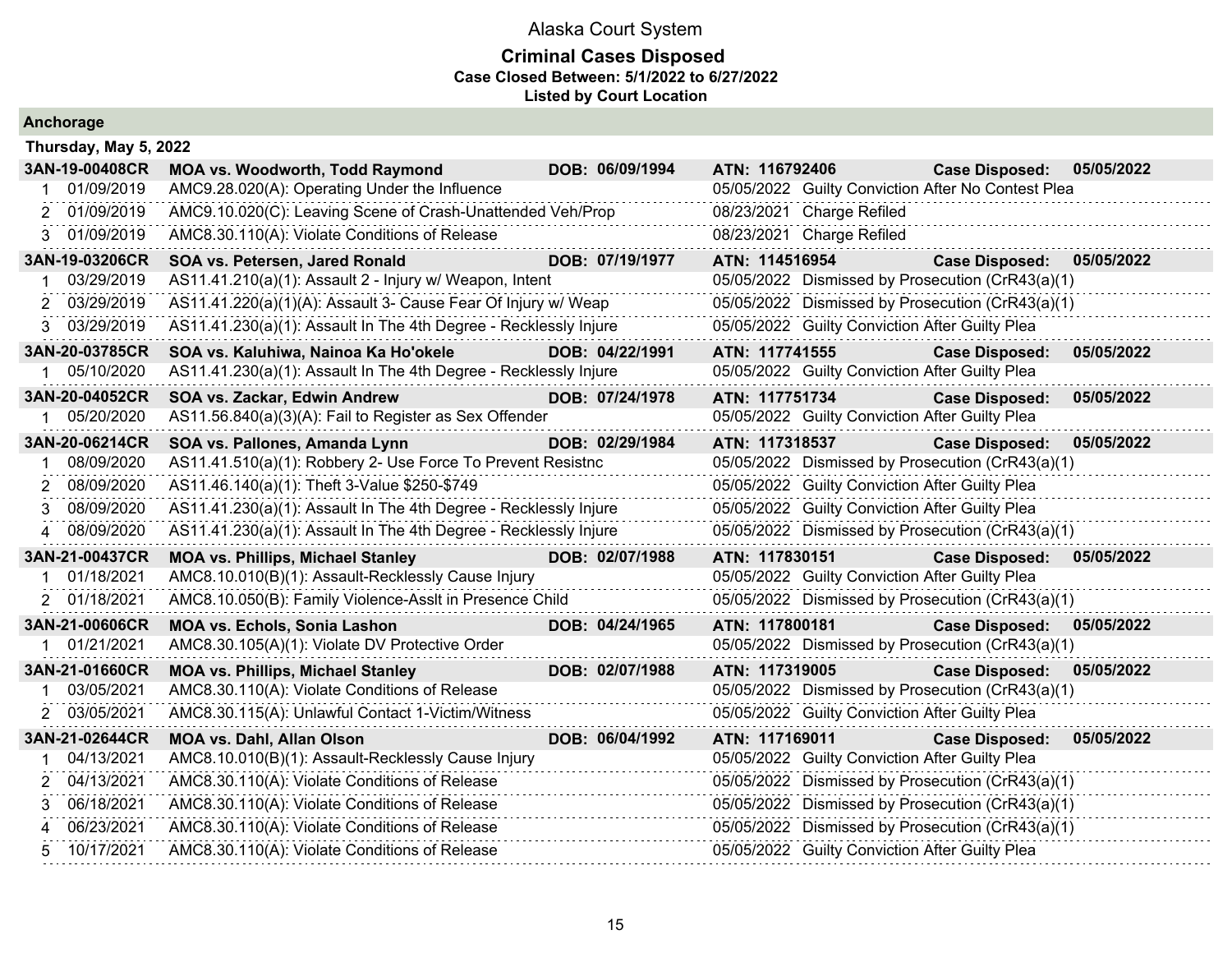# Alaska Court System

## Criminal Cases Disposed

**Case Closed Between: 5/1/2022 to 6/27/2022**

**Listed by Court Location**

### Anchorage

**Thursday, May 5, 2022**

| Case | | | Disposition |
|---|---|---|---|
| **3AN-19-00408CR** | **MOA vs. Woodworth, Todd Raymond** | **DOB: 06/09/1994** | **ATN: 116792406** **Case Disposed: 05/05/2022** |
| 1 | 01/09/2019 | AMC9.28.020(A): Operating Under the Influence | 05/05/2022 Guilty Conviction After No Contest Plea |
| 2 | 01/09/2019 | AMC9.10.020(C): Leaving Scene of Crash-Unattended Veh/Prop | 08/23/2021 Charge Refiled |
| 3 | 01/09/2019 | AMC8.30.110(A): Violate Conditions of Release | 08/23/2021 Charge Refiled |
| **3AN-19-03206CR** | **SOA vs. Petersen, Jared Ronald** | **DOB: 07/19/1977** | **ATN: 114516954** **Case Disposed: 05/05/2022** |
| 1 | 03/29/2019 | AS11.41.210(a)(1): Assault 2 - Injury w/ Weapon, Intent | 05/05/2022 Dismissed by Prosecution (CrR43(a)(1) |
| 2 | 03/29/2019 | AS11.41.220(a)(1)(A): Assault 3- Cause Fear Of Injury w/ Weap | 05/05/2022 Dismissed by Prosecution (CrR43(a)(1) |
| 3 | 03/29/2019 | AS11.41.230(a)(1): Assault In The 4th Degree - Recklessly Injure | 05/05/2022 Guilty Conviction After Guilty Plea |
| **3AN-20-03785CR** | **SOA vs. Kaluhiwa, Nainoa Ka Ho'okele** | **DOB: 04/22/1991** | **ATN: 117741555** **Case Disposed: 05/05/2022** |
| 1 | 05/10/2020 | AS11.41.230(a)(1): Assault In The 4th Degree - Recklessly Injure | 05/05/2022 Guilty Conviction After Guilty Plea |
| **3AN-20-04052CR** | **SOA vs. Zackar, Edwin Andrew** | **DOB: 07/24/1978** | **ATN: 117751734** **Case Disposed: 05/05/2022** |
| 1 | 05/20/2020 | AS11.56.840(a)(3)(A): Fail to Register as Sex Offender | 05/05/2022 Guilty Conviction After Guilty Plea |
| **3AN-20-06214CR** | **SOA vs. Pallones, Amanda Lynn** | **DOB: 02/29/1984** | **ATN: 117318537** **Case Disposed: 05/05/2022** |
| 1 | 08/09/2020 | AS11.41.510(a)(1): Robbery 2- Use Force To Prevent Resistnc | 05/05/2022 Dismissed by Prosecution (CrR43(a)(1) |
| 2 | 08/09/2020 | AS11.46.140(a)(1): Theft 3-Value $250-$749 | 05/05/2022 Guilty Conviction After Guilty Plea |
| 3 | 08/09/2020 | AS11.41.230(a)(1): Assault In The 4th Degree - Recklessly Injure | 05/05/2022 Guilty Conviction After Guilty Plea |
| 4 | 08/09/2020 | AS11.41.230(a)(1): Assault In The 4th Degree - Recklessly Injure | 05/05/2022 Dismissed by Prosecution (CrR43(a)(1) |
| **3AN-21-00437CR** | **MOA vs. Phillips, Michael Stanley** | **DOB: 02/07/1988** | **ATN: 117830151** **Case Disposed: 05/05/2022** |
| 1 | 01/18/2021 | AMC8.10.010(B)(1): Assault-Recklessly Cause Injury | 05/05/2022 Guilty Conviction After Guilty Plea |
| 2 | 01/18/2021 | AMC8.10.050(B): Family Violence-Asslt in Presence Child | 05/05/2022 Dismissed by Prosecution (CrR43(a)(1) |
| **3AN-21-00606CR** | **MOA vs. Echols, Sonia Lashon** | **DOB: 04/24/1965** | **ATN: 117800181** **Case Disposed: 05/05/2022** |
| 1 | 01/21/2021 | AMC8.30.105(A)(1): Violate DV Protective Order | 05/05/2022 Dismissed by Prosecution (CrR43(a)(1) |
| **3AN-21-01660CR** | **MOA vs. Phillips, Michael Stanley** | **DOB: 02/07/1988** | **ATN: 117319005** **Case Disposed: 05/05/2022** |
| 1 | 03/05/2021 | AMC8.30.110(A): Violate Conditions of Release | 05/05/2022 Dismissed by Prosecution (CrR43(a)(1) |
| 2 | 03/05/2021 | AMC8.30.115(A): Unlawful Contact 1-Victim/Witness | 05/05/2022 Guilty Conviction After Guilty Plea |
| **3AN-21-02644CR** | **MOA vs. Dahl, Allan Olson** | **DOB: 06/04/1992** | **ATN: 117169011** **Case Disposed: 05/05/2022** |
| 1 | 04/13/2021 | AMC8.10.010(B)(1): Assault-Recklessly Cause Injury | 05/05/2022 Guilty Conviction After Guilty Plea |
| 2 | 04/13/2021 | AMC8.30.110(A): Violate Conditions of Release | 05/05/2022 Dismissed by Prosecution (CrR43(a)(1) |
| 3 | 06/18/2021 | AMC8.30.110(A): Violate Conditions of Release | 05/05/2022 Dismissed by Prosecution (CrR43(a)(1) |
| 4 | 06/23/2021 | AMC8.30.110(A): Violate Conditions of Release | 05/05/2022 Dismissed by Prosecution (CrR43(a)(1) |
| 5 | 10/17/2021 | AMC8.30.110(A): Violate Conditions of Release | 05/05/2022 Guilty Conviction After Guilty Plea |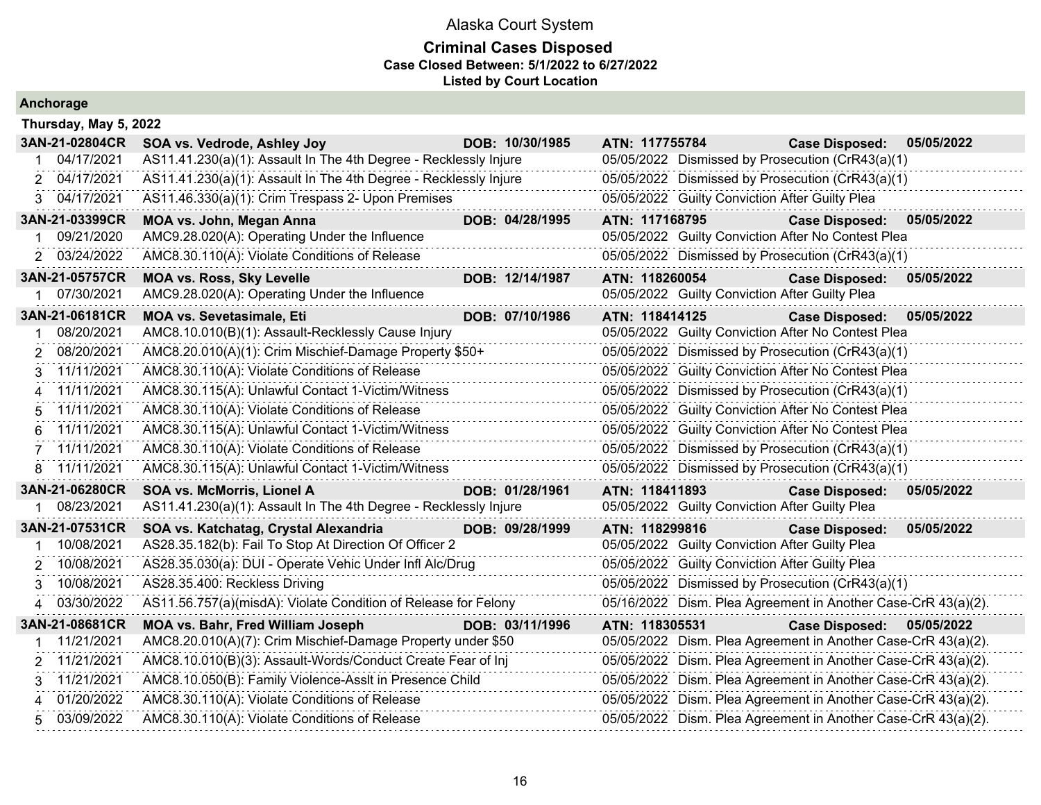Alaska Court System

**Criminal Cases Disposed**

**Case Closed Between: 5/1/2022 to 6/27/2022**

**Listed by Court Location**

## Anchorage

### Thursday, May 5, 2022

| | | | | |
|---|---|---|---|---|
| **3AN-21-02804CR** | **SOA vs. Vedrode, Ashley Joy** | **DOB: 10/30/1985** | **ATN: 117755784** | **Case Disposed: 05/05/2022** |
| 1 04/17/2021 | AS11.41.230(a)(1): Assault In The 4th Degree - Recklessly Injure | | 05/05/2022 | Dismissed by Prosecution (CrR43(a)(1) |
| 2 04/17/2021 | AS11.41.230(a)(1): Assault In The 4th Degree - Recklessly Injure | | 05/05/2022 | Dismissed by Prosecution (CrR43(a)(1) |
| 3 04/17/2021 | AS11.46.330(a)(1): Crim Trespass 2- Upon Premises | | 05/05/2022 | Guilty Conviction After Guilty Plea |
| **3AN-21-03399CR** | **MOA vs. John, Megan Anna** | **DOB: 04/28/1995** | **ATN: 117168795** | **Case Disposed: 05/05/2022** |
| 1 09/21/2020 | AMC9.28.020(A): Operating Under the Influence | | 05/05/2022 | Guilty Conviction After No Contest Plea |
| 2 03/24/2022 | AMC8.30.110(A): Violate Conditions of Release | | 05/05/2022 | Dismissed by Prosecution (CrR43(a)(1) |
| **3AN-21-05757CR** | **MOA vs. Ross, Sky Levelle** | **DOB: 12/14/1987** | **ATN: 118260054** | **Case Disposed: 05/05/2022** |
| 1 07/30/2021 | AMC9.28.020(A): Operating Under the Influence | | 05/05/2022 | Guilty Conviction After Guilty Plea |
| **3AN-21-06181CR** | **MOA vs. Sevetasimale, Eti** | **DOB: 07/10/1986** | **ATN: 118414125** | **Case Disposed: 05/05/2022** |
| 1 08/20/2021 | AMC8.10.010(B)(1): Assault-Recklessly Cause Injury | | 05/05/2022 | Guilty Conviction After No Contest Plea |
| 2 08/20/2021 | AMC8.20.010(A)(1): Crim Mischief-Damage Property $50+ | | 05/05/2022 | Dismissed by Prosecution (CrR43(a)(1) |
| 3 11/11/2021 | AMC8.30.110(A): Violate Conditions of Release | | 05/05/2022 | Guilty Conviction After No Contest Plea |
| 4 11/11/2021 | AMC8.30.115(A): Unlawful Contact 1-Victim/Witness | | 05/05/2022 | Dismissed by Prosecution (CrR43(a)(1) |
| 5 11/11/2021 | AMC8.30.110(A): Violate Conditions of Release | | 05/05/2022 | Guilty Conviction After No Contest Plea |
| 6 11/11/2021 | AMC8.30.115(A): Unlawful Contact 1-Victim/Witness | | 05/05/2022 | Guilty Conviction After No Contest Plea |
| 7 11/11/2021 | AMC8.30.110(A): Violate Conditions of Release | | 05/05/2022 | Dismissed by Prosecution (CrR43(a)(1) |
| 8 11/11/2021 | AMC8.30.115(A): Unlawful Contact 1-Victim/Witness | | 05/05/2022 | Dismissed by Prosecution (CrR43(a)(1) |
| **3AN-21-06280CR** | **SOA vs. McMorris, Lionel A** | **DOB: 01/28/1961** | **ATN: 118411893** | **Case Disposed: 05/05/2022** |
| 1 08/23/2021 | AS11.41.230(a)(1): Assault In The 4th Degree - Recklessly Injure | | 05/05/2022 | Guilty Conviction After Guilty Plea |
| **3AN-21-07531CR** | **SOA vs. Katchatag, Crystal Alexandria** | **DOB: 09/28/1999** | **ATN: 118299816** | **Case Disposed: 05/05/2022** |
| 1 10/08/2021 | AS28.35.182(b): Fail To Stop At Direction Of Officer 2 | | 05/05/2022 | Guilty Conviction After Guilty Plea |
| 2 10/08/2021 | AS28.35.030(a): DUI - Operate Vehic Under Infl Alc/Drug | | 05/05/2022 | Guilty Conviction After Guilty Plea |
| 3 10/08/2021 | AS28.35.400: Reckless Driving | | 05/05/2022 | Dismissed by Prosecution (CrR43(a)(1) |
| 4 03/30/2022 | AS11.56.757(a)(misdA): Violate Condition of Release for Felony | | 05/16/2022 | Dism. Plea Agreement in Another Case-CrR 43(a)(2). |
| **3AN-21-08681CR** | **MOA vs. Bahr, Fred William Joseph** | **DOB: 03/11/1996** | **ATN: 118305531** | **Case Disposed: 05/05/2022** |
| 1 11/21/2021 | AMC8.20.010(A)(7): Crim Mischief-Damage Property under $50 | | 05/05/2022 | Dism. Plea Agreement in Another Case-CrR 43(a)(2). |
| 2 11/21/2021 | AMC8.10.010(B)(3): Assault-Words/Conduct Create Fear of Inj | | 05/05/2022 | Dism. Plea Agreement in Another Case-CrR 43(a)(2). |
| 3 11/21/2021 | AMC8.10.050(B): Family Violence-Asslt in Presence Child | | 05/05/2022 | Dism. Plea Agreement in Another Case-CrR 43(a)(2). |
| 4 01/20/2022 | AMC8.30.110(A): Violate Conditions of Release | | 05/05/2022 | Dism. Plea Agreement in Another Case-CrR 43(a)(2). |
| 5 03/09/2022 | AMC8.30.110(A): Violate Conditions of Release | | 05/05/2022 | Dism. Plea Agreement in Another Case-CrR 43(a)(2). |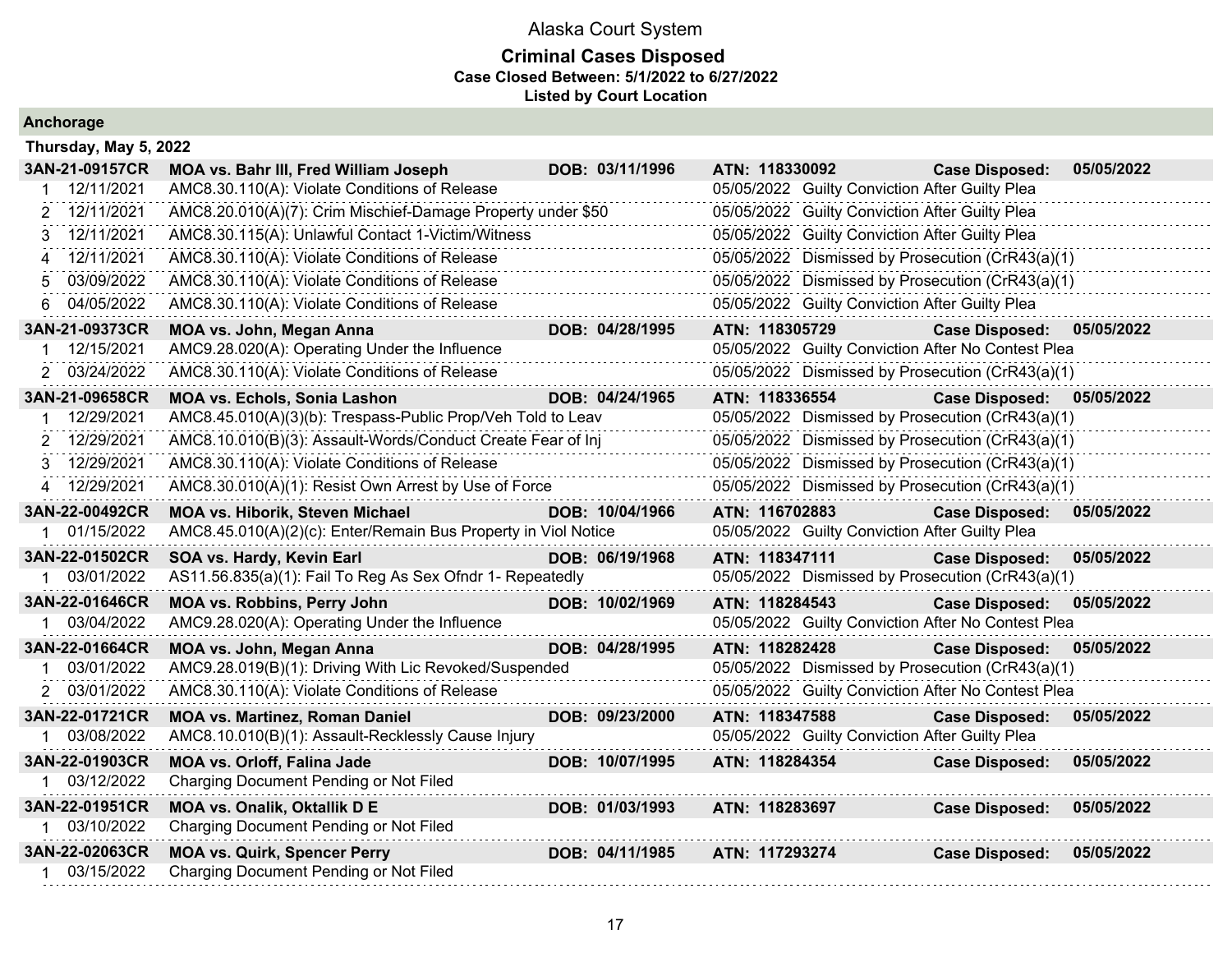Alaska Court System

**Criminal Cases Disposed**
**Case Closed Between: 5/1/2022 to 6/27/2022**
**Listed by Court Location**

## Anchorage

### Thursday, May 5, 2022

| Case | Party | DOB | ATN | Case Disposed |
|---|---|---|---|---|
| **3AN-21-09157CR** | **MOA vs. Bahr III, Fred William Joseph** | **DOB: 03/11/1996** | **ATN: 118330092** | **Case Disposed: 05/05/2022** |
| 1 12/11/2021 | AMC8.30.110(A): Violate Conditions of Release | | 05/05/2022 Guilty Conviction After Guilty Plea | |
| 2 12/11/2021 | AMC8.20.010(A)(7): Crim Mischief-Damage Property under $50 | | 05/05/2022 Guilty Conviction After Guilty Plea | |
| 3 12/11/2021 | AMC8.30.115(A): Unlawful Contact 1-Victim/Witness | | 05/05/2022 Guilty Conviction After Guilty Plea | |
| 4 12/11/2021 | AMC8.30.110(A): Violate Conditions of Release | | 05/05/2022 Dismissed by Prosecution (CrR43(a)(1) | |
| 5 03/09/2022 | AMC8.30.110(A): Violate Conditions of Release | | 05/05/2022 Dismissed by Prosecution (CrR43(a)(1) | |
| 6 04/05/2022 | AMC8.30.110(A): Violate Conditions of Release | | 05/05/2022 Guilty Conviction After Guilty Plea | |
| **3AN-21-09373CR** | **MOA vs. John, Megan Anna** | **DOB: 04/28/1995** | **ATN: 118305729** | **Case Disposed: 05/05/2022** |
| 1 12/15/2021 | AMC9.28.020(A): Operating Under the Influence | | 05/05/2022 Guilty Conviction After No Contest Plea | |
| 2 03/24/2022 | AMC8.30.110(A): Violate Conditions of Release | | 05/05/2022 Dismissed by Prosecution (CrR43(a)(1) | |
| **3AN-21-09658CR** | **MOA vs. Echols, Sonia Lashon** | **DOB: 04/24/1965** | **ATN: 118336554** | **Case Disposed: 05/05/2022** |
| 1 12/29/2021 | AMC8.45.010(A)(3)(b): Trespass-Public Prop/Veh Told to Leav | | 05/05/2022 Dismissed by Prosecution (CrR43(a)(1) | |
| 2 12/29/2021 | AMC8.10.010(B)(3): Assault-Words/Conduct Create Fear of Inj | | 05/05/2022 Dismissed by Prosecution (CrR43(a)(1) | |
| 3 12/29/2021 | AMC8.30.110(A): Violate Conditions of Release | | 05/05/2022 Dismissed by Prosecution (CrR43(a)(1) | |
| 4 12/29/2021 | AMC8.30.010(A)(1): Resist Own Arrest by Use of Force | | 05/05/2022 Dismissed by Prosecution (CrR43(a)(1) | |
| **3AN-22-00492CR** | **MOA vs. Hiborik, Steven Michael** | **DOB: 10/04/1966** | **ATN: 116702883** | **Case Disposed: 05/05/2022** |
| 1 01/15/2022 | AMC8.45.010(A)(2)(c): Enter/Remain Bus Property in Viol Notice | | 05/05/2022 Guilty Conviction After Guilty Plea | |
| **3AN-22-01502CR** | **SOA vs. Hardy, Kevin Earl** | **DOB: 06/19/1968** | **ATN: 118347111** | **Case Disposed: 05/05/2022** |
| 1 03/01/2022 | AS11.56.835(a)(1): Fail To Reg As Sex Ofndr 1- Repeatedly | | 05/05/2022 Dismissed by Prosecution (CrR43(a)(1) | |
| **3AN-22-01646CR** | **MOA vs. Robbins, Perry John** | **DOB: 10/02/1969** | **ATN: 118284543** | **Case Disposed: 05/05/2022** |
| 1 03/04/2022 | AMC9.28.020(A): Operating Under the Influence | | 05/05/2022 Guilty Conviction After No Contest Plea | |
| **3AN-22-01664CR** | **MOA vs. John, Megan Anna** | **DOB: 04/28/1995** | **ATN: 118282428** | **Case Disposed: 05/05/2022** |
| 1 03/01/2022 | AMC9.28.019(B)(1): Driving With Lic Revoked/Suspended | | 05/05/2022 Dismissed by Prosecution (CrR43(a)(1) | |
| 2 03/01/2022 | AMC8.30.110(A): Violate Conditions of Release | | 05/05/2022 Guilty Conviction After No Contest Plea | |
| **3AN-22-01721CR** | **MOA vs. Martinez, Roman Daniel** | **DOB: 09/23/2000** | **ATN: 118347588** | **Case Disposed: 05/05/2022** |
| 1 03/08/2022 | AMC8.10.010(B)(1): Assault-Recklessly Cause Injury | | 05/05/2022 Guilty Conviction After Guilty Plea | |
| **3AN-22-01903CR** | **MOA vs. Orloff, Falina Jade** | **DOB: 10/07/1995** | **ATN: 118284354** | **Case Disposed: 05/05/2022** |
| 1 03/12/2022 | Charging Document Pending or Not Filed | | | |
| **3AN-22-01951CR** | **MOA vs. Onalik, Oktallik D E** | **DOB: 01/03/1993** | **ATN: 118283697** | **Case Disposed: 05/05/2022** |
| 1 03/10/2022 | Charging Document Pending or Not Filed | | | |
| **3AN-22-02063CR** | **MOA vs. Quirk, Spencer Perry** | **DOB: 04/11/1985** | **ATN: 117293274** | **Case Disposed: 05/05/2022** |
| 1 03/15/2022 | Charging Document Pending or Not Filed | | | |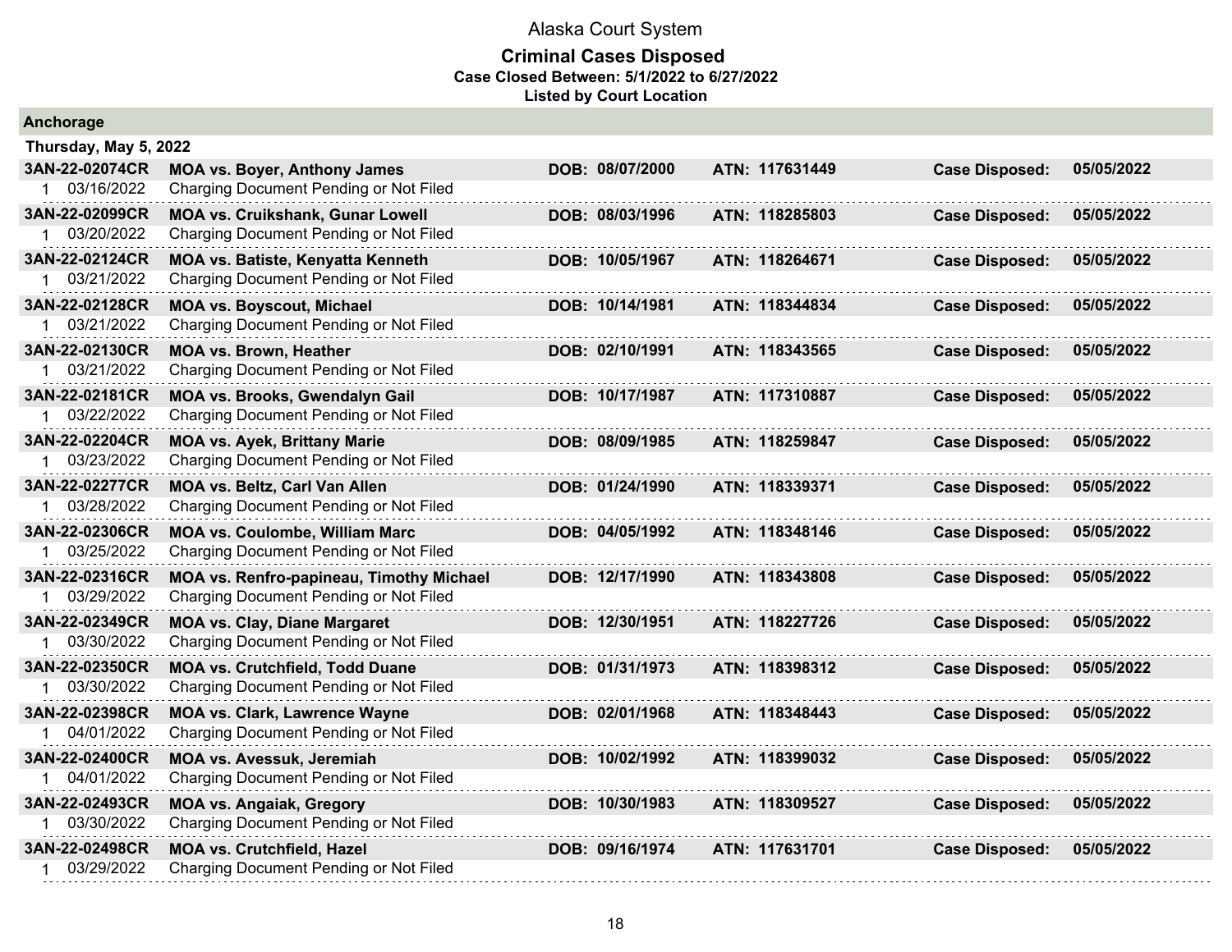# Alaska Court System

## Criminal Cases Disposed

**Case Closed Between: 5/1/2022 to 6/27/2022**

**Listed by Court Location**

### Anchorage

**Thursday, May 5, 2022**

| Case | Parties | DOB | ATN | Case Disposed |
|---|---|---|---|---|
| **3AN-22-02074CR** | **MOA vs. Boyer, Anthony James** | **DOB: 08/07/2000** | **ATN: 117631449** | **Case Disposed: 05/05/2022** |
| 1 03/16/2022 | Charging Document Pending or Not Filed | | | |
| **3AN-22-02099CR** | **MOA vs. Cruikshank, Gunar Lowell** | **DOB: 08/03/1996** | **ATN: 118285803** | **Case Disposed: 05/05/2022** |
| 1 03/20/2022 | Charging Document Pending or Not Filed | | | |
| **3AN-22-02124CR** | **MOA vs. Batiste, Kenyatta Kenneth** | **DOB: 10/05/1967** | **ATN: 118264671** | **Case Disposed: 05/05/2022** |
| 1 03/21/2022 | Charging Document Pending or Not Filed | | | |
| **3AN-22-02128CR** | **MOA vs. Boyscout, Michael** | **DOB: 10/14/1981** | **ATN: 118344834** | **Case Disposed: 05/05/2022** |
| 1 03/21/2022 | Charging Document Pending or Not Filed | | | |
| **3AN-22-02130CR** | **MOA vs. Brown, Heather** | **DOB: 02/10/1991** | **ATN: 118343565** | **Case Disposed: 05/05/2022** |
| 1 03/21/2022 | Charging Document Pending or Not Filed | | | |
| **3AN-22-02181CR** | **MOA vs. Brooks, Gwendalyn Gail** | **DOB: 10/17/1987** | **ATN: 117310887** | **Case Disposed: 05/05/2022** |
| 1 03/22/2022 | Charging Document Pending or Not Filed | | | |
| **3AN-22-02204CR** | **MOA vs. Ayek, Brittany Marie** | **DOB: 08/09/1985** | **ATN: 118259847** | **Case Disposed: 05/05/2022** |
| 1 03/23/2022 | Charging Document Pending or Not Filed | | | |
| **3AN-22-02277CR** | **MOA vs. Beltz, Carl Van Allen** | **DOB: 01/24/1990** | **ATN: 118339371** | **Case Disposed: 05/05/2022** |
| 1 03/28/2022 | Charging Document Pending or Not Filed | | | |
| **3AN-22-02306CR** | **MOA vs. Coulombe, William Marc** | **DOB: 04/05/1992** | **ATN: 118348146** | **Case Disposed: 05/05/2022** |
| 1 03/25/2022 | Charging Document Pending or Not Filed | | | |
| **3AN-22-02316CR** | **MOA vs. Renfro-papineau, Timothy Michael** | **DOB: 12/17/1990** | **ATN: 118343808** | **Case Disposed: 05/05/2022** |
| 1 03/29/2022 | Charging Document Pending or Not Filed | | | |
| **3AN-22-02349CR** | **MOA vs. Clay, Diane Margaret** | **DOB: 12/30/1951** | **ATN: 118227726** | **Case Disposed: 05/05/2022** |
| 1 03/30/2022 | Charging Document Pending or Not Filed | | | |
| **3AN-22-02350CR** | **MOA vs. Crutchfield, Todd Duane** | **DOB: 01/31/1973** | **ATN: 118398312** | **Case Disposed: 05/05/2022** |
| 1 03/30/2022 | Charging Document Pending or Not Filed | | | |
| **3AN-22-02398CR** | **MOA vs. Clark, Lawrence Wayne** | **DOB: 02/01/1968** | **ATN: 118348443** | **Case Disposed: 05/05/2022** |
| 1 04/01/2022 | Charging Document Pending or Not Filed | | | |
| **3AN-22-02400CR** | **MOA vs. Avessuk, Jeremiah** | **DOB: 10/02/1992** | **ATN: 118399032** | **Case Disposed: 05/05/2022** |
| 1 04/01/2022 | Charging Document Pending or Not Filed | | | |
| **3AN-22-02493CR** | **MOA vs. Angaiak, Gregory** | **DOB: 10/30/1983** | **ATN: 118309527** | **Case Disposed: 05/05/2022** |
| 1 03/30/2022 | Charging Document Pending or Not Filed | | | |
| **3AN-22-02498CR** | **MOA vs. Crutchfield, Hazel** | **DOB: 09/16/1974** | **ATN: 117631701** | **Case Disposed: 05/05/2022** |
| 1 03/29/2022 | Charging Document Pending or Not Filed | | | |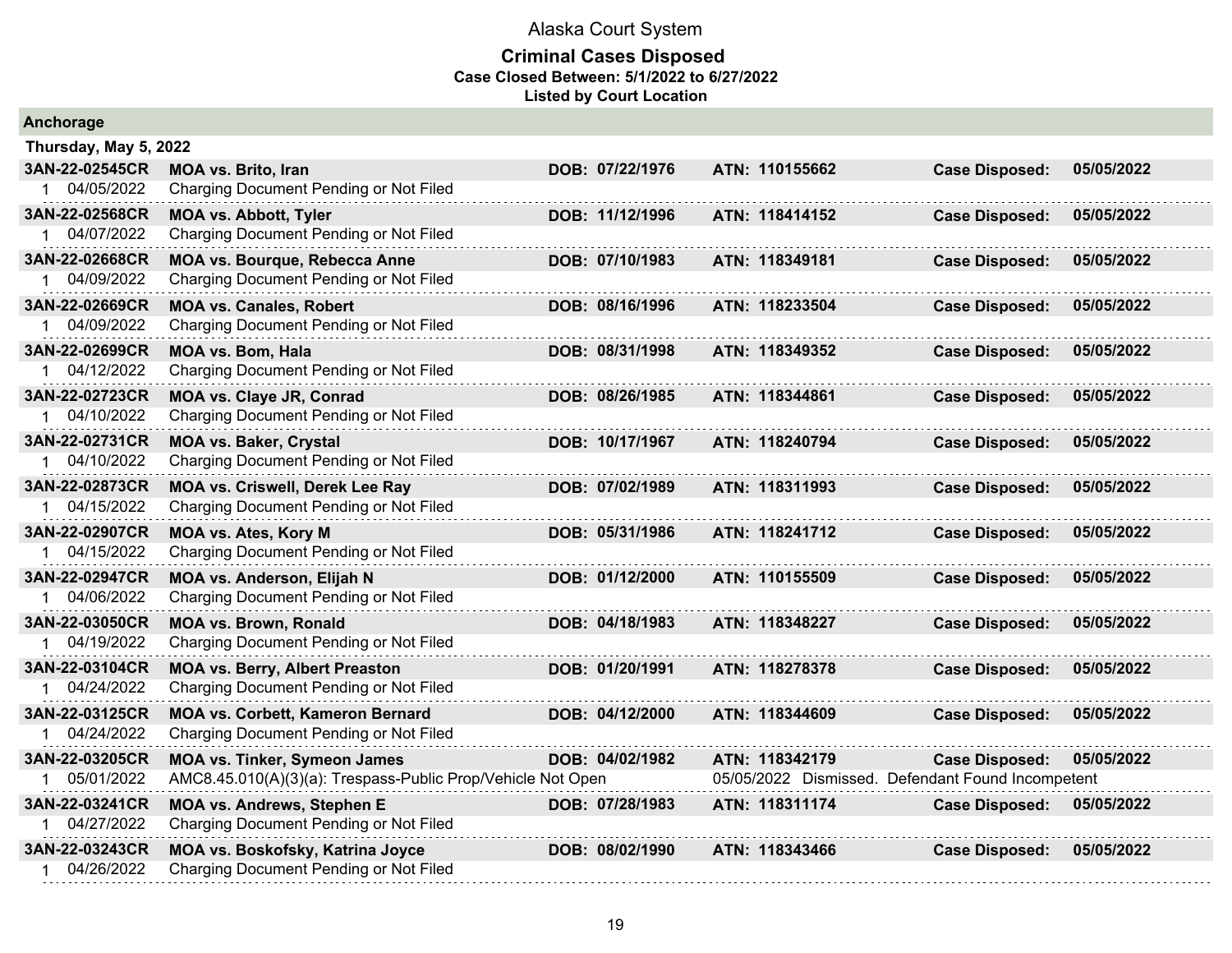# Alaska Court System

## Criminal Cases Disposed

**Case Closed Between: 5/1/2022 to 6/27/2022**

**Listed by Court Location**

### Anchorage

**Thursday, May 5, 2022**

| Case | Name / Charge | DOB | ATN | Disposition | |
|---|---|---|---|---|---|
| **3AN-22-02545CR** | **MOA vs. Brito, Iran** | **DOB: 07/22/1976** | **ATN: 110155662** | **Case Disposed:** | **05/05/2022** |
| 1 04/05/2022 | Charging Document Pending or Not Filed | | | | |
| **3AN-22-02568CR** | **MOA vs. Abbott, Tyler** | **DOB: 11/12/1996** | **ATN: 118414152** | **Case Disposed:** | **05/05/2022** |
| 1 04/07/2022 | Charging Document Pending or Not Filed | | | | |
| **3AN-22-02668CR** | **MOA vs. Bourque, Rebecca Anne** | **DOB: 07/10/1983** | **ATN: 118349181** | **Case Disposed:** | **05/05/2022** |
| 1 04/09/2022 | Charging Document Pending or Not Filed | | | | |
| **3AN-22-02669CR** | **MOA vs. Canales, Robert** | **DOB: 08/16/1996** | **ATN: 118233504** | **Case Disposed:** | **05/05/2022** |
| 1 04/09/2022 | Charging Document Pending or Not Filed | | | | |
| **3AN-22-02699CR** | **MOA vs. Bom, Hala** | **DOB: 08/31/1998** | **ATN: 118349352** | **Case Disposed:** | **05/05/2022** |
| 1 04/12/2022 | Charging Document Pending or Not Filed | | | | |
| **3AN-22-02723CR** | **MOA vs. Claye JR, Conrad** | **DOB: 08/26/1985** | **ATN: 118344861** | **Case Disposed:** | **05/05/2022** |
| 1 04/10/2022 | Charging Document Pending or Not Filed | | | | |
| **3AN-22-02731CR** | **MOA vs. Baker, Crystal** | **DOB: 10/17/1967** | **ATN: 118240794** | **Case Disposed:** | **05/05/2022** |
| 1 04/10/2022 | Charging Document Pending or Not Filed | | | | |
| **3AN-22-02873CR** | **MOA vs. Criswell, Derek Lee Ray** | **DOB: 07/02/1989** | **ATN: 118311993** | **Case Disposed:** | **05/05/2022** |
| 1 04/15/2022 | Charging Document Pending or Not Filed | | | | |
| **3AN-22-02907CR** | **MOA vs. Ates, Kory M** | **DOB: 05/31/1986** | **ATN: 118241712** | **Case Disposed:** | **05/05/2022** |
| 1 04/15/2022 | Charging Document Pending or Not Filed | | | | |
| **3AN-22-02947CR** | **MOA vs. Anderson, Elijah N** | **DOB: 01/12/2000** | **ATN: 110155509** | **Case Disposed:** | **05/05/2022** |
| 1 04/06/2022 | Charging Document Pending or Not Filed | | | | |
| **3AN-22-03050CR** | **MOA vs. Brown, Ronald** | **DOB: 04/18/1983** | **ATN: 118348227** | **Case Disposed:** | **05/05/2022** |
| 1 04/19/2022 | Charging Document Pending or Not Filed | | | | |
| **3AN-22-03104CR** | **MOA vs. Berry, Albert Preaston** | **DOB: 01/20/1991** | **ATN: 118278378** | **Case Disposed:** | **05/05/2022** |
| 1 04/24/2022 | Charging Document Pending or Not Filed | | | | |
| **3AN-22-03125CR** | **MOA vs. Corbett, Kameron Bernard** | **DOB: 04/12/2000** | **ATN: 118344609** | **Case Disposed:** | **05/05/2022** |
| 1 04/24/2022 | Charging Document Pending or Not Filed | | | | |
| **3AN-22-03205CR** | **MOA vs. Tinker, Symeon James** | **DOB: 04/02/1982** | **ATN: 118342179** | **Case Disposed:** | **05/05/2022** |
| 1 05/01/2022 | AMC8.45.010(A)(3)(a): Trespass-Public Prop/Vehicle Not Open | | 05/05/2022 Dismissed. Defendant Found Incompetent | | |
| **3AN-22-03241CR** | **MOA vs. Andrews, Stephen E** | **DOB: 07/28/1983** | **ATN: 118311174** | **Case Disposed:** | **05/05/2022** |
| 1 04/27/2022 | Charging Document Pending or Not Filed | | | | |
| **3AN-22-03243CR** | **MOA vs. Boskofsky, Katrina Joyce** | **DOB: 08/02/1990** | **ATN: 118343466** | **Case Disposed:** | **05/05/2022** |
| 1 04/26/2022 | Charging Document Pending or Not Filed | | | | |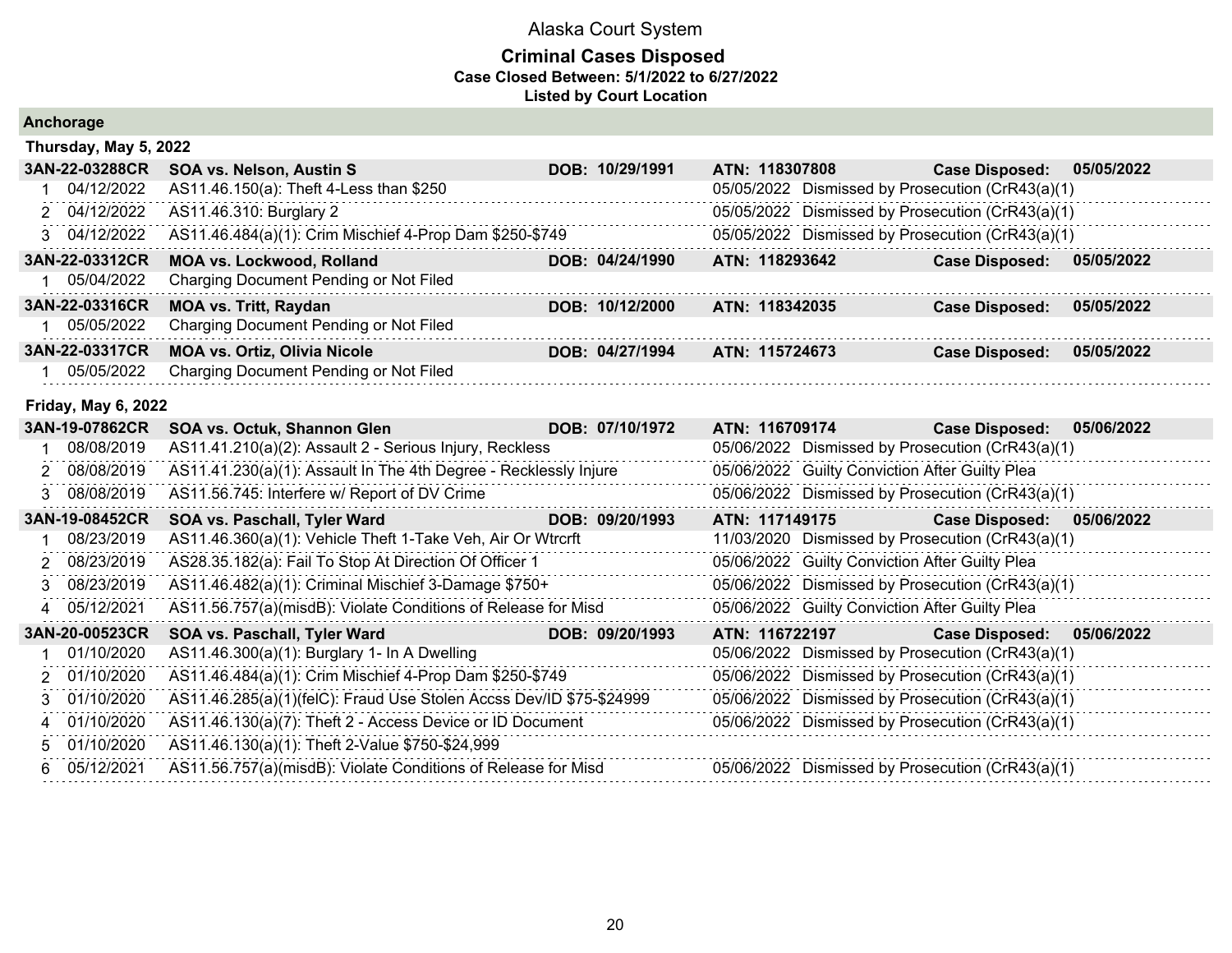# Alaska Court System

## Criminal Cases Disposed

**Case Closed Between: 5/1/2022 to 6/27/2022**

**Listed by Court Location**

### Anchorage

**Thursday, May 5, 2022**

| | | | | |
|---|---|---|---|---|
| **3AN-22-03288CR** | **SOA vs. Nelson, Austin S** | **DOB: 10/29/1991** | **ATN: 118307808** | **Case Disposed: 05/05/2022** |
| 1 04/12/2022 | AS11.46.150(a): Theft 4-Less than $250 | | 05/05/2022 Dismissed by Prosecution (CrR43(a)(1) | |
| 2 04/12/2022 | AS11.46.310: Burglary 2 | | 05/05/2022 Dismissed by Prosecution (CrR43(a)(1) | |
| 3 04/12/2022 | AS11.46.484(a)(1): Crim Mischief 4-Prop Dam $250-$749 | | 05/05/2022 Dismissed by Prosecution (CrR43(a)(1) | |
| **3AN-22-03312CR** | **MOA vs. Lockwood, Rolland** | **DOB: 04/24/1990** | **ATN: 118293642** | **Case Disposed: 05/05/2022** |
| 1 05/04/2022 | Charging Document Pending or Not Filed | | | |
| **3AN-22-03316CR** | **MOA vs. Tritt, Raydan** | **DOB: 10/12/2000** | **ATN: 118342035** | **Case Disposed: 05/05/2022** |
| 1 05/05/2022 | Charging Document Pending or Not Filed | | | |
| **3AN-22-03317CR** | **MOA vs. Ortiz, Olivia Nicole** | **DOB: 04/27/1994** | **ATN: 115724673** | **Case Disposed: 05/05/2022** |
| 1 05/05/2022 | Charging Document Pending or Not Filed | | | |

**Friday, May 6, 2022**

| | | | | |
|---|---|---|---|---|
| **3AN-19-07862CR** | **SOA vs. Octuk, Shannon Glen** | **DOB: 07/10/1972** | **ATN: 116709174** | **Case Disposed: 05/06/2022** |
| 1 08/08/2019 | AS11.41.210(a)(2): Assault 2 - Serious Injury, Reckless | | 05/06/2022 Dismissed by Prosecution (CrR43(a)(1) | |
| 2 08/08/2019 | AS11.41.230(a)(1): Assault In The 4th Degree - Recklessly Injure | | 05/06/2022 Guilty Conviction After Guilty Plea | |
| 3 08/08/2019 | AS11.56.745: Interfere w/ Report of DV Crime | | 05/06/2022 Dismissed by Prosecution (CrR43(a)(1) | |
| **3AN-19-08452CR** | **SOA vs. Paschall, Tyler Ward** | **DOB: 09/20/1993** | **ATN: 117149175** | **Case Disposed: 05/06/2022** |
| 1 08/23/2019 | AS11.46.360(a)(1): Vehicle Theft 1-Take Veh, Air Or Wtrcrft | | 11/03/2020 Dismissed by Prosecution (CrR43(a)(1) | |
| 2 08/23/2019 | AS28.35.182(a): Fail To Stop At Direction Of Officer 1 | | 05/06/2022 Guilty Conviction After Guilty Plea | |
| 3 08/23/2019 | AS11.46.482(a)(1): Criminal Mischief 3-Damage $750+ | | 05/06/2022 Dismissed by Prosecution (CrR43(a)(1) | |
| 4 05/12/2021 | AS11.56.757(a)(misdB): Violate Conditions of Release for Misd | | 05/06/2022 Guilty Conviction After Guilty Plea | |
| **3AN-20-00523CR** | **SOA vs. Paschall, Tyler Ward** | **DOB: 09/20/1993** | **ATN: 116722197** | **Case Disposed: 05/06/2022** |
| 1 01/10/2020 | AS11.46.300(a)(1): Burglary 1- In A Dwelling | | 05/06/2022 Dismissed by Prosecution (CrR43(a)(1) | |
| 2 01/10/2020 | AS11.46.484(a)(1): Crim Mischief 4-Prop Dam $250-$749 | | 05/06/2022 Dismissed by Prosecution (CrR43(a)(1) | |
| 3 01/10/2020 | AS11.46.285(a)(1)(felC): Fraud Use Stolen Accss Dev/ID $75-$24999 | | 05/06/2022 Dismissed by Prosecution (CrR43(a)(1) | |
| 4 01/10/2020 | AS11.46.130(a)(7): Theft 2 - Access Device or ID Document | | 05/06/2022 Dismissed by Prosecution (CrR43(a)(1) | |
| 5 01/10/2020 | AS11.46.130(a)(1): Theft 2-Value $750-$24,999 | | | |
| 6 05/12/2021 | AS11.56.757(a)(misdB): Violate Conditions of Release for Misd | | 05/06/2022 Dismissed by Prosecution (CrR43(a)(1) | |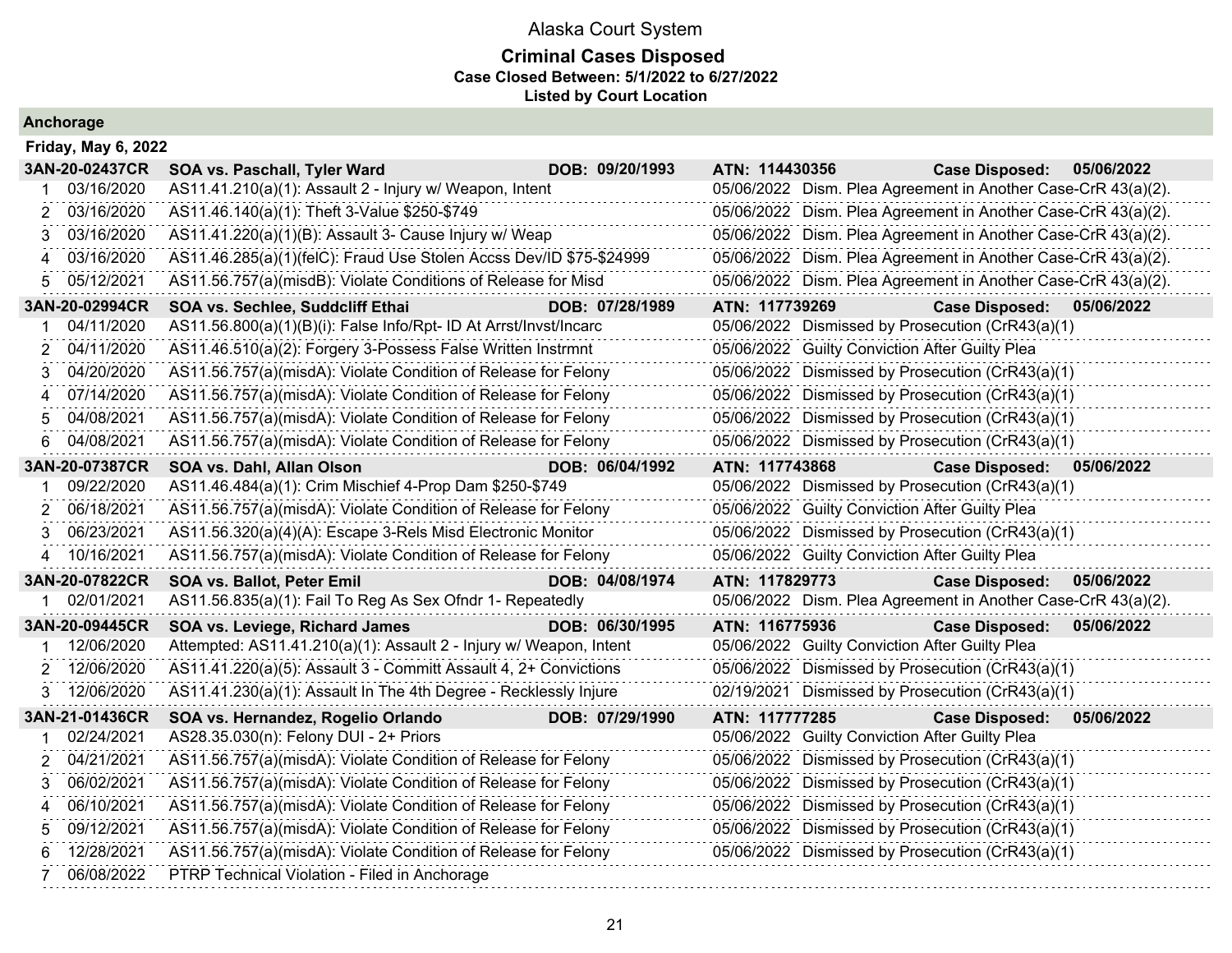# Alaska Court System

## Criminal Cases Disposed

**Case Closed Between: 5/1/2022 to 6/27/2022**

**Listed by Court Location**

### Anchorage

**Friday, May 6, 2022**

**3AN-20-02437CR** **SOA vs. Paschall, Tyler Ward** **DOB: 09/20/1993** **ATN: 114430356** **Case Disposed: 05/06/2022**

| # | Date | Charge | Disposition Date | Disposition |
|---|---|---|---|---|
| 1 | 03/16/2020 | AS11.41.210(a)(1): Assault 2 - Injury w/ Weapon, Intent | 05/06/2022 | Dism. Plea Agreement in Another Case-CrR 43(a)(2). |
| 2 | 03/16/2020 | AS11.46.140(a)(1): Theft 3-Value $250-$749 | 05/06/2022 | Dism. Plea Agreement in Another Case-CrR 43(a)(2). |
| 3 | 03/16/2020 | AS11.41.220(a)(1)(B): Assault 3- Cause Injury w/ Weap | 05/06/2022 | Dism. Plea Agreement in Another Case-CrR 43(a)(2). |
| 4 | 03/16/2020 | AS11.46.285(a)(1)(felC): Fraud Use Stolen Accss Dev/ID $75-$24999 | 05/06/2022 | Dism. Plea Agreement in Another Case-CrR 43(a)(2). |
| 5 | 05/12/2021 | AS11.56.757(a)(misdB): Violate Conditions of Release for Misd | 05/06/2022 | Dism. Plea Agreement in Another Case-CrR 43(a)(2). |

**3AN-20-02994CR** **SOA vs. Sechlee, Suddcliff Ethai** **DOB: 07/28/1989** **ATN: 117739269** **Case Disposed: 05/06/2022**

| # | Date | Charge | Disposition Date | Disposition |
|---|---|---|---|---|
| 1 | 04/11/2020 | AS11.56.800(a)(1)(B)(i): False Info/Rpt- ID At Arrst/Invst/Incarc | 05/06/2022 | Dismissed by Prosecution (CrR43(a)(1) |
| 2 | 04/11/2020 | AS11.46.510(a)(2): Forgery 3-Possess False Written Instrmnt | 05/06/2022 | Guilty Conviction After Guilty Plea |
| 3 | 04/20/2020 | AS11.56.757(a)(misdA): Violate Condition of Release for Felony | 05/06/2022 | Dismissed by Prosecution (CrR43(a)(1) |
| 4 | 07/14/2020 | AS11.56.757(a)(misdA): Violate Condition of Release for Felony | 05/06/2022 | Dismissed by Prosecution (CrR43(a)(1) |
| 5 | 04/08/2021 | AS11.56.757(a)(misdA): Violate Condition of Release for Felony | 05/06/2022 | Dismissed by Prosecution (CrR43(a)(1) |
| 6 | 04/08/2021 | AS11.56.757(a)(misdA): Violate Condition of Release for Felony | 05/06/2022 | Dismissed by Prosecution (CrR43(a)(1) |

**3AN-20-07387CR** **SOA vs. Dahl, Allan Olson** **DOB: 06/04/1992** **ATN: 117743868** **Case Disposed: 05/06/2022**

| # | Date | Charge | Disposition Date | Disposition |
|---|---|---|---|---|
| 1 | 09/22/2020 | AS11.46.484(a)(1): Crim Mischief 4-Prop Dam $250-$749 | 05/06/2022 | Dismissed by Prosecution (CrR43(a)(1) |
| 2 | 06/18/2021 | AS11.56.757(a)(misdA): Violate Condition of Release for Felony | 05/06/2022 | Guilty Conviction After Guilty Plea |
| 3 | 06/23/2021 | AS11.56.320(a)(4)(A): Escape 3-Rels Misd Electronic Monitor | 05/06/2022 | Dismissed by Prosecution (CrR43(a)(1) |
| 4 | 10/16/2021 | AS11.56.757(a)(misdA): Violate Condition of Release for Felony | 05/06/2022 | Guilty Conviction After Guilty Plea |

**3AN-20-07822CR** **SOA vs. Ballot, Peter Emil** **DOB: 04/08/1974** **ATN: 117829773** **Case Disposed: 05/06/2022**

| # | Date | Charge | Disposition Date | Disposition |
|---|---|---|---|---|
| 1 | 02/01/2021 | AS11.56.835(a)(1): Fail To Reg As Sex Ofndr 1- Repeatedly | 05/06/2022 | Dism. Plea Agreement in Another Case-CrR 43(a)(2). |

**3AN-20-09445CR** **SOA vs. Leviege, Richard James** **DOB: 06/30/1995** **ATN: 116775936** **Case Disposed: 05/06/2022**

| # | Date | Charge | Disposition Date | Disposition |
|---|---|---|---|---|
| 1 | 12/06/2020 | Attempted: AS11.41.210(a)(1): Assault 2 - Injury w/ Weapon, Intent | 05/06/2022 | Guilty Conviction After Guilty Plea |
| 2 | 12/06/2020 | AS11.41.220(a)(5): Assault 3 - Committ Assault 4, 2+ Convictions | 05/06/2022 | Dismissed by Prosecution (CrR43(a)(1) |
| 3 | 12/06/2020 | AS11.41.230(a)(1): Assault In The 4th Degree - Recklessly Injure | 02/19/2021 | Dismissed by Prosecution (CrR43(a)(1) |

**3AN-21-01436CR** **SOA vs. Hernandez, Rogelio Orlando** **DOB: 07/29/1990** **ATN: 117777285** **Case Disposed: 05/06/2022**

| # | Date | Charge | Disposition Date | Disposition |
|---|---|---|---|---|
| 1 | 02/24/2021 | AS28.35.030(n): Felony DUI - 2+ Priors | 05/06/2022 | Guilty Conviction After Guilty Plea |
| 2 | 04/21/2021 | AS11.56.757(a)(misdA): Violate Condition of Release for Felony | 05/06/2022 | Dismissed by Prosecution (CrR43(a)(1) |
| 3 | 06/02/2021 | AS11.56.757(a)(misdA): Violate Condition of Release for Felony | 05/06/2022 | Dismissed by Prosecution (CrR43(a)(1) |
| 4 | 06/10/2021 | AS11.56.757(a)(misdA): Violate Condition of Release for Felony | 05/06/2022 | Dismissed by Prosecution (CrR43(a)(1) |
| 5 | 09/12/2021 | AS11.56.757(a)(misdA): Violate Condition of Release for Felony | 05/06/2022 | Dismissed by Prosecution (CrR43(a)(1) |
| 6 | 12/28/2021 | AS11.56.757(a)(misdA): Violate Condition of Release for Felony | 05/06/2022 | Dismissed by Prosecution (CrR43(a)(1) |
| 7 | 06/08/2022 | PTRP Technical Violation - Filed in Anchorage | | |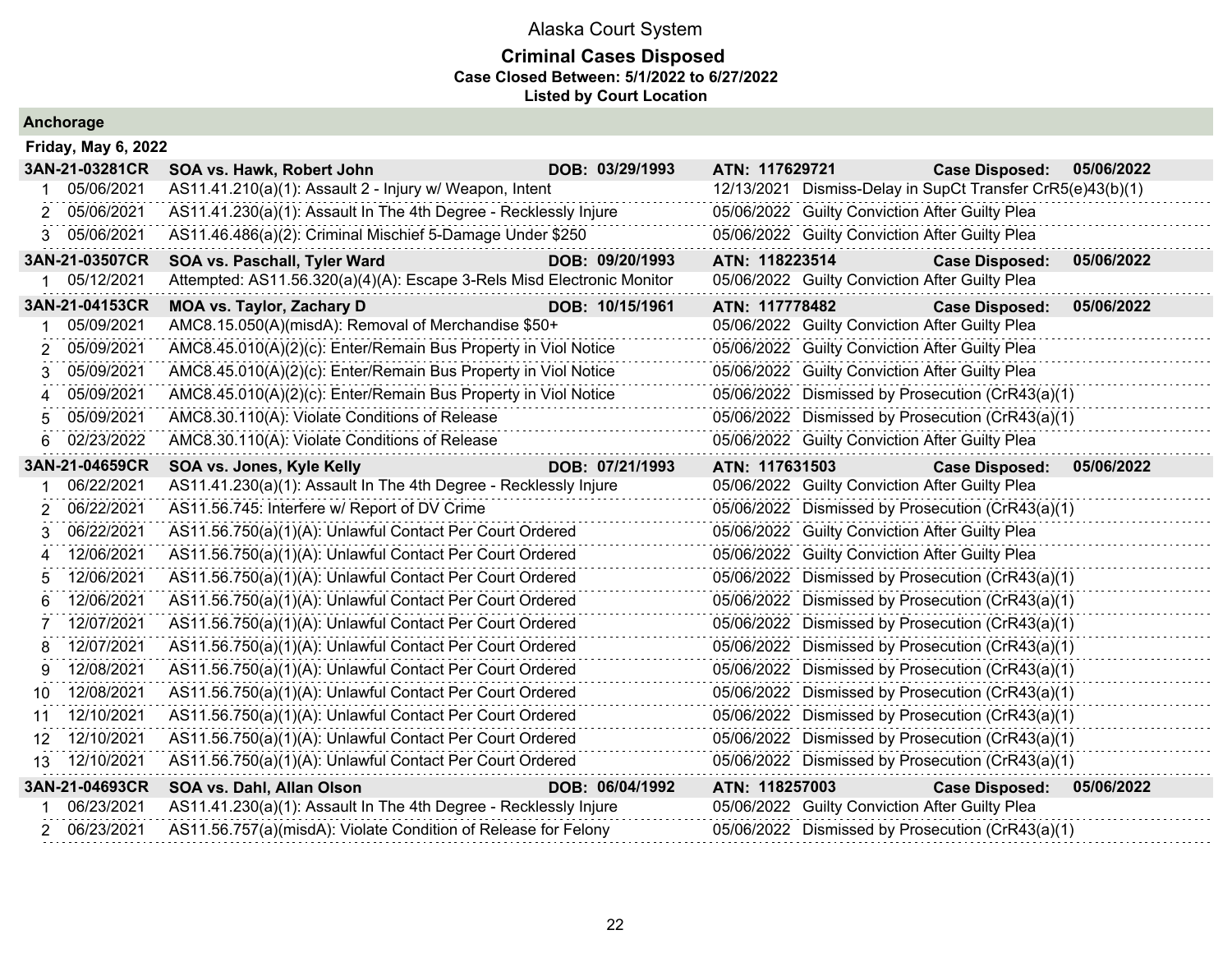# Alaska Court System

## Criminal Cases Disposed

**Case Closed Between: 5/1/2022 to 6/27/2022**

**Listed by Court Location**

### Anchorage

**Friday, May 6, 2022**

**3AN-21-03281CR — SOA vs. Hawk, Robert John — DOB: 03/29/1993 — ATN: 117629721 — Case Disposed: 05/06/2022**

| # | Date | Charge | Disposition Date | Disposition |
|---|---|---|---|---|
| 1 | 05/06/2021 | AS11.41.210(a)(1): Assault 2 - Injury w/ Weapon, Intent | 12/13/2021 | Dismiss-Delay in SupCt Transfer CrR5(e)43(b)(1) |
| 2 | 05/06/2021 | AS11.41.230(a)(1): Assault In The 4th Degree - Recklessly Injure | 05/06/2022 | Guilty Conviction After Guilty Plea |
| 3 | 05/06/2021 | AS11.46.486(a)(2): Criminal Mischief 5-Damage Under $250 | 05/06/2022 | Guilty Conviction After Guilty Plea |

**3AN-21-03507CR — SOA vs. Paschall, Tyler Ward — DOB: 09/20/1993 — ATN: 118223514 — Case Disposed: 05/06/2022**

| # | Date | Charge | Disposition Date | Disposition |
|---|---|---|---|---|
| 1 | 05/12/2021 | Attempted: AS11.56.320(a)(4)(A): Escape 3-Rels Misd Electronic Monitor | 05/06/2022 | Guilty Conviction After Guilty Plea |

**3AN-21-04153CR — MOA vs. Taylor, Zachary D — DOB: 10/15/1961 — ATN: 117778482 — Case Disposed: 05/06/2022**

| # | Date | Charge | Disposition Date | Disposition |
|---|---|---|---|---|
| 1 | 05/09/2021 | AMC8.15.050(A)(misdA): Removal of Merchandise $50+ | 05/06/2022 | Guilty Conviction After Guilty Plea |
| 2 | 05/09/2021 | AMC8.45.010(A)(2)(c): Enter/Remain Bus Property in Viol Notice | 05/06/2022 | Guilty Conviction After Guilty Plea |
| 3 | 05/09/2021 | AMC8.45.010(A)(2)(c): Enter/Remain Bus Property in Viol Notice | 05/06/2022 | Guilty Conviction After Guilty Plea |
| 4 | 05/09/2021 | AMC8.45.010(A)(2)(c): Enter/Remain Bus Property in Viol Notice | 05/06/2022 | Dismissed by Prosecution (CrR43(a)(1) |
| 5 | 05/09/2021 | AMC8.30.110(A): Violate Conditions of Release | 05/06/2022 | Dismissed by Prosecution (CrR43(a)(1) |
| 6 | 02/23/2022 | AMC8.30.110(A): Violate Conditions of Release | 05/06/2022 | Guilty Conviction After Guilty Plea |

**3AN-21-04659CR — SOA vs. Jones, Kyle Kelly — DOB: 07/21/1993 — ATN: 117631503 — Case Disposed: 05/06/2022**

| # | Date | Charge | Disposition Date | Disposition |
|---|---|---|---|---|
| 1 | 06/22/2021 | AS11.41.230(a)(1): Assault In The 4th Degree - Recklessly Injure | 05/06/2022 | Guilty Conviction After Guilty Plea |
| 2 | 06/22/2021 | AS11.56.745: Interfere w/ Report of DV Crime | 05/06/2022 | Dismissed by Prosecution (CrR43(a)(1) |
| 3 | 06/22/2021 | AS11.56.750(a)(1)(A): Unlawful Contact Per Court Ordered | 05/06/2022 | Guilty Conviction After Guilty Plea |
| 4 | 12/06/2021 | AS11.56.750(a)(1)(A): Unlawful Contact Per Court Ordered | 05/06/2022 | Guilty Conviction After Guilty Plea |
| 5 | 12/06/2021 | AS11.56.750(a)(1)(A): Unlawful Contact Per Court Ordered | 05/06/2022 | Dismissed by Prosecution (CrR43(a)(1) |
| 6 | 12/06/2021 | AS11.56.750(a)(1)(A): Unlawful Contact Per Court Ordered | 05/06/2022 | Dismissed by Prosecution (CrR43(a)(1) |
| 7 | 12/07/2021 | AS11.56.750(a)(1)(A): Unlawful Contact Per Court Ordered | 05/06/2022 | Dismissed by Prosecution (CrR43(a)(1) |
| 8 | 12/07/2021 | AS11.56.750(a)(1)(A): Unlawful Contact Per Court Ordered | 05/06/2022 | Dismissed by Prosecution (CrR43(a)(1) |
| 9 | 12/08/2021 | AS11.56.750(a)(1)(A): Unlawful Contact Per Court Ordered | 05/06/2022 | Dismissed by Prosecution (CrR43(a)(1) |
| 10 | 12/08/2021 | AS11.56.750(a)(1)(A): Unlawful Contact Per Court Ordered | 05/06/2022 | Dismissed by Prosecution (CrR43(a)(1) |
| 11 | 12/10/2021 | AS11.56.750(a)(1)(A): Unlawful Contact Per Court Ordered | 05/06/2022 | Dismissed by Prosecution (CrR43(a)(1) |
| 12 | 12/10/2021 | AS11.56.750(a)(1)(A): Unlawful Contact Per Court Ordered | 05/06/2022 | Dismissed by Prosecution (CrR43(a)(1) |
| 13 | 12/10/2021 | AS11.56.750(a)(1)(A): Unlawful Contact Per Court Ordered | 05/06/2022 | Dismissed by Prosecution (CrR43(a)(1) |

**3AN-21-04693CR — SOA vs. Dahl, Allan Olson — DOB: 06/04/1992 — ATN: 118257003 — Case Disposed: 05/06/2022**

| # | Date | Charge | Disposition Date | Disposition |
|---|---|---|---|---|
| 1 | 06/23/2021 | AS11.41.230(a)(1): Assault In The 4th Degree - Recklessly Injure | 05/06/2022 | Guilty Conviction After Guilty Plea |
| 2 | 06/23/2021 | AS11.56.757(a)(misdA): Violate Condition of Release for Felony | 05/06/2022 | Dismissed by Prosecution (CrR43(a)(1) |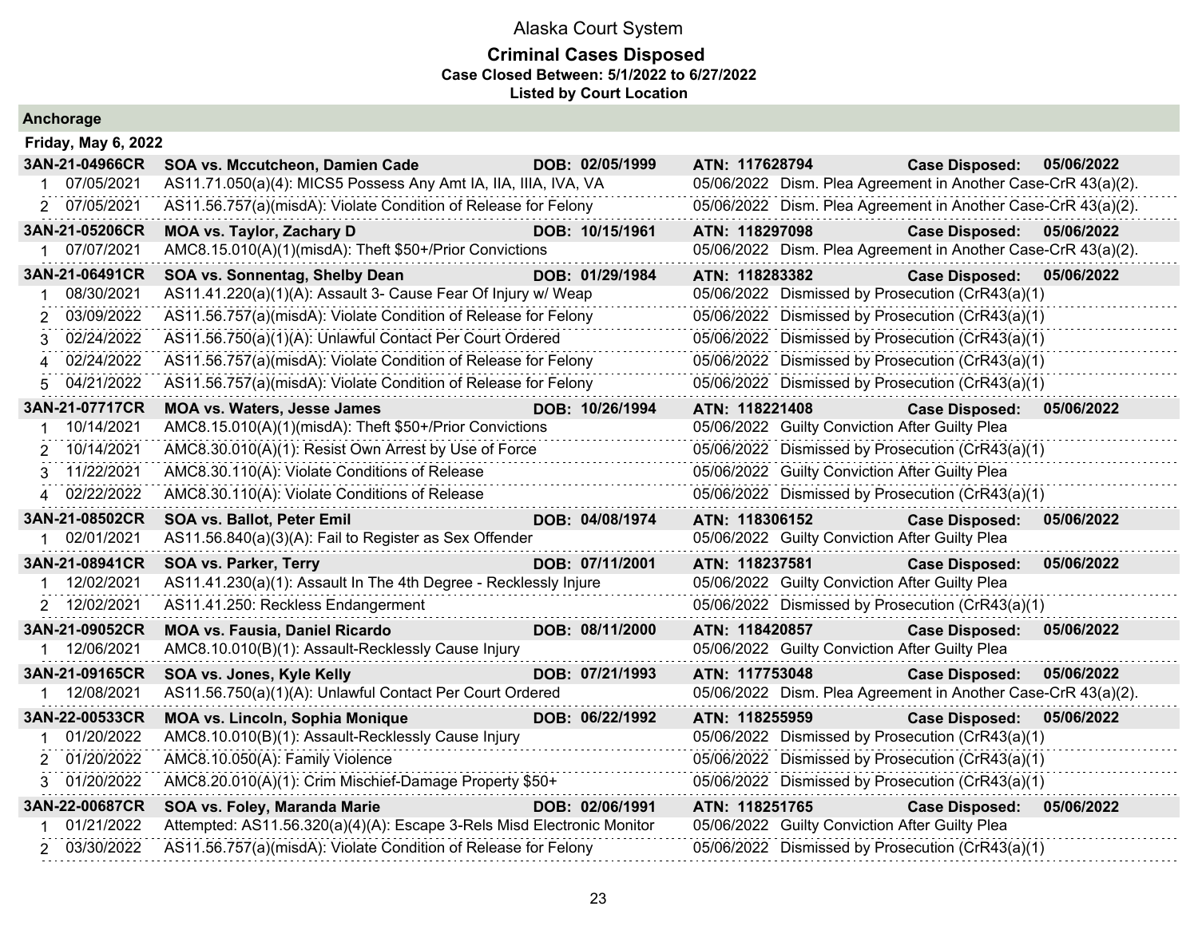# Alaska Court System

## Criminal Cases Disposed

**Case Closed Between: 5/1/2022 to 6/27/2022**

**Listed by Court Location**

### Anchorage

**Friday, May 6, 2022**

| Case | Name | DOB | ATN | Case Disposed |
|---|---|---|---|---|
| **3AN-21-04966CR** | **SOA vs. Mccutcheon, Damien Cade** | **DOB: 02/05/1999** | **ATN: 117628794** | **Case Disposed: 05/06/2022** |
| 1 07/05/2021 | AS11.71.050(a)(4): MICS5 Possess Any Amt IA, IIA, IIIA, IVA, VA | | 05/06/2022 Dism. Plea Agreement in Another Case-CrR 43(a)(2). | |
| 2 07/05/2021 | AS11.56.757(a)(misdA): Violate Condition of Release for Felony | | 05/06/2022 Dism. Plea Agreement in Another Case-CrR 43(a)(2). | |
| **3AN-21-05206CR** | **MOA vs. Taylor, Zachary D** | **DOB: 10/15/1961** | **ATN: 118297098** | **Case Disposed: 05/06/2022** |
| 1 07/07/2021 | AMC8.15.010(A)(1)(misdA): Theft $50+/Prior Convictions | | 05/06/2022 Dism. Plea Agreement in Another Case-CrR 43(a)(2). | |
| **3AN-21-06491CR** | **SOA vs. Sonnentag, Shelby Dean** | **DOB: 01/29/1984** | **ATN: 118283382** | **Case Disposed: 05/06/2022** |
| 1 08/30/2021 | AS11.41.220(a)(1)(A): Assault 3- Cause Fear Of Injury w/ Weap | | 05/06/2022 Dismissed by Prosecution (CrR43(a)(1) | |
| 2 03/09/2022 | AS11.56.757(a)(misdA): Violate Condition of Release for Felony | | 05/06/2022 Dismissed by Prosecution (CrR43(a)(1) | |
| 3 02/24/2022 | AS11.56.750(a)(1)(A): Unlawful Contact Per Court Ordered | | 05/06/2022 Dismissed by Prosecution (CrR43(a)(1) | |
| 4 02/24/2022 | AS11.56.757(a)(misdA): Violate Condition of Release for Felony | | 05/06/2022 Dismissed by Prosecution (CrR43(a)(1) | |
| 5 04/21/2022 | AS11.56.757(a)(misdA): Violate Condition of Release for Felony | | 05/06/2022 Dismissed by Prosecution (CrR43(a)(1) | |
| **3AN-21-07717CR** | **MOA vs. Waters, Jesse James** | **DOB: 10/26/1994** | **ATN: 118221408** | **Case Disposed: 05/06/2022** |
| 1 10/14/2021 | AMC8.15.010(A)(1)(misdA): Theft $50+/Prior Convictions | | 05/06/2022 Guilty Conviction After Guilty Plea | |
| 2 10/14/2021 | AMC8.30.010(A)(1): Resist Own Arrest by Use of Force | | 05/06/2022 Dismissed by Prosecution (CrR43(a)(1) | |
| 3 11/22/2021 | AMC8.30.110(A): Violate Conditions of Release | | 05/06/2022 Guilty Conviction After Guilty Plea | |
| 4 02/22/2022 | AMC8.30.110(A): Violate Conditions of Release | | 05/06/2022 Dismissed by Prosecution (CrR43(a)(1) | |
| **3AN-21-08502CR** | **SOA vs. Ballot, Peter Emil** | **DOB: 04/08/1974** | **ATN: 118306152** | **Case Disposed: 05/06/2022** |
| 1 02/01/2021 | AS11.56.840(a)(3)(A): Fail to Register as Sex Offender | | 05/06/2022 Guilty Conviction After Guilty Plea | |
| **3AN-21-08941CR** | **SOA vs. Parker, Terry** | **DOB: 07/11/2001** | **ATN: 118237581** | **Case Disposed: 05/06/2022** |
| 1 12/02/2021 | AS11.41.230(a)(1): Assault In The 4th Degree - Recklessly Injure | | 05/06/2022 Guilty Conviction After Guilty Plea | |
| 2 12/02/2021 | AS11.41.250: Reckless Endangerment | | 05/06/2022 Dismissed by Prosecution (CrR43(a)(1) | |
| **3AN-21-09052CR** | **MOA vs. Fausia, Daniel Ricardo** | **DOB: 08/11/2000** | **ATN: 118420857** | **Case Disposed: 05/06/2022** |
| 1 12/06/2021 | AMC8.10.010(B)(1): Assault-Recklessly Cause Injury | | 05/06/2022 Guilty Conviction After Guilty Plea | |
| **3AN-21-09165CR** | **SOA vs. Jones, Kyle Kelly** | **DOB: 07/21/1993** | **ATN: 117753048** | **Case Disposed: 05/06/2022** |
| 1 12/08/2021 | AS11.56.750(a)(1)(A): Unlawful Contact Per Court Ordered | | 05/06/2022 Dism. Plea Agreement in Another Case-CrR 43(a)(2). | |
| **3AN-22-00533CR** | **MOA vs. Lincoln, Sophia Monique** | **DOB: 06/22/1992** | **ATN: 118255959** | **Case Disposed: 05/06/2022** |
| 1 01/20/2022 | AMC8.10.010(B)(1): Assault-Recklessly Cause Injury | | 05/06/2022 Dismissed by Prosecution (CrR43(a)(1) | |
| 2 01/20/2022 | AMC8.10.050(A): Family Violence | | 05/06/2022 Dismissed by Prosecution (CrR43(a)(1) | |
| 3 01/20/2022 | AMC8.20.010(A)(1): Crim Mischief-Damage Property $50+ | | 05/06/2022 Dismissed by Prosecution (CrR43(a)(1) | |
| **3AN-22-00687CR** | **SOA vs. Foley, Maranda Marie** | **DOB: 02/06/1991** | **ATN: 118251765** | **Case Disposed: 05/06/2022** |
| 1 01/21/2022 | Attempted: AS11.56.320(a)(4)(A): Escape 3-Rels Misd Electronic Monitor | | 05/06/2022 Guilty Conviction After Guilty Plea | |
| 2 03/30/2022 | AS11.56.757(a)(misdA): Violate Condition of Release for Felony | | 05/06/2022 Dismissed by Prosecution (CrR43(a)(1) | |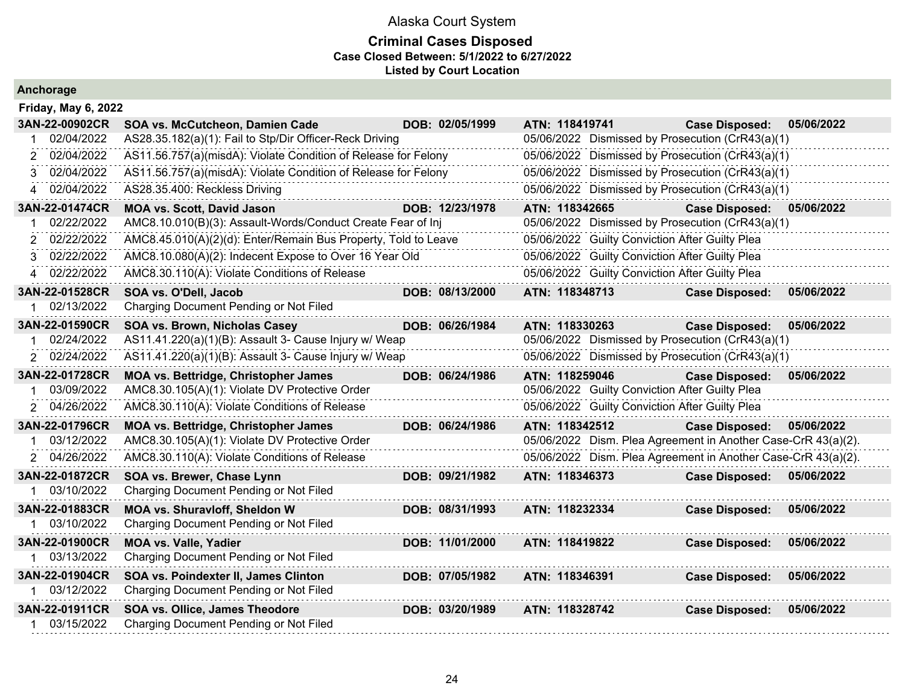# Alaska Court System

## Criminal Cases Disposed

**Case Closed Between: 5/1/2022 to 6/27/2022**

**Listed by Court Location**

### Anchorage

**Friday, May 6, 2022**

| Case | Parties | DOB | ATN | Case Disposed |
|---|---|---|---|---|
| **3AN-22-00902CR** | **SOA vs. McCutcheon, Damien Cade** | **DOB: 02/05/1999** | **ATN: 118419741** | **Case Disposed: 05/06/2022** |
| 1 02/04/2022 | AS28.35.182(a)(1): Fail to Stp/Dir Officer-Reck Driving | | 05/06/2022 Dismissed by Prosecution (CrR43(a)(1) | |
| 2 02/04/2022 | AS11.56.757(a)(misdA): Violate Condition of Release for Felony | | 05/06/2022 Dismissed by Prosecution (CrR43(a)(1) | |
| 3 02/04/2022 | AS11.56.757(a)(misdA): Violate Condition of Release for Felony | | 05/06/2022 Dismissed by Prosecution (CrR43(a)(1) | |
| 4 02/04/2022 | AS28.35.400: Reckless Driving | | 05/06/2022 Dismissed by Prosecution (CrR43(a)(1) | |
| **3AN-22-01474CR** | **MOA vs. Scott, David Jason** | **DOB: 12/23/1978** | **ATN: 118342665** | **Case Disposed: 05/06/2022** |
| 1 02/22/2022 | AMC8.10.010(B)(3): Assault-Words/Conduct Create Fear of Inj | | 05/06/2022 Dismissed by Prosecution (CrR43(a)(1) | |
| 2 02/22/2022 | AMC8.45.010(A)(2)(d): Enter/Remain Bus Property, Told to Leave | | 05/06/2022 Guilty Conviction After Guilty Plea | |
| 3 02/22/2022 | AMC8.10.080(A)(2): Indecent Expose to Over 16 Year Old | | 05/06/2022 Guilty Conviction After Guilty Plea | |
| 4 02/22/2022 | AMC8.30.110(A): Violate Conditions of Release | | 05/06/2022 Guilty Conviction After Guilty Plea | |
| **3AN-22-01528CR** | **SOA vs. O'Dell, Jacob** | **DOB: 08/13/2000** | **ATN: 118348713** | **Case Disposed: 05/06/2022** |
| 1 02/13/2022 | Charging Document Pending or Not Filed | | | |
| **3AN-22-01590CR** | **SOA vs. Brown, Nicholas Casey** | **DOB: 06/26/1984** | **ATN: 118330263** | **Case Disposed: 05/06/2022** |
| 1 02/24/2022 | AS11.41.220(a)(1)(B): Assault 3- Cause Injury w/ Weap | | 05/06/2022 Dismissed by Prosecution (CrR43(a)(1) | |
| 2 02/24/2022 | AS11.41.220(a)(1)(B): Assault 3- Cause Injury w/ Weap | | 05/06/2022 Dismissed by Prosecution (CrR43(a)(1) | |
| **3AN-22-01728CR** | **MOA vs. Bettridge, Christopher James** | **DOB: 06/24/1986** | **ATN: 118259046** | **Case Disposed: 05/06/2022** |
| 1 03/09/2022 | AMC8.30.105(A)(1): Violate DV Protective Order | | 05/06/2022 Guilty Conviction After Guilty Plea | |
| 2 04/26/2022 | AMC8.30.110(A): Violate Conditions of Release | | 05/06/2022 Guilty Conviction After Guilty Plea | |
| **3AN-22-01796CR** | **MOA vs. Bettridge, Christopher James** | **DOB: 06/24/1986** | **ATN: 118342512** | **Case Disposed: 05/06/2022** |
| 1 03/12/2022 | AMC8.30.105(A)(1): Violate DV Protective Order | | 05/06/2022 Dism. Plea Agreement in Another Case-CrR 43(a)(2). | |
| 2 04/26/2022 | AMC8.30.110(A): Violate Conditions of Release | | 05/06/2022 Dism. Plea Agreement in Another Case-CrR 43(a)(2). | |
| **3AN-22-01872CR** | **SOA vs. Brewer, Chase Lynn** | **DOB: 09/21/1982** | **ATN: 118346373** | **Case Disposed: 05/06/2022** |
| 1 03/10/2022 | Charging Document Pending or Not Filed | | | |
| **3AN-22-01883CR** | **MOA vs. Shuravloff, Sheldon W** | **DOB: 08/31/1993** | **ATN: 118232334** | **Case Disposed: 05/06/2022** |
| 1 03/10/2022 | Charging Document Pending or Not Filed | | | |
| **3AN-22-01900CR** | **MOA vs. Valle, Yadier** | **DOB: 11/01/2000** | **ATN: 118419822** | **Case Disposed: 05/06/2022** |
| 1 03/13/2022 | Charging Document Pending or Not Filed | | | |
| **3AN-22-01904CR** | **SOA vs. Poindexter II, James Clinton** | **DOB: 07/05/1982** | **ATN: 118346391** | **Case Disposed: 05/06/2022** |
| 1 03/12/2022 | Charging Document Pending or Not Filed | | | |
| **3AN-22-01911CR** | **SOA vs. Ollice, James Theodore** | **DOB: 03/20/1989** | **ATN: 118328742** | **Case Disposed: 05/06/2022** |
| 1 03/15/2022 | Charging Document Pending or Not Filed | | | |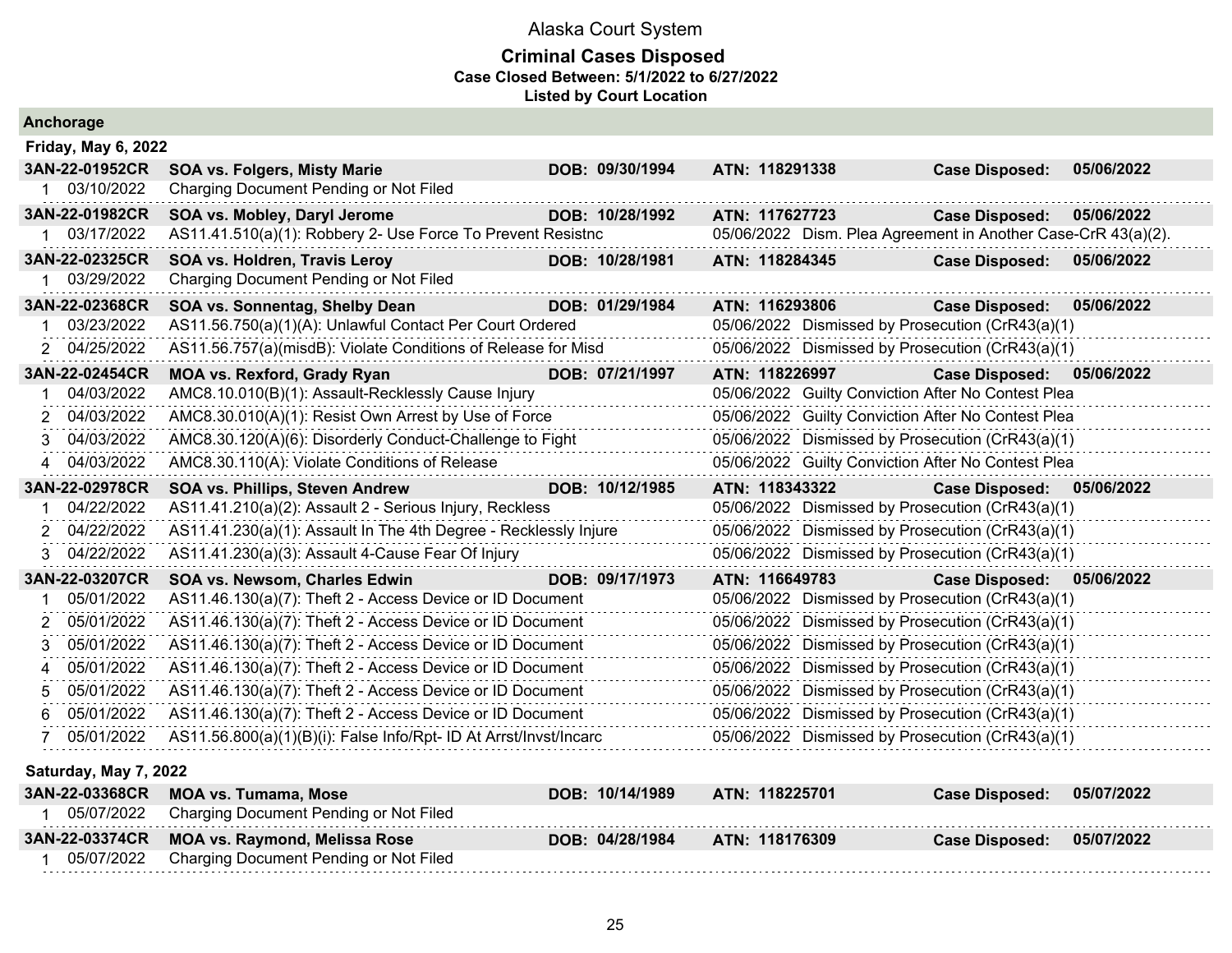# Alaska Court System

## Criminal Cases Disposed

**Case Closed Between: 5/1/2022 to 6/27/2022**

**Listed by Court Location**

### Anchorage

#### Friday, May 6, 2022

| | | | | | |
|---|---|---|---|---|---|
| **3AN-22-01952CR** | **SOA vs. Folgers, Misty Marie** | **DOB: 09/30/1994** | **ATN: 118291338** | **Case Disposed:** | **05/06/2022** |
| 1 03/10/2022 | Charging Document Pending or Not Filed | | | | |
| **3AN-22-01982CR** | **SOA vs. Mobley, Daryl Jerome** | **DOB: 10/28/1992** | **ATN: 117627723** | **Case Disposed:** | **05/06/2022** |
| 1 03/17/2022 | AS11.41.510(a)(1): Robbery 2- Use Force To Prevent Resistnc | | 05/06/2022 | Dism. Plea Agreement in Another Case-CrR 43(a)(2). | |
| **3AN-22-02325CR** | **SOA vs. Holdren, Travis Leroy** | **DOB: 10/28/1981** | **ATN: 118284345** | **Case Disposed:** | **05/06/2022** |
| 1 03/29/2022 | Charging Document Pending or Not Filed | | | | |
| **3AN-22-02368CR** | **SOA vs. Sonnentag, Shelby Dean** | **DOB: 01/29/1984** | **ATN: 116293806** | **Case Disposed:** | **05/06/2022** |
| 1 03/23/2022 | AS11.56.750(a)(1)(A): Unlawful Contact Per Court Ordered | | 05/06/2022 | Dismissed by Prosecution (CrR43(a)(1) | |
| 2 04/25/2022 | AS11.56.757(a)(misdB): Violate Conditions of Release for Misd | | 05/06/2022 | Dismissed by Prosecution (CrR43(a)(1) | |
| **3AN-22-02454CR** | **MOA vs. Rexford, Grady Ryan** | **DOB: 07/21/1997** | **ATN: 118226997** | **Case Disposed:** | **05/06/2022** |
| 1 04/03/2022 | AMC8.10.010(B)(1): Assault-Recklessly Cause Injury | | 05/06/2022 | Guilty Conviction After No Contest Plea | |
| 2 04/03/2022 | AMC8.30.010(A)(1): Resist Own Arrest by Use of Force | | 05/06/2022 | Guilty Conviction After No Contest Plea | |
| 3 04/03/2022 | AMC8.30.120(A)(6): Disorderly Conduct-Challenge to Fight | | 05/06/2022 | Dismissed by Prosecution (CrR43(a)(1) | |
| 4 04/03/2022 | AMC8.30.110(A): Violate Conditions of Release | | 05/06/2022 | Guilty Conviction After No Contest Plea | |
| **3AN-22-02978CR** | **SOA vs. Phillips, Steven Andrew** | **DOB: 10/12/1985** | **ATN: 118343322** | **Case Disposed:** | **05/06/2022** |
| 1 04/22/2022 | AS11.41.210(a)(2): Assault 2 - Serious Injury, Reckless | | 05/06/2022 | Dismissed by Prosecution (CrR43(a)(1) | |
| 2 04/22/2022 | AS11.41.230(a)(1): Assault In The 4th Degree - Recklessly Injure | | 05/06/2022 | Dismissed by Prosecution (CrR43(a)(1) | |
| 3 04/22/2022 | AS11.41.230(a)(3): Assault 4-Cause Fear Of Injury | | 05/06/2022 | Dismissed by Prosecution (CrR43(a)(1) | |
| **3AN-22-03207CR** | **SOA vs. Newsom, Charles Edwin** | **DOB: 09/17/1973** | **ATN: 116649783** | **Case Disposed:** | **05/06/2022** |
| 1 05/01/2022 | AS11.46.130(a)(7): Theft 2 - Access Device or ID Document | | 05/06/2022 | Dismissed by Prosecution (CrR43(a)(1) | |
| 2 05/01/2022 | AS11.46.130(a)(7): Theft 2 - Access Device or ID Document | | 05/06/2022 | Dismissed by Prosecution (CrR43(a)(1) | |
| 3 05/01/2022 | AS11.46.130(a)(7): Theft 2 - Access Device or ID Document | | 05/06/2022 | Dismissed by Prosecution (CrR43(a)(1) | |
| 4 05/01/2022 | AS11.46.130(a)(7): Theft 2 - Access Device or ID Document | | 05/06/2022 | Dismissed by Prosecution (CrR43(a)(1) | |
| 5 05/01/2022 | AS11.46.130(a)(7): Theft 2 - Access Device or ID Document | | 05/06/2022 | Dismissed by Prosecution (CrR43(a)(1) | |
| 6 05/01/2022 | AS11.46.130(a)(7): Theft 2 - Access Device or ID Document | | 05/06/2022 | Dismissed by Prosecution (CrR43(a)(1) | |
| 7 05/01/2022 | AS11.56.800(a)(1)(B)(i): False Info/Rpt- ID At Arrst/Invst/Incarc | | 05/06/2022 | Dismissed by Prosecution (CrR43(a)(1) | |

#### Saturday, May 7, 2022

| | | | | | |
|---|---|---|---|---|---|
| **3AN-22-03368CR** | **MOA vs. Tumama, Mose** | **DOB: 10/14/1989** | **ATN: 118225701** | **Case Disposed:** | **05/07/2022** |
| 1 05/07/2022 | Charging Document Pending or Not Filed | | | | |
| **3AN-22-03374CR** | **MOA vs. Raymond, Melissa Rose** | **DOB: 04/28/1984** | **ATN: 118176309** | **Case Disposed:** | **05/07/2022** |
| 1 05/07/2022 | Charging Document Pending or Not Filed | | | | |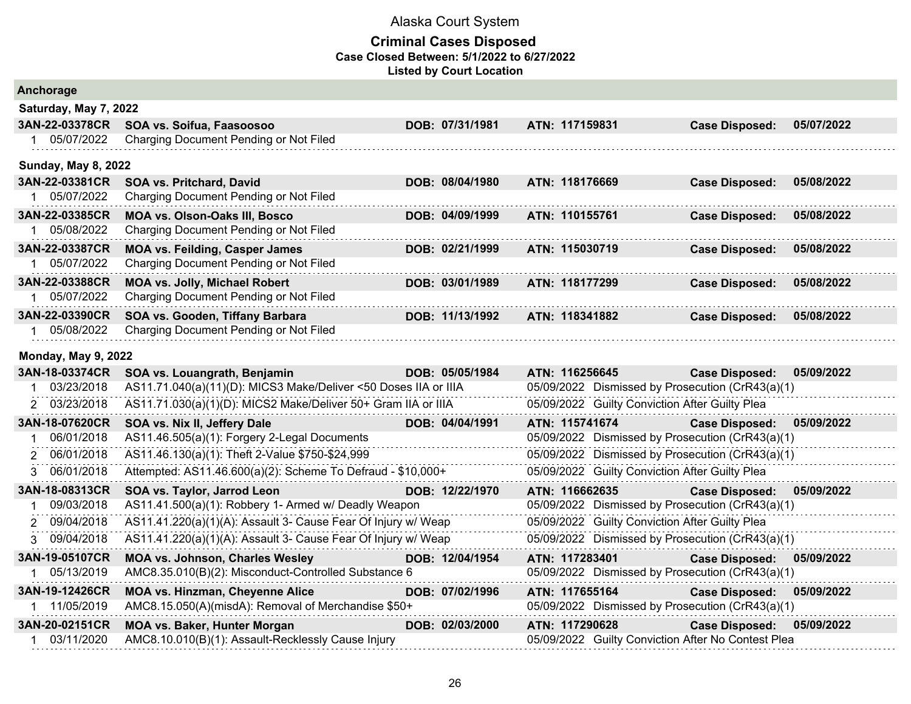# Alaska Court System

## Criminal Cases Disposed

**Case Closed Between: 5/1/2022 to 6/27/2022**

**Listed by Court Location**

### Anchorage

**Saturday, May 7, 2022**

**3AN-22-03378CR** **SOA vs. Soifua, Faasoosoo** **DOB: 07/31/1981** **ATN: 117159831** **Case Disposed: 05/07/2022**

1 05/07/2022 Charging Document Pending or Not Filed

**Sunday, May 8, 2022**

**3AN-22-03381CR** **SOA vs. Pritchard, David** **DOB: 08/04/1980** **ATN: 118176669** **Case Disposed: 05/08/2022**

1 05/07/2022 Charging Document Pending or Not Filed

**3AN-22-03385CR** **MOA vs. Olson-Oaks III, Bosco** **DOB: 04/09/1999** **ATN: 110155761** **Case Disposed: 05/08/2022**

1 05/08/2022 Charging Document Pending or Not Filed

**3AN-22-03387CR** **MOA vs. Feilding, Casper James** **DOB: 02/21/1999** **ATN: 115030719** **Case Disposed: 05/08/2022**

1 05/07/2022 Charging Document Pending or Not Filed

**3AN-22-03388CR** **MOA vs. Jolly, Michael Robert** **DOB: 03/01/1989** **ATN: 118177299** **Case Disposed: 05/08/2022**

1 05/07/2022 Charging Document Pending or Not Filed

**3AN-22-03390CR** **SOA vs. Gooden, Tiffany Barbara** **DOB: 11/13/1992** **ATN: 118341882** **Case Disposed: 05/08/2022**

1 05/08/2022 Charging Document Pending or Not Filed

**Monday, May 9, 2022**

**3AN-18-03374CR** **SOA vs. Louangrath, Benjamin** **DOB: 05/05/1984** **ATN: 116256645** **Case Disposed: 05/09/2022**

1 03/23/2018 AS11.71.040(a)(11)(D): MICS3 Make/Deliver <50 Doses IIA or IIIA — 05/09/2022 Dismissed by Prosecution (CrR43(a)(1)

2 03/23/2018 AS11.71.030(a)(1)(D): MICS2 Make/Deliver 50+ Gram IIA or IIIA — 05/09/2022 Guilty Conviction After Guilty Plea

**3AN-18-07620CR** **SOA vs. Nix II, Jeffery Dale** **DOB: 04/04/1991** **ATN: 115741674** **Case Disposed: 05/09/2022**

1 06/01/2018 AS11.46.505(a)(1): Forgery 2-Legal Documents — 05/09/2022 Dismissed by Prosecution (CrR43(a)(1)

2 06/01/2018 AS11.46.130(a)(1): Theft 2-Value $750-$24,999 — 05/09/2022 Dismissed by Prosecution (CrR43(a)(1)

3 06/01/2018 Attempted: AS11.46.600(a)(2): Scheme To Defraud - $10,000+ — 05/09/2022 Guilty Conviction After Guilty Plea

**3AN-18-08313CR** **SOA vs. Taylor, Jarrod Leon** **DOB: 12/22/1970** **ATN: 116662635** **Case Disposed: 05/09/2022**

1 09/03/2018 AS11.41.500(a)(1): Robbery 1- Armed w/ Deadly Weapon — 05/09/2022 Dismissed by Prosecution (CrR43(a)(1)

2 09/04/2018 AS11.41.220(a)(1)(A): Assault 3- Cause Fear Of Injury w/ Weap — 05/09/2022 Guilty Conviction After Guilty Plea

3 09/04/2018 AS11.41.220(a)(1)(A): Assault 3- Cause Fear Of Injury w/ Weap — 05/09/2022 Dismissed by Prosecution (CrR43(a)(1)

**3AN-19-05107CR** **MOA vs. Johnson, Charles Wesley** **DOB: 12/04/1954** **ATN: 117283401** **Case Disposed: 05/09/2022**

1 05/13/2019 AMC8.35.010(B)(2): Misconduct-Controlled Substance 6 — 05/09/2022 Dismissed by Prosecution (CrR43(a)(1)

**3AN-19-12426CR** **MOA vs. Hinzman, Cheyenne Alice** **DOB: 07/02/1996** **ATN: 117655164** **Case Disposed: 05/09/2022**

1 11/05/2019 AMC8.15.050(A)(misdA): Removal of Merchandise $50+ — 05/09/2022 Dismissed by Prosecution (CrR43(a)(1)

**3AN-20-02151CR** **MOA vs. Baker, Hunter Morgan** **DOB: 02/03/2000** **ATN: 117290628** **Case Disposed: 05/09/2022**

1 03/11/2020 AMC8.10.010(B)(1): Assault-Recklessly Cause Injury — 05/09/2022 Guilty Conviction After No Contest Plea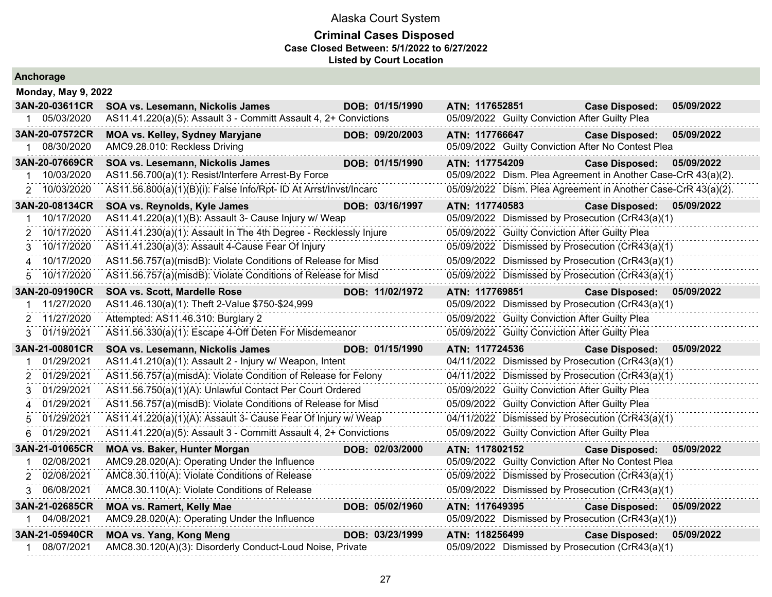# Alaska Court System

## Criminal Cases Disposed

**Case Closed Between: 5/1/2022 to 6/27/2022**

**Listed by Court Location**

### Anchorage

**Monday, May 9, 2022**

| Case | Parties / Charge | DOB | ATN / Disposition | Case Disposed |
|---|---|---|---|---|
| **3AN-20-03611CR** | **SOA vs. Lesemann, Nickolis James** | **DOB: 01/15/1990** | **ATN: 117652851** | **Case Disposed: 05/09/2022** |
| 1 05/03/2020 | AS11.41.220(a)(5): Assault 3 - Committ Assault 4, 2+ Convictions | | 05/09/2022 Guilty Conviction After Guilty Plea | |
| **3AN-20-07572CR** | **MOA vs. Kelley, Sydney Maryjane** | **DOB: 09/20/2003** | **ATN: 117766647** | **Case Disposed: 05/09/2022** |
| 1 08/30/2020 | AMC9.28.010: Reckless Driving | | 05/09/2022 Guilty Conviction After No Contest Plea | |
| **3AN-20-07669CR** | **SOA vs. Lesemann, Nickolis James** | **DOB: 01/15/1990** | **ATN: 117754209** | **Case Disposed: 05/09/2022** |
| 1 10/03/2020 | AS11.56.700(a)(1): Resist/Interfere Arrest-By Force | | 05/09/2022 Dism. Plea Agreement in Another Case-CrR 43(a)(2). | |
| 2 10/03/2020 | AS11.56.800(a)(1)(B)(i): False Info/Rpt- ID At Arrst/Invst/Incarc | | 05/09/2022 Dism. Plea Agreement in Another Case-CrR 43(a)(2). | |
| **3AN-20-08134CR** | **SOA vs. Reynolds, Kyle James** | **DOB: 03/16/1997** | **ATN: 117740583** | **Case Disposed: 05/09/2022** |
| 1 10/17/2020 | AS11.41.220(a)(1)(B): Assault 3- Cause Injury w/ Weap | | 05/09/2022 Dismissed by Prosecution (CrR43(a)(1) | |
| 2 10/17/2020 | AS11.41.230(a)(1): Assault In The 4th Degree - Recklessly Injure | | 05/09/2022 Guilty Conviction After Guilty Plea | |
| 3 10/17/2020 | AS11.41.230(a)(3): Assault 4-Cause Fear Of Injury | | 05/09/2022 Dismissed by Prosecution (CrR43(a)(1) | |
| 4 10/17/2020 | AS11.56.757(a)(misdB): Violate Conditions of Release for Misd | | 05/09/2022 Dismissed by Prosecution (CrR43(a)(1) | |
| 5 10/17/2020 | AS11.56.757(a)(misdB): Violate Conditions of Release for Misd | | 05/09/2022 Dismissed by Prosecution (CrR43(a)(1) | |
| **3AN-20-09190CR** | **SOA vs. Scott, Mardelle Rose** | **DOB: 11/02/1972** | **ATN: 117769851** | **Case Disposed: 05/09/2022** |
| 1 11/27/2020 | AS11.46.130(a)(1): Theft 2-Value $750-$24,999 | | 05/09/2022 Dismissed by Prosecution (CrR43(a)(1) | |
| 2 11/27/2020 | Attempted: AS11.46.310: Burglary 2 | | 05/09/2022 Guilty Conviction After Guilty Plea | |
| 3 01/19/2021 | AS11.56.330(a)(1): Escape 4-Off Deten For Misdemeanor | | 05/09/2022 Guilty Conviction After Guilty Plea | |
| **3AN-21-00801CR** | **SOA vs. Lesemann, Nickolis James** | **DOB: 01/15/1990** | **ATN: 117724536** | **Case Disposed: 05/09/2022** |
| 1 01/29/2021 | AS11.41.210(a)(1): Assault 2 - Injury w/ Weapon, Intent | | 04/11/2022 Dismissed by Prosecution (CrR43(a)(1) | |
| 2 01/29/2021 | AS11.56.757(a)(misdA): Violate Condition of Release for Felony | | 04/11/2022 Dismissed by Prosecution (CrR43(a)(1) | |
| 3 01/29/2021 | AS11.56.750(a)(1)(A): Unlawful Contact Per Court Ordered | | 05/09/2022 Guilty Conviction After Guilty Plea | |
| 4 01/29/2021 | AS11.56.757(a)(misdB): Violate Conditions of Release for Misd | | 05/09/2022 Guilty Conviction After Guilty Plea | |
| 5 01/29/2021 | AS11.41.220(a)(1)(A): Assault 3- Cause Fear Of Injury w/ Weap | | 04/11/2022 Dismissed by Prosecution (CrR43(a)(1) | |
| 6 01/29/2021 | AS11.41.220(a)(5): Assault 3 - Committ Assault 4, 2+ Convictions | | 05/09/2022 Guilty Conviction After Guilty Plea | |
| **3AN-21-01065CR** | **MOA vs. Baker, Hunter Morgan** | **DOB: 02/03/2000** | **ATN: 117802152** | **Case Disposed: 05/09/2022** |
| 1 02/08/2021 | AMC9.28.020(A): Operating Under the Influence | | 05/09/2022 Guilty Conviction After No Contest Plea | |
| 2 02/08/2021 | AMC8.30.110(A): Violate Conditions of Release | | 05/09/2022 Dismissed by Prosecution (CrR43(a)(1) | |
| 3 06/08/2021 | AMC8.30.110(A): Violate Conditions of Release | | 05/09/2022 Dismissed by Prosecution (CrR43(a)(1) | |
| **3AN-21-02685CR** | **MOA vs. Ramert, Kelly Mae** | **DOB: 05/02/1960** | **ATN: 117649395** | **Case Disposed: 05/09/2022** |
| 1 04/08/2021 | AMC9.28.020(A): Operating Under the Influence | | 05/09/2022 Dismissed by Prosecution (CrR43(a)(1)) | |
| **3AN-21-05940CR** | **MOA vs. Yang, Kong Meng** | **DOB: 03/23/1999** | **ATN: 118256499** | **Case Disposed: 05/09/2022** |
| 1 08/07/2021 | AMC8.30.120(A)(3): Disorderly Conduct-Loud Noise, Private | | 05/09/2022 Dismissed by Prosecution (CrR43(a)(1) | |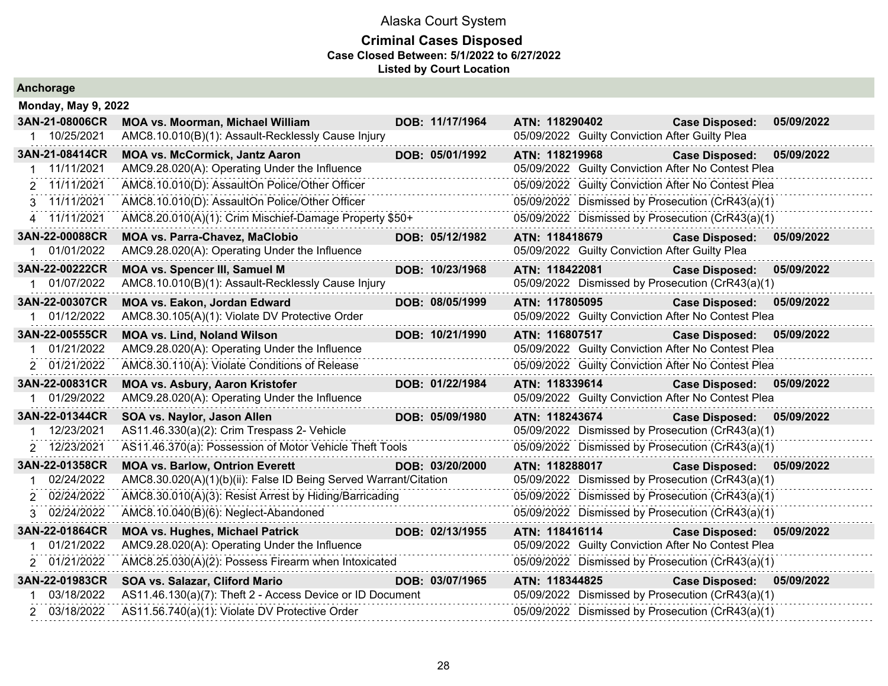# Alaska Court System

## Criminal Cases Disposed

**Case Closed Between: 5/1/2022 to 6/27/2022**

**Listed by Court Location**

### Anchorage

**Monday, May 9, 2022**

| Case | Name / Charge | DOB | ATN / Disposition | Case Disposed |
|---|---|---|---|---|
| **3AN-21-08006CR** | **MOA vs. Moorman, Michael William** | **DOB: 11/17/1964** | **ATN: 118290402** | **05/09/2022** |
| 1 10/25/2021 | AMC8.10.010(B)(1): Assault-Recklessly Cause Injury | | 05/09/2022 Guilty Conviction After Guilty Plea | |
| **3AN-21-08414CR** | **MOA vs. McCormick, Jantz Aaron** | **DOB: 05/01/1992** | **ATN: 118219968** | **05/09/2022** |
| 1 11/11/2021 | AMC9.28.020(A): Operating Under the Influence | | 05/09/2022 Guilty Conviction After No Contest Plea | |
| 2 11/11/2021 | AMC8.10.010(D): AssaultOn Police/Other Officer | | 05/09/2022 Guilty Conviction After No Contest Plea | |
| 3 11/11/2021 | AMC8.10.010(D): AssaultOn Police/Other Officer | | 05/09/2022 Dismissed by Prosecution (CrR43(a)(1) | |
| 4 11/11/2021 | AMC8.20.010(A)(1): Crim Mischief-Damage Property $50+ | | 05/09/2022 Dismissed by Prosecution (CrR43(a)(1) | |
| **3AN-22-00088CR** | **MOA vs. Parra-Chavez, MaClobio** | **DOB: 05/12/1982** | **ATN: 118418679** | **05/09/2022** |
| 1 01/01/2022 | AMC9.28.020(A): Operating Under the Influence | | 05/09/2022 Guilty Conviction After Guilty Plea | |
| **3AN-22-00222CR** | **MOA vs. Spencer III, Samuel M** | **DOB: 10/23/1968** | **ATN: 118422081** | **05/09/2022** |
| 1 01/07/2022 | AMC8.10.010(B)(1): Assault-Recklessly Cause Injury | | 05/09/2022 Dismissed by Prosecution (CrR43(a)(1) | |
| **3AN-22-00307CR** | **MOA vs. Eakon, Jordan Edward** | **DOB: 08/05/1999** | **ATN: 117805095** | **05/09/2022** |
| 1 01/12/2022 | AMC8.30.105(A)(1): Violate DV Protective Order | | 05/09/2022 Guilty Conviction After No Contest Plea | |
| **3AN-22-00555CR** | **MOA vs. Lind, Noland Wilson** | **DOB: 10/21/1990** | **ATN: 116807517** | **05/09/2022** |
| 1 01/21/2022 | AMC9.28.020(A): Operating Under the Influence | | 05/09/2022 Guilty Conviction After No Contest Plea | |
| 2 01/21/2022 | AMC8.30.110(A): Violate Conditions of Release | | 05/09/2022 Guilty Conviction After No Contest Plea | |
| **3AN-22-00831CR** | **MOA vs. Asbury, Aaron Kristofer** | **DOB: 01/22/1984** | **ATN: 118339614** | **05/09/2022** |
| 1 01/29/2022 | AMC9.28.020(A): Operating Under the Influence | | 05/09/2022 Guilty Conviction After No Contest Plea | |
| **3AN-22-01344CR** | **SOA vs. Naylor, Jason Allen** | **DOB: 05/09/1980** | **ATN: 118243674** | **05/09/2022** |
| 1 12/23/2021 | AS11.46.330(a)(2): Crim Trespass 2- Vehicle | | 05/09/2022 Dismissed by Prosecution (CrR43(a)(1) | |
| 2 12/23/2021 | AS11.46.370(a): Possession of Motor Vehicle Theft Tools | | 05/09/2022 Dismissed by Prosecution (CrR43(a)(1) | |
| **3AN-22-01358CR** | **MOA vs. Barlow, Ontrion Everett** | **DOB: 03/20/2000** | **ATN: 118288017** | **05/09/2022** |
| 1 02/24/2022 | AMC8.30.020(A)(1)(b)(ii): False ID Being Served Warrant/Citation | | 05/09/2022 Dismissed by Prosecution (CrR43(a)(1) | |
| 2 02/24/2022 | AMC8.30.010(A)(3): Resist Arrest by Hiding/Barricading | | 05/09/2022 Dismissed by Prosecution (CrR43(a)(1) | |
| 3 02/24/2022 | AMC8.10.040(B)(6): Neglect-Abandoned | | 05/09/2022 Dismissed by Prosecution (CrR43(a)(1) | |
| **3AN-22-01864CR** | **MOA vs. Hughes, Michael Patrick** | **DOB: 02/13/1955** | **ATN: 118416114** | **05/09/2022** |
| 1 01/21/2022 | AMC9.28.020(A): Operating Under the Influence | | 05/09/2022 Guilty Conviction After No Contest Plea | |
| 2 01/21/2022 | AMC8.25.030(A)(2): Possess Firearm when Intoxicated | | 05/09/2022 Dismissed by Prosecution (CrR43(a)(1) | |
| **3AN-22-01983CR** | **SOA vs. Salazar, Cliford Mario** | **DOB: 03/07/1965** | **ATN: 118344825** | **05/09/2022** |
| 1 03/18/2022 | AS11.46.130(a)(7): Theft 2 - Access Device or ID Document | | 05/09/2022 Dismissed by Prosecution (CrR43(a)(1) | |
| 2 03/18/2022 | AS11.56.740(a)(1): Violate DV Protective Order | | 05/09/2022 Dismissed by Prosecution (CrR43(a)(1) | |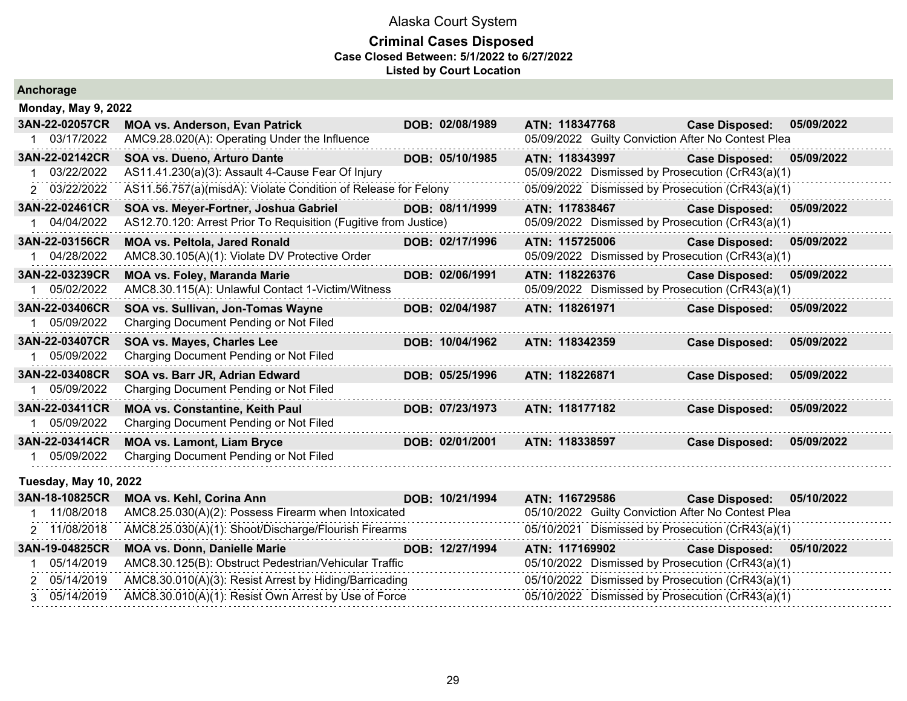Alaska Court System

**Criminal Cases Disposed**

**Case Closed Between: 5/1/2022 to 6/27/2022**

**Listed by Court Location**

## Anchorage

### Monday, May 9, 2022

| Case | Parties / Charge | DOB | ATN / Disposition | Case Disposed |
|---|---|---|---|---|
| **3AN-22-02057CR** | **MOA vs. Anderson, Evan Patrick** | **DOB: 02/08/1989** | **ATN: 118347768** | **Case Disposed: 05/09/2022** |
| 1 03/17/2022 | AMC9.28.020(A): Operating Under the Influence | | 05/09/2022 Guilty Conviction After No Contest Plea | |
| **3AN-22-02142CR** | **SOA vs. Dueno, Arturo Dante** | **DOB: 05/10/1985** | **ATN: 118343997** | **Case Disposed: 05/09/2022** |
| 1 03/22/2022 | AS11.41.230(a)(3): Assault 4-Cause Fear Of Injury | | 05/09/2022 Dismissed by Prosecution (CrR43(a)(1) | |
| 2 03/22/2022 | AS11.56.757(a)(misdA): Violate Condition of Release for Felony | | 05/09/2022 Dismissed by Prosecution (CrR43(a)(1) | |
| **3AN-22-02461CR** | **SOA vs. Meyer-Fortner, Joshua Gabriel** | **DOB: 08/11/1999** | **ATN: 117838467** | **Case Disposed: 05/09/2022** |
| 1 04/04/2022 | AS12.70.120: Arrest Prior To Requisition (Fugitive from Justice) | | 05/09/2022 Dismissed by Prosecution (CrR43(a)(1) | |
| **3AN-22-03156CR** | **MOA vs. Peltola, Jared Ronald** | **DOB: 02/17/1996** | **ATN: 115725006** | **Case Disposed: 05/09/2022** |
| 1 04/28/2022 | AMC8.30.105(A)(1): Violate DV Protective Order | | 05/09/2022 Dismissed by Prosecution (CrR43(a)(1) | |
| **3AN-22-03239CR** | **MOA vs. Foley, Maranda Marie** | **DOB: 02/06/1991** | **ATN: 118226376** | **Case Disposed: 05/09/2022** |
| 1 05/02/2022 | AMC8.30.115(A): Unlawful Contact 1-Victim/Witness | | 05/09/2022 Dismissed by Prosecution (CrR43(a)(1) | |
| **3AN-22-03406CR** | **SOA vs. Sullivan, Jon-Tomas Wayne** | **DOB: 02/04/1987** | **ATN: 118261971** | **Case Disposed: 05/09/2022** |
| 1 05/09/2022 | Charging Document Pending or Not Filed | | | |
| **3AN-22-03407CR** | **SOA vs. Mayes, Charles Lee** | **DOB: 10/04/1962** | **ATN: 118342359** | **Case Disposed: 05/09/2022** |
| 1 05/09/2022 | Charging Document Pending or Not Filed | | | |
| **3AN-22-03408CR** | **SOA vs. Barr JR, Adrian Edward** | **DOB: 05/25/1996** | **ATN: 118226871** | **Case Disposed: 05/09/2022** |
| 1 05/09/2022 | Charging Document Pending or Not Filed | | | |
| **3AN-22-03411CR** | **MOA vs. Constantine, Keith Paul** | **DOB: 07/23/1973** | **ATN: 118177182** | **Case Disposed: 05/09/2022** |
| 1 05/09/2022 | Charging Document Pending or Not Filed | | | |
| **3AN-22-03414CR** | **MOA vs. Lamont, Liam Bryce** | **DOB: 02/01/2001** | **ATN: 118338597** | **Case Disposed: 05/09/2022** |
| 1 05/09/2022 | Charging Document Pending or Not Filed | | | |

### Tuesday, May 10, 2022

| Case | Parties / Charge | DOB | ATN / Disposition | Case Disposed |
|---|---|---|---|---|
| **3AN-18-10825CR** | **MOA vs. Kehl, Corina Ann** | **DOB: 10/21/1994** | **ATN: 116729586** | **Case Disposed: 05/10/2022** |
| 1 11/08/2018 | AMC8.25.030(A)(2): Possess Firearm when Intoxicated | | 05/10/2022 Guilty Conviction After No Contest Plea | |
| 2 11/08/2018 | AMC8.25.030(A)(1): Shoot/Discharge/Flourish Firearms | | 05/10/2021 Dismissed by Prosecution (CrR43(a)(1) | |
| **3AN-19-04825CR** | **MOA vs. Donn, Danielle Marie** | **DOB: 12/27/1994** | **ATN: 117169902** | **Case Disposed: 05/10/2022** |
| 1 05/14/2019 | AMC8.30.125(B): Obstruct Pedestrian/Vehicular Traffic | | 05/10/2022 Dismissed by Prosecution (CrR43(a)(1) | |
| 2 05/14/2019 | AMC8.30.010(A)(3): Resist Arrest by Hiding/Barricading | | 05/10/2022 Dismissed by Prosecution (CrR43(a)(1) | |
| 3 05/14/2019 | AMC8.30.010(A)(1): Resist Own Arrest by Use of Force | | 05/10/2022 Dismissed by Prosecution (CrR43(a)(1) | |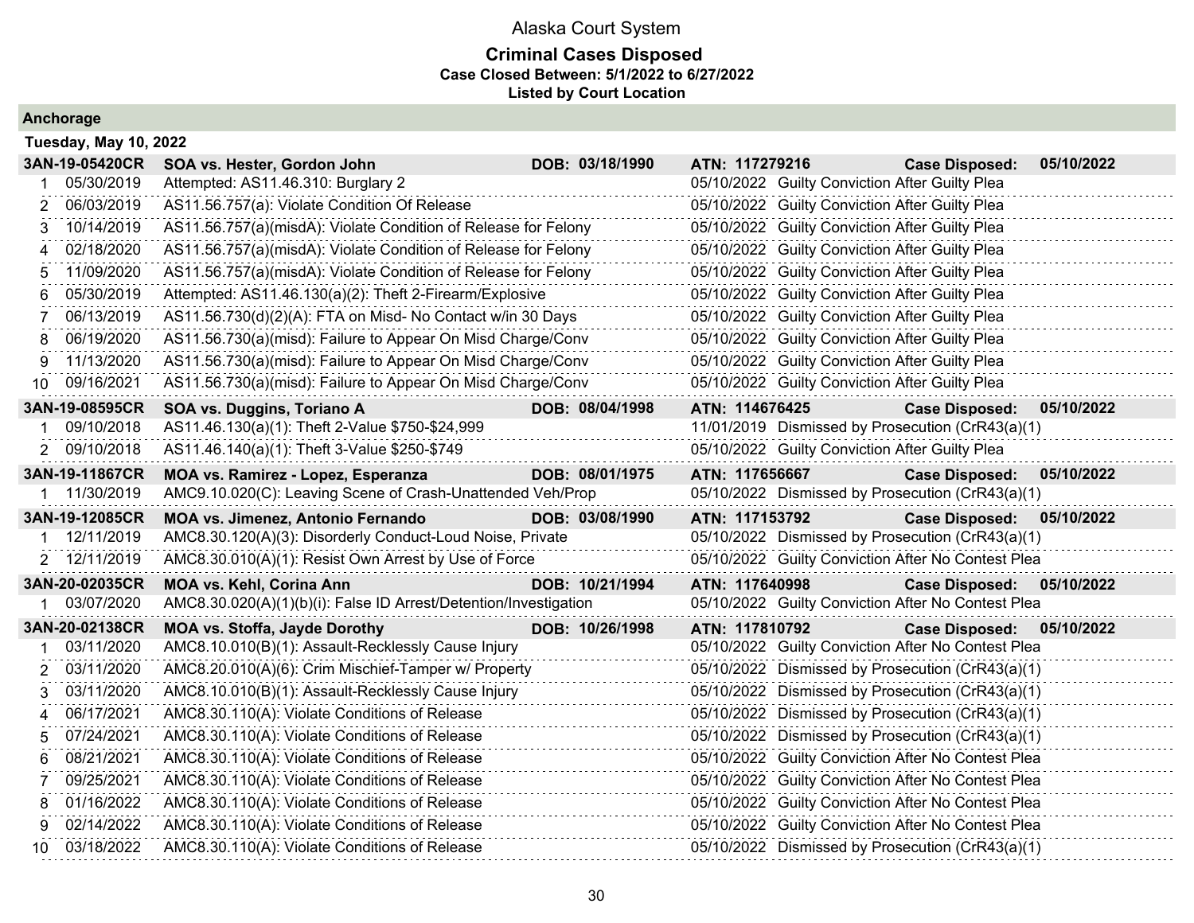# Alaska Court System

## Criminal Cases Disposed

**Case Closed Between: 5/1/2022 to 6/27/2022**

**Listed by Court Location**

### Anchorage

**Tuesday, May 10, 2022**

**3AN-19-05420CR — SOA vs. Hester, Gordon John — DOB: 03/18/1990 — ATN: 117279216 — Case Disposed: 05/10/2022**

| # | Date | Charge | Disposition Date | Disposition |
|---|---|---|---|---|
| 1 | 05/30/2019 | Attempted: AS11.46.310: Burglary 2 | 05/10/2022 | Guilty Conviction After Guilty Plea |
| 2 | 06/03/2019 | AS11.56.757(a): Violate Condition Of Release | 05/10/2022 | Guilty Conviction After Guilty Plea |
| 3 | 10/14/2019 | AS11.56.757(a)(misdA): Violate Condition of Release for Felony | 05/10/2022 | Guilty Conviction After Guilty Plea |
| 4 | 02/18/2020 | AS11.56.757(a)(misdA): Violate Condition of Release for Felony | 05/10/2022 | Guilty Conviction After Guilty Plea |
| 5 | 11/09/2020 | AS11.56.757(a)(misdA): Violate Condition of Release for Felony | 05/10/2022 | Guilty Conviction After Guilty Plea |
| 6 | 05/30/2019 | Attempted: AS11.46.130(a)(2): Theft 2-Firearm/Explosive | 05/10/2022 | Guilty Conviction After Guilty Plea |
| 7 | 06/13/2019 | AS11.56.730(d)(2)(A): FTA on Misd- No Contact w/in 30 Days | 05/10/2022 | Guilty Conviction After Guilty Plea |
| 8 | 06/19/2020 | AS11.56.730(a)(misd): Failure to Appear On Misd Charge/Conv | 05/10/2022 | Guilty Conviction After Guilty Plea |
| 9 | 11/13/2020 | AS11.56.730(a)(misd): Failure to Appear On Misd Charge/Conv | 05/10/2022 | Guilty Conviction After Guilty Plea |
| 10 | 09/16/2021 | AS11.56.730(a)(misd): Failure to Appear On Misd Charge/Conv | 05/10/2022 | Guilty Conviction After Guilty Plea |

**3AN-19-08595CR — SOA vs. Duggins, Toriano A — DOB: 08/04/1998 — ATN: 114676425 — Case Disposed: 05/10/2022**

| # | Date | Charge | Disposition Date | Disposition |
|---|---|---|---|---|
| 1 | 09/10/2018 | AS11.46.130(a)(1): Theft 2-Value $750-$24,999 | 11/01/2019 | Dismissed by Prosecution (CrR43(a)(1) |
| 2 | 09/10/2018 | AS11.46.140(a)(1): Theft 3-Value $250-$749 | 05/10/2022 | Guilty Conviction After Guilty Plea |

**3AN-19-11867CR — MOA vs. Ramirez - Lopez, Esperanza — DOB: 08/01/1975 — ATN: 117656667 — Case Disposed: 05/10/2022**

| # | Date | Charge | Disposition Date | Disposition |
|---|---|---|---|---|
| 1 | 11/30/2019 | AMC9.10.020(C): Leaving Scene of Crash-Unattended Veh/Prop | 05/10/2022 | Dismissed by Prosecution (CrR43(a)(1) |

**3AN-19-12085CR — MOA vs. Jimenez, Antonio Fernando — DOB: 03/08/1990 — ATN: 117153792 — Case Disposed: 05/10/2022**

| # | Date | Charge | Disposition Date | Disposition |
|---|---|---|---|---|
| 1 | 12/11/2019 | AMC8.30.120(A)(3): Disorderly Conduct-Loud Noise, Private | 05/10/2022 | Dismissed by Prosecution (CrR43(a)(1) |
| 2 | 12/11/2019 | AMC8.30.010(A)(1): Resist Own Arrest by Use of Force | 05/10/2022 | Guilty Conviction After No Contest Plea |

**3AN-20-02035CR — MOA vs. Kehl, Corina Ann — DOB: 10/21/1994 — ATN: 117640998 — Case Disposed: 05/10/2022**

| # | Date | Charge | Disposition Date | Disposition |
|---|---|---|---|---|
| 1 | 03/07/2020 | AMC8.30.020(A)(1)(b)(i): False ID Arrest/Detention/Investigation | 05/10/2022 | Guilty Conviction After No Contest Plea |

**3AN-20-02138CR — MOA vs. Stoffa, Jayde Dorothy — DOB: 10/26/1998 — ATN: 117810792 — Case Disposed: 05/10/2022**

| # | Date | Charge | Disposition Date | Disposition |
|---|---|---|---|---|
| 1 | 03/11/2020 | AMC8.10.010(B)(1): Assault-Recklessly Cause Injury | 05/10/2022 | Guilty Conviction After No Contest Plea |
| 2 | 03/11/2020 | AMC8.20.010(A)(6): Crim Mischief-Tamper w/ Property | 05/10/2022 | Dismissed by Prosecution (CrR43(a)(1) |
| 3 | 03/11/2020 | AMC8.10.010(B)(1): Assault-Recklessly Cause Injury | 05/10/2022 | Dismissed by Prosecution (CrR43(a)(1) |
| 4 | 06/17/2021 | AMC8.30.110(A): Violate Conditions of Release | 05/10/2022 | Dismissed by Prosecution (CrR43(a)(1) |
| 5 | 07/24/2021 | AMC8.30.110(A): Violate Conditions of Release | 05/10/2022 | Dismissed by Prosecution (CrR43(a)(1) |
| 6 | 08/21/2021 | AMC8.30.110(A): Violate Conditions of Release | 05/10/2022 | Guilty Conviction After No Contest Plea |
| 7 | 09/25/2021 | AMC8.30.110(A): Violate Conditions of Release | 05/10/2022 | Guilty Conviction After No Contest Plea |
| 8 | 01/16/2022 | AMC8.30.110(A): Violate Conditions of Release | 05/10/2022 | Guilty Conviction After No Contest Plea |
| 9 | 02/14/2022 | AMC8.30.110(A): Violate Conditions of Release | 05/10/2022 | Guilty Conviction After No Contest Plea |
| 10 | 03/18/2022 | AMC8.30.110(A): Violate Conditions of Release | 05/10/2022 | Dismissed by Prosecution (CrR43(a)(1) |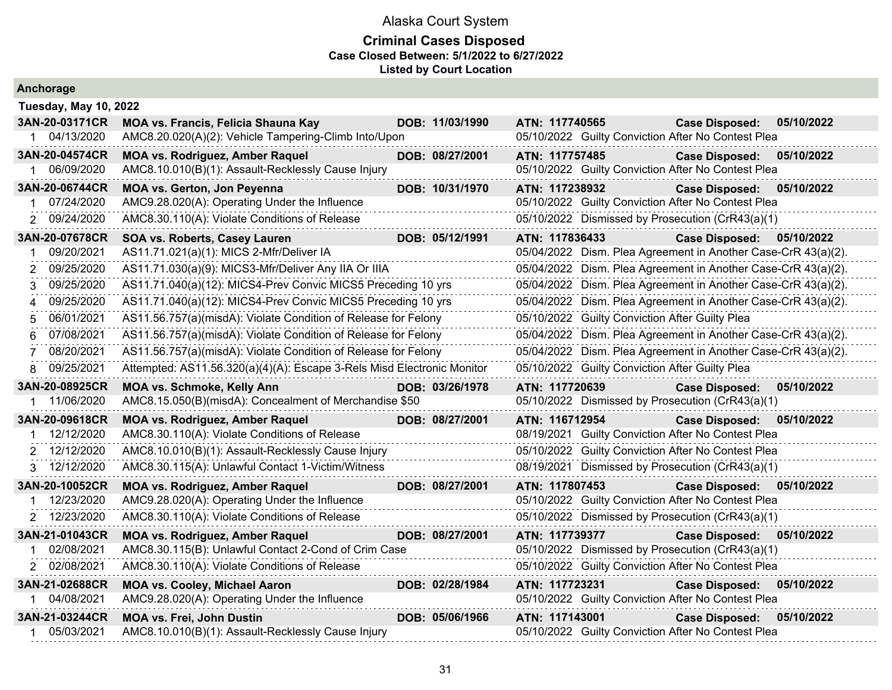# Alaska Court System

## Criminal Cases Disposed

**Case Closed Between: 5/1/2022 to 6/27/2022**

**Listed by Court Location**

### Anchorage

**Tuesday, May 10, 2022**

**3AN-20-03171CR** | **MOA vs. Francis, Felicia Shauna Kay** | **DOB: 11/03/1990** | **ATN: 117740565** | **Case Disposed: 05/10/2022**

| # | Offense Date | Charge | Disposition Date | Disposition |
|---|---|---|---|---|
| 1 | 04/13/2020 | AMC8.20.020(A)(2): Vehicle Tampering-Climb Into/Upon | 05/10/2022 | Guilty Conviction After No Contest Plea |

**3AN-20-04574CR** | **MOA vs. Rodriguez, Amber Raquel** | **DOB: 08/27/2001** | **ATN: 117757485** | **Case Disposed: 05/10/2022**

| # | Offense Date | Charge | Disposition Date | Disposition |
|---|---|---|---|---|
| 1 | 06/09/2020 | AMC8.10.010(B)(1): Assault-Recklessly Cause Injury | 05/10/2022 | Guilty Conviction After No Contest Plea |

**3AN-20-06744CR** | **MOA vs. Gerton, Jon Peyenna** | **DOB: 10/31/1970** | **ATN: 117238932** | **Case Disposed: 05/10/2022**

| # | Offense Date | Charge | Disposition Date | Disposition |
|---|---|---|---|---|
| 1 | 07/24/2020 | AMC9.28.020(A): Operating Under the Influence | 05/10/2022 | Guilty Conviction After No Contest Plea |
| 2 | 09/24/2020 | AMC8.30.110(A): Violate Conditions of Release | 05/10/2022 | Dismissed by Prosecution (CrR43(a)(1) |

**3AN-20-07678CR** | **SOA vs. Roberts, Casey Lauren** | **DOB: 05/12/1991** | **ATN: 117836433** | **Case Disposed: 05/10/2022**

| # | Offense Date | Charge | Disposition Date | Disposition |
|---|---|---|---|---|
| 1 | 09/20/2021 | AS11.71.021(a)(1): MICS 2-Mfr/Deliver IA | 05/04/2022 | Dism. Plea Agreement in Another Case-CrR 43(a)(2). |
| 2 | 09/25/2020 | AS11.71.030(a)(9): MICS3-Mfr/Deliver Any IIA Or IIIA | 05/04/2022 | Dism. Plea Agreement in Another Case-CrR 43(a)(2). |
| 3 | 09/25/2020 | AS11.71.040(a)(12): MICS4-Prev Convic MICS5 Preceding 10 yrs | 05/04/2022 | Dism. Plea Agreement in Another Case-CrR 43(a)(2). |
| 4 | 09/25/2020 | AS11.71.040(a)(12): MICS4-Prev Convic MICS5 Preceding 10 yrs | 05/04/2022 | Dism. Plea Agreement in Another Case-CrR 43(a)(2). |
| 5 | 06/01/2021 | AS11.56.757(a)(misdA): Violate Condition of Release for Felony | 05/10/2022 | Guilty Conviction After Guilty Plea |
| 6 | 07/08/2021 | AS11.56.757(a)(misdA): Violate Condition of Release for Felony | 05/04/2022 | Dism. Plea Agreement in Another Case-CrR 43(a)(2). |
| 7 | 08/20/2021 | AS11.56.757(a)(misdA): Violate Condition of Release for Felony | 05/04/2022 | Dism. Plea Agreement in Another Case-CrR 43(a)(2). |
| 8 | 09/25/2021 | Attempted: AS11.56.320(a)(4)(A): Escape 3-Rels Misd Electronic Monitor | 05/10/2022 | Guilty Conviction After Guilty Plea |

**3AN-20-08925CR** | **MOA vs. Schmoke, Kelly Ann** | **DOB: 03/26/1978** | **ATN: 117720639** | **Case Disposed: 05/10/2022**

| # | Offense Date | Charge | Disposition Date | Disposition |
|---|---|---|---|---|
| 1 | 11/06/2020 | AMC8.15.050(B)(misdA): Concealment of Merchandise $50 | 05/10/2022 | Dismissed by Prosecution (CrR43(a)(1) |

**3AN-20-09618CR** | **MOA vs. Rodriguez, Amber Raquel** | **DOB: 08/27/2001** | **ATN: 116712954** | **Case Disposed: 05/10/2022**

| # | Offense Date | Charge | Disposition Date | Disposition |
|---|---|---|---|---|
| 1 | 12/12/2020 | AMC8.30.110(A): Violate Conditions of Release | 08/19/2021 | Guilty Conviction After No Contest Plea |
| 2 | 12/12/2020 | AMC8.10.010(B)(1): Assault-Recklessly Cause Injury | 05/10/2022 | Guilty Conviction After No Contest Plea |
| 3 | 12/12/2020 | AMC8.30.115(A): Unlawful Contact 1-Victim/Witness | 08/19/2021 | Dismissed by Prosecution (CrR43(a)(1) |

**3AN-20-10052CR** | **MOA vs. Rodriguez, Amber Raquel** | **DOB: 08/27/2001** | **ATN: 117807453** | **Case Disposed: 05/10/2022**

| # | Offense Date | Charge | Disposition Date | Disposition |
|---|---|---|---|---|
| 1 | 12/23/2020 | AMC9.28.020(A): Operating Under the Influence | 05/10/2022 | Guilty Conviction After No Contest Plea |
| 2 | 12/23/2020 | AMC8.30.110(A): Violate Conditions of Release | 05/10/2022 | Dismissed by Prosecution (CrR43(a)(1) |

**3AN-21-01043CR** | **MOA vs. Rodriguez, Amber Raquel** | **DOB: 08/27/2001** | **ATN: 117739377** | **Case Disposed: 05/10/2022**

| # | Offense Date | Charge | Disposition Date | Disposition |
|---|---|---|---|---|
| 1 | 02/08/2021 | AMC8.30.115(B): Unlawful Contact 2-Cond of Crim Case | 05/10/2022 | Dismissed by Prosecution (CrR43(a)(1) |
| 2 | 02/08/2021 | AMC8.30.110(A): Violate Conditions of Release | 05/10/2022 | Guilty Conviction After No Contest Plea |

**3AN-21-02688CR** | **MOA vs. Cooley, Michael Aaron** | **DOB: 02/28/1984** | **ATN: 117723231** | **Case Disposed: 05/10/2022**

| # | Offense Date | Charge | Disposition Date | Disposition |
|---|---|---|---|---|
| 1 | 04/08/2021 | AMC9.28.020(A): Operating Under the Influence | 05/10/2022 | Guilty Conviction After No Contest Plea |

**3AN-21-03244CR** | **MOA vs. Frei, John Dustin** | **DOB: 05/06/1966** | **ATN: 117143001** | **Case Disposed: 05/10/2022**

| # | Offense Date | Charge | Disposition Date | Disposition |
|---|---|---|---|---|
| 1 | 05/03/2021 | AMC8.10.010(B)(1): Assault-Recklessly Cause Injury | 05/10/2022 | Guilty Conviction After No Contest Plea |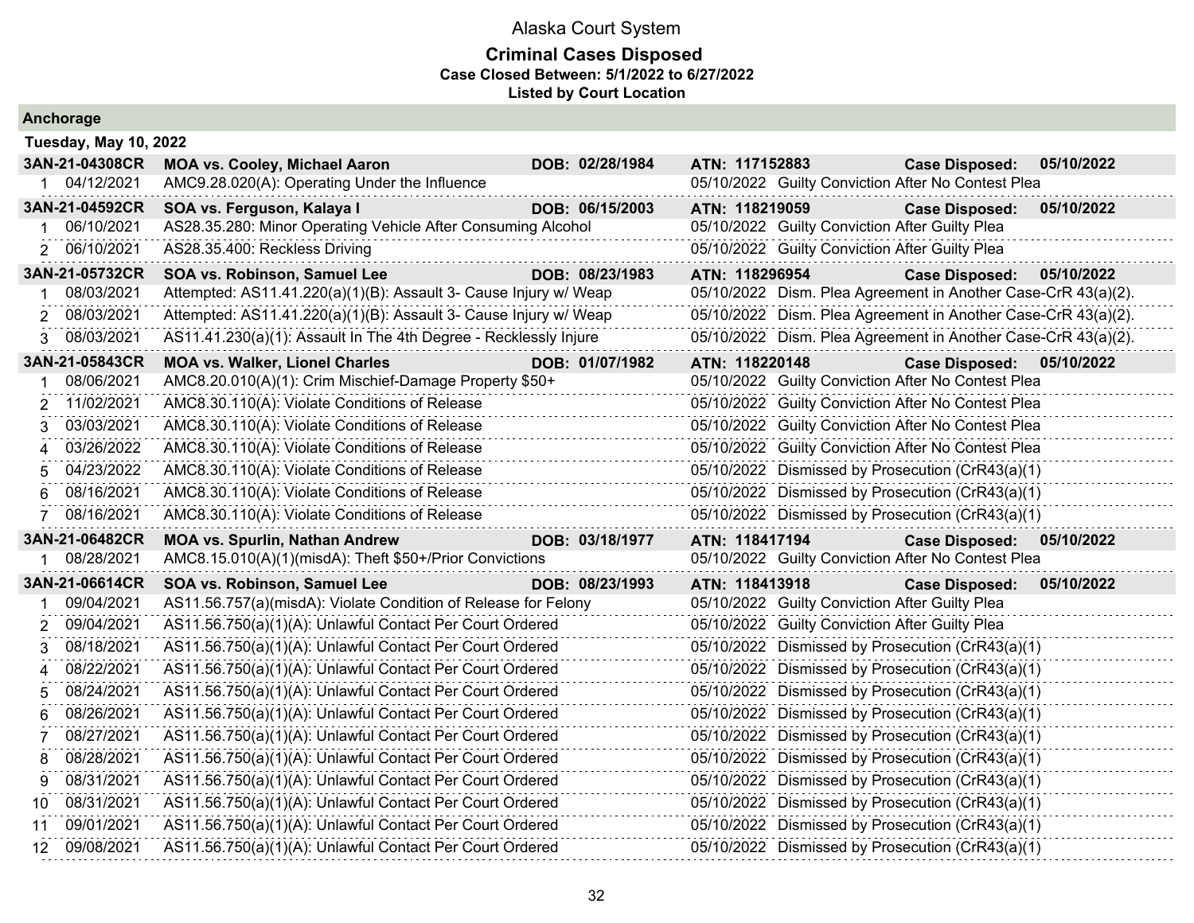Alaska Court System

# Criminal Cases Disposed

**Case Closed Between: 5/1/2022 to 6/27/2022**

**Listed by Court Location**

## Anchorage

### Tuesday, May 10, 2022

**3AN-21-04308CR — MOA vs. Cooley, Michael Aaron — DOB: 02/28/1984 — ATN: 117152883 — Case Disposed: 05/10/2022**

| # | Date | Charge | Disposition Date | Disposition |
|---|---|---|---|---|
| 1 | 04/12/2021 | AMC9.28.020(A): Operating Under the Influence | 05/10/2022 | Guilty Conviction After No Contest Plea |

**3AN-21-04592CR — SOA vs. Ferguson, Kalaya I — DOB: 06/15/2003 — ATN: 118219059 — Case Disposed: 05/10/2022**

| # | Date | Charge | Disposition Date | Disposition |
|---|---|---|---|---|
| 1 | 06/10/2021 | AS28.35.280: Minor Operating Vehicle After Consuming Alcohol | 05/10/2022 | Guilty Conviction After Guilty Plea |
| 2 | 06/10/2021 | AS28.35.400: Reckless Driving | 05/10/2022 | Guilty Conviction After Guilty Plea |

**3AN-21-05732CR — SOA vs. Robinson, Samuel Lee — DOB: 08/23/1983 — ATN: 118296954 — Case Disposed: 05/10/2022**

| # | Date | Charge | Disposition Date | Disposition |
|---|---|---|---|---|
| 1 | 08/03/2021 | Attempted: AS11.41.220(a)(1)(B): Assault 3- Cause Injury w/ Weap | 05/10/2022 | Dism. Plea Agreement in Another Case-CrR 43(a)(2). |
| 2 | 08/03/2021 | Attempted: AS11.41.220(a)(1)(B): Assault 3- Cause Injury w/ Weap | 05/10/2022 | Dism. Plea Agreement in Another Case-CrR 43(a)(2). |
| 3 | 08/03/2021 | AS11.41.230(a)(1): Assault In The 4th Degree - Recklessly Injure | 05/10/2022 | Dism. Plea Agreement in Another Case-CrR 43(a)(2). |

**3AN-21-05843CR — MOA vs. Walker, Lionel Charles — DOB: 01/07/1982 — ATN: 118220148 — Case Disposed: 05/10/2022**

| # | Date | Charge | Disposition Date | Disposition |
|---|---|---|---|---|
| 1 | 08/06/2021 | AMC8.20.010(A)(1): Crim Mischief-Damage Property $50+ | 05/10/2022 | Guilty Conviction After No Contest Plea |
| 2 | 11/02/2021 | AMC8.30.110(A): Violate Conditions of Release | 05/10/2022 | Guilty Conviction After No Contest Plea |
| 3 | 03/03/2021 | AMC8.30.110(A): Violate Conditions of Release | 05/10/2022 | Guilty Conviction After No Contest Plea |
| 4 | 03/26/2022 | AMC8.30.110(A): Violate Conditions of Release | 05/10/2022 | Guilty Conviction After No Contest Plea |
| 5 | 04/23/2022 | AMC8.30.110(A): Violate Conditions of Release | 05/10/2022 | Dismissed by Prosecution (CrR43(a)(1) |
| 6 | 08/16/2021 | AMC8.30.110(A): Violate Conditions of Release | 05/10/2022 | Dismissed by Prosecution (CrR43(a)(1) |
| 7 | 08/16/2021 | AMC8.30.110(A): Violate Conditions of Release | 05/10/2022 | Dismissed by Prosecution (CrR43(a)(1) |

**3AN-21-06482CR — MOA vs. Spurlin, Nathan Andrew — DOB: 03/18/1977 — ATN: 118417194 — Case Disposed: 05/10/2022**

| # | Date | Charge | Disposition Date | Disposition |
|---|---|---|---|---|
| 1 | 08/28/2021 | AMC8.15.010(A)(1)(misdA): Theft $50+/Prior Convictions | 05/10/2022 | Guilty Conviction After No Contest Plea |

**3AN-21-06614CR — SOA vs. Robinson, Samuel Lee — DOB: 08/23/1993 — ATN: 118413918 — Case Disposed: 05/10/2022**

| # | Date | Charge | Disposition Date | Disposition |
|---|---|---|---|---|
| 1 | 09/04/2021 | AS11.56.757(a)(misdA): Violate Condition of Release for Felony | 05/10/2022 | Guilty Conviction After Guilty Plea |
| 2 | 09/04/2021 | AS11.56.750(a)(1)(A): Unlawful Contact Per Court Ordered | 05/10/2022 | Guilty Conviction After Guilty Plea |
| 3 | 08/18/2021 | AS11.56.750(a)(1)(A): Unlawful Contact Per Court Ordered | 05/10/2022 | Dismissed by Prosecution (CrR43(a)(1) |
| 4 | 08/22/2021 | AS11.56.750(a)(1)(A): Unlawful Contact Per Court Ordered | 05/10/2022 | Dismissed by Prosecution (CrR43(a)(1) |
| 5 | 08/24/2021 | AS11.56.750(a)(1)(A): Unlawful Contact Per Court Ordered | 05/10/2022 | Dismissed by Prosecution (CrR43(a)(1) |
| 6 | 08/26/2021 | AS11.56.750(a)(1)(A): Unlawful Contact Per Court Ordered | 05/10/2022 | Dismissed by Prosecution (CrR43(a)(1) |
| 7 | 08/27/2021 | AS11.56.750(a)(1)(A): Unlawful Contact Per Court Ordered | 05/10/2022 | Dismissed by Prosecution (CrR43(a)(1) |
| 8 | 08/28/2021 | AS11.56.750(a)(1)(A): Unlawful Contact Per Court Ordered | 05/10/2022 | Dismissed by Prosecution (CrR43(a)(1) |
| 9 | 08/31/2021 | AS11.56.750(a)(1)(A): Unlawful Contact Per Court Ordered | 05/10/2022 | Dismissed by Prosecution (CrR43(a)(1) |
| 10 | 08/31/2021 | AS11.56.750(a)(1)(A): Unlawful Contact Per Court Ordered | 05/10/2022 | Dismissed by Prosecution (CrR43(a)(1) |
| 11 | 09/01/2021 | AS11.56.750(a)(1)(A): Unlawful Contact Per Court Ordered | 05/10/2022 | Dismissed by Prosecution (CrR43(a)(1) |
| 12 | 09/08/2021 | AS11.56.750(a)(1)(A): Unlawful Contact Per Court Ordered | 05/10/2022 | Dismissed by Prosecution (CrR43(a)(1) |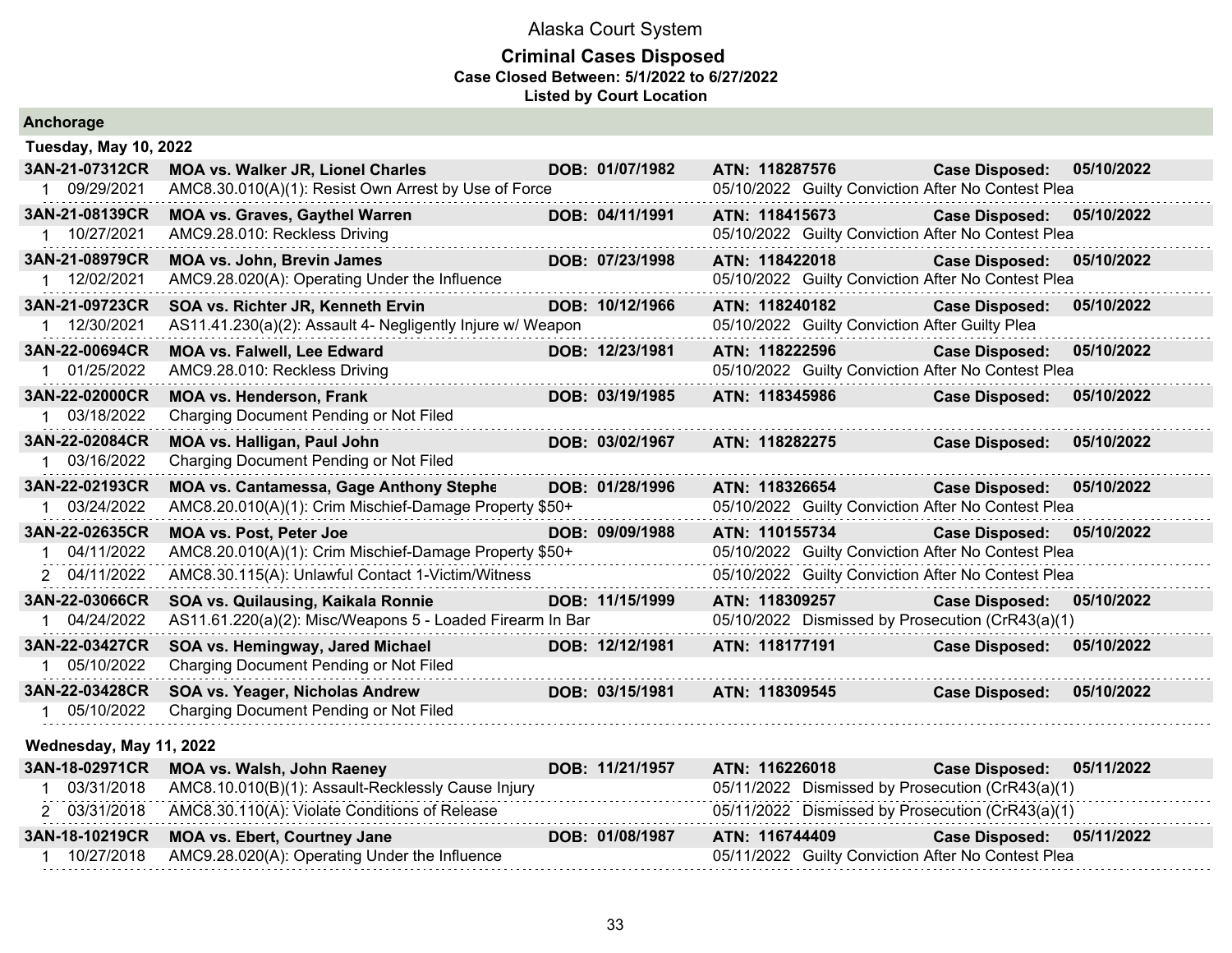# Alaska Court System

## Criminal Cases Disposed

**Case Closed Between: 5/1/2022 to 6/27/2022**

**Listed by Court Location**

## Anchorage

### Tuesday, May 10, 2022

| Case | Parties / Charge | DOB | ATN / Disposition | Case Disposed |
|---|---|---|---|---|
| **3AN-21-07312CR** | **MOA vs. Walker JR, Lionel Charles** | **DOB: 01/07/1982** | **ATN: 118287576** | **05/10/2022** |
| 1 09/29/2021 | AMC8.30.010(A)(1): Resist Own Arrest by Use of Force | | 05/10/2022 Guilty Conviction After No Contest Plea | |
| **3AN-21-08139CR** | **MOA vs. Graves, Gaythel Warren** | **DOB: 04/11/1991** | **ATN: 118415673** | **05/10/2022** |
| 1 10/27/2021 | AMC9.28.010: Reckless Driving | | 05/10/2022 Guilty Conviction After No Contest Plea | |
| **3AN-21-08979CR** | **MOA vs. John, Brevin James** | **DOB: 07/23/1998** | **ATN: 118422018** | **05/10/2022** |
| 1 12/02/2021 | AMC9.28.020(A): Operating Under the Influence | | 05/10/2022 Guilty Conviction After No Contest Plea | |
| **3AN-21-09723CR** | **SOA vs. Richter JR, Kenneth Ervin** | **DOB: 10/12/1966** | **ATN: 118240182** | **05/10/2022** |
| 1 12/30/2021 | AS11.41.230(a)(2): Assault 4- Negligently Injure w/ Weapon | | 05/10/2022 Guilty Conviction After Guilty Plea | |
| **3AN-22-00694CR** | **MOA vs. Falwell, Lee Edward** | **DOB: 12/23/1981** | **ATN: 118222596** | **05/10/2022** |
| 1 01/25/2022 | AMC9.28.010: Reckless Driving | | 05/10/2022 Guilty Conviction After No Contest Plea | |
| **3AN-22-02000CR** | **MOA vs. Henderson, Frank** | **DOB: 03/19/1985** | **ATN: 118345986** | **05/10/2022** |
| 1 03/18/2022 | Charging Document Pending or Not Filed | | | |
| **3AN-22-02084CR** | **MOA vs. Halligan, Paul John** | **DOB: 03/02/1967** | **ATN: 118282275** | **05/10/2022** |
| 1 03/16/2022 | Charging Document Pending or Not Filed | | | |
| **3AN-22-02193CR** | **MOA vs. Cantamessa, Gage Anthony Stephe** | **DOB: 01/28/1996** | **ATN: 118326654** | **05/10/2022** |
| 1 03/24/2022 | AMC8.20.010(A)(1): Crim Mischief-Damage Property $50+ | | 05/10/2022 Guilty Conviction After No Contest Plea | |
| **3AN-22-02635CR** | **MOA vs. Post, Peter Joe** | **DOB: 09/09/1988** | **ATN: 110155734** | **05/10/2022** |
| 1 04/11/2022 | AMC8.20.010(A)(1): Crim Mischief-Damage Property $50+ | | 05/10/2022 Guilty Conviction After No Contest Plea | |
| 2 04/11/2022 | AMC8.30.115(A): Unlawful Contact 1-Victim/Witness | | 05/10/2022 Guilty Conviction After No Contest Plea | |
| **3AN-22-03066CR** | **SOA vs. Quilausing, Kaikala Ronnie** | **DOB: 11/15/1999** | **ATN: 118309257** | **05/10/2022** |
| 1 04/24/2022 | AS11.61.220(a)(2): Misc/Weapons 5 - Loaded Firearm In Bar | | 05/10/2022 Dismissed by Prosecution (CrR43(a)(1) | |
| **3AN-22-03427CR** | **SOA vs. Hemingway, Jared Michael** | **DOB: 12/12/1981** | **ATN: 118177191** | **05/10/2022** |
| 1 05/10/2022 | Charging Document Pending or Not Filed | | | |
| **3AN-22-03428CR** | **SOA vs. Yeager, Nicholas Andrew** | **DOB: 03/15/1981** | **ATN: 118309545** | **05/10/2022** |
| 1 05/10/2022 | Charging Document Pending or Not Filed | | | |

### Wednesday, May 11, 2022

| Case | Parties / Charge | DOB | ATN / Disposition | Case Disposed |
|---|---|---|---|---|
| **3AN-18-02971CR** | **MOA vs. Walsh, John Raeney** | **DOB: 11/21/1957** | **ATN: 116226018** | **05/11/2022** |
| 1 03/31/2018 | AMC8.10.010(B)(1): Assault-Recklessly Cause Injury | | 05/11/2022 Dismissed by Prosecution (CrR43(a)(1) | |
| 2 03/31/2018 | AMC8.30.110(A): Violate Conditions of Release | | 05/11/2022 Dismissed by Prosecution (CrR43(a)(1) | |
| **3AN-18-10219CR** | **MOA vs. Ebert, Courtney Jane** | **DOB: 01/08/1987** | **ATN: 116744409** | **05/11/2022** |
| 1 10/27/2018 | AMC9.28.020(A): Operating Under the Influence | | 05/11/2022 Guilty Conviction After No Contest Plea | |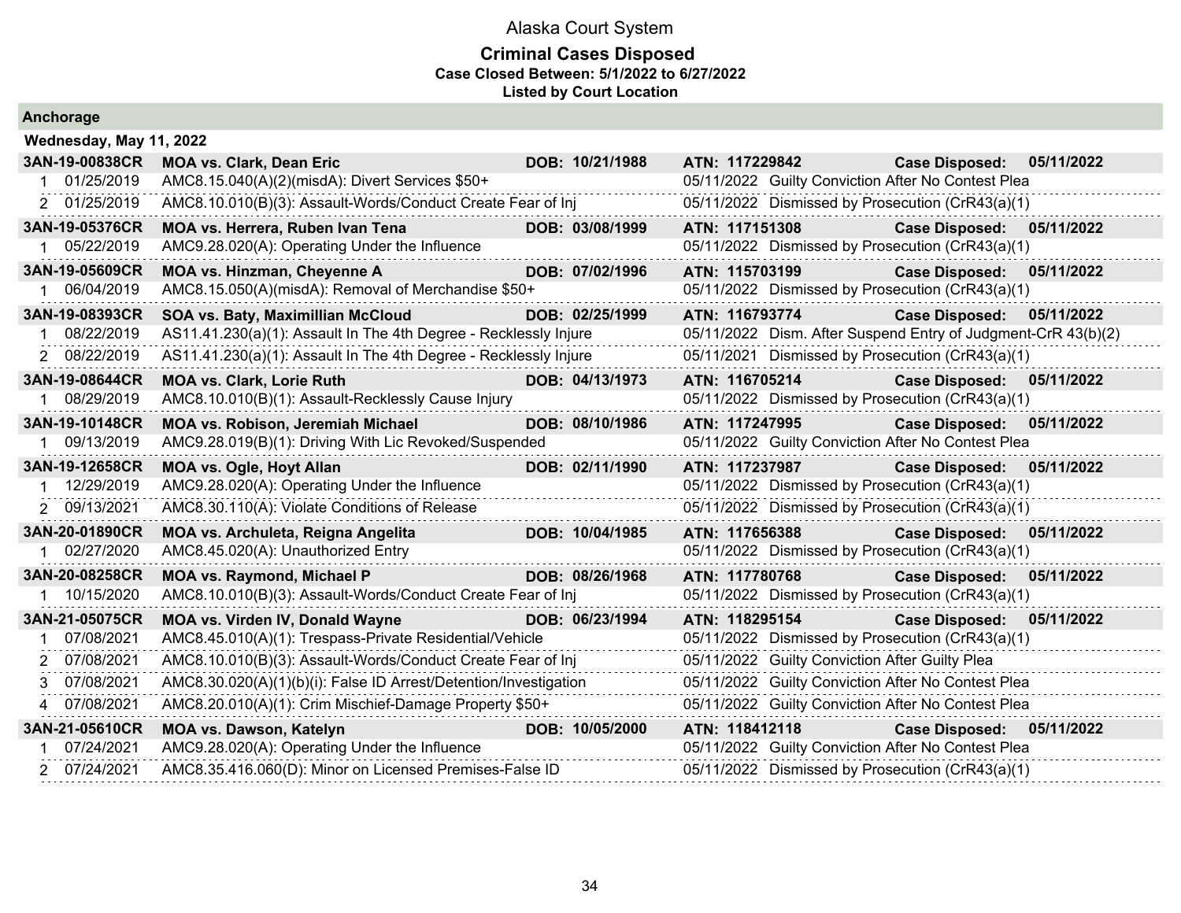# Alaska Court System

## Criminal Cases Disposed

**Case Closed Between: 5/1/2022 to 6/27/2022**

**Listed by Court Location**

### Anchorage

**Wednesday, May 11, 2022**

| Case | Charge Date | Charge | Disposition |
|---|---|---|---|
| **3AN-19-00838CR** | **MOA vs. Clark, Dean Eric** | **DOB: 10/21/1988 ATN: 117229842** | **Case Disposed: 05/11/2022** |
| 1 | 01/25/2019 | AMC8.15.040(A)(2)(misdA): Divert Services $50+ | 05/11/2022 Guilty Conviction After No Contest Plea |
| 2 | 01/25/2019 | AMC8.10.010(B)(3): Assault-Words/Conduct Create Fear of Inj | 05/11/2022 Dismissed by Prosecution (CrR43(a)(1) |
| **3AN-19-05376CR** | **MOA vs. Herrera, Ruben Ivan Tena** | **DOB: 03/08/1999 ATN: 117151308** | **Case Disposed: 05/11/2022** |
| 1 | 05/22/2019 | AMC9.28.020(A): Operating Under the Influence | 05/11/2022 Dismissed by Prosecution (CrR43(a)(1) |
| **3AN-19-05609CR** | **MOA vs. Hinzman, Cheyenne A** | **DOB: 07/02/1996 ATN: 115703199** | **Case Disposed: 05/11/2022** |
| 1 | 06/04/2019 | AMC8.15.050(A)(misdA): Removal of Merchandise $50+ | 05/11/2022 Dismissed by Prosecution (CrR43(a)(1) |
| **3AN-19-08393CR** | **SOA vs. Baty, Maximillian McCloud** | **DOB: 02/25/1999 ATN: 116793774** | **Case Disposed: 05/11/2022** |
| 1 | 08/22/2019 | AS11.41.230(a)(1): Assault In The 4th Degree - Recklessly Injure | 05/11/2022 Dism. After Suspend Entry of Judgment-CrR 43(b)(2) |
| 2 | 08/22/2019 | AS11.41.230(a)(1): Assault In The 4th Degree - Recklessly Injure | 05/11/2021 Dismissed by Prosecution (CrR43(a)(1) |
| **3AN-19-08644CR** | **MOA vs. Clark, Lorie Ruth** | **DOB: 04/13/1973 ATN: 116705214** | **Case Disposed: 05/11/2022** |
| 1 | 08/29/2019 | AMC8.10.010(B)(1): Assault-Recklessly Cause Injury | 05/11/2022 Dismissed by Prosecution (CrR43(a)(1) |
| **3AN-19-10148CR** | **MOA vs. Robison, Jeremiah Michael** | **DOB: 08/10/1986 ATN: 117247995** | **Case Disposed: 05/11/2022** |
| 1 | 09/13/2019 | AMC9.28.019(B)(1): Driving With Lic Revoked/Suspended | 05/11/2022 Guilty Conviction After No Contest Plea |
| **3AN-19-12658CR** | **MOA vs. Ogle, Hoyt Allan** | **DOB: 02/11/1990 ATN: 117237987** | **Case Disposed: 05/11/2022** |
| 1 | 12/29/2019 | AMC9.28.020(A): Operating Under the Influence | 05/11/2022 Dismissed by Prosecution (CrR43(a)(1) |
| 2 | 09/13/2021 | AMC8.30.110(A): Violate Conditions of Release | 05/11/2022 Dismissed by Prosecution (CrR43(a)(1) |
| **3AN-20-01890CR** | **MOA vs. Archuleta, Reigna Angelita** | **DOB: 10/04/1985 ATN: 117656388** | **Case Disposed: 05/11/2022** |
| 1 | 02/27/2020 | AMC8.45.020(A): Unauthorized Entry | 05/11/2022 Dismissed by Prosecution (CrR43(a)(1) |
| **3AN-20-08258CR** | **MOA vs. Raymond, Michael P** | **DOB: 08/26/1968 ATN: 117780768** | **Case Disposed: 05/11/2022** |
| 1 | 10/15/2020 | AMC8.10.010(B)(3): Assault-Words/Conduct Create Fear of Inj | 05/11/2022 Dismissed by Prosecution (CrR43(a)(1) |
| **3AN-21-05075CR** | **MOA vs. Virden IV, Donald Wayne** | **DOB: 06/23/1994 ATN: 118295154** | **Case Disposed: 05/11/2022** |
| 1 | 07/08/2021 | AMC8.45.010(A)(1): Trespass-Private Residential/Vehicle | 05/11/2022 Dismissed by Prosecution (CrR43(a)(1) |
| 2 | 07/08/2021 | AMC8.10.010(B)(3): Assault-Words/Conduct Create Fear of Inj | 05/11/2022 Guilty Conviction After Guilty Plea |
| 3 | 07/08/2021 | AMC8.30.020(A)(1)(b)(i): False ID Arrest/Detention/Investigation | 05/11/2022 Guilty Conviction After No Contest Plea |
| 4 | 07/08/2021 | AMC8.20.010(A)(1): Crim Mischief-Damage Property $50+ | 05/11/2022 Guilty Conviction After No Contest Plea |
| **3AN-21-05610CR** | **MOA vs. Dawson, Katelyn** | **DOB: 10/05/2000 ATN: 118412118** | **Case Disposed: 05/11/2022** |
| 1 | 07/24/2021 | AMC9.28.020(A): Operating Under the Influence | 05/11/2022 Guilty Conviction After No Contest Plea |
| 2 | 07/24/2021 | AMC8.35.416.060(D): Minor on Licensed Premises-False ID | 05/11/2022 Dismissed by Prosecution (CrR43(a)(1) |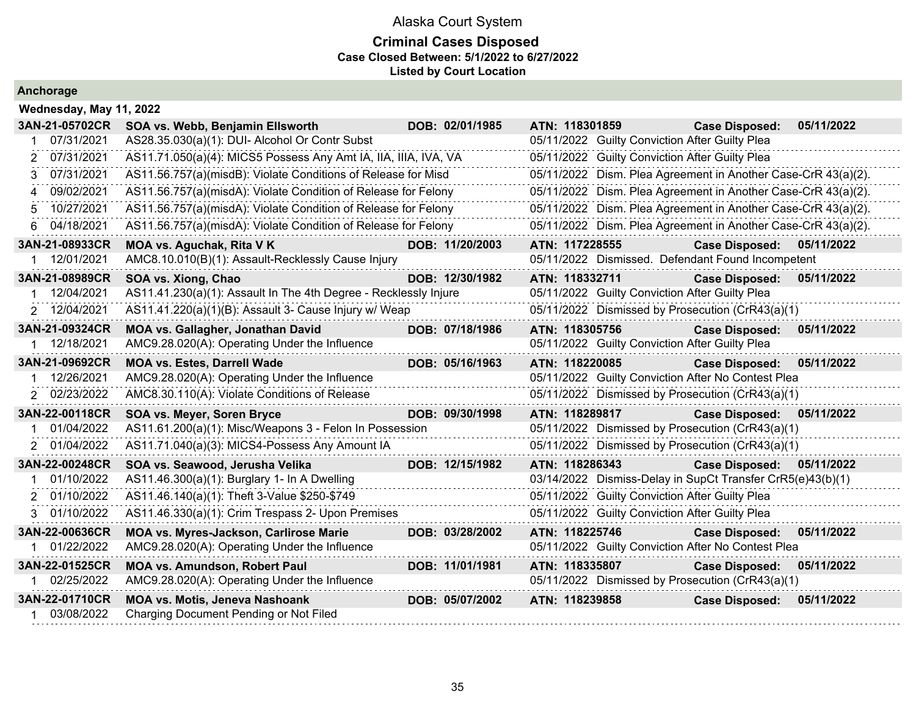# Alaska Court System

## Criminal Cases Disposed

**Case Closed Between: 5/1/2022 to 6/27/2022**

**Listed by Court Location**

### Anchorage

**Wednesday, May 11, 2022**

**3AN-21-05702CR** | **SOA vs. Webb, Benjamin Ellsworth** | **DOB: 02/01/1985** | **ATN: 118301859** | **Case Disposed: 05/11/2022**

| # | Date | Charge | Disposition Date | Disposition |
|---|---|---|---|---|
| 1 | 07/31/2021 | AS28.35.030(a)(1): DUI- Alcohol Or Contr Subst | 05/11/2022 | Guilty Conviction After Guilty Plea |
| 2 | 07/31/2021 | AS11.71.050(a)(4): MICS5 Possess Any Amt IA, IIA, IIIA, IVA, VA | 05/11/2022 | Guilty Conviction After Guilty Plea |
| 3 | 07/31/2021 | AS11.56.757(a)(misdB): Violate Conditions of Release for Misd | 05/11/2022 | Dism. Plea Agreement in Another Case-CrR 43(a)(2). |
| 4 | 09/02/2021 | AS11.56.757(a)(misdA): Violate Condition of Release for Felony | 05/11/2022 | Dism. Plea Agreement in Another Case-CrR 43(a)(2). |
| 5 | 10/27/2021 | AS11.56.757(a)(misdA): Violate Condition of Release for Felony | 05/11/2022 | Dism. Plea Agreement in Another Case-CrR 43(a)(2). |
| 6 | 04/18/2021 | AS11.56.757(a)(misdA): Violate Condition of Release for Felony | 05/11/2022 | Dism. Plea Agreement in Another Case-CrR 43(a)(2). |

**3AN-21-08933CR** | **MOA vs. Aguchak, Rita V K** | **DOB: 11/20/2003** | **ATN: 117228555** | **Case Disposed: 05/11/2022**

| # | Date | Charge | Disposition Date | Disposition |
|---|---|---|---|---|
| 1 | 12/01/2021 | AMC8.10.010(B)(1): Assault-Recklessly Cause Injury | 05/11/2022 | Dismissed. Defendant Found Incompetent |

**3AN-21-08989CR** | **SOA vs. Xiong, Chao** | **DOB: 12/30/1982** | **ATN: 118332711** | **Case Disposed: 05/11/2022**

| # | Date | Charge | Disposition Date | Disposition |
|---|---|---|---|---|
| 1 | 12/04/2021 | AS11.41.230(a)(1): Assault In The 4th Degree - Recklessly Injure | 05/11/2022 | Guilty Conviction After Guilty Plea |
| 2 | 12/04/2021 | AS11.41.220(a)(1)(B): Assault 3- Cause Injury w/ Weap | 05/11/2022 | Dismissed by Prosecution (CrR43(a)(1) |

**3AN-21-09324CR** | **MOA vs. Gallagher, Jonathan David** | **DOB: 07/18/1986** | **ATN: 118305756** | **Case Disposed: 05/11/2022**

| # | Date | Charge | Disposition Date | Disposition |
|---|---|---|---|---|
| 1 | 12/18/2021 | AMC9.28.020(A): Operating Under the Influence | 05/11/2022 | Guilty Conviction After Guilty Plea |

**3AN-21-09692CR** | **MOA vs. Estes, Darrell Wade** | **DOB: 05/16/1963** | **ATN: 118220085** | **Case Disposed: 05/11/2022**

| # | Date | Charge | Disposition Date | Disposition |
|---|---|---|---|---|
| 1 | 12/26/2021 | AMC9.28.020(A): Operating Under the Influence | 05/11/2022 | Guilty Conviction After No Contest Plea |
| 2 | 02/23/2022 | AMC8.30.110(A): Violate Conditions of Release | 05/11/2022 | Dismissed by Prosecution (CrR43(a)(1) |

**3AN-22-00118CR** | **SOA vs. Meyer, Soren Bryce** | **DOB: 09/30/1998** | **ATN: 118289817** | **Case Disposed: 05/11/2022**

| # | Date | Charge | Disposition Date | Disposition |
|---|---|---|---|---|
| 1 | 01/04/2022 | AS11.61.200(a)(1): Misc/Weapons 3 - Felon In Possession | 05/11/2022 | Dismissed by Prosecution (CrR43(a)(1) |
| 2 | 01/04/2022 | AS11.71.040(a)(3): MICS4-Possess Any Amount IA | 05/11/2022 | Dismissed by Prosecution (CrR43(a)(1) |

**3AN-22-00248CR** | **SOA vs. Seawood, Jerusha Velika** | **DOB: 12/15/1982** | **ATN: 118286343** | **Case Disposed: 05/11/2022**

| # | Date | Charge | Disposition Date | Disposition |
|---|---|---|---|---|
| 1 | 01/10/2022 | AS11.46.300(a)(1): Burglary 1- In A Dwelling | 03/14/2022 | Dismiss-Delay in SupCt Transfer CrR5(e)43(b)(1) |
| 2 | 01/10/2022 | AS11.46.140(a)(1): Theft 3-Value $250-$749 | 05/11/2022 | Guilty Conviction After Guilty Plea |
| 3 | 01/10/2022 | AS11.46.330(a)(1): Crim Trespass 2- Upon Premises | 05/11/2022 | Guilty Conviction After Guilty Plea |

**3AN-22-00636CR** | **MOA vs. Myres-Jackson, Carlirose Marie** | **DOB: 03/28/2002** | **ATN: 118225746** | **Case Disposed: 05/11/2022**

| # | Date | Charge | Disposition Date | Disposition |
|---|---|---|---|---|
| 1 | 01/22/2022 | AMC9.28.020(A): Operating Under the Influence | 05/11/2022 | Guilty Conviction After No Contest Plea |

**3AN-22-01525CR** | **MOA vs. Amundson, Robert Paul** | **DOB: 11/01/1981** | **ATN: 118335807** | **Case Disposed: 05/11/2022**

| # | Date | Charge | Disposition Date | Disposition |
|---|---|---|---|---|
| 1 | 02/25/2022 | AMC9.28.020(A): Operating Under the Influence | 05/11/2022 | Dismissed by Prosecution (CrR43(a)(1) |

**3AN-22-01710CR** | **MOA vs. Motis, Jeneva Nashoank** | **DOB: 05/07/2002** | **ATN: 118239858** | **Case Disposed: 05/11/2022**

| # | Date | Charge | Disposition Date | Disposition |
|---|---|---|---|---|
| 1 | 03/08/2022 | Charging Document Pending or Not Filed | | |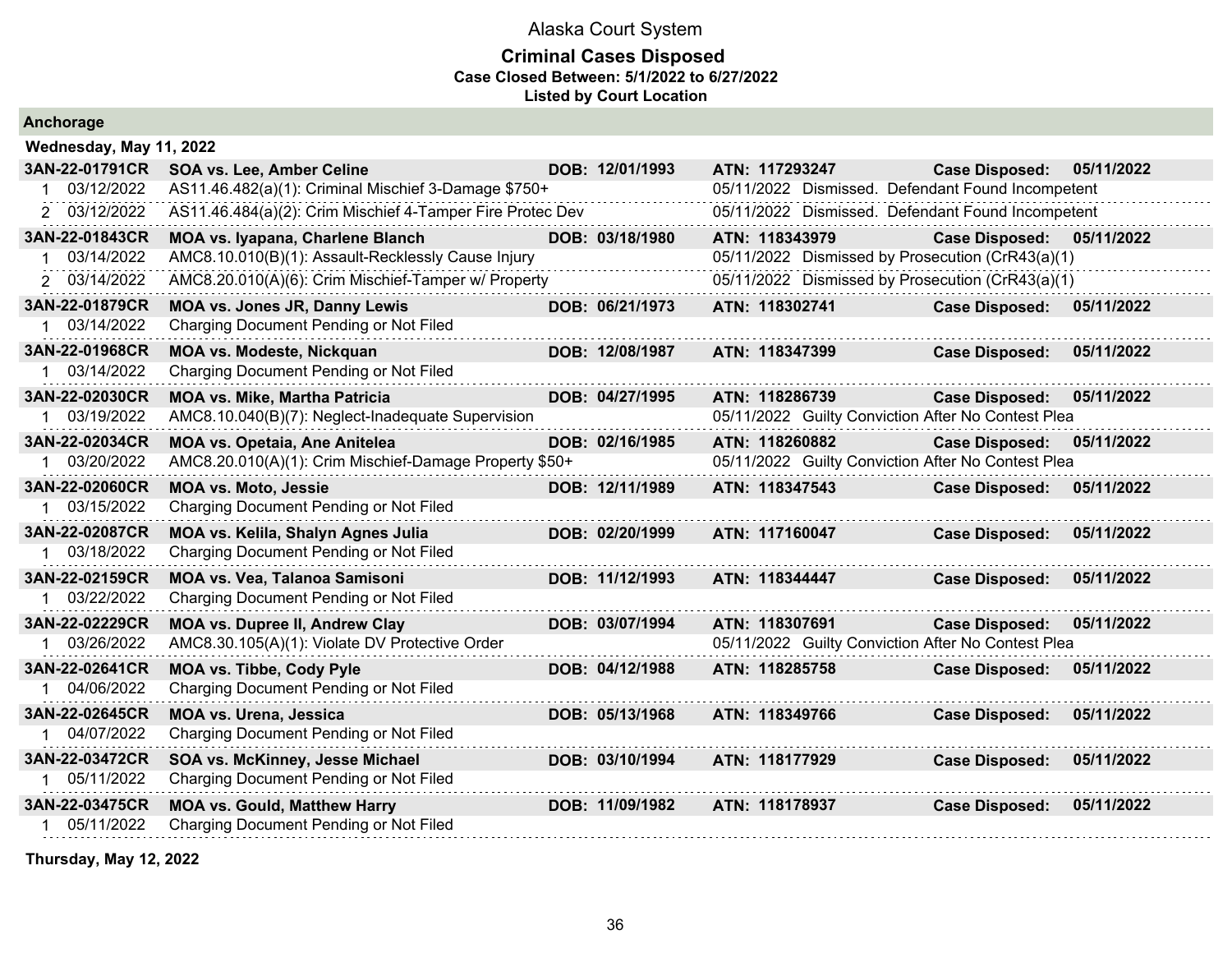# Alaska Court System

## Criminal Cases Disposed

**Case Closed Between: 5/1/2022 to 6/27/2022**

**Listed by Court Location**

## Anchorage

### Wednesday, May 11, 2022

| Case | Charge Date / Party | Charge | DOB / ATN / Disposition | Case Disposed |
|---|---|---|---|---|
| **3AN-22-01791CR** | **SOA vs. Lee, Amber Celine** | **DOB: 12/01/1993** | **ATN: 117293247** | **Case Disposed: 05/11/2022** |
| 1 | 03/12/2022 | AS11.46.482(a)(1): Criminal Mischief 3-Damage $750+ | 05/11/2022 Dismissed. Defendant Found Incompetent | |
| 2 | 03/12/2022 | AS11.46.484(a)(2): Crim Mischief 4-Tamper Fire Protec Dev | 05/11/2022 Dismissed. Defendant Found Incompetent | |
| **3AN-22-01843CR** | **MOA vs. Iyapana, Charlene Blanch** | **DOB: 03/18/1980** | **ATN: 118343979** | **Case Disposed: 05/11/2022** |
| 1 | 03/14/2022 | AMC8.10.010(B)(1): Assault-Recklessly Cause Injury | 05/11/2022 Dismissed by Prosecution (CrR43(a)(1) | |
| 2 | 03/14/2022 | AMC8.20.010(A)(6): Crim Mischief-Tamper w/ Property | 05/11/2022 Dismissed by Prosecution (CrR43(a)(1) | |
| **3AN-22-01879CR** | **MOA vs. Jones JR, Danny Lewis** | **DOB: 06/21/1973** | **ATN: 118302741** | **Case Disposed: 05/11/2022** |
| 1 | 03/14/2022 | Charging Document Pending or Not Filed | | |
| **3AN-22-01968CR** | **MOA vs. Modeste, Nickquan** | **DOB: 12/08/1987** | **ATN: 118347399** | **Case Disposed: 05/11/2022** |
| 1 | 03/14/2022 | Charging Document Pending or Not Filed | | |
| **3AN-22-02030CR** | **MOA vs. Mike, Martha Patricia** | **DOB: 04/27/1995** | **ATN: 118286739** | **Case Disposed: 05/11/2022** |
| 1 | 03/19/2022 | AMC8.10.040(B)(7): Neglect-Inadequate Supervision | 05/11/2022 Guilty Conviction After No Contest Plea | |
| **3AN-22-02034CR** | **MOA vs. Opetaia, Ane Anitelea** | **DOB: 02/16/1985** | **ATN: 118260882** | **Case Disposed: 05/11/2022** |
| 1 | 03/20/2022 | AMC8.20.010(A)(1): Crim Mischief-Damage Property $50+ | 05/11/2022 Guilty Conviction After No Contest Plea | |
| **3AN-22-02060CR** | **MOA vs. Moto, Jessie** | **DOB: 12/11/1989** | **ATN: 118347543** | **Case Disposed: 05/11/2022** |
| 1 | 03/15/2022 | Charging Document Pending or Not Filed | | |
| **3AN-22-02087CR** | **MOA vs. Kelila, Shalyn Agnes Julia** | **DOB: 02/20/1999** | **ATN: 117160047** | **Case Disposed: 05/11/2022** |
| 1 | 03/18/2022 | Charging Document Pending or Not Filed | | |
| **3AN-22-02159CR** | **MOA vs. Vea, Talanoa Samisoni** | **DOB: 11/12/1993** | **ATN: 118344447** | **Case Disposed: 05/11/2022** |
| 1 | 03/22/2022 | Charging Document Pending or Not Filed | | |
| **3AN-22-02229CR** | **MOA vs. Dupree II, Andrew Clay** | **DOB: 03/07/1994** | **ATN: 118307691** | **Case Disposed: 05/11/2022** |
| 1 | 03/26/2022 | AMC8.30.105(A)(1): Violate DV Protective Order | 05/11/2022 Guilty Conviction After No Contest Plea | |
| **3AN-22-02641CR** | **MOA vs. Tibbe, Cody Pyle** | **DOB: 04/12/1988** | **ATN: 118285758** | **Case Disposed: 05/11/2022** |
| 1 | 04/06/2022 | Charging Document Pending or Not Filed | | |
| **3AN-22-02645CR** | **MOA vs. Urena, Jessica** | **DOB: 05/13/1968** | **ATN: 118349766** | **Case Disposed: 05/11/2022** |
| 1 | 04/07/2022 | Charging Document Pending or Not Filed | | |
| **3AN-22-03472CR** | **SOA vs. McKinney, Jesse Michael** | **DOB: 03/10/1994** | **ATN: 118177929** | **Case Disposed: 05/11/2022** |
| 1 | 05/11/2022 | Charging Document Pending or Not Filed | | |
| **3AN-22-03475CR** | **MOA vs. Gould, Matthew Harry** | **DOB: 11/09/1982** | **ATN: 118178937** | **Case Disposed: 05/11/2022** |
| 1 | 05/11/2022 | Charging Document Pending or Not Filed | | |

### Thursday, May 12, 2022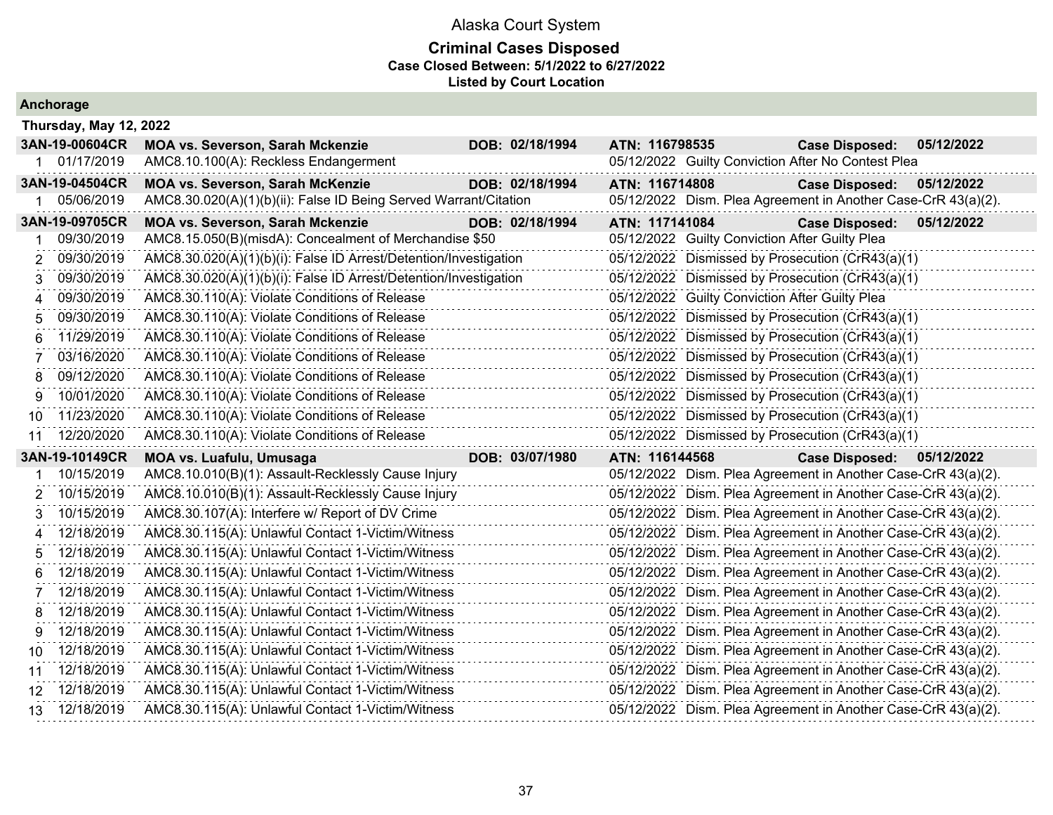# Alaska Court System

## Criminal Cases Disposed

**Case Closed Between: 5/1/2022 to 6/27/2022**

**Listed by Court Location**

### Anchorage

**Thursday, May 12, 2022**

| | | | | | |
|---|---|---|---|---|---|
| **3AN-19-00604CR** | **MOA vs. Severson, Sarah Mckenzie** | **DOB: 02/18/1994** | **ATN: 116798535** | **Case Disposed:** | **05/12/2022** |
| 1 | 01/17/2019 | AMC8.10.100(A): Reckless Endangerment | 05/12/2022 | Guilty Conviction After No Contest Plea | |
| **3AN-19-04504CR** | **MOA vs. Severson, Sarah McKenzie** | **DOB: 02/18/1994** | **ATN: 116714808** | **Case Disposed:** | **05/12/2022** |
| 1 | 05/06/2019 | AMC8.30.020(A)(1)(b)(ii): False ID Being Served Warrant/Citation | 05/12/2022 | Dism. Plea Agreement in Another Case-CrR 43(a)(2). | |
| **3AN-19-09705CR** | **MOA vs. Severson, Sarah Mckenzie** | **DOB: 02/18/1994** | **ATN: 117141084** | **Case Disposed:** | **05/12/2022** |
| 1 | 09/30/2019 | AMC8.15.050(B)(misdA): Concealment of Merchandise $50 | 05/12/2022 | Guilty Conviction After Guilty Plea | |
| 2 | 09/30/2019 | AMC8.30.020(A)(1)(b)(i): False ID Arrest/Detention/Investigation | 05/12/2022 | Dismissed by Prosecution (CrR43(a)(1) | |
| 3 | 09/30/2019 | AMC8.30.020(A)(1)(b)(i): False ID Arrest/Detention/Investigation | 05/12/2022 | Dismissed by Prosecution (CrR43(a)(1) | |
| 4 | 09/30/2019 | AMC8.30.110(A): Violate Conditions of Release | 05/12/2022 | Guilty Conviction After Guilty Plea | |
| 5 | 09/30/2019 | AMC8.30.110(A): Violate Conditions of Release | 05/12/2022 | Dismissed by Prosecution (CrR43(a)(1) | |
| 6 | 11/29/2019 | AMC8.30.110(A): Violate Conditions of Release | 05/12/2022 | Dismissed by Prosecution (CrR43(a)(1) | |
| 7 | 03/16/2020 | AMC8.30.110(A): Violate Conditions of Release | 05/12/2022 | Dismissed by Prosecution (CrR43(a)(1) | |
| 8 | 09/12/2020 | AMC8.30.110(A): Violate Conditions of Release | 05/12/2022 | Dismissed by Prosecution (CrR43(a)(1) | |
| 9 | 10/01/2020 | AMC8.30.110(A): Violate Conditions of Release | 05/12/2022 | Dismissed by Prosecution (CrR43(a)(1) | |
| 10 | 11/23/2020 | AMC8.30.110(A): Violate Conditions of Release | 05/12/2022 | Dismissed by Prosecution (CrR43(a)(1) | |
| 11 | 12/20/2020 | AMC8.30.110(A): Violate Conditions of Release | 05/12/2022 | Dismissed by Prosecution (CrR43(a)(1) | |
| **3AN-19-10149CR** | **MOA vs. Luafulu, Umusaga** | **DOB: 03/07/1980** | **ATN: 116144568** | **Case Disposed:** | **05/12/2022** |
| 1 | 10/15/2019 | AMC8.10.010(B)(1): Assault-Recklessly Cause Injury | 05/12/2022 | Dism. Plea Agreement in Another Case-CrR 43(a)(2). | |
| 2 | 10/15/2019 | AMC8.10.010(B)(1): Assault-Recklessly Cause Injury | 05/12/2022 | Dism. Plea Agreement in Another Case-CrR 43(a)(2). | |
| 3 | 10/15/2019 | AMC8.30.107(A): Interfere w/ Report of DV Crime | 05/12/2022 | Dism. Plea Agreement in Another Case-CrR 43(a)(2). | |
| 4 | 12/18/2019 | AMC8.30.115(A): Unlawful Contact 1-Victim/Witness | 05/12/2022 | Dism. Plea Agreement in Another Case-CrR 43(a)(2). | |
| 5 | 12/18/2019 | AMC8.30.115(A): Unlawful Contact 1-Victim/Witness | 05/12/2022 | Dism. Plea Agreement in Another Case-CrR 43(a)(2). | |
| 6 | 12/18/2019 | AMC8.30.115(A): Unlawful Contact 1-Victim/Witness | 05/12/2022 | Dism. Plea Agreement in Another Case-CrR 43(a)(2). | |
| 7 | 12/18/2019 | AMC8.30.115(A): Unlawful Contact 1-Victim/Witness | 05/12/2022 | Dism. Plea Agreement in Another Case-CrR 43(a)(2). | |
| 8 | 12/18/2019 | AMC8.30.115(A): Unlawful Contact 1-Victim/Witness | 05/12/2022 | Dism. Plea Agreement in Another Case-CrR 43(a)(2). | |
| 9 | 12/18/2019 | AMC8.30.115(A): Unlawful Contact 1-Victim/Witness | 05/12/2022 | Dism. Plea Agreement in Another Case-CrR 43(a)(2). | |
| 10 | 12/18/2019 | AMC8.30.115(A): Unlawful Contact 1-Victim/Witness | 05/12/2022 | Dism. Plea Agreement in Another Case-CrR 43(a)(2). | |
| 11 | 12/18/2019 | AMC8.30.115(A): Unlawful Contact 1-Victim/Witness | 05/12/2022 | Dism. Plea Agreement in Another Case-CrR 43(a)(2). | |
| 12 | 12/18/2019 | AMC8.30.115(A): Unlawful Contact 1-Victim/Witness | 05/12/2022 | Dism. Plea Agreement in Another Case-CrR 43(a)(2). | |
| 13 | 12/18/2019 | AMC8.30.115(A): Unlawful Contact 1-Victim/Witness | 05/12/2022 | Dism. Plea Agreement in Another Case-CrR 43(a)(2). | |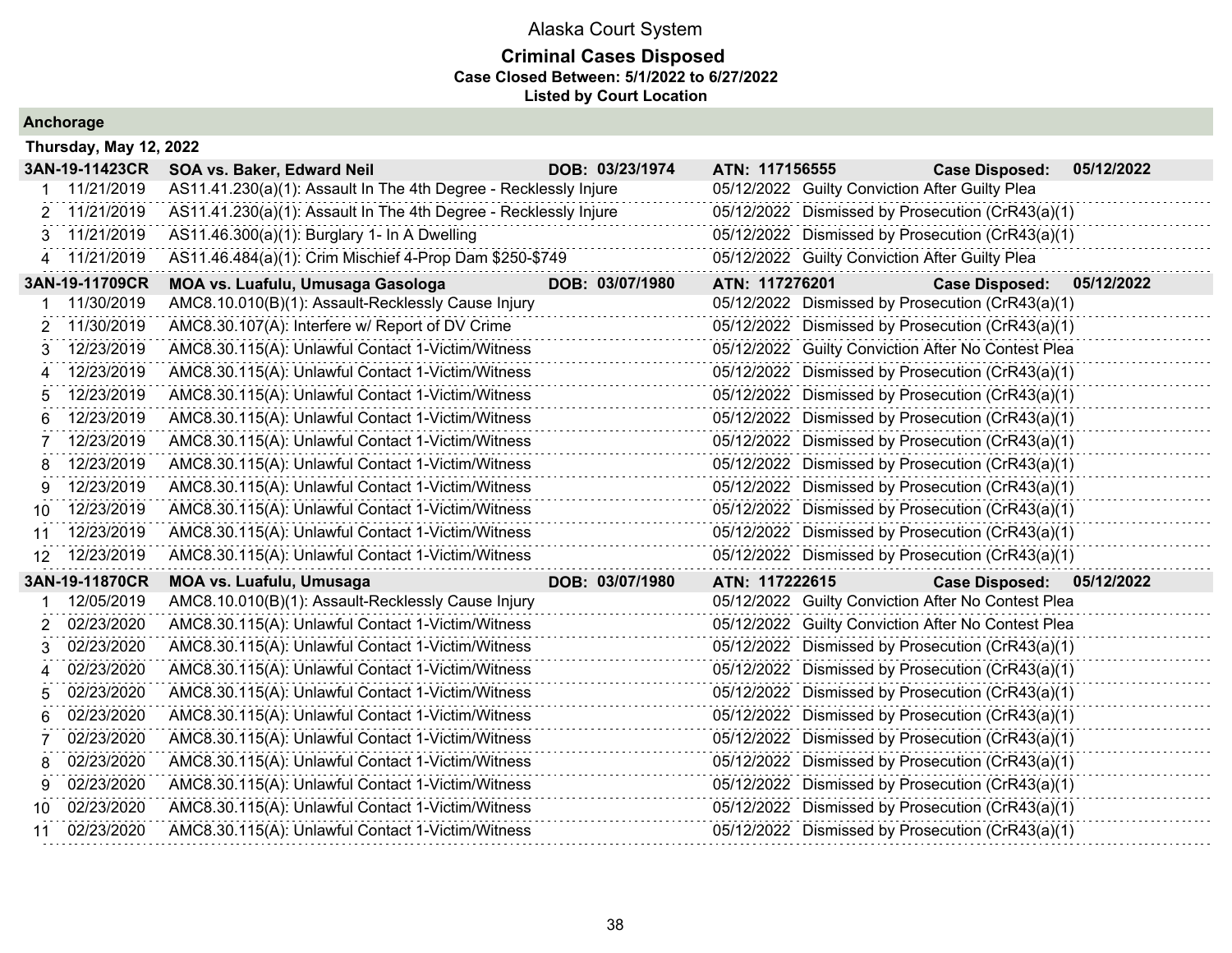# Alaska Court System

## Criminal Cases Disposed

**Case Closed Between: 5/1/2022 to 6/27/2022**

**Listed by Court Location**

### Anchorage

**Thursday, May 12, 2022**

| Case | Party / Charge | DOB | ATN | Disposition |
|---|---|---|---|---|
| **3AN-19-11423CR** | **SOA vs. Baker, Edward Neil** | **DOB: 03/23/1974** | **ATN: 117156555** | **Case Disposed: 05/12/2022** |
| 1 11/21/2019 | AS11.41.230(a)(1): Assault In The 4th Degree - Recklessly Injure | | | 05/12/2022 Guilty Conviction After Guilty Plea |
| 2 11/21/2019 | AS11.41.230(a)(1): Assault In The 4th Degree - Recklessly Injure | | | 05/12/2022 Dismissed by Prosecution (CrR43(a)(1) |
| 3 11/21/2019 | AS11.46.300(a)(1): Burglary 1- In A Dwelling | | | 05/12/2022 Dismissed by Prosecution (CrR43(a)(1) |
| 4 11/21/2019 | AS11.46.484(a)(1): Crim Mischief 4-Prop Dam $250-$749 | | | 05/12/2022 Guilty Conviction After Guilty Plea |
| **3AN-19-11709CR** | **MOA vs. Luafulu, Umusaga Gasologa** | **DOB: 03/07/1980** | **ATN: 117276201** | **Case Disposed: 05/12/2022** |
| 1 11/30/2019 | AMC8.10.010(B)(1): Assault-Recklessly Cause Injury | | | 05/12/2022 Dismissed by Prosecution (CrR43(a)(1) |
| 2 11/30/2019 | AMC8.30.107(A): Interfere w/ Report of DV Crime | | | 05/12/2022 Dismissed by Prosecution (CrR43(a)(1) |
| 3 12/23/2019 | AMC8.30.115(A): Unlawful Contact 1-Victim/Witness | | | 05/12/2022 Guilty Conviction After No Contest Plea |
| 4 12/23/2019 | AMC8.30.115(A): Unlawful Contact 1-Victim/Witness | | | 05/12/2022 Dismissed by Prosecution (CrR43(a)(1) |
| 5 12/23/2019 | AMC8.30.115(A): Unlawful Contact 1-Victim/Witness | | | 05/12/2022 Dismissed by Prosecution (CrR43(a)(1) |
| 6 12/23/2019 | AMC8.30.115(A): Unlawful Contact 1-Victim/Witness | | | 05/12/2022 Dismissed by Prosecution (CrR43(a)(1) |
| 7 12/23/2019 | AMC8.30.115(A): Unlawful Contact 1-Victim/Witness | | | 05/12/2022 Dismissed by Prosecution (CrR43(a)(1) |
| 8 12/23/2019 | AMC8.30.115(A): Unlawful Contact 1-Victim/Witness | | | 05/12/2022 Dismissed by Prosecution (CrR43(a)(1) |
| 9 12/23/2019 | AMC8.30.115(A): Unlawful Contact 1-Victim/Witness | | | 05/12/2022 Dismissed by Prosecution (CrR43(a)(1) |
| 10 12/23/2019 | AMC8.30.115(A): Unlawful Contact 1-Victim/Witness | | | 05/12/2022 Dismissed by Prosecution (CrR43(a)(1) |
| 11 12/23/2019 | AMC8.30.115(A): Unlawful Contact 1-Victim/Witness | | | 05/12/2022 Dismissed by Prosecution (CrR43(a)(1) |
| 12 12/23/2019 | AMC8.30.115(A): Unlawful Contact 1-Victim/Witness | | | 05/12/2022 Dismissed by Prosecution (CrR43(a)(1) |
| **3AN-19-11870CR** | **MOA vs. Luafulu, Umusaga** | **DOB: 03/07/1980** | **ATN: 117222615** | **Case Disposed: 05/12/2022** |
| 1 12/05/2019 | AMC8.10.010(B)(1): Assault-Recklessly Cause Injury | | | 05/12/2022 Guilty Conviction After No Contest Plea |
| 2 02/23/2020 | AMC8.30.115(A): Unlawful Contact 1-Victim/Witness | | | 05/12/2022 Guilty Conviction After No Contest Plea |
| 3 02/23/2020 | AMC8.30.115(A): Unlawful Contact 1-Victim/Witness | | | 05/12/2022 Dismissed by Prosecution (CrR43(a)(1) |
| 4 02/23/2020 | AMC8.30.115(A): Unlawful Contact 1-Victim/Witness | | | 05/12/2022 Dismissed by Prosecution (CrR43(a)(1) |
| 5 02/23/2020 | AMC8.30.115(A): Unlawful Contact 1-Victim/Witness | | | 05/12/2022 Dismissed by Prosecution (CrR43(a)(1) |
| 6 02/23/2020 | AMC8.30.115(A): Unlawful Contact 1-Victim/Witness | | | 05/12/2022 Dismissed by Prosecution (CrR43(a)(1) |
| 7 02/23/2020 | AMC8.30.115(A): Unlawful Contact 1-Victim/Witness | | | 05/12/2022 Dismissed by Prosecution (CrR43(a)(1) |
| 8 02/23/2020 | AMC8.30.115(A): Unlawful Contact 1-Victim/Witness | | | 05/12/2022 Dismissed by Prosecution (CrR43(a)(1) |
| 9 02/23/2020 | AMC8.30.115(A): Unlawful Contact 1-Victim/Witness | | | 05/12/2022 Dismissed by Prosecution (CrR43(a)(1) |
| 10 02/23/2020 | AMC8.30.115(A): Unlawful Contact 1-Victim/Witness | | | 05/12/2022 Dismissed by Prosecution (CrR43(a)(1) |
| 11 02/23/2020 | AMC8.30.115(A): Unlawful Contact 1-Victim/Witness | | | 05/12/2022 Dismissed by Prosecution (CrR43(a)(1) |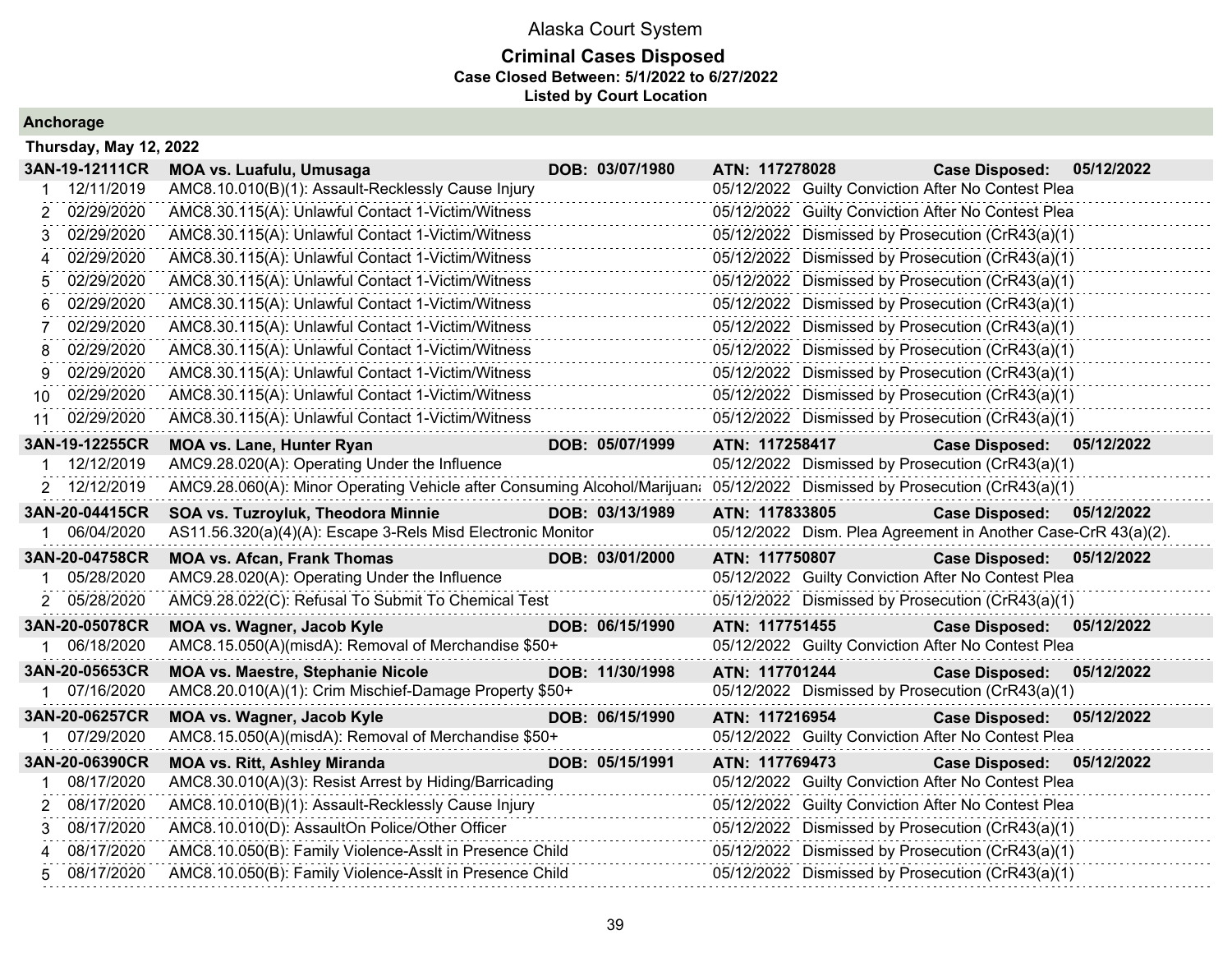Alaska Court System

**Criminal Cases Disposed**
**Case Closed Between: 5/1/2022 to 6/27/2022**
**Listed by Court Location**

## Anchorage

### Thursday, May 12, 2022

| | | | | |
|---|---|---|---|---|
| **3AN-19-12111CR** | **MOA vs. Luafulu, Umusaga** | **DOB: 03/07/1980** | **ATN: 117278028** | **Case Disposed: 05/12/2022** |
| 1 | 12/11/2019 | AMC8.10.010(B)(1): Assault-Recklessly Cause Injury | 05/12/2022 | Guilty Conviction After No Contest Plea |
| 2 | 02/29/2020 | AMC8.30.115(A): Unlawful Contact 1-Victim/Witness | 05/12/2022 | Guilty Conviction After No Contest Plea |
| 3 | 02/29/2020 | AMC8.30.115(A): Unlawful Contact 1-Victim/Witness | 05/12/2022 | Dismissed by Prosecution (CrR43(a)(1) |
| 4 | 02/29/2020 | AMC8.30.115(A): Unlawful Contact 1-Victim/Witness | 05/12/2022 | Dismissed by Prosecution (CrR43(a)(1) |
| 5 | 02/29/2020 | AMC8.30.115(A): Unlawful Contact 1-Victim/Witness | 05/12/2022 | Dismissed by Prosecution (CrR43(a)(1) |
| 6 | 02/29/2020 | AMC8.30.115(A): Unlawful Contact 1-Victim/Witness | 05/12/2022 | Dismissed by Prosecution (CrR43(a)(1) |
| 7 | 02/29/2020 | AMC8.30.115(A): Unlawful Contact 1-Victim/Witness | 05/12/2022 | Dismissed by Prosecution (CrR43(a)(1) |
| 8 | 02/29/2020 | AMC8.30.115(A): Unlawful Contact 1-Victim/Witness | 05/12/2022 | Dismissed by Prosecution (CrR43(a)(1) |
| 9 | 02/29/2020 | AMC8.30.115(A): Unlawful Contact 1-Victim/Witness | 05/12/2022 | Dismissed by Prosecution (CrR43(a)(1) |
| 10 | 02/29/2020 | AMC8.30.115(A): Unlawful Contact 1-Victim/Witness | 05/12/2022 | Dismissed by Prosecution (CrR43(a)(1) |
| 11 | 02/29/2020 | AMC8.30.115(A): Unlawful Contact 1-Victim/Witness | 05/12/2022 | Dismissed by Prosecution (CrR43(a)(1) |
| **3AN-19-12255CR** | **MOA vs. Lane, Hunter Ryan** | **DOB: 05/07/1999** | **ATN: 117258417** | **Case Disposed: 05/12/2022** |
| 1 | 12/12/2019 | AMC9.28.020(A): Operating Under the Influence | 05/12/2022 | Dismissed by Prosecution (CrR43(a)(1) |
| 2 | 12/12/2019 | AMC9.28.060(A): Minor Operating Vehicle after Consuming Alcohol/Marijuana | 05/12/2022 | Dismissed by Prosecution (CrR43(a)(1) |
| **3AN-20-04415CR** | **SOA vs. Tuzroyluk, Theodora Minnie** | **DOB: 03/13/1989** | **ATN: 117833805** | **Case Disposed: 05/12/2022** |
| 1 | 06/04/2020 | AS11.56.320(a)(4)(A): Escape 3-Rels Misd Electronic Monitor | 05/12/2022 | Dism. Plea Agreement in Another Case-CrR 43(a)(2). |
| **3AN-20-04758CR** | **MOA vs. Afcan, Frank Thomas** | **DOB: 03/01/2000** | **ATN: 117750807** | **Case Disposed: 05/12/2022** |
| 1 | 05/28/2020 | AMC9.28.020(A): Operating Under the Influence | 05/12/2022 | Guilty Conviction After No Contest Plea |
| 2 | 05/28/2020 | AMC9.28.022(C): Refusal To Submit To Chemical Test | 05/12/2022 | Dismissed by Prosecution (CrR43(a)(1) |
| **3AN-20-05078CR** | **MOA vs. Wagner, Jacob Kyle** | **DOB: 06/15/1990** | **ATN: 117751455** | **Case Disposed: 05/12/2022** |
| 1 | 06/18/2020 | AMC8.15.050(A)(misdA): Removal of Merchandise $50+ | 05/12/2022 | Guilty Conviction After No Contest Plea |
| **3AN-20-05653CR** | **MOA vs. Maestre, Stephanie Nicole** | **DOB: 11/30/1998** | **ATN: 117701244** | **Case Disposed: 05/12/2022** |
| 1 | 07/16/2020 | AMC8.20.010(A)(1): Crim Mischief-Damage Property $50+ | 05/12/2022 | Dismissed by Prosecution (CrR43(a)(1) |
| **3AN-20-06257CR** | **MOA vs. Wagner, Jacob Kyle** | **DOB: 06/15/1990** | **ATN: 117216954** | **Case Disposed: 05/12/2022** |
| 1 | 07/29/2020 | AMC8.15.050(A)(misdA): Removal of Merchandise $50+ | 05/12/2022 | Guilty Conviction After No Contest Plea |
| **3AN-20-06390CR** | **MOA vs. Ritt, Ashley Miranda** | **DOB: 05/15/1991** | **ATN: 117769473** | **Case Disposed: 05/12/2022** |
| 1 | 08/17/2020 | AMC8.30.010(A)(3): Resist Arrest by Hiding/Barricading | 05/12/2022 | Guilty Conviction After No Contest Plea |
| 2 | 08/17/2020 | AMC8.10.010(B)(1): Assault-Recklessly Cause Injury | 05/12/2022 | Guilty Conviction After No Contest Plea |
| 3 | 08/17/2020 | AMC8.10.010(D): AssaultOn Police/Other Officer | 05/12/2022 | Dismissed by Prosecution (CrR43(a)(1) |
| 4 | 08/17/2020 | AMC8.10.050(B): Family Violence-Asslt in Presence Child | 05/12/2022 | Dismissed by Prosecution (CrR43(a)(1) |
| 5 | 08/17/2020 | AMC8.10.050(B): Family Violence-Asslt in Presence Child | 05/12/2022 | Dismissed by Prosecution (CrR43(a)(1) |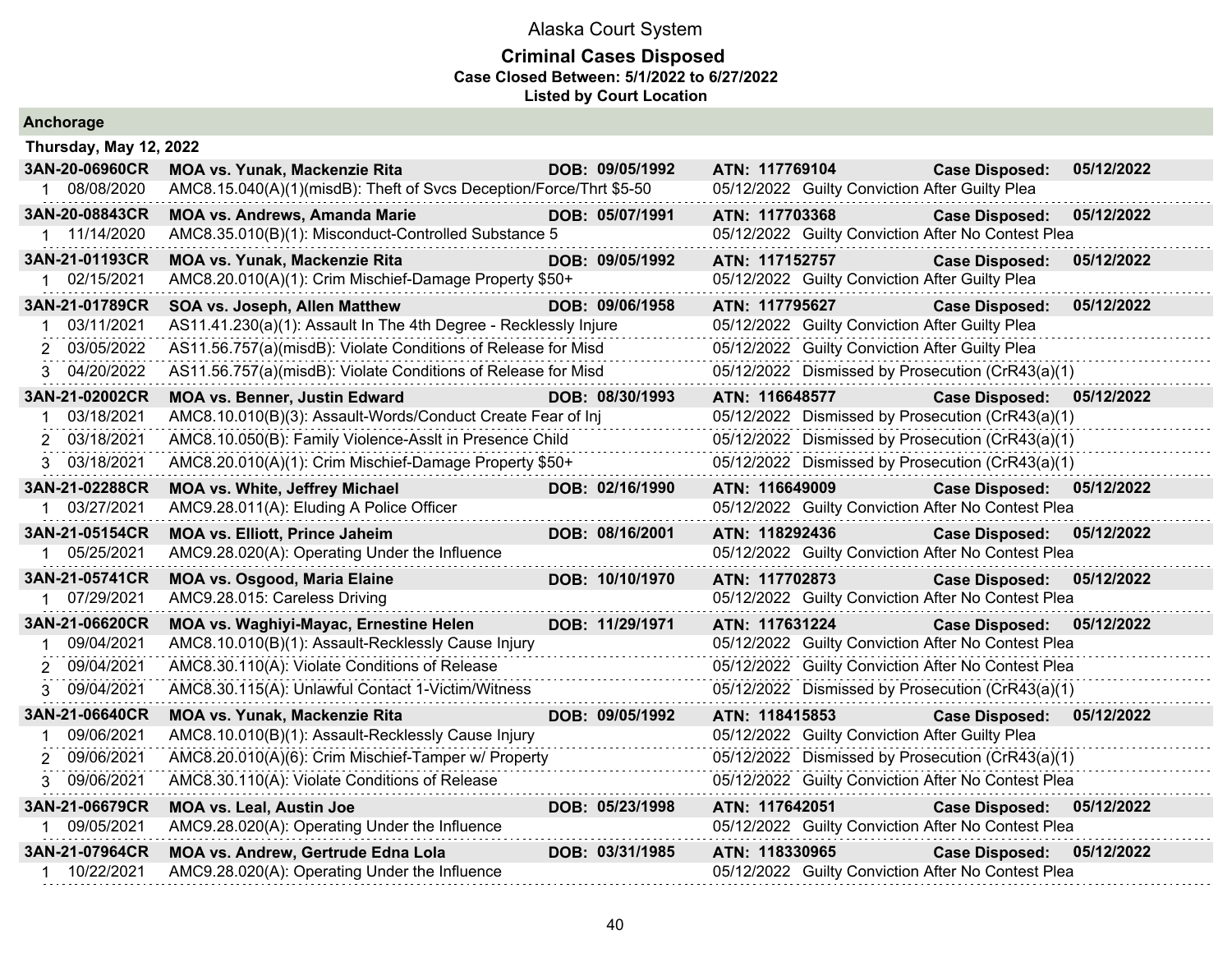# Alaska Court System

## Criminal Cases Disposed

**Case Closed Between: 5/1/2022 to 6/27/2022**

**Listed by Court Location**

### Anchorage

**Thursday, May 12, 2022**

| Case | Parties / Charge | DOB | ATN / Disposition | Case Disposed |
|---|---|---|---|---|
| **3AN-20-06960CR** | **MOA vs. Yunak, Mackenzie Rita** | **DOB: 09/05/1992** | **ATN: 117769104** | **Case Disposed: 05/12/2022** |
| 1 08/08/2020 | AMC8.15.040(A)(1)(misdB): Theft of Svcs Deception/Force/Thrt $5-50 | | 05/12/2022 Guilty Conviction After Guilty Plea | |
| **3AN-20-08843CR** | **MOA vs. Andrews, Amanda Marie** | **DOB: 05/07/1991** | **ATN: 117703368** | **Case Disposed: 05/12/2022** |
| 1 11/14/2020 | AMC8.35.010(B)(1): Misconduct-Controlled Substance 5 | | 05/12/2022 Guilty Conviction After No Contest Plea | |
| **3AN-21-01193CR** | **MOA vs. Yunak, Mackenzie Rita** | **DOB: 09/05/1992** | **ATN: 117152757** | **Case Disposed: 05/12/2022** |
| 1 02/15/2021 | AMC8.20.010(A)(1): Crim Mischief-Damage Property $50+ | | 05/12/2022 Guilty Conviction After Guilty Plea | |
| **3AN-21-01789CR** | **SOA vs. Joseph, Allen Matthew** | **DOB: 09/06/1958** | **ATN: 117795627** | **Case Disposed: 05/12/2022** |
| 1 03/11/2021 | AS11.41.230(a)(1): Assault In The 4th Degree - Recklessly Injure | | 05/12/2022 Guilty Conviction After Guilty Plea | |
| 2 03/05/2022 | AS11.56.757(a)(misdB): Violate Conditions of Release for Misd | | 05/12/2022 Guilty Conviction After Guilty Plea | |
| 3 04/20/2022 | AS11.56.757(a)(misdB): Violate Conditions of Release for Misd | | 05/12/2022 Dismissed by Prosecution (CrR43(a)(1) | |
| **3AN-21-02002CR** | **MOA vs. Benner, Justin Edward** | **DOB: 08/30/1993** | **ATN: 116648577** | **Case Disposed: 05/12/2022** |
| 1 03/18/2021 | AMC8.10.010(B)(3): Assault-Words/Conduct Create Fear of Inj | | 05/12/2022 Dismissed by Prosecution (CrR43(a)(1) | |
| 2 03/18/2021 | AMC8.10.050(B): Family Violence-Asslt in Presence Child | | 05/12/2022 Dismissed by Prosecution (CrR43(a)(1) | |
| 3 03/18/2021 | AMC8.20.010(A)(1): Crim Mischief-Damage Property $50+ | | 05/12/2022 Dismissed by Prosecution (CrR43(a)(1) | |
| **3AN-21-02288CR** | **MOA vs. White, Jeffrey Michael** | **DOB: 02/16/1990** | **ATN: 116649009** | **Case Disposed: 05/12/2022** |
| 1 03/27/2021 | AMC9.28.011(A): Eluding A Police Officer | | 05/12/2022 Guilty Conviction After No Contest Plea | |
| **3AN-21-05154CR** | **MOA vs. Elliott, Prince Jaheim** | **DOB: 08/16/2001** | **ATN: 118292436** | **Case Disposed: 05/12/2022** |
| 1 05/25/2021 | AMC9.28.020(A): Operating Under the Influence | | 05/12/2022 Guilty Conviction After No Contest Plea | |
| **3AN-21-05741CR** | **MOA vs. Osgood, Maria Elaine** | **DOB: 10/10/1970** | **ATN: 117702873** | **Case Disposed: 05/12/2022** |
| 1 07/29/2021 | AMC9.28.015: Careless Driving | | 05/12/2022 Guilty Conviction After No Contest Plea | |
| **3AN-21-06620CR** | **MOA vs. Waghiyi-Mayac, Ernestine Helen** | **DOB: 11/29/1971** | **ATN: 117631224** | **Case Disposed: 05/12/2022** |
| 1 09/04/2021 | AMC8.10.010(B)(1): Assault-Recklessly Cause Injury | | 05/12/2022 Guilty Conviction After No Contest Plea | |
| 2 09/04/2021 | AMC8.30.110(A): Violate Conditions of Release | | 05/12/2022 Guilty Conviction After No Contest Plea | |
| 3 09/04/2021 | AMC8.30.115(A): Unlawful Contact 1-Victim/Witness | | 05/12/2022 Dismissed by Prosecution (CrR43(a)(1) | |
| **3AN-21-06640CR** | **MOA vs. Yunak, Mackenzie Rita** | **DOB: 09/05/1992** | **ATN: 118415853** | **Case Disposed: 05/12/2022** |
| 1 09/06/2021 | AMC8.10.010(B)(1): Assault-Recklessly Cause Injury | | 05/12/2022 Guilty Conviction After Guilty Plea | |
| 2 09/06/2021 | AMC8.20.010(A)(6): Crim Mischief-Tamper w/ Property | | 05/12/2022 Dismissed by Prosecution (CrR43(a)(1) | |
| 3 09/06/2021 | AMC8.30.110(A): Violate Conditions of Release | | 05/12/2022 Guilty Conviction After No Contest Plea | |
| **3AN-21-06679CR** | **MOA vs. Leal, Austin Joe** | **DOB: 05/23/1998** | **ATN: 117642051** | **Case Disposed: 05/12/2022** |
| 1 09/05/2021 | AMC9.28.020(A): Operating Under the Influence | | 05/12/2022 Guilty Conviction After No Contest Plea | |
| **3AN-21-07964CR** | **MOA vs. Andrew, Gertrude Edna Lola** | **DOB: 03/31/1985** | **ATN: 118330965** | **Case Disposed: 05/12/2022** |
| 1 10/22/2021 | AMC9.28.020(A): Operating Under the Influence | | 05/12/2022 Guilty Conviction After No Contest Plea | |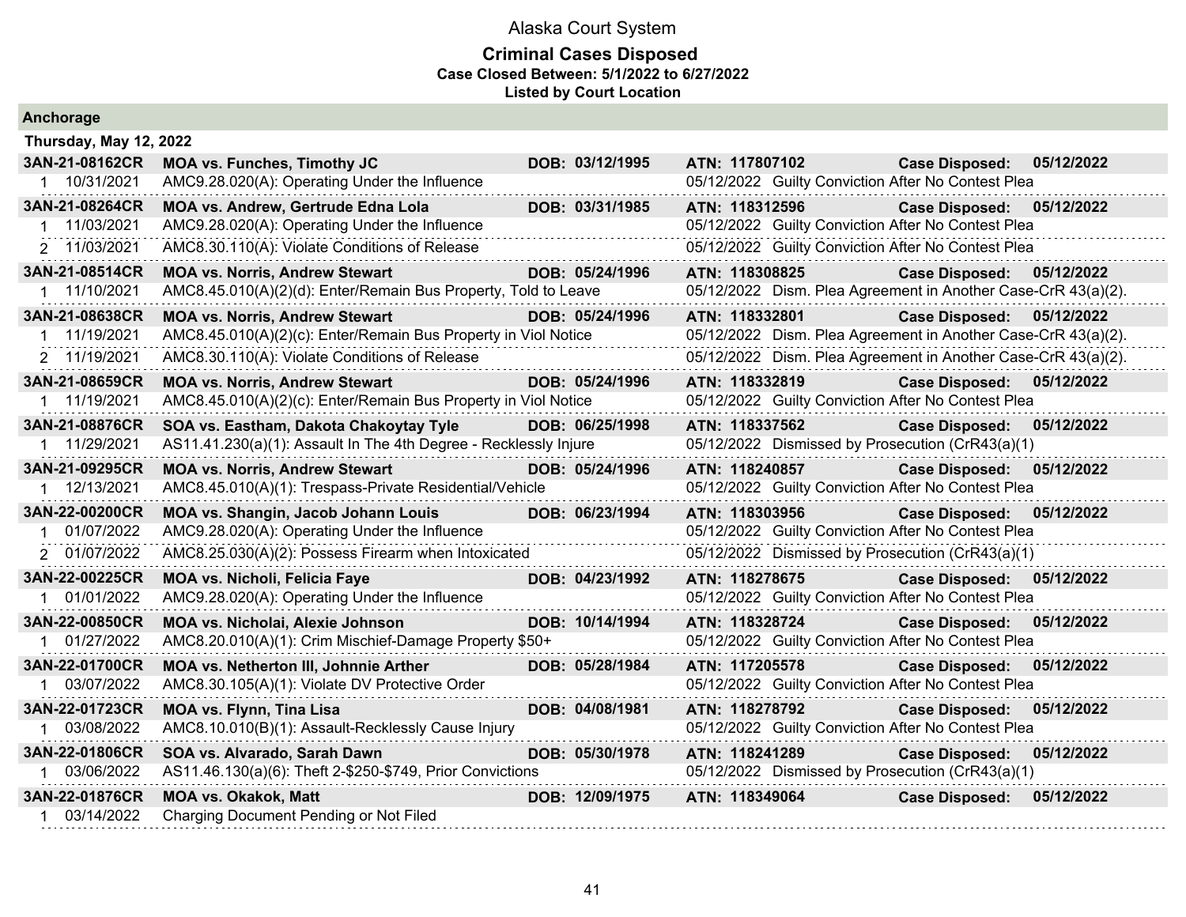# Alaska Court System

## Criminal Cases Disposed

**Case Closed Between: 5/1/2022 to 6/27/2022**

**Listed by Court Location**

### Anchorage

**Thursday, May 12, 2022**

| Case | Parties / Charge | DOB | ATN / Disposition | Case Disposed |
|---|---|---|---|---|
| **3AN-21-08162CR** | **MOA vs. Funches, Timothy JC** | **DOB: 03/12/1995** | **ATN: 117807102** | **Case Disposed: 05/12/2022** |
| 1 10/31/2021 | AMC9.28.020(A): Operating Under the Influence | | 05/12/2022 Guilty Conviction After No Contest Plea | |
| **3AN-21-08264CR** | **MOA vs. Andrew, Gertrude Edna Lola** | **DOB: 03/31/1985** | **ATN: 118312596** | **Case Disposed: 05/12/2022** |
| 1 11/03/2021 | AMC9.28.020(A): Operating Under the Influence | | 05/12/2022 Guilty Conviction After No Contest Plea | |
| 2 11/03/2021 | AMC8.30.110(A): Violate Conditions of Release | | 05/12/2022 Guilty Conviction After No Contest Plea | |
| **3AN-21-08514CR** | **MOA vs. Norris, Andrew Stewart** | **DOB: 05/24/1996** | **ATN: 118308825** | **Case Disposed: 05/12/2022** |
| 1 11/10/2021 | AMC8.45.010(A)(2)(d): Enter/Remain Bus Property, Told to Leave | | 05/12/2022 Dism. Plea Agreement in Another Case-CrR 43(a)(2). | |
| **3AN-21-08638CR** | **MOA vs. Norris, Andrew Stewart** | **DOB: 05/24/1996** | **ATN: 118332801** | **Case Disposed: 05/12/2022** |
| 1 11/19/2021 | AMC8.45.010(A)(2)(c): Enter/Remain Bus Property in Viol Notice | | 05/12/2022 Dism. Plea Agreement in Another Case-CrR 43(a)(2). | |
| 2 11/19/2021 | AMC8.30.110(A): Violate Conditions of Release | | 05/12/2022 Dism. Plea Agreement in Another Case-CrR 43(a)(2). | |
| **3AN-21-08659CR** | **MOA vs. Norris, Andrew Stewart** | **DOB: 05/24/1996** | **ATN: 118332819** | **Case Disposed: 05/12/2022** |
| 1 11/19/2021 | AMC8.45.010(A)(2)(c): Enter/Remain Bus Property in Viol Notice | | 05/12/2022 Guilty Conviction After No Contest Plea | |
| **3AN-21-08876CR** | **SOA vs. Eastham, Dakota Chakoytay Tyle** | **DOB: 06/25/1998** | **ATN: 118337562** | **Case Disposed: 05/12/2022** |
| 1 11/29/2021 | AS11.41.230(a)(1): Assault In The 4th Degree - Recklessly Injure | | 05/12/2022 Dismissed by Prosecution (CrR43(a)(1) | |
| **3AN-21-09295CR** | **MOA vs. Norris, Andrew Stewart** | **DOB: 05/24/1996** | **ATN: 118240857** | **Case Disposed: 05/12/2022** |
| 1 12/13/2021 | AMC8.45.010(A)(1): Trespass-Private Residential/Vehicle | | 05/12/2022 Guilty Conviction After No Contest Plea | |
| **3AN-22-00200CR** | **MOA vs. Shangin, Jacob Johann Louis** | **DOB: 06/23/1994** | **ATN: 118303956** | **Case Disposed: 05/12/2022** |
| 1 01/07/2022 | AMC9.28.020(A): Operating Under the Influence | | 05/12/2022 Guilty Conviction After No Contest Plea | |
| 2 01/07/2022 | AMC8.25.030(A)(2): Possess Firearm when Intoxicated | | 05/12/2022 Dismissed by Prosecution (CrR43(a)(1) | |
| **3AN-22-00225CR** | **MOA vs. Nicholi, Felicia Faye** | **DOB: 04/23/1992** | **ATN: 118278675** | **Case Disposed: 05/12/2022** |
| 1 01/01/2022 | AMC9.28.020(A): Operating Under the Influence | | 05/12/2022 Guilty Conviction After No Contest Plea | |
| **3AN-22-00850CR** | **MOA vs. Nicholai, Alexie Johnson** | **DOB: 10/14/1994** | **ATN: 118328724** | **Case Disposed: 05/12/2022** |
| 1 01/27/2022 | AMC8.20.010(A)(1): Crim Mischief-Damage Property $50+ | | 05/12/2022 Guilty Conviction After No Contest Plea | |
| **3AN-22-01700CR** | **MOA vs. Netherton III, Johnnie Arther** | **DOB: 05/28/1984** | **ATN: 117205578** | **Case Disposed: 05/12/2022** |
| 1 03/07/2022 | AMC8.30.105(A)(1): Violate DV Protective Order | | 05/12/2022 Guilty Conviction After No Contest Plea | |
| **3AN-22-01723CR** | **MOA vs. Flynn, Tina Lisa** | **DOB: 04/08/1981** | **ATN: 118278792** | **Case Disposed: 05/12/2022** |
| 1 03/08/2022 | AMC8.10.010(B)(1): Assault-Recklessly Cause Injury | | 05/12/2022 Guilty Conviction After No Contest Plea | |
| **3AN-22-01806CR** | **SOA vs. Alvarado, Sarah Dawn** | **DOB: 05/30/1978** | **ATN: 118241289** | **Case Disposed: 05/12/2022** |
| 1 03/06/2022 | AS11.46.130(a)(6): Theft 2-$250-$749, Prior Convictions | | 05/12/2022 Dismissed by Prosecution (CrR43(a)(1) | |
| **3AN-22-01876CR** | **MOA vs. Okakok, Matt** | **DOB: 12/09/1975** | **ATN: 118349064** | **Case Disposed: 05/12/2022** |
| 1 03/14/2022 | Charging Document Pending or Not Filed | | | |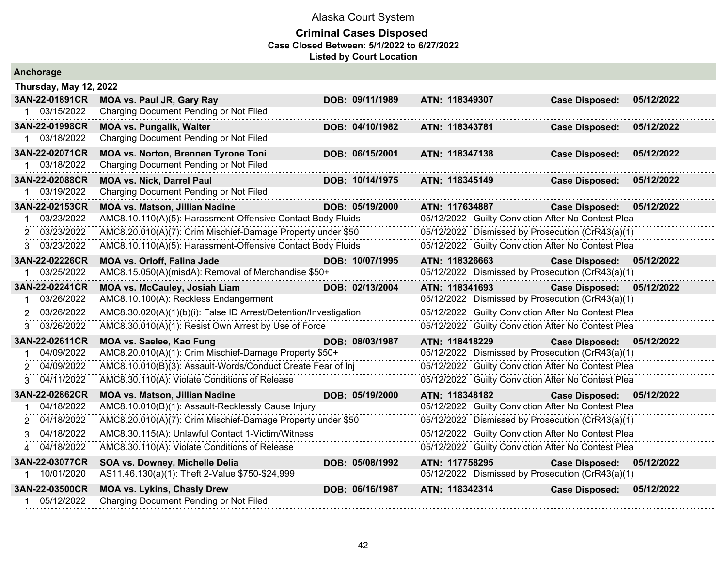Alaska Court System

**Criminal Cases Disposed**
**Case Closed Between: 5/1/2022 to 6/27/2022**
**Listed by Court Location**

## Anchorage

### Thursday, May 12, 2022

| Case | Name / Charge | DOB | ATN / Disposition | Case Disposed |
|---|---|---|---|---|
| **3AN-22-01891CR** | **MOA vs. Paul JR, Gary Ray** | **DOB: 09/11/1989** | **ATN: 118349307** | **Case Disposed: 05/12/2022** |
| 1 03/15/2022 | Charging Document Pending or Not Filed | | | |
| **3AN-22-01998CR** | **MOA vs. Pungalik, Walter** | **DOB: 04/10/1982** | **ATN: 118343781** | **Case Disposed: 05/12/2022** |
| 1 03/18/2022 | Charging Document Pending or Not Filed | | | |
| **3AN-22-02071CR** | **MOA vs. Norton, Brennen Tyrone Toni** | **DOB: 06/15/2001** | **ATN: 118347138** | **Case Disposed: 05/12/2022** |
| 1 03/18/2022 | Charging Document Pending or Not Filed | | | |
| **3AN-22-02088CR** | **MOA vs. Nick, Darrel Paul** | **DOB: 10/14/1975** | **ATN: 118345149** | **Case Disposed: 05/12/2022** |
| 1 03/19/2022 | Charging Document Pending or Not Filed | | | |
| **3AN-22-02153CR** | **MOA vs. Matson, Jillian Nadine** | **DOB: 05/19/2000** | **ATN: 117634887** | **Case Disposed: 05/12/2022** |
| 1 03/23/2022 | AMC8.10.110(A)(5): Harassment-Offensive Contact Body Fluids | | 05/12/2022 Guilty Conviction After No Contest Plea | |
| 2 03/23/2022 | AMC8.20.010(A)(7): Crim Mischief-Damage Property under $50 | | 05/12/2022 Dismissed by Prosecution (CrR43(a)(1) | |
| 3 03/23/2022 | AMC8.10.110(A)(5): Harassment-Offensive Contact Body Fluids | | 05/12/2022 Guilty Conviction After No Contest Plea | |
| **3AN-22-02226CR** | **MOA vs. Orloff, Falina Jade** | **DOB: 10/07/1995** | **ATN: 118326663** | **Case Disposed: 05/12/2022** |
| 1 03/25/2022 | AMC8.15.050(A)(misdA): Removal of Merchandise $50+ | | 05/12/2022 Dismissed by Prosecution (CrR43(a)(1) | |
| **3AN-22-02241CR** | **MOA vs. McCauley, Josiah Liam** | **DOB: 02/13/2004** | **ATN: 118341693** | **Case Disposed: 05/12/2022** |
| 1 03/26/2022 | AMC8.10.100(A): Reckless Endangerment | | 05/12/2022 Dismissed by Prosecution (CrR43(a)(1) | |
| 2 03/26/2022 | AMC8.30.020(A)(1)(b)(i): False ID Arrest/Detention/Investigation | | 05/12/2022 Guilty Conviction After No Contest Plea | |
| 3 03/26/2022 | AMC8.30.010(A)(1): Resist Own Arrest by Use of Force | | 05/12/2022 Guilty Conviction After No Contest Plea | |
| **3AN-22-02611CR** | **MOA vs. Saelee, Kao Fung** | **DOB: 08/03/1987** | **ATN: 118418229** | **Case Disposed: 05/12/2022** |
| 1 04/09/2022 | AMC8.20.010(A)(1): Crim Mischief-Damage Property $50+ | | 05/12/2022 Dismissed by Prosecution (CrR43(a)(1) | |
| 2 04/09/2022 | AMC8.10.010(B)(3): Assault-Words/Conduct Create Fear of Inj | | 05/12/2022 Guilty Conviction After No Contest Plea | |
| 3 04/11/2022 | AMC8.30.110(A): Violate Conditions of Release | | 05/12/2022 Guilty Conviction After No Contest Plea | |
| **3AN-22-02862CR** | **MOA vs. Matson, Jillian Nadine** | **DOB: 05/19/2000** | **ATN: 118348182** | **Case Disposed: 05/12/2022** |
| 1 04/18/2022 | AMC8.10.010(B)(1): Assault-Recklessly Cause Injury | | 05/12/2022 Guilty Conviction After No Contest Plea | |
| 2 04/18/2022 | AMC8.20.010(A)(7): Crim Mischief-Damage Property under $50 | | 05/12/2022 Dismissed by Prosecution (CrR43(a)(1) | |
| 3 04/18/2022 | AMC8.30.115(A): Unlawful Contact 1-Victim/Witness | | 05/12/2022 Guilty Conviction After No Contest Plea | |
| 4 04/18/2022 | AMC8.30.110(A): Violate Conditions of Release | | 05/12/2022 Guilty Conviction After No Contest Plea | |
| **3AN-22-03077CR** | **SOA vs. Downey, Michelle Delia** | **DOB: 05/08/1992** | **ATN: 117758295** | **Case Disposed: 05/12/2022** |
| 1 10/01/2020 | AS11.46.130(a)(1): Theft 2-Value $750-$24,999 | | 05/12/2022 Dismissed by Prosecution (CrR43(a)(1) | |
| **3AN-22-03500CR** | **MOA vs. Lykins, Chasly Drew** | **DOB: 06/16/1987** | **ATN: 118342314** | **Case Disposed: 05/12/2022** |
| 1 05/12/2022 | Charging Document Pending or Not Filed | | | |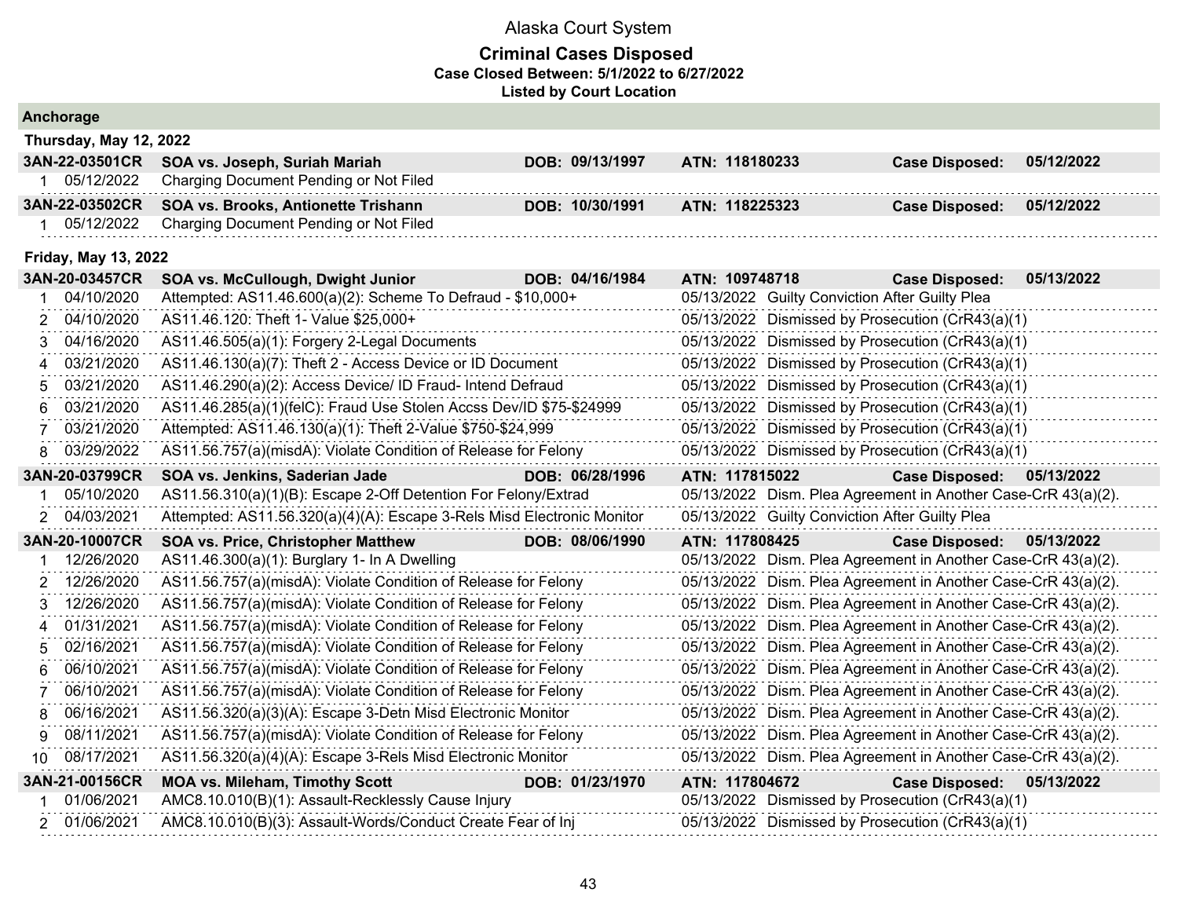Alaska Court System

**Criminal Cases Disposed**
**Case Closed Between: 5/1/2022 to 6/27/2022**
**Listed by Court Location**

## Anchorage

### Thursday, May 12, 2022

**3AN-22-03501CR** **SOA vs. Joseph, Suriah Mariah** **DOB: 09/13/1997** **ATN: 118180233** **Case Disposed: 05/12/2022**

| # | Date | Charge | Disposition Date | Disposition |
|---|---|---|---|---|
| 1 | 05/12/2022 | Charging Document Pending or Not Filed | | |

**3AN-22-03502CR** **SOA vs. Brooks, Antionette Trishann** **DOB: 10/30/1991** **ATN: 118225323** **Case Disposed: 05/12/2022**

| # | Date | Charge | Disposition Date | Disposition |
|---|---|---|---|---|
| 1 | 05/12/2022 | Charging Document Pending or Not Filed | | |

### Friday, May 13, 2022

**3AN-20-03457CR** **SOA vs. McCullough, Dwight Junior** **DOB: 04/16/1984** **ATN: 109748718** **Case Disposed: 05/13/2022**

| # | Date | Charge | Disposition Date | Disposition |
|---|---|---|---|---|
| 1 | 04/10/2020 | Attempted: AS11.46.600(a)(2): Scheme To Defraud - $10,000+ | 05/13/2022 | Guilty Conviction After Guilty Plea |
| 2 | 04/10/2020 | AS11.46.120: Theft 1- Value $25,000+ | 05/13/2022 | Dismissed by Prosecution (CrR43(a)(1) |
| 3 | 04/16/2020 | AS11.46.505(a)(1): Forgery 2-Legal Documents | 05/13/2022 | Dismissed by Prosecution (CrR43(a)(1) |
| 4 | 03/21/2020 | AS11.46.130(a)(7): Theft 2 - Access Device or ID Document | 05/13/2022 | Dismissed by Prosecution (CrR43(a)(1) |
| 5 | 03/21/2020 | AS11.46.290(a)(2): Access Device/ ID Fraud- Intend Defraud | 05/13/2022 | Dismissed by Prosecution (CrR43(a)(1) |
| 6 | 03/21/2020 | AS11.46.285(a)(1)(felC): Fraud Use Stolen Accss Dev/ID $75-$24999 | 05/13/2022 | Dismissed by Prosecution (CrR43(a)(1) |
| 7 | 03/21/2020 | Attempted: AS11.46.130(a)(1): Theft 2-Value $750-$24,999 | 05/13/2022 | Dismissed by Prosecution (CrR43(a)(1) |
| 8 | 03/29/2022 | AS11.56.757(a)(misdA): Violate Condition of Release for Felony | 05/13/2022 | Dismissed by Prosecution (CrR43(a)(1) |

**3AN-20-03799CR** **SOA vs. Jenkins, Saderian Jade** **DOB: 06/28/1996** **ATN: 117815022** **Case Disposed: 05/13/2022**

| # | Date | Charge | Disposition Date | Disposition |
|---|---|---|---|---|
| 1 | 05/10/2020 | AS11.56.310(a)(1)(B): Escape 2-Off Detention For Felony/Extrad | 05/13/2022 | Dism. Plea Agreement in Another Case-CrR 43(a)(2). |
| 2 | 04/03/2021 | Attempted: AS11.56.320(a)(4)(A): Escape 3-Rels Misd Electronic Monitor | 05/13/2022 | Guilty Conviction After Guilty Plea |

**3AN-20-10007CR** **SOA vs. Price, Christopher Matthew** **DOB: 08/06/1990** **ATN: 117808425** **Case Disposed: 05/13/2022**

| # | Date | Charge | Disposition Date | Disposition |
|---|---|---|---|---|
| 1 | 12/26/2020 | AS11.46.300(a)(1): Burglary 1- In A Dwelling | 05/13/2022 | Dism. Plea Agreement in Another Case-CrR 43(a)(2). |
| 2 | 12/26/2020 | AS11.56.757(a)(misdA): Violate Condition of Release for Felony | 05/13/2022 | Dism. Plea Agreement in Another Case-CrR 43(a)(2). |
| 3 | 12/26/2020 | AS11.56.757(a)(misdA): Violate Condition of Release for Felony | 05/13/2022 | Dism. Plea Agreement in Another Case-CrR 43(a)(2). |
| 4 | 01/31/2021 | AS11.56.757(a)(misdA): Violate Condition of Release for Felony | 05/13/2022 | Dism. Plea Agreement in Another Case-CrR 43(a)(2). |
| 5 | 02/16/2021 | AS11.56.757(a)(misdA): Violate Condition of Release for Felony | 05/13/2022 | Dism. Plea Agreement in Another Case-CrR 43(a)(2). |
| 6 | 06/10/2021 | AS11.56.757(a)(misdA): Violate Condition of Release for Felony | 05/13/2022 | Dism. Plea Agreement in Another Case-CrR 43(a)(2). |
| 7 | 06/10/2021 | AS11.56.757(a)(misdA): Violate Condition of Release for Felony | 05/13/2022 | Dism. Plea Agreement in Another Case-CrR 43(a)(2). |
| 8 | 06/16/2021 | AS11.56.320(a)(3)(A): Escape 3-Detn Misd Electronic Monitor | 05/13/2022 | Dism. Plea Agreement in Another Case-CrR 43(a)(2). |
| 9 | 08/11/2021 | AS11.56.757(a)(misdA): Violate Condition of Release for Felony | 05/13/2022 | Dism. Plea Agreement in Another Case-CrR 43(a)(2). |
| 10 | 08/17/2021 | AS11.56.320(a)(4)(A): Escape 3-Rels Misd Electronic Monitor | 05/13/2022 | Dism. Plea Agreement in Another Case-CrR 43(a)(2). |

**3AN-21-00156CR** **MOA vs. Mileham, Timothy Scott** **DOB: 01/23/1970** **ATN: 117804672** **Case Disposed: 05/13/2022**

| # | Date | Charge | Disposition Date | Disposition |
|---|---|---|---|---|
| 1 | 01/06/2021 | AMC8.10.010(B)(1): Assault-Recklessly Cause Injury | 05/13/2022 | Dismissed by Prosecution (CrR43(a)(1) |
| 2 | 01/06/2021 | AMC8.10.010(B)(3): Assault-Words/Conduct Create Fear of Inj | 05/13/2022 | Dismissed by Prosecution (CrR43(a)(1) |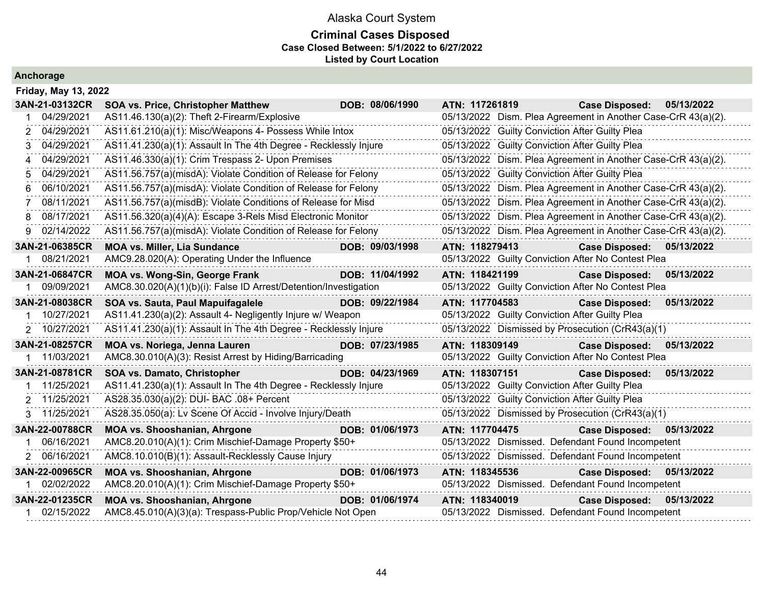# Alaska Court System

## Criminal Cases Disposed

**Case Closed Between: 5/1/2022 to 6/27/2022**

**Listed by Court Location**

### Anchorage

**Friday, May 13, 2022**

| | | | | | |
|---|---|---|---|---|---|
| **3AN-21-03132CR** | **SOA vs. Price, Christopher Matthew** | **DOB: 08/06/1990** | **ATN: 117261819** | **Case Disposed:** | **05/13/2022** |
| 1 04/29/2021 | AS11.46.130(a)(2): Theft 2-Firearm/Explosive | | 05/13/2022 Dism. Plea Agreement in Another Case-CrR 43(a)(2). | | |
| 2 04/29/2021 | AS11.61.210(a)(1): Misc/Weapons 4- Possess While Intox | | 05/13/2022 Guilty Conviction After Guilty Plea | | |
| 3 04/29/2021 | AS11.41.230(a)(1): Assault In The 4th Degree - Recklessly Injure | | 05/13/2022 Guilty Conviction After Guilty Plea | | |
| 4 04/29/2021 | AS11.46.330(a)(1): Crim Trespass 2- Upon Premises | | 05/13/2022 Dism. Plea Agreement in Another Case-CrR 43(a)(2). | | |
| 5 04/29/2021 | AS11.56.757(a)(misdA): Violate Condition of Release for Felony | | 05/13/2022 Guilty Conviction After Guilty Plea | | |
| 6 06/10/2021 | AS11.56.757(a)(misdA): Violate Condition of Release for Felony | | 05/13/2022 Dism. Plea Agreement in Another Case-CrR 43(a)(2). | | |
| 7 08/11/2021 | AS11.56.757(a)(misdB): Violate Conditions of Release for Misd | | 05/13/2022 Dism. Plea Agreement in Another Case-CrR 43(a)(2). | | |
| 8 08/17/2021 | AS11.56.320(a)(4)(A): Escape 3-Rels Misd Electronic Monitor | | 05/13/2022 Dism. Plea Agreement in Another Case-CrR 43(a)(2). | | |
| 9 02/14/2022 | AS11.56.757(a)(misdA): Violate Condition of Release for Felony | | 05/13/2022 Dism. Plea Agreement in Another Case-CrR 43(a)(2). | | |
| **3AN-21-06385CR** | **MOA vs. Miller, Lia Sundance** | **DOB: 09/03/1998** | **ATN: 118279413** | **Case Disposed:** | **05/13/2022** |
| 1 08/21/2021 | AMC9.28.020(A): Operating Under the Influence | | 05/13/2022 Guilty Conviction After No Contest Plea | | |
| **3AN-21-06847CR** | **MOA vs. Wong-Sin, George Frank** | **DOB: 11/04/1992** | **ATN: 118421199** | **Case Disposed:** | **05/13/2022** |
| 1 09/09/2021 | AMC8.30.020(A)(1)(b)(i): False ID Arrest/Detention/Investigation | | 05/13/2022 Guilty Conviction After No Contest Plea | | |
| **3AN-21-08038CR** | **SOA vs. Sauta, Paul Mapuifagalele** | **DOB: 09/22/1984** | **ATN: 117704583** | **Case Disposed:** | **05/13/2022** |
| 1 10/27/2021 | AS11.41.230(a)(2): Assault 4- Negligently Injure w/ Weapon | | 05/13/2022 Guilty Conviction After Guilty Plea | | |
| 2 10/27/2021 | AS11.41.230(a)(1): Assault In The 4th Degree - Recklessly Injure | | 05/13/2022 Dismissed by Prosecution (CrR43(a)(1) | | |
| **3AN-21-08257CR** | **MOA vs. Noriega, Jenna Lauren** | **DOB: 07/23/1985** | **ATN: 118309149** | **Case Disposed:** | **05/13/2022** |
| 1 11/03/2021 | AMC8.30.010(A)(3): Resist Arrest by Hiding/Barricading | | 05/13/2022 Guilty Conviction After No Contest Plea | | |
| **3AN-21-08781CR** | **SOA vs. Damato, Christopher** | **DOB: 04/23/1969** | **ATN: 118307151** | **Case Disposed:** | **05/13/2022** |
| 1 11/25/2021 | AS11.41.230(a)(1): Assault In The 4th Degree - Recklessly Injure | | 05/13/2022 Guilty Conviction After Guilty Plea | | |
| 2 11/25/2021 | AS28.35.030(a)(2): DUI- BAC .08+ Percent | | 05/13/2022 Guilty Conviction After Guilty Plea | | |
| 3 11/25/2021 | AS28.35.050(a): Lv Scene Of Accid - Involve Injury/Death | | 05/13/2022 Dismissed by Prosecution (CrR43(a)(1) | | |
| **3AN-22-00788CR** | **MOA vs. Shooshanian, Ahrgone** | **DOB: 01/06/1973** | **ATN: 117704475** | **Case Disposed:** | **05/13/2022** |
| 1 06/16/2021 | AMC8.20.010(A)(1): Crim Mischief-Damage Property $50+ | | 05/13/2022 Dismissed. Defendant Found Incompetent | | |
| 2 06/16/2021 | AMC8.10.010(B)(1): Assault-Recklessly Cause Injury | | 05/13/2022 Dismissed. Defendant Found Incompetent | | |
| **3AN-22-00965CR** | **MOA vs. Shooshanian, Ahrgone** | **DOB: 01/06/1973** | **ATN: 118345536** | **Case Disposed:** | **05/13/2022** |
| 1 02/02/2022 | AMC8.20.010(A)(1): Crim Mischief-Damage Property $50+ | | 05/13/2022 Dismissed. Defendant Found Incompetent | | |
| **3AN-22-01235CR** | **MOA vs. Shooshanian, Ahrgone** | **DOB: 01/06/1974** | **ATN: 118340019** | **Case Disposed:** | **05/13/2022** |
| 1 02/15/2022 | AMC8.45.010(A)(3)(a): Trespass-Public Prop/Vehicle Not Open | | 05/13/2022 Dismissed. Defendant Found Incompetent | | |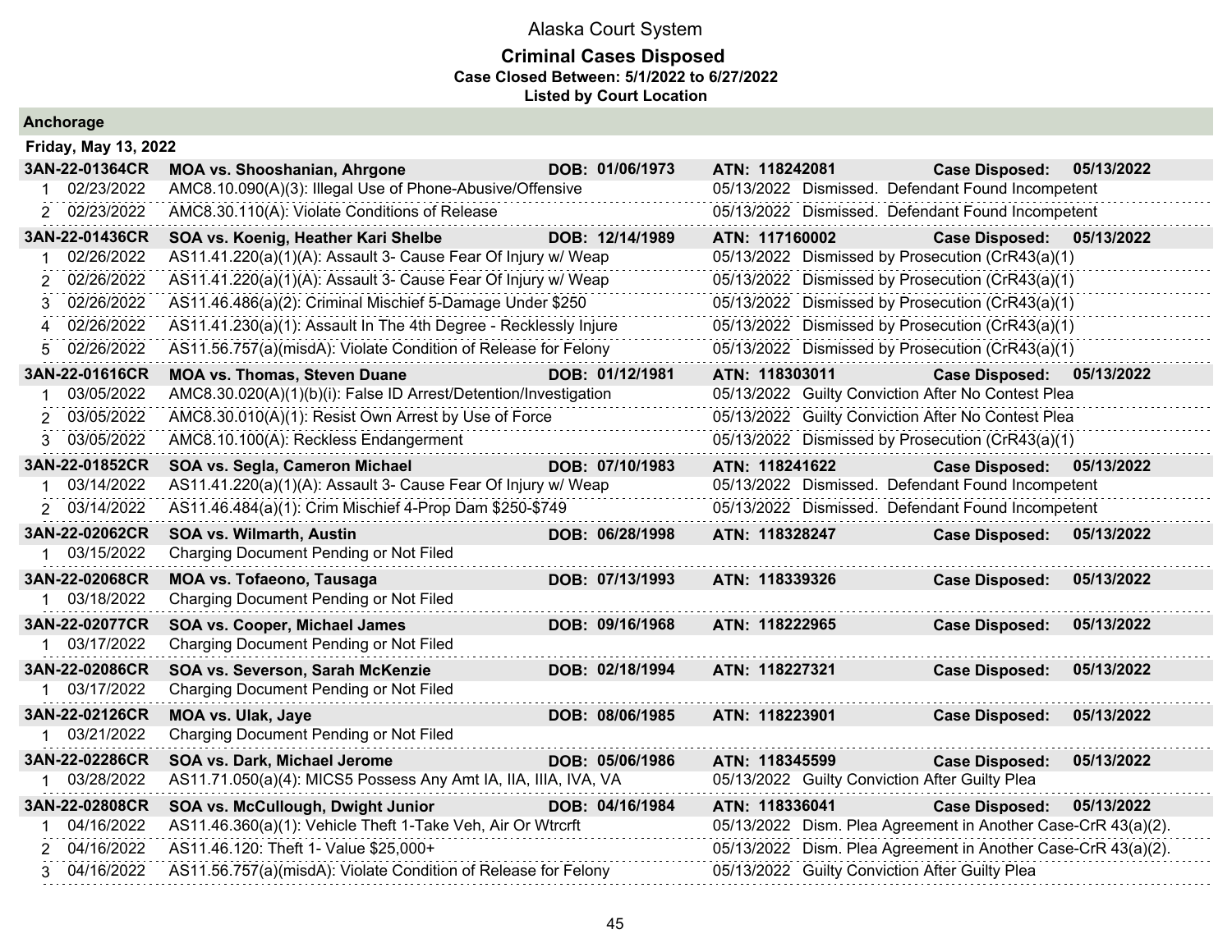# Alaska Court System

## Criminal Cases Disposed

**Case Closed Between: 5/1/2022 to 6/27/2022**

**Listed by Court Location**

### Anchorage

**Friday, May 13, 2022**

| Case | Defendant | DOB | ATN | Case Disposed |
|---|---|---|---|---|
| **3AN-22-01364CR** | **MOA vs. Shooshanian, Ahrgone** | **DOB: 01/06/1973** | **ATN: 118242081** | **Case Disposed: 05/13/2022** |
| 1 02/23/2022 | AMC8.10.090(A)(3): Illegal Use of Phone-Abusive/Offensive | | 05/13/2022 Dismissed. Defendant Found Incompetent | |
| 2 02/23/2022 | AMC8.30.110(A): Violate Conditions of Release | | 05/13/2022 Dismissed. Defendant Found Incompetent | |
| **3AN-22-01436CR** | **SOA vs. Koenig, Heather Kari Shelbe** | **DOB: 12/14/1989** | **ATN: 117160002** | **Case Disposed: 05/13/2022** |
| 1 02/26/2022 | AS11.41.220(a)(1)(A): Assault 3- Cause Fear Of Injury w/ Weap | | 05/13/2022 Dismissed by Prosecution (CrR43(a)(1) | |
| 2 02/26/2022 | AS11.41.220(a)(1)(A): Assault 3- Cause Fear Of Injury w/ Weap | | 05/13/2022 Dismissed by Prosecution (CrR43(a)(1) | |
| 3 02/26/2022 | AS11.46.486(a)(2): Criminal Mischief 5-Damage Under $250 | | 05/13/2022 Dismissed by Prosecution (CrR43(a)(1) | |
| 4 02/26/2022 | AS11.41.230(a)(1): Assault In The 4th Degree - Recklessly Injure | | 05/13/2022 Dismissed by Prosecution (CrR43(a)(1) | |
| 5 02/26/2022 | AS11.56.757(a)(misdA): Violate Condition of Release for Felony | | 05/13/2022 Dismissed by Prosecution (CrR43(a)(1) | |
| **3AN-22-01616CR** | **MOA vs. Thomas, Steven Duane** | **DOB: 01/12/1981** | **ATN: 118303011** | **Case Disposed: 05/13/2022** |
| 1 03/05/2022 | AMC8.30.020(A)(1)(b)(i): False ID Arrest/Detention/Investigation | | 05/13/2022 Guilty Conviction After No Contest Plea | |
| 2 03/05/2022 | AMC8.30.010(A)(1): Resist Own Arrest by Use of Force | | 05/13/2022 Guilty Conviction After No Contest Plea | |
| 3 03/05/2022 | AMC8.10.100(A): Reckless Endangerment | | 05/13/2022 Dismissed by Prosecution (CrR43(a)(1) | |
| **3AN-22-01852CR** | **SOA vs. Segla, Cameron Michael** | **DOB: 07/10/1983** | **ATN: 118241622** | **Case Disposed: 05/13/2022** |
| 1 03/14/2022 | AS11.41.220(a)(1)(A): Assault 3- Cause Fear Of Injury w/ Weap | | 05/13/2022 Dismissed. Defendant Found Incompetent | |
| 2 03/14/2022 | AS11.46.484(a)(1): Crim Mischief 4-Prop Dam $250-$749 | | 05/13/2022 Dismissed. Defendant Found Incompetent | |
| **3AN-22-02062CR** | **SOA vs. Wilmarth, Austin** | **DOB: 06/28/1998** | **ATN: 118328247** | **Case Disposed: 05/13/2022** |
| 1 03/15/2022 | Charging Document Pending or Not Filed | | | |
| **3AN-22-02068CR** | **MOA vs. Tofaeono, Tausaga** | **DOB: 07/13/1993** | **ATN: 118339326** | **Case Disposed: 05/13/2022** |
| 1 03/18/2022 | Charging Document Pending or Not Filed | | | |
| **3AN-22-02077CR** | **SOA vs. Cooper, Michael James** | **DOB: 09/16/1968** | **ATN: 118222965** | **Case Disposed: 05/13/2022** |
| 1 03/17/2022 | Charging Document Pending or Not Filed | | | |
| **3AN-22-02086CR** | **SOA vs. Severson, Sarah McKenzie** | **DOB: 02/18/1994** | **ATN: 118227321** | **Case Disposed: 05/13/2022** |
| 1 03/17/2022 | Charging Document Pending or Not Filed | | | |
| **3AN-22-02126CR** | **MOA vs. Ulak, Jaye** | **DOB: 08/06/1985** | **ATN: 118223901** | **Case Disposed: 05/13/2022** |
| 1 03/21/2022 | Charging Document Pending or Not Filed | | | |
| **3AN-22-02286CR** | **SOA vs. Dark, Michael Jerome** | **DOB: 05/06/1986** | **ATN: 118345599** | **Case Disposed: 05/13/2022** |
| 1 03/28/2022 | AS11.71.050(a)(4): MICS5 Possess Any Amt IA, IIA, IIIA, IVA, VA | | 05/13/2022 Guilty Conviction After Guilty Plea | |
| **3AN-22-02808CR** | **SOA vs. McCullough, Dwight Junior** | **DOB: 04/16/1984** | **ATN: 118336041** | **Case Disposed: 05/13/2022** |
| 1 04/16/2022 | AS11.46.360(a)(1): Vehicle Theft 1-Take Veh, Air Or Wtrcrft | | 05/13/2022 Dism. Plea Agreement in Another Case-CrR 43(a)(2). | |
| 2 04/16/2022 | AS11.46.120: Theft 1- Value $25,000+ | | 05/13/2022 Dism. Plea Agreement in Another Case-CrR 43(a)(2). | |
| 3 04/16/2022 | AS11.56.757(a)(misdA): Violate Condition of Release for Felony | | 05/13/2022 Guilty Conviction After Guilty Plea | |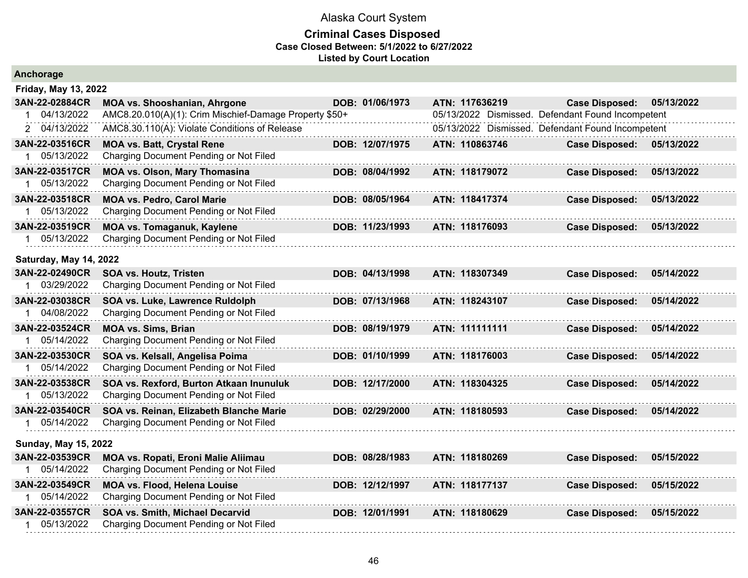# Alaska Court System

## Criminal Cases Disposed

**Case Closed Between: 5/1/2022 to 6/27/2022**

**Listed by Court Location**

### Anchorage

#### Friday, May 13, 2022

| Case | Parties | DOB | ATN | Case Disposed |
|---|---|---|---|---|
| **3AN-22-02884CR** | **MOA vs. Shooshanian, Ahrgone** | **DOB: 01/06/1973** | **ATN: 117636219** | **05/13/2022** |
| 1 04/13/2022 | AMC8.20.010(A)(1): Crim Mischief-Damage Property $50+ | | 05/13/2022 Dismissed. Defendant Found Incompetent | |
| 2 04/13/2022 | AMC8.30.110(A): Violate Conditions of Release | | 05/13/2022 Dismissed. Defendant Found Incompetent | |
| **3AN-22-03516CR** | **MOA vs. Batt, Crystal Rene** | **DOB: 12/07/1975** | **ATN: 110863746** | **05/13/2022** |
| 1 05/13/2022 | Charging Document Pending or Not Filed | | | |
| **3AN-22-03517CR** | **MOA vs. Olson, Mary Thomasina** | **DOB: 08/04/1992** | **ATN: 118179072** | **05/13/2022** |
| 1 05/13/2022 | Charging Document Pending or Not Filed | | | |
| **3AN-22-03518CR** | **MOA vs. Pedro, Carol Marie** | **DOB: 08/05/1964** | **ATN: 118417374** | **05/13/2022** |
| 1 05/13/2022 | Charging Document Pending or Not Filed | | | |
| **3AN-22-03519CR** | **MOA vs. Tomaganuk, Kaylene** | **DOB: 11/23/1993** | **ATN: 118176093** | **05/13/2022** |
| 1 05/13/2022 | Charging Document Pending or Not Filed | | | |

#### Saturday, May 14, 2022

| Case | Parties | DOB | ATN | Case Disposed |
|---|---|---|---|---|
| **3AN-22-02490CR** | **SOA vs. Houtz, Tristen** | **DOB: 04/13/1998** | **ATN: 118307349** | **05/14/2022** |
| 1 03/29/2022 | Charging Document Pending or Not Filed | | | |
| **3AN-22-03038CR** | **SOA vs. Luke, Lawrence Ruldolph** | **DOB: 07/13/1968** | **ATN: 118243107** | **05/14/2022** |
| 1 04/08/2022 | Charging Document Pending or Not Filed | | | |
| **3AN-22-03524CR** | **MOA vs. Sims, Brian** | **DOB: 08/19/1979** | **ATN: 111111111** | **05/14/2022** |
| 1 05/14/2022 | Charging Document Pending or Not Filed | | | |
| **3AN-22-03530CR** | **SOA vs. Kelsall, Angelisa Poima** | **DOB: 01/10/1999** | **ATN: 118176003** | **05/14/2022** |
| 1 05/14/2022 | Charging Document Pending or Not Filed | | | |
| **3AN-22-03538CR** | **SOA vs. Rexford, Burton Atkaan Inunuluk** | **DOB: 12/17/2000** | **ATN: 118304325** | **05/14/2022** |
| 1 05/13/2022 | Charging Document Pending or Not Filed | | | |
| **3AN-22-03540CR** | **SOA vs. Reinan, Elizabeth Blanche Marie** | **DOB: 02/29/2000** | **ATN: 118180593** | **05/14/2022** |
| 1 05/14/2022 | Charging Document Pending or Not Filed | | | |

#### Sunday, May 15, 2022

| Case | Parties | DOB | ATN | Case Disposed |
|---|---|---|---|---|
| **3AN-22-03539CR** | **MOA vs. Ropati, Eroni Malie Aliimau** | **DOB: 08/28/1983** | **ATN: 118180269** | **05/15/2022** |
| 1 05/14/2022 | Charging Document Pending or Not Filed | | | |
| **3AN-22-03549CR** | **MOA vs. Flood, Helena Louise** | **DOB: 12/12/1997** | **ATN: 118177137** | **05/15/2022** |
| 1 05/14/2022 | Charging Document Pending or Not Filed | | | |
| **3AN-22-03557CR** | **SOA vs. Smith, Michael Decarvid** | **DOB: 12/01/1991** | **ATN: 118180629** | **05/15/2022** |
| 1 05/13/2022 | Charging Document Pending or Not Filed | | | |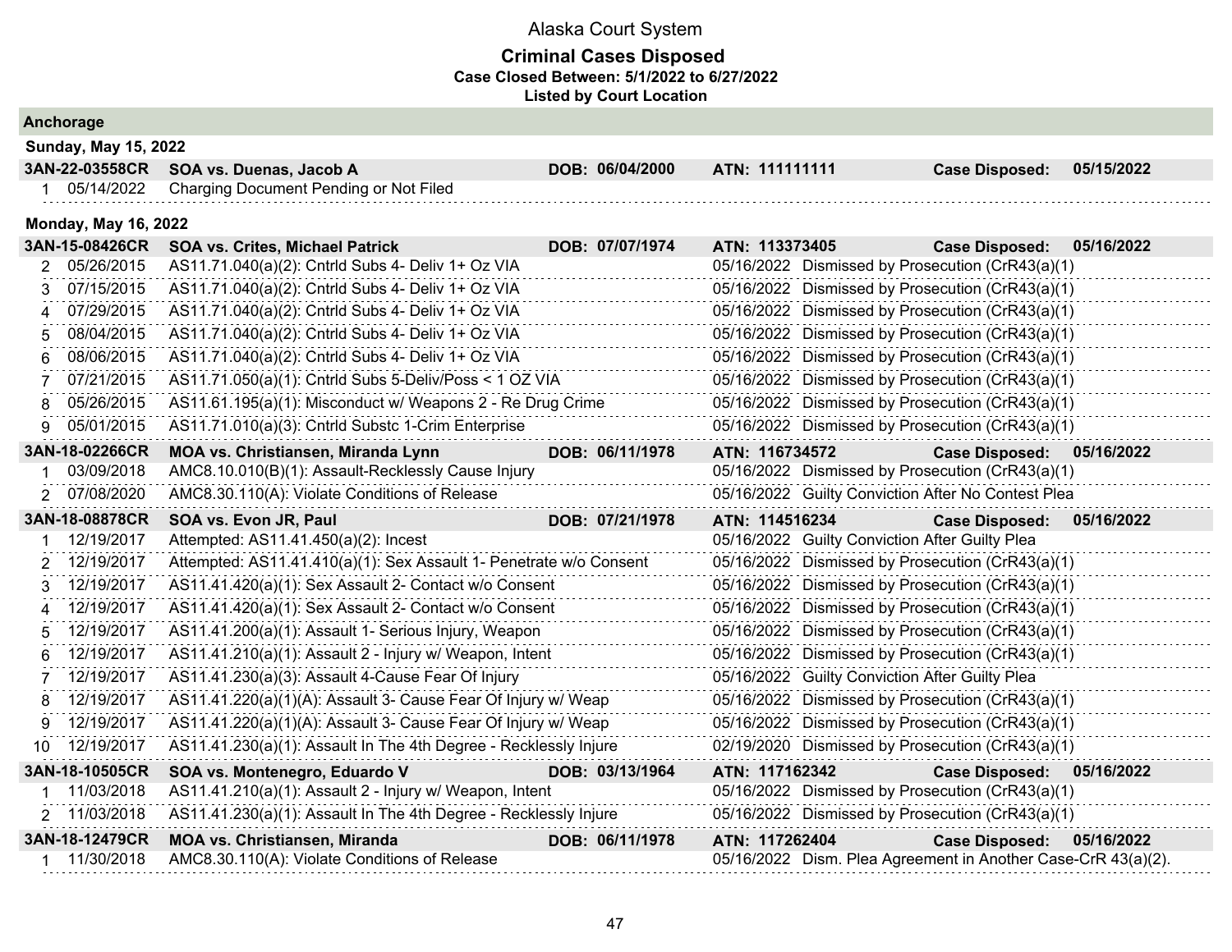# Alaska Court System

## Criminal Cases Disposed

**Case Closed Between: 5/1/2022 to 6/27/2022**

**Listed by Court Location**

### Anchorage

**Sunday, May 15, 2022**

**3AN-22-03558CR** | **SOA vs. Duenas, Jacob A** | **DOB: 06/04/2000** | **ATN: 111111111** | **Case Disposed: 05/15/2022**

| # | Date | Charge | Disposition Date | Disposition |
|---|---|---|---|---|
| 1 | 05/14/2022 | Charging Document Pending or Not Filed | | |

**Monday, May 16, 2022**

**3AN-15-08426CR** | **SOA vs. Crites, Michael Patrick** | **DOB: 07/07/1974** | **ATN: 113373405** | **Case Disposed: 05/16/2022**

| # | Date | Charge | Disposition Date | Disposition |
|---|---|---|---|---|
| 2 | 05/26/2015 | AS11.71.040(a)(2): Cntrld Subs 4- Deliv 1+ Oz VIA | 05/16/2022 | Dismissed by Prosecution (CrR43(a)(1) |
| 3 | 07/15/2015 | AS11.71.040(a)(2): Cntrld Subs 4- Deliv 1+ Oz VIA | 05/16/2022 | Dismissed by Prosecution (CrR43(a)(1) |
| 4 | 07/29/2015 | AS11.71.040(a)(2): Cntrld Subs 4- Deliv 1+ Oz VIA | 05/16/2022 | Dismissed by Prosecution (CrR43(a)(1) |
| 5 | 08/04/2015 | AS11.71.040(a)(2): Cntrld Subs 4- Deliv 1+ Oz VIA | 05/16/2022 | Dismissed by Prosecution (CrR43(a)(1) |
| 6 | 08/06/2015 | AS11.71.040(a)(2): Cntrld Subs 4- Deliv 1+ Oz VIA | 05/16/2022 | Dismissed by Prosecution (CrR43(a)(1) |
| 7 | 07/21/2015 | AS11.71.050(a)(1): Cntrld Subs 5-Deliv/Poss < 1 OZ VIA | 05/16/2022 | Dismissed by Prosecution (CrR43(a)(1) |
| 8 | 05/26/2015 | AS11.61.195(a)(1): Misconduct w/ Weapons 2 - Re Drug Crime | 05/16/2022 | Dismissed by Prosecution (CrR43(a)(1) |
| 9 | 05/01/2015 | AS11.71.010(a)(3): Cntrld Substc 1-Crim Enterprise | 05/16/2022 | Dismissed by Prosecution (CrR43(a)(1) |

**3AN-18-02266CR** | **MOA vs. Christiansen, Miranda Lynn** | **DOB: 06/11/1978** | **ATN: 116734572** | **Case Disposed: 05/16/2022**

| # | Date | Charge | Disposition Date | Disposition |
|---|---|---|---|---|
| 1 | 03/09/2018 | AMC8.10.010(B)(1): Assault-Recklessly Cause Injury | 05/16/2022 | Dismissed by Prosecution (CrR43(a)(1) |
| 2 | 07/08/2020 | AMC8.30.110(A): Violate Conditions of Release | 05/16/2022 | Guilty Conviction After No Contest Plea |

**3AN-18-08878CR** | **SOA vs. Evon JR, Paul** | **DOB: 07/21/1978** | **ATN: 114516234** | **Case Disposed: 05/16/2022**

| # | Date | Charge | Disposition Date | Disposition |
|---|---|---|---|---|
| 1 | 12/19/2017 | Attempted: AS11.41.450(a)(2): Incest | 05/16/2022 | Guilty Conviction After Guilty Plea |
| 2 | 12/19/2017 | Attempted: AS11.41.410(a)(1): Sex Assault 1- Penetrate w/o Consent | 05/16/2022 | Dismissed by Prosecution (CrR43(a)(1) |
| 3 | 12/19/2017 | AS11.41.420(a)(1): Sex Assault 2- Contact w/o Consent | 05/16/2022 | Dismissed by Prosecution (CrR43(a)(1) |
| 4 | 12/19/2017 | AS11.41.420(a)(1): Sex Assault 2- Contact w/o Consent | 05/16/2022 | Dismissed by Prosecution (CrR43(a)(1) |
| 5 | 12/19/2017 | AS11.41.200(a)(1): Assault 1- Serious Injury, Weapon | 05/16/2022 | Dismissed by Prosecution (CrR43(a)(1) |
| 6 | 12/19/2017 | AS11.41.210(a)(1): Assault 2 - Injury w/ Weapon, Intent | 05/16/2022 | Dismissed by Prosecution (CrR43(a)(1) |
| 7 | 12/19/2017 | AS11.41.230(a)(3): Assault 4-Cause Fear Of Injury | 05/16/2022 | Guilty Conviction After Guilty Plea |
| 8 | 12/19/2017 | AS11.41.220(a)(1)(A): Assault 3- Cause Fear Of Injury w/ Weap | 05/16/2022 | Dismissed by Prosecution (CrR43(a)(1) |
| 9 | 12/19/2017 | AS11.41.220(a)(1)(A): Assault 3- Cause Fear Of Injury w/ Weap | 05/16/2022 | Dismissed by Prosecution (CrR43(a)(1) |
| 10 | 12/19/2017 | AS11.41.230(a)(1): Assault In The 4th Degree - Recklessly Injure | 02/19/2020 | Dismissed by Prosecution (CrR43(a)(1) |

**3AN-18-10505CR** | **SOA vs. Montenegro, Eduardo V** | **DOB: 03/13/1964** | **ATN: 117162342** | **Case Disposed: 05/16/2022**

| # | Date | Charge | Disposition Date | Disposition |
|---|---|---|---|---|
| 1 | 11/03/2018 | AS11.41.210(a)(1): Assault 2 - Injury w/ Weapon, Intent | 05/16/2022 | Dismissed by Prosecution (CrR43(a)(1) |
| 2 | 11/03/2018 | AS11.41.230(a)(1): Assault In The 4th Degree - Recklessly Injure | 05/16/2022 | Dismissed by Prosecution (CrR43(a)(1) |

**3AN-18-12479CR** | **MOA vs. Christiansen, Miranda** | **DOB: 06/11/1978** | **ATN: 117262404** | **Case Disposed: 05/16/2022**

| # | Date | Charge | Disposition Date | Disposition |
|---|---|---|---|---|
| 1 | 11/30/2018 | AMC8.30.110(A): Violate Conditions of Release | 05/16/2022 | Dism. Plea Agreement in Another Case-CrR 43(a)(2). |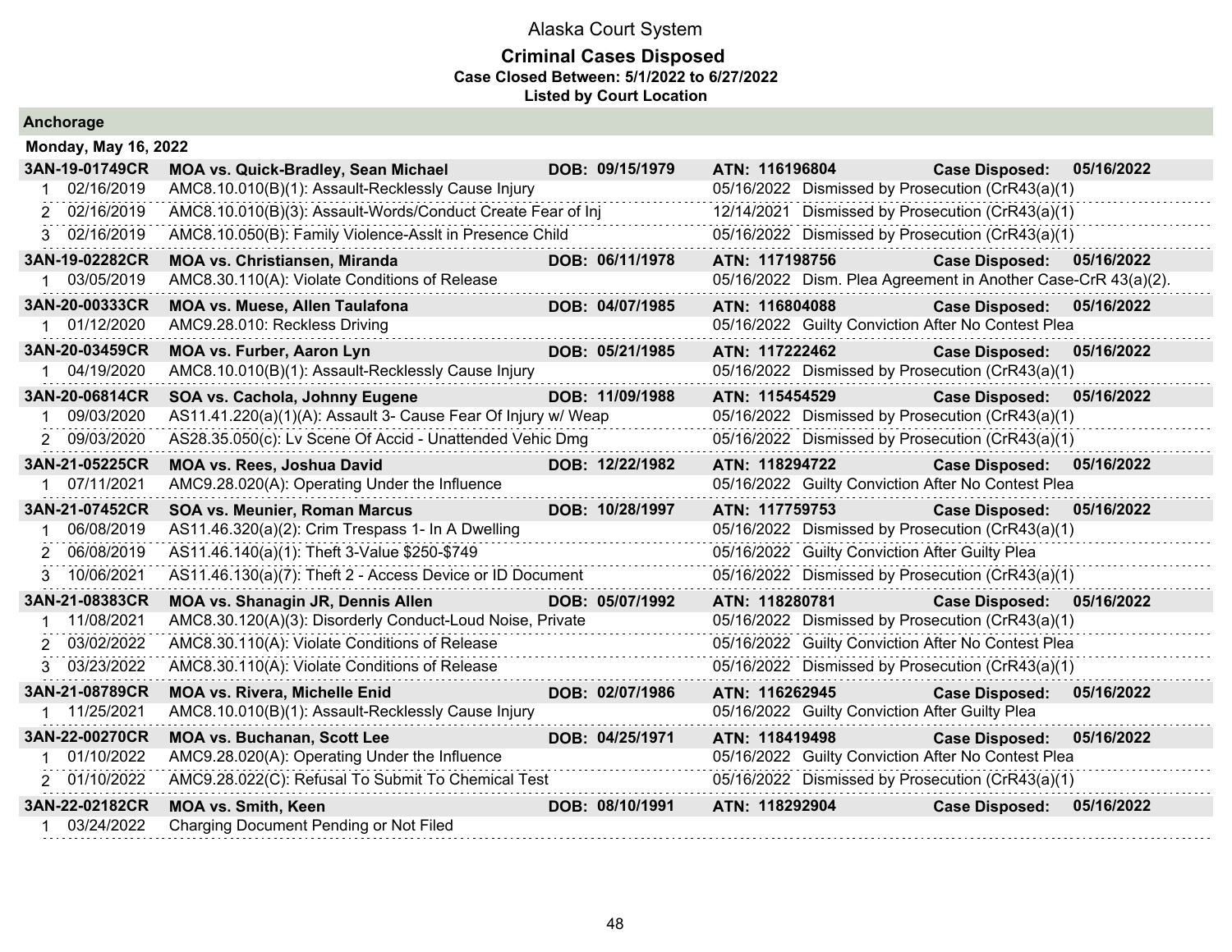# Alaska Court System

## Criminal Cases Disposed

**Case Closed Between: 5/1/2022 to 6/27/2022**

**Listed by Court Location**

### Anchorage

**Monday, May 16, 2022**

| Case | Name | DOB | ATN | Case Disposed |
|---|---|---|---|---|
| **3AN-19-01749CR** | **MOA vs. Quick-Bradley, Sean Michael** | **DOB: 09/15/1979** | **ATN: 116196804** | **Case Disposed: 05/16/2022** |
| 1 02/16/2019 | AMC8.10.010(B)(1): Assault-Recklessly Cause Injury | | 05/16/2022 Dismissed by Prosecution (CrR43(a)(1) | |
| 2 02/16/2019 | AMC8.10.010(B)(3): Assault-Words/Conduct Create Fear of Inj | | 12/14/2021 Dismissed by Prosecution (CrR43(a)(1) | |
| 3 02/16/2019 | AMC8.10.050(B): Family Violence-Asslt in Presence Child | | 05/16/2022 Dismissed by Prosecution (CrR43(a)(1) | |
| **3AN-19-02282CR** | **MOA vs. Christiansen, Miranda** | **DOB: 06/11/1978** | **ATN: 117198756** | **Case Disposed: 05/16/2022** |
| 1 03/05/2019 | AMC8.30.110(A): Violate Conditions of Release | | 05/16/2022 Dism. Plea Agreement in Another Case-CrR 43(a)(2). | |
| **3AN-20-00333CR** | **MOA vs. Muese, Allen Taulafona** | **DOB: 04/07/1985** | **ATN: 116804088** | **Case Disposed: 05/16/2022** |
| 1 01/12/2020 | AMC9.28.010: Reckless Driving | | 05/16/2022 Guilty Conviction After No Contest Plea | |
| **3AN-20-03459CR** | **MOA vs. Furber, Aaron Lyn** | **DOB: 05/21/1985** | **ATN: 117222462** | **Case Disposed: 05/16/2022** |
| 1 04/19/2020 | AMC8.10.010(B)(1): Assault-Recklessly Cause Injury | | 05/16/2022 Dismissed by Prosecution (CrR43(a)(1) | |
| **3AN-20-06814CR** | **SOA vs. Cachola, Johnny Eugene** | **DOB: 11/09/1988** | **ATN: 115454529** | **Case Disposed: 05/16/2022** |
| 1 09/03/2020 | AS11.41.220(a)(1)(A): Assault 3- Cause Fear Of Injury w/ Weap | | 05/16/2022 Dismissed by Prosecution (CrR43(a)(1) | |
| 2 09/03/2020 | AS28.35.050(c): Lv Scene Of Accid - Unattended Vehic Dmg | | 05/16/2022 Dismissed by Prosecution (CrR43(a)(1) | |
| **3AN-21-05225CR** | **MOA vs. Rees, Joshua David** | **DOB: 12/22/1982** | **ATN: 118294722** | **Case Disposed: 05/16/2022** |
| 1 07/11/2021 | AMC9.28.020(A): Operating Under the Influence | | 05/16/2022 Guilty Conviction After No Contest Plea | |
| **3AN-21-07452CR** | **SOA vs. Meunier, Roman Marcus** | **DOB: 10/28/1997** | **ATN: 117759753** | **Case Disposed: 05/16/2022** |
| 1 06/08/2019 | AS11.46.320(a)(2): Crim Trespass 1- In A Dwelling | | 05/16/2022 Dismissed by Prosecution (CrR43(a)(1) | |
| 2 06/08/2019 | AS11.46.140(a)(1): Theft 3-Value $250-$749 | | 05/16/2022 Guilty Conviction After Guilty Plea | |
| 3 10/06/2021 | AS11.46.130(a)(7): Theft 2 - Access Device or ID Document | | 05/16/2022 Dismissed by Prosecution (CrR43(a)(1) | |
| **3AN-21-08383CR** | **MOA vs. Shanagin JR, Dennis Allen** | **DOB: 05/07/1992** | **ATN: 118280781** | **Case Disposed: 05/16/2022** |
| 1 11/08/2021 | AMC8.30.120(A)(3): Disorderly Conduct-Loud Noise, Private | | 05/16/2022 Dismissed by Prosecution (CrR43(a)(1) | |
| 2 03/02/2022 | AMC8.30.110(A): Violate Conditions of Release | | 05/16/2022 Guilty Conviction After No Contest Plea | |
| 3 03/23/2022 | AMC8.30.110(A): Violate Conditions of Release | | 05/16/2022 Dismissed by Prosecution (CrR43(a)(1) | |
| **3AN-21-08789CR** | **MOA vs. Rivera, Michelle Enid** | **DOB: 02/07/1986** | **ATN: 116262945** | **Case Disposed: 05/16/2022** |
| 1 11/25/2021 | AMC8.10.010(B)(1): Assault-Recklessly Cause Injury | | 05/16/2022 Guilty Conviction After Guilty Plea | |
| **3AN-22-00270CR** | **MOA vs. Buchanan, Scott Lee** | **DOB: 04/25/1971** | **ATN: 118419498** | **Case Disposed: 05/16/2022** |
| 1 01/10/2022 | AMC9.28.020(A): Operating Under the Influence | | 05/16/2022 Guilty Conviction After No Contest Plea | |
| 2 01/10/2022 | AMC9.28.022(C): Refusal To Submit To Chemical Test | | 05/16/2022 Dismissed by Prosecution (CrR43(a)(1) | |
| **3AN-22-02182CR** | **MOA vs. Smith, Keen** | **DOB: 08/10/1991** | **ATN: 118292904** | **Case Disposed: 05/16/2022** |
| 1 03/24/2022 | Charging Document Pending or Not Filed | | | |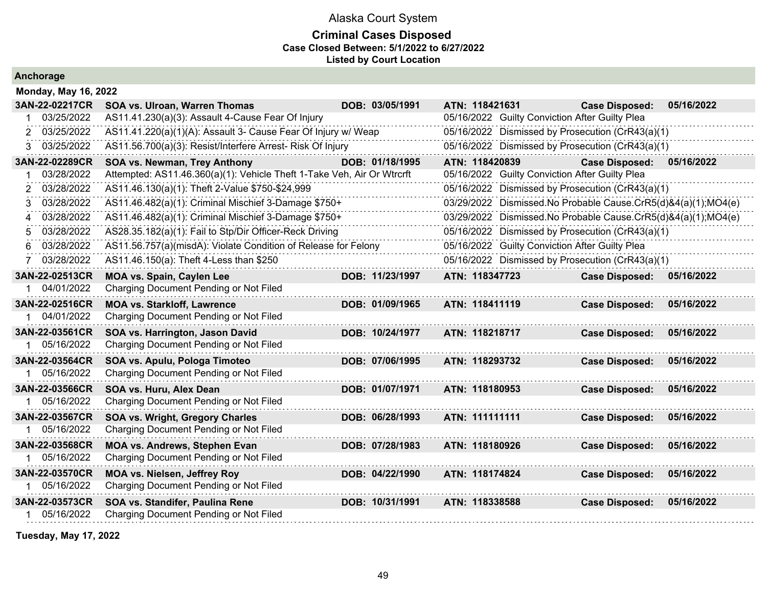# Alaska Court System

## Criminal Cases Disposed

**Case Closed Between: 5/1/2022 to 6/27/2022**

**Listed by Court Location**

### Anchorage

**Monday, May 16, 2022**

| Case | Party / Charge | DOB | ATN / Disposition | Case Disposed |
|---|---|---|---|---|
| **3AN-22-02217CR** | **SOA vs. Ulroan, Warren Thomas** | **DOB: 03/05/1991** | **ATN: 118421631** | **Case Disposed: 05/16/2022** |
| 1 03/25/2022 | AS11.41.230(a)(3): Assault 4-Cause Fear Of Injury | | 05/16/2022 Guilty Conviction After Guilty Plea | |
| 2 03/25/2022 | AS11.41.220(a)(1)(A): Assault 3- Cause Fear Of Injury w/ Weap | | 05/16/2022 Dismissed by Prosecution (CrR43(a)(1) | |
| 3 03/25/2022 | AS11.56.700(a)(3): Resist/Interfere Arrest- Risk Of Injury | | 05/16/2022 Dismissed by Prosecution (CrR43(a)(1) | |
| **3AN-22-02289CR** | **SOA vs. Newman, Trey Anthony** | **DOB: 01/18/1995** | **ATN: 118420839** | **Case Disposed: 05/16/2022** |
| 1 03/28/2022 | Attempted: AS11.46.360(a)(1): Vehicle Theft 1-Take Veh, Air Or Wtrcrft | | 05/16/2022 Guilty Conviction After Guilty Plea | |
| 2 03/28/2022 | AS11.46.130(a)(1): Theft 2-Value $750-$24,999 | | 05/16/2022 Dismissed by Prosecution (CrR43(a)(1) | |
| 3 03/28/2022 | AS11.46.482(a)(1): Criminal Mischief 3-Damage $750+ | | 03/29/2022 Dismissed.No Probable Cause.CrR5(d)&4(a)(1);MO4(e) | |
| 4 03/28/2022 | AS11.46.482(a)(1): Criminal Mischief 3-Damage $750+ | | 03/29/2022 Dismissed.No Probable Cause.CrR5(d)&4(a)(1);MO4(e) | |
| 5 03/28/2022 | AS28.35.182(a)(1): Fail to Stp/Dir Officer-Reck Driving | | 05/16/2022 Dismissed by Prosecution (CrR43(a)(1) | |
| 6 03/28/2022 | AS11.56.757(a)(misdA): Violate Condition of Release for Felony | | 05/16/2022 Guilty Conviction After Guilty Plea | |
| 7 03/28/2022 | AS11.46.150(a): Theft 4-Less than $250 | | 05/16/2022 Dismissed by Prosecution (CrR43(a)(1) | |
| **3AN-22-02513CR** | **MOA vs. Spain, Caylen Lee** | **DOB: 11/23/1997** | **ATN: 118347723** | **Case Disposed: 05/16/2022** |
| 1 04/01/2022 | Charging Document Pending or Not Filed | | | |
| **3AN-22-02516CR** | **MOA vs. Starkloff, Lawrence** | **DOB: 01/09/1965** | **ATN: 118411119** | **Case Disposed: 05/16/2022** |
| 1 04/01/2022 | Charging Document Pending or Not Filed | | | |
| **3AN-22-03561CR** | **SOA vs. Harrington, Jason David** | **DOB: 10/24/1977** | **ATN: 118218717** | **Case Disposed: 05/16/2022** |
| 1 05/16/2022 | Charging Document Pending or Not Filed | | | |
| **3AN-22-03564CR** | **SOA vs. Apulu, Pologa Timoteo** | **DOB: 07/06/1995** | **ATN: 118293732** | **Case Disposed: 05/16/2022** |
| 1 05/16/2022 | Charging Document Pending or Not Filed | | | |
| **3AN-22-03566CR** | **SOA vs. Huru, Alex Dean** | **DOB: 01/07/1971** | **ATN: 118180953** | **Case Disposed: 05/16/2022** |
| 1 05/16/2022 | Charging Document Pending or Not Filed | | | |
| **3AN-22-03567CR** | **SOA vs. Wright, Gregory Charles** | **DOB: 06/28/1993** | **ATN: 111111111** | **Case Disposed: 05/16/2022** |
| 1 05/16/2022 | Charging Document Pending or Not Filed | | | |
| **3AN-22-03568CR** | **MOA vs. Andrews, Stephen Evan** | **DOB: 07/28/1983** | **ATN: 118180926** | **Case Disposed: 05/16/2022** |
| 1 05/16/2022 | Charging Document Pending or Not Filed | | | |
| **3AN-22-03570CR** | **MOA vs. Nielsen, Jeffrey Roy** | **DOB: 04/22/1990** | **ATN: 118174824** | **Case Disposed: 05/16/2022** |
| 1 05/16/2022 | Charging Document Pending or Not Filed | | | |
| **3AN-22-03573CR** | **SOA vs. Standifer, Paulina Rene** | **DOB: 10/31/1991** | **ATN: 118338588** | **Case Disposed: 05/16/2022** |
| 1 05/16/2022 | Charging Document Pending or Not Filed | | | |

**Tuesday, May 17, 2022**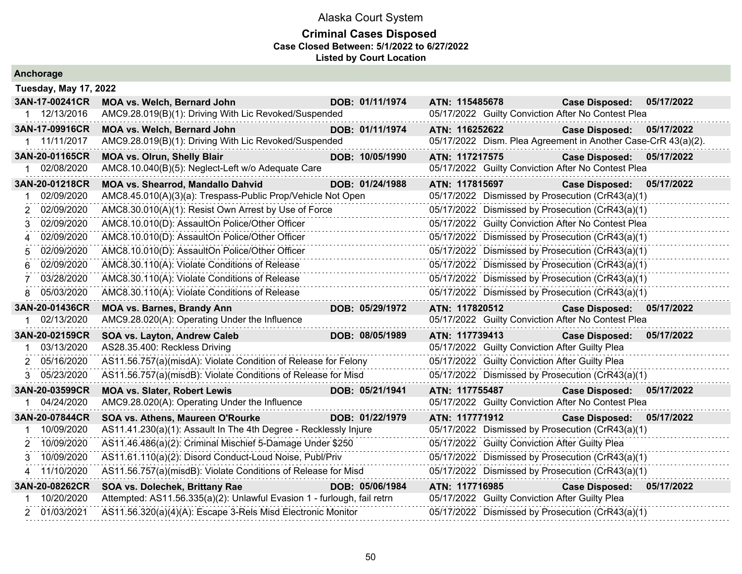# Alaska Court System

## Criminal Cases Disposed

**Case Closed Between: 5/1/2022 to 6/27/2022**

**Listed by Court Location**

### Anchorage

**Tuesday, May 17, 2022**

| Case / # | Date | Charge / Party | DOB | Disposition / ATN | Case Disposed |
|---|---|---|---|---|---|
| **3AN-17-00241CR** | | **MOA vs. Welch, Bernard John** | **DOB: 01/11/1974** | **ATN: 115485678** | **Case Disposed: 05/17/2022** |
| 1 | 12/13/2016 | AMC9.28.019(B)(1): Driving With Lic Revoked/Suspended | | 05/17/2022 Guilty Conviction After No Contest Plea | |
| **3AN-17-09916CR** | | **MOA vs. Welch, Bernard John** | **DOB: 01/11/1974** | **ATN: 116252622** | **Case Disposed: 05/17/2022** |
| 1 | 11/11/2017 | AMC9.28.019(B)(1): Driving With Lic Revoked/Suspended | | 05/17/2022 Dism. Plea Agreement in Another Case-CrR 43(a)(2). | |
| **3AN-20-01165CR** | | **MOA vs. Olrun, Shelly Blair** | **DOB: 10/05/1990** | **ATN: 117217575** | **Case Disposed: 05/17/2022** |
| 1 | 02/08/2020 | AMC8.10.040(B)(5): Neglect-Left w/o Adequate Care | | 05/17/2022 Guilty Conviction After No Contest Plea | |
| **3AN-20-01218CR** | | **MOA vs. Shearrod, Mandallo Dahvid** | **DOB: 01/24/1988** | **ATN: 117815697** | **Case Disposed: 05/17/2022** |
| 1 | 02/09/2020 | AMC8.45.010(A)(3)(a): Trespass-Public Prop/Vehicle Not Open | | 05/17/2022 Dismissed by Prosecution (CrR43(a)(1) | |
| 2 | 02/09/2020 | AMC8.30.010(A)(1): Resist Own Arrest by Use of Force | | 05/17/2022 Dismissed by Prosecution (CrR43(a)(1) | |
| 3 | 02/09/2020 | AMC8.10.010(D): AssaultOn Police/Other Officer | | 05/17/2022 Guilty Conviction After No Contest Plea | |
| 4 | 02/09/2020 | AMC8.10.010(D): AssaultOn Police/Other Officer | | 05/17/2022 Dismissed by Prosecution (CrR43(a)(1) | |
| 5 | 02/09/2020 | AMC8.10.010(D): AssaultOn Police/Other Officer | | 05/17/2022 Dismissed by Prosecution (CrR43(a)(1) | |
| 6 | 02/09/2020 | AMC8.30.110(A): Violate Conditions of Release | | 05/17/2022 Dismissed by Prosecution (CrR43(a)(1) | |
| 7 | 03/28/2020 | AMC8.30.110(A): Violate Conditions of Release | | 05/17/2022 Dismissed by Prosecution (CrR43(a)(1) | |
| 8 | 05/03/2020 | AMC8.30.110(A): Violate Conditions of Release | | 05/17/2022 Dismissed by Prosecution (CrR43(a)(1) | |
| **3AN-20-01436CR** | | **MOA vs. Barnes, Brandy Ann** | **DOB: 05/29/1972** | **ATN: 117820512** | **Case Disposed: 05/17/2022** |
| 1 | 02/13/2020 | AMC9.28.020(A): Operating Under the Influence | | 05/17/2022 Guilty Conviction After No Contest Plea | |
| **3AN-20-02159CR** | | **SOA vs. Layton, Andrew Caleb** | **DOB: 08/05/1989** | **ATN: 117739413** | **Case Disposed: 05/17/2022** |
| 1 | 03/13/2020 | AS28.35.400: Reckless Driving | | 05/17/2022 Guilty Conviction After Guilty Plea | |
| 2 | 05/16/2020 | AS11.56.757(a)(misdA): Violate Condition of Release for Felony | | 05/17/2022 Guilty Conviction After Guilty Plea | |
| 3 | 05/23/2020 | AS11.56.757(a)(misdB): Violate Conditions of Release for Misd | | 05/17/2022 Dismissed by Prosecution (CrR43(a)(1) | |
| **3AN-20-03599CR** | | **MOA vs. Slater, Robert Lewis** | **DOB: 05/21/1941** | **ATN: 117755487** | **Case Disposed: 05/17/2022** |
| 1 | 04/24/2020 | AMC9.28.020(A): Operating Under the Influence | | 05/17/2022 Guilty Conviction After No Contest Plea | |
| **3AN-20-07844CR** | | **SOA vs. Athens, Maureen O'Rourke** | **DOB: 01/22/1979** | **ATN: 117771912** | **Case Disposed: 05/17/2022** |
| 1 | 10/09/2020 | AS11.41.230(a)(1): Assault In The 4th Degree - Recklessly Injure | | 05/17/2022 Dismissed by Prosecution (CrR43(a)(1) | |
| 2 | 10/09/2020 | AS11.46.486(a)(2): Criminal Mischief 5-Damage Under $250 | | 05/17/2022 Guilty Conviction After Guilty Plea | |
| 3 | 10/09/2020 | AS11.61.110(a)(2): Disord Conduct-Loud Noise, Publ/Priv | | 05/17/2022 Dismissed by Prosecution (CrR43(a)(1) | |
| 4 | 11/10/2020 | AS11.56.757(a)(misdB): Violate Conditions of Release for Misd | | 05/17/2022 Dismissed by Prosecution (CrR43(a)(1) | |
| **3AN-20-08262CR** | | **SOA vs. Dolechek, Brittany Rae** | **DOB: 05/06/1984** | **ATN: 117716985** | **Case Disposed: 05/17/2022** |
| 1 | 10/20/2020 | Attempted: AS11.56.335(a)(2): Unlawful Evasion 1 - furlough, fail retrn | | 05/17/2022 Guilty Conviction After Guilty Plea | |
| 2 | 01/03/2021 | AS11.56.320(a)(4)(A): Escape 3-Rels Misd Electronic Monitor | | 05/17/2022 Dismissed by Prosecution (CrR43(a)(1) | |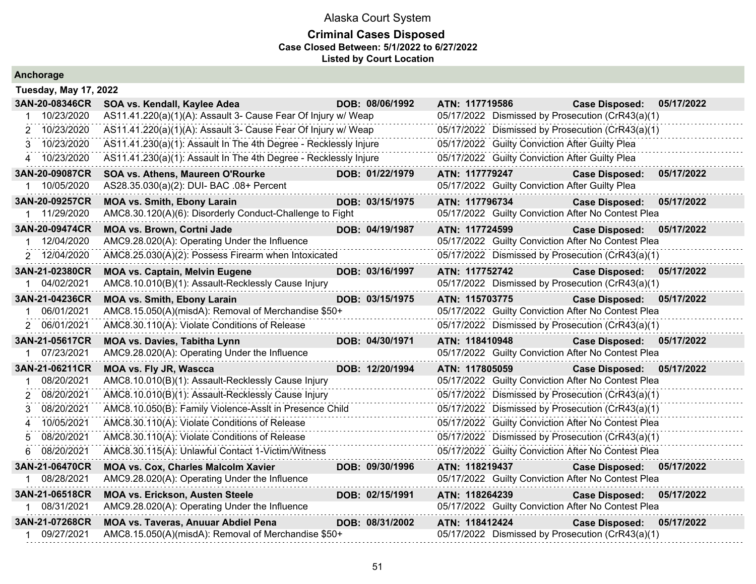# Alaska Court System

## Criminal Cases Disposed

**Case Closed Between: 5/1/2022 to 6/27/2022**

**Listed by Court Location**

### Anchorage

**Tuesday, May 17, 2022**

| | | | | |
|---|---|---|---|---|
| **3AN-20-08346CR** | **SOA vs. Kendall, Kaylee Adea** | **DOB: 08/06/1992** | **ATN: 117719586** | **Case Disposed: 05/17/2022** |
| 1 10/23/2020 | AS11.41.220(a)(1)(A): Assault 3- Cause Fear Of Injury w/ Weap | | 05/17/2022 | Dismissed by Prosecution (CrR43(a)(1) |
| 2 10/23/2020 | AS11.41.220(a)(1)(A): Assault 3- Cause Fear Of Injury w/ Weap | | 05/17/2022 | Dismissed by Prosecution (CrR43(a)(1) |
| 3 10/23/2020 | AS11.41.230(a)(1): Assault In The 4th Degree - Recklessly Injure | | 05/17/2022 | Guilty Conviction After Guilty Plea |
| 4 10/23/2020 | AS11.41.230(a)(1): Assault In The 4th Degree - Recklessly Injure | | 05/17/2022 | Guilty Conviction After Guilty Plea |
| **3AN-20-09087CR** | **SOA vs. Athens, Maureen O'Rourke** | **DOB: 01/22/1979** | **ATN: 117779247** | **Case Disposed: 05/17/2022** |
| 1 10/05/2020 | AS28.35.030(a)(2): DUI- BAC .08+ Percent | | 05/17/2022 | Guilty Conviction After Guilty Plea |
| **3AN-20-09257CR** | **MOA vs. Smith, Ebony Larain** | **DOB: 03/15/1975** | **ATN: 117796734** | **Case Disposed: 05/17/2022** |
| 1 11/29/2020 | AMC8.30.120(A)(6): Disorderly Conduct-Challenge to Fight | | 05/17/2022 | Guilty Conviction After No Contest Plea |
| **3AN-20-09474CR** | **MOA vs. Brown, Cortni Jade** | **DOB: 04/19/1987** | **ATN: 117724599** | **Case Disposed: 05/17/2022** |
| 1 12/04/2020 | AMC9.28.020(A): Operating Under the Influence | | 05/17/2022 | Guilty Conviction After No Contest Plea |
| 2 12/04/2020 | AMC8.25.030(A)(2): Possess Firearm when Intoxicated | | 05/17/2022 | Dismissed by Prosecution (CrR43(a)(1) |
| **3AN-21-02380CR** | **MOA vs. Captain, Melvin Eugene** | **DOB: 03/16/1997** | **ATN: 117752742** | **Case Disposed: 05/17/2022** |
| 1 04/02/2021 | AMC8.10.010(B)(1): Assault-Recklessly Cause Injury | | 05/17/2022 | Dismissed by Prosecution (CrR43(a)(1) |
| **3AN-21-04236CR** | **MOA vs. Smith, Ebony Larain** | **DOB: 03/15/1975** | **ATN: 115703775** | **Case Disposed: 05/17/2022** |
| 1 06/01/2021 | AMC8.15.050(A)(misdA): Removal of Merchandise $50+ | | 05/17/2022 | Guilty Conviction After No Contest Plea |
| 2 06/01/2021 | AMC8.30.110(A): Violate Conditions of Release | | 05/17/2022 | Dismissed by Prosecution (CrR43(a)(1) |
| **3AN-21-05617CR** | **MOA vs. Davies, Tabitha Lynn** | **DOB: 04/30/1971** | **ATN: 118410948** | **Case Disposed: 05/17/2022** |
| 1 07/23/2021 | AMC9.28.020(A): Operating Under the Influence | | 05/17/2022 | Guilty Conviction After No Contest Plea |
| **3AN-21-06211CR** | **MOA vs. Fly JR, Wascca** | **DOB: 12/20/1994** | **ATN: 117805059** | **Case Disposed: 05/17/2022** |
| 1 08/20/2021 | AMC8.10.010(B)(1): Assault-Recklessly Cause Injury | | 05/17/2022 | Guilty Conviction After No Contest Plea |
| 2 08/20/2021 | AMC8.10.010(B)(1): Assault-Recklessly Cause Injury | | 05/17/2022 | Dismissed by Prosecution (CrR43(a)(1) |
| 3 08/20/2021 | AMC8.10.050(B): Family Violence-Asslt in Presence Child | | 05/17/2022 | Dismissed by Prosecution (CrR43(a)(1) |
| 4 10/05/2021 | AMC8.30.110(A): Violate Conditions of Release | | 05/17/2022 | Guilty Conviction After No Contest Plea |
| 5 08/20/2021 | AMC8.30.110(A): Violate Conditions of Release | | 05/17/2022 | Dismissed by Prosecution (CrR43(a)(1) |
| 6 08/20/2021 | AMC8.30.115(A): Unlawful Contact 1-Victim/Witness | | 05/17/2022 | Guilty Conviction After No Contest Plea |
| **3AN-21-06470CR** | **MOA vs. Cox, Charles Malcolm Xavier** | **DOB: 09/30/1996** | **ATN: 118219437** | **Case Disposed: 05/17/2022** |
| 1 08/28/2021 | AMC9.28.020(A): Operating Under the Influence | | 05/17/2022 | Guilty Conviction After No Contest Plea |
| **3AN-21-06518CR** | **MOA vs. Erickson, Austen Steele** | **DOB: 02/15/1991** | **ATN: 118264239** | **Case Disposed: 05/17/2022** |
| 1 08/31/2021 | AMC9.28.020(A): Operating Under the Influence | | 05/17/2022 | Guilty Conviction After No Contest Plea |
| **3AN-21-07268CR** | **MOA vs. Taveras, Anuuar Abdiel Pena** | **DOB: 08/31/2002** | **ATN: 118412424** | **Case Disposed: 05/17/2022** |
| 1 09/27/2021 | AMC8.15.050(A)(misdA): Removal of Merchandise $50+ | | 05/17/2022 | Dismissed by Prosecution (CrR43(a)(1) |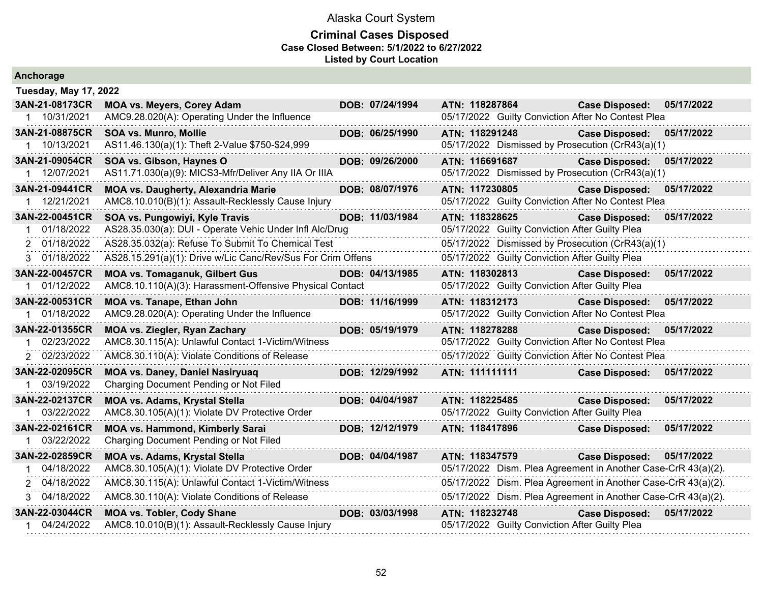# Alaska Court System

## Criminal Cases Disposed

**Case Closed Between: 5/1/2022 to 6/27/2022**

**Listed by Court Location**

### Anchorage

**Tuesday, May 17, 2022**

| Case | Charge Date | Description | DOB / Disposition | ATN | Case Disposed |
|---|---|---|---|---|---|
| **3AN-21-08173CR** | | **MOA vs. Meyers, Corey Adam** | **DOB: 07/24/1994** | **ATN: 118287864** | **Case Disposed: 05/17/2022** |
| 1 | 10/31/2021 | AMC9.28.020(A): Operating Under the Influence | 05/17/2022 Guilty Conviction After No Contest Plea | | |
| **3AN-21-08875CR** | | **SOA vs. Munro, Mollie** | **DOB: 06/25/1990** | **ATN: 118291248** | **Case Disposed: 05/17/2022** |
| 1 | 10/13/2021 | AS11.46.130(a)(1): Theft 2-Value $750-$24,999 | 05/17/2022 Dismissed by Prosecution (CrR43(a)(1) | | |
| **3AN-21-09054CR** | | **SOA vs. Gibson, Haynes O** | **DOB: 09/26/2000** | **ATN: 116691687** | **Case Disposed: 05/17/2022** |
| 1 | 12/07/2021 | AS11.71.030(a)(9): MICS3-Mfr/Deliver Any IIA Or IIIA | 05/17/2022 Dismissed by Prosecution (CrR43(a)(1) | | |
| **3AN-21-09441CR** | | **MOA vs. Daugherty, Alexandria Marie** | **DOB: 08/07/1976** | **ATN: 117230805** | **Case Disposed: 05/17/2022** |
| 1 | 12/21/2021 | AMC8.10.010(B)(1): Assault-Recklessly Cause Injury | 05/17/2022 Guilty Conviction After No Contest Plea | | |
| **3AN-22-00451CR** | | **SOA vs. Pungowiyi, Kyle Travis** | **DOB: 11/03/1984** | **ATN: 118328625** | **Case Disposed: 05/17/2022** |
| 1 | 01/18/2022 | AS28.35.030(a): DUI - Operate Vehic Under Infl Alc/Drug | 05/17/2022 Guilty Conviction After Guilty Plea | | |
| 2 | 01/18/2022 | AS28.35.032(a): Refuse To Submit To Chemical Test | 05/17/2022 Dismissed by Prosecution (CrR43(a)(1) | | |
| 3 | 01/18/2022 | AS28.15.291(a)(1): Drive w/Lic Canc/Rev/Sus For Crim Offens | 05/17/2022 Guilty Conviction After Guilty Plea | | |
| **3AN-22-00457CR** | | **MOA vs. Tomaganuk, Gilbert Gus** | **DOB: 04/13/1985** | **ATN: 118302813** | **Case Disposed: 05/17/2022** |
| 1 | 01/12/2022 | AMC8.10.110(A)(3): Harassment-Offensive Physical Contact | 05/17/2022 Guilty Conviction After Guilty Plea | | |
| **3AN-22-00531CR** | | **MOA vs. Tanape, Ethan John** | **DOB: 11/16/1999** | **ATN: 118312173** | **Case Disposed: 05/17/2022** |
| 1 | 01/18/2022 | AMC9.28.020(A): Operating Under the Influence | 05/17/2022 Guilty Conviction After No Contest Plea | | |
| **3AN-22-01355CR** | | **MOA vs. Ziegler, Ryan Zachary** | **DOB: 05/19/1979** | **ATN: 118278288** | **Case Disposed: 05/17/2022** |
| 1 | 02/23/2022 | AMC8.30.115(A): Unlawful Contact 1-Victim/Witness | 05/17/2022 Guilty Conviction After No Contest Plea | | |
| 2 | 02/23/2022 | AMC8.30.110(A): Violate Conditions of Release | 05/17/2022 Guilty Conviction After No Contest Plea | | |
| **3AN-22-02095CR** | | **MOA vs. Daney, Daniel Nasiryuaq** | **DOB: 12/29/1992** | **ATN: 111111111** | **Case Disposed: 05/17/2022** |
| 1 | 03/19/2022 | Charging Document Pending or Not Filed | | | |
| **3AN-22-02137CR** | | **MOA vs. Adams, Krystal Stella** | **DOB: 04/04/1987** | **ATN: 118225485** | **Case Disposed: 05/17/2022** |
| 1 | 03/22/2022 | AMC8.30.105(A)(1): Violate DV Protective Order | 05/17/2022 Guilty Conviction After Guilty Plea | | |
| **3AN-22-02161CR** | | **MOA vs. Hammond, Kimberly Sarai** | **DOB: 12/12/1979** | **ATN: 118417896** | **Case Disposed: 05/17/2022** |
| 1 | 03/22/2022 | Charging Document Pending or Not Filed | | | |
| **3AN-22-02859CR** | | **MOA vs. Adams, Krystal Stella** | **DOB: 04/04/1987** | **ATN: 118347579** | **Case Disposed: 05/17/2022** |
| 1 | 04/18/2022 | AMC8.30.105(A)(1): Violate DV Protective Order | 05/17/2022 Dism. Plea Agreement in Another Case-CrR 43(a)(2). | | |
| 2 | 04/18/2022 | AMC8.30.115(A): Unlawful Contact 1-Victim/Witness | 05/17/2022 Dism. Plea Agreement in Another Case-CrR 43(a)(2). | | |
| 3 | 04/18/2022 | AMC8.30.110(A): Violate Conditions of Release | 05/17/2022 Dism. Plea Agreement in Another Case-CrR 43(a)(2). | | |
| **3AN-22-03044CR** | | **MOA vs. Tobler, Cody Shane** | **DOB: 03/03/1998** | **ATN: 118232748** | **Case Disposed: 05/17/2022** |
| 1 | 04/24/2022 | AMC8.10.010(B)(1): Assault-Recklessly Cause Injury | 05/17/2022 Guilty Conviction After Guilty Plea | | |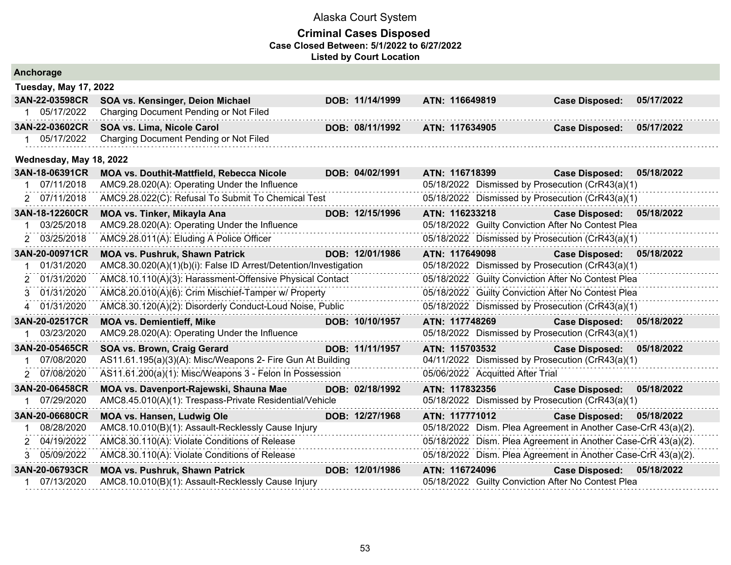# Alaska Court System

## Criminal Cases Disposed

**Case Closed Between: 5/1/2022 to 6/27/2022**

**Listed by Court Location**

### Anchorage

#### Tuesday, May 17, 2022

| Case | Parties | DOB | ATN | Case Disposed |
|---|---|---|---|---|
| **3AN-22-03598CR** | **SOA vs. Kensinger, Deion Michael** | **DOB: 11/14/1999** | **ATN: 116649819** | **Case Disposed: 05/17/2022** |
| 1 05/17/2022 | Charging Document Pending or Not Filed | | | |
| **3AN-22-03602CR** | **SOA vs. Lima, Nicole Carol** | **DOB: 08/11/1992** | **ATN: 117634905** | **Case Disposed: 05/17/2022** |
| 1 05/17/2022 | Charging Document Pending or Not Filed | | | |

#### Wednesday, May 18, 2022

| Case | Parties / Charge | DOB | ATN / Disposition | Case Disposed |
|---|---|---|---|---|
| **3AN-18-06391CR** | **MOA vs. Douthit-Mattfield, Rebecca Nicole** | **DOB: 04/02/1991** | **ATN: 116718399** | **Case Disposed: 05/18/2022** |
| 1 07/11/2018 | AMC9.28.020(A): Operating Under the Influence | | 05/18/2022 Dismissed by Prosecution (CrR43(a)(1) | |
| 2 07/11/2018 | AMC9.28.022(C): Refusal To Submit To Chemical Test | | 05/18/2022 Dismissed by Prosecution (CrR43(a)(1) | |
| **3AN-18-12260CR** | **MOA vs. Tinker, Mikayla Ana** | **DOB: 12/15/1996** | **ATN: 116233218** | **Case Disposed: 05/18/2022** |
| 1 03/25/2018 | AMC9.28.020(A): Operating Under the Influence | | 05/18/2022 Guilty Conviction After No Contest Plea | |
| 2 03/25/2018 | AMC9.28.011(A): Eluding A Police Officer | | 05/18/2022 Dismissed by Prosecution (CrR43(a)(1) | |
| **3AN-20-00971CR** | **MOA vs. Pushruk, Shawn Patrick** | **DOB: 12/01/1986** | **ATN: 117649098** | **Case Disposed: 05/18/2022** |
| 1 01/31/2020 | AMC8.30.020(A)(1)(b)(i): False ID Arrest/Detention/Investigation | | 05/18/2022 Dismissed by Prosecution (CrR43(a)(1) | |
| 2 01/31/2020 | AMC8.10.110(A)(3): Harassment-Offensive Physical Contact | | 05/18/2022 Guilty Conviction After No Contest Plea | |
| 3 01/31/2020 | AMC8.20.010(A)(6): Crim Mischief-Tamper w/ Property | | 05/18/2022 Guilty Conviction After No Contest Plea | |
| 4 01/31/2020 | AMC8.30.120(A)(2): Disorderly Conduct-Loud Noise, Public | | 05/18/2022 Dismissed by Prosecution (CrR43(a)(1) | |
| **3AN-20-02517CR** | **MOA vs. Demientieff, Mike** | **DOB: 10/10/1957** | **ATN: 117748269** | **Case Disposed: 05/18/2022** |
| 1 03/23/2020 | AMC9.28.020(A): Operating Under the Influence | | 05/18/2022 Dismissed by Prosecution (CrR43(a)(1) | |
| **3AN-20-05465CR** | **SOA vs. Brown, Craig Gerard** | **DOB: 11/11/1957** | **ATN: 115703532** | **Case Disposed: 05/18/2022** |
| 1 07/08/2020 | AS11.61.195(a)(3)(A): Misc/Weapons 2- Fire Gun At Building | | 04/11/2022 Dismissed by Prosecution (CrR43(a)(1) | |
| 2 07/08/2020 | AS11.61.200(a)(1): Misc/Weapons 3 - Felon In Possession | | 05/06/2022 Acquitted After Trial | |
| **3AN-20-06458CR** | **MOA vs. Davenport-Rajewski, Shauna Mae** | **DOB: 02/18/1992** | **ATN: 117832356** | **Case Disposed: 05/18/2022** |
| 1 07/29/2020 | AMC8.45.010(A)(1): Trespass-Private Residential/Vehicle | | 05/18/2022 Dismissed by Prosecution (CrR43(a)(1) | |
| **3AN-20-06680CR** | **MOA vs. Hansen, Ludwig Ole** | **DOB: 12/27/1968** | **ATN: 117771012** | **Case Disposed: 05/18/2022** |
| 1 08/28/2020 | AMC8.10.010(B)(1): Assault-Recklessly Cause Injury | | 05/18/2022 Dism. Plea Agreement in Another Case-CrR 43(a)(2). | |
| 2 04/19/2022 | AMC8.30.110(A): Violate Conditions of Release | | 05/18/2022 Dism. Plea Agreement in Another Case-CrR 43(a)(2). | |
| 3 05/09/2022 | AMC8.30.110(A): Violate Conditions of Release | | 05/18/2022 Dism. Plea Agreement in Another Case-CrR 43(a)(2). | |
| **3AN-20-06793CR** | **MOA vs. Pushruk, Shawn Patrick** | **DOB: 12/01/1986** | **ATN: 116724096** | **Case Disposed: 05/18/2022** |
| 1 07/13/2020 | AMC8.10.010(B)(1): Assault-Recklessly Cause Injury | | 05/18/2022 Guilty Conviction After No Contest Plea | |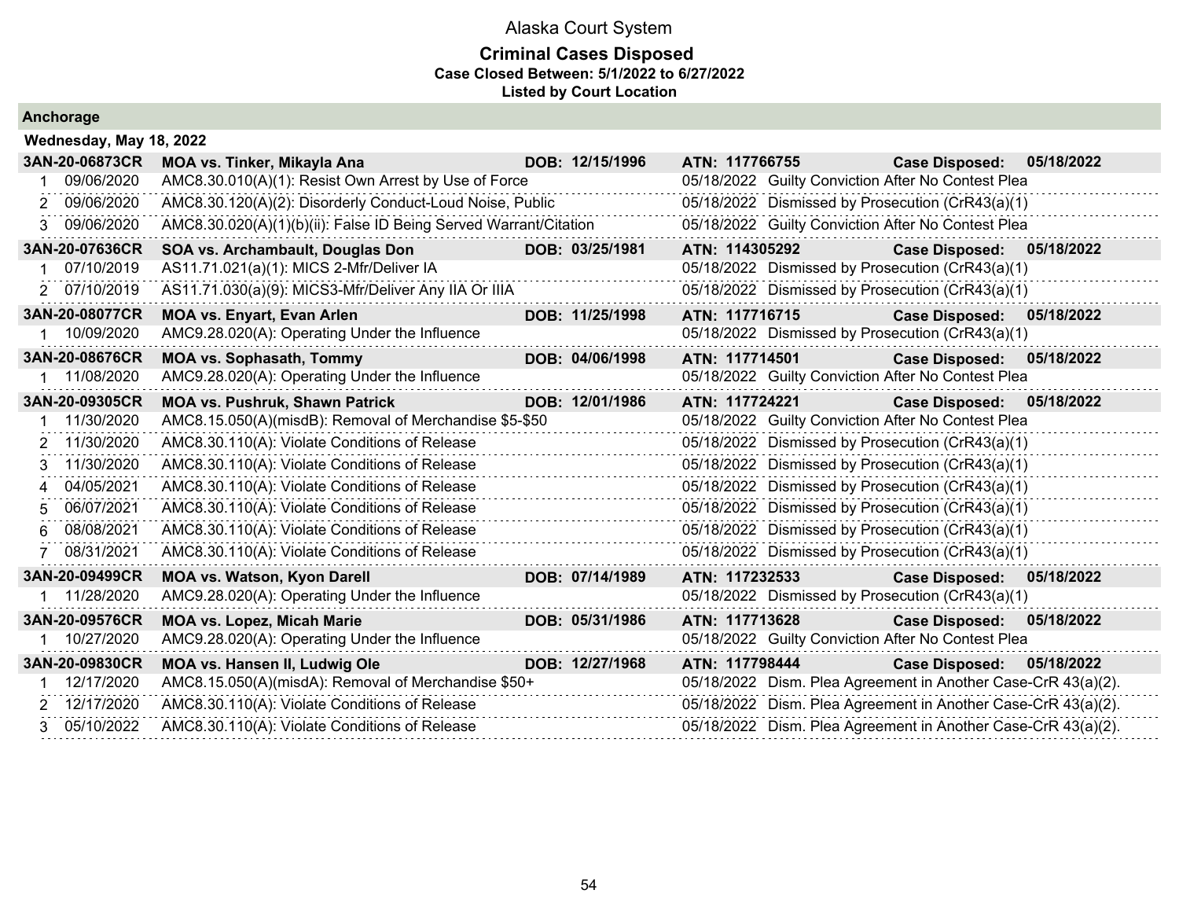# Alaska Court System

## Criminal Cases Disposed

**Case Closed Between: 5/1/2022 to 6/27/2022**

**Listed by Court Location**

### Anchorage

**Wednesday, May 18, 2022**

| Case | | Parties / Charge | DOB | ATN / Disposition | Case Disposed |
|---|---|---|---|---|---|
| **3AN-20-06873CR** | | **MOA vs. Tinker, Mikayla Ana** | **DOB: 12/15/1996** | **ATN: 117766755** | **Case Disposed: 05/18/2022** |
| 1 | 09/06/2020 | AMC8.30.010(A)(1): Resist Own Arrest by Use of Force | | 05/18/2022 Guilty Conviction After No Contest Plea | |
| 2 | 09/06/2020 | AMC8.30.120(A)(2): Disorderly Conduct-Loud Noise, Public | | 05/18/2022 Dismissed by Prosecution (CrR43(a)(1) | |
| 3 | 09/06/2020 | AMC8.30.020(A)(1)(b)(ii): False ID Being Served Warrant/Citation | | 05/18/2022 Guilty Conviction After No Contest Plea | |
| **3AN-20-07636CR** | | **SOA vs. Archambault, Douglas Don** | **DOB: 03/25/1981** | **ATN: 114305292** | **Case Disposed: 05/18/2022** |
| 1 | 07/10/2019 | AS11.71.021(a)(1): MICS 2-Mfr/Deliver IA | | 05/18/2022 Dismissed by Prosecution (CrR43(a)(1) | |
| 2 | 07/10/2019 | AS11.71.030(a)(9): MICS3-Mfr/Deliver Any IIA Or IIIA | | 05/18/2022 Dismissed by Prosecution (CrR43(a)(1) | |
| **3AN-20-08077CR** | | **MOA vs. Enyart, Evan Arlen** | **DOB: 11/25/1998** | **ATN: 117716715** | **Case Disposed: 05/18/2022** |
| 1 | 10/09/2020 | AMC9.28.020(A): Operating Under the Influence | | 05/18/2022 Dismissed by Prosecution (CrR43(a)(1) | |
| **3AN-20-08676CR** | | **MOA vs. Sophasath, Tommy** | **DOB: 04/06/1998** | **ATN: 117714501** | **Case Disposed: 05/18/2022** |
| 1 | 11/08/2020 | AMC9.28.020(A): Operating Under the Influence | | 05/18/2022 Guilty Conviction After No Contest Plea | |
| **3AN-20-09305CR** | | **MOA vs. Pushruk, Shawn Patrick** | **DOB: 12/01/1986** | **ATN: 117724221** | **Case Disposed: 05/18/2022** |
| 1 | 11/30/2020 | AMC8.15.050(A)(misdB): Removal of Merchandise $5-$50 | | 05/18/2022 Guilty Conviction After No Contest Plea | |
| 2 | 11/30/2020 | AMC8.30.110(A): Violate Conditions of Release | | 05/18/2022 Dismissed by Prosecution (CrR43(a)(1) | |
| 3 | 11/30/2020 | AMC8.30.110(A): Violate Conditions of Release | | 05/18/2022 Dismissed by Prosecution (CrR43(a)(1) | |
| 4 | 04/05/2021 | AMC8.30.110(A): Violate Conditions of Release | | 05/18/2022 Dismissed by Prosecution (CrR43(a)(1) | |
| 5 | 06/07/2021 | AMC8.30.110(A): Violate Conditions of Release | | 05/18/2022 Dismissed by Prosecution (CrR43(a)(1) | |
| 6 | 08/08/2021 | AMC8.30.110(A): Violate Conditions of Release | | 05/18/2022 Dismissed by Prosecution (CrR43(a)(1) | |
| 7 | 08/31/2021 | AMC8.30.110(A): Violate Conditions of Release | | 05/18/2022 Dismissed by Prosecution (CrR43(a)(1) | |
| **3AN-20-09499CR** | | **MOA vs. Watson, Kyon Darell** | **DOB: 07/14/1989** | **ATN: 117232533** | **Case Disposed: 05/18/2022** |
| 1 | 11/28/2020 | AMC9.28.020(A): Operating Under the Influence | | 05/18/2022 Dismissed by Prosecution (CrR43(a)(1) | |
| **3AN-20-09576CR** | | **MOA vs. Lopez, Micah Marie** | **DOB: 05/31/1986** | **ATN: 117713628** | **Case Disposed: 05/18/2022** |
| 1 | 10/27/2020 | AMC9.28.020(A): Operating Under the Influence | | 05/18/2022 Guilty Conviction After No Contest Plea | |
| **3AN-20-09830CR** | | **MOA vs. Hansen II, Ludwig Ole** | **DOB: 12/27/1968** | **ATN: 117798444** | **Case Disposed: 05/18/2022** |
| 1 | 12/17/2020 | AMC8.15.050(A)(misdA): Removal of Merchandise $50+ | | 05/18/2022 Dism. Plea Agreement in Another Case-CrR 43(a)(2). | |
| 2 | 12/17/2020 | AMC8.30.110(A): Violate Conditions of Release | | 05/18/2022 Dism. Plea Agreement in Another Case-CrR 43(a)(2). | |
| 3 | 05/10/2022 | AMC8.30.110(A): Violate Conditions of Release | | 05/18/2022 Dism. Plea Agreement in Another Case-CrR 43(a)(2). | |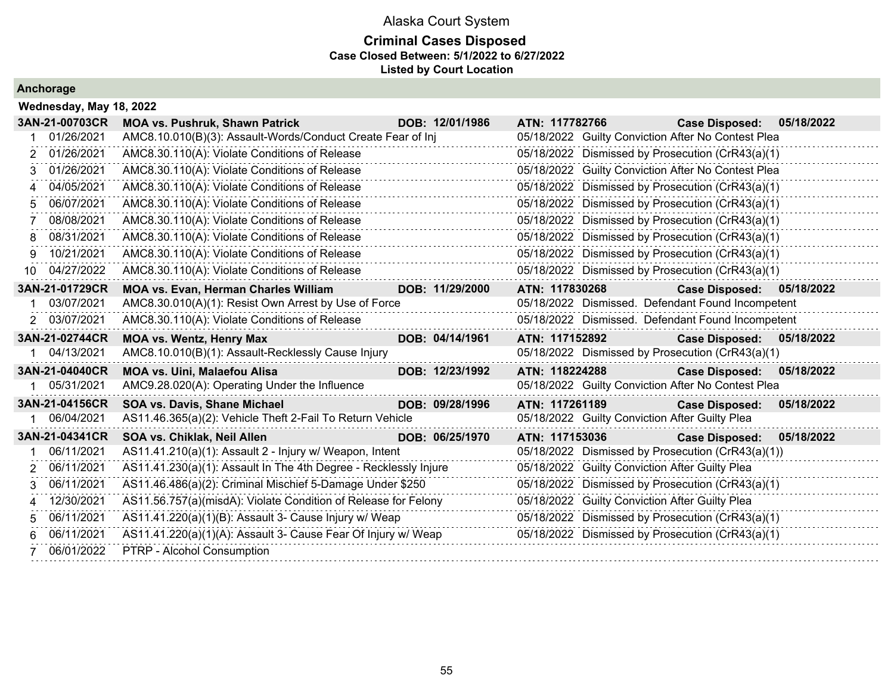# Alaska Court System

## Criminal Cases Disposed

**Case Closed Between: 5/1/2022 to 6/27/2022**

**Listed by Court Location**

### Anchorage

**Wednesday, May 18, 2022**

**3AN-21-00703CR — MOA vs. Pushruk, Shawn Patrick — DOB: 12/01/1986 — ATN: 117782766 — Case Disposed: 05/18/2022**

| # | Date | Charge | Disposition Date | Disposition |
|---|---|---|---|---|
| 1 | 01/26/2021 | AMC8.10.010(B)(3): Assault-Words/Conduct Create Fear of Inj | 05/18/2022 | Guilty Conviction After No Contest Plea |
| 2 | 01/26/2021 | AMC8.30.110(A): Violate Conditions of Release | 05/18/2022 | Dismissed by Prosecution (CrR43(a)(1) |
| 3 | 01/26/2021 | AMC8.30.110(A): Violate Conditions of Release | 05/18/2022 | Guilty Conviction After No Contest Plea |
| 4 | 04/05/2021 | AMC8.30.110(A): Violate Conditions of Release | 05/18/2022 | Dismissed by Prosecution (CrR43(a)(1) |
| 5 | 06/07/2021 | AMC8.30.110(A): Violate Conditions of Release | 05/18/2022 | Dismissed by Prosecution (CrR43(a)(1) |
| 7 | 08/08/2021 | AMC8.30.110(A): Violate Conditions of Release | 05/18/2022 | Dismissed by Prosecution (CrR43(a)(1) |
| 8 | 08/31/2021 | AMC8.30.110(A): Violate Conditions of Release | 05/18/2022 | Dismissed by Prosecution (CrR43(a)(1) |
| 9 | 10/21/2021 | AMC8.30.110(A): Violate Conditions of Release | 05/18/2022 | Dismissed by Prosecution (CrR43(a)(1) |
| 10 | 04/27/2022 | AMC8.30.110(A): Violate Conditions of Release | 05/18/2022 | Dismissed by Prosecution (CrR43(a)(1) |

**3AN-21-01729CR — MOA vs. Evan, Herman Charles William — DOB: 11/29/2000 — ATN: 117830268 — Case Disposed: 05/18/2022**

| # | Date | Charge | Disposition Date | Disposition |
|---|---|---|---|---|
| 1 | 03/07/2021 | AMC8.30.010(A)(1): Resist Own Arrest by Use of Force | 05/18/2022 | Dismissed. Defendant Found Incompetent |
| 2 | 03/07/2021 | AMC8.30.110(A): Violate Conditions of Release | 05/18/2022 | Dismissed. Defendant Found Incompetent |

**3AN-21-02744CR — MOA vs. Wentz, Henry Max — DOB: 04/14/1961 — ATN: 117152892 — Case Disposed: 05/18/2022**

| # | Date | Charge | Disposition Date | Disposition |
|---|---|---|---|---|
| 1 | 04/13/2021 | AMC8.10.010(B)(1): Assault-Recklessly Cause Injury | 05/18/2022 | Dismissed by Prosecution (CrR43(a)(1) |

**3AN-21-04040CR — MOA vs. Uini, Malaefou Alisa — DOB: 12/23/1992 — ATN: 118224288 — Case Disposed: 05/18/2022**

| # | Date | Charge | Disposition Date | Disposition |
|---|---|---|---|---|
| 1 | 05/31/2021 | AMC9.28.020(A): Operating Under the Influence | 05/18/2022 | Guilty Conviction After No Contest Plea |

**3AN-21-04156CR — SOA vs. Davis, Shane Michael — DOB: 09/28/1996 — ATN: 117261189 — Case Disposed: 05/18/2022**

| # | Date | Charge | Disposition Date | Disposition |
|---|---|---|---|---|
| 1 | 06/04/2021 | AS11.46.365(a)(2): Vehicle Theft 2-Fail To Return Vehicle | 05/18/2022 | Guilty Conviction After Guilty Plea |

**3AN-21-04341CR — SOA vs. Chiklak, Neil Allen — DOB: 06/25/1970 — ATN: 117153036 — Case Disposed: 05/18/2022**

| # | Date | Charge | Disposition Date | Disposition |
|---|---|---|---|---|
| 1 | 06/11/2021 | AS11.41.210(a)(1): Assault 2 - Injury w/ Weapon, Intent | 05/18/2022 | Dismissed by Prosecution (CrR43(a)(1)) |
| 2 | 06/11/2021 | AS11.41.230(a)(1): Assault In The 4th Degree - Recklessly Injure | 05/18/2022 | Guilty Conviction After Guilty Plea |
| 3 | 06/11/2021 | AS11.46.486(a)(2): Criminal Mischief 5-Damage Under $250 | 05/18/2022 | Dismissed by Prosecution (CrR43(a)(1) |
| 4 | 12/30/2021 | AS11.56.757(a)(misdA): Violate Condition of Release for Felony | 05/18/2022 | Guilty Conviction After Guilty Plea |
| 5 | 06/11/2021 | AS11.41.220(a)(1)(B): Assault 3- Cause Injury w/ Weap | 05/18/2022 | Dismissed by Prosecution (CrR43(a)(1) |
| 6 | 06/11/2021 | AS11.41.220(a)(1)(A): Assault 3- Cause Fear Of Injury w/ Weap | 05/18/2022 | Dismissed by Prosecution (CrR43(a)(1) |
| 7 | 06/01/2022 | PTRP - Alcohol Consumption | | |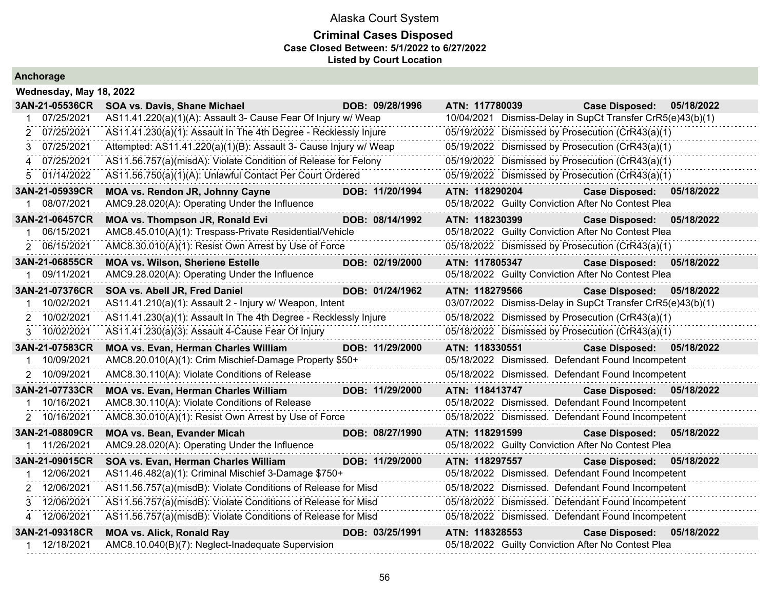# Alaska Court System

## Criminal Cases Disposed

**Case Closed Between: 5/1/2022 to 6/27/2022**

**Listed by Court Location**

### Anchorage

**Wednesday, May 18, 2022**

| Case | Parties | DOB | ATN | Case Disposed |
|---|---|---|---|---|
| **3AN-21-05536CR** | **SOA vs. Davis, Shane Michael** | **09/28/1996** | **117780039** | **05/18/2022** |

| # | Date | Charge | Disposition Date | Disposition |
|---|---|---|---|---|
| 1 | 07/25/2021 | AS11.41.220(a)(1)(A): Assault 3- Cause Fear Of Injury w/ Weap | 10/04/2021 | Dismiss-Delay in SupCt Transfer CrR5(e)43(b)(1) |
| 2 | 07/25/2021 | AS11.41.230(a)(1): Assault In The 4th Degree - Recklessly Injure | 05/19/2022 | Dismissed by Prosecution (CrR43(a)(1) |
| 3 | 07/25/2021 | Attempted: AS11.41.220(a)(1)(B): Assault 3- Cause Injury w/ Weap | 05/19/2022 | Dismissed by Prosecution (CrR43(a)(1) |
| 4 | 07/25/2021 | AS11.56.757(a)(misdA): Violate Condition of Release for Felony | 05/19/2022 | Dismissed by Prosecution (CrR43(a)(1) |
| 5 | 01/14/2022 | AS11.56.750(a)(1)(A): Unlawful Contact Per Court Ordered | 05/19/2022 | Dismissed by Prosecution (CrR43(a)(1) |

| Case | Parties | DOB | ATN | Case Disposed |
|---|---|---|---|---|
| **3AN-21-05939CR** | **MOA vs. Rendon JR, Johnny Cayne** | **11/20/1994** | **118290204** | **05/18/2022** |

| # | Date | Charge | Disposition Date | Disposition |
|---|---|---|---|---|
| 1 | 08/07/2021 | AMC9.28.020(A): Operating Under the Influence | 05/18/2022 | Guilty Conviction After No Contest Plea |

| Case | Parties | DOB | ATN | Case Disposed |
|---|---|---|---|---|
| **3AN-21-06457CR** | **MOA vs. Thompson JR, Ronald Evi** | **08/14/1992** | **118230399** | **05/18/2022** |

| # | Date | Charge | Disposition Date | Disposition |
|---|---|---|---|---|
| 1 | 06/15/2021 | AMC8.45.010(A)(1): Trespass-Private Residential/Vehicle | 05/18/2022 | Guilty Conviction After No Contest Plea |
| 2 | 06/15/2021 | AMC8.30.010(A)(1): Resist Own Arrest by Use of Force | 05/18/2022 | Dismissed by Prosecution (CrR43(a)(1) |

| Case | Parties | DOB | ATN | Case Disposed |
|---|---|---|---|---|
| **3AN-21-06855CR** | **MOA vs. Wilson, Sheriene Estelle** | **02/19/2000** | **117805347** | **05/18/2022** |

| # | Date | Charge | Disposition Date | Disposition |
|---|---|---|---|---|
| 1 | 09/11/2021 | AMC9.28.020(A): Operating Under the Influence | 05/18/2022 | Guilty Conviction After No Contest Plea |

| Case | Parties | DOB | ATN | Case Disposed |
|---|---|---|---|---|
| **3AN-21-07376CR** | **SOA vs. Abell JR, Fred Daniel** | **01/24/1962** | **118279566** | **05/18/2022** |

| # | Date | Charge | Disposition Date | Disposition |
|---|---|---|---|---|
| 1 | 10/02/2021 | AS11.41.210(a)(1): Assault 2 - Injury w/ Weapon, Intent | 03/07/2022 | Dismiss-Delay in SupCt Transfer CrR5(e)43(b)(1) |
| 2 | 10/02/2021 | AS11.41.230(a)(1): Assault In The 4th Degree - Recklessly Injure | 05/18/2022 | Dismissed by Prosecution (CrR43(a)(1) |
| 3 | 10/02/2021 | AS11.41.230(a)(3): Assault 4-Cause Fear Of Injury | 05/18/2022 | Dismissed by Prosecution (CrR43(a)(1) |

| Case | Parties | DOB | ATN | Case Disposed |
|---|---|---|---|---|
| **3AN-21-07583CR** | **MOA vs. Evan, Herman Charles William** | **11/29/2000** | **118330551** | **05/18/2022** |

| # | Date | Charge | Disposition Date | Disposition |
|---|---|---|---|---|
| 1 | 10/09/2021 | AMC8.20.010(A)(1): Crim Mischief-Damage Property $50+ | 05/18/2022 | Dismissed. Defendant Found Incompetent |
| 2 | 10/09/2021 | AMC8.30.110(A): Violate Conditions of Release | 05/18/2022 | Dismissed. Defendant Found Incompetent |

| Case | Parties | DOB | ATN | Case Disposed |
|---|---|---|---|---|
| **3AN-21-07733CR** | **MOA vs. Evan, Herman Charles William** | **11/29/2000** | **118413747** | **05/18/2022** |

| # | Date | Charge | Disposition Date | Disposition |
|---|---|---|---|---|
| 1 | 10/16/2021 | AMC8.30.110(A): Violate Conditions of Release | 05/18/2022 | Dismissed. Defendant Found Incompetent |
| 2 | 10/16/2021 | AMC8.30.010(A)(1): Resist Own Arrest by Use of Force | 05/18/2022 | Dismissed. Defendant Found Incompetent |

| Case | Parties | DOB | ATN | Case Disposed |
|---|---|---|---|---|
| **3AN-21-08809CR** | **MOA vs. Bean, Evander Micah** | **08/27/1990** | **118291599** | **05/18/2022** |

| # | Date | Charge | Disposition Date | Disposition |
|---|---|---|---|---|
| 1 | 11/26/2021 | AMC9.28.020(A): Operating Under the Influence | 05/18/2022 | Guilty Conviction After No Contest Plea |

| Case | Parties | DOB | ATN | Case Disposed |
|---|---|---|---|---|
| **3AN-21-09015CR** | **SOA vs. Evan, Herman Charles William** | **11/29/2000** | **118297557** | **05/18/2022** |

| # | Date | Charge | Disposition Date | Disposition |
|---|---|---|---|---|
| 1 | 12/06/2021 | AS11.46.482(a)(1): Criminal Mischief 3-Damage $750+ | 05/18/2022 | Dismissed. Defendant Found Incompetent |
| 2 | 12/06/2021 | AS11.56.757(a)(misdB): Violate Conditions of Release for Misd | 05/18/2022 | Dismissed. Defendant Found Incompetent |
| 3 | 12/06/2021 | AS11.56.757(a)(misdB): Violate Conditions of Release for Misd | 05/18/2022 | Dismissed. Defendant Found Incompetent |
| 4 | 12/06/2021 | AS11.56.757(a)(misdB): Violate Conditions of Release for Misd | 05/18/2022 | Dismissed. Defendant Found Incompetent |

| Case | Parties | DOB | ATN | Case Disposed |
|---|---|---|---|---|
| **3AN-21-09318CR** | **MOA vs. Alick, Ronald Ray** | **03/25/1991** | **118328553** | **05/18/2022** |

| # | Date | Charge | Disposition Date | Disposition |
|---|---|---|---|---|
| 1 | 12/18/2021 | AMC8.10.040(B)(7): Neglect-Inadequate Supervision | 05/18/2022 | Guilty Conviction After No Contest Plea |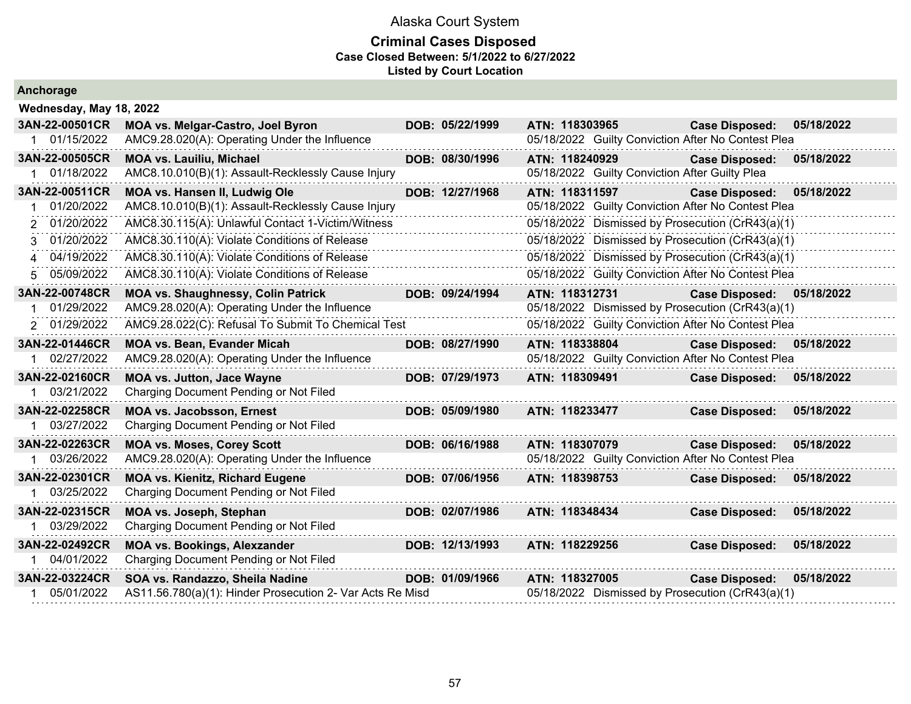Alaska Court System

**Criminal Cases Disposed**
**Case Closed Between: 5/1/2022 to 6/27/2022**
**Listed by Court Location**

## Anchorage

### Wednesday, May 18, 2022

| Case | Parties / Charge | DOB | ATN / Disposition | | Case Disposed |
|---|---|---|---|---|---|
| **3AN-22-00501CR** | **MOA vs. Melgar-Castro, Joel Byron** | **DOB: 05/22/1999** | **ATN: 118303965** | **Case Disposed:** | **05/18/2022** |
| 1 01/15/2022 | AMC9.28.020(A): Operating Under the Influence | | 05/18/2022 Guilty Conviction After No Contest Plea | | |
| **3AN-22-00505CR** | **MOA vs. Lauiliu, Michael** | **DOB: 08/30/1996** | **ATN: 118240929** | **Case Disposed:** | **05/18/2022** |
| 1 01/18/2022 | AMC8.10.010(B)(1): Assault-Recklessly Cause Injury | | 05/18/2022 Guilty Conviction After Guilty Plea | | |
| **3AN-22-00511CR** | **MOA vs. Hansen II, Ludwig Ole** | **DOB: 12/27/1968** | **ATN: 118311597** | **Case Disposed:** | **05/18/2022** |
| 1 01/20/2022 | AMC8.10.010(B)(1): Assault-Recklessly Cause Injury | | 05/18/2022 Guilty Conviction After No Contest Plea | | |
| 2 01/20/2022 | AMC8.30.115(A): Unlawful Contact 1-Victim/Witness | | 05/18/2022 Dismissed by Prosecution (CrR43(a)(1) | | |
| 3 01/20/2022 | AMC8.30.110(A): Violate Conditions of Release | | 05/18/2022 Dismissed by Prosecution (CrR43(a)(1) | | |
| 4 04/19/2022 | AMC8.30.110(A): Violate Conditions of Release | | 05/18/2022 Dismissed by Prosecution (CrR43(a)(1) | | |
| 5 05/09/2022 | AMC8.30.110(A): Violate Conditions of Release | | 05/18/2022 Guilty Conviction After No Contest Plea | | |
| **3AN-22-00748CR** | **MOA vs. Shaughnessy, Colin Patrick** | **DOB: 09/24/1994** | **ATN: 118312731** | **Case Disposed:** | **05/18/2022** |
| 1 01/29/2022 | AMC9.28.020(A): Operating Under the Influence | | 05/18/2022 Dismissed by Prosecution (CrR43(a)(1) | | |
| 2 01/29/2022 | AMC9.28.022(C): Refusal To Submit To Chemical Test | | 05/18/2022 Guilty Conviction After No Contest Plea | | |
| **3AN-22-01446CR** | **MOA vs. Bean, Evander Micah** | **DOB: 08/27/1990** | **ATN: 118338804** | **Case Disposed:** | **05/18/2022** |
| 1 02/27/2022 | AMC9.28.020(A): Operating Under the Influence | | 05/18/2022 Guilty Conviction After No Contest Plea | | |
| **3AN-22-02160CR** | **MOA vs. Jutton, Jace Wayne** | **DOB: 07/29/1973** | **ATN: 118309491** | **Case Disposed:** | **05/18/2022** |
| 1 03/21/2022 | Charging Document Pending or Not Filed | | | | |
| **3AN-22-02258CR** | **MOA vs. Jacobsson, Ernest** | **DOB: 05/09/1980** | **ATN: 118233477** | **Case Disposed:** | **05/18/2022** |
| 1 03/27/2022 | Charging Document Pending or Not Filed | | | | |
| **3AN-22-02263CR** | **MOA vs. Moses, Corey Scott** | **DOB: 06/16/1988** | **ATN: 118307079** | **Case Disposed:** | **05/18/2022** |
| 1 03/26/2022 | AMC9.28.020(A): Operating Under the Influence | | 05/18/2022 Guilty Conviction After No Contest Plea | | |
| **3AN-22-02301CR** | **MOA vs. Kienitz, Richard Eugene** | **DOB: 07/06/1956** | **ATN: 118398753** | **Case Disposed:** | **05/18/2022** |
| 1 03/25/2022 | Charging Document Pending or Not Filed | | | | |
| **3AN-22-02315CR** | **MOA vs. Joseph, Stephan** | **DOB: 02/07/1986** | **ATN: 118348434** | **Case Disposed:** | **05/18/2022** |
| 1 03/29/2022 | Charging Document Pending or Not Filed | | | | |
| **3AN-22-02492CR** | **MOA vs. Bookings, Alexzander** | **DOB: 12/13/1993** | **ATN: 118229256** | **Case Disposed:** | **05/18/2022** |
| 1 04/01/2022 | Charging Document Pending or Not Filed | | | | |
| **3AN-22-03224CR** | **SOA vs. Randazzo, Sheila Nadine** | **DOB: 01/09/1966** | **ATN: 118327005** | **Case Disposed:** | **05/18/2022** |
| 1 05/01/2022 | AS11.56.780(a)(1): Hinder Prosecution 2- Var Acts Re Misd | | 05/18/2022 Dismissed by Prosecution (CrR43(a)(1) | | |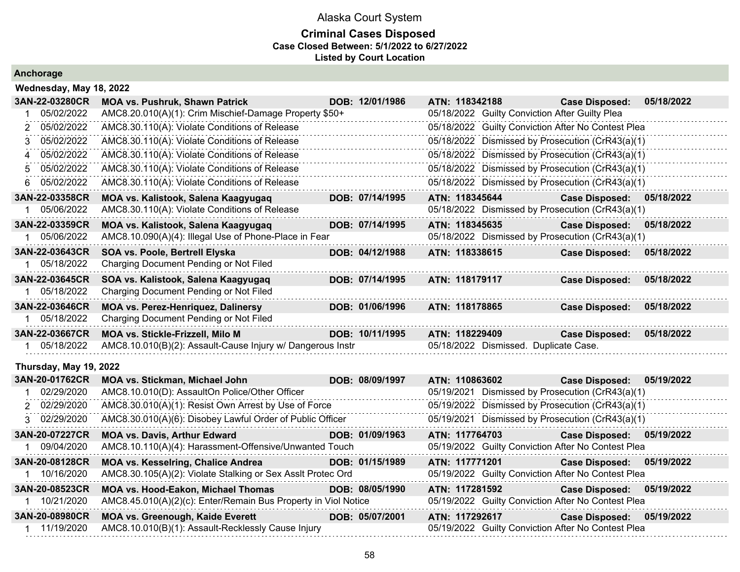# Alaska Court System

## Criminal Cases Disposed

**Case Closed Between: 5/1/2022 to 6/27/2022**

**Listed by Court Location**

### Anchorage

#### Wednesday, May 18, 2022

**3AN-22-03280CR** | **MOA vs. Pushruk, Shawn Patrick** | **DOB: 12/01/1986** | **ATN: 118342188** | **Case Disposed: 05/18/2022**

| # | Date | Charge | Disposition Date | Disposition |
|---|---|---|---|---|
| 1 | 05/02/2022 | AMC8.20.010(A)(1): Crim Mischief-Damage Property $50+ | 05/18/2022 | Guilty Conviction After Guilty Plea |
| 2 | 05/02/2022 | AMC8.30.110(A): Violate Conditions of Release | 05/18/2022 | Guilty Conviction After No Contest Plea |
| 3 | 05/02/2022 | AMC8.30.110(A): Violate Conditions of Release | 05/18/2022 | Dismissed by Prosecution (CrR43(a)(1) |
| 4 | 05/02/2022 | AMC8.30.110(A): Violate Conditions of Release | 05/18/2022 | Dismissed by Prosecution (CrR43(a)(1) |
| 5 | 05/02/2022 | AMC8.30.110(A): Violate Conditions of Release | 05/18/2022 | Dismissed by Prosecution (CrR43(a)(1) |
| 6 | 05/02/2022 | AMC8.30.110(A): Violate Conditions of Release | 05/18/2022 | Dismissed by Prosecution (CrR43(a)(1) |

**3AN-22-03358CR** | **MOA vs. Kalistook, Salena Kaagyugaq** | **DOB: 07/14/1995** | **ATN: 118345644** | **Case Disposed: 05/18/2022**

| # | Date | Charge | Disposition Date | Disposition |
|---|---|---|---|---|
| 1 | 05/06/2022 | AMC8.30.110(A): Violate Conditions of Release | 05/18/2022 | Dismissed by Prosecution (CrR43(a)(1) |

**3AN-22-03359CR** | **MOA vs. Kalistook, Salena Kaagyugaq** | **DOB: 07/14/1995** | **ATN: 118345635** | **Case Disposed: 05/18/2022**

| # | Date | Charge | Disposition Date | Disposition |
|---|---|---|---|---|
| 1 | 05/06/2022 | AMC8.10.090(A)(4): Illegal Use of Phone-Place in Fear | 05/18/2022 | Dismissed by Prosecution (CrR43(a)(1) |

**3AN-22-03643CR** | **SOA vs. Poole, Bertrell Elyska** | **DOB: 04/12/1988** | **ATN: 118338615** | **Case Disposed: 05/18/2022**

| # | Date | Charge | Disposition Date | Disposition |
|---|---|---|---|---|
| 1 | 05/18/2022 | Charging Document Pending or Not Filed | | |

**3AN-22-03645CR** | **SOA vs. Kalistook, Salena Kaagyugaq** | **DOB: 07/14/1995** | **ATN: 118179117** | **Case Disposed: 05/18/2022**

| # | Date | Charge | Disposition Date | Disposition |
|---|---|---|---|---|
| 1 | 05/18/2022 | Charging Document Pending or Not Filed | | |

**3AN-22-03646CR** | **MOA vs. Perez-Henriquez, Dalinersy** | **DOB: 01/06/1996** | **ATN: 118178865** | **Case Disposed: 05/18/2022**

| # | Date | Charge | Disposition Date | Disposition |
|---|---|---|---|---|
| 1 | 05/18/2022 | Charging Document Pending or Not Filed | | |

**3AN-22-03667CR** | **MOA vs. Stickle-Frizzell, Milo M** | **DOB: 10/11/1995** | **ATN: 118229409** | **Case Disposed: 05/18/2022**

| # | Date | Charge | Disposition Date | Disposition |
|---|---|---|---|---|
| 1 | 05/18/2022 | AMC8.10.010(B)(2): Assault-Cause Injury w/ Dangerous Instr | 05/18/2022 | Dismissed. Duplicate Case. |

#### Thursday, May 19, 2022

**3AN-20-01762CR** | **MOA vs. Stickman, Michael John** | **DOB: 08/09/1997** | **ATN: 110863602** | **Case Disposed: 05/19/2022**

| # | Date | Charge | Disposition Date | Disposition |
|---|---|---|---|---|
| 1 | 02/29/2020 | AMC8.10.010(D): AssaultOn Police/Other Officer | 05/19/2021 | Dismissed by Prosecution (CrR43(a)(1) |
| 2 | 02/29/2020 | AMC8.30.010(A)(1): Resist Own Arrest by Use of Force | 05/19/2022 | Dismissed by Prosecution (CrR43(a)(1) |
| 3 | 02/29/2020 | AMC8.30.010(A)(6): Disobey Lawful Order of Public Officer | 05/19/2021 | Dismissed by Prosecution (CrR43(a)(1) |

**3AN-20-07227CR** | **MOA vs. Davis, Arthur Edward** | **DOB: 01/09/1963** | **ATN: 117764703** | **Case Disposed: 05/19/2022**

| # | Date | Charge | Disposition Date | Disposition |
|---|---|---|---|---|
| 1 | 09/04/2020 | AMC8.10.110(A)(4): Harassment-Offensive/Unwanted Touch | 05/19/2022 | Guilty Conviction After No Contest Plea |

**3AN-20-08128CR** | **MOA vs. Kesselring, Chalice Andrea** | **DOB: 01/15/1989** | **ATN: 117771201** | **Case Disposed: 05/19/2022**

| # | Date | Charge | Disposition Date | Disposition |
|---|---|---|---|---|
| 1 | 10/16/2020 | AMC8.30.105(A)(2): Violate Stalking or Sex Asslt Protec Ord | 05/19/2022 | Guilty Conviction After No Contest Plea |

**3AN-20-08523CR** | **MOA vs. Hood-Eakon, Michael Thomas** | **DOB: 08/05/1990** | **ATN: 117281592** | **Case Disposed: 05/19/2022**

| # | Date | Charge | Disposition Date | Disposition |
|---|---|---|---|---|
| 1 | 10/21/2020 | AMC8.45.010(A)(2)(c): Enter/Remain Bus Property in Viol Notice | 05/19/2022 | Guilty Conviction After No Contest Plea |

**3AN-20-08980CR** | **MOA vs. Greenough, Kaide Everett** | **DOB: 05/07/2001** | **ATN: 117292617** | **Case Disposed: 05/19/2022**

| # | Date | Charge | Disposition Date | Disposition |
|---|---|---|---|---|
| 1 | 11/19/2020 | AMC8.10.010(B)(1): Assault-Recklessly Cause Injury | 05/19/2022 | Guilty Conviction After No Contest Plea |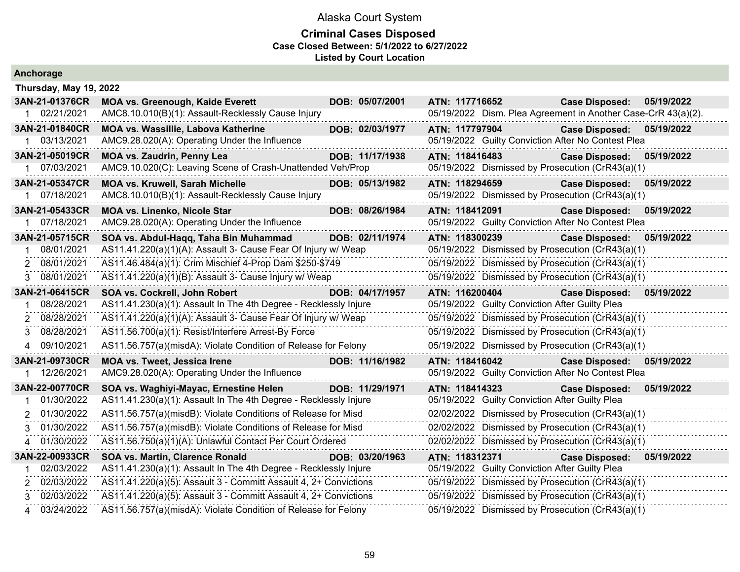# Alaska Court System

## Criminal Cases Disposed

**Case Closed Between: 5/1/2022 to 6/27/2022**

**Listed by Court Location**

### Anchorage

**Thursday, May 19, 2022**

| Case | Parties / Charge | DOB | ATN / Disposition | Case Disposed |
|---|---|---|---|---|
| **3AN-21-01376CR** | **MOA vs. Greenough, Kaide Everett** | **DOB: 05/07/2001** | **ATN: 117716652** | **05/19/2022** |
| 1 02/21/2021 | AMC8.10.010(B)(1): Assault-Recklessly Cause Injury | | 05/19/2022 Dism. Plea Agreement in Another Case-CrR 43(a)(2). | |
| **3AN-21-01840CR** | **MOA vs. Wassillie, Labova Katherine** | **DOB: 02/03/1977** | **ATN: 117797904** | **05/19/2022** |
| 1 03/13/2021 | AMC9.28.020(A): Operating Under the Influence | | 05/19/2022 Guilty Conviction After No Contest Plea | |
| **3AN-21-05019CR** | **MOA vs. Zaudrin, Penny Lea** | **DOB: 11/17/1938** | **ATN: 118416483** | **05/19/2022** |
| 1 07/03/2021 | AMC9.10.020(C): Leaving Scene of Crash-Unattended Veh/Prop | | 05/19/2022 Dismissed by Prosecution (CrR43(a)(1) | |
| **3AN-21-05347CR** | **MOA vs. Kruwell, Sarah Michelle** | **DOB: 05/13/1982** | **ATN: 118294659** | **05/19/2022** |
| 1 07/18/2021 | AMC8.10.010(B)(1): Assault-Recklessly Cause Injury | | 05/19/2022 Dismissed by Prosecution (CrR43(a)(1) | |
| **3AN-21-05433CR** | **MOA vs. Linenko, Nicole Star** | **DOB: 08/26/1984** | **ATN: 118412091** | **05/19/2022** |
| 1 07/18/2021 | AMC9.28.020(A): Operating Under the Influence | | 05/19/2022 Guilty Conviction After No Contest Plea | |
| **3AN-21-05715CR** | **SOA vs. Abdul-Haqq, Taha Bin Muhammad** | **DOB: 02/11/1974** | **ATN: 118300239** | **05/19/2022** |
| 1 08/01/2021 | AS11.41.220(a)(1)(A): Assault 3- Cause Fear Of Injury w/ Weap | | 05/19/2022 Dismissed by Prosecution (CrR43(a)(1) | |
| 2 08/01/2021 | AS11.46.484(a)(1): Crim Mischief 4-Prop Dam $250-$749 | | 05/19/2022 Dismissed by Prosecution (CrR43(a)(1) | |
| 3 08/01/2021 | AS11.41.220(a)(1)(B): Assault 3- Cause Injury w/ Weap | | 05/19/2022 Dismissed by Prosecution (CrR43(a)(1) | |
| **3AN-21-06415CR** | **SOA vs. Cockrell, John Robert** | **DOB: 04/17/1957** | **ATN: 116200404** | **05/19/2022** |
| 1 08/28/2021 | AS11.41.230(a)(1): Assault In The 4th Degree - Recklessly Injure | | 05/19/2022 Guilty Conviction After Guilty Plea | |
| 2 08/28/2021 | AS11.41.220(a)(1)(A): Assault 3- Cause Fear Of Injury w/ Weap | | 05/19/2022 Dismissed by Prosecution (CrR43(a)(1) | |
| 3 08/28/2021 | AS11.56.700(a)(1): Resist/Interfere Arrest-By Force | | 05/19/2022 Dismissed by Prosecution (CrR43(a)(1) | |
| 4 09/10/2021 | AS11.56.757(a)(misdA): Violate Condition of Release for Felony | | 05/19/2022 Dismissed by Prosecution (CrR43(a)(1) | |
| **3AN-21-09730CR** | **MOA vs. Tweet, Jessica Irene** | **DOB: 11/16/1982** | **ATN: 118416042** | **05/19/2022** |
| 1 12/26/2021 | AMC9.28.020(A): Operating Under the Influence | | 05/19/2022 Guilty Conviction After No Contest Plea | |
| **3AN-22-00770CR** | **SOA vs. Waghiyi-Mayac, Ernestine Helen** | **DOB: 11/29/1971** | **ATN: 118414323** | **05/19/2022** |
| 1 01/30/2022 | AS11.41.230(a)(1): Assault In The 4th Degree - Recklessly Injure | | 05/19/2022 Guilty Conviction After Guilty Plea | |
| 2 01/30/2022 | AS11.56.757(a)(misdB): Violate Conditions of Release for Misd | | 02/02/2022 Dismissed by Prosecution (CrR43(a)(1) | |
| 3 01/30/2022 | AS11.56.757(a)(misdB): Violate Conditions of Release for Misd | | 02/02/2022 Dismissed by Prosecution (CrR43(a)(1) | |
| 4 01/30/2022 | AS11.56.750(a)(1)(A): Unlawful Contact Per Court Ordered | | 02/02/2022 Dismissed by Prosecution (CrR43(a)(1) | |
| **3AN-22-00933CR** | **SOA vs. Martin, Clarence Ronald** | **DOB: 03/20/1963** | **ATN: 118312371** | **05/19/2022** |
| 1 02/03/2022 | AS11.41.230(a)(1): Assault In The 4th Degree - Recklessly Injure | | 05/19/2022 Guilty Conviction After Guilty Plea | |
| 2 02/03/2022 | AS11.41.220(a)(5): Assault 3 - Committ Assault 4, 2+ Convictions | | 05/19/2022 Dismissed by Prosecution (CrR43(a)(1) | |
| 3 02/03/2022 | AS11.41.220(a)(5): Assault 3 - Committ Assault 4, 2+ Convictions | | 05/19/2022 Dismissed by Prosecution (CrR43(a)(1) | |
| 4 03/24/2022 | AS11.56.757(a)(misdA): Violate Condition of Release for Felony | | 05/19/2022 Dismissed by Prosecution (CrR43(a)(1) | |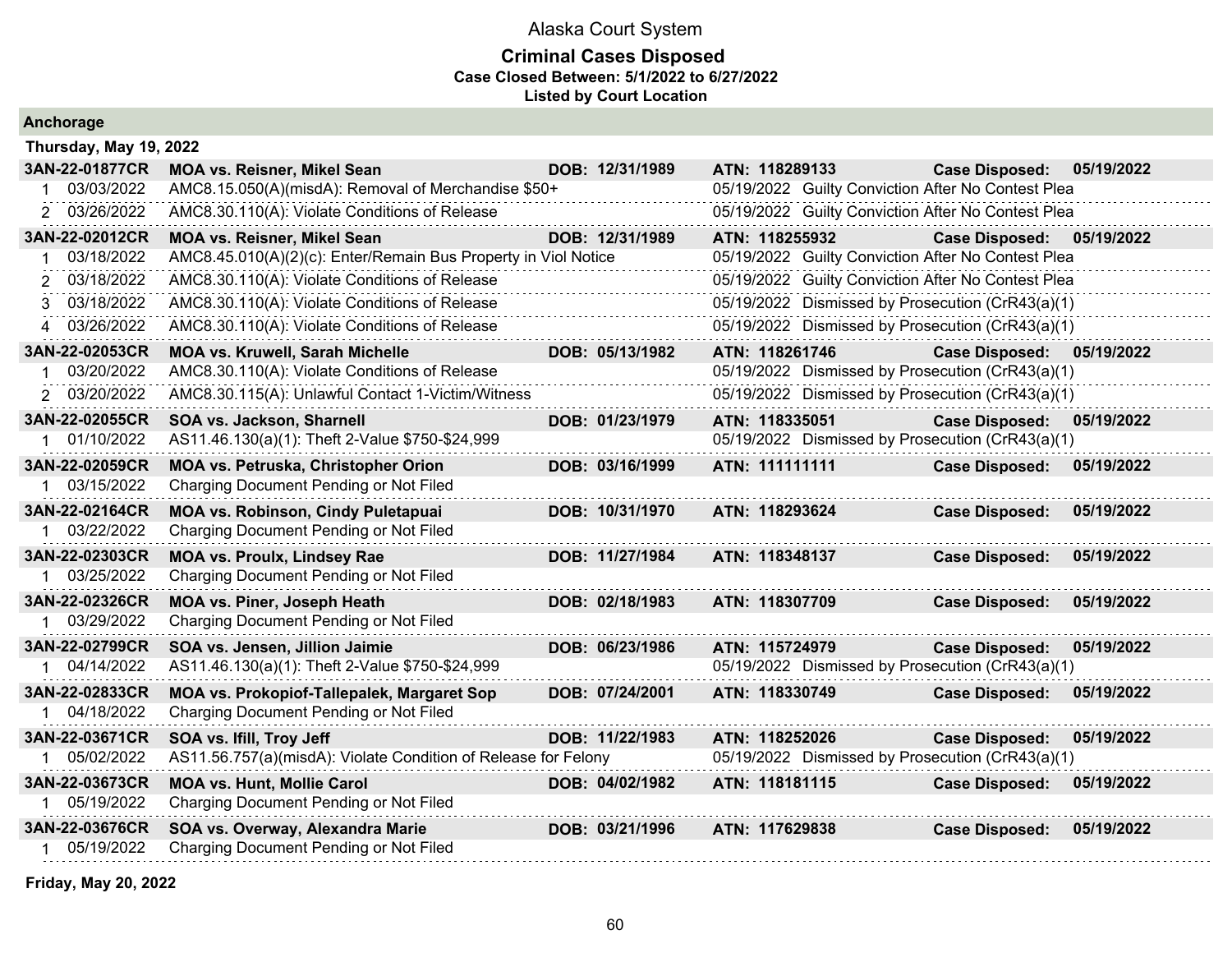# Alaska Court System

## Criminal Cases Disposed

**Case Closed Between: 5/1/2022 to 6/27/2022**

**Listed by Court Location**

### Anchorage

**Thursday, May 19, 2022**

| Case | Parties / Charge | DOB | ATN / Disposition | Case Disposed |
|---|---|---|---|---|
| **3AN-22-01877CR** | **MOA vs. Reisner, Mikel Sean** | **DOB: 12/31/1989** | **ATN: 118289133** | **Case Disposed: 05/19/2022** |
| 1 03/03/2022 | AMC8.15.050(A)(misdA): Removal of Merchandise $50+ | | 05/19/2022 Guilty Conviction After No Contest Plea | |
| 2 03/26/2022 | AMC8.30.110(A): Violate Conditions of Release | | 05/19/2022 Guilty Conviction After No Contest Plea | |
| **3AN-22-02012CR** | **MOA vs. Reisner, Mikel Sean** | **DOB: 12/31/1989** | **ATN: 118255932** | **Case Disposed: 05/19/2022** |
| 1 03/18/2022 | AMC8.45.010(A)(2)(c): Enter/Remain Bus Property in Viol Notice | | 05/19/2022 Guilty Conviction After No Contest Plea | |
| 2 03/18/2022 | AMC8.30.110(A): Violate Conditions of Release | | 05/19/2022 Guilty Conviction After No Contest Plea | |
| 3 03/18/2022 | AMC8.30.110(A): Violate Conditions of Release | | 05/19/2022 Dismissed by Prosecution (CrR43(a)(1) | |
| 4 03/26/2022 | AMC8.30.110(A): Violate Conditions of Release | | 05/19/2022 Dismissed by Prosecution (CrR43(a)(1) | |
| **3AN-22-02053CR** | **MOA vs. Kruwell, Sarah Michelle** | **DOB: 05/13/1982** | **ATN: 118261746** | **Case Disposed: 05/19/2022** |
| 1 03/20/2022 | AMC8.30.110(A): Violate Conditions of Release | | 05/19/2022 Dismissed by Prosecution (CrR43(a)(1) | |
| 2 03/20/2022 | AMC8.30.115(A): Unlawful Contact 1-Victim/Witness | | 05/19/2022 Dismissed by Prosecution (CrR43(a)(1) | |
| **3AN-22-02055CR** | **SOA vs. Jackson, Sharnell** | **DOB: 01/23/1979** | **ATN: 118335051** | **Case Disposed: 05/19/2022** |
| 1 01/10/2022 | AS11.46.130(a)(1): Theft 2-Value $750-$24,999 | | 05/19/2022 Dismissed by Prosecution (CrR43(a)(1) | |
| **3AN-22-02059CR** | **MOA vs. Petruska, Christopher Orion** | **DOB: 03/16/1999** | **ATN: 111111111** | **Case Disposed: 05/19/2022** |
| 1 03/15/2022 | Charging Document Pending or Not Filed | | | |
| **3AN-22-02164CR** | **MOA vs. Robinson, Cindy Puletapuai** | **DOB: 10/31/1970** | **ATN: 118293624** | **Case Disposed: 05/19/2022** |
| 1 03/22/2022 | Charging Document Pending or Not Filed | | | |
| **3AN-22-02303CR** | **MOA vs. Proulx, Lindsey Rae** | **DOB: 11/27/1984** | **ATN: 118348137** | **Case Disposed: 05/19/2022** |
| 1 03/25/2022 | Charging Document Pending or Not Filed | | | |
| **3AN-22-02326CR** | **MOA vs. Piner, Joseph Heath** | **DOB: 02/18/1983** | **ATN: 118307709** | **Case Disposed: 05/19/2022** |
| 1 03/29/2022 | Charging Document Pending or Not Filed | | | |
| **3AN-22-02799CR** | **SOA vs. Jensen, Jillion Jaimie** | **DOB: 06/23/1986** | **ATN: 115724979** | **Case Disposed: 05/19/2022** |
| 1 04/14/2022 | AS11.46.130(a)(1): Theft 2-Value $750-$24,999 | | 05/19/2022 Dismissed by Prosecution (CrR43(a)(1) | |
| **3AN-22-02833CR** | **MOA vs. Prokopiof-Tallepalek, Margaret Sop** | **DOB: 07/24/2001** | **ATN: 118330749** | **Case Disposed: 05/19/2022** |
| 1 04/18/2022 | Charging Document Pending or Not Filed | | | |
| **3AN-22-03671CR** | **SOA vs. Ifill, Troy Jeff** | **DOB: 11/22/1983** | **ATN: 118252026** | **Case Disposed: 05/19/2022** |
| 1 05/02/2022 | AS11.56.757(a)(misdA): Violate Condition of Release for Felony | | 05/19/2022 Dismissed by Prosecution (CrR43(a)(1) | |
| **3AN-22-03673CR** | **MOA vs. Hunt, Mollie Carol** | **DOB: 04/02/1982** | **ATN: 118181115** | **Case Disposed: 05/19/2022** |
| 1 05/19/2022 | Charging Document Pending or Not Filed | | | |
| **3AN-22-03676CR** | **SOA vs. Overway, Alexandra Marie** | **DOB: 03/21/1996** | **ATN: 117629838** | **Case Disposed: 05/19/2022** |
| 1 05/19/2022 | Charging Document Pending or Not Filed | | | |

**Friday, May 20, 2022**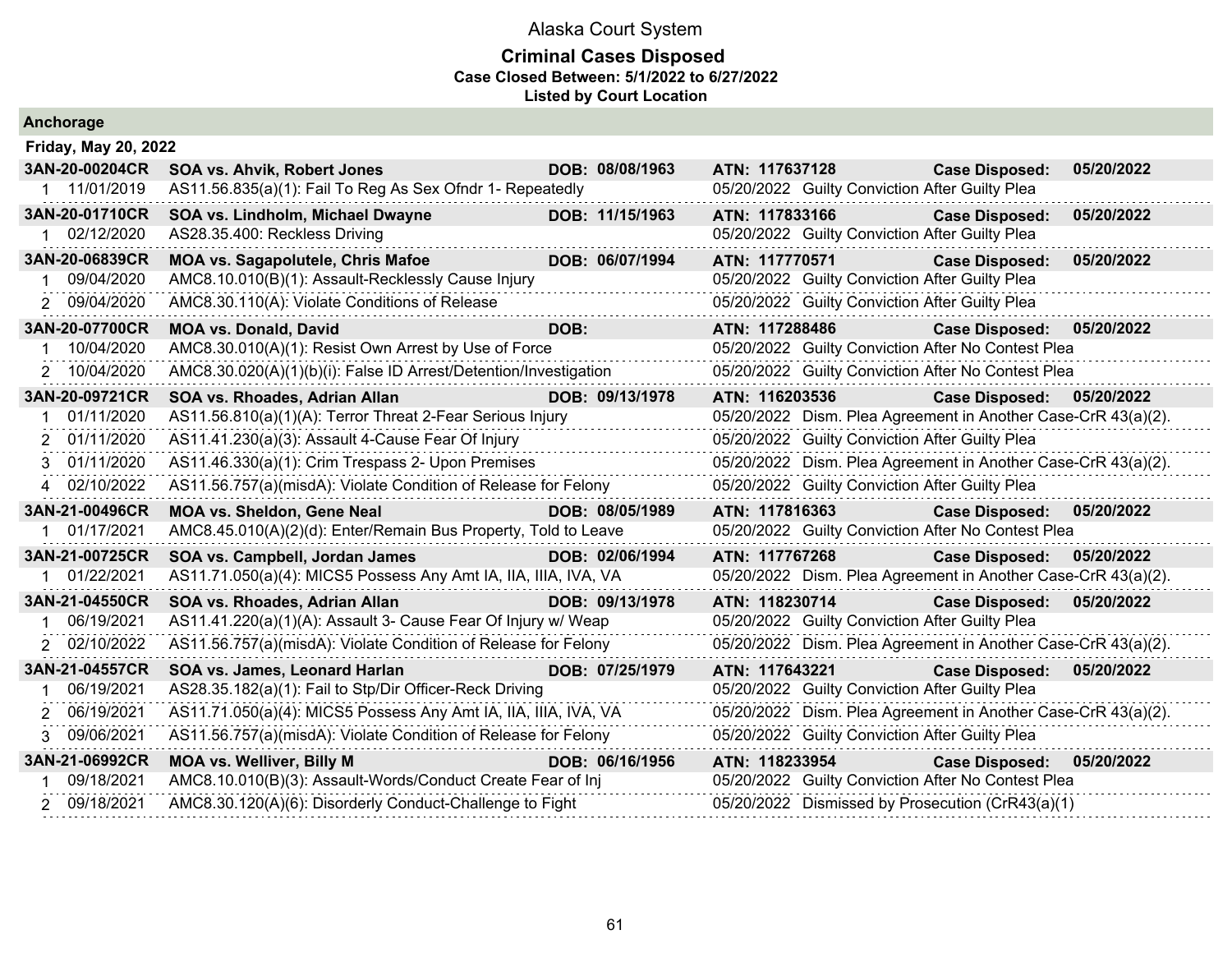# Alaska Court System

## Criminal Cases Disposed

**Case Closed Between: 5/1/2022 to 6/27/2022**

**Listed by Court Location**

### Anchorage

**Friday, May 20, 2022**

| Case | Parties / Charge | DOB | ATN / Disposition | Case Disposed |
|---|---|---|---|---|
| **3AN-20-00204CR** | **SOA vs. Ahvik, Robert Jones** | **DOB: 08/08/1963** | **ATN: 117637128** | **Case Disposed: 05/20/2022** |
| 1 11/01/2019 | AS11.56.835(a)(1): Fail To Reg As Sex Ofndr 1- Repeatedly | | 05/20/2022 Guilty Conviction After Guilty Plea | |
| **3AN-20-01710CR** | **SOA vs. Lindholm, Michael Dwayne** | **DOB: 11/15/1963** | **ATN: 117833166** | **Case Disposed: 05/20/2022** |
| 1 02/12/2020 | AS28.35.400: Reckless Driving | | 05/20/2022 Guilty Conviction After Guilty Plea | |
| **3AN-20-06839CR** | **MOA vs. Sagapolutele, Chris Mafoe** | **DOB: 06/07/1994** | **ATN: 117770571** | **Case Disposed: 05/20/2022** |
| 1 09/04/2020 | AMC8.10.010(B)(1): Assault-Recklessly Cause Injury | | 05/20/2022 Guilty Conviction After Guilty Plea | |
| 2 09/04/2020 | AMC8.30.110(A): Violate Conditions of Release | | 05/20/2022 Guilty Conviction After Guilty Plea | |
| **3AN-20-07700CR** | **MOA vs. Donald, David** | **DOB:** | **ATN: 117288486** | **Case Disposed: 05/20/2022** |
| 1 10/04/2020 | AMC8.30.010(A)(1): Resist Own Arrest by Use of Force | | 05/20/2022 Guilty Conviction After No Contest Plea | |
| 2 10/04/2020 | AMC8.30.020(A)(1)(b)(i): False ID Arrest/Detention/Investigation | | 05/20/2022 Guilty Conviction After No Contest Plea | |
| **3AN-20-09721CR** | **SOA vs. Rhoades, Adrian Allan** | **DOB: 09/13/1978** | **ATN: 116203536** | **Case Disposed: 05/20/2022** |
| 1 01/11/2020 | AS11.56.810(a)(1)(A): Terror Threat 2-Fear Serious Injury | | 05/20/2022 Dism. Plea Agreement in Another Case-CrR 43(a)(2). | |
| 2 01/11/2020 | AS11.41.230(a)(3): Assault 4-Cause Fear Of Injury | | 05/20/2022 Guilty Conviction After Guilty Plea | |
| 3 01/11/2020 | AS11.46.330(a)(1): Crim Trespass 2- Upon Premises | | 05/20/2022 Dism. Plea Agreement in Another Case-CrR 43(a)(2). | |
| 4 02/10/2022 | AS11.56.757(a)(misdA): Violate Condition of Release for Felony | | 05/20/2022 Guilty Conviction After Guilty Plea | |
| **3AN-21-00496CR** | **MOA vs. Sheldon, Gene Neal** | **DOB: 08/05/1989** | **ATN: 117816363** | **Case Disposed: 05/20/2022** |
| 1 01/17/2021 | AMC8.45.010(A)(2)(d): Enter/Remain Bus Property, Told to Leave | | 05/20/2022 Guilty Conviction After No Contest Plea | |
| **3AN-21-00725CR** | **SOA vs. Campbell, Jordan James** | **DOB: 02/06/1994** | **ATN: 117767268** | **Case Disposed: 05/20/2022** |
| 1 01/22/2021 | AS11.71.050(a)(4): MICS5 Possess Any Amt IA, IIA, IIIA, IVA, VA | | 05/20/2022 Dism. Plea Agreement in Another Case-CrR 43(a)(2). | |
| **3AN-21-04550CR** | **SOA vs. Rhoades, Adrian Allan** | **DOB: 09/13/1978** | **ATN: 118230714** | **Case Disposed: 05/20/2022** |
| 1 06/19/2021 | AS11.41.220(a)(1)(A): Assault 3- Cause Fear Of Injury w/ Weap | | 05/20/2022 Guilty Conviction After Guilty Plea | |
| 2 02/10/2022 | AS11.56.757(a)(misdA): Violate Condition of Release for Felony | | 05/20/2022 Dism. Plea Agreement in Another Case-CrR 43(a)(2). | |
| **3AN-21-04557CR** | **SOA vs. James, Leonard Harlan** | **DOB: 07/25/1979** | **ATN: 117643221** | **Case Disposed: 05/20/2022** |
| 1 06/19/2021 | AS28.35.182(a)(1): Fail to Stp/Dir Officer-Reck Driving | | 05/20/2022 Guilty Conviction After Guilty Plea | |
| 2 06/19/2021 | AS11.71.050(a)(4): MICS5 Possess Any Amt IA, IIA, IIIA, IVA, VA | | 05/20/2022 Dism. Plea Agreement in Another Case-CrR 43(a)(2). | |
| 3 09/06/2021 | AS11.56.757(a)(misdA): Violate Condition of Release for Felony | | 05/20/2022 Guilty Conviction After Guilty Plea | |
| **3AN-21-06992CR** | **MOA vs. Welliver, Billy M** | **DOB: 06/16/1956** | **ATN: 118233954** | **Case Disposed: 05/20/2022** |
| 1 09/18/2021 | AMC8.10.010(B)(3): Assault-Words/Conduct Create Fear of Inj | | 05/20/2022 Guilty Conviction After No Contest Plea | |
| 2 09/18/2021 | AMC8.30.120(A)(6): Disorderly Conduct-Challenge to Fight | | 05/20/2022 Dismissed by Prosecution (CrR43(a)(1) | |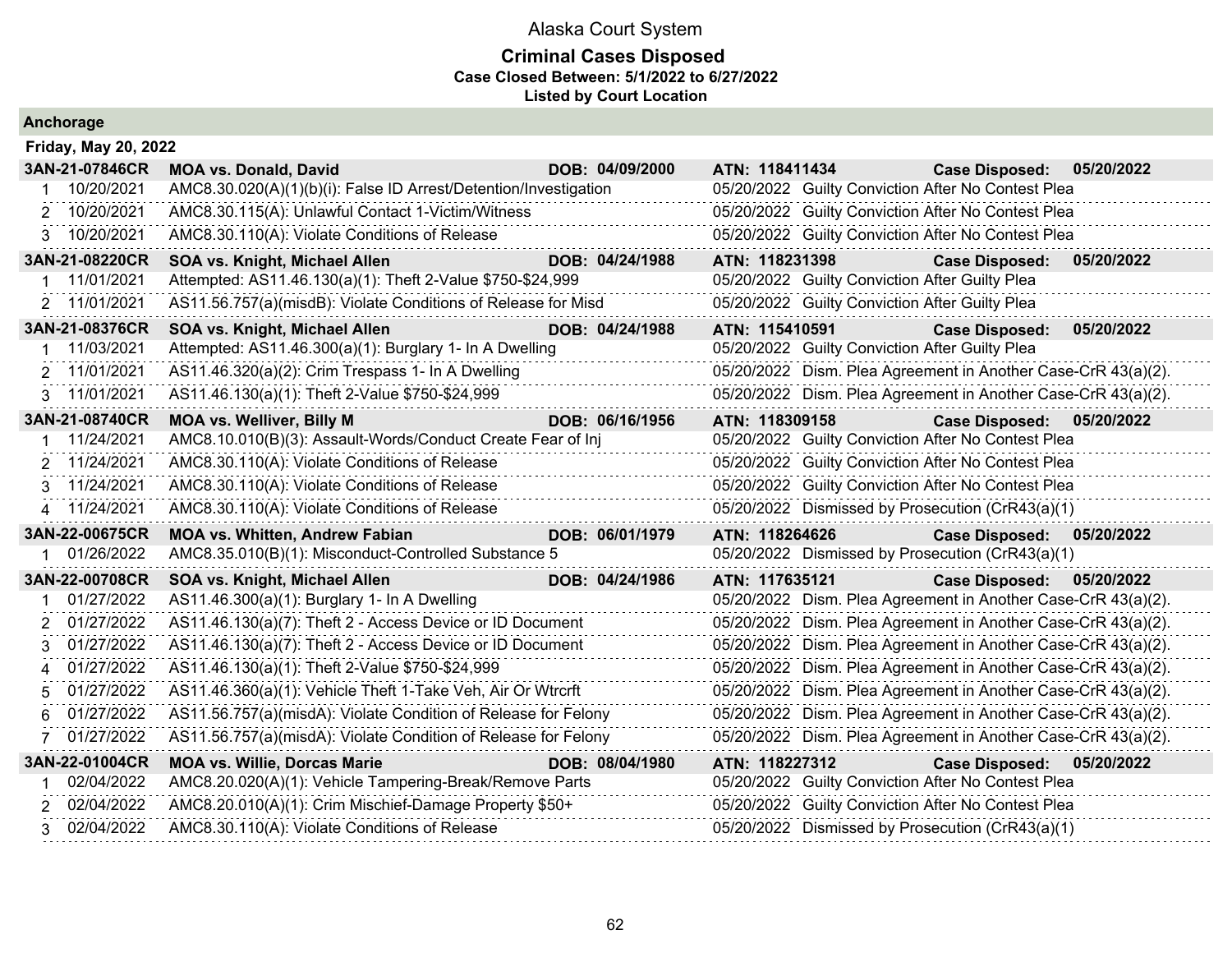Alaska Court System

## Criminal Cases Disposed

**Case Closed Between: 5/1/2022 to 6/27/2022**

**Listed by Court Location**

### Anchorage

**Friday, May 20, 2022**

| | | | | | |
|---|---|---|---|---|---|
| **3AN-21-07846CR** | **MOA vs. Donald, David** | **DOB: 04/09/2000** | **ATN: 118411434** | **Case Disposed:** | **05/20/2022** |
| 1 | 10/20/2021 | AMC8.30.020(A)(1)(b)(i): False ID Arrest/Detention/Investigation | 05/20/2022 | Guilty Conviction After No Contest Plea | |
| 2 | 10/20/2021 | AMC8.30.115(A): Unlawful Contact 1-Victim/Witness | 05/20/2022 | Guilty Conviction After No Contest Plea | |
| 3 | 10/20/2021 | AMC8.30.110(A): Violate Conditions of Release | 05/20/2022 | Guilty Conviction After No Contest Plea | |
| **3AN-21-08220CR** | **SOA vs. Knight, Michael Allen** | **DOB: 04/24/1988** | **ATN: 118231398** | **Case Disposed:** | **05/20/2022** |
| 1 | 11/01/2021 | Attempted: AS11.46.130(a)(1): Theft 2-Value $750-$24,999 | 05/20/2022 | Guilty Conviction After Guilty Plea | |
| 2 | 11/01/2021 | AS11.56.757(a)(misdB): Violate Conditions of Release for Misd | 05/20/2022 | Guilty Conviction After Guilty Plea | |
| **3AN-21-08376CR** | **SOA vs. Knight, Michael Allen** | **DOB: 04/24/1988** | **ATN: 115410591** | **Case Disposed:** | **05/20/2022** |
| 1 | 11/03/2021 | Attempted: AS11.46.300(a)(1): Burglary 1- In A Dwelling | 05/20/2022 | Guilty Conviction After Guilty Plea | |
| 2 | 11/01/2021 | AS11.46.320(a)(2): Crim Trespass 1- In A Dwelling | 05/20/2022 | Dism. Plea Agreement in Another Case-CrR 43(a)(2). | |
| 3 | 11/01/2021 | AS11.46.130(a)(1): Theft 2-Value $750-$24,999 | 05/20/2022 | Dism. Plea Agreement in Another Case-CrR 43(a)(2). | |
| **3AN-21-08740CR** | **MOA vs. Welliver, Billy M** | **DOB: 06/16/1956** | **ATN: 118309158** | **Case Disposed:** | **05/20/2022** |
| 1 | 11/24/2021 | AMC8.10.010(B)(3): Assault-Words/Conduct Create Fear of Inj | 05/20/2022 | Guilty Conviction After No Contest Plea | |
| 2 | 11/24/2021 | AMC8.30.110(A): Violate Conditions of Release | 05/20/2022 | Guilty Conviction After No Contest Plea | |
| 3 | 11/24/2021 | AMC8.30.110(A): Violate Conditions of Release | 05/20/2022 | Guilty Conviction After No Contest Plea | |
| 4 | 11/24/2021 | AMC8.30.110(A): Violate Conditions of Release | 05/20/2022 | Dismissed by Prosecution (CrR43(a)(1) | |
| **3AN-22-00675CR** | **MOA vs. Whitten, Andrew Fabian** | **DOB: 06/01/1979** | **ATN: 118264626** | **Case Disposed:** | **05/20/2022** |
| 1 | 01/26/2022 | AMC8.35.010(B)(1): Misconduct-Controlled Substance 5 | 05/20/2022 | Dismissed by Prosecution (CrR43(a)(1) | |
| **3AN-22-00708CR** | **SOA vs. Knight, Michael Allen** | **DOB: 04/24/1986** | **ATN: 117635121** | **Case Disposed:** | **05/20/2022** |
| 1 | 01/27/2022 | AS11.46.300(a)(1): Burglary 1- In A Dwelling | 05/20/2022 | Dism. Plea Agreement in Another Case-CrR 43(a)(2). | |
| 2 | 01/27/2022 | AS11.46.130(a)(7): Theft 2 - Access Device or ID Document | 05/20/2022 | Dism. Plea Agreement in Another Case-CrR 43(a)(2). | |
| 3 | 01/27/2022 | AS11.46.130(a)(7): Theft 2 - Access Device or ID Document | 05/20/2022 | Dism. Plea Agreement in Another Case-CrR 43(a)(2). | |
| 4 | 01/27/2022 | AS11.46.130(a)(1): Theft 2-Value $750-$24,999 | 05/20/2022 | Dism. Plea Agreement in Another Case-CrR 43(a)(2). | |
| 5 | 01/27/2022 | AS11.46.360(a)(1): Vehicle Theft 1-Take Veh, Air Or Wtrcrft | 05/20/2022 | Dism. Plea Agreement in Another Case-CrR 43(a)(2). | |
| 6 | 01/27/2022 | AS11.56.757(a)(misdA): Violate Condition of Release for Felony | 05/20/2022 | Dism. Plea Agreement in Another Case-CrR 43(a)(2). | |
| 7 | 01/27/2022 | AS11.56.757(a)(misdA): Violate Condition of Release for Felony | 05/20/2022 | Dism. Plea Agreement in Another Case-CrR 43(a)(2). | |
| **3AN-22-01004CR** | **MOA vs. Willie, Dorcas Marie** | **DOB: 08/04/1980** | **ATN: 118227312** | **Case Disposed:** | **05/20/2022** |
| 1 | 02/04/2022 | AMC8.20.020(A)(1): Vehicle Tampering-Break/Remove Parts | 05/20/2022 | Guilty Conviction After No Contest Plea | |
| 2 | 02/04/2022 | AMC8.20.010(A)(1): Crim Mischief-Damage Property $50+ | 05/20/2022 | Guilty Conviction After No Contest Plea | |
| 3 | 02/04/2022 | AMC8.30.110(A): Violate Conditions of Release | 05/20/2022 | Dismissed by Prosecution (CrR43(a)(1) | |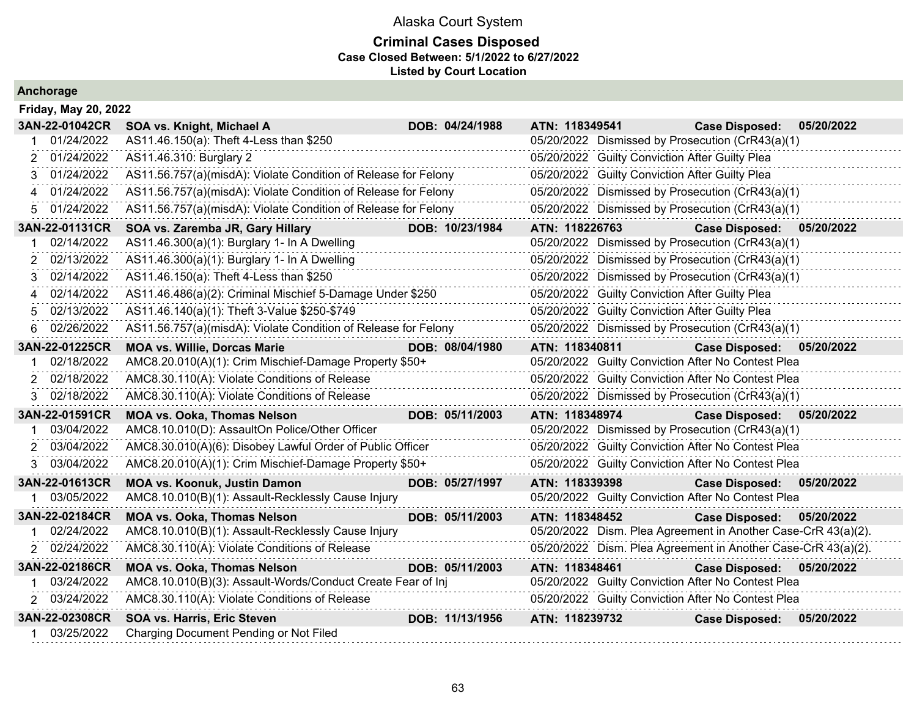# Alaska Court System

## Criminal Cases Disposed

**Case Closed Between: 5/1/2022 to 6/27/2022**

**Listed by Court Location**

### Anchorage

#### Friday, May 20, 2022

| | | | | | |
|---|---|---|---|---|---|
| **3AN-22-01042CR** | **SOA vs. Knight, Michael A** | **DOB: 04/24/1988** | **ATN: 118349541** | **Case Disposed:** | **05/20/2022** |
| 1 | 01/24/2022 | AS11.46.150(a): Theft 4-Less than $250 | 05/20/2022 | Dismissed by Prosecution (CrR43(a)(1) | |
| 2 | 01/24/2022 | AS11.46.310: Burglary 2 | 05/20/2022 | Guilty Conviction After Guilty Plea | |
| 3 | 01/24/2022 | AS11.56.757(a)(misdA): Violate Condition of Release for Felony | 05/20/2022 | Guilty Conviction After Guilty Plea | |
| 4 | 01/24/2022 | AS11.56.757(a)(misdA): Violate Condition of Release for Felony | 05/20/2022 | Dismissed by Prosecution (CrR43(a)(1) | |
| 5 | 01/24/2022 | AS11.56.757(a)(misdA): Violate Condition of Release for Felony | 05/20/2022 | Dismissed by Prosecution (CrR43(a)(1) | |
| **3AN-22-01131CR** | **SOA vs. Zaremba JR, Gary Hillary** | **DOB: 10/23/1984** | **ATN: 118226763** | **Case Disposed:** | **05/20/2022** |
| 1 | 02/14/2022 | AS11.46.300(a)(1): Burglary 1- In A Dwelling | 05/20/2022 | Dismissed by Prosecution (CrR43(a)(1) | |
| 2 | 02/13/2022 | AS11.46.300(a)(1): Burglary 1- In A Dwelling | 05/20/2022 | Dismissed by Prosecution (CrR43(a)(1) | |
| 3 | 02/14/2022 | AS11.46.150(a): Theft 4-Less than $250 | 05/20/2022 | Dismissed by Prosecution (CrR43(a)(1) | |
| 4 | 02/14/2022 | AS11.46.486(a)(2): Criminal Mischief 5-Damage Under $250 | 05/20/2022 | Guilty Conviction After Guilty Plea | |
| 5 | 02/13/2022 | AS11.46.140(a)(1): Theft 3-Value $250-$749 | 05/20/2022 | Guilty Conviction After Guilty Plea | |
| 6 | 02/26/2022 | AS11.56.757(a)(misdA): Violate Condition of Release for Felony | 05/20/2022 | Dismissed by Prosecution (CrR43(a)(1) | |
| **3AN-22-01225CR** | **MOA vs. Willie, Dorcas Marie** | **DOB: 08/04/1980** | **ATN: 118340811** | **Case Disposed:** | **05/20/2022** |
| 1 | 02/18/2022 | AMC8.20.010(A)(1): Crim Mischief-Damage Property $50+ | 05/20/2022 | Guilty Conviction After No Contest Plea | |
| 2 | 02/18/2022 | AMC8.30.110(A): Violate Conditions of Release | 05/20/2022 | Guilty Conviction After No Contest Plea | |
| 3 | 02/18/2022 | AMC8.30.110(A): Violate Conditions of Release | 05/20/2022 | Dismissed by Prosecution (CrR43(a)(1) | |
| **3AN-22-01591CR** | **MOA vs. Ooka, Thomas Nelson** | **DOB: 05/11/2003** | **ATN: 118348974** | **Case Disposed:** | **05/20/2022** |
| 1 | 03/04/2022 | AMC8.10.010(D): AssaultOn Police/Other Officer | 05/20/2022 | Dismissed by Prosecution (CrR43(a)(1) | |
| 2 | 03/04/2022 | AMC8.30.010(A)(6): Disobey Lawful Order of Public Officer | 05/20/2022 | Guilty Conviction After No Contest Plea | |
| 3 | 03/04/2022 | AMC8.20.010(A)(1): Crim Mischief-Damage Property $50+ | 05/20/2022 | Guilty Conviction After No Contest Plea | |
| **3AN-22-01613CR** | **MOA vs. Koonuk, Justin Damon** | **DOB: 05/27/1997** | **ATN: 118339398** | **Case Disposed:** | **05/20/2022** |
| 1 | 03/05/2022 | AMC8.10.010(B)(1): Assault-Recklessly Cause Injury | 05/20/2022 | Guilty Conviction After No Contest Plea | |
| **3AN-22-02184CR** | **MOA vs. Ooka, Thomas Nelson** | **DOB: 05/11/2003** | **ATN: 118348452** | **Case Disposed:** | **05/20/2022** |
| 1 | 02/24/2022 | AMC8.10.010(B)(1): Assault-Recklessly Cause Injury | 05/20/2022 | Dism. Plea Agreement in Another Case-CrR 43(a)(2). | |
| 2 | 02/24/2022 | AMC8.30.110(A): Violate Conditions of Release | 05/20/2022 | Dism. Plea Agreement in Another Case-CrR 43(a)(2). | |
| **3AN-22-02186CR** | **MOA vs. Ooka, Thomas Nelson** | **DOB: 05/11/2003** | **ATN: 118348461** | **Case Disposed:** | **05/20/2022** |
| 1 | 03/24/2022 | AMC8.10.010(B)(3): Assault-Words/Conduct Create Fear of Inj | 05/20/2022 | Guilty Conviction After No Contest Plea | |
| 2 | 03/24/2022 | AMC8.30.110(A): Violate Conditions of Release | 05/20/2022 | Guilty Conviction After No Contest Plea | |
| **3AN-22-02308CR** | **SOA vs. Harris, Eric Steven** | **DOB: 11/13/1956** | **ATN: 118239732** | **Case Disposed:** | **05/20/2022** |
| 1 | 03/25/2022 | Charging Document Pending or Not Filed | | | |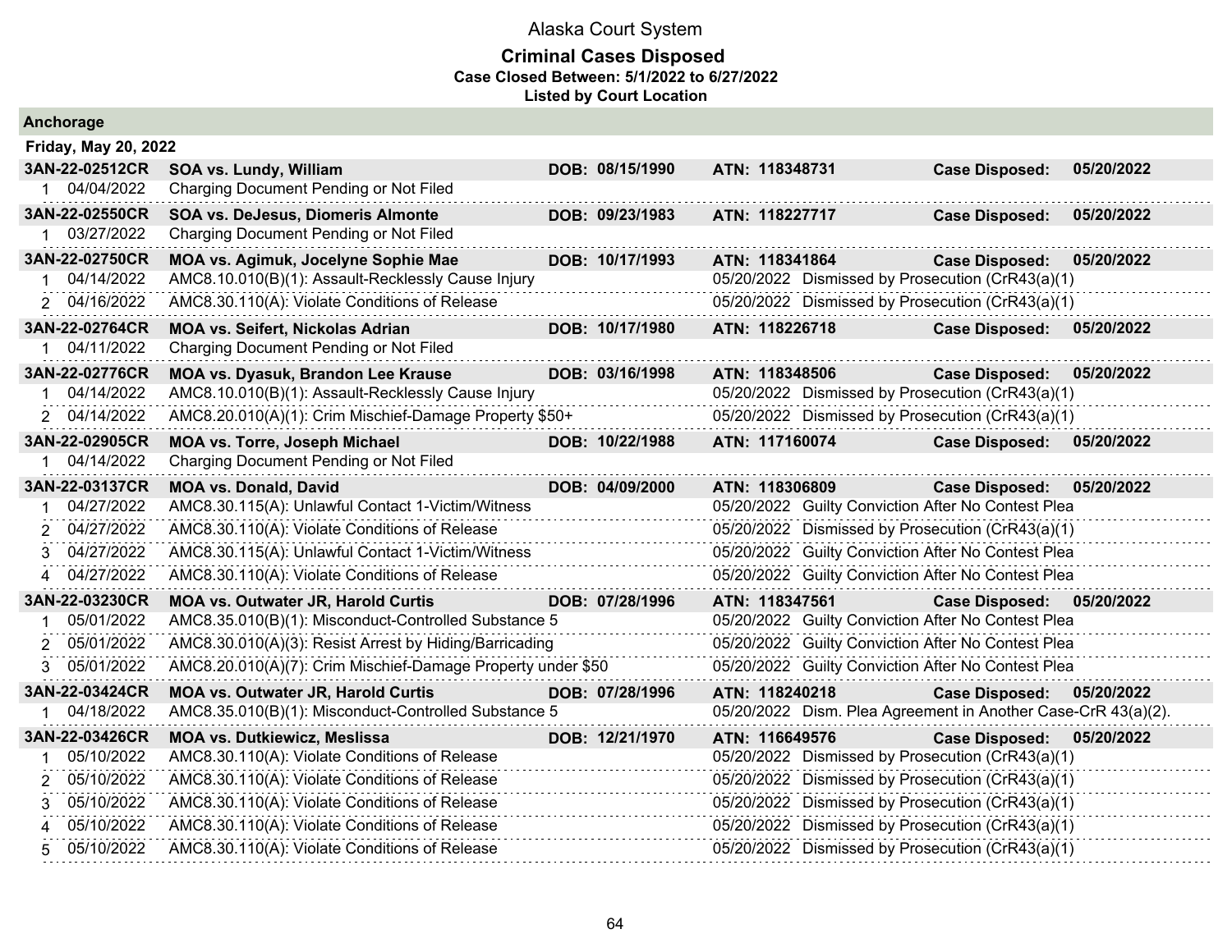Alaska Court System

**Criminal Cases Disposed**
**Case Closed Between: 5/1/2022 to 6/27/2022**
**Listed by Court Location**

## Anchorage

### Friday, May 20, 2022

| Case / # | Offense Date / Name | Charge | DOB | ATN / Disposition Date | Disposition | Case Disposed |
|---|---|---|---|---|---|---|
| **3AN-22-02512CR** | **SOA vs. Lundy, William** | | **DOB: 08/15/1990** | **ATN: 118348731** | **Case Disposed:** | **05/20/2022** |
| 1 | 04/04/2022 | Charging Document Pending or Not Filed | | | | |
| **3AN-22-02550CR** | **SOA vs. DeJesus, Diomeris Almonte** | | **DOB: 09/23/1983** | **ATN: 118227717** | **Case Disposed:** | **05/20/2022** |
| 1 | 03/27/2022 | Charging Document Pending or Not Filed | | | | |
| **3AN-22-02750CR** | **MOA vs. Agimuk, Jocelyne Sophie Mae** | | **DOB: 10/17/1993** | **ATN: 118341864** | **Case Disposed:** | **05/20/2022** |
| 1 | 04/14/2022 | AMC8.10.010(B)(1): Assault-Recklessly Cause Injury | | 05/20/2022 | Dismissed by Prosecution (CrR43(a)(1) | |
| 2 | 04/16/2022 | AMC8.30.110(A): Violate Conditions of Release | | 05/20/2022 | Dismissed by Prosecution (CrR43(a)(1) | |
| **3AN-22-02764CR** | **MOA vs. Seifert, Nickolas Adrian** | | **DOB: 10/17/1980** | **ATN: 118226718** | **Case Disposed:** | **05/20/2022** |
| 1 | 04/11/2022 | Charging Document Pending or Not Filed | | | | |
| **3AN-22-02776CR** | **MOA vs. Dyasuk, Brandon Lee Krause** | | **DOB: 03/16/1998** | **ATN: 118348506** | **Case Disposed:** | **05/20/2022** |
| 1 | 04/14/2022 | AMC8.10.010(B)(1): Assault-Recklessly Cause Injury | | 05/20/2022 | Dismissed by Prosecution (CrR43(a)(1) | |
| 2 | 04/14/2022 | AMC8.20.010(A)(1): Crim Mischief-Damage Property $50+ | | 05/20/2022 | Dismissed by Prosecution (CrR43(a)(1) | |
| **3AN-22-02905CR** | **MOA vs. Torre, Joseph Michael** | | **DOB: 10/22/1988** | **ATN: 117160074** | **Case Disposed:** | **05/20/2022** |
| 1 | 04/14/2022 | Charging Document Pending or Not Filed | | | | |
| **3AN-22-03137CR** | **MOA vs. Donald, David** | | **DOB: 04/09/2000** | **ATN: 118306809** | **Case Disposed:** | **05/20/2022** |
| 1 | 04/27/2022 | AMC8.30.115(A): Unlawful Contact 1-Victim/Witness | | 05/20/2022 | Guilty Conviction After No Contest Plea | |
| 2 | 04/27/2022 | AMC8.30.110(A): Violate Conditions of Release | | 05/20/2022 | Dismissed by Prosecution (CrR43(a)(1) | |
| 3 | 04/27/2022 | AMC8.30.115(A): Unlawful Contact 1-Victim/Witness | | 05/20/2022 | Guilty Conviction After No Contest Plea | |
| 4 | 04/27/2022 | AMC8.30.110(A): Violate Conditions of Release | | 05/20/2022 | Guilty Conviction After No Contest Plea | |
| **3AN-22-03230CR** | **MOA vs. Outwater JR, Harold Curtis** | | **DOB: 07/28/1996** | **ATN: 118347561** | **Case Disposed:** | **05/20/2022** |
| 1 | 05/01/2022 | AMC8.35.010(B)(1): Misconduct-Controlled Substance 5 | | 05/20/2022 | Guilty Conviction After No Contest Plea | |
| 2 | 05/01/2022 | AMC8.30.010(A)(3): Resist Arrest by Hiding/Barricading | | 05/20/2022 | Guilty Conviction After No Contest Plea | |
| 3 | 05/01/2022 | AMC8.20.010(A)(7): Crim Mischief-Damage Property under $50 | | 05/20/2022 | Guilty Conviction After No Contest Plea | |
| **3AN-22-03424CR** | **MOA vs. Outwater JR, Harold Curtis** | | **DOB: 07/28/1996** | **ATN: 118240218** | **Case Disposed:** | **05/20/2022** |
| 1 | 04/18/2022 | AMC8.35.010(B)(1): Misconduct-Controlled Substance 5 | | 05/20/2022 | Dism. Plea Agreement in Another Case-CrR 43(a)(2). | |
| **3AN-22-03426CR** | **MOA vs. Dutkiewicz, Meslissa** | | **DOB: 12/21/1970** | **ATN: 116649576** | **Case Disposed:** | **05/20/2022** |
| 1 | 05/10/2022 | AMC8.30.110(A): Violate Conditions of Release | | 05/20/2022 | Dismissed by Prosecution (CrR43(a)(1) | |
| 2 | 05/10/2022 | AMC8.30.110(A): Violate Conditions of Release | | 05/20/2022 | Dismissed by Prosecution (CrR43(a)(1) | |
| 3 | 05/10/2022 | AMC8.30.110(A): Violate Conditions of Release | | 05/20/2022 | Dismissed by Prosecution (CrR43(a)(1) | |
| 4 | 05/10/2022 | AMC8.30.110(A): Violate Conditions of Release | | 05/20/2022 | Dismissed by Prosecution (CrR43(a)(1) | |
| 5 | 05/10/2022 | AMC8.30.110(A): Violate Conditions of Release | | 05/20/2022 | Dismissed by Prosecution (CrR43(a)(1) | |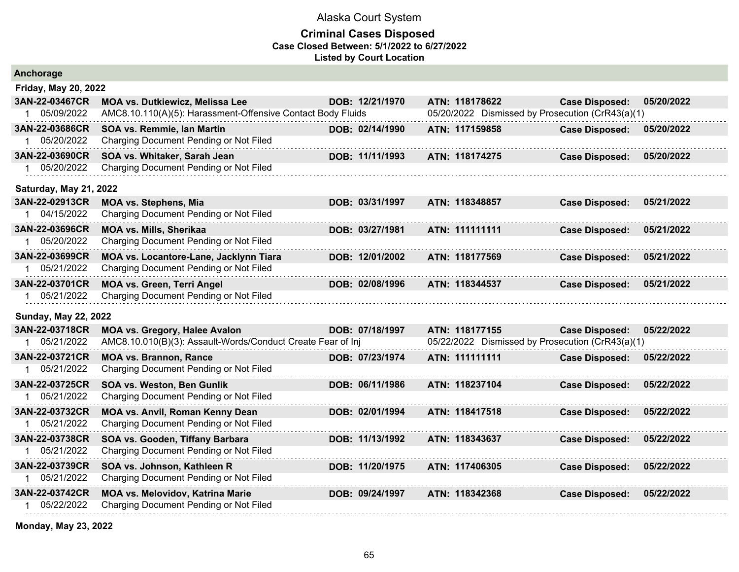Alaska Court System

**Criminal Cases Disposed**
**Case Closed Between: 5/1/2022 to 6/27/2022**
**Listed by Court Location**

## Anchorage

### Friday, May 20, 2022

| Case | Parties | DOB | ATN | Case Disposed |
|---|---|---|---|---|
| **3AN-22-03467CR** | **MOA vs. Dutkiewicz, Melissa Lee** | **DOB: 12/21/1970** | **ATN: 118178622** | **05/20/2022** |
| 1 05/09/2022 | AMC8.10.110(A)(5): Harassment-Offensive Contact Body Fluids | | 05/20/2022 Dismissed by Prosecution (CrR43(a)(1) | |
| **3AN-22-03686CR** | **SOA vs. Remmie, Ian Martin** | **DOB: 02/14/1990** | **ATN: 117159858** | **05/20/2022** |
| 1 05/20/2022 | Charging Document Pending or Not Filed | | | |
| **3AN-22-03690CR** | **SOA vs. Whitaker, Sarah Jean** | **DOB: 11/11/1993** | **ATN: 118174275** | **05/20/2022** |
| 1 05/20/2022 | Charging Document Pending or Not Filed | | | |

### Saturday, May 21, 2022

| Case | Parties | DOB | ATN | Case Disposed |
|---|---|---|---|---|
| **3AN-22-02913CR** | **MOA vs. Stephens, Mia** | **DOB: 03/31/1997** | **ATN: 118348857** | **05/21/2022** |
| 1 04/15/2022 | Charging Document Pending or Not Filed | | | |
| **3AN-22-03696CR** | **MOA vs. Mills, Sherikaa** | **DOB: 03/27/1981** | **ATN: 111111111** | **05/21/2022** |
| 1 05/20/2022 | Charging Document Pending or Not Filed | | | |
| **3AN-22-03699CR** | **MOA vs. Locantore-Lane, Jacklynn Tiara** | **DOB: 12/01/2002** | **ATN: 118177569** | **05/21/2022** |
| 1 05/21/2022 | Charging Document Pending or Not Filed | | | |
| **3AN-22-03701CR** | **MOA vs. Green, Terri Angel** | **DOB: 02/08/1996** | **ATN: 118344537** | **05/21/2022** |
| 1 05/21/2022 | Charging Document Pending or Not Filed | | | |

### Sunday, May 22, 2022

| Case | Parties | DOB | ATN | Case Disposed |
|---|---|---|---|---|
| **3AN-22-03718CR** | **MOA vs. Gregory, Halee Avalon** | **DOB: 07/18/1997** | **ATN: 118177155** | **05/22/2022** |
| 1 05/21/2022 | AMC8.10.010(B)(3): Assault-Words/Conduct Create Fear of Inj | | 05/22/2022 Dismissed by Prosecution (CrR43(a)(1) | |
| **3AN-22-03721CR** | **MOA vs. Brannon, Rance** | **DOB: 07/23/1974** | **ATN: 111111111** | **05/22/2022** |
| 1 05/21/2022 | Charging Document Pending or Not Filed | | | |
| **3AN-22-03725CR** | **SOA vs. Weston, Ben Gunlik** | **DOB: 06/11/1986** | **ATN: 118237104** | **05/22/2022** |
| 1 05/21/2022 | Charging Document Pending or Not Filed | | | |
| **3AN-22-03732CR** | **MOA vs. Anvil, Roman Kenny Dean** | **DOB: 02/01/1994** | **ATN: 118417518** | **05/22/2022** |
| 1 05/21/2022 | Charging Document Pending or Not Filed | | | |
| **3AN-22-03738CR** | **SOA vs. Gooden, Tiffany Barbara** | **DOB: 11/13/1992** | **ATN: 118343637** | **05/22/2022** |
| 1 05/21/2022 | Charging Document Pending or Not Filed | | | |
| **3AN-22-03739CR** | **SOA vs. Johnson, Kathleen R** | **DOB: 11/20/1975** | **ATN: 117406305** | **05/22/2022** |
| 1 05/21/2022 | Charging Document Pending or Not Filed | | | |
| **3AN-22-03742CR** | **MOA vs. Melovidov, Katrina Marie** | **DOB: 09/24/1997** | **ATN: 118342368** | **05/22/2022** |
| 1 05/22/2022 | Charging Document Pending or Not Filed | | | |

### Monday, May 23, 2022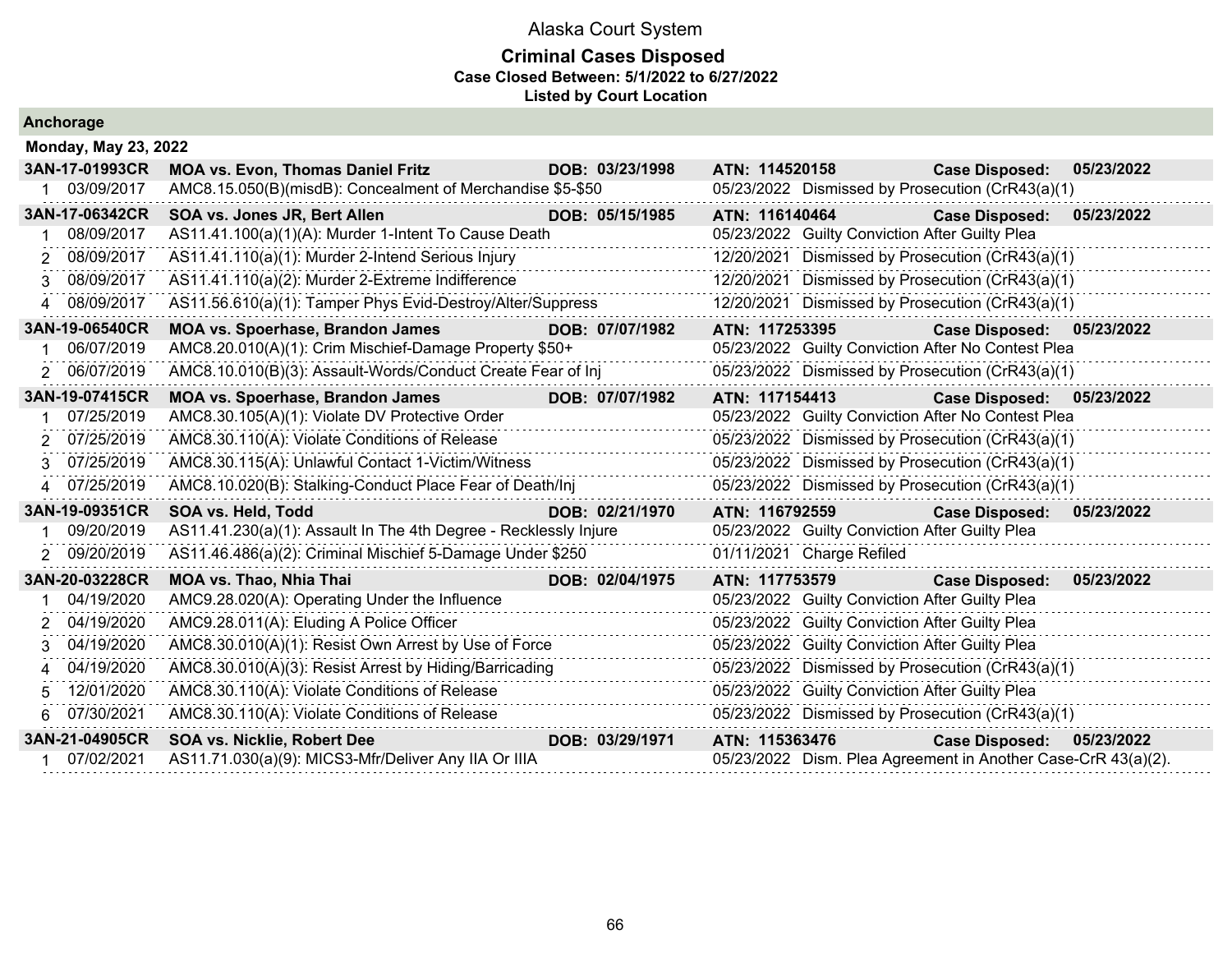# Alaska Court System

## Criminal Cases Disposed

### Case Closed Between: 5/1/2022 to 6/27/2022

### Listed by Court Location

**Anchorage**

**Monday, May 23, 2022**

| Case | Parties / Charge | DOB | ATN / Disposition | Case Disposed |
|---|---|---|---|---|
| **3AN-17-01993CR** | **MOA vs. Evon, Thomas Daniel Fritz** | **DOB: 03/23/1998** | **ATN: 114520158** | **Case Disposed: 05/23/2022** |
| 1 03/09/2017 | AMC8.15.050(B)(misdB): Concealment of Merchandise $5-$50 | | 05/23/2022 Dismissed by Prosecution (CrR43(a)(1) | |
| **3AN-17-06342CR** | **SOA vs. Jones JR, Bert Allen** | **DOB: 05/15/1985** | **ATN: 116140464** | **Case Disposed: 05/23/2022** |
| 1 08/09/2017 | AS11.41.100(a)(1)(A): Murder 1-Intent To Cause Death | | 05/23/2022 Guilty Conviction After Guilty Plea | |
| 2 08/09/2017 | AS11.41.110(a)(1): Murder 2-Intend Serious Injury | | 12/20/2021 Dismissed by Prosecution (CrR43(a)(1) | |
| 3 08/09/2017 | AS11.41.110(a)(2): Murder 2-Extreme Indifference | | 12/20/2021 Dismissed by Prosecution (CrR43(a)(1) | |
| 4 08/09/2017 | AS11.56.610(a)(1): Tamper Phys Evid-Destroy/Alter/Suppress | | 12/20/2021 Dismissed by Prosecution (CrR43(a)(1) | |
| **3AN-19-06540CR** | **MOA vs. Spoerhase, Brandon James** | **DOB: 07/07/1982** | **ATN: 117253395** | **Case Disposed: 05/23/2022** |
| 1 06/07/2019 | AMC8.20.010(A)(1): Crim Mischief-Damage Property $50+ | | 05/23/2022 Guilty Conviction After No Contest Plea | |
| 2 06/07/2019 | AMC8.10.010(B)(3): Assault-Words/Conduct Create Fear of Inj | | 05/23/2022 Dismissed by Prosecution (CrR43(a)(1) | |
| **3AN-19-07415CR** | **MOA vs. Spoerhase, Brandon James** | **DOB: 07/07/1982** | **ATN: 117154413** | **Case Disposed: 05/23/2022** |
| 1 07/25/2019 | AMC8.30.105(A)(1): Violate DV Protective Order | | 05/23/2022 Guilty Conviction After No Contest Plea | |
| 2 07/25/2019 | AMC8.30.110(A): Violate Conditions of Release | | 05/23/2022 Dismissed by Prosecution (CrR43(a)(1) | |
| 3 07/25/2019 | AMC8.30.115(A): Unlawful Contact 1-Victim/Witness | | 05/23/2022 Dismissed by Prosecution (CrR43(a)(1) | |
| 4 07/25/2019 | AMC8.10.020(B): Stalking-Conduct Place Fear of Death/Inj | | 05/23/2022 Dismissed by Prosecution (CrR43(a)(1) | |
| **3AN-19-09351CR** | **SOA vs. Held, Todd** | **DOB: 02/21/1970** | **ATN: 116792559** | **Case Disposed: 05/23/2022** |
| 1 09/20/2019 | AS11.41.230(a)(1): Assault In The 4th Degree - Recklessly Injure | | 05/23/2022 Guilty Conviction After Guilty Plea | |
| 2 09/20/2019 | AS11.46.486(a)(2): Criminal Mischief 5-Damage Under $250 | | 01/11/2021 Charge Refiled | |
| **3AN-20-03228CR** | **MOA vs. Thao, Nhia Thai** | **DOB: 02/04/1975** | **ATN: 117753579** | **Case Disposed: 05/23/2022** |
| 1 04/19/2020 | AMC9.28.020(A): Operating Under the Influence | | 05/23/2022 Guilty Conviction After Guilty Plea | |
| 2 04/19/2020 | AMC9.28.011(A): Eluding A Police Officer | | 05/23/2022 Guilty Conviction After Guilty Plea | |
| 3 04/19/2020 | AMC8.30.010(A)(1): Resist Own Arrest by Use of Force | | 05/23/2022 Guilty Conviction After Guilty Plea | |
| 4 04/19/2020 | AMC8.30.010(A)(3): Resist Arrest by Hiding/Barricading | | 05/23/2022 Dismissed by Prosecution (CrR43(a)(1) | |
| 5 12/01/2020 | AMC8.30.110(A): Violate Conditions of Release | | 05/23/2022 Guilty Conviction After Guilty Plea | |
| 6 07/30/2021 | AMC8.30.110(A): Violate Conditions of Release | | 05/23/2022 Dismissed by Prosecution (CrR43(a)(1) | |
| **3AN-21-04905CR** | **SOA vs. Nicklie, Robert Dee** | **DOB: 03/29/1971** | **ATN: 115363476** | **Case Disposed: 05/23/2022** |
| 1 07/02/2021 | AS11.71.030(a)(9): MICS3-Mfr/Deliver Any IIA Or IIIA | | 05/23/2022 Dism. Plea Agreement in Another Case-CrR 43(a)(2). | |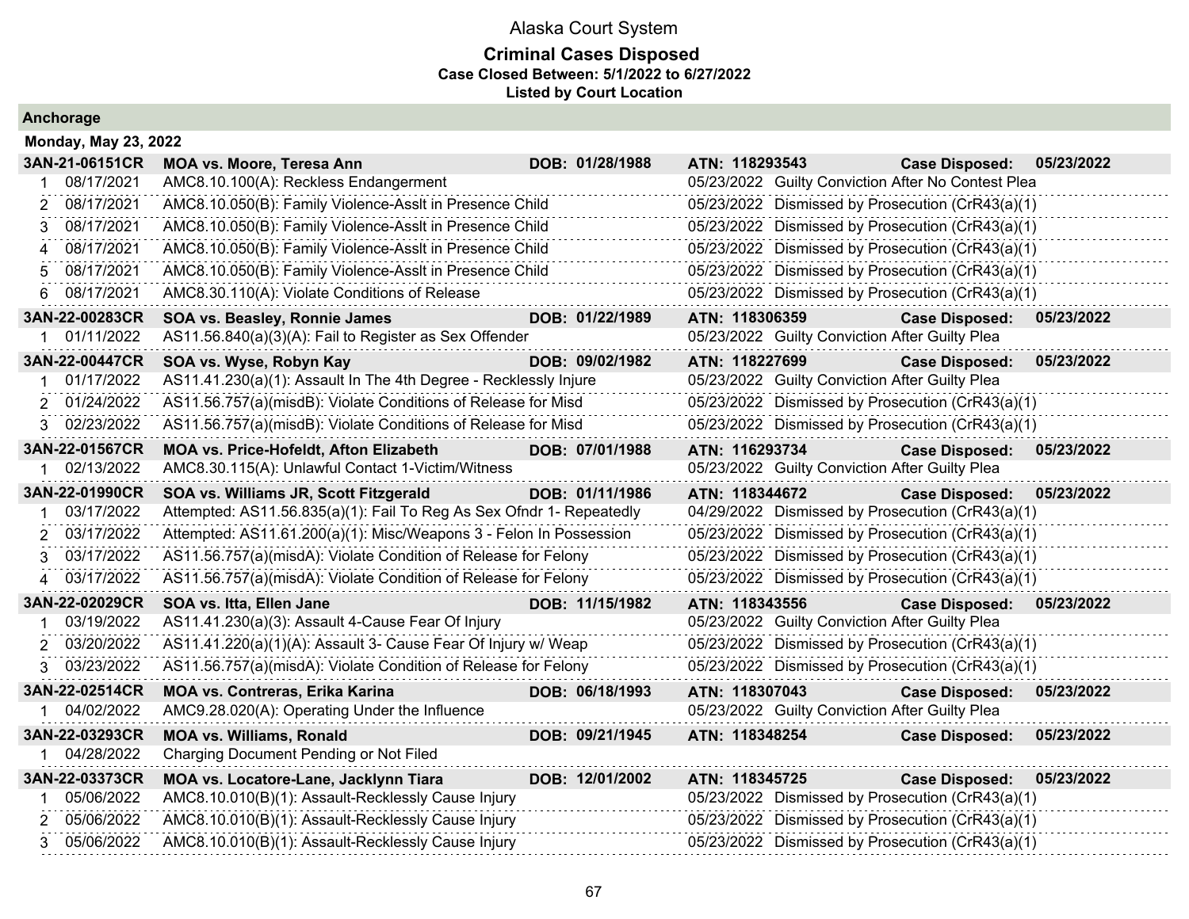# Alaska Court System

## Criminal Cases Disposed

**Case Closed Between: 5/1/2022 to 6/27/2022**

**Listed by Court Location**

### Anchorage

**Monday, May 23, 2022**

**3AN-21-06151CR** | **MOA vs. Moore, Teresa Ann** | **DOB: 01/28/1988** | **ATN: 118293543** | **Case Disposed: 05/23/2022**

| # | Date | Charge | Disposition Date | Disposition |
|---|---|---|---|---|
| 1 | 08/17/2021 | AMC8.10.100(A): Reckless Endangerment | 05/23/2022 | Guilty Conviction After No Contest Plea |
| 2 | 08/17/2021 | AMC8.10.050(B): Family Violence-Asslt in Presence Child | 05/23/2022 | Dismissed by Prosecution (CrR43(a)(1) |
| 3 | 08/17/2021 | AMC8.10.050(B): Family Violence-Asslt in Presence Child | 05/23/2022 | Dismissed by Prosecution (CrR43(a)(1) |
| 4 | 08/17/2021 | AMC8.10.050(B): Family Violence-Asslt in Presence Child | 05/23/2022 | Dismissed by Prosecution (CrR43(a)(1) |
| 5 | 08/17/2021 | AMC8.10.050(B): Family Violence-Asslt in Presence Child | 05/23/2022 | Dismissed by Prosecution (CrR43(a)(1) |
| 6 | 08/17/2021 | AMC8.30.110(A): Violate Conditions of Release | 05/23/2022 | Dismissed by Prosecution (CrR43(a)(1) |

**3AN-22-00283CR** | **SOA vs. Beasley, Ronnie James** | **DOB: 01/22/1989** | **ATN: 118306359** | **Case Disposed: 05/23/2022**

| # | Date | Charge | Disposition Date | Disposition |
|---|---|---|---|---|
| 1 | 01/11/2022 | AS11.56.840(a)(3)(A): Fail to Register as Sex Offender | 05/23/2022 | Guilty Conviction After Guilty Plea |

**3AN-22-00447CR** | **SOA vs. Wyse, Robyn Kay** | **DOB: 09/02/1982** | **ATN: 118227699** | **Case Disposed: 05/23/2022**

| # | Date | Charge | Disposition Date | Disposition |
|---|---|---|---|---|
| 1 | 01/17/2022 | AS11.41.230(a)(1): Assault In The 4th Degree - Recklessly Injure | 05/23/2022 | Guilty Conviction After Guilty Plea |
| 2 | 01/24/2022 | AS11.56.757(a)(misdB): Violate Conditions of Release for Misd | 05/23/2022 | Dismissed by Prosecution (CrR43(a)(1) |
| 3 | 02/23/2022 | AS11.56.757(a)(misdB): Violate Conditions of Release for Misd | 05/23/2022 | Dismissed by Prosecution (CrR43(a)(1) |

**3AN-22-01567CR** | **MOA vs. Price-Hofeldt, Afton Elizabeth** | **DOB: 07/01/1988** | **ATN: 116293734** | **Case Disposed: 05/23/2022**

| # | Date | Charge | Disposition Date | Disposition |
|---|---|---|---|---|
| 1 | 02/13/2022 | AMC8.30.115(A): Unlawful Contact 1-Victim/Witness | 05/23/2022 | Guilty Conviction After Guilty Plea |

**3AN-22-01990CR** | **SOA vs. Williams JR, Scott Fitzgerald** | **DOB: 01/11/1986** | **ATN: 118344672** | **Case Disposed: 05/23/2022**

| # | Date | Charge | Disposition Date | Disposition |
|---|---|---|---|---|
| 1 | 03/17/2022 | Attempted: AS11.56.835(a)(1): Fail To Reg As Sex Ofndr 1- Repeatedly | 04/29/2022 | Dismissed by Prosecution (CrR43(a)(1) |
| 2 | 03/17/2022 | Attempted: AS11.61.200(a)(1): Misc/Weapons 3 - Felon In Possession | 05/23/2022 | Dismissed by Prosecution (CrR43(a)(1) |
| 3 | 03/17/2022 | AS11.56.757(a)(misdA): Violate Condition of Release for Felony | 05/23/2022 | Dismissed by Prosecution (CrR43(a)(1) |
| 4 | 03/17/2022 | AS11.56.757(a)(misdA): Violate Condition of Release for Felony | 05/23/2022 | Dismissed by Prosecution (CrR43(a)(1) |

**3AN-22-02029CR** | **SOA vs. Itta, Ellen Jane** | **DOB: 11/15/1982** | **ATN: 118343556** | **Case Disposed: 05/23/2022**

| # | Date | Charge | Disposition Date | Disposition |
|---|---|---|---|---|
| 1 | 03/19/2022 | AS11.41.230(a)(3): Assault 4-Cause Fear Of Injury | 05/23/2022 | Guilty Conviction After Guilty Plea |
| 2 | 03/20/2022 | AS11.41.220(a)(1)(A): Assault 3- Cause Fear Of Injury w/ Weap | 05/23/2022 | Dismissed by Prosecution (CrR43(a)(1) |
| 3 | 03/23/2022 | AS11.56.757(a)(misdA): Violate Condition of Release for Felony | 05/23/2022 | Dismissed by Prosecution (CrR43(a)(1) |

**3AN-22-02514CR** | **MOA vs. Contreras, Erika Karina** | **DOB: 06/18/1993** | **ATN: 118307043** | **Case Disposed: 05/23/2022**

| # | Date | Charge | Disposition Date | Disposition |
|---|---|---|---|---|
| 1 | 04/02/2022 | AMC9.28.020(A): Operating Under the Influence | 05/23/2022 | Guilty Conviction After Guilty Plea |

**3AN-22-03293CR** | **MOA vs. Williams, Ronald** | **DOB: 09/21/1945** | **ATN: 118348254** | **Case Disposed: 05/23/2022**

| # | Date | Charge | Disposition Date | Disposition |
|---|---|---|---|---|
| 1 | 04/28/2022 | Charging Document Pending or Not Filed | | |

**3AN-22-03373CR** | **MOA vs. Locatore-Lane, Jacklynn Tiara** | **DOB: 12/01/2002** | **ATN: 118345725** | **Case Disposed: 05/23/2022**

| # | Date | Charge | Disposition Date | Disposition |
|---|---|---|---|---|
| 1 | 05/06/2022 | AMC8.10.010(B)(1): Assault-Recklessly Cause Injury | 05/23/2022 | Dismissed by Prosecution (CrR43(a)(1) |
| 2 | 05/06/2022 | AMC8.10.010(B)(1): Assault-Recklessly Cause Injury | 05/23/2022 | Dismissed by Prosecution (CrR43(a)(1) |
| 3 | 05/06/2022 | AMC8.10.010(B)(1): Assault-Recklessly Cause Injury | 05/23/2022 | Dismissed by Prosecution (CrR43(a)(1) |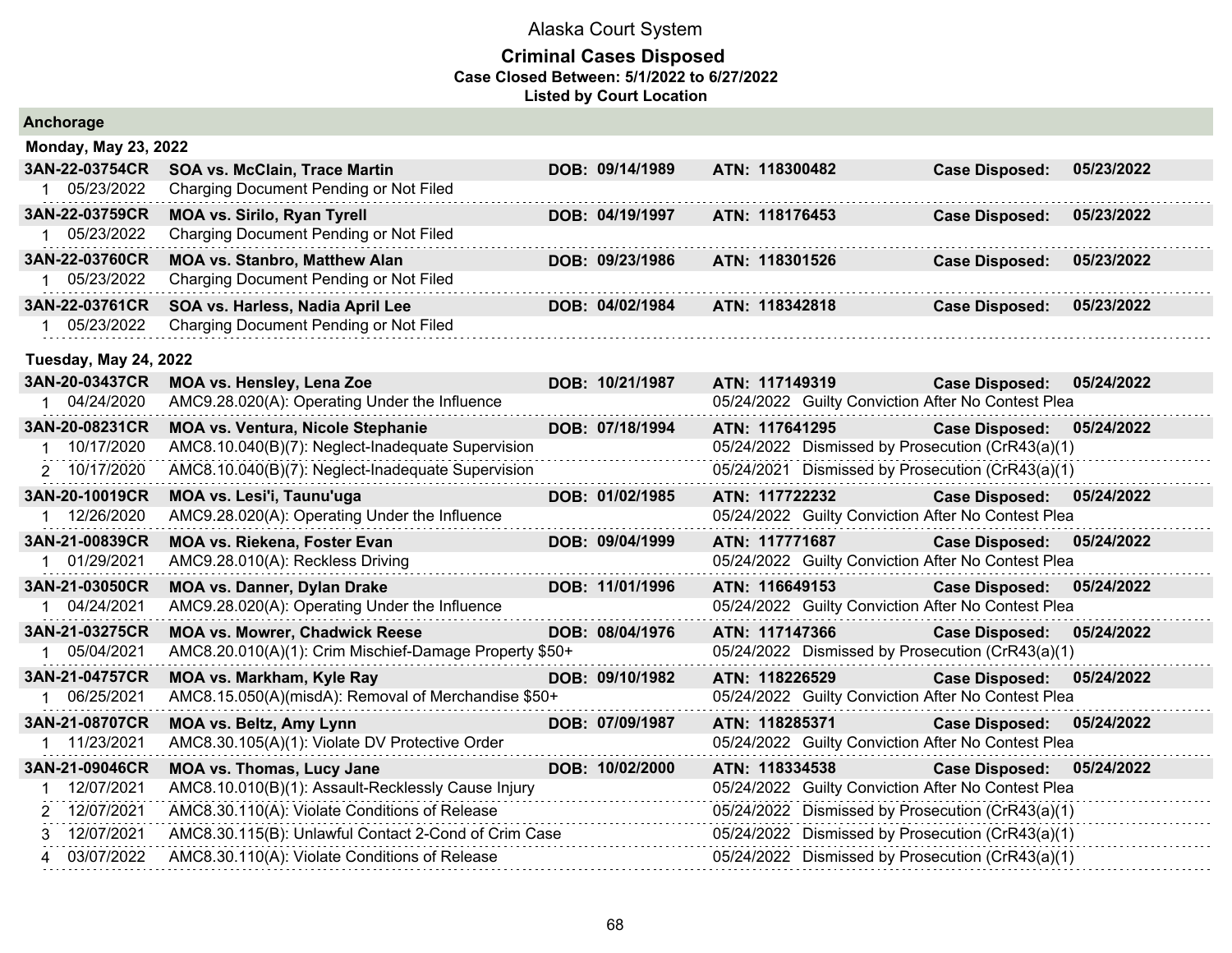# Alaska Court System

## Criminal Cases Disposed

**Case Closed Between: 5/1/2022 to 6/27/2022**

**Listed by Court Location**

### Anchorage

#### Monday, May 23, 2022

| Case | Title | DOB | ATN | Case Disposed |
|---|---|---|---|---|
| **3AN-22-03754CR** | **SOA vs. McClain, Trace Martin** | **DOB: 09/14/1989** | **ATN: 118300482** | **Case Disposed: 05/23/2022** |
| 1 05/23/2022 | Charging Document Pending or Not Filed | | | |
| **3AN-22-03759CR** | **MOA vs. Sirilo, Ryan Tyrell** | **DOB: 04/19/1997** | **ATN: 118176453** | **Case Disposed: 05/23/2022** |
| 1 05/23/2022 | Charging Document Pending or Not Filed | | | |
| **3AN-22-03760CR** | **MOA vs. Stanbro, Matthew Alan** | **DOB: 09/23/1986** | **ATN: 118301526** | **Case Disposed: 05/23/2022** |
| 1 05/23/2022 | Charging Document Pending or Not Filed | | | |
| **3AN-22-03761CR** | **SOA vs. Harless, Nadia April Lee** | **DOB: 04/02/1984** | **ATN: 118342818** | **Case Disposed: 05/23/2022** |
| 1 05/23/2022 | Charging Document Pending or Not Filed | | | |

#### Tuesday, May 24, 2022

| Case | Title | DOB | ATN | Case Disposed |
|---|---|---|---|---|
| **3AN-20-03437CR** | **MOA vs. Hensley, Lena Zoe** | **DOB: 10/21/1987** | **ATN: 117149319** | **Case Disposed: 05/24/2022** |
| 1 04/24/2020 | AMC9.28.020(A): Operating Under the Influence | | 05/24/2022 Guilty Conviction After No Contest Plea | |
| **3AN-20-08231CR** | **MOA vs. Ventura, Nicole Stephanie** | **DOB: 07/18/1994** | **ATN: 117641295** | **Case Disposed: 05/24/2022** |
| 1 10/17/2020 | AMC8.10.040(B)(7): Neglect-Inadequate Supervision | | 05/24/2022 Dismissed by Prosecution (CrR43(a)(1) | |
| 2 10/17/2020 | AMC8.10.040(B)(7): Neglect-Inadequate Supervision | | 05/24/2021 Dismissed by Prosecution (CrR43(a)(1) | |
| **3AN-20-10019CR** | **MOA vs. Lesi'i, Taunu'uga** | **DOB: 01/02/1985** | **ATN: 117722232** | **Case Disposed: 05/24/2022** |
| 1 12/26/2020 | AMC9.28.020(A): Operating Under the Influence | | 05/24/2022 Guilty Conviction After No Contest Plea | |
| **3AN-21-00839CR** | **MOA vs. Riekena, Foster Evan** | **DOB: 09/04/1999** | **ATN: 117771687** | **Case Disposed: 05/24/2022** |
| 1 01/29/2021 | AMC9.28.010(A): Reckless Driving | | 05/24/2022 Guilty Conviction After No Contest Plea | |
| **3AN-21-03050CR** | **MOA vs. Danner, Dylan Drake** | **DOB: 11/01/1996** | **ATN: 116649153** | **Case Disposed: 05/24/2022** |
| 1 04/24/2021 | AMC9.28.020(A): Operating Under the Influence | | 05/24/2022 Guilty Conviction After No Contest Plea | |
| **3AN-21-03275CR** | **MOA vs. Mowrer, Chadwick Reese** | **DOB: 08/04/1976** | **ATN: 117147366** | **Case Disposed: 05/24/2022** |
| 1 05/04/2021 | AMC8.20.010(A)(1): Crim Mischief-Damage Property $50+ | | 05/24/2022 Dismissed by Prosecution (CrR43(a)(1) | |
| **3AN-21-04757CR** | **MOA vs. Markham, Kyle Ray** | **DOB: 09/10/1982** | **ATN: 118226529** | **Case Disposed: 05/24/2022** |
| 1 06/25/2021 | AMC8.15.050(A)(misdA): Removal of Merchandise $50+ | | 05/24/2022 Guilty Conviction After No Contest Plea | |
| **3AN-21-08707CR** | **MOA vs. Beltz, Amy Lynn** | **DOB: 07/09/1987** | **ATN: 118285371** | **Case Disposed: 05/24/2022** |
| 1 11/23/2021 | AMC8.30.105(A)(1): Violate DV Protective Order | | 05/24/2022 Guilty Conviction After No Contest Plea | |
| **3AN-21-09046CR** | **MOA vs. Thomas, Lucy Jane** | **DOB: 10/02/2000** | **ATN: 118334538** | **Case Disposed: 05/24/2022** |
| 1 12/07/2021 | AMC8.10.010(B)(1): Assault-Recklessly Cause Injury | | 05/24/2022 Guilty Conviction After No Contest Plea | |
| 2 12/07/2021 | AMC8.30.110(A): Violate Conditions of Release | | 05/24/2022 Dismissed by Prosecution (CrR43(a)(1) | |
| 3 12/07/2021 | AMC8.30.115(B): Unlawful Contact 2-Cond of Crim Case | | 05/24/2022 Dismissed by Prosecution (CrR43(a)(1) | |
| 4 03/07/2022 | AMC8.30.110(A): Violate Conditions of Release | | 05/24/2022 Dismissed by Prosecution (CrR43(a)(1) | |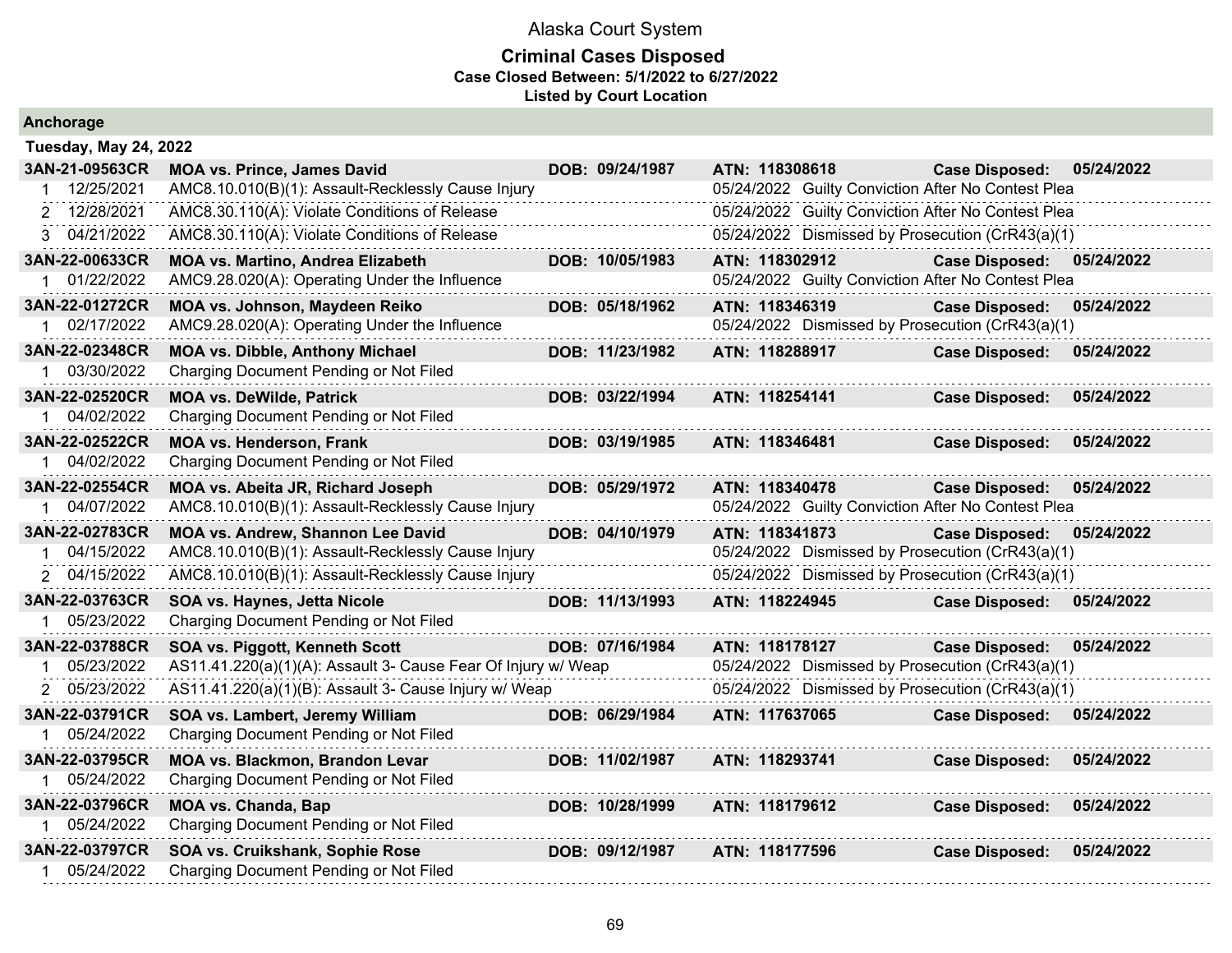# Alaska Court System

## Criminal Cases Disposed

**Case Closed Between: 5/1/2022 to 6/27/2022**

**Listed by Court Location**

### Anchorage

**Tuesday, May 24, 2022**

| Case | Name / Charge | DOB | ATN / Disposition | Case Disposed |
|---|---|---|---|---|
| **3AN-21-09563CR** | **MOA vs. Prince, James David** | **DOB: 09/24/1987** | **ATN: 118308618** | **Case Disposed: 05/24/2022** |
| 1 12/25/2021 | AMC8.10.010(B)(1): Assault-Recklessly Cause Injury | | 05/24/2022 Guilty Conviction After No Contest Plea | |
| 2 12/28/2021 | AMC8.30.110(A): Violate Conditions of Release | | 05/24/2022 Guilty Conviction After No Contest Plea | |
| 3 04/21/2022 | AMC8.30.110(A): Violate Conditions of Release | | 05/24/2022 Dismissed by Prosecution (CrR43(a)(1) | |
| **3AN-22-00633CR** | **MOA vs. Martino, Andrea Elizabeth** | **DOB: 10/05/1983** | **ATN: 118302912** | **Case Disposed: 05/24/2022** |
| 1 01/22/2022 | AMC9.28.020(A): Operating Under the Influence | | 05/24/2022 Guilty Conviction After No Contest Plea | |
| **3AN-22-01272CR** | **MOA vs. Johnson, Maydeen Reiko** | **DOB: 05/18/1962** | **ATN: 118346319** | **Case Disposed: 05/24/2022** |
| 1 02/17/2022 | AMC9.28.020(A): Operating Under the Influence | | 05/24/2022 Dismissed by Prosecution (CrR43(a)(1) | |
| **3AN-22-02348CR** | **MOA vs. Dibble, Anthony Michael** | **DOB: 11/23/1982** | **ATN: 118288917** | **Case Disposed: 05/24/2022** |
| 1 03/30/2022 | Charging Document Pending or Not Filed | | | |
| **3AN-22-02520CR** | **MOA vs. DeWilde, Patrick** | **DOB: 03/22/1994** | **ATN: 118254141** | **Case Disposed: 05/24/2022** |
| 1 04/02/2022 | Charging Document Pending or Not Filed | | | |
| **3AN-22-02522CR** | **MOA vs. Henderson, Frank** | **DOB: 03/19/1985** | **ATN: 118346481** | **Case Disposed: 05/24/2022** |
| 1 04/02/2022 | Charging Document Pending or Not Filed | | | |
| **3AN-22-02554CR** | **MOA vs. Abeita JR, Richard Joseph** | **DOB: 05/29/1972** | **ATN: 118340478** | **Case Disposed: 05/24/2022** |
| 1 04/07/2022 | AMC8.10.010(B)(1): Assault-Recklessly Cause Injury | | 05/24/2022 Guilty Conviction After No Contest Plea | |
| **3AN-22-02783CR** | **MOA vs. Andrew, Shannon Lee David** | **DOB: 04/10/1979** | **ATN: 118341873** | **Case Disposed: 05/24/2022** |
| 1 04/15/2022 | AMC8.10.010(B)(1): Assault-Recklessly Cause Injury | | 05/24/2022 Dismissed by Prosecution (CrR43(a)(1) | |
| 2 04/15/2022 | AMC8.10.010(B)(1): Assault-Recklessly Cause Injury | | 05/24/2022 Dismissed by Prosecution (CrR43(a)(1) | |
| **3AN-22-03763CR** | **SOA vs. Haynes, Jetta Nicole** | **DOB: 11/13/1993** | **ATN: 118224945** | **Case Disposed: 05/24/2022** |
| 1 05/23/2022 | Charging Document Pending or Not Filed | | | |
| **3AN-22-03788CR** | **SOA vs. Piggott, Kenneth Scott** | **DOB: 07/16/1984** | **ATN: 118178127** | **Case Disposed: 05/24/2022** |
| 1 05/23/2022 | AS11.41.220(a)(1)(A): Assault 3- Cause Fear Of Injury w/ Weap | | 05/24/2022 Dismissed by Prosecution (CrR43(a)(1) | |
| 2 05/23/2022 | AS11.41.220(a)(1)(B): Assault 3- Cause Injury w/ Weap | | 05/24/2022 Dismissed by Prosecution (CrR43(a)(1) | |
| **3AN-22-03791CR** | **SOA vs. Lambert, Jeremy William** | **DOB: 06/29/1984** | **ATN: 117637065** | **Case Disposed: 05/24/2022** |
| 1 05/24/2022 | Charging Document Pending or Not Filed | | | |
| **3AN-22-03795CR** | **MOA vs. Blackmon, Brandon Levar** | **DOB: 11/02/1987** | **ATN: 118293741** | **Case Disposed: 05/24/2022** |
| 1 05/24/2022 | Charging Document Pending or Not Filed | | | |
| **3AN-22-03796CR** | **MOA vs. Chanda, Bap** | **DOB: 10/28/1999** | **ATN: 118179612** | **Case Disposed: 05/24/2022** |
| 1 05/24/2022 | Charging Document Pending or Not Filed | | | |
| **3AN-22-03797CR** | **SOA vs. Cruikshank, Sophie Rose** | **DOB: 09/12/1987** | **ATN: 118177596** | **Case Disposed: 05/24/2022** |
| 1 05/24/2022 | Charging Document Pending or Not Filed | | | |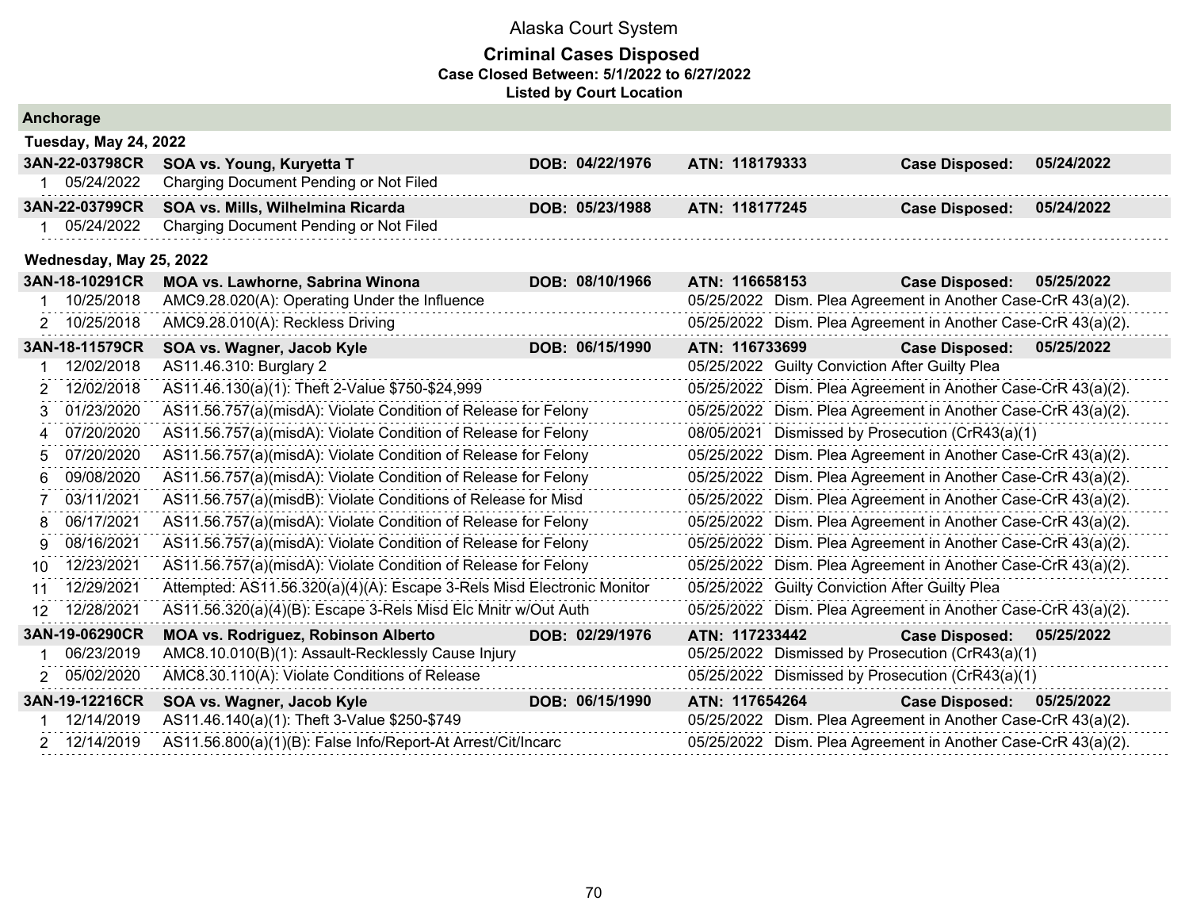# Alaska Court System

## Criminal Cases Disposed

**Case Closed Between: 5/1/2022 to 6/27/2022**

**Listed by Court Location**

### Anchorage

#### Tuesday, May 24, 2022

| | | | | | |
|---|---|---|---|---|---|
| **3AN-22-03798CR** | **SOA vs. Young, Kuryetta T** | **DOB: 04/22/1976** | **ATN: 118179333** | **Case Disposed:** | **05/24/2022** |
| 1 05/24/2022 | Charging Document Pending or Not Filed | | | | |
| **3AN-22-03799CR** | **SOA vs. Mills, Wilhelmina Ricarda** | **DOB: 05/23/1988** | **ATN: 118177245** | **Case Disposed:** | **05/24/2022** |
| 1 05/24/2022 | Charging Document Pending or Not Filed | | | | |

#### Wednesday, May 25, 2022

| | | | | | |
|---|---|---|---|---|---|
| **3AN-18-10291CR** | **MOA vs. Lawhorne, Sabrina Winona** | **DOB: 08/10/1966** | **ATN: 116658153** | **Case Disposed:** | **05/25/2022** |
| 1 10/25/2018 | AMC9.28.020(A): Operating Under the Influence | | 05/25/2022 | Dism. Plea Agreement in Another Case-CrR 43(a)(2). | |
| 2 10/25/2018 | AMC9.28.010(A): Reckless Driving | | 05/25/2022 | Dism. Plea Agreement in Another Case-CrR 43(a)(2). | |
| **3AN-18-11579CR** | **SOA vs. Wagner, Jacob Kyle** | **DOB: 06/15/1990** | **ATN: 116733699** | **Case Disposed:** | **05/25/2022** |
| 1 12/02/2018 | AS11.46.310: Burglary 2 | | 05/25/2022 | Guilty Conviction After Guilty Plea | |
| 2 12/02/2018 | AS11.46.130(a)(1): Theft 2-Value $750-$24,999 | | 05/25/2022 | Dism. Plea Agreement in Another Case-CrR 43(a)(2). | |
| 3 01/23/2020 | AS11.56.757(a)(misdA): Violate Condition of Release for Felony | | 05/25/2022 | Dism. Plea Agreement in Another Case-CrR 43(a)(2). | |
| 4 07/20/2020 | AS11.56.757(a)(misdA): Violate Condition of Release for Felony | | 08/05/2021 | Dismissed by Prosecution (CrR43(a)(1) | |
| 5 07/20/2020 | AS11.56.757(a)(misdA): Violate Condition of Release for Felony | | 05/25/2022 | Dism. Plea Agreement in Another Case-CrR 43(a)(2). | |
| 6 09/08/2020 | AS11.56.757(a)(misdA): Violate Condition of Release for Felony | | 05/25/2022 | Dism. Plea Agreement in Another Case-CrR 43(a)(2). | |
| 7 03/11/2021 | AS11.56.757(a)(misdB): Violate Conditions of Release for Misd | | 05/25/2022 | Dism. Plea Agreement in Another Case-CrR 43(a)(2). | |
| 8 06/17/2021 | AS11.56.757(a)(misdA): Violate Condition of Release for Felony | | 05/25/2022 | Dism. Plea Agreement in Another Case-CrR 43(a)(2). | |
| 9 08/16/2021 | AS11.56.757(a)(misdA): Violate Condition of Release for Felony | | 05/25/2022 | Dism. Plea Agreement in Another Case-CrR 43(a)(2). | |
| 10 12/23/2021 | AS11.56.757(a)(misdA): Violate Condition of Release for Felony | | 05/25/2022 | Dism. Plea Agreement in Another Case-CrR 43(a)(2). | |
| 11 12/29/2021 | Attempted: AS11.56.320(a)(4)(A): Escape 3-Rels Misd Electronic Monitor | | 05/25/2022 | Guilty Conviction After Guilty Plea | |
| 12 12/28/2021 | AS11.56.320(a)(4)(B): Escape 3-Rels Misd Elc Mnitr w/Out Auth | | 05/25/2022 | Dism. Plea Agreement in Another Case-CrR 43(a)(2). | |
| **3AN-19-06290CR** | **MOA vs. Rodriguez, Robinson Alberto** | **DOB: 02/29/1976** | **ATN: 117233442** | **Case Disposed:** | **05/25/2022** |
| 1 06/23/2019 | AMC8.10.010(B)(1): Assault-Recklessly Cause Injury | | 05/25/2022 | Dismissed by Prosecution (CrR43(a)(1) | |
| 2 05/02/2020 | AMC8.30.110(A): Violate Conditions of Release | | 05/25/2022 | Dismissed by Prosecution (CrR43(a)(1) | |
| **3AN-19-12216CR** | **SOA vs. Wagner, Jacob Kyle** | **DOB: 06/15/1990** | **ATN: 117654264** | **Case Disposed:** | **05/25/2022** |
| 1 12/14/2019 | AS11.46.140(a)(1): Theft 3-Value $250-$749 | | 05/25/2022 | Dism. Plea Agreement in Another Case-CrR 43(a)(2). | |
| 2 12/14/2019 | AS11.56.800(a)(1)(B): False Info/Report-At Arrest/Cit/Incarc | | 05/25/2022 | Dism. Plea Agreement in Another Case-CrR 43(a)(2). | |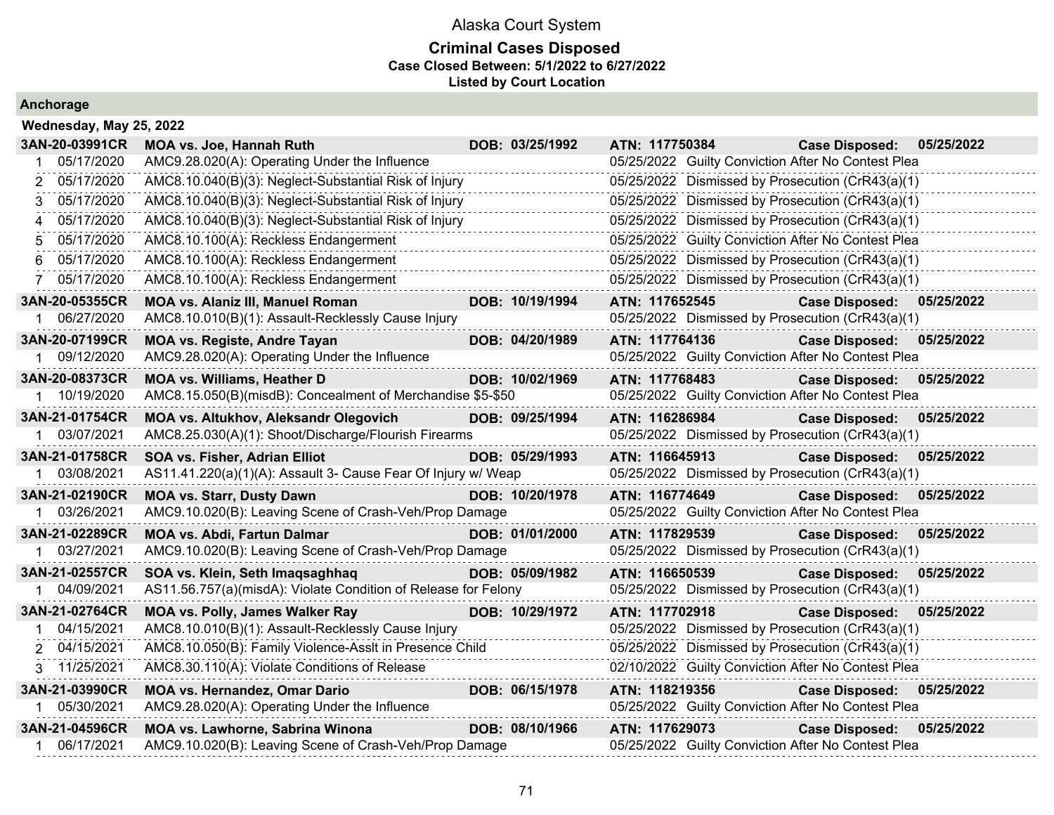# Alaska Court System

## Criminal Cases Disposed

**Case Closed Between: 5/1/2022 to 6/27/2022**

**Listed by Court Location**

### Anchorage

**Wednesday, May 25, 2022**

| | | | | |
|---|---|---|---|---|
| **3AN-20-03991CR** | **MOA vs. Joe, Hannah Ruth** | **DOB: 03/25/1992** | **ATN: 117750384** | **Case Disposed: 05/25/2022** |
| 1 05/17/2020 | AMC9.28.020(A): Operating Under the Influence | | 05/25/2022 | Guilty Conviction After No Contest Plea |
| 2 05/17/2020 | AMC8.10.040(B)(3): Neglect-Substantial Risk of Injury | | 05/25/2022 | Dismissed by Prosecution (CrR43(a)(1) |
| 3 05/17/2020 | AMC8.10.040(B)(3): Neglect-Substantial Risk of Injury | | 05/25/2022 | Dismissed by Prosecution (CrR43(a)(1) |
| 4 05/17/2020 | AMC8.10.040(B)(3): Neglect-Substantial Risk of Injury | | 05/25/2022 | Dismissed by Prosecution (CrR43(a)(1) |
| 5 05/17/2020 | AMC8.10.100(A): Reckless Endangerment | | 05/25/2022 | Guilty Conviction After No Contest Plea |
| 6 05/17/2020 | AMC8.10.100(A): Reckless Endangerment | | 05/25/2022 | Dismissed by Prosecution (CrR43(a)(1) |
| 7 05/17/2020 | AMC8.10.100(A): Reckless Endangerment | | 05/25/2022 | Dismissed by Prosecution (CrR43(a)(1) |
| **3AN-20-05355CR** | **MOA vs. Alaniz III, Manuel Roman** | **DOB: 10/19/1994** | **ATN: 117652545** | **Case Disposed: 05/25/2022** |
| 1 06/27/2020 | AMC8.10.010(B)(1): Assault-Recklessly Cause Injury | | 05/25/2022 | Dismissed by Prosecution (CrR43(a)(1) |
| **3AN-20-07199CR** | **MOA vs. Registe, Andre Tayan** | **DOB: 04/20/1989** | **ATN: 117764136** | **Case Disposed: 05/25/2022** |
| 1 09/12/2020 | AMC9.28.020(A): Operating Under the Influence | | 05/25/2022 | Guilty Conviction After No Contest Plea |
| **3AN-20-08373CR** | **MOA vs. Williams, Heather D** | **DOB: 10/02/1969** | **ATN: 117768483** | **Case Disposed: 05/25/2022** |
| 1 10/19/2020 | AMC8.15.050(B)(misdB): Concealment of Merchandise $5-$50 | | 05/25/2022 | Guilty Conviction After No Contest Plea |
| **3AN-21-01754CR** | **MOA vs. Altukhov, Aleksandr Olegovich** | **DOB: 09/25/1994** | **ATN: 116286984** | **Case Disposed: 05/25/2022** |
| 1 03/07/2021 | AMC8.25.030(A)(1): Shoot/Discharge/Flourish Firearms | | 05/25/2022 | Dismissed by Prosecution (CrR43(a)(1) |
| **3AN-21-01758CR** | **SOA vs. Fisher, Adrian Elliot** | **DOB: 05/29/1993** | **ATN: 116645913** | **Case Disposed: 05/25/2022** |
| 1 03/08/2021 | AS11.41.220(a)(1)(A): Assault 3- Cause Fear Of Injury w/ Weap | | 05/25/2022 | Dismissed by Prosecution (CrR43(a)(1) |
| **3AN-21-02190CR** | **MOA vs. Starr, Dusty Dawn** | **DOB: 10/20/1978** | **ATN: 116774649** | **Case Disposed: 05/25/2022** |
| 1 03/26/2021 | AMC9.10.020(B): Leaving Scene of Crash-Veh/Prop Damage | | 05/25/2022 | Guilty Conviction After No Contest Plea |
| **3AN-21-02289CR** | **MOA vs. Abdi, Fartun Dalmar** | **DOB: 01/01/2000** | **ATN: 117829539** | **Case Disposed: 05/25/2022** |
| 1 03/27/2021 | AMC9.10.020(B): Leaving Scene of Crash-Veh/Prop Damage | | 05/25/2022 | Dismissed by Prosecution (CrR43(a)(1) |
| **3AN-21-02557CR** | **SOA vs. Klein, Seth Imaqsaghhaq** | **DOB: 05/09/1982** | **ATN: 116650539** | **Case Disposed: 05/25/2022** |
| 1 04/09/2021 | AS11.56.757(a)(misdA): Violate Condition of Release for Felony | | 05/25/2022 | Dismissed by Prosecution (CrR43(a)(1) |
| **3AN-21-02764CR** | **MOA vs. Polly, James Walker Ray** | **DOB: 10/29/1972** | **ATN: 117702918** | **Case Disposed: 05/25/2022** |
| 1 04/15/2021 | AMC8.10.010(B)(1): Assault-Recklessly Cause Injury | | 05/25/2022 | Dismissed by Prosecution (CrR43(a)(1) |
| 2 04/15/2021 | AMC8.10.050(B): Family Violence-Asslt in Presence Child | | 05/25/2022 | Dismissed by Prosecution (CrR43(a)(1) |
| 3 11/25/2021 | AMC8.30.110(A): Violate Conditions of Release | | 02/10/2022 | Guilty Conviction After No Contest Plea |
| **3AN-21-03990CR** | **MOA vs. Hernandez, Omar Dario** | **DOB: 06/15/1978** | **ATN: 118219356** | **Case Disposed: 05/25/2022** |
| 1 05/30/2021 | AMC9.28.020(A): Operating Under the Influence | | 05/25/2022 | Guilty Conviction After No Contest Plea |
| **3AN-21-04596CR** | **MOA vs. Lawhorne, Sabrina Winona** | **DOB: 08/10/1966** | **ATN: 117629073** | **Case Disposed: 05/25/2022** |
| 1 06/17/2021 | AMC9.10.020(B): Leaving Scene of Crash-Veh/Prop Damage | | 05/25/2022 | Guilty Conviction After No Contest Plea |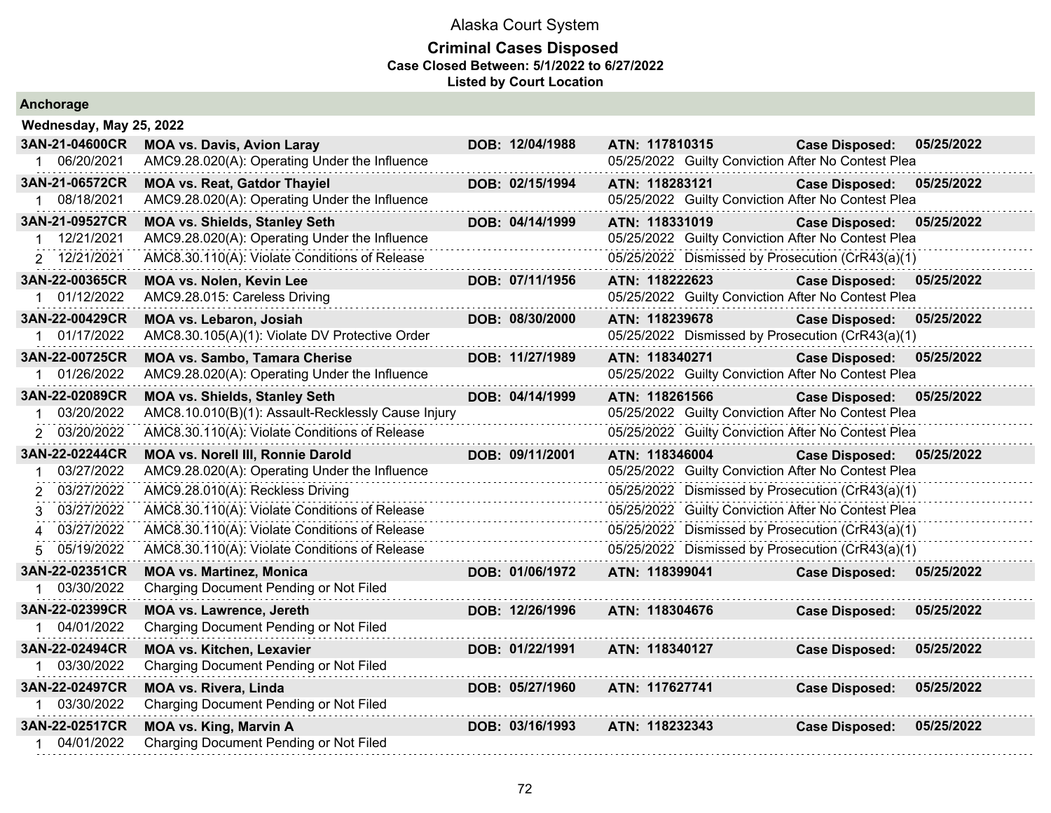# Alaska Court System

## Criminal Cases Disposed

**Case Closed Between: 5/1/2022 to 6/27/2022**

**Listed by Court Location**

### Anchorage

**Wednesday, May 25, 2022**

| Case | Name / Charge | DOB | ATN / Disposition | Case Disposed |
|---|---|---|---|---|
| **3AN-21-04600CR** | **MOA vs. Davis, Avion Laray** | **DOB: 12/04/1988** | **ATN: 117810315** | **Case Disposed: 05/25/2022** |
| 1 06/20/2021 | AMC9.28.020(A): Operating Under the Influence | | 05/25/2022 Guilty Conviction After No Contest Plea | |
| **3AN-21-06572CR** | **MOA vs. Reat, Gatdor Thayiel** | **DOB: 02/15/1994** | **ATN: 118283121** | **Case Disposed: 05/25/2022** |
| 1 08/18/2021 | AMC9.28.020(A): Operating Under the Influence | | 05/25/2022 Guilty Conviction After No Contest Plea | |
| **3AN-21-09527CR** | **MOA vs. Shields, Stanley Seth** | **DOB: 04/14/1999** | **ATN: 118331019** | **Case Disposed: 05/25/2022** |
| 1 12/21/2021 | AMC9.28.020(A): Operating Under the Influence | | 05/25/2022 Guilty Conviction After No Contest Plea | |
| 2 12/21/2021 | AMC8.30.110(A): Violate Conditions of Release | | 05/25/2022 Dismissed by Prosecution (CrR43(a)(1) | |
| **3AN-22-00365CR** | **MOA vs. Nolen, Kevin Lee** | **DOB: 07/11/1956** | **ATN: 118222623** | **Case Disposed: 05/25/2022** |
| 1 01/12/2022 | AMC9.28.015: Careless Driving | | 05/25/2022 Guilty Conviction After No Contest Plea | |
| **3AN-22-00429CR** | **MOA vs. Lebaron, Josiah** | **DOB: 08/30/2000** | **ATN: 118239678** | **Case Disposed: 05/25/2022** |
| 1 01/17/2022 | AMC8.30.105(A)(1): Violate DV Protective Order | | 05/25/2022 Dismissed by Prosecution (CrR43(a)(1) | |
| **3AN-22-00725CR** | **MOA vs. Sambo, Tamara Cherise** | **DOB: 11/27/1989** | **ATN: 118340271** | **Case Disposed: 05/25/2022** |
| 1 01/26/2022 | AMC9.28.020(A): Operating Under the Influence | | 05/25/2022 Guilty Conviction After No Contest Plea | |
| **3AN-22-02089CR** | **MOA vs. Shields, Stanley Seth** | **DOB: 04/14/1999** | **ATN: 118261566** | **Case Disposed: 05/25/2022** |
| 1 03/20/2022 | AMC8.10.010(B)(1): Assault-Recklessly Cause Injury | | 05/25/2022 Guilty Conviction After No Contest Plea | |
| 2 03/20/2022 | AMC8.30.110(A): Violate Conditions of Release | | 05/25/2022 Guilty Conviction After No Contest Plea | |
| **3AN-22-02244CR** | **MOA vs. Norell III, Ronnie Darold** | **DOB: 09/11/2001** | **ATN: 118346004** | **Case Disposed: 05/25/2022** |
| 1 03/27/2022 | AMC9.28.020(A): Operating Under the Influence | | 05/25/2022 Guilty Conviction After No Contest Plea | |
| 2 03/27/2022 | AMC9.28.010(A): Reckless Driving | | 05/25/2022 Dismissed by Prosecution (CrR43(a)(1) | |
| 3 03/27/2022 | AMC8.30.110(A): Violate Conditions of Release | | 05/25/2022 Guilty Conviction After No Contest Plea | |
| 4 03/27/2022 | AMC8.30.110(A): Violate Conditions of Release | | 05/25/2022 Dismissed by Prosecution (CrR43(a)(1) | |
| 5 05/19/2022 | AMC8.30.110(A): Violate Conditions of Release | | 05/25/2022 Dismissed by Prosecution (CrR43(a)(1) | |
| **3AN-22-02351CR** | **MOA vs. Martinez, Monica** | **DOB: 01/06/1972** | **ATN: 118399041** | **Case Disposed: 05/25/2022** |
| 1 03/30/2022 | Charging Document Pending or Not Filed | | | |
| **3AN-22-02399CR** | **MOA vs. Lawrence, Jereth** | **DOB: 12/26/1996** | **ATN: 118304676** | **Case Disposed: 05/25/2022** |
| 1 04/01/2022 | Charging Document Pending or Not Filed | | | |
| **3AN-22-02494CR** | **MOA vs. Kitchen, Lexavier** | **DOB: 01/22/1991** | **ATN: 118340127** | **Case Disposed: 05/25/2022** |
| 1 03/30/2022 | Charging Document Pending or Not Filed | | | |
| **3AN-22-02497CR** | **MOA vs. Rivera, Linda** | **DOB: 05/27/1960** | **ATN: 117627741** | **Case Disposed: 05/25/2022** |
| 1 03/30/2022 | Charging Document Pending or Not Filed | | | |
| **3AN-22-02517CR** | **MOA vs. King, Marvin A** | **DOB: 03/16/1993** | **ATN: 118232343** | **Case Disposed: 05/25/2022** |
| 1 04/01/2022 | Charging Document Pending or Not Filed | | | |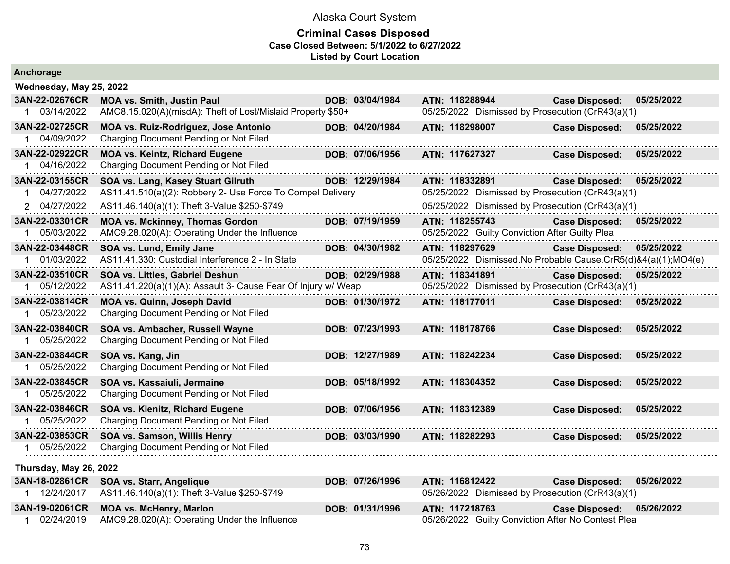# Alaska Court System

## Criminal Cases Disposed

### Case Closed Between: 5/1/2022 to 6/27/2022

### Listed by Court Location

## Anchorage

### Wednesday, May 25, 2022

| Case | Parties / Charge | DOB | ATN / Disposition | Case Disposed |
|---|---|---|---|---|
| **3AN-22-02676CR** | **MOA vs. Smith, Justin Paul** | **DOB: 03/04/1984** | **ATN: 118288944** | **05/25/2022** |
| 1 03/14/2022 | AMC8.15.020(A)(misdA): Theft of Lost/Mislaid Property $50+ | | 05/25/2022 Dismissed by Prosecution (CrR43(a)(1) | |
| **3AN-22-02725CR** | **MOA vs. Ruiz-Rodriguez, Jose Antonio** | **DOB: 04/20/1984** | **ATN: 118298007** | **05/25/2022** |
| 1 04/09/2022 | Charging Document Pending or Not Filed | | | |
| **3AN-22-02922CR** | **MOA vs. Keintz, Richard Eugene** | **DOB: 07/06/1956** | **ATN: 117627327** | **05/25/2022** |
| 1 04/16/2022 | Charging Document Pending or Not Filed | | | |
| **3AN-22-03155CR** | **SOA vs. Lang, Kasey Stuart Gilruth** | **DOB: 12/29/1984** | **ATN: 118332891** | **05/25/2022** |
| 1 04/27/2022 | AS11.41.510(a)(2): Robbery 2- Use Force To Compel Delivery | | 05/25/2022 Dismissed by Prosecution (CrR43(a)(1) | |
| 2 04/27/2022 | AS11.46.140(a)(1): Theft 3-Value $250-$749 | | 05/25/2022 Dismissed by Prosecution (CrR43(a)(1) | |
| **3AN-22-03301CR** | **MOA vs. Mckinney, Thomas Gordon** | **DOB: 07/19/1959** | **ATN: 118255743** | **05/25/2022** |
| 1 05/03/2022 | AMC9.28.020(A): Operating Under the Influence | | 05/25/2022 Guilty Conviction After Guilty Plea | |
| **3AN-22-03448CR** | **SOA vs. Lund, Emily Jane** | **DOB: 04/30/1982** | **ATN: 118297629** | **05/25/2022** |
| 1 01/03/2022 | AS11.41.330: Custodial Interference 2 - In State | | 05/25/2022 Dismissed.No Probable Cause.CrR5(d)&4(a)(1);MO4(e) | |
| **3AN-22-03510CR** | **SOA vs. Littles, Gabriel Deshun** | **DOB: 02/29/1988** | **ATN: 118341891** | **05/25/2022** |
| 1 05/12/2022 | AS11.41.220(a)(1)(A): Assault 3- Cause Fear Of Injury w/ Weap | | 05/25/2022 Dismissed by Prosecution (CrR43(a)(1) | |
| **3AN-22-03814CR** | **MOA vs. Quinn, Joseph David** | **DOB: 01/30/1972** | **ATN: 118177011** | **05/25/2022** |
| 1 05/23/2022 | Charging Document Pending or Not Filed | | | |
| **3AN-22-03840CR** | **SOA vs. Ambacher, Russell Wayne** | **DOB: 07/23/1993** | **ATN: 118178766** | **05/25/2022** |
| 1 05/25/2022 | Charging Document Pending or Not Filed | | | |
| **3AN-22-03844CR** | **SOA vs. Kang, Jin** | **DOB: 12/27/1989** | **ATN: 118242234** | **05/25/2022** |
| 1 05/25/2022 | Charging Document Pending or Not Filed | | | |
| **3AN-22-03845CR** | **SOA vs. Kassaiuli, Jermaine** | **DOB: 05/18/1992** | **ATN: 118304352** | **05/25/2022** |
| 1 05/25/2022 | Charging Document Pending or Not Filed | | | |
| **3AN-22-03846CR** | **SOA vs. Kienitz, Richard Eugene** | **DOB: 07/06/1956** | **ATN: 118312389** | **05/25/2022** |
| 1 05/25/2022 | Charging Document Pending or Not Filed | | | |
| **3AN-22-03853CR** | **SOA vs. Samson, Willis Henry** | **DOB: 03/03/1990** | **ATN: 118282293** | **05/25/2022** |
| 1 05/25/2022 | Charging Document Pending or Not Filed | | | |

### Thursday, May 26, 2022

| Case | Parties / Charge | DOB | ATN / Disposition | Case Disposed |
|---|---|---|---|---|
| **3AN-18-02861CR** | **SOA vs. Starr, Angelique** | **DOB: 07/26/1996** | **ATN: 116812422** | **05/26/2022** |
| 1 12/24/2017 | AS11.46.140(a)(1): Theft 3-Value $250-$749 | | 05/26/2022 Dismissed by Prosecution (CrR43(a)(1) | |
| **3AN-19-02061CR** | **MOA vs. McHenry, Marlon** | **DOB: 01/31/1996** | **ATN: 117218763** | **05/26/2022** |
| 1 02/24/2019 | AMC9.28.020(A): Operating Under the Influence | | 05/26/2022 Guilty Conviction After No Contest Plea | |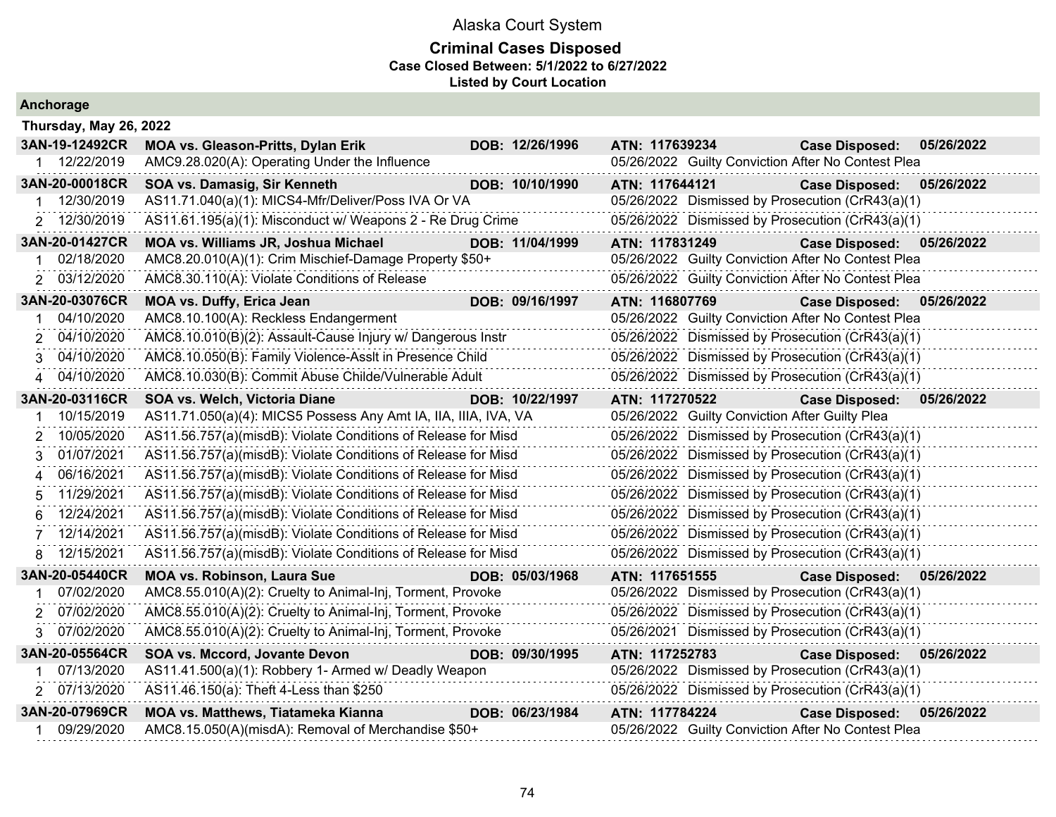# Alaska Court System

## Criminal Cases Disposed

**Case Closed Between: 5/1/2022 to 6/27/2022**

**Listed by Court Location**

### Anchorage

**Thursday, May 26, 2022**

| Case | Parties / Charge | DOB | ATN / Disposition | Case Disposed |
|---|---|---|---|---|
| **3AN-19-12492CR** | **MOA vs. Gleason-Pritts, Dylan Erik** | **DOB: 12/26/1996** | **ATN: 117639234** | **Case Disposed: 05/26/2022** |
| 1 12/22/2019 | AMC9.28.020(A): Operating Under the Influence | | 05/26/2022 Guilty Conviction After No Contest Plea | |
| **3AN-20-00018CR** | **SOA vs. Damasig, Sir Kenneth** | **DOB: 10/10/1990** | **ATN: 117644121** | **Case Disposed: 05/26/2022** |
| 1 12/30/2019 | AS11.71.040(a)(1): MICS4-Mfr/Deliver/Poss IVA Or VA | | 05/26/2022 Dismissed by Prosecution (CrR43(a)(1) | |
| 2 12/30/2019 | AS11.61.195(a)(1): Misconduct w/ Weapons 2 - Re Drug Crime | | 05/26/2022 Dismissed by Prosecution (CrR43(a)(1) | |
| **3AN-20-01427CR** | **MOA vs. Williams JR, Joshua Michael** | **DOB: 11/04/1999** | **ATN: 117831249** | **Case Disposed: 05/26/2022** |
| 1 02/18/2020 | AMC8.20.010(A)(1): Crim Mischief-Damage Property $50+ | | 05/26/2022 Guilty Conviction After No Contest Plea | |
| 2 03/12/2020 | AMC8.30.110(A): Violate Conditions of Release | | 05/26/2022 Guilty Conviction After No Contest Plea | |
| **3AN-20-03076CR** | **MOA vs. Duffy, Erica Jean** | **DOB: 09/16/1997** | **ATN: 116807769** | **Case Disposed: 05/26/2022** |
| 1 04/10/2020 | AMC8.10.100(A): Reckless Endangerment | | 05/26/2022 Guilty Conviction After No Contest Plea | |
| 2 04/10/2020 | AMC8.10.010(B)(2): Assault-Cause Injury w/ Dangerous Instr | | 05/26/2022 Dismissed by Prosecution (CrR43(a)(1) | |
| 3 04/10/2020 | AMC8.10.050(B): Family Violence-Asslt in Presence Child | | 05/26/2022 Dismissed by Prosecution (CrR43(a)(1) | |
| 4 04/10/2020 | AMC8.10.030(B): Commit Abuse Childe/Vulnerable Adult | | 05/26/2022 Dismissed by Prosecution (CrR43(a)(1) | |
| **3AN-20-03116CR** | **SOA vs. Welch, Victoria Diane** | **DOB: 10/22/1997** | **ATN: 117270522** | **Case Disposed: 05/26/2022** |
| 1 10/15/2019 | AS11.71.050(a)(4): MICS5 Possess Any Amt IA, IIA, IIIA, IVA, VA | | 05/26/2022 Guilty Conviction After Guilty Plea | |
| 2 10/05/2020 | AS11.56.757(a)(misdB): Violate Conditions of Release for Misd | | 05/26/2022 Dismissed by Prosecution (CrR43(a)(1) | |
| 3 01/07/2021 | AS11.56.757(a)(misdB): Violate Conditions of Release for Misd | | 05/26/2022 Dismissed by Prosecution (CrR43(a)(1) | |
| 4 06/16/2021 | AS11.56.757(a)(misdB): Violate Conditions of Release for Misd | | 05/26/2022 Dismissed by Prosecution (CrR43(a)(1) | |
| 5 11/29/2021 | AS11.56.757(a)(misdB): Violate Conditions of Release for Misd | | 05/26/2022 Dismissed by Prosecution (CrR43(a)(1) | |
| 6 12/24/2021 | AS11.56.757(a)(misdB): Violate Conditions of Release for Misd | | 05/26/2022 Dismissed by Prosecution (CrR43(a)(1) | |
| 7 12/14/2021 | AS11.56.757(a)(misdB): Violate Conditions of Release for Misd | | 05/26/2022 Dismissed by Prosecution (CrR43(a)(1) | |
| 8 12/15/2021 | AS11.56.757(a)(misdB): Violate Conditions of Release for Misd | | 05/26/2022 Dismissed by Prosecution (CrR43(a)(1) | |
| **3AN-20-05440CR** | **MOA vs. Robinson, Laura Sue** | **DOB: 05/03/1968** | **ATN: 117651555** | **Case Disposed: 05/26/2022** |
| 1 07/02/2020 | AMC8.55.010(A)(2): Cruelty to Animal-Inj, Torment, Provoke | | 05/26/2022 Dismissed by Prosecution (CrR43(a)(1) | |
| 2 07/02/2020 | AMC8.55.010(A)(2): Cruelty to Animal-Inj, Torment, Provoke | | 05/26/2022 Dismissed by Prosecution (CrR43(a)(1) | |
| 3 07/02/2020 | AMC8.55.010(A)(2): Cruelty to Animal-Inj, Torment, Provoke | | 05/26/2021 Dismissed by Prosecution (CrR43(a)(1) | |
| **3AN-20-05564CR** | **SOA vs. Mccord, Jovante Devon** | **DOB: 09/30/1995** | **ATN: 117252783** | **Case Disposed: 05/26/2022** |
| 1 07/13/2020 | AS11.41.500(a)(1): Robbery 1- Armed w/ Deadly Weapon | | 05/26/2022 Dismissed by Prosecution (CrR43(a)(1) | |
| 2 07/13/2020 | AS11.46.150(a): Theft 4-Less than $250 | | 05/26/2022 Dismissed by Prosecution (CrR43(a)(1) | |
| **3AN-20-07969CR** | **MOA vs. Matthews, Tiatameka Kianna** | **DOB: 06/23/1984** | **ATN: 117784224** | **Case Disposed: 05/26/2022** |
| 1 09/29/2020 | AMC8.15.050(A)(misdA): Removal of Merchandise $50+ | | 05/26/2022 Guilty Conviction After No Contest Plea | |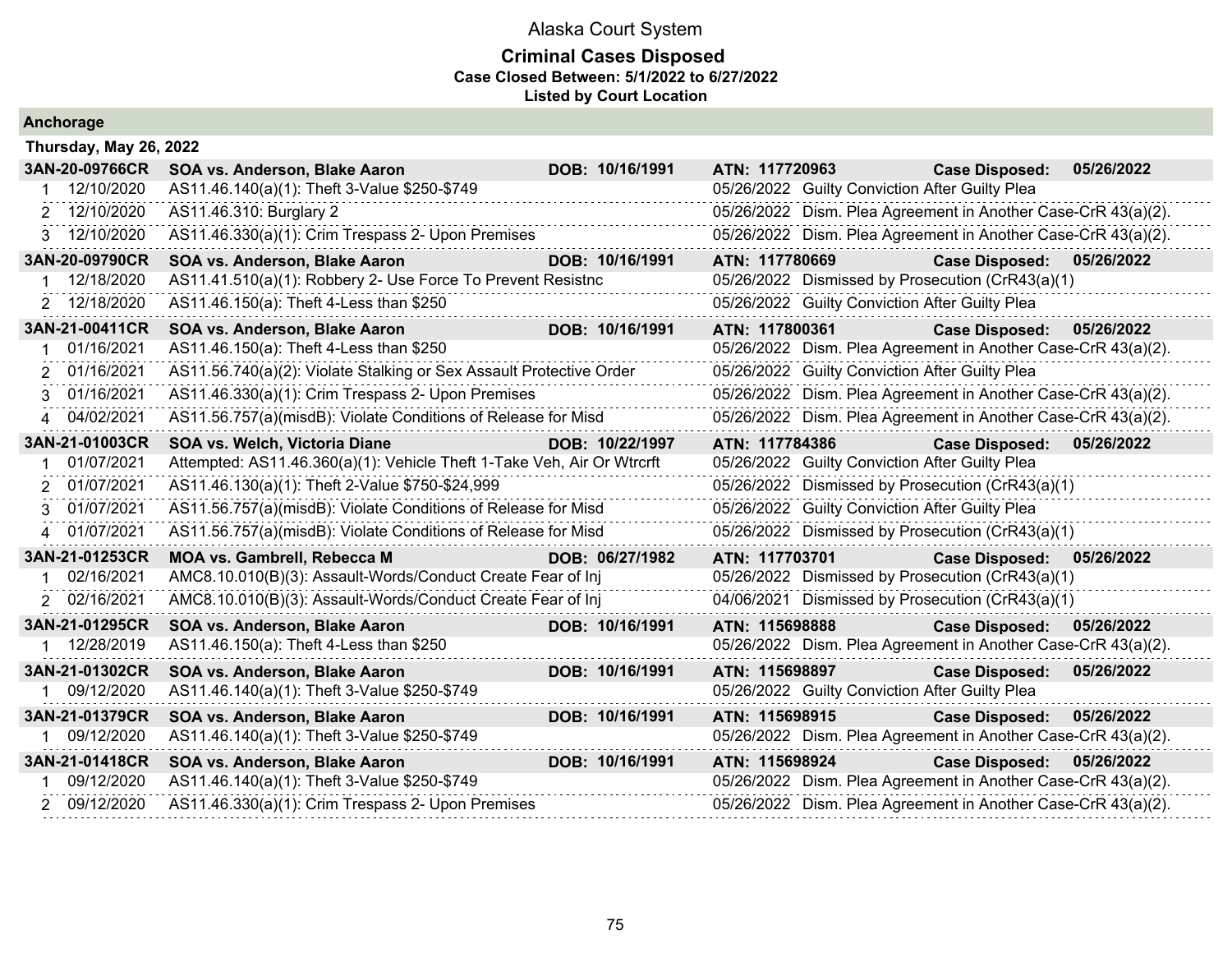# Alaska Court System

**Criminal Cases Disposed**
**Case Closed Between: 5/1/2022 to 6/27/2022**
**Listed by Court Location**

## Anchorage

### Thursday, May 26, 2022

| Case / # | Date / Party | Charge / DOB | ATN / Disposition | Case Disposed |
|---|---|---|---|---|
| **3AN-20-09766CR** | **SOA vs. Anderson, Blake Aaron** | **DOB: 10/16/1991** | **ATN: 117720963** | **Case Disposed: 05/26/2022** |
| 1 | 12/10/2020 | AS11.46.140(a)(1): Theft 3-Value $250-$749 | 05/26/2022 Guilty Conviction After Guilty Plea | |
| 2 | 12/10/2020 | AS11.46.310: Burglary 2 | 05/26/2022 Dism. Plea Agreement in Another Case-CrR 43(a)(2). | |
| 3 | 12/10/2020 | AS11.46.330(a)(1): Crim Trespass 2- Upon Premises | 05/26/2022 Dism. Plea Agreement in Another Case-CrR 43(a)(2). | |
| **3AN-20-09790CR** | **SOA vs. Anderson, Blake Aaron** | **DOB: 10/16/1991** | **ATN: 117780669** | **Case Disposed: 05/26/2022** |
| 1 | 12/18/2020 | AS11.41.510(a)(1): Robbery 2- Use Force To Prevent Resistnc | 05/26/2022 Dismissed by Prosecution (CrR43(a)(1) | |
| 2 | 12/18/2020 | AS11.46.150(a): Theft 4-Less than $250 | 05/26/2022 Guilty Conviction After Guilty Plea | |
| **3AN-21-00411CR** | **SOA vs. Anderson, Blake Aaron** | **DOB: 10/16/1991** | **ATN: 117800361** | **Case Disposed: 05/26/2022** |
| 1 | 01/16/2021 | AS11.46.150(a): Theft 4-Less than $250 | 05/26/2022 Dism. Plea Agreement in Another Case-CrR 43(a)(2). | |
| 2 | 01/16/2021 | AS11.56.740(a)(2): Violate Stalking or Sex Assault Protective Order | 05/26/2022 Guilty Conviction After Guilty Plea | |
| 3 | 01/16/2021 | AS11.46.330(a)(1): Crim Trespass 2- Upon Premises | 05/26/2022 Dism. Plea Agreement in Another Case-CrR 43(a)(2). | |
| 4 | 04/02/2021 | AS11.56.757(a)(misdB): Violate Conditions of Release for Misd | 05/26/2022 Dism. Plea Agreement in Another Case-CrR 43(a)(2). | |
| **3AN-21-01003CR** | **SOA vs. Welch, Victoria Diane** | **DOB: 10/22/1997** | **ATN: 117784386** | **Case Disposed: 05/26/2022** |
| 1 | 01/07/2021 | Attempted: AS11.46.360(a)(1): Vehicle Theft 1-Take Veh, Air Or Wtrcrft | 05/26/2022 Guilty Conviction After Guilty Plea | |
| 2 | 01/07/2021 | AS11.46.130(a)(1): Theft 2-Value $750-$24,999 | 05/26/2022 Dismissed by Prosecution (CrR43(a)(1) | |
| 3 | 01/07/2021 | AS11.56.757(a)(misdB): Violate Conditions of Release for Misd | 05/26/2022 Guilty Conviction After Guilty Plea | |
| 4 | 01/07/2021 | AS11.56.757(a)(misdB): Violate Conditions of Release for Misd | 05/26/2022 Dismissed by Prosecution (CrR43(a)(1) | |
| **3AN-21-01253CR** | **MOA vs. Gambrell, Rebecca M** | **DOB: 06/27/1982** | **ATN: 117703701** | **Case Disposed: 05/26/2022** |
| 1 | 02/16/2021 | AMC8.10.010(B)(3): Assault-Words/Conduct Create Fear of Inj | 05/26/2022 Dismissed by Prosecution (CrR43(a)(1) | |
| 2 | 02/16/2021 | AMC8.10.010(B)(3): Assault-Words/Conduct Create Fear of Inj | 04/06/2021 Dismissed by Prosecution (CrR43(a)(1) | |
| **3AN-21-01295CR** | **SOA vs. Anderson, Blake Aaron** | **DOB: 10/16/1991** | **ATN: 115698888** | **Case Disposed: 05/26/2022** |
| 1 | 12/28/2019 | AS11.46.150(a): Theft 4-Less than $250 | 05/26/2022 Dism. Plea Agreement in Another Case-CrR 43(a)(2). | |
| **3AN-21-01302CR** | **SOA vs. Anderson, Blake Aaron** | **DOB: 10/16/1991** | **ATN: 115698897** | **Case Disposed: 05/26/2022** |
| 1 | 09/12/2020 | AS11.46.140(a)(1): Theft 3-Value $250-$749 | 05/26/2022 Guilty Conviction After Guilty Plea | |
| **3AN-21-01379CR** | **SOA vs. Anderson, Blake Aaron** | **DOB: 10/16/1991** | **ATN: 115698915** | **Case Disposed: 05/26/2022** |
| 1 | 09/12/2020 | AS11.46.140(a)(1): Theft 3-Value $250-$749 | 05/26/2022 Dism. Plea Agreement in Another Case-CrR 43(a)(2). | |
| **3AN-21-01418CR** | **SOA vs. Anderson, Blake Aaron** | **DOB: 10/16/1991** | **ATN: 115698924** | **Case Disposed: 05/26/2022** |
| 1 | 09/12/2020 | AS11.46.140(a)(1): Theft 3-Value $250-$749 | 05/26/2022 Dism. Plea Agreement in Another Case-CrR 43(a)(2). | |
| 2 | 09/12/2020 | AS11.46.330(a)(1): Crim Trespass 2- Upon Premises | 05/26/2022 Dism. Plea Agreement in Another Case-CrR 43(a)(2). | |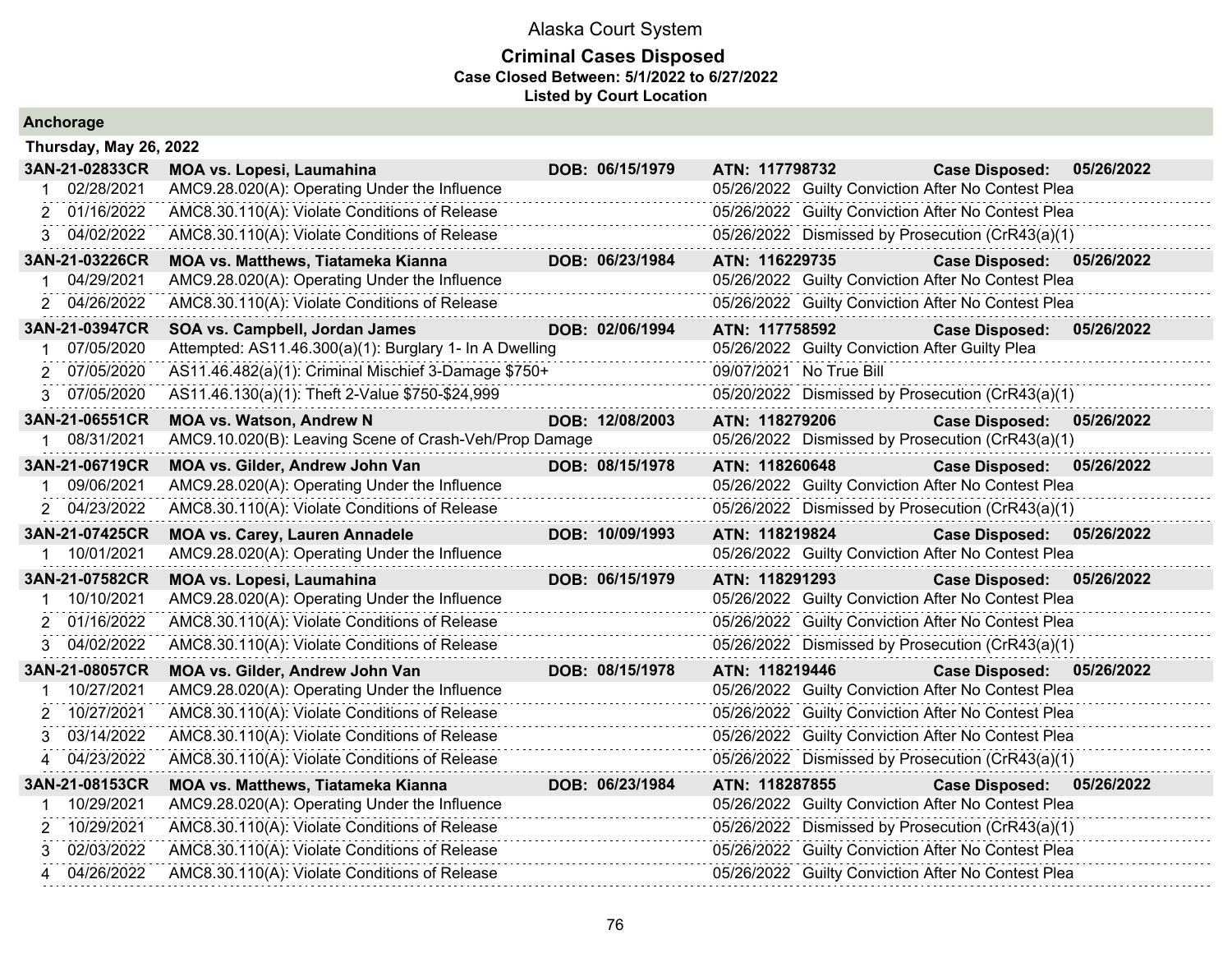# Alaska Court System

## Criminal Cases Disposed

**Case Closed Between: 5/1/2022 to 6/27/2022**

**Listed by Court Location**

### Anchorage

#### Thursday, May 26, 2022

| Case | Parties / Charge | DOB | ATN / Disposition | Case Disposed |
|---|---|---|---|---|
| **3AN-21-02833CR** | **MOA vs. Lopesi, Laumahina** | **DOB: 06/15/1979** | **ATN: 117798732** | **Case Disposed: 05/26/2022** |
| 1 02/28/2021 | AMC9.28.020(A): Operating Under the Influence | | 05/26/2022 Guilty Conviction After No Contest Plea | |
| 2 01/16/2022 | AMC8.30.110(A): Violate Conditions of Release | | 05/26/2022 Guilty Conviction After No Contest Plea | |
| 3 04/02/2022 | AMC8.30.110(A): Violate Conditions of Release | | 05/26/2022 Dismissed by Prosecution (CrR43(a)(1) | |
| **3AN-21-03226CR** | **MOA vs. Matthews, Tiatameka Kianna** | **DOB: 06/23/1984** | **ATN: 116229735** | **Case Disposed: 05/26/2022** |
| 1 04/29/2021 | AMC9.28.020(A): Operating Under the Influence | | 05/26/2022 Guilty Conviction After No Contest Plea | |
| 2 04/26/2022 | AMC8.30.110(A): Violate Conditions of Release | | 05/26/2022 Guilty Conviction After No Contest Plea | |
| **3AN-21-03947CR** | **SOA vs. Campbell, Jordan James** | **DOB: 02/06/1994** | **ATN: 117758592** | **Case Disposed: 05/26/2022** |
| 1 07/05/2020 | Attempted: AS11.46.300(a)(1): Burglary 1- In A Dwelling | | 05/26/2022 Guilty Conviction After Guilty Plea | |
| 2 07/05/2020 | AS11.46.482(a)(1): Criminal Mischief 3-Damage $750+ | | 09/07/2021 No True Bill | |
| 3 07/05/2020 | AS11.46.130(a)(1): Theft 2-Value $750-$24,999 | | 05/20/2022 Dismissed by Prosecution (CrR43(a)(1) | |
| **3AN-21-06551CR** | **MOA vs. Watson, Andrew N** | **DOB: 12/08/2003** | **ATN: 118279206** | **Case Disposed: 05/26/2022** |
| 1 08/31/2021 | AMC9.10.020(B): Leaving Scene of Crash-Veh/Prop Damage | | 05/26/2022 Dismissed by Prosecution (CrR43(a)(1) | |
| **3AN-21-06719CR** | **MOA vs. Gilder, Andrew John Van** | **DOB: 08/15/1978** | **ATN: 118260648** | **Case Disposed: 05/26/2022** |
| 1 09/06/2021 | AMC9.28.020(A): Operating Under the Influence | | 05/26/2022 Guilty Conviction After No Contest Plea | |
| 2 04/23/2022 | AMC8.30.110(A): Violate Conditions of Release | | 05/26/2022 Dismissed by Prosecution (CrR43(a)(1) | |
| **3AN-21-07425CR** | **MOA vs. Carey, Lauren Annadele** | **DOB: 10/09/1993** | **ATN: 118219824** | **Case Disposed: 05/26/2022** |
| 1 10/01/2021 | AMC9.28.020(A): Operating Under the Influence | | 05/26/2022 Guilty Conviction After No Contest Plea | |
| **3AN-21-07582CR** | **MOA vs. Lopesi, Laumahina** | **DOB: 06/15/1979** | **ATN: 118291293** | **Case Disposed: 05/26/2022** |
| 1 10/10/2021 | AMC9.28.020(A): Operating Under the Influence | | 05/26/2022 Guilty Conviction After No Contest Plea | |
| 2 01/16/2022 | AMC8.30.110(A): Violate Conditions of Release | | 05/26/2022 Guilty Conviction After No Contest Plea | |
| 3 04/02/2022 | AMC8.30.110(A): Violate Conditions of Release | | 05/26/2022 Dismissed by Prosecution (CrR43(a)(1) | |
| **3AN-21-08057CR** | **MOA vs. Gilder, Andrew John Van** | **DOB: 08/15/1978** | **ATN: 118219446** | **Case Disposed: 05/26/2022** |
| 1 10/27/2021 | AMC9.28.020(A): Operating Under the Influence | | 05/26/2022 Guilty Conviction After No Contest Plea | |
| 2 10/27/2021 | AMC8.30.110(A): Violate Conditions of Release | | 05/26/2022 Guilty Conviction After No Contest Plea | |
| 3 03/14/2022 | AMC8.30.110(A): Violate Conditions of Release | | 05/26/2022 Guilty Conviction After No Contest Plea | |
| 4 04/23/2022 | AMC8.30.110(A): Violate Conditions of Release | | 05/26/2022 Dismissed by Prosecution (CrR43(a)(1) | |
| **3AN-21-08153CR** | **MOA vs. Matthews, Tiatameka Kianna** | **DOB: 06/23/1984** | **ATN: 118287855** | **Case Disposed: 05/26/2022** |
| 1 10/29/2021 | AMC9.28.020(A): Operating Under the Influence | | 05/26/2022 Guilty Conviction After No Contest Plea | |
| 2 10/29/2021 | AMC8.30.110(A): Violate Conditions of Release | | 05/26/2022 Dismissed by Prosecution (CrR43(a)(1) | |
| 3 02/03/2022 | AMC8.30.110(A): Violate Conditions of Release | | 05/26/2022 Guilty Conviction After No Contest Plea | |
| 4 04/26/2022 | AMC8.30.110(A): Violate Conditions of Release | | 05/26/2022 Guilty Conviction After No Contest Plea | |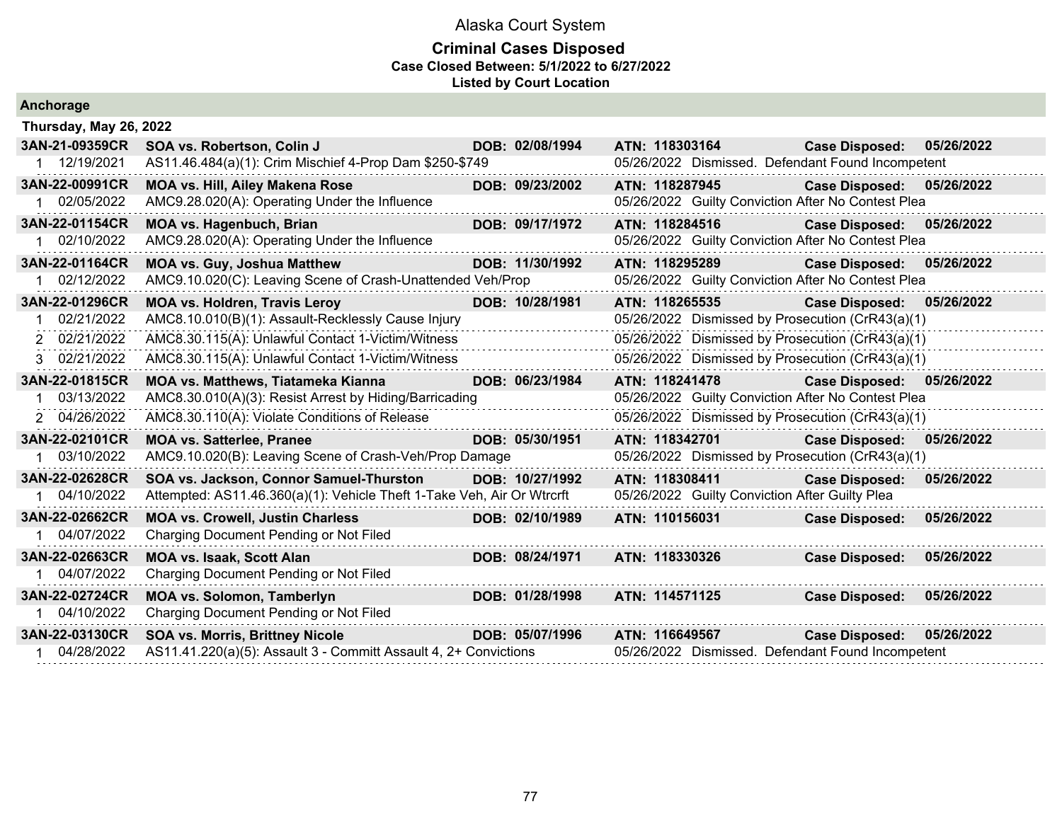Alaska Court System

**Criminal Cases Disposed**
**Case Closed Between: 5/1/2022 to 6/27/2022**
**Listed by Court Location**

## Anchorage

### Thursday, May 26, 2022

| Case | Parties / Charge | DOB | ATN / Disposition | Case Disposed |
|---|---|---|---|---|
| **3AN-21-09359CR** | **SOA vs. Robertson, Colin J** | **DOB: 02/08/1994** | **ATN: 118303164** | **Case Disposed: 05/26/2022** |
| 1 12/19/2021 | AS11.46.484(a)(1): Crim Mischief 4-Prop Dam $250-$749 | | 05/26/2022 Dismissed. Defendant Found Incompetent | |
| **3AN-22-00991CR** | **MOA vs. Hill, Ailey Makena Rose** | **DOB: 09/23/2002** | **ATN: 118287945** | **Case Disposed: 05/26/2022** |
| 1 02/05/2022 | AMC9.28.020(A): Operating Under the Influence | | 05/26/2022 Guilty Conviction After No Contest Plea | |
| **3AN-22-01154CR** | **MOA vs. Hagenbuch, Brian** | **DOB: 09/17/1972** | **ATN: 118284516** | **Case Disposed: 05/26/2022** |
| 1 02/10/2022 | AMC9.28.020(A): Operating Under the Influence | | 05/26/2022 Guilty Conviction After No Contest Plea | |
| **3AN-22-01164CR** | **MOA vs. Guy, Joshua Matthew** | **DOB: 11/30/1992** | **ATN: 118295289** | **Case Disposed: 05/26/2022** |
| 1 02/12/2022 | AMC9.10.020(C): Leaving Scene of Crash-Unattended Veh/Prop | | 05/26/2022 Guilty Conviction After No Contest Plea | |
| **3AN-22-01296CR** | **MOA vs. Holdren, Travis Leroy** | **DOB: 10/28/1981** | **ATN: 118265535** | **Case Disposed: 05/26/2022** |
| 1 02/21/2022 | AMC8.10.010(B)(1): Assault-Recklessly Cause Injury | | 05/26/2022 Dismissed by Prosecution (CrR43(a)(1) | |
| 2 02/21/2022 | AMC8.30.115(A): Unlawful Contact 1-Victim/Witness | | 05/26/2022 Dismissed by Prosecution (CrR43(a)(1) | |
| 3 02/21/2022 | AMC8.30.115(A): Unlawful Contact 1-Victim/Witness | | 05/26/2022 Dismissed by Prosecution (CrR43(a)(1) | |
| **3AN-22-01815CR** | **MOA vs. Matthews, Tiatameka Kianna** | **DOB: 06/23/1984** | **ATN: 118241478** | **Case Disposed: 05/26/2022** |
| 1 03/13/2022 | AMC8.30.010(A)(3): Resist Arrest by Hiding/Barricading | | 05/26/2022 Guilty Conviction After No Contest Plea | |
| 2 04/26/2022 | AMC8.30.110(A): Violate Conditions of Release | | 05/26/2022 Dismissed by Prosecution (CrR43(a)(1) | |
| **3AN-22-02101CR** | **MOA vs. Satterlee, Pranee** | **DOB: 05/30/1951** | **ATN: 118342701** | **Case Disposed: 05/26/2022** |
| 1 03/10/2022 | AMC9.10.020(B): Leaving Scene of Crash-Veh/Prop Damage | | 05/26/2022 Dismissed by Prosecution (CrR43(a)(1) | |
| **3AN-22-02628CR** | **SOA vs. Jackson, Connor Samuel-Thurston** | **DOB: 10/27/1992** | **ATN: 118308411** | **Case Disposed: 05/26/2022** |
| 1 04/10/2022 | Attempted: AS11.46.360(a)(1): Vehicle Theft 1-Take Veh, Air Or Wtrcrft | | 05/26/2022 Guilty Conviction After Guilty Plea | |
| **3AN-22-02662CR** | **MOA vs. Crowell, Justin Charless** | **DOB: 02/10/1989** | **ATN: 110156031** | **Case Disposed: 05/26/2022** |
| 1 04/07/2022 | Charging Document Pending or Not Filed | | | |
| **3AN-22-02663CR** | **MOA vs. Isaak, Scott Alan** | **DOB: 08/24/1971** | **ATN: 118330326** | **Case Disposed: 05/26/2022** |
| 1 04/07/2022 | Charging Document Pending or Not Filed | | | |
| **3AN-22-02724CR** | **MOA vs. Solomon, Tamberlyn** | **DOB: 01/28/1998** | **ATN: 114571125** | **Case Disposed: 05/26/2022** |
| 1 04/10/2022 | Charging Document Pending or Not Filed | | | |
| **3AN-22-03130CR** | **SOA vs. Morris, Brittney Nicole** | **DOB: 05/07/1996** | **ATN: 116649567** | **Case Disposed: 05/26/2022** |
| 1 04/28/2022 | AS11.41.220(a)(5): Assault 3 - Committ Assault 4, 2+ Convictions | | 05/26/2022 Dismissed. Defendant Found Incompetent | |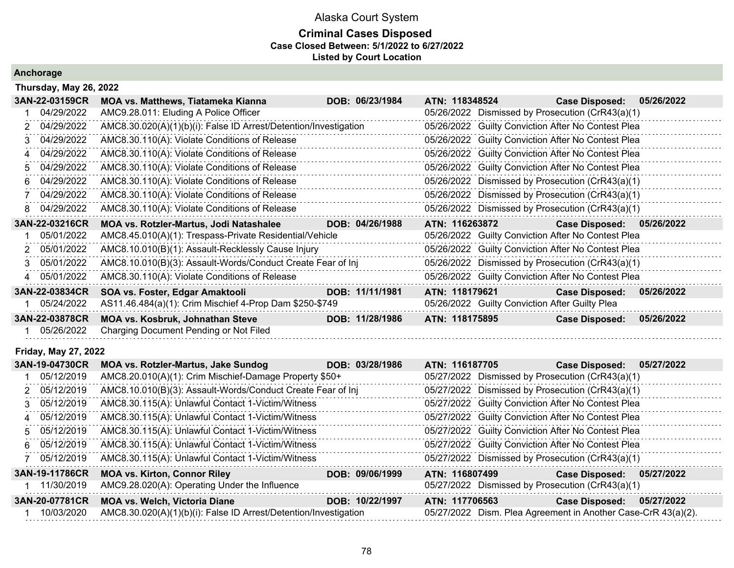# Alaska Court System

## Criminal Cases Disposed

**Case Closed Between: 5/1/2022 to 6/27/2022**

**Listed by Court Location**

### Anchorage

#### Thursday, May 26, 2022

**3AN-22-03159CR | MOA vs. Matthews, Tiatameka Kianna | DOB: 06/23/1984 | ATN: 118348524 | Case Disposed: 05/26/2022**

| # | Date | Charge | Disposition Date | Disposition |
|---|---|---|---|---|
| 1 | 04/29/2022 | AMC9.28.011: Eluding A Police Officer | 05/26/2022 | Dismissed by Prosecution (CrR43(a)(1) |
| 2 | 04/29/2022 | AMC8.30.020(A)(1)(b)(i): False ID Arrest/Detention/Investigation | 05/26/2022 | Guilty Conviction After No Contest Plea |
| 3 | 04/29/2022 | AMC8.30.110(A): Violate Conditions of Release | 05/26/2022 | Guilty Conviction After No Contest Plea |
| 4 | 04/29/2022 | AMC8.30.110(A): Violate Conditions of Release | 05/26/2022 | Guilty Conviction After No Contest Plea |
| 5 | 04/29/2022 | AMC8.30.110(A): Violate Conditions of Release | 05/26/2022 | Guilty Conviction After No Contest Plea |
| 6 | 04/29/2022 | AMC8.30.110(A): Violate Conditions of Release | 05/26/2022 | Dismissed by Prosecution (CrR43(a)(1) |
| 7 | 04/29/2022 | AMC8.30.110(A): Violate Conditions of Release | 05/26/2022 | Dismissed by Prosecution (CrR43(a)(1) |
| 8 | 04/29/2022 | AMC8.30.110(A): Violate Conditions of Release | 05/26/2022 | Dismissed by Prosecution (CrR43(a)(1) |

**3AN-22-03216CR | MOA vs. Rotzler-Martus, Jodi Natashalee | DOB: 04/26/1988 | ATN: 116263872 | Case Disposed: 05/26/2022**

| # | Date | Charge | Disposition Date | Disposition |
|---|---|---|---|---|
| 1 | 05/01/2022 | AMC8.45.010(A)(1): Trespass-Private Residential/Vehicle | 05/26/2022 | Guilty Conviction After No Contest Plea |
| 2 | 05/01/2022 | AMC8.10.010(B)(1): Assault-Recklessly Cause Injury | 05/26/2022 | Guilty Conviction After No Contest Plea |
| 3 | 05/01/2022 | AMC8.10.010(B)(3): Assault-Words/Conduct Create Fear of Inj | 05/26/2022 | Dismissed by Prosecution (CrR43(a)(1) |
| 4 | 05/01/2022 | AMC8.30.110(A): Violate Conditions of Release | 05/26/2022 | Guilty Conviction After No Contest Plea |

**3AN-22-03834CR | SOA vs. Foster, Edgar Amaktooli | DOB: 11/11/1981 | ATN: 118179621 | Case Disposed: 05/26/2022**

| # | Date | Charge | Disposition Date | Disposition |
|---|---|---|---|---|
| 1 | 05/24/2022 | AS11.46.484(a)(1): Crim Mischief 4-Prop Dam $250-$749 | 05/26/2022 | Guilty Conviction After Guilty Plea |

**3AN-22-03878CR | MOA vs. Kosbruk, Johnathan Steve | DOB: 11/28/1986 | ATN: 118175895 | Case Disposed: 05/26/2022**

| # | Date | Charge | Disposition Date | Disposition |
|---|---|---|---|---|
| 1 | 05/26/2022 | Charging Document Pending or Not Filed | | |

#### Friday, May 27, 2022

**3AN-19-04730CR | MOA vs. Rotzler-Martus, Jake Sundog | DOB: 03/28/1986 | ATN: 116187705 | Case Disposed: 05/27/2022**

| # | Date | Charge | Disposition Date | Disposition |
|---|---|---|---|---|
| 1 | 05/12/2019 | AMC8.20.010(A)(1): Crim Mischief-Damage Property $50+ | 05/27/2022 | Dismissed by Prosecution (CrR43(a)(1) |
| 2 | 05/12/2019 | AMC8.10.010(B)(3): Assault-Words/Conduct Create Fear of Inj | 05/27/2022 | Dismissed by Prosecution (CrR43(a)(1) |
| 3 | 05/12/2019 | AMC8.30.115(A): Unlawful Contact 1-Victim/Witness | 05/27/2022 | Guilty Conviction After No Contest Plea |
| 4 | 05/12/2019 | AMC8.30.115(A): Unlawful Contact 1-Victim/Witness | 05/27/2022 | Guilty Conviction After No Contest Plea |
| 5 | 05/12/2019 | AMC8.30.115(A): Unlawful Contact 1-Victim/Witness | 05/27/2022 | Guilty Conviction After No Contest Plea |
| 6 | 05/12/2019 | AMC8.30.115(A): Unlawful Contact 1-Victim/Witness | 05/27/2022 | Guilty Conviction After No Contest Plea |
| 7 | 05/12/2019 | AMC8.30.115(A): Unlawful Contact 1-Victim/Witness | 05/27/2022 | Dismissed by Prosecution (CrR43(a)(1) |

**3AN-19-11786CR | MOA vs. Kirton, Connor Riley | DOB: 09/06/1999 | ATN: 116807499 | Case Disposed: 05/27/2022**

| # | Date | Charge | Disposition Date | Disposition |
|---|---|---|---|---|
| 1 | 11/30/2019 | AMC9.28.020(A): Operating Under the Influence | 05/27/2022 | Dismissed by Prosecution (CrR43(a)(1) |

**3AN-20-07781CR | MOA vs. Welch, Victoria Diane | DOB: 10/22/1997 | ATN: 117706563 | Case Disposed: 05/27/2022**

| # | Date | Charge | Disposition Date | Disposition |
|---|---|---|---|---|
| 1 | 10/03/2020 | AMC8.30.020(A)(1)(b)(i): False ID Arrest/Detention/Investigation | 05/27/2022 | Dism. Plea Agreement in Another Case-CrR 43(a)(2). |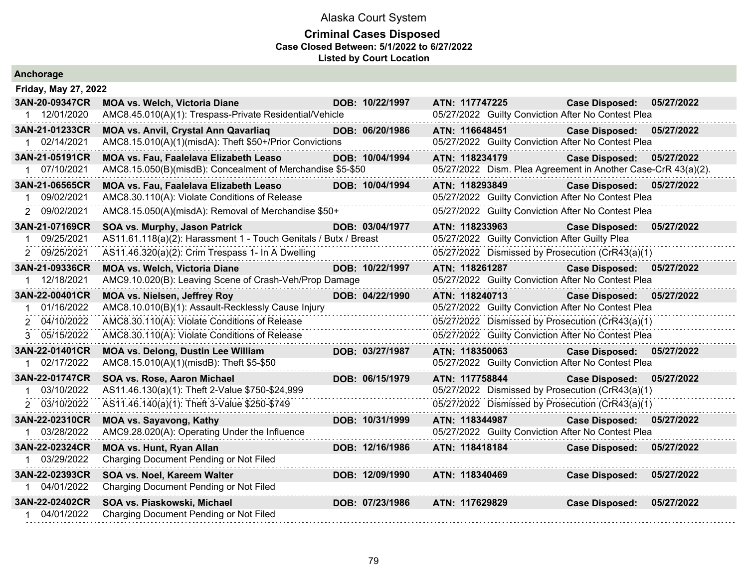# Alaska Court System

## Criminal Cases Disposed

**Case Closed Between: 5/1/2022 to 6/27/2022**

**Listed by Court Location**

### Anchorage

**Friday, May 27, 2022**

| Case | Party / Charge | DOB | ATN / Disposition | Case Disposed |
|---|---|---|---|---|
| **3AN-20-09347CR** | **MOA vs. Welch, Victoria Diane** | **DOB: 10/22/1997** | **ATN: 117747225** | **Case Disposed: 05/27/2022** |
| 1 12/01/2020 | AMC8.45.010(A)(1): Trespass-Private Residential/Vehicle | | 05/27/2022 Guilty Conviction After No Contest Plea | |
| **3AN-21-01233CR** | **MOA vs. Anvil, Crystal Ann Qavarliaq** | **DOB: 06/20/1986** | **ATN: 116648451** | **Case Disposed: 05/27/2022** |
| 1 02/14/2021 | AMC8.15.010(A)(1)(misdA): Theft $50+/Prior Convictions | | 05/27/2022 Guilty Conviction After No Contest Plea | |
| **3AN-21-05191CR** | **MOA vs. Fau, Faalelava Elizabeth Leaso** | **DOB: 10/04/1994** | **ATN: 118234179** | **Case Disposed: 05/27/2022** |
| 1 07/10/2021 | AMC8.15.050(B)(misdB): Concealment of Merchandise $5-$50 | | 05/27/2022 Dism. Plea Agreement in Another Case-CrR 43(a)(2). | |
| **3AN-21-06565CR** | **MOA vs. Fau, Faalelava Elizabeth Leaso** | **DOB: 10/04/1994** | **ATN: 118293849** | **Case Disposed: 05/27/2022** |
| 1 09/02/2021 | AMC8.30.110(A): Violate Conditions of Release | | 05/27/2022 Guilty Conviction After No Contest Plea | |
| 2 09/02/2021 | AMC8.15.050(A)(misdA): Removal of Merchandise $50+ | | 05/27/2022 Guilty Conviction After No Contest Plea | |
| **3AN-21-07169CR** | **SOA vs. Murphy, Jason Patrick** | **DOB: 03/04/1977** | **ATN: 118233963** | **Case Disposed: 05/27/2022** |
| 1 09/25/2021 | AS11.61.118(a)(2): Harassment 1 - Touch Genitals / Butx / Breast | | 05/27/2022 Guilty Conviction After Guilty Plea | |
| 2 09/25/2021 | AS11.46.320(a)(2): Crim Trespass 1- In A Dwelling | | 05/27/2022 Dismissed by Prosecution (CrR43(a)(1) | |
| **3AN-21-09336CR** | **MOA vs. Welch, Victoria Diane** | **DOB: 10/22/1997** | **ATN: 118261287** | **Case Disposed: 05/27/2022** |
| 1 12/18/2021 | AMC9.10.020(B): Leaving Scene of Crash-Veh/Prop Damage | | 05/27/2022 Guilty Conviction After No Contest Plea | |
| **3AN-22-00401CR** | **MOA vs. Nielsen, Jeffrey Roy** | **DOB: 04/22/1990** | **ATN: 118240713** | **Case Disposed: 05/27/2022** |
| 1 01/16/2022 | AMC8.10.010(B)(1): Assault-Recklessly Cause Injury | | 05/27/2022 Guilty Conviction After No Contest Plea | |
| 2 04/10/2022 | AMC8.30.110(A): Violate Conditions of Release | | 05/27/2022 Dismissed by Prosecution (CrR43(a)(1) | |
| 3 05/15/2022 | AMC8.30.110(A): Violate Conditions of Release | | 05/27/2022 Guilty Conviction After No Contest Plea | |
| **3AN-22-01401CR** | **MOA vs. Delong, Dustin Lee William** | **DOB: 03/27/1987** | **ATN: 118350063** | **Case Disposed: 05/27/2022** |
| 1 02/17/2022 | AMC8.15.010(A)(1)(misdB): Theft $5-$50 | | 05/27/2022 Guilty Conviction After No Contest Plea | |
| **3AN-22-01747CR** | **SOA vs. Rose, Aaron Michael** | **DOB: 06/15/1979** | **ATN: 117758844** | **Case Disposed: 05/27/2022** |
| 1 03/10/2022 | AS11.46.130(a)(1): Theft 2-Value $750-$24,999 | | 05/27/2022 Dismissed by Prosecution (CrR43(a)(1) | |
| 2 03/10/2022 | AS11.46.140(a)(1): Theft 3-Value $250-$749 | | 05/27/2022 Dismissed by Prosecution (CrR43(a)(1) | |
| **3AN-22-02310CR** | **MOA vs. Sayavong, Kathy** | **DOB: 10/31/1999** | **ATN: 118344987** | **Case Disposed: 05/27/2022** |
| 1 03/28/2022 | AMC9.28.020(A): Operating Under the Influence | | 05/27/2022 Guilty Conviction After No Contest Plea | |
| **3AN-22-02324CR** | **MOA vs. Hunt, Ryan Allan** | **DOB: 12/16/1986** | **ATN: 118418184** | **Case Disposed: 05/27/2022** |
| 1 03/29/2022 | Charging Document Pending or Not Filed | | | |
| **3AN-22-02393CR** | **SOA vs. Noel, Kareem Walter** | **DOB: 12/09/1990** | **ATN: 118340469** | **Case Disposed: 05/27/2022** |
| 1 04/01/2022 | Charging Document Pending or Not Filed | | | |
| **3AN-22-02402CR** | **SOA vs. Piaskowski, Michael** | **DOB: 07/23/1986** | **ATN: 117629829** | **Case Disposed: 05/27/2022** |
| 1 04/01/2022 | Charging Document Pending or Not Filed | | | |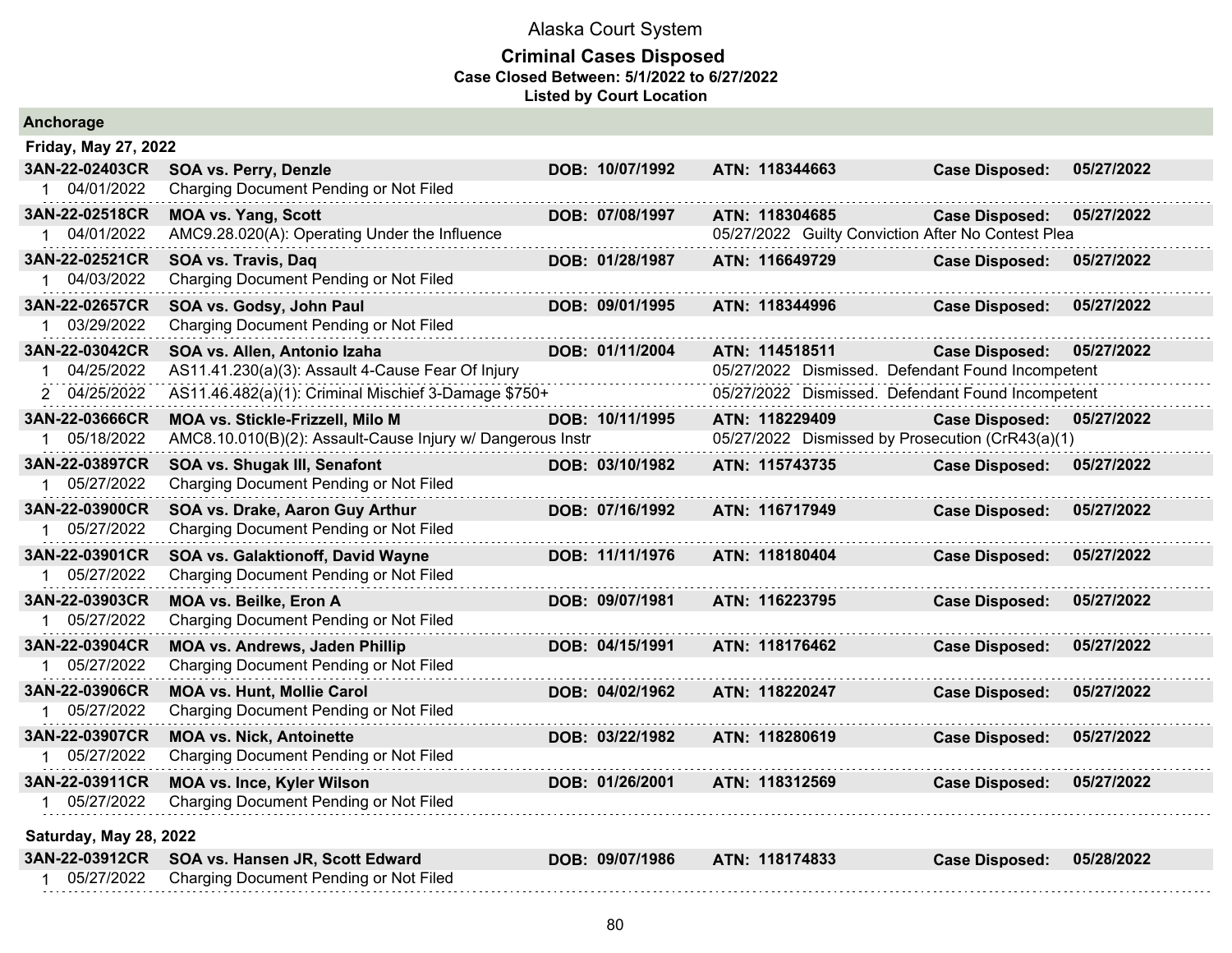# Alaska Court System

## Criminal Cases Disposed

**Case Closed Between: 5/1/2022 to 6/27/2022**

**Listed by Court Location**

### Anchorage

**Friday, May 27, 2022**

| Case | Parties | DOB | ATN | Case Disposed |
|---|---|---|---|---|
| **3AN-22-02403CR** | **SOA vs. Perry, Denzle** | **DOB: 10/07/1992** | **ATN: 118344663** | **Case Disposed: 05/27/2022** |
| 1 04/01/2022 | Charging Document Pending or Not Filed | | | |
| **3AN-22-02518CR** | **MOA vs. Yang, Scott** | **DOB: 07/08/1997** | **ATN: 118304685** | **Case Disposed: 05/27/2022** |
| 1 04/01/2022 | AMC9.28.020(A): Operating Under the Influence | | 05/27/2022 Guilty Conviction After No Contest Plea | |
| **3AN-22-02521CR** | **SOA vs. Travis, Daq** | **DOB: 01/28/1987** | **ATN: 116649729** | **Case Disposed: 05/27/2022** |
| 1 04/03/2022 | Charging Document Pending or Not Filed | | | |
| **3AN-22-02657CR** | **SOA vs. Godsy, John Paul** | **DOB: 09/01/1995** | **ATN: 118344996** | **Case Disposed: 05/27/2022** |
| 1 03/29/2022 | Charging Document Pending or Not Filed | | | |
| **3AN-22-03042CR** | **SOA vs. Allen, Antonio Izaha** | **DOB: 01/11/2004** | **ATN: 114518511** | **Case Disposed: 05/27/2022** |
| 1 04/25/2022 | AS11.41.230(a)(3): Assault 4-Cause Fear Of Injury | | 05/27/2022 Dismissed. Defendant Found Incompetent | |
| 2 04/25/2022 | AS11.46.482(a)(1): Criminal Mischief 3-Damage $750+ | | 05/27/2022 Dismissed. Defendant Found Incompetent | |
| **3AN-22-03666CR** | **MOA vs. Stickle-Frizzell, Milo M** | **DOB: 10/11/1995** | **ATN: 118229409** | **Case Disposed: 05/27/2022** |
| 1 05/18/2022 | AMC8.10.010(B)(2): Assault-Cause Injury w/ Dangerous Instr | | 05/27/2022 Dismissed by Prosecution (CrR43(a)(1) | |
| **3AN-22-03897CR** | **SOA vs. Shugak III, Senafont** | **DOB: 03/10/1982** | **ATN: 115743735** | **Case Disposed: 05/27/2022** |
| 1 05/27/2022 | Charging Document Pending or Not Filed | | | |
| **3AN-22-03900CR** | **SOA vs. Drake, Aaron Guy Arthur** | **DOB: 07/16/1992** | **ATN: 116717949** | **Case Disposed: 05/27/2022** |
| 1 05/27/2022 | Charging Document Pending or Not Filed | | | |
| **3AN-22-03901CR** | **SOA vs. Galaktionoff, David Wayne** | **DOB: 11/11/1976** | **ATN: 118180404** | **Case Disposed: 05/27/2022** |
| 1 05/27/2022 | Charging Document Pending or Not Filed | | | |
| **3AN-22-03903CR** | **MOA vs. Beilke, Eron A** | **DOB: 09/07/1981** | **ATN: 116223795** | **Case Disposed: 05/27/2022** |
| 1 05/27/2022 | Charging Document Pending or Not Filed | | | |
| **3AN-22-03904CR** | **MOA vs. Andrews, Jaden Phillip** | **DOB: 04/15/1991** | **ATN: 118176462** | **Case Disposed: 05/27/2022** |
| 1 05/27/2022 | Charging Document Pending or Not Filed | | | |
| **3AN-22-03906CR** | **MOA vs. Hunt, Mollie Carol** | **DOB: 04/02/1962** | **ATN: 118220247** | **Case Disposed: 05/27/2022** |
| 1 05/27/2022 | Charging Document Pending or Not Filed | | | |
| **3AN-22-03907CR** | **MOA vs. Nick, Antoinette** | **DOB: 03/22/1982** | **ATN: 118280619** | **Case Disposed: 05/27/2022** |
| 1 05/27/2022 | Charging Document Pending or Not Filed | | | |
| **3AN-22-03911CR** | **MOA vs. Ince, Kyler Wilson** | **DOB: 01/26/2001** | **ATN: 118312569** | **Case Disposed: 05/27/2022** |
| 1 05/27/2022 | Charging Document Pending or Not Filed | | | |

**Saturday, May 28, 2022**

| Case | Parties | DOB | ATN | Case Disposed |
|---|---|---|---|---|
| **3AN-22-03912CR** | **SOA vs. Hansen JR, Scott Edward** | **DOB: 09/07/1986** | **ATN: 118174833** | **Case Disposed: 05/28/2022** |
| 1 05/27/2022 | Charging Document Pending or Not Filed | | | |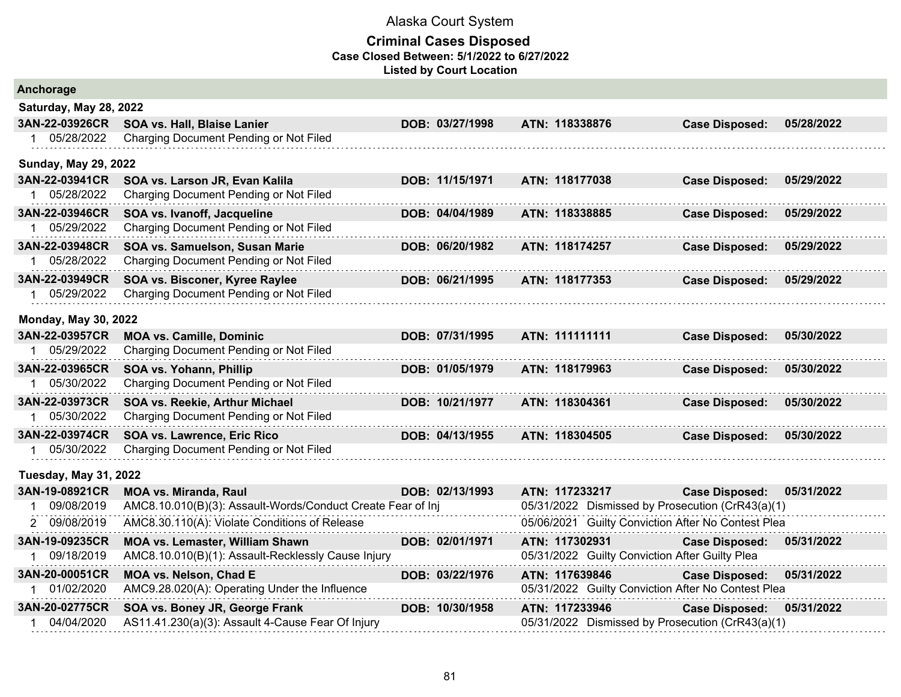Alaska Court System

**Criminal Cases Disposed**
**Case Closed Between: 5/1/2022 to 6/27/2022**
**Listed by Court Location**

## Anchorage

### Saturday, May 28, 2022

| | | | | |
|---|---|---|---|---|
| **3AN-22-03926CR** | **SOA vs. Hall, Blaise Lanier** | **DOB: 03/27/1998** | **ATN: 118338876** | **Case Disposed: 05/28/2022** |
| 1 05/28/2022 | Charging Document Pending or Not Filed | | | |

### Sunday, May 29, 2022

| | | | | |
|---|---|---|---|---|
| **3AN-22-03941CR** | **SOA vs. Larson JR, Evan Kalila** | **DOB: 11/15/1971** | **ATN: 118177038** | **Case Disposed: 05/29/2022** |
| 1 05/28/2022 | Charging Document Pending or Not Filed | | | |
| **3AN-22-03946CR** | **SOA vs. Ivanoff, Jacqueline** | **DOB: 04/04/1989** | **ATN: 118338885** | **Case Disposed: 05/29/2022** |
| 1 05/29/2022 | Charging Document Pending or Not Filed | | | |
| **3AN-22-03948CR** | **SOA vs. Samuelson, Susan Marie** | **DOB: 06/20/1982** | **ATN: 118174257** | **Case Disposed: 05/29/2022** |
| 1 05/28/2022 | Charging Document Pending or Not Filed | | | |
| **3AN-22-03949CR** | **SOA vs. Bisconer, Kyree Raylee** | **DOB: 06/21/1995** | **ATN: 118177353** | **Case Disposed: 05/29/2022** |
| 1 05/29/2022 | Charging Document Pending or Not Filed | | | |

### Monday, May 30, 2022

| | | | | |
|---|---|---|---|---|
| **3AN-22-03957CR** | **MOA vs. Camille, Dominic** | **DOB: 07/31/1995** | **ATN: 111111111** | **Case Disposed: 05/30/2022** |
| 1 05/29/2022 | Charging Document Pending or Not Filed | | | |
| **3AN-22-03965CR** | **SOA vs. Yohann, Phillip** | **DOB: 01/05/1979** | **ATN: 118179963** | **Case Disposed: 05/30/2022** |
| 1 05/30/2022 | Charging Document Pending or Not Filed | | | |
| **3AN-22-03973CR** | **SOA vs. Reekie, Arthur Michael** | **DOB: 10/21/1977** | **ATN: 118304361** | **Case Disposed: 05/30/2022** |
| 1 05/30/2022 | Charging Document Pending or Not Filed | | | |
| **3AN-22-03974CR** | **SOA vs. Lawrence, Eric Rico** | **DOB: 04/13/1955** | **ATN: 118304505** | **Case Disposed: 05/30/2022** |
| 1 05/30/2022 | Charging Document Pending or Not Filed | | | |

### Tuesday, May 31, 2022

| | | | | |
|---|---|---|---|---|
| **3AN-19-08921CR** | **MOA vs. Miranda, Raul** | **DOB: 02/13/1993** | **ATN: 117233217** | **Case Disposed: 05/31/2022** |
| 1 09/08/2019 | AMC8.10.010(B)(3): Assault-Words/Conduct Create Fear of Inj | | 05/31/2022 Dismissed by Prosecution (CrR43(a)(1) | |
| 2 09/08/2019 | AMC8.30.110(A): Violate Conditions of Release | | 05/06/2021 Guilty Conviction After No Contest Plea | |
| **3AN-19-09235CR** | **MOA vs. Lemaster, William Shawn** | **DOB: 02/01/1971** | **ATN: 117302931** | **Case Disposed: 05/31/2022** |
| 1 09/18/2019 | AMC8.10.010(B)(1): Assault-Recklessly Cause Injury | | 05/31/2022 Guilty Conviction After Guilty Plea | |
| **3AN-20-00051CR** | **MOA vs. Nelson, Chad E** | **DOB: 03/22/1976** | **ATN: 117639846** | **Case Disposed: 05/31/2022** |
| 1 01/02/2020 | AMC9.28.020(A): Operating Under the Influence | | 05/31/2022 Guilty Conviction After No Contest Plea | |
| **3AN-20-02775CR** | **SOA vs. Boney JR, George Frank** | **DOB: 10/30/1958** | **ATN: 117233946** | **Case Disposed: 05/31/2022** |
| 1 04/04/2020 | AS11.41.230(a)(3): Assault 4-Cause Fear Of Injury | | 05/31/2022 Dismissed by Prosecution (CrR43(a)(1) | |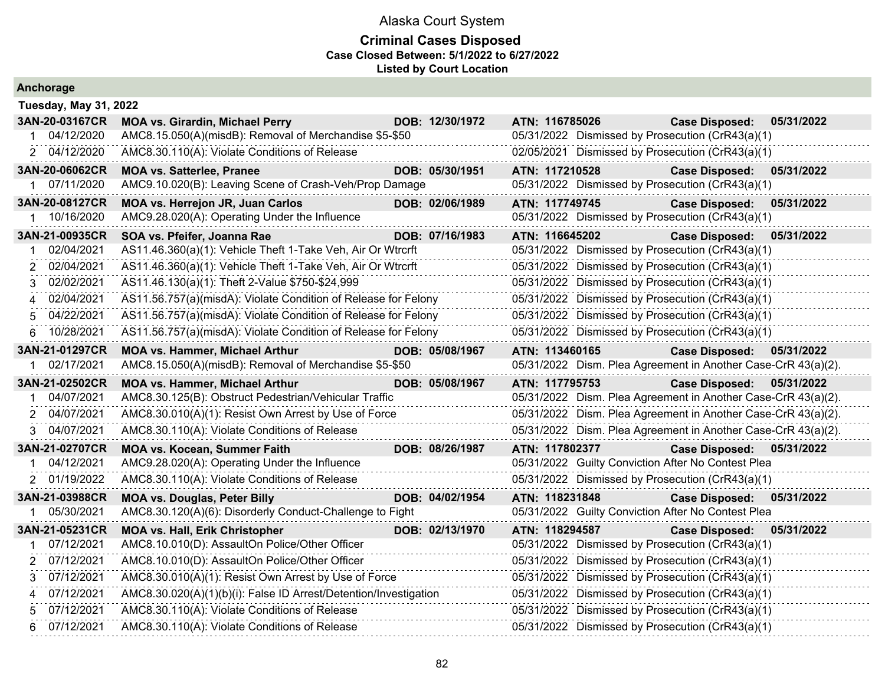# Alaska Court System

## Criminal Cases Disposed

**Case Closed Between: 5/1/2022 to 6/27/2022**

**Listed by Court Location**

### Anchorage

**Tuesday, May 31, 2022**

| Case | Parties / Charge | DOB | ATN / Disposition | Case Disposed |
|---|---|---|---|---|
| **3AN-20-03167CR** | **MOA vs. Girardin, Michael Perry** | **DOB: 12/30/1972** | **ATN: 116785026** | **Case Disposed: 05/31/2022** |
| 1 04/12/2020 | AMC8.15.050(A)(misdB): Removal of Merchandise $5-$50 | | 05/31/2022 Dismissed by Prosecution (CrR43(a)(1) | |
| 2 04/12/2020 | AMC8.30.110(A): Violate Conditions of Release | | 02/05/2021 Dismissed by Prosecution (CrR43(a)(1) | |
| **3AN-20-06062CR** | **MOA vs. Satterlee, Pranee** | **DOB: 05/30/1951** | **ATN: 117210528** | **Case Disposed: 05/31/2022** |
| 1 07/11/2020 | AMC9.10.020(B): Leaving Scene of Crash-Veh/Prop Damage | | 05/31/2022 Dismissed by Prosecution (CrR43(a)(1) | |
| **3AN-20-08127CR** | **MOA vs. Herrejon JR, Juan Carlos** | **DOB: 02/06/1989** | **ATN: 117749745** | **Case Disposed: 05/31/2022** |
| 1 10/16/2020 | AMC9.28.020(A): Operating Under the Influence | | 05/31/2022 Dismissed by Prosecution (CrR43(a)(1) | |
| **3AN-21-00935CR** | **SOA vs. Pfeifer, Joanna Rae** | **DOB: 07/16/1983** | **ATN: 116645202** | **Case Disposed: 05/31/2022** |
| 1 02/04/2021 | AS11.46.360(a)(1): Vehicle Theft 1-Take Veh, Air Or Wtrcrft | | 05/31/2022 Dismissed by Prosecution (CrR43(a)(1) | |
| 2 02/04/2021 | AS11.46.360(a)(1): Vehicle Theft 1-Take Veh, Air Or Wtrcrft | | 05/31/2022 Dismissed by Prosecution (CrR43(a)(1) | |
| 3 02/02/2021 | AS11.46.130(a)(1): Theft 2-Value $750-$24,999 | | 05/31/2022 Dismissed by Prosecution (CrR43(a)(1) | |
| 4 02/04/2021 | AS11.56.757(a)(misdA): Violate Condition of Release for Felony | | 05/31/2022 Dismissed by Prosecution (CrR43(a)(1) | |
| 5 04/22/2021 | AS11.56.757(a)(misdA): Violate Condition of Release for Felony | | 05/31/2022 Dismissed by Prosecution (CrR43(a)(1) | |
| 6 10/28/2021 | AS11.56.757(a)(misdA): Violate Condition of Release for Felony | | 05/31/2022 Dismissed by Prosecution (CrR43(a)(1) | |
| **3AN-21-01297CR** | **MOA vs. Hammer, Michael Arthur** | **DOB: 05/08/1967** | **ATN: 113460165** | **Case Disposed: 05/31/2022** |
| 1 02/17/2021 | AMC8.15.050(A)(misdB): Removal of Merchandise $5-$50 | | 05/31/2022 Dism. Plea Agreement in Another Case-CrR 43(a)(2). | |
| **3AN-21-02502CR** | **MOA vs. Hammer, Michael Arthur** | **DOB: 05/08/1967** | **ATN: 117795753** | **Case Disposed: 05/31/2022** |
| 1 04/07/2021 | AMC8.30.125(B): Obstruct Pedestrian/Vehicular Traffic | | 05/31/2022 Dism. Plea Agreement in Another Case-CrR 43(a)(2). | |
| 2 04/07/2021 | AMC8.30.010(A)(1): Resist Own Arrest by Use of Force | | 05/31/2022 Dism. Plea Agreement in Another Case-CrR 43(a)(2). | |
| 3 04/07/2021 | AMC8.30.110(A): Violate Conditions of Release | | 05/31/2022 Dism. Plea Agreement in Another Case-CrR 43(a)(2). | |
| **3AN-21-02707CR** | **MOA vs. Kocean, Summer Faith** | **DOB: 08/26/1987** | **ATN: 117802377** | **Case Disposed: 05/31/2022** |
| 1 04/12/2021 | AMC9.28.020(A): Operating Under the Influence | | 05/31/2022 Guilty Conviction After No Contest Plea | |
| 2 01/19/2022 | AMC8.30.110(A): Violate Conditions of Release | | 05/31/2022 Dismissed by Prosecution (CrR43(a)(1) | |
| **3AN-21-03988CR** | **MOA vs. Douglas, Peter Billy** | **DOB: 04/02/1954** | **ATN: 118231848** | **Case Disposed: 05/31/2022** |
| 1 05/30/2021 | AMC8.30.120(A)(6): Disorderly Conduct-Challenge to Fight | | 05/31/2022 Guilty Conviction After No Contest Plea | |
| **3AN-21-05231CR** | **MOA vs. Hall, Erik Christopher** | **DOB: 02/13/1970** | **ATN: 118294587** | **Case Disposed: 05/31/2022** |
| 1 07/12/2021 | AMC8.10.010(D): AssaultOn Police/Other Officer | | 05/31/2022 Dismissed by Prosecution (CrR43(a)(1) | |
| 2 07/12/2021 | AMC8.10.010(D): AssaultOn Police/Other Officer | | 05/31/2022 Dismissed by Prosecution (CrR43(a)(1) | |
| 3 07/12/2021 | AMC8.30.010(A)(1): Resist Own Arrest by Use of Force | | 05/31/2022 Dismissed by Prosecution (CrR43(a)(1) | |
| 4 07/12/2021 | AMC8.30.020(A)(1)(b)(i): False ID Arrest/Detention/Investigation | | 05/31/2022 Dismissed by Prosecution (CrR43(a)(1) | |
| 5 07/12/2021 | AMC8.30.110(A): Violate Conditions of Release | | 05/31/2022 Dismissed by Prosecution (CrR43(a)(1) | |
| 6 07/12/2021 | AMC8.30.110(A): Violate Conditions of Release | | 05/31/2022 Dismissed by Prosecution (CrR43(a)(1) | |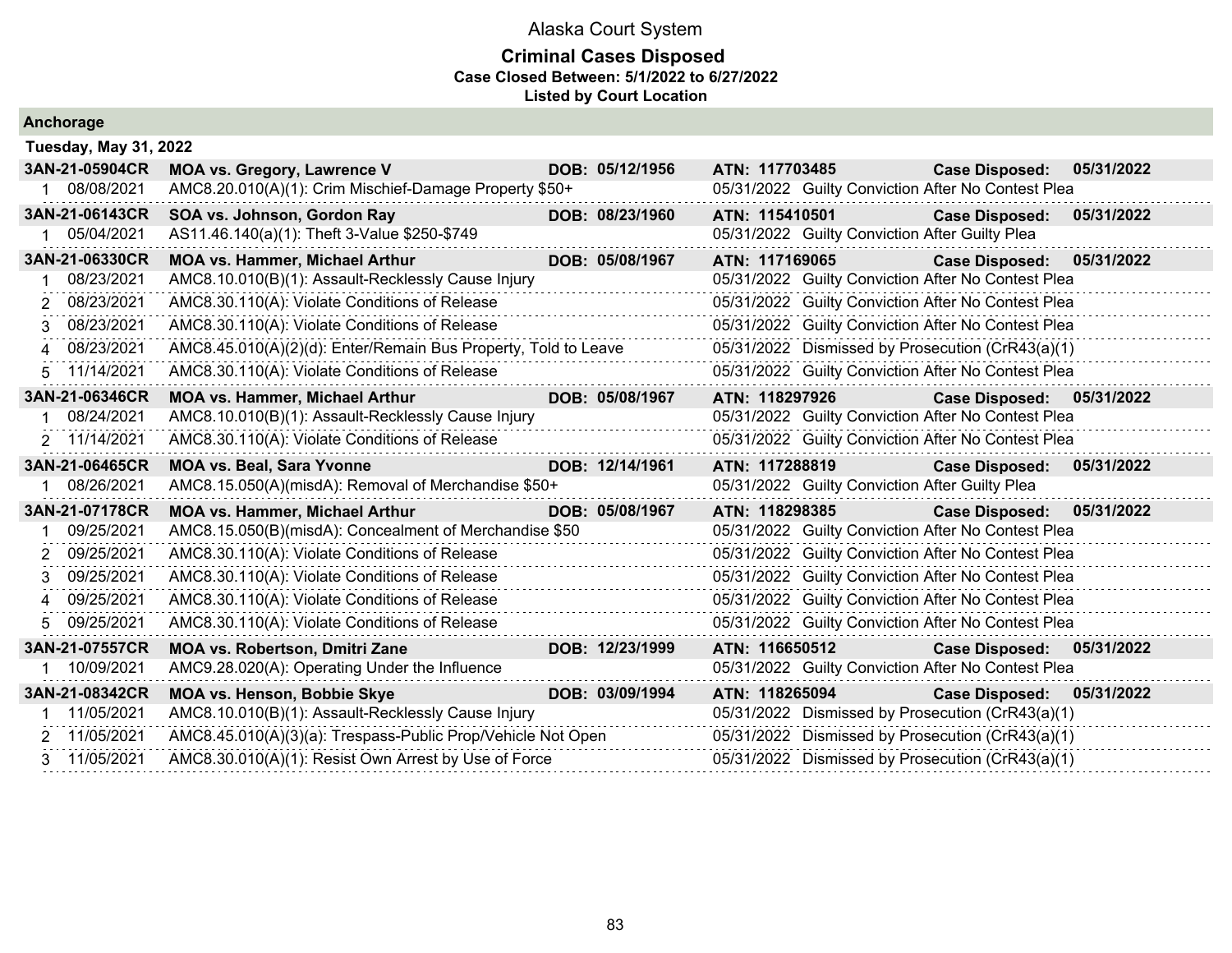# Alaska Court System

## Criminal Cases Disposed

**Case Closed Between: 5/1/2022 to 6/27/2022**

**Listed by Court Location**

### Anchorage

**Tuesday, May 31, 2022**

| **3AN-21-05904CR** | **MOA vs. Gregory, Lawrence V** | **DOB: 05/12/1956** | **ATN: 117703485** | **Case Disposed: 05/31/2022** |
|---|---|---|---|---|
| 1 08/08/2021 | AMC8.20.010(A)(1): Crim Mischief-Damage Property $50+ | | 05/31/2022 | Guilty Conviction After No Contest Plea |

| **3AN-21-06143CR** | **SOA vs. Johnson, Gordon Ray** | **DOB: 08/23/1960** | **ATN: 115410501** | **Case Disposed: 05/31/2022** |
|---|---|---|---|---|
| 1 05/04/2021 | AS11.46.140(a)(1): Theft 3-Value $250-$749 | | 05/31/2022 | Guilty Conviction After Guilty Plea |

| **3AN-21-06330CR** | **MOA vs. Hammer, Michael Arthur** | **DOB: 05/08/1967** | **ATN: 117169065** | **Case Disposed: 05/31/2022** |
|---|---|---|---|---|
| 1 08/23/2021 | AMC8.10.010(B)(1): Assault-Recklessly Cause Injury | | 05/31/2022 | Guilty Conviction After No Contest Plea |
| 2 08/23/2021 | AMC8.30.110(A): Violate Conditions of Release | | 05/31/2022 | Guilty Conviction After No Contest Plea |
| 3 08/23/2021 | AMC8.30.110(A): Violate Conditions of Release | | 05/31/2022 | Guilty Conviction After No Contest Plea |
| 4 08/23/2021 | AMC8.45.010(A)(2)(d): Enter/Remain Bus Property, Told to Leave | | 05/31/2022 | Dismissed by Prosecution (CrR43(a)(1) |
| 5 11/14/2021 | AMC8.30.110(A): Violate Conditions of Release | | 05/31/2022 | Guilty Conviction After No Contest Plea |

| **3AN-21-06346CR** | **MOA vs. Hammer, Michael Arthur** | **DOB: 05/08/1967** | **ATN: 118297926** | **Case Disposed: 05/31/2022** |
|---|---|---|---|---|
| 1 08/24/2021 | AMC8.10.010(B)(1): Assault-Recklessly Cause Injury | | 05/31/2022 | Guilty Conviction After No Contest Plea |
| 2 11/14/2021 | AMC8.30.110(A): Violate Conditions of Release | | 05/31/2022 | Guilty Conviction After No Contest Plea |

| **3AN-21-06465CR** | **MOA vs. Beal, Sara Yvonne** | **DOB: 12/14/1961** | **ATN: 117288819** | **Case Disposed: 05/31/2022** |
|---|---|---|---|---|
| 1 08/26/2021 | AMC8.15.050(A)(misdA): Removal of Merchandise $50+ | | 05/31/2022 | Guilty Conviction After Guilty Plea |

| **3AN-21-07178CR** | **MOA vs. Hammer, Michael Arthur** | **DOB: 05/08/1967** | **ATN: 118298385** | **Case Disposed: 05/31/2022** |
|---|---|---|---|---|
| 1 09/25/2021 | AMC8.15.050(B)(misdA): Concealment of Merchandise $50 | | 05/31/2022 | Guilty Conviction After No Contest Plea |
| 2 09/25/2021 | AMC8.30.110(A): Violate Conditions of Release | | 05/31/2022 | Guilty Conviction After No Contest Plea |
| 3 09/25/2021 | AMC8.30.110(A): Violate Conditions of Release | | 05/31/2022 | Guilty Conviction After No Contest Plea |
| 4 09/25/2021 | AMC8.30.110(A): Violate Conditions of Release | | 05/31/2022 | Guilty Conviction After No Contest Plea |
| 5 09/25/2021 | AMC8.30.110(A): Violate Conditions of Release | | 05/31/2022 | Guilty Conviction After No Contest Plea |

| **3AN-21-07557CR** | **MOA vs. Robertson, Dmitri Zane** | **DOB: 12/23/1999** | **ATN: 116650512** | **Case Disposed: 05/31/2022** |
|---|---|---|---|---|
| 1 10/09/2021 | AMC9.28.020(A): Operating Under the Influence | | 05/31/2022 | Guilty Conviction After No Contest Plea |

| **3AN-21-08342CR** | **MOA vs. Henson, Bobbie Skye** | **DOB: 03/09/1994** | **ATN: 118265094** | **Case Disposed: 05/31/2022** |
|---|---|---|---|---|
| 1 11/05/2021 | AMC8.10.010(B)(1): Assault-Recklessly Cause Injury | | 05/31/2022 | Dismissed by Prosecution (CrR43(a)(1) |
| 2 11/05/2021 | AMC8.45.010(A)(3)(a): Trespass-Public Prop/Vehicle Not Open | | 05/31/2022 | Dismissed by Prosecution (CrR43(a)(1) |
| 3 11/05/2021 | AMC8.30.010(A)(1): Resist Own Arrest by Use of Force | | 05/31/2022 | Dismissed by Prosecution (CrR43(a)(1) |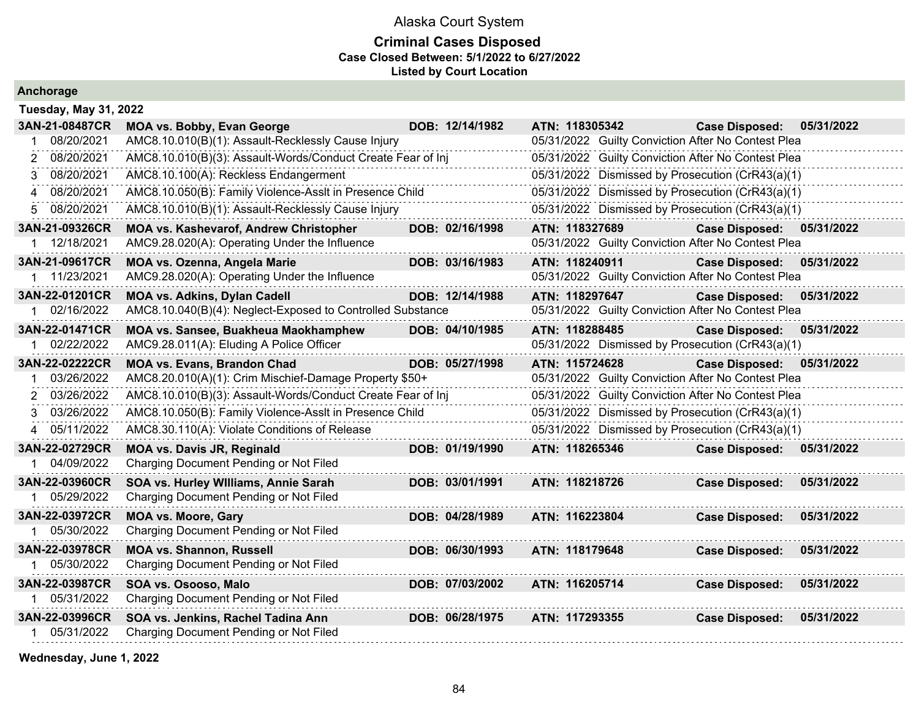# Alaska Court System

## Criminal Cases Disposed

**Case Closed Between: 5/1/2022 to 6/27/2022**

**Listed by Court Location**

### Anchorage

**Tuesday, May 31, 2022**

**3AN-21-08487CR** | **MOA vs. Bobby, Evan George** | **DOB: 12/14/1982** | **ATN: 118305342** | **Case Disposed: 05/31/2022**

| # | Date | Charge | Disposition Date | Disposition |
|---|---|---|---|---|
| 1 | 08/20/2021 | AMC8.10.010(B)(1): Assault-Recklessly Cause Injury | 05/31/2022 | Guilty Conviction After No Contest Plea |
| 2 | 08/20/2021 | AMC8.10.010(B)(3): Assault-Words/Conduct Create Fear of Inj | 05/31/2022 | Guilty Conviction After No Contest Plea |
| 3 | 08/20/2021 | AMC8.10.100(A): Reckless Endangerment | 05/31/2022 | Dismissed by Prosecution (CrR43(a)(1) |
| 4 | 08/20/2021 | AMC8.10.050(B): Family Violence-Asslt in Presence Child | 05/31/2022 | Dismissed by Prosecution (CrR43(a)(1) |
| 5 | 08/20/2021 | AMC8.10.010(B)(1): Assault-Recklessly Cause Injury | 05/31/2022 | Dismissed by Prosecution (CrR43(a)(1) |

**3AN-21-09326CR** | **MOA vs. Kashevarof, Andrew Christopher** | **DOB: 02/16/1998** | **ATN: 118327689** | **Case Disposed: 05/31/2022**

| # | Date | Charge | Disposition Date | Disposition |
|---|---|---|---|---|
| 1 | 12/18/2021 | AMC9.28.020(A): Operating Under the Influence | 05/31/2022 | Guilty Conviction After No Contest Plea |

**3AN-21-09617CR** | **MOA vs. Ozenna, Angela Marie** | **DOB: 03/16/1983** | **ATN: 118240911** | **Case Disposed: 05/31/2022**

| # | Date | Charge | Disposition Date | Disposition |
|---|---|---|---|---|
| 1 | 11/23/2021 | AMC9.28.020(A): Operating Under the Influence | 05/31/2022 | Guilty Conviction After No Contest Plea |

**3AN-22-01201CR** | **MOA vs. Adkins, Dylan Cadell** | **DOB: 12/14/1988** | **ATN: 118297647** | **Case Disposed: 05/31/2022**

| # | Date | Charge | Disposition Date | Disposition |
|---|---|---|---|---|
| 1 | 02/16/2022 | AMC8.10.040(B)(4): Neglect-Exposed to Controlled Substance | 05/31/2022 | Guilty Conviction After No Contest Plea |

**3AN-22-01471CR** | **MOA vs. Sansee, Buakheua Maokhamphew** | **DOB: 04/10/1985** | **ATN: 118288485** | **Case Disposed: 05/31/2022**

| # | Date | Charge | Disposition Date | Disposition |
|---|---|---|---|---|
| 1 | 02/22/2022 | AMC9.28.011(A): Eluding A Police Officer | 05/31/2022 | Dismissed by Prosecution (CrR43(a)(1) |

**3AN-22-02222CR** | **MOA vs. Evans, Brandon Chad** | **DOB: 05/27/1998** | **ATN: 115724628** | **Case Disposed: 05/31/2022**

| # | Date | Charge | Disposition Date | Disposition |
|---|---|---|---|---|
| 1 | 03/26/2022 | AMC8.20.010(A)(1): Crim Mischief-Damage Property $50+ | 05/31/2022 | Guilty Conviction After No Contest Plea |
| 2 | 03/26/2022 | AMC8.10.010(B)(3): Assault-Words/Conduct Create Fear of Inj | 05/31/2022 | Guilty Conviction After No Contest Plea |
| 3 | 03/26/2022 | AMC8.10.050(B): Family Violence-Asslt in Presence Child | 05/31/2022 | Dismissed by Prosecution (CrR43(a)(1) |
| 4 | 05/11/2022 | AMC8.30.110(A): Violate Conditions of Release | 05/31/2022 | Dismissed by Prosecution (CrR43(a)(1) |

**3AN-22-02729CR** | **MOA vs. Davis JR, Reginald** | **DOB: 01/19/1990** | **ATN: 118265346** | **Case Disposed: 05/31/2022**

| # | Date | Charge | Disposition Date | Disposition |
|---|---|---|---|---|
| 1 | 04/09/2022 | Charging Document Pending or Not Filed | | |

**3AN-22-03960CR** | **SOA vs. Hurley WIlliams, Annie Sarah** | **DOB: 03/01/1991** | **ATN: 118218726** | **Case Disposed: 05/31/2022**

| # | Date | Charge | Disposition Date | Disposition |
|---|---|---|---|---|
| 1 | 05/29/2022 | Charging Document Pending or Not Filed | | |

**3AN-22-03972CR** | **MOA vs. Moore, Gary** | **DOB: 04/28/1989** | **ATN: 116223804** | **Case Disposed: 05/31/2022**

| # | Date | Charge | Disposition Date | Disposition |
|---|---|---|---|---|
| 1 | 05/30/2022 | Charging Document Pending or Not Filed | | |

**3AN-22-03978CR** | **MOA vs. Shannon, Russell** | **DOB: 06/30/1993** | **ATN: 118179648** | **Case Disposed: 05/31/2022**

| # | Date | Charge | Disposition Date | Disposition |
|---|---|---|---|---|
| 1 | 05/30/2022 | Charging Document Pending or Not Filed | | |

**3AN-22-03987CR** | **SOA vs. Ososoo, Malo** | **DOB: 07/03/2002** | **ATN: 116205714** | **Case Disposed: 05/31/2022**

| # | Date | Charge | Disposition Date | Disposition |
|---|---|---|---|---|
| 1 | 05/31/2022 | Charging Document Pending or Not Filed | | |

**3AN-22-03996CR** | **SOA vs. Jenkins, Rachel Tadina Ann** | **DOB: 06/28/1975** | **ATN: 117293355** | **Case Disposed: 05/31/2022**

| # | Date | Charge | Disposition Date | Disposition |
|---|---|---|---|---|
| 1 | 05/31/2022 | Charging Document Pending or Not Filed | | |

**Wednesday, June 1, 2022**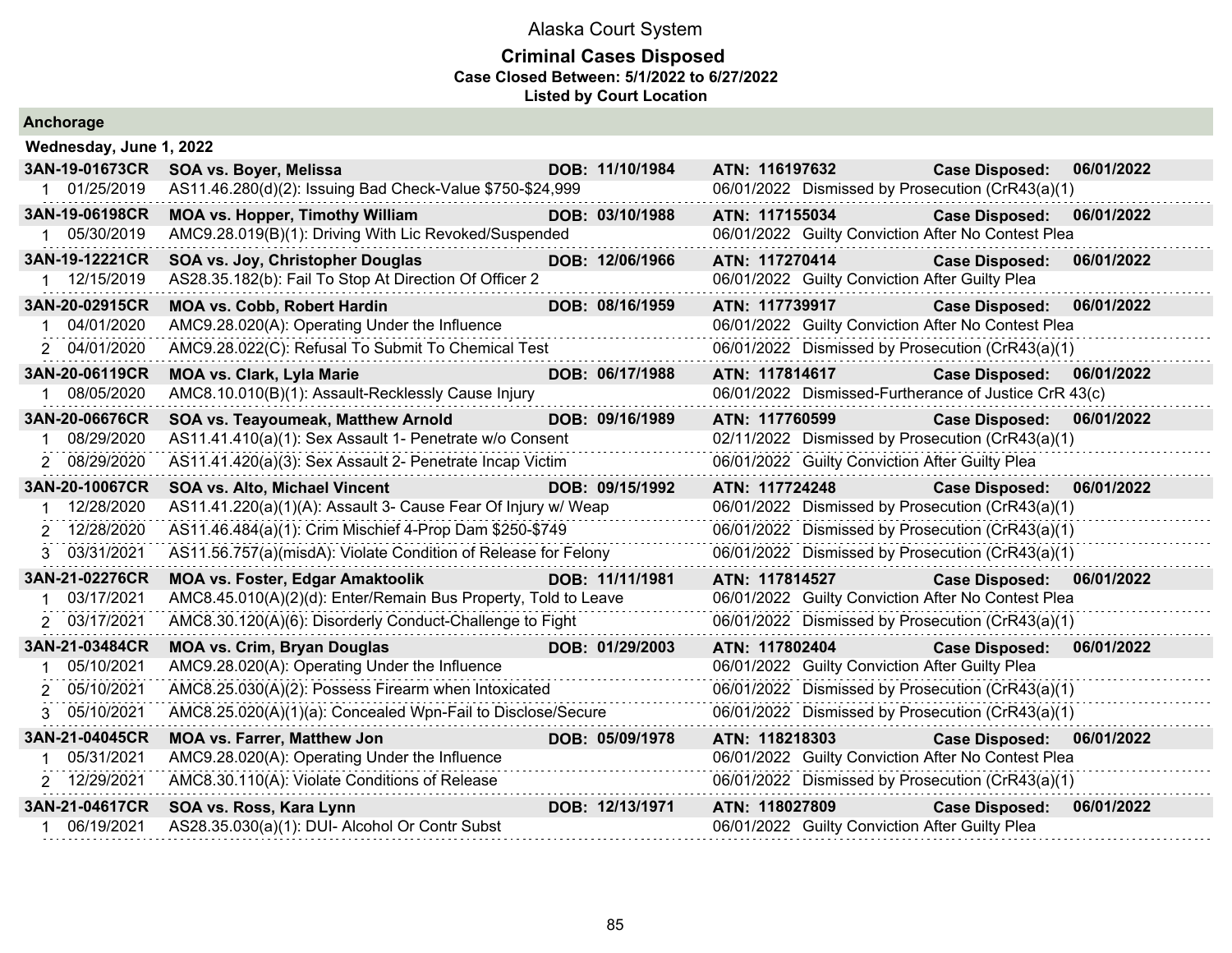# Alaska Court System

## Criminal Cases Disposed

**Case Closed Between: 5/1/2022 to 6/27/2022**

**Listed by Court Location**

### Anchorage

**Wednesday, June 1, 2022**

| Case | Charge / Party | DOB | Disposition | Case Disposed |
|---|---|---|---|---|
| **3AN-19-01673CR** | **SOA vs. Boyer, Melissa** | **DOB: 11/10/1984** | **ATN: 116197632** | **Case Disposed: 06/01/2022** |
| 1 01/25/2019 | AS11.46.280(d)(2): Issuing Bad Check-Value $750-$24,999 | | 06/01/2022 Dismissed by Prosecution (CrR43(a)(1) | |
| **3AN-19-06198CR** | **MOA vs. Hopper, Timothy William** | **DOB: 03/10/1988** | **ATN: 117155034** | **Case Disposed: 06/01/2022** |
| 1 05/30/2019 | AMC9.28.019(B)(1): Driving With Lic Revoked/Suspended | | 06/01/2022 Guilty Conviction After No Contest Plea | |
| **3AN-19-12221CR** | **SOA vs. Joy, Christopher Douglas** | **DOB: 12/06/1966** | **ATN: 117270414** | **Case Disposed: 06/01/2022** |
| 1 12/15/2019 | AS28.35.182(b): Fail To Stop At Direction Of Officer 2 | | 06/01/2022 Guilty Conviction After Guilty Plea | |
| **3AN-20-02915CR** | **MOA vs. Cobb, Robert Hardin** | **DOB: 08/16/1959** | **ATN: 117739917** | **Case Disposed: 06/01/2022** |
| 1 04/01/2020 | AMC9.28.020(A): Operating Under the Influence | | 06/01/2022 Guilty Conviction After No Contest Plea | |
| 2 04/01/2020 | AMC9.28.022(C): Refusal To Submit To Chemical Test | | 06/01/2022 Dismissed by Prosecution (CrR43(a)(1) | |
| **3AN-20-06119CR** | **MOA vs. Clark, Lyla Marie** | **DOB: 06/17/1988** | **ATN: 117814617** | **Case Disposed: 06/01/2022** |
| 1 08/05/2020 | AMC8.10.010(B)(1): Assault-Recklessly Cause Injury | | 06/01/2022 Dismissed-Furtherance of Justice CrR 43(c) | |
| **3AN-20-06676CR** | **SOA vs. Teayoumeak, Matthew Arnold** | **DOB: 09/16/1989** | **ATN: 117760599** | **Case Disposed: 06/01/2022** |
| 1 08/29/2020 | AS11.41.410(a)(1): Sex Assault 1- Penetrate w/o Consent | | 02/11/2022 Dismissed by Prosecution (CrR43(a)(1) | |
| 2 08/29/2020 | AS11.41.420(a)(3): Sex Assault 2- Penetrate Incap Victim | | 06/01/2022 Guilty Conviction After Guilty Plea | |
| **3AN-20-10067CR** | **SOA vs. Alto, Michael Vincent** | **DOB: 09/15/1992** | **ATN: 117724248** | **Case Disposed: 06/01/2022** |
| 1 12/28/2020 | AS11.41.220(a)(1)(A): Assault 3- Cause Fear Of Injury w/ Weap | | 06/01/2022 Dismissed by Prosecution (CrR43(a)(1) | |
| 2 12/28/2020 | AS11.46.484(a)(1): Crim Mischief 4-Prop Dam $250-$749 | | 06/01/2022 Dismissed by Prosecution (CrR43(a)(1) | |
| 3 03/31/2021 | AS11.56.757(a)(misdA): Violate Condition of Release for Felony | | 06/01/2022 Dismissed by Prosecution (CrR43(a)(1) | |
| **3AN-21-02276CR** | **MOA vs. Foster, Edgar Amaktoolik** | **DOB: 11/11/1981** | **ATN: 117814527** | **Case Disposed: 06/01/2022** |
| 1 03/17/2021 | AMC8.45.010(A)(2)(d): Enter/Remain Bus Property, Told to Leave | | 06/01/2022 Guilty Conviction After No Contest Plea | |
| 2 03/17/2021 | AMC8.30.120(A)(6): Disorderly Conduct-Challenge to Fight | | 06/01/2022 Dismissed by Prosecution (CrR43(a)(1) | |
| **3AN-21-03484CR** | **MOA vs. Crim, Bryan Douglas** | **DOB: 01/29/2003** | **ATN: 117802404** | **Case Disposed: 06/01/2022** |
| 1 05/10/2021 | AMC9.28.020(A): Operating Under the Influence | | 06/01/2022 Guilty Conviction After Guilty Plea | |
| 2 05/10/2021 | AMC8.25.030(A)(2): Possess Firearm when Intoxicated | | 06/01/2022 Dismissed by Prosecution (CrR43(a)(1) | |
| 3 05/10/2021 | AMC8.25.020(A)(1)(a): Concealed Wpn-Fail to Disclose/Secure | | 06/01/2022 Dismissed by Prosecution (CrR43(a)(1) | |
| **3AN-21-04045CR** | **MOA vs. Farrer, Matthew Jon** | **DOB: 05/09/1978** | **ATN: 118218303** | **Case Disposed: 06/01/2022** |
| 1 05/31/2021 | AMC9.28.020(A): Operating Under the Influence | | 06/01/2022 Guilty Conviction After No Contest Plea | |
| 2 12/29/2021 | AMC8.30.110(A): Violate Conditions of Release | | 06/01/2022 Dismissed by Prosecution (CrR43(a)(1) | |
| **3AN-21-04617CR** | **SOA vs. Ross, Kara Lynn** | **DOB: 12/13/1971** | **ATN: 118027809** | **Case Disposed: 06/01/2022** |
| 1 06/19/2021 | AS28.35.030(a)(1): DUI- Alcohol Or Contr Subst | | 06/01/2022 Guilty Conviction After Guilty Plea | |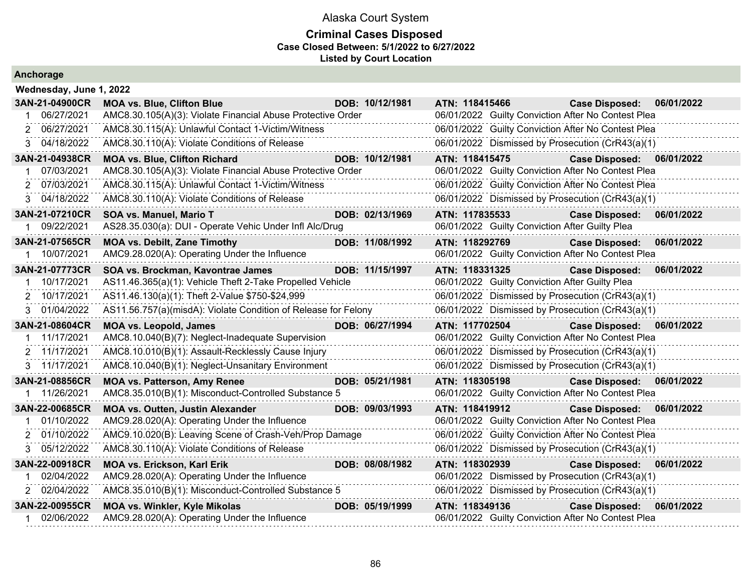# Alaska Court System

## Criminal Cases Disposed

**Case Closed Between: 5/1/2022 to 6/27/2022**

**Listed by Court Location**

### Anchorage

**Wednesday, June 1, 2022**

| Case | Parties / Charge | DOB | ATN / Disposition | Case Disposed |
|---|---|---|---|---|
| **3AN-21-04900CR** | **MOA vs. Blue, Clifton Blue** | **DOB: 10/12/1981** | **ATN: 118415466** | **Case Disposed: 06/01/2022** |
| 1 06/27/2021 | AMC8.30.105(A)(3): Violate Financial Abuse Protective Order | | 06/01/2022 Guilty Conviction After No Contest Plea | |
| 2 06/27/2021 | AMC8.30.115(A): Unlawful Contact 1-Victim/Witness | | 06/01/2022 Guilty Conviction After No Contest Plea | |
| 3 04/18/2022 | AMC8.30.110(A): Violate Conditions of Release | | 06/01/2022 Dismissed by Prosecution (CrR43(a)(1) | |
| **3AN-21-04938CR** | **MOA vs. Blue, Clifton Richard** | **DOB: 10/12/1981** | **ATN: 118415475** | **Case Disposed: 06/01/2022** |
| 1 07/03/2021 | AMC8.30.105(A)(3): Violate Financial Abuse Protective Order | | 06/01/2022 Guilty Conviction After No Contest Plea | |
| 2 07/03/2021 | AMC8.30.115(A): Unlawful Contact 1-Victim/Witness | | 06/01/2022 Guilty Conviction After No Contest Plea | |
| 3 04/18/2022 | AMC8.30.110(A): Violate Conditions of Release | | 06/01/2022 Dismissed by Prosecution (CrR43(a)(1) | |
| **3AN-21-07210CR** | **SOA vs. Manuel, Mario T** | **DOB: 02/13/1969** | **ATN: 117835533** | **Case Disposed: 06/01/2022** |
| 1 09/22/2021 | AS28.35.030(a): DUI - Operate Vehic Under Infl Alc/Drug | | 06/01/2022 Guilty Conviction After Guilty Plea | |
| **3AN-21-07565CR** | **MOA vs. Debilt, Zane Timothy** | **DOB: 11/08/1992** | **ATN: 118292769** | **Case Disposed: 06/01/2022** |
| 1 10/07/2021 | AMC9.28.020(A): Operating Under the Influence | | 06/01/2022 Guilty Conviction After No Contest Plea | |
| **3AN-21-07773CR** | **SOA vs. Brockman, Kavontrae James** | **DOB: 11/15/1997** | **ATN: 118331325** | **Case Disposed: 06/01/2022** |
| 1 10/17/2021 | AS11.46.365(a)(1): Vehicle Theft 2-Take Propelled Vehicle | | 06/01/2022 Guilty Conviction After Guilty Plea | |
| 2 10/17/2021 | AS11.46.130(a)(1): Theft 2-Value $750-$24,999 | | 06/01/2022 Dismissed by Prosecution (CrR43(a)(1) | |
| 3 01/04/2022 | AS11.56.757(a)(misdA): Violate Condition of Release for Felony | | 06/01/2022 Dismissed by Prosecution (CrR43(a)(1) | |
| **3AN-21-08604CR** | **MOA vs. Leopold, James** | **DOB: 06/27/1994** | **ATN: 117702504** | **Case Disposed: 06/01/2022** |
| 1 11/17/2021 | AMC8.10.040(B)(7): Neglect-Inadequate Supervision | | 06/01/2022 Guilty Conviction After No Contest Plea | |
| 2 11/17/2021 | AMC8.10.010(B)(1): Assault-Recklessly Cause Injury | | 06/01/2022 Dismissed by Prosecution (CrR43(a)(1) | |
| 3 11/17/2021 | AMC8.10.040(B)(1): Neglect-Unsanitary Environment | | 06/01/2022 Dismissed by Prosecution (CrR43(a)(1) | |
| **3AN-21-08856CR** | **MOA vs. Patterson, Amy Renee** | **DOB: 05/21/1981** | **ATN: 118305198** | **Case Disposed: 06/01/2022** |
| 1 11/26/2021 | AMC8.35.010(B)(1): Misconduct-Controlled Substance 5 | | 06/01/2022 Guilty Conviction After No Contest Plea | |
| **3AN-22-00685CR** | **MOA vs. Outten, Justin Alexander** | **DOB: 09/03/1993** | **ATN: 118419912** | **Case Disposed: 06/01/2022** |
| 1 01/10/2022 | AMC9.28.020(A): Operating Under the Influence | | 06/01/2022 Guilty Conviction After No Contest Plea | |
| 2 01/10/2022 | AMC9.10.020(B): Leaving Scene of Crash-Veh/Prop Damage | | 06/01/2022 Guilty Conviction After No Contest Plea | |
| 3 05/12/2022 | AMC8.30.110(A): Violate Conditions of Release | | 06/01/2022 Dismissed by Prosecution (CrR43(a)(1) | |
| **3AN-22-00918CR** | **MOA vs. Erickson, Karl Erik** | **DOB: 08/08/1982** | **ATN: 118302939** | **Case Disposed: 06/01/2022** |
| 1 02/04/2022 | AMC9.28.020(A): Operating Under the Influence | | 06/01/2022 Dismissed by Prosecution (CrR43(a)(1) | |
| 2 02/04/2022 | AMC8.35.010(B)(1): Misconduct-Controlled Substance 5 | | 06/01/2022 Dismissed by Prosecution (CrR43(a)(1) | |
| **3AN-22-00955CR** | **MOA vs. Winkler, Kyle Mikolas** | **DOB: 05/19/1999** | **ATN: 118349136** | **Case Disposed: 06/01/2022** |
| 1 02/06/2022 | AMC9.28.020(A): Operating Under the Influence | | 06/01/2022 Guilty Conviction After No Contest Plea | |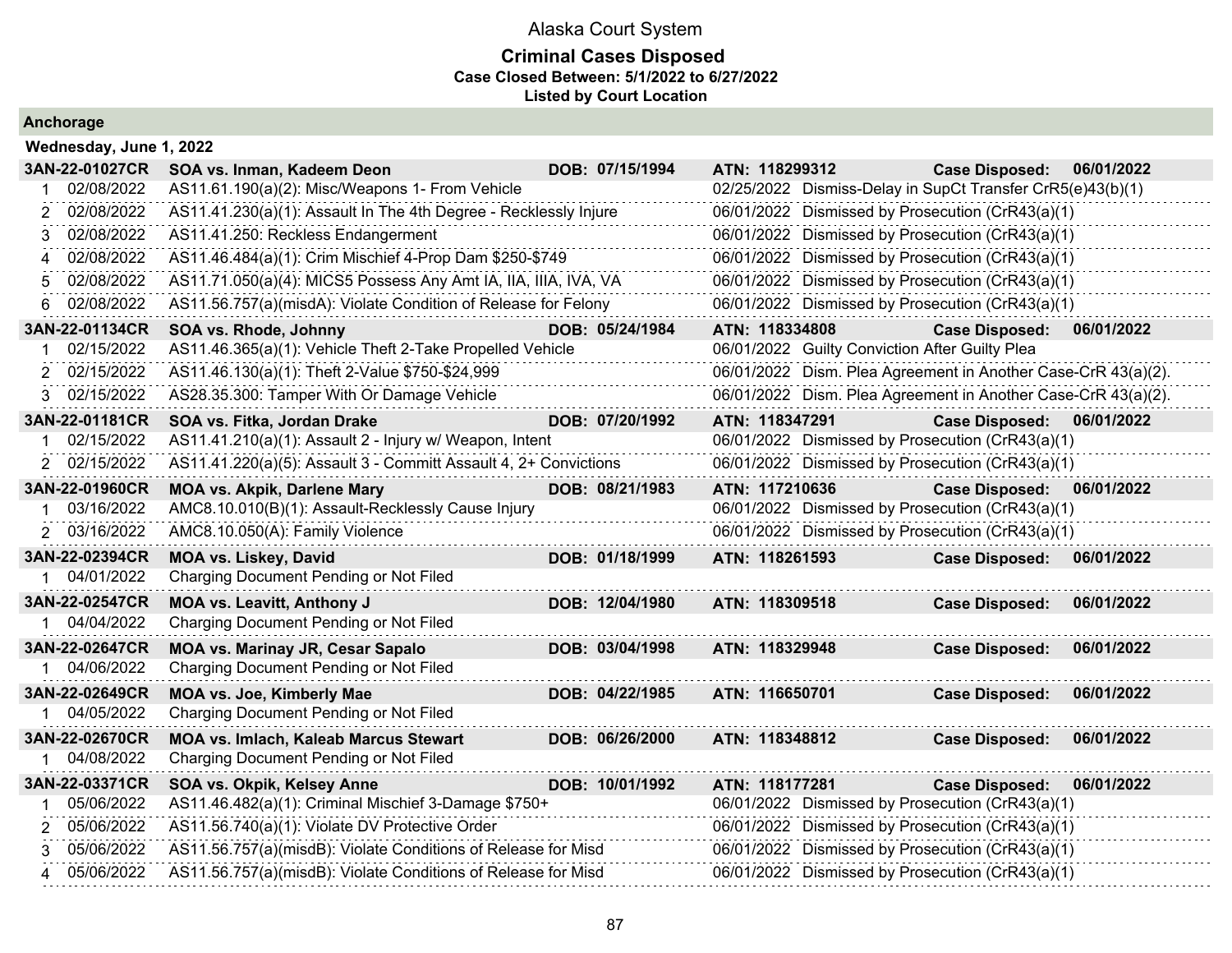# Alaska Court System

## Criminal Cases Disposed

**Case Closed Between: 5/1/2022 to 6/27/2022**

**Listed by Court Location**

### Anchorage

**Wednesday, June 1, 2022**

| | | | | | |
|---|---|---|---|---|---|
| **3AN-22-01027CR** | **SOA vs. Inman, Kadeem Deon** | **DOB: 07/15/1994** | **ATN: 118299312** | **Case Disposed:** | **06/01/2022** |
| 1 | 02/08/2022 | AS11.61.190(a)(2): Misc/Weapons 1- From Vehicle | 02/25/2022 | Dismiss-Delay in SupCt Transfer CrR5(e)43(b)(1) | |
| 2 | 02/08/2022 | AS11.41.230(a)(1): Assault In The 4th Degree - Recklessly Injure | 06/01/2022 | Dismissed by Prosecution (CrR43(a)(1) | |
| 3 | 02/08/2022 | AS11.41.250: Reckless Endangerment | 06/01/2022 | Dismissed by Prosecution (CrR43(a)(1) | |
| 4 | 02/08/2022 | AS11.46.484(a)(1): Crim Mischief 4-Prop Dam $250-$749 | 06/01/2022 | Dismissed by Prosecution (CrR43(a)(1) | |
| 5 | 02/08/2022 | AS11.71.050(a)(4): MICS5 Possess Any Amt IA, IIA, IIIA, IVA, VA | 06/01/2022 | Dismissed by Prosecution (CrR43(a)(1) | |
| 6 | 02/08/2022 | AS11.56.757(a)(misdA): Violate Condition of Release for Felony | 06/01/2022 | Dismissed by Prosecution (CrR43(a)(1) | |
| **3AN-22-01134CR** | **SOA vs. Rhode, Johnny** | **DOB: 05/24/1984** | **ATN: 118334808** | **Case Disposed:** | **06/01/2022** |
| 1 | 02/15/2022 | AS11.46.365(a)(1): Vehicle Theft 2-Take Propelled Vehicle | 06/01/2022 | Guilty Conviction After Guilty Plea | |
| 2 | 02/15/2022 | AS11.46.130(a)(1): Theft 2-Value $750-$24,999 | 06/01/2022 | Dism. Plea Agreement in Another Case-CrR 43(a)(2). | |
| 3 | 02/15/2022 | AS28.35.300: Tamper With Or Damage Vehicle | 06/01/2022 | Dism. Plea Agreement in Another Case-CrR 43(a)(2). | |
| **3AN-22-01181CR** | **SOA vs. Fitka, Jordan Drake** | **DOB: 07/20/1992** | **ATN: 118347291** | **Case Disposed:** | **06/01/2022** |
| 1 | 02/15/2022 | AS11.41.210(a)(1): Assault 2 - Injury w/ Weapon, Intent | 06/01/2022 | Dismissed by Prosecution (CrR43(a)(1) | |
| 2 | 02/15/2022 | AS11.41.220(a)(5): Assault 3 - Committ Assault 4, 2+ Convictions | 06/01/2022 | Dismissed by Prosecution (CrR43(a)(1) | |
| **3AN-22-01960CR** | **MOA vs. Akpik, Darlene Mary** | **DOB: 08/21/1983** | **ATN: 117210636** | **Case Disposed:** | **06/01/2022** |
| 1 | 03/16/2022 | AMC8.10.010(B)(1): Assault-Recklessly Cause Injury | 06/01/2022 | Dismissed by Prosecution (CrR43(a)(1) | |
| 2 | 03/16/2022 | AMC8.10.050(A): Family Violence | 06/01/2022 | Dismissed by Prosecution (CrR43(a)(1) | |
| **3AN-22-02394CR** | **MOA vs. Liskey, David** | **DOB: 01/18/1999** | **ATN: 118261593** | **Case Disposed:** | **06/01/2022** |
| 1 | 04/01/2022 | Charging Document Pending or Not Filed | | | |
| **3AN-22-02547CR** | **MOA vs. Leavitt, Anthony J** | **DOB: 12/04/1980** | **ATN: 118309518** | **Case Disposed:** | **06/01/2022** |
| 1 | 04/04/2022 | Charging Document Pending or Not Filed | | | |
| **3AN-22-02647CR** | **MOA vs. Marinay JR, Cesar Sapalo** | **DOB: 03/04/1998** | **ATN: 118329948** | **Case Disposed:** | **06/01/2022** |
| 1 | 04/06/2022 | Charging Document Pending or Not Filed | | | |
| **3AN-22-02649CR** | **MOA vs. Joe, Kimberly Mae** | **DOB: 04/22/1985** | **ATN: 116650701** | **Case Disposed:** | **06/01/2022** |
| 1 | 04/05/2022 | Charging Document Pending or Not Filed | | | |
| **3AN-22-02670CR** | **MOA vs. Imlach, Kaleab Marcus Stewart** | **DOB: 06/26/2000** | **ATN: 118348812** | **Case Disposed:** | **06/01/2022** |
| 1 | 04/08/2022 | Charging Document Pending or Not Filed | | | |
| **3AN-22-03371CR** | **SOA vs. Okpik, Kelsey Anne** | **DOB: 10/01/1992** | **ATN: 118177281** | **Case Disposed:** | **06/01/2022** |
| 1 | 05/06/2022 | AS11.46.482(a)(1): Criminal Mischief 3-Damage $750+ | 06/01/2022 | Dismissed by Prosecution (CrR43(a)(1) | |
| 2 | 05/06/2022 | AS11.56.740(a)(1): Violate DV Protective Order | 06/01/2022 | Dismissed by Prosecution (CrR43(a)(1) | |
| 3 | 05/06/2022 | AS11.56.757(a)(misdB): Violate Conditions of Release for Misd | 06/01/2022 | Dismissed by Prosecution (CrR43(a)(1) | |
| 4 | 05/06/2022 | AS11.56.757(a)(misdB): Violate Conditions of Release for Misd | 06/01/2022 | Dismissed by Prosecution (CrR43(a)(1) | |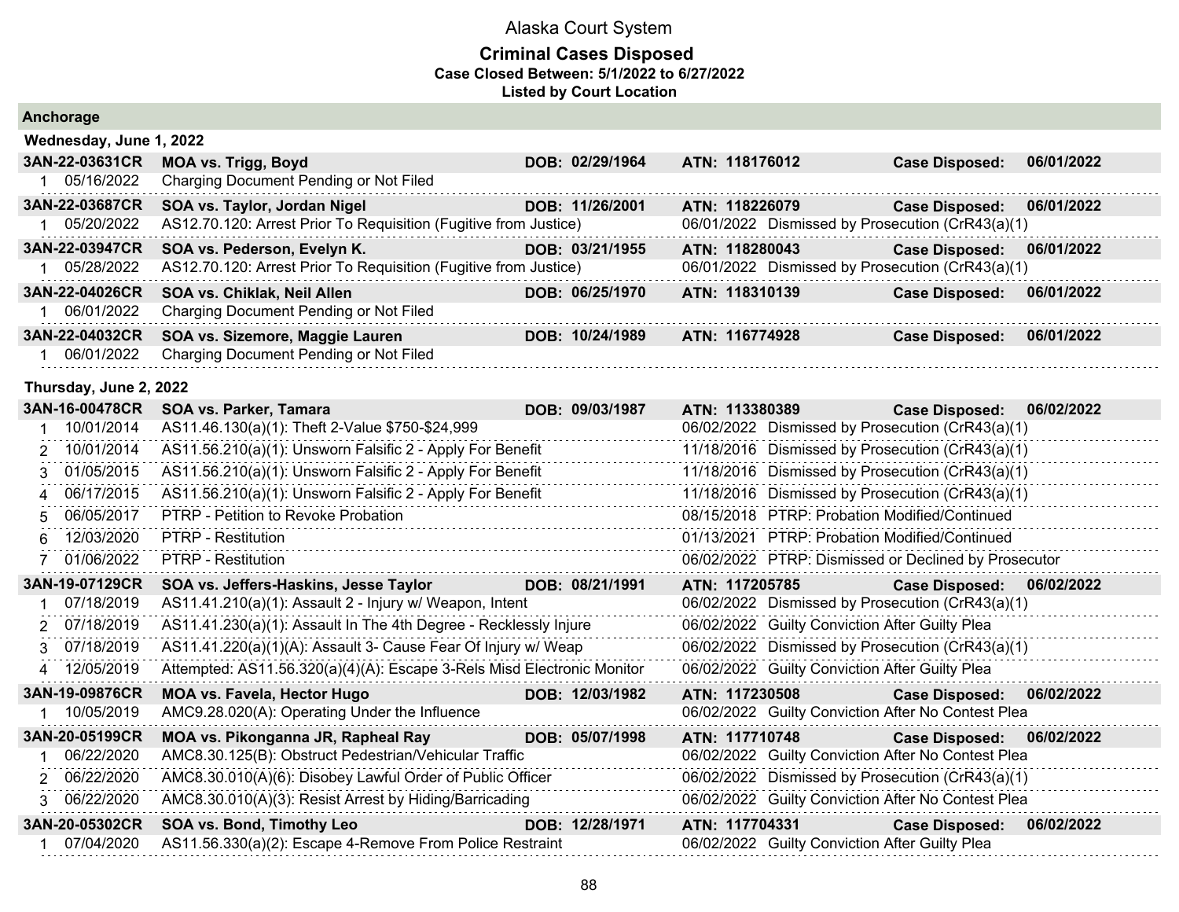# Alaska Court System

## Criminal Cases Disposed

**Case Closed Between: 5/1/2022 to 6/27/2022**

**Listed by Court Location**

### Anchorage

#### Wednesday, June 1, 2022

**3AN-22-03631CR** **MOA vs. Trigg, Boyd** DOB: 02/29/1964 ATN: 118176012 Case Disposed: 06/01/2022

| # | Date | Charge | Disposition Date | Disposition |
|---|---|---|---|---|
| 1 | 05/16/2022 | Charging Document Pending or Not Filed | | |

**3AN-22-03687CR** **SOA vs. Taylor, Jordan Nigel** DOB: 11/26/2001 ATN: 118226079 Case Disposed: 06/01/2022

| # | Date | Charge | Disposition Date | Disposition |
|---|---|---|---|---|
| 1 | 05/20/2022 | AS12.70.120: Arrest Prior To Requisition (Fugitive from Justice) | 06/01/2022 | Dismissed by Prosecution (CrR43(a)(1) |

**3AN-22-03947CR** **SOA vs. Pederson, Evelyn K.** DOB: 03/21/1955 ATN: 118280043 Case Disposed: 06/01/2022

| # | Date | Charge | Disposition Date | Disposition |
|---|---|---|---|---|
| 1 | 05/28/2022 | AS12.70.120: Arrest Prior To Requisition (Fugitive from Justice) | 06/01/2022 | Dismissed by Prosecution (CrR43(a)(1) |

**3AN-22-04026CR** **SOA vs. Chiklak, Neil Allen** DOB: 06/25/1970 ATN: 118310139 Case Disposed: 06/01/2022

| # | Date | Charge | Disposition Date | Disposition |
|---|---|---|---|---|
| 1 | 06/01/2022 | Charging Document Pending or Not Filed | | |

**3AN-22-04032CR** **SOA vs. Sizemore, Maggie Lauren** DOB: 10/24/1989 ATN: 116774928 Case Disposed: 06/01/2022

| # | Date | Charge | Disposition Date | Disposition |
|---|---|---|---|---|
| 1 | 06/01/2022 | Charging Document Pending or Not Filed | | |

#### Thursday, June 2, 2022

**3AN-16-00478CR** **SOA vs. Parker, Tamara** DOB: 09/03/1987 ATN: 113380389 Case Disposed: 06/02/2022

| # | Date | Charge | Disposition Date | Disposition |
|---|---|---|---|---|
| 1 | 10/01/2014 | AS11.46.130(a)(1): Theft 2-Value $750-$24,999 | 06/02/2022 | Dismissed by Prosecution (CrR43(a)(1) |
| 2 | 10/01/2014 | AS11.56.210(a)(1): Unsworn Falsific 2 - Apply For Benefit | 11/18/2016 | Dismissed by Prosecution (CrR43(a)(1) |
| 3 | 01/05/2015 | AS11.56.210(a)(1): Unsworn Falsific 2 - Apply For Benefit | 11/18/2016 | Dismissed by Prosecution (CrR43(a)(1) |
| 4 | 06/17/2015 | AS11.56.210(a)(1): Unsworn Falsific 2 - Apply For Benefit | 11/18/2016 | Dismissed by Prosecution (CrR43(a)(1) |
| 5 | 06/05/2017 | PTRP - Petition to Revoke Probation | 08/15/2018 | PTRP: Probation Modified/Continued |
| 6 | 12/03/2020 | PTRP - Restitution | 01/13/2021 | PTRP: Probation Modified/Continued |
| 7 | 01/06/2022 | PTRP - Restitution | 06/02/2022 | PTRP: Dismissed or Declined by Prosecutor |

**3AN-19-07129CR** **SOA vs. Jeffers-Haskins, Jesse Taylor** DOB: 08/21/1991 ATN: 117205785 Case Disposed: 06/02/2022

| # | Date | Charge | Disposition Date | Disposition |
|---|---|---|---|---|
| 1 | 07/18/2019 | AS11.41.210(a)(1): Assault 2 - Injury w/ Weapon, Intent | 06/02/2022 | Dismissed by Prosecution (CrR43(a)(1) |
| 2 | 07/18/2019 | AS11.41.230(a)(1): Assault In The 4th Degree - Recklessly Injure | 06/02/2022 | Guilty Conviction After Guilty Plea |
| 3 | 07/18/2019 | AS11.41.220(a)(1)(A): Assault 3- Cause Fear Of Injury w/ Weap | 06/02/2022 | Dismissed by Prosecution (CrR43(a)(1) |
| 4 | 12/05/2019 | Attempted: AS11.56.320(a)(4)(A): Escape 3-Rels Misd Electronic Monitor | 06/02/2022 | Guilty Conviction After Guilty Plea |

**3AN-19-09876CR** **MOA vs. Favela, Hector Hugo** DOB: 12/03/1982 ATN: 117230508 Case Disposed: 06/02/2022

| # | Date | Charge | Disposition Date | Disposition |
|---|---|---|---|---|
| 1 | 10/05/2019 | AMC9.28.020(A): Operating Under the Influence | 06/02/2022 | Guilty Conviction After No Contest Plea |

**3AN-20-05199CR** **MOA vs. Pikonganna JR, Rapheal Ray** DOB: 05/07/1998 ATN: 117710748 Case Disposed: 06/02/2022

| # | Date | Charge | Disposition Date | Disposition |
|---|---|---|---|---|
| 1 | 06/22/2020 | AMC8.30.125(B): Obstruct Pedestrian/Vehicular Traffic | 06/02/2022 | Guilty Conviction After No Contest Plea |
| 2 | 06/22/2020 | AMC8.30.010(A)(6): Disobey Lawful Order of Public Officer | 06/02/2022 | Dismissed by Prosecution (CrR43(a)(1) |
| 3 | 06/22/2020 | AMC8.30.010(A)(3): Resist Arrest by Hiding/Barricading | 06/02/2022 | Guilty Conviction After No Contest Plea |

**3AN-20-05302CR** **SOA vs. Bond, Timothy Leo** DOB: 12/28/1971 ATN: 117704331 Case Disposed: 06/02/2022

| # | Date | Charge | Disposition Date | Disposition |
|---|---|---|---|---|
| 1 | 07/04/2020 | AS11.56.330(a)(2): Escape 4-Remove From Police Restraint | 06/02/2022 | Guilty Conviction After Guilty Plea |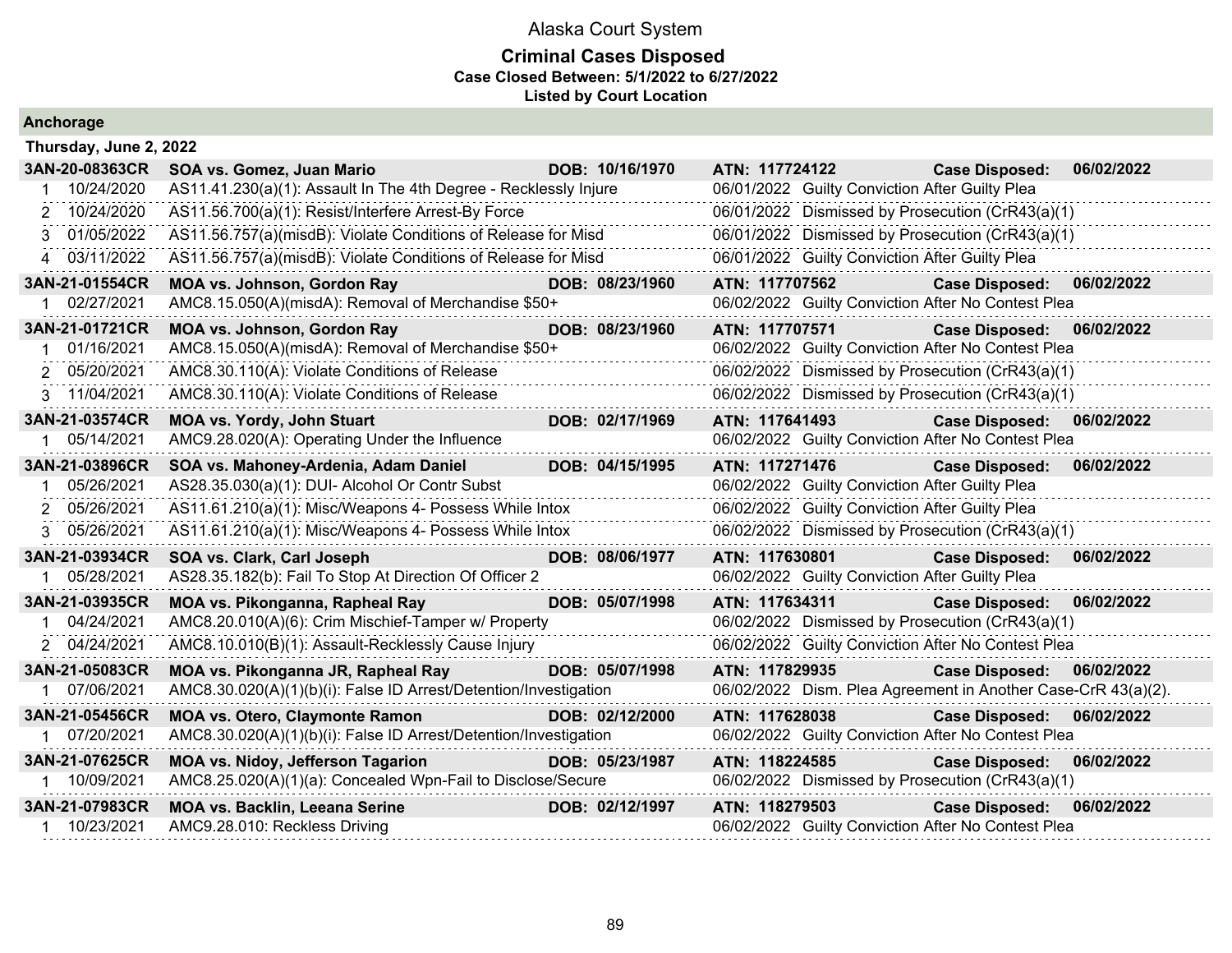# Alaska Court System

## Criminal Cases Disposed

**Case Closed Between: 5/1/2022 to 6/27/2022**

**Listed by Court Location**

### Anchorage

#### Thursday, June 2, 2022

| Case | Charge Date | Charge / Parties | DOB / ATN | Disposition |
|---|---|---|---|---|
| **3AN-20-08363CR** | | **SOA vs. Gomez, Juan Mario** | **DOB: 10/16/1970** **ATN: 117724122** | **Case Disposed: 06/02/2022** |
| 1 | 10/24/2020 | AS11.41.230(a)(1): Assault In The 4th Degree - Recklessly Injure | | 06/01/2022 Guilty Conviction After Guilty Plea |
| 2 | 10/24/2020 | AS11.56.700(a)(1): Resist/Interfere Arrest-By Force | | 06/01/2022 Dismissed by Prosecution (CrR43(a)(1) |
| 3 | 01/05/2022 | AS11.56.757(a)(misdB): Violate Conditions of Release for Misd | | 06/01/2022 Dismissed by Prosecution (CrR43(a)(1) |
| 4 | 03/11/2022 | AS11.56.757(a)(misdB): Violate Conditions of Release for Misd | | 06/01/2022 Guilty Conviction After Guilty Plea |
| **3AN-21-01554CR** | | **MOA vs. Johnson, Gordon Ray** | **DOB: 08/23/1960** **ATN: 117707562** | **Case Disposed: 06/02/2022** |
| 1 | 02/27/2021 | AMC8.15.050(A)(misdA): Removal of Merchandise $50+ | | 06/02/2022 Guilty Conviction After No Contest Plea |
| **3AN-21-01721CR** | | **MOA vs. Johnson, Gordon Ray** | **DOB: 08/23/1960** **ATN: 117707571** | **Case Disposed: 06/02/2022** |
| 1 | 01/16/2021 | AMC8.15.050(A)(misdA): Removal of Merchandise $50+ | | 06/02/2022 Guilty Conviction After No Contest Plea |
| 2 | 05/20/2021 | AMC8.30.110(A): Violate Conditions of Release | | 06/02/2022 Dismissed by Prosecution (CrR43(a)(1) |
| 3 | 11/04/2021 | AMC8.30.110(A): Violate Conditions of Release | | 06/02/2022 Dismissed by Prosecution (CrR43(a)(1) |
| **3AN-21-03574CR** | | **MOA vs. Yordy, John Stuart** | **DOB: 02/17/1969** **ATN: 117641493** | **Case Disposed: 06/02/2022** |
| 1 | 05/14/2021 | AMC9.28.020(A): Operating Under the Influence | | 06/02/2022 Guilty Conviction After No Contest Plea |
| **3AN-21-03896CR** | | **SOA vs. Mahoney-Ardenia, Adam Daniel** | **DOB: 04/15/1995** **ATN: 117271476** | **Case Disposed: 06/02/2022** |
| 1 | 05/26/2021 | AS28.35.030(a)(1): DUI- Alcohol Or Contr Subst | | 06/02/2022 Guilty Conviction After Guilty Plea |
| 2 | 05/26/2021 | AS11.61.210(a)(1): Misc/Weapons 4- Possess While Intox | | 06/02/2022 Guilty Conviction After Guilty Plea |
| 3 | 05/26/2021 | AS11.61.210(a)(1): Misc/Weapons 4- Possess While Intox | | 06/02/2022 Dismissed by Prosecution (CrR43(a)(1) |
| **3AN-21-03934CR** | | **SOA vs. Clark, Carl Joseph** | **DOB: 08/06/1977** **ATN: 117630801** | **Case Disposed: 06/02/2022** |
| 1 | 05/28/2021 | AS28.35.182(b): Fail To Stop At Direction Of Officer 2 | | 06/02/2022 Guilty Conviction After Guilty Plea |
| **3AN-21-03935CR** | | **MOA vs. Pikonganna, Rapheal Ray** | **DOB: 05/07/1998** **ATN: 117634311** | **Case Disposed: 06/02/2022** |
| 1 | 04/24/2021 | AMC8.20.010(A)(6): Crim Mischief-Tamper w/ Property | | 06/02/2022 Dismissed by Prosecution (CrR43(a)(1) |
| 2 | 04/24/2021 | AMC8.10.010(B)(1): Assault-Recklessly Cause Injury | | 06/02/2022 Guilty Conviction After No Contest Plea |
| **3AN-21-05083CR** | | **MOA vs. Pikonganna JR, Rapheal Ray** | **DOB: 05/07/1998** **ATN: 117829935** | **Case Disposed: 06/02/2022** |
| 1 | 07/06/2021 | AMC8.30.020(A)(1)(b)(i): False ID Arrest/Detention/Investigation | | 06/02/2022 Dism. Plea Agreement in Another Case-CrR 43(a)(2). |
| **3AN-21-05456CR** | | **MOA vs. Otero, Claymonte Ramon** | **DOB: 02/12/2000** **ATN: 117628038** | **Case Disposed: 06/02/2022** |
| 1 | 07/20/2021 | AMC8.30.020(A)(1)(b)(i): False ID Arrest/Detention/Investigation | | 06/02/2022 Guilty Conviction After No Contest Plea |
| **3AN-21-07625CR** | | **MOA vs. Nidoy, Jefferson Tagarion** | **DOB: 05/23/1987** **ATN: 118224585** | **Case Disposed: 06/02/2022** |
| 1 | 10/09/2021 | AMC8.25.020(A)(1)(a): Concealed Wpn-Fail to Disclose/Secure | | 06/02/2022 Dismissed by Prosecution (CrR43(a)(1) |
| **3AN-21-07983CR** | | **MOA vs. Backlin, Leeana Serine** | **DOB: 02/12/1997** **ATN: 118279503** | **Case Disposed: 06/02/2022** |
| 1 | 10/23/2021 | AMC9.28.010: Reckless Driving | | 06/02/2022 Guilty Conviction After No Contest Plea |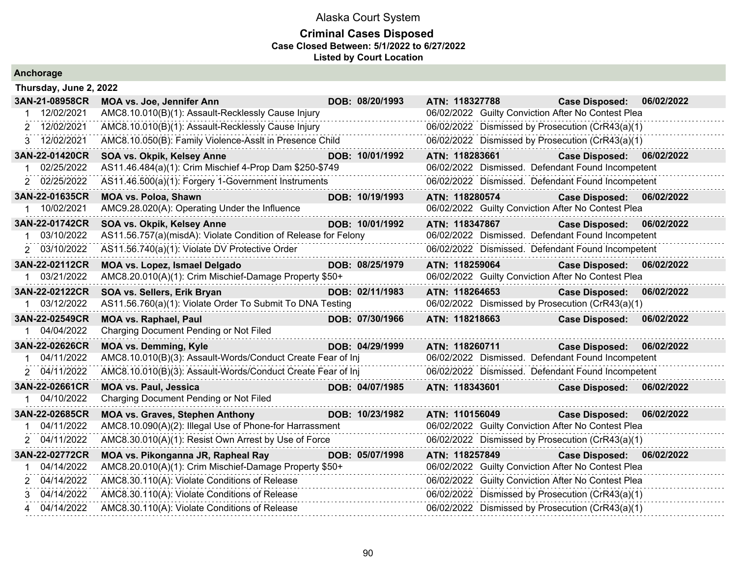# Alaska Court System

## Criminal Cases Disposed

**Case Closed Between: 5/1/2022 to 6/27/2022**

**Listed by Court Location**

### Anchorage

**Thursday, June 2, 2022**

| Case | Party / Charge | DOB | ATN / Disposition | Case Disposed |
|---|---|---|---|---|
| **3AN-21-08958CR** | **MOA vs. Joe, Jennifer Ann** | **DOB: 08/20/1993** | **ATN: 118327788** | **Case Disposed: 06/02/2022** |
| 1 12/02/2021 | AMC8.10.010(B)(1): Assault-Recklessly Cause Injury | | 06/02/2022 Guilty Conviction After No Contest Plea | |
| 2 12/02/2021 | AMC8.10.010(B)(1): Assault-Recklessly Cause Injury | | 06/02/2022 Dismissed by Prosecution (CrR43(a)(1) | |
| 3 12/02/2021 | AMC8.10.050(B): Family Violence-Asslt in Presence Child | | 06/02/2022 Dismissed by Prosecution (CrR43(a)(1) | |
| **3AN-22-01420CR** | **SOA vs. Okpik, Kelsey Anne** | **DOB: 10/01/1992** | **ATN: 118283661** | **Case Disposed: 06/02/2022** |
| 1 02/25/2022 | AS11.46.484(a)(1): Crim Mischief 4-Prop Dam $250-$749 | | 06/02/2022 Dismissed. Defendant Found Incompetent | |
| 2 02/25/2022 | AS11.46.500(a)(1): Forgery 1-Government Instruments | | 06/02/2022 Dismissed. Defendant Found Incompetent | |
| **3AN-22-01635CR** | **MOA vs. Poloa, Shawn** | **DOB: 10/19/1993** | **ATN: 118280574** | **Case Disposed: 06/02/2022** |
| 1 10/02/2021 | AMC9.28.020(A): Operating Under the Influence | | 06/02/2022 Guilty Conviction After No Contest Plea | |
| **3AN-22-01742CR** | **SOA vs. Okpik, Kelsey Anne** | **DOB: 10/01/1992** | **ATN: 118347867** | **Case Disposed: 06/02/2022** |
| 1 03/10/2022 | AS11.56.757(a)(misdA): Violate Condition of Release for Felony | | 06/02/2022 Dismissed. Defendant Found Incompetent | |
| 2 03/10/2022 | AS11.56.740(a)(1): Violate DV Protective Order | | 06/02/2022 Dismissed. Defendant Found Incompetent | |
| **3AN-22-02112CR** | **MOA vs. Lopez, Ismael Delgado** | **DOB: 08/25/1979** | **ATN: 118259064** | **Case Disposed: 06/02/2022** |
| 1 03/21/2022 | AMC8.20.010(A)(1): Crim Mischief-Damage Property $50+ | | 06/02/2022 Guilty Conviction After No Contest Plea | |
| **3AN-22-02122CR** | **SOA vs. Sellers, Erik Bryan** | **DOB: 02/11/1983** | **ATN: 118264653** | **Case Disposed: 06/02/2022** |
| 1 03/12/2022 | AS11.56.760(a)(1): Violate Order To Submit To DNA Testing | | 06/02/2022 Dismissed by Prosecution (CrR43(a)(1) | |
| **3AN-22-02549CR** | **MOA vs. Raphael, Paul** | **DOB: 07/30/1966** | **ATN: 118218663** | **Case Disposed: 06/02/2022** |
| 1 04/04/2022 | Charging Document Pending or Not Filed | | | |
| **3AN-22-02626CR** | **MOA vs. Demming, Kyle** | **DOB: 04/29/1999** | **ATN: 118260711** | **Case Disposed: 06/02/2022** |
| 1 04/11/2022 | AMC8.10.010(B)(3): Assault-Words/Conduct Create Fear of Inj | | 06/02/2022 Dismissed. Defendant Found Incompetent | |
| 2 04/11/2022 | AMC8.10.010(B)(3): Assault-Words/Conduct Create Fear of Inj | | 06/02/2022 Dismissed. Defendant Found Incompetent | |
| **3AN-22-02661CR** | **MOA vs. Paul, Jessica** | **DOB: 04/07/1985** | **ATN: 118343601** | **Case Disposed: 06/02/2022** |
| 1 04/10/2022 | Charging Document Pending or Not Filed | | | |
| **3AN-22-02685CR** | **MOA vs. Graves, Stephen Anthony** | **DOB: 10/23/1982** | **ATN: 110156049** | **Case Disposed: 06/02/2022** |
| 1 04/11/2022 | AMC8.10.090(A)(2): Illegal Use of Phone-for Harrassment | | 06/02/2022 Guilty Conviction After No Contest Plea | |
| 2 04/11/2022 | AMC8.30.010(A)(1): Resist Own Arrest by Use of Force | | 06/02/2022 Dismissed by Prosecution (CrR43(a)(1) | |
| **3AN-22-02772CR** | **MOA vs. Pikonganna JR, Rapheal Ray** | **DOB: 05/07/1998** | **ATN: 118257849** | **Case Disposed: 06/02/2022** |
| 1 04/14/2022 | AMC8.20.010(A)(1): Crim Mischief-Damage Property $50+ | | 06/02/2022 Guilty Conviction After No Contest Plea | |
| 2 04/14/2022 | AMC8.30.110(A): Violate Conditions of Release | | 06/02/2022 Guilty Conviction After No Contest Plea | |
| 3 04/14/2022 | AMC8.30.110(A): Violate Conditions of Release | | 06/02/2022 Dismissed by Prosecution (CrR43(a)(1) | |
| 4 04/14/2022 | AMC8.30.110(A): Violate Conditions of Release | | 06/02/2022 Dismissed by Prosecution (CrR43(a)(1) | |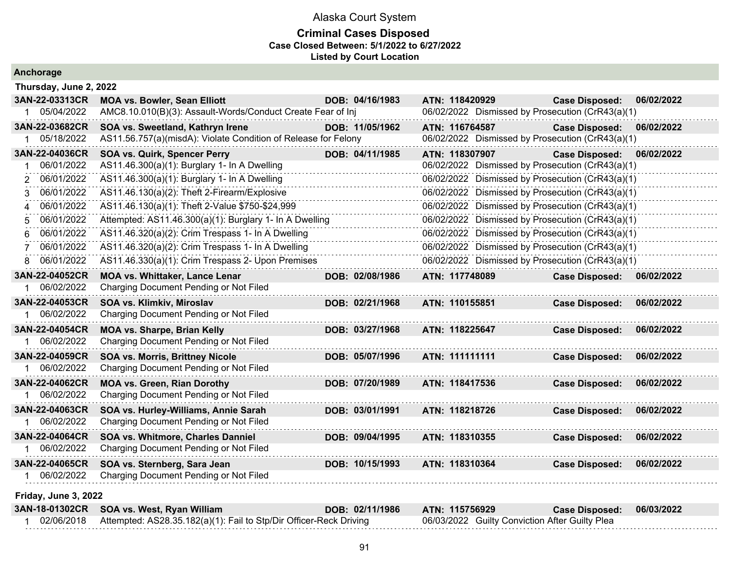# Alaska Court System

## Criminal Cases Disposed

**Case Closed Between: 5/1/2022 to 6/27/2022**

**Listed by Court Location**

### Anchorage

#### Thursday, June 2, 2022

**3AN-22-03313CR** | **MOA vs. Bowler, Sean Elliott** | **DOB: 04/16/1983** | **ATN: 118420929** | **Case Disposed: 06/02/2022**

| # | Date | Charge | Disposition |
|---|---|---|---|
| 1 | 05/04/2022 | AMC8.10.010(B)(3): Assault-Words/Conduct Create Fear of Inj | 06/02/2022 Dismissed by Prosecution (CrR43(a)(1) |

**3AN-22-03682CR** | **SOA vs. Sweetland, Kathryn Irene** | **DOB: 11/05/1962** | **ATN: 116764587** | **Case Disposed: 06/02/2022**

| # | Date | Charge | Disposition |
|---|---|---|---|
| 1 | 05/18/2022 | AS11.56.757(a)(misdA): Violate Condition of Release for Felony | 06/02/2022 Dismissed by Prosecution (CrR43(a)(1) |

**3AN-22-04036CR** | **SOA vs. Quirk, Spencer Perry** | **DOB: 04/11/1985** | **ATN: 118307907** | **Case Disposed: 06/02/2022**

| # | Date | Charge | Disposition |
|---|---|---|---|
| 1 | 06/01/2022 | AS11.46.300(a)(1): Burglary 1- In A Dwelling | 06/02/2022 Dismissed by Prosecution (CrR43(a)(1) |
| 2 | 06/01/2022 | AS11.46.300(a)(1): Burglary 1- In A Dwelling | 06/02/2022 Dismissed by Prosecution (CrR43(a)(1) |
| 3 | 06/01/2022 | AS11.46.130(a)(2): Theft 2-Firearm/Explosive | 06/02/2022 Dismissed by Prosecution (CrR43(a)(1) |
| 4 | 06/01/2022 | AS11.46.130(a)(1): Theft 2-Value $750-$24,999 | 06/02/2022 Dismissed by Prosecution (CrR43(a)(1) |
| 5 | 06/01/2022 | Attempted: AS11.46.300(a)(1): Burglary 1- In A Dwelling | 06/02/2022 Dismissed by Prosecution (CrR43(a)(1) |
| 6 | 06/01/2022 | AS11.46.320(a)(2): Crim Trespass 1- In A Dwelling | 06/02/2022 Dismissed by Prosecution (CrR43(a)(1) |
| 7 | 06/01/2022 | AS11.46.320(a)(2): Crim Trespass 1- In A Dwelling | 06/02/2022 Dismissed by Prosecution (CrR43(a)(1) |
| 8 | 06/01/2022 | AS11.46.330(a)(1): Crim Trespass 2- Upon Premises | 06/02/2022 Dismissed by Prosecution (CrR43(a)(1) |

**3AN-22-04052CR** | **MOA vs. Whittaker, Lance Lenar** | **DOB: 02/08/1986** | **ATN: 117748089** | **Case Disposed: 06/02/2022**

| # | Date | Charge | Disposition |
|---|---|---|---|
| 1 | 06/02/2022 | Charging Document Pending or Not Filed | |

**3AN-22-04053CR** | **SOA vs. Klimkiv, Miroslav** | **DOB: 02/21/1968** | **ATN: 110155851** | **Case Disposed: 06/02/2022**

| # | Date | Charge | Disposition |
|---|---|---|---|
| 1 | 06/02/2022 | Charging Document Pending or Not Filed | |

**3AN-22-04054CR** | **MOA vs. Sharpe, Brian Kelly** | **DOB: 03/27/1968** | **ATN: 118225647** | **Case Disposed: 06/02/2022**

| # | Date | Charge | Disposition |
|---|---|---|---|
| 1 | 06/02/2022 | Charging Document Pending or Not Filed | |

**3AN-22-04059CR** | **SOA vs. Morris, Brittney Nicole** | **DOB: 05/07/1996** | **ATN: 111111111** | **Case Disposed: 06/02/2022**

| # | Date | Charge | Disposition |
|---|---|---|---|
| 1 | 06/02/2022 | Charging Document Pending or Not Filed | |

**3AN-22-04062CR** | **MOA vs. Green, Rian Dorothy** | **DOB: 07/20/1989** | **ATN: 118417536** | **Case Disposed: 06/02/2022**

| # | Date | Charge | Disposition |
|---|---|---|---|
| 1 | 06/02/2022 | Charging Document Pending or Not Filed | |

**3AN-22-04063CR** | **SOA vs. Hurley-Williams, Annie Sarah** | **DOB: 03/01/1991** | **ATN: 118218726** | **Case Disposed: 06/02/2022**

| # | Date | Charge | Disposition |
|---|---|---|---|
| 1 | 06/02/2022 | Charging Document Pending or Not Filed | |

**3AN-22-04064CR** | **SOA vs. Whitmore, Charles Danniel** | **DOB: 09/04/1995** | **ATN: 118310355** | **Case Disposed: 06/02/2022**

| # | Date | Charge | Disposition |
|---|---|---|---|
| 1 | 06/02/2022 | Charging Document Pending or Not Filed | |

**3AN-22-04065CR** | **SOA vs. Sternberg, Sara Jean** | **DOB: 10/15/1993** | **ATN: 118310364** | **Case Disposed: 06/02/2022**

| # | Date | Charge | Disposition |
|---|---|---|---|
| 1 | 06/02/2022 | Charging Document Pending or Not Filed | |

#### Friday, June 3, 2022

**3AN-18-01302CR** | **SOA vs. West, Ryan William** | **DOB: 02/11/1986** | **ATN: 115756929** | **Case Disposed: 06/03/2022**

| # | Date | Charge | Disposition |
|---|---|---|---|
| 1 | 02/06/2018 | Attempted: AS28.35.182(a)(1): Fail to Stp/Dir Officer-Reck Driving | 06/03/2022 Guilty Conviction After Guilty Plea |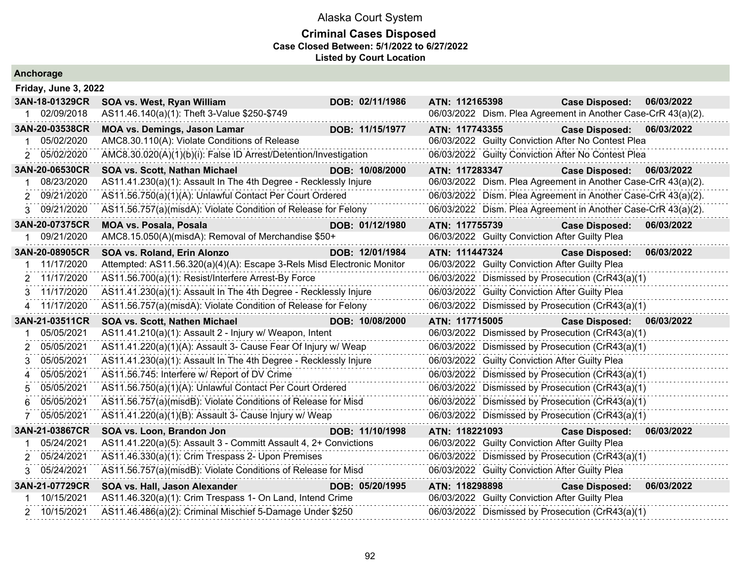# Alaska Court System

## Criminal Cases Disposed

**Case Closed Between: 5/1/2022 to 6/27/2022**

**Listed by Court Location**

### Anchorage

**Friday, June 3, 2022**

| Case | Parties / Charge | DOB | ATN / Disposition | Case Disposed |
|---|---|---|---|---|
| **3AN-18-01329CR** | **SOA vs. West, Ryan William** | **DOB: 02/11/1986** | **ATN: 112165398** | **06/03/2022** |
| 1 02/09/2018 | AS11.46.140(a)(1): Theft 3-Value $250-$749 | | 06/03/2022 Dism. Plea Agreement in Another Case-CrR 43(a)(2). | |
| **3AN-20-03538CR** | **MOA vs. Demings, Jason Lamar** | **DOB: 11/15/1977** | **ATN: 117743355** | **06/03/2022** |
| 1 05/02/2020 | AMC8.30.110(A): Violate Conditions of Release | | 06/03/2022 Guilty Conviction After No Contest Plea | |
| 2 05/02/2020 | AMC8.30.020(A)(1)(b)(i): False ID Arrest/Detention/Investigation | | 06/03/2022 Guilty Conviction After No Contest Plea | |
| **3AN-20-06530CR** | **SOA vs. Scott, Nathan Michael** | **DOB: 10/08/2000** | **ATN: 117283347** | **06/03/2022** |
| 1 08/23/2020 | AS11.41.230(a)(1): Assault In The 4th Degree - Recklessly Injure | | 06/03/2022 Dism. Plea Agreement in Another Case-CrR 43(a)(2). | |
| 2 09/21/2020 | AS11.56.750(a)(1)(A): Unlawful Contact Per Court Ordered | | 06/03/2022 Dism. Plea Agreement in Another Case-CrR 43(a)(2). | |
| 3 09/21/2020 | AS11.56.757(a)(misdA): Violate Condition of Release for Felony | | 06/03/2022 Dism. Plea Agreement in Another Case-CrR 43(a)(2). | |
| **3AN-20-07375CR** | **MOA vs. Posala, Posala** | **DOB: 01/12/1980** | **ATN: 117755739** | **06/03/2022** |
| 1 09/21/2020 | AMC8.15.050(A)(misdA): Removal of Merchandise $50+ | | 06/03/2022 Guilty Conviction After Guilty Plea | |
| **3AN-20-08905CR** | **SOA vs. Roland, Erin Alonzo** | **DOB: 12/01/1984** | **ATN: 111447324** | **06/03/2022** |
| 1 11/17/2020 | Attempted: AS11.56.320(a)(4)(A): Escape 3-Rels Misd Electronic Monitor | | 06/03/2022 Guilty Conviction After Guilty Plea | |
| 2 11/17/2020 | AS11.56.700(a)(1): Resist/Interfere Arrest-By Force | | 06/03/2022 Dismissed by Prosecution (CrR43(a)(1) | |
| 3 11/17/2020 | AS11.41.230(a)(1): Assault In The 4th Degree - Recklessly Injure | | 06/03/2022 Guilty Conviction After Guilty Plea | |
| 4 11/17/2020 | AS11.56.757(a)(misdA): Violate Condition of Release for Felony | | 06/03/2022 Dismissed by Prosecution (CrR43(a)(1) | |
| **3AN-21-03511CR** | **SOA vs. Scott, Nathen Michael** | **DOB: 10/08/2000** | **ATN: 117715005** | **06/03/2022** |
| 1 05/05/2021 | AS11.41.210(a)(1): Assault 2 - Injury w/ Weapon, Intent | | 06/03/2022 Dismissed by Prosecution (CrR43(a)(1) | |
| 2 05/05/2021 | AS11.41.220(a)(1)(A): Assault 3- Cause Fear Of Injury w/ Weap | | 06/03/2022 Dismissed by Prosecution (CrR43(a)(1) | |
| 3 05/05/2021 | AS11.41.230(a)(1): Assault In The 4th Degree - Recklessly Injure | | 06/03/2022 Guilty Conviction After Guilty Plea | |
| 4 05/05/2021 | AS11.56.745: Interfere w/ Report of DV Crime | | 06/03/2022 Dismissed by Prosecution (CrR43(a)(1) | |
| 5 05/05/2021 | AS11.56.750(a)(1)(A): Unlawful Contact Per Court Ordered | | 06/03/2022 Dismissed by Prosecution (CrR43(a)(1) | |
| 6 05/05/2021 | AS11.56.757(a)(misdB): Violate Conditions of Release for Misd | | 06/03/2022 Dismissed by Prosecution (CrR43(a)(1) | |
| 7 05/05/2021 | AS11.41.220(a)(1)(B): Assault 3- Cause Injury w/ Weap | | 06/03/2022 Dismissed by Prosecution (CrR43(a)(1) | |
| **3AN-21-03867CR** | **SOA vs. Loon, Brandon Jon** | **DOB: 11/10/1998** | **ATN: 118221093** | **06/03/2022** |
| 1 05/24/2021 | AS11.41.220(a)(5): Assault 3 - Committ Assault 4, 2+ Convictions | | 06/03/2022 Guilty Conviction After Guilty Plea | |
| 2 05/24/2021 | AS11.46.330(a)(1): Crim Trespass 2- Upon Premises | | 06/03/2022 Dismissed by Prosecution (CrR43(a)(1) | |
| 3 05/24/2021 | AS11.56.757(a)(misdB): Violate Conditions of Release for Misd | | 06/03/2022 Guilty Conviction After Guilty Plea | |
| **3AN-21-07729CR** | **SOA vs. Hall, Jason Alexander** | **DOB: 05/20/1995** | **ATN: 118298898** | **06/03/2022** |
| 1 10/15/2021 | AS11.46.320(a)(1): Crim Trespass 1- On Land, Intend Crime | | 06/03/2022 Guilty Conviction After Guilty Plea | |
| 2 10/15/2021 | AS11.46.486(a)(2): Criminal Mischief 5-Damage Under $250 | | 06/03/2022 Dismissed by Prosecution (CrR43(a)(1) | |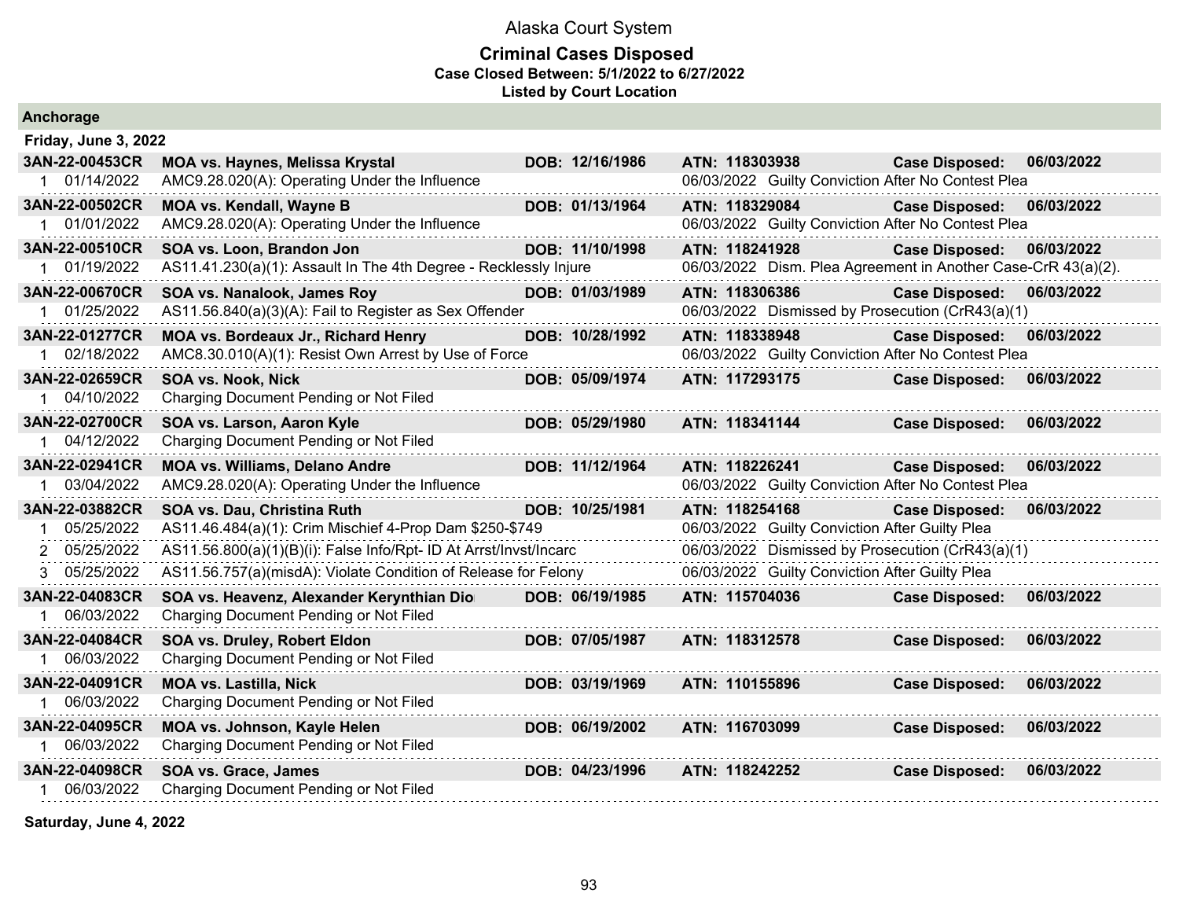Alaska Court System

**Criminal Cases Disposed**
**Case Closed Between: 5/1/2022 to 6/27/2022**
**Listed by Court Location**

## Anchorage

### Friday, June 3, 2022

| Case | Parties / Charge | DOB | ATN / Disposition | Case Disposed |
|---|---|---|---|---|
| **3AN-22-00453CR** | **MOA vs. Haynes, Melissa Krystal** | **DOB: 12/16/1986** | **ATN: 118303938** | **Case Disposed: 06/03/2022** |
| 1 01/14/2022 | AMC9.28.020(A): Operating Under the Influence | | 06/03/2022 Guilty Conviction After No Contest Plea | |
| **3AN-22-00502CR** | **MOA vs. Kendall, Wayne B** | **DOB: 01/13/1964** | **ATN: 118329084** | **Case Disposed: 06/03/2022** |
| 1 01/01/2022 | AMC9.28.020(A): Operating Under the Influence | | 06/03/2022 Guilty Conviction After No Contest Plea | |
| **3AN-22-00510CR** | **SOA vs. Loon, Brandon Jon** | **DOB: 11/10/1998** | **ATN: 118241928** | **Case Disposed: 06/03/2022** |
| 1 01/19/2022 | AS11.41.230(a)(1): Assault In The 4th Degree - Recklessly Injure | | 06/03/2022 Dism. Plea Agreement in Another Case-CrR 43(a)(2). | |
| **3AN-22-00670CR** | **SOA vs. Nanalook, James Roy** | **DOB: 01/03/1989** | **ATN: 118306386** | **Case Disposed: 06/03/2022** |
| 1 01/25/2022 | AS11.56.840(a)(3)(A): Fail to Register as Sex Offender | | 06/03/2022 Dismissed by Prosecution (CrR43(a)(1) | |
| **3AN-22-01277CR** | **MOA vs. Bordeaux Jr., Richard Henry** | **DOB: 10/28/1992** | **ATN: 118338948** | **Case Disposed: 06/03/2022** |
| 1 02/18/2022 | AMC8.30.010(A)(1): Resist Own Arrest by Use of Force | | 06/03/2022 Guilty Conviction After No Contest Plea | |
| **3AN-22-02659CR** | **SOA vs. Nook, Nick** | **DOB: 05/09/1974** | **ATN: 117293175** | **Case Disposed: 06/03/2022** |
| 1 04/10/2022 | Charging Document Pending or Not Filed | | | |
| **3AN-22-02700CR** | **SOA vs. Larson, Aaron Kyle** | **DOB: 05/29/1980** | **ATN: 118341144** | **Case Disposed: 06/03/2022** |
| 1 04/12/2022 | Charging Document Pending or Not Filed | | | |
| **3AN-22-02941CR** | **MOA vs. Williams, Delano Andre** | **DOB: 11/12/1964** | **ATN: 118226241** | **Case Disposed: 06/03/2022** |
| 1 03/04/2022 | AMC9.28.020(A): Operating Under the Influence | | 06/03/2022 Guilty Conviction After No Contest Plea | |
| **3AN-22-03882CR** | **SOA vs. Dau, Christina Ruth** | **DOB: 10/25/1981** | **ATN: 118254168** | **Case Disposed: 06/03/2022** |
| 1 05/25/2022 | AS11.46.484(a)(1): Crim Mischief 4-Prop Dam $250-$749 | | 06/03/2022 Guilty Conviction After Guilty Plea | |
| 2 05/25/2022 | AS11.56.800(a)(1)(B)(i): False Info/Rpt- ID At Arrst/Invst/Incarc | | 06/03/2022 Dismissed by Prosecution (CrR43(a)(1) | |
| 3 05/25/2022 | AS11.56.757(a)(misdA): Violate Condition of Release for Felony | | 06/03/2022 Guilty Conviction After Guilty Plea | |
| **3AN-22-04083CR** | **SOA vs. Heavenz, Alexander Kerynthian Dio** | **DOB: 06/19/1985** | **ATN: 115704036** | **Case Disposed: 06/03/2022** |
| 1 06/03/2022 | Charging Document Pending or Not Filed | | | |
| **3AN-22-04084CR** | **SOA vs. Druley, Robert Eldon** | **DOB: 07/05/1987** | **ATN: 118312578** | **Case Disposed: 06/03/2022** |
| 1 06/03/2022 | Charging Document Pending or Not Filed | | | |
| **3AN-22-04091CR** | **MOA vs. Lastilla, Nick** | **DOB: 03/19/1969** | **ATN: 110155896** | **Case Disposed: 06/03/2022** |
| 1 06/03/2022 | Charging Document Pending or Not Filed | | | |
| **3AN-22-04095CR** | **MOA vs. Johnson, Kayle Helen** | **DOB: 06/19/2002** | **ATN: 116703099** | **Case Disposed: 06/03/2022** |
| 1 06/03/2022 | Charging Document Pending or Not Filed | | | |
| **3AN-22-04098CR** | **SOA vs. Grace, James** | **DOB: 04/23/1996** | **ATN: 118242252** | **Case Disposed: 06/03/2022** |
| 1 06/03/2022 | Charging Document Pending or Not Filed | | | |

### Saturday, June 4, 2022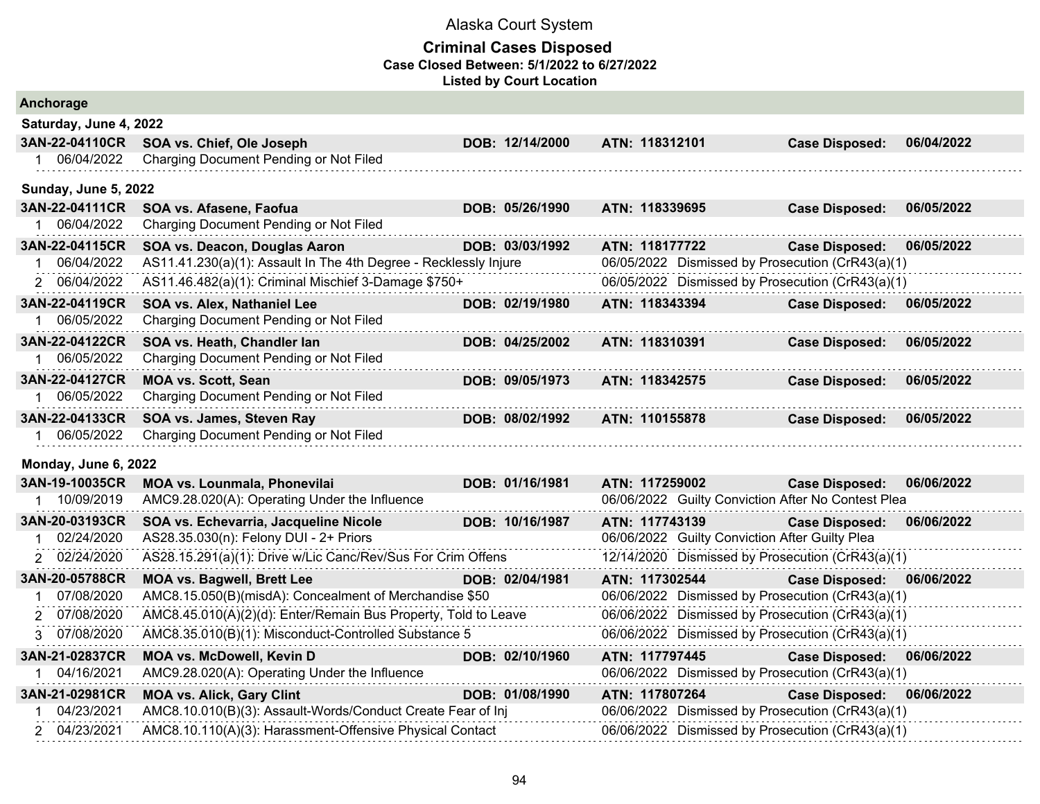Alaska Court System

**Criminal Cases Disposed**
**Case Closed Between: 5/1/2022 to 6/27/2022**
**Listed by Court Location**

## Anchorage

### Saturday, June 4, 2022

**3AN-22-04110CR SOA vs. Chief, Ole Joseph DOB: 12/14/2000 ATN: 118312101 Case Disposed: 06/04/2022**

1 06/04/2022 Charging Document Pending or Not Filed

### Sunday, June 5, 2022

**3AN-22-04111CR SOA vs. Afasene, Faofua DOB: 05/26/1990 ATN: 118339695 Case Disposed: 06/05/2022**

1 06/04/2022 Charging Document Pending or Not Filed

**3AN-22-04115CR SOA vs. Deacon, Douglas Aaron DOB: 03/03/1992 ATN: 118177722 Case Disposed: 06/05/2022**

1 06/04/2022 AS11.41.230(a)(1): Assault In The 4th Degree - Recklessly Injure 06/05/2022 Dismissed by Prosecution (CrR43(a)(1)

2 06/04/2022 AS11.46.482(a)(1): Criminal Mischief 3-Damage $750+ 06/05/2022 Dismissed by Prosecution (CrR43(a)(1)

**3AN-22-04119CR SOA vs. Alex, Nathaniel Lee DOB: 02/19/1980 ATN: 118343394 Case Disposed: 06/05/2022**

1 06/05/2022 Charging Document Pending or Not Filed

**3AN-22-04122CR SOA vs. Heath, Chandler Ian DOB: 04/25/2002 ATN: 118310391 Case Disposed: 06/05/2022**

1 06/05/2022 Charging Document Pending or Not Filed

**3AN-22-04127CR MOA vs. Scott, Sean DOB: 09/05/1973 ATN: 118342575 Case Disposed: 06/05/2022**

1 06/05/2022 Charging Document Pending or Not Filed

**3AN-22-04133CR SOA vs. James, Steven Ray DOB: 08/02/1992 ATN: 110155878 Case Disposed: 06/05/2022**

1 06/05/2022 Charging Document Pending or Not Filed

### Monday, June 6, 2022

**3AN-19-10035CR MOA vs. Lounmala, Phonevilai DOB: 01/16/1981 ATN: 117259002 Case Disposed: 06/06/2022**

1 10/09/2019 AMC9.28.020(A): Operating Under the Influence 06/06/2022 Guilty Conviction After No Contest Plea

**3AN-20-03193CR SOA vs. Echevarria, Jacqueline Nicole DOB: 10/16/1987 ATN: 117743139 Case Disposed: 06/06/2022**

1 02/24/2020 AS28.35.030(n): Felony DUI - 2+ Priors 06/06/2022 Guilty Conviction After Guilty Plea

2 02/24/2020 AS28.15.291(a)(1): Drive w/Lic Canc/Rev/Sus For Crim Offens 12/14/2020 Dismissed by Prosecution (CrR43(a)(1)

**3AN-20-05788CR MOA vs. Bagwell, Brett Lee DOB: 02/04/1981 ATN: 117302544 Case Disposed: 06/06/2022**

1 07/08/2020 AMC8.15.050(B)(misdA): Concealment of Merchandise $50 06/06/2022 Dismissed by Prosecution (CrR43(a)(1)

2 07/08/2020 AMC8.45.010(A)(2)(d): Enter/Remain Bus Property, Told to Leave 06/06/2022 Dismissed by Prosecution (CrR43(a)(1)

3 07/08/2020 AMC8.35.010(B)(1): Misconduct-Controlled Substance 5 06/06/2022 Dismissed by Prosecution (CrR43(a)(1)

**3AN-21-02837CR MOA vs. McDowell, Kevin D DOB: 02/10/1960 ATN: 117797445 Case Disposed: 06/06/2022**

1 04/16/2021 AMC9.28.020(A): Operating Under the Influence 06/06/2022 Dismissed by Prosecution (CrR43(a)(1)

**3AN-21-02981CR MOA vs. Alick, Gary Clint DOB: 01/08/1990 ATN: 117807264 Case Disposed: 06/06/2022**

1 04/23/2021 AMC8.10.010(B)(3): Assault-Words/Conduct Create Fear of Inj 06/06/2022 Dismissed by Prosecution (CrR43(a)(1)

2 04/23/2021 AMC8.10.110(A)(3): Harassment-Offensive Physical Contact 06/06/2022 Dismissed by Prosecution (CrR43(a)(1)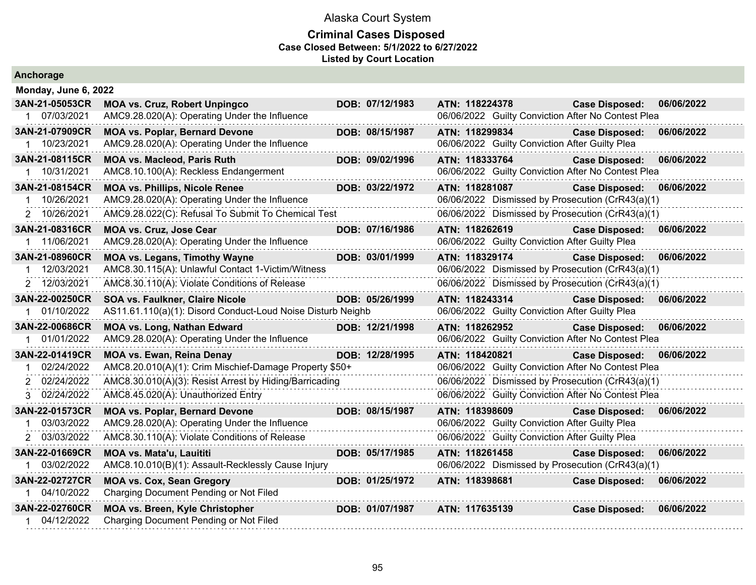# Alaska Court System

## Criminal Cases Disposed

**Case Closed Between: 5/1/2022 to 6/27/2022**

**Listed by Court Location**

### Anchorage

**Monday, June 6, 2022**

| Case | Party / Charge | DOB | ATN / Disposition | Case Disposed |
|---|---|---|---|---|
| **3AN-21-05053CR** | **MOA vs. Cruz, Robert Unpingco** | **DOB: 07/12/1983** | **ATN: 118224378** | **Case Disposed: 06/06/2022** |
| 1 07/03/2021 | AMC9.28.020(A): Operating Under the Influence | | 06/06/2022 Guilty Conviction After No Contest Plea | |
| **3AN-21-07909CR** | **MOA vs. Poplar, Bernard Devone** | **DOB: 08/15/1987** | **ATN: 118299834** | **Case Disposed: 06/06/2022** |
| 1 10/23/2021 | AMC9.28.020(A): Operating Under the Influence | | 06/06/2022 Guilty Conviction After Guilty Plea | |
| **3AN-21-08115CR** | **MOA vs. Macleod, Paris Ruth** | **DOB: 09/02/1996** | **ATN: 118333764** | **Case Disposed: 06/06/2022** |
| 1 10/31/2021 | AMC8.10.100(A): Reckless Endangerment | | 06/06/2022 Guilty Conviction After No Contest Plea | |
| **3AN-21-08154CR** | **MOA vs. Phillips, Nicole Renee** | **DOB: 03/22/1972** | **ATN: 118281087** | **Case Disposed: 06/06/2022** |
| 1 10/26/2021 | AMC9.28.020(A): Operating Under the Influence | | 06/06/2022 Dismissed by Prosecution (CrR43(a)(1) | |
| 2 10/26/2021 | AMC9.28.022(C): Refusal To Submit To Chemical Test | | 06/06/2022 Dismissed by Prosecution (CrR43(a)(1) | |
| **3AN-21-08316CR** | **MOA vs. Cruz, Jose Cear** | **DOB: 07/16/1986** | **ATN: 118262619** | **Case Disposed: 06/06/2022** |
| 1 11/06/2021 | AMC9.28.020(A): Operating Under the Influence | | 06/06/2022 Guilty Conviction After Guilty Plea | |
| **3AN-21-08960CR** | **MOA vs. Legans, Timothy Wayne** | **DOB: 03/01/1999** | **ATN: 118329174** | **Case Disposed: 06/06/2022** |
| 1 12/03/2021 | AMC8.30.115(A): Unlawful Contact 1-Victim/Witness | | 06/06/2022 Dismissed by Prosecution (CrR43(a)(1) | |
| 2 12/03/2021 | AMC8.30.110(A): Violate Conditions of Release | | 06/06/2022 Dismissed by Prosecution (CrR43(a)(1) | |
| **3AN-22-00250CR** | **SOA vs. Faulkner, Claire Nicole** | **DOB: 05/26/1999** | **ATN: 118243314** | **Case Disposed: 06/06/2022** |
| 1 01/10/2022 | AS11.61.110(a)(1): Disord Conduct-Loud Noise Disturb Neighb | | 06/06/2022 Guilty Conviction After Guilty Plea | |
| **3AN-22-00686CR** | **MOA vs. Long, Nathan Edward** | **DOB: 12/21/1998** | **ATN: 118262952** | **Case Disposed: 06/06/2022** |
| 1 01/01/2022 | AMC9.28.020(A): Operating Under the Influence | | 06/06/2022 Guilty Conviction After No Contest Plea | |
| **3AN-22-01419CR** | **MOA vs. Ewan, Reina Denay** | **DOB: 12/28/1995** | **ATN: 118420821** | **Case Disposed: 06/06/2022** |
| 1 02/24/2022 | AMC8.20.010(A)(1): Crim Mischief-Damage Property $50+ | | 06/06/2022 Guilty Conviction After No Contest Plea | |
| 2 02/24/2022 | AMC8.30.010(A)(3): Resist Arrest by Hiding/Barricading | | 06/06/2022 Dismissed by Prosecution (CrR43(a)(1) | |
| 3 02/24/2022 | AMC8.45.020(A): Unauthorized Entry | | 06/06/2022 Guilty Conviction After No Contest Plea | |
| **3AN-22-01573CR** | **MOA vs. Poplar, Bernard Devone** | **DOB: 08/15/1987** | **ATN: 118398609** | **Case Disposed: 06/06/2022** |
| 1 03/03/2022 | AMC9.28.020(A): Operating Under the Influence | | 06/06/2022 Guilty Conviction After Guilty Plea | |
| 2 03/03/2022 | AMC8.30.110(A): Violate Conditions of Release | | 06/06/2022 Guilty Conviction After Guilty Plea | |
| **3AN-22-01669CR** | **MOA vs. Mata'u, Lauititi** | **DOB: 05/17/1985** | **ATN: 118261458** | **Case Disposed: 06/06/2022** |
| 1 03/02/2022 | AMC8.10.010(B)(1): Assault-Recklessly Cause Injury | | 06/06/2022 Dismissed by Prosecution (CrR43(a)(1) | |
| **3AN-22-02727CR** | **MOA vs. Cox, Sean Gregory** | **DOB: 01/25/1972** | **ATN: 118398681** | **Case Disposed: 06/06/2022** |
| 1 04/10/2022 | Charging Document Pending or Not Filed | | | |
| **3AN-22-02760CR** | **MOA vs. Breen, Kyle Christopher** | **DOB: 01/07/1987** | **ATN: 117635139** | **Case Disposed: 06/06/2022** |
| 1 04/12/2022 | Charging Document Pending or Not Filed | | | |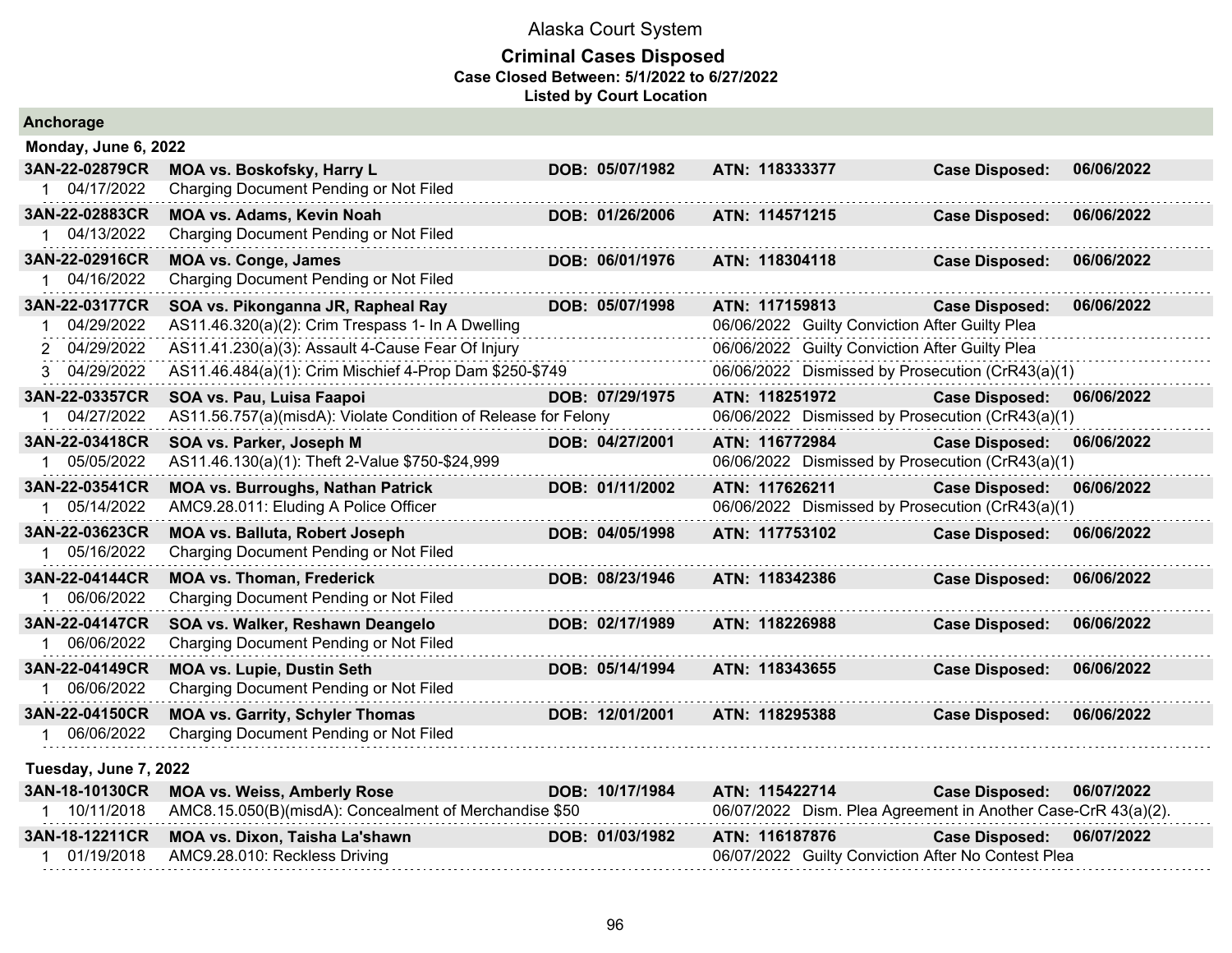# Alaska Court System

## Criminal Cases Disposed

**Case Closed Between: 5/1/2022 to 6/27/2022**

**Listed by Court Location**

### Anchorage

#### Monday, June 6, 2022

| Case | Parties / Charge | DOB | ATN / Disposition | | |
|---|---|---|---|---|---|
| **3AN-22-02879CR** | **MOA vs. Boskofsky, Harry L** | **DOB: 05/07/1982** | **ATN: 118333377** | **Case Disposed:** | **06/06/2022** |
| 1 04/17/2022 | Charging Document Pending or Not Filed | | | | |
| **3AN-22-02883CR** | **MOA vs. Adams, Kevin Noah** | **DOB: 01/26/2006** | **ATN: 114571215** | **Case Disposed:** | **06/06/2022** |
| 1 04/13/2022 | Charging Document Pending or Not Filed | | | | |
| **3AN-22-02916CR** | **MOA vs. Conge, James** | **DOB: 06/01/1976** | **ATN: 118304118** | **Case Disposed:** | **06/06/2022** |
| 1 04/16/2022 | Charging Document Pending or Not Filed | | | | |
| **3AN-22-03177CR** | **SOA vs. Pikonganna JR, Rapheal Ray** | **DOB: 05/07/1998** | **ATN: 117159813** | **Case Disposed:** | **06/06/2022** |
| 1 04/29/2022 | AS11.46.320(a)(2): Crim Trespass 1- In A Dwelling | | 06/06/2022 Guilty Conviction After Guilty Plea | | |
| 2 04/29/2022 | AS11.41.230(a)(3): Assault 4-Cause Fear Of Injury | | 06/06/2022 Guilty Conviction After Guilty Plea | | |
| 3 04/29/2022 | AS11.46.484(a)(1): Crim Mischief 4-Prop Dam $250-$749 | | 06/06/2022 Dismissed by Prosecution (CrR43(a)(1) | | |
| **3AN-22-03357CR** | **SOA vs. Pau, Luisa Faapoi** | **DOB: 07/29/1975** | **ATN: 118251972** | **Case Disposed:** | **06/06/2022** |
| 1 04/27/2022 | AS11.56.757(a)(misdA): Violate Condition of Release for Felony | | 06/06/2022 Dismissed by Prosecution (CrR43(a)(1) | | |
| **3AN-22-03418CR** | **SOA vs. Parker, Joseph M** | **DOB: 04/27/2001** | **ATN: 116772984** | **Case Disposed:** | **06/06/2022** |
| 1 05/05/2022 | AS11.46.130(a)(1): Theft 2-Value $750-$24,999 | | 06/06/2022 Dismissed by Prosecution (CrR43(a)(1) | | |
| **3AN-22-03541CR** | **MOA vs. Burroughs, Nathan Patrick** | **DOB: 01/11/2002** | **ATN: 117626211** | **Case Disposed:** | **06/06/2022** |
| 1 05/14/2022 | AMC9.28.011: Eluding A Police Officer | | 06/06/2022 Dismissed by Prosecution (CrR43(a)(1) | | |
| **3AN-22-03623CR** | **MOA vs. Balluta, Robert Joseph** | **DOB: 04/05/1998** | **ATN: 117753102** | **Case Disposed:** | **06/06/2022** |
| 1 05/16/2022 | Charging Document Pending or Not Filed | | | | |
| **3AN-22-04144CR** | **MOA vs. Thoman, Frederick** | **DOB: 08/23/1946** | **ATN: 118342386** | **Case Disposed:** | **06/06/2022** |
| 1 06/06/2022 | Charging Document Pending or Not Filed | | | | |
| **3AN-22-04147CR** | **SOA vs. Walker, Reshawn Deangelo** | **DOB: 02/17/1989** | **ATN: 118226988** | **Case Disposed:** | **06/06/2022** |
| 1 06/06/2022 | Charging Document Pending or Not Filed | | | | |
| **3AN-22-04149CR** | **MOA vs. Lupie, Dustin Seth** | **DOB: 05/14/1994** | **ATN: 118343655** | **Case Disposed:** | **06/06/2022** |
| 1 06/06/2022 | Charging Document Pending or Not Filed | | | | |
| **3AN-22-04150CR** | **MOA vs. Garrity, Schyler Thomas** | **DOB: 12/01/2001** | **ATN: 118295388** | **Case Disposed:** | **06/06/2022** |
| 1 06/06/2022 | Charging Document Pending or Not Filed | | | | |

#### Tuesday, June 7, 2022

| Case | Parties / Charge | DOB | ATN / Disposition | | |
|---|---|---|---|---|---|
| **3AN-18-10130CR** | **MOA vs. Weiss, Amberly Rose** | **DOB: 10/17/1984** | **ATN: 115422714** | **Case Disposed:** | **06/07/2022** |
| 1 10/11/2018 | AMC8.15.050(B)(misdA): Concealment of Merchandise $50 | | 06/07/2022 Dism. Plea Agreement in Another Case-CrR 43(a)(2). | | |
| **3AN-18-12211CR** | **MOA vs. Dixon, Taisha La'shawn** | **DOB: 01/03/1982** | **ATN: 116187876** | **Case Disposed:** | **06/07/2022** |
| 1 01/19/2018 | AMC9.28.010: Reckless Driving | | 06/07/2022 Guilty Conviction After No Contest Plea | | |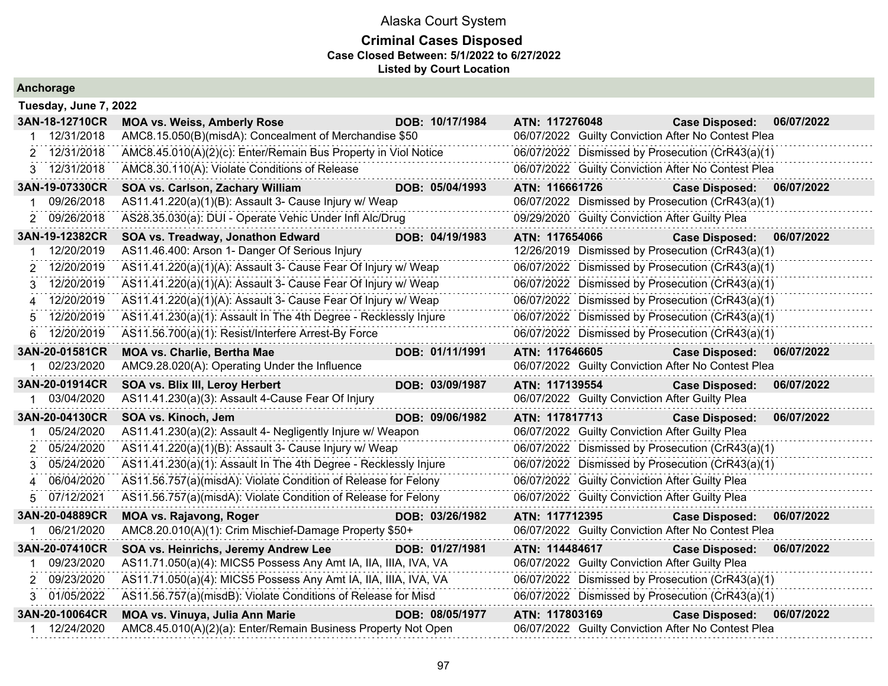Alaska Court System

**Criminal Cases Disposed**

**Case Closed Between: 5/1/2022 to 6/27/2022**

**Listed by Court Location**

## Anchorage

### Tuesday, June 7, 2022

| | | | | |
|---|---|---|---|---|
| **3AN-18-12710CR** | **MOA vs. Weiss, Amberly Rose** | **DOB: 10/17/1984** | **ATN: 117276048** | **Case Disposed: 06/07/2022** |
| 1 12/31/2018 | AMC8.15.050(B)(misdA): Concealment of Merchandise $50 | | 06/07/2022 | Guilty Conviction After No Contest Plea |
| 2 12/31/2018 | AMC8.45.010(A)(2)(c): Enter/Remain Bus Property in Viol Notice | | 06/07/2022 | Dismissed by Prosecution (CrR43(a)(1) |
| 3 12/31/2018 | AMC8.30.110(A): Violate Conditions of Release | | 06/07/2022 | Guilty Conviction After No Contest Plea |
| **3AN-19-07330CR** | **SOA vs. Carlson, Zachary William** | **DOB: 05/04/1993** | **ATN: 116661726** | **Case Disposed: 06/07/2022** |
| 1 09/26/2018 | AS11.41.220(a)(1)(B): Assault 3- Cause Injury w/ Weap | | 06/07/2022 | Dismissed by Prosecution (CrR43(a)(1) |
| 2 09/26/2018 | AS28.35.030(a): DUI - Operate Vehic Under Infl Alc/Drug | | 09/29/2020 | Guilty Conviction After Guilty Plea |
| **3AN-19-12382CR** | **SOA vs. Treadway, Jonathon Edward** | **DOB: 04/19/1983** | **ATN: 117654066** | **Case Disposed: 06/07/2022** |
| 1 12/20/2019 | AS11.46.400: Arson 1- Danger Of Serious Injury | | 12/26/2019 | Dismissed by Prosecution (CrR43(a)(1) |
| 2 12/20/2019 | AS11.41.220(a)(1)(A): Assault 3- Cause Fear Of Injury w/ Weap | | 06/07/2022 | Dismissed by Prosecution (CrR43(a)(1) |
| 3 12/20/2019 | AS11.41.220(a)(1)(A): Assault 3- Cause Fear Of Injury w/ Weap | | 06/07/2022 | Dismissed by Prosecution (CrR43(a)(1) |
| 4 12/20/2019 | AS11.41.220(a)(1)(A): Assault 3- Cause Fear Of Injury w/ Weap | | 06/07/2022 | Dismissed by Prosecution (CrR43(a)(1) |
| 5 12/20/2019 | AS11.41.230(a)(1): Assault In The 4th Degree - Recklessly Injure | | 06/07/2022 | Dismissed by Prosecution (CrR43(a)(1) |
| 6 12/20/2019 | AS11.56.700(a)(1): Resist/Interfere Arrest-By Force | | 06/07/2022 | Dismissed by Prosecution (CrR43(a)(1) |
| **3AN-20-01581CR** | **MOA vs. Charlie, Bertha Mae** | **DOB: 01/11/1991** | **ATN: 117646605** | **Case Disposed: 06/07/2022** |
| 1 02/23/2020 | AMC9.28.020(A): Operating Under the Influence | | 06/07/2022 | Guilty Conviction After No Contest Plea |
| **3AN-20-01914CR** | **SOA vs. Blix III, Leroy Herbert** | **DOB: 03/09/1987** | **ATN: 117139554** | **Case Disposed: 06/07/2022** |
| 1 03/04/2020 | AS11.41.230(a)(3): Assault 4-Cause Fear Of Injury | | 06/07/2022 | Guilty Conviction After Guilty Plea |
| **3AN-20-04130CR** | **SOA vs. Kinoch, Jem** | **DOB: 09/06/1982** | **ATN: 117817713** | **Case Disposed: 06/07/2022** |
| 1 05/24/2020 | AS11.41.230(a)(2): Assault 4- Negligently Injure w/ Weapon | | 06/07/2022 | Guilty Conviction After Guilty Plea |
| 2 05/24/2020 | AS11.41.220(a)(1)(B): Assault 3- Cause Injury w/ Weap | | 06/07/2022 | Dismissed by Prosecution (CrR43(a)(1) |
| 3 05/24/2020 | AS11.41.230(a)(1): Assault In The 4th Degree - Recklessly Injure | | 06/07/2022 | Dismissed by Prosecution (CrR43(a)(1) |
| 4 06/04/2020 | AS11.56.757(a)(misdA): Violate Condition of Release for Felony | | 06/07/2022 | Guilty Conviction After Guilty Plea |
| 5 07/12/2021 | AS11.56.757(a)(misdA): Violate Condition of Release for Felony | | 06/07/2022 | Guilty Conviction After Guilty Plea |
| **3AN-20-04889CR** | **MOA vs. Rajavong, Roger** | **DOB: 03/26/1982** | **ATN: 117712395** | **Case Disposed: 06/07/2022** |
| 1 06/21/2020 | AMC8.20.010(A)(1): Crim Mischief-Damage Property $50+ | | 06/07/2022 | Guilty Conviction After No Contest Plea |
| **3AN-20-07410CR** | **SOA vs. Heinrichs, Jeremy Andrew Lee** | **DOB: 01/27/1981** | **ATN: 114484617** | **Case Disposed: 06/07/2022** |
| 1 09/23/2020 | AS11.71.050(a)(4): MICS5 Possess Any Amt IA, IIA, IIIA, IVA, VA | | 06/07/2022 | Guilty Conviction After Guilty Plea |
| 2 09/23/2020 | AS11.71.050(a)(4): MICS5 Possess Any Amt IA, IIA, IIIA, IVA, VA | | 06/07/2022 | Dismissed by Prosecution (CrR43(a)(1) |
| 3 01/05/2022 | AS11.56.757(a)(misdB): Violate Conditions of Release for Misd | | 06/07/2022 | Dismissed by Prosecution (CrR43(a)(1) |
| **3AN-20-10064CR** | **MOA vs. Vinuya, Julia Ann Marie** | **DOB: 08/05/1977** | **ATN: 117803169** | **Case Disposed: 06/07/2022** |
| 1 12/24/2020 | AMC8.45.010(A)(2)(a): Enter/Remain Business Property Not Open | | 06/07/2022 | Guilty Conviction After No Contest Plea |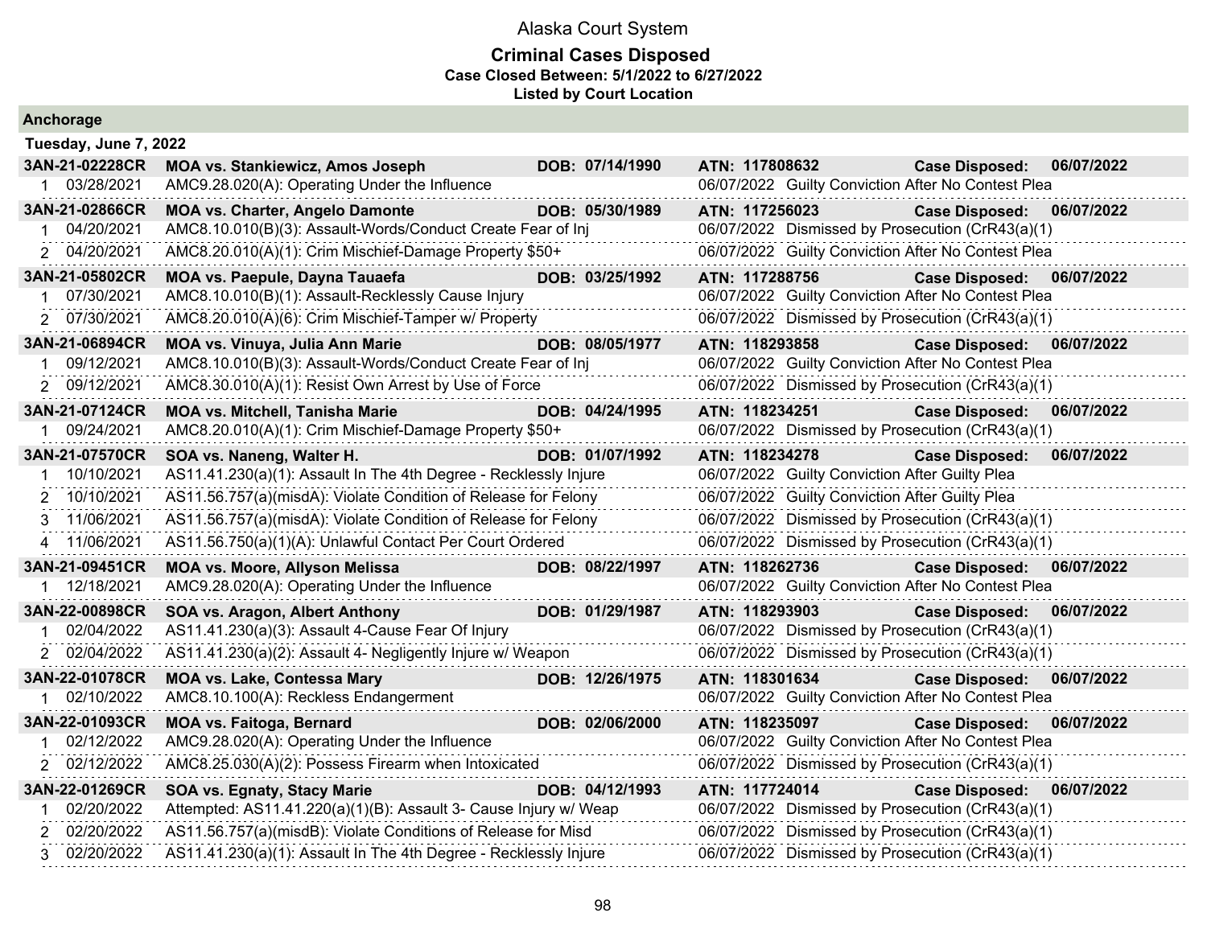# Alaska Court System

## Criminal Cases Disposed

**Case Closed Between: 5/1/2022 to 6/27/2022**

**Listed by Court Location**

### Anchorage

**Tuesday, June 7, 2022**

| Case | Parties | DOB | ATN | Case Disposed |
|---|---|---|---|---|
| **3AN-21-02228CR** | **MOA vs. Stankiewicz, Amos Joseph** | **07/14/1990** | **117808632** | **06/07/2022** |
| 1 03/28/2021 | AMC9.28.020(A): Operating Under the Influence | | 06/07/2022 Guilty Conviction After No Contest Plea | |
| **3AN-21-02866CR** | **MOA vs. Charter, Angelo Damonte** | **05/30/1989** | **117256023** | **06/07/2022** |
| 1 04/20/2021 | AMC8.10.010(B)(3): Assault-Words/Conduct Create Fear of Inj | | 06/07/2022 Dismissed by Prosecution (CrR43(a)(1) | |
| 2 04/20/2021 | AMC8.20.010(A)(1): Crim Mischief-Damage Property $50+ | | 06/07/2022 Guilty Conviction After No Contest Plea | |
| **3AN-21-05802CR** | **MOA vs. Paepule, Dayna Tauaefa** | **03/25/1992** | **117288756** | **06/07/2022** |
| 1 07/30/2021 | AMC8.10.010(B)(1): Assault-Recklessly Cause Injury | | 06/07/2022 Guilty Conviction After No Contest Plea | |
| 2 07/30/2021 | AMC8.20.010(A)(6): Crim Mischief-Tamper w/ Property | | 06/07/2022 Dismissed by Prosecution (CrR43(a)(1) | |
| **3AN-21-06894CR** | **MOA vs. Vinuya, Julia Ann Marie** | **08/05/1977** | **118293858** | **06/07/2022** |
| 1 09/12/2021 | AMC8.10.010(B)(3): Assault-Words/Conduct Create Fear of Inj | | 06/07/2022 Guilty Conviction After No Contest Plea | |
| 2 09/12/2021 | AMC8.30.010(A)(1): Resist Own Arrest by Use of Force | | 06/07/2022 Dismissed by Prosecution (CrR43(a)(1) | |
| **3AN-21-07124CR** | **MOA vs. Mitchell, Tanisha Marie** | **04/24/1995** | **118234251** | **06/07/2022** |
| 1 09/24/2021 | AMC8.20.010(A)(1): Crim Mischief-Damage Property $50+ | | 06/07/2022 Dismissed by Prosecution (CrR43(a)(1) | |
| **3AN-21-07570CR** | **SOA vs. Naneng, Walter H.** | **01/07/1992** | **118234278** | **06/07/2022** |
| 1 10/10/2021 | AS11.41.230(a)(1): Assault In The 4th Degree - Recklessly Injure | | 06/07/2022 Guilty Conviction After Guilty Plea | |
| 2 10/10/2021 | AS11.56.757(a)(misdA): Violate Condition of Release for Felony | | 06/07/2022 Guilty Conviction After Guilty Plea | |
| 3 11/06/2021 | AS11.56.757(a)(misdA): Violate Condition of Release for Felony | | 06/07/2022 Dismissed by Prosecution (CrR43(a)(1) | |
| 4 11/06/2021 | AS11.56.750(a)(1)(A): Unlawful Contact Per Court Ordered | | 06/07/2022 Dismissed by Prosecution (CrR43(a)(1) | |
| **3AN-21-09451CR** | **MOA vs. Moore, Allyson Melissa** | **08/22/1997** | **118262736** | **06/07/2022** |
| 1 12/18/2021 | AMC9.28.020(A): Operating Under the Influence | | 06/07/2022 Guilty Conviction After No Contest Plea | |
| **3AN-22-00898CR** | **SOA vs. Aragon, Albert Anthony** | **01/29/1987** | **118293903** | **06/07/2022** |
| 1 02/04/2022 | AS11.41.230(a)(3): Assault 4-Cause Fear Of Injury | | 06/07/2022 Dismissed by Prosecution (CrR43(a)(1) | |
| 2 02/04/2022 | AS11.41.230(a)(2): Assault 4- Negligently Injure w/ Weapon | | 06/07/2022 Dismissed by Prosecution (CrR43(a)(1) | |
| **3AN-22-01078CR** | **MOA vs. Lake, Contessa Mary** | **12/26/1975** | **118301634** | **06/07/2022** |
| 1 02/10/2022 | AMC8.10.100(A): Reckless Endangerment | | 06/07/2022 Guilty Conviction After No Contest Plea | |
| **3AN-22-01093CR** | **MOA vs. Faitoga, Bernard** | **02/06/2000** | **118235097** | **06/07/2022** |
| 1 02/12/2022 | AMC9.28.020(A): Operating Under the Influence | | 06/07/2022 Guilty Conviction After No Contest Plea | |
| 2 02/12/2022 | AMC8.25.030(A)(2): Possess Firearm when Intoxicated | | 06/07/2022 Dismissed by Prosecution (CrR43(a)(1) | |
| **3AN-22-01269CR** | **SOA vs. Egnaty, Stacy Marie** | **04/12/1993** | **117724014** | **06/07/2022** |
| 1 02/20/2022 | Attempted: AS11.41.220(a)(1)(B): Assault 3- Cause Injury w/ Weap | | 06/07/2022 Dismissed by Prosecution (CrR43(a)(1) | |
| 2 02/20/2022 | AS11.56.757(a)(misdB): Violate Conditions of Release for Misd | | 06/07/2022 Dismissed by Prosecution (CrR43(a)(1) | |
| 3 02/20/2022 | AS11.41.230(a)(1): Assault In The 4th Degree - Recklessly Injure | | 06/07/2022 Dismissed by Prosecution (CrR43(a)(1) | |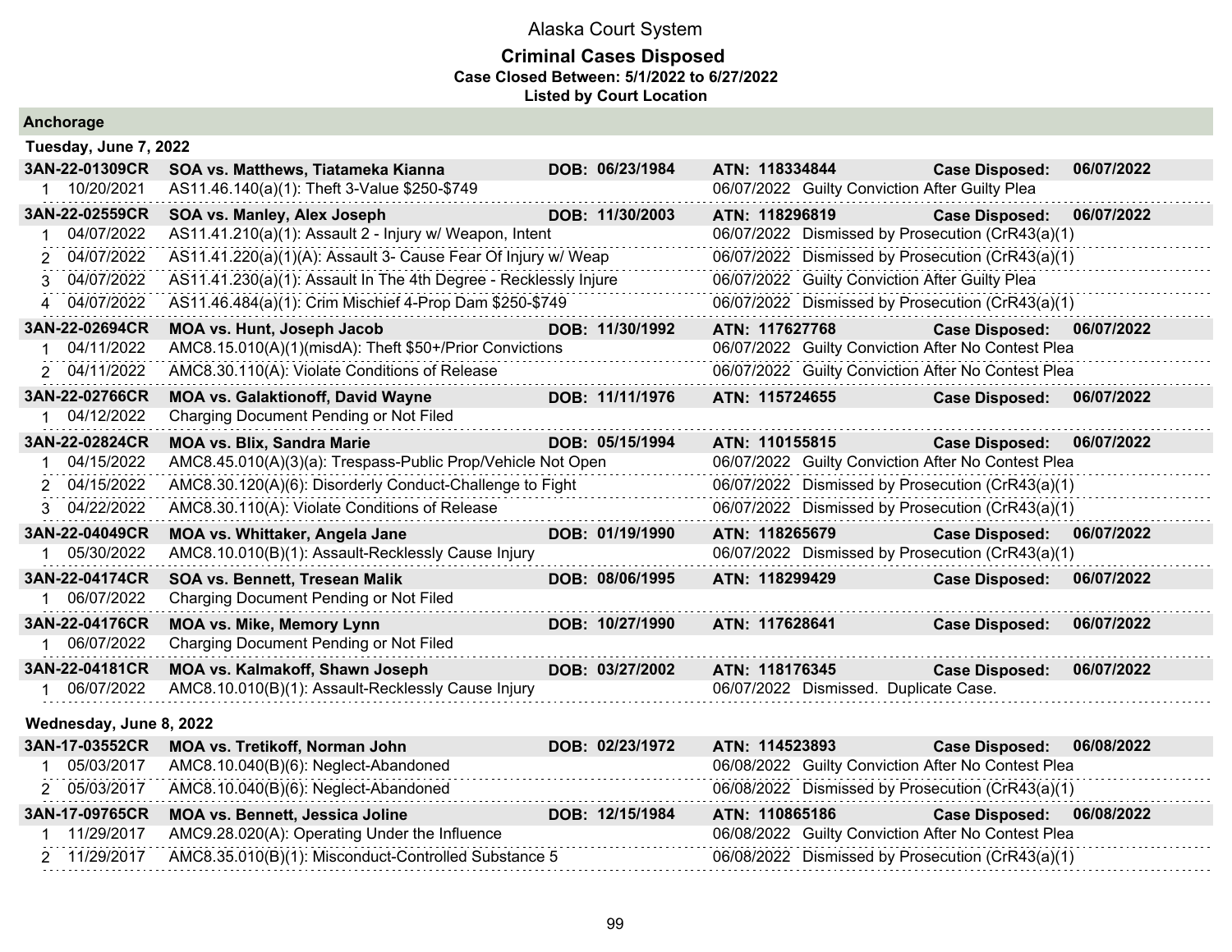# Alaska Court System

## Criminal Cases Disposed

**Case Closed Between: 5/1/2022 to 6/27/2022**

**Listed by Court Location**

### Anchorage

#### Tuesday, June 7, 2022

**3AN-22-01309CR** **SOA vs. Matthews, Tiatameka Kianna** DOB: 06/23/1984 ATN: 118334844 Case Disposed: 06/07/2022

| # | Date | Charge | Disposition |
|---|---|---|---|
| 1 | 10/20/2021 | AS11.46.140(a)(1): Theft 3-Value $250-$749 | 06/07/2022 Guilty Conviction After Guilty Plea |

**3AN-22-02559CR** **SOA vs. Manley, Alex Joseph** DOB: 11/30/2003 ATN: 118296819 Case Disposed: 06/07/2022

| # | Date | Charge | Disposition |
|---|---|---|---|
| 1 | 04/07/2022 | AS11.41.210(a)(1): Assault 2 - Injury w/ Weapon, Intent | 06/07/2022 Dismissed by Prosecution (CrR43(a)(1) |
| 2 | 04/07/2022 | AS11.41.220(a)(1)(A): Assault 3- Cause Fear Of Injury w/ Weap | 06/07/2022 Dismissed by Prosecution (CrR43(a)(1) |
| 3 | 04/07/2022 | AS11.41.230(a)(1): Assault In The 4th Degree - Recklessly Injure | 06/07/2022 Guilty Conviction After Guilty Plea |
| 4 | 04/07/2022 | AS11.46.484(a)(1): Crim Mischief 4-Prop Dam $250-$749 | 06/07/2022 Dismissed by Prosecution (CrR43(a)(1) |

**3AN-22-02694CR** **MOA vs. Hunt, Joseph Jacob** DOB: 11/30/1992 ATN: 117627768 Case Disposed: 06/07/2022

| # | Date | Charge | Disposition |
|---|---|---|---|
| 1 | 04/11/2022 | AMC8.15.010(A)(1)(misdA): Theft $50+/Prior Convictions | 06/07/2022 Guilty Conviction After No Contest Plea |
| 2 | 04/11/2022 | AMC8.30.110(A): Violate Conditions of Release | 06/07/2022 Guilty Conviction After No Contest Plea |

**3AN-22-02766CR** **MOA vs. Galaktionoff, David Wayne** DOB: 11/11/1976 ATN: 115724655 Case Disposed: 06/07/2022

| # | Date | Charge | Disposition |
|---|---|---|---|
| 1 | 04/12/2022 | Charging Document Pending or Not Filed | |

**3AN-22-02824CR** **MOA vs. Blix, Sandra Marie** DOB: 05/15/1994 ATN: 110155815 Case Disposed: 06/07/2022

| # | Date | Charge | Disposition |
|---|---|---|---|
| 1 | 04/15/2022 | AMC8.45.010(A)(3)(a): Trespass-Public Prop/Vehicle Not Open | 06/07/2022 Guilty Conviction After No Contest Plea |
| 2 | 04/15/2022 | AMC8.30.120(A)(6): Disorderly Conduct-Challenge to Fight | 06/07/2022 Dismissed by Prosecution (CrR43(a)(1) |
| 3 | 04/22/2022 | AMC8.30.110(A): Violate Conditions of Release | 06/07/2022 Dismissed by Prosecution (CrR43(a)(1) |

**3AN-22-04049CR** **MOA vs. Whittaker, Angela Jane** DOB: 01/19/1990 ATN: 118265679 Case Disposed: 06/07/2022

| # | Date | Charge | Disposition |
|---|---|---|---|
| 1 | 05/30/2022 | AMC8.10.010(B)(1): Assault-Recklessly Cause Injury | 06/07/2022 Dismissed by Prosecution (CrR43(a)(1) |

**3AN-22-04174CR** **SOA vs. Bennett, Tresean Malik** DOB: 08/06/1995 ATN: 118299429 Case Disposed: 06/07/2022

| # | Date | Charge | Disposition |
|---|---|---|---|
| 1 | 06/07/2022 | Charging Document Pending or Not Filed | |

**3AN-22-04176CR** **MOA vs. Mike, Memory Lynn** DOB: 10/27/1990 ATN: 117628641 Case Disposed: 06/07/2022

| # | Date | Charge | Disposition |
|---|---|---|---|
| 1 | 06/07/2022 | Charging Document Pending or Not Filed | |

**3AN-22-04181CR** **MOA vs. Kalmakoff, Shawn Joseph** DOB: 03/27/2002 ATN: 118176345 Case Disposed: 06/07/2022

| # | Date | Charge | Disposition |
|---|---|---|---|
| 1 | 06/07/2022 | AMC8.10.010(B)(1): Assault-Recklessly Cause Injury | 06/07/2022 Dismissed. Duplicate Case. |

#### Wednesday, June 8, 2022

**3AN-17-03552CR** **MOA vs. Tretikoff, Norman John** DOB: 02/23/1972 ATN: 114523893 Case Disposed: 06/08/2022

| # | Date | Charge | Disposition |
|---|---|---|---|
| 1 | 05/03/2017 | AMC8.10.040(B)(6): Neglect-Abandoned | 06/08/2022 Guilty Conviction After No Contest Plea |
| 2 | 05/03/2017 | AMC8.10.040(B)(6): Neglect-Abandoned | 06/08/2022 Dismissed by Prosecution (CrR43(a)(1) |

**3AN-17-09765CR** **MOA vs. Bennett, Jessica Joline** DOB: 12/15/1984 ATN: 110865186 Case Disposed: 06/08/2022

| # | Date | Charge | Disposition |
|---|---|---|---|
| 1 | 11/29/2017 | AMC9.28.020(A): Operating Under the Influence | 06/08/2022 Guilty Conviction After No Contest Plea |
| 2 | 11/29/2017 | AMC8.35.010(B)(1): Misconduct-Controlled Substance 5 | 06/08/2022 Dismissed by Prosecution (CrR43(a)(1) |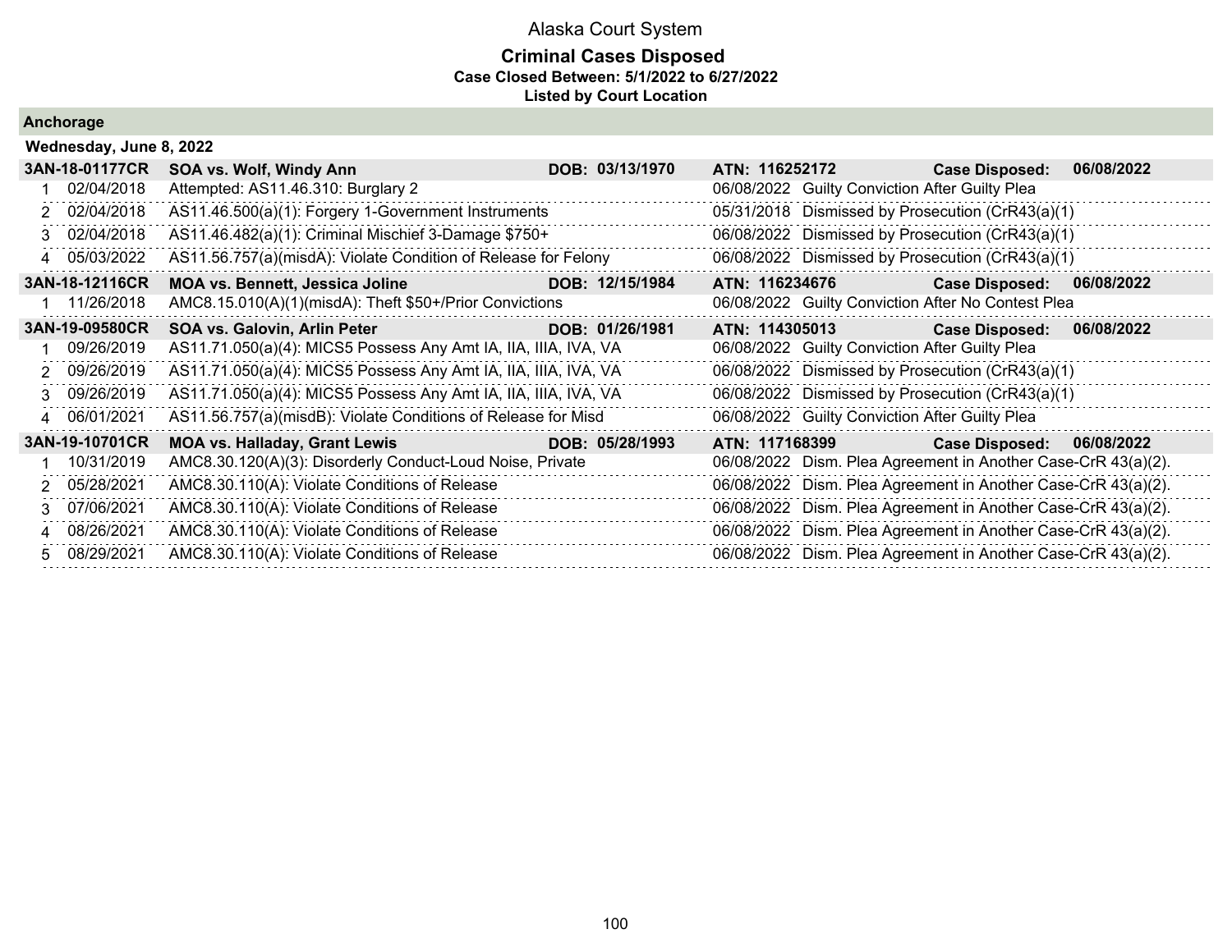# Alaska Court System

## Criminal Cases Disposed

**Case Closed Between: 5/1/2022 to 6/27/2022**

**Listed by Court Location**

### Anchorage

**Wednesday, June 8, 2022**

| | | | | | |
|---|---|---|---|---|---|
| **3AN-18-01177CR** | **SOA vs. Wolf, Windy Ann** | **DOB: 03/13/1970** | **ATN: 116252172** | **Case Disposed:** | **06/08/2022** |
| 1 | 02/04/2018 | Attempted: AS11.46.310: Burglary 2 | 06/08/2022 | Guilty Conviction After Guilty Plea | |
| 2 | 02/04/2018 | AS11.46.500(a)(1): Forgery 1-Government Instruments | 05/31/2018 | Dismissed by Prosecution (CrR43(a)(1) | |
| 3 | 02/04/2018 | AS11.46.482(a)(1): Criminal Mischief 3-Damage $750+ | 06/08/2022 | Dismissed by Prosecution (CrR43(a)(1) | |
| 4 | 05/03/2022 | AS11.56.757(a)(misdA): Violate Condition of Release for Felony | 06/08/2022 | Dismissed by Prosecution (CrR43(a)(1) | |
| **3AN-18-12116CR** | **MOA vs. Bennett, Jessica Joline** | **DOB: 12/15/1984** | **ATN: 116234676** | **Case Disposed:** | **06/08/2022** |
| 1 | 11/26/2018 | AMC8.15.010(A)(1)(misdA): Theft $50+/Prior Convictions | 06/08/2022 | Guilty Conviction After No Contest Plea | |
| **3AN-19-09580CR** | **SOA vs. Galovin, Arlin Peter** | **DOB: 01/26/1981** | **ATN: 114305013** | **Case Disposed:** | **06/08/2022** |
| 1 | 09/26/2019 | AS11.71.050(a)(4): MICS5 Possess Any Amt IA, IIA, IIIA, IVA, VA | 06/08/2022 | Guilty Conviction After Guilty Plea | |
| 2 | 09/26/2019 | AS11.71.050(a)(4): MICS5 Possess Any Amt IA, IIA, IIIA, IVA, VA | 06/08/2022 | Dismissed by Prosecution (CrR43(a)(1) | |
| 3 | 09/26/2019 | AS11.71.050(a)(4): MICS5 Possess Any Amt IA, IIA, IIIA, IVA, VA | 06/08/2022 | Dismissed by Prosecution (CrR43(a)(1) | |
| 4 | 06/01/2021 | AS11.56.757(a)(misdB): Violate Conditions of Release for Misd | 06/08/2022 | Guilty Conviction After Guilty Plea | |
| **3AN-19-10701CR** | **MOA vs. Halladay, Grant Lewis** | **DOB: 05/28/1993** | **ATN: 117168399** | **Case Disposed:** | **06/08/2022** |
| 1 | 10/31/2019 | AMC8.30.120(A)(3): Disorderly Conduct-Loud Noise, Private | 06/08/2022 | Dism. Plea Agreement in Another Case-CrR 43(a)(2). | |
| 2 | 05/28/2021 | AMC8.30.110(A): Violate Conditions of Release | 06/08/2022 | Dism. Plea Agreement in Another Case-CrR 43(a)(2). | |
| 3 | 07/06/2021 | AMC8.30.110(A): Violate Conditions of Release | 06/08/2022 | Dism. Plea Agreement in Another Case-CrR 43(a)(2). | |
| 4 | 08/26/2021 | AMC8.30.110(A): Violate Conditions of Release | 06/08/2022 | Dism. Plea Agreement in Another Case-CrR 43(a)(2). | |
| 5 | 08/29/2021 | AMC8.30.110(A): Violate Conditions of Release | 06/08/2022 | Dism. Plea Agreement in Another Case-CrR 43(a)(2). | |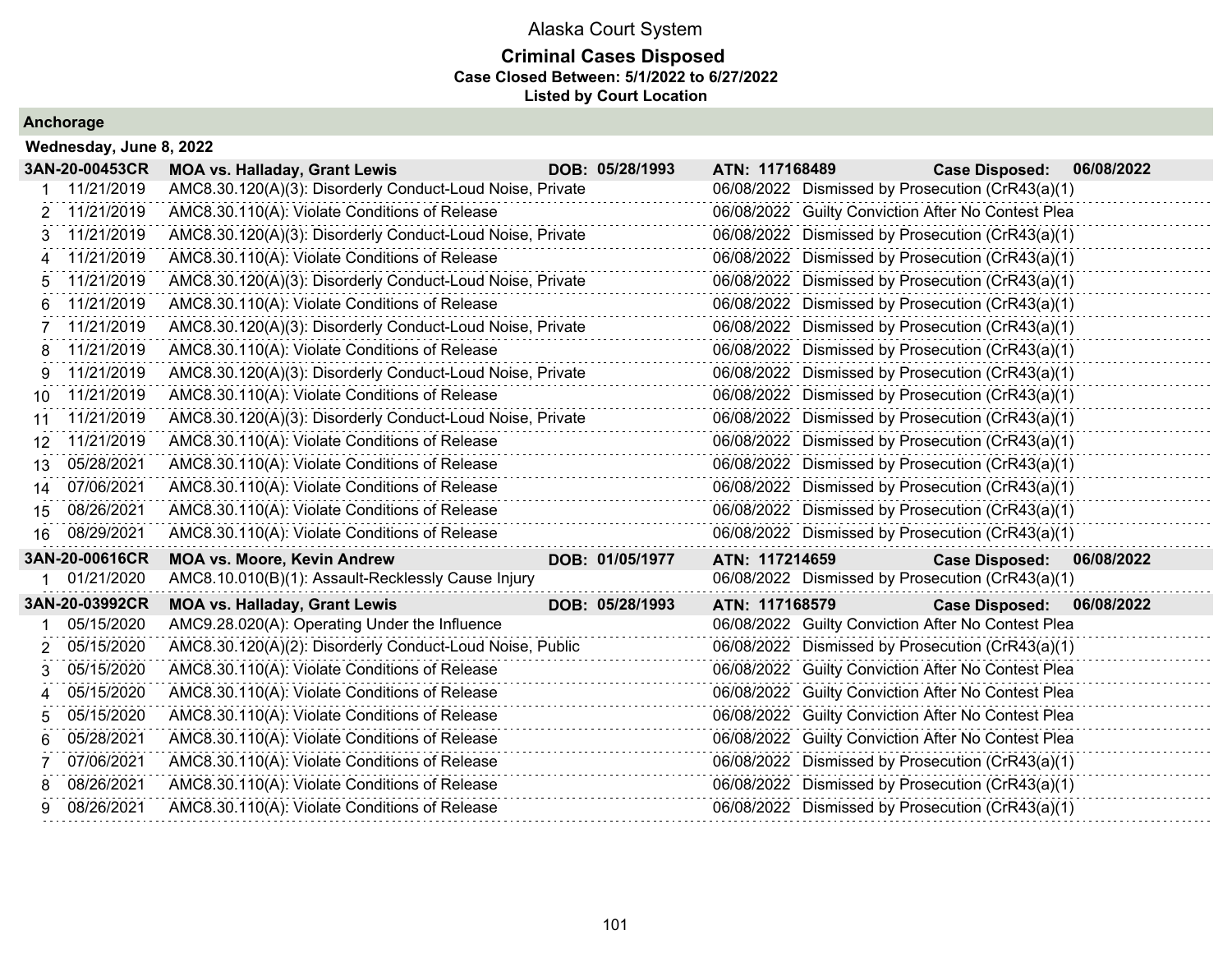Alaska Court System

**Criminal Cases Disposed**
**Case Closed Between: 5/1/2022 to 6/27/2022**
**Listed by Court Location**

## Anchorage

### Wednesday, June 8, 2022

**3AN-20-00453CR — MOA vs. Halladay, Grant Lewis — DOB: 05/28/1993 — ATN: 117168489 — Case Disposed: 06/08/2022**

| # | Date | Charge | Disposition Date | Disposition |
|---|---|---|---|---|
| 1 | 11/21/2019 | AMC8.30.120(A)(3): Disorderly Conduct-Loud Noise, Private | 06/08/2022 | Dismissed by Prosecution (CrR43(a)(1) |
| 2 | 11/21/2019 | AMC8.30.110(A): Violate Conditions of Release | 06/08/2022 | Guilty Conviction After No Contest Plea |
| 3 | 11/21/2019 | AMC8.30.120(A)(3): Disorderly Conduct-Loud Noise, Private | 06/08/2022 | Dismissed by Prosecution (CrR43(a)(1) |
| 4 | 11/21/2019 | AMC8.30.110(A): Violate Conditions of Release | 06/08/2022 | Dismissed by Prosecution (CrR43(a)(1) |
| 5 | 11/21/2019 | AMC8.30.120(A)(3): Disorderly Conduct-Loud Noise, Private | 06/08/2022 | Dismissed by Prosecution (CrR43(a)(1) |
| 6 | 11/21/2019 | AMC8.30.110(A): Violate Conditions of Release | 06/08/2022 | Dismissed by Prosecution (CrR43(a)(1) |
| 7 | 11/21/2019 | AMC8.30.120(A)(3): Disorderly Conduct-Loud Noise, Private | 06/08/2022 | Dismissed by Prosecution (CrR43(a)(1) |
| 8 | 11/21/2019 | AMC8.30.110(A): Violate Conditions of Release | 06/08/2022 | Dismissed by Prosecution (CrR43(a)(1) |
| 9 | 11/21/2019 | AMC8.30.120(A)(3): Disorderly Conduct-Loud Noise, Private | 06/08/2022 | Dismissed by Prosecution (CrR43(a)(1) |
| 10 | 11/21/2019 | AMC8.30.110(A): Violate Conditions of Release | 06/08/2022 | Dismissed by Prosecution (CrR43(a)(1) |
| 11 | 11/21/2019 | AMC8.30.120(A)(3): Disorderly Conduct-Loud Noise, Private | 06/08/2022 | Dismissed by Prosecution (CrR43(a)(1) |
| 12 | 11/21/2019 | AMC8.30.110(A): Violate Conditions of Release | 06/08/2022 | Dismissed by Prosecution (CrR43(a)(1) |
| 13 | 05/28/2021 | AMC8.30.110(A): Violate Conditions of Release | 06/08/2022 | Dismissed by Prosecution (CrR43(a)(1) |
| 14 | 07/06/2021 | AMC8.30.110(A): Violate Conditions of Release | 06/08/2022 | Dismissed by Prosecution (CrR43(a)(1) |
| 15 | 08/26/2021 | AMC8.30.110(A): Violate Conditions of Release | 06/08/2022 | Dismissed by Prosecution (CrR43(a)(1) |
| 16 | 08/29/2021 | AMC8.30.110(A): Violate Conditions of Release | 06/08/2022 | Dismissed by Prosecution (CrR43(a)(1) |

**3AN-20-00616CR — MOA vs. Moore, Kevin Andrew — DOB: 01/05/1977 — ATN: 117214659 — Case Disposed: 06/08/2022**

| # | Date | Charge | Disposition Date | Disposition |
|---|---|---|---|---|
| 1 | 01/21/2020 | AMC8.10.010(B)(1): Assault-Recklessly Cause Injury | 06/08/2022 | Dismissed by Prosecution (CrR43(a)(1) |

**3AN-20-03992CR — MOA vs. Halladay, Grant Lewis — DOB: 05/28/1993 — ATN: 117168579 — Case Disposed: 06/08/2022**

| # | Date | Charge | Disposition Date | Disposition |
|---|---|---|---|---|
| 1 | 05/15/2020 | AMC9.28.020(A): Operating Under the Influence | 06/08/2022 | Guilty Conviction After No Contest Plea |
| 2 | 05/15/2020 | AMC8.30.120(A)(2): Disorderly Conduct-Loud Noise, Public | 06/08/2022 | Dismissed by Prosecution (CrR43(a)(1) |
| 3 | 05/15/2020 | AMC8.30.110(A): Violate Conditions of Release | 06/08/2022 | Guilty Conviction After No Contest Plea |
| 4 | 05/15/2020 | AMC8.30.110(A): Violate Conditions of Release | 06/08/2022 | Guilty Conviction After No Contest Plea |
| 5 | 05/15/2020 | AMC8.30.110(A): Violate Conditions of Release | 06/08/2022 | Guilty Conviction After No Contest Plea |
| 6 | 05/28/2021 | AMC8.30.110(A): Violate Conditions of Release | 06/08/2022 | Guilty Conviction After No Contest Plea |
| 7 | 07/06/2021 | AMC8.30.110(A): Violate Conditions of Release | 06/08/2022 | Dismissed by Prosecution (CrR43(a)(1) |
| 8 | 08/26/2021 | AMC8.30.110(A): Violate Conditions of Release | 06/08/2022 | Dismissed by Prosecution (CrR43(a)(1) |
| 9 | 08/26/2021 | AMC8.30.110(A): Violate Conditions of Release | 06/08/2022 | Dismissed by Prosecution (CrR43(a)(1) |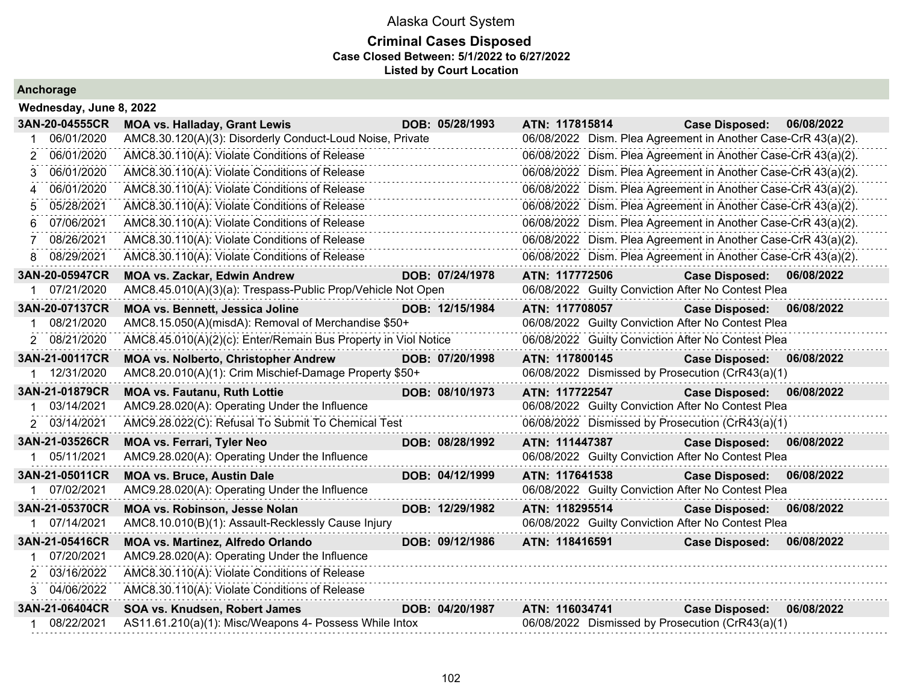Alaska Court System

**Criminal Cases Disposed**
**Case Closed Between: 5/1/2022 to 6/27/2022**
**Listed by Court Location**

## Anchorage

### Wednesday, June 8, 2022

**3AN-20-04555CR — MOA vs. Halladay, Grant Lewis — DOB: 05/28/1993 — ATN: 117815814 — Case Disposed: 06/08/2022**

| # | Date | Charge | Disposition Date | Disposition |
|---|---|---|---|---|
| 1 | 06/01/2020 | AMC8.30.120(A)(3): Disorderly Conduct-Loud Noise, Private | 06/08/2022 | Dism. Plea Agreement in Another Case-CrR 43(a)(2). |
| 2 | 06/01/2020 | AMC8.30.110(A): Violate Conditions of Release | 06/08/2022 | Dism. Plea Agreement in Another Case-CrR 43(a)(2). |
| 3 | 06/01/2020 | AMC8.30.110(A): Violate Conditions of Release | 06/08/2022 | Dism. Plea Agreement in Another Case-CrR 43(a)(2). |
| 4 | 06/01/2020 | AMC8.30.110(A): Violate Conditions of Release | 06/08/2022 | Dism. Plea Agreement in Another Case-CrR 43(a)(2). |
| 5 | 05/28/2021 | AMC8.30.110(A): Violate Conditions of Release | 06/08/2022 | Dism. Plea Agreement in Another Case-CrR 43(a)(2). |
| 6 | 07/06/2021 | AMC8.30.110(A): Violate Conditions of Release | 06/08/2022 | Dism. Plea Agreement in Another Case-CrR 43(a)(2). |
| 7 | 08/26/2021 | AMC8.30.110(A): Violate Conditions of Release | 06/08/2022 | Dism. Plea Agreement in Another Case-CrR 43(a)(2). |
| 8 | 08/29/2021 | AMC8.30.110(A): Violate Conditions of Release | 06/08/2022 | Dism. Plea Agreement in Another Case-CrR 43(a)(2). |

**3AN-20-05947CR — MOA vs. Zackar, Edwin Andrew — DOB: 07/24/1978 — ATN: 117772506 — Case Disposed: 06/08/2022**

| # | Date | Charge | Disposition Date | Disposition |
|---|---|---|---|---|
| 1 | 07/21/2020 | AMC8.45.010(A)(3)(a): Trespass-Public Prop/Vehicle Not Open | 06/08/2022 | Guilty Conviction After No Contest Plea |

**3AN-20-07137CR — MOA vs. Bennett, Jessica Joline — DOB: 12/15/1984 — ATN: 117708057 — Case Disposed: 06/08/2022**

| # | Date | Charge | Disposition Date | Disposition |
|---|---|---|---|---|
| 1 | 08/21/2020 | AMC8.15.050(A)(misdA): Removal of Merchandise $50+ | 06/08/2022 | Guilty Conviction After No Contest Plea |
| 2 | 08/21/2020 | AMC8.45.010(A)(2)(c): Enter/Remain Bus Property in Viol Notice | 06/08/2022 | Guilty Conviction After No Contest Plea |

**3AN-21-00117CR — MOA vs. Nolberto, Christopher Andrew — DOB: 07/20/1998 — ATN: 117800145 — Case Disposed: 06/08/2022**

| # | Date | Charge | Disposition Date | Disposition |
|---|---|---|---|---|
| 1 | 12/31/2020 | AMC8.20.010(A)(1): Crim Mischief-Damage Property $50+ | 06/08/2022 | Dismissed by Prosecution (CrR43(a)(1) |

**3AN-21-01879CR — MOA vs. Fautanu, Ruth Lottie — DOB: 08/10/1973 — ATN: 117722547 — Case Disposed: 06/08/2022**

| # | Date | Charge | Disposition Date | Disposition |
|---|---|---|---|---|
| 1 | 03/14/2021 | AMC9.28.020(A): Operating Under the Influence | 06/08/2022 | Guilty Conviction After No Contest Plea |
| 2 | 03/14/2021 | AMC9.28.022(C): Refusal To Submit To Chemical Test | 06/08/2022 | Dismissed by Prosecution (CrR43(a)(1) |

**3AN-21-03526CR — MOA vs. Ferrari, Tyler Neo — DOB: 08/28/1992 — ATN: 111447387 — Case Disposed: 06/08/2022**

| # | Date | Charge | Disposition Date | Disposition |
|---|---|---|---|---|
| 1 | 05/11/2021 | AMC9.28.020(A): Operating Under the Influence | 06/08/2022 | Guilty Conviction After No Contest Plea |

**3AN-21-05011CR — MOA vs. Bruce, Austin Dale — DOB: 04/12/1999 — ATN: 117641538 — Case Disposed: 06/08/2022**

| # | Date | Charge | Disposition Date | Disposition |
|---|---|---|---|---|
| 1 | 07/02/2021 | AMC9.28.020(A): Operating Under the Influence | 06/08/2022 | Guilty Conviction After No Contest Plea |

**3AN-21-05370CR — MOA vs. Robinson, Jesse Nolan — DOB: 12/29/1982 — ATN: 118295514 — Case Disposed: 06/08/2022**

| # | Date | Charge | Disposition Date | Disposition |
|---|---|---|---|---|
| 1 | 07/14/2021 | AMC8.10.010(B)(1): Assault-Recklessly Cause Injury | 06/08/2022 | Guilty Conviction After No Contest Plea |

**3AN-21-05416CR — MOA vs. Martinez, Alfredo Orlando — DOB: 09/12/1986 — ATN: 118416591 — Case Disposed: 06/08/2022**

| # | Date | Charge | Disposition Date | Disposition |
|---|---|---|---|---|
| 1 | 07/20/2021 | AMC9.28.020(A): Operating Under the Influence | | |
| 2 | 03/16/2022 | AMC8.30.110(A): Violate Conditions of Release | | |
| 3 | 04/06/2022 | AMC8.30.110(A): Violate Conditions of Release | | |

**3AN-21-06404CR — SOA vs. Knudsen, Robert James — DOB: 04/20/1987 — ATN: 116034741 — Case Disposed: 06/08/2022**

| # | Date | Charge | Disposition Date | Disposition |
|---|---|---|---|---|
| 1 | 08/22/2021 | AS11.61.210(a)(1): Misc/Weapons 4- Possess While Intox | 06/08/2022 | Dismissed by Prosecution (CrR43(a)(1) |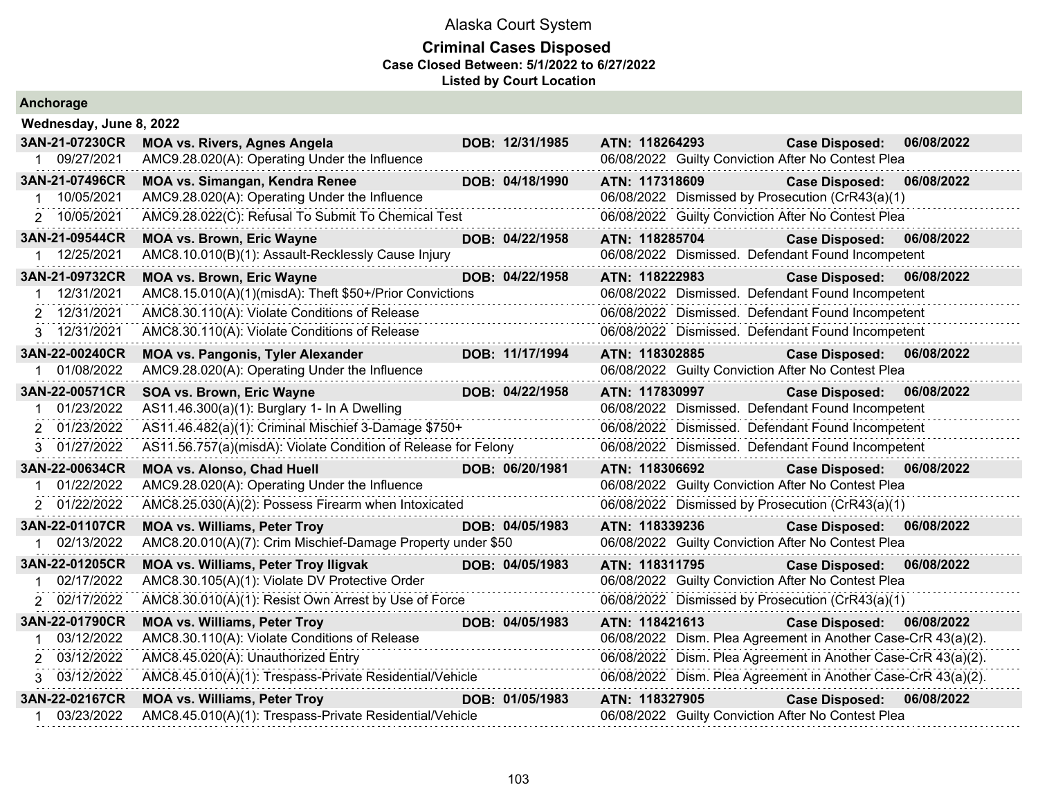# Alaska Court System

## Criminal Cases Disposed

**Case Closed Between: 5/1/2022 to 6/27/2022**

**Listed by Court Location**

### Anchorage

**Wednesday, June 8, 2022**

| Case / Charge # | Date | Case Name / Charge | DOB | ATN / Disposition Date | Disposition |
|---|---|---|---|---|---|
| **3AN-21-07230CR** | | **MOA vs. Rivers, Agnes Angela** | **DOB: 12/31/1985** | **ATN: 118264293** | **Case Disposed: 06/08/2022** |
| 1 | 09/27/2021 | AMC9.28.020(A): Operating Under the Influence | | 06/08/2022 | Guilty Conviction After No Contest Plea |
| **3AN-21-07496CR** | | **MOA vs. Simangan, Kendra Renee** | **DOB: 04/18/1990** | **ATN: 117318609** | **Case Disposed: 06/08/2022** |
| 1 | 10/05/2021 | AMC9.28.020(A): Operating Under the Influence | | 06/08/2022 | Dismissed by Prosecution (CrR43(a)(1) |
| 2 | 10/05/2021 | AMC9.28.022(C): Refusal To Submit To Chemical Test | | 06/08/2022 | Guilty Conviction After No Contest Plea |
| **3AN-21-09544CR** | | **MOA vs. Brown, Eric Wayne** | **DOB: 04/22/1958** | **ATN: 118285704** | **Case Disposed: 06/08/2022** |
| 1 | 12/25/2021 | AMC8.10.010(B)(1): Assault-Recklessly Cause Injury | | 06/08/2022 | Dismissed. Defendant Found Incompetent |
| **3AN-21-09732CR** | | **MOA vs. Brown, Eric Wayne** | **DOB: 04/22/1958** | **ATN: 118222983** | **Case Disposed: 06/08/2022** |
| 1 | 12/31/2021 | AMC8.15.010(A)(1)(misdA): Theft $50+/Prior Convictions | | 06/08/2022 | Dismissed. Defendant Found Incompetent |
| 2 | 12/31/2021 | AMC8.30.110(A): Violate Conditions of Release | | 06/08/2022 | Dismissed. Defendant Found Incompetent |
| 3 | 12/31/2021 | AMC8.30.110(A): Violate Conditions of Release | | 06/08/2022 | Dismissed. Defendant Found Incompetent |
| **3AN-22-00240CR** | | **MOA vs. Pangonis, Tyler Alexander** | **DOB: 11/17/1994** | **ATN: 118302885** | **Case Disposed: 06/08/2022** |
| 1 | 01/08/2022 | AMC9.28.020(A): Operating Under the Influence | | 06/08/2022 | Guilty Conviction After No Contest Plea |
| **3AN-22-00571CR** | | **SOA vs. Brown, Eric Wayne** | **DOB: 04/22/1958** | **ATN: 117830997** | **Case Disposed: 06/08/2022** |
| 1 | 01/23/2022 | AS11.46.300(a)(1): Burglary 1- In A Dwelling | | 06/08/2022 | Dismissed. Defendant Found Incompetent |
| 2 | 01/23/2022 | AS11.46.482(a)(1): Criminal Mischief 3-Damage $750+ | | 06/08/2022 | Dismissed. Defendant Found Incompetent |
| 3 | 01/27/2022 | AS11.56.757(a)(misdA): Violate Condition of Release for Felony | | 06/08/2022 | Dismissed. Defendant Found Incompetent |
| **3AN-22-00634CR** | | **MOA vs. Alonso, Chad Huell** | **DOB: 06/20/1981** | **ATN: 118306692** | **Case Disposed: 06/08/2022** |
| 1 | 01/22/2022 | AMC9.28.020(A): Operating Under the Influence | | 06/08/2022 | Guilty Conviction After No Contest Plea |
| 2 | 01/22/2022 | AMC8.25.030(A)(2): Possess Firearm when Intoxicated | | 06/08/2022 | Dismissed by Prosecution (CrR43(a)(1) |
| **3AN-22-01107CR** | | **MOA vs. Williams, Peter Troy** | **DOB: 04/05/1983** | **ATN: 118339236** | **Case Disposed: 06/08/2022** |
| 1 | 02/13/2022 | AMC8.20.010(A)(7): Crim Mischief-Damage Property under $50 | | 06/08/2022 | Guilty Conviction After No Contest Plea |
| **3AN-22-01205CR** | | **MOA vs. Williams, Peter Troy Iligvak** | **DOB: 04/05/1983** | **ATN: 118311795** | **Case Disposed: 06/08/2022** |
| 1 | 02/17/2022 | AMC8.30.105(A)(1): Violate DV Protective Order | | 06/08/2022 | Guilty Conviction After No Contest Plea |
| 2 | 02/17/2022 | AMC8.30.010(A)(1): Resist Own Arrest by Use of Force | | 06/08/2022 | Dismissed by Prosecution (CrR43(a)(1) |
| **3AN-22-01790CR** | | **MOA vs. Williams, Peter Troy** | **DOB: 04/05/1983** | **ATN: 118421613** | **Case Disposed: 06/08/2022** |
| 1 | 03/12/2022 | AMC8.30.110(A): Violate Conditions of Release | | 06/08/2022 | Dism. Plea Agreement in Another Case-CrR 43(a)(2). |
| 2 | 03/12/2022 | AMC8.45.020(A): Unauthorized Entry | | 06/08/2022 | Dism. Plea Agreement in Another Case-CrR 43(a)(2). |
| 3 | 03/12/2022 | AMC8.45.010(A)(1): Trespass-Private Residential/Vehicle | | 06/08/2022 | Dism. Plea Agreement in Another Case-CrR 43(a)(2). |
| **3AN-22-02167CR** | | **MOA vs. Williams, Peter Troy** | **DOB: 01/05/1983** | **ATN: 118327905** | **Case Disposed: 06/08/2022** |
| 1 | 03/23/2022 | AMC8.45.010(A)(1): Trespass-Private Residential/Vehicle | | 06/08/2022 | Guilty Conviction After No Contest Plea |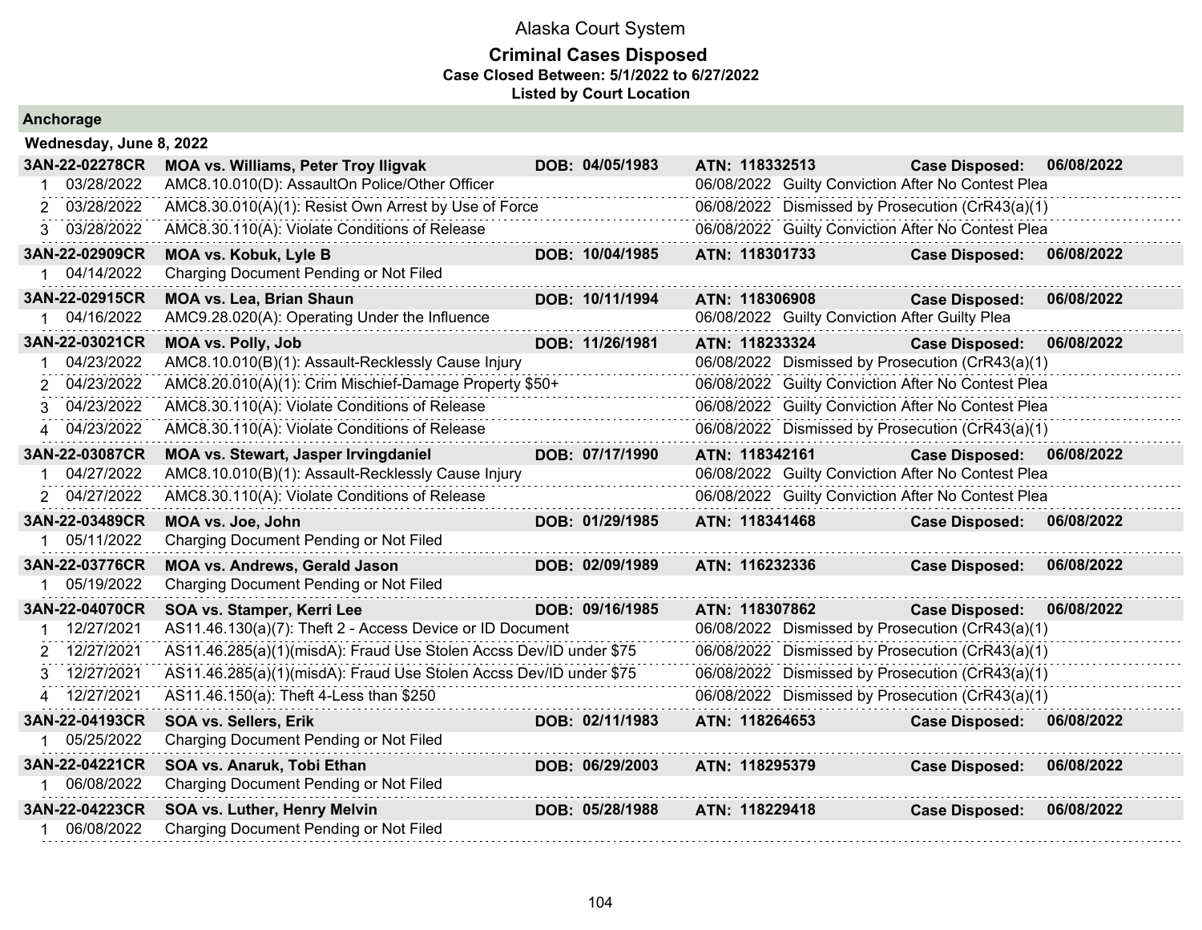# Alaska Court System

## Criminal Cases Disposed

**Case Closed Between: 5/1/2022 to 6/27/2022**

**Listed by Court Location**

### Anchorage

**Wednesday, June 8, 2022**

| Case | Name | DOB | ATN | Case Disposed |
|---|---|---|---|---|
| **3AN-22-02278CR** | **MOA vs. Williams, Peter Troy Iligvak** | **DOB: 04/05/1983** | **ATN: 118332513** | **Case Disposed: 06/08/2022** |
| 1 03/28/2022 | AMC8.10.010(D): AssaultOn Police/Other Officer | | 06/08/2022 Guilty Conviction After No Contest Plea | |
| 2 03/28/2022 | AMC8.30.010(A)(1): Resist Own Arrest by Use of Force | | 06/08/2022 Dismissed by Prosecution (CrR43(a)(1) | |
| 3 03/28/2022 | AMC8.30.110(A): Violate Conditions of Release | | 06/08/2022 Guilty Conviction After No Contest Plea | |
| **3AN-22-02909CR** | **MOA vs. Kobuk, Lyle B** | **DOB: 10/04/1985** | **ATN: 118301733** | **Case Disposed: 06/08/2022** |
| 1 04/14/2022 | Charging Document Pending or Not Filed | | | |
| **3AN-22-02915CR** | **MOA vs. Lea, Brian Shaun** | **DOB: 10/11/1994** | **ATN: 118306908** | **Case Disposed: 06/08/2022** |
| 1 04/16/2022 | AMC9.28.020(A): Operating Under the Influence | | 06/08/2022 Guilty Conviction After Guilty Plea | |
| **3AN-22-03021CR** | **MOA vs. Polly, Job** | **DOB: 11/26/1981** | **ATN: 118233324** | **Case Disposed: 06/08/2022** |
| 1 04/23/2022 | AMC8.10.010(B)(1): Assault-Recklessly Cause Injury | | 06/08/2022 Dismissed by Prosecution (CrR43(a)(1) | |
| 2 04/23/2022 | AMC8.20.010(A)(1): Crim Mischief-Damage Property $50+ | | 06/08/2022 Guilty Conviction After No Contest Plea | |
| 3 04/23/2022 | AMC8.30.110(A): Violate Conditions of Release | | 06/08/2022 Guilty Conviction After No Contest Plea | |
| 4 04/23/2022 | AMC8.30.110(A): Violate Conditions of Release | | 06/08/2022 Dismissed by Prosecution (CrR43(a)(1) | |
| **3AN-22-03087CR** | **MOA vs. Stewart, Jasper Irvingdaniel** | **DOB: 07/17/1990** | **ATN: 118342161** | **Case Disposed: 06/08/2022** |
| 1 04/27/2022 | AMC8.10.010(B)(1): Assault-Recklessly Cause Injury | | 06/08/2022 Guilty Conviction After No Contest Plea | |
| 2 04/27/2022 | AMC8.30.110(A): Violate Conditions of Release | | 06/08/2022 Guilty Conviction After No Contest Plea | |
| **3AN-22-03489CR** | **MOA vs. Joe, John** | **DOB: 01/29/1985** | **ATN: 118341468** | **Case Disposed: 06/08/2022** |
| 1 05/11/2022 | Charging Document Pending or Not Filed | | | |
| **3AN-22-03776CR** | **MOA vs. Andrews, Gerald Jason** | **DOB: 02/09/1989** | **ATN: 116232336** | **Case Disposed: 06/08/2022** |
| 1 05/19/2022 | Charging Document Pending or Not Filed | | | |
| **3AN-22-04070CR** | **SOA vs. Stamper, Kerri Lee** | **DOB: 09/16/1985** | **ATN: 118307862** | **Case Disposed: 06/08/2022** |
| 1 12/27/2021 | AS11.46.130(a)(7): Theft 2 - Access Device or ID Document | | 06/08/2022 Dismissed by Prosecution (CrR43(a)(1) | |
| 2 12/27/2021 | AS11.46.285(a)(1)(misdA): Fraud Use Stolen Accss Dev/ID under $75 | | 06/08/2022 Dismissed by Prosecution (CrR43(a)(1) | |
| 3 12/27/2021 | AS11.46.285(a)(1)(misdA): Fraud Use Stolen Accss Dev/ID under $75 | | 06/08/2022 Dismissed by Prosecution (CrR43(a)(1) | |
| 4 12/27/2021 | AS11.46.150(a): Theft 4-Less than $250 | | 06/08/2022 Dismissed by Prosecution (CrR43(a)(1) | |
| **3AN-22-04193CR** | **SOA vs. Sellers, Erik** | **DOB: 02/11/1983** | **ATN: 118264653** | **Case Disposed: 06/08/2022** |
| 1 05/25/2022 | Charging Document Pending or Not Filed | | | |
| **3AN-22-04221CR** | **SOA vs. Anaruk, Tobi Ethan** | **DOB: 06/29/2003** | **ATN: 118295379** | **Case Disposed: 06/08/2022** |
| 1 06/08/2022 | Charging Document Pending or Not Filed | | | |
| **3AN-22-04223CR** | **SOA vs. Luther, Henry Melvin** | **DOB: 05/28/1988** | **ATN: 118229418** | **Case Disposed: 06/08/2022** |
| 1 06/08/2022 | Charging Document Pending or Not Filed | | | |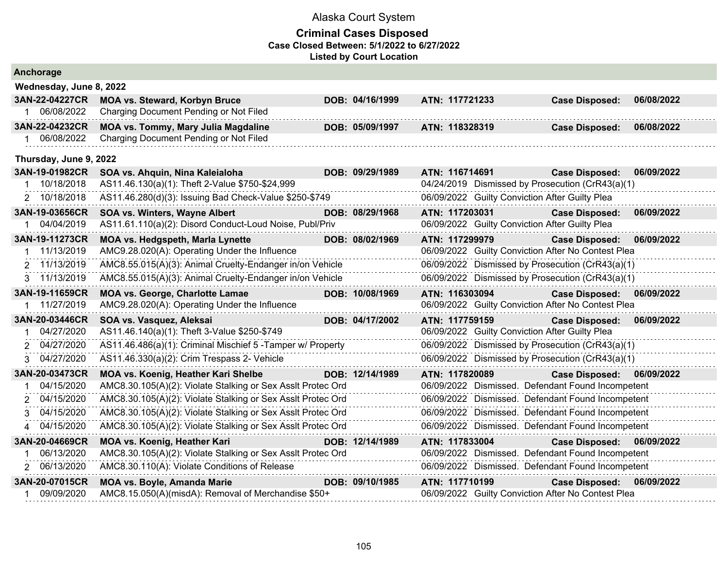# Alaska Court System

## Criminal Cases Disposed

**Case Closed Between: 5/1/2022 to 6/27/2022**

**Listed by Court Location**

### Anchorage

#### Wednesday, June 8, 2022

| Case | Parties / Charge | DOB | ATN | Case Disposed |
|---|---|---|---|---|
| **3AN-22-04227CR** | **MOA vs. Steward, Korbyn Bruce** | **DOB: 04/16/1999** | **ATN: 117721233** | **Case Disposed: 06/08/2022** |
| 1 06/08/2022 | Charging Document Pending or Not Filed | | | |
| **3AN-22-04232CR** | **MOA vs. Tommy, Mary Julia Magdaline** | **DOB: 05/09/1997** | **ATN: 118328319** | **Case Disposed: 06/08/2022** |
| 1 06/08/2022 | Charging Document Pending or Not Filed | | | |

#### Thursday, June 9, 2022

| Case | Parties / Charge | DOB | ATN / Disposition | Case Disposed |
|---|---|---|---|---|
| **3AN-19-01982CR** | **SOA vs. Ahquin, Nina Kaleialoha** | **DOB: 09/29/1989** | **ATN: 116714691** | **Case Disposed: 06/09/2022** |
| 1 10/18/2018 | AS11.46.130(a)(1): Theft 2-Value $750-$24,999 | | 04/24/2019 Dismissed by Prosecution (CrR43(a)(1) | |
| 2 10/18/2018 | AS11.46.280(d)(3): Issuing Bad Check-Value $250-$749 | | 06/09/2022 Guilty Conviction After Guilty Plea | |
| **3AN-19-03656CR** | **SOA vs. Winters, Wayne Albert** | **DOB: 08/29/1968** | **ATN: 117203031** | **Case Disposed: 06/09/2022** |
| 1 04/04/2019 | AS11.61.110(a)(2): Disord Conduct-Loud Noise, Publ/Priv | | 06/09/2022 Guilty Conviction After Guilty Plea | |
| **3AN-19-11273CR** | **MOA vs. Hedgspeth, Marla Lynette** | **DOB: 08/02/1969** | **ATN: 117299979** | **Case Disposed: 06/09/2022** |
| 1 11/13/2019 | AMC9.28.020(A): Operating Under the Influence | | 06/09/2022 Guilty Conviction After No Contest Plea | |
| 2 11/13/2019 | AMC8.55.015(A)(3): Animal Cruelty-Endanger in/on Vehicle | | 06/09/2022 Dismissed by Prosecution (CrR43(a)(1) | |
| 3 11/13/2019 | AMC8.55.015(A)(3): Animal Cruelty-Endanger in/on Vehicle | | 06/09/2022 Dismissed by Prosecution (CrR43(a)(1) | |
| **3AN-19-11659CR** | **MOA vs. George, Charlotte Lamae** | **DOB: 10/08/1969** | **ATN: 116303094** | **Case Disposed: 06/09/2022** |
| 1 11/27/2019 | AMC9.28.020(A): Operating Under the Influence | | 06/09/2022 Guilty Conviction After No Contest Plea | |
| **3AN-20-03446CR** | **SOA vs. Vasquez, Aleksai** | **DOB: 04/17/2002** | **ATN: 117759159** | **Case Disposed: 06/09/2022** |
| 1 04/27/2020 | AS11.46.140(a)(1): Theft 3-Value $250-$749 | | 06/09/2022 Guilty Conviction After Guilty Plea | |
| 2 04/27/2020 | AS11.46.486(a)(1): Criminal Mischief 5 -Tamper w/ Property | | 06/09/2022 Dismissed by Prosecution (CrR43(a)(1) | |
| 3 04/27/2020 | AS11.46.330(a)(2): Crim Trespass 2- Vehicle | | 06/09/2022 Dismissed by Prosecution (CrR43(a)(1) | |
| **3AN-20-03473CR** | **MOA vs. Koenig, Heather Kari Shelbe** | **DOB: 12/14/1989** | **ATN: 117820089** | **Case Disposed: 06/09/2022** |
| 1 04/15/2020 | AMC8.30.105(A)(2): Violate Stalking or Sex Asslt Protec Ord | | 06/09/2022 Dismissed. Defendant Found Incompetent | |
| 2 04/15/2020 | AMC8.30.105(A)(2): Violate Stalking or Sex Asslt Protec Ord | | 06/09/2022 Dismissed. Defendant Found Incompetent | |
| 3 04/15/2020 | AMC8.30.105(A)(2): Violate Stalking or Sex Asslt Protec Ord | | 06/09/2022 Dismissed. Defendant Found Incompetent | |
| 4 04/15/2020 | AMC8.30.105(A)(2): Violate Stalking or Sex Asslt Protec Ord | | 06/09/2022 Dismissed. Defendant Found Incompetent | |
| **3AN-20-04669CR** | **MOA vs. Koenig, Heather Kari** | **DOB: 12/14/1989** | **ATN: 117833004** | **Case Disposed: 06/09/2022** |
| 1 06/13/2020 | AMC8.30.105(A)(2): Violate Stalking or Sex Asslt Protec Ord | | 06/09/2022 Dismissed. Defendant Found Incompetent | |
| 2 06/13/2020 | AMC8.30.110(A): Violate Conditions of Release | | 06/09/2022 Dismissed. Defendant Found Incompetent | |
| **3AN-20-07015CR** | **MOA vs. Boyle, Amanda Marie** | **DOB: 09/10/1985** | **ATN: 117710199** | **Case Disposed: 06/09/2022** |
| 1 09/09/2020 | AMC8.15.050(A)(misdA): Removal of Merchandise $50+ | | 06/09/2022 Guilty Conviction After No Contest Plea | |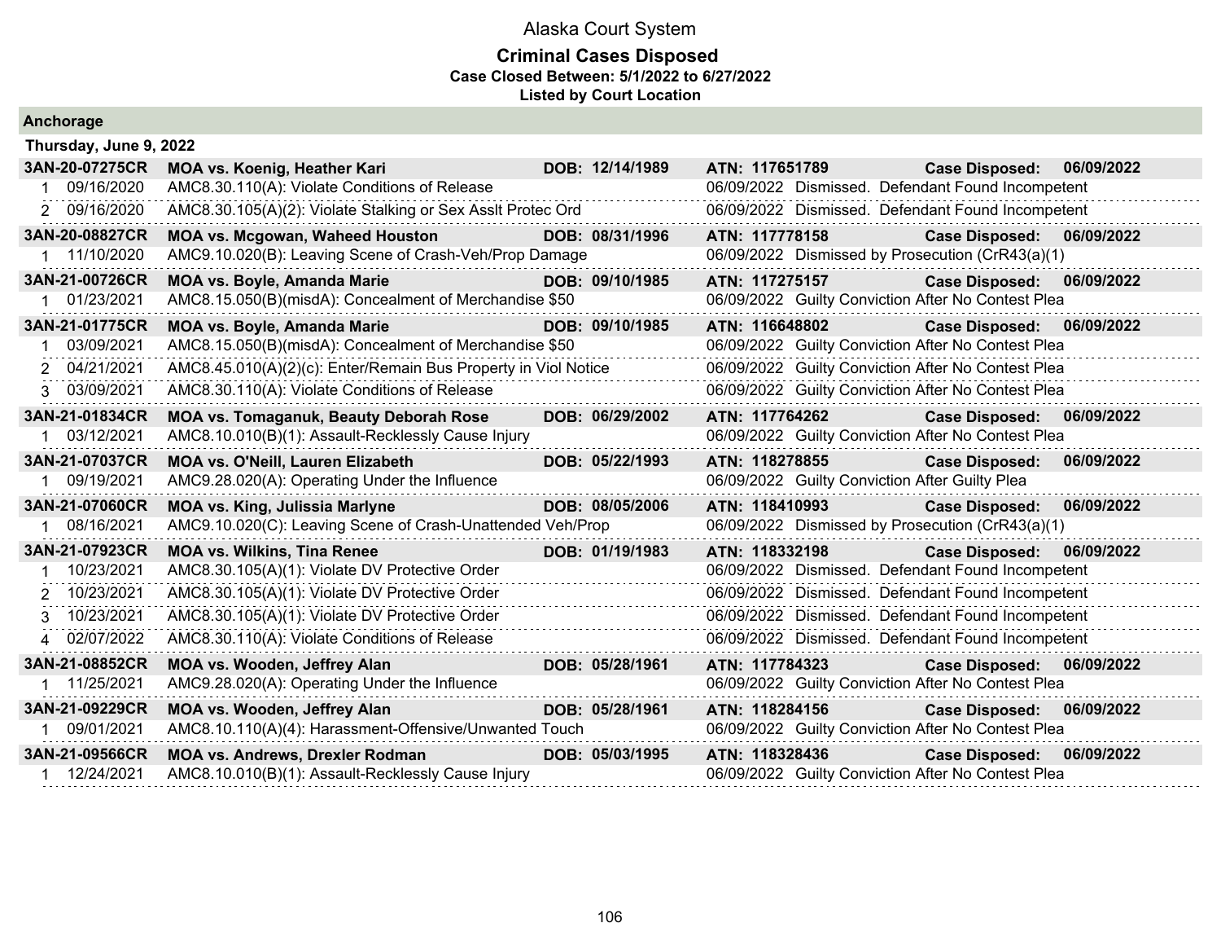# Alaska Court System

## Criminal Cases Disposed

**Case Closed Between: 5/1/2022 to 6/27/2022**

**Listed by Court Location**

### Anchorage

**Thursday, June 9, 2022**

**3AN-20-07275CR** **MOA vs. Koenig, Heather Kari** **DOB: 12/14/1989** **ATN: 117651789** **Case Disposed: 06/09/2022**

| # | Date | Charge | Disposition |
|---|---|---|---|
| 1 | 09/16/2020 | AMC8.30.110(A): Violate Conditions of Release | 06/09/2022 Dismissed. Defendant Found Incompetent |
| 2 | 09/16/2020 | AMC8.30.105(A)(2): Violate Stalking or Sex Asslt Protec Ord | 06/09/2022 Dismissed. Defendant Found Incompetent |

**3AN-20-08827CR** **MOA vs. Mcgowan, Waheed Houston** **DOB: 08/31/1996** **ATN: 117778158** **Case Disposed: 06/09/2022**

| # | Date | Charge | Disposition |
|---|---|---|---|
| 1 | 11/10/2020 | AMC9.10.020(B): Leaving Scene of Crash-Veh/Prop Damage | 06/09/2022 Dismissed by Prosecution (CrR43(a)(1) |

**3AN-21-00726CR** **MOA vs. Boyle, Amanda Marie** **DOB: 09/10/1985** **ATN: 117275157** **Case Disposed: 06/09/2022**

| # | Date | Charge | Disposition |
|---|---|---|---|
| 1 | 01/23/2021 | AMC8.15.050(B)(misdA): Concealment of Merchandise $50 | 06/09/2022 Guilty Conviction After No Contest Plea |

**3AN-21-01775CR** **MOA vs. Boyle, Amanda Marie** **DOB: 09/10/1985** **ATN: 116648802** **Case Disposed: 06/09/2022**

| # | Date | Charge | Disposition |
|---|---|---|---|
| 1 | 03/09/2021 | AMC8.15.050(B)(misdA): Concealment of Merchandise $50 | 06/09/2022 Guilty Conviction After No Contest Plea |
| 2 | 04/21/2021 | AMC8.45.010(A)(2)(c): Enter/Remain Bus Property in Viol Notice | 06/09/2022 Guilty Conviction After No Contest Plea |
| 3 | 03/09/2021 | AMC8.30.110(A): Violate Conditions of Release | 06/09/2022 Guilty Conviction After No Contest Plea |

**3AN-21-01834CR** **MOA vs. Tomaganuk, Beauty Deborah Rose** **DOB: 06/29/2002** **ATN: 117764262** **Case Disposed: 06/09/2022**

| # | Date | Charge | Disposition |
|---|---|---|---|
| 1 | 03/12/2021 | AMC8.10.010(B)(1): Assault-Recklessly Cause Injury | 06/09/2022 Guilty Conviction After No Contest Plea |

**3AN-21-07037CR** **MOA vs. O'Neill, Lauren Elizabeth** **DOB: 05/22/1993** **ATN: 118278855** **Case Disposed: 06/09/2022**

| # | Date | Charge | Disposition |
|---|---|---|---|
| 1 | 09/19/2021 | AMC9.28.020(A): Operating Under the Influence | 06/09/2022 Guilty Conviction After Guilty Plea |

**3AN-21-07060CR** **MOA vs. King, Julissia Marlyne** **DOB: 08/05/2006** **ATN: 118410993** **Case Disposed: 06/09/2022**

| # | Date | Charge | Disposition |
|---|---|---|---|
| 1 | 08/16/2021 | AMC9.10.020(C): Leaving Scene of Crash-Unattended Veh/Prop | 06/09/2022 Dismissed by Prosecution (CrR43(a)(1) |

**3AN-21-07923CR** **MOA vs. Wilkins, Tina Renee** **DOB: 01/19/1983** **ATN: 118332198** **Case Disposed: 06/09/2022**

| # | Date | Charge | Disposition |
|---|---|---|---|
| 1 | 10/23/2021 | AMC8.30.105(A)(1): Violate DV Protective Order | 06/09/2022 Dismissed. Defendant Found Incompetent |
| 2 | 10/23/2021 | AMC8.30.105(A)(1): Violate DV Protective Order | 06/09/2022 Dismissed. Defendant Found Incompetent |
| 3 | 10/23/2021 | AMC8.30.105(A)(1): Violate DV Protective Order | 06/09/2022 Dismissed. Defendant Found Incompetent |
| 4 | 02/07/2022 | AMC8.30.110(A): Violate Conditions of Release | 06/09/2022 Dismissed. Defendant Found Incompetent |

**3AN-21-08852CR** **MOA vs. Wooden, Jeffrey Alan** **DOB: 05/28/1961** **ATN: 117784323** **Case Disposed: 06/09/2022**

| # | Date | Charge | Disposition |
|---|---|---|---|
| 1 | 11/25/2021 | AMC9.28.020(A): Operating Under the Influence | 06/09/2022 Guilty Conviction After No Contest Plea |

**3AN-21-09229CR** **MOA vs. Wooden, Jeffrey Alan** **DOB: 05/28/1961** **ATN: 118284156** **Case Disposed: 06/09/2022**

| # | Date | Charge | Disposition |
|---|---|---|---|
| 1 | 09/01/2021 | AMC8.10.110(A)(4): Harassment-Offensive/Unwanted Touch | 06/09/2022 Guilty Conviction After No Contest Plea |

**3AN-21-09566CR** **MOA vs. Andrews, Drexler Rodman** **DOB: 05/03/1995** **ATN: 118328436** **Case Disposed: 06/09/2022**

| # | Date | Charge | Disposition |
|---|---|---|---|
| 1 | 12/24/2021 | AMC8.10.010(B)(1): Assault-Recklessly Cause Injury | 06/09/2022 Guilty Conviction After No Contest Plea |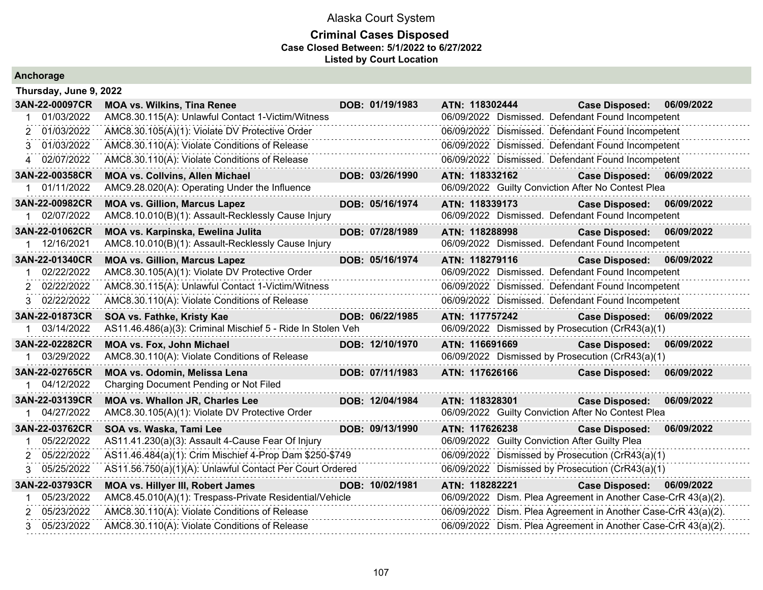# Alaska Court System

## Criminal Cases Disposed

**Case Closed Between: 5/1/2022 to 6/27/2022**

**Listed by Court Location**

### Anchorage

**Thursday, June 9, 2022**

| Case / # | Date / Defendant | Charge / DOB | Disposition / ATN | Case Disposed |
|---|---|---|---|---|
| **3AN-22-00097CR** | **MOA vs. Wilkins, Tina Renee** | **DOB: 01/19/1983** | **ATN: 118302444** | **Case Disposed: 06/09/2022** |
| 1 | 01/03/2022 | AMC8.30.115(A): Unlawful Contact 1-Victim/Witness | 06/09/2022 Dismissed. Defendant Found Incompetent | |
| 2 | 01/03/2022 | AMC8.30.105(A)(1): Violate DV Protective Order | 06/09/2022 Dismissed. Defendant Found Incompetent | |
| 3 | 01/03/2022 | AMC8.30.110(A): Violate Conditions of Release | 06/09/2022 Dismissed. Defendant Found Incompetent | |
| 4 | 02/07/2022 | AMC8.30.110(A): Violate Conditions of Release | 06/09/2022 Dismissed. Defendant Found Incompetent | |
| **3AN-22-00358CR** | **MOA vs. Collvins, Allen Michael** | **DOB: 03/26/1990** | **ATN: 118332162** | **Case Disposed: 06/09/2022** |
| 1 | 01/11/2022 | AMC9.28.020(A): Operating Under the Influence | 06/09/2022 Guilty Conviction After No Contest Plea | |
| **3AN-22-00982CR** | **MOA vs. Gillion, Marcus Lapez** | **DOB: 05/16/1974** | **ATN: 118339173** | **Case Disposed: 06/09/2022** |
| 1 | 02/07/2022 | AMC8.10.010(B)(1): Assault-Recklessly Cause Injury | 06/09/2022 Dismissed. Defendant Found Incompetent | |
| **3AN-22-01062CR** | **MOA vs. Karpinska, Ewelina Julita** | **DOB: 07/28/1989** | **ATN: 118288998** | **Case Disposed: 06/09/2022** |
| 1 | 12/16/2021 | AMC8.10.010(B)(1): Assault-Recklessly Cause Injury | 06/09/2022 Dismissed. Defendant Found Incompetent | |
| **3AN-22-01340CR** | **MOA vs. Gillion, Marcus Lapez** | **DOB: 05/16/1974** | **ATN: 118279116** | **Case Disposed: 06/09/2022** |
| 1 | 02/22/2022 | AMC8.30.105(A)(1): Violate DV Protective Order | 06/09/2022 Dismissed. Defendant Found Incompetent | |
| 2 | 02/22/2022 | AMC8.30.115(A): Unlawful Contact 1-Victim/Witness | 06/09/2022 Dismissed. Defendant Found Incompetent | |
| 3 | 02/22/2022 | AMC8.30.110(A): Violate Conditions of Release | 06/09/2022 Dismissed. Defendant Found Incompetent | |
| **3AN-22-01873CR** | **SOA vs. Fathke, Kristy Kae** | **DOB: 06/22/1985** | **ATN: 117757242** | **Case Disposed: 06/09/2022** |
| 1 | 03/14/2022 | AS11.46.486(a)(3): Criminal Mischief 5 - Ride In Stolen Veh | 06/09/2022 Dismissed by Prosecution (CrR43(a)(1) | |
| **3AN-22-02282CR** | **MOA vs. Fox, John Michael** | **DOB: 12/10/1970** | **ATN: 116691669** | **Case Disposed: 06/09/2022** |
| 1 | 03/29/2022 | AMC8.30.110(A): Violate Conditions of Release | 06/09/2022 Dismissed by Prosecution (CrR43(a)(1) | |
| **3AN-22-02765CR** | **MOA vs. Odomin, Melissa Lena** | **DOB: 07/11/1983** | **ATN: 117626166** | **Case Disposed: 06/09/2022** |
| 1 | 04/12/2022 | Charging Document Pending or Not Filed | | |
| **3AN-22-03139CR** | **MOA vs. Whallon JR, Charles Lee** | **DOB: 12/04/1984** | **ATN: 118328301** | **Case Disposed: 06/09/2022** |
| 1 | 04/27/2022 | AMC8.30.105(A)(1): Violate DV Protective Order | 06/09/2022 Guilty Conviction After No Contest Plea | |
| **3AN-22-03762CR** | **SOA vs. Waska, Tami Lee** | **DOB: 09/13/1990** | **ATN: 117626238** | **Case Disposed: 06/09/2022** |
| 1 | 05/22/2022 | AS11.41.230(a)(3): Assault 4-Cause Fear Of Injury | 06/09/2022 Guilty Conviction After Guilty Plea | |
| 2 | 05/22/2022 | AS11.46.484(a)(1): Crim Mischief 4-Prop Dam $250-$749 | 06/09/2022 Dismissed by Prosecution (CrR43(a)(1) | |
| 3 | 05/25/2022 | AS11.56.750(a)(1)(A): Unlawful Contact Per Court Ordered | 06/09/2022 Dismissed by Prosecution (CrR43(a)(1) | |
| **3AN-22-03793CR** | **MOA vs. Hillyer III, Robert James** | **DOB: 10/02/1981** | **ATN: 118282221** | **Case Disposed: 06/09/2022** |
| 1 | 05/23/2022 | AMC8.45.010(A)(1): Trespass-Private Residential/Vehicle | 06/09/2022 Dism. Plea Agreement in Another Case-CrR 43(a)(2). | |
| 2 | 05/23/2022 | AMC8.30.110(A): Violate Conditions of Release | 06/09/2022 Dism. Plea Agreement in Another Case-CrR 43(a)(2). | |
| 3 | 05/23/2022 | AMC8.30.110(A): Violate Conditions of Release | 06/09/2022 Dism. Plea Agreement in Another Case-CrR 43(a)(2). | |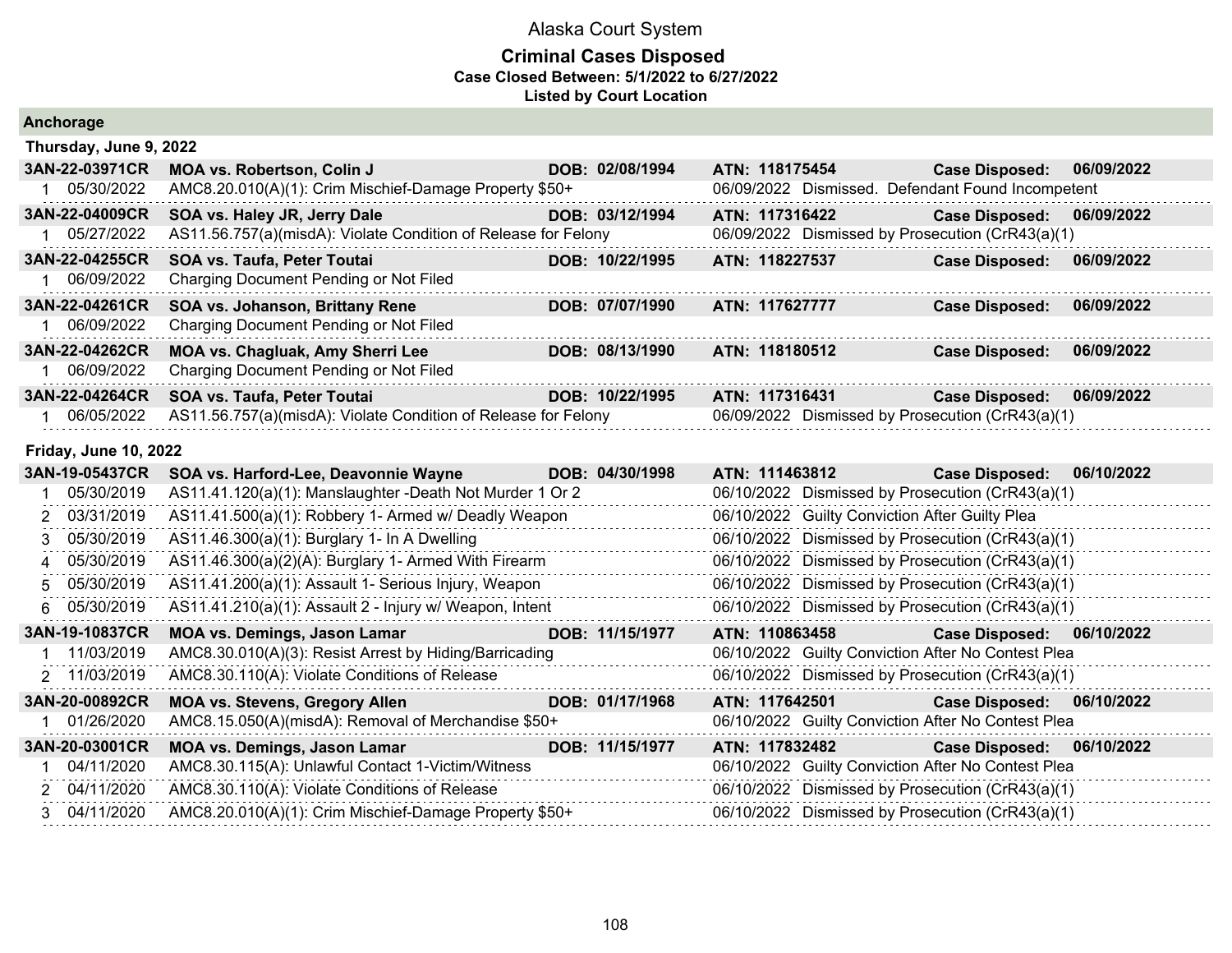# Alaska Court System

## Criminal Cases Disposed

**Case Closed Between: 5/1/2022 to 6/27/2022**

**Listed by Court Location**

### Anchorage

#### Thursday, June 9, 2022

| Case | Parties / Charge | DOB | ATN / Disposition | Case Disposed |
|---|---|---|---|---|
| **3AN-22-03971CR** | **MOA vs. Robertson, Colin J** | **DOB: 02/08/1994** | **ATN: 118175454** | **06/09/2022** |
| 1 05/30/2022 | AMC8.20.010(A)(1): Crim Mischief-Damage Property $50+ | | 06/09/2022 Dismissed. Defendant Found Incompetent | |
| **3AN-22-04009CR** | **SOA vs. Haley JR, Jerry Dale** | **DOB: 03/12/1994** | **ATN: 117316422** | **06/09/2022** |
| 1 05/27/2022 | AS11.56.757(a)(misdA): Violate Condition of Release for Felony | | 06/09/2022 Dismissed by Prosecution (CrR43(a)(1) | |
| **3AN-22-04255CR** | **SOA vs. Taufa, Peter Toutai** | **DOB: 10/22/1995** | **ATN: 118227537** | **06/09/2022** |
| 1 06/09/2022 | Charging Document Pending or Not Filed | | | |
| **3AN-22-04261CR** | **SOA vs. Johanson, Brittany Rene** | **DOB: 07/07/1990** | **ATN: 117627777** | **06/09/2022** |
| 1 06/09/2022 | Charging Document Pending or Not Filed | | | |
| **3AN-22-04262CR** | **MOA vs. Chagluak, Amy Sherri Lee** | **DOB: 08/13/1990** | **ATN: 118180512** | **06/09/2022** |
| 1 06/09/2022 | Charging Document Pending or Not Filed | | | |
| **3AN-22-04264CR** | **SOA vs. Taufa, Peter Toutai** | **DOB: 10/22/1995** | **ATN: 117316431** | **06/09/2022** |
| 1 06/05/2022 | AS11.56.757(a)(misdA): Violate Condition of Release for Felony | | 06/09/2022 Dismissed by Prosecution (CrR43(a)(1) | |

#### Friday, June 10, 2022

| Case | Parties / Charge | DOB | ATN / Disposition | Case Disposed |
|---|---|---|---|---|
| **3AN-19-05437CR** | **SOA vs. Harford-Lee, Deavonnie Wayne** | **DOB: 04/30/1998** | **ATN: 111463812** | **06/10/2022** |
| 1 05/30/2019 | AS11.41.120(a)(1): Manslaughter -Death Not Murder 1 Or 2 | | 06/10/2022 Dismissed by Prosecution (CrR43(a)(1) | |
| 2 03/31/2019 | AS11.41.500(a)(1): Robbery 1- Armed w/ Deadly Weapon | | 06/10/2022 Guilty Conviction After Guilty Plea | |
| 3 05/30/2019 | AS11.46.300(a)(1): Burglary 1- In A Dwelling | | 06/10/2022 Dismissed by Prosecution (CrR43(a)(1) | |
| 4 05/30/2019 | AS11.46.300(a)(2)(A): Burglary 1- Armed With Firearm | | 06/10/2022 Dismissed by Prosecution (CrR43(a)(1) | |
| 5 05/30/2019 | AS11.41.200(a)(1): Assault 1- Serious Injury, Weapon | | 06/10/2022 Dismissed by Prosecution (CrR43(a)(1) | |
| 6 05/30/2019 | AS11.41.210(a)(1): Assault 2 - Injury w/ Weapon, Intent | | 06/10/2022 Dismissed by Prosecution (CrR43(a)(1) | |
| **3AN-19-10837CR** | **MOA vs. Demings, Jason Lamar** | **DOB: 11/15/1977** | **ATN: 110863458** | **06/10/2022** |
| 1 11/03/2019 | AMC8.30.010(A)(3): Resist Arrest by Hiding/Barricading | | 06/10/2022 Guilty Conviction After No Contest Plea | |
| 2 11/03/2019 | AMC8.30.110(A): Violate Conditions of Release | | 06/10/2022 Dismissed by Prosecution (CrR43(a)(1) | |
| **3AN-20-00892CR** | **MOA vs. Stevens, Gregory Allen** | **DOB: 01/17/1968** | **ATN: 117642501** | **06/10/2022** |
| 1 01/26/2020 | AMC8.15.050(A)(misdA): Removal of Merchandise $50+ | | 06/10/2022 Guilty Conviction After No Contest Plea | |
| **3AN-20-03001CR** | **MOA vs. Demings, Jason Lamar** | **DOB: 11/15/1977** | **ATN: 117832482** | **06/10/2022** |
| 1 04/11/2020 | AMC8.30.115(A): Unlawful Contact 1-Victim/Witness | | 06/10/2022 Guilty Conviction After No Contest Plea | |
| 2 04/11/2020 | AMC8.30.110(A): Violate Conditions of Release | | 06/10/2022 Dismissed by Prosecution (CrR43(a)(1) | |
| 3 04/11/2020 | AMC8.20.010(A)(1): Crim Mischief-Damage Property $50+ | | 06/10/2022 Dismissed by Prosecution (CrR43(a)(1) | |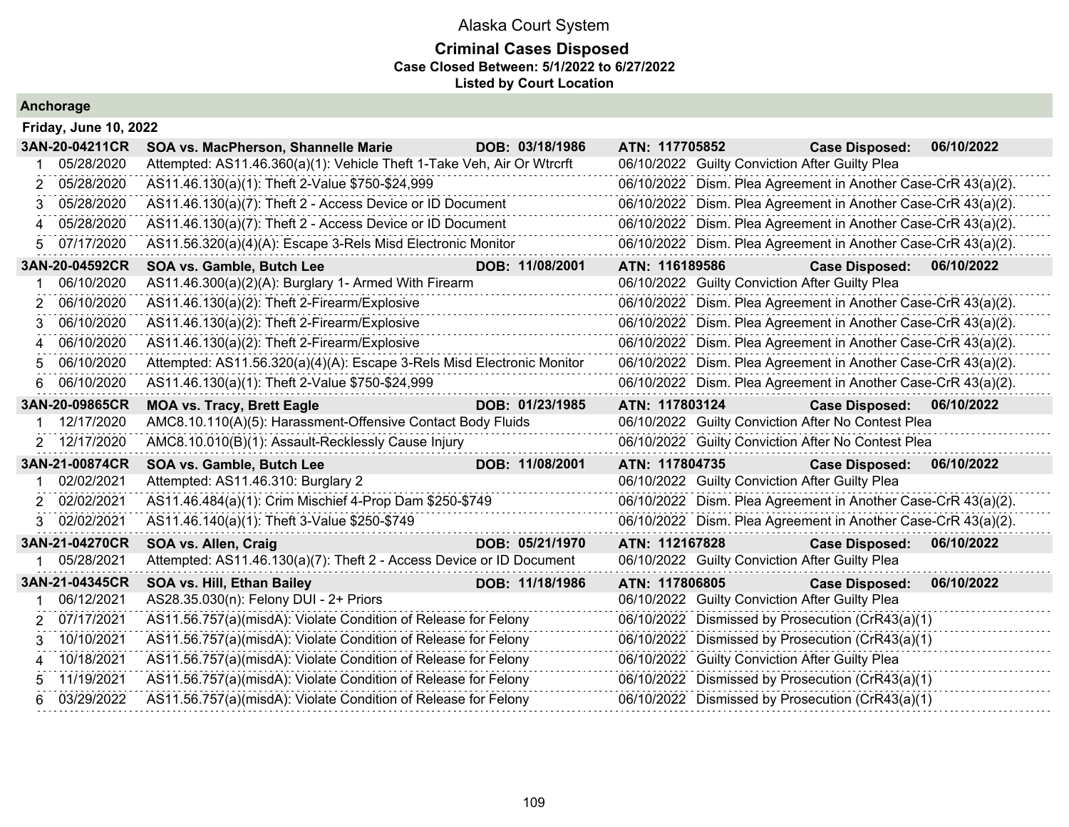# Alaska Court System

## Criminal Cases Disposed

**Case Closed Between: 5/1/2022 to 6/27/2022**

**Listed by Court Location**

### Anchorage

**Friday, June 10, 2022**

| | | | | |
|---|---|---|---|---|
| **3AN-20-04211CR** | **SOA vs. MacPherson, Shannelle Marie** | **DOB: 03/18/1986** | **ATN: 117705852** | **Case Disposed: 06/10/2022** |
| 1 05/28/2020 | Attempted: AS11.46.360(a)(1): Vehicle Theft 1-Take Veh, Air Or Wtrcrft | | 06/10/2022 | Guilty Conviction After Guilty Plea |
| 2 05/28/2020 | AS11.46.130(a)(1): Theft 2-Value $750-$24,999 | | 06/10/2022 | Dism. Plea Agreement in Another Case-CrR 43(a)(2). |
| 3 05/28/2020 | AS11.46.130(a)(7): Theft 2 - Access Device or ID Document | | 06/10/2022 | Dism. Plea Agreement in Another Case-CrR 43(a)(2). |
| 4 05/28/2020 | AS11.46.130(a)(7): Theft 2 - Access Device or ID Document | | 06/10/2022 | Dism. Plea Agreement in Another Case-CrR 43(a)(2). |
| 5 07/17/2020 | AS11.56.320(a)(4)(A): Escape 3-Rels Misd Electronic Monitor | | 06/10/2022 | Dism. Plea Agreement in Another Case-CrR 43(a)(2). |
| **3AN-20-04592CR** | **SOA vs. Gamble, Butch Lee** | **DOB: 11/08/2001** | **ATN: 116189586** | **Case Disposed: 06/10/2022** |
| 1 06/10/2020 | AS11.46.300(a)(2)(A): Burglary 1- Armed With Firearm | | 06/10/2022 | Guilty Conviction After Guilty Plea |
| 2 06/10/2020 | AS11.46.130(a)(2): Theft 2-Firearm/Explosive | | 06/10/2022 | Dism. Plea Agreement in Another Case-CrR 43(a)(2). |
| 3 06/10/2020 | AS11.46.130(a)(2): Theft 2-Firearm/Explosive | | 06/10/2022 | Dism. Plea Agreement in Another Case-CrR 43(a)(2). |
| 4 06/10/2020 | AS11.46.130(a)(2): Theft 2-Firearm/Explosive | | 06/10/2022 | Dism. Plea Agreement in Another Case-CrR 43(a)(2). |
| 5 06/10/2020 | Attempted: AS11.56.320(a)(4)(A): Escape 3-Rels Misd Electronic Monitor | | 06/10/2022 | Dism. Plea Agreement in Another Case-CrR 43(a)(2). |
| 6 06/10/2020 | AS11.46.130(a)(1): Theft 2-Value $750-$24,999 | | 06/10/2022 | Dism. Plea Agreement in Another Case-CrR 43(a)(2). |
| **3AN-20-09865CR** | **MOA vs. Tracy, Brett Eagle** | **DOB: 01/23/1985** | **ATN: 117803124** | **Case Disposed: 06/10/2022** |
| 1 12/17/2020 | AMC8.10.110(A)(5): Harassment-Offensive Contact Body Fluids | | 06/10/2022 | Guilty Conviction After No Contest Plea |
| 2 12/17/2020 | AMC8.10.010(B)(1): Assault-Recklessly Cause Injury | | 06/10/2022 | Guilty Conviction After No Contest Plea |
| **3AN-21-00874CR** | **SOA vs. Gamble, Butch Lee** | **DOB: 11/08/2001** | **ATN: 117804735** | **Case Disposed: 06/10/2022** |
| 1 02/02/2021 | Attempted: AS11.46.310: Burglary 2 | | 06/10/2022 | Guilty Conviction After Guilty Plea |
| 2 02/02/2021 | AS11.46.484(a)(1): Crim Mischief 4-Prop Dam $250-$749 | | 06/10/2022 | Dism. Plea Agreement in Another Case-CrR 43(a)(2). |
| 3 02/02/2021 | AS11.46.140(a)(1): Theft 3-Value $250-$749 | | 06/10/2022 | Dism. Plea Agreement in Another Case-CrR 43(a)(2). |
| **3AN-21-04270CR** | **SOA vs. Allen, Craig** | **DOB: 05/21/1970** | **ATN: 112167828** | **Case Disposed: 06/10/2022** |
| 1 05/28/2021 | Attempted: AS11.46.130(a)(7): Theft 2 - Access Device or ID Document | | 06/10/2022 | Guilty Conviction After Guilty Plea |
| **3AN-21-04345CR** | **SOA vs. Hill, Ethan Bailey** | **DOB: 11/18/1986** | **ATN: 117806805** | **Case Disposed: 06/10/2022** |
| 1 06/12/2021 | AS28.35.030(n): Felony DUI - 2+ Priors | | 06/10/2022 | Guilty Conviction After Guilty Plea |
| 2 07/17/2021 | AS11.56.757(a)(misdA): Violate Condition of Release for Felony | | 06/10/2022 | Dismissed by Prosecution (CrR43(a)(1) |
| 3 10/10/2021 | AS11.56.757(a)(misdA): Violate Condition of Release for Felony | | 06/10/2022 | Dismissed by Prosecution (CrR43(a)(1) |
| 4 10/18/2021 | AS11.56.757(a)(misdA): Violate Condition of Release for Felony | | 06/10/2022 | Guilty Conviction After Guilty Plea |
| 5 11/19/2021 | AS11.56.757(a)(misdA): Violate Condition of Release for Felony | | 06/10/2022 | Dismissed by Prosecution (CrR43(a)(1) |
| 6 03/29/2022 | AS11.56.757(a)(misdA): Violate Condition of Release for Felony | | 06/10/2022 | Dismissed by Prosecution (CrR43(a)(1) |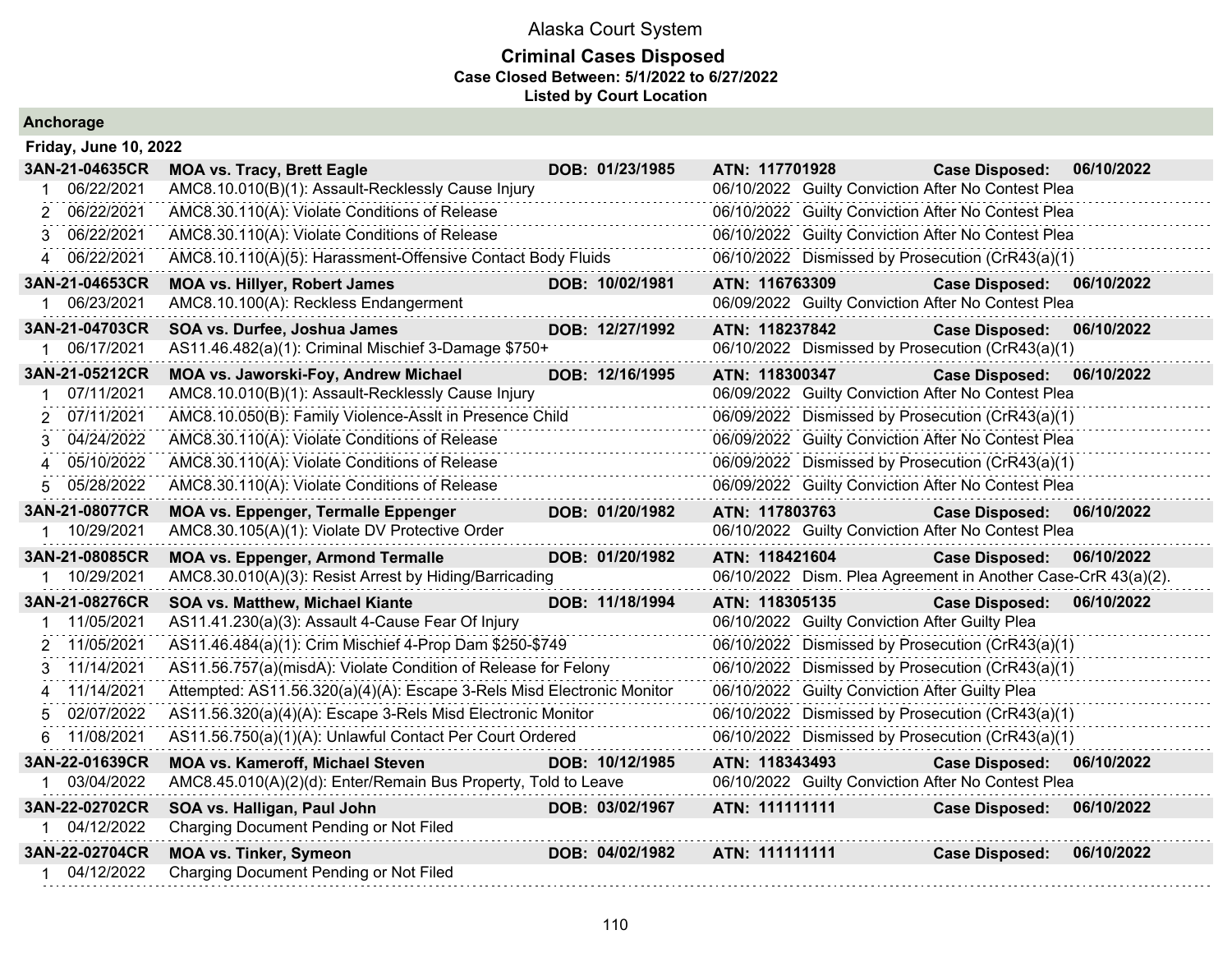# Alaska Court System

## Criminal Cases Disposed

**Case Closed Between: 5/1/2022 to 6/27/2022**

**Listed by Court Location**

### Anchorage

**Friday, June 10, 2022**

**3AN-21-04635CR** **MOA vs. Tracy, Brett Eagle** **DOB: 01/23/1985** **ATN: 117701928** **Case Disposed: 06/10/2022**

| # | Date | Charge | Disposition Date | Disposition |
|---|---|---|---|---|
| 1 | 06/22/2021 | AMC8.10.010(B)(1): Assault-Recklessly Cause Injury | 06/10/2022 | Guilty Conviction After No Contest Plea |
| 2 | 06/22/2021 | AMC8.30.110(A): Violate Conditions of Release | 06/10/2022 | Guilty Conviction After No Contest Plea |
| 3 | 06/22/2021 | AMC8.30.110(A): Violate Conditions of Release | 06/10/2022 | Guilty Conviction After No Contest Plea |
| 4 | 06/22/2021 | AMC8.10.110(A)(5): Harassment-Offensive Contact Body Fluids | 06/10/2022 | Dismissed by Prosecution (CrR43(a)(1) |

**3AN-21-04653CR** **MOA vs. Hillyer, Robert James** **DOB: 10/02/1981** **ATN: 116763309** **Case Disposed: 06/10/2022**

| # | Date | Charge | Disposition Date | Disposition |
|---|---|---|---|---|
| 1 | 06/23/2021 | AMC8.10.100(A): Reckless Endangerment | 06/09/2022 | Guilty Conviction After No Contest Plea |

**3AN-21-04703CR** **SOA vs. Durfee, Joshua James** **DOB: 12/27/1992** **ATN: 118237842** **Case Disposed: 06/10/2022**

| # | Date | Charge | Disposition Date | Disposition |
|---|---|---|---|---|
| 1 | 06/17/2021 | AS11.46.482(a)(1): Criminal Mischief 3-Damage $750+ | 06/10/2022 | Dismissed by Prosecution (CrR43(a)(1) |

**3AN-21-05212CR** **MOA vs. Jaworski-Foy, Andrew Michael** **DOB: 12/16/1995** **ATN: 118300347** **Case Disposed: 06/10/2022**

| # | Date | Charge | Disposition Date | Disposition |
|---|---|---|---|---|
| 1 | 07/11/2021 | AMC8.10.010(B)(1): Assault-Recklessly Cause Injury | 06/09/2022 | Guilty Conviction After No Contest Plea |
| 2 | 07/11/2021 | AMC8.10.050(B): Family Violence-Asslt in Presence Child | 06/09/2022 | Dismissed by Prosecution (CrR43(a)(1) |
| 3 | 04/24/2022 | AMC8.30.110(A): Violate Conditions of Release | 06/09/2022 | Guilty Conviction After No Contest Plea |
| 4 | 05/10/2022 | AMC8.30.110(A): Violate Conditions of Release | 06/09/2022 | Dismissed by Prosecution (CrR43(a)(1) |
| 5 | 05/28/2022 | AMC8.30.110(A): Violate Conditions of Release | 06/09/2022 | Guilty Conviction After No Contest Plea |

**3AN-21-08077CR** **MOA vs. Eppenger, Termalle Eppenger** **DOB: 01/20/1982** **ATN: 117803763** **Case Disposed: 06/10/2022**

| # | Date | Charge | Disposition Date | Disposition |
|---|---|---|---|---|
| 1 | 10/29/2021 | AMC8.30.105(A)(1): Violate DV Protective Order | 06/10/2022 | Guilty Conviction After No Contest Plea |

**3AN-21-08085CR** **MOA vs. Eppenger, Armond Termalle** **DOB: 01/20/1982** **ATN: 118421604** **Case Disposed: 06/10/2022**

| # | Date | Charge | Disposition Date | Disposition |
|---|---|---|---|---|
| 1 | 10/29/2021 | AMC8.30.010(A)(3): Resist Arrest by Hiding/Barricading | 06/10/2022 | Dism. Plea Agreement in Another Case-CrR 43(a)(2). |

**3AN-21-08276CR** **SOA vs. Matthew, Michael Kiante** **DOB: 11/18/1994** **ATN: 118305135** **Case Disposed: 06/10/2022**

| # | Date | Charge | Disposition Date | Disposition |
|---|---|---|---|---|
| 1 | 11/05/2021 | AS11.41.230(a)(3): Assault 4-Cause Fear Of Injury | 06/10/2022 | Guilty Conviction After Guilty Plea |
| 2 | 11/05/2021 | AS11.46.484(a)(1): Crim Mischief 4-Prop Dam $250-$749 | 06/10/2022 | Dismissed by Prosecution (CrR43(a)(1) |
| 3 | 11/14/2021 | AS11.56.757(a)(misdA): Violate Condition of Release for Felony | 06/10/2022 | Dismissed by Prosecution (CrR43(a)(1) |
| 4 | 11/14/2021 | Attempted: AS11.56.320(a)(4)(A): Escape 3-Rels Misd Electronic Monitor | 06/10/2022 | Guilty Conviction After Guilty Plea |
| 5 | 02/07/2022 | AS11.56.320(a)(4)(A): Escape 3-Rels Misd Electronic Monitor | 06/10/2022 | Dismissed by Prosecution (CrR43(a)(1) |
| 6 | 11/08/2021 | AS11.56.750(a)(1)(A): Unlawful Contact Per Court Ordered | 06/10/2022 | Dismissed by Prosecution (CrR43(a)(1) |

**3AN-22-01639CR** **MOA vs. Kameroff, Michael Steven** **DOB: 10/12/1985** **ATN: 118343493** **Case Disposed: 06/10/2022**

| # | Date | Charge | Disposition Date | Disposition |
|---|---|---|---|---|
| 1 | 03/04/2022 | AMC8.45.010(A)(2)(d): Enter/Remain Bus Property, Told to Leave | 06/10/2022 | Guilty Conviction After No Contest Plea |

**3AN-22-02702CR** **SOA vs. Halligan, Paul John** **DOB: 03/02/1967** **ATN: 111111111** **Case Disposed: 06/10/2022**

| # | Date | Charge | Disposition Date | Disposition |
|---|---|---|---|---|
| 1 | 04/12/2022 | Charging Document Pending or Not Filed | | |

**3AN-22-02704CR** **MOA vs. Tinker, Symeon** **DOB: 04/02/1982** **ATN: 111111111** **Case Disposed: 06/10/2022**

| # | Date | Charge | Disposition Date | Disposition |
|---|---|---|---|---|
| 1 | 04/12/2022 | Charging Document Pending or Not Filed | | |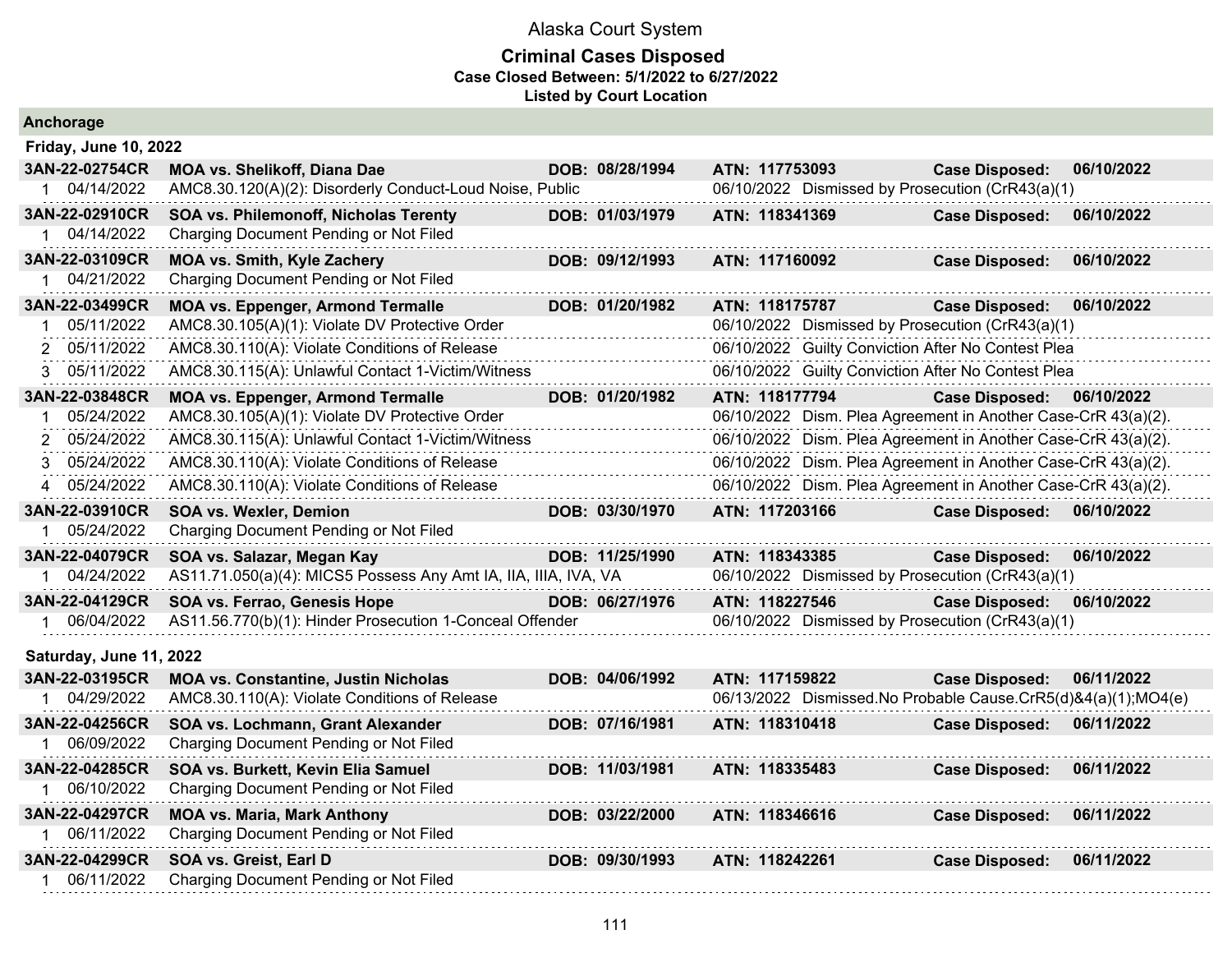# Alaska Court System

## Criminal Cases Disposed

**Case Closed Between: 5/1/2022 to 6/27/2022**

**Listed by Court Location**

### Anchorage

#### Friday, June 10, 2022

| Case | Parties / Charge | DOB | ATN / Disposition | Case Disposed |
|---|---|---|---|---|
| **3AN-22-02754CR** | **MOA vs. Shelikoff, Diana Dae** | **DOB: 08/28/1994** | **ATN: 117753093** | **Case Disposed: 06/10/2022** |
| 1 04/14/2022 | AMC8.30.120(A)(2): Disorderly Conduct-Loud Noise, Public | | 06/10/2022 Dismissed by Prosecution (CrR43(a)(1) | |
| **3AN-22-02910CR** | **SOA vs. Philemonoff, Nicholas Terenty** | **DOB: 01/03/1979** | **ATN: 118341369** | **Case Disposed: 06/10/2022** |
| 1 04/14/2022 | Charging Document Pending or Not Filed | | | |
| **3AN-22-03109CR** | **MOA vs. Smith, Kyle Zachery** | **DOB: 09/12/1993** | **ATN: 117160092** | **Case Disposed: 06/10/2022** |
| 1 04/21/2022 | Charging Document Pending or Not Filed | | | |
| **3AN-22-03499CR** | **MOA vs. Eppenger, Armond Termalle** | **DOB: 01/20/1982** | **ATN: 118175787** | **Case Disposed: 06/10/2022** |
| 1 05/11/2022 | AMC8.30.105(A)(1): Violate DV Protective Order | | 06/10/2022 Dismissed by Prosecution (CrR43(a)(1) | |
| 2 05/11/2022 | AMC8.30.110(A): Violate Conditions of Release | | 06/10/2022 Guilty Conviction After No Contest Plea | |
| 3 05/11/2022 | AMC8.30.115(A): Unlawful Contact 1-Victim/Witness | | 06/10/2022 Guilty Conviction After No Contest Plea | |
| **3AN-22-03848CR** | **MOA vs. Eppenger, Armond Termalle** | **DOB: 01/20/1982** | **ATN: 118177794** | **Case Disposed: 06/10/2022** |
| 1 05/24/2022 | AMC8.30.105(A)(1): Violate DV Protective Order | | 06/10/2022 Dism. Plea Agreement in Another Case-CrR 43(a)(2). | |
| 2 05/24/2022 | AMC8.30.115(A): Unlawful Contact 1-Victim/Witness | | 06/10/2022 Dism. Plea Agreement in Another Case-CrR 43(a)(2). | |
| 3 05/24/2022 | AMC8.30.110(A): Violate Conditions of Release | | 06/10/2022 Dism. Plea Agreement in Another Case-CrR 43(a)(2). | |
| 4 05/24/2022 | AMC8.30.110(A): Violate Conditions of Release | | 06/10/2022 Dism. Plea Agreement in Another Case-CrR 43(a)(2). | |
| **3AN-22-03910CR** | **SOA vs. Wexler, Demion** | **DOB: 03/30/1970** | **ATN: 117203166** | **Case Disposed: 06/10/2022** |
| 1 05/24/2022 | Charging Document Pending or Not Filed | | | |
| **3AN-22-04079CR** | **SOA vs. Salazar, Megan Kay** | **DOB: 11/25/1990** | **ATN: 118343385** | **Case Disposed: 06/10/2022** |
| 1 04/24/2022 | AS11.71.050(a)(4): MICS5 Possess Any Amt IA, IIA, IIIA, IVA, VA | | 06/10/2022 Dismissed by Prosecution (CrR43(a)(1) | |
| **3AN-22-04129CR** | **SOA vs. Ferrao, Genesis Hope** | **DOB: 06/27/1976** | **ATN: 118227546** | **Case Disposed: 06/10/2022** |
| 1 06/04/2022 | AS11.56.770(b)(1): Hinder Prosecution 1-Conceal Offender | | 06/10/2022 Dismissed by Prosecution (CrR43(a)(1) | |

#### Saturday, June 11, 2022

| Case | Parties / Charge | DOB | ATN / Disposition | Case Disposed |
|---|---|---|---|---|
| **3AN-22-03195CR** | **MOA vs. Constantine, Justin Nicholas** | **DOB: 04/06/1992** | **ATN: 117159822** | **Case Disposed: 06/11/2022** |
| 1 04/29/2022 | AMC8.30.110(A): Violate Conditions of Release | | 06/13/2022 Dismissed.No Probable Cause.CrR5(d)&4(a)(1);MO4(e) | |
| **3AN-22-04256CR** | **SOA vs. Lochmann, Grant Alexander** | **DOB: 07/16/1981** | **ATN: 118310418** | **Case Disposed: 06/11/2022** |
| 1 06/09/2022 | Charging Document Pending or Not Filed | | | |
| **3AN-22-04285CR** | **SOA vs. Burkett, Kevin Elia Samuel** | **DOB: 11/03/1981** | **ATN: 118335483** | **Case Disposed: 06/11/2022** |
| 1 06/10/2022 | Charging Document Pending or Not Filed | | | |
| **3AN-22-04297CR** | **MOA vs. Maria, Mark Anthony** | **DOB: 03/22/2000** | **ATN: 118346616** | **Case Disposed: 06/11/2022** |
| 1 06/11/2022 | Charging Document Pending or Not Filed | | | |
| **3AN-22-04299CR** | **SOA vs. Greist, Earl D** | **DOB: 09/30/1993** | **ATN: 118242261** | **Case Disposed: 06/11/2022** |
| 1 06/11/2022 | Charging Document Pending or Not Filed | | | |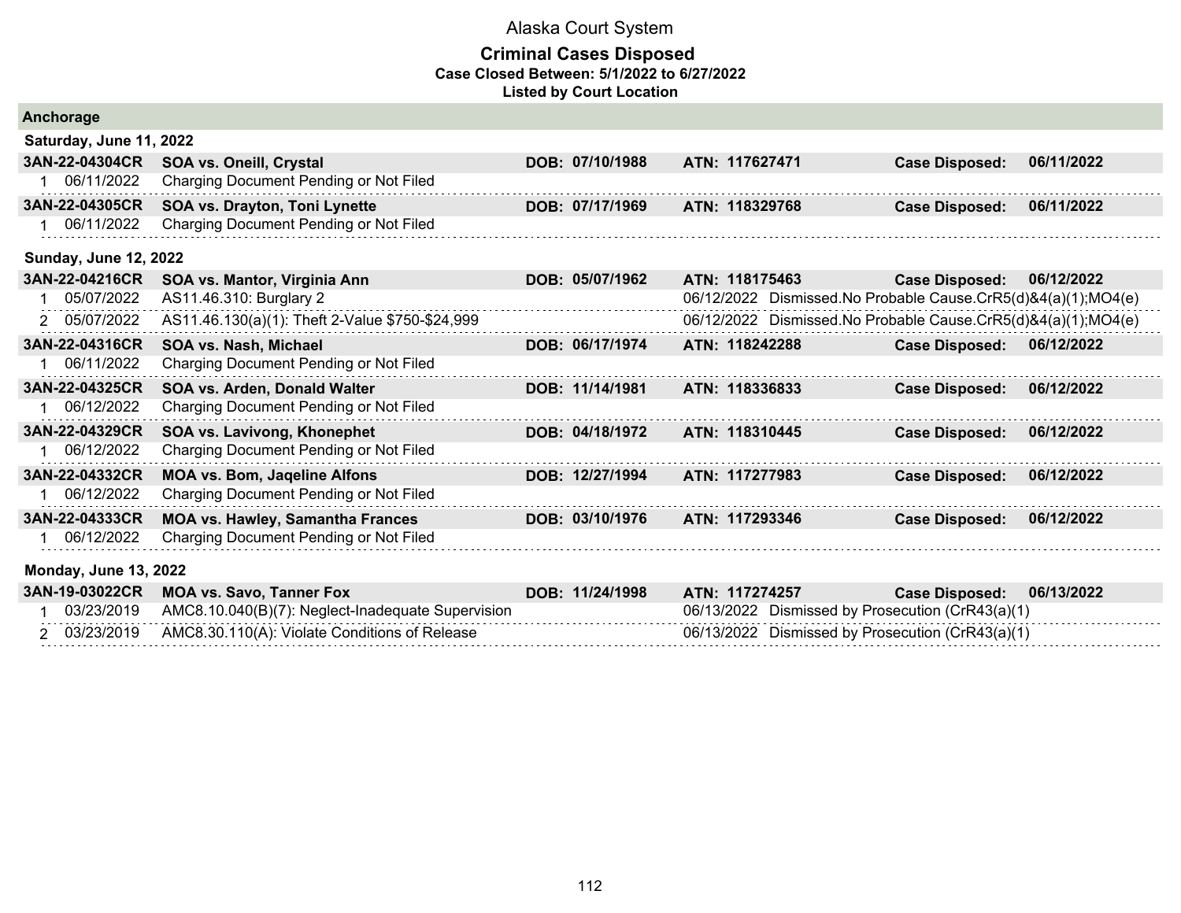# Alaska Court System

## Criminal Cases Disposed

**Case Closed Between: 5/1/2022 to 6/27/2022**

**Listed by Court Location**

### Anchorage

#### Saturday, June 11, 2022

| Case | Parties | DOB | ATN | | |
|---|---|---|---|---|---|
| **3AN-22-04304CR** | **SOA vs. Oneill, Crystal** | **DOB: 07/10/1988** | **ATN: 117627471** | **Case Disposed:** | **06/11/2022** |
| 1 06/11/2022 | Charging Document Pending or Not Filed | | | | |
| **3AN-22-04305CR** | **SOA vs. Drayton, Toni Lynette** | **DOB: 07/17/1969** | **ATN: 118329768** | **Case Disposed:** | **06/11/2022** |
| 1 06/11/2022 | Charging Document Pending or Not Filed | | | | |

#### Sunday, June 12, 2022

| Case | Parties | DOB | ATN | | |
|---|---|---|---|---|---|
| **3AN-22-04216CR** | **SOA vs. Mantor, Virginia Ann** | **DOB: 05/07/1962** | **ATN: 118175463** | **Case Disposed:** | **06/12/2022** |
| 1 05/07/2022 | AS11.46.310: Burglary 2 | | 06/12/2022 Dismissed.No Probable Cause.CrR5(d)&4(a)(1);MO4(e) | | |
| 2 05/07/2022 | AS11.46.130(a)(1): Theft 2-Value $750-$24,999 | | 06/12/2022 Dismissed.No Probable Cause.CrR5(d)&4(a)(1);MO4(e) | | |
| **3AN-22-04316CR** | **SOA vs. Nash, Michael** | **DOB: 06/17/1974** | **ATN: 118242288** | **Case Disposed:** | **06/12/2022** |
| 1 06/11/2022 | Charging Document Pending or Not Filed | | | | |
| **3AN-22-04325CR** | **SOA vs. Arden, Donald Walter** | **DOB: 11/14/1981** | **ATN: 118336833** | **Case Disposed:** | **06/12/2022** |
| 1 06/12/2022 | Charging Document Pending or Not Filed | | | | |
| **3AN-22-04329CR** | **SOA vs. Lavivong, Khonephet** | **DOB: 04/18/1972** | **ATN: 118310445** | **Case Disposed:** | **06/12/2022** |
| 1 06/12/2022 | Charging Document Pending or Not Filed | | | | |
| **3AN-22-04332CR** | **MOA vs. Bom, Jaqeline Alfons** | **DOB: 12/27/1994** | **ATN: 117277983** | **Case Disposed:** | **06/12/2022** |
| 1 06/12/2022 | Charging Document Pending or Not Filed | | | | |
| **3AN-22-04333CR** | **MOA vs. Hawley, Samantha Frances** | **DOB: 03/10/1976** | **ATN: 117293346** | **Case Disposed:** | **06/12/2022** |
| 1 06/12/2022 | Charging Document Pending or Not Filed | | | | |

#### Monday, June 13, 2022

| Case | Parties | DOB | ATN | | |
|---|---|---|---|---|---|
| **3AN-19-03022CR** | **MOA vs. Savo, Tanner Fox** | **DOB: 11/24/1998** | **ATN: 117274257** | **Case Disposed:** | **06/13/2022** |
| 1 03/23/2019 | AMC8.10.040(B)(7): Neglect-Inadequate Supervision | | 06/13/2022 Dismissed by Prosecution (CrR43(a)(1) | | |
| 2 03/23/2019 | AMC8.30.110(A): Violate Conditions of Release | | 06/13/2022 Dismissed by Prosecution (CrR43(a)(1) | | |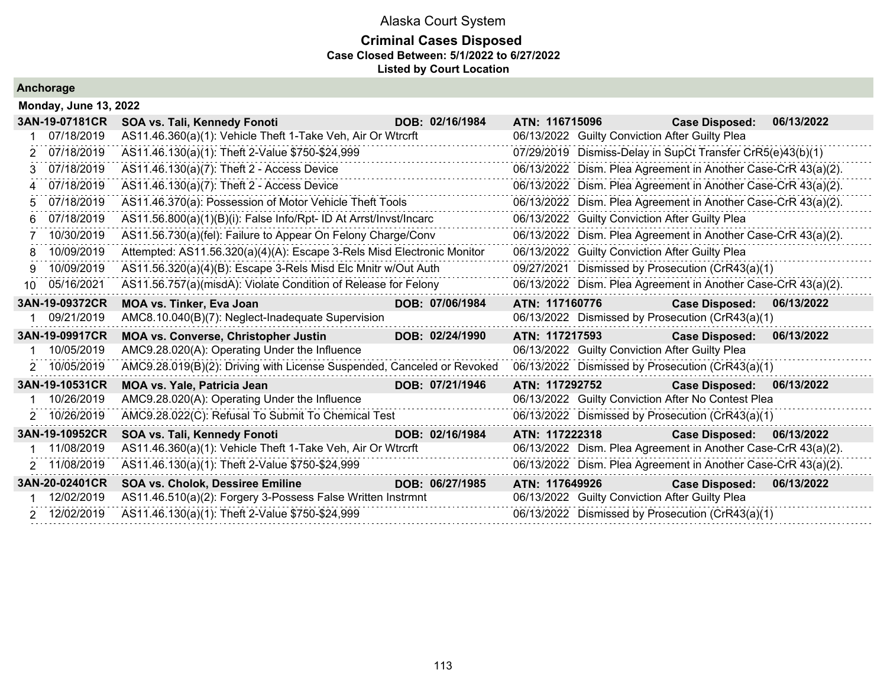# Alaska Court System

## Criminal Cases Disposed

**Case Closed Between: 5/1/2022 to 6/27/2022**

**Listed by Court Location**

### Anchorage

**Monday, June 13, 2022**

| | | | | |
|---|---|---|---|---|
| **3AN-19-07181CR** | **SOA vs. Tali, Kennedy Fonoti** | **DOB: 02/16/1984** | **ATN: 116715096** | **Case Disposed: 06/13/2022** |
| 1 | 07/18/2019 | AS11.46.360(a)(1): Vehicle Theft 1-Take Veh, Air Or Wtrcrft | 06/13/2022 | Guilty Conviction After Guilty Plea |
| 2 | 07/18/2019 | AS11.46.130(a)(1): Theft 2-Value $750-$24,999 | 07/29/2019 | Dismiss-Delay in SupCt Transfer CrR5(e)43(b)(1) |
| 3 | 07/18/2019 | AS11.46.130(a)(7): Theft 2 - Access Device | 06/13/2022 | Dism. Plea Agreement in Another Case-CrR 43(a)(2). |
| 4 | 07/18/2019 | AS11.46.130(a)(7): Theft 2 - Access Device | 06/13/2022 | Dism. Plea Agreement in Another Case-CrR 43(a)(2). |
| 5 | 07/18/2019 | AS11.46.370(a): Possession of Motor Vehicle Theft Tools | 06/13/2022 | Dism. Plea Agreement in Another Case-CrR 43(a)(2). |
| 6 | 07/18/2019 | AS11.56.800(a)(1)(B)(i): False Info/Rpt- ID At Arrst/Invst/Incarc | 06/13/2022 | Guilty Conviction After Guilty Plea |
| 7 | 10/30/2019 | AS11.56.730(a)(fel): Failure to Appear On Felony Charge/Conv | 06/13/2022 | Dism. Plea Agreement in Another Case-CrR 43(a)(2). |
| 8 | 10/09/2019 | Attempted: AS11.56.320(a)(4)(A): Escape 3-Rels Misd Electronic Monitor | 06/13/2022 | Guilty Conviction After Guilty Plea |
| 9 | 10/09/2019 | AS11.56.320(a)(4)(B): Escape 3-Rels Misd Elc Mnitr w/Out Auth | 09/27/2021 | Dismissed by Prosecution (CrR43(a)(1) |
| 10 | 05/16/2021 | AS11.56.757(a)(misdA): Violate Condition of Release for Felony | 06/13/2022 | Dism. Plea Agreement in Another Case-CrR 43(a)(2). |
| **3AN-19-09372CR** | **MOA vs. Tinker, Eva Joan** | **DOB: 07/06/1984** | **ATN: 117160776** | **Case Disposed: 06/13/2022** |
| 1 | 09/21/2019 | AMC8.10.040(B)(7): Neglect-Inadequate Supervision | 06/13/2022 | Dismissed by Prosecution (CrR43(a)(1) |
| **3AN-19-09917CR** | **MOA vs. Converse, Christopher Justin** | **DOB: 02/24/1990** | **ATN: 117217593** | **Case Disposed: 06/13/2022** |
| 1 | 10/05/2019 | AMC9.28.020(A): Operating Under the Influence | 06/13/2022 | Guilty Conviction After Guilty Plea |
| 2 | 10/05/2019 | AMC9.28.019(B)(2): Driving with License Suspended, Canceled or Revoked | 06/13/2022 | Dismissed by Prosecution (CrR43(a)(1) |
| **3AN-19-10531CR** | **MOA vs. Yale, Patricia Jean** | **DOB: 07/21/1946** | **ATN: 117292752** | **Case Disposed: 06/13/2022** |
| 1 | 10/26/2019 | AMC9.28.020(A): Operating Under the Influence | 06/13/2022 | Guilty Conviction After No Contest Plea |
| 2 | 10/26/2019 | AMC9.28.022(C): Refusal To Submit To Chemical Test | 06/13/2022 | Dismissed by Prosecution (CrR43(a)(1) |
| **3AN-19-10952CR** | **SOA vs. Tali, Kennedy Fonoti** | **DOB: 02/16/1984** | **ATN: 117222318** | **Case Disposed: 06/13/2022** |
| 1 | 11/08/2019 | AS11.46.360(a)(1): Vehicle Theft 1-Take Veh, Air Or Wtrcrft | 06/13/2022 | Dism. Plea Agreement in Another Case-CrR 43(a)(2). |
| 2 | 11/08/2019 | AS11.46.130(a)(1): Theft 2-Value $750-$24,999 | 06/13/2022 | Dism. Plea Agreement in Another Case-CrR 43(a)(2). |
| **3AN-20-02401CR** | **SOA vs. Cholok, Dessiree Emiline** | **DOB: 06/27/1985** | **ATN: 117649926** | **Case Disposed: 06/13/2022** |
| 1 | 12/02/2019 | AS11.46.510(a)(2): Forgery 3-Possess False Written Instrmnt | 06/13/2022 | Guilty Conviction After Guilty Plea |
| 2 | 12/02/2019 | AS11.46.130(a)(1): Theft 2-Value $750-$24,999 | 06/13/2022 | Dismissed by Prosecution (CrR43(a)(1) |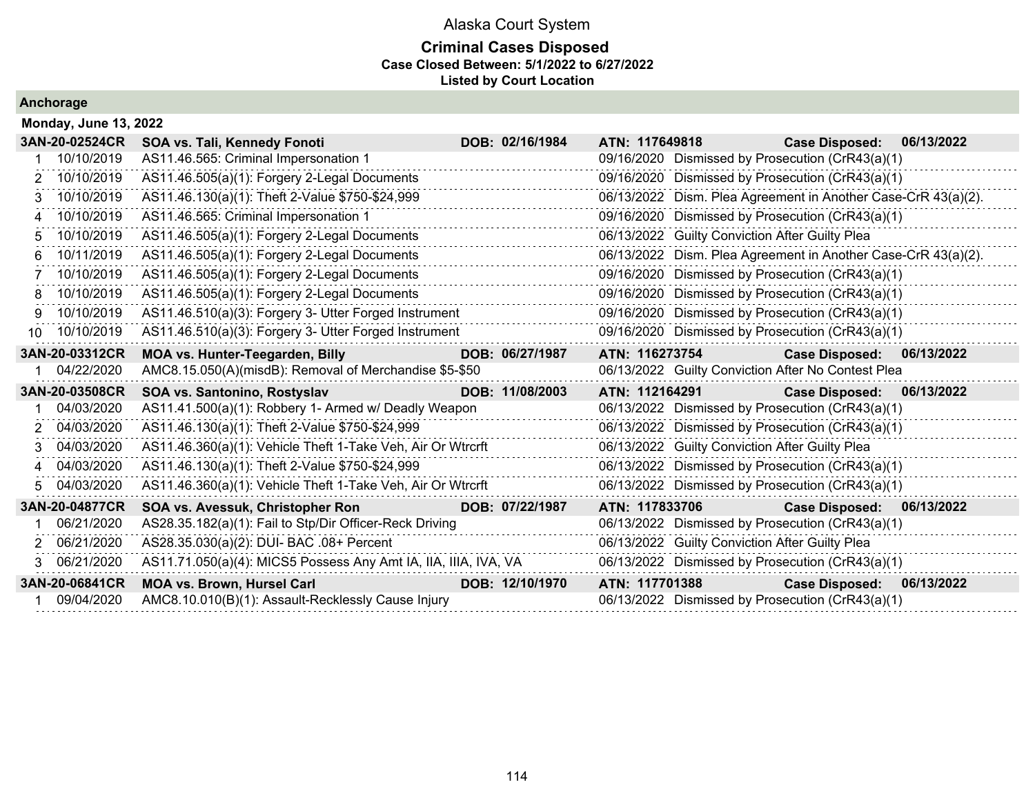# Alaska Court System

**Criminal Cases Disposed**
**Case Closed Between: 5/1/2022 to 6/27/2022**
**Listed by Court Location**

## Anchorage

### Monday, June 13, 2022

**3AN-20-02524CR — SOA vs. Tali, Kennedy Fonoti — DOB: 02/16/1984 — ATN: 117649818 — Case Disposed: 06/13/2022**

| # | Offense Date | Charge | Disposition Date | Disposition |
|---|---|---|---|---|
| 1 | 10/10/2019 | AS11.46.565: Criminal Impersonation 1 | 09/16/2020 | Dismissed by Prosecution (CrR43(a)(1) |
| 2 | 10/10/2019 | AS11.46.505(a)(1): Forgery 2-Legal Documents | 09/16/2020 | Dismissed by Prosecution (CrR43(a)(1) |
| 3 | 10/10/2019 | AS11.46.130(a)(1): Theft 2-Value $750-$24,999 | 06/13/2022 | Dism. Plea Agreement in Another Case-CrR 43(a)(2). |
| 4 | 10/10/2019 | AS11.46.565: Criminal Impersonation 1 | 09/16/2020 | Dismissed by Prosecution (CrR43(a)(1) |
| 5 | 10/10/2019 | AS11.46.505(a)(1): Forgery 2-Legal Documents | 06/13/2022 | Guilty Conviction After Guilty Plea |
| 6 | 10/11/2019 | AS11.46.505(a)(1): Forgery 2-Legal Documents | 06/13/2022 | Dism. Plea Agreement in Another Case-CrR 43(a)(2). |
| 7 | 10/10/2019 | AS11.46.505(a)(1): Forgery 2-Legal Documents | 09/16/2020 | Dismissed by Prosecution (CrR43(a)(1) |
| 8 | 10/10/2019 | AS11.46.505(a)(1): Forgery 2-Legal Documents | 09/16/2020 | Dismissed by Prosecution (CrR43(a)(1) |
| 9 | 10/10/2019 | AS11.46.510(a)(3): Forgery 3- Utter Forged Instrument | 09/16/2020 | Dismissed by Prosecution (CrR43(a)(1) |
| 10 | 10/10/2019 | AS11.46.510(a)(3): Forgery 3- Utter Forged Instrument | 09/16/2020 | Dismissed by Prosecution (CrR43(a)(1) |

**3AN-20-03312CR — MOA vs. Hunter-Teegarden, Billy — DOB: 06/27/1987 — ATN: 116273754 — Case Disposed: 06/13/2022**

| # | Offense Date | Charge | Disposition Date | Disposition |
|---|---|---|---|---|
| 1 | 04/22/2020 | AMC8.15.050(A)(misdB): Removal of Merchandise $5-$50 | 06/13/2022 | Guilty Conviction After No Contest Plea |

**3AN-20-03508CR — SOA vs. Santonino, Rostyslav — DOB: 11/08/2003 — ATN: 112164291 — Case Disposed: 06/13/2022**

| # | Offense Date | Charge | Disposition Date | Disposition |
|---|---|---|---|---|
| 1 | 04/03/2020 | AS11.41.500(a)(1): Robbery 1- Armed w/ Deadly Weapon | 06/13/2022 | Dismissed by Prosecution (CrR43(a)(1) |
| 2 | 04/03/2020 | AS11.46.130(a)(1): Theft 2-Value $750-$24,999 | 06/13/2022 | Dismissed by Prosecution (CrR43(a)(1) |
| 3 | 04/03/2020 | AS11.46.360(a)(1): Vehicle Theft 1-Take Veh, Air Or Wtrcrft | 06/13/2022 | Guilty Conviction After Guilty Plea |
| 4 | 04/03/2020 | AS11.46.130(a)(1): Theft 2-Value $750-$24,999 | 06/13/2022 | Dismissed by Prosecution (CrR43(a)(1) |
| 5 | 04/03/2020 | AS11.46.360(a)(1): Vehicle Theft 1-Take Veh, Air Or Wtrcrft | 06/13/2022 | Dismissed by Prosecution (CrR43(a)(1) |

**3AN-20-04877CR — SOA vs. Avessuk, Christopher Ron — DOB: 07/22/1987 — ATN: 117833706 — Case Disposed: 06/13/2022**

| # | Offense Date | Charge | Disposition Date | Disposition |
|---|---|---|---|---|
| 1 | 06/21/2020 | AS28.35.182(a)(1): Fail to Stp/Dir Officer-Reck Driving | 06/13/2022 | Dismissed by Prosecution (CrR43(a)(1) |
| 2 | 06/21/2020 | AS28.35.030(a)(2): DUI- BAC .08+ Percent | 06/13/2022 | Guilty Conviction After Guilty Plea |
| 3 | 06/21/2020 | AS11.71.050(a)(4): MICS5 Possess Any Amt IA, IIA, IIIA, IVA, VA | 06/13/2022 | Dismissed by Prosecution (CrR43(a)(1) |

**3AN-20-06841CR — MOA vs. Brown, Hursel Carl — DOB: 12/10/1970 — ATN: 117701388 — Case Disposed: 06/13/2022**

| # | Offense Date | Charge | Disposition Date | Disposition |
|---|---|---|---|---|
| 1 | 09/04/2020 | AMC8.10.010(B)(1): Assault-Recklessly Cause Injury | 06/13/2022 | Dismissed by Prosecution (CrR43(a)(1) |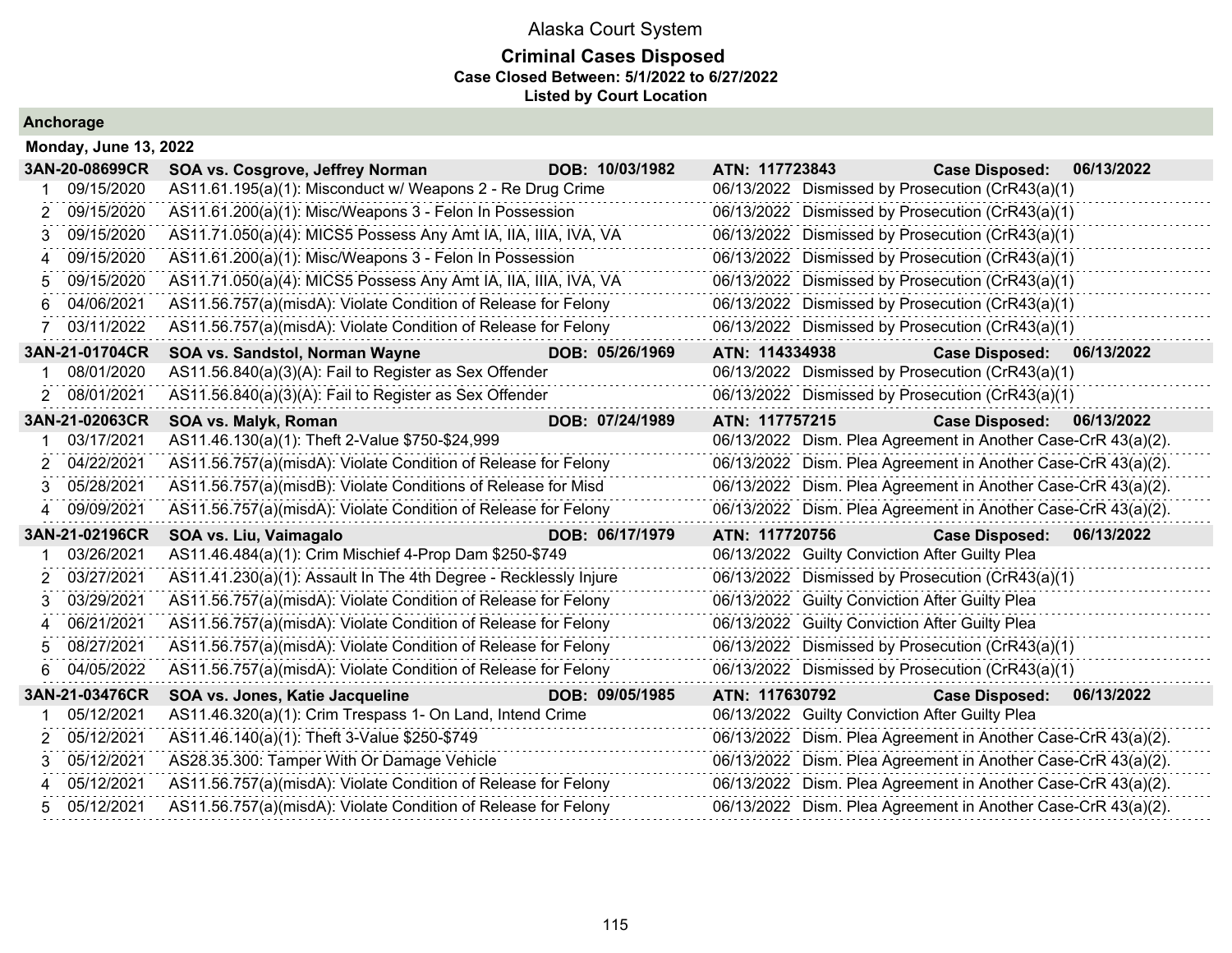# Alaska Court System

## Criminal Cases Disposed

**Case Closed Between: 5/1/2022 to 6/27/2022**

**Listed by Court Location**

### Anchorage

**Monday, June 13, 2022**

| | | | | |
|---|---|---|---|---|
| **3AN-20-08699CR** | **SOA vs. Cosgrove, Jeffrey Norman** | **DOB: 10/03/1982** | **ATN: 117723843** | **Case Disposed: 06/13/2022** |
| 1 | 09/15/2020 | AS11.61.195(a)(1): Misconduct w/ Weapons 2 - Re Drug Crime | 06/13/2022 | Dismissed by Prosecution (CrR43(a)(1) |
| 2 | 09/15/2020 | AS11.61.200(a)(1): Misc/Weapons 3 - Felon In Possession | 06/13/2022 | Dismissed by Prosecution (CrR43(a)(1) |
| 3 | 09/15/2020 | AS11.71.050(a)(4): MICS5 Possess Any Amt IA, IIA, IIIA, IVA, VA | 06/13/2022 | Dismissed by Prosecution (CrR43(a)(1) |
| 4 | 09/15/2020 | AS11.61.200(a)(1): Misc/Weapons 3 - Felon In Possession | 06/13/2022 | Dismissed by Prosecution (CrR43(a)(1) |
| 5 | 09/15/2020 | AS11.71.050(a)(4): MICS5 Possess Any Amt IA, IIA, IIIA, IVA, VA | 06/13/2022 | Dismissed by Prosecution (CrR43(a)(1) |
| 6 | 04/06/2021 | AS11.56.757(a)(misdA): Violate Condition of Release for Felony | 06/13/2022 | Dismissed by Prosecution (CrR43(a)(1) |
| 7 | 03/11/2022 | AS11.56.757(a)(misdA): Violate Condition of Release for Felony | 06/13/2022 | Dismissed by Prosecution (CrR43(a)(1) |
| **3AN-21-01704CR** | **SOA vs. Sandstol, Norman Wayne** | **DOB: 05/26/1969** | **ATN: 114334938** | **Case Disposed: 06/13/2022** |
| 1 | 08/01/2020 | AS11.56.840(a)(3)(A): Fail to Register as Sex Offender | 06/13/2022 | Dismissed by Prosecution (CrR43(a)(1) |
| 2 | 08/01/2021 | AS11.56.840(a)(3)(A): Fail to Register as Sex Offender | 06/13/2022 | Dismissed by Prosecution (CrR43(a)(1) |
| **3AN-21-02063CR** | **SOA vs. Malyk, Roman** | **DOB: 07/24/1989** | **ATN: 117757215** | **Case Disposed: 06/13/2022** |
| 1 | 03/17/2021 | AS11.46.130(a)(1): Theft 2-Value $750-$24,999 | 06/13/2022 | Dism. Plea Agreement in Another Case-CrR 43(a)(2). |
| 2 | 04/22/2021 | AS11.56.757(a)(misdA): Violate Condition of Release for Felony | 06/13/2022 | Dism. Plea Agreement in Another Case-CrR 43(a)(2). |
| 3 | 05/28/2021 | AS11.56.757(a)(misdB): Violate Conditions of Release for Misd | 06/13/2022 | Dism. Plea Agreement in Another Case-CrR 43(a)(2). |
| 4 | 09/09/2021 | AS11.56.757(a)(misdA): Violate Condition of Release for Felony | 06/13/2022 | Dism. Plea Agreement in Another Case-CrR 43(a)(2). |
| **3AN-21-02196CR** | **SOA vs. Liu, Vaimagalo** | **DOB: 06/17/1979** | **ATN: 117720756** | **Case Disposed: 06/13/2022** |
| 1 | 03/26/2021 | AS11.46.484(a)(1): Crim Mischief 4-Prop Dam $250-$749 | 06/13/2022 | Guilty Conviction After Guilty Plea |
| 2 | 03/27/2021 | AS11.41.230(a)(1): Assault In The 4th Degree - Recklessly Injure | 06/13/2022 | Dismissed by Prosecution (CrR43(a)(1) |
| 3 | 03/29/2021 | AS11.56.757(a)(misdA): Violate Condition of Release for Felony | 06/13/2022 | Guilty Conviction After Guilty Plea |
| 4 | 06/21/2021 | AS11.56.757(a)(misdA): Violate Condition of Release for Felony | 06/13/2022 | Guilty Conviction After Guilty Plea |
| 5 | 08/27/2021 | AS11.56.757(a)(misdA): Violate Condition of Release for Felony | 06/13/2022 | Dismissed by Prosecution (CrR43(a)(1) |
| 6 | 04/05/2022 | AS11.56.757(a)(misdA): Violate Condition of Release for Felony | 06/13/2022 | Dismissed by Prosecution (CrR43(a)(1) |
| **3AN-21-03476CR** | **SOA vs. Jones, Katie Jacqueline** | **DOB: 09/05/1985** | **ATN: 117630792** | **Case Disposed: 06/13/2022** |
| 1 | 05/12/2021 | AS11.46.320(a)(1): Crim Trespass 1- On Land, Intend Crime | 06/13/2022 | Guilty Conviction After Guilty Plea |
| 2 | 05/12/2021 | AS11.46.140(a)(1): Theft 3-Value $250-$749 | 06/13/2022 | Dism. Plea Agreement in Another Case-CrR 43(a)(2). |
| 3 | 05/12/2021 | AS28.35.300: Tamper With Or Damage Vehicle | 06/13/2022 | Dism. Plea Agreement in Another Case-CrR 43(a)(2). |
| 4 | 05/12/2021 | AS11.56.757(a)(misdA): Violate Condition of Release for Felony | 06/13/2022 | Dism. Plea Agreement in Another Case-CrR 43(a)(2). |
| 5 | 05/12/2021 | AS11.56.757(a)(misdA): Violate Condition of Release for Felony | 06/13/2022 | Dism. Plea Agreement in Another Case-CrR 43(a)(2). |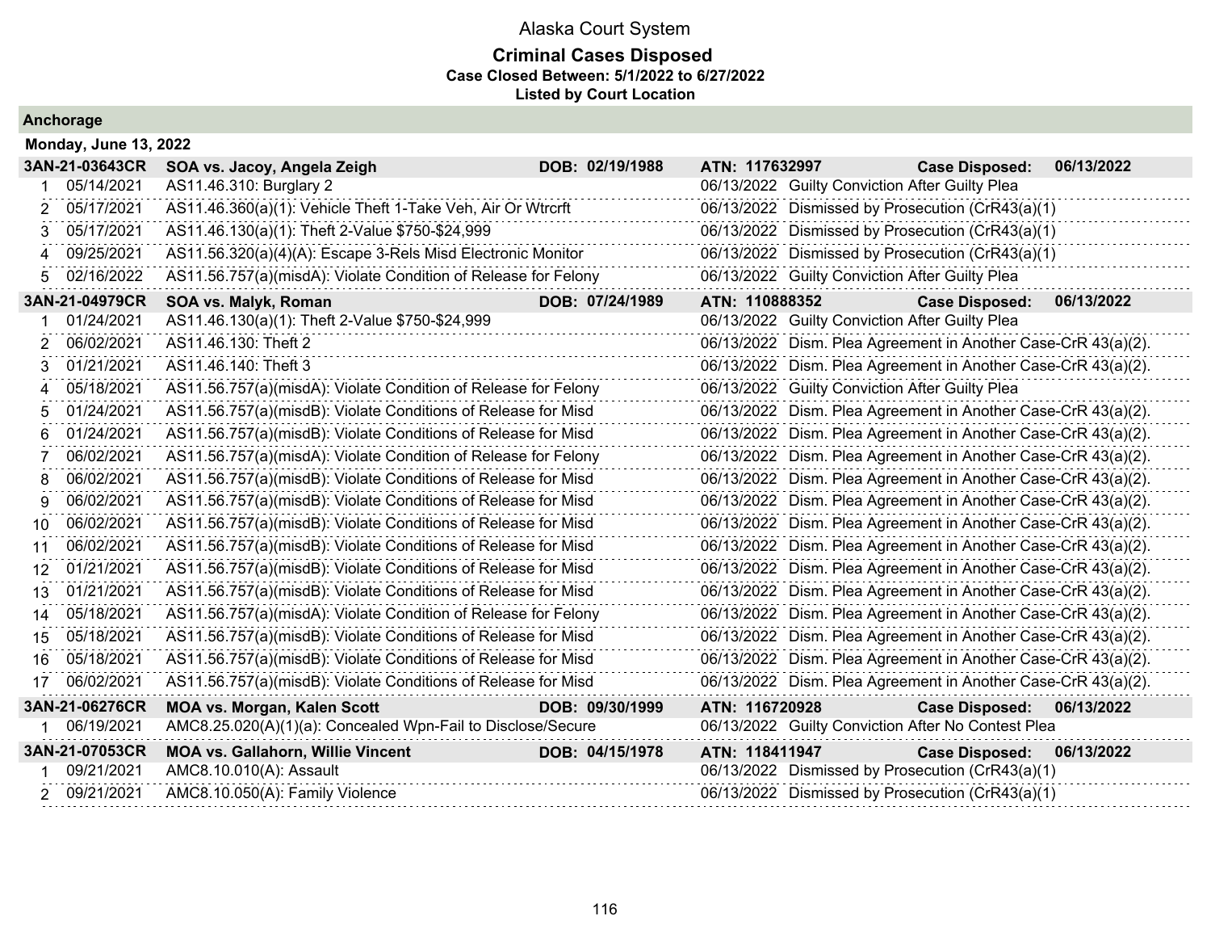# Alaska Court System

## Criminal Cases Disposed

**Case Closed Between: 5/1/2022 to 6/27/2022**

**Listed by Court Location**

### Anchorage

**Monday, June 13, 2022**

| **3AN-21-03643CR** | **SOA vs. Jacoy, Angela Zeigh** | **DOB: 02/19/1988** | **ATN: 117632997** | **Case Disposed: 06/13/2022** |
|---|---|---|---|---|
| 1 | 05/14/2021 | AS11.46.310: Burglary 2 | 06/13/2022 | Guilty Conviction After Guilty Plea |
| 2 | 05/17/2021 | AS11.46.360(a)(1): Vehicle Theft 1-Take Veh, Air Or Wtrcrft | 06/13/2022 | Dismissed by Prosecution (CrR43(a)(1) |
| 3 | 05/17/2021 | AS11.46.130(a)(1): Theft 2-Value $750-$24,999 | 06/13/2022 | Dismissed by Prosecution (CrR43(a)(1) |
| 4 | 09/25/2021 | AS11.56.320(a)(4)(A): Escape 3-Rels Misd Electronic Monitor | 06/13/2022 | Dismissed by Prosecution (CrR43(a)(1) |
| 5 | 02/16/2022 | AS11.56.757(a)(misdA): Violate Condition of Release for Felony | 06/13/2022 | Guilty Conviction After Guilty Plea |
| **3AN-21-04979CR** | **SOA vs. Malyk, Roman** | **DOB: 07/24/1989** | **ATN: 110888352** | **Case Disposed: 06/13/2022** |
| 1 | 01/24/2021 | AS11.46.130(a)(1): Theft 2-Value $750-$24,999 | 06/13/2022 | Guilty Conviction After Guilty Plea |
| 2 | 06/02/2021 | AS11.46.130: Theft 2 | 06/13/2022 | Dism. Plea Agreement in Another Case-CrR 43(a)(2). |
| 3 | 01/21/2021 | AS11.46.140: Theft 3 | 06/13/2022 | Dism. Plea Agreement in Another Case-CrR 43(a)(2). |
| 4 | 05/18/2021 | AS11.56.757(a)(misdA): Violate Condition of Release for Felony | 06/13/2022 | Guilty Conviction After Guilty Plea |
| 5 | 01/24/2021 | AS11.56.757(a)(misdB): Violate Conditions of Release for Misd | 06/13/2022 | Dism. Plea Agreement in Another Case-CrR 43(a)(2). |
| 6 | 01/24/2021 | AS11.56.757(a)(misdB): Violate Conditions of Release for Misd | 06/13/2022 | Dism. Plea Agreement in Another Case-CrR 43(a)(2). |
| 7 | 06/02/2021 | AS11.56.757(a)(misdA): Violate Condition of Release for Felony | 06/13/2022 | Dism. Plea Agreement in Another Case-CrR 43(a)(2). |
| 8 | 06/02/2021 | AS11.56.757(a)(misdB): Violate Conditions of Release for Misd | 06/13/2022 | Dism. Plea Agreement in Another Case-CrR 43(a)(2). |
| 9 | 06/02/2021 | AS11.56.757(a)(misdB): Violate Conditions of Release for Misd | 06/13/2022 | Dism. Plea Agreement in Another Case-CrR 43(a)(2). |
| 10 | 06/02/2021 | AS11.56.757(a)(misdB): Violate Conditions of Release for Misd | 06/13/2022 | Dism. Plea Agreement in Another Case-CrR 43(a)(2). |
| 11 | 06/02/2021 | AS11.56.757(a)(misdB): Violate Conditions of Release for Misd | 06/13/2022 | Dism. Plea Agreement in Another Case-CrR 43(a)(2). |
| 12 | 01/21/2021 | AS11.56.757(a)(misdB): Violate Conditions of Release for Misd | 06/13/2022 | Dism. Plea Agreement in Another Case-CrR 43(a)(2). |
| 13 | 01/21/2021 | AS11.56.757(a)(misdB): Violate Conditions of Release for Misd | 06/13/2022 | Dism. Plea Agreement in Another Case-CrR 43(a)(2). |
| 14 | 05/18/2021 | AS11.56.757(a)(misdA): Violate Condition of Release for Felony | 06/13/2022 | Dism. Plea Agreement in Another Case-CrR 43(a)(2). |
| 15 | 05/18/2021 | AS11.56.757(a)(misdB): Violate Conditions of Release for Misd | 06/13/2022 | Dism. Plea Agreement in Another Case-CrR 43(a)(2). |
| 16 | 05/18/2021 | AS11.56.757(a)(misdB): Violate Conditions of Release for Misd | 06/13/2022 | Dism. Plea Agreement in Another Case-CrR 43(a)(2). |
| 17 | 06/02/2021 | AS11.56.757(a)(misdB): Violate Conditions of Release for Misd | 06/13/2022 | Dism. Plea Agreement in Another Case-CrR 43(a)(2). |
| **3AN-21-06276CR** | **MOA vs. Morgan, Kalen Scott** | **DOB: 09/30/1999** | **ATN: 116720928** | **Case Disposed: 06/13/2022** |
| 1 | 06/19/2021 | AMC8.25.020(A)(1)(a): Concealed Wpn-Fail to Disclose/Secure | 06/13/2022 | Guilty Conviction After No Contest Plea |
| **3AN-21-07053CR** | **MOA vs. Gallahorn, Willie Vincent** | **DOB: 04/15/1978** | **ATN: 118411947** | **Case Disposed: 06/13/2022** |
| 1 | 09/21/2021 | AMC8.10.010(A): Assault | 06/13/2022 | Dismissed by Prosecution (CrR43(a)(1) |
| 2 | 09/21/2021 | AMC8.10.050(A): Family Violence | 06/13/2022 | Dismissed by Prosecution (CrR43(a)(1) |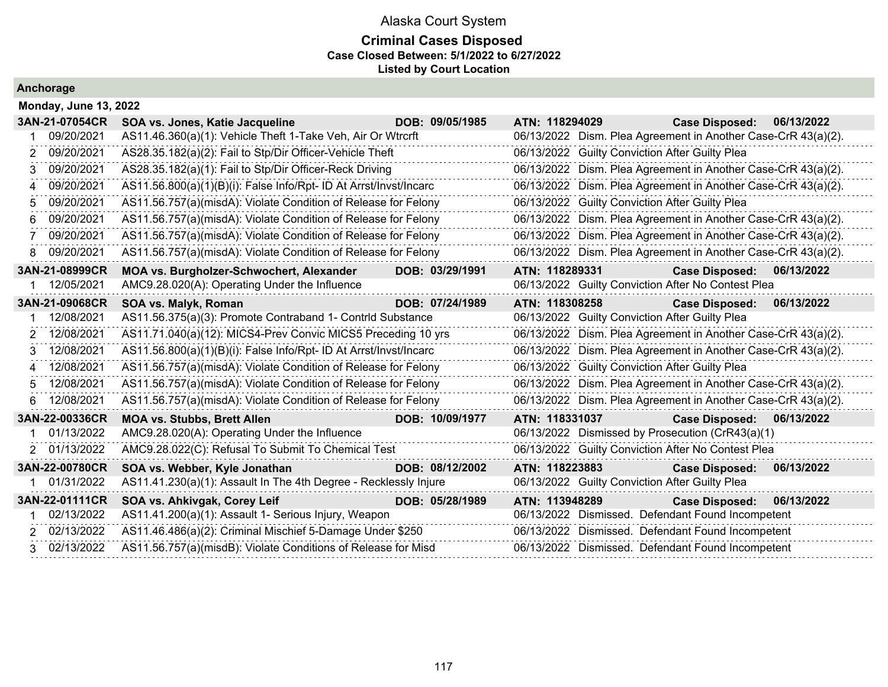# Alaska Court System

**Criminal Cases Disposed**
**Case Closed Between: 5/1/2022 to 6/27/2022**
**Listed by Court Location**

## Anchorage

### Monday, June 13, 2022

**3AN-21-07054CR | SOA vs. Jones, Katie Jacqueline | DOB: 09/05/1985 | ATN: 118294029 | Case Disposed: 06/13/2022**

| # | Date | Charge | Disposition Date | Disposition |
|---|---|---|---|---|
| 1 | 09/20/2021 | AS11.46.360(a)(1): Vehicle Theft 1-Take Veh, Air Or Wtrcrft | 06/13/2022 | Dism. Plea Agreement in Another Case-CrR 43(a)(2). |
| 2 | 09/20/2021 | AS28.35.182(a)(2): Fail to Stp/Dir Officer-Vehicle Theft | 06/13/2022 | Guilty Conviction After Guilty Plea |
| 3 | 09/20/2021 | AS28.35.182(a)(1): Fail to Stp/Dir Officer-Reck Driving | 06/13/2022 | Dism. Plea Agreement in Another Case-CrR 43(a)(2). |
| 4 | 09/20/2021 | AS11.56.800(a)(1)(B)(i): False Info/Rpt- ID At Arrst/Invst/Incarc | 06/13/2022 | Dism. Plea Agreement in Another Case-CrR 43(a)(2). |
| 5 | 09/20/2021 | AS11.56.757(a)(misdA): Violate Condition of Release for Felony | 06/13/2022 | Guilty Conviction After Guilty Plea |
| 6 | 09/20/2021 | AS11.56.757(a)(misdA): Violate Condition of Release for Felony | 06/13/2022 | Dism. Plea Agreement in Another Case-CrR 43(a)(2). |
| 7 | 09/20/2021 | AS11.56.757(a)(misdA): Violate Condition of Release for Felony | 06/13/2022 | Dism. Plea Agreement in Another Case-CrR 43(a)(2). |
| 8 | 09/20/2021 | AS11.56.757(a)(misdA): Violate Condition of Release for Felony | 06/13/2022 | Dism. Plea Agreement in Another Case-CrR 43(a)(2). |

**3AN-21-08999CR | MOA vs. Burgholzer-Schwochert, Alexander | DOB: 03/29/1991 | ATN: 118289331 | Case Disposed: 06/13/2022**

| # | Date | Charge | Disposition Date | Disposition |
|---|---|---|---|---|
| 1 | 12/05/2021 | AMC9.28.020(A): Operating Under the Influence | 06/13/2022 | Guilty Conviction After No Contest Plea |

**3AN-21-09068CR | SOA vs. Malyk, Roman | DOB: 07/24/1989 | ATN: 118308258 | Case Disposed: 06/13/2022**

| # | Date | Charge | Disposition Date | Disposition |
|---|---|---|---|---|
| 1 | 12/08/2021 | AS11.56.375(a)(3): Promote Contraband 1- Contrld Substance | 06/13/2022 | Guilty Conviction After Guilty Plea |
| 2 | 12/08/2021 | AS11.71.040(a)(12): MICS4-Prev Convic MICS5 Preceding 10 yrs | 06/13/2022 | Dism. Plea Agreement in Another Case-CrR 43(a)(2). |
| 3 | 12/08/2021 | AS11.56.800(a)(1)(B)(i): False Info/Rpt- ID At Arrst/Invst/Incarc | 06/13/2022 | Dism. Plea Agreement in Another Case-CrR 43(a)(2). |
| 4 | 12/08/2021 | AS11.56.757(a)(misdA): Violate Condition of Release for Felony | 06/13/2022 | Guilty Conviction After Guilty Plea |
| 5 | 12/08/2021 | AS11.56.757(a)(misdA): Violate Condition of Release for Felony | 06/13/2022 | Dism. Plea Agreement in Another Case-CrR 43(a)(2). |
| 6 | 12/08/2021 | AS11.56.757(a)(misdA): Violate Condition of Release for Felony | 06/13/2022 | Dism. Plea Agreement in Another Case-CrR 43(a)(2). |

**3AN-22-00336CR | MOA vs. Stubbs, Brett Allen | DOB: 10/09/1977 | ATN: 118331037 | Case Disposed: 06/13/2022**

| # | Date | Charge | Disposition Date | Disposition |
|---|---|---|---|---|
| 1 | 01/13/2022 | AMC9.28.020(A): Operating Under the Influence | 06/13/2022 | Dismissed by Prosecution (CrR43(a)(1) |
| 2 | 01/13/2022 | AMC9.28.022(C): Refusal To Submit To Chemical Test | 06/13/2022 | Guilty Conviction After No Contest Plea |

**3AN-22-00780CR | SOA vs. Webber, Kyle Jonathan | DOB: 08/12/2002 | ATN: 118223883 | Case Disposed: 06/13/2022**

| # | Date | Charge | Disposition Date | Disposition |
|---|---|---|---|---|
| 1 | 01/31/2022 | AS11.41.230(a)(1): Assault In The 4th Degree - Recklessly Injure | 06/13/2022 | Guilty Conviction After Guilty Plea |

**3AN-22-01111CR | SOA vs. Ahkivgak, Corey Leif | DOB: 05/28/1989 | ATN: 113948289 | Case Disposed: 06/13/2022**

| # | Date | Charge | Disposition Date | Disposition |
|---|---|---|---|---|
| 1 | 02/13/2022 | AS11.41.200(a)(1): Assault 1- Serious Injury, Weapon | 06/13/2022 | Dismissed. Defendant Found Incompetent |
| 2 | 02/13/2022 | AS11.46.486(a)(2): Criminal Mischief 5-Damage Under $250 | 06/13/2022 | Dismissed. Defendant Found Incompetent |
| 3 | 02/13/2022 | AS11.56.757(a)(misdB): Violate Conditions of Release for Misd | 06/13/2022 | Dismissed. Defendant Found Incompetent |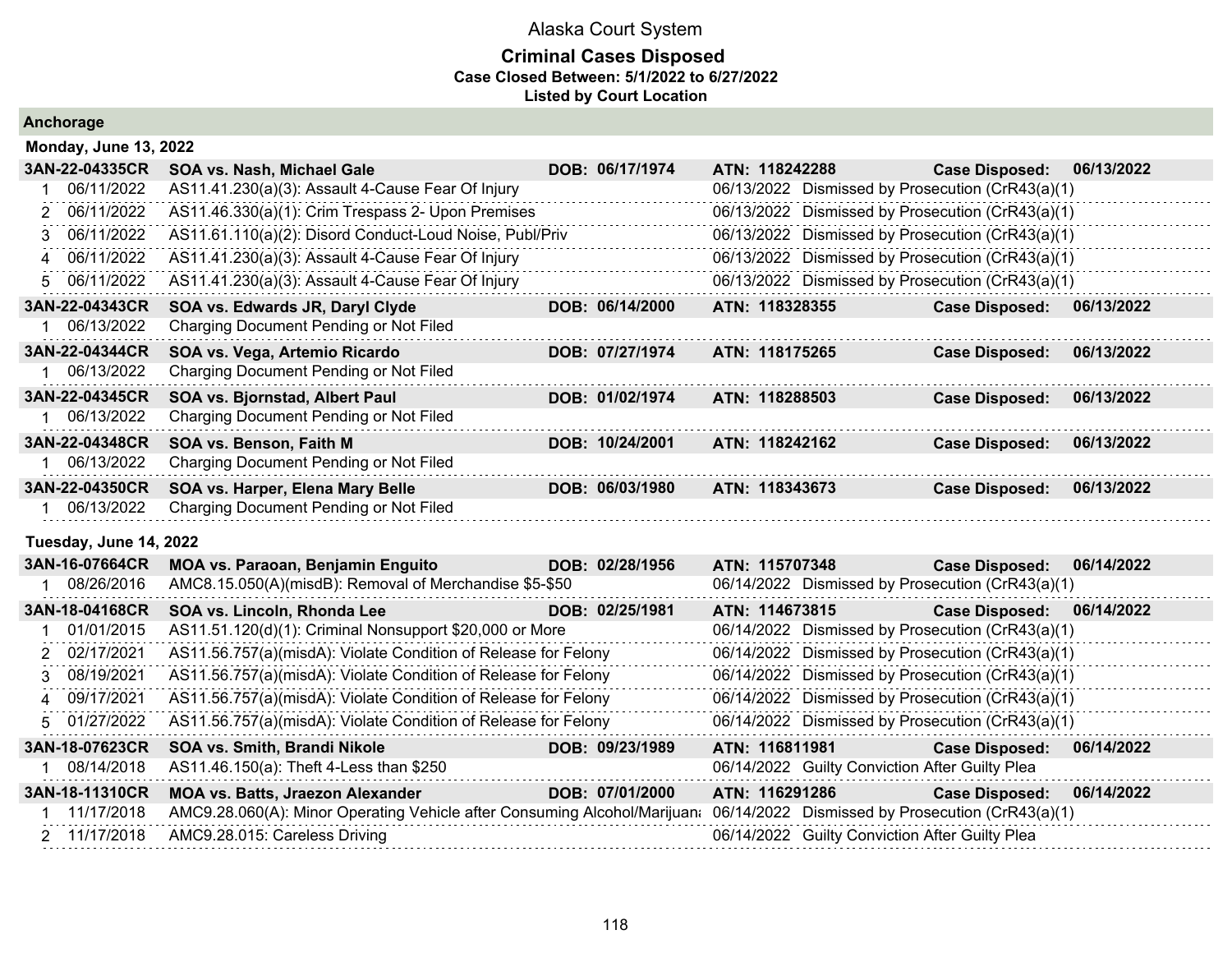# Alaska Court System

**Criminal Cases Disposed**
**Case Closed Between: 5/1/2022 to 6/27/2022**
**Listed by Court Location**

## Anchorage

### Monday, June 13, 2022

| Case | Parties / Charge | DOB | ATN / Disposition | Case Disposed |
|---|---|---|---|---|
| **3AN-22-04335CR** | **SOA vs. Nash, Michael Gale** | **DOB: 06/17/1974** | **ATN: 118242288** | **06/13/2022** |
| 1 06/11/2022 | AS11.41.230(a)(3): Assault 4-Cause Fear Of Injury | | 06/13/2022 Dismissed by Prosecution (CrR43(a)(1) | |
| 2 06/11/2022 | AS11.46.330(a)(1): Crim Trespass 2- Upon Premises | | 06/13/2022 Dismissed by Prosecution (CrR43(a)(1) | |
| 3 06/11/2022 | AS11.61.110(a)(2): Disord Conduct-Loud Noise, Publ/Priv | | 06/13/2022 Dismissed by Prosecution (CrR43(a)(1) | |
| 4 06/11/2022 | AS11.41.230(a)(3): Assault 4-Cause Fear Of Injury | | 06/13/2022 Dismissed by Prosecution (CrR43(a)(1) | |
| 5 06/11/2022 | AS11.41.230(a)(3): Assault 4-Cause Fear Of Injury | | 06/13/2022 Dismissed by Prosecution (CrR43(a)(1) | |
| **3AN-22-04343CR** | **SOA vs. Edwards JR, Daryl Clyde** | **DOB: 06/14/2000** | **ATN: 118328355** | **06/13/2022** |
| 1 06/13/2022 | Charging Document Pending or Not Filed | | | |
| **3AN-22-04344CR** | **SOA vs. Vega, Artemio Ricardo** | **DOB: 07/27/1974** | **ATN: 118175265** | **06/13/2022** |
| 1 06/13/2022 | Charging Document Pending or Not Filed | | | |
| **3AN-22-04345CR** | **SOA vs. Bjornstad, Albert Paul** | **DOB: 01/02/1974** | **ATN: 118288503** | **06/13/2022** |
| 1 06/13/2022 | Charging Document Pending or Not Filed | | | |
| **3AN-22-04348CR** | **SOA vs. Benson, Faith M** | **DOB: 10/24/2001** | **ATN: 118242162** | **06/13/2022** |
| 1 06/13/2022 | Charging Document Pending or Not Filed | | | |
| **3AN-22-04350CR** | **SOA vs. Harper, Elena Mary Belle** | **DOB: 06/03/1980** | **ATN: 118343673** | **06/13/2022** |
| 1 06/13/2022 | Charging Document Pending or Not Filed | | | |

### Tuesday, June 14, 2022

| Case | Parties / Charge | DOB | ATN / Disposition | Case Disposed |
|---|---|---|---|---|
| **3AN-16-07664CR** | **MOA vs. Paraoan, Benjamin Enguito** | **DOB: 02/28/1956** | **ATN: 115707348** | **06/14/2022** |
| 1 08/26/2016 | AMC8.15.050(A)(misdB): Removal of Merchandise $5-$50 | | 06/14/2022 Dismissed by Prosecution (CrR43(a)(1) | |
| **3AN-18-04168CR** | **SOA vs. Lincoln, Rhonda Lee** | **DOB: 02/25/1981** | **ATN: 114673815** | **06/14/2022** |
| 1 01/01/2015 | AS11.51.120(d)(1): Criminal Nonsupport $20,000 or More | | 06/14/2022 Dismissed by Prosecution (CrR43(a)(1) | |
| 2 02/17/2021 | AS11.56.757(a)(misdA): Violate Condition of Release for Felony | | 06/14/2022 Dismissed by Prosecution (CrR43(a)(1) | |
| 3 08/19/2021 | AS11.56.757(a)(misdA): Violate Condition of Release for Felony | | 06/14/2022 Dismissed by Prosecution (CrR43(a)(1) | |
| 4 09/17/2021 | AS11.56.757(a)(misdA): Violate Condition of Release for Felony | | 06/14/2022 Dismissed by Prosecution (CrR43(a)(1) | |
| 5 01/27/2022 | AS11.56.757(a)(misdA): Violate Condition of Release for Felony | | 06/14/2022 Dismissed by Prosecution (CrR43(a)(1) | |
| **3AN-18-07623CR** | **SOA vs. Smith, Brandi Nikole** | **DOB: 09/23/1989** | **ATN: 116811981** | **06/14/2022** |
| 1 08/14/2018 | AS11.46.150(a): Theft 4-Less than $250 | | 06/14/2022 Guilty Conviction After Guilty Plea | |
| **3AN-18-11310CR** | **MOA vs. Batts, Jraezon Alexander** | **DOB: 07/01/2000** | **ATN: 116291286** | **06/14/2022** |
| 1 11/17/2018 | AMC9.28.060(A): Minor Operating Vehicle after Consuming Alcohol/Marijuana | | 06/14/2022 Dismissed by Prosecution (CrR43(a)(1) | |
| 2 11/17/2018 | AMC9.28.015: Careless Driving | | 06/14/2022 Guilty Conviction After Guilty Plea | |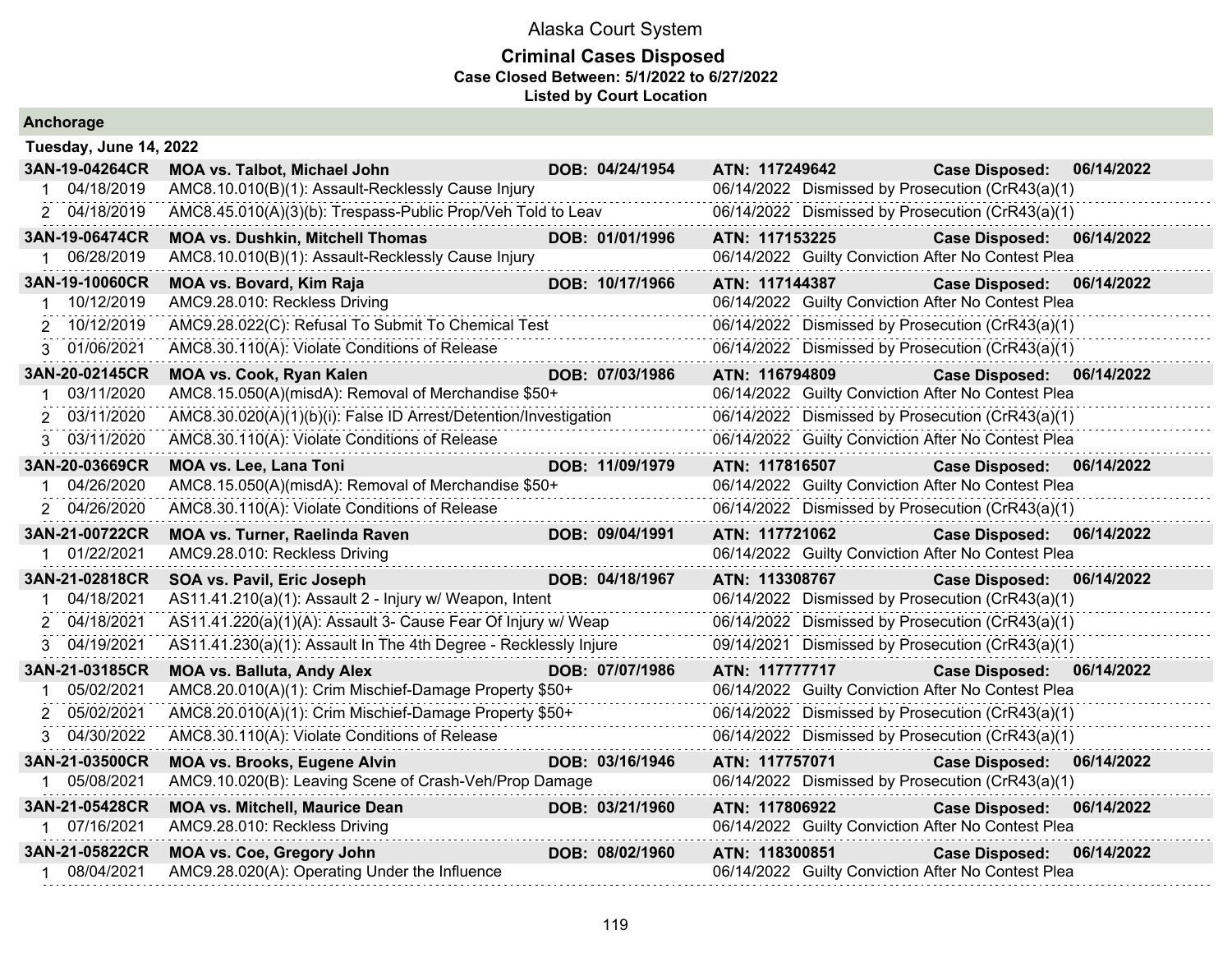# Alaska Court System

## Criminal Cases Disposed

**Case Closed Between: 5/1/2022 to 6/27/2022**

**Listed by Court Location**

### Anchorage

**Tuesday, June 14, 2022**

| Case | Charge Date | Party / Charge | DOB / ATN | Disposition Date | Disposition |
|---|---|---|---|---|---|
| **3AN-19-04264CR** | | **MOA vs. Talbot, Michael John** | **DOB: 04/24/1954** ATN: 117249642 | **Case Disposed: 06/14/2022** | |
| 1 | 04/18/2019 | AMC8.10.010(B)(1): Assault-Recklessly Cause Injury | | 06/14/2022 | Dismissed by Prosecution (CrR43(a)(1) |
| 2 | 04/18/2019 | AMC8.45.010(A)(3)(b): Trespass-Public Prop/Veh Told to Leav | | 06/14/2022 | Dismissed by Prosecution (CrR43(a)(1) |
| **3AN-19-06474CR** | | **MOA vs. Dushkin, Mitchell Thomas** | **DOB: 01/01/1996** ATN: 117153225 | **Case Disposed: 06/14/2022** | |
| 1 | 06/28/2019 | AMC8.10.010(B)(1): Assault-Recklessly Cause Injury | | 06/14/2022 | Guilty Conviction After No Contest Plea |
| **3AN-19-10060CR** | | **MOA vs. Bovard, Kim Raja** | **DOB: 10/17/1966** ATN: 117144387 | **Case Disposed: 06/14/2022** | |
| 1 | 10/12/2019 | AMC9.28.010: Reckless Driving | | 06/14/2022 | Guilty Conviction After No Contest Plea |
| 2 | 10/12/2019 | AMC9.28.022(C): Refusal To Submit To Chemical Test | | 06/14/2022 | Dismissed by Prosecution (CrR43(a)(1) |
| 3 | 01/06/2021 | AMC8.30.110(A): Violate Conditions of Release | | 06/14/2022 | Dismissed by Prosecution (CrR43(a)(1) |
| **3AN-20-02145CR** | | **MOA vs. Cook, Ryan Kalen** | **DOB: 07/03/1986** ATN: 116794809 | **Case Disposed: 06/14/2022** | |
| 1 | 03/11/2020 | AMC8.15.050(A)(misdA): Removal of Merchandise $50+ | | 06/14/2022 | Guilty Conviction After No Contest Plea |
| 2 | 03/11/2020 | AMC8.30.020(A)(1)(b)(i): False ID Arrest/Detention/Investigation | | 06/14/2022 | Dismissed by Prosecution (CrR43(a)(1) |
| 3 | 03/11/2020 | AMC8.30.110(A): Violate Conditions of Release | | 06/14/2022 | Guilty Conviction After No Contest Plea |
| **3AN-20-03669CR** | | **MOA vs. Lee, Lana Toni** | **DOB: 11/09/1979** ATN: 117816507 | **Case Disposed: 06/14/2022** | |
| 1 | 04/26/2020 | AMC8.15.050(A)(misdA): Removal of Merchandise $50+ | | 06/14/2022 | Guilty Conviction After No Contest Plea |
| 2 | 04/26/2020 | AMC8.30.110(A): Violate Conditions of Release | | 06/14/2022 | Dismissed by Prosecution (CrR43(a)(1) |
| **3AN-21-00722CR** | | **MOA vs. Turner, Raelinda Raven** | **DOB: 09/04/1991** ATN: 117721062 | **Case Disposed: 06/14/2022** | |
| 1 | 01/22/2021 | AMC9.28.010: Reckless Driving | | 06/14/2022 | Guilty Conviction After No Contest Plea |
| **3AN-21-02818CR** | | **SOA vs. Pavil, Eric Joseph** | **DOB: 04/18/1967** ATN: 113308767 | **Case Disposed: 06/14/2022** | |
| 1 | 04/18/2021 | AS11.41.210(a)(1): Assault 2 - Injury w/ Weapon, Intent | | 06/14/2022 | Dismissed by Prosecution (CrR43(a)(1) |
| 2 | 04/18/2021 | AS11.41.220(a)(1)(A): Assault 3- Cause Fear Of Injury w/ Weap | | 06/14/2022 | Dismissed by Prosecution (CrR43(a)(1) |
| 3 | 04/19/2021 | AS11.41.230(a)(1): Assault In The 4th Degree - Recklessly Injure | | 09/14/2021 | Dismissed by Prosecution (CrR43(a)(1) |
| **3AN-21-03185CR** | | **MOA vs. Balluta, Andy Alex** | **DOB: 07/07/1986** ATN: 117777717 | **Case Disposed: 06/14/2022** | |
| 1 | 05/02/2021 | AMC8.20.010(A)(1): Crim Mischief-Damage Property $50+ | | 06/14/2022 | Guilty Conviction After No Contest Plea |
| 2 | 05/02/2021 | AMC8.20.010(A)(1): Crim Mischief-Damage Property $50+ | | 06/14/2022 | Dismissed by Prosecution (CrR43(a)(1) |
| 3 | 04/30/2022 | AMC8.30.110(A): Violate Conditions of Release | | 06/14/2022 | Dismissed by Prosecution (CrR43(a)(1) |
| **3AN-21-03500CR** | | **MOA vs. Brooks, Eugene Alvin** | **DOB: 03/16/1946** ATN: 117757071 | **Case Disposed: 06/14/2022** | |
| 1 | 05/08/2021 | AMC9.10.020(B): Leaving Scene of Crash-Veh/Prop Damage | | 06/14/2022 | Dismissed by Prosecution (CrR43(a)(1) |
| **3AN-21-05428CR** | | **MOA vs. Mitchell, Maurice Dean** | **DOB: 03/21/1960** ATN: 117806922 | **Case Disposed: 06/14/2022** | |
| 1 | 07/16/2021 | AMC9.28.010: Reckless Driving | | 06/14/2022 | Guilty Conviction After No Contest Plea |
| **3AN-21-05822CR** | | **MOA vs. Coe, Gregory John** | **DOB: 08/02/1960** ATN: 118300851 | **Case Disposed: 06/14/2022** | |
| 1 | 08/04/2021 | AMC9.28.020(A): Operating Under the Influence | | 06/14/2022 | Guilty Conviction After No Contest Plea |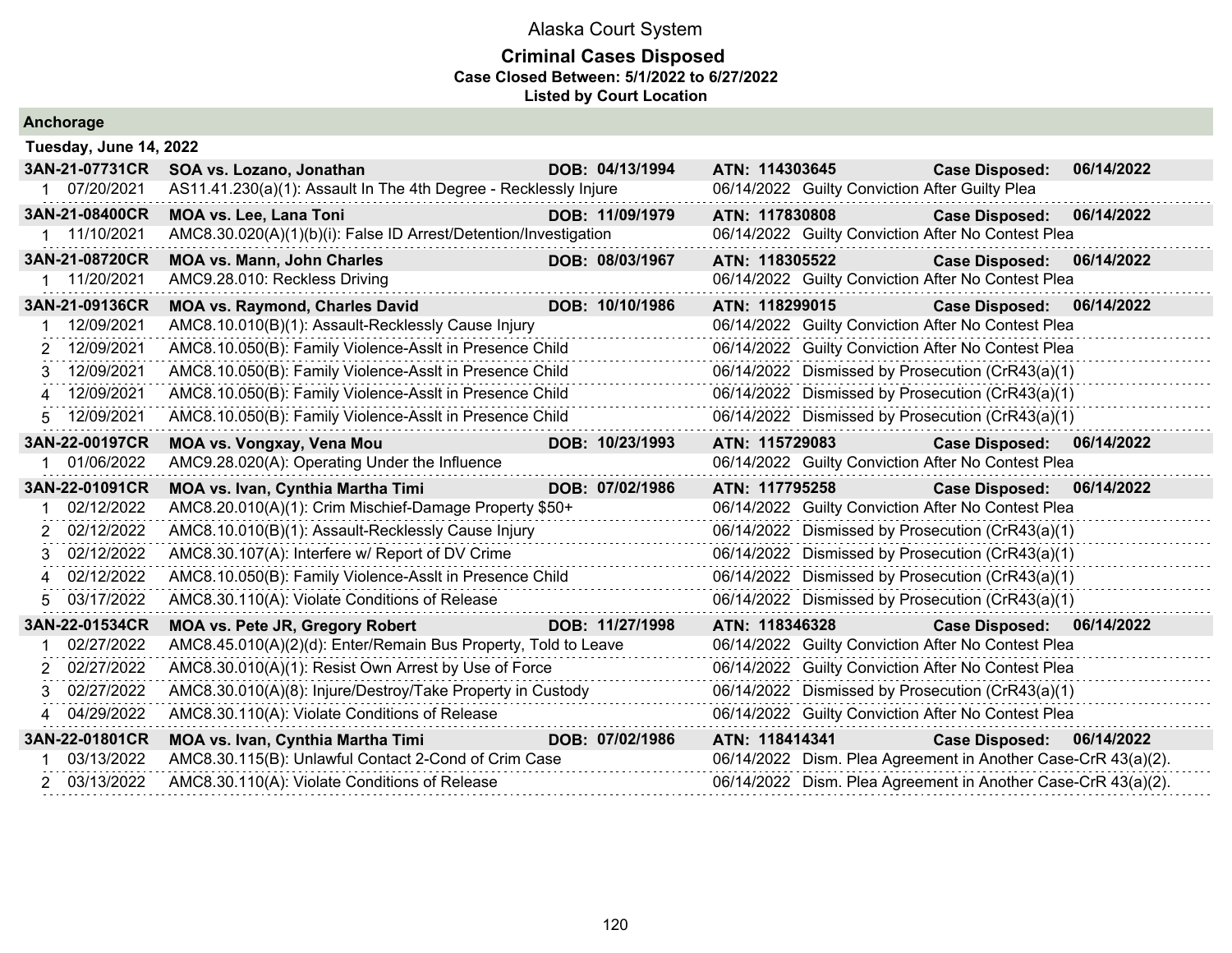# Alaska Court System

## Criminal Cases Disposed

**Case Closed Between: 5/1/2022 to 6/27/2022**

**Listed by Court Location**

### Anchorage

**Tuesday, June 14, 2022**

| Case | Party / Charge | DOB | ATN / Disposition | Case Disposed |
|---|---|---|---|---|
| **3AN-21-07731CR** | **SOA vs. Lozano, Jonathan** | **DOB: 04/13/1994** | **ATN: 114303645** | **Case Disposed: 06/14/2022** |
| 1 07/20/2021 | AS11.41.230(a)(1): Assault In The 4th Degree - Recklessly Injure | | 06/14/2022 Guilty Conviction After Guilty Plea | |
| **3AN-21-08400CR** | **MOA vs. Lee, Lana Toni** | **DOB: 11/09/1979** | **ATN: 117830808** | **Case Disposed: 06/14/2022** |
| 1 11/10/2021 | AMC8.30.020(A)(1)(b)(i): False ID Arrest/Detention/Investigation | | 06/14/2022 Guilty Conviction After No Contest Plea | |
| **3AN-21-08720CR** | **MOA vs. Mann, John Charles** | **DOB: 08/03/1967** | **ATN: 118305522** | **Case Disposed: 06/14/2022** |
| 1 11/10/2021 | AMC9.28.010: Reckless Driving | | 06/14/2022 Guilty Conviction After No Contest Plea | |
| **3AN-21-09136CR** | **MOA vs. Raymond, Charles David** | **DOB: 10/10/1986** | **ATN: 118299015** | **Case Disposed: 06/14/2022** |
| 1 12/09/2021 | AMC8.10.010(B)(1): Assault-Recklessly Cause Injury | | 06/14/2022 Guilty Conviction After No Contest Plea | |
| 2 12/09/2021 | AMC8.10.050(B): Family Violence-Asslt in Presence Child | | 06/14/2022 Guilty Conviction After No Contest Plea | |
| 3 12/09/2021 | AMC8.10.050(B): Family Violence-Asslt in Presence Child | | 06/14/2022 Dismissed by Prosecution (CrR43(a)(1) | |
| 4 12/09/2021 | AMC8.10.050(B): Family Violence-Asslt in Presence Child | | 06/14/2022 Dismissed by Prosecution (CrR43(a)(1) | |
| 5 12/09/2021 | AMC8.10.050(B): Family Violence-Asslt in Presence Child | | 06/14/2022 Dismissed by Prosecution (CrR43(a)(1) | |
| **3AN-22-00197CR** | **MOA vs. Vongxay, Vena Mou** | **DOB: 10/23/1993** | **ATN: 115729083** | **Case Disposed: 06/14/2022** |
| 1 01/06/2022 | AMC9.28.020(A): Operating Under the Influence | | 06/14/2022 Guilty Conviction After No Contest Plea | |
| **3AN-22-01091CR** | **MOA vs. Ivan, Cynthia Martha Timi** | **DOB: 07/02/1986** | **ATN: 117795258** | **Case Disposed: 06/14/2022** |
| 1 02/12/2022 | AMC8.20.010(A)(1): Crim Mischief-Damage Property $50+ | | 06/14/2022 Guilty Conviction After No Contest Plea | |
| 2 02/12/2022 | AMC8.10.010(B)(1): Assault-Recklessly Cause Injury | | 06/14/2022 Dismissed by Prosecution (CrR43(a)(1) | |
| 3 02/12/2022 | AMC8.30.107(A): Interfere w/ Report of DV Crime | | 06/14/2022 Dismissed by Prosecution (CrR43(a)(1) | |
| 4 02/12/2022 | AMC8.10.050(B): Family Violence-Asslt in Presence Child | | 06/14/2022 Dismissed by Prosecution (CrR43(a)(1) | |
| 5 03/17/2022 | AMC8.30.110(A): Violate Conditions of Release | | 06/14/2022 Dismissed by Prosecution (CrR43(a)(1) | |
| **3AN-22-01534CR** | **MOA vs. Pete JR, Gregory Robert** | **DOB: 11/27/1998** | **ATN: 118346328** | **Case Disposed: 06/14/2022** |
| 1 02/27/2022 | AMC8.45.010(A)(2)(d): Enter/Remain Bus Property, Told to Leave | | 06/14/2022 Guilty Conviction After No Contest Plea | |
| 2 02/27/2022 | AMC8.30.010(A)(1): Resist Own Arrest by Use of Force | | 06/14/2022 Guilty Conviction After No Contest Plea | |
| 3 02/27/2022 | AMC8.30.010(A)(8): Injure/Destroy/Take Property in Custody | | 06/14/2022 Dismissed by Prosecution (CrR43(a)(1) | |
| 4 04/29/2022 | AMC8.30.110(A): Violate Conditions of Release | | 06/14/2022 Guilty Conviction After No Contest Plea | |
| **3AN-22-01801CR** | **MOA vs. Ivan, Cynthia Martha Timi** | **DOB: 07/02/1986** | **ATN: 118414341** | **Case Disposed: 06/14/2022** |
| 1 03/13/2022 | AMC8.30.115(B): Unlawful Contact 2-Cond of Crim Case | | 06/14/2022 Dism. Plea Agreement in Another Case-CrR 43(a)(2). | |
| 2 03/13/2022 | AMC8.30.110(A): Violate Conditions of Release | | 06/14/2022 Dism. Plea Agreement in Another Case-CrR 43(a)(2). | |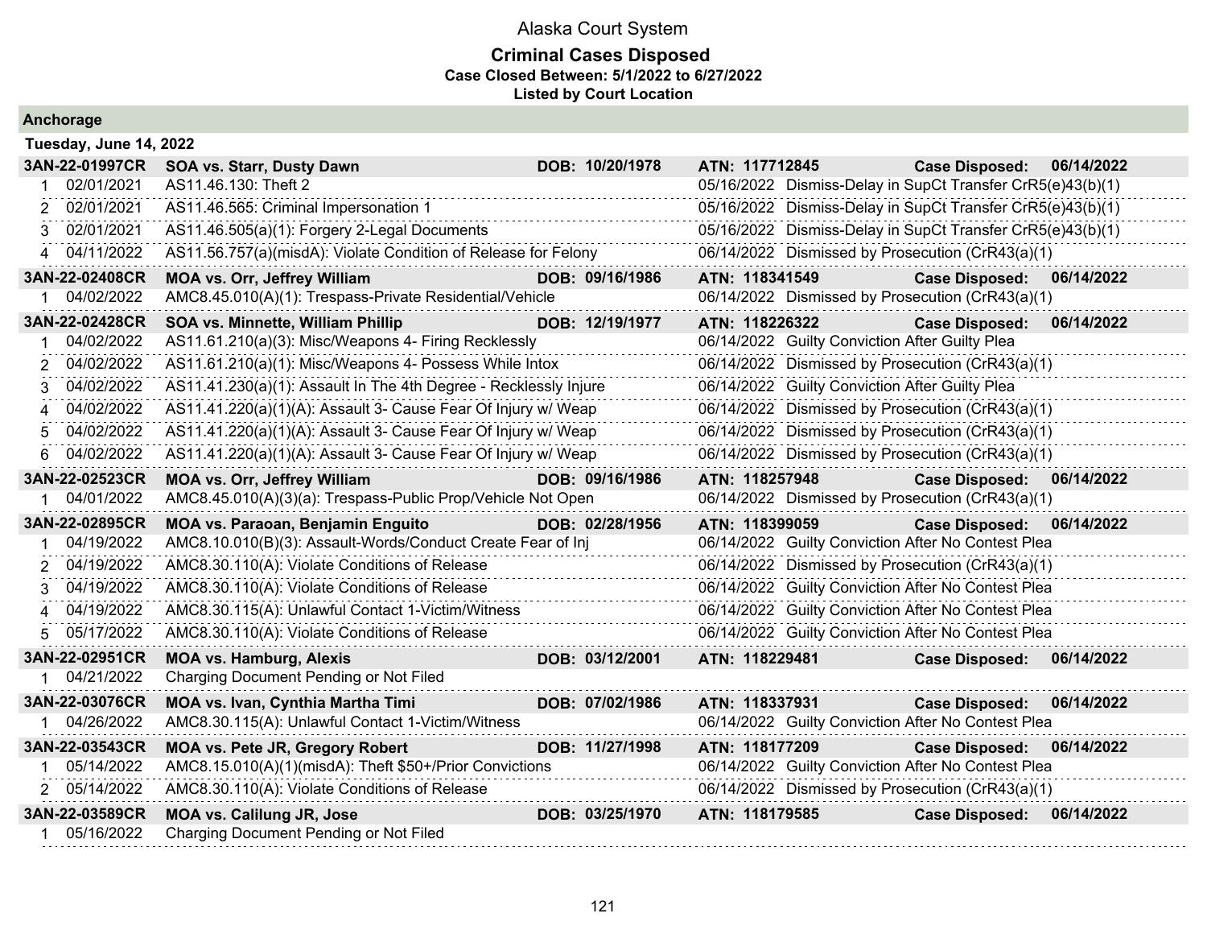# Alaska Court System

## Criminal Cases Disposed

**Case Closed Between: 5/1/2022 to 6/27/2022**

**Listed by Court Location**

### Anchorage

**Tuesday, June 14, 2022**

| Case | Party / Charge | DOB | ATN / Disposition | Case Disposed |
|---|---|---|---|---|
| **3AN-22-01997CR** | **SOA vs. Starr, Dusty Dawn** | **DOB: 10/20/1978** | **ATN: 117712845** | **Case Disposed: 06/14/2022** |
| 1 02/01/2021 | AS11.46.130: Theft 2 | | 05/16/2022 Dismiss-Delay in SupCt Transfer CrR5(e)43(b)(1) | |
| 2 02/01/2021 | AS11.46.565: Criminal Impersonation 1 | | 05/16/2022 Dismiss-Delay in SupCt Transfer CrR5(e)43(b)(1) | |
| 3 02/01/2021 | AS11.46.505(a)(1): Forgery 2-Legal Documents | | 05/16/2022 Dismiss-Delay in SupCt Transfer CrR5(e)43(b)(1) | |
| 4 04/11/2022 | AS11.56.757(a)(misdA): Violate Condition of Release for Felony | | 06/14/2022 Dismissed by Prosecution (CrR43(a)(1) | |
| **3AN-22-02408CR** | **MOA vs. Orr, Jeffrey William** | **DOB: 09/16/1986** | **ATN: 118341549** | **Case Disposed: 06/14/2022** |
| 1 04/02/2022 | AMC8.45.010(A)(1): Trespass-Private Residential/Vehicle | | 06/14/2022 Dismissed by Prosecution (CrR43(a)(1) | |
| **3AN-22-02428CR** | **SOA vs. Minnette, William Phillip** | **DOB: 12/19/1977** | **ATN: 118226322** | **Case Disposed: 06/14/2022** |
| 1 04/02/2022 | AS11.61.210(a)(3): Misc/Weapons 4- Firing Recklessly | | 06/14/2022 Guilty Conviction After Guilty Plea | |
| 2 04/02/2022 | AS11.61.210(a)(1): Misc/Weapons 4- Possess While Intox | | 06/14/2022 Dismissed by Prosecution (CrR43(a)(1) | |
| 3 04/02/2022 | AS11.41.230(a)(1): Assault In The 4th Degree - Recklessly Injure | | 06/14/2022 Guilty Conviction After Guilty Plea | |
| 4 04/02/2022 | AS11.41.220(a)(1)(A): Assault 3- Cause Fear Of Injury w/ Weap | | 06/14/2022 Dismissed by Prosecution (CrR43(a)(1) | |
| 5 04/02/2022 | AS11.41.220(a)(1)(A): Assault 3- Cause Fear Of Injury w/ Weap | | 06/14/2022 Dismissed by Prosecution (CrR43(a)(1) | |
| 6 04/02/2022 | AS11.41.220(a)(1)(A): Assault 3- Cause Fear Of Injury w/ Weap | | 06/14/2022 Dismissed by Prosecution (CrR43(a)(1) | |
| **3AN-22-02523CR** | **MOA vs. Orr, Jeffrey William** | **DOB: 09/16/1986** | **ATN: 118257948** | **Case Disposed: 06/14/2022** |
| 1 04/01/2022 | AMC8.45.010(A)(3)(a): Trespass-Public Prop/Vehicle Not Open | | 06/14/2022 Dismissed by Prosecution (CrR43(a)(1) | |
| **3AN-22-02895CR** | **MOA vs. Paraoan, Benjamin Enguito** | **DOB: 02/28/1956** | **ATN: 118399059** | **Case Disposed: 06/14/2022** |
| 1 04/19/2022 | AMC8.10.010(B)(3): Assault-Words/Conduct Create Fear of Inj | | 06/14/2022 Guilty Conviction After No Contest Plea | |
| 2 04/19/2022 | AMC8.30.110(A): Violate Conditions of Release | | 06/14/2022 Dismissed by Prosecution (CrR43(a)(1) | |
| 3 04/19/2022 | AMC8.30.110(A): Violate Conditions of Release | | 06/14/2022 Guilty Conviction After No Contest Plea | |
| 4 04/19/2022 | AMC8.30.115(A): Unlawful Contact 1-Victim/Witness | | 06/14/2022 Guilty Conviction After No Contest Plea | |
| 5 05/17/2022 | AMC8.30.110(A): Violate Conditions of Release | | 06/14/2022 Guilty Conviction After No Contest Plea | |
| **3AN-22-02951CR** | **MOA vs. Hamburg, Alexis** | **DOB: 03/12/2001** | **ATN: 118229481** | **Case Disposed: 06/14/2022** |
| 1 04/21/2022 | Charging Document Pending or Not Filed | | | |
| **3AN-22-03076CR** | **MOA vs. Ivan, Cynthia Martha Timi** | **DOB: 07/02/1986** | **ATN: 118337931** | **Case Disposed: 06/14/2022** |
| 1 04/26/2022 | AMC8.30.115(A): Unlawful Contact 1-Victim/Witness | | 06/14/2022 Guilty Conviction After No Contest Plea | |
| **3AN-22-03543CR** | **MOA vs. Pete JR, Gregory Robert** | **DOB: 11/27/1998** | **ATN: 118177209** | **Case Disposed: 06/14/2022** |
| 1 05/14/2022 | AMC8.15.010(A)(1)(misdA): Theft $50+/Prior Convictions | | 06/14/2022 Guilty Conviction After No Contest Plea | |
| 2 05/14/2022 | AMC8.30.110(A): Violate Conditions of Release | | 06/14/2022 Dismissed by Prosecution (CrR43(a)(1) | |
| **3AN-22-03589CR** | **MOA vs. Calilung JR, Jose** | **DOB: 03/25/1970** | **ATN: 118179585** | **Case Disposed: 06/14/2022** |
| 1 05/16/2022 | Charging Document Pending or Not Filed | | | |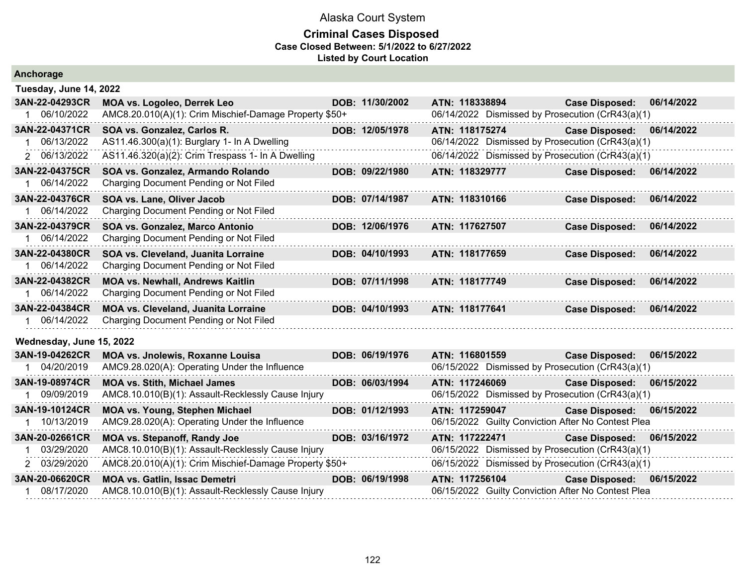# Alaska Court System

## Criminal Cases Disposed

**Case Closed Between: 5/1/2022 to 6/27/2022**

**Listed by Court Location**

### Anchorage

#### Tuesday, June 14, 2022

| Case | Parties / Charge | DOB | ATN / Disposition | Case Disposed |
|---|---|---|---|---|
| **3AN-22-04293CR** | **MOA vs. Logoleo, Derrek Leo** | **DOB: 11/30/2002** | **ATN: 118338894** | **06/14/2022** |
| 1 06/10/2022 | AMC8.20.010(A)(1): Crim Mischief-Damage Property $50+ | | 06/14/2022 Dismissed by Prosecution (CrR43(a)(1) | |
| **3AN-22-04371CR** | **SOA vs. Gonzalez, Carlos R.** | **DOB: 12/05/1978** | **ATN: 118175274** | **06/14/2022** |
| 1 06/13/2022 | AS11.46.300(a)(1): Burglary 1- In A Dwelling | | 06/14/2022 Dismissed by Prosecution (CrR43(a)(1) | |
| 2 06/13/2022 | AS11.46.320(a)(2): Crim Trespass 1- In A Dwelling | | 06/14/2022 Dismissed by Prosecution (CrR43(a)(1) | |
| **3AN-22-04375CR** | **SOA vs. Gonzalez, Armando Rolando** | **DOB: 09/22/1980** | **ATN: 118329777** | **06/14/2022** |
| 1 06/14/2022 | Charging Document Pending or Not Filed | | | |
| **3AN-22-04376CR** | **SOA vs. Lane, Oliver Jacob** | **DOB: 07/14/1987** | **ATN: 118310166** | **06/14/2022** |
| 1 06/14/2022 | Charging Document Pending or Not Filed | | | |
| **3AN-22-04379CR** | **SOA vs. Gonzalez, Marco Antonio** | **DOB: 12/06/1976** | **ATN: 117627507** | **06/14/2022** |
| 1 06/14/2022 | Charging Document Pending or Not Filed | | | |
| **3AN-22-04380CR** | **SOA vs. Cleveland, Juanita Lorraine** | **DOB: 04/10/1993** | **ATN: 118177659** | **06/14/2022** |
| 1 06/14/2022 | Charging Document Pending or Not Filed | | | |
| **3AN-22-04382CR** | **MOA vs. Newhall, Andrews Kaitlin** | **DOB: 07/11/1998** | **ATN: 118177749** | **06/14/2022** |
| 1 06/14/2022 | Charging Document Pending or Not Filed | | | |
| **3AN-22-04384CR** | **MOA vs. Cleveland, Juanita Lorraine** | **DOB: 04/10/1993** | **ATN: 118177641** | **06/14/2022** |
| 1 06/14/2022 | Charging Document Pending or Not Filed | | | |

#### Wednesday, June 15, 2022

| Case | Parties / Charge | DOB | ATN / Disposition | Case Disposed |
|---|---|---|---|---|
| **3AN-19-04262CR** | **MOA vs. Jnolewis, Roxanne Louisa** | **DOB: 06/19/1976** | **ATN: 116801559** | **06/15/2022** |
| 1 04/20/2019 | AMC9.28.020(A): Operating Under the Influence | | 06/15/2022 Dismissed by Prosecution (CrR43(a)(1) | |
| **3AN-19-08974CR** | **MOA vs. Stith, Michael James** | **DOB: 06/03/1994** | **ATN: 117246069** | **06/15/2022** |
| 1 09/09/2019 | AMC8.10.010(B)(1): Assault-Recklessly Cause Injury | | 06/15/2022 Dismissed by Prosecution (CrR43(a)(1) | |
| **3AN-19-10124CR** | **MOA vs. Young, Stephen Michael** | **DOB: 01/12/1993** | **ATN: 117259047** | **06/15/2022** |
| 1 10/13/2019 | AMC9.28.020(A): Operating Under the Influence | | 06/15/2022 Guilty Conviction After No Contest Plea | |
| **3AN-20-02661CR** | **MOA vs. Stepanoff, Randy Joe** | **DOB: 03/16/1972** | **ATN: 117222471** | **06/15/2022** |
| 1 03/29/2020 | AMC8.10.010(B)(1): Assault-Recklessly Cause Injury | | 06/15/2022 Dismissed by Prosecution (CrR43(a)(1) | |
| 2 03/29/2020 | AMC8.20.010(A)(1): Crim Mischief-Damage Property $50+ | | 06/15/2022 Dismissed by Prosecution (CrR43(a)(1) | |
| **3AN-20-06620CR** | **MOA vs. Gatlin, Issac Demetri** | **DOB: 06/19/1998** | **ATN: 117256104** | **06/15/2022** |
| 1 08/17/2020 | AMC8.10.010(B)(1): Assault-Recklessly Cause Injury | | 06/15/2022 Guilty Conviction After No Contest Plea | |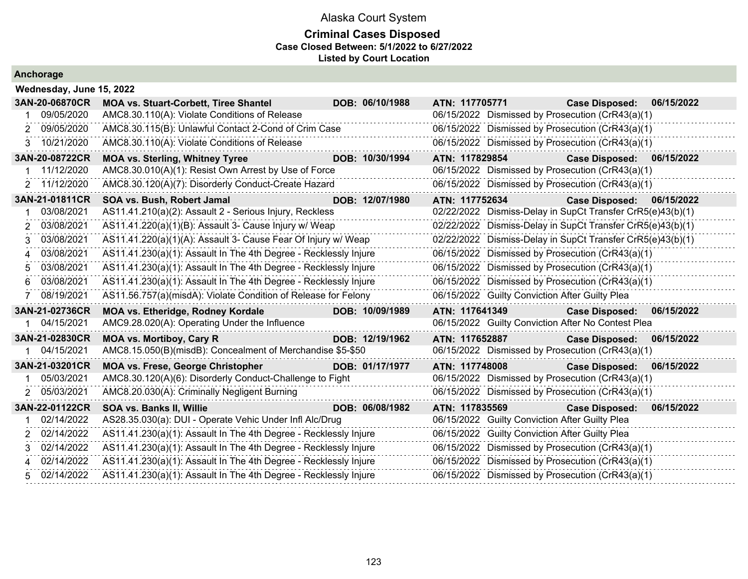# Alaska Court System

## Criminal Cases Disposed

**Case Closed Between: 5/1/2022 to 6/27/2022**

**Listed by Court Location**

### Anchorage

**Wednesday, June 15, 2022**

**3AN-20-06870CR** **MOA vs. Stuart-Corbett, Tiree Shantel** **DOB: 06/10/1988** **ATN: 117705771** **Case Disposed: 06/15/2022**

| # | Date | Charge | Disposition Date | Disposition |
|---|---|---|---|---|
| 1 | 09/05/2020 | AMC8.30.110(A): Violate Conditions of Release | 06/15/2022 | Dismissed by Prosecution (CrR43(a)(1) |
| 2 | 09/05/2020 | AMC8.30.115(B): Unlawful Contact 2-Cond of Crim Case | 06/15/2022 | Dismissed by Prosecution (CrR43(a)(1) |
| 3 | 10/21/2020 | AMC8.30.110(A): Violate Conditions of Release | 06/15/2022 | Dismissed by Prosecution (CrR43(a)(1) |

**3AN-20-08722CR** **MOA vs. Sterling, Whitney Tyree** **DOB: 10/30/1994** **ATN: 117829854** **Case Disposed: 06/15/2022**

| # | Date | Charge | Disposition Date | Disposition |
|---|---|---|---|---|
| 1 | 11/12/2020 | AMC8.30.010(A)(1): Resist Own Arrest by Use of Force | 06/15/2022 | Dismissed by Prosecution (CrR43(a)(1) |
| 2 | 11/12/2020 | AMC8.30.120(A)(7): Disorderly Conduct-Create Hazard | 06/15/2022 | Dismissed by Prosecution (CrR43(a)(1) |

**3AN-21-01811CR** **SOA vs. Bush, Robert Jamal** **DOB: 12/07/1980** **ATN: 117752634** **Case Disposed: 06/15/2022**

| # | Date | Charge | Disposition Date | Disposition |
|---|---|---|---|---|
| 1 | 03/08/2021 | AS11.41.210(a)(2): Assault 2 - Serious Injury, Reckless | 02/22/2022 | Dismiss-Delay in SupCt Transfer CrR5(e)43(b)(1) |
| 2 | 03/08/2021 | AS11.41.220(a)(1)(B): Assault 3- Cause Injury w/ Weap | 02/22/2022 | Dismiss-Delay in SupCt Transfer CrR5(e)43(b)(1) |
| 3 | 03/08/2021 | AS11.41.220(a)(1)(A): Assault 3- Cause Fear Of Injury w/ Weap | 02/22/2022 | Dismiss-Delay in SupCt Transfer CrR5(e)43(b)(1) |
| 4 | 03/08/2021 | AS11.41.230(a)(1): Assault In The 4th Degree - Recklessly Injure | 06/15/2022 | Dismissed by Prosecution (CrR43(a)(1) |
| 5 | 03/08/2021 | AS11.41.230(a)(1): Assault In The 4th Degree - Recklessly Injure | 06/15/2022 | Dismissed by Prosecution (CrR43(a)(1) |
| 6 | 03/08/2021 | AS11.41.230(a)(1): Assault In The 4th Degree - Recklessly Injure | 06/15/2022 | Dismissed by Prosecution (CrR43(a)(1) |
| 7 | 08/19/2021 | AS11.56.757(a)(misdA): Violate Condition of Release for Felony | 06/15/2022 | Guilty Conviction After Guilty Plea |

**3AN-21-02736CR** **MOA vs. Etheridge, Rodney Kordale** **DOB: 10/09/1989** **ATN: 117641349** **Case Disposed: 06/15/2022**

| # | Date | Charge | Disposition Date | Disposition |
|---|---|---|---|---|
| 1 | 04/15/2021 | AMC9.28.020(A): Operating Under the Influence | 06/15/2022 | Guilty Conviction After No Contest Plea |

**3AN-21-02830CR** **MOA vs. Mortiboy, Cary R** **DOB: 12/19/1962** **ATN: 117652887** **Case Disposed: 06/15/2022**

| # | Date | Charge | Disposition Date | Disposition |
|---|---|---|---|---|
| 1 | 04/15/2021 | AMC8.15.050(B)(misdB): Concealment of Merchandise $5-$50 | 06/15/2022 | Dismissed by Prosecution (CrR43(a)(1) |

**3AN-21-03201CR** **MOA vs. Frese, George Christopher** **DOB: 01/17/1977** **ATN: 117748008** **Case Disposed: 06/15/2022**

| # | Date | Charge | Disposition Date | Disposition |
|---|---|---|---|---|
| 1 | 05/03/2021 | AMC8.30.120(A)(6): Disorderly Conduct-Challenge to Fight | 06/15/2022 | Dismissed by Prosecution (CrR43(a)(1) |
| 2 | 05/03/2021 | AMC8.20.030(A): Criminally Negligent Burning | 06/15/2022 | Dismissed by Prosecution (CrR43(a)(1) |

**3AN-22-01122CR** **SOA vs. Banks II, Willie** **DOB: 06/08/1982** **ATN: 117835569** **Case Disposed: 06/15/2022**

| # | Date | Charge | Disposition Date | Disposition |
|---|---|---|---|---|
| 1 | 02/14/2022 | AS28.35.030(a): DUI - Operate Vehic Under Infl Alc/Drug | 06/15/2022 | Guilty Conviction After Guilty Plea |
| 2 | 02/14/2022 | AS11.41.230(a)(1): Assault In The 4th Degree - Recklessly Injure | 06/15/2022 | Guilty Conviction After Guilty Plea |
| 3 | 02/14/2022 | AS11.41.230(a)(1): Assault In The 4th Degree - Recklessly Injure | 06/15/2022 | Dismissed by Prosecution (CrR43(a)(1) |
| 4 | 02/14/2022 | AS11.41.230(a)(1): Assault In The 4th Degree - Recklessly Injure | 06/15/2022 | Dismissed by Prosecution (CrR43(a)(1) |
| 5 | 02/14/2022 | AS11.41.230(a)(1): Assault In The 4th Degree - Recklessly Injure | 06/15/2022 | Dismissed by Prosecution (CrR43(a)(1) |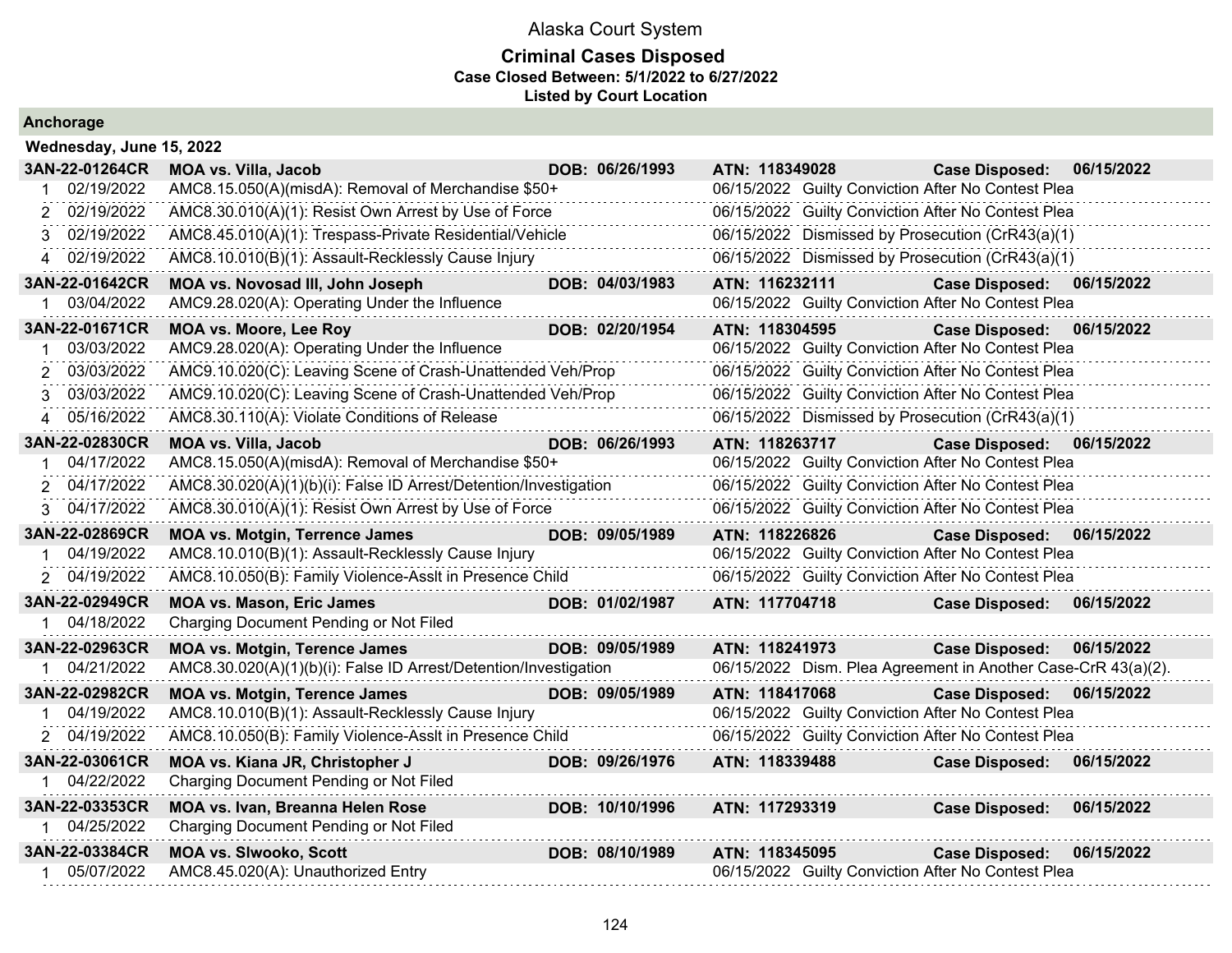# Alaska Court System

## Criminal Cases Disposed

**Case Closed Between: 5/1/2022 to 6/27/2022**

**Listed by Court Location**

### Anchorage

**Wednesday, June 15, 2022**

| Case | Parties | DOB | ATN | Case Disposed |
|---|---|---|---|---|
| **3AN-22-01264CR** | **MOA vs. Villa, Jacob** | **DOB: 06/26/1993** | **ATN: 118349028** | **Case Disposed: 06/15/2022** |
| 1 | 02/19/2022 | AMC8.15.050(A)(misdA): Removal of Merchandise $50+ | 06/15/2022 | Guilty Conviction After No Contest Plea |
| 2 | 02/19/2022 | AMC8.30.010(A)(1): Resist Own Arrest by Use of Force | 06/15/2022 | Guilty Conviction After No Contest Plea |
| 3 | 02/19/2022 | AMC8.45.010(A)(1): Trespass-Private Residential/Vehicle | 06/15/2022 | Dismissed by Prosecution (CrR43(a)(1) |
| 4 | 02/19/2022 | AMC8.10.010(B)(1): Assault-Recklessly Cause Injury | 06/15/2022 | Dismissed by Prosecution (CrR43(a)(1) |
| **3AN-22-01642CR** | **MOA vs. Novosad III, John Joseph** | **DOB: 04/03/1983** | **ATN: 116232111** | **Case Disposed: 06/15/2022** |
| 1 | 03/04/2022 | AMC9.28.020(A): Operating Under the Influence | 06/15/2022 | Guilty Conviction After No Contest Plea |
| **3AN-22-01671CR** | **MOA vs. Moore, Lee Roy** | **DOB: 02/20/1954** | **ATN: 118304595** | **Case Disposed: 06/15/2022** |
| 1 | 03/03/2022 | AMC9.28.020(A): Operating Under the Influence | 06/15/2022 | Guilty Conviction After No Contest Plea |
| 2 | 03/03/2022 | AMC9.10.020(C): Leaving Scene of Crash-Unattended Veh/Prop | 06/15/2022 | Guilty Conviction After No Contest Plea |
| 3 | 03/03/2022 | AMC9.10.020(C): Leaving Scene of Crash-Unattended Veh/Prop | 06/15/2022 | Guilty Conviction After No Contest Plea |
| 4 | 05/16/2022 | AMC8.30.110(A): Violate Conditions of Release | 06/15/2022 | Dismissed by Prosecution (CrR43(a)(1) |
| **3AN-22-02830CR** | **MOA vs. Villa, Jacob** | **DOB: 06/26/1993** | **ATN: 118263717** | **Case Disposed: 06/15/2022** |
| 1 | 04/17/2022 | AMC8.15.050(A)(misdA): Removal of Merchandise $50+ | 06/15/2022 | Guilty Conviction After No Contest Plea |
| 2 | 04/17/2022 | AMC8.30.020(A)(1)(b)(i): False ID Arrest/Detention/Investigation | 06/15/2022 | Guilty Conviction After No Contest Plea |
| 3 | 04/17/2022 | AMC8.30.010(A)(1): Resist Own Arrest by Use of Force | 06/15/2022 | Guilty Conviction After No Contest Plea |
| **3AN-22-02869CR** | **MOA vs. Motgin, Terrence James** | **DOB: 09/05/1989** | **ATN: 118226826** | **Case Disposed: 06/15/2022** |
| 1 | 04/19/2022 | AMC8.10.010(B)(1): Assault-Recklessly Cause Injury | 06/15/2022 | Guilty Conviction After No Contest Plea |
| 2 | 04/19/2022 | AMC8.10.050(B): Family Violence-Asslt in Presence Child | 06/15/2022 | Guilty Conviction After No Contest Plea |
| **3AN-22-02949CR** | **MOA vs. Mason, Eric James** | **DOB: 01/02/1987** | **ATN: 117704718** | **Case Disposed: 06/15/2022** |
| 1 | 04/18/2022 | Charging Document Pending or Not Filed | | |
| **3AN-22-02963CR** | **MOA vs. Motgin, Terence James** | **DOB: 09/05/1989** | **ATN: 118241973** | **Case Disposed: 06/15/2022** |
| 1 | 04/21/2022 | AMC8.30.020(A)(1)(b)(i): False ID Arrest/Detention/Investigation | 06/15/2022 | Dism. Plea Agreement in Another Case-CrR 43(a)(2). |
| **3AN-22-02982CR** | **MOA vs. Motgin, Terence James** | **DOB: 09/05/1989** | **ATN: 118417068** | **Case Disposed: 06/15/2022** |
| 1 | 04/19/2022 | AMC8.10.010(B)(1): Assault-Recklessly Cause Injury | 06/15/2022 | Guilty Conviction After No Contest Plea |
| 2 | 04/19/2022 | AMC8.10.050(B): Family Violence-Asslt in Presence Child | 06/15/2022 | Guilty Conviction After No Contest Plea |
| **3AN-22-03061CR** | **MOA vs. Kiana JR, Christopher J** | **DOB: 09/26/1976** | **ATN: 118339488** | **Case Disposed: 06/15/2022** |
| 1 | 04/22/2022 | Charging Document Pending or Not Filed | | |
| **3AN-22-03353CR** | **MOA vs. Ivan, Breanna Helen Rose** | **DOB: 10/10/1996** | **ATN: 117293319** | **Case Disposed: 06/15/2022** |
| 1 | 04/25/2022 | Charging Document Pending or Not Filed | | |
| **3AN-22-03384CR** | **MOA vs. Slwooko, Scott** | **DOB: 08/10/1989** | **ATN: 118345095** | **Case Disposed: 06/15/2022** |
| 1 | 05/07/2022 | AMC8.45.020(A): Unauthorized Entry | 06/15/2022 | Guilty Conviction After No Contest Plea |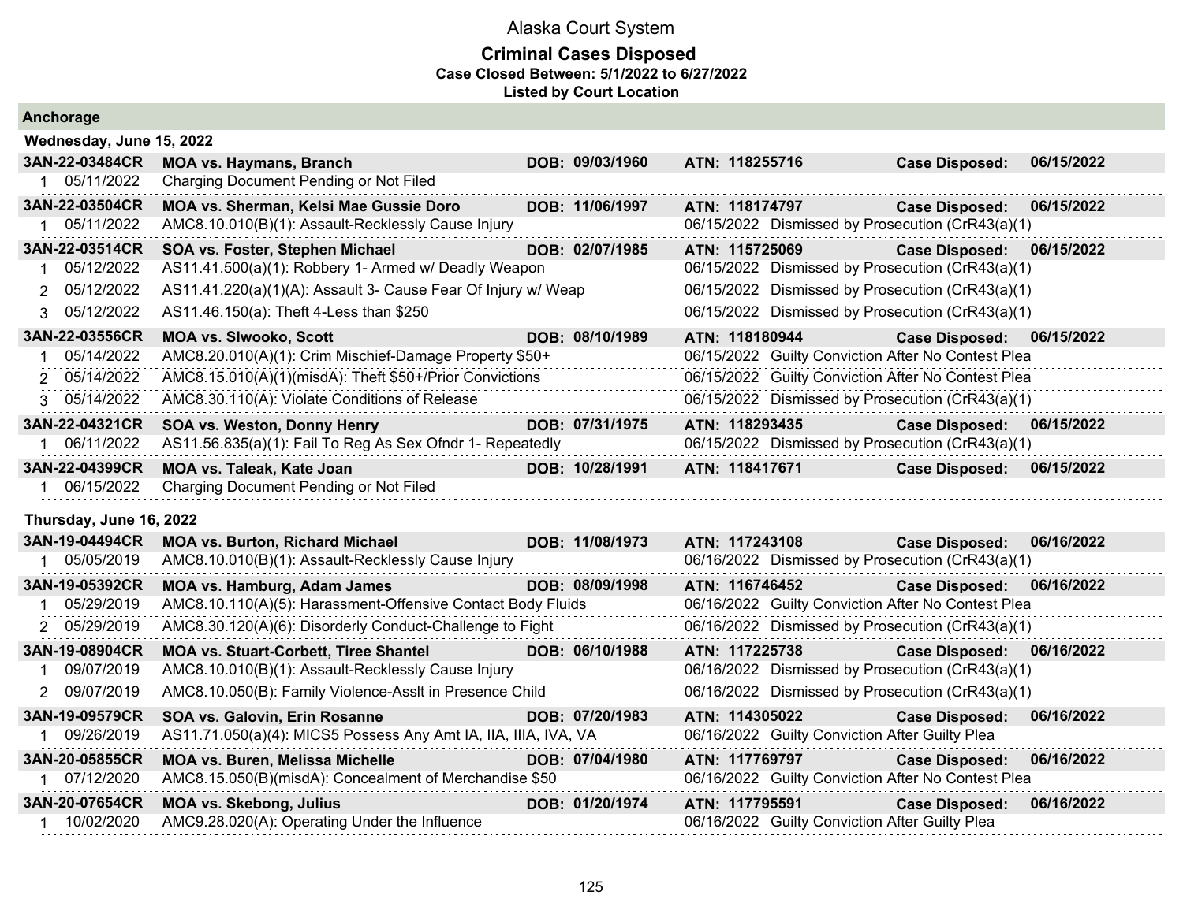# Alaska Court System

## Criminal Cases Disposed

**Case Closed Between: 5/1/2022 to 6/27/2022**

**Listed by Court Location**

### Anchorage

**Wednesday, June 15, 2022**

| Case | Parties / Charge | DOB | ATN / Disposition | Case Disposed |
|---|---|---|---|---|
| **3AN-22-03484CR** | **MOA vs. Haymans, Branch** | **DOB: 09/03/1960** | **ATN: 118255716** | **Case Disposed: 06/15/2022** |
| 1 05/11/2022 | Charging Document Pending or Not Filed | | | |
| **3AN-22-03504CR** | **MOA vs. Sherman, Kelsi Mae Gussie Doro** | **DOB: 11/06/1997** | **ATN: 118174797** | **Case Disposed: 06/15/2022** |
| 1 05/11/2022 | AMC8.10.010(B)(1): Assault-Recklessly Cause Injury | | 06/15/2022 Dismissed by Prosecution (CrR43(a)(1) | |
| **3AN-22-03514CR** | **SOA vs. Foster, Stephen Michael** | **DOB: 02/07/1985** | **ATN: 115725069** | **Case Disposed: 06/15/2022** |
| 1 05/12/2022 | AS11.41.500(a)(1): Robbery 1- Armed w/ Deadly Weapon | | 06/15/2022 Dismissed by Prosecution (CrR43(a)(1) | |
| 2 05/12/2022 | AS11.41.220(a)(1)(A): Assault 3- Cause Fear Of Injury w/ Weap | | 06/15/2022 Dismissed by Prosecution (CrR43(a)(1) | |
| 3 05/12/2022 | AS11.46.150(a): Theft 4-Less than $250 | | 06/15/2022 Dismissed by Prosecution (CrR43(a)(1) | |
| **3AN-22-03556CR** | **MOA vs. Slwooko, Scott** | **DOB: 08/10/1989** | **ATN: 118180944** | **Case Disposed: 06/15/2022** |
| 1 05/14/2022 | AMC8.20.010(A)(1): Crim Mischief-Damage Property $50+ | | 06/15/2022 Guilty Conviction After No Contest Plea | |
| 2 05/14/2022 | AMC8.15.010(A)(1)(misdA): Theft $50+/Prior Convictions | | 06/15/2022 Guilty Conviction After No Contest Plea | |
| 3 05/14/2022 | AMC8.30.110(A): Violate Conditions of Release | | 06/15/2022 Dismissed by Prosecution (CrR43(a)(1) | |
| **3AN-22-04321CR** | **SOA vs. Weston, Donny Henry** | **DOB: 07/31/1975** | **ATN: 118293435** | **Case Disposed: 06/15/2022** |
| 1 06/11/2022 | AS11.56.835(a)(1): Fail To Reg As Sex Ofndr 1- Repeatedly | | 06/15/2022 Dismissed by Prosecution (CrR43(a)(1) | |
| **3AN-22-04399CR** | **MOA vs. Taleak, Kate Joan** | **DOB: 10/28/1991** | **ATN: 118417671** | **Case Disposed: 06/15/2022** |
| 1 06/15/2022 | Charging Document Pending or Not Filed | | | |

**Thursday, June 16, 2022**

| Case | Parties / Charge | DOB | ATN / Disposition | Case Disposed |
|---|---|---|---|---|
| **3AN-19-04494CR** | **MOA vs. Burton, Richard Michael** | **DOB: 11/08/1973** | **ATN: 117243108** | **Case Disposed: 06/16/2022** |
| 1 05/05/2019 | AMC8.10.010(B)(1): Assault-Recklessly Cause Injury | | 06/16/2022 Dismissed by Prosecution (CrR43(a)(1) | |
| **3AN-19-05392CR** | **MOA vs. Hamburg, Adam James** | **DOB: 08/09/1998** | **ATN: 116746452** | **Case Disposed: 06/16/2022** |
| 1 05/29/2019 | AMC8.10.110(A)(5): Harassment-Offensive Contact Body Fluids | | 06/16/2022 Guilty Conviction After No Contest Plea | |
| 2 05/29/2019 | AMC8.30.120(A)(6): Disorderly Conduct-Challenge to Fight | | 06/16/2022 Dismissed by Prosecution (CrR43(a)(1) | |
| **3AN-19-08904CR** | **MOA vs. Stuart-Corbett, Tiree Shantel** | **DOB: 06/10/1988** | **ATN: 117225738** | **Case Disposed: 06/16/2022** |
| 1 09/07/2019 | AMC8.10.010(B)(1): Assault-Recklessly Cause Injury | | 06/16/2022 Dismissed by Prosecution (CrR43(a)(1) | |
| 2 09/07/2019 | AMC8.10.050(B): Family Violence-Asslt in Presence Child | | 06/16/2022 Dismissed by Prosecution (CrR43(a)(1) | |
| **3AN-19-09579CR** | **SOA vs. Galovin, Erin Rosanne** | **DOB: 07/20/1983** | **ATN: 114305022** | **Case Disposed: 06/16/2022** |
| 1 09/26/2019 | AS11.71.050(a)(4): MICS5 Possess Any Amt IA, IIA, IIIA, IVA, VA | | 06/16/2022 Guilty Conviction After Guilty Plea | |
| **3AN-20-05855CR** | **MOA vs. Buren, Melissa Michelle** | **DOB: 07/04/1980** | **ATN: 117769797** | **Case Disposed: 06/16/2022** |
| 1 07/12/2020 | AMC8.15.050(B)(misdA): Concealment of Merchandise $50 | | 06/16/2022 Guilty Conviction After No Contest Plea | |
| **3AN-20-07654CR** | **MOA vs. Skebong, Julius** | **DOB: 01/20/1974** | **ATN: 117795591** | **Case Disposed: 06/16/2022** |
| 1 10/02/2020 | AMC9.28.020(A): Operating Under the Influence | | 06/16/2022 Guilty Conviction After Guilty Plea | |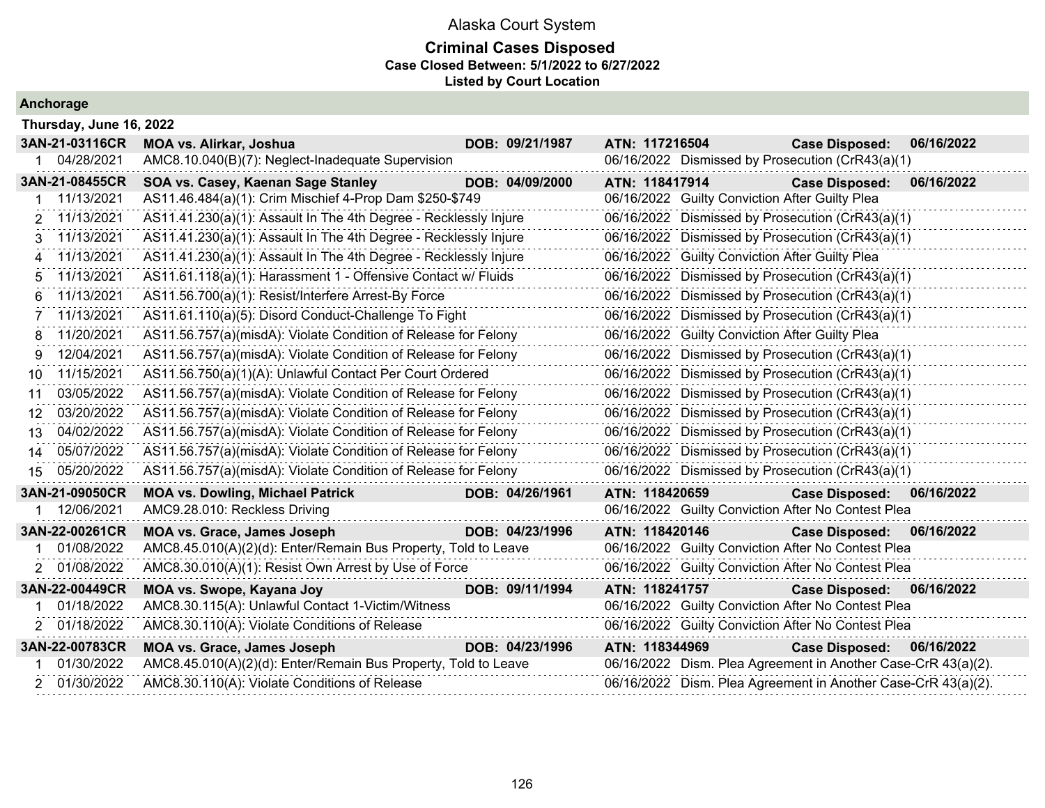# Alaska Court System

## Criminal Cases Disposed

**Case Closed Between: 5/1/2022 to 6/27/2022**

**Listed by Court Location**

### Anchorage

**Thursday, June 16, 2022**

| | | | | | |
|---|---|---|---|---|---|
| **3AN-21-03116CR** | **MOA vs. Alirkar, Joshua** | **DOB: 09/21/1987** | **ATN: 117216504** | **Case Disposed:** | **06/16/2022** |
| 1 | 04/28/2021 | AMC8.10.040(B)(7): Neglect-Inadequate Supervision | 06/16/2022 | Dismissed by Prosecution (CrR43(a)(1) | |
| **3AN-21-08455CR** | **SOA vs. Casey, Kaenan Sage Stanley** | **DOB: 04/09/2000** | **ATN: 118417914** | **Case Disposed:** | **06/16/2022** |
| 1 | 11/13/2021 | AS11.46.484(a)(1): Crim Mischief 4-Prop Dam $250-$749 | 06/16/2022 | Guilty Conviction After Guilty Plea | |
| 2 | 11/13/2021 | AS11.41.230(a)(1): Assault In The 4th Degree - Recklessly Injure | 06/16/2022 | Dismissed by Prosecution (CrR43(a)(1) | |
| 3 | 11/13/2021 | AS11.41.230(a)(1): Assault In The 4th Degree - Recklessly Injure | 06/16/2022 | Dismissed by Prosecution (CrR43(a)(1) | |
| 4 | 11/13/2021 | AS11.41.230(a)(1): Assault In The 4th Degree - Recklessly Injure | 06/16/2022 | Guilty Conviction After Guilty Plea | |
| 5 | 11/13/2021 | AS11.61.118(a)(1): Harassment 1 - Offensive Contact w/ Fluids | 06/16/2022 | Dismissed by Prosecution (CrR43(a)(1) | |
| 6 | 11/13/2021 | AS11.56.700(a)(1): Resist/Interfere Arrest-By Force | 06/16/2022 | Dismissed by Prosecution (CrR43(a)(1) | |
| 7 | 11/13/2021 | AS11.61.110(a)(5): Disord Conduct-Challenge To Fight | 06/16/2022 | Dismissed by Prosecution (CrR43(a)(1) | |
| 8 | 11/20/2021 | AS11.56.757(a)(misdA): Violate Condition of Release for Felony | 06/16/2022 | Guilty Conviction After Guilty Plea | |
| 9 | 12/04/2021 | AS11.56.757(a)(misdA): Violate Condition of Release for Felony | 06/16/2022 | Dismissed by Prosecution (CrR43(a)(1) | |
| 10 | 11/15/2021 | AS11.56.750(a)(1)(A): Unlawful Contact Per Court Ordered | 06/16/2022 | Dismissed by Prosecution (CrR43(a)(1) | |
| 11 | 03/05/2022 | AS11.56.757(a)(misdA): Violate Condition of Release for Felony | 06/16/2022 | Dismissed by Prosecution (CrR43(a)(1) | |
| 12 | 03/20/2022 | AS11.56.757(a)(misdA): Violate Condition of Release for Felony | 06/16/2022 | Dismissed by Prosecution (CrR43(a)(1) | |
| 13 | 04/02/2022 | AS11.56.757(a)(misdA): Violate Condition of Release for Felony | 06/16/2022 | Dismissed by Prosecution (CrR43(a)(1) | |
| 14 | 05/07/2022 | AS11.56.757(a)(misdA): Violate Condition of Release for Felony | 06/16/2022 | Dismissed by Prosecution (CrR43(a)(1) | |
| 15 | 05/20/2022 | AS11.56.757(a)(misdA): Violate Condition of Release for Felony | 06/16/2022 | Dismissed by Prosecution (CrR43(a)(1) | |
| **3AN-21-09050CR** | **MOA vs. Dowling, Michael Patrick** | **DOB: 04/26/1961** | **ATN: 118420659** | **Case Disposed:** | **06/16/2022** |
| 1 | 12/06/2021 | AMC9.28.010: Reckless Driving | 06/16/2022 | Guilty Conviction After No Contest Plea | |
| **3AN-22-00261CR** | **MOA vs. Grace, James Joseph** | **DOB: 04/23/1996** | **ATN: 118420146** | **Case Disposed:** | **06/16/2022** |
| 1 | 01/08/2022 | AMC8.45.010(A)(2)(d): Enter/Remain Bus Property, Told to Leave | 06/16/2022 | Guilty Conviction After No Contest Plea | |
| 2 | 01/08/2022 | AMC8.30.010(A)(1): Resist Own Arrest by Use of Force | 06/16/2022 | Guilty Conviction After No Contest Plea | |
| **3AN-22-00449CR** | **MOA vs. Swope, Kayana Joy** | **DOB: 09/11/1994** | **ATN: 118241757** | **Case Disposed:** | **06/16/2022** |
| 1 | 01/18/2022 | AMC8.30.115(A): Unlawful Contact 1-Victim/Witness | 06/16/2022 | Guilty Conviction After No Contest Plea | |
| 2 | 01/18/2022 | AMC8.30.110(A): Violate Conditions of Release | 06/16/2022 | Guilty Conviction After No Contest Plea | |
| **3AN-22-00783CR** | **MOA vs. Grace, James Joseph** | **DOB: 04/23/1996** | **ATN: 118344969** | **Case Disposed:** | **06/16/2022** |
| 1 | 01/30/2022 | AMC8.45.010(A)(2)(d): Enter/Remain Bus Property, Told to Leave | 06/16/2022 | Dism. Plea Agreement in Another Case-CrR 43(a)(2). | |
| 2 | 01/30/2022 | AMC8.30.110(A): Violate Conditions of Release | 06/16/2022 | Dism. Plea Agreement in Another Case-CrR 43(a)(2). | |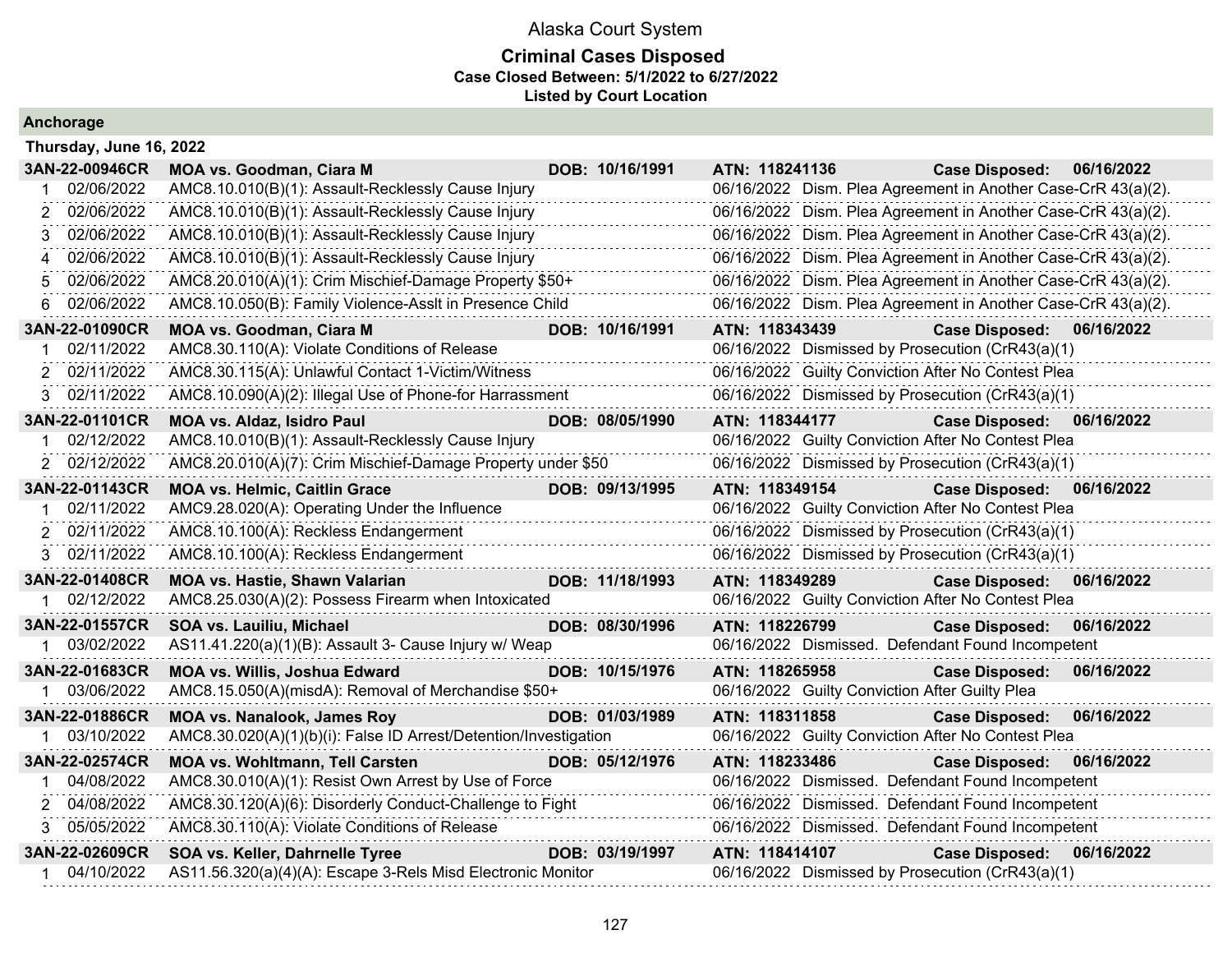Alaska Court System

**Criminal Cases Disposed**
**Case Closed Between: 5/1/2022 to 6/27/2022**
**Listed by Court Location**

## Anchorage

### Thursday, June 16, 2022

| | | | | |
|---|---|---|---|---|
| **3AN-22-00946CR** | **MOA vs. Goodman, Ciara M** | **DOB: 10/16/1991** | **ATN: 118241136** | **Case Disposed: 06/16/2022** |
| 1 | 02/06/2022 | AMC8.10.010(B)(1): Assault-Recklessly Cause Injury | 06/16/2022 | Dism. Plea Agreement in Another Case-CrR 43(a)(2). |
| 2 | 02/06/2022 | AMC8.10.010(B)(1): Assault-Recklessly Cause Injury | 06/16/2022 | Dism. Plea Agreement in Another Case-CrR 43(a)(2). |
| 3 | 02/06/2022 | AMC8.10.010(B)(1): Assault-Recklessly Cause Injury | 06/16/2022 | Dism. Plea Agreement in Another Case-CrR 43(a)(2). |
| 4 | 02/06/2022 | AMC8.10.010(B)(1): Assault-Recklessly Cause Injury | 06/16/2022 | Dism. Plea Agreement in Another Case-CrR 43(a)(2). |
| 5 | 02/06/2022 | AMC8.20.010(A)(1): Crim Mischief-Damage Property $50+ | 06/16/2022 | Dism. Plea Agreement in Another Case-CrR 43(a)(2). |
| 6 | 02/06/2022 | AMC8.10.050(B): Family Violence-Asslt in Presence Child | 06/16/2022 | Dism. Plea Agreement in Another Case-CrR 43(a)(2). |
| **3AN-22-01090CR** | **MOA vs. Goodman, Ciara M** | **DOB: 10/16/1991** | **ATN: 118343439** | **Case Disposed: 06/16/2022** |
| 1 | 02/11/2022 | AMC8.30.110(A): Violate Conditions of Release | 06/16/2022 | Dismissed by Prosecution (CrR43(a)(1) |
| 2 | 02/11/2022 | AMC8.30.115(A): Unlawful Contact 1-Victim/Witness | 06/16/2022 | Guilty Conviction After No Contest Plea |
| 3 | 02/11/2022 | AMC8.10.090(A)(2): Illegal Use of Phone-for Harrassment | 06/16/2022 | Dismissed by Prosecution (CrR43(a)(1) |
| **3AN-22-01101CR** | **MOA vs. Aldaz, Isidro Paul** | **DOB: 08/05/1990** | **ATN: 118344177** | **Case Disposed: 06/16/2022** |
| 1 | 02/12/2022 | AMC8.10.010(B)(1): Assault-Recklessly Cause Injury | 06/16/2022 | Guilty Conviction After No Contest Plea |
| 2 | 02/12/2022 | AMC8.20.010(A)(7): Crim Mischief-Damage Property under $50 | 06/16/2022 | Dismissed by Prosecution (CrR43(a)(1) |
| **3AN-22-01143CR** | **MOA vs. Helmic, Caitlin Grace** | **DOB: 09/13/1995** | **ATN: 118349154** | **Case Disposed: 06/16/2022** |
| 1 | 02/11/2022 | AMC9.28.020(A): Operating Under the Influence | 06/16/2022 | Guilty Conviction After No Contest Plea |
| 2 | 02/11/2022 | AMC8.10.100(A): Reckless Endangerment | 06/16/2022 | Dismissed by Prosecution (CrR43(a)(1) |
| 3 | 02/11/2022 | AMC8.10.100(A): Reckless Endangerment | 06/16/2022 | Dismissed by Prosecution (CrR43(a)(1) |
| **3AN-22-01408CR** | **MOA vs. Hastie, Shawn Valarian** | **DOB: 11/18/1993** | **ATN: 118349289** | **Case Disposed: 06/16/2022** |
| 1 | 02/12/2022 | AMC8.25.030(A)(2): Possess Firearm when Intoxicated | 06/16/2022 | Guilty Conviction After No Contest Plea |
| **3AN-22-01557CR** | **SOA vs. Lauiliu, Michael** | **DOB: 08/30/1996** | **ATN: 118226799** | **Case Disposed: 06/16/2022** |
| 1 | 03/02/2022 | AS11.41.220(a)(1)(B): Assault 3- Cause Injury w/ Weap | 06/16/2022 | Dismissed. Defendant Found Incompetent |
| **3AN-22-01683CR** | **MOA vs. Willis, Joshua Edward** | **DOB: 10/15/1976** | **ATN: 118265958** | **Case Disposed: 06/16/2022** |
| 1 | 03/06/2022 | AMC8.15.050(A)(misdA): Removal of Merchandise $50+ | 06/16/2022 | Guilty Conviction After Guilty Plea |
| **3AN-22-01886CR** | **MOA vs. Nanalook, James Roy** | **DOB: 01/03/1989** | **ATN: 118311858** | **Case Disposed: 06/16/2022** |
| 1 | 03/10/2022 | AMC8.30.020(A)(1)(b)(i): False ID Arrest/Detention/Investigation | 06/16/2022 | Guilty Conviction After No Contest Plea |
| **3AN-22-02574CR** | **MOA vs. Wohltmann, Tell Carsten** | **DOB: 05/12/1976** | **ATN: 118233486** | **Case Disposed: 06/16/2022** |
| 1 | 04/08/2022 | AMC8.30.010(A)(1): Resist Own Arrest by Use of Force | 06/16/2022 | Dismissed. Defendant Found Incompetent |
| 2 | 04/08/2022 | AMC8.30.120(A)(6): Disorderly Conduct-Challenge to Fight | 06/16/2022 | Dismissed. Defendant Found Incompetent |
| 3 | 05/05/2022 | AMC8.30.110(A): Violate Conditions of Release | 06/16/2022 | Dismissed. Defendant Found Incompetent |
| **3AN-22-02609CR** | **SOA vs. Keller, Dahrnelle Tyree** | **DOB: 03/19/1997** | **ATN: 118414107** | **Case Disposed: 06/16/2022** |
| 1 | 04/10/2022 | AS11.56.320(a)(4)(A): Escape 3-Rels Misd Electronic Monitor | 06/16/2022 | Dismissed by Prosecution (CrR43(a)(1) |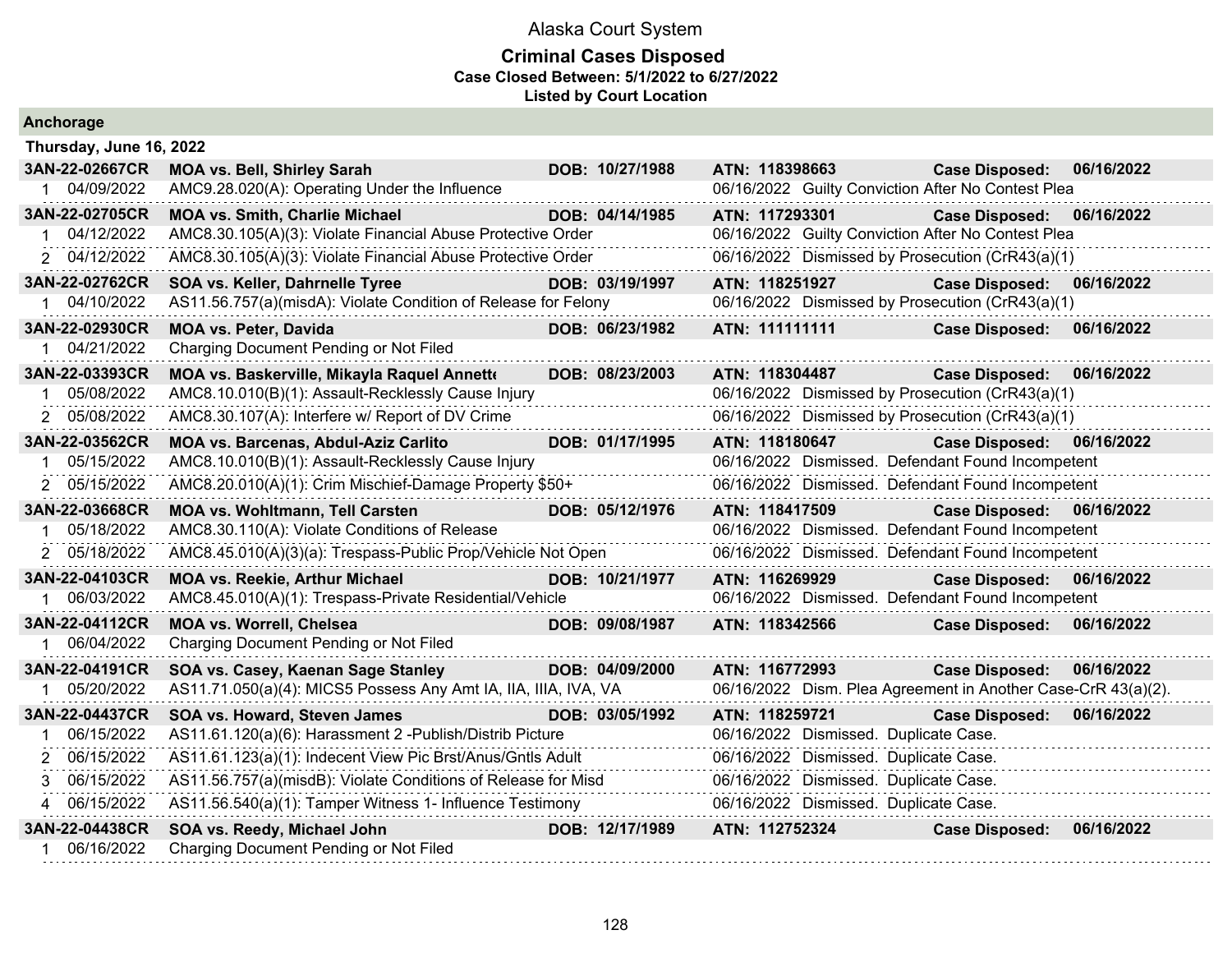# Alaska Court System

## Criminal Cases Disposed

**Case Closed Between: 5/1/2022 to 6/27/2022**

**Listed by Court Location**

### Anchorage

**Thursday, June 16, 2022**

| Case | Parties / Charge | DOB | ATN / Disposition | | |
|---|---|---|---|---|---|
| **3AN-22-02667CR** | **MOA vs. Bell, Shirley Sarah** | **DOB: 10/27/1988** | **ATN: 118398663** | **Case Disposed:** | **06/16/2022** |
| 1 04/09/2022 | AMC9.28.020(A): Operating Under the Influence | | 06/16/2022 Guilty Conviction After No Contest Plea | | |
| **3AN-22-02705CR** | **MOA vs. Smith, Charlie Michael** | **DOB: 04/14/1985** | **ATN: 117293301** | **Case Disposed:** | **06/16/2022** |
| 1 04/12/2022 | AMC8.30.105(A)(3): Violate Financial Abuse Protective Order | | 06/16/2022 Guilty Conviction After No Contest Plea | | |
| 2 04/12/2022 | AMC8.30.105(A)(3): Violate Financial Abuse Protective Order | | 06/16/2022 Dismissed by Prosecution (CrR43(a)(1) | | |
| **3AN-22-02762CR** | **SOA vs. Keller, Dahrnelle Tyree** | **DOB: 03/19/1997** | **ATN: 118251927** | **Case Disposed:** | **06/16/2022** |
| 1 04/10/2022 | AS11.56.757(a)(misdA): Violate Condition of Release for Felony | | 06/16/2022 Dismissed by Prosecution (CrR43(a)(1) | | |
| **3AN-22-02930CR** | **MOA vs. Peter, Davida** | **DOB: 06/23/1982** | **ATN: 111111111** | **Case Disposed:** | **06/16/2022** |
| 1 04/21/2022 | Charging Document Pending or Not Filed | | | | |
| **3AN-22-03393CR** | **MOA vs. Baskerville, Mikayla Raquel Annette** | **DOB: 08/23/2003** | **ATN: 118304487** | **Case Disposed:** | **06/16/2022** |
| 1 05/08/2022 | AMC8.10.010(B)(1): Assault-Recklessly Cause Injury | | 06/16/2022 Dismissed by Prosecution (CrR43(a)(1) | | |
| 2 05/08/2022 | AMC8.30.107(A): Interfere w/ Report of DV Crime | | 06/16/2022 Dismissed by Prosecution (CrR43(a)(1) | | |
| **3AN-22-03562CR** | **MOA vs. Barcenas, Abdul-Aziz Carlito** | **DOB: 01/17/1995** | **ATN: 118180647** | **Case Disposed:** | **06/16/2022** |
| 1 05/15/2022 | AMC8.10.010(B)(1): Assault-Recklessly Cause Injury | | 06/16/2022 Dismissed. Defendant Found Incompetent | | |
| 2 05/15/2022 | AMC8.20.010(A)(1): Crim Mischief-Damage Property $50+ | | 06/16/2022 Dismissed. Defendant Found Incompetent | | |
| **3AN-22-03668CR** | **MOA vs. Wohltmann, Tell Carsten** | **DOB: 05/12/1976** | **ATN: 118417509** | **Case Disposed:** | **06/16/2022** |
| 1 05/18/2022 | AMC8.30.110(A): Violate Conditions of Release | | 06/16/2022 Dismissed. Defendant Found Incompetent | | |
| 2 05/18/2022 | AMC8.45.010(A)(3)(a): Trespass-Public Prop/Vehicle Not Open | | 06/16/2022 Dismissed. Defendant Found Incompetent | | |
| **3AN-22-04103CR** | **MOA vs. Reekie, Arthur Michael** | **DOB: 10/21/1977** | **ATN: 116269929** | **Case Disposed:** | **06/16/2022** |
| 1 06/03/2022 | AMC8.45.010(A)(1): Trespass-Private Residential/Vehicle | | 06/16/2022 Dismissed. Defendant Found Incompetent | | |
| **3AN-22-04112CR** | **MOA vs. Worrell, Chelsea** | **DOB: 09/08/1987** | **ATN: 118342566** | **Case Disposed:** | **06/16/2022** |
| 1 06/04/2022 | Charging Document Pending or Not Filed | | | | |
| **3AN-22-04191CR** | **SOA vs. Casey, Kaenan Sage Stanley** | **DOB: 04/09/2000** | **ATN: 116772993** | **Case Disposed:** | **06/16/2022** |
| 1 05/20/2022 | AS11.71.050(a)(4): MICS5 Possess Any Amt IA, IIA, IIIA, IVA, VA | | 06/16/2022 Dism. Plea Agreement in Another Case-CrR 43(a)(2). | | |
| **3AN-22-04437CR** | **SOA vs. Howard, Steven James** | **DOB: 03/05/1992** | **ATN: 118259721** | **Case Disposed:** | **06/16/2022** |
| 1 06/15/2022 | AS11.61.120(a)(6): Harassment 2 -Publish/Distrib Picture | | 06/16/2022 Dismissed. Duplicate Case. | | |
| 2 06/15/2022 | AS11.61.123(a)(1): Indecent View Pic Brst/Anus/Gntls Adult | | 06/16/2022 Dismissed. Duplicate Case. | | |
| 3 06/15/2022 | AS11.56.757(a)(misdB): Violate Conditions of Release for Misd | | 06/16/2022 Dismissed. Duplicate Case. | | |
| 4 06/15/2022 | AS11.56.540(a)(1): Tamper Witness 1- Influence Testimony | | 06/16/2022 Dismissed. Duplicate Case. | | |
| **3AN-22-04438CR** | **SOA vs. Reedy, Michael John** | **DOB: 12/17/1989** | **ATN: 112752324** | **Case Disposed:** | **06/16/2022** |
| 1 06/16/2022 | Charging Document Pending or Not Filed | | | | |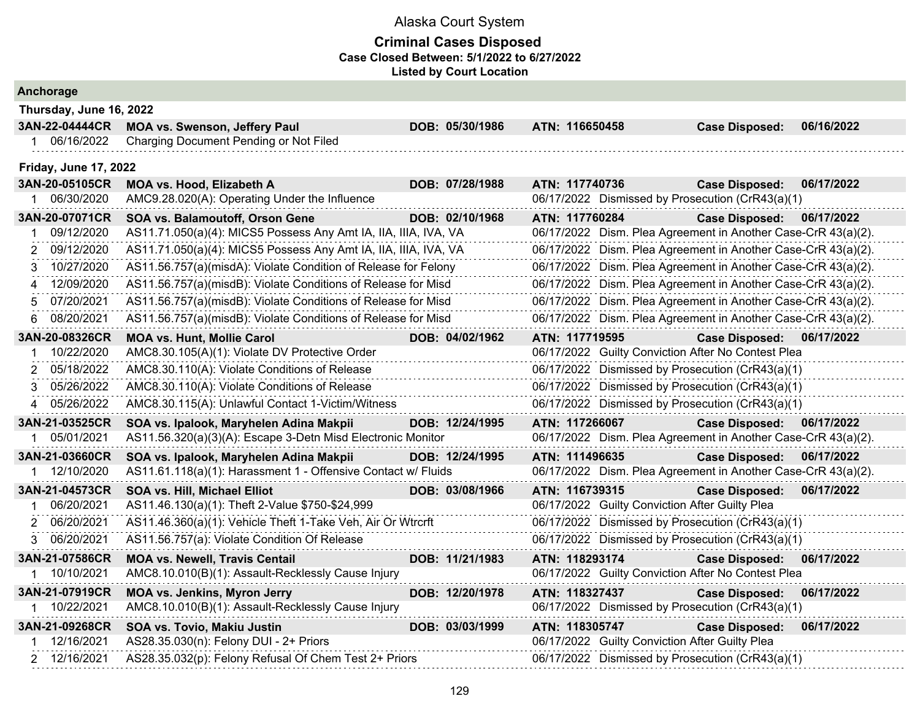# Alaska Court System

## Criminal Cases Disposed

**Case Closed Between: 5/1/2022 to 6/27/2022**

**Listed by Court Location**

### Anchorage

**Thursday, June 16, 2022**

| **3AN-22-04444CR** | **MOA vs. Swenson, Jeffery Paul** | **DOB: 05/30/1986** | **ATN: 116650458** | **Case Disposed: 06/16/2022** |
|---|---|---|---|---|
| 1 | 06/16/2022 | Charging Document Pending or Not Filed | | |

**Friday, June 17, 2022**

| **3AN-20-05105CR** | **MOA vs. Hood, Elizabeth A** | **DOB: 07/28/1988** | **ATN: 117740736** | **Case Disposed: 06/17/2022** |
|---|---|---|---|---|
| 1 | 06/30/2020 | AMC9.28.020(A): Operating Under the Influence | 06/17/2022 | Dismissed by Prosecution (CrR43(a)(1) |

| **3AN-20-07071CR** | **SOA vs. Balamoutoff, Orson Gene** | **DOB: 02/10/1968** | **ATN: 117760284** | **Case Disposed: 06/17/2022** |
|---|---|---|---|---|
| 1 | 09/12/2020 | AS11.71.050(a)(4): MICS5 Possess Any Amt IA, IIA, IIIA, IVA, VA | 06/17/2022 | Dism. Plea Agreement in Another Case-CrR 43(a)(2). |
| 2 | 09/12/2020 | AS11.71.050(a)(4): MICS5 Possess Any Amt IA, IIA, IIIA, IVA, VA | 06/17/2022 | Dism. Plea Agreement in Another Case-CrR 43(a)(2). |
| 3 | 10/27/2020 | AS11.56.757(a)(misdA): Violate Condition of Release for Felony | 06/17/2022 | Dism. Plea Agreement in Another Case-CrR 43(a)(2). |
| 4 | 12/09/2020 | AS11.56.757(a)(misdB): Violate Conditions of Release for Misd | 06/17/2022 | Dism. Plea Agreement in Another Case-CrR 43(a)(2). |
| 5 | 07/20/2021 | AS11.56.757(a)(misdB): Violate Conditions of Release for Misd | 06/17/2022 | Dism. Plea Agreement in Another Case-CrR 43(a)(2). |
| 6 | 08/20/2021 | AS11.56.757(a)(misdB): Violate Conditions of Release for Misd | 06/17/2022 | Dism. Plea Agreement in Another Case-CrR 43(a)(2). |

| **3AN-20-08326CR** | **MOA vs. Hunt, Mollie Carol** | **DOB: 04/02/1962** | **ATN: 117719595** | **Case Disposed: 06/17/2022** |
|---|---|---|---|---|
| 1 | 10/22/2020 | AMC8.30.105(A)(1): Violate DV Protective Order | 06/17/2022 | Guilty Conviction After No Contest Plea |
| 2 | 05/18/2022 | AMC8.30.110(A): Violate Conditions of Release | 06/17/2022 | Dismissed by Prosecution (CrR43(a)(1) |
| 3 | 05/26/2022 | AMC8.30.110(A): Violate Conditions of Release | 06/17/2022 | Dismissed by Prosecution (CrR43(a)(1) |
| 4 | 05/26/2022 | AMC8.30.115(A): Unlawful Contact 1-Victim/Witness | 06/17/2022 | Dismissed by Prosecution (CrR43(a)(1) |

| **3AN-21-03525CR** | **SOA vs. Ipalook, Maryhelen Adina Makpii** | **DOB: 12/24/1995** | **ATN: 117266067** | **Case Disposed: 06/17/2022** |
|---|---|---|---|---|
| 1 | 05/01/2021 | AS11.56.320(a)(3)(A): Escape 3-Detn Misd Electronic Monitor | 06/17/2022 | Dism. Plea Agreement in Another Case-CrR 43(a)(2). |

| **3AN-21-03660CR** | **SOA vs. Ipalook, Maryhelen Adina Makpii** | **DOB: 12/24/1995** | **ATN: 111496635** | **Case Disposed: 06/17/2022** |
|---|---|---|---|---|
| 1 | 12/10/2020 | AS11.61.118(a)(1): Harassment 1 - Offensive Contact w/ Fluids | 06/17/2022 | Dism. Plea Agreement in Another Case-CrR 43(a)(2). |

| **3AN-21-04573CR** | **SOA vs. Hill, Michael Elliot** | **DOB: 03/08/1966** | **ATN: 116739315** | **Case Disposed: 06/17/2022** |
|---|---|---|---|---|
| 1 | 06/20/2021 | AS11.46.130(a)(1): Theft 2-Value $750-$24,999 | 06/17/2022 | Guilty Conviction After Guilty Plea |
| 2 | 06/20/2021 | AS11.46.360(a)(1): Vehicle Theft 1-Take Veh, Air Or Wtrcrft | 06/17/2022 | Dismissed by Prosecution (CrR43(a)(1) |
| 3 | 06/20/2021 | AS11.56.757(a): Violate Condition Of Release | 06/17/2022 | Dismissed by Prosecution (CrR43(a)(1) |

| **3AN-21-07586CR** | **MOA vs. Newell, Travis Centail** | **DOB: 11/21/1983** | **ATN: 118293174** | **Case Disposed: 06/17/2022** |
|---|---|---|---|---|
| 1 | 10/10/2021 | AMC8.10.010(B)(1): Assault-Recklessly Cause Injury | 06/17/2022 | Guilty Conviction After No Contest Plea |

| **3AN-21-07919CR** | **MOA vs. Jenkins, Myron Jerry** | **DOB: 12/20/1978** | **ATN: 118327437** | **Case Disposed: 06/17/2022** |
|---|---|---|---|---|
| 1 | 10/22/2021 | AMC8.10.010(B)(1): Assault-Recklessly Cause Injury | 06/17/2022 | Dismissed by Prosecution (CrR43(a)(1) |

| **3AN-21-09268CR** | **SOA vs. Tovio, Makiu Justin** | **DOB: 03/03/1999** | **ATN: 118305747** | **Case Disposed: 06/17/2022** |
|---|---|---|---|---|
| 1 | 12/16/2021 | AS28.35.030(n): Felony DUI - 2+ Priors | 06/17/2022 | Guilty Conviction After Guilty Plea |
| 2 | 12/16/2021 | AS28.35.032(p): Felony Refusal Of Chem Test 2+ Priors | 06/17/2022 | Dismissed by Prosecution (CrR43(a)(1) |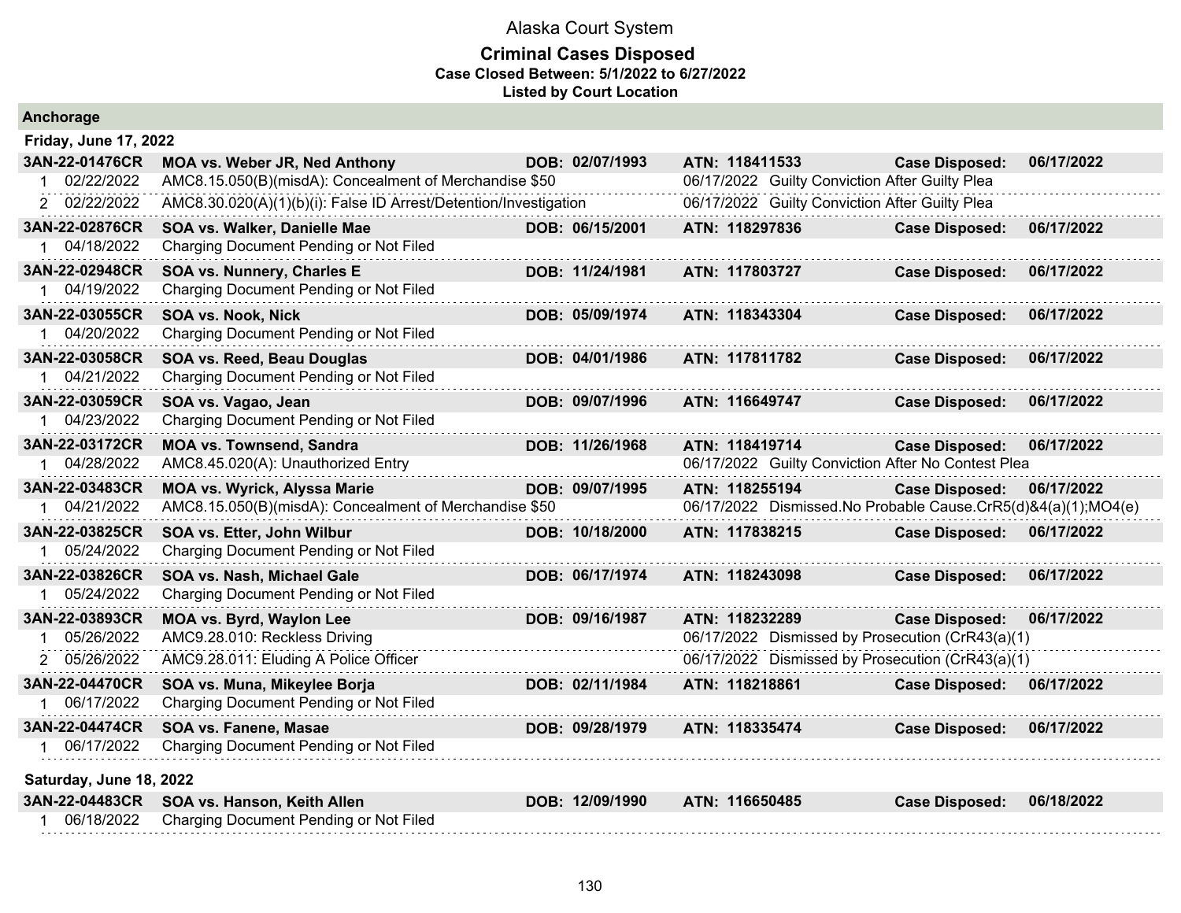# Alaska Court System

## Criminal Cases Disposed

**Case Closed Between: 5/1/2022 to 6/27/2022**

**Listed by Court Location**

### Anchorage

**Friday, June 17, 2022**

| Case | Parties | DOB | ATN | Case Disposed |
|---|---|---|---|---|
| **3AN-22-01476CR** | **MOA vs. Weber JR, Ned Anthony** | **DOB: 02/07/1993** | **ATN: 118411533** | **06/17/2022** |
| 1 02/22/2022 | AMC8.15.050(B)(misdA): Concealment of Merchandise $50 | | 06/17/2022 Guilty Conviction After Guilty Plea | |
| 2 02/22/2022 | AMC8.30.020(A)(1)(b)(i): False ID Arrest/Detention/Investigation | | 06/17/2022 Guilty Conviction After Guilty Plea | |
| **3AN-22-02876CR** | **SOA vs. Walker, Danielle Mae** | **DOB: 06/15/2001** | **ATN: 118297836** | **06/17/2022** |
| 1 04/18/2022 | Charging Document Pending or Not Filed | | | |
| **3AN-22-02948CR** | **SOA vs. Nunnery, Charles E** | **DOB: 11/24/1981** | **ATN: 117803727** | **06/17/2022** |
| 1 04/19/2022 | Charging Document Pending or Not Filed | | | |
| **3AN-22-03055CR** | **SOA vs. Nook, Nick** | **DOB: 05/09/1974** | **ATN: 118343304** | **06/17/2022** |
| 1 04/20/2022 | Charging Document Pending or Not Filed | | | |
| **3AN-22-03058CR** | **SOA vs. Reed, Beau Douglas** | **DOB: 04/01/1986** | **ATN: 117811782** | **06/17/2022** |
| 1 04/21/2022 | Charging Document Pending or Not Filed | | | |
| **3AN-22-03059CR** | **SOA vs. Vagao, Jean** | **DOB: 09/07/1996** | **ATN: 116649747** | **06/17/2022** |
| 1 04/23/2022 | Charging Document Pending or Not Filed | | | |
| **3AN-22-03172CR** | **MOA vs. Townsend, Sandra** | **DOB: 11/26/1968** | **ATN: 118419714** | **06/17/2022** |
| 1 04/28/2022 | AMC8.45.020(A): Unauthorized Entry | | 06/17/2022 Guilty Conviction After No Contest Plea | |
| **3AN-22-03483CR** | **MOA vs. Wyrick, Alyssa Marie** | **DOB: 09/07/1995** | **ATN: 118255194** | **06/17/2022** |
| 1 04/21/2022 | AMC8.15.050(B)(misdA): Concealment of Merchandise $50 | | 06/17/2022 Dismissed.No Probable Cause.CrR5(d)&4(a)(1);MO4(e) | |
| **3AN-22-03825CR** | **SOA vs. Etter, John Wilbur** | **DOB: 10/18/2000** | **ATN: 117838215** | **06/17/2022** |
| 1 05/24/2022 | Charging Document Pending or Not Filed | | | |
| **3AN-22-03826CR** | **SOA vs. Nash, Michael Gale** | **DOB: 06/17/1974** | **ATN: 118243098** | **06/17/2022** |
| 1 05/24/2022 | Charging Document Pending or Not Filed | | | |
| **3AN-22-03893CR** | **MOA vs. Byrd, Waylon Lee** | **DOB: 09/16/1987** | **ATN: 118232289** | **06/17/2022** |
| 1 05/26/2022 | AMC9.28.010: Reckless Driving | | 06/17/2022 Dismissed by Prosecution (CrR43(a)(1) | |
| 2 05/26/2022 | AMC9.28.011: Eluding A Police Officer | | 06/17/2022 Dismissed by Prosecution (CrR43(a)(1) | |
| **3AN-22-04470CR** | **SOA vs. Muna, Mikeylee Borja** | **DOB: 02/11/1984** | **ATN: 118218861** | **06/17/2022** |
| 1 06/17/2022 | Charging Document Pending or Not Filed | | | |
| **3AN-22-04474CR** | **SOA vs. Fanene, Masae** | **DOB: 09/28/1979** | **ATN: 118335474** | **06/17/2022** |
| 1 06/17/2022 | Charging Document Pending or Not Filed | | | |

**Saturday, June 18, 2022**

| Case | Parties | DOB | ATN | Case Disposed |
|---|---|---|---|---|
| **3AN-22-04483CR** | **SOA vs. Hanson, Keith Allen** | **DOB: 12/09/1990** | **ATN: 116650485** | **06/18/2022** |
| 1 06/18/2022 | Charging Document Pending or Not Filed | | | |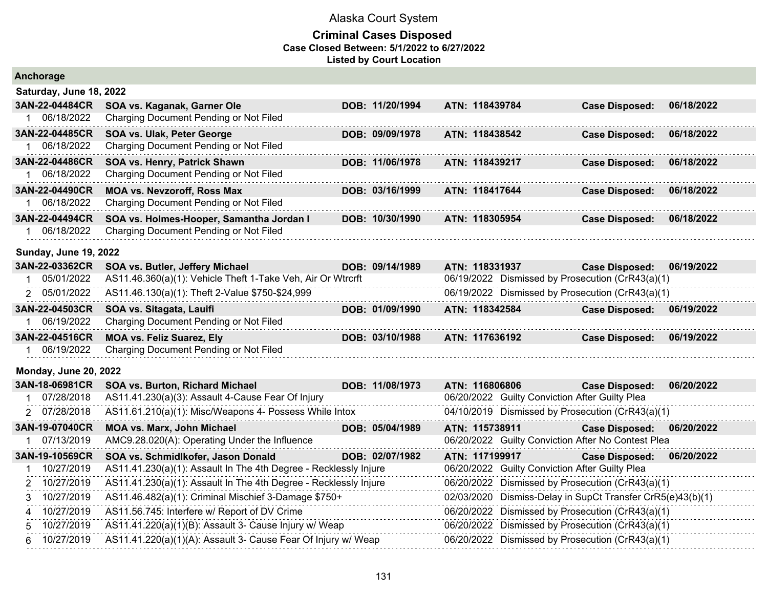Alaska Court System

**Criminal Cases Disposed**

**Case Closed Between: 5/1/2022 to 6/27/2022**

**Listed by Court Location**

## Anchorage

### Saturday, June 18, 2022

| Case | Parties | DOB | ATN | Case Disposed |
|---|---|---|---|---|
| **3AN-22-04484CR** | **SOA vs. Kaganak, Garner Ole** | DOB: 11/20/1994 | ATN: 118439784 | 06/18/2022 |
| 1 06/18/2022 | Charging Document Pending or Not Filed | | | |
| **3AN-22-04485CR** | **SOA vs. Ulak, Peter George** | DOB: 09/09/1978 | ATN: 118438542 | 06/18/2022 |
| 1 06/18/2022 | Charging Document Pending or Not Filed | | | |
| **3AN-22-04486CR** | **SOA vs. Henry, Patrick Shawn** | DOB: 11/06/1978 | ATN: 118439217 | 06/18/2022 |
| 1 06/18/2022 | Charging Document Pending or Not Filed | | | |
| **3AN-22-04490CR** | **MOA vs. Nevzoroff, Ross Max** | DOB: 03/16/1999 | ATN: 118417644 | 06/18/2022 |
| 1 06/18/2022 | Charging Document Pending or Not Filed | | | |
| **3AN-22-04494CR** | **SOA vs. Holmes-Hooper, Samantha Jordan I** | DOB: 10/30/1990 | ATN: 118305954 | 06/18/2022 |
| 1 06/18/2022 | Charging Document Pending or Not Filed | | | |

### Sunday, June 19, 2022

| Case | Parties | DOB | ATN | Case Disposed |
|---|---|---|---|---|
| **3AN-22-03362CR** | **SOA vs. Butler, Jeffery Michael** | DOB: 09/14/1989 | ATN: 118331937 | 06/19/2022 |
| 1 05/01/2022 | AS11.46.360(a)(1): Vehicle Theft 1-Take Veh, Air Or Wtrcrft | | 06/19/2022 Dismissed by Prosecution (CrR43(a)(1) | |
| 2 05/01/2022 | AS11.46.130(a)(1): Theft 2-Value $750-$24,999 | | 06/19/2022 Dismissed by Prosecution (CrR43(a)(1) | |
| **3AN-22-04503CR** | **SOA vs. Sitagata, Lauifi** | DOB: 01/09/1990 | ATN: 118342584 | 06/19/2022 |
| 1 06/19/2022 | Charging Document Pending or Not Filed | | | |
| **3AN-22-04516CR** | **MOA vs. Feliz Suarez, Ely** | DOB: 03/10/1988 | ATN: 117636192 | 06/19/2022 |
| 1 06/19/2022 | Charging Document Pending or Not Filed | | | |

### Monday, June 20, 2022

| Case | Parties | DOB | ATN | Case Disposed |
|---|---|---|---|---|
| **3AN-18-06981CR** | **SOA vs. Burton, Richard Michael** | DOB: 11/08/1973 | ATN: 116806806 | 06/20/2022 |
| 1 07/28/2018 | AS11.41.230(a)(3): Assault 4-Cause Fear Of Injury | | 06/20/2022 Guilty Conviction After Guilty Plea | |
| 2 07/28/2018 | AS11.61.210(a)(1): Misc/Weapons 4- Possess While Intox | | 04/10/2019 Dismissed by Prosecution (CrR43(a)(1) | |
| **3AN-19-07040CR** | **MOA vs. Marx, John Michael** | DOB: 05/04/1989 | ATN: 115738911 | 06/20/2022 |
| 1 07/13/2019 | AMC9.28.020(A): Operating Under the Influence | | 06/20/2022 Guilty Conviction After No Contest Plea | |
| **3AN-19-10569CR** | **SOA vs. Schmidlkofer, Jason Donald** | DOB: 02/07/1982 | ATN: 117199917 | 06/20/2022 |
| 1 10/27/2019 | AS11.41.230(a)(1): Assault In The 4th Degree - Recklessly Injure | | 06/20/2022 Guilty Conviction After Guilty Plea | |
| 2 10/27/2019 | AS11.41.230(a)(1): Assault In The 4th Degree - Recklessly Injure | | 06/20/2022 Dismissed by Prosecution (CrR43(a)(1) | |
| 3 10/27/2019 | AS11.46.482(a)(1): Criminal Mischief 3-Damage $750+ | | 02/03/2020 Dismiss-Delay in SupCt Transfer CrR5(e)43(b)(1) | |
| 4 10/27/2019 | AS11.56.745: Interfere w/ Report of DV Crime | | 06/20/2022 Dismissed by Prosecution (CrR43(a)(1) | |
| 5 10/27/2019 | AS11.41.220(a)(1)(B): Assault 3- Cause Injury w/ Weap | | 06/20/2022 Dismissed by Prosecution (CrR43(a)(1) | |
| 6 10/27/2019 | AS11.41.220(a)(1)(A): Assault 3- Cause Fear Of Injury w/ Weap | | 06/20/2022 Dismissed by Prosecution (CrR43(a)(1) | |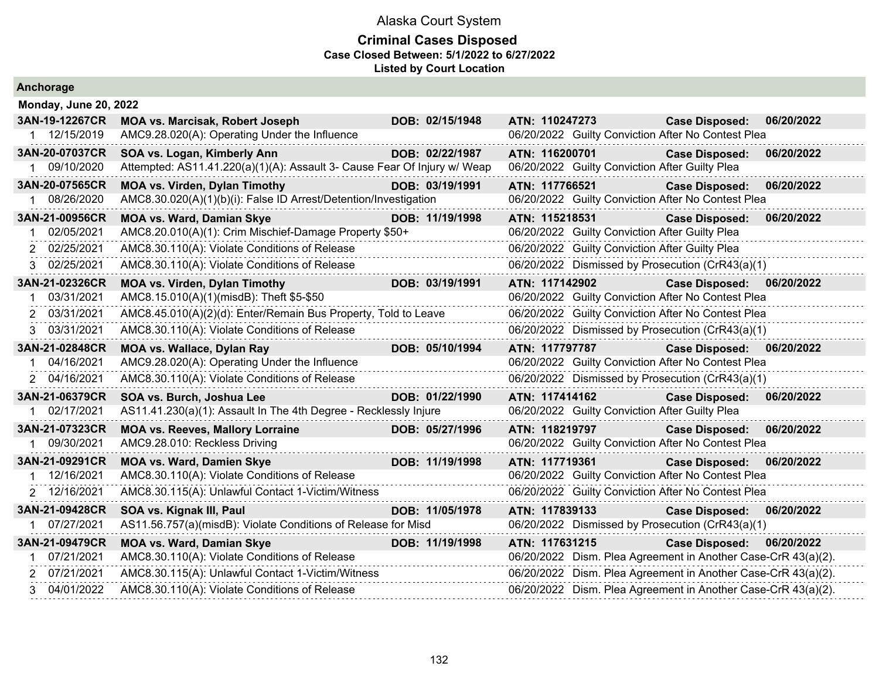# Alaska Court System

## Criminal Cases Disposed

**Case Closed Between: 5/1/2022 to 6/27/2022**

**Listed by Court Location**

### Anchorage

**Monday, June 20, 2022**

| Case | Parties / Charge | DOB | ATN / Disposition | Case Disposed |
|---|---|---|---|---|
| **3AN-19-12267CR** | **MOA vs. Marcisak, Robert Joseph** | **DOB: 02/15/1948** | **ATN: 110247273** | **Case Disposed: 06/20/2022** |
| 1 12/15/2019 | AMC9.28.020(A): Operating Under the Influence | | 06/20/2022 Guilty Conviction After No Contest Plea | |
| **3AN-20-07037CR** | **SOA vs. Logan, Kimberly Ann** | **DOB: 02/22/1987** | **ATN: 116200701** | **Case Disposed: 06/20/2022** |
| 1 09/10/2020 | Attempted: AS11.41.220(a)(1)(A): Assault 3- Cause Fear Of Injury w/ Weap | | 06/20/2022 Guilty Conviction After Guilty Plea | |
| **3AN-20-07565CR** | **MOA vs. Virden, Dylan Timothy** | **DOB: 03/19/1991** | **ATN: 117766521** | **Case Disposed: 06/20/2022** |
| 1 08/26/2020 | AMC8.30.020(A)(1)(b)(i): False ID Arrest/Detention/Investigation | | 06/20/2022 Guilty Conviction After No Contest Plea | |
| **3AN-21-00956CR** | **MOA vs. Ward, Damian Skye** | **DOB: 11/19/1998** | **ATN: 115218531** | **Case Disposed: 06/20/2022** |
| 1 02/05/2021 | AMC8.20.010(A)(1): Crim Mischief-Damage Property $50+ | | 06/20/2022 Guilty Conviction After Guilty Plea | |
| 2 02/25/2021 | AMC8.30.110(A): Violate Conditions of Release | | 06/20/2022 Guilty Conviction After Guilty Plea | |
| 3 02/25/2021 | AMC8.30.110(A): Violate Conditions of Release | | 06/20/2022 Dismissed by Prosecution (CrR43(a)(1) | |
| **3AN-21-02326CR** | **MOA vs. Virden, Dylan Timothy** | **DOB: 03/19/1991** | **ATN: 117142902** | **Case Disposed: 06/20/2022** |
| 1 03/31/2021 | AMC8.15.010(A)(1)(misdB): Theft $5-$50 | | 06/20/2022 Guilty Conviction After No Contest Plea | |
| 2 03/31/2021 | AMC8.45.010(A)(2)(d): Enter/Remain Bus Property, Told to Leave | | 06/20/2022 Guilty Conviction After No Contest Plea | |
| 3 03/31/2021 | AMC8.30.110(A): Violate Conditions of Release | | 06/20/2022 Dismissed by Prosecution (CrR43(a)(1) | |
| **3AN-21-02848CR** | **MOA vs. Wallace, Dylan Ray** | **DOB: 05/10/1994** | **ATN: 117797787** | **Case Disposed: 06/20/2022** |
| 1 04/16/2021 | AMC9.28.020(A): Operating Under the Influence | | 06/20/2022 Guilty Conviction After No Contest Plea | |
| 2 04/16/2021 | AMC8.30.110(A): Violate Conditions of Release | | 06/20/2022 Dismissed by Prosecution (CrR43(a)(1) | |
| **3AN-21-06379CR** | **SOA vs. Burch, Joshua Lee** | **DOB: 01/22/1990** | **ATN: 117414162** | **Case Disposed: 06/20/2022** |
| 1 02/17/2021 | AS11.41.230(a)(1): Assault In The 4th Degree - Recklessly Injure | | 06/20/2022 Guilty Conviction After Guilty Plea | |
| **3AN-21-07323CR** | **MOA vs. Reeves, Mallory Lorraine** | **DOB: 05/27/1996** | **ATN: 118219797** | **Case Disposed: 06/20/2022** |
| 1 09/30/2021 | AMC9.28.010: Reckless Driving | | 06/20/2022 Guilty Conviction After No Contest Plea | |
| **3AN-21-09291CR** | **MOA vs. Ward, Damien Skye** | **DOB: 11/19/1998** | **ATN: 117719361** | **Case Disposed: 06/20/2022** |
| 1 12/16/2021 | AMC8.30.110(A): Violate Conditions of Release | | 06/20/2022 Guilty Conviction After No Contest Plea | |
| 2 12/16/2021 | AMC8.30.115(A): Unlawful Contact 1-Victim/Witness | | 06/20/2022 Guilty Conviction After No Contest Plea | |
| **3AN-21-09428CR** | **SOA vs. Kignak III, Paul** | **DOB: 11/05/1978** | **ATN: 117839133** | **Case Disposed: 06/20/2022** |
| 1 07/27/2021 | AS11.56.757(a)(misdB): Violate Conditions of Release for Misd | | 06/20/2022 Dismissed by Prosecution (CrR43(a)(1) | |
| **3AN-21-09479CR** | **MOA vs. Ward, Damian Skye** | **DOB: 11/19/1998** | **ATN: 117631215** | **Case Disposed: 06/20/2022** |
| 1 07/21/2021 | AMC8.30.110(A): Violate Conditions of Release | | 06/20/2022 Dism. Plea Agreement in Another Case-CrR 43(a)(2). | |
| 2 07/21/2021 | AMC8.30.115(A): Unlawful Contact 1-Victim/Witness | | 06/20/2022 Dism. Plea Agreement in Another Case-CrR 43(a)(2). | |
| 3 04/01/2022 | AMC8.30.110(A): Violate Conditions of Release | | 06/20/2022 Dism. Plea Agreement in Another Case-CrR 43(a)(2). | |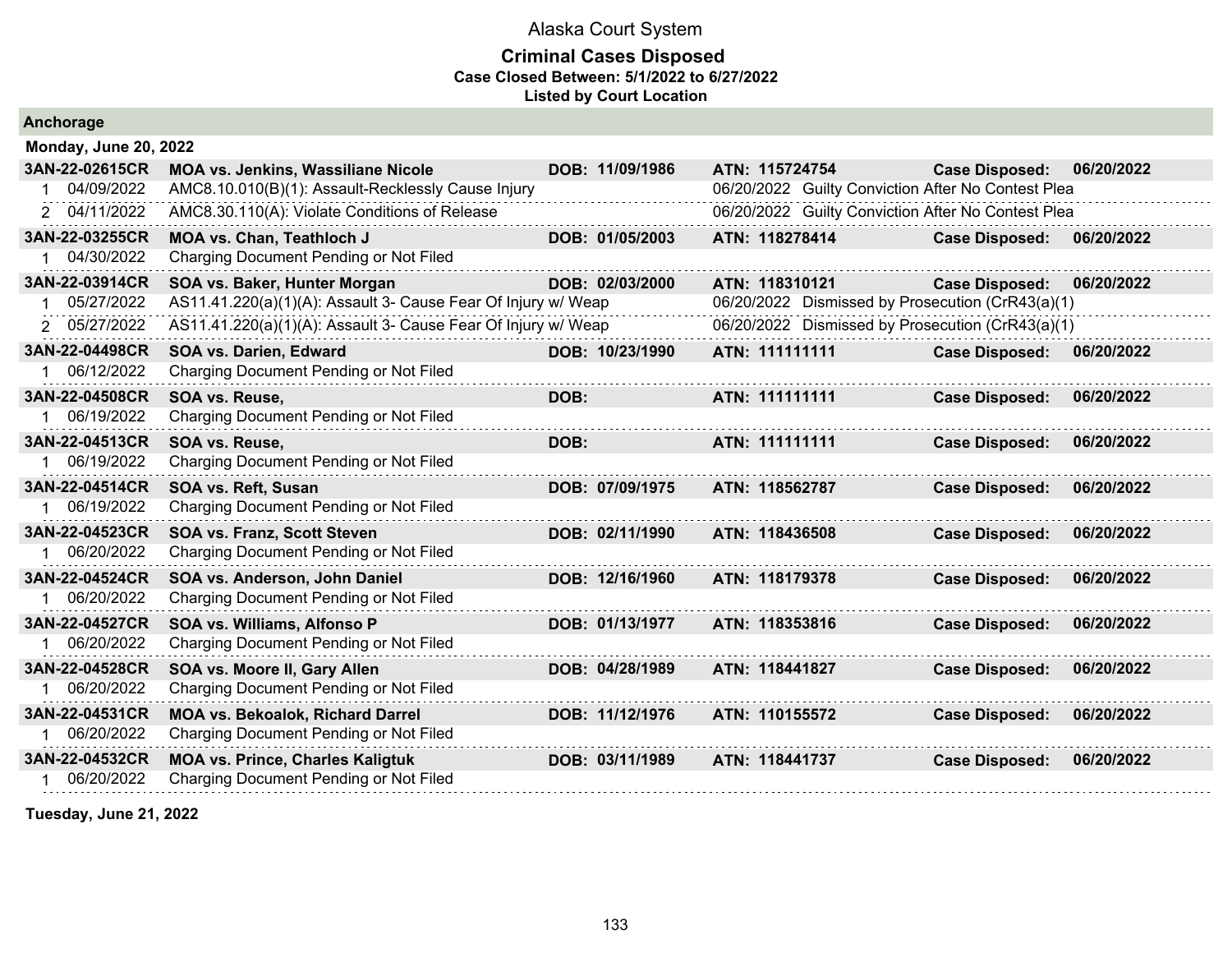Alaska Court System

# Criminal Cases Disposed

**Case Closed Between: 5/1/2022 to 6/27/2022**

**Listed by Court Location**

## Anchorage

### Monday, June 20, 2022

| Case | Parties / Charge | DOB | ATN / Disposition | | |
|---|---|---|---|---|---|
| **3AN-22-02615CR** | **MOA vs. Jenkins, Wassiliane Nicole** | **DOB: 11/09/1986** | **ATN: 115724754** | **Case Disposed:** | **06/20/2022** |
| 1 04/09/2022 | AMC8.10.010(B)(1): Assault-Recklessly Cause Injury | | 06/20/2022 Guilty Conviction After No Contest Plea | | |
| 2 04/11/2022 | AMC8.30.110(A): Violate Conditions of Release | | 06/20/2022 Guilty Conviction After No Contest Plea | | |
| **3AN-22-03255CR** | **MOA vs. Chan, Teathloch J** | **DOB: 01/05/2003** | **ATN: 118278414** | **Case Disposed:** | **06/20/2022** |
| 1 04/30/2022 | Charging Document Pending or Not Filed | | | | |
| **3AN-22-03914CR** | **SOA vs. Baker, Hunter Morgan** | **DOB: 02/03/2000** | **ATN: 118310121** | **Case Disposed:** | **06/20/2022** |
| 1 05/27/2022 | AS11.41.220(a)(1)(A): Assault 3- Cause Fear Of Injury w/ Weap | | 06/20/2022 Dismissed by Prosecution (CrR43(a)(1) | | |
| 2 05/27/2022 | AS11.41.220(a)(1)(A): Assault 3- Cause Fear Of Injury w/ Weap | | 06/20/2022 Dismissed by Prosecution (CrR43(a)(1) | | |
| **3AN-22-04498CR** | **SOA vs. Darien, Edward** | **DOB: 10/23/1990** | **ATN: 111111111** | **Case Disposed:** | **06/20/2022** |
| 1 06/12/2022 | Charging Document Pending or Not Filed | | | | |
| **3AN-22-04508CR** | **SOA vs. Reuse,** | **DOB:** | **ATN: 111111111** | **Case Disposed:** | **06/20/2022** |
| 1 06/19/2022 | Charging Document Pending or Not Filed | | | | |
| **3AN-22-04513CR** | **SOA vs. Reuse,** | **DOB:** | **ATN: 111111111** | **Case Disposed:** | **06/20/2022** |
| 1 06/19/2022 | Charging Document Pending or Not Filed | | | | |
| **3AN-22-04514CR** | **SOA vs. Reft, Susan** | **DOB: 07/09/1975** | **ATN: 118562787** | **Case Disposed:** | **06/20/2022** |
| 1 06/19/2022 | Charging Document Pending or Not Filed | | | | |
| **3AN-22-04523CR** | **SOA vs. Franz, Scott Steven** | **DOB: 02/11/1990** | **ATN: 118436508** | **Case Disposed:** | **06/20/2022** |
| 1 06/20/2022 | Charging Document Pending or Not Filed | | | | |
| **3AN-22-04524CR** | **SOA vs. Anderson, John Daniel** | **DOB: 12/16/1960** | **ATN: 118179378** | **Case Disposed:** | **06/20/2022** |
| 1 06/20/2022 | Charging Document Pending or Not Filed | | | | |
| **3AN-22-04527CR** | **SOA vs. Williams, Alfonso P** | **DOB: 01/13/1977** | **ATN: 118353816** | **Case Disposed:** | **06/20/2022** |
| 1 06/20/2022 | Charging Document Pending or Not Filed | | | | |
| **3AN-22-04528CR** | **SOA vs. Moore II, Gary Allen** | **DOB: 04/28/1989** | **ATN: 118441827** | **Case Disposed:** | **06/20/2022** |
| 1 06/20/2022 | Charging Document Pending or Not Filed | | | | |
| **3AN-22-04531CR** | **MOA vs. Bekoalok, Richard Darrel** | **DOB: 11/12/1976** | **ATN: 110155572** | **Case Disposed:** | **06/20/2022** |
| 1 06/20/2022 | Charging Document Pending or Not Filed | | | | |
| **3AN-22-04532CR** | **MOA vs. Prince, Charles Kaligtuk** | **DOB: 03/11/1989** | **ATN: 118441737** | **Case Disposed:** | **06/20/2022** |
| 1 06/20/2022 | Charging Document Pending or Not Filed | | | | |

### Tuesday, June 21, 2022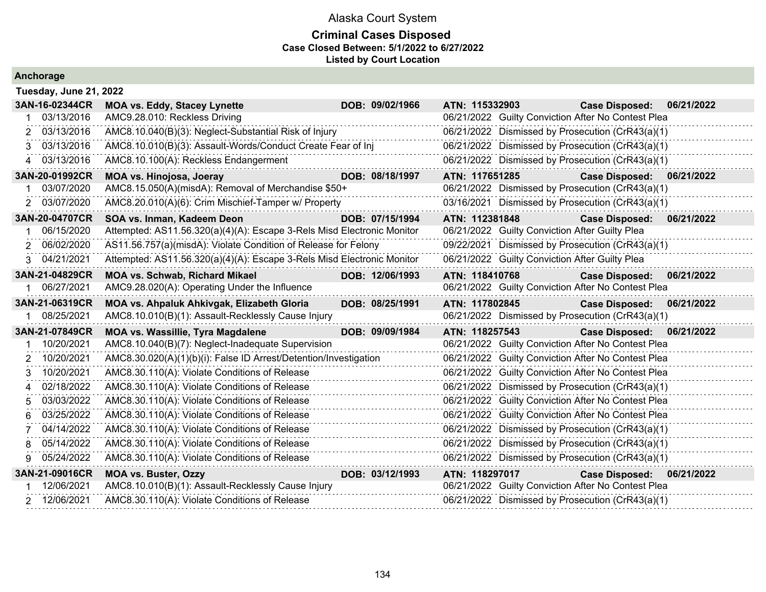# Alaska Court System

## Criminal Cases Disposed

**Case Closed Between: 5/1/2022 to 6/27/2022**

**Listed by Court Location**

### Anchorage

**Tuesday, June 21, 2022**

| | | | | | |
|---|---|---|---|---|---|
| **3AN-16-02344CR** | **MOA vs. Eddy, Stacey Lynette** | **DOB: 09/02/1966** | **ATN: 115332903** | **Case Disposed:** | **06/21/2022** |
| 1 | 03/13/2016 | AMC9.28.010: Reckless Driving | 06/21/2022 | Guilty Conviction After No Contest Plea | |
| 2 | 03/13/2016 | AMC8.10.040(B)(3): Neglect-Substantial Risk of Injury | 06/21/2022 | Dismissed by Prosecution (CrR43(a)(1) | |
| 3 | 03/13/2016 | AMC8.10.010(B)(3): Assault-Words/Conduct Create Fear of Inj | 06/21/2022 | Dismissed by Prosecution (CrR43(a)(1) | |
| 4 | 03/13/2016 | AMC8.10.100(A): Reckless Endangerment | 06/21/2022 | Dismissed by Prosecution (CrR43(a)(1) | |
| **3AN-20-01992CR** | **MOA vs. Hinojosa, Joeray** | **DOB: 08/18/1997** | **ATN: 117651285** | **Case Disposed:** | **06/21/2022** |
| 1 | 03/07/2020 | AMC8.15.050(A)(misdA): Removal of Merchandise $50+ | 06/21/2022 | Dismissed by Prosecution (CrR43(a)(1) | |
| 2 | 03/07/2020 | AMC8.20.010(A)(6): Crim Mischief-Tamper w/ Property | 03/16/2021 | Dismissed by Prosecution (CrR43(a)(1) | |
| **3AN-20-04707CR** | **SOA vs. Inman, Kadeem Deon** | **DOB: 07/15/1994** | **ATN: 112381848** | **Case Disposed:** | **06/21/2022** |
| 1 | 06/15/2020 | Attempted: AS11.56.320(a)(4)(A): Escape 3-Rels Misd Electronic Monitor | 06/21/2022 | Guilty Conviction After Guilty Plea | |
| 2 | 06/02/2020 | AS11.56.757(a)(misdA): Violate Condition of Release for Felony | 09/22/2021 | Dismissed by Prosecution (CrR43(a)(1) | |
| 3 | 04/21/2021 | Attempted: AS11.56.320(a)(4)(A): Escape 3-Rels Misd Electronic Monitor | 06/21/2022 | Guilty Conviction After Guilty Plea | |
| **3AN-21-04829CR** | **MOA vs. Schwab, Richard Mikael** | **DOB: 12/06/1993** | **ATN: 118410768** | **Case Disposed:** | **06/21/2022** |
| 1 | 06/27/2021 | AMC9.28.020(A): Operating Under the Influence | 06/21/2022 | Guilty Conviction After No Contest Plea | |
| **3AN-21-06319CR** | **MOA vs. Ahpaluk Ahkivgak, Elizabeth Gloria** | **DOB: 08/25/1991** | **ATN: 117802845** | **Case Disposed:** | **06/21/2022** |
| 1 | 08/25/2021 | AMC8.10.010(B)(1): Assault-Recklessly Cause Injury | 06/21/2022 | Dismissed by Prosecution (CrR43(a)(1) | |
| **3AN-21-07849CR** | **MOA vs. Wassillie, Tyra Magdalene** | **DOB: 09/09/1984** | **ATN: 118257543** | **Case Disposed:** | **06/21/2022** |
| 1 | 10/20/2021 | AMC8.10.040(B)(7): Neglect-Inadequate Supervision | 06/21/2022 | Guilty Conviction After No Contest Plea | |
| 2 | 10/20/2021 | AMC8.30.020(A)(1)(b)(i): False ID Arrest/Detention/Investigation | 06/21/2022 | Guilty Conviction After No Contest Plea | |
| 3 | 10/20/2021 | AMC8.30.110(A): Violate Conditions of Release | 06/21/2022 | Guilty Conviction After No Contest Plea | |
| 4 | 02/18/2022 | AMC8.30.110(A): Violate Conditions of Release | 06/21/2022 | Dismissed by Prosecution (CrR43(a)(1) | |
| 5 | 03/03/2022 | AMC8.30.110(A): Violate Conditions of Release | 06/21/2022 | Guilty Conviction After No Contest Plea | |
| 6 | 03/25/2022 | AMC8.30.110(A): Violate Conditions of Release | 06/21/2022 | Guilty Conviction After No Contest Plea | |
| 7 | 04/14/2022 | AMC8.30.110(A): Violate Conditions of Release | 06/21/2022 | Dismissed by Prosecution (CrR43(a)(1) | |
| 8 | 05/14/2022 | AMC8.30.110(A): Violate Conditions of Release | 06/21/2022 | Dismissed by Prosecution (CrR43(a)(1) | |
| 9 | 05/24/2022 | AMC8.30.110(A): Violate Conditions of Release | 06/21/2022 | Dismissed by Prosecution (CrR43(a)(1) | |
| **3AN-21-09016CR** | **MOA vs. Buster, Ozzy** | **DOB: 03/12/1993** | **ATN: 118297017** | **Case Disposed:** | **06/21/2022** |
| 1 | 12/06/2021 | AMC8.10.010(B)(1): Assault-Recklessly Cause Injury | 06/21/2022 | Guilty Conviction After No Contest Plea | |
| 2 | 12/06/2021 | AMC8.30.110(A): Violate Conditions of Release | 06/21/2022 | Dismissed by Prosecution (CrR43(a)(1) | |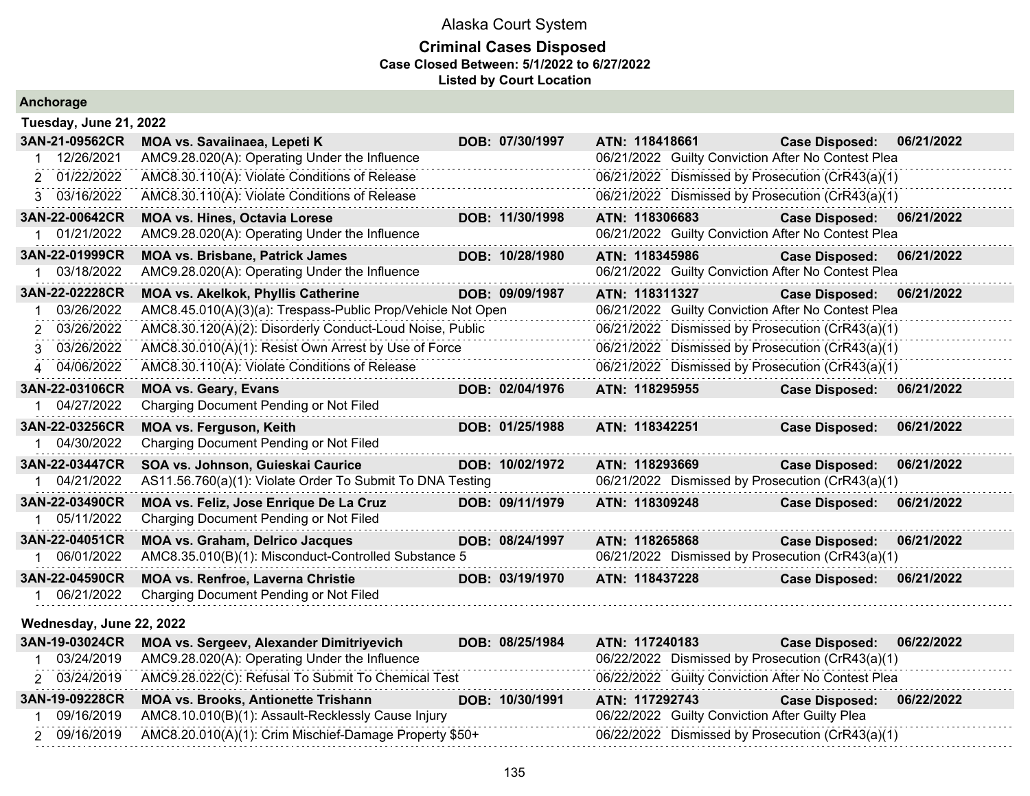Alaska Court System

**Criminal Cases Disposed**

**Case Closed Between: 5/1/2022 to 6/27/2022**

**Listed by Court Location**

## Anchorage

### Tuesday, June 21, 2022

| Case | Parties / Charge | DOB | ATN / Disposition | Case Disposed |
|---|---|---|---|---|
| **3AN-21-09562CR** | **MOA vs. Savaiinaea, Lepeti K** | **DOB: 07/30/1997** | **ATN: 118418661** | **Case Disposed: 06/21/2022** |
| 1 12/26/2021 | AMC9.28.020(A): Operating Under the Influence | | 06/21/2022 Guilty Conviction After No Contest Plea | |
| 2 01/22/2022 | AMC8.30.110(A): Violate Conditions of Release | | 06/21/2022 Dismissed by Prosecution (CrR43(a)(1) | |
| 3 03/16/2022 | AMC8.30.110(A): Violate Conditions of Release | | 06/21/2022 Dismissed by Prosecution (CrR43(a)(1) | |
| **3AN-22-00642CR** | **MOA vs. Hines, Octavia Lorese** | **DOB: 11/30/1998** | **ATN: 118306683** | **Case Disposed: 06/21/2022** |
| 1 01/21/2022 | AMC9.28.020(A): Operating Under the Influence | | 06/21/2022 Guilty Conviction After No Contest Plea | |
| **3AN-22-01999CR** | **MOA vs. Brisbane, Patrick James** | **DOB: 10/28/1980** | **ATN: 118345986** | **Case Disposed: 06/21/2022** |
| 1 03/18/2022 | AMC9.28.020(A): Operating Under the Influence | | 06/21/2022 Guilty Conviction After No Contest Plea | |
| **3AN-22-02228CR** | **MOA vs. Akelkok, Phyllis Catherine** | **DOB: 09/09/1987** | **ATN: 118311327** | **Case Disposed: 06/21/2022** |
| 1 03/26/2022 | AMC8.45.010(A)(3)(a): Trespass-Public Prop/Vehicle Not Open | | 06/21/2022 Guilty Conviction After No Contest Plea | |
| 2 03/26/2022 | AMC8.30.120(A)(2): Disorderly Conduct-Loud Noise, Public | | 06/21/2022 Dismissed by Prosecution (CrR43(a)(1) | |
| 3 03/26/2022 | AMC8.30.010(A)(1): Resist Own Arrest by Use of Force | | 06/21/2022 Dismissed by Prosecution (CrR43(a)(1) | |
| 4 04/06/2022 | AMC8.30.110(A): Violate Conditions of Release | | 06/21/2022 Dismissed by Prosecution (CrR43(a)(1) | |
| **3AN-22-03106CR** | **MOA vs. Geary, Evans** | **DOB: 02/04/1976** | **ATN: 118295955** | **Case Disposed: 06/21/2022** |
| 1 04/27/2022 | Charging Document Pending or Not Filed | | | |
| **3AN-22-03256CR** | **MOA vs. Ferguson, Keith** | **DOB: 01/25/1988** | **ATN: 118342251** | **Case Disposed: 06/21/2022** |
| 1 04/30/2022 | Charging Document Pending or Not Filed | | | |
| **3AN-22-03447CR** | **SOA vs. Johnson, Guieskai Caurice** | **DOB: 10/02/1972** | **ATN: 118293669** | **Case Disposed: 06/21/2022** |
| 1 04/21/2022 | AS11.56.760(a)(1): Violate Order To Submit To DNA Testing | | 06/21/2022 Dismissed by Prosecution (CrR43(a)(1) | |
| **3AN-22-03490CR** | **MOA vs. Feliz, Jose Enrique De La Cruz** | **DOB: 09/11/1979** | **ATN: 118309248** | **Case Disposed: 06/21/2022** |
| 1 05/11/2022 | Charging Document Pending or Not Filed | | | |
| **3AN-22-04051CR** | **MOA vs. Graham, Delrico Jacques** | **DOB: 08/24/1997** | **ATN: 118265868** | **Case Disposed: 06/21/2022** |
| 1 06/01/2022 | AMC8.35.010(B)(1): Misconduct-Controlled Substance 5 | | 06/21/2022 Dismissed by Prosecution (CrR43(a)(1) | |
| **3AN-22-04590CR** | **MOA vs. Renfroe, Laverna Christie** | **DOB: 03/19/1970** | **ATN: 118437228** | **Case Disposed: 06/21/2022** |
| 1 06/21/2022 | Charging Document Pending or Not Filed | | | |

### Wednesday, June 22, 2022

| Case | Parties / Charge | DOB | ATN / Disposition | Case Disposed |
|---|---|---|---|---|
| **3AN-19-03024CR** | **MOA vs. Sergeev, Alexander Dimitriyevich** | **DOB: 08/25/1984** | **ATN: 117240183** | **Case Disposed: 06/22/2022** |
| 1 03/24/2019 | AMC9.28.020(A): Operating Under the Influence | | 06/22/2022 Dismissed by Prosecution (CrR43(a)(1) | |
| 2 03/24/2019 | AMC9.28.022(C): Refusal To Submit To Chemical Test | | 06/22/2022 Guilty Conviction After No Contest Plea | |
| **3AN-19-09228CR** | **MOA vs. Brooks, Antionette Trishann** | **DOB: 10/30/1991** | **ATN: 117292743** | **Case Disposed: 06/22/2022** |
| 1 09/16/2019 | AMC8.10.010(B)(1): Assault-Recklessly Cause Injury | | 06/22/2022 Guilty Conviction After Guilty Plea | |
| 2 09/16/2019 | AMC8.20.010(A)(1): Crim Mischief-Damage Property $50+ | | 06/22/2022 Dismissed by Prosecution (CrR43(a)(1) | |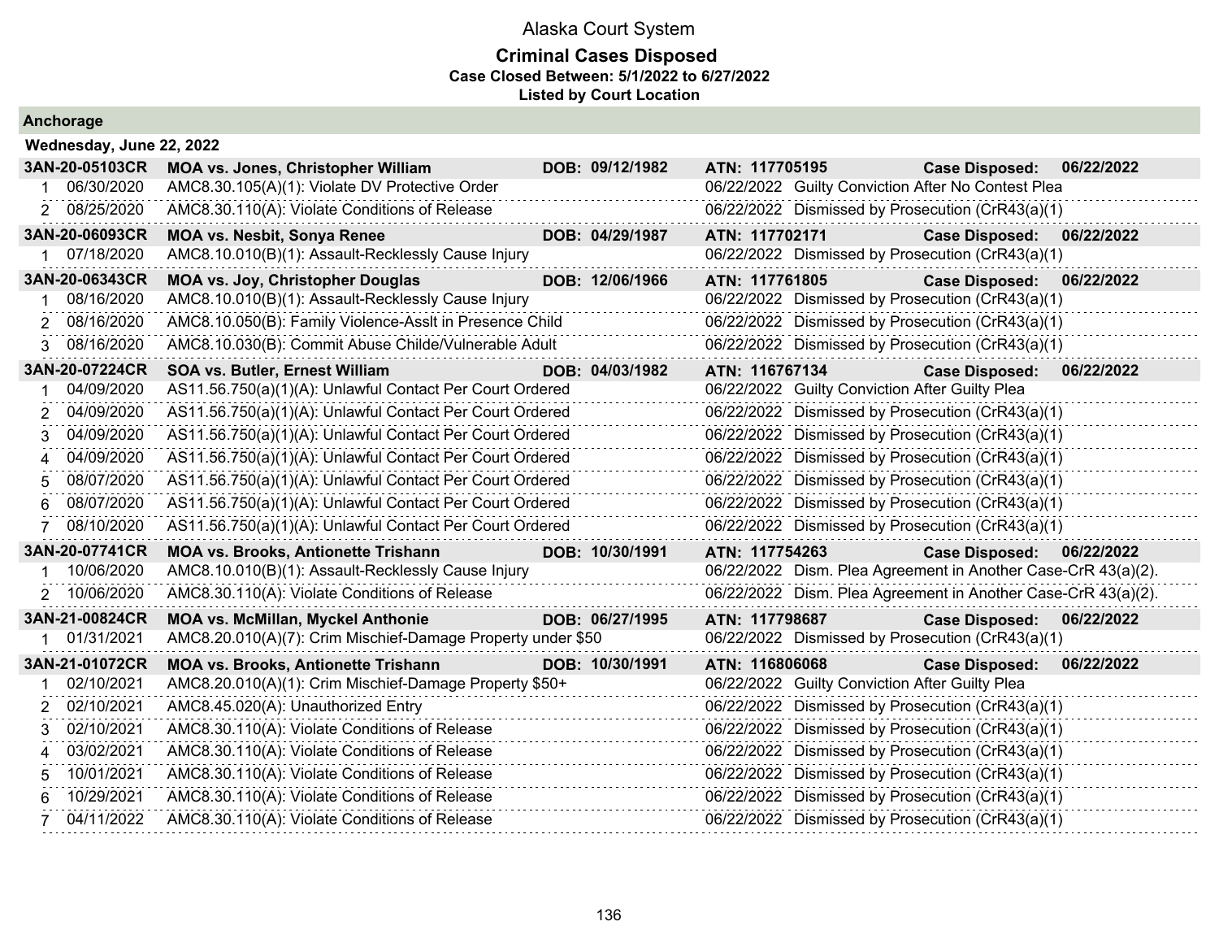# Alaska Court System

## Criminal Cases Disposed

**Case Closed Between: 5/1/2022 to 6/27/2022**

**Listed by Court Location**

### Anchorage

**Wednesday, June 22, 2022**

**3AN-20-05103CR** | **MOA vs. Jones, Christopher William** | **DOB: 09/12/1982** | **ATN: 117705195** | **Case Disposed: 06/22/2022**

| # | Date | Charge | Disposition Date | Disposition |
|---|---|---|---|---|
| 1 | 06/30/2020 | AMC8.30.105(A)(1): Violate DV Protective Order | 06/22/2022 | Guilty Conviction After No Contest Plea |
| 2 | 08/25/2020 | AMC8.30.110(A): Violate Conditions of Release | 06/22/2022 | Dismissed by Prosecution (CrR43(a)(1) |

**3AN-20-06093CR** | **MOA vs. Nesbit, Sonya Renee** | **DOB: 04/29/1987** | **ATN: 117702171** | **Case Disposed: 06/22/2022**

| # | Date | Charge | Disposition Date | Disposition |
|---|---|---|---|---|
| 1 | 07/18/2020 | AMC8.10.010(B)(1): Assault-Recklessly Cause Injury | 06/22/2022 | Dismissed by Prosecution (CrR43(a)(1) |

**3AN-20-06343CR** | **MOA vs. Joy, Christopher Douglas** | **DOB: 12/06/1966** | **ATN: 117761805** | **Case Disposed: 06/22/2022**

| # | Date | Charge | Disposition Date | Disposition |
|---|---|---|---|---|
| 1 | 08/16/2020 | AMC8.10.010(B)(1): Assault-Recklessly Cause Injury | 06/22/2022 | Dismissed by Prosecution (CrR43(a)(1) |
| 2 | 08/16/2020 | AMC8.10.050(B): Family Violence-Asslt in Presence Child | 06/22/2022 | Dismissed by Prosecution (CrR43(a)(1) |
| 3 | 08/16/2020 | AMC8.10.030(B): Commit Abuse Childe/Vulnerable Adult | 06/22/2022 | Dismissed by Prosecution (CrR43(a)(1) |

**3AN-20-07224CR** | **SOA vs. Butler, Ernest William** | **DOB: 04/03/1982** | **ATN: 116767134** | **Case Disposed: 06/22/2022**

| # | Date | Charge | Disposition Date | Disposition |
|---|---|---|---|---|
| 1 | 04/09/2020 | AS11.56.750(a)(1)(A): Unlawful Contact Per Court Ordered | 06/22/2022 | Guilty Conviction After Guilty Plea |
| 2 | 04/09/2020 | AS11.56.750(a)(1)(A): Unlawful Contact Per Court Ordered | 06/22/2022 | Dismissed by Prosecution (CrR43(a)(1) |
| 3 | 04/09/2020 | AS11.56.750(a)(1)(A): Unlawful Contact Per Court Ordered | 06/22/2022 | Dismissed by Prosecution (CrR43(a)(1) |
| 4 | 04/09/2020 | AS11.56.750(a)(1)(A): Unlawful Contact Per Court Ordered | 06/22/2022 | Dismissed by Prosecution (CrR43(a)(1) |
| 5 | 08/07/2020 | AS11.56.750(a)(1)(A): Unlawful Contact Per Court Ordered | 06/22/2022 | Dismissed by Prosecution (CrR43(a)(1) |
| 6 | 08/07/2020 | AS11.56.750(a)(1)(A): Unlawful Contact Per Court Ordered | 06/22/2022 | Dismissed by Prosecution (CrR43(a)(1) |
| 7 | 08/10/2020 | AS11.56.750(a)(1)(A): Unlawful Contact Per Court Ordered | 06/22/2022 | Dismissed by Prosecution (CrR43(a)(1) |

**3AN-20-07741CR** | **MOA vs. Brooks, Antionette Trishann** | **DOB: 10/30/1991** | **ATN: 117754263** | **Case Disposed: 06/22/2022**

| # | Date | Charge | Disposition Date | Disposition |
|---|---|---|---|---|
| 1 | 10/06/2020 | AMC8.10.010(B)(1): Assault-Recklessly Cause Injury | 06/22/2022 | Dism. Plea Agreement in Another Case-CrR 43(a)(2). |
| 2 | 10/06/2020 | AMC8.30.110(A): Violate Conditions of Release | 06/22/2022 | Dism. Plea Agreement in Another Case-CrR 43(a)(2). |

**3AN-21-00824CR** | **MOA vs. McMillan, Myckel Anthonie** | **DOB: 06/27/1995** | **ATN: 117798687** | **Case Disposed: 06/22/2022**

| # | Date | Charge | Disposition Date | Disposition |
|---|---|---|---|---|
| 1 | 01/31/2021 | AMC8.20.010(A)(7): Crim Mischief-Damage Property under $50 | 06/22/2022 | Dismissed by Prosecution (CrR43(a)(1) |

**3AN-21-01072CR** | **MOA vs. Brooks, Antionette Trishann** | **DOB: 10/30/1991** | **ATN: 116806068** | **Case Disposed: 06/22/2022**

| # | Date | Charge | Disposition Date | Disposition |
|---|---|---|---|---|
| 1 | 02/10/2021 | AMC8.20.010(A)(1): Crim Mischief-Damage Property $50+ | 06/22/2022 | Guilty Conviction After Guilty Plea |
| 2 | 02/10/2021 | AMC8.45.020(A): Unauthorized Entry | 06/22/2022 | Dismissed by Prosecution (CrR43(a)(1) |
| 3 | 02/10/2021 | AMC8.30.110(A): Violate Conditions of Release | 06/22/2022 | Dismissed by Prosecution (CrR43(a)(1) |
| 4 | 03/02/2021 | AMC8.30.110(A): Violate Conditions of Release | 06/22/2022 | Dismissed by Prosecution (CrR43(a)(1) |
| 5 | 10/01/2021 | AMC8.30.110(A): Violate Conditions of Release | 06/22/2022 | Dismissed by Prosecution (CrR43(a)(1) |
| 6 | 10/29/2021 | AMC8.30.110(A): Violate Conditions of Release | 06/22/2022 | Dismissed by Prosecution (CrR43(a)(1) |
| 7 | 04/11/2022 | AMC8.30.110(A): Violate Conditions of Release | 06/22/2022 | Dismissed by Prosecution (CrR43(a)(1) |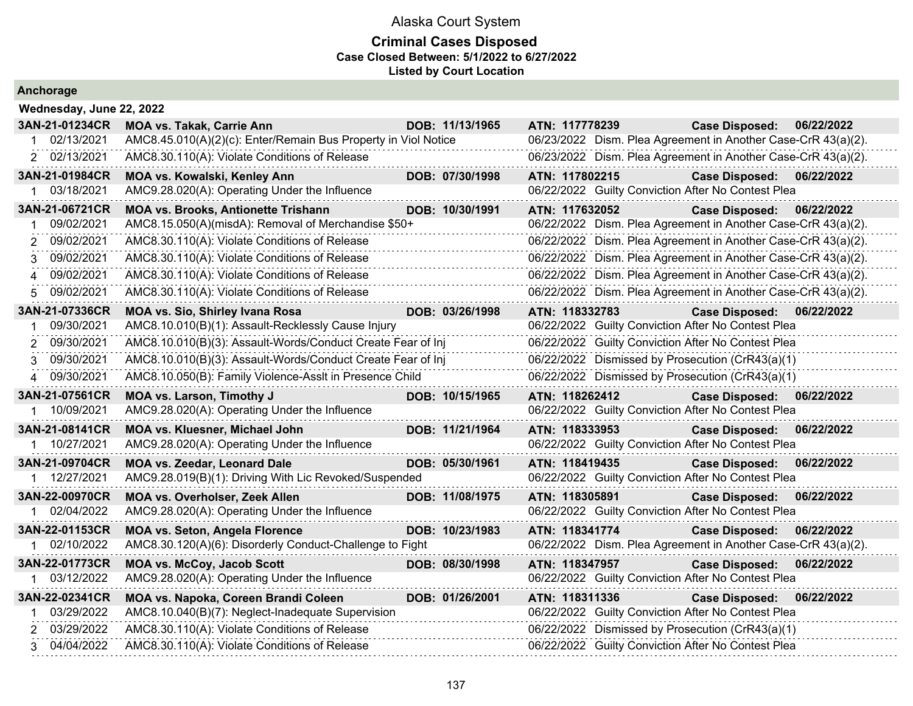Alaska Court System

**Criminal Cases Disposed**
**Case Closed Between: 5/1/2022 to 6/27/2022**
**Listed by Court Location**

## Anchorage

### Wednesday, June 22, 2022

**3AN-21-01234CR** **MOA vs. Takak, Carrie Ann** **DOB: 11/13/1965** **ATN: 117778239** **Case Disposed: 06/22/2022**

| # | Date | Charge | Disposition Date | Disposition |
|---|---|---|---|---|
| 1 | 02/13/2021 | AMC8.45.010(A)(2)(c): Enter/Remain Bus Property in Viol Notice | 06/23/2022 | Dism. Plea Agreement in Another Case-CrR 43(a)(2). |
| 2 | 02/13/2021 | AMC8.30.110(A): Violate Conditions of Release | 06/23/2022 | Dism. Plea Agreement in Another Case-CrR 43(a)(2). |

**3AN-21-01984CR** **MOA vs. Kowalski, Kenley Ann** **DOB: 07/30/1998** **ATN: 117802215** **Case Disposed: 06/22/2022**

| # | Date | Charge | Disposition Date | Disposition |
|---|---|---|---|---|
| 1 | 03/18/2021 | AMC9.28.020(A): Operating Under the Influence | 06/22/2022 | Guilty Conviction After No Contest Plea |

**3AN-21-06721CR** **MOA vs. Brooks, Antionette Trishann** **DOB: 10/30/1991** **ATN: 117632052** **Case Disposed: 06/22/2022**

| # | Date | Charge | Disposition Date | Disposition |
|---|---|---|---|---|
| 1 | 09/02/2021 | AMC8.15.050(A)(misdA): Removal of Merchandise $50+ | 06/22/2022 | Dism. Plea Agreement in Another Case-CrR 43(a)(2). |
| 2 | 09/02/2021 | AMC8.30.110(A): Violate Conditions of Release | 06/22/2022 | Dism. Plea Agreement in Another Case-CrR 43(a)(2). |
| 3 | 09/02/2021 | AMC8.30.110(A): Violate Conditions of Release | 06/22/2022 | Dism. Plea Agreement in Another Case-CrR 43(a)(2). |
| 4 | 09/02/2021 | AMC8.30.110(A): Violate Conditions of Release | 06/22/2022 | Dism. Plea Agreement in Another Case-CrR 43(a)(2). |
| 5 | 09/02/2021 | AMC8.30.110(A): Violate Conditions of Release | 06/22/2022 | Dism. Plea Agreement in Another Case-CrR 43(a)(2). |

**3AN-21-07336CR** **MOA vs. Sio, Shirley Ivana Rosa** **DOB: 03/26/1998** **ATN: 118332783** **Case Disposed: 06/22/2022**

| # | Date | Charge | Disposition Date | Disposition |
|---|---|---|---|---|
| 1 | 09/30/2021 | AMC8.10.010(B)(1): Assault-Recklessly Cause Injury | 06/22/2022 | Guilty Conviction After No Contest Plea |
| 2 | 09/30/2021 | AMC8.10.010(B)(3): Assault-Words/Conduct Create Fear of Inj | 06/22/2022 | Guilty Conviction After No Contest Plea |
| 3 | 09/30/2021 | AMC8.10.010(B)(3): Assault-Words/Conduct Create Fear of Inj | 06/22/2022 | Dismissed by Prosecution (CrR43(a)(1) |
| 4 | 09/30/2021 | AMC8.10.050(B): Family Violence-Asslt in Presence Child | 06/22/2022 | Dismissed by Prosecution (CrR43(a)(1) |

**3AN-21-07561CR** **MOA vs. Larson, Timothy J** **DOB: 10/15/1965** **ATN: 118262412** **Case Disposed: 06/22/2022**

| # | Date | Charge | Disposition Date | Disposition |
|---|---|---|---|---|
| 1 | 10/09/2021 | AMC9.28.020(A): Operating Under the Influence | 06/22/2022 | Guilty Conviction After No Contest Plea |

**3AN-21-08141CR** **MOA vs. Kluesner, Michael John** **DOB: 11/21/1964** **ATN: 118333953** **Case Disposed: 06/22/2022**

| # | Date | Charge | Disposition Date | Disposition |
|---|---|---|---|---|
| 1 | 10/27/2021 | AMC9.28.020(A): Operating Under the Influence | 06/22/2022 | Guilty Conviction After No Contest Plea |

**3AN-21-09704CR** **MOA vs. Zeedar, Leonard Dale** **DOB: 05/30/1961** **ATN: 118419435** **Case Disposed: 06/22/2022**

| # | Date | Charge | Disposition Date | Disposition |
|---|---|---|---|---|
| 1 | 12/27/2021 | AMC9.28.019(B)(1): Driving With Lic Revoked/Suspended | 06/22/2022 | Guilty Conviction After No Contest Plea |

**3AN-22-00970CR** **MOA vs. Overholser, Zeek Allen** **DOB: 11/08/1975** **ATN: 118305891** **Case Disposed: 06/22/2022**

| # | Date | Charge | Disposition Date | Disposition |
|---|---|---|---|---|
| 1 | 02/04/2022 | AMC9.28.020(A): Operating Under the Influence | 06/22/2022 | Guilty Conviction After No Contest Plea |

**3AN-22-01153CR** **MOA vs. Seton, Angela Florence** **DOB: 10/23/1983** **ATN: 118341774** **Case Disposed: 06/22/2022**

| # | Date | Charge | Disposition Date | Disposition |
|---|---|---|---|---|
| 1 | 02/10/2022 | AMC8.30.120(A)(6): Disorderly Conduct-Challenge to Fight | 06/22/2022 | Dism. Plea Agreement in Another Case-CrR 43(a)(2). |

**3AN-22-01773CR** **MOA vs. McCoy, Jacob Scott** **DOB: 08/30/1998** **ATN: 118347957** **Case Disposed: 06/22/2022**

| # | Date | Charge | Disposition Date | Disposition |
|---|---|---|---|---|
| 1 | 03/12/2022 | AMC9.28.020(A): Operating Under the Influence | 06/22/2022 | Guilty Conviction After No Contest Plea |

**3AN-22-02341CR** **MOA vs. Napoka, Coreen Brandi Coleen** **DOB: 01/26/2001** **ATN: 118311336** **Case Disposed: 06/22/2022**

| # | Date | Charge | Disposition Date | Disposition |
|---|---|---|---|---|
| 1 | 03/29/2022 | AMC8.10.040(B)(7): Neglect-Inadequate Supervision | 06/22/2022 | Guilty Conviction After No Contest Plea |
| 2 | 03/29/2022 | AMC8.30.110(A): Violate Conditions of Release | 06/22/2022 | Dismissed by Prosecution (CrR43(a)(1) |
| 3 | 04/04/2022 | AMC8.30.110(A): Violate Conditions of Release | 06/22/2022 | Guilty Conviction After No Contest Plea |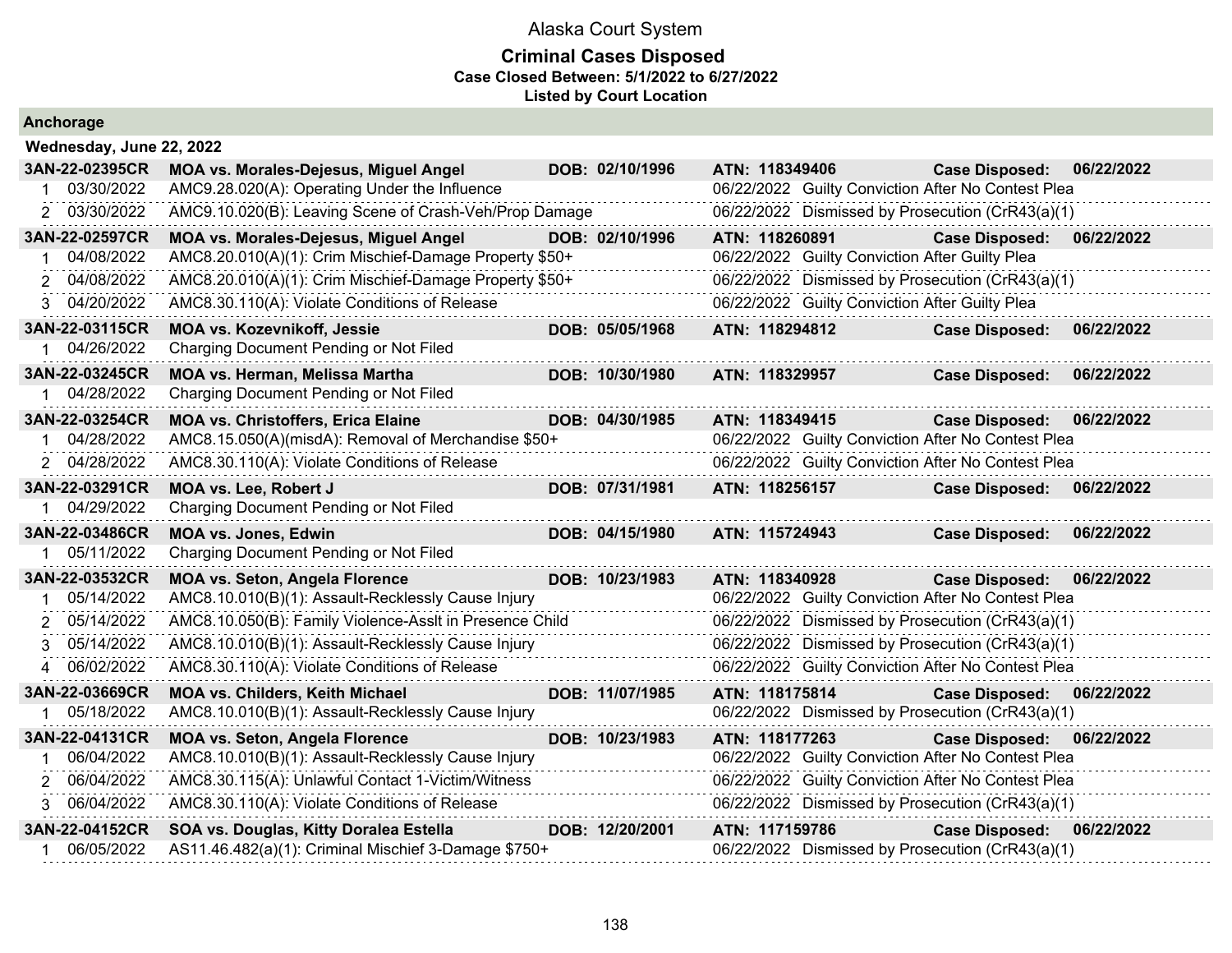# Alaska Court System

## Criminal Cases Disposed

**Case Closed Between: 5/1/2022 to 6/27/2022**

**Listed by Court Location**

### Anchorage

**Wednesday, June 22, 2022**

| Case | Parties / Charge | DOB | ATN / Disposition Date | Disposition | |
|---|---|---|---|---|---|
| **3AN-22-02395CR** | **MOA vs. Morales-Dejesus, Miguel Angel** | **DOB: 02/10/1996** | **ATN: 118349406** | **Case Disposed:** | **06/22/2022** |
| 1 03/30/2022 | AMC9.28.020(A): Operating Under the Influence | | 06/22/2022 | Guilty Conviction After No Contest Plea | |
| 2 03/30/2022 | AMC9.10.020(B): Leaving Scene of Crash-Veh/Prop Damage | | 06/22/2022 | Dismissed by Prosecution (CrR43(a)(1) | |
| **3AN-22-02597CR** | **MOA vs. Morales-Dejesus, Miguel Angel** | **DOB: 02/10/1996** | **ATN: 118260891** | **Case Disposed:** | **06/22/2022** |
| 1 04/08/2022 | AMC8.20.010(A)(1): Crim Mischief-Damage Property $50+ | | 06/22/2022 | Guilty Conviction After Guilty Plea | |
| 2 04/08/2022 | AMC8.20.010(A)(1): Crim Mischief-Damage Property $50+ | | 06/22/2022 | Dismissed by Prosecution (CrR43(a)(1) | |
| 3 04/20/2022 | AMC8.30.110(A): Violate Conditions of Release | | 06/22/2022 | Guilty Conviction After Guilty Plea | |
| **3AN-22-03115CR** | **MOA vs. Kozevnikoff, Jessie** | **DOB: 05/05/1968** | **ATN: 118294812** | **Case Disposed:** | **06/22/2022** |
| 1 04/26/2022 | Charging Document Pending or Not Filed | | | | |
| **3AN-22-03245CR** | **MOA vs. Herman, Melissa Martha** | **DOB: 10/30/1980** | **ATN: 118329957** | **Case Disposed:** | **06/22/2022** |
| 1 04/28/2022 | Charging Document Pending or Not Filed | | | | |
| **3AN-22-03254CR** | **MOA vs. Christoffers, Erica Elaine** | **DOB: 04/30/1985** | **ATN: 118349415** | **Case Disposed:** | **06/22/2022** |
| 1 04/28/2022 | AMC8.15.050(A)(misdA): Removal of Merchandise $50+ | | 06/22/2022 | Guilty Conviction After No Contest Plea | |
| 2 04/28/2022 | AMC8.30.110(A): Violate Conditions of Release | | 06/22/2022 | Guilty Conviction After No Contest Plea | |
| **3AN-22-03291CR** | **MOA vs. Lee, Robert J** | **DOB: 07/31/1981** | **ATN: 118256157** | **Case Disposed:** | **06/22/2022** |
| 1 04/29/2022 | Charging Document Pending or Not Filed | | | | |
| **3AN-22-03486CR** | **MOA vs. Jones, Edwin** | **DOB: 04/15/1980** | **ATN: 115724943** | **Case Disposed:** | **06/22/2022** |
| 1 05/11/2022 | Charging Document Pending or Not Filed | | | | |
| **3AN-22-03532CR** | **MOA vs. Seton, Angela Florence** | **DOB: 10/23/1983** | **ATN: 118340928** | **Case Disposed:** | **06/22/2022** |
| 1 05/14/2022 | AMC8.10.010(B)(1): Assault-Recklessly Cause Injury | | 06/22/2022 | Guilty Conviction After No Contest Plea | |
| 2 05/14/2022 | AMC8.10.050(B): Family Violence-Asslt in Presence Child | | 06/22/2022 | Dismissed by Prosecution (CrR43(a)(1) | |
| 3 05/14/2022 | AMC8.10.010(B)(1): Assault-Recklessly Cause Injury | | 06/22/2022 | Dismissed by Prosecution (CrR43(a)(1) | |
| 4 06/02/2022 | AMC8.30.110(A): Violate Conditions of Release | | 06/22/2022 | Guilty Conviction After No Contest Plea | |
| **3AN-22-03669CR** | **MOA vs. Childers, Keith Michael** | **DOB: 11/07/1985** | **ATN: 118175814** | **Case Disposed:** | **06/22/2022** |
| 1 05/18/2022 | AMC8.10.010(B)(1): Assault-Recklessly Cause Injury | | 06/22/2022 | Dismissed by Prosecution (CrR43(a)(1) | |
| **3AN-22-04131CR** | **MOA vs. Seton, Angela Florence** | **DOB: 10/23/1983** | **ATN: 118177263** | **Case Disposed:** | **06/22/2022** |
| 1 06/04/2022 | AMC8.10.010(B)(1): Assault-Recklessly Cause Injury | | 06/22/2022 | Guilty Conviction After No Contest Plea | |
| 2 06/04/2022 | AMC8.30.115(A): Unlawful Contact 1-Victim/Witness | | 06/22/2022 | Guilty Conviction After No Contest Plea | |
| 3 06/04/2022 | AMC8.30.110(A): Violate Conditions of Release | | 06/22/2022 | Dismissed by Prosecution (CrR43(a)(1) | |
| **3AN-22-04152CR** | **SOA vs. Douglas, Kitty Doralea Estella** | **DOB: 12/20/2001** | **ATN: 117159786** | **Case Disposed:** | **06/22/2022** |
| 1 06/05/2022 | AS11.46.482(a)(1): Criminal Mischief 3-Damage $750+ | | 06/22/2022 | Dismissed by Prosecution (CrR43(a)(1) | |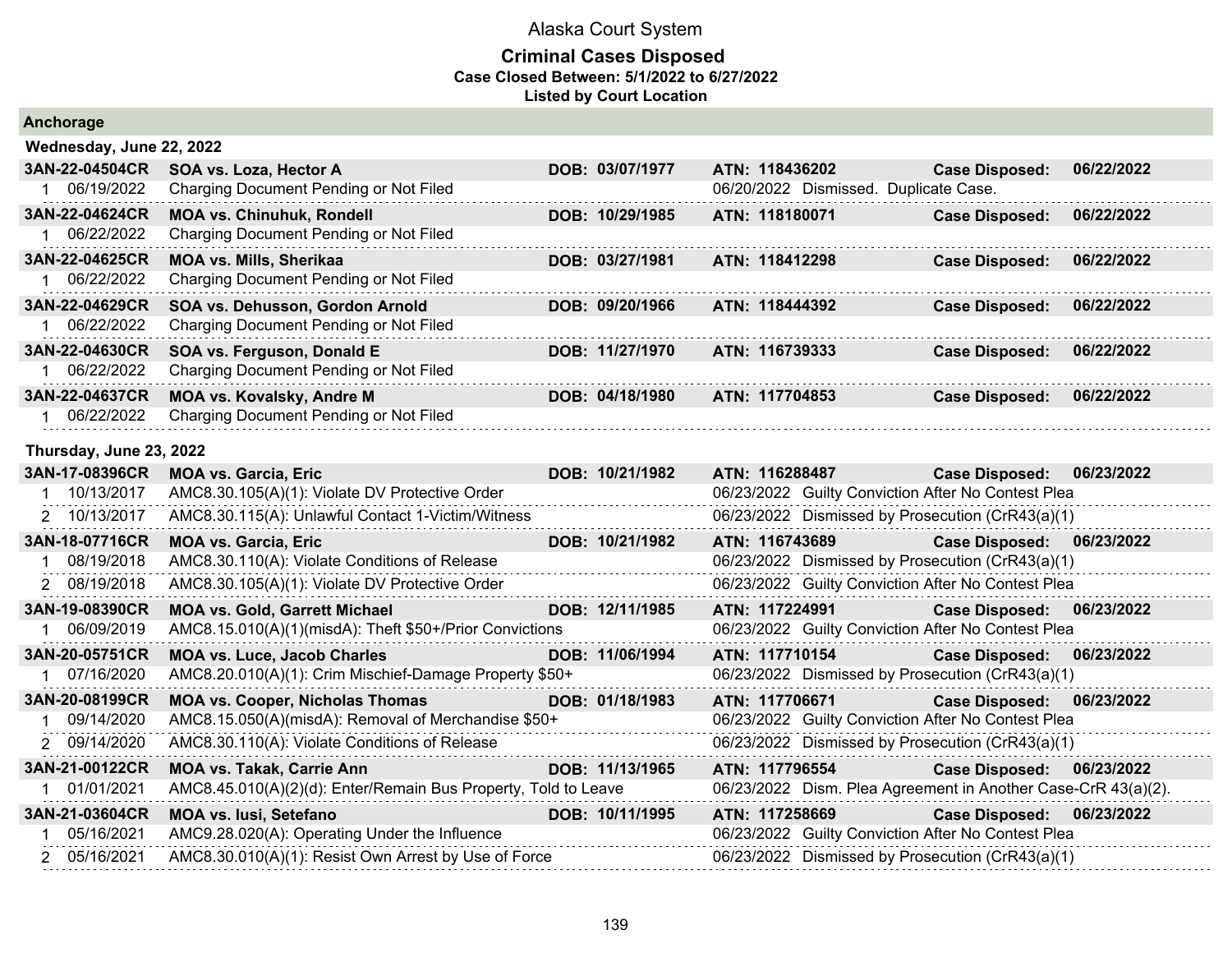Alaska Court System

**Criminal Cases Disposed**
**Case Closed Between: 5/1/2022 to 6/27/2022**
**Listed by Court Location**

**Anchorage**

**Wednesday, June 22, 2022**

| Case | Parties / Charge | DOB | ATN / Disposition | Case Disposed |
|---|---|---|---|---|
| **3AN-22-04504CR** | **SOA vs. Loza, Hector A** | **DOB: 03/07/1977** | **ATN: 118436202** | **06/22/2022** |
| 1 06/19/2022 | Charging Document Pending or Not Filed | | 06/20/2022 Dismissed. Duplicate Case. | |
| **3AN-22-04624CR** | **MOA vs. Chinuhuk, Rondell** | **DOB: 10/29/1985** | **ATN: 118180071** | **06/22/2022** |
| 1 06/22/2022 | Charging Document Pending or Not Filed | | | |
| **3AN-22-04625CR** | **MOA vs. Mills, Sherikaa** | **DOB: 03/27/1981** | **ATN: 118412298** | **06/22/2022** |
| 1 06/22/2022 | Charging Document Pending or Not Filed | | | |
| **3AN-22-04629CR** | **SOA vs. Dehusson, Gordon Arnold** | **DOB: 09/20/1966** | **ATN: 118444392** | **06/22/2022** |
| 1 06/22/2022 | Charging Document Pending or Not Filed | | | |
| **3AN-22-04630CR** | **SOA vs. Ferguson, Donald E** | **DOB: 11/27/1970** | **ATN: 116739333** | **06/22/2022** |
| 1 06/22/2022 | Charging Document Pending or Not Filed | | | |
| **3AN-22-04637CR** | **MOA vs. Kovalsky, Andre M** | **DOB: 04/18/1980** | **ATN: 117704853** | **06/22/2022** |
| 1 06/22/2022 | Charging Document Pending or Not Filed | | | |

**Thursday, June 23, 2022**

| Case | Parties / Charge | DOB | ATN / Disposition | Case Disposed |
|---|---|---|---|---|
| **3AN-17-08396CR** | **MOA vs. Garcia, Eric** | **DOB: 10/21/1982** | **ATN: 116288487** | **06/23/2022** |
| 1 10/13/2017 | AMC8.30.105(A)(1): Violate DV Protective Order | | 06/23/2022 Guilty Conviction After No Contest Plea | |
| 2 10/13/2017 | AMC8.30.115(A): Unlawful Contact 1-Victim/Witness | | 06/23/2022 Dismissed by Prosecution (CrR43(a)(1) | |
| **3AN-18-07716CR** | **MOA vs. Garcia, Eric** | **DOB: 10/21/1982** | **ATN: 116743689** | **06/23/2022** |
| 1 08/19/2018 | AMC8.30.110(A): Violate Conditions of Release | | 06/23/2022 Dismissed by Prosecution (CrR43(a)(1) | |
| 2 08/19/2018 | AMC8.30.105(A)(1): Violate DV Protective Order | | 06/23/2022 Guilty Conviction After No Contest Plea | |
| **3AN-19-08390CR** | **MOA vs. Gold, Garrett Michael** | **DOB: 12/11/1985** | **ATN: 117224991** | **06/23/2022** |
| 1 06/09/2019 | AMC8.15.010(A)(1)(misdA): Theft $50+/Prior Convictions | | 06/23/2022 Guilty Conviction After No Contest Plea | |
| **3AN-20-05751CR** | **MOA vs. Luce, Jacob Charles** | **DOB: 11/06/1994** | **ATN: 117710154** | **06/23/2022** |
| 1 07/16/2020 | AMC8.20.010(A)(1): Crim Mischief-Damage Property $50+ | | 06/23/2022 Dismissed by Prosecution (CrR43(a)(1) | |
| **3AN-20-08199CR** | **MOA vs. Cooper, Nicholas Thomas** | **DOB: 01/18/1983** | **ATN: 117706671** | **06/23/2022** |
| 1 09/14/2020 | AMC8.15.050(A)(misdA): Removal of Merchandise $50+ | | 06/23/2022 Guilty Conviction After No Contest Plea | |
| 2 09/14/2020 | AMC8.30.110(A): Violate Conditions of Release | | 06/23/2022 Dismissed by Prosecution (CrR43(a)(1) | |
| **3AN-21-00122CR** | **MOA vs. Takak, Carrie Ann** | **DOB: 11/13/1965** | **ATN: 117796554** | **06/23/2022** |
| 1 01/01/2021 | AMC8.45.010(A)(2)(d): Enter/Remain Bus Property, Told to Leave | | 06/23/2022 Dism. Plea Agreement in Another Case-CrR 43(a)(2). | |
| **3AN-21-03604CR** | **MOA vs. Iusi, Setefano** | **DOB: 10/11/1995** | **ATN: 117258669** | **06/23/2022** |
| 1 05/16/2021 | AMC9.28.020(A): Operating Under the Influence | | 06/23/2022 Guilty Conviction After No Contest Plea | |
| 2 05/16/2021 | AMC8.30.010(A)(1): Resist Own Arrest by Use of Force | | 06/23/2022 Dismissed by Prosecution (CrR43(a)(1) | |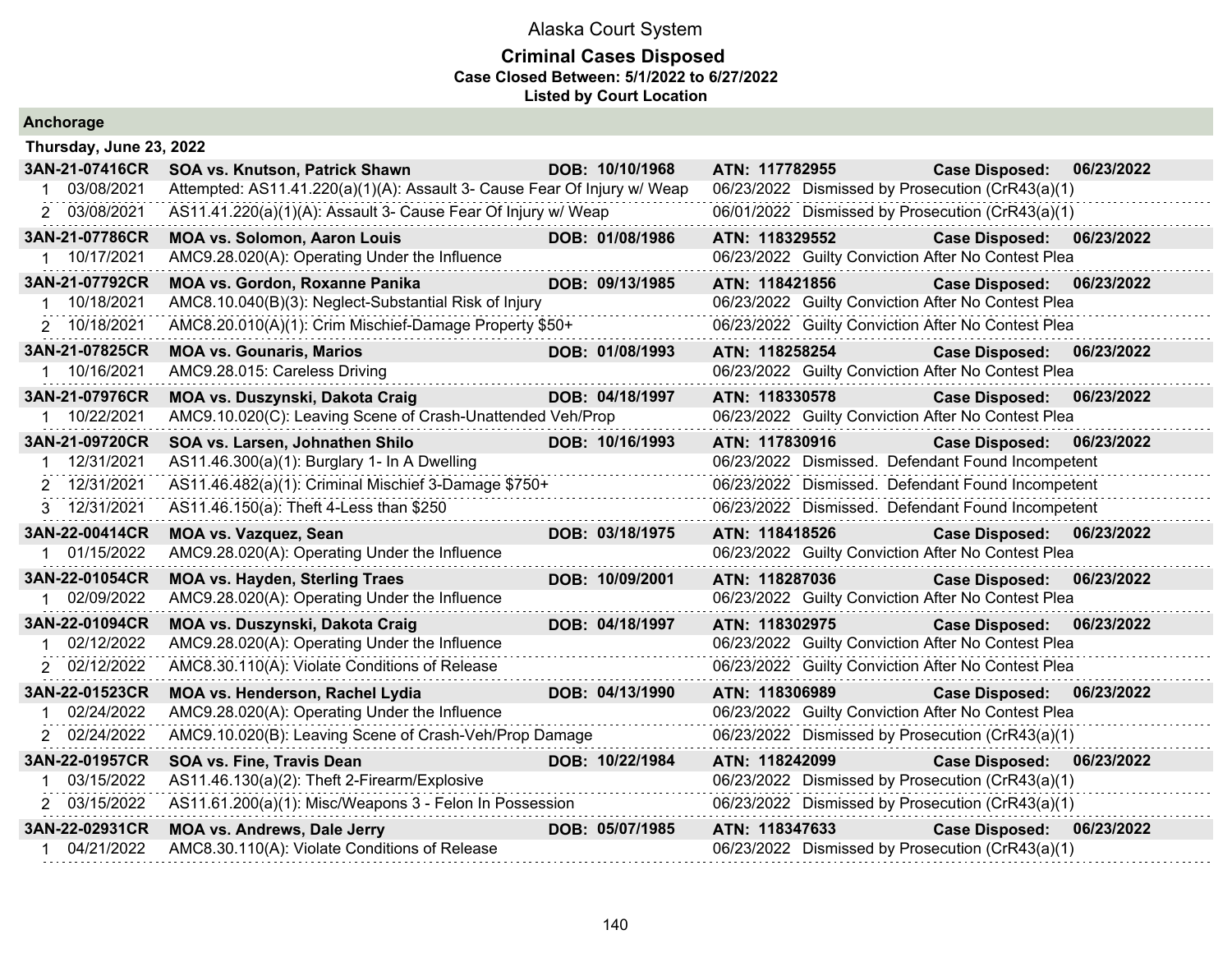# Alaska Court System

## Criminal Cases Disposed

**Case Closed Between: 5/1/2022 to 6/27/2022**

**Listed by Court Location**

### Anchorage

**Thursday, June 23, 2022**

| Case | Parties | DOB | ATN | Case Disposed |
|---|---|---|---|---|
| **3AN-21-07416CR** | **SOA vs. Knutson, Patrick Shawn** | **DOB: 10/10/1968** | **ATN: 117782955** | **Case Disposed: 06/23/2022** |
| 1 03/08/2021 | Attempted: AS11.41.220(a)(1)(A): Assault 3- Cause Fear Of Injury w/ Weap | | 06/23/2022 Dismissed by Prosecution (CrR43(a)(1) | |
| 2 03/08/2021 | AS11.41.220(a)(1)(A): Assault 3- Cause Fear Of Injury w/ Weap | | 06/01/2022 Dismissed by Prosecution (CrR43(a)(1) | |
| **3AN-21-07786CR** | **MOA vs. Solomon, Aaron Louis** | **DOB: 01/08/1986** | **ATN: 118329552** | **Case Disposed: 06/23/2022** |
| 1 10/17/2021 | AMC9.28.020(A): Operating Under the Influence | | 06/23/2022 Guilty Conviction After No Contest Plea | |
| **3AN-21-07792CR** | **MOA vs. Gordon, Roxanne Panika** | **DOB: 09/13/1985** | **ATN: 118421856** | **Case Disposed: 06/23/2022** |
| 1 10/18/2021 | AMC8.10.040(B)(3): Neglect-Substantial Risk of Injury | | 06/23/2022 Guilty Conviction After No Contest Plea | |
| 2 10/18/2021 | AMC8.20.010(A)(1): Crim Mischief-Damage Property $50+ | | 06/23/2022 Guilty Conviction After No Contest Plea | |
| **3AN-21-07825CR** | **MOA vs. Gounaris, Marios** | **DOB: 01/08/1993** | **ATN: 118258254** | **Case Disposed: 06/23/2022** |
| 1 10/16/2021 | AMC9.28.015: Careless Driving | | 06/23/2022 Guilty Conviction After No Contest Plea | |
| **3AN-21-07976CR** | **MOA vs. Duszynski, Dakota Craig** | **DOB: 04/18/1997** | **ATN: 118330578** | **Case Disposed: 06/23/2022** |
| 1 10/22/2021 | AMC9.10.020(C): Leaving Scene of Crash-Unattended Veh/Prop | | 06/23/2022 Guilty Conviction After No Contest Plea | |
| **3AN-21-09720CR** | **SOA vs. Larsen, Johnathen Shilo** | **DOB: 10/16/1993** | **ATN: 117830916** | **Case Disposed: 06/23/2022** |
| 1 12/31/2021 | AS11.46.300(a)(1): Burglary 1- In A Dwelling | | 06/23/2022 Dismissed. Defendant Found Incompetent | |
| 2 12/31/2021 | AS11.46.482(a)(1): Criminal Mischief 3-Damage $750+ | | 06/23/2022 Dismissed. Defendant Found Incompetent | |
| 3 12/31/2021 | AS11.46.150(a): Theft 4-Less than $250 | | 06/23/2022 Dismissed. Defendant Found Incompetent | |
| **3AN-22-00414CR** | **MOA vs. Vazquez, Sean** | **DOB: 03/18/1975** | **ATN: 118418526** | **Case Disposed: 06/23/2022** |
| 1 01/15/2022 | AMC9.28.020(A): Operating Under the Influence | | 06/23/2022 Guilty Conviction After No Contest Plea | |
| **3AN-22-01054CR** | **MOA vs. Hayden, Sterling Traes** | **DOB: 10/09/2001** | **ATN: 118287036** | **Case Disposed: 06/23/2022** |
| 1 02/09/2022 | AMC9.28.020(A): Operating Under the Influence | | 06/23/2022 Guilty Conviction After No Contest Plea | |
| **3AN-22-01094CR** | **MOA vs. Duszynski, Dakota Craig** | **DOB: 04/18/1997** | **ATN: 118302975** | **Case Disposed: 06/23/2022** |
| 1 02/12/2022 | AMC9.28.020(A): Operating Under the Influence | | 06/23/2022 Guilty Conviction After No Contest Plea | |
| 2 02/12/2022 | AMC8.30.110(A): Violate Conditions of Release | | 06/23/2022 Guilty Conviction After No Contest Plea | |
| **3AN-22-01523CR** | **MOA vs. Henderson, Rachel Lydia** | **DOB: 04/13/1990** | **ATN: 118306989** | **Case Disposed: 06/23/2022** |
| 1 02/24/2022 | AMC9.28.020(A): Operating Under the Influence | | 06/23/2022 Guilty Conviction After No Contest Plea | |
| 2 02/24/2022 | AMC9.10.020(B): Leaving Scene of Crash-Veh/Prop Damage | | 06/23/2022 Dismissed by Prosecution (CrR43(a)(1) | |
| **3AN-22-01957CR** | **SOA vs. Fine, Travis Dean** | **DOB: 10/22/1984** | **ATN: 118242099** | **Case Disposed: 06/23/2022** |
| 1 03/15/2022 | AS11.46.130(a)(2): Theft 2-Firearm/Explosive | | 06/23/2022 Dismissed by Prosecution (CrR43(a)(1) | |
| 2 03/15/2022 | AS11.61.200(a)(1): Misc/Weapons 3 - Felon In Possession | | 06/23/2022 Dismissed by Prosecution (CrR43(a)(1) | |
| **3AN-22-02931CR** | **MOA vs. Andrews, Dale Jerry** | **DOB: 05/07/1985** | **ATN: 118347633** | **Case Disposed: 06/23/2022** |
| 1 04/21/2022 | AMC8.30.110(A): Violate Conditions of Release | | 06/23/2022 Dismissed by Prosecution (CrR43(a)(1) | |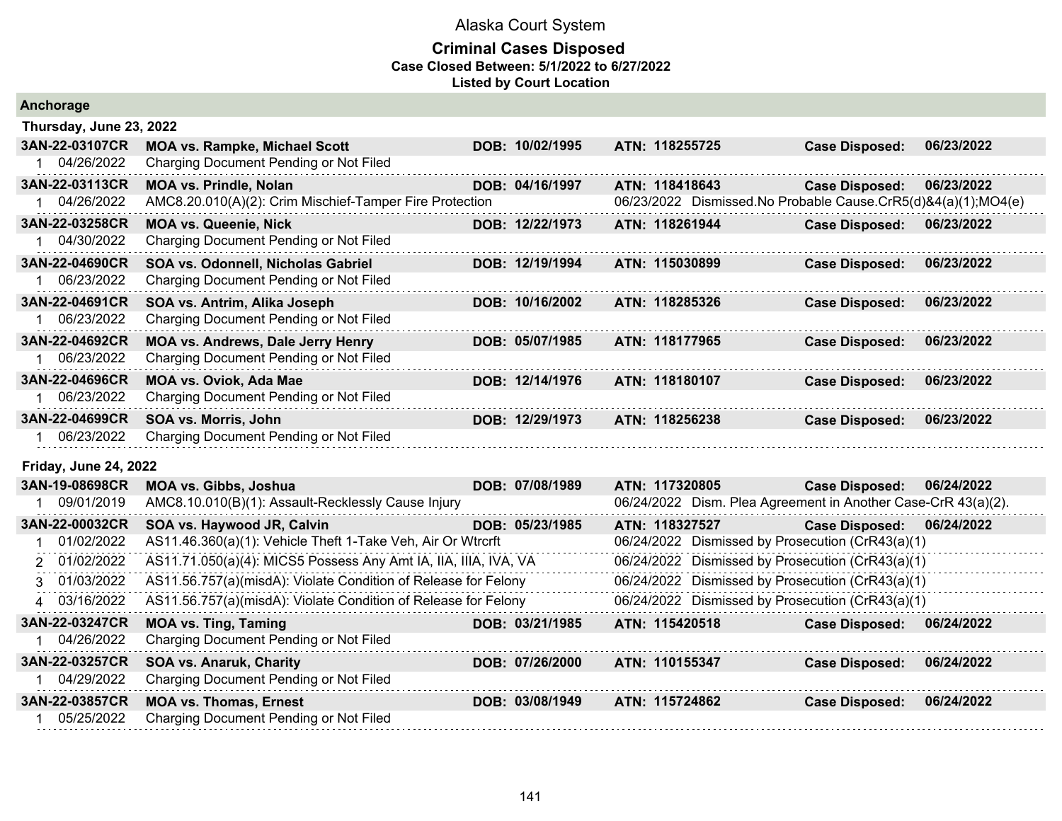Alaska Court System

**Criminal Cases Disposed**
**Case Closed Between: 5/1/2022 to 6/27/2022**
**Listed by Court Location**

## Anchorage

### Thursday, June 23, 2022

**3AN-22-03107CR** | **MOA vs. Rampke, Michael Scott** | **DOB: 10/02/1995** | **ATN: 118255725** | **Case Disposed: 06/23/2022**
1 04/26/2022 Charging Document Pending or Not Filed

**3AN-22-03113CR** | **MOA vs. Prindle, Nolan** | **DOB: 04/16/1997** | **ATN: 118418643** | **Case Disposed: 06/23/2022**
1 04/26/2022 AMC8.20.010(A)(2): Crim Mischief-Tamper Fire Protection — 06/23/2022 Dismissed.No Probable Cause.CrR5(d)&4(a)(1);MO4(e)

**3AN-22-03258CR** | **MOA vs. Queenie, Nick** | **DOB: 12/22/1973** | **ATN: 118261944** | **Case Disposed: 06/23/2022**
1 04/30/2022 Charging Document Pending or Not Filed

**3AN-22-04690CR** | **SOA vs. Odonnell, Nicholas Gabriel** | **DOB: 12/19/1994** | **ATN: 115030899** | **Case Disposed: 06/23/2022**
1 06/23/2022 Charging Document Pending or Not Filed

**3AN-22-04691CR** | **SOA vs. Antrim, Alika Joseph** | **DOB: 10/16/2002** | **ATN: 118285326** | **Case Disposed: 06/23/2022**
1 06/23/2022 Charging Document Pending or Not Filed

**3AN-22-04692CR** | **MOA vs. Andrews, Dale Jerry Henry** | **DOB: 05/07/1985** | **ATN: 118177965** | **Case Disposed: 06/23/2022**
1 06/23/2022 Charging Document Pending or Not Filed

**3AN-22-04696CR** | **MOA vs. Oviok, Ada Mae** | **DOB: 12/14/1976** | **ATN: 118180107** | **Case Disposed: 06/23/2022**
1 06/23/2022 Charging Document Pending or Not Filed

**3AN-22-04699CR** | **SOA vs. Morris, John** | **DOB: 12/29/1973** | **ATN: 118256238** | **Case Disposed: 06/23/2022**
1 06/23/2022 Charging Document Pending or Not Filed

### Friday, June 24, 2022

**3AN-19-08698CR** | **MOA vs. Gibbs, Joshua** | **DOB: 07/08/1989** | **ATN: 117320805** | **Case Disposed: 06/24/2022**
1 09/01/2019 AMC8.10.010(B)(1): Assault-Recklessly Cause Injury — 06/24/2022 Dism. Plea Agreement in Another Case-CrR 43(a)(2).

**3AN-22-00032CR** | **SOA vs. Haywood JR, Calvin** | **DOB: 05/23/1985** | **ATN: 118327527** | **Case Disposed: 06/24/2022**
1 01/02/2022 AS11.46.360(a)(1): Vehicle Theft 1-Take Veh, Air Or Wtrcrft — 06/24/2022 Dismissed by Prosecution (CrR43(a)(1)
2 01/02/2022 AS11.71.050(a)(4): MICS5 Possess Any Amt IA, IIA, IIIA, IVA, VA — 06/24/2022 Dismissed by Prosecution (CrR43(a)(1)
3 01/03/2022 AS11.56.757(a)(misdA): Violate Condition of Release for Felony — 06/24/2022 Dismissed by Prosecution (CrR43(a)(1)
4 03/16/2022 AS11.56.757(a)(misdA): Violate Condition of Release for Felony — 06/24/2022 Dismissed by Prosecution (CrR43(a)(1)

**3AN-22-03247CR** | **MOA vs. Ting, Taming** | **DOB: 03/21/1985** | **ATN: 115420518** | **Case Disposed: 06/24/2022**
1 04/26/2022 Charging Document Pending or Not Filed

**3AN-22-03257CR** | **SOA vs. Anaruk, Charity** | **DOB: 07/26/2000** | **ATN: 110155347** | **Case Disposed: 06/24/2022**
1 04/29/2022 Charging Document Pending or Not Filed

**3AN-22-03857CR** | **MOA vs. Thomas, Ernest** | **DOB: 03/08/1949** | **ATN: 115724862** | **Case Disposed: 06/24/2022**
1 05/25/2022 Charging Document Pending or Not Filed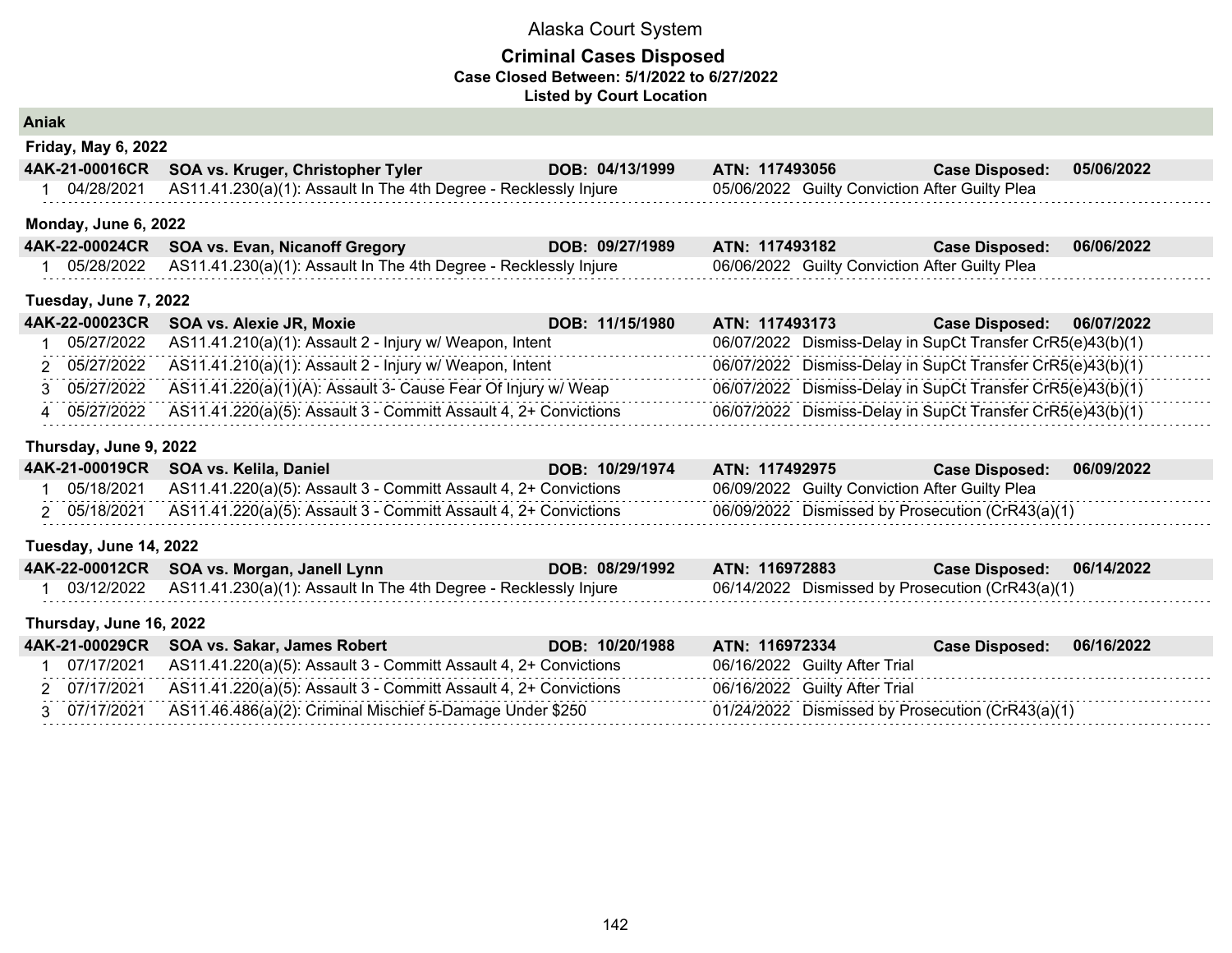# Alaska Court System

## Criminal Cases Disposed

**Case Closed Between: 5/1/2022 to 6/27/2022**

**Listed by Court Location**

### Aniak

**Friday, May 6, 2022**

**4AK-21-00016CR** **SOA vs. Kruger, Christopher Tyler** **DOB: 04/13/1999** **ATN: 117493056** **Case Disposed: 05/06/2022**

| # | Date | Charge | Disposition Date | Disposition |
|---|---|---|---|---|
| 1 | 04/28/2021 | AS11.41.230(a)(1): Assault In The 4th Degree - Recklessly Injure | 05/06/2022 | Guilty Conviction After Guilty Plea |

**Monday, June 6, 2022**

**4AK-22-00024CR** **SOA vs. Evan, Nicanoff Gregory** **DOB: 09/27/1989** **ATN: 117493182** **Case Disposed: 06/06/2022**

| # | Date | Charge | Disposition Date | Disposition |
|---|---|---|---|---|
| 1 | 05/28/2022 | AS11.41.230(a)(1): Assault In The 4th Degree - Recklessly Injure | 06/06/2022 | Guilty Conviction After Guilty Plea |

**Tuesday, June 7, 2022**

**4AK-22-00023CR** **SOA vs. Alexie JR, Moxie** **DOB: 11/15/1980** **ATN: 117493173** **Case Disposed: 06/07/2022**

| # | Date | Charge | Disposition Date | Disposition |
|---|---|---|---|---|
| 1 | 05/27/2022 | AS11.41.210(a)(1): Assault 2 - Injury w/ Weapon, Intent | 06/07/2022 | Dismiss-Delay in SupCt Transfer CrR5(e)43(b)(1) |
| 2 | 05/27/2022 | AS11.41.210(a)(1): Assault 2 - Injury w/ Weapon, Intent | 06/07/2022 | Dismiss-Delay in SupCt Transfer CrR5(e)43(b)(1) |
| 3 | 05/27/2022 | AS11.41.220(a)(1)(A): Assault 3- Cause Fear Of Injury w/ Weap | 06/07/2022 | Dismiss-Delay in SupCt Transfer CrR5(e)43(b)(1) |
| 4 | 05/27/2022 | AS11.41.220(a)(5): Assault 3 - Committ Assault 4, 2+ Convictions | 06/07/2022 | Dismiss-Delay in SupCt Transfer CrR5(e)43(b)(1) |

**Thursday, June 9, 2022**

**4AK-21-00019CR** **SOA vs. Kelila, Daniel** **DOB: 10/29/1974** **ATN: 117492975** **Case Disposed: 06/09/2022**

| # | Date | Charge | Disposition Date | Disposition |
|---|---|---|---|---|
| 1 | 05/18/2021 | AS11.41.220(a)(5): Assault 3 - Committ Assault 4, 2+ Convictions | 06/09/2022 | Guilty Conviction After Guilty Plea |
| 2 | 05/18/2021 | AS11.41.220(a)(5): Assault 3 - Committ Assault 4, 2+ Convictions | 06/09/2022 | Dismissed by Prosecution (CrR43(a)(1) |

**Tuesday, June 14, 2022**

**4AK-22-00012CR** **SOA vs. Morgan, Janell Lynn** **DOB: 08/29/1992** **ATN: 116972883** **Case Disposed: 06/14/2022**

| # | Date | Charge | Disposition Date | Disposition |
|---|---|---|---|---|
| 1 | 03/12/2022 | AS11.41.230(a)(1): Assault In The 4th Degree - Recklessly Injure | 06/14/2022 | Dismissed by Prosecution (CrR43(a)(1) |

**Thursday, June 16, 2022**

**4AK-21-00029CR** **SOA vs. Sakar, James Robert** **DOB: 10/20/1988** **ATN: 116972334** **Case Disposed: 06/16/2022**

| # | Date | Charge | Disposition Date | Disposition |
|---|---|---|---|---|
| 1 | 07/17/2021 | AS11.41.220(a)(5): Assault 3 - Committ Assault 4, 2+ Convictions | 06/16/2022 | Guilty After Trial |
| 2 | 07/17/2021 | AS11.41.220(a)(5): Assault 3 - Committ Assault 4, 2+ Convictions | 06/16/2022 | Guilty After Trial |
| 3 | 07/17/2021 | AS11.46.486(a)(2): Criminal Mischief 5-Damage Under $250 | 01/24/2022 | Dismissed by Prosecution (CrR43(a)(1) |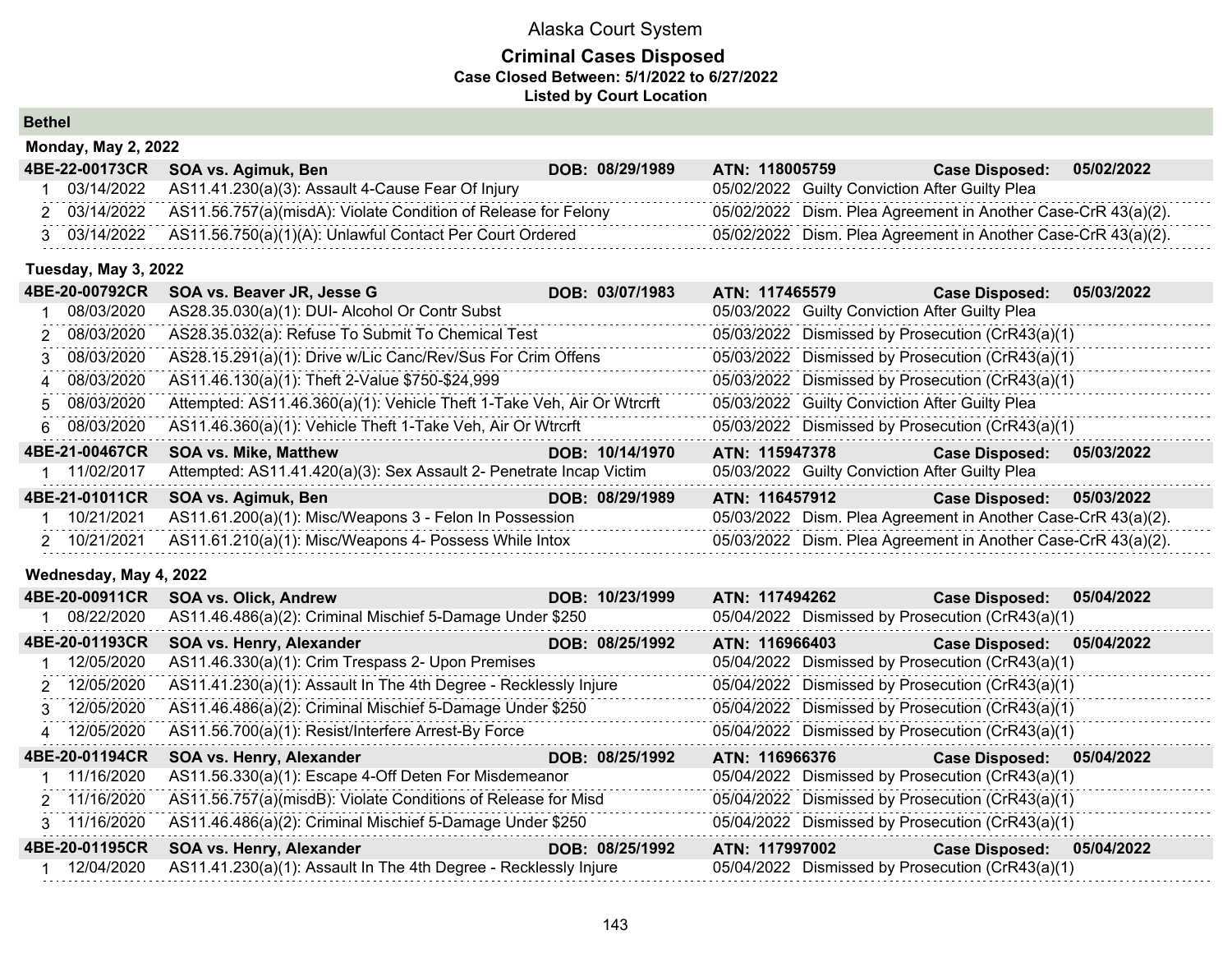Alaska Court System

**Criminal Cases Disposed**
**Case Closed Between: 5/1/2022 to 6/27/2022**
**Listed by Court Location**

## Bethel

### Monday, May 2, 2022

**4BE-22-00173CR SOA vs. Agimuk, Ben DOB: 08/29/1989 ATN: 118005759 Case Disposed: 05/02/2022**

| # | Date | Charge | Disposition Date | Disposition |
|---|---|---|---|---|
| 1 | 03/14/2022 | AS11.41.230(a)(3): Assault 4-Cause Fear Of Injury | 05/02/2022 | Guilty Conviction After Guilty Plea |
| 2 | 03/14/2022 | AS11.56.757(a)(misdA): Violate Condition of Release for Felony | 05/02/2022 | Dism. Plea Agreement in Another Case-CrR 43(a)(2). |
| 3 | 03/14/2022 | AS11.56.750(a)(1)(A): Unlawful Contact Per Court Ordered | 05/02/2022 | Dism. Plea Agreement in Another Case-CrR 43(a)(2). |

### Tuesday, May 3, 2022

**4BE-20-00792CR SOA vs. Beaver JR, Jesse G DOB: 03/07/1983 ATN: 117465579 Case Disposed: 05/03/2022**

| # | Date | Charge | Disposition Date | Disposition |
|---|---|---|---|---|
| 1 | 08/03/2020 | AS28.35.030(a)(1): DUI- Alcohol Or Contr Subst | 05/03/2022 | Guilty Conviction After Guilty Plea |
| 2 | 08/03/2020 | AS28.35.032(a): Refuse To Submit To Chemical Test | 05/03/2022 | Dismissed by Prosecution (CrR43(a)(1) |
| 3 | 08/03/2020 | AS28.15.291(a)(1): Drive w/Lic Canc/Rev/Sus For Crim Offens | 05/03/2022 | Dismissed by Prosecution (CrR43(a)(1) |
| 4 | 08/03/2020 | AS11.46.130(a)(1): Theft 2-Value $750-$24,999 | 05/03/2022 | Dismissed by Prosecution (CrR43(a)(1) |
| 5 | 08/03/2020 | Attempted: AS11.46.360(a)(1): Vehicle Theft 1-Take Veh, Air Or Wtrcrft | 05/03/2022 | Guilty Conviction After Guilty Plea |
| 6 | 08/03/2020 | AS11.46.360(a)(1): Vehicle Theft 1-Take Veh, Air Or Wtrcrft | 05/03/2022 | Dismissed by Prosecution (CrR43(a)(1) |

**4BE-21-00467CR SOA vs. Mike, Matthew DOB: 10/14/1970 ATN: 115947378 Case Disposed: 05/03/2022**

| # | Date | Charge | Disposition Date | Disposition |
|---|---|---|---|---|
| 1 | 11/02/2017 | Attempted: AS11.41.420(a)(3): Sex Assault 2- Penetrate Incap Victim | 05/03/2022 | Guilty Conviction After Guilty Plea |

**4BE-21-01011CR SOA vs. Agimuk, Ben DOB: 08/29/1989 ATN: 116457912 Case Disposed: 05/03/2022**

| # | Date | Charge | Disposition Date | Disposition |
|---|---|---|---|---|
| 1 | 10/21/2021 | AS11.61.200(a)(1): Misc/Weapons 3 - Felon In Possession | 05/03/2022 | Dism. Plea Agreement in Another Case-CrR 43(a)(2). |
| 2 | 10/21/2021 | AS11.61.210(a)(1): Misc/Weapons 4- Possess While Intox | 05/03/2022 | Dism. Plea Agreement in Another Case-CrR 43(a)(2). |

### Wednesday, May 4, 2022

**4BE-20-00911CR SOA vs. Olick, Andrew DOB: 10/23/1999 ATN: 117494262 Case Disposed: 05/04/2022**

| # | Date | Charge | Disposition Date | Disposition |
|---|---|---|---|---|
| 1 | 08/22/2020 | AS11.46.486(a)(2): Criminal Mischief 5-Damage Under $250 | 05/04/2022 | Dismissed by Prosecution (CrR43(a)(1) |

**4BE-20-01193CR SOA vs. Henry, Alexander DOB: 08/25/1992 ATN: 116966403 Case Disposed: 05/04/2022**

| # | Date | Charge | Disposition Date | Disposition |
|---|---|---|---|---|
| 1 | 12/05/2020 | AS11.46.330(a)(1): Crim Trespass 2- Upon Premises | 05/04/2022 | Dismissed by Prosecution (CrR43(a)(1) |
| 2 | 12/05/2020 | AS11.41.230(a)(1): Assault In The 4th Degree - Recklessly Injure | 05/04/2022 | Dismissed by Prosecution (CrR43(a)(1) |
| 3 | 12/05/2020 | AS11.46.486(a)(2): Criminal Mischief 5-Damage Under $250 | 05/04/2022 | Dismissed by Prosecution (CrR43(a)(1) |
| 4 | 12/05/2020 | AS11.56.700(a)(1): Resist/Interfere Arrest-By Force | 05/04/2022 | Dismissed by Prosecution (CrR43(a)(1) |

**4BE-20-01194CR SOA vs. Henry, Alexander DOB: 08/25/1992 ATN: 116966376 Case Disposed: 05/04/2022**

| # | Date | Charge | Disposition Date | Disposition |
|---|---|---|---|---|
| 1 | 11/16/2020 | AS11.56.330(a)(1): Escape 4-Off Deten For Misdemeanor | 05/04/2022 | Dismissed by Prosecution (CrR43(a)(1) |
| 2 | 11/16/2020 | AS11.56.757(a)(misdB): Violate Conditions of Release for Misd | 05/04/2022 | Dismissed by Prosecution (CrR43(a)(1) |
| 3 | 11/16/2020 | AS11.46.486(a)(2): Criminal Mischief 5-Damage Under $250 | 05/04/2022 | Dismissed by Prosecution (CrR43(a)(1) |

**4BE-20-01195CR SOA vs. Henry, Alexander DOB: 08/25/1992 ATN: 117997002 Case Disposed: 05/04/2022**

| # | Date | Charge | Disposition Date | Disposition |
|---|---|---|---|---|
| 1 | 12/04/2020 | AS11.41.230(a)(1): Assault In The 4th Degree - Recklessly Injure | 05/04/2022 | Dismissed by Prosecution (CrR43(a)(1) |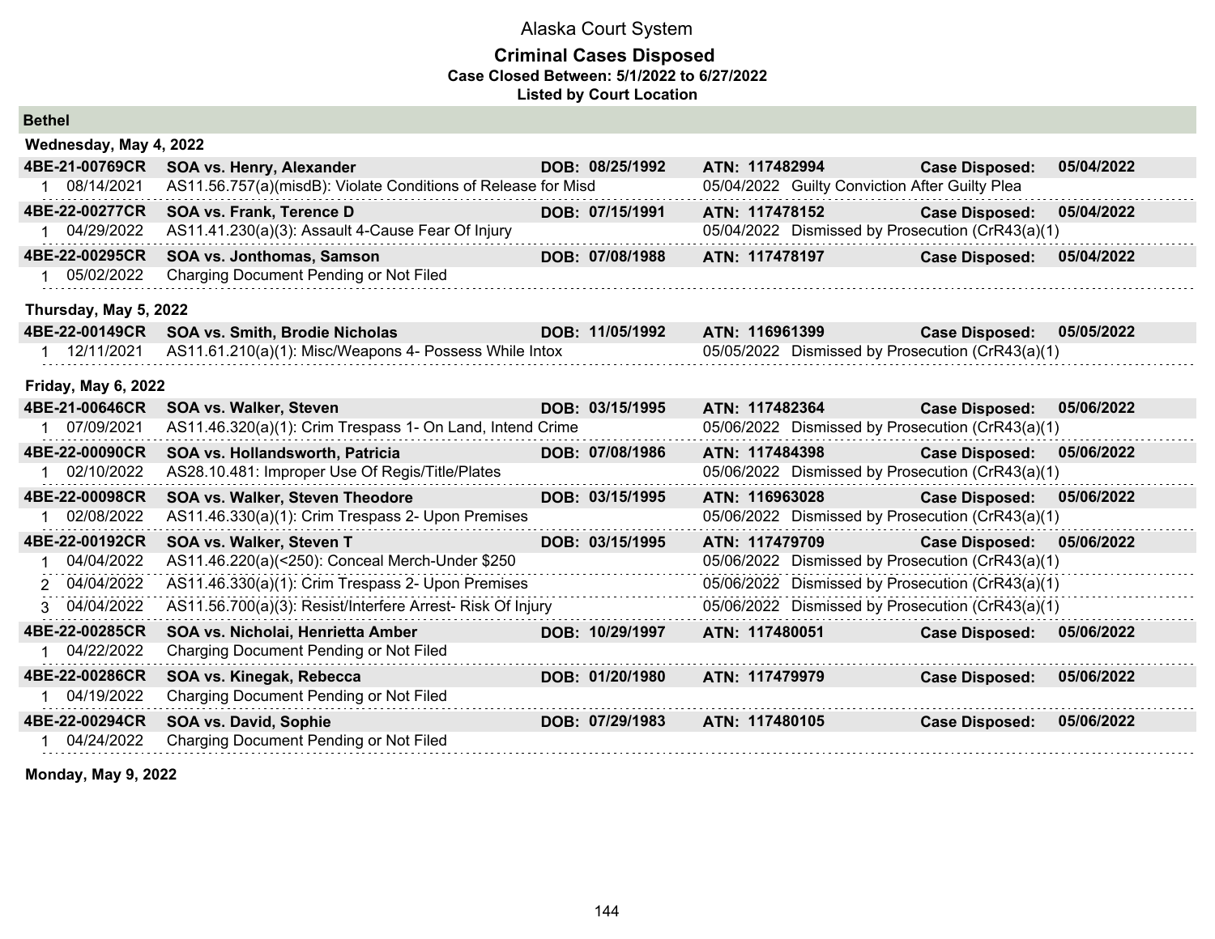# Alaska Court System

## Criminal Cases Disposed

**Case Closed Between: 5/1/2022 to 6/27/2022**

**Listed by Court Location**

### Bethel

#### Wednesday, May 4, 2022

| | | | | | |
|---|---|---|---|---|---|
| **4BE-21-00769CR** | **SOA vs. Henry, Alexander** | **DOB: 08/25/1992** | **ATN: 117482994** | **Case Disposed:** | **05/04/2022** |
| 1 08/14/2021 | AS11.56.757(a)(misdB): Violate Conditions of Release for Misd | | 05/04/2022 Guilty Conviction After Guilty Plea | | |
| **4BE-22-00277CR** | **SOA vs. Frank, Terence D** | **DOB: 07/15/1991** | **ATN: 117478152** | **Case Disposed:** | **05/04/2022** |
| 1 04/29/2022 | AS11.41.230(a)(3): Assault 4-Cause Fear Of Injury | | 05/04/2022 Dismissed by Prosecution (CrR43(a)(1) | | |
| **4BE-22-00295CR** | **SOA vs. Jonthomas, Samson** | **DOB: 07/08/1988** | **ATN: 117478197** | **Case Disposed:** | **05/04/2022** |
| 1 05/02/2022 | Charging Document Pending or Not Filed | | | | |

#### Thursday, May 5, 2022

| | | | | | |
|---|---|---|---|---|---|
| **4BE-22-00149CR** | **SOA vs. Smith, Brodie Nicholas** | **DOB: 11/05/1992** | **ATN: 116961399** | **Case Disposed:** | **05/05/2022** |
| 1 12/11/2021 | AS11.61.210(a)(1): Misc/Weapons 4- Possess While Intox | | 05/05/2022 Dismissed by Prosecution (CrR43(a)(1) | | |

#### Friday, May 6, 2022

| | | | | | |
|---|---|---|---|---|---|
| **4BE-21-00646CR** | **SOA vs. Walker, Steven** | **DOB: 03/15/1995** | **ATN: 117482364** | **Case Disposed:** | **05/06/2022** |
| 1 07/09/2021 | AS11.46.320(a)(1): Crim Trespass 1- On Land, Intend Crime | | 05/06/2022 Dismissed by Prosecution (CrR43(a)(1) | | |
| **4BE-22-00090CR** | **SOA vs. Hollandsworth, Patricia** | **DOB: 07/08/1986** | **ATN: 117484398** | **Case Disposed:** | **05/06/2022** |
| 1 02/10/2022 | AS28.10.481: Improper Use Of Regis/Title/Plates | | 05/06/2022 Dismissed by Prosecution (CrR43(a)(1) | | |
| **4BE-22-00098CR** | **SOA vs. Walker, Steven Theodore** | **DOB: 03/15/1995** | **ATN: 116963028** | **Case Disposed:** | **05/06/2022** |
| 1 02/08/2022 | AS11.46.330(a)(1): Crim Trespass 2- Upon Premises | | 05/06/2022 Dismissed by Prosecution (CrR43(a)(1) | | |
| **4BE-22-00192CR** | **SOA vs. Walker, Steven T** | **DOB: 03/15/1995** | **ATN: 117479709** | **Case Disposed:** | **05/06/2022** |
| 1 04/04/2022 | AS11.46.220(a)(<250): Conceal Merch-Under $250 | | 05/06/2022 Dismissed by Prosecution (CrR43(a)(1) | | |
| 2 04/04/2022 | AS11.46.330(a)(1): Crim Trespass 2- Upon Premises | | 05/06/2022 Dismissed by Prosecution (CrR43(a)(1) | | |
| 3 04/04/2022 | AS11.56.700(a)(3): Resist/Interfere Arrest- Risk Of Injury | | 05/06/2022 Dismissed by Prosecution (CrR43(a)(1) | | |
| **4BE-22-00285CR** | **SOA vs. Nicholai, Henrietta Amber** | **DOB: 10/29/1997** | **ATN: 117480051** | **Case Disposed:** | **05/06/2022** |
| 1 04/22/2022 | Charging Document Pending or Not Filed | | | | |
| **4BE-22-00286CR** | **SOA vs. Kinegak, Rebecca** | **DOB: 01/20/1980** | **ATN: 117479979** | **Case Disposed:** | **05/06/2022** |
| 1 04/19/2022 | Charging Document Pending or Not Filed | | | | |
| **4BE-22-00294CR** | **SOA vs. David, Sophie** | **DOB: 07/29/1983** | **ATN: 117480105** | **Case Disposed:** | **05/06/2022** |
| 1 04/24/2022 | Charging Document Pending or Not Filed | | | | |

#### Monday, May 9, 2022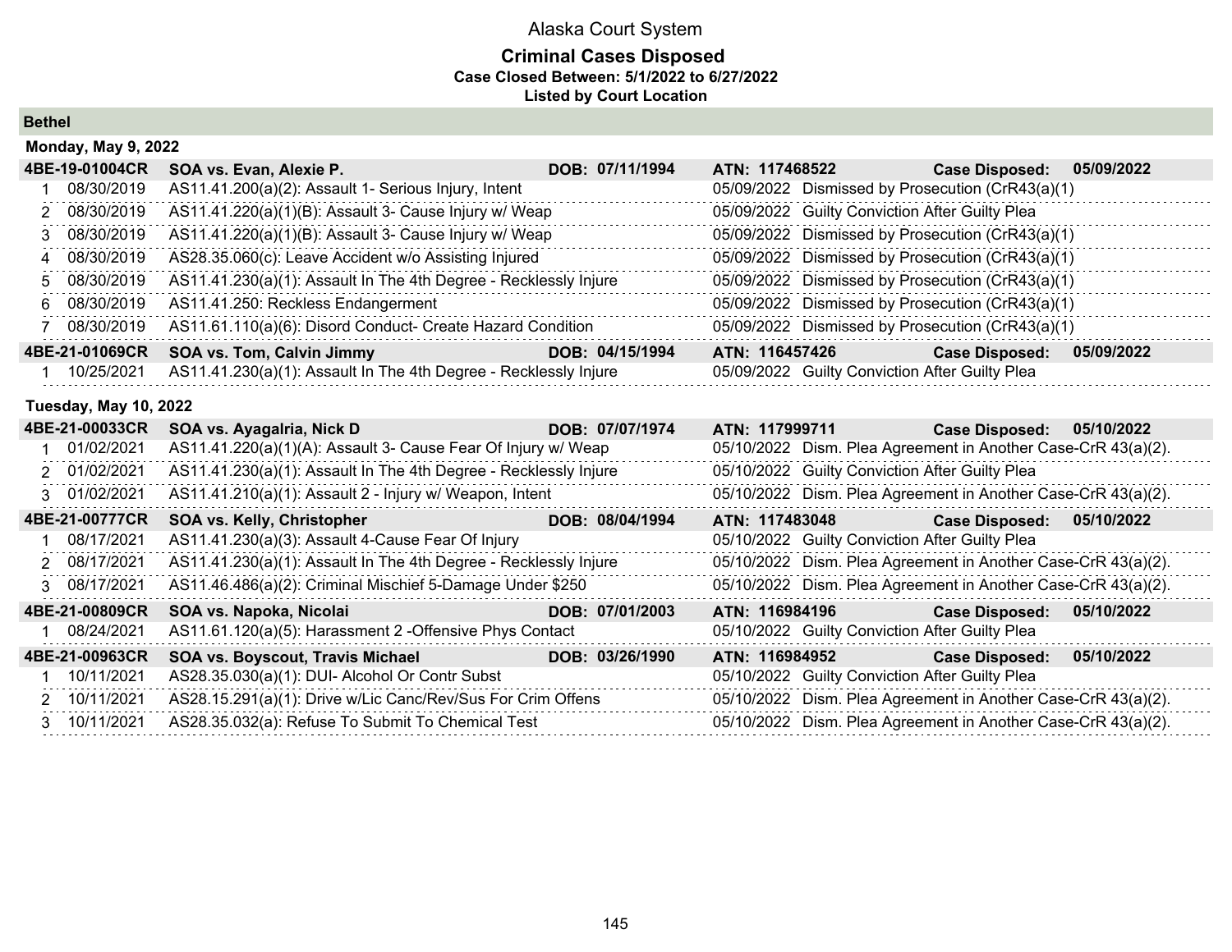# Alaska Court System

## Criminal Cases Disposed

**Case Closed Between: 5/1/2022 to 6/27/2022**

**Listed by Court Location**

### Bethel

#### Monday, May 9, 2022

| 4BE-19-01004CR | SOA vs. Evan, Alexie P. | DOB: 07/11/1994 | ATN: 117468522 | Case Disposed: 05/09/2022 |
|---|---|---|---|---|
| 1 | 08/30/2019 | AS11.41.200(a)(2): Assault 1- Serious Injury, Intent | 05/09/2022 | Dismissed by Prosecution (CrR43(a)(1) |
| 2 | 08/30/2019 | AS11.41.220(a)(1)(B): Assault 3- Cause Injury w/ Weap | 05/09/2022 | Guilty Conviction After Guilty Plea |
| 3 | 08/30/2019 | AS11.41.220(a)(1)(B): Assault 3- Cause Injury w/ Weap | 05/09/2022 | Dismissed by Prosecution (CrR43(a)(1) |
| 4 | 08/30/2019 | AS28.35.060(c): Leave Accident w/o Assisting Injured | 05/09/2022 | Dismissed by Prosecution (CrR43(a)(1) |
| 5 | 08/30/2019 | AS11.41.230(a)(1): Assault In The 4th Degree - Recklessly Injure | 05/09/2022 | Dismissed by Prosecution (CrR43(a)(1) |
| 6 | 08/30/2019 | AS11.41.250: Reckless Endangerment | 05/09/2022 | Dismissed by Prosecution (CrR43(a)(1) |
| 7 | 08/30/2019 | AS11.61.110(a)(6): Disord Conduct- Create Hazard Condition | 05/09/2022 | Dismissed by Prosecution (CrR43(a)(1) |

| 4BE-21-01069CR | SOA vs. Tom, Calvin Jimmy | DOB: 04/15/1994 | ATN: 116457426 | Case Disposed: 05/09/2022 |
|---|---|---|---|---|
| 1 | 10/25/2021 | AS11.41.230(a)(1): Assault In The 4th Degree - Recklessly Injure | 05/09/2022 | Guilty Conviction After Guilty Plea |

#### Tuesday, May 10, 2022

| 4BE-21-00033CR | SOA vs. Ayagalria, Nick D | DOB: 07/07/1974 | ATN: 117999711 | Case Disposed: 05/10/2022 |
|---|---|---|---|---|
| 1 | 01/02/2021 | AS11.41.220(a)(1)(A): Assault 3- Cause Fear Of Injury w/ Weap | 05/10/2022 | Dism. Plea Agreement in Another Case-CrR 43(a)(2). |
| 2 | 01/02/2021 | AS11.41.230(a)(1): Assault In The 4th Degree - Recklessly Injure | 05/10/2022 | Guilty Conviction After Guilty Plea |
| 3 | 01/02/2021 | AS11.41.210(a)(1): Assault 2 - Injury w/ Weapon, Intent | 05/10/2022 | Dism. Plea Agreement in Another Case-CrR 43(a)(2). |

| 4BE-21-00777CR | SOA vs. Kelly, Christopher | DOB: 08/04/1994 | ATN: 117483048 | Case Disposed: 05/10/2022 |
|---|---|---|---|---|
| 1 | 08/17/2021 | AS11.41.230(a)(3): Assault 4-Cause Fear Of Injury | 05/10/2022 | Guilty Conviction After Guilty Plea |
| 2 | 08/17/2021 | AS11.41.230(a)(1): Assault In The 4th Degree - Recklessly Injure | 05/10/2022 | Dism. Plea Agreement in Another Case-CrR 43(a)(2). |
| 3 | 08/17/2021 | AS11.46.486(a)(2): Criminal Mischief 5-Damage Under $250 | 05/10/2022 | Dism. Plea Agreement in Another Case-CrR 43(a)(2). |

| 4BE-21-00809CR | SOA vs. Napoka, Nicolai | DOB: 07/01/2003 | ATN: 116984196 | Case Disposed: 05/10/2022 |
|---|---|---|---|---|
| 1 | 08/24/2021 | AS11.61.120(a)(5): Harassment 2 -Offensive Phys Contact | 05/10/2022 | Guilty Conviction After Guilty Plea |

| 4BE-21-00963CR | SOA vs. Boyscout, Travis Michael | DOB: 03/26/1990 | ATN: 116984952 | Case Disposed: 05/10/2022 |
|---|---|---|---|---|
| 1 | 10/11/2021 | AS28.35.030(a)(1): DUI- Alcohol Or Contr Subst | 05/10/2022 | Guilty Conviction After Guilty Plea |
| 2 | 10/11/2021 | AS28.15.291(a)(1): Drive w/Lic Canc/Rev/Sus For Crim Offens | 05/10/2022 | Dism. Plea Agreement in Another Case-CrR 43(a)(2). |
| 3 | 10/11/2021 | AS28.35.032(a): Refuse To Submit To Chemical Test | 05/10/2022 | Dism. Plea Agreement in Another Case-CrR 43(a)(2). |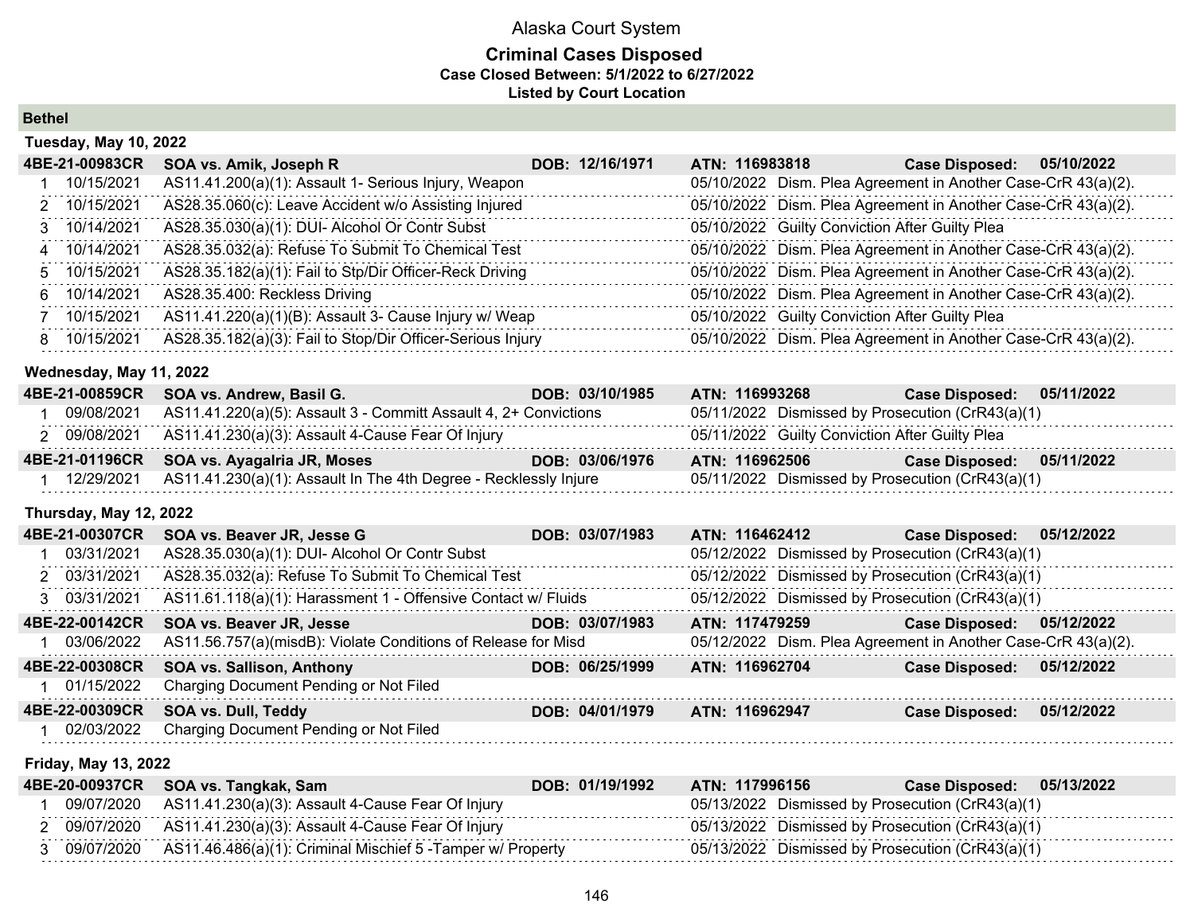Alaska Court System

**Criminal Cases Disposed**
**Case Closed Between: 5/1/2022 to 6/27/2022**
**Listed by Court Location**

## Bethel

### Tuesday, May 10, 2022

**4BE-21-00983CR SOA vs. Amik, Joseph R DOB: 12/16/1971 ATN: 116983818 Case Disposed: 05/10/2022**

| # | Date | Charge | Disposition Date | Disposition |
|---|---|---|---|---|
| 1 | 10/15/2021 | AS11.41.200(a)(1): Assault 1- Serious Injury, Weapon | 05/10/2022 | Dism. Plea Agreement in Another Case-CrR 43(a)(2). |
| 2 | 10/15/2021 | AS28.35.060(c): Leave Accident w/o Assisting Injured | 05/10/2022 | Dism. Plea Agreement in Another Case-CrR 43(a)(2). |
| 3 | 10/14/2021 | AS28.35.030(a)(1): DUI- Alcohol Or Contr Subst | 05/10/2022 | Guilty Conviction After Guilty Plea |
| 4 | 10/14/2021 | AS28.35.032(a): Refuse To Submit To Chemical Test | 05/10/2022 | Dism. Plea Agreement in Another Case-CrR 43(a)(2). |
| 5 | 10/15/2021 | AS28.35.182(a)(1): Fail to Stp/Dir Officer-Reck Driving | 05/10/2022 | Dism. Plea Agreement in Another Case-CrR 43(a)(2). |
| 6 | 10/14/2021 | AS28.35.400: Reckless Driving | 05/10/2022 | Dism. Plea Agreement in Another Case-CrR 43(a)(2). |
| 7 | 10/15/2021 | AS11.41.220(a)(1)(B): Assault 3- Cause Injury w/ Weap | 05/10/2022 | Guilty Conviction After Guilty Plea |
| 8 | 10/15/2021 | AS28.35.182(a)(3): Fail to Stop/Dir Officer-Serious Injury | 05/10/2022 | Dism. Plea Agreement in Another Case-CrR 43(a)(2). |

### Wednesday, May 11, 2022

**4BE-21-00859CR SOA vs. Andrew, Basil G. DOB: 03/10/1985 ATN: 116993268 Case Disposed: 05/11/2022**

| # | Date | Charge | Disposition Date | Disposition |
|---|---|---|---|---|
| 1 | 09/08/2021 | AS11.41.220(a)(5): Assault 3 - Committ Assault 4, 2+ Convictions | 05/11/2022 | Dismissed by Prosecution (CrR43(a)(1) |
| 2 | 09/08/2021 | AS11.41.230(a)(3): Assault 4-Cause Fear Of Injury | 05/11/2022 | Guilty Conviction After Guilty Plea |

**4BE-21-01196CR SOA vs. Ayagalria JR, Moses DOB: 03/06/1976 ATN: 116962506 Case Disposed: 05/11/2022**

| # | Date | Charge | Disposition Date | Disposition |
|---|---|---|---|---|
| 1 | 12/29/2021 | AS11.41.230(a)(1): Assault In The 4th Degree - Recklessly Injure | 05/11/2022 | Dismissed by Prosecution (CrR43(a)(1) |

### Thursday, May 12, 2022

**4BE-21-00307CR SOA vs. Beaver JR, Jesse G DOB: 03/07/1983 ATN: 116462412 Case Disposed: 05/12/2022**

| # | Date | Charge | Disposition Date | Disposition |
|---|---|---|---|---|
| 1 | 03/31/2021 | AS28.35.030(a)(1): DUI- Alcohol Or Contr Subst | 05/12/2022 | Dismissed by Prosecution (CrR43(a)(1) |
| 2 | 03/31/2021 | AS28.35.032(a): Refuse To Submit To Chemical Test | 05/12/2022 | Dismissed by Prosecution (CrR43(a)(1) |
| 3 | 03/31/2021 | AS11.61.118(a)(1): Harassment 1 - Offensive Contact w/ Fluids | 05/12/2022 | Dismissed by Prosecution (CrR43(a)(1) |

**4BE-22-00142CR SOA vs. Beaver JR, Jesse DOB: 03/07/1983 ATN: 117479259 Case Disposed: 05/12/2022**

| # | Date | Charge | Disposition Date | Disposition |
|---|---|---|---|---|
| 1 | 03/06/2022 | AS11.56.757(a)(misdB): Violate Conditions of Release for Misd | 05/12/2022 | Dism. Plea Agreement in Another Case-CrR 43(a)(2). |

**4BE-22-00308CR SOA vs. Sallison, Anthony DOB: 06/25/1999 ATN: 116962704 Case Disposed: 05/12/2022**

| # | Date | Charge | Disposition Date | Disposition |
|---|---|---|---|---|
| 1 | 01/15/2022 | Charging Document Pending or Not Filed | | |

**4BE-22-00309CR SOA vs. Dull, Teddy DOB: 04/01/1979 ATN: 116962947 Case Disposed: 05/12/2022**

| # | Date | Charge | Disposition Date | Disposition |
|---|---|---|---|---|
| 1 | 02/03/2022 | Charging Document Pending or Not Filed | | |

### Friday, May 13, 2022

**4BE-20-00937CR SOA vs. Tangkak, Sam DOB: 01/19/1992 ATN: 117996156 Case Disposed: 05/13/2022**

| # | Date | Charge | Disposition Date | Disposition |
|---|---|---|---|---|
| 1 | 09/07/2020 | AS11.41.230(a)(3): Assault 4-Cause Fear Of Injury | 05/13/2022 | Dismissed by Prosecution (CrR43(a)(1) |
| 2 | 09/07/2020 | AS11.41.230(a)(3): Assault 4-Cause Fear Of Injury | 05/13/2022 | Dismissed by Prosecution (CrR43(a)(1) |
| 3 | 09/07/2020 | AS11.46.486(a)(1): Criminal Mischief 5 -Tamper w/ Property | 05/13/2022 | Dismissed by Prosecution (CrR43(a)(1) |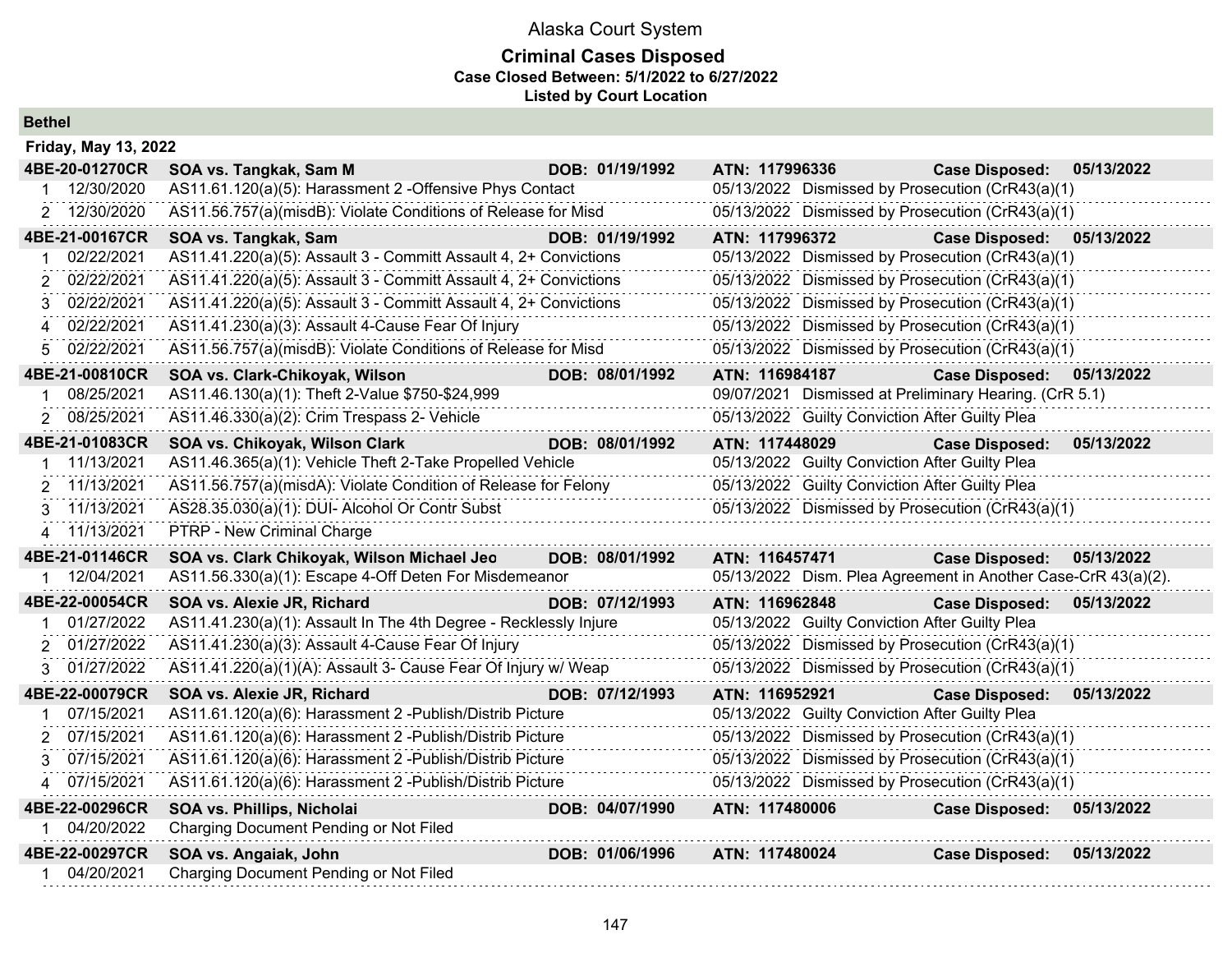# Alaska Court System

## Criminal Cases Disposed

**Case Closed Between: 5/1/2022 to 6/27/2022**

**Listed by Court Location**

### Bethel

**Friday, May 13, 2022**

| Case | Defendant / Charge | DOB | ATN / Disposition | Case Disposed |
|---|---|---|---|---|
| **4BE-20-01270CR** | **SOA vs. Tangkak, Sam M** | **DOB: 01/19/1992** | **ATN: 117996336** | **Case Disposed: 05/13/2022** |
| 1 12/30/2020 | AS11.61.120(a)(5): Harassment 2 -Offensive Phys Contact | | 05/13/2022 Dismissed by Prosecution (CrR43(a)(1) | |
| 2 12/30/2020 | AS11.56.757(a)(misdB): Violate Conditions of Release for Misd | | 05/13/2022 Dismissed by Prosecution (CrR43(a)(1) | |
| **4BE-21-00167CR** | **SOA vs. Tangkak, Sam** | **DOB: 01/19/1992** | **ATN: 117996372** | **Case Disposed: 05/13/2022** |
| 1 02/22/2021 | AS11.41.220(a)(5): Assault 3 - Committ Assault 4, 2+ Convictions | | 05/13/2022 Dismissed by Prosecution (CrR43(a)(1) | |
| 2 02/22/2021 | AS11.41.220(a)(5): Assault 3 - Committ Assault 4, 2+ Convictions | | 05/13/2022 Dismissed by Prosecution (CrR43(a)(1) | |
| 3 02/22/2021 | AS11.41.220(a)(5): Assault 3 - Committ Assault 4, 2+ Convictions | | 05/13/2022 Dismissed by Prosecution (CrR43(a)(1) | |
| 4 02/22/2021 | AS11.41.230(a)(3): Assault 4-Cause Fear Of Injury | | 05/13/2022 Dismissed by Prosecution (CrR43(a)(1) | |
| 5 02/22/2021 | AS11.56.757(a)(misdB): Violate Conditions of Release for Misd | | 05/13/2022 Dismissed by Prosecution (CrR43(a)(1) | |
| **4BE-21-00810CR** | **SOA vs. Clark-Chikoyak, Wilson** | **DOB: 08/01/1992** | **ATN: 116984187** | **Case Disposed: 05/13/2022** |
| 1 08/25/2021 | AS11.46.130(a)(1): Theft 2-Value $750-$24,999 | | 09/07/2021 Dismissed at Preliminary Hearing. (CrR 5.1) | |
| 2 08/25/2021 | AS11.46.330(a)(2): Crim Trespass 2- Vehicle | | 05/13/2022 Guilty Conviction After Guilty Plea | |
| **4BE-21-01083CR** | **SOA vs. Chikoyak, Wilson Clark** | **DOB: 08/01/1992** | **ATN: 117448029** | **Case Disposed: 05/13/2022** |
| 1 11/13/2021 | AS11.46.365(a)(1): Vehicle Theft 2-Take Propelled Vehicle | | 05/13/2022 Guilty Conviction After Guilty Plea | |
| 2 11/13/2021 | AS11.56.757(a)(misdA): Violate Condition of Release for Felony | | 05/13/2022 Guilty Conviction After Guilty Plea | |
| 3 11/13/2021 | AS28.35.030(a)(1): DUI- Alcohol Or Contr Subst | | 05/13/2022 Dismissed by Prosecution (CrR43(a)(1) | |
| 4 11/13/2021 | PTRP - New Criminal Charge | | | |
| **4BE-21-01146CR** | **SOA vs. Clark Chikoyak, Wilson Michael Jeo** | **DOB: 08/01/1992** | **ATN: 116457471** | **Case Disposed: 05/13/2022** |
| 1 12/04/2021 | AS11.56.330(a)(1): Escape 4-Off Deten For Misdemeanor | | 05/13/2022 Dism. Plea Agreement in Another Case-CrR 43(a)(2). | |
| **4BE-22-00054CR** | **SOA vs. Alexie JR, Richard** | **DOB: 07/12/1993** | **ATN: 116962848** | **Case Disposed: 05/13/2022** |
| 1 01/27/2022 | AS11.41.230(a)(1): Assault In The 4th Degree - Recklessly Injure | | 05/13/2022 Guilty Conviction After Guilty Plea | |
| 2 01/27/2022 | AS11.41.230(a)(3): Assault 4-Cause Fear Of Injury | | 05/13/2022 Dismissed by Prosecution (CrR43(a)(1) | |
| 3 01/27/2022 | AS11.41.220(a)(1)(A): Assault 3- Cause Fear Of Injury w/ Weap | | 05/13/2022 Dismissed by Prosecution (CrR43(a)(1) | |
| **4BE-22-00079CR** | **SOA vs. Alexie JR, Richard** | **DOB: 07/12/1993** | **ATN: 116952921** | **Case Disposed: 05/13/2022** |
| 1 07/15/2021 | AS11.61.120(a)(6): Harassment 2 -Publish/Distrib Picture | | 05/13/2022 Guilty Conviction After Guilty Plea | |
| 2 07/15/2021 | AS11.61.120(a)(6): Harassment 2 -Publish/Distrib Picture | | 05/13/2022 Dismissed by Prosecution (CrR43(a)(1) | |
| 3 07/15/2021 | AS11.61.120(a)(6): Harassment 2 -Publish/Distrib Picture | | 05/13/2022 Dismissed by Prosecution (CrR43(a)(1) | |
| 4 07/15/2021 | AS11.61.120(a)(6): Harassment 2 -Publish/Distrib Picture | | 05/13/2022 Dismissed by Prosecution (CrR43(a)(1) | |
| **4BE-22-00296CR** | **SOA vs. Phillips, Nicholai** | **DOB: 04/07/1990** | **ATN: 117480006** | **Case Disposed: 05/13/2022** |
| 1 04/20/2022 | Charging Document Pending or Not Filed | | | |
| **4BE-22-00297CR** | **SOA vs. Angaiak, John** | **DOB: 01/06/1996** | **ATN: 117480024** | **Case Disposed: 05/13/2022** |
| 1 04/20/2021 | Charging Document Pending or Not Filed | | | |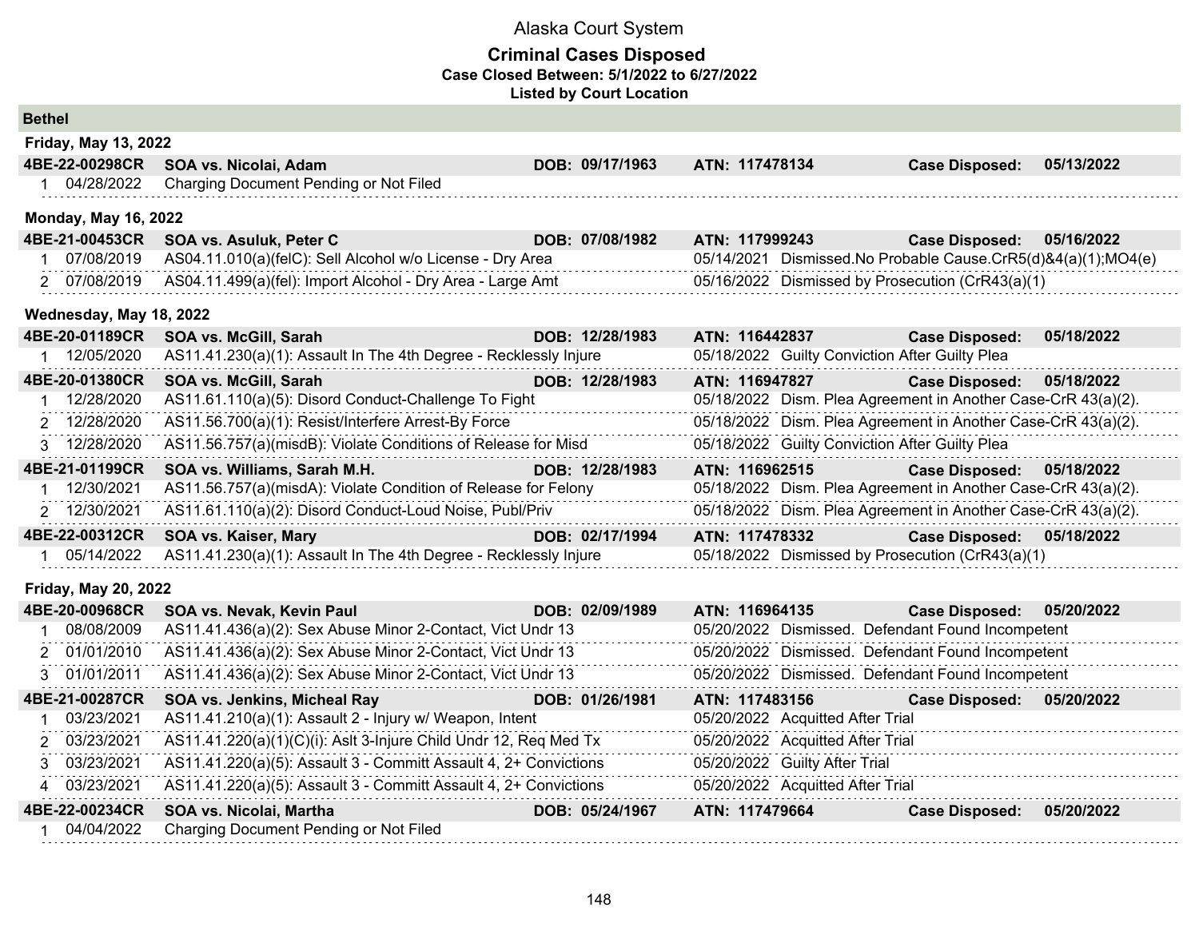# Alaska Court System

## Criminal Cases Disposed

**Case Closed Between: 5/1/2022 to 6/27/2022**

**Listed by Court Location**

### Bethel

**Friday, May 13, 2022**

**4BE-22-00298CR SOA vs. Nicolai, Adam DOB: 09/17/1963 ATN: 117478134 Case Disposed: 05/13/2022**

| # | Date | Charge | Disposition Date | Disposition |
|---|---|---|---|---|
| 1 | 04/28/2022 | Charging Document Pending or Not Filed | | |

**Monday, May 16, 2022**

**4BE-21-00453CR SOA vs. Asuluk, Peter C DOB: 07/08/1982 ATN: 117999243 Case Disposed: 05/16/2022**

| # | Date | Charge | Disposition Date | Disposition |
|---|---|---|---|---|
| 1 | 07/08/2019 | AS04.11.010(a)(felC): Sell Alcohol w/o License - Dry Area | 05/14/2021 | Dismissed.No Probable Cause.CrR5(d)&4(a)(1);MO4(e) |
| 2 | 07/08/2019 | AS04.11.499(a)(fel): Import Alcohol - Dry Area - Large Amt | 05/16/2022 | Dismissed by Prosecution (CrR43(a)(1) |

**Wednesday, May 18, 2022**

**4BE-20-01189CR SOA vs. McGill, Sarah DOB: 12/28/1983 ATN: 116442837 Case Disposed: 05/18/2022**

| # | Date | Charge | Disposition Date | Disposition |
|---|---|---|---|---|
| 1 | 12/05/2020 | AS11.41.230(a)(1): Assault In The 4th Degree - Recklessly Injure | 05/18/2022 | Guilty Conviction After Guilty Plea |

**4BE-20-01380CR SOA vs. McGill, Sarah DOB: 12/28/1983 ATN: 116947827 Case Disposed: 05/18/2022**

| # | Date | Charge | Disposition Date | Disposition |
|---|---|---|---|---|
| 1 | 12/28/2020 | AS11.61.110(a)(5): Disord Conduct-Challenge To Fight | 05/18/2022 | Dism. Plea Agreement in Another Case-CrR 43(a)(2). |
| 2 | 12/28/2020 | AS11.56.700(a)(1): Resist/Interfere Arrest-By Force | 05/18/2022 | Dism. Plea Agreement in Another Case-CrR 43(a)(2). |
| 3 | 12/28/2020 | AS11.56.757(a)(misdB): Violate Conditions of Release for Misd | 05/18/2022 | Guilty Conviction After Guilty Plea |

**4BE-21-01199CR SOA vs. Williams, Sarah M.H. DOB: 12/28/1983 ATN: 116962515 Case Disposed: 05/18/2022**

| # | Date | Charge | Disposition Date | Disposition |
|---|---|---|---|---|
| 1 | 12/30/2021 | AS11.56.757(a)(misdA): Violate Condition of Release for Felony | 05/18/2022 | Dism. Plea Agreement in Another Case-CrR 43(a)(2). |
| 2 | 12/30/2021 | AS11.61.110(a)(2): Disord Conduct-Loud Noise, Publ/Priv | 05/18/2022 | Dism. Plea Agreement in Another Case-CrR 43(a)(2). |

**4BE-22-00312CR SOA vs. Kaiser, Mary DOB: 02/17/1994 ATN: 117478332 Case Disposed: 05/18/2022**

| # | Date | Charge | Disposition Date | Disposition |
|---|---|---|---|---|
| 1 | 05/14/2022 | AS11.41.230(a)(1): Assault In The 4th Degree - Recklessly Injure | 05/18/2022 | Dismissed by Prosecution (CrR43(a)(1) |

**Friday, May 20, 2022**

**4BE-20-00968CR SOA vs. Nevak, Kevin Paul DOB: 02/09/1989 ATN: 116964135 Case Disposed: 05/20/2022**

| # | Date | Charge | Disposition Date | Disposition |
|---|---|---|---|---|
| 1 | 08/08/2009 | AS11.41.436(a)(2): Sex Abuse Minor 2-Contact, Vict Undr 13 | 05/20/2022 | Dismissed. Defendant Found Incompetent |
| 2 | 01/01/2010 | AS11.41.436(a)(2): Sex Abuse Minor 2-Contact, Vict Undr 13 | 05/20/2022 | Dismissed. Defendant Found Incompetent |
| 3 | 01/01/2011 | AS11.41.436(a)(2): Sex Abuse Minor 2-Contact, Vict Undr 13 | 05/20/2022 | Dismissed. Defendant Found Incompetent |

**4BE-21-00287CR SOA vs. Jenkins, Micheal Ray DOB: 01/26/1981 ATN: 117483156 Case Disposed: 05/20/2022**

| # | Date | Charge | Disposition Date | Disposition |
|---|---|---|---|---|
| 1 | 03/23/2021 | AS11.41.210(a)(1): Assault 2 - Injury w/ Weapon, Intent | 05/20/2022 | Acquitted After Trial |
| 2 | 03/23/2021 | AS11.41.220(a)(1)(C)(i): Aslt 3-Injure Child Undr 12, Req Med Tx | 05/20/2022 | Acquitted After Trial |
| 3 | 03/23/2021 | AS11.41.220(a)(5): Assault 3 - Committ Assault 4, 2+ Convictions | 05/20/2022 | Guilty After Trial |
| 4 | 03/23/2021 | AS11.41.220(a)(5): Assault 3 - Committ Assault 4, 2+ Convictions | 05/20/2022 | Acquitted After Trial |

**4BE-22-00234CR SOA vs. Nicolai, Martha DOB: 05/24/1967 ATN: 117479664 Case Disposed: 05/20/2022**

| # | Date | Charge | Disposition Date | Disposition |
|---|---|---|---|---|
| 1 | 04/04/2022 | Charging Document Pending or Not Filed | | |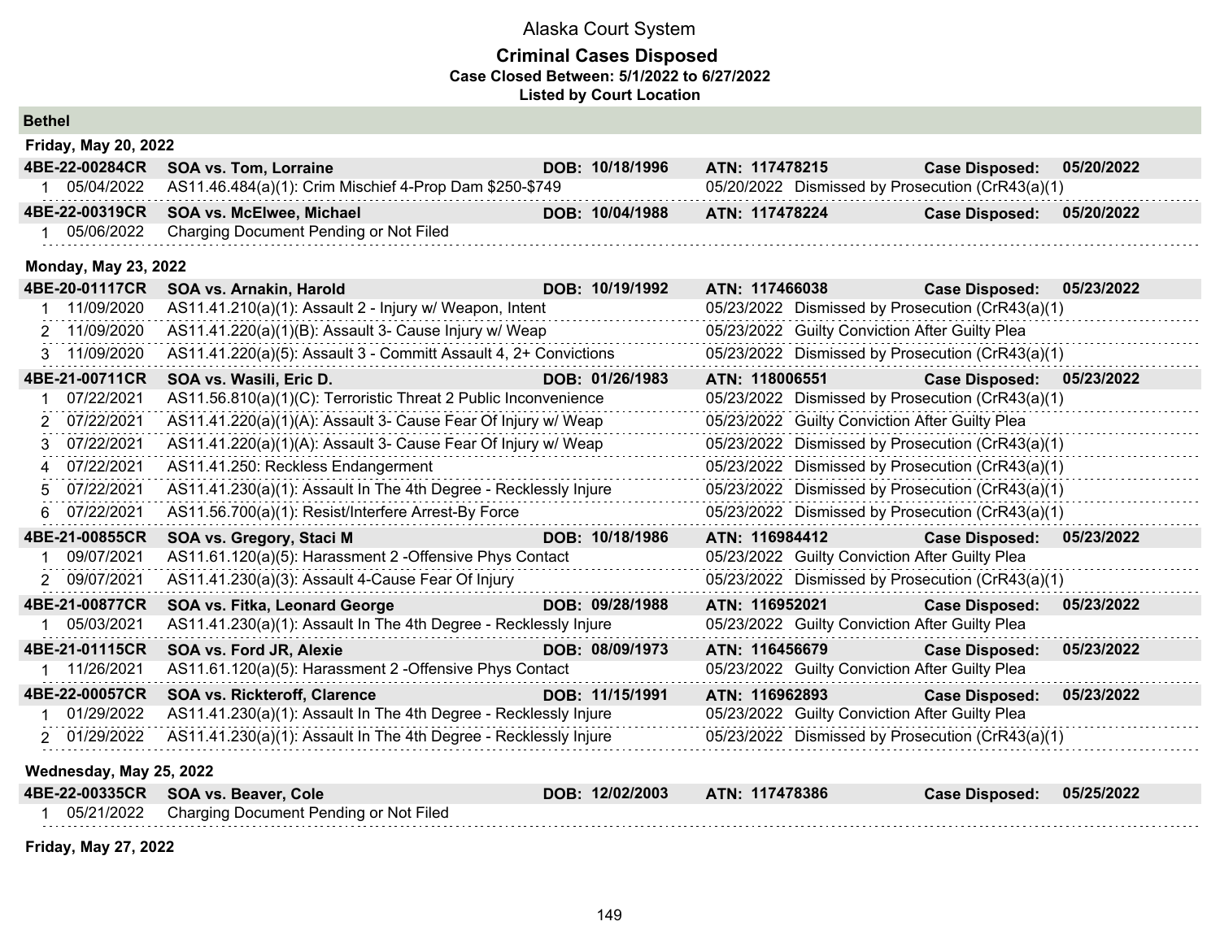Alaska Court System

**Criminal Cases Disposed**
**Case Closed Between: 5/1/2022 to 6/27/2022**
**Listed by Court Location**

## Bethel

### Friday, May 20, 2022

**4BE-22-00284CR SOA vs. Tom, Lorraine** DOB: 10/18/1996 ATN: 117478215 Case Disposed: 05/20/2022

| # | Date | Charge | Disposition Date | Disposition |
|---|---|---|---|---|
| 1 | 05/04/2022 | AS11.46.484(a)(1): Crim Mischief 4-Prop Dam $250-$749 | 05/20/2022 | Dismissed by Prosecution (CrR43(a)(1) |

**4BE-22-00319CR SOA vs. McElwee, Michael** DOB: 10/04/1988 ATN: 117478224 Case Disposed: 05/20/2022

| # | Date | Charge | Disposition Date | Disposition |
|---|---|---|---|---|
| 1 | 05/06/2022 | Charging Document Pending or Not Filed | | |

### Monday, May 23, 2022

**4BE-20-01117CR SOA vs. Arnakin, Harold** DOB: 10/19/1992 ATN: 117466038 Case Disposed: 05/23/2022

| # | Date | Charge | Disposition Date | Disposition |
|---|---|---|---|---|
| 1 | 11/09/2020 | AS11.41.210(a)(1): Assault 2 - Injury w/ Weapon, Intent | 05/23/2022 | Dismissed by Prosecution (CrR43(a)(1) |
| 2 | 11/09/2020 | AS11.41.220(a)(1)(B): Assault 3- Cause Injury w/ Weap | 05/23/2022 | Guilty Conviction After Guilty Plea |
| 3 | 11/09/2020 | AS11.41.220(a)(5): Assault 3 - Committ Assault 4, 2+ Convictions | 05/23/2022 | Dismissed by Prosecution (CrR43(a)(1) |

**4BE-21-00711CR SOA vs. Wasili, Eric D.** DOB: 01/26/1983 ATN: 118006551 Case Disposed: 05/23/2022

| # | Date | Charge | Disposition Date | Disposition |
|---|---|---|---|---|
| 1 | 07/22/2021 | AS11.56.810(a)(1)(C): Terroristic Threat 2 Public Inconvenience | 05/23/2022 | Dismissed by Prosecution (CrR43(a)(1) |
| 2 | 07/22/2021 | AS11.41.220(a)(1)(A): Assault 3- Cause Fear Of Injury w/ Weap | 05/23/2022 | Guilty Conviction After Guilty Plea |
| 3 | 07/22/2021 | AS11.41.220(a)(1)(A): Assault 3- Cause Fear Of Injury w/ Weap | 05/23/2022 | Dismissed by Prosecution (CrR43(a)(1) |
| 4 | 07/22/2021 | AS11.41.250: Reckless Endangerment | 05/23/2022 | Dismissed by Prosecution (CrR43(a)(1) |
| 5 | 07/22/2021 | AS11.41.230(a)(1): Assault In The 4th Degree - Recklessly Injure | 05/23/2022 | Dismissed by Prosecution (CrR43(a)(1) |
| 6 | 07/22/2021 | AS11.56.700(a)(1): Resist/Interfere Arrest-By Force | 05/23/2022 | Dismissed by Prosecution (CrR43(a)(1) |

**4BE-21-00855CR SOA vs. Gregory, Staci M** DOB: 10/18/1986 ATN: 116984412 Case Disposed: 05/23/2022

| # | Date | Charge | Disposition Date | Disposition |
|---|---|---|---|---|
| 1 | 09/07/2021 | AS11.61.120(a)(5): Harassment 2 -Offensive Phys Contact | 05/23/2022 | Guilty Conviction After Guilty Plea |
| 2 | 09/07/2021 | AS11.41.230(a)(3): Assault 4-Cause Fear Of Injury | 05/23/2022 | Dismissed by Prosecution (CrR43(a)(1) |

**4BE-21-00877CR SOA vs. Fitka, Leonard George** DOB: 09/28/1988 ATN: 116952021 Case Disposed: 05/23/2022

| # | Date | Charge | Disposition Date | Disposition |
|---|---|---|---|---|
| 1 | 05/03/2021 | AS11.41.230(a)(1): Assault In The 4th Degree - Recklessly Injure | 05/23/2022 | Guilty Conviction After Guilty Plea |

**4BE-21-01115CR SOA vs. Ford JR, Alexie** DOB: 08/09/1973 ATN: 116456679 Case Disposed: 05/23/2022

| # | Date | Charge | Disposition Date | Disposition |
|---|---|---|---|---|
| 1 | 11/26/2021 | AS11.61.120(a)(5): Harassment 2 -Offensive Phys Contact | 05/23/2022 | Guilty Conviction After Guilty Plea |

**4BE-22-00057CR SOA vs. Rickteroff, Clarence** DOB: 11/15/1991 ATN: 116962893 Case Disposed: 05/23/2022

| # | Date | Charge | Disposition Date | Disposition |
|---|---|---|---|---|
| 1 | 01/29/2022 | AS11.41.230(a)(1): Assault In The 4th Degree - Recklessly Injure | 05/23/2022 | Guilty Conviction After Guilty Plea |
| 2 | 01/29/2022 | AS11.41.230(a)(1): Assault In The 4th Degree - Recklessly Injure | 05/23/2022 | Dismissed by Prosecution (CrR43(a)(1) |

### Wednesday, May 25, 2022

**4BE-22-00335CR SOA vs. Beaver, Cole** DOB: 12/02/2003 ATN: 117478386 Case Disposed: 05/25/2022

| # | Date | Charge | Disposition Date | Disposition |
|---|---|---|---|---|
| 1 | 05/21/2022 | Charging Document Pending or Not Filed | | |

### Friday, May 27, 2022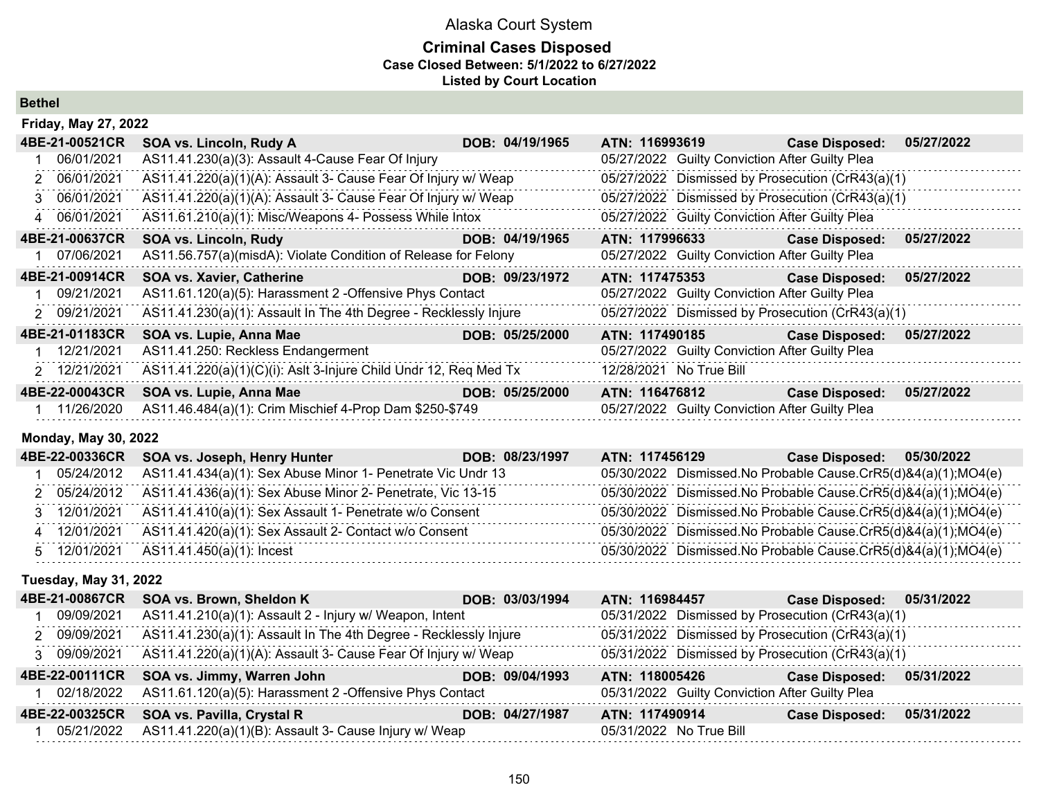# Alaska Court System

## Criminal Cases Disposed

**Case Closed Between: 5/1/2022 to 6/27/2022**

**Listed by Court Location**

### Bethel

#### Friday, May 27, 2022

**4BE-21-00521CR — SOA vs. Lincoln, Rudy A — DOB: 04/19/1965 — ATN: 116993619 — Case Disposed: 05/27/2022**

| # | Offense Date | Charge | Disposition Date | Disposition |
|---|---|---|---|---|
| 1 | 06/01/2021 | AS11.41.230(a)(3): Assault 4-Cause Fear Of Injury | 05/27/2022 | Guilty Conviction After Guilty Plea |
| 2 | 06/01/2021 | AS11.41.220(a)(1)(A): Assault 3- Cause Fear Of Injury w/ Weap | 05/27/2022 | Dismissed by Prosecution (CrR43(a)(1) |
| 3 | 06/01/2021 | AS11.41.220(a)(1)(A): Assault 3- Cause Fear Of Injury w/ Weap | 05/27/2022 | Dismissed by Prosecution (CrR43(a)(1) |
| 4 | 06/01/2021 | AS11.61.210(a)(1): Misc/Weapons 4- Possess While Intox | 05/27/2022 | Guilty Conviction After Guilty Plea |

**4BE-21-00637CR — SOA vs. Lincoln, Rudy — DOB: 04/19/1965 — ATN: 117996633 — Case Disposed: 05/27/2022**

| # | Offense Date | Charge | Disposition Date | Disposition |
|---|---|---|---|---|
| 1 | 07/06/2021 | AS11.56.757(a)(misdA): Violate Condition of Release for Felony | 05/27/2022 | Guilty Conviction After Guilty Plea |

**4BE-21-00914CR — SOA vs. Xavier, Catherine — DOB: 09/23/1972 — ATN: 117475353 — Case Disposed: 05/27/2022**

| # | Offense Date | Charge | Disposition Date | Disposition |
|---|---|---|---|---|
| 1 | 09/21/2021 | AS11.61.120(a)(5): Harassment 2 -Offensive Phys Contact | 05/27/2022 | Guilty Conviction After Guilty Plea |
| 2 | 09/21/2021 | AS11.41.230(a)(1): Assault In The 4th Degree - Recklessly Injure | 05/27/2022 | Dismissed by Prosecution (CrR43(a)(1) |

**4BE-21-01183CR — SOA vs. Lupie, Anna Mae — DOB: 05/25/2000 — ATN: 117490185 — Case Disposed: 05/27/2022**

| # | Offense Date | Charge | Disposition Date | Disposition |
|---|---|---|---|---|
| 1 | 12/21/2021 | AS11.41.250: Reckless Endangerment | 05/27/2022 | Guilty Conviction After Guilty Plea |
| 2 | 12/21/2021 | AS11.41.220(a)(1)(C)(i): Aslt 3-Injure Child Undr 12, Req Med Tx | 12/28/2021 | No True Bill |

**4BE-22-00043CR — SOA vs. Lupie, Anna Mae — DOB: 05/25/2000 — ATN: 116476812 — Case Disposed: 05/27/2022**

| # | Offense Date | Charge | Disposition Date | Disposition |
|---|---|---|---|---|
| 1 | 11/26/2020 | AS11.46.484(a)(1): Crim Mischief 4-Prop Dam $250-$749 | 05/27/2022 | Guilty Conviction After Guilty Plea |

#### Monday, May 30, 2022

**4BE-22-00336CR — SOA vs. Joseph, Henry Hunter — DOB: 08/23/1997 — ATN: 117456129 — Case Disposed: 05/30/2022**

| # | Offense Date | Charge | Disposition Date | Disposition |
|---|---|---|---|---|
| 1 | 05/24/2012 | AS11.41.434(a)(1): Sex Abuse Minor 1- Penetrate Vic Undr 13 | 05/30/2022 | Dismissed.No Probable Cause.CrR5(d)&4(a)(1);MO4(e) |
| 2 | 05/24/2012 | AS11.41.436(a)(1): Sex Abuse Minor 2- Penetrate, Vic 13-15 | 05/30/2022 | Dismissed.No Probable Cause.CrR5(d)&4(a)(1);MO4(e) |
| 3 | 12/01/2021 | AS11.41.410(a)(1): Sex Assault 1- Penetrate w/o Consent | 05/30/2022 | Dismissed.No Probable Cause.CrR5(d)&4(a)(1);MO4(e) |
| 4 | 12/01/2021 | AS11.41.420(a)(1): Sex Assault 2- Contact w/o Consent | 05/30/2022 | Dismissed.No Probable Cause.CrR5(d)&4(a)(1);MO4(e) |
| 5 | 12/01/2021 | AS11.41.450(a)(1): Incest | 05/30/2022 | Dismissed.No Probable Cause.CrR5(d)&4(a)(1);MO4(e) |

#### Tuesday, May 31, 2022

**4BE-21-00867CR — SOA vs. Brown, Sheldon K — DOB: 03/03/1994 — ATN: 116984457 — Case Disposed: 05/31/2022**

| # | Offense Date | Charge | Disposition Date | Disposition |
|---|---|---|---|---|
| 1 | 09/09/2021 | AS11.41.210(a)(1): Assault 2 - Injury w/ Weapon, Intent | 05/31/2022 | Dismissed by Prosecution (CrR43(a)(1) |
| 2 | 09/09/2021 | AS11.41.230(a)(1): Assault In The 4th Degree - Recklessly Injure | 05/31/2022 | Dismissed by Prosecution (CrR43(a)(1) |
| 3 | 09/09/2021 | AS11.41.220(a)(1)(A): Assault 3- Cause Fear Of Injury w/ Weap | 05/31/2022 | Dismissed by Prosecution (CrR43(a)(1) |

**4BE-22-00111CR — SOA vs. Jimmy, Warren John — DOB: 09/04/1993 — ATN: 118005426 — Case Disposed: 05/31/2022**

| # | Offense Date | Charge | Disposition Date | Disposition |
|---|---|---|---|---|
| 1 | 02/18/2022 | AS11.61.120(a)(5): Harassment 2 -Offensive Phys Contact | 05/31/2022 | Guilty Conviction After Guilty Plea |

**4BE-22-00325CR — SOA vs. Pavilla, Crystal R — DOB: 04/27/1987 — ATN: 117490914 — Case Disposed: 05/31/2022**

| # | Offense Date | Charge | Disposition Date | Disposition |
|---|---|---|---|---|
| 1 | 05/21/2022 | AS11.41.220(a)(1)(B): Assault 3- Cause Injury w/ Weap | 05/31/2022 | No True Bill |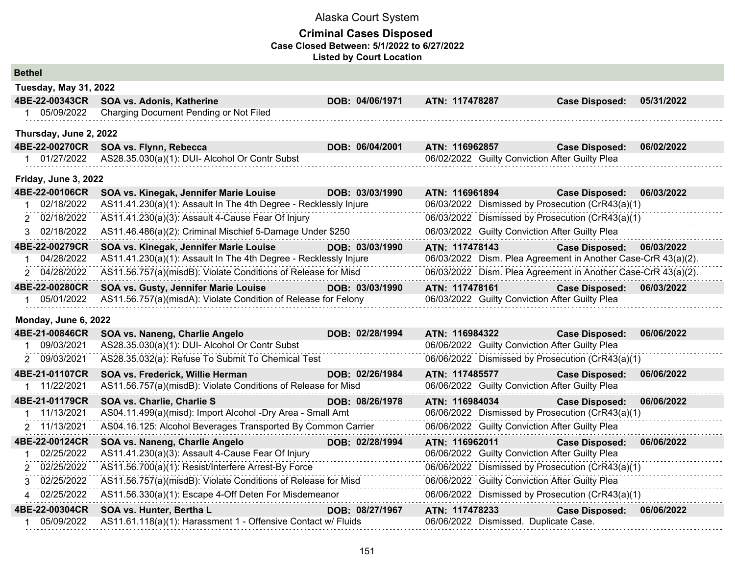# Alaska Court System

## Criminal Cases Disposed

**Case Closed Between: 5/1/2022 to 6/27/2022**

**Listed by Court Location**

## Bethel

### Tuesday, May 31, 2022

**4BE-22-00343CR SOA vs. Adonis, Katherine** DOB: 04/06/1971 ATN: 117478287 Case Disposed: 05/31/2022

| # | Date | Charge | Disposition Date | Disposition |
|---|---|---|---|---|
| 1 | 05/09/2022 | Charging Document Pending or Not Filed | | |

### Thursday, June 2, 2022

**4BE-22-00270CR SOA vs. Flynn, Rebecca** DOB: 06/04/2001 ATN: 116962857 Case Disposed: 06/02/2022

| # | Date | Charge | Disposition Date | Disposition |
|---|---|---|---|---|
| 1 | 01/27/2022 | AS28.35.030(a)(1): DUI- Alcohol Or Contr Subst | 06/02/2022 | Guilty Conviction After Guilty Plea |

### Friday, June 3, 2022

**4BE-22-00106CR SOA vs. Kinegak, Jennifer Marie Louise** DOB: 03/03/1990 ATN: 116961894 Case Disposed: 06/03/2022

| # | Date | Charge | Disposition Date | Disposition |
|---|---|---|---|---|
| 1 | 02/18/2022 | AS11.41.230(a)(1): Assault In The 4th Degree - Recklessly Injure | 06/03/2022 | Dismissed by Prosecution (CrR43(a)(1) |
| 2 | 02/18/2022 | AS11.41.230(a)(3): Assault 4-Cause Fear Of Injury | 06/03/2022 | Dismissed by Prosecution (CrR43(a)(1) |
| 3 | 02/18/2022 | AS11.46.486(a)(2): Criminal Mischief 5-Damage Under $250 | 06/03/2022 | Guilty Conviction After Guilty Plea |

**4BE-22-00279CR SOA vs. Kinegak, Jennifer Marie Louise** DOB: 03/03/1990 ATN: 117478143 Case Disposed: 06/03/2022

| # | Date | Charge | Disposition Date | Disposition |
|---|---|---|---|---|
| 1 | 04/28/2022 | AS11.41.230(a)(1): Assault In The 4th Degree - Recklessly Injure | 06/03/2022 | Dism. Plea Agreement in Another Case-CrR 43(a)(2). |
| 2 | 04/28/2022 | AS11.56.757(a)(misdB): Violate Conditions of Release for Misd | 06/03/2022 | Dism. Plea Agreement in Another Case-CrR 43(a)(2). |

**4BE-22-00280CR SOA vs. Gusty, Jennifer Marie Louise** DOB: 03/03/1990 ATN: 117478161 Case Disposed: 06/03/2022

| # | Date | Charge | Disposition Date | Disposition |
|---|---|---|---|---|
| 1 | 05/01/2022 | AS11.56.757(a)(misdA): Violate Condition of Release for Felony | 06/03/2022 | Guilty Conviction After Guilty Plea |

### Monday, June 6, 2022

**4BE-21-00846CR SOA vs. Naneng, Charlie Angelo** DOB: 02/28/1994 ATN: 116984322 Case Disposed: 06/06/2022

| # | Date | Charge | Disposition Date | Disposition |
|---|---|---|---|---|
| 1 | 09/03/2021 | AS28.35.030(a)(1): DUI- Alcohol Or Contr Subst | 06/06/2022 | Guilty Conviction After Guilty Plea |
| 2 | 09/03/2021 | AS28.35.032(a): Refuse To Submit To Chemical Test | 06/06/2022 | Dismissed by Prosecution (CrR43(a)(1) |

**4BE-21-01107CR SOA vs. Frederick, Willie Herman** DOB: 02/26/1984 ATN: 117485577 Case Disposed: 06/06/2022

| # | Date | Charge | Disposition Date | Disposition |
|---|---|---|---|---|
| 1 | 11/22/2021 | AS11.56.757(a)(misdB): Violate Conditions of Release for Misd | 06/06/2022 | Guilty Conviction After Guilty Plea |

**4BE-21-01179CR SOA vs. Charlie, Charlie S** DOB: 08/26/1978 ATN: 116984034 Case Disposed: 06/06/2022

| # | Date | Charge | Disposition Date | Disposition |
|---|---|---|---|---|
| 1 | 11/13/2021 | AS04.11.499(a)(misd): Import Alcohol -Dry Area - Small Amt | 06/06/2022 | Dismissed by Prosecution (CrR43(a)(1) |
| 2 | 11/13/2021 | AS04.16.125: Alcohol Beverages Transported By Common Carrier | 06/06/2022 | Guilty Conviction After Guilty Plea |

**4BE-22-00124CR SOA vs. Naneng, Charlie Angelo** DOB: 02/28/1994 ATN: 116962011 Case Disposed: 06/06/2022

| # | Date | Charge | Disposition Date | Disposition |
|---|---|---|---|---|
| 1 | 02/25/2022 | AS11.41.230(a)(3): Assault 4-Cause Fear Of Injury | 06/06/2022 | Guilty Conviction After Guilty Plea |
| 2 | 02/25/2022 | AS11.56.700(a)(1): Resist/Interfere Arrest-By Force | 06/06/2022 | Dismissed by Prosecution (CrR43(a)(1) |
| 3 | 02/25/2022 | AS11.56.757(a)(misdB): Violate Conditions of Release for Misd | 06/06/2022 | Guilty Conviction After Guilty Plea |
| 4 | 02/25/2022 | AS11.56.330(a)(1): Escape 4-Off Deten For Misdemeanor | 06/06/2022 | Dismissed by Prosecution (CrR43(a)(1) |

**4BE-22-00304CR SOA vs. Hunter, Bertha L** DOB: 08/27/1967 ATN: 117478233 Case Disposed: 06/06/2022

| # | Date | Charge | Disposition Date | Disposition |
|---|---|---|---|---|
| 1 | 05/09/2022 | AS11.61.118(a)(1): Harassment 1 - Offensive Contact w/ Fluids | 06/06/2022 | Dismissed. Duplicate Case. |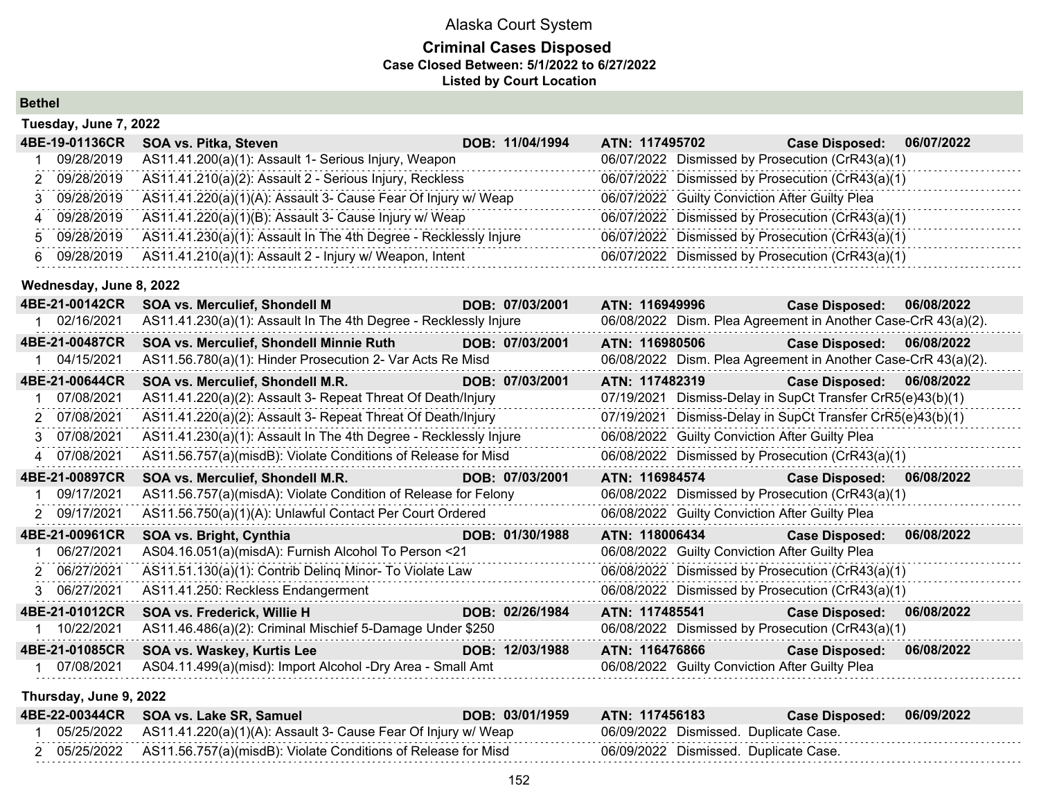# Alaska Court System

## Criminal Cases Disposed

**Case Closed Between: 5/1/2022 to 6/27/2022**

**Listed by Court Location**

## Bethel

### Tuesday, June 7, 2022

**4BE-19-01136CR SOA vs. Pitka, Steven DOB: 11/04/1994 ATN: 117495702 Case Disposed: 06/07/2022**

| # | Date | Charge | Disposition Date | Disposition |
|---|---|---|---|---|
| 1 | 09/28/2019 | AS11.41.200(a)(1): Assault 1- Serious Injury, Weapon | 06/07/2022 | Dismissed by Prosecution (CrR43(a)(1) |
| 2 | 09/28/2019 | AS11.41.210(a)(2): Assault 2 - Serious Injury, Reckless | 06/07/2022 | Dismissed by Prosecution (CrR43(a)(1) |
| 3 | 09/28/2019 | AS11.41.220(a)(1)(A): Assault 3- Cause Fear Of Injury w/ Weap | 06/07/2022 | Guilty Conviction After Guilty Plea |
| 4 | 09/28/2019 | AS11.41.220(a)(1)(B): Assault 3- Cause Injury w/ Weap | 06/07/2022 | Dismissed by Prosecution (CrR43(a)(1) |
| 5 | 09/28/2019 | AS11.41.230(a)(1): Assault In The 4th Degree - Recklessly Injure | 06/07/2022 | Dismissed by Prosecution (CrR43(a)(1) |
| 6 | 09/28/2019 | AS11.41.210(a)(1): Assault 2 - Injury w/ Weapon, Intent | 06/07/2022 | Dismissed by Prosecution (CrR43(a)(1) |

### Wednesday, June 8, 2022

**4BE-21-00142CR SOA vs. Merculief, Shondell M DOB: 07/03/2001 ATN: 116949996 Case Disposed: 06/08/2022**

| # | Date | Charge | Disposition Date | Disposition |
|---|---|---|---|---|
| 1 | 02/16/2021 | AS11.41.230(a)(1): Assault In The 4th Degree - Recklessly Injure | 06/08/2022 | Dism. Plea Agreement in Another Case-CrR 43(a)(2). |

**4BE-21-00487CR SOA vs. Merculief, Shondell Minnie Ruth DOB: 07/03/2001 ATN: 116980506 Case Disposed: 06/08/2022**

| # | Date | Charge | Disposition Date | Disposition |
|---|---|---|---|---|
| 1 | 04/15/2021 | AS11.56.780(a)(1): Hinder Prosecution 2- Var Acts Re Misd | 06/08/2022 | Dism. Plea Agreement in Another Case-CrR 43(a)(2). |

**4BE-21-00644CR SOA vs. Merculief, Shondell M.R. DOB: 07/03/2001 ATN: 117482319 Case Disposed: 06/08/2022**

| # | Date | Charge | Disposition Date | Disposition |
|---|---|---|---|---|
| 1 | 07/08/2021 | AS11.41.220(a)(2): Assault 3- Repeat Threat Of Death/Injury | 07/19/2021 | Dismiss-Delay in SupCt Transfer CrR5(e)43(b)(1) |
| 2 | 07/08/2021 | AS11.41.220(a)(2): Assault 3- Repeat Threat Of Death/Injury | 07/19/2021 | Dismiss-Delay in SupCt Transfer CrR5(e)43(b)(1) |
| 3 | 07/08/2021 | AS11.41.230(a)(1): Assault In The 4th Degree - Recklessly Injure | 06/08/2022 | Guilty Conviction After Guilty Plea |
| 4 | 07/08/2021 | AS11.56.757(a)(misdB): Violate Conditions of Release for Misd | 06/08/2022 | Dismissed by Prosecution (CrR43(a)(1) |

**4BE-21-00897CR SOA vs. Merculief, Shondell M.R. DOB: 07/03/2001 ATN: 116984574 Case Disposed: 06/08/2022**

| # | Date | Charge | Disposition Date | Disposition |
|---|---|---|---|---|
| 1 | 09/17/2021 | AS11.56.757(a)(misdA): Violate Condition of Release for Felony | 06/08/2022 | Dismissed by Prosecution (CrR43(a)(1) |
| 2 | 09/17/2021 | AS11.56.750(a)(1)(A): Unlawful Contact Per Court Ordered | 06/08/2022 | Guilty Conviction After Guilty Plea |

**4BE-21-00961CR SOA vs. Bright, Cynthia DOB: 01/30/1988 ATN: 118006434 Case Disposed: 06/08/2022**

| # | Date | Charge | Disposition Date | Disposition |
|---|---|---|---|---|
| 1 | 06/27/2021 | AS04.16.051(a)(misdA): Furnish Alcohol To Person <21 | 06/08/2022 | Guilty Conviction After Guilty Plea |
| 2 | 06/27/2021 | AS11.51.130(a)(1): Contrib Delinq Minor- To Violate Law | 06/08/2022 | Dismissed by Prosecution (CrR43(a)(1) |
| 3 | 06/27/2021 | AS11.41.250: Reckless Endangerment | 06/08/2022 | Dismissed by Prosecution (CrR43(a)(1) |

**4BE-21-01012CR SOA vs. Frederick, Willie H DOB: 02/26/1984 ATN: 117485541 Case Disposed: 06/08/2022**

| # | Date | Charge | Disposition Date | Disposition |
|---|---|---|---|---|
| 1 | 10/22/2021 | AS11.46.486(a)(2): Criminal Mischief 5-Damage Under $250 | 06/08/2022 | Dismissed by Prosecution (CrR43(a)(1) |

**4BE-21-01085CR SOA vs. Waskey, Kurtis Lee DOB: 12/03/1988 ATN: 116476866 Case Disposed: 06/08/2022**

| # | Date | Charge | Disposition Date | Disposition |
|---|---|---|---|---|
| 1 | 07/08/2021 | AS04.11.499(a)(misd): Import Alcohol -Dry Area - Small Amt | 06/08/2022 | Guilty Conviction After Guilty Plea |

### Thursday, June 9, 2022

**4BE-22-00344CR SOA vs. Lake SR, Samuel DOB: 03/01/1959 ATN: 117456183 Case Disposed: 06/09/2022**

| # | Date | Charge | Disposition Date | Disposition |
|---|---|---|---|---|
| 1 | 05/25/2022 | AS11.41.220(a)(1)(A): Assault 3- Cause Fear Of Injury w/ Weap | 06/09/2022 | Dismissed. Duplicate Case. |
| 2 | 05/25/2022 | AS11.56.757(a)(misdB): Violate Conditions of Release for Misd | 06/09/2022 | Dismissed. Duplicate Case. |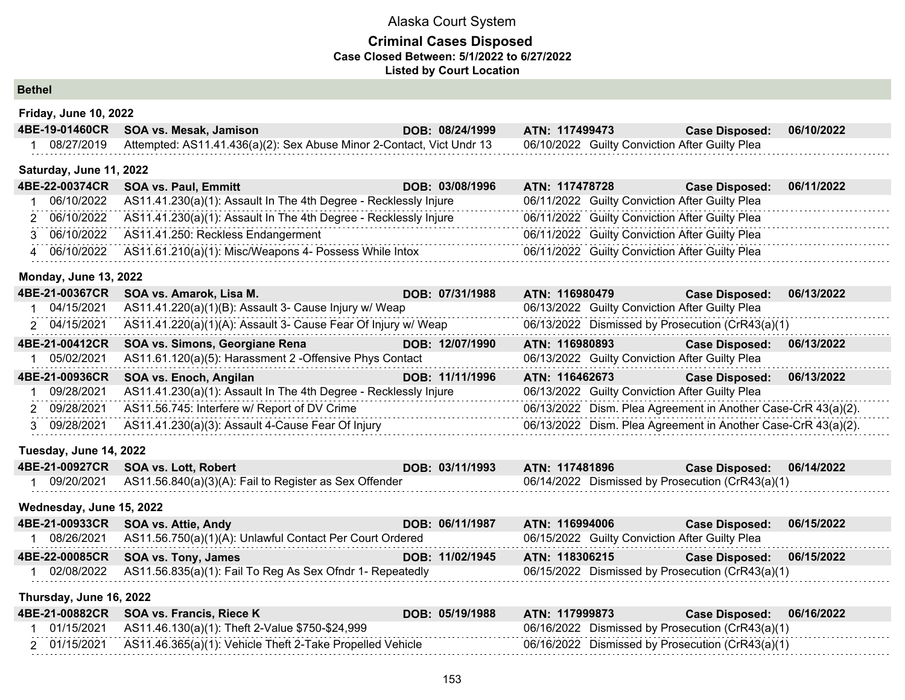# Alaska Court System

## Criminal Cases Disposed

**Case Closed Between: 5/1/2022 to 6/27/2022**

**Listed by Court Location**

### Bethel

**Friday, June 10, 2022**

| | | | | | |
|---|---|---|---|---|---|
| **4BE-19-01460CR** | **SOA vs. Mesak, Jamison** | **DOB: 08/24/1999** | **ATN: 117499473** | **Case Disposed:** | **06/10/2022** |
| 1 | 08/27/2019 | Attempted: AS11.41.436(a)(2): Sex Abuse Minor 2-Contact, Vict Undr 13 | 06/10/2022 | Guilty Conviction After Guilty Plea | |

**Saturday, June 11, 2022**

| | | | | | |
|---|---|---|---|---|---|
| **4BE-22-00374CR** | **SOA vs. Paul, Emmitt** | **DOB: 03/08/1996** | **ATN: 117478728** | **Case Disposed:** | **06/11/2022** |
| 1 | 06/10/2022 | AS11.41.230(a)(1): Assault In The 4th Degree - Recklessly Injure | 06/11/2022 | Guilty Conviction After Guilty Plea | |
| 2 | 06/10/2022 | AS11.41.230(a)(1): Assault In The 4th Degree - Recklessly Injure | 06/11/2022 | Guilty Conviction After Guilty Plea | |
| 3 | 06/10/2022 | AS11.41.250: Reckless Endangerment | 06/11/2022 | Guilty Conviction After Guilty Plea | |
| 4 | 06/10/2022 | AS11.61.210(a)(1): Misc/Weapons 4- Possess While Intox | 06/11/2022 | Guilty Conviction After Guilty Plea | |

**Monday, June 13, 2022**

| | | | | | |
|---|---|---|---|---|---|
| **4BE-21-00367CR** | **SOA vs. Amarok, Lisa M.** | **DOB: 07/31/1988** | **ATN: 116980479** | **Case Disposed:** | **06/13/2022** |
| 1 | 04/15/2021 | AS11.41.220(a)(1)(B): Assault 3- Cause Injury w/ Weap | 06/13/2022 | Guilty Conviction After Guilty Plea | |
| 2 | 04/15/2021 | AS11.41.220(a)(1)(A): Assault 3- Cause Fear Of Injury w/ Weap | 06/13/2022 | Dismissed by Prosecution (CrR43(a)(1) | |
| **4BE-21-00412CR** | **SOA vs. Simons, Georgiane Rena** | **DOB: 12/07/1990** | **ATN: 116980893** | **Case Disposed:** | **06/13/2022** |
| 1 | 05/02/2021 | AS11.61.120(a)(5): Harassment 2 -Offensive Phys Contact | 06/13/2022 | Guilty Conviction After Guilty Plea | |
| **4BE-21-00936CR** | **SOA vs. Enoch, Angilan** | **DOB: 11/11/1996** | **ATN: 116462673** | **Case Disposed:** | **06/13/2022** |
| 1 | 09/28/2021 | AS11.41.230(a)(1): Assault In The 4th Degree - Recklessly Injure | 06/13/2022 | Guilty Conviction After Guilty Plea | |
| 2 | 09/28/2021 | AS11.56.745: Interfere w/ Report of DV Crime | 06/13/2022 | Dism. Plea Agreement in Another Case-CrR 43(a)(2). | |
| 3 | 09/28/2021 | AS11.41.230(a)(3): Assault 4-Cause Fear Of Injury | 06/13/2022 | Dism. Plea Agreement in Another Case-CrR 43(a)(2). | |

**Tuesday, June 14, 2022**

| | | | | | |
|---|---|---|---|---|---|
| **4BE-21-00927CR** | **SOA vs. Lott, Robert** | **DOB: 03/11/1993** | **ATN: 117481896** | **Case Disposed:** | **06/14/2022** |
| 1 | 09/20/2021 | AS11.56.840(a)(3)(A): Fail to Register as Sex Offender | 06/14/2022 | Dismissed by Prosecution (CrR43(a)(1) | |

**Wednesday, June 15, 2022**

| | | | | | |
|---|---|---|---|---|---|
| **4BE-21-00933CR** | **SOA vs. Attie, Andy** | **DOB: 06/11/1987** | **ATN: 116994006** | **Case Disposed:** | **06/15/2022** |
| 1 | 08/26/2021 | AS11.56.750(a)(1)(A): Unlawful Contact Per Court Ordered | 06/15/2022 | Guilty Conviction After Guilty Plea | |
| **4BE-22-00085CR** | **SOA vs. Tony, James** | **DOB: 11/02/1945** | **ATN: 118306215** | **Case Disposed:** | **06/15/2022** |
| 1 | 02/08/2022 | AS11.56.835(a)(1): Fail To Reg As Sex Ofndr 1- Repeatedly | 06/15/2022 | Dismissed by Prosecution (CrR43(a)(1) | |

**Thursday, June 16, 2022**

| | | | | | |
|---|---|---|---|---|---|
| **4BE-21-00882CR** | **SOA vs. Francis, Riece K** | **DOB: 05/19/1988** | **ATN: 117999873** | **Case Disposed:** | **06/16/2022** |
| 1 | 01/15/2021 | AS11.46.130(a)(1): Theft 2-Value $750-$24,999 | 06/16/2022 | Dismissed by Prosecution (CrR43(a)(1) | |
| 2 | 01/15/2021 | AS11.46.365(a)(1): Vehicle Theft 2-Take Propelled Vehicle | 06/16/2022 | Dismissed by Prosecution (CrR43(a)(1) | |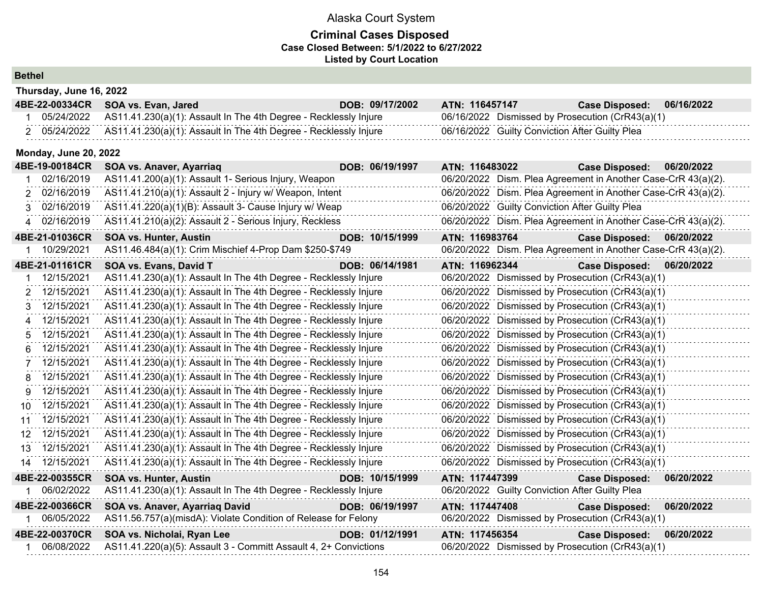# Alaska Court System

## Criminal Cases Disposed

**Case Closed Between: 5/1/2022 to 6/27/2022**

**Listed by Court Location**

### Bethel

**Thursday, June 16, 2022**

**4BE-22-00334CR SOA vs. Evan, Jared DOB: 09/17/2002 ATN: 116457147 Case Disposed: 06/16/2022**

| # | Date | Charge | Disposition Date | Disposition |
|---|---|---|---|---|
| 1 | 05/24/2022 | AS11.41.230(a)(1): Assault In The 4th Degree - Recklessly Injure | 06/16/2022 | Dismissed by Prosecution (CrR43(a)(1) |
| 2 | 05/24/2022 | AS11.41.230(a)(1): Assault In The 4th Degree - Recklessly Injure | 06/16/2022 | Guilty Conviction After Guilty Plea |

**Monday, June 20, 2022**

**4BE-19-00184CR SOA vs. Anaver, Ayarriaq DOB: 06/19/1997 ATN: 116483022 Case Disposed: 06/20/2022**

| # | Date | Charge | Disposition Date | Disposition |
|---|---|---|---|---|
| 1 | 02/16/2019 | AS11.41.200(a)(1): Assault 1- Serious Injury, Weapon | 06/20/2022 | Dism. Plea Agreement in Another Case-CrR 43(a)(2). |
| 2 | 02/16/2019 | AS11.41.210(a)(1): Assault 2 - Injury w/ Weapon, Intent | 06/20/2022 | Dism. Plea Agreement in Another Case-CrR 43(a)(2). |
| 3 | 02/16/2019 | AS11.41.220(a)(1)(B): Assault 3- Cause Injury w/ Weap | 06/20/2022 | Guilty Conviction After Guilty Plea |
| 4 | 02/16/2019 | AS11.41.210(a)(2): Assault 2 - Serious Injury, Reckless | 06/20/2022 | Dism. Plea Agreement in Another Case-CrR 43(a)(2). |

**4BE-21-01036CR SOA vs. Hunter, Austin DOB: 10/15/1999 ATN: 116983764 Case Disposed: 06/20/2022**

| # | Date | Charge | Disposition Date | Disposition |
|---|---|---|---|---|
| 1 | 10/29/2021 | AS11.46.484(a)(1): Crim Mischief 4-Prop Dam $250-$749 | 06/20/2022 | Dism. Plea Agreement in Another Case-CrR 43(a)(2). |

**4BE-21-01161CR SOA vs. Evans, David T DOB: 06/14/1981 ATN: 116962344 Case Disposed: 06/20/2022**

| # | Date | Charge | Disposition Date | Disposition |
|---|---|---|---|---|
| 1 | 12/15/2021 | AS11.41.230(a)(1): Assault In The 4th Degree - Recklessly Injure | 06/20/2022 | Dismissed by Prosecution (CrR43(a)(1) |
| 2 | 12/15/2021 | AS11.41.230(a)(1): Assault In The 4th Degree - Recklessly Injure | 06/20/2022 | Dismissed by Prosecution (CrR43(a)(1) |
| 3 | 12/15/2021 | AS11.41.230(a)(1): Assault In The 4th Degree - Recklessly Injure | 06/20/2022 | Dismissed by Prosecution (CrR43(a)(1) |
| 4 | 12/15/2021 | AS11.41.230(a)(1): Assault In The 4th Degree - Recklessly Injure | 06/20/2022 | Dismissed by Prosecution (CrR43(a)(1) |
| 5 | 12/15/2021 | AS11.41.230(a)(1): Assault In The 4th Degree - Recklessly Injure | 06/20/2022 | Dismissed by Prosecution (CrR43(a)(1) |
| 6 | 12/15/2021 | AS11.41.230(a)(1): Assault In The 4th Degree - Recklessly Injure | 06/20/2022 | Dismissed by Prosecution (CrR43(a)(1) |
| 7 | 12/15/2021 | AS11.41.230(a)(1): Assault In The 4th Degree - Recklessly Injure | 06/20/2022 | Dismissed by Prosecution (CrR43(a)(1) |
| 8 | 12/15/2021 | AS11.41.230(a)(1): Assault In The 4th Degree - Recklessly Injure | 06/20/2022 | Dismissed by Prosecution (CrR43(a)(1) |
| 9 | 12/15/2021 | AS11.41.230(a)(1): Assault In The 4th Degree - Recklessly Injure | 06/20/2022 | Dismissed by Prosecution (CrR43(a)(1) |
| 10 | 12/15/2021 | AS11.41.230(a)(1): Assault In The 4th Degree - Recklessly Injure | 06/20/2022 | Dismissed by Prosecution (CrR43(a)(1) |
| 11 | 12/15/2021 | AS11.41.230(a)(1): Assault In The 4th Degree - Recklessly Injure | 06/20/2022 | Dismissed by Prosecution (CrR43(a)(1) |
| 12 | 12/15/2021 | AS11.41.230(a)(1): Assault In The 4th Degree - Recklessly Injure | 06/20/2022 | Dismissed by Prosecution (CrR43(a)(1) |
| 13 | 12/15/2021 | AS11.41.230(a)(1): Assault In The 4th Degree - Recklessly Injure | 06/20/2022 | Dismissed by Prosecution (CrR43(a)(1) |
| 14 | 12/15/2021 | AS11.41.230(a)(1): Assault In The 4th Degree - Recklessly Injure | 06/20/2022 | Dismissed by Prosecution (CrR43(a)(1) |

**4BE-22-00355CR SOA vs. Hunter, Austin DOB: 10/15/1999 ATN: 117447399 Case Disposed: 06/20/2022**

| # | Date | Charge | Disposition Date | Disposition |
|---|---|---|---|---|
| 1 | 06/02/2022 | AS11.41.230(a)(1): Assault In The 4th Degree - Recklessly Injure | 06/20/2022 | Guilty Conviction After Guilty Plea |

**4BE-22-00366CR SOA vs. Anaver, Ayarriaq David DOB: 06/19/1997 ATN: 117447408 Case Disposed: 06/20/2022**

| # | Date | Charge | Disposition Date | Disposition |
|---|---|---|---|---|
| 1 | 06/05/2022 | AS11.56.757(a)(misdA): Violate Condition of Release for Felony | 06/20/2022 | Dismissed by Prosecution (CrR43(a)(1) |

**4BE-22-00370CR SOA vs. Nicholai, Ryan Lee DOB: 01/12/1991 ATN: 117456354 Case Disposed: 06/20/2022**

| # | Date | Charge | Disposition Date | Disposition |
|---|---|---|---|---|
| 1 | 06/08/2022 | AS11.41.220(a)(5): Assault 3 - Committ Assault 4, 2+ Convictions | 06/20/2022 | Dismissed by Prosecution (CrR43(a)(1) |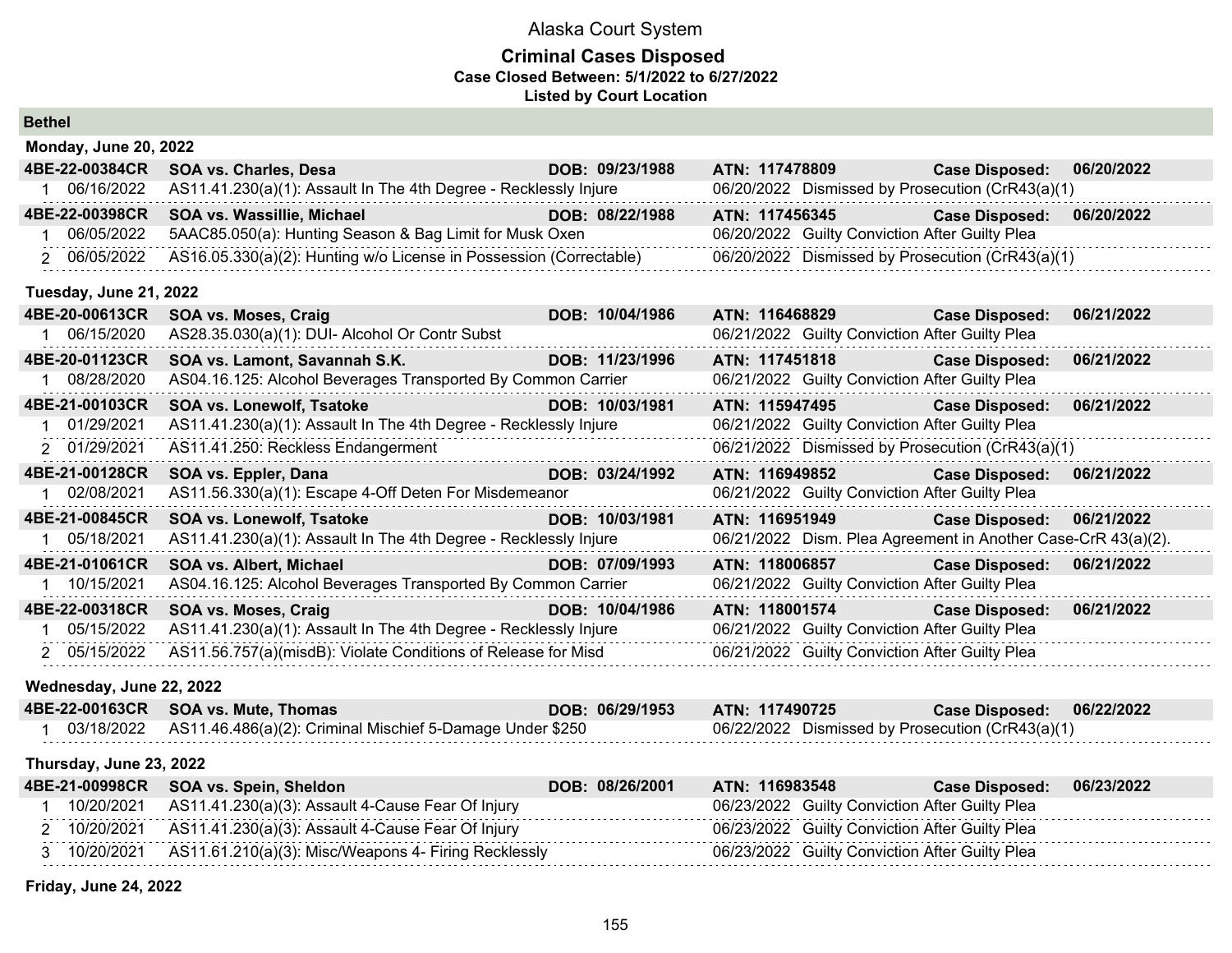Alaska Court System

## Criminal Cases Disposed

**Case Closed Between: 5/1/2022 to 6/27/2022**

**Listed by Court Location**

### Bethel

#### Monday, June 20, 2022

**4BE-22-00384CR SOA vs. Charles, Desa** DOB: 09/23/1988 ATN: 117478809 Case Disposed: 06/20/2022

| # | Date | Charge | Disposition Date | Disposition |
|---|---|---|---|---|
| 1 | 06/16/2022 | AS11.41.230(a)(1): Assault In The 4th Degree - Recklessly Injure | 06/20/2022 | Dismissed by Prosecution (CrR43(a)(1) |

**4BE-22-00398CR SOA vs. Wassillie, Michael** DOB: 08/22/1988 ATN: 117456345 Case Disposed: 06/20/2022

| # | Date | Charge | Disposition Date | Disposition |
|---|---|---|---|---|
| 1 | 06/05/2022 | 5AAC85.050(a): Hunting Season & Bag Limit for Musk Oxen | 06/20/2022 | Guilty Conviction After Guilty Plea |
| 2 | 06/05/2022 | AS16.05.330(a)(2): Hunting w/o License in Possession (Correctable) | 06/20/2022 | Dismissed by Prosecution (CrR43(a)(1) |

#### Tuesday, June 21, 2022

**4BE-20-00613CR SOA vs. Moses, Craig** DOB: 10/04/1986 ATN: 116468829 Case Disposed: 06/21/2022

| # | Date | Charge | Disposition Date | Disposition |
|---|---|---|---|---|
| 1 | 06/15/2020 | AS28.35.030(a)(1): DUI- Alcohol Or Contr Subst | 06/21/2022 | Guilty Conviction After Guilty Plea |

**4BE-20-01123CR SOA vs. Lamont, Savannah S.K.** DOB: 11/23/1996 ATN: 117451818 Case Disposed: 06/21/2022

| # | Date | Charge | Disposition Date | Disposition |
|---|---|---|---|---|
| 1 | 08/28/2020 | AS04.16.125: Alcohol Beverages Transported By Common Carrier | 06/21/2022 | Guilty Conviction After Guilty Plea |

**4BE-21-00103CR SOA vs. Lonewolf, Tsatoke** DOB: 10/03/1981 ATN: 115947495 Case Disposed: 06/21/2022

| # | Date | Charge | Disposition Date | Disposition |
|---|---|---|---|---|
| 1 | 01/29/2021 | AS11.41.230(a)(1): Assault In The 4th Degree - Recklessly Injure | 06/21/2022 | Guilty Conviction After Guilty Plea |
| 2 | 01/29/2021 | AS11.41.250: Reckless Endangerment | 06/21/2022 | Dismissed by Prosecution (CrR43(a)(1) |

**4BE-21-00128CR SOA vs. Eppler, Dana** DOB: 03/24/1992 ATN: 116949852 Case Disposed: 06/21/2022

| # | Date | Charge | Disposition Date | Disposition |
|---|---|---|---|---|
| 1 | 02/08/2021 | AS11.56.330(a)(1): Escape 4-Off Deten For Misdemeanor | 06/21/2022 | Guilty Conviction After Guilty Plea |

**4BE-21-00845CR SOA vs. Lonewolf, Tsatoke** DOB: 10/03/1981 ATN: 116951949 Case Disposed: 06/21/2022

| # | Date | Charge | Disposition Date | Disposition |
|---|---|---|---|---|
| 1 | 05/18/2021 | AS11.41.230(a)(1): Assault In The 4th Degree - Recklessly Injure | 06/21/2022 | Dism. Plea Agreement in Another Case-CrR 43(a)(2). |

**4BE-21-01061CR SOA vs. Albert, Michael** DOB: 07/09/1993 ATN: 118006857 Case Disposed: 06/21/2022

| # | Date | Charge | Disposition Date | Disposition |
|---|---|---|---|---|
| 1 | 10/15/2021 | AS04.16.125: Alcohol Beverages Transported By Common Carrier | 06/21/2022 | Guilty Conviction After Guilty Plea |

**4BE-22-00318CR SOA vs. Moses, Craig** DOB: 10/04/1986 ATN: 118001574 Case Disposed: 06/21/2022

| # | Date | Charge | Disposition Date | Disposition |
|---|---|---|---|---|
| 1 | 05/15/2022 | AS11.41.230(a)(1): Assault In The 4th Degree - Recklessly Injure | 06/21/2022 | Guilty Conviction After Guilty Plea |
| 2 | 05/15/2022 | AS11.56.757(a)(misdB): Violate Conditions of Release for Misd | 06/21/2022 | Guilty Conviction After Guilty Plea |

#### Wednesday, June 22, 2022

**4BE-22-00163CR SOA vs. Mute, Thomas** DOB: 06/29/1953 ATN: 117490725 Case Disposed: 06/22/2022

| # | Date | Charge | Disposition Date | Disposition |
|---|---|---|---|---|
| 1 | 03/18/2022 | AS11.46.486(a)(2): Criminal Mischief 5-Damage Under $250 | 06/22/2022 | Dismissed by Prosecution (CrR43(a)(1) |

#### Thursday, June 23, 2022

**4BE-21-00998CR SOA vs. Spein, Sheldon** DOB: 08/26/2001 ATN: 116983548 Case Disposed: 06/23/2022

| # | Date | Charge | Disposition Date | Disposition |
|---|---|---|---|---|
| 1 | 10/20/2021 | AS11.41.230(a)(3): Assault 4-Cause Fear Of Injury | 06/23/2022 | Guilty Conviction After Guilty Plea |
| 2 | 10/20/2021 | AS11.41.230(a)(3): Assault 4-Cause Fear Of Injury | 06/23/2022 | Guilty Conviction After Guilty Plea |
| 3 | 10/20/2021 | AS11.61.210(a)(3): Misc/Weapons 4- Firing Recklessly | 06/23/2022 | Guilty Conviction After Guilty Plea |

#### Friday, June 24, 2022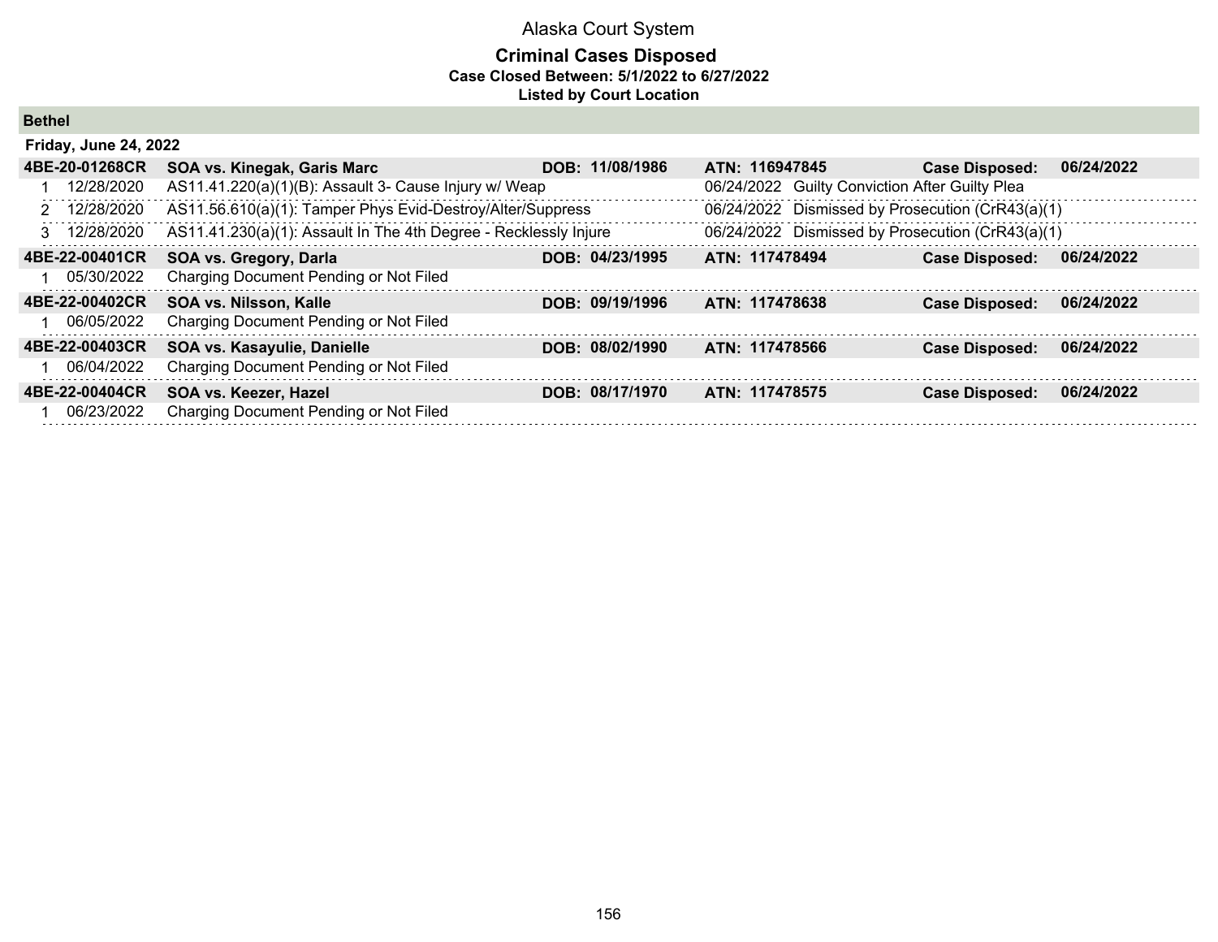# Alaska Court System

## Criminal Cases Disposed

### Case Closed Between: 5/1/2022 to 6/27/2022

### Listed by Court Location

**Bethel**

**Friday, June 24, 2022**

| | | | | | |
|---|---|---|---|---|---|
| **4BE-20-01268CR** | **SOA vs. Kinegak, Garis Marc** | **DOB: 11/08/1986** | **ATN: 116947845** | **Case Disposed:** | **06/24/2022** |
| 1 12/28/2020 | AS11.41.220(a)(1)(B): Assault 3- Cause Injury w/ Weap | | 06/24/2022 Guilty Conviction After Guilty Plea | | |
| 2 12/28/2020 | AS11.56.610(a)(1): Tamper Phys Evid-Destroy/Alter/Suppress | | 06/24/2022 Dismissed by Prosecution (CrR43(a)(1) | | |
| 3 12/28/2020 | AS11.41.230(a)(1): Assault In The 4th Degree - Recklessly Injure | | 06/24/2022 Dismissed by Prosecution (CrR43(a)(1) | | |
| **4BE-22-00401CR** | **SOA vs. Gregory, Darla** | **DOB: 04/23/1995** | **ATN: 117478494** | **Case Disposed:** | **06/24/2022** |
| 1 05/30/2022 | Charging Document Pending or Not Filed | | | | |
| **4BE-22-00402CR** | **SOA vs. Nilsson, Kalle** | **DOB: 09/19/1996** | **ATN: 117478638** | **Case Disposed:** | **06/24/2022** |
| 1 06/05/2022 | Charging Document Pending or Not Filed | | | | |
| **4BE-22-00403CR** | **SOA vs. Kasayulie, Danielle** | **DOB: 08/02/1990** | **ATN: 117478566** | **Case Disposed:** | **06/24/2022** |
| 1 06/04/2022 | Charging Document Pending or Not Filed | | | | |
| **4BE-22-00404CR** | **SOA vs. Keezer, Hazel** | **DOB: 08/17/1970** | **ATN: 117478575** | **Case Disposed:** | **06/24/2022** |
| 1 06/23/2022 | Charging Document Pending or Not Filed | | | | |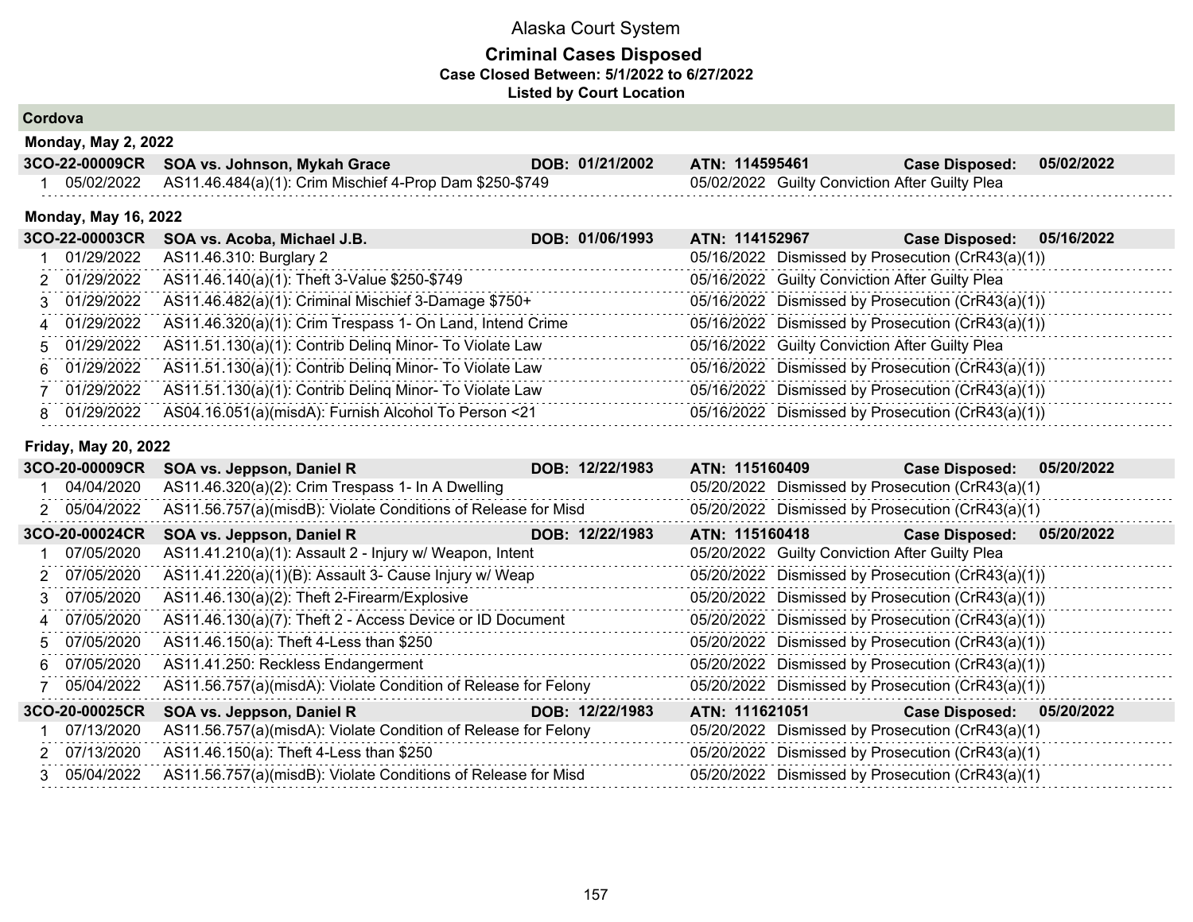# Alaska Court System

## Criminal Cases Disposed

**Case Closed Between: 5/1/2022 to 6/27/2022**

**Listed by Court Location**

### Cordova

**Monday, May 2, 2022**

**3CO-22-00009CR SOA vs. Johnson, Mykah Grace — DOB: 01/21/2002 — ATN: 114595461 — Case Disposed: 05/02/2022**

| # | Date | Charge | Disposition Date | Disposition |
|---|---|---|---|---|
| 1 | 05/02/2022 | AS11.46.484(a)(1): Crim Mischief 4-Prop Dam $250-$749 | 05/02/2022 | Guilty Conviction After Guilty Plea |

**Monday, May 16, 2022**

**3CO-22-00003CR SOA vs. Acoba, Michael J.B. — DOB: 01/06/1993 — ATN: 114152967 — Case Disposed: 05/16/2022**

| # | Date | Charge | Disposition Date | Disposition |
|---|---|---|---|---|
| 1 | 01/29/2022 | AS11.46.310: Burglary 2 | 05/16/2022 | Dismissed by Prosecution (CrR43(a)(1)) |
| 2 | 01/29/2022 | AS11.46.140(a)(1): Theft 3-Value $250-$749 | 05/16/2022 | Guilty Conviction After Guilty Plea |
| 3 | 01/29/2022 | AS11.46.482(a)(1): Criminal Mischief 3-Damage $750+ | 05/16/2022 | Dismissed by Prosecution (CrR43(a)(1)) |
| 4 | 01/29/2022 | AS11.46.320(a)(1): Crim Trespass 1- On Land, Intend Crime | 05/16/2022 | Dismissed by Prosecution (CrR43(a)(1)) |
| 5 | 01/29/2022 | AS11.51.130(a)(1): Contrib Delinq Minor- To Violate Law | 05/16/2022 | Guilty Conviction After Guilty Plea |
| 6 | 01/29/2022 | AS11.51.130(a)(1): Contrib Delinq Minor- To Violate Law | 05/16/2022 | Dismissed by Prosecution (CrR43(a)(1)) |
| 7 | 01/29/2022 | AS11.51.130(a)(1): Contrib Delinq Minor- To Violate Law | 05/16/2022 | Dismissed by Prosecution (CrR43(a)(1)) |
| 8 | 01/29/2022 | AS04.16.051(a)(misdA): Furnish Alcohol To Person <21 | 05/16/2022 | Dismissed by Prosecution (CrR43(a)(1)) |

**Friday, May 20, 2022**

**3CO-20-00009CR SOA vs. Jeppson, Daniel R — DOB: 12/22/1983 — ATN: 115160409 — Case Disposed: 05/20/2022**

| # | Date | Charge | Disposition Date | Disposition |
|---|---|---|---|---|
| 1 | 04/04/2020 | AS11.46.320(a)(2): Crim Trespass 1- In A Dwelling | 05/20/2022 | Dismissed by Prosecution (CrR43(a)(1) |
| 2 | 05/04/2022 | AS11.56.757(a)(misdB): Violate Conditions of Release for Misd | 05/20/2022 | Dismissed by Prosecution (CrR43(a)(1) |

**3CO-20-00024CR SOA vs. Jeppson, Daniel R — DOB: 12/22/1983 — ATN: 115160418 — Case Disposed: 05/20/2022**

| # | Date | Charge | Disposition Date | Disposition |
|---|---|---|---|---|
| 1 | 07/05/2020 | AS11.41.210(a)(1): Assault 2 - Injury w/ Weapon, Intent | 05/20/2022 | Guilty Conviction After Guilty Plea |
| 2 | 07/05/2020 | AS11.41.220(a)(1)(B): Assault 3- Cause Injury w/ Weap | 05/20/2022 | Dismissed by Prosecution (CrR43(a)(1)) |
| 3 | 07/05/2020 | AS11.46.130(a)(2): Theft 2-Firearm/Explosive | 05/20/2022 | Dismissed by Prosecution (CrR43(a)(1)) |
| 4 | 07/05/2020 | AS11.46.130(a)(7): Theft 2 - Access Device or ID Document | 05/20/2022 | Dismissed by Prosecution (CrR43(a)(1)) |
| 5 | 07/05/2020 | AS11.46.150(a): Theft 4-Less than $250 | 05/20/2022 | Dismissed by Prosecution (CrR43(a)(1)) |
| 6 | 07/05/2020 | AS11.41.250: Reckless Endangerment | 05/20/2022 | Dismissed by Prosecution (CrR43(a)(1)) |
| 7 | 05/04/2022 | AS11.56.757(a)(misdA): Violate Condition of Release for Felony | 05/20/2022 | Dismissed by Prosecution (CrR43(a)(1)) |

**3CO-20-00025CR SOA vs. Jeppson, Daniel R — DOB: 12/22/1983 — ATN: 111621051 — Case Disposed: 05/20/2022**

| # | Date | Charge | Disposition Date | Disposition |
|---|---|---|---|---|
| 1 | 07/13/2020 | AS11.56.757(a)(misdA): Violate Condition of Release for Felony | 05/20/2022 | Dismissed by Prosecution (CrR43(a)(1) |
| 2 | 07/13/2020 | AS11.46.150(a): Theft 4-Less than $250 | 05/20/2022 | Dismissed by Prosecution (CrR43(a)(1) |
| 3 | 05/04/2022 | AS11.56.757(a)(misdB): Violate Conditions of Release for Misd | 05/20/2022 | Dismissed by Prosecution (CrR43(a)(1) |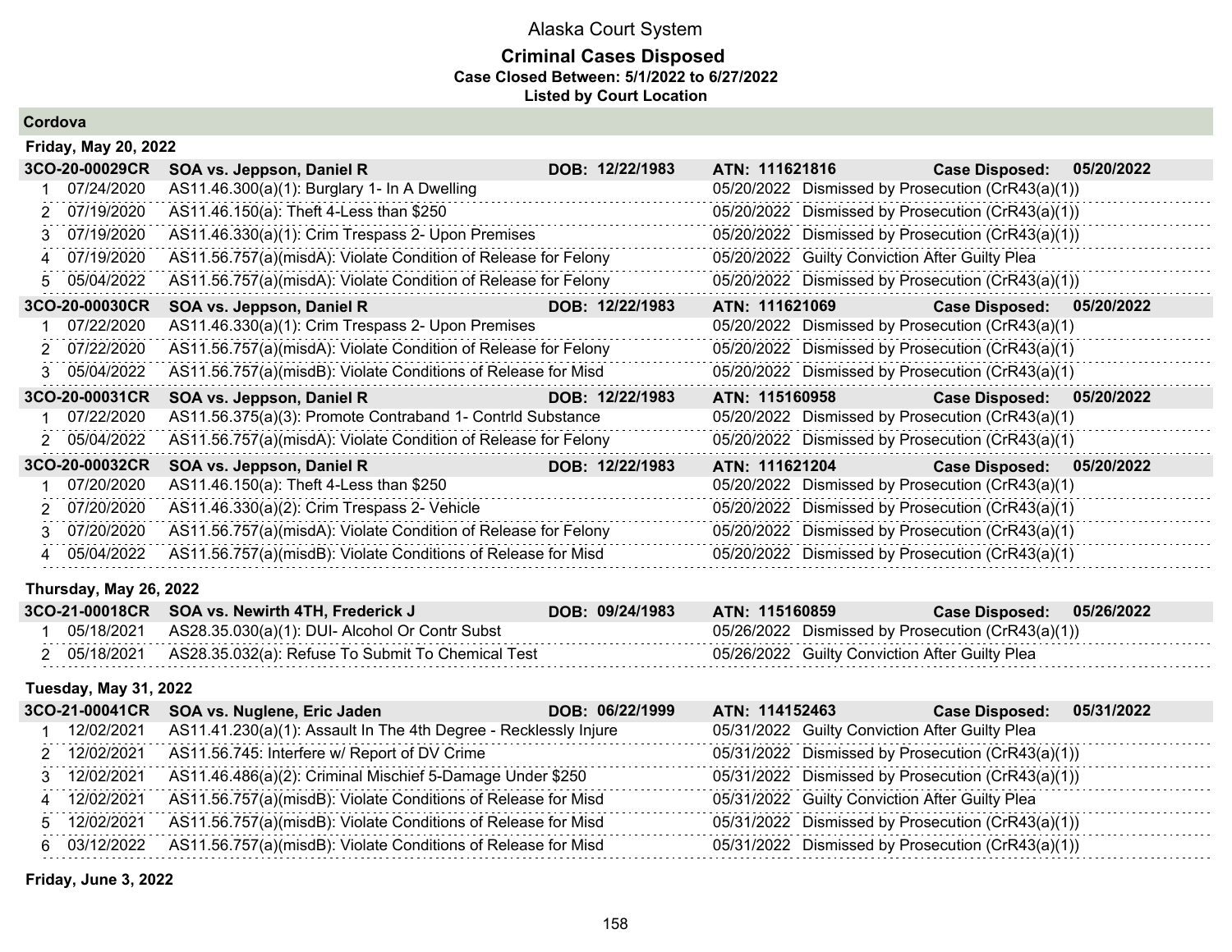# Alaska Court System

## Criminal Cases Disposed

**Case Closed Between: 5/1/2022 to 6/27/2022**

**Listed by Court Location**

### Cordova

#### Friday, May 20, 2022

| **3CO-20-00029CR** | **SOA vs. Jeppson, Daniel R** | **DOB: 12/22/1983** | **ATN: 111621816** | **Case Disposed: 05/20/2022** |
|---|---|---|---|---|
| 1 | 07/24/2020 | AS11.46.300(a)(1): Burglary 1- In A Dwelling | 05/20/2022 | Dismissed by Prosecution (CrR43(a)(1)) |
| 2 | 07/19/2020 | AS11.46.150(a): Theft 4-Less than $250 | 05/20/2022 | Dismissed by Prosecution (CrR43(a)(1)) |
| 3 | 07/19/2020 | AS11.46.330(a): Crim Trespass 2- Upon Premises | 05/20/2022 | Dismissed by Prosecution (CrR43(a)(1)) |
| 4 | 07/19/2020 | AS11.56.757(a)(misdA): Violate Condition of Release for Felony | 05/20/2022 | Guilty Conviction After Guilty Plea |
| 5 | 05/04/2022 | AS11.56.757(a)(misdA): Violate Condition of Release for Felony | 05/20/2022 | Dismissed by Prosecution (CrR43(a)(1)) |

| **3CO-20-00030CR** | **SOA vs. Jeppson, Daniel R** | **DOB: 12/22/1983** | **ATN: 111621069** | **Case Disposed: 05/20/2022** |
|---|---|---|---|---|
| 1 | 07/22/2020 | AS11.46.330(a)(1): Crim Trespass 2- Upon Premises | 05/20/2022 | Dismissed by Prosecution (CrR43(a)(1) |
| 2 | 07/22/2020 | AS11.56.757(a)(misdA): Violate Condition of Release for Felony | 05/20/2022 | Dismissed by Prosecution (CrR43(a)(1) |
| 3 | 05/04/2022 | AS11.56.757(a)(misdB): Violate Conditions of Release for Misd | 05/20/2022 | Dismissed by Prosecution (CrR43(a)(1) |

| **3CO-20-00031CR** | **SOA vs. Jeppson, Daniel R** | **DOB: 12/22/1983** | **ATN: 115160958** | **Case Disposed: 05/20/2022** |
|---|---|---|---|---|
| 1 | 07/22/2020 | AS11.56.375(a)(3): Promote Contraband 1- Contrld Substance | 05/20/2022 | Dismissed by Prosecution (CrR43(a)(1) |
| 2 | 05/04/2022 | AS11.56.757(a)(misdA): Violate Condition of Release for Felony | 05/20/2022 | Dismissed by Prosecution (CrR43(a)(1) |

| **3CO-20-00032CR** | **SOA vs. Jeppson, Daniel R** | **DOB: 12/22/1983** | **ATN: 111621204** | **Case Disposed: 05/20/2022** |
|---|---|---|---|---|
| 1 | 07/20/2020 | AS11.46.150(a): Theft 4-Less than $250 | 05/20/2022 | Dismissed by Prosecution (CrR43(a)(1) |
| 2 | 07/20/2020 | AS11.46.330(a)(2): Crim Trespass 2- Vehicle | 05/20/2022 | Dismissed by Prosecution (CrR43(a)(1) |
| 3 | 07/20/2020 | AS11.56.757(a)(misdA): Violate Condition of Release for Felony | 05/20/2022 | Dismissed by Prosecution (CrR43(a)(1) |
| 4 | 05/04/2022 | AS11.56.757(a)(misdB): Violate Conditions of Release for Misd | 05/20/2022 | Dismissed by Prosecution (CrR43(a)(1) |

#### Thursday, May 26, 2022

| **3CO-21-00018CR** | **SOA vs. Newirth 4TH, Frederick J** | **DOB: 09/24/1983** | **ATN: 115160859** | **Case Disposed: 05/26/2022** |
|---|---|---|---|---|
| 1 | 05/18/2021 | AS28.35.030(a)(1): DUI- Alcohol Or Contr Subst | 05/26/2022 | Dismissed by Prosecution (CrR43(a)(1)) |
| 2 | 05/18/2021 | AS28.35.032(a): Refuse To Submit To Chemical Test | 05/26/2022 | Guilty Conviction After Guilty Plea |

#### Tuesday, May 31, 2022

| **3CO-21-00041CR** | **SOA vs. Nuglene, Eric Jaden** | **DOB: 06/22/1999** | **ATN: 114152463** | **Case Disposed: 05/31/2022** |
|---|---|---|---|---|
| 1 | 12/02/2021 | AS11.41.230(a)(1): Assault In The 4th Degree - Recklessly Injure | 05/31/2022 | Guilty Conviction After Guilty Plea |
| 2 | 12/02/2021 | AS11.56.745: Interfere w/ Report of DV Crime | 05/31/2022 | Dismissed by Prosecution (CrR43(a)(1)) |
| 3 | 12/02/2021 | AS11.46.486(a)(2): Criminal Mischief 5-Damage Under $250 | 05/31/2022 | Dismissed by Prosecution (CrR43(a)(1)) |
| 4 | 12/02/2021 | AS11.56.757(a)(misdB): Violate Conditions of Release for Misd | 05/31/2022 | Guilty Conviction After Guilty Plea |
| 5 | 12/02/2021 | AS11.56.757(a)(misdB): Violate Conditions of Release for Misd | 05/31/2022 | Dismissed by Prosecution (CrR43(a)(1)) |
| 6 | 03/12/2022 | AS11.56.757(a)(misdB): Violate Conditions of Release for Misd | 05/31/2022 | Dismissed by Prosecution (CrR43(a)(1)) |

#### Friday, June 3, 2022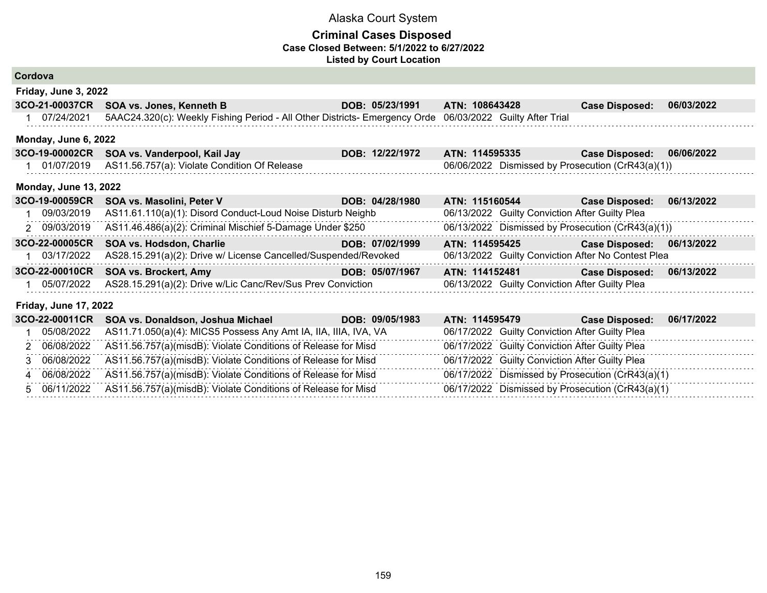# Alaska Court System

## Criminal Cases Disposed

**Case Closed Between: 5/1/2022 to 6/27/2022**

**Listed by Court Location**

### Cordova

**Friday, June 3, 2022**

| | | | | | |
|---|---|---|---|---|---|
| **3CO-21-00037CR** | **SOA vs. Jones, Kenneth B** | **DOB: 05/23/1991** | **ATN: 108643428** | **Case Disposed:** | **06/03/2022** |
| 1 | 07/24/2021 | 5AAC24.320(c): Weekly Fishing Period - All Other Districts- Emergency Orde | 06/03/2022 | Guilty After Trial | |

**Monday, June 6, 2022**

| | | | | | |
|---|---|---|---|---|---|
| **3CO-19-00002CR** | **SOA vs. Vanderpool, Kail Jay** | **DOB: 12/22/1972** | **ATN: 114595335** | **Case Disposed:** | **06/06/2022** |
| 1 | 01/07/2019 | AS11.56.757(a): Violate Condition Of Release | 06/06/2022 | Dismissed by Prosecution (CrR43(a)(1)) | |

**Monday, June 13, 2022**

| | | | | | |
|---|---|---|---|---|---|
| **3CO-19-00059CR** | **SOA vs. Masolini, Peter V** | **DOB: 04/28/1980** | **ATN: 115160544** | **Case Disposed:** | **06/13/2022** |
| 1 | 09/03/2019 | AS11.61.110(a)(1): Disord Conduct-Loud Noise Disturb Neighb | 06/13/2022 | Guilty Conviction After Guilty Plea | |
| 2 | 09/03/2019 | AS11.46.486(a)(2): Criminal Mischief 5-Damage Under $250 | 06/13/2022 | Dismissed by Prosecution (CrR43(a)(1)) | |
| **3CO-22-00005CR** | **SOA vs. Hodsdon, Charlie** | **DOB: 07/02/1999** | **ATN: 114595425** | **Case Disposed:** | **06/13/2022** |
| 1 | 03/17/2022 | AS28.15.291(a)(2): Drive w/ License Cancelled/Suspended/Revoked | 06/13/2022 | Guilty Conviction After No Contest Plea | |
| **3CO-22-00010CR** | **SOA vs. Brockert, Amy** | **DOB: 05/07/1967** | **ATN: 114152481** | **Case Disposed:** | **06/13/2022** |
| 1 | 05/07/2022 | AS28.15.291(a)(2): Drive w/Lic Canc/Rev/Sus Prev Conviction | 06/13/2022 | Guilty Conviction After Guilty Plea | |

**Friday, June 17, 2022**

| | | | | | |
|---|---|---|---|---|---|
| **3CO-22-00011CR** | **SOA vs. Donaldson, Joshua Michael** | **DOB: 09/05/1983** | **ATN: 114595479** | **Case Disposed:** | **06/17/2022** |
| 1 | 05/08/2022 | AS11.71.050(a)(4): MICS5 Possess Any Amt IA, IIA, IIIA, IVA, VA | 06/17/2022 | Guilty Conviction After Guilty Plea | |
| 2 | 06/08/2022 | AS11.56.757(a)(misdB): Violate Conditions of Release for Misd | 06/17/2022 | Guilty Conviction After Guilty Plea | |
| 3 | 06/08/2022 | AS11.56.757(a)(misdB): Violate Conditions of Release for Misd | 06/17/2022 | Guilty Conviction After Guilty Plea | |
| 4 | 06/08/2022 | AS11.56.757(a)(misdB): Violate Conditions of Release for Misd | 06/17/2022 | Dismissed by Prosecution (CrR43(a)(1) | |
| 5 | 06/11/2022 | AS11.56.757(a)(misdB): Violate Conditions of Release for Misd | 06/17/2022 | Dismissed by Prosecution (CrR43(a)(1) | |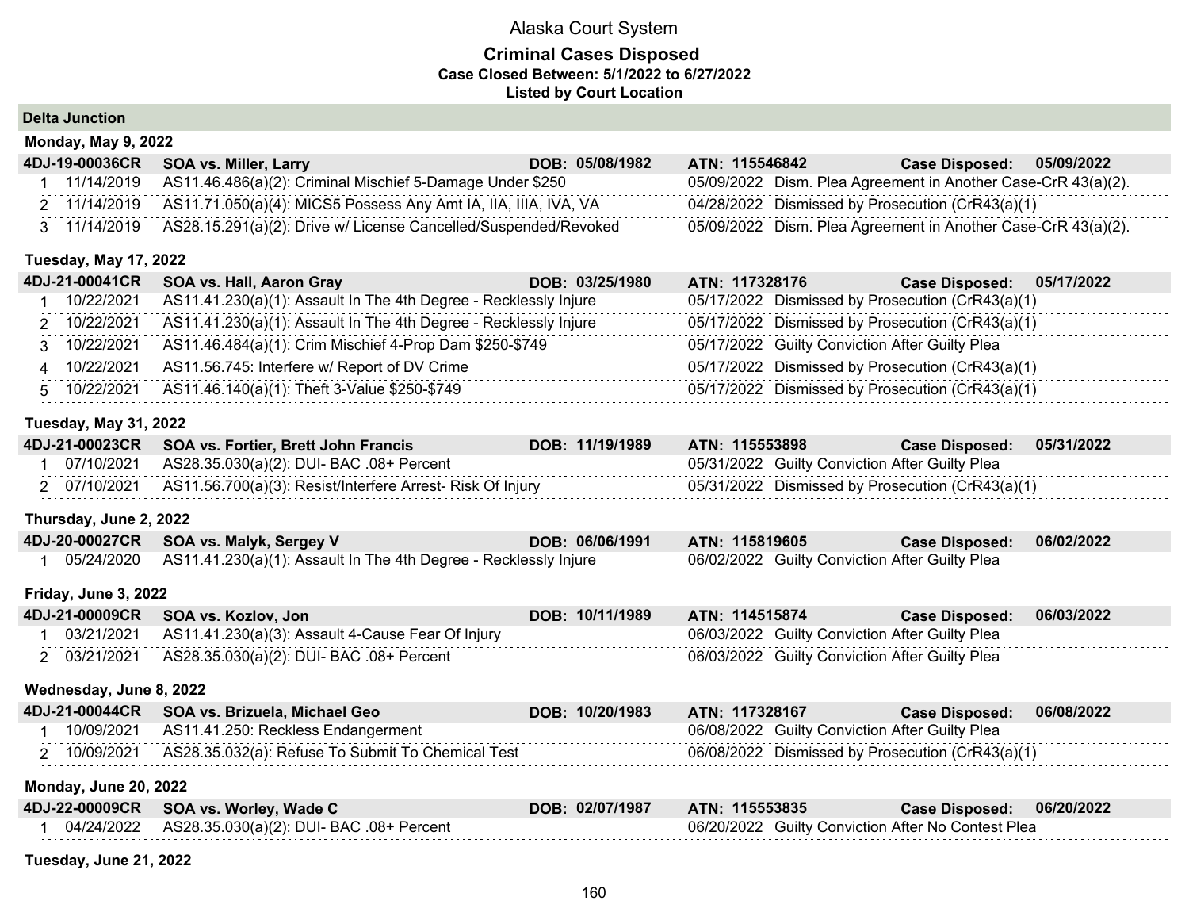# Alaska Court System

## Criminal Cases Disposed

**Case Closed Between: 5/1/2022 to 6/27/2022**

**Listed by Court Location**

### Delta Junction

#### Monday, May 9, 2022

**4DJ-19-00036CR** | **SOA vs. Miller, Larry** | **DOB: 05/08/1982** | **ATN: 115546842** | **Case Disposed: 05/09/2022**

| # | Date | Charge | Disposition Date | Disposition |
|---|---|---|---|---|
| 1 | 11/14/2019 | AS11.46.486(a)(2): Criminal Mischief 5-Damage Under $250 | 05/09/2022 | Dism. Plea Agreement in Another Case-CrR 43(a)(2). |
| 2 | 11/14/2019 | AS11.71.050(a)(4): MICS5 Possess Any Amt IA, IIA, IIIA, IVA, VA | 04/28/2022 | Dismissed by Prosecution (CrR43(a)(1) |
| 3 | 11/14/2019 | AS28.15.291(a)(2): Drive w/ License Cancelled/Suspended/Revoked | 05/09/2022 | Dism. Plea Agreement in Another Case-CrR 43(a)(2). |

#### Tuesday, May 17, 2022

**4DJ-21-00041CR** | **SOA vs. Hall, Aaron Gray** | **DOB: 03/25/1980** | **ATN: 117328176** | **Case Disposed: 05/17/2022**

| # | Date | Charge | Disposition Date | Disposition |
|---|---|---|---|---|
| 1 | 10/22/2021 | AS11.41.230(a)(1): Assault In The 4th Degree - Recklessly Injure | 05/17/2022 | Dismissed by Prosecution (CrR43(a)(1) |
| 2 | 10/22/2021 | AS11.41.230(a)(1): Assault In The 4th Degree - Recklessly Injure | 05/17/2022 | Dismissed by Prosecution (CrR43(a)(1) |
| 3 | 10/22/2021 | AS11.46.484(a)(1): Crim Mischief 4-Prop Dam $250-$749 | 05/17/2022 | Guilty Conviction After Guilty Plea |
| 4 | 10/22/2021 | AS11.56.745: Interfere w/ Report of DV Crime | 05/17/2022 | Dismissed by Prosecution (CrR43(a)(1) |
| 5 | 10/22/2021 | AS11.46.140(a)(1): Theft 3-Value $250-$749 | 05/17/2022 | Dismissed by Prosecution (CrR43(a)(1) |

#### Tuesday, May 31, 2022

**4DJ-21-00023CR** | **SOA vs. Fortier, Brett John Francis** | **DOB: 11/19/1989** | **ATN: 115553898** | **Case Disposed: 05/31/2022**

| # | Date | Charge | Disposition Date | Disposition |
|---|---|---|---|---|
| 1 | 07/10/2021 | AS28.35.030(a)(2): DUI- BAC .08+ Percent | 05/31/2022 | Guilty Conviction After Guilty Plea |
| 2 | 07/10/2021 | AS11.56.700(a)(3): Resist/Interfere Arrest- Risk Of Injury | 05/31/2022 | Dismissed by Prosecution (CrR43(a)(1) |

#### Thursday, June 2, 2022

**4DJ-20-00027CR** | **SOA vs. Malyk, Sergey V** | **DOB: 06/06/1991** | **ATN: 115819605** | **Case Disposed: 06/02/2022**

| # | Date | Charge | Disposition Date | Disposition |
|---|---|---|---|---|
| 1 | 05/24/2020 | AS11.41.230(a)(1): Assault In The 4th Degree - Recklessly Injure | 06/02/2022 | Guilty Conviction After Guilty Plea |

#### Friday, June 3, 2022

**4DJ-21-00009CR** | **SOA vs. Kozlov, Jon** | **DOB: 10/11/1989** | **ATN: 114515874** | **Case Disposed: 06/03/2022**

| # | Date | Charge | Disposition Date | Disposition |
|---|---|---|---|---|
| 1 | 03/21/2021 | AS11.41.230(a)(3): Assault 4-Cause Fear Of Injury | 06/03/2022 | Guilty Conviction After Guilty Plea |
| 2 | 03/21/2021 | AS28.35.030(a)(2): DUI- BAC .08+ Percent | 06/03/2022 | Guilty Conviction After Guilty Plea |

#### Wednesday, June 8, 2022

**4DJ-21-00044CR** | **SOA vs. Brizuela, Michael Geo** | **DOB: 10/20/1983** | **ATN: 117328167** | **Case Disposed: 06/08/2022**

| # | Date | Charge | Disposition Date | Disposition |
|---|---|---|---|---|
| 1 | 10/09/2021 | AS11.41.250: Reckless Endangerment | 06/08/2022 | Guilty Conviction After Guilty Plea |
| 2 | 10/09/2021 | AS28.35.032(a): Refuse To Submit To Chemical Test | 06/08/2022 | Dismissed by Prosecution (CrR43(a)(1) |

#### Monday, June 20, 2022

**4DJ-22-00009CR** | **SOA vs. Worley, Wade C** | **DOB: 02/07/1987** | **ATN: 115553835** | **Case Disposed: 06/20/2022**

| # | Date | Charge | Disposition Date | Disposition |
|---|---|---|---|---|
| 1 | 04/24/2022 | AS28.35.030(a)(2): DUI- BAC .08+ Percent | 06/20/2022 | Guilty Conviction After No Contest Plea |

#### Tuesday, June 21, 2022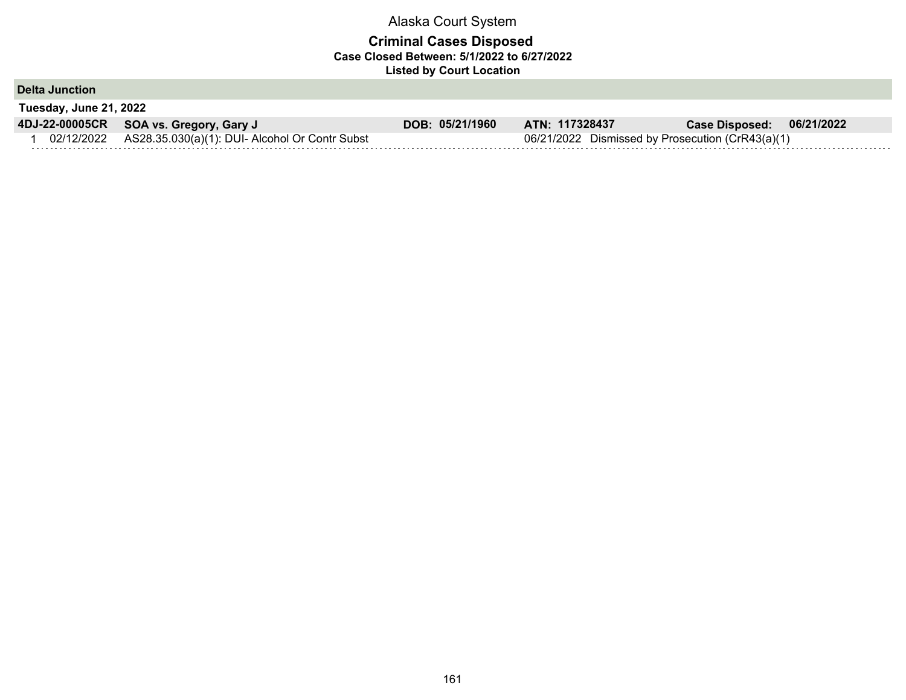Alaska Court System

**Criminal Cases Disposed**

**Case Closed Between: 5/1/2022 to 6/27/2022**

**Listed by Court Location**

**Delta Junction**

**Tuesday, June 21, 2022**

| **4DJ-22-00005CR** | **SOA vs. Gregory, Gary J** | **DOB: 05/21/1960** | **ATN: 117328437** | **Case Disposed: 06/21/2022** |
|---|---|---|---|---|
| 1 02/12/2022 | AS28.35.030(a)(1): DUI- Alcohol Or Contr Subst | | 06/21/2022 Dismissed by Prosecution (CrR43(a)(1) | |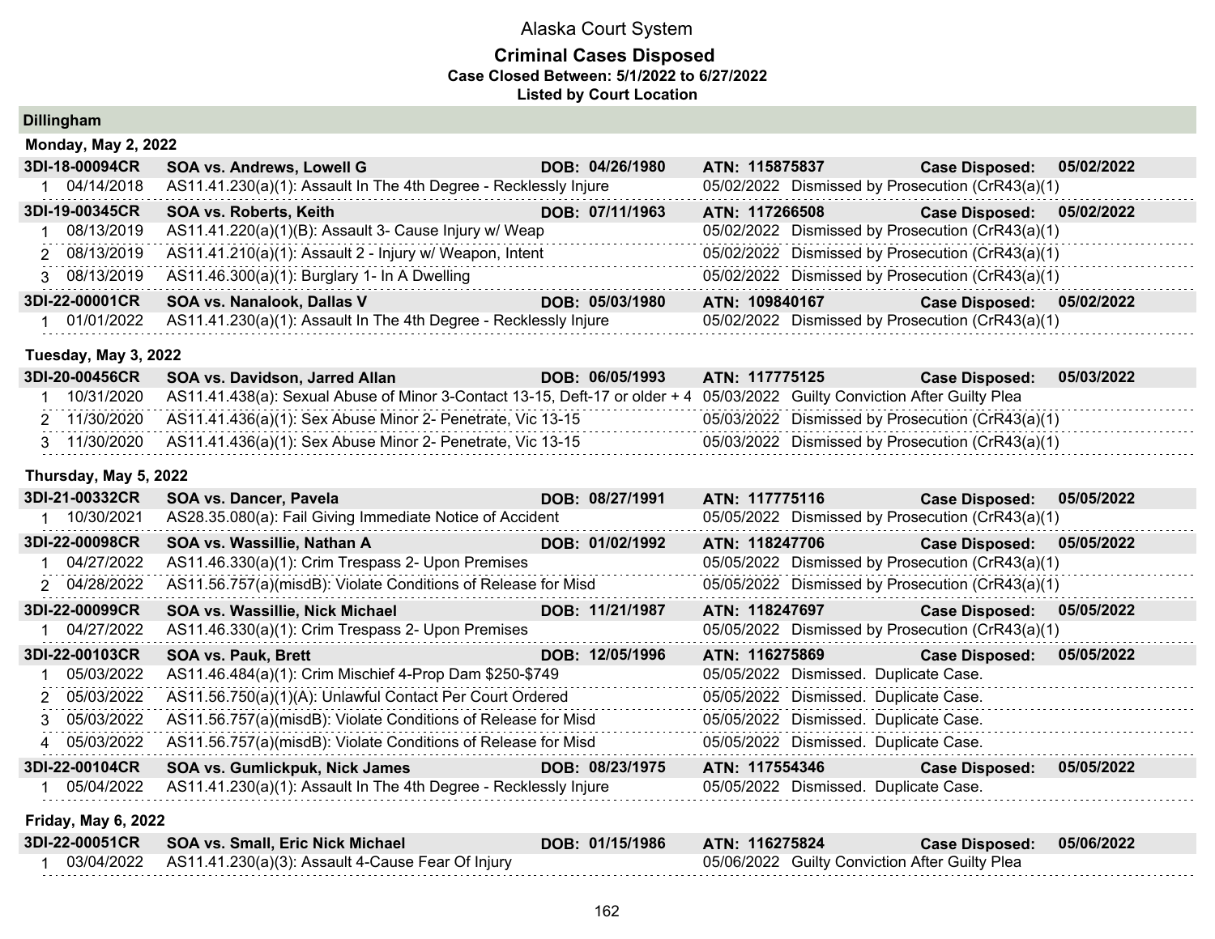# Alaska Court System

## Criminal Cases Disposed

**Case Closed Between: 5/1/2022 to 6/27/2022**

**Listed by Court Location**

### Dillingham

#### Monday, May 2, 2022

| Case | Defendant | DOB | ATN | Case Disposed |
|---|---|---|---|---|
| **3DI-18-00094CR** | **SOA vs. Andrews, Lowell G** | **DOB: 04/26/1980** | **ATN: 115875837** | **05/02/2022** |

| # | Offense Date | Charge | Disposition Date | Disposition |
|---|---|---|---|---|
| 1 | 04/14/2018 | AS11.41.230(a)(1): Assault In The 4th Degree - Recklessly Injure | 05/02/2022 | Dismissed by Prosecution (CrR43(a)(1) |

| Case | Defendant | DOB | ATN | Case Disposed |
|---|---|---|---|---|
| **3DI-19-00345CR** | **SOA vs. Roberts, Keith** | **DOB: 07/11/1963** | **ATN: 117266508** | **05/02/2022** |

| # | Offense Date | Charge | Disposition Date | Disposition |
|---|---|---|---|---|
| 1 | 08/13/2019 | AS11.41.220(a)(1)(B): Assault 3- Cause Injury w/ Weap | 05/02/2022 | Dismissed by Prosecution (CrR43(a)(1) |
| 2 | 08/13/2019 | AS11.41.210(a)(1): Assault 2 - Injury w/ Weapon, Intent | 05/02/2022 | Dismissed by Prosecution (CrR43(a)(1) |
| 3 | 08/13/2019 | AS11.46.300(a)(1): Burglary 1- In A Dwelling | 05/02/2022 | Dismissed by Prosecution (CrR43(a)(1) |

| Case | Defendant | DOB | ATN | Case Disposed |
|---|---|---|---|---|
| **3DI-22-00001CR** | **SOA vs. Nanalook, Dallas V** | **DOB: 05/03/1980** | **ATN: 109840167** | **05/02/2022** |

| # | Offense Date | Charge | Disposition Date | Disposition |
|---|---|---|---|---|
| 1 | 01/01/2022 | AS11.41.230(a)(1): Assault In The 4th Degree - Recklessly Injure | 05/02/2022 | Dismissed by Prosecution (CrR43(a)(1) |

#### Tuesday, May 3, 2022

| Case | Defendant | DOB | ATN | Case Disposed |
|---|---|---|---|---|
| **3DI-20-00456CR** | **SOA vs. Davidson, Jarred Allan** | **DOB: 06/05/1993** | **ATN: 117775125** | **05/03/2022** |

| # | Offense Date | Charge | Disposition Date | Disposition |
|---|---|---|---|---|
| 1 | 10/31/2020 | AS11.41.438(a): Sexual Abuse of Minor 3-Contact 13-15, Deft-17 or older + 4 | 05/03/2022 | Guilty Conviction After Guilty Plea |
| 2 | 11/30/2020 | AS11.41.436(a)(1): Sex Abuse Minor 2- Penetrate, Vic 13-15 | 05/03/2022 | Dismissed by Prosecution (CrR43(a)(1) |
| 3 | 11/30/2020 | AS11.41.436(a)(1): Sex Abuse Minor 2- Penetrate, Vic 13-15 | 05/03/2022 | Dismissed by Prosecution (CrR43(a)(1) |

#### Thursday, May 5, 2022

| Case | Defendant | DOB | ATN | Case Disposed |
|---|---|---|---|---|
| **3DI-21-00332CR** | **SOA vs. Dancer, Pavela** | **DOB: 08/27/1991** | **ATN: 117775116** | **05/05/2022** |

| # | Offense Date | Charge | Disposition Date | Disposition |
|---|---|---|---|---|
| 1 | 10/30/2021 | AS28.35.080(a): Fail Giving Immediate Notice of Accident | 05/05/2022 | Dismissed by Prosecution (CrR43(a)(1) |

| Case | Defendant | DOB | ATN | Case Disposed |
|---|---|---|---|---|
| **3DI-22-00098CR** | **SOA vs. Wassillie, Nathan A** | **DOB: 01/02/1992** | **ATN: 118247706** | **05/05/2022** |

| # | Offense Date | Charge | Disposition Date | Disposition |
|---|---|---|---|---|
| 1 | 04/27/2022 | AS11.46.330(a)(1): Crim Trespass 2- Upon Premises | 05/05/2022 | Dismissed by Prosecution (CrR43(a)(1) |
| 2 | 04/28/2022 | AS11.56.757(a)(misdB): Violate Conditions of Release for Misd | 05/05/2022 | Dismissed by Prosecution (CrR43(a)(1) |

| Case | Defendant | DOB | ATN | Case Disposed |
|---|---|---|---|---|
| **3DI-22-00099CR** | **SOA vs. Wassillie, Nick Michael** | **DOB: 11/21/1987** | **ATN: 118247697** | **05/05/2022** |

| # | Offense Date | Charge | Disposition Date | Disposition |
|---|---|---|---|---|
| 1 | 04/27/2022 | AS11.46.330(a)(1): Crim Trespass 2- Upon Premises | 05/05/2022 | Dismissed by Prosecution (CrR43(a)(1) |

| Case | Defendant | DOB | ATN | Case Disposed |
|---|---|---|---|---|
| **3DI-22-00103CR** | **SOA vs. Pauk, Brett** | **DOB: 12/05/1996** | **ATN: 116275869** | **05/05/2022** |

| # | Offense Date | Charge | Disposition Date | Disposition |
|---|---|---|---|---|
| 1 | 05/03/2022 | AS11.46.484(a)(1): Crim Mischief 4-Prop Dam $250-$749 | 05/05/2022 | Dismissed. Duplicate Case. |
| 2 | 05/03/2022 | AS11.56.750(a)(1)(A): Unlawful Contact Per Court Ordered | 05/05/2022 | Dismissed. Duplicate Case. |
| 3 | 05/03/2022 | AS11.56.757(a)(misdB): Violate Conditions of Release for Misd | 05/05/2022 | Dismissed. Duplicate Case. |
| 4 | 05/03/2022 | AS11.56.757(a)(misdB): Violate Conditions of Release for Misd | 05/05/2022 | Dismissed. Duplicate Case. |

| Case | Defendant | DOB | ATN | Case Disposed |
|---|---|---|---|---|
| **3DI-22-00104CR** | **SOA vs. Gumlickpuk, Nick James** | **DOB: 08/23/1975** | **ATN: 117554346** | **05/05/2022** |

| # | Offense Date | Charge | Disposition Date | Disposition |
|---|---|---|---|---|
| 1 | 05/04/2022 | AS11.41.230(a)(1): Assault In The 4th Degree - Recklessly Injure | 05/05/2022 | Dismissed. Duplicate Case. |

#### Friday, May 6, 2022

| Case | Defendant | DOB | ATN | Case Disposed |
|---|---|---|---|---|
| **3DI-22-00051CR** | **SOA vs. Small, Eric Nick Michael** | **DOB: 01/15/1986** | **ATN: 116275824** | **05/06/2022** |

| # | Offense Date | Charge | Disposition Date | Disposition |
|---|---|---|---|---|
| 1 | 03/04/2022 | AS11.41.230(a)(3): Assault 4-Cause Fear Of Injury | 05/06/2022 | Guilty Conviction After Guilty Plea |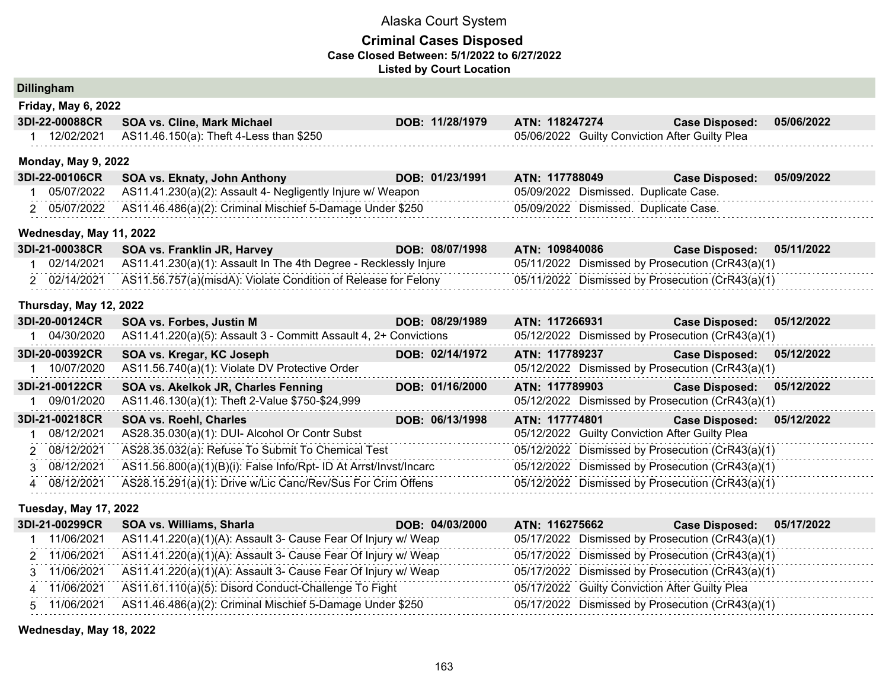# Alaska Court System

## Criminal Cases Disposed

**Case Closed Between: 5/1/2022 to 6/27/2022**

**Listed by Court Location**

### Dillingham

**Friday, May 6, 2022**

| | | | | |
|---|---|---|---|---|
| **3DI-22-00088CR** | **SOA vs. Cline, Mark Michael** | **DOB: 11/28/1979** | **ATN: 118247274** | **Case Disposed: 05/06/2022** |
| 1 12/02/2021 | AS11.46.150(a): Theft 4-Less than $250 | | 05/06/2022 Guilty Conviction After Guilty Plea | |

**Monday, May 9, 2022**

| | | | | |
|---|---|---|---|---|
| **3DI-22-00106CR** | **SOA vs. Eknaty, John Anthony** | **DOB: 01/23/1991** | **ATN: 117788049** | **Case Disposed: 05/09/2022** |
| 1 05/07/2022 | AS11.41.230(a)(2): Assault 4- Negligently Injure w/ Weapon | | 05/09/2022 Dismissed. Duplicate Case. | |
| 2 05/07/2022 | AS11.46.486(a)(2): Criminal Mischief 5-Damage Under $250 | | 05/09/2022 Dismissed. Duplicate Case. | |

**Wednesday, May 11, 2022**

| | | | | |
|---|---|---|---|---|
| **3DI-21-00038CR** | **SOA vs. Franklin JR, Harvey** | **DOB: 08/07/1998** | **ATN: 109840086** | **Case Disposed: 05/11/2022** |
| 1 02/14/2021 | AS11.41.230(a)(1): Assault In The 4th Degree - Recklessly Injure | | 05/11/2022 Dismissed by Prosecution (CrR43(a)(1) | |
| 2 02/14/2021 | AS11.56.757(a)(misdA): Violate Condition of Release for Felony | | 05/11/2022 Dismissed by Prosecution (CrR43(a)(1) | |

**Thursday, May 12, 2022**

| | | | | |
|---|---|---|---|---|
| **3DI-20-00124CR** | **SOA vs. Forbes, Justin M** | **DOB: 08/29/1989** | **ATN: 117266931** | **Case Disposed: 05/12/2022** |
| 1 04/30/2020 | AS11.41.220(a)(5): Assault 3 - Committ Assault 4, 2+ Convictions | | 05/12/2022 Dismissed by Prosecution (CrR43(a)(1) | |
| **3DI-20-00392CR** | **SOA vs. Kregar, KC Joseph** | **DOB: 02/14/1972** | **ATN: 117789237** | **Case Disposed: 05/12/2022** |
| 1 10/07/2020 | AS11.56.740(a)(1): Violate DV Protective Order | | 05/12/2022 Dismissed by Prosecution (CrR43(a)(1) | |
| **3DI-21-00122CR** | **SOA vs. Akelkok JR, Charles Fenning** | **DOB: 01/16/2000** | **ATN: 117789903** | **Case Disposed: 05/12/2022** |
| 1 09/01/2020 | AS11.46.130(a)(1): Theft 2-Value $750-$24,999 | | 05/12/2022 Dismissed by Prosecution (CrR43(a)(1) | |
| **3DI-21-00218CR** | **SOA vs. Roehl, Charles** | **DOB: 06/13/1998** | **ATN: 117774801** | **Case Disposed: 05/12/2022** |
| 1 08/12/2021 | AS28.35.030(a)(1): DUI- Alcohol Or Contr Subst | | 05/12/2022 Guilty Conviction After Guilty Plea | |
| 2 08/12/2021 | AS28.35.032(a): Refuse To Submit To Chemical Test | | 05/12/2022 Dismissed by Prosecution (CrR43(a)(1) | |
| 3 08/12/2021 | AS11.56.800(a)(1)(B)(i): False Info/Rpt- ID At Arrst/Invst/Incarc | | 05/12/2022 Dismissed by Prosecution (CrR43(a)(1) | |
| 4 08/12/2021 | AS28.15.291(a)(1): Drive w/Lic Canc/Rev/Sus For Crim Offens | | 05/12/2022 Dismissed by Prosecution (CrR43(a)(1) | |

**Tuesday, May 17, 2022**

| | | | | |
|---|---|---|---|---|
| **3DI-21-00299CR** | **SOA vs. Williams, Sharla** | **DOB: 04/03/2000** | **ATN: 116275662** | **Case Disposed: 05/17/2022** |
| 1 11/06/2021 | AS11.41.220(a)(1)(A): Assault 3- Cause Fear Of Injury w/ Weap | | 05/17/2022 Dismissed by Prosecution (CrR43(a)(1) | |
| 2 11/06/2021 | AS11.41.220(a)(1)(A): Assault 3- Cause Fear Of Injury w/ Weap | | 05/17/2022 Dismissed by Prosecution (CrR43(a)(1) | |
| 3 11/06/2021 | AS11.41.220(a)(1)(A): Assault 3- Cause Fear Of Injury w/ Weap | | 05/17/2022 Dismissed by Prosecution (CrR43(a)(1) | |
| 4 11/06/2021 | AS11.61.110(a)(5): Disord Conduct-Challenge To Fight | | 05/17/2022 Guilty Conviction After Guilty Plea | |
| 5 11/06/2021 | AS11.46.486(a)(2): Criminal Mischief 5-Damage Under $250 | | 05/17/2022 Dismissed by Prosecution (CrR43(a)(1) | |

**Wednesday, May 18, 2022**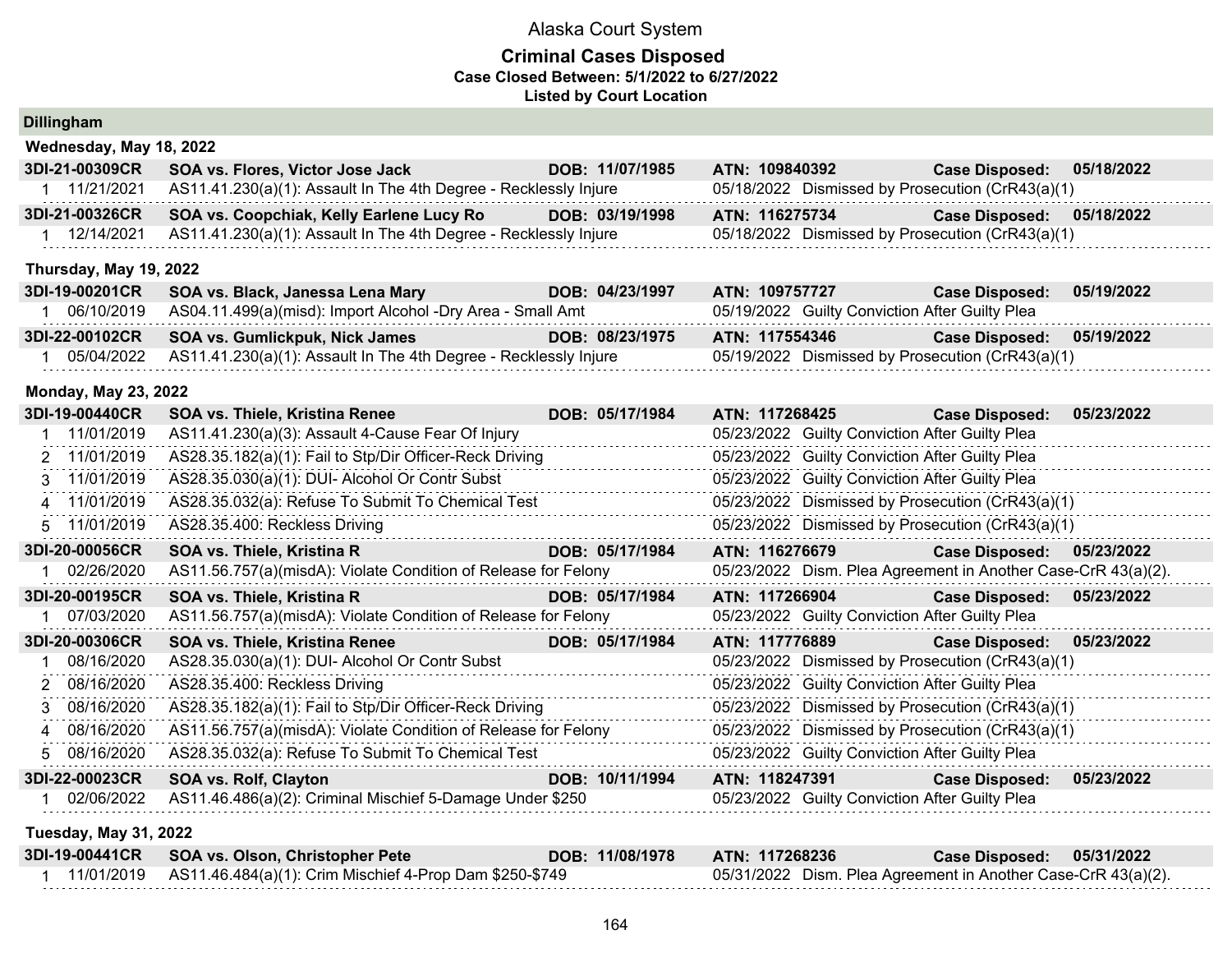# Alaska Court System

## Criminal Cases Disposed

**Case Closed Between: 5/1/2022 to 6/27/2022**

**Listed by Court Location**

### Dillingham

#### Wednesday, May 18, 2022

| Case | Party | DOB | ATN | Case Disposed |
|---|---|---|---|---|
| **3DI-21-00309CR** | **SOA vs. Flores, Victor Jose Jack** | **DOB: 11/07/1985** | **ATN: 109840392** | **05/18/2022** |
| 1 | 11/21/2021 | AS11.41.230(a)(1): Assault In The 4th Degree - Recklessly Injure | 05/18/2022 | Dismissed by Prosecution (CrR43(a)(1) |
| **3DI-21-00326CR** | **SOA vs. Coopchiak, Kelly Earlene Lucy Ro** | **DOB: 03/19/1998** | **ATN: 116275734** | **05/18/2022** |
| 1 | 12/14/2021 | AS11.41.230(a)(1): Assault In The 4th Degree - Recklessly Injure | 05/18/2022 | Dismissed by Prosecution (CrR43(a)(1) |

#### Thursday, May 19, 2022

| Case | Party | DOB | ATN | Case Disposed |
|---|---|---|---|---|
| **3DI-19-00201CR** | **SOA vs. Black, Janessa Lena Mary** | **DOB: 04/23/1997** | **ATN: 109757727** | **05/19/2022** |
| 1 | 06/10/2019 | AS04.11.499(a)(misd): Import Alcohol -Dry Area - Small Amt | 05/19/2022 | Guilty Conviction After Guilty Plea |
| **3DI-22-00102CR** | **SOA vs. Gumlickpuk, Nick James** | **DOB: 08/23/1975** | **ATN: 117554346** | **05/19/2022** |
| 1 | 05/04/2022 | AS11.41.230(a)(1): Assault In The 4th Degree - Recklessly Injure | 05/19/2022 | Dismissed by Prosecution (CrR43(a)(1) |

#### Monday, May 23, 2022

| Case | Party | DOB | ATN | Case Disposed |
|---|---|---|---|---|
| **3DI-19-00440CR** | **SOA vs. Thiele, Kristina Renee** | **DOB: 05/17/1984** | **ATN: 117268425** | **05/23/2022** |
| 1 | 11/01/2019 | AS11.41.230(a)(3): Assault 4-Cause Fear Of Injury | 05/23/2022 | Guilty Conviction After Guilty Plea |
| 2 | 11/01/2019 | AS28.35.182(a)(1): Fail to Stp/Dir Officer-Reck Driving | 05/23/2022 | Guilty Conviction After Guilty Plea |
| 3 | 11/01/2019 | AS28.35.030(a)(1): DUI- Alcohol Or Contr Subst | 05/23/2022 | Guilty Conviction After Guilty Plea |
| 4 | 11/01/2019 | AS28.35.032(a): Refuse To Submit To Chemical Test | 05/23/2022 | Dismissed by Prosecution (CrR43(a)(1) |
| 5 | 11/01/2019 | AS28.35.400: Reckless Driving | 05/23/2022 | Dismissed by Prosecution (CrR43(a)(1) |
| **3DI-20-00056CR** | **SOA vs. Thiele, Kristina R** | **DOB: 05/17/1984** | **ATN: 116276679** | **05/23/2022** |
| 1 | 02/26/2020 | AS11.56.757(a)(misdA): Violate Condition of Release for Felony | 05/23/2022 | Dism. Plea Agreement in Another Case-CrR 43(a)(2). |
| **3DI-20-00195CR** | **SOA vs. Thiele, Kristina R** | **DOB: 05/17/1984** | **ATN: 117266904** | **05/23/2022** |
| 1 | 07/03/2020 | AS11.56.757(a)(misdA): Violate Condition of Release for Felony | 05/23/2022 | Guilty Conviction After Guilty Plea |
| **3DI-20-00306CR** | **SOA vs. Thiele, Kristina Renee** | **DOB: 05/17/1984** | **ATN: 117776889** | **05/23/2022** |
| 1 | 08/16/2020 | AS28.35.030(a)(1): DUI- Alcohol Or Contr Subst | 05/23/2022 | Dismissed by Prosecution (CrR43(a)(1) |
| 2 | 08/16/2020 | AS28.35.400: Reckless Driving | 05/23/2022 | Guilty Conviction After Guilty Plea |
| 3 | 08/16/2020 | AS28.35.182(a)(1): Fail to Stp/Dir Officer-Reck Driving | 05/23/2022 | Dismissed by Prosecution (CrR43(a)(1) |
| 4 | 08/16/2020 | AS11.56.757(a)(misdA): Violate Condition of Release for Felony | 05/23/2022 | Dismissed by Prosecution (CrR43(a)(1) |
| 5 | 08/16/2020 | AS28.35.032(a): Refuse To Submit To Chemical Test | 05/23/2022 | Guilty Conviction After Guilty Plea |
| **3DI-22-00023CR** | **SOA vs. Rolf, Clayton** | **DOB: 10/11/1994** | **ATN: 118247391** | **05/23/2022** |
| 1 | 02/06/2022 | AS11.46.486(a)(2): Criminal Mischief 5-Damage Under $250 | 05/23/2022 | Guilty Conviction After Guilty Plea |

#### Tuesday, May 31, 2022

| Case | Party | DOB | ATN | Case Disposed |
|---|---|---|---|---|
| **3DI-19-00441CR** | **SOA vs. Olson, Christopher Pete** | **DOB: 11/08/1978** | **ATN: 117268236** | **05/31/2022** |
| 1 | 11/01/2019 | AS11.46.484(a)(1): Crim Mischief 4-Prop Dam $250-$749 | 05/31/2022 | Dism. Plea Agreement in Another Case-CrR 43(a)(2). |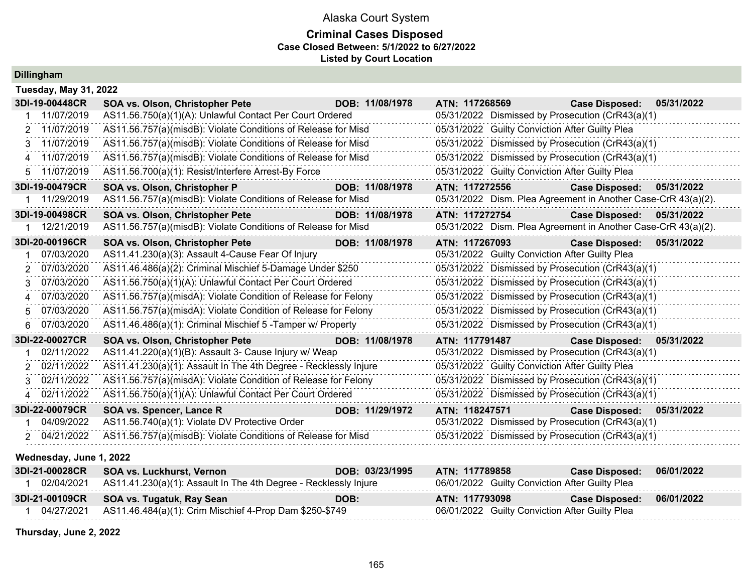# Alaska Court System

## Criminal Cases Disposed

**Case Closed Between: 5/1/2022 to 6/27/2022**

**Listed by Court Location**

### Dillingham

#### Tuesday, May 31, 2022

| Case | Parties | DOB | ATN | Case Disposed |
|---|---|---|---|---|
| **3DI-19-00448CR** | **SOA vs. Olson, Christopher Pete** | **11/08/1978** | **117268569** | **05/31/2022** |

| # | Date | Charge | Disposition Date | Disposition |
|---|---|---|---|---|
| 1 | 11/07/2019 | AS11.56.750(a)(1)(A): Unlawful Contact Per Court Ordered | 05/31/2022 | Dismissed by Prosecution (CrR43(a)(1) |
| 2 | 11/07/2019 | AS11.56.757(a)(misdB): Violate Conditions of Release for Misd | 05/31/2022 | Guilty Conviction After Guilty Plea |
| 3 | 11/07/2019 | AS11.56.757(a)(misdB): Violate Conditions of Release for Misd | 05/31/2022 | Dismissed by Prosecution (CrR43(a)(1) |
| 4 | 11/07/2019 | AS11.56.757(a)(misdB): Violate Conditions of Release for Misd | 05/31/2022 | Dismissed by Prosecution (CrR43(a)(1) |
| 5 | 11/07/2019 | AS11.56.700(a)(1): Resist/Interfere Arrest-By Force | 05/31/2022 | Guilty Conviction After Guilty Plea |

| Case | Parties | DOB | ATN | Case Disposed |
|---|---|---|---|---|
| **3DI-19-00479CR** | **SOA vs. Olson, Christopher P** | **11/08/1978** | **117272556** | **05/31/2022** |

| # | Date | Charge | Disposition Date | Disposition |
|---|---|---|---|---|
| 1 | 11/29/2019 | AS11.56.757(a)(misdB): Violate Conditions of Release for Misd | 05/31/2022 | Dism. Plea Agreement in Another Case-CrR 43(a)(2). |

| Case | Parties | DOB | ATN | Case Disposed |
|---|---|---|---|---|
| **3DI-19-00498CR** | **SOA vs. Olson, Christopher Pete** | **11/08/1978** | **117272754** | **05/31/2022** |

| # | Date | Charge | Disposition Date | Disposition |
|---|---|---|---|---|
| 1 | 12/21/2019 | AS11.56.757(a)(misdB): Violate Conditions of Release for Misd | 05/31/2022 | Dism. Plea Agreement in Another Case-CrR 43(a)(2). |

| Case | Parties | DOB | ATN | Case Disposed |
|---|---|---|---|---|
| **3DI-20-00196CR** | **SOA vs. Olson, Christopher Pete** | **11/08/1978** | **117267093** | **05/31/2022** |

| # | Date | Charge | Disposition Date | Disposition |
|---|---|---|---|---|
| 1 | 07/03/2020 | AS11.41.230(a)(3): Assault 4-Cause Fear Of Injury | 05/31/2022 | Guilty Conviction After Guilty Plea |
| 2 | 07/03/2020 | AS11.46.486(a)(2): Criminal Mischief 5-Damage Under $250 | 05/31/2022 | Dismissed by Prosecution (CrR43(a)(1) |
| 3 | 07/03/2020 | AS11.56.750(a)(1)(A): Unlawful Contact Per Court Ordered | 05/31/2022 | Dismissed by Prosecution (CrR43(a)(1) |
| 4 | 07/03/2020 | AS11.56.757(a)(misdA): Violate Condition of Release for Felony | 05/31/2022 | Dismissed by Prosecution (CrR43(a)(1) |
| 5 | 07/03/2020 | AS11.56.757(a)(misdA): Violate Condition of Release for Felony | 05/31/2022 | Dismissed by Prosecution (CrR43(a)(1) |
| 6 | 07/03/2020 | AS11.46.486(a)(1): Criminal Mischief 5 -Tamper w/ Property | 05/31/2022 | Dismissed by Prosecution (CrR43(a)(1) |

| Case | Parties | DOB | ATN | Case Disposed |
|---|---|---|---|---|
| **3DI-22-00027CR** | **SOA vs. Olson, Christopher Pete** | **11/08/1978** | **117791487** | **05/31/2022** |

| # | Date | Charge | Disposition Date | Disposition |
|---|---|---|---|---|
| 1 | 02/11/2022 | AS11.41.220(a)(1)(B): Assault 3- Cause Injury w/ Weap | 05/31/2022 | Dismissed by Prosecution (CrR43(a)(1) |
| 2 | 02/11/2022 | AS11.41.230(a)(1): Assault In The 4th Degree - Recklessly Injure | 05/31/2022 | Guilty Conviction After Guilty Plea |
| 3 | 02/11/2022 | AS11.56.757(a)(misdA): Violate Condition of Release for Felony | 05/31/2022 | Dismissed by Prosecution (CrR43(a)(1) |
| 4 | 02/11/2022 | AS11.56.750(a)(1)(A): Unlawful Contact Per Court Ordered | 05/31/2022 | Dismissed by Prosecution (CrR43(a)(1) |

| Case | Parties | DOB | ATN | Case Disposed |
|---|---|---|---|---|
| **3DI-22-00079CR** | **SOA vs. Spencer, Lance R** | **11/29/1972** | **118247571** | **05/31/2022** |

| # | Date | Charge | Disposition Date | Disposition |
|---|---|---|---|---|
| 1 | 04/09/2022 | AS11.56.740(a)(1): Violate DV Protective Order | 05/31/2022 | Dismissed by Prosecution (CrR43(a)(1) |
| 2 | 04/21/2022 | AS11.56.757(a)(misdB): Violate Conditions of Release for Misd | 05/31/2022 | Dismissed by Prosecution (CrR43(a)(1) |

#### Wednesday, June 1, 2022

| Case | Parties | DOB | ATN | Case Disposed |
|---|---|---|---|---|
| **3DI-21-00028CR** | **SOA vs. Luckhurst, Vernon** | **03/23/1995** | **117789858** | **06/01/2022** |

| # | Date | Charge | Disposition Date | Disposition |
|---|---|---|---|---|
| 1 | 02/04/2021 | AS11.41.230(a)(1): Assault In The 4th Degree - Recklessly Injure | 06/01/2022 | Guilty Conviction After Guilty Plea |

| Case | Parties | DOB | ATN | Case Disposed |
|---|---|---|---|---|
| **3DI-21-00109CR** | **SOA vs. Tugatuk, Ray Sean** | | **117793098** | **06/01/2022** |

| # | Date | Charge | Disposition Date | Disposition |
|---|---|---|---|---|
| 1 | 04/27/2021 | AS11.46.484(a)(1): Crim Mischief 4-Prop Dam $250-$749 | 06/01/2022 | Guilty Conviction After Guilty Plea |

#### Thursday, June 2, 2022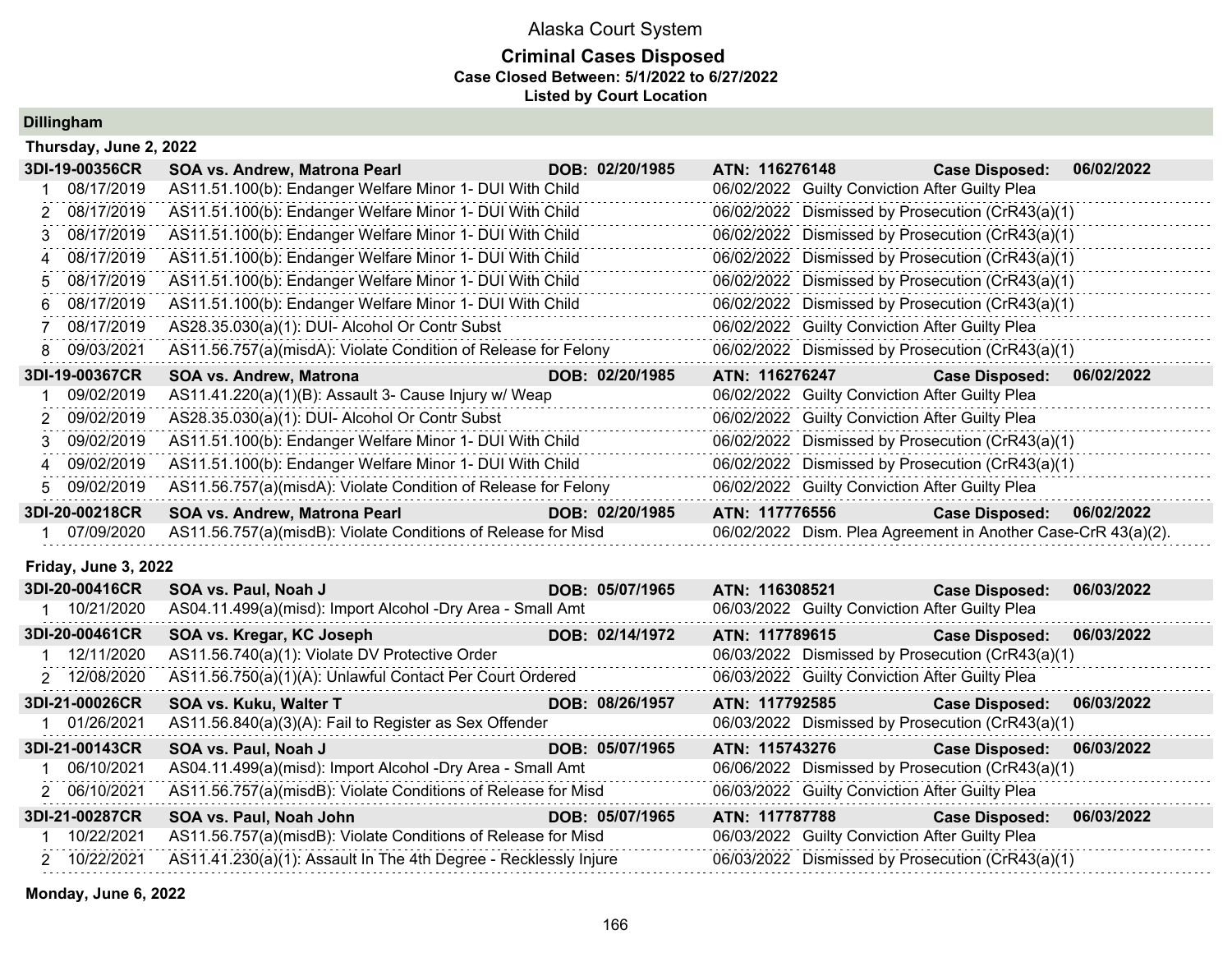# Alaska Court System

## Criminal Cases Disposed

**Case Closed Between: 5/1/2022 to 6/27/2022**

**Listed by Court Location**

### Dillingham

#### Thursday, June 2, 2022

| 3DI-19-00356CR | SOA vs. Andrew, Matrona Pearl | DOB: 02/20/1985 | ATN: 116276148 | Case Disposed: 06/02/2022 |
|---|---|---|---|---|
| 1 | 08/17/2019 | AS11.51.100(b): Endanger Welfare Minor 1- DUI With Child | 06/02/2022 | Guilty Conviction After Guilty Plea |
| 2 | 08/17/2019 | AS11.51.100(b): Endanger Welfare Minor 1- DUI With Child | 06/02/2022 | Dismissed by Prosecution (CrR43(a)(1) |
| 3 | 08/17/2019 | AS11.51.100(b): Endanger Welfare Minor 1- DUI With Child | 06/02/2022 | Dismissed by Prosecution (CrR43(a)(1) |
| 4 | 08/17/2019 | AS11.51.100(b): Endanger Welfare Minor 1- DUI With Child | 06/02/2022 | Dismissed by Prosecution (CrR43(a)(1) |
| 5 | 08/17/2019 | AS11.51.100(b): Endanger Welfare Minor 1- DUI With Child | 06/02/2022 | Dismissed by Prosecution (CrR43(a)(1) |
| 6 | 08/17/2019 | AS11.51.100(b): Endanger Welfare Minor 1- DUI With Child | 06/02/2022 | Dismissed by Prosecution (CrR43(a)(1) |
| 7 | 08/17/2019 | AS28.35.030(a)(1): DUI- Alcohol Or Contr Subst | 06/02/2022 | Guilty Conviction After Guilty Plea |
| 8 | 09/03/2021 | AS11.56.757(a)(misdA): Violate Condition of Release for Felony | 06/02/2022 | Dismissed by Prosecution (CrR43(a)(1) |

| 3DI-19-00367CR | SOA vs. Andrew, Matrona | DOB: 02/20/1985 | ATN: 116276247 | Case Disposed: 06/02/2022 |
|---|---|---|---|---|
| 1 | 09/02/2019 | AS11.41.220(a)(1)(B): Assault 3- Cause Injury w/ Weap | 06/02/2022 | Guilty Conviction After Guilty Plea |
| 2 | 09/02/2019 | AS28.35.030(a)(1): DUI- Alcohol Or Contr Subst | 06/02/2022 | Guilty Conviction After Guilty Plea |
| 3 | 09/02/2019 | AS11.51.100(b): Endanger Welfare Minor 1- DUI With Child | 06/02/2022 | Dismissed by Prosecution (CrR43(a)(1) |
| 4 | 09/02/2019 | AS11.51.100(b): Endanger Welfare Minor 1- DUI With Child | 06/02/2022 | Dismissed by Prosecution (CrR43(a)(1) |
| 5 | 09/02/2019 | AS11.56.757(a)(misdA): Violate Condition of Release for Felony | 06/02/2022 | Guilty Conviction After Guilty Plea |

| 3DI-20-00218CR | SOA vs. Andrew, Matrona Pearl | DOB: 02/20/1985 | ATN: 117776556 | Case Disposed: 06/02/2022 |
|---|---|---|---|---|
| 1 | 07/09/2020 | AS11.56.757(a)(misdB): Violate Conditions of Release for Misd | 06/02/2022 | Dism. Plea Agreement in Another Case-CrR 43(a)(2). |

#### Friday, June 3, 2022

| 3DI-20-00416CR | SOA vs. Paul, Noah J | DOB: 05/07/1965 | ATN: 116308521 | Case Disposed: 06/03/2022 |
|---|---|---|---|---|
| 1 | 10/21/2020 | AS04.11.499(a)(misd): Import Alcohol -Dry Area - Small Amt | 06/03/2022 | Guilty Conviction After Guilty Plea |

| 3DI-20-00461CR | SOA vs. Kregar, KC Joseph | DOB: 02/14/1972 | ATN: 117789615 | Case Disposed: 06/03/2022 |
|---|---|---|---|---|
| 1 | 12/11/2020 | AS11.56.740(a)(1): Violate DV Protective Order | 06/03/2022 | Dismissed by Prosecution (CrR43(a)(1) |
| 2 | 12/08/2020 | AS11.56.750(a)(1)(A): Unlawful Contact Per Court Ordered | 06/03/2022 | Guilty Conviction After Guilty Plea |

| 3DI-21-00026CR | SOA vs. Kuku, Walter T | DOB: 08/26/1957 | ATN: 117792585 | Case Disposed: 06/03/2022 |
|---|---|---|---|---|
| 1 | 01/26/2021 | AS11.56.840(a)(3)(A): Fail to Register as Sex Offender | 06/03/2022 | Dismissed by Prosecution (CrR43(a)(1) |

| 3DI-21-00143CR | SOA vs. Paul, Noah J | DOB: 05/07/1965 | ATN: 115743276 | Case Disposed: 06/03/2022 |
|---|---|---|---|---|
| 1 | 06/10/2021 | AS04.11.499(a)(misd): Import Alcohol -Dry Area - Small Amt | 06/06/2022 | Dismissed by Prosecution (CrR43(a)(1) |
| 2 | 06/10/2021 | AS11.56.757(a)(misdB): Violate Conditions of Release for Misd | 06/03/2022 | Guilty Conviction After Guilty Plea |

| 3DI-21-00287CR | SOA vs. Paul, Noah John | DOB: 05/07/1965 | ATN: 117787788 | Case Disposed: 06/03/2022 |
|---|---|---|---|---|
| 1 | 10/22/2021 | AS11.56.757(a)(misdB): Violate Conditions of Release for Misd | 06/03/2022 | Guilty Conviction After Guilty Plea |
| 2 | 10/22/2021 | AS11.41.230(a)(1): Assault In The 4th Degree - Recklessly Injure | 06/03/2022 | Dismissed by Prosecution (CrR43(a)(1) |

#### Monday, June 6, 2022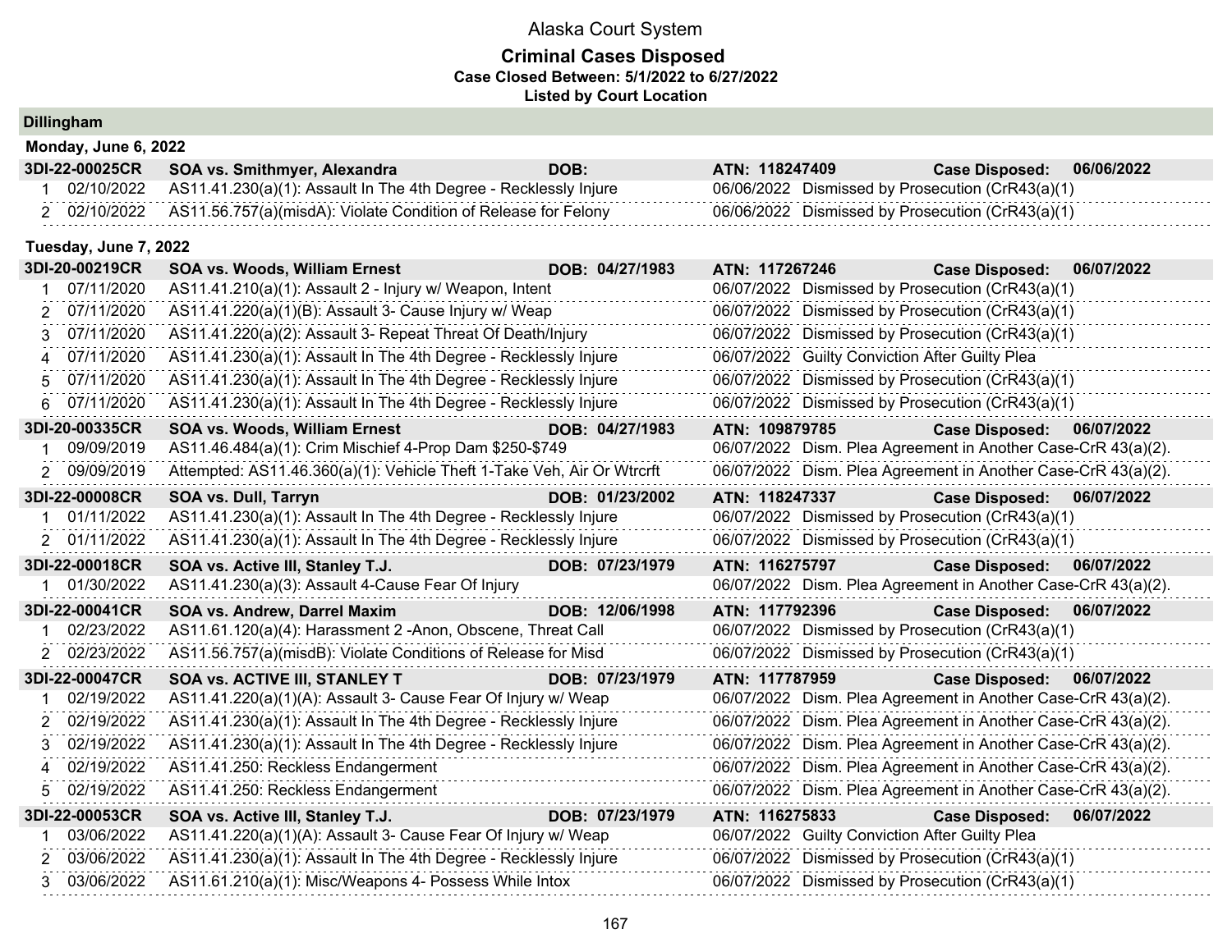# Alaska Court System

## Criminal Cases Disposed

**Case Closed Between: 5/1/2022 to 6/27/2022**

**Listed by Court Location**

### Dillingham

**Monday, June 6, 2022**

**3DI-22-00025CR | SOA vs. Smithmyer, Alexandra | DOB: | ATN: 118247409 | Case Disposed: 06/06/2022**

| # | Date | Charge | Disposition Date | Disposition |
|---|---|---|---|---|
| 1 | 02/10/2022 | AS11.41.230(a)(1): Assault In The 4th Degree - Recklessly Injure | 06/06/2022 | Dismissed by Prosecution (CrR43(a)(1) |
| 2 | 02/10/2022 | AS11.56.757(a)(misdA): Violate Condition of Release for Felony | 06/06/2022 | Dismissed by Prosecution (CrR43(a)(1) |

**Tuesday, June 7, 2022**

**3DI-20-00219CR | SOA vs. Woods, William Ernest | DOB: 04/27/1983 | ATN: 117267246 | Case Disposed: 06/07/2022**

| # | Date | Charge | Disposition Date | Disposition |
|---|---|---|---|---|
| 1 | 07/11/2020 | AS11.41.210(a)(1): Assault 2 - Injury w/ Weapon, Intent | 06/07/2022 | Dismissed by Prosecution (CrR43(a)(1) |
| 2 | 07/11/2020 | AS11.41.220(a)(1)(B): Assault 3- Cause Injury w/ Weap | 06/07/2022 | Dismissed by Prosecution (CrR43(a)(1) |
| 3 | 07/11/2020 | AS11.41.220(a)(2): Assault 3- Repeat Threat Of Death/Injury | 06/07/2022 | Dismissed by Prosecution (CrR43(a)(1) |
| 4 | 07/11/2020 | AS11.41.230(a)(1): Assault In The 4th Degree - Recklessly Injure | 06/07/2022 | Guilty Conviction After Guilty Plea |
| 5 | 07/11/2020 | AS11.41.230(a)(1): Assault In The 4th Degree - Recklessly Injure | 06/07/2022 | Dismissed by Prosecution (CrR43(a)(1) |
| 6 | 07/11/2020 | AS11.41.230(a)(1): Assault In The 4th Degree - Recklessly Injure | 06/07/2022 | Dismissed by Prosecution (CrR43(a)(1) |

**3DI-20-00335CR | SOA vs. Woods, William Ernest | DOB: 04/27/1983 | ATN: 109879785 | Case Disposed: 06/07/2022**

| # | Date | Charge | Disposition Date | Disposition |
|---|---|---|---|---|
| 1 | 09/09/2019 | AS11.46.484(a)(1): Crim Mischief 4-Prop Dam $250-$749 | 06/07/2022 | Dism. Plea Agreement in Another Case-CrR 43(a)(2). |
| 2 | 09/09/2019 | Attempted: AS11.46.360(a)(1): Vehicle Theft 1-Take Veh, Air Or Wtrcrft | 06/07/2022 | Dism. Plea Agreement in Another Case-CrR 43(a)(2). |

**3DI-22-00008CR | SOA vs. Dull, Tarryn | DOB: 01/23/2002 | ATN: 118247337 | Case Disposed: 06/07/2022**

| # | Date | Charge | Disposition Date | Disposition |
|---|---|---|---|---|
| 1 | 01/11/2022 | AS11.41.230(a)(1): Assault In The 4th Degree - Recklessly Injure | 06/07/2022 | Dismissed by Prosecution (CrR43(a)(1) |
| 2 | 01/11/2022 | AS11.41.230(a)(1): Assault In The 4th Degree - Recklessly Injure | 06/07/2022 | Dismissed by Prosecution (CrR43(a)(1) |

**3DI-22-00018CR | SOA vs. Active III, Stanley T.J. | DOB: 07/23/1979 | ATN: 116275797 | Case Disposed: 06/07/2022**

| # | Date | Charge | Disposition Date | Disposition |
|---|---|---|---|---|
| 1 | 01/30/2022 | AS11.41.230(a)(3): Assault 4-Cause Fear Of Injury | 06/07/2022 | Dism. Plea Agreement in Another Case-CrR 43(a)(2). |

**3DI-22-00041CR | SOA vs. Andrew, Darrel Maxim | DOB: 12/06/1998 | ATN: 117792396 | Case Disposed: 06/07/2022**

| # | Date | Charge | Disposition Date | Disposition |
|---|---|---|---|---|
| 1 | 02/23/2022 | AS11.61.120(a)(4): Harassment 2 -Anon, Obscene, Threat Call | 06/07/2022 | Dismissed by Prosecution (CrR43(a)(1) |
| 2 | 02/23/2022 | AS11.56.757(a)(misdB): Violate Conditions of Release for Misd | 06/07/2022 | Dismissed by Prosecution (CrR43(a)(1) |

**3DI-22-00047CR | SOA vs. ACTIVE III, STANLEY T | DOB: 07/23/1979 | ATN: 117787959 | Case Disposed: 06/07/2022**

| # | Date | Charge | Disposition Date | Disposition |
|---|---|---|---|---|
| 1 | 02/19/2022 | AS11.41.220(a)(1)(A): Assault 3- Cause Fear Of Injury w/ Weap | 06/07/2022 | Dism. Plea Agreement in Another Case-CrR 43(a)(2). |
| 2 | 02/19/2022 | AS11.41.230(a)(1): Assault In The 4th Degree - Recklessly Injure | 06/07/2022 | Dism. Plea Agreement in Another Case-CrR 43(a)(2). |
| 3 | 02/19/2022 | AS11.41.230(a)(1): Assault In The 4th Degree - Recklessly Injure | 06/07/2022 | Dism. Plea Agreement in Another Case-CrR 43(a)(2). |
| 4 | 02/19/2022 | AS11.41.250: Reckless Endangerment | 06/07/2022 | Dism. Plea Agreement in Another Case-CrR 43(a)(2). |
| 5 | 02/19/2022 | AS11.41.250: Reckless Endangerment | 06/07/2022 | Dism. Plea Agreement in Another Case-CrR 43(a)(2). |

**3DI-22-00053CR | SOA vs. Active III, Stanley T.J. | DOB: 07/23/1979 | ATN: 116275833 | Case Disposed: 06/07/2022**

| # | Date | Charge | Disposition Date | Disposition |
|---|---|---|---|---|
| 1 | 03/06/2022 | AS11.41.220(a)(1)(A): Assault 3- Cause Fear Of Injury w/ Weap | 06/07/2022 | Guilty Conviction After Guilty Plea |
| 2 | 03/06/2022 | AS11.41.230(a)(1): Assault In The 4th Degree - Recklessly Injure | 06/07/2022 | Dismissed by Prosecution (CrR43(a)(1) |
| 3 | 03/06/2022 | AS11.61.210(a)(1): Misc/Weapons 4- Possess While Intox | 06/07/2022 | Dismissed by Prosecution (CrR43(a)(1) |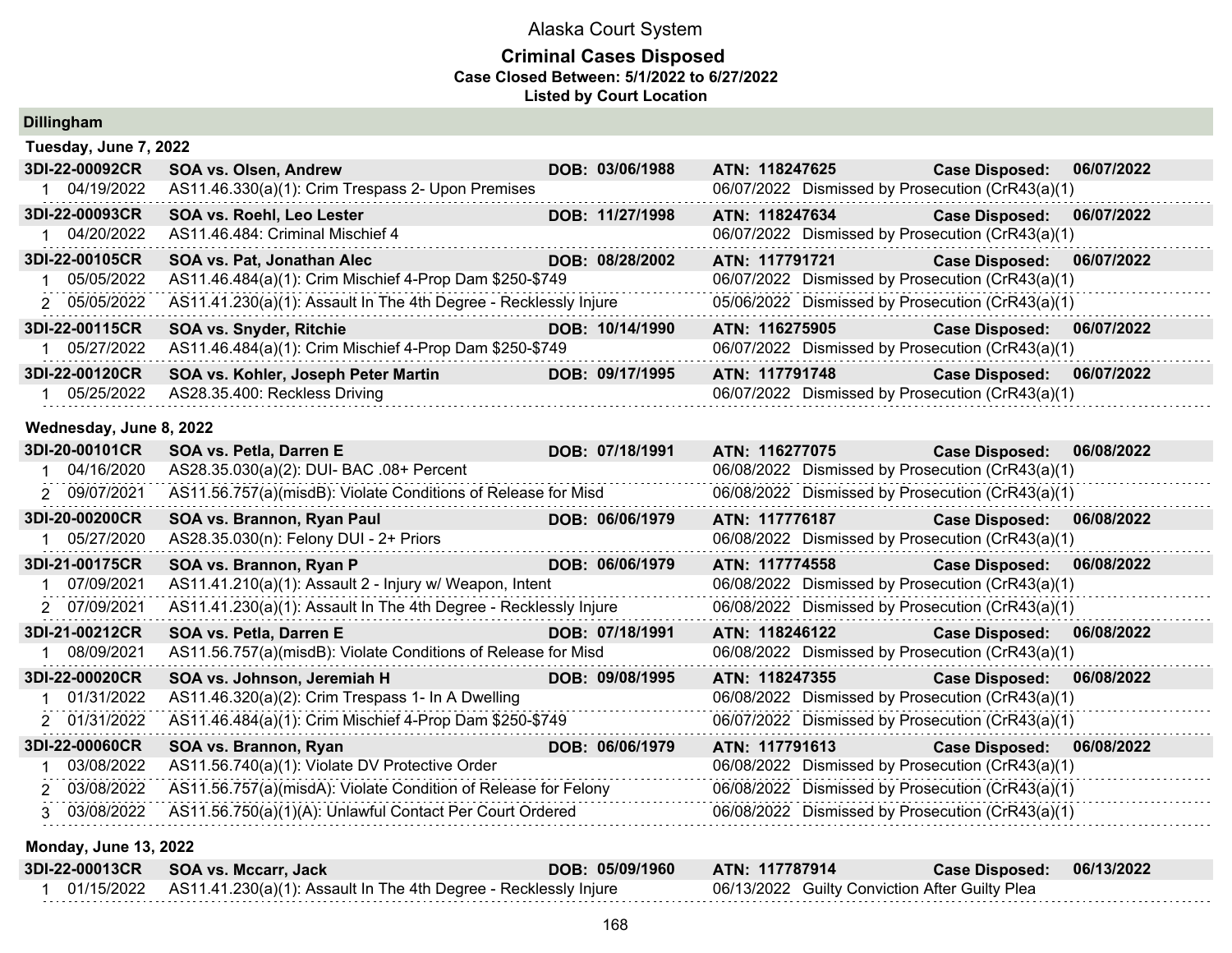# Alaska Court System

## Criminal Cases Disposed

**Case Closed Between: 5/1/2022 to 6/27/2022**

**Listed by Court Location**

### Dillingham

#### Tuesday, June 7, 2022

| Case | Party | DOB | ATN | Case Disposed |
|---|---|---|---|---|
| **3DI-22-00092CR** | **SOA vs. Olsen, Andrew** | **03/06/1988** | **118247625** | **06/07/2022** |
| 1 04/19/2022 | AS11.46.330(a)(1): Crim Trespass 2- Upon Premises | | 06/07/2022 Dismissed by Prosecution (CrR43(a)(1) | |
| **3DI-22-00093CR** | **SOA vs. Roehl, Leo Lester** | **11/27/1998** | **118247634** | **06/07/2022** |
| 1 04/20/2022 | AS11.46.484: Criminal Mischief 4 | | 06/07/2022 Dismissed by Prosecution (CrR43(a)(1) | |
| **3DI-22-00105CR** | **SOA vs. Pat, Jonathan Alec** | **08/28/2002** | **117791721** | **06/07/2022** |
| 1 05/05/2022 | AS11.46.484(a)(1): Crim Mischief 4-Prop Dam $250-$749 | | 06/07/2022 Dismissed by Prosecution (CrR43(a)(1) | |
| 2 05/05/2022 | AS11.41.230(a)(1): Assault In The 4th Degree - Recklessly Injure | | 05/06/2022 Dismissed by Prosecution (CrR43(a)(1) | |
| **3DI-22-00115CR** | **SOA vs. Snyder, Ritchie** | **10/14/1990** | **116275905** | **06/07/2022** |
| 1 05/27/2022 | AS11.46.484(a)(1): Crim Mischief 4-Prop Dam $250-$749 | | 06/07/2022 Dismissed by Prosecution (CrR43(a)(1) | |
| **3DI-22-00120CR** | **SOA vs. Kohler, Joseph Peter Martin** | **09/17/1995** | **117791748** | **06/07/2022** |
| 1 05/25/2022 | AS28.35.400: Reckless Driving | | 06/07/2022 Dismissed by Prosecution (CrR43(a)(1) | |

#### Wednesday, June 8, 2022

| Case | Party | DOB | ATN | Case Disposed |
|---|---|---|---|---|
| **3DI-20-00101CR** | **SOA vs. Petla, Darren E** | **07/18/1991** | **116277075** | **06/08/2022** |
| 1 04/16/2020 | AS28.35.030(a)(2): DUI- BAC .08+ Percent | | 06/08/2022 Dismissed by Prosecution (CrR43(a)(1) | |
| 2 09/07/2021 | AS11.56.757(a)(misdB): Violate Conditions of Release for Misd | | 06/08/2022 Dismissed by Prosecution (CrR43(a)(1) | |
| **3DI-20-00200CR** | **SOA vs. Brannon, Ryan Paul** | **06/06/1979** | **117776187** | **06/08/2022** |
| 1 05/27/2020 | AS28.35.030(n): Felony DUI - 2+ Priors | | 06/08/2022 Dismissed by Prosecution (CrR43(a)(1) | |
| **3DI-21-00175CR** | **SOA vs. Brannon, Ryan P** | **06/06/1979** | **117774558** | **06/08/2022** |
| 1 07/09/2021 | AS11.41.210(a)(1): Assault 2 - Injury w/ Weapon, Intent | | 06/08/2022 Dismissed by Prosecution (CrR43(a)(1) | |
| 2 07/09/2021 | AS11.41.230(a)(1): Assault In The 4th Degree - Recklessly Injure | | 06/08/2022 Dismissed by Prosecution (CrR43(a)(1) | |
| **3DI-21-00212CR** | **SOA vs. Petla, Darren E** | **07/18/1991** | **118246122** | **06/08/2022** |
| 1 08/09/2021 | AS11.56.757(a)(misdB): Violate Conditions of Release for Misd | | 06/08/2022 Dismissed by Prosecution (CrR43(a)(1) | |
| **3DI-22-00020CR** | **SOA vs. Johnson, Jeremiah H** | **09/08/1995** | **118247355** | **06/08/2022** |
| 1 01/31/2022 | AS11.46.320(a)(2): Crim Trespass 1- In A Dwelling | | 06/08/2022 Dismissed by Prosecution (CrR43(a)(1) | |
| 2 01/31/2022 | AS11.46.484(a)(1): Crim Mischief 4-Prop Dam $250-$749 | | 06/07/2022 Dismissed by Prosecution (CrR43(a)(1) | |
| **3DI-22-00060CR** | **SOA vs. Brannon, Ryan** | **06/06/1979** | **117791613** | **06/08/2022** |
| 1 03/08/2022 | AS11.56.740(a)(1): Violate DV Protective Order | | 06/08/2022 Dismissed by Prosecution (CrR43(a)(1) | |
| 2 03/08/2022 | AS11.56.757(a)(misdA): Violate Condition of Release for Felony | | 06/08/2022 Dismissed by Prosecution (CrR43(a)(1) | |
| 3 03/08/2022 | AS11.56.750(a)(1)(A): Unlawful Contact Per Court Ordered | | 06/08/2022 Dismissed by Prosecution (CrR43(a)(1) | |

#### Monday, June 13, 2022

| Case | Party | DOB | ATN | Case Disposed |
|---|---|---|---|---|
| **3DI-22-00013CR** | **SOA vs. Mccarr, Jack** | **05/09/1960** | **117787914** | **06/13/2022** |
| 1 01/15/2022 | AS11.41.230(a)(1): Assault In The 4th Degree - Recklessly Injure | | 06/13/2022 Guilty Conviction After Guilty Plea | |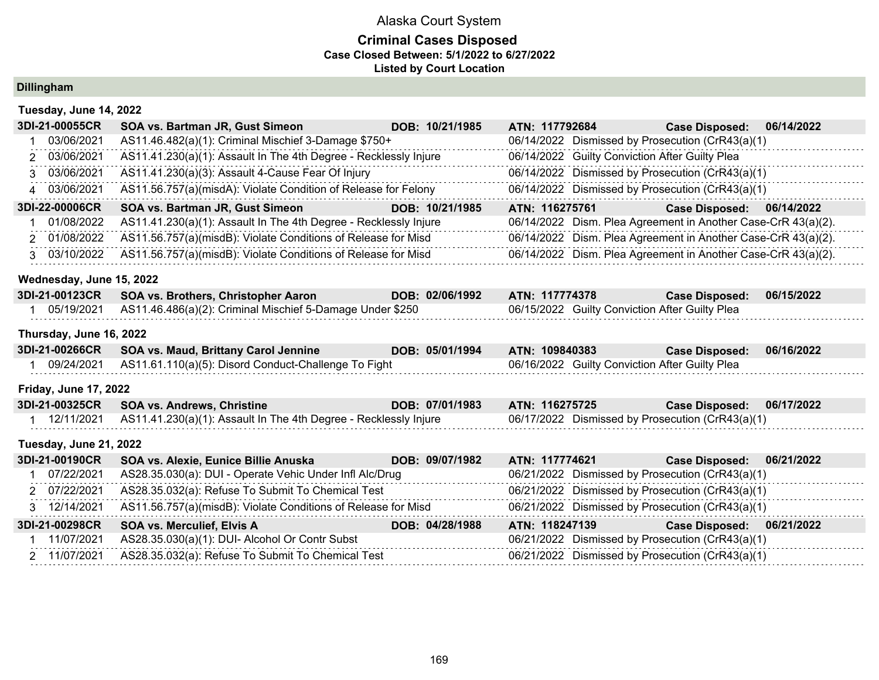# Alaska Court System

## Criminal Cases Disposed

**Case Closed Between: 5/1/2022 to 6/27/2022**

**Listed by Court Location**

### Dillingham

#### Tuesday, June 14, 2022

**3DI-21-00055CR** | **SOA vs. Bartman JR, Gust Simeon** | **DOB: 10/21/1985** | **ATN: 117792684** | **Case Disposed: 06/14/2022**

| # | Date | Charge | Disposition Date | Disposition |
|---|---|---|---|---|
| 1 | 03/06/2021 | AS11.46.482(a)(1): Criminal Mischief 3-Damage $750+ | 06/14/2022 | Dismissed by Prosecution (CrR43(a)(1) |
| 2 | 03/06/2021 | AS11.41.230(a)(1): Assault In The 4th Degree - Recklessly Injure | 06/14/2022 | Guilty Conviction After Guilty Plea |
| 3 | 03/06/2021 | AS11.41.230(a)(3): Assault 4-Cause Fear Of Injury | 06/14/2022 | Dismissed by Prosecution (CrR43(a)(1) |
| 4 | 03/06/2021 | AS11.56.757(a)(misdA): Violate Condition of Release for Felony | 06/14/2022 | Dismissed by Prosecution (CrR43(a)(1) |

**3DI-22-00006CR** | **SOA vs. Bartman JR, Gust Simeon** | **DOB: 10/21/1985** | **ATN: 116275761** | **Case Disposed: 06/14/2022**

| # | Date | Charge | Disposition Date | Disposition |
|---|---|---|---|---|
| 1 | 01/08/2022 | AS11.41.230(a)(1): Assault In The 4th Degree - Recklessly Injure | 06/14/2022 | Dism. Plea Agreement in Another Case-CrR 43(a)(2). |
| 2 | 01/08/2022 | AS11.56.757(a)(misdB): Violate Conditions of Release for Misd | 06/14/2022 | Dism. Plea Agreement in Another Case-CrR 43(a)(2). |
| 3 | 03/10/2022 | AS11.56.757(a)(misdB): Violate Conditions of Release for Misd | 06/14/2022 | Dism. Plea Agreement in Another Case-CrR 43(a)(2). |

#### Wednesday, June 15, 2022

**3DI-21-00123CR** | **SOA vs. Brothers, Christopher Aaron** | **DOB: 02/06/1992** | **ATN: 117774378** | **Case Disposed: 06/15/2022**

| # | Date | Charge | Disposition Date | Disposition |
|---|---|---|---|---|
| 1 | 05/19/2021 | AS11.46.486(a)(2): Criminal Mischief 5-Damage Under $250 | 06/15/2022 | Guilty Conviction After Guilty Plea |

#### Thursday, June 16, 2022

**3DI-21-00266CR** | **SOA vs. Maud, Brittany Carol Jennine** | **DOB: 05/01/1994** | **ATN: 109840383** | **Case Disposed: 06/16/2022**

| # | Date | Charge | Disposition Date | Disposition |
|---|---|---|---|---|
| 1 | 09/24/2021 | AS11.61.110(a)(5): Disord Conduct-Challenge To Fight | 06/16/2022 | Guilty Conviction After Guilty Plea |

#### Friday, June 17, 2022

**3DI-21-00325CR** | **SOA vs. Andrews, Christine** | **DOB: 07/01/1983** | **ATN: 116275725** | **Case Disposed: 06/17/2022**

| # | Date | Charge | Disposition Date | Disposition |
|---|---|---|---|---|
| 1 | 12/11/2021 | AS11.41.230(a)(1): Assault In The 4th Degree - Recklessly Injure | 06/17/2022 | Dismissed by Prosecution (CrR43(a)(1) |

#### Tuesday, June 21, 2022

**3DI-21-00190CR** | **SOA vs. Alexie, Eunice Billie Anuska** | **DOB: 09/07/1982** | **ATN: 117774621** | **Case Disposed: 06/21/2022**

| # | Date | Charge | Disposition Date | Disposition |
|---|---|---|---|---|
| 1 | 07/22/2021 | AS28.35.030(a): DUI - Operate Vehic Under Infl Alc/Drug | 06/21/2022 | Dismissed by Prosecution (CrR43(a)(1) |
| 2 | 07/22/2021 | AS28.35.032(a): Refuse To Submit To Chemical Test | 06/21/2022 | Dismissed by Prosecution (CrR43(a)(1) |
| 3 | 12/14/2021 | AS11.56.757(a)(misdB): Violate Conditions of Release for Misd | 06/21/2022 | Dismissed by Prosecution (CrR43(a)(1) |

**3DI-21-00298CR** | **SOA vs. Merculief, Elvis A** | **DOB: 04/28/1988** | **ATN: 118247139** | **Case Disposed: 06/21/2022**

| # | Date | Charge | Disposition Date | Disposition |
|---|---|---|---|---|
| 1 | 11/07/2021 | AS28.35.030(a)(1): DUI- Alcohol Or Contr Subst | 06/21/2022 | Dismissed by Prosecution (CrR43(a)(1) |
| 2 | 11/07/2021 | AS28.35.032(a): Refuse To Submit To Chemical Test | 06/21/2022 | Dismissed by Prosecution (CrR43(a)(1) |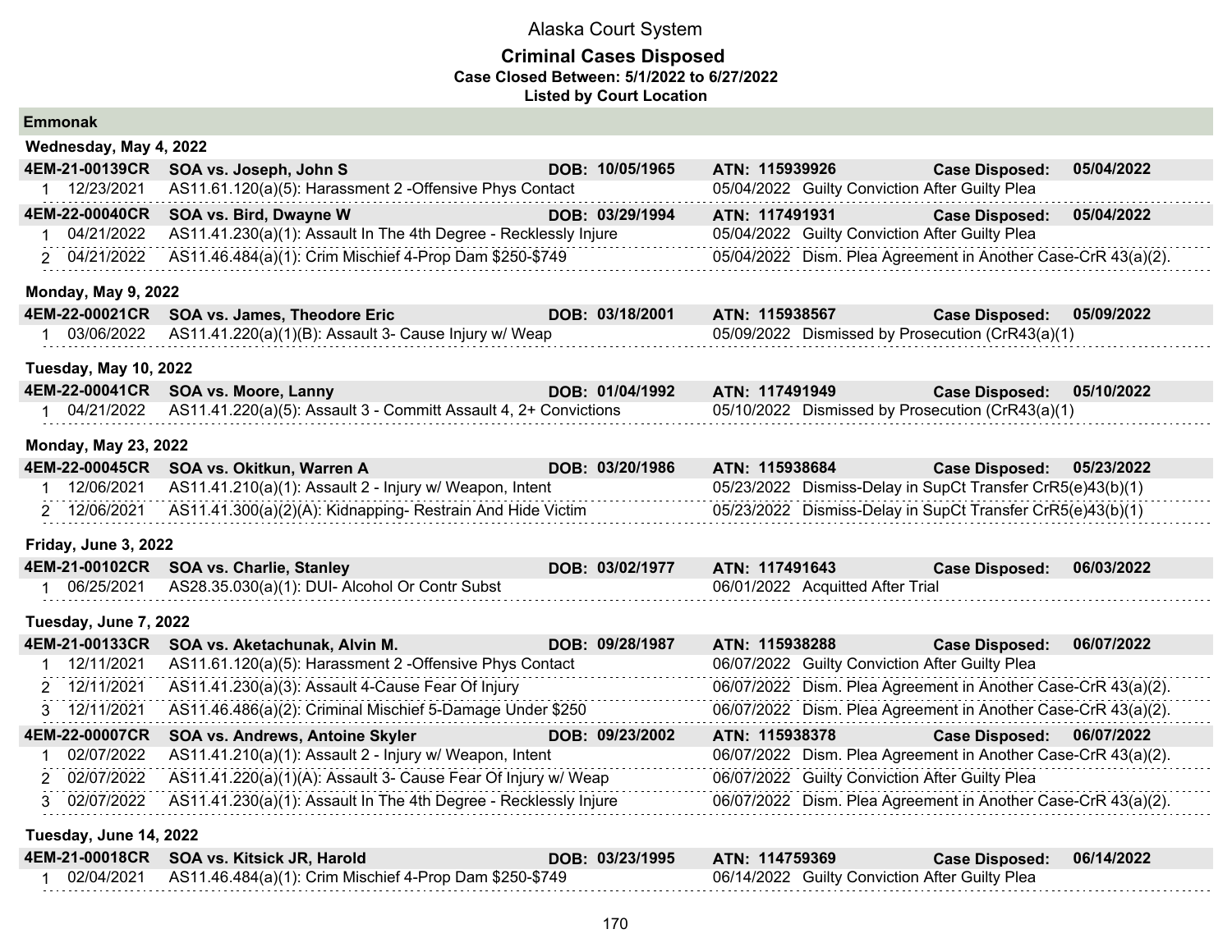# Alaska Court System

## Criminal Cases Disposed

**Case Closed Between: 5/1/2022 to 6/27/2022**

**Listed by Court Location**

### Emmonak

#### Wednesday, May 4, 2022

**4EM-21-00139CR** **SOA vs. Joseph, John S** **DOB: 10/05/1965** **ATN: 115939926** **Case Disposed: 05/04/2022**

| # | Date | Charge | Disposition |
|---|---|---|---|
| 1 | 12/23/2021 | AS11.61.120(a)(5): Harassment 2 -Offensive Phys Contact | 05/04/2022 Guilty Conviction After Guilty Plea |

**4EM-22-00040CR** **SOA vs. Bird, Dwayne W** **DOB: 03/29/1994** **ATN: 117491931** **Case Disposed: 05/04/2022**

| # | Date | Charge | Disposition |
|---|---|---|---|
| 1 | 04/21/2022 | AS11.41.230(a)(1): Assault In The 4th Degree - Recklessly Injure | 05/04/2022 Guilty Conviction After Guilty Plea |
| 2 | 04/21/2022 | AS11.46.484(a)(1): Crim Mischief 4-Prop Dam $250-$749 | 05/04/2022 Dism. Plea Agreement in Another Case-CrR 43(a)(2). |

#### Monday, May 9, 2022

**4EM-22-00021CR** **SOA vs. James, Theodore Eric** **DOB: 03/18/2001** **ATN: 115938567** **Case Disposed: 05/09/2022**

| # | Date | Charge | Disposition |
|---|---|---|---|
| 1 | 03/06/2022 | AS11.41.220(a)(1)(B): Assault 3- Cause Injury w/ Weap | 05/09/2022 Dismissed by Prosecution (CrR43(a)(1) |

#### Tuesday, May 10, 2022

**4EM-22-00041CR** **SOA vs. Moore, Lanny** **DOB: 01/04/1992** **ATN: 117491949** **Case Disposed: 05/10/2022**

| # | Date | Charge | Disposition |
|---|---|---|---|
| 1 | 04/21/2022 | AS11.41.220(a)(5): Assault 3 - Committ Assault 4, 2+ Convictions | 05/10/2022 Dismissed by Prosecution (CrR43(a)(1) |

#### Monday, May 23, 2022

**4EM-22-00045CR** **SOA vs. Okitkun, Warren A** **DOB: 03/20/1986** **ATN: 115938684** **Case Disposed: 05/23/2022**

| # | Date | Charge | Disposition |
|---|---|---|---|
| 1 | 12/06/2021 | AS11.41.210(a)(1): Assault 2 - Injury w/ Weapon, Intent | 05/23/2022 Dismiss-Delay in SupCt Transfer CrR5(e)43(b)(1) |
| 2 | 12/06/2021 | AS11.41.300(a)(2)(A): Kidnapping- Restrain And Hide Victim | 05/23/2022 Dismiss-Delay in SupCt Transfer CrR5(e)43(b)(1) |

#### Friday, June 3, 2022

**4EM-21-00102CR** **SOA vs. Charlie, Stanley** **DOB: 03/02/1977** **ATN: 117491643** **Case Disposed: 06/03/2022**

| # | Date | Charge | Disposition |
|---|---|---|---|
| 1 | 06/25/2021 | AS28.35.030(a)(1): DUI- Alcohol Or Contr Subst | 06/01/2022 Acquitted After Trial |

#### Tuesday, June 7, 2022

**4EM-21-00133CR** **SOA vs. Aketachunak, Alvin M.** **DOB: 09/28/1987** **ATN: 115938288** **Case Disposed: 06/07/2022**

| # | Date | Charge | Disposition |
|---|---|---|---|
| 1 | 12/11/2021 | AS11.61.120(a)(5): Harassment 2 -Offensive Phys Contact | 06/07/2022 Guilty Conviction After Guilty Plea |
| 2 | 12/11/2021 | AS11.41.230(a)(3): Assault 4-Cause Fear Of Injury | 06/07/2022 Dism. Plea Agreement in Another Case-CrR 43(a)(2). |
| 3 | 12/11/2021 | AS11.46.486(a)(2): Criminal Mischief 5-Damage Under $250 | 06/07/2022 Dism. Plea Agreement in Another Case-CrR 43(a)(2). |

**4EM-22-00007CR** **SOA vs. Andrews, Antoine Skyler** **DOB: 09/23/2002** **ATN: 115938378** **Case Disposed: 06/07/2022**

| # | Date | Charge | Disposition |
|---|---|---|---|
| 1 | 02/07/2022 | AS11.41.210(a)(1): Assault 2 - Injury w/ Weapon, Intent | 06/07/2022 Dism. Plea Agreement in Another Case-CrR 43(a)(2). |
| 2 | 02/07/2022 | AS11.41.220(a)(1)(A): Assault 3- Cause Fear Of Injury w/ Weap | 06/07/2022 Guilty Conviction After Guilty Plea |
| 3 | 02/07/2022 | AS11.41.230(a)(1): Assault In The 4th Degree - Recklessly Injure | 06/07/2022 Dism. Plea Agreement in Another Case-CrR 43(a)(2). |

#### Tuesday, June 14, 2022

**4EM-21-00018CR** **SOA vs. Kitsick JR, Harold** **DOB: 03/23/1995** **ATN: 114759369** **Case Disposed: 06/14/2022**

| # | Date | Charge | Disposition |
|---|---|---|---|
| 1 | 02/04/2021 | AS11.46.484(a)(1): Crim Mischief 4-Prop Dam $250-$749 | 06/14/2022 Guilty Conviction After Guilty Plea |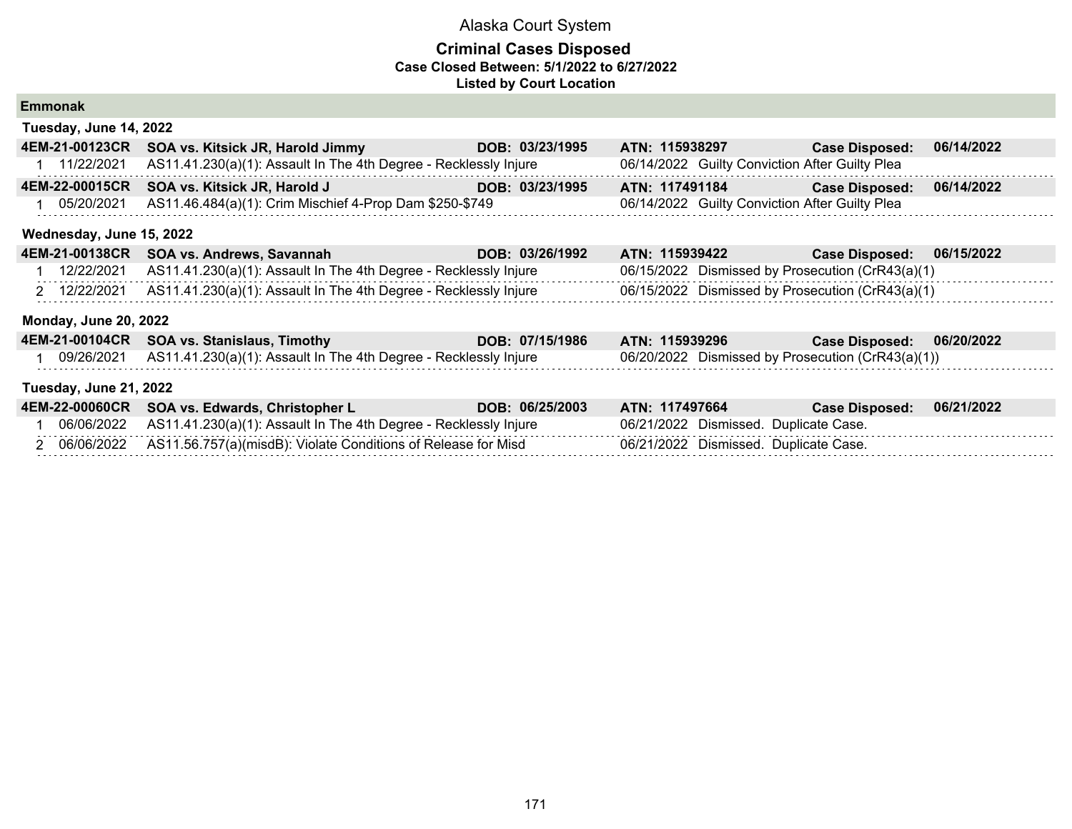Alaska Court System

**Criminal Cases Disposed**
**Case Closed Between: 5/1/2022 to 6/27/2022**
**Listed by Court Location**

## Emmonak

### Tuesday, June 14, 2022

| **4EM-21-00123CR** | **SOA vs. Kitsick JR, Harold Jimmy** | **DOB: 03/23/1995** | **ATN: 115938297** | **Case Disposed: 06/14/2022** |
|---|---|---|---|---|
| 1 | 11/22/2021 | AS11.41.230(a)(1): Assault In The 4th Degree - Recklessly Injure | 06/14/2022 | Guilty Conviction After Guilty Plea |

| **4EM-22-00015CR** | **SOA vs. Kitsick JR, Harold J** | **DOB: 03/23/1995** | **ATN: 117491184** | **Case Disposed: 06/14/2022** |
|---|---|---|---|---|
| 1 | 05/20/2021 | AS11.46.484(a)(1): Crim Mischief 4-Prop Dam $250-$749 | 06/14/2022 | Guilty Conviction After Guilty Plea |

### Wednesday, June 15, 2022

| **4EM-21-00138CR** | **SOA vs. Andrews, Savannah** | **DOB: 03/26/1992** | **ATN: 115939422** | **Case Disposed: 06/15/2022** |
|---|---|---|---|---|
| 1 | 12/22/2021 | AS11.41.230(a)(1): Assault In The 4th Degree - Recklessly Injure | 06/15/2022 | Dismissed by Prosecution (CrR43(a)(1) |
| 2 | 12/22/2021 | AS11.41.230(a)(1): Assault In The 4th Degree - Recklessly Injure | 06/15/2022 | Dismissed by Prosecution (CrR43(a)(1) |

### Monday, June 20, 2022

| **4EM-21-00104CR** | **SOA vs. Stanislaus, Timothy** | **DOB: 07/15/1986** | **ATN: 115939296** | **Case Disposed: 06/20/2022** |
|---|---|---|---|---|
| 1 | 09/26/2021 | AS11.41.230(a)(1): Assault In The 4th Degree - Recklessly Injure | 06/20/2022 | Dismissed by Prosecution (CrR43(a)(1)) |

### Tuesday, June 21, 2022

| **4EM-22-00060CR** | **SOA vs. Edwards, Christopher L** | **DOB: 06/25/2003** | **ATN: 117497664** | **Case Disposed: 06/21/2022** |
|---|---|---|---|---|
| 1 | 06/06/2022 | AS11.41.230(a)(1): Assault In The 4th Degree - Recklessly Injure | 06/21/2022 | Dismissed. Duplicate Case. |
| 2 | 06/06/2022 | AS11.56.757(a)(misdB): Violate Conditions of Release for Misd | 06/21/2022 | Dismissed. Duplicate Case. |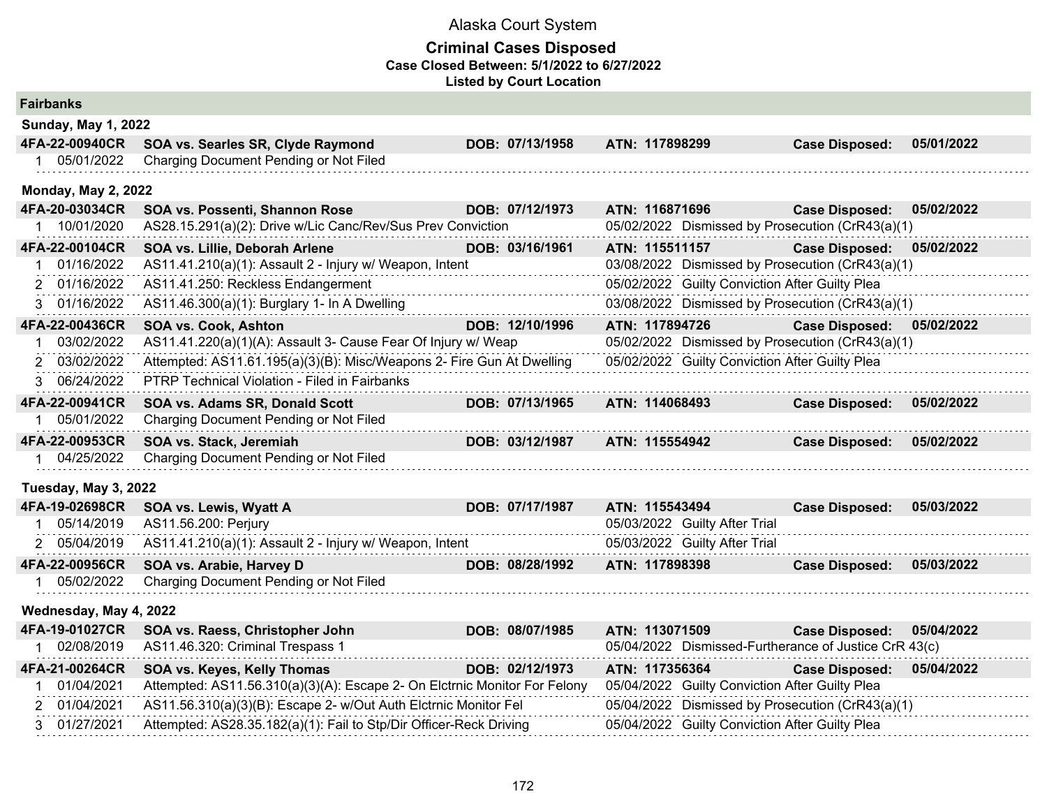# Alaska Court System

## Criminal Cases Disposed

**Case Closed Between: 5/1/2022 to 6/27/2022**

**Listed by Court Location**

### Fairbanks

**Sunday, May 1, 2022**

**4FA-22-00940CR SOA vs. Searles SR, Clyde Raymond DOB: 07/13/1958 ATN: 117898299 Case Disposed: 05/01/2022**

| # | Date | Charge | Disposition |
|---|---|---|---|
| 1 | 05/01/2022 | Charging Document Pending or Not Filed | |

**Monday, May 2, 2022**

**4FA-20-03034CR SOA vs. Possenti, Shannon Rose DOB: 07/12/1973 ATN: 116871696 Case Disposed: 05/02/2022**

| # | Date | Charge | Disposition |
|---|---|---|---|
| 1 | 10/01/2020 | AS28.15.291(a)(2): Drive w/Lic Canc/Rev/Sus Prev Conviction | 05/02/2022 Dismissed by Prosecution (CrR43(a)(1) |

**4FA-22-00104CR SOA vs. Lillie, Deborah Arlene DOB: 03/16/1961 ATN: 115511157 Case Disposed: 05/02/2022**

| # | Date | Charge | Disposition |
|---|---|---|---|
| 1 | 01/16/2022 | AS11.41.210(a)(1): Assault 2 - Injury w/ Weapon, Intent | 03/08/2022 Dismissed by Prosecution (CrR43(a)(1) |
| 2 | 01/16/2022 | AS11.41.250: Reckless Endangerment | 05/02/2022 Guilty Conviction After Guilty Plea |
| 3 | 01/16/2022 | AS11.46.300(a)(1): Burglary 1- In A Dwelling | 03/08/2022 Dismissed by Prosecution (CrR43(a)(1) |

**4FA-22-00436CR SOA vs. Cook, Ashton DOB: 12/10/1996 ATN: 117894726 Case Disposed: 05/02/2022**

| # | Date | Charge | Disposition |
|---|---|---|---|
| 1 | 03/02/2022 | AS11.41.220(a)(1)(A): Assault 3- Cause Fear Of Injury w/ Weap | 05/02/2022 Dismissed by Prosecution (CrR43(a)(1) |
| 2 | 03/02/2022 | Attempted: AS11.61.195(a)(3)(B): Misc/Weapons 2- Fire Gun At Dwelling | 05/02/2022 Guilty Conviction After Guilty Plea |
| 3 | 06/24/2022 | PTRP Technical Violation - Filed in Fairbanks | |

**4FA-22-00941CR SOA vs. Adams SR, Donald Scott DOB: 07/13/1965 ATN: 114068493 Case Disposed: 05/02/2022**

| # | Date | Charge | Disposition |
|---|---|---|---|
| 1 | 05/01/2022 | Charging Document Pending or Not Filed | |

**4FA-22-00953CR SOA vs. Stack, Jeremiah DOB: 03/12/1987 ATN: 115554942 Case Disposed: 05/02/2022**

| # | Date | Charge | Disposition |
|---|---|---|---|
| 1 | 04/25/2022 | Charging Document Pending or Not Filed | |

**Tuesday, May 3, 2022**

**4FA-19-02698CR SOA vs. Lewis, Wyatt A DOB: 07/17/1987 ATN: 115543494 Case Disposed: 05/03/2022**

| # | Date | Charge | Disposition |
|---|---|---|---|
| 1 | 05/14/2019 | AS11.56.200: Perjury | 05/03/2022 Guilty After Trial |
| 2 | 05/04/2019 | AS11.41.210(a)(1): Assault 2 - Injury w/ Weapon, Intent | 05/03/2022 Guilty After Trial |

**4FA-22-00956CR SOA vs. Arabie, Harvey D DOB: 08/28/1992 ATN: 117898398 Case Disposed: 05/03/2022**

| # | Date | Charge | Disposition |
|---|---|---|---|
| 1 | 05/02/2022 | Charging Document Pending or Not Filed | |

**Wednesday, May 4, 2022**

**4FA-19-01027CR SOA vs. Raess, Christopher John DOB: 08/07/1985 ATN: 113071509 Case Disposed: 05/04/2022**

| # | Date | Charge | Disposition |
|---|---|---|---|
| 1 | 02/08/2019 | AS11.46.320: Criminal Trespass 1 | 05/04/2022 Dismissed-Furtherance of Justice CrR 43(c) |

**4FA-21-00264CR SOA vs. Keyes, Kelly Thomas DOB: 02/12/1973 ATN: 117356364 Case Disposed: 05/04/2022**

| # | Date | Charge | Disposition |
|---|---|---|---|
| 1 | 01/04/2021 | Attempted: AS11.56.310(a)(3)(A): Escape 2- On Elctrnic Monitor For Felony | 05/04/2022 Guilty Conviction After Guilty Plea |
| 2 | 01/04/2021 | AS11.56.310(a)(3)(B): Escape 2- w/Out Auth Elctrnic Monitor Fel | 05/04/2022 Dismissed by Prosecution (CrR43(a)(1) |
| 3 | 01/27/2021 | Attempted: AS28.35.182(a)(1): Fail to Stp/Dir Officer-Reck Driving | 05/04/2022 Guilty Conviction After Guilty Plea |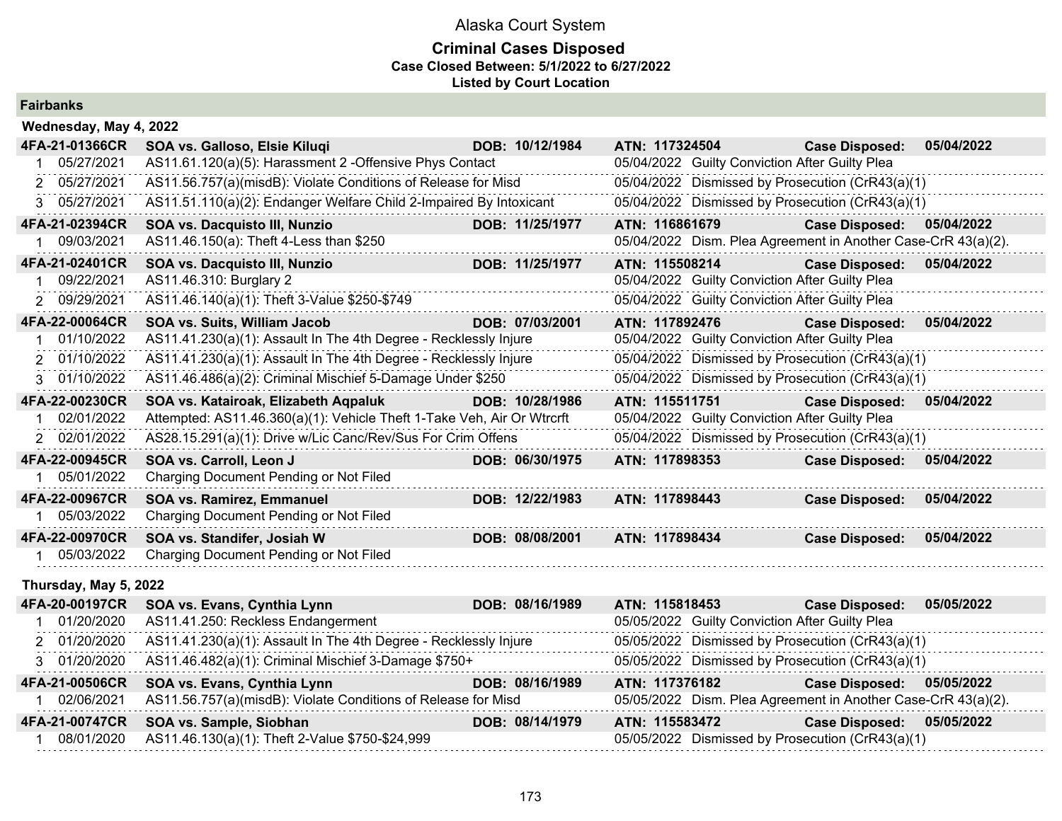# Alaska Court System

## Criminal Cases Disposed

**Case Closed Between: 5/1/2022 to 6/27/2022**

**Listed by Court Location**

### Fairbanks

#### Wednesday, May 4, 2022

| Case | Defendant | DOB | ATN | Case Disposed |
|---|---|---|---|---|
| **4FA-21-01366CR** | **SOA vs. Galloso, Elsie Kiluqi** | **DOB: 10/12/1984** | **ATN: 117324504** | **Case Disposed: 05/04/2022** |

| # | Date | Charge | Disposition |
|---|---|---|---|
| 1 | 05/27/2021 | AS11.61.120(a)(5): Harassment 2 -Offensive Phys Contact | 05/04/2022 Guilty Conviction After Guilty Plea |
| 2 | 05/27/2021 | AS11.56.757(a)(misdB): Violate Conditions of Release for Misd | 05/04/2022 Dismissed by Prosecution (CrR43(a)(1) |
| 3 | 05/27/2021 | AS11.51.110(a)(2): Endanger Welfare Child 2-Impaired By Intoxicant | 05/04/2022 Dismissed by Prosecution (CrR43(a)(1) |

| Case | Defendant | DOB | ATN | Case Disposed |
|---|---|---|---|---|
| **4FA-21-02394CR** | **SOA vs. Dacquisto III, Nunzio** | **DOB: 11/25/1977** | **ATN: 116861679** | **Case Disposed: 05/04/2022** |

| # | Date | Charge | Disposition |
|---|---|---|---|
| 1 | 09/03/2021 | AS11.46.150(a): Theft 4-Less than $250 | 05/04/2022 Dism. Plea Agreement in Another Case-CrR 43(a)(2). |

| Case | Defendant | DOB | ATN | Case Disposed |
|---|---|---|---|---|
| **4FA-21-02401CR** | **SOA vs. Dacquisto III, Nunzio** | **DOB: 11/25/1977** | **ATN: 115508214** | **Case Disposed: 05/04/2022** |

| # | Date | Charge | Disposition |
|---|---|---|---|
| 1 | 09/22/2021 | AS11.46.310: Burglary 2 | 05/04/2022 Guilty Conviction After Guilty Plea |
| 2 | 09/29/2021 | AS11.46.140(a)(1): Theft 3-Value $250-$749 | 05/04/2022 Guilty Conviction After Guilty Plea |

| Case | Defendant | DOB | ATN | Case Disposed |
|---|---|---|---|---|
| **4FA-22-00064CR** | **SOA vs. Suits, William Jacob** | **DOB: 07/03/2001** | **ATN: 117892476** | **Case Disposed: 05/04/2022** |

| # | Date | Charge | Disposition |
|---|---|---|---|
| 1 | 01/10/2022 | AS11.41.230(a)(1): Assault In The 4th Degree - Recklessly Injure | 05/04/2022 Guilty Conviction After Guilty Plea |
| 2 | 01/10/2022 | AS11.41.230(a)(1): Assault In The 4th Degree - Recklessly Injure | 05/04/2022 Dismissed by Prosecution (CrR43(a)(1) |
| 3 | 01/10/2022 | AS11.46.486(a)(2): Criminal Mischief 5-Damage Under $250 | 05/04/2022 Dismissed by Prosecution (CrR43(a)(1) |

| Case | Defendant | DOB | ATN | Case Disposed |
|---|---|---|---|---|
| **4FA-22-00230CR** | **SOA vs. Katairoak, Elizabeth Aqpaluk** | **DOB: 10/28/1986** | **ATN: 115511751** | **Case Disposed: 05/04/2022** |

| # | Date | Charge | Disposition |
|---|---|---|---|
| 1 | 02/01/2022 | Attempted: AS11.46.360(a)(1): Vehicle Theft 1-Take Veh, Air Or Wtrcrft | 05/04/2022 Guilty Conviction After Guilty Plea |
| 2 | 02/01/2022 | AS28.15.291(a)(1): Drive w/Lic Canc/Rev/Sus For Crim Offens | 05/04/2022 Dismissed by Prosecution (CrR43(a)(1) |

| Case | Defendant | DOB | ATN | Case Disposed |
|---|---|---|---|---|
| **4FA-22-00945CR** | **SOA vs. Carroll, Leon J** | **DOB: 06/30/1975** | **ATN: 117898353** | **Case Disposed: 05/04/2022** |

| # | Date | Charge | Disposition |
|---|---|---|---|
| 1 | 05/01/2022 | Charging Document Pending or Not Filed | |

| Case | Defendant | DOB | ATN | Case Disposed |
|---|---|---|---|---|
| **4FA-22-00967CR** | **SOA vs. Ramirez, Emmanuel** | **DOB: 12/22/1983** | **ATN: 117898443** | **Case Disposed: 05/04/2022** |

| # | Date | Charge | Disposition |
|---|---|---|---|
| 1 | 05/03/2022 | Charging Document Pending or Not Filed | |

| Case | Defendant | DOB | ATN | Case Disposed |
|---|---|---|---|---|
| **4FA-22-00970CR** | **SOA vs. Standifer, Josiah W** | **DOB: 08/08/2001** | **ATN: 117898434** | **Case Disposed: 05/04/2022** |

| # | Date | Charge | Disposition |
|---|---|---|---|
| 1 | 05/03/2022 | Charging Document Pending or Not Filed | |

#### Thursday, May 5, 2022

| Case | Defendant | DOB | ATN | Case Disposed |
|---|---|---|---|---|
| **4FA-20-00197CR** | **SOA vs. Evans, Cynthia Lynn** | **DOB: 08/16/1989** | **ATN: 115818453** | **Case Disposed: 05/05/2022** |

| # | Date | Charge | Disposition |
|---|---|---|---|
| 1 | 01/20/2020 | AS11.41.250: Reckless Endangerment | 05/05/2022 Guilty Conviction After Guilty Plea |
| 2 | 01/20/2020 | AS11.41.230(a)(1): Assault In The 4th Degree - Recklessly Injure | 05/05/2022 Dismissed by Prosecution (CrR43(a)(1) |
| 3 | 01/20/2020 | AS11.46.482(a)(1): Criminal Mischief 3-Damage $750+ | 05/05/2022 Dismissed by Prosecution (CrR43(a)(1) |

| Case | Defendant | DOB | ATN | Case Disposed |
|---|---|---|---|---|
| **4FA-21-00506CR** | **SOA vs. Evans, Cynthia Lynn** | **DOB: 08/16/1989** | **ATN: 117376182** | **Case Disposed: 05/05/2022** |

| # | Date | Charge | Disposition |
|---|---|---|---|
| 1 | 02/06/2021 | AS11.56.757(a)(misdB): Violate Conditions of Release for Misd | 05/05/2022 Dism. Plea Agreement in Another Case-CrR 43(a)(2). |

| Case | Defendant | DOB | ATN | Case Disposed |
|---|---|---|---|---|
| **4FA-21-00747CR** | **SOA vs. Sample, Siobhan** | **DOB: 08/14/1979** | **ATN: 115583472** | **Case Disposed: 05/05/2022** |

| # | Date | Charge | Disposition |
|---|---|---|---|
| 1 | 08/01/2020 | AS11.46.130(a)(1): Theft 2-Value $750-$24,999 | 05/05/2022 Dismissed by Prosecution (CrR43(a)(1) |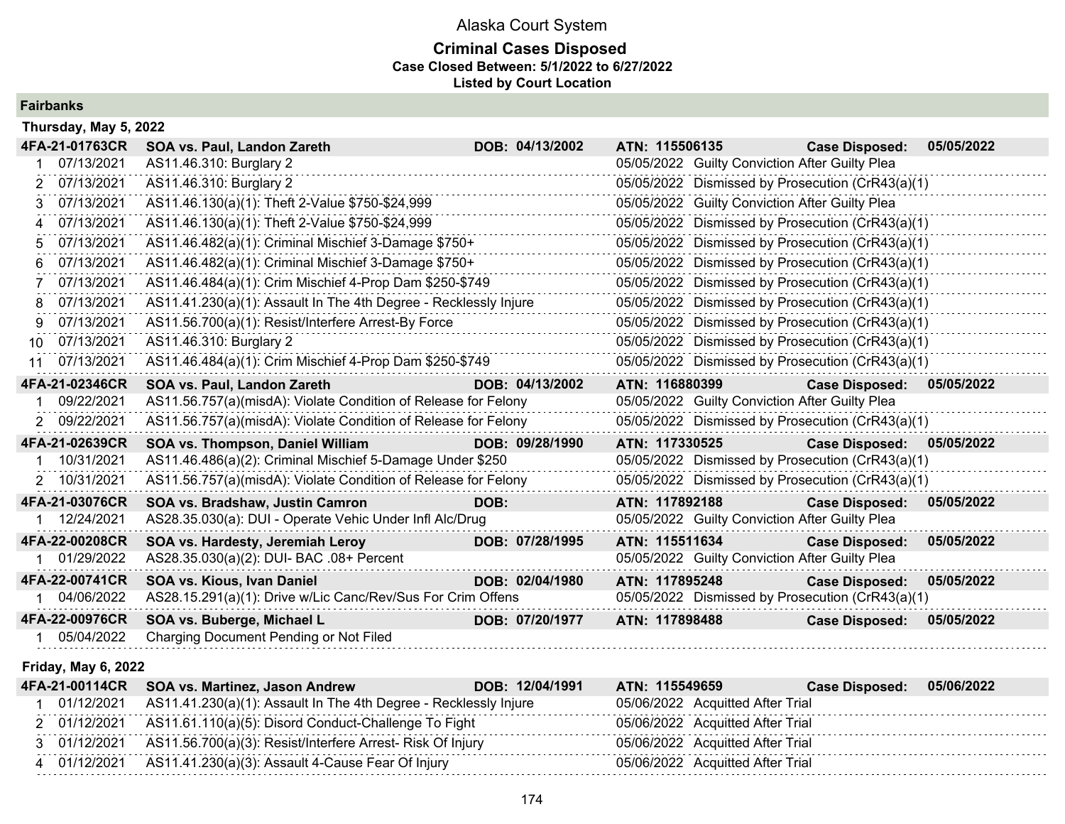# Alaska Court System

## Criminal Cases Disposed

**Case Closed Between: 5/1/2022 to 6/27/2022**

**Listed by Court Location**

### Fairbanks

**Thursday, May 5, 2022**

**4FA-21-01763CR** **SOA vs. Paul, Landon Zareth** **DOB: 04/13/2002** **ATN: 115506135** **Case Disposed: 05/05/2022**

| # | Date | Charge | Disposition Date | Disposition |
|---|---|---|---|---|
| 1 | 07/13/2021 | AS11.46.310: Burglary 2 | 05/05/2022 | Guilty Conviction After Guilty Plea |
| 2 | 07/13/2021 | AS11.46.310: Burglary 2 | 05/05/2022 | Dismissed by Prosecution (CrR43(a)(1) |
| 3 | 07/13/2021 | AS11.46.130(a)(1): Theft 2-Value $750-$24,999 | 05/05/2022 | Guilty Conviction After Guilty Plea |
| 4 | 07/13/2021 | AS11.46.130(a)(1): Theft 2-Value $750-$24,999 | 05/05/2022 | Dismissed by Prosecution (CrR43(a)(1) |
| 5 | 07/13/2021 | AS11.46.482(a)(1): Criminal Mischief 3-Damage $750+ | 05/05/2022 | Dismissed by Prosecution (CrR43(a)(1) |
| 6 | 07/13/2021 | AS11.46.482(a)(1): Criminal Mischief 3-Damage $750+ | 05/05/2022 | Dismissed by Prosecution (CrR43(a)(1) |
| 7 | 07/13/2021 | AS11.46.484(a)(1): Crim Mischief 4-Prop Dam $250-$749 | 05/05/2022 | Dismissed by Prosecution (CrR43(a)(1) |
| 8 | 07/13/2021 | AS11.41.230(a)(1): Assault In The 4th Degree - Recklessly Injure | 05/05/2022 | Dismissed by Prosecution (CrR43(a)(1) |
| 9 | 07/13/2021 | AS11.56.700(a)(1): Resist/Interfere Arrest-By Force | 05/05/2022 | Dismissed by Prosecution (CrR43(a)(1) |
| 10 | 07/13/2021 | AS11.46.310: Burglary 2 | 05/05/2022 | Dismissed by Prosecution (CrR43(a)(1) |
| 11 | 07/13/2021 | AS11.46.484(a)(1): Crim Mischief 4-Prop Dam $250-$749 | 05/05/2022 | Dismissed by Prosecution (CrR43(a)(1) |

**4FA-21-02346CR** **SOA vs. Paul, Landon Zareth** **DOB: 04/13/2002** **ATN: 116880399** **Case Disposed: 05/05/2022**

| # | Date | Charge | Disposition Date | Disposition |
|---|---|---|---|---|
| 1 | 09/22/2021 | AS11.56.757(a)(misdA): Violate Condition of Release for Felony | 05/05/2022 | Guilty Conviction After Guilty Plea |
| 2 | 09/22/2021 | AS11.56.757(a)(misdA): Violate Condition of Release for Felony | 05/05/2022 | Dismissed by Prosecution (CrR43(a)(1) |

**4FA-21-02639CR** **SOA vs. Thompson, Daniel William** **DOB: 09/28/1990** **ATN: 117330525** **Case Disposed: 05/05/2022**

| # | Date | Charge | Disposition Date | Disposition |
|---|---|---|---|---|
| 1 | 10/31/2021 | AS11.46.486(a)(2): Criminal Mischief 5-Damage Under $250 | 05/05/2022 | Dismissed by Prosecution (CrR43(a)(1) |
| 2 | 10/31/2021 | AS11.56.757(a)(misdA): Violate Condition of Release for Felony | 05/05/2022 | Dismissed by Prosecution (CrR43(a)(1) |

**4FA-21-03076CR** **SOA vs. Bradshaw, Justin Camron** **DOB:** **ATN: 117892188** **Case Disposed: 05/05/2022**

| # | Date | Charge | Disposition Date | Disposition |
|---|---|---|---|---|
| 1 | 12/24/2021 | AS28.35.030(a): DUI - Operate Vehic Under Infl Alc/Drug | 05/05/2022 | Guilty Conviction After Guilty Plea |

**4FA-22-00208CR** **SOA vs. Hardesty, Jeremiah Leroy** **DOB: 07/28/1995** **ATN: 115511634** **Case Disposed: 05/05/2022**

| # | Date | Charge | Disposition Date | Disposition |
|---|---|---|---|---|
| 1 | 01/29/2022 | AS28.35.030(a)(2): DUI- BAC .08+ Percent | 05/05/2022 | Guilty Conviction After Guilty Plea |

**4FA-22-00741CR** **SOA vs. Kious, Ivan Daniel** **DOB: 02/04/1980** **ATN: 117895248** **Case Disposed: 05/05/2022**

| # | Date | Charge | Disposition Date | Disposition |
|---|---|---|---|---|
| 1 | 04/06/2022 | AS28.15.291(a)(1): Drive w/Lic Canc/Rev/Sus For Crim Offens | 05/05/2022 | Dismissed by Prosecution (CrR43(a)(1) |

**4FA-22-00976CR** **SOA vs. Buberge, Michael L** **DOB: 07/20/1977** **ATN: 117898488** **Case Disposed: 05/05/2022**

| # | Date | Charge | Disposition Date | Disposition |
|---|---|---|---|---|
| 1 | 05/04/2022 | Charging Document Pending or Not Filed | | |

**Friday, May 6, 2022**

**4FA-21-00114CR** **SOA vs. Martinez, Jason Andrew** **DOB: 12/04/1991** **ATN: 115549659** **Case Disposed: 05/06/2022**

| # | Date | Charge | Disposition Date | Disposition |
|---|---|---|---|---|
| 1 | 01/12/2021 | AS11.41.230(a)(1): Assault In The 4th Degree - Recklessly Injure | 05/06/2022 | Acquitted After Trial |
| 2 | 01/12/2021 | AS11.61.110(a)(5): Disord Conduct-Challenge To Fight | 05/06/2022 | Acquitted After Trial |
| 3 | 01/12/2021 | AS11.56.700(a)(3): Resist/Interfere Arrest- Risk Of Injury | 05/06/2022 | Acquitted After Trial |
| 4 | 01/12/2021 | AS11.41.230(a)(3): Assault 4-Cause Fear Of Injury | 05/06/2022 | Acquitted After Trial |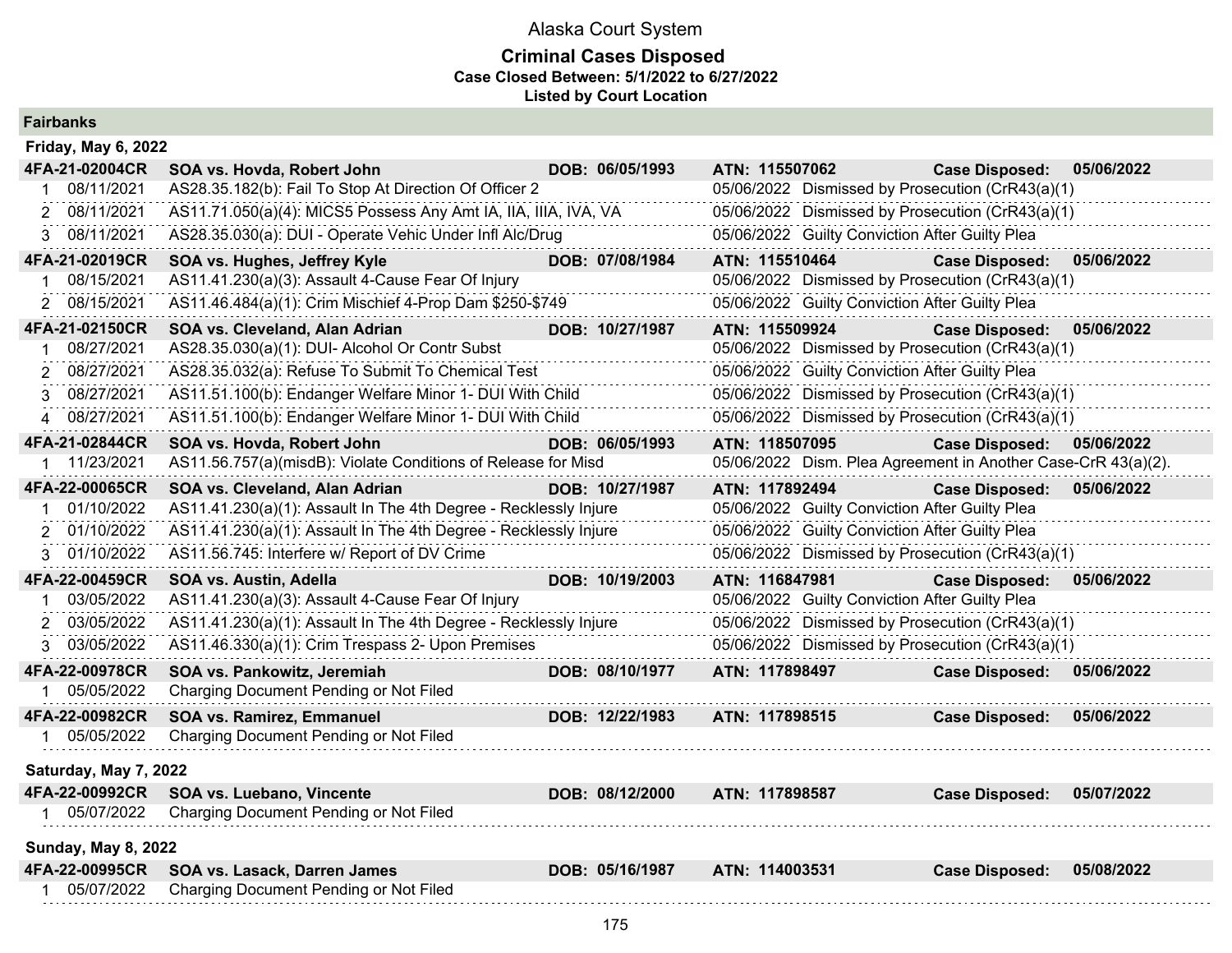# Alaska Court System

## Criminal Cases Disposed

**Case Closed Between: 5/1/2022 to 6/27/2022**

**Listed by Court Location**

### Fairbanks

#### Friday, May 6, 2022

| Case | Party | DOB | ATN | Case Disposed |
|---|---|---|---|---|
| **4FA-21-02004CR** | **SOA vs. Hovda, Robert John** | **DOB: 06/05/1993** | **ATN: 115507062** | **05/06/2022** |

| # | Date | Charge | Disposition Date | Disposition |
|---|---|---|---|---|
| 1 | 08/11/2021 | AS28.35.182(b): Fail To Stop At Direction Of Officer 2 | 05/06/2022 | Dismissed by Prosecution (CrR43(a)(1) |
| 2 | 08/11/2021 | AS11.71.050(a)(4): MICS5 Possess Any Amt IA, IIA, IIIA, IVA, VA | 05/06/2022 | Dismissed by Prosecution (CrR43(a)(1) |
| 3 | 08/11/2021 | AS28.35.030(a): DUI - Operate Vehic Under Infl Alc/Drug | 05/06/2022 | Guilty Conviction After Guilty Plea |

| Case | Party | DOB | ATN | Case Disposed |
|---|---|---|---|---|
| **4FA-21-02019CR** | **SOA vs. Hughes, Jeffrey Kyle** | **DOB: 07/08/1984** | **ATN: 115510464** | **05/06/2022** |

| # | Date | Charge | Disposition Date | Disposition |
|---|---|---|---|---|
| 1 | 08/15/2021 | AS11.41.230(a)(3): Assault 4-Cause Fear Of Injury | 05/06/2022 | Dismissed by Prosecution (CrR43(a)(1) |
| 2 | 08/15/2021 | AS11.46.484(a)(1): Crim Mischief 4-Prop Dam $250-$749 | 05/06/2022 | Guilty Conviction After Guilty Plea |

| Case | Party | DOB | ATN | Case Disposed |
|---|---|---|---|---|
| **4FA-21-02150CR** | **SOA vs. Cleveland, Alan Adrian** | **DOB: 10/27/1987** | **ATN: 115509924** | **05/06/2022** |

| # | Date | Charge | Disposition Date | Disposition |
|---|---|---|---|---|
| 1 | 08/27/2021 | AS28.35.030(a)(1): DUI- Alcohol Or Contr Subst | 05/06/2022 | Dismissed by Prosecution (CrR43(a)(1) |
| 2 | 08/27/2021 | AS28.35.032(a): Refuse To Submit To Chemical Test | 05/06/2022 | Guilty Conviction After Guilty Plea |
| 3 | 08/27/2021 | AS11.51.100(b): Endanger Welfare Minor 1- DUI With Child | 05/06/2022 | Dismissed by Prosecution (CrR43(a)(1) |
| 4 | 08/27/2021 | AS11.51.100(b): Endanger Welfare Minor 1- DUI With Child | 05/06/2022 | Dismissed by Prosecution (CrR43(a)(1) |

| Case | Party | DOB | ATN | Case Disposed |
|---|---|---|---|---|
| **4FA-21-02844CR** | **SOA vs. Hovda, Robert John** | **DOB: 06/05/1993** | **ATN: 118507095** | **05/06/2022** |

| # | Date | Charge | Disposition Date | Disposition |
|---|---|---|---|---|
| 1 | 11/23/2021 | AS11.56.757(a)(misdB): Violate Conditions of Release for Misd | 05/06/2022 | Dism. Plea Agreement in Another Case-CrR 43(a)(2). |

| Case | Party | DOB | ATN | Case Disposed |
|---|---|---|---|---|
| **4FA-22-00065CR** | **SOA vs. Cleveland, Alan Adrian** | **DOB: 10/27/1987** | **ATN: 117892494** | **05/06/2022** |

| # | Date | Charge | Disposition Date | Disposition |
|---|---|---|---|---|
| 1 | 01/10/2022 | AS11.41.230(a)(1): Assault In The 4th Degree - Recklessly Injure | 05/06/2022 | Guilty Conviction After Guilty Plea |
| 2 | 01/10/2022 | AS11.41.230(a)(1): Assault In The 4th Degree - Recklessly Injure | 05/06/2022 | Guilty Conviction After Guilty Plea |
| 3 | 01/10/2022 | AS11.56.745: Interfere w/ Report of DV Crime | 05/06/2022 | Dismissed by Prosecution (CrR43(a)(1) |

| Case | Party | DOB | ATN | Case Disposed |
|---|---|---|---|---|
| **4FA-22-00459CR** | **SOA vs. Austin, Adella** | **DOB: 10/19/2003** | **ATN: 116847981** | **05/06/2022** |

| # | Date | Charge | Disposition Date | Disposition |
|---|---|---|---|---|
| 1 | 03/05/2022 | AS11.41.230(a)(3): Assault 4-Cause Fear Of Injury | 05/06/2022 | Guilty Conviction After Guilty Plea |
| 2 | 03/05/2022 | AS11.41.230(a)(1): Assault In The 4th Degree - Recklessly Injure | 05/06/2022 | Dismissed by Prosecution (CrR43(a)(1) |
| 3 | 03/05/2022 | AS11.46.330(a)(1): Crim Trespass 2- Upon Premises | 05/06/2022 | Dismissed by Prosecution (CrR43(a)(1) |

| Case | Party | DOB | ATN | Case Disposed |
|---|---|---|---|---|
| **4FA-22-00978CR** | **SOA vs. Pankowitz, Jeremiah** | **DOB: 08/10/1977** | **ATN: 117898497** | **05/06/2022** |

| # | Date | Charge | Disposition Date | Disposition |
|---|---|---|---|---|
| 1 | 05/05/2022 | Charging Document Pending or Not Filed | | |

| Case | Party | DOB | ATN | Case Disposed |
|---|---|---|---|---|
| **4FA-22-00982CR** | **SOA vs. Ramirez, Emmanuel** | **DOB: 12/22/1983** | **ATN: 117898515** | **05/06/2022** |

| # | Date | Charge | Disposition Date | Disposition |
|---|---|---|---|---|
| 1 | 05/05/2022 | Charging Document Pending or Not Filed | | |

#### Saturday, May 7, 2022

| Case | Party | DOB | ATN | Case Disposed |
|---|---|---|---|---|
| **4FA-22-00992CR** | **SOA vs. Luebano, Vincente** | **DOB: 08/12/2000** | **ATN: 117898587** | **05/07/2022** |

| # | Date | Charge | Disposition Date | Disposition |
|---|---|---|---|---|
| 1 | 05/07/2022 | Charging Document Pending or Not Filed | | |

#### Sunday, May 8, 2022

| Case | Party | DOB | ATN | Case Disposed |
|---|---|---|---|---|
| **4FA-22-00995CR** | **SOA vs. Lasack, Darren James** | **DOB: 05/16/1987** | **ATN: 114003531** | **05/08/2022** |

| # | Date | Charge | Disposition Date | Disposition |
|---|---|---|---|---|
| 1 | 05/07/2022 | Charging Document Pending or Not Filed | | |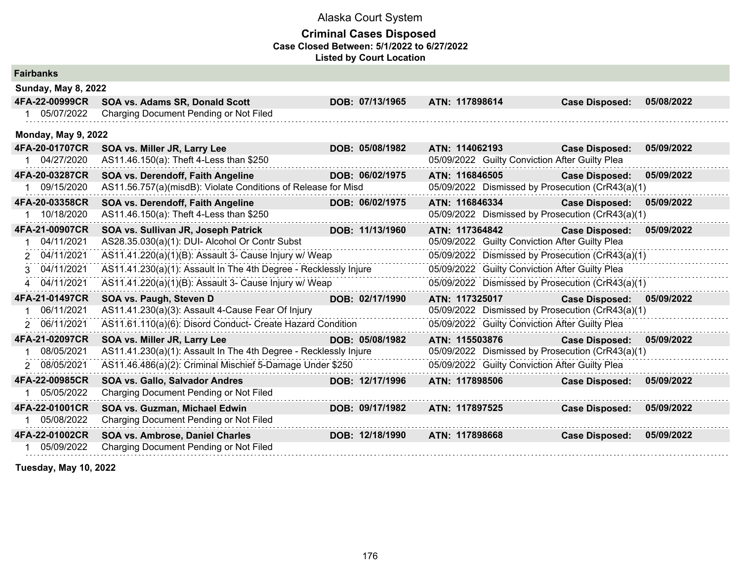# Alaska Court System

## Criminal Cases Disposed

**Case Closed Between: 5/1/2022 to 6/27/2022**

**Listed by Court Location**

### Fairbanks

**Sunday, May 8, 2022**

| Case | Party / Charge | DOB | ATN / Disposition | | |
|---|---|---|---|---|---|
| **4FA-22-00999CR** | **SOA vs. Adams SR, Donald Scott** | **DOB: 07/13/1965** | **ATN: 117898614** | **Case Disposed:** | **05/08/2022** |
| 1 05/07/2022 | Charging Document Pending or Not Filed | | | | |

**Monday, May 9, 2022**

| Case | Party / Charge | DOB | ATN / Disposition | | |
|---|---|---|---|---|---|
| **4FA-20-01707CR** | **SOA vs. Miller JR, Larry Lee** | **DOB: 05/08/1982** | **ATN: 114062193** | **Case Disposed:** | **05/09/2022** |
| 1 04/27/2020 | AS11.46.150(a): Theft 4-Less than $250 | | 05/09/2022 Guilty Conviction After Guilty Plea | | |
| **4FA-20-03287CR** | **SOA vs. Derendoff, Faith Angeline** | **DOB: 06/02/1975** | **ATN: 116846505** | **Case Disposed:** | **05/09/2022** |
| 1 09/15/2020 | AS11.56.757(a)(misdB): Violate Conditions of Release for Misd | | 05/09/2022 Dismissed by Prosecution (CrR43(a)(1) | | |
| **4FA-20-03358CR** | **SOA vs. Derendoff, Faith Angeline** | **DOB: 06/02/1975** | **ATN: 116846334** | **Case Disposed:** | **05/09/2022** |
| 1 10/18/2020 | AS11.46.150(a): Theft 4-Less than $250 | | 05/09/2022 Dismissed by Prosecution (CrR43(a)(1) | | |
| **4FA-21-00907CR** | **SOA vs. Sullivan JR, Joseph Patrick** | **DOB: 11/13/1960** | **ATN: 117364842** | **Case Disposed:** | **05/09/2022** |
| 1 04/11/2021 | AS28.35.030(a)(1): DUI- Alcohol Or Contr Subst | | 05/09/2022 Guilty Conviction After Guilty Plea | | |
| 2 04/11/2021 | AS11.41.220(a)(1)(B): Assault 3- Cause Injury w/ Weap | | 05/09/2022 Dismissed by Prosecution (CrR43(a)(1) | | |
| 3 04/11/2021 | AS11.41.230(a)(1): Assault In The 4th Degree - Recklessly Injure | | 05/09/2022 Guilty Conviction After Guilty Plea | | |
| 4 04/11/2021 | AS11.41.220(a)(1)(B): Assault 3- Cause Injury w/ Weap | | 05/09/2022 Dismissed by Prosecution (CrR43(a)(1) | | |
| **4FA-21-01497CR** | **SOA vs. Paugh, Steven D** | **DOB: 02/17/1990** | **ATN: 117325017** | **Case Disposed:** | **05/09/2022** |
| 1 06/11/2021 | AS11.41.230(a)(3): Assault 4-Cause Fear Of Injury | | 05/09/2022 Dismissed by Prosecution (CrR43(a)(1) | | |
| 2 06/11/2021 | AS11.61.110(a)(6): Disord Conduct- Create Hazard Condition | | 05/09/2022 Guilty Conviction After Guilty Plea | | |
| **4FA-21-02097CR** | **SOA vs. Miller JR, Larry Lee** | **DOB: 05/08/1982** | **ATN: 115503876** | **Case Disposed:** | **05/09/2022** |
| 1 08/05/2021 | AS11.41.230(a)(1): Assault In The 4th Degree - Recklessly Injure | | 05/09/2022 Dismissed by Prosecution (CrR43(a)(1) | | |
| 2 08/05/2021 | AS11.46.486(a)(2): Criminal Mischief 5-Damage Under $250 | | 05/09/2022 Guilty Conviction After Guilty Plea | | |
| **4FA-22-00985CR** | **SOA vs. Gallo, Salvador Andres** | **DOB: 12/17/1996** | **ATN: 117898506** | **Case Disposed:** | **05/09/2022** |
| 1 05/05/2022 | Charging Document Pending or Not Filed | | | | |
| **4FA-22-01001CR** | **SOA vs. Guzman, Michael Edwin** | **DOB: 09/17/1982** | **ATN: 117897525** | **Case Disposed:** | **05/09/2022** |
| 1 05/08/2022 | Charging Document Pending or Not Filed | | | | |
| **4FA-22-01002CR** | **SOA vs. Ambrose, Daniel Charles** | **DOB: 12/18/1990** | **ATN: 117898668** | **Case Disposed:** | **05/09/2022** |
| 1 05/09/2022 | Charging Document Pending or Not Filed | | | | |

**Tuesday, May 10, 2022**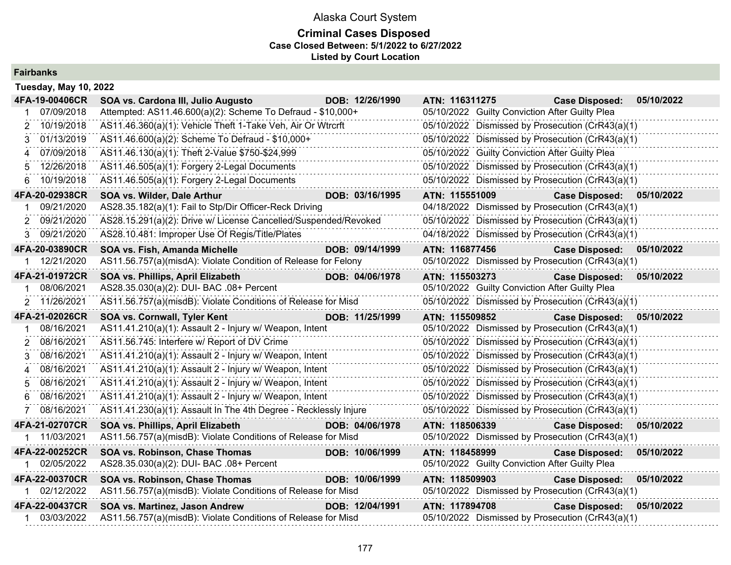# Alaska Court System

## Criminal Cases Disposed

**Case Closed Between: 5/1/2022 to 6/27/2022**

**Listed by Court Location**

### Fairbanks

**Tuesday, May 10, 2022**

| | | | | |
|---|---|---|---|---|
| **4FA-19-00406CR** | **SOA vs. Cardona III, Julio Augusto** | **DOB: 12/26/1990** | **ATN: 116311275** | **Case Disposed: 05/10/2022** |
| 1 07/09/2018 | Attempted: AS11.46.600(a)(2): Scheme To Defraud - $10,000+ | | 05/10/2022 Guilty Conviction After Guilty Plea | |
| 2 10/19/2018 | AS11.46.360(a)(1): Vehicle Theft 1-Take Veh, Air Or Wtrcrft | | 05/10/2022 Dismissed by Prosecution (CrR43(a)(1) | |
| 3 01/13/2019 | AS11.46.600(a)(2): Scheme To Defraud - $10,000+ | | 05/10/2022 Dismissed by Prosecution (CrR43(a)(1) | |
| 4 07/09/2018 | AS11.46.130(a)(1): Theft 2-Value $750-$24,999 | | 05/10/2022 Guilty Conviction After Guilty Plea | |
| 5 12/26/2018 | AS11.46.505(a)(1): Forgery 2-Legal Documents | | 05/10/2022 Dismissed by Prosecution (CrR43(a)(1) | |
| 6 10/19/2018 | AS11.46.505(a)(1): Forgery 2-Legal Documents | | 05/10/2022 Dismissed by Prosecution (CrR43(a)(1) | |
| **4FA-20-02938CR** | **SOA vs. Wilder, Dale Arthur** | **DOB: 03/16/1995** | **ATN: 115551009** | **Case Disposed: 05/10/2022** |
| 1 09/21/2020 | AS28.35.182(a)(1): Fail to Stp/Dir Officer-Reck Driving | | 04/18/2022 Dismissed by Prosecution (CrR43(a)(1) | |
| 2 09/21/2020 | AS28.15.291(a)(2): Drive w/ License Cancelled/Suspended/Revoked | | 05/10/2022 Dismissed by Prosecution (CrR43(a)(1) | |
| 3 09/21/2020 | AS28.10.481: Improper Use Of Regis/Title/Plates | | 04/18/2022 Dismissed by Prosecution (CrR43(a)(1) | |
| **4FA-20-03890CR** | **SOA vs. Fish, Amanda Michelle** | **DOB: 09/14/1999** | **ATN: 116877456** | **Case Disposed: 05/10/2022** |
| 1 12/21/2020 | AS11.56.757(a)(misdA): Violate Condition of Release for Felony | | 05/10/2022 Dismissed by Prosecution (CrR43(a)(1) | |
| **4FA-21-01972CR** | **SOA vs. Phillips, April Elizabeth** | **DOB: 04/06/1978** | **ATN: 115503273** | **Case Disposed: 05/10/2022** |
| 1 08/06/2021 | AS28.35.030(a)(2): DUI- BAC .08+ Percent | | 05/10/2022 Guilty Conviction After Guilty Plea | |
| 2 11/26/2021 | AS11.56.757(a)(misdB): Violate Conditions of Release for Misd | | 05/10/2022 Dismissed by Prosecution (CrR43(a)(1) | |
| **4FA-21-02026CR** | **SOA vs. Cornwall, Tyler Kent** | **DOB: 11/25/1999** | **ATN: 115509852** | **Case Disposed: 05/10/2022** |
| 1 08/16/2021 | AS11.41.210(a)(1): Assault 2 - Injury w/ Weapon, Intent | | 05/10/2022 Dismissed by Prosecution (CrR43(a)(1) | |
| 2 08/16/2021 | AS11.56.745: Interfere w/ Report of DV Crime | | 05/10/2022 Dismissed by Prosecution (CrR43(a)(1) | |
| 3 08/16/2021 | AS11.41.210(a)(1): Assault 2 - Injury w/ Weapon, Intent | | 05/10/2022 Dismissed by Prosecution (CrR43(a)(1) | |
| 4 08/16/2021 | AS11.41.210(a)(1): Assault 2 - Injury w/ Weapon, Intent | | 05/10/2022 Dismissed by Prosecution (CrR43(a)(1) | |
| 5 08/16/2021 | AS11.41.210(a)(1): Assault 2 - Injury w/ Weapon, Intent | | 05/10/2022 Dismissed by Prosecution (CrR43(a)(1) | |
| 6 08/16/2021 | AS11.41.210(a)(1): Assault 2 - Injury w/ Weapon, Intent | | 05/10/2022 Dismissed by Prosecution (CrR43(a)(1) | |
| 7 08/16/2021 | AS11.41.230(a)(1): Assault In The 4th Degree - Recklessly Injure | | 05/10/2022 Dismissed by Prosecution (CrR43(a)(1) | |
| **4FA-21-02707CR** | **SOA vs. Phillips, April Elizabeth** | **DOB: 04/06/1978** | **ATN: 118506339** | **Case Disposed: 05/10/2022** |
| 1 11/03/2021 | AS11.56.757(a)(misdB): Violate Conditions of Release for Misd | | 05/10/2022 Dismissed by Prosecution (CrR43(a)(1) | |
| **4FA-22-00252CR** | **SOA vs. Robinson, Chase Thomas** | **DOB: 10/06/1999** | **ATN: 118458999** | **Case Disposed: 05/10/2022** |
| 1 02/05/2022 | AS28.35.030(a)(2): DUI- BAC .08+ Percent | | 05/10/2022 Guilty Conviction After Guilty Plea | |
| **4FA-22-00370CR** | **SOA vs. Robinson, Chase Thomas** | **DOB: 10/06/1999** | **ATN: 118509903** | **Case Disposed: 05/10/2022** |
| 1 02/12/2022 | AS11.56.757(a)(misdB): Violate Conditions of Release for Misd | | 05/10/2022 Dismissed by Prosecution (CrR43(a)(1) | |
| **4FA-22-00437CR** | **SOA vs. Martinez, Jason Andrew** | **DOB: 12/04/1991** | **ATN: 117894708** | **Case Disposed: 05/10/2022** |
| 1 03/03/2022 | AS11.56.757(a)(misdB): Violate Conditions of Release for Misd | | 05/10/2022 Dismissed by Prosecution (CrR43(a)(1) | |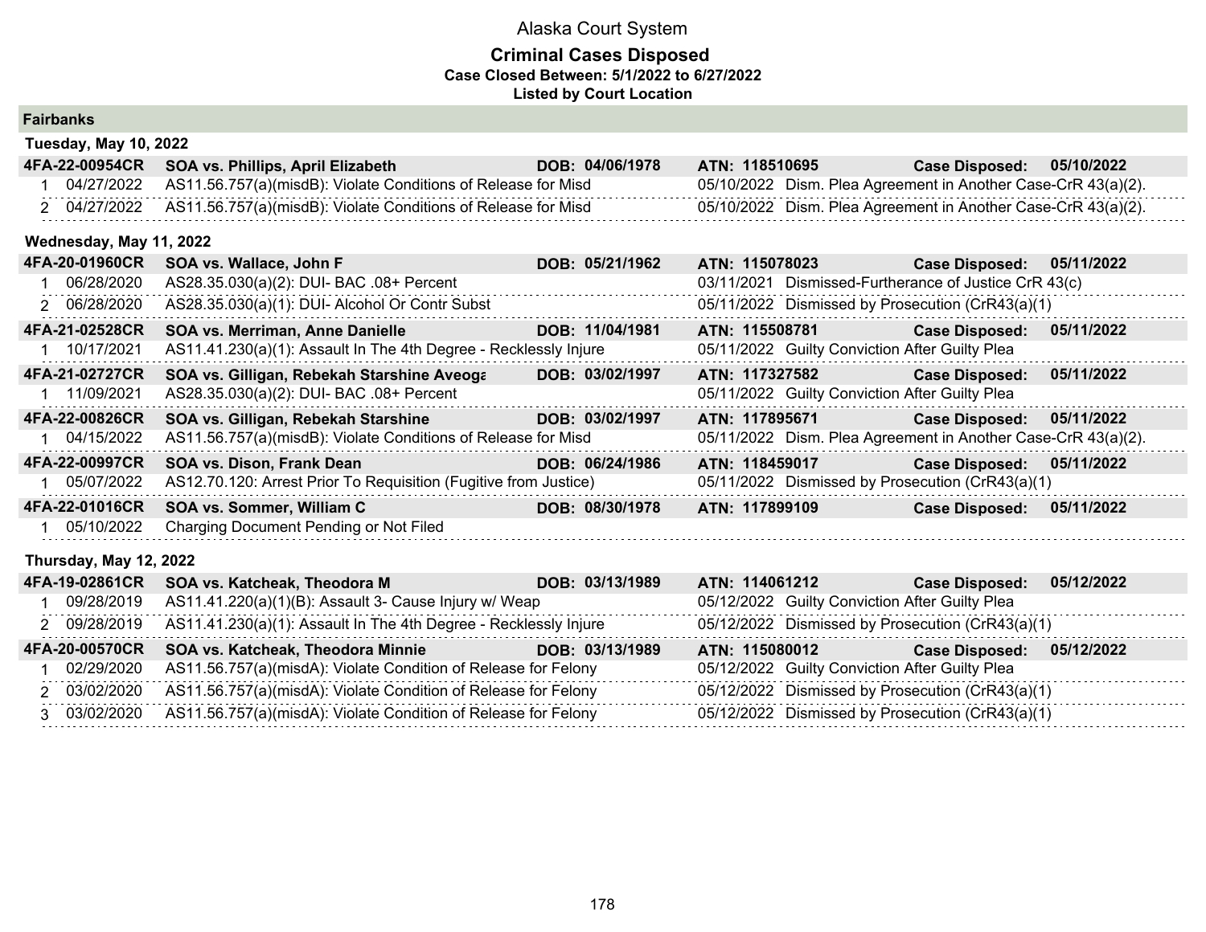# Alaska Court System

## Criminal Cases Disposed

**Case Closed Between: 5/1/2022 to 6/27/2022**

**Listed by Court Location**

### Fairbanks

#### Tuesday, May 10, 2022

**4FA-22-00954CR** | **SOA vs. Phillips, April Elizabeth** | **DOB: 04/06/1978** | **ATN: 118510695** | **Case Disposed: 05/10/2022**

| # | Date | Charge | Disposition Date | Disposition |
|---|---|---|---|---|
| 1 | 04/27/2022 | AS11.56.757(a)(misdB): Violate Conditions of Release for Misd | 05/10/2022 | Dism. Plea Agreement in Another Case-CrR 43(a)(2). |
| 2 | 04/27/2022 | AS11.56.757(a)(misdB): Violate Conditions of Release for Misd | 05/10/2022 | Dism. Plea Agreement in Another Case-CrR 43(a)(2). |

#### Wednesday, May 11, 2022

**4FA-20-01960CR** | **SOA vs. Wallace, John F** | **DOB: 05/21/1962** | **ATN: 115078023** | **Case Disposed: 05/11/2022**

| # | Date | Charge | Disposition Date | Disposition |
|---|---|---|---|---|
| 1 | 06/28/2020 | AS28.35.030(a)(2): DUI- BAC .08+ Percent | 03/11/2021 | Dismissed-Furtherance of Justice CrR 43(c) |
| 2 | 06/28/2020 | AS28.35.030(a)(1): DUI- Alcohol Or Contr Subst | 05/11/2022 | Dismissed by Prosecution (CrR43(a)(1) |

**4FA-21-02528CR** | **SOA vs. Merriman, Anne Danielle** | **DOB: 11/04/1981** | **ATN: 115508781** | **Case Disposed: 05/11/2022**

| # | Date | Charge | Disposition Date | Disposition |
|---|---|---|---|---|
| 1 | 10/17/2021 | AS11.41.230(a)(1): Assault In The 4th Degree - Recklessly Injure | 05/11/2022 | Guilty Conviction After Guilty Plea |

**4FA-21-02727CR** | **SOA vs. Gilligan, Rebekah Starshine Aveoga** | **DOB: 03/02/1997** | **ATN: 117327582** | **Case Disposed: 05/11/2022**

| # | Date | Charge | Disposition Date | Disposition |
|---|---|---|---|---|
| 1 | 11/09/2021 | AS28.35.030(a)(2): DUI- BAC .08+ Percent | 05/11/2022 | Guilty Conviction After Guilty Plea |

**4FA-22-00826CR** | **SOA vs. Gilligan, Rebekah Starshine** | **DOB: 03/02/1997** | **ATN: 117895671** | **Case Disposed: 05/11/2022**

| # | Date | Charge | Disposition Date | Disposition |
|---|---|---|---|---|
| 1 | 04/15/2022 | AS11.56.757(a)(misdB): Violate Conditions of Release for Misd | 05/11/2022 | Dism. Plea Agreement in Another Case-CrR 43(a)(2). |

**4FA-22-00997CR** | **SOA vs. Dison, Frank Dean** | **DOB: 06/24/1986** | **ATN: 118459017** | **Case Disposed: 05/11/2022**

| # | Date | Charge | Disposition Date | Disposition |
|---|---|---|---|---|
| 1 | 05/07/2022 | AS12.70.120: Arrest Prior To Requisition (Fugitive from Justice) | 05/11/2022 | Dismissed by Prosecution (CrR43(a)(1) |

**4FA-22-01016CR** | **SOA vs. Sommer, William C** | **DOB: 08/30/1978** | **ATN: 117899109** | **Case Disposed: 05/11/2022**

| # | Date | Charge | Disposition Date | Disposition |
|---|---|---|---|---|
| 1 | 05/10/2022 | Charging Document Pending or Not Filed | | |

#### Thursday, May 12, 2022

**4FA-19-02861CR** | **SOA vs. Katcheak, Theodora M** | **DOB: 03/13/1989** | **ATN: 114061212** | **Case Disposed: 05/12/2022**

| # | Date | Charge | Disposition Date | Disposition |
|---|---|---|---|---|
| 1 | 09/28/2019 | AS11.41.220(a)(1)(B): Assault 3- Cause Injury w/ Weap | 05/12/2022 | Guilty Conviction After Guilty Plea |
| 2 | 09/28/2019 | AS11.41.230(a)(1): Assault In The 4th Degree - Recklessly Injure | 05/12/2022 | Dismissed by Prosecution (CrR43(a)(1) |

**4FA-20-00570CR** | **SOA vs. Katcheak, Theodora Minnie** | **DOB: 03/13/1989** | **ATN: 115080012** | **Case Disposed: 05/12/2022**

| # | Date | Charge | Disposition Date | Disposition |
|---|---|---|---|---|
| 1 | 02/29/2020 | AS11.56.757(a)(misdA): Violate Condition of Release for Felony | 05/12/2022 | Guilty Conviction After Guilty Plea |
| 2 | 03/02/2020 | AS11.56.757(a)(misdA): Violate Condition of Release for Felony | 05/12/2022 | Dismissed by Prosecution (CrR43(a)(1) |
| 3 | 03/02/2020 | AS11.56.757(a)(misdA): Violate Condition of Release for Felony | 05/12/2022 | Dismissed by Prosecution (CrR43(a)(1) |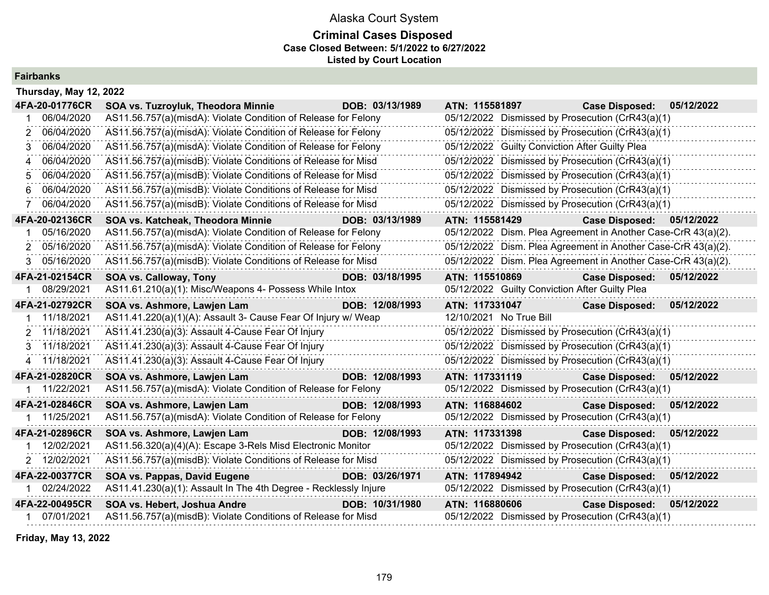# Alaska Court System

## Criminal Cases Disposed

**Case Closed Between: 5/1/2022 to 6/27/2022**

**Listed by Court Location**

### Fairbanks

**Thursday, May 12, 2022**

| Case | Party | DOB | ATN | Case Disposed |
|---|---|---|---|---|
| **4FA-20-01776CR** | **SOA vs. Tuzroyluk, Theodora Minnie** | **DOB: 03/13/1989** | **ATN: 115581897** | **Case Disposed: 05/12/2022** |
| 1 06/04/2020 | AS11.56.757(a)(misdA): Violate Condition of Release for Felony | | 05/12/2022 | Dismissed by Prosecution (CrR43(a)(1) |
| 2 06/04/2020 | AS11.56.757(a)(misdA): Violate Condition of Release for Felony | | 05/12/2022 | Dismissed by Prosecution (CrR43(a)(1) |
| 3 06/04/2020 | AS11.56.757(a)(misdA): Violate Condition of Release for Felony | | 05/12/2022 | Guilty Conviction After Guilty Plea |
| 4 06/04/2020 | AS11.56.757(a)(misdB): Violate Conditions of Release for Misd | | 05/12/2022 | Dismissed by Prosecution (CrR43(a)(1) |
| 5 06/04/2020 | AS11.56.757(a)(misdB): Violate Conditions of Release for Misd | | 05/12/2022 | Dismissed by Prosecution (CrR43(a)(1) |
| 6 06/04/2020 | AS11.56.757(a)(misdB): Violate Conditions of Release for Misd | | 05/12/2022 | Dismissed by Prosecution (CrR43(a)(1) |
| 7 06/04/2020 | AS11.56.757(a)(misdB): Violate Conditions of Release for Misd | | 05/12/2022 | Dismissed by Prosecution (CrR43(a)(1) |
| **4FA-20-02136CR** | **SOA vs. Katcheak, Theodora Minnie** | **DOB: 03/13/1989** | **ATN: 115581429** | **Case Disposed: 05/12/2022** |
| 1 05/16/2020 | AS11.56.757(a)(misdA): Violate Condition of Release for Felony | | 05/12/2022 | Dism. Plea Agreement in Another Case-CrR 43(a)(2). |
| 2 05/16/2020 | AS11.56.757(a)(misdA): Violate Condition of Release for Felony | | 05/12/2022 | Dism. Plea Agreement in Another Case-CrR 43(a)(2). |
| 3 05/16/2020 | AS11.56.757(a)(misdB): Violate Conditions of Release for Misd | | 05/12/2022 | Dism. Plea Agreement in Another Case-CrR 43(a)(2). |
| **4FA-21-02154CR** | **SOA vs. Calloway, Tony** | **DOB: 03/18/1995** | **ATN: 115510869** | **Case Disposed: 05/12/2022** |
| 1 08/29/2021 | AS11.61.210(a)(1): Misc/Weapons 4- Possess While Intox | | 05/12/2022 | Guilty Conviction After Guilty Plea |
| **4FA-21-02792CR** | **SOA vs. Ashmore, Lawjen Lam** | **DOB: 12/08/1993** | **ATN: 117331047** | **Case Disposed: 05/12/2022** |
| 1 11/18/2021 | AS11.41.220(a)(1)(A): Assault 3- Cause Fear Of Injury w/ Weap | | 12/10/2021 | No True Bill |
| 2 11/18/2021 | AS11.41.230(a)(3): Assault 4-Cause Fear Of Injury | | 05/12/2022 | Dismissed by Prosecution (CrR43(a)(1) |
| 3 11/18/2021 | AS11.41.230(a)(3): Assault 4-Cause Fear Of Injury | | 05/12/2022 | Dismissed by Prosecution (CrR43(a)(1) |
| 4 11/18/2021 | AS11.41.230(a)(3): Assault 4-Cause Fear Of Injury | | 05/12/2022 | Dismissed by Prosecution (CrR43(a)(1) |
| **4FA-21-02820CR** | **SOA vs. Ashmore, Lawjen Lam** | **DOB: 12/08/1993** | **ATN: 117331119** | **Case Disposed: 05/12/2022** |
| 1 11/22/2021 | AS11.56.757(a)(misdA): Violate Condition of Release for Felony | | 05/12/2022 | Dismissed by Prosecution (CrR43(a)(1) |
| **4FA-21-02846CR** | **SOA vs. Ashmore, Lawjen Lam** | **DOB: 12/08/1993** | **ATN: 116884602** | **Case Disposed: 05/12/2022** |
| 1 11/25/2021 | AS11.56.757(a)(misdA): Violate Condition of Release for Felony | | 05/12/2022 | Dismissed by Prosecution (CrR43(a)(1) |
| **4FA-21-02896CR** | **SOA vs. Ashmore, Lawjen Lam** | **DOB: 12/08/1993** | **ATN: 117331398** | **Case Disposed: 05/12/2022** |
| 1 12/02/2021 | AS11.56.320(a)(4)(A): Escape 3-Rels Misd Electronic Monitor | | 05/12/2022 | Dismissed by Prosecution (CrR43(a)(1) |
| 2 12/02/2021 | AS11.56.757(a)(misdB): Violate Conditions of Release for Misd | | 05/12/2022 | Dismissed by Prosecution (CrR43(a)(1) |
| **4FA-22-00377CR** | **SOA vs. Pappas, David Eugene** | **DOB: 03/26/1971** | **ATN: 117894942** | **Case Disposed: 05/12/2022** |
| 1 02/24/2022 | AS11.41.230(a)(1): Assault In The 4th Degree - Recklessly Injure | | 05/12/2022 | Dismissed by Prosecution (CrR43(a)(1) |
| **4FA-22-00495CR** | **SOA vs. Hebert, Joshua Andre** | **DOB: 10/31/1980** | **ATN: 116880606** | **Case Disposed: 05/12/2022** |
| 1 07/01/2021 | AS11.56.757(a)(misdB): Violate Conditions of Release for Misd | | 05/12/2022 | Dismissed by Prosecution (CrR43(a)(1) |

**Friday, May 13, 2022**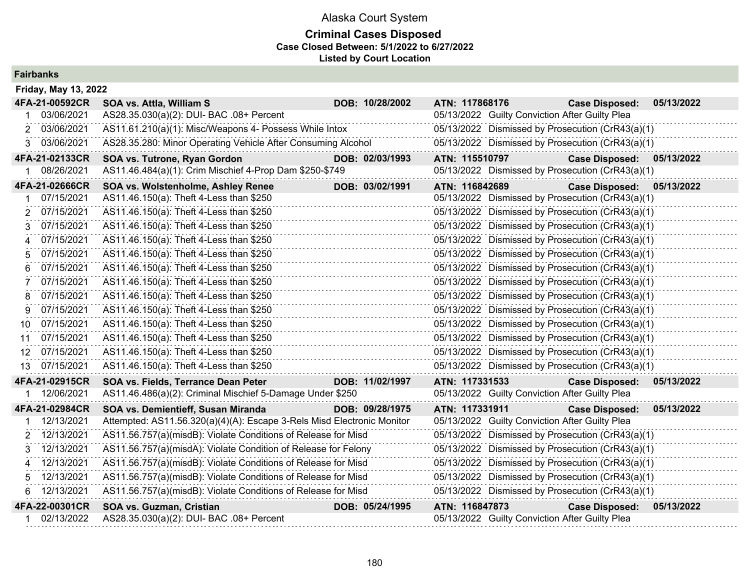# Alaska Court System

## Criminal Cases Disposed

**Case Closed Between: 5/1/2022 to 6/27/2022**

**Listed by Court Location**

### Fairbanks

**Friday, May 13, 2022**

| | | | | |
|---|---|---|---|---|
| **4FA-21-00592CR** | **SOA vs. Attla, William S** | **DOB: 10/28/2002** | **ATN: 117868176** | **Case Disposed: 05/13/2022** |
| 1 03/06/2021 | AS28.35.030(a)(2): DUI- BAC .08+ Percent | | 05/13/2022 Guilty Conviction After Guilty Plea | |
| 2 03/06/2021 | AS11.61.210(a)(1): Misc/Weapons 4- Possess While Intox | | 05/13/2022 Dismissed by Prosecution (CrR43(a)(1) | |
| 3 03/06/2021 | AS28.35.280: Minor Operating Vehicle After Consuming Alcohol | | 05/13/2022 Dismissed by Prosecution (CrR43(a)(1) | |
| **4FA-21-02133CR** | **SOA vs. Tutrone, Ryan Gordon** | **DOB: 02/03/1993** | **ATN: 115510797** | **Case Disposed: 05/13/2022** |
| 1 08/26/2021 | AS11.46.484(a)(1): Crim Mischief 4-Prop Dam $250-$749 | | 05/13/2022 Dismissed by Prosecution (CrR43(a)(1) | |
| **4FA-21-02666CR** | **SOA vs. Wolstenholme, Ashley Renee** | **DOB: 03/02/1991** | **ATN: 116842689** | **Case Disposed: 05/13/2022** |
| 1 07/15/2021 | AS11.46.150(a): Theft 4-Less than $250 | | 05/13/2022 Dismissed by Prosecution (CrR43(a)(1) | |
| 2 07/15/2021 | AS11.46.150(a): Theft 4-Less than $250 | | 05/13/2022 Dismissed by Prosecution (CrR43(a)(1) | |
| 3 07/15/2021 | AS11.46.150(a): Theft 4-Less than $250 | | 05/13/2022 Dismissed by Prosecution (CrR43(a)(1) | |
| 4 07/15/2021 | AS11.46.150(a): Theft 4-Less than $250 | | 05/13/2022 Dismissed by Prosecution (CrR43(a)(1) | |
| 5 07/15/2021 | AS11.46.150(a): Theft 4-Less than $250 | | 05/13/2022 Dismissed by Prosecution (CrR43(a)(1) | |
| 6 07/15/2021 | AS11.46.150(a): Theft 4-Less than $250 | | 05/13/2022 Dismissed by Prosecution (CrR43(a)(1) | |
| 7 07/15/2021 | AS11.46.150(a): Theft 4-Less than $250 | | 05/13/2022 Dismissed by Prosecution (CrR43(a)(1) | |
| 8 07/15/2021 | AS11.46.150(a): Theft 4-Less than $250 | | 05/13/2022 Dismissed by Prosecution (CrR43(a)(1) | |
| 9 07/15/2021 | AS11.46.150(a): Theft 4-Less than $250 | | 05/13/2022 Dismissed by Prosecution (CrR43(a)(1) | |
| 10 07/15/2021 | AS11.46.150(a): Theft 4-Less than $250 | | 05/13/2022 Dismissed by Prosecution (CrR43(a)(1) | |
| 11 07/15/2021 | AS11.46.150(a): Theft 4-Less than $250 | | 05/13/2022 Dismissed by Prosecution (CrR43(a)(1) | |
| 12 07/15/2021 | AS11.46.150(a): Theft 4-Less than $250 | | 05/13/2022 Dismissed by Prosecution (CrR43(a)(1) | |
| 13 07/15/2021 | AS11.46.150(a): Theft 4-Less than $250 | | 05/13/2022 Dismissed by Prosecution (CrR43(a)(1) | |
| **4FA-21-02915CR** | **SOA vs. Fields, Terrance Dean Peter** | **DOB: 11/02/1997** | **ATN: 117331533** | **Case Disposed: 05/13/2022** |
| 1 12/06/2021 | AS11.46.486(a)(2): Criminal Mischief 5-Damage Under $250 | | 05/13/2022 Guilty Conviction After Guilty Plea | |
| **4FA-21-02984CR** | **SOA vs. Demientieff, Susan Miranda** | **DOB: 09/28/1975** | **ATN: 117331911** | **Case Disposed: 05/13/2022** |
| 1 12/13/2021 | Attempted: AS11.56.320(a)(4)(A): Escape 3-Rels Misd Electronic Monitor | | 05/13/2022 Guilty Conviction After Guilty Plea | |
| 2 12/13/2021 | AS11.56.757(a)(misdB): Violate Conditions of Release for Misd | | 05/13/2022 Dismissed by Prosecution (CrR43(a)(1) | |
| 3 12/13/2021 | AS11.56.757(a)(misdA): Violate Condition of Release for Felony | | 05/13/2022 Dismissed by Prosecution (CrR43(a)(1) | |
| 4 12/13/2021 | AS11.56.757(a)(misdB): Violate Conditions of Release for Misd | | 05/13/2022 Dismissed by Prosecution (CrR43(a)(1) | |
| 5 12/13/2021 | AS11.56.757(a)(misdB): Violate Conditions of Release for Misd | | 05/13/2022 Dismissed by Prosecution (CrR43(a)(1) | |
| 6 12/13/2021 | AS11.56.757(a)(misdB): Violate Conditions of Release for Misd | | 05/13/2022 Dismissed by Prosecution (CrR43(a)(1) | |
| **4FA-22-00301CR** | **SOA vs. Guzman, Cristian** | **DOB: 05/24/1995** | **ATN: 116847873** | **Case Disposed: 05/13/2022** |
| 1 02/13/2022 | AS28.35.030(a)(2): DUI- BAC .08+ Percent | | 05/13/2022 Guilty Conviction After Guilty Plea | |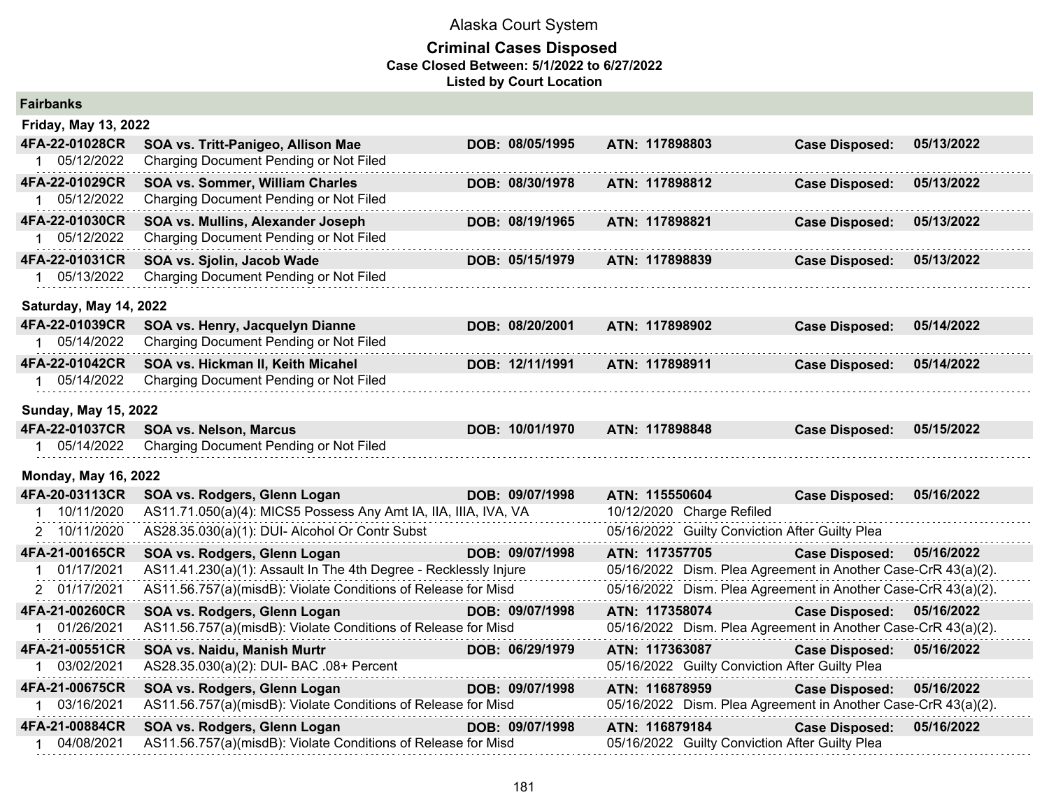# Alaska Court System

## Criminal Cases Disposed

**Case Closed Between: 5/1/2022 to 6/27/2022**

**Listed by Court Location**

### Fairbanks

#### Friday, May 13, 2022

| Case | Name | DOB | ATN | | Case Disposed |
|---|---|---|---|---|---|
| **4FA-22-01028CR** | **SOA vs. Tritt-Panigeo, Allison Mae** | **DOB: 08/05/1995** | **ATN: 117898803** | **Case Disposed:** | **05/13/2022** |
| 1 05/12/2022 | Charging Document Pending or Not Filed | | | | |
| **4FA-22-01029CR** | **SOA vs. Sommer, William Charles** | **DOB: 08/30/1978** | **ATN: 117898812** | **Case Disposed:** | **05/13/2022** |
| 1 05/12/2022 | Charging Document Pending or Not Filed | | | | |
| **4FA-22-01030CR** | **SOA vs. Mullins, Alexander Joseph** | **DOB: 08/19/1965** | **ATN: 117898821** | **Case Disposed:** | **05/13/2022** |
| 1 05/12/2022 | Charging Document Pending or Not Filed | | | | |
| **4FA-22-01031CR** | **SOA vs. Sjolin, Jacob Wade** | **DOB: 05/15/1979** | **ATN: 117898839** | **Case Disposed:** | **05/13/2022** |
| 1 05/13/2022 | Charging Document Pending or Not Filed | | | | |

#### Saturday, May 14, 2022

| Case | Name | DOB | ATN | | Case Disposed |
|---|---|---|---|---|---|
| **4FA-22-01039CR** | **SOA vs. Henry, Jacquelyn Dianne** | **DOB: 08/20/2001** | **ATN: 117898902** | **Case Disposed:** | **05/14/2022** |
| 1 05/14/2022 | Charging Document Pending or Not Filed | | | | |
| **4FA-22-01042CR** | **SOA vs. Hickman II, Keith Micahel** | **DOB: 12/11/1991** | **ATN: 117898911** | **Case Disposed:** | **05/14/2022** |
| 1 05/14/2022 | Charging Document Pending or Not Filed | | | | |

#### Sunday, May 15, 2022

| Case | Name | DOB | ATN | | Case Disposed |
|---|---|---|---|---|---|
| **4FA-22-01037CR** | **SOA vs. Nelson, Marcus** | **DOB: 10/01/1970** | **ATN: 117898848** | **Case Disposed:** | **05/15/2022** |
| 1 05/14/2022 | Charging Document Pending or Not Filed | | | | |

#### Monday, May 16, 2022

| Case | Name | DOB | ATN | | Case Disposed |
|---|---|---|---|---|---|
| **4FA-20-03113CR** | **SOA vs. Rodgers, Glenn Logan** | **DOB: 09/07/1998** | **ATN: 115550604** | **Case Disposed:** | **05/16/2022** |
| 1 10/11/2020 | AS11.71.050(a)(4): MICS5 Possess Any Amt IA, IIA, IIIA, IVA, VA | | 10/12/2020 Charge Refiled | | |
| 2 10/11/2020 | AS28.35.030(a)(1): DUI- Alcohol Or Contr Subst | | 05/16/2022 Guilty Conviction After Guilty Plea | | |
| **4FA-21-00165CR** | **SOA vs. Rodgers, Glenn Logan** | **DOB: 09/07/1998** | **ATN: 117357705** | **Case Disposed:** | **05/16/2022** |
| 1 01/17/2021 | AS11.41.230(a)(1): Assault In The 4th Degree - Recklessly Injure | | 05/16/2022 Dism. Plea Agreement in Another Case-CrR 43(a)(2). | | |
| 2 01/17/2021 | AS11.56.757(a)(misdB): Violate Conditions of Release for Misd | | 05/16/2022 Dism. Plea Agreement in Another Case-CrR 43(a)(2). | | |
| **4FA-21-00260CR** | **SOA vs. Rodgers, Glenn Logan** | **DOB: 09/07/1998** | **ATN: 117358074** | **Case Disposed:** | **05/16/2022** |
| 1 01/26/2021 | AS11.56.757(a)(misdB): Violate Conditions of Release for Misd | | 05/16/2022 Dism. Plea Agreement in Another Case-CrR 43(a)(2). | | |
| **4FA-21-00551CR** | **SOA vs. Naidu, Manish Murtr** | **DOB: 06/29/1979** | **ATN: 117363087** | **Case Disposed:** | **05/16/2022** |
| 1 03/02/2021 | AS28.35.030(a)(2): DUI- BAC .08+ Percent | | 05/16/2022 Guilty Conviction After Guilty Plea | | |
| **4FA-21-00675CR** | **SOA vs. Rodgers, Glenn Logan** | **DOB: 09/07/1998** | **ATN: 116878959** | **Case Disposed:** | **05/16/2022** |
| 1 03/16/2021 | AS11.56.757(a)(misdB): Violate Conditions of Release for Misd | | 05/16/2022 Dism. Plea Agreement in Another Case-CrR 43(a)(2). | | |
| **4FA-21-00884CR** | **SOA vs. Rodgers, Glenn Logan** | **DOB: 09/07/1998** | **ATN: 116879184** | **Case Disposed:** | **05/16/2022** |
| 1 04/08/2021 | AS11.56.757(a)(misdB): Violate Conditions of Release for Misd | | 05/16/2022 Guilty Conviction After Guilty Plea | | |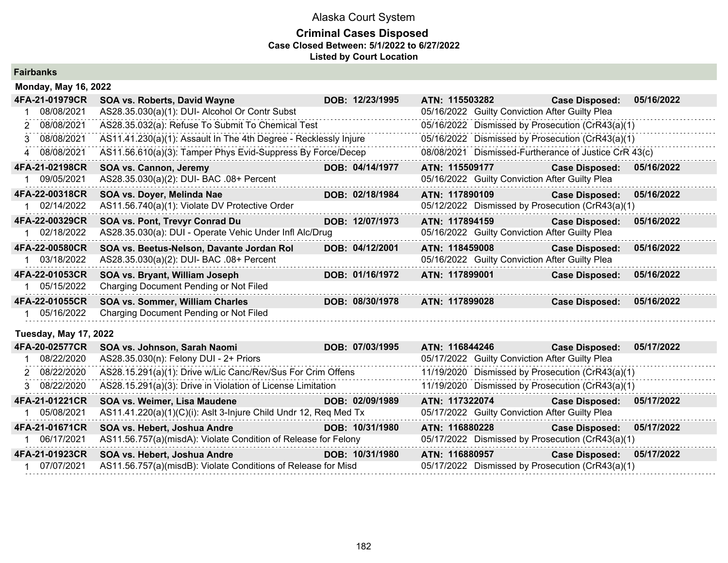# Alaska Court System

## Criminal Cases Disposed

**Case Closed Between: 5/1/2022 to 6/27/2022**

**Listed by Court Location**

### Fairbanks

**Monday, May 16, 2022**

| | | | | | | |
|---|---|---|---|---|---|---|
| **4FA-21-01979CR** | **SOA vs. Roberts, David Wayne** | **DOB: 12/23/1995** | **ATN: 115503282** | | **Case Disposed:** | **05/16/2022** |
| 1 | 08/08/2021 | AS28.35.030(a)(1): DUI- Alcohol Or Contr Subst | 05/16/2022 | Guilty Conviction After Guilty Plea | | |
| 2 | 08/08/2021 | AS28.35.032(a): Refuse To Submit To Chemical Test | 05/16/2022 | Dismissed by Prosecution (CrR43(a)(1) | | |
| 3 | 08/08/2021 | AS11.41.230(a)(1): Assault In The 4th Degree - Recklessly Injure | 05/16/2022 | Dismissed by Prosecution (CrR43(a)(1) | | |
| 4 | 08/08/2021 | AS11.56.610(a)(3): Tamper Phys Evid-Suppress By Force/Decep | 08/08/2021 | Dismissed-Furtherance of Justice CrR 43(c) | | |
| **4FA-21-02198CR** | **SOA vs. Cannon, Jeremy** | **DOB: 04/14/1977** | **ATN: 115509177** | | **Case Disposed:** | **05/16/2022** |
| 1 | 09/05/2021 | AS28.35.030(a)(2): DUI- BAC .08+ Percent | 05/16/2022 | Guilty Conviction After Guilty Plea | | |
| **4FA-22-00318CR** | **SOA vs. Doyer, Melinda Nae** | **DOB: 02/18/1984** | **ATN: 117890109** | | **Case Disposed:** | **05/16/2022** |
| 1 | 02/14/2022 | AS11.56.740(a)(1): Violate DV Protective Order | 05/12/2022 | Dismissed by Prosecution (CrR43(a)(1) | | |
| **4FA-22-00329CR** | **SOA vs. Pont, Trevyr Conrad Du** | **DOB: 12/07/1973** | **ATN: 117894159** | | **Case Disposed:** | **05/16/2022** |
| 1 | 02/18/2022 | AS28.35.030(a): DUI - Operate Vehic Under Infl Alc/Drug | 05/16/2022 | Guilty Conviction After Guilty Plea | | |
| **4FA-22-00580CR** | **SOA vs. Beetus-Nelson, Davante Jordan Rol** | **DOB: 04/12/2001** | **ATN: 118459008** | | **Case Disposed:** | **05/16/2022** |
| 1 | 03/18/2022 | AS28.35.030(a)(2): DUI- BAC .08+ Percent | 05/16/2022 | Guilty Conviction After Guilty Plea | | |
| **4FA-22-01053CR** | **SOA vs. Bryant, William Joseph** | **DOB: 01/16/1972** | **ATN: 117899001** | | **Case Disposed:** | **05/16/2022** |
| 1 | 05/15/2022 | Charging Document Pending or Not Filed | | | | |
| **4FA-22-01055CR** | **SOA vs. Sommer, William Charles** | **DOB: 08/30/1978** | **ATN: 117899028** | | **Case Disposed:** | **05/16/2022** |
| 1 | 05/16/2022 | Charging Document Pending or Not Filed | | | | |

**Tuesday, May 17, 2022**

| | | | | | | |
|---|---|---|---|---|---|---|
| **4FA-20-02577CR** | **SOA vs. Johnson, Sarah Naomi** | **DOB: 07/03/1995** | **ATN: 116844246** | | **Case Disposed:** | **05/17/2022** |
| 1 | 08/22/2020 | AS28.35.030(n): Felony DUI - 2+ Priors | 05/17/2022 | Guilty Conviction After Guilty Plea | | |
| 2 | 08/22/2020 | AS28.15.291(a)(1): Drive w/Lic Canc/Rev/Sus For Crim Offens | 11/19/2020 | Dismissed by Prosecution (CrR43(a)(1) | | |
| 3 | 08/22/2020 | AS28.15.291(a)(3): Drive in Violation of License Limitation | 11/19/2020 | Dismissed by Prosecution (CrR43(a)(1) | | |
| **4FA-21-01221CR** | **SOA vs. Weimer, Lisa Maudene** | **DOB: 02/09/1989** | **ATN: 117322074** | | **Case Disposed:** | **05/17/2022** |
| 1 | 05/08/2021 | AS11.41.220(a)(1)(C)(i): Aslt 3-Injure Child Undr 12, Req Med Tx | 05/17/2022 | Guilty Conviction After Guilty Plea | | |
| **4FA-21-01671CR** | **SOA vs. Hebert, Joshua Andre** | **DOB: 10/31/1980** | **ATN: 116880228** | | **Case Disposed:** | **05/17/2022** |
| 1 | 06/17/2021 | AS11.56.757(a)(misdA): Violate Condition of Release for Felony | 05/17/2022 | Dismissed by Prosecution (CrR43(a)(1) | | |
| **4FA-21-01923CR** | **SOA vs. Hebert, Joshua Andre** | **DOB: 10/31/1980** | **ATN: 116880957** | | **Case Disposed:** | **05/17/2022** |
| 1 | 07/07/2021 | AS11.56.757(a)(misdB): Violate Conditions of Release for Misd | 05/17/2022 | Dismissed by Prosecution (CrR43(a)(1) | | |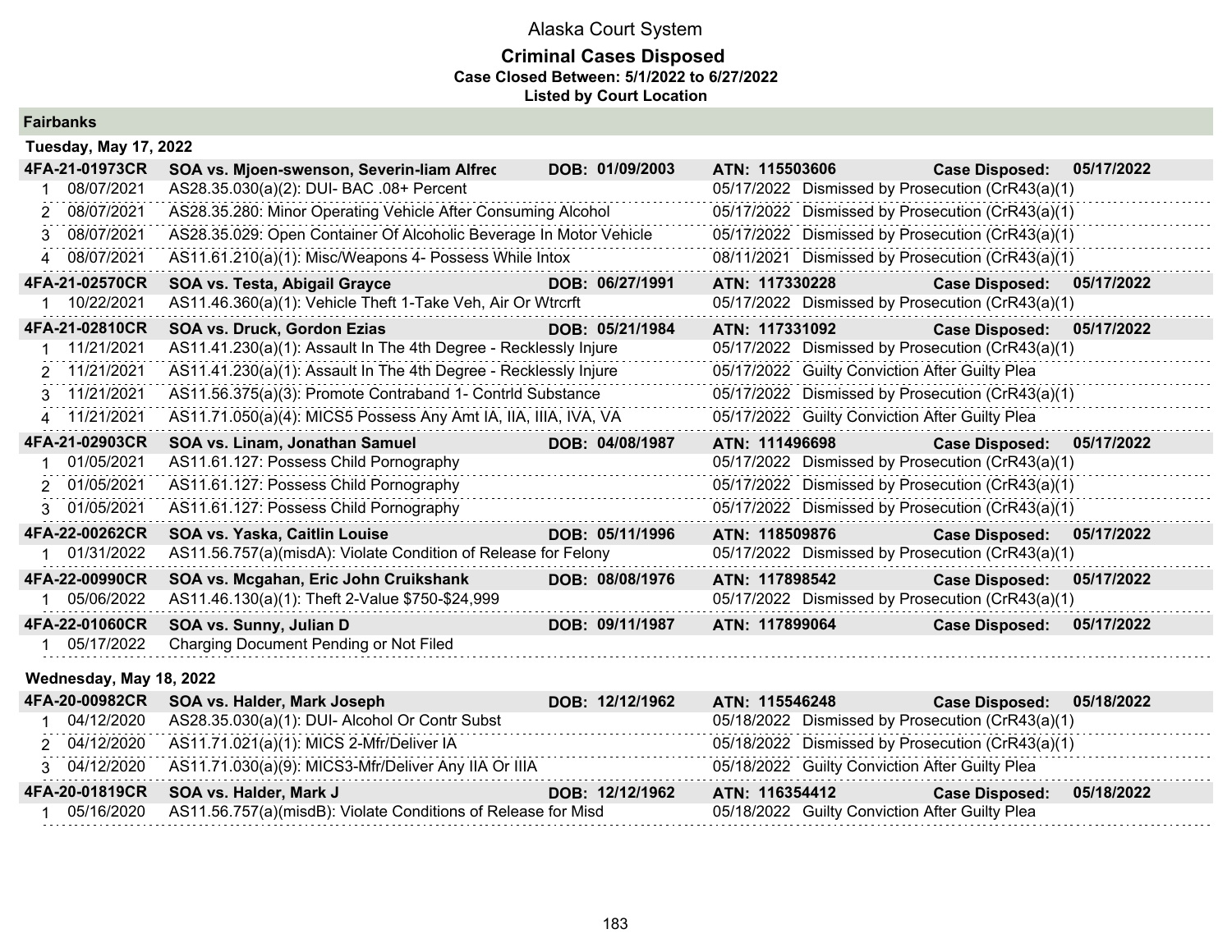# Alaska Court System

## Criminal Cases Disposed

**Case Closed Between: 5/1/2022 to 6/27/2022**

**Listed by Court Location**

### Fairbanks

#### Tuesday, May 17, 2022

| Case | Name | DOB | ATN | Case Disposed |
|---|---|---|---|---|
| **4FA-21-01973CR** | **SOA vs. Mjoen-swenson, Severin-liam Alfrec** | **DOB: 01/09/2003** | **ATN: 115503606** | **Case Disposed: 05/17/2022** |
| 1 08/07/2021 | AS28.35.030(a)(2): DUI- BAC .08+ Percent | | 05/17/2022 Dismissed by Prosecution (CrR43(a)(1) | |
| 2 08/07/2021 | AS28.35.280: Minor Operating Vehicle After Consuming Alcohol | | 05/17/2022 Dismissed by Prosecution (CrR43(a)(1) | |
| 3 08/07/2021 | AS28.35.029: Open Container Of Alcoholic Beverage In Motor Vehicle | | 05/17/2022 Dismissed by Prosecution (CrR43(a)(1) | |
| 4 08/07/2021 | AS11.61.210(a)(1): Misc/Weapons 4- Possess While Intox | | 08/11/2021 Dismissed by Prosecution (CrR43(a)(1) | |
| **4FA-21-02570CR** | **SOA vs. Testa, Abigail Grayce** | **DOB: 06/27/1991** | **ATN: 117330228** | **Case Disposed: 05/17/2022** |
| 1 10/22/2021 | AS11.46.360(a)(1): Vehicle Theft 1-Take Veh, Air Or Wtrcrft | | 05/17/2022 Dismissed by Prosecution (CrR43(a)(1) | |
| **4FA-21-02810CR** | **SOA vs. Druck, Gordon Ezias** | **DOB: 05/21/1984** | **ATN: 117331092** | **Case Disposed: 05/17/2022** |
| 1 11/21/2021 | AS11.41.230(a)(1): Assault In The 4th Degree - Recklessly Injure | | 05/17/2022 Dismissed by Prosecution (CrR43(a)(1) | |
| 2 11/21/2021 | AS11.41.230(a)(1): Assault In The 4th Degree - Recklessly Injure | | 05/17/2022 Guilty Conviction After Guilty Plea | |
| 3 11/21/2021 | AS11.56.375(a)(3): Promote Contraband 1- Contrld Substance | | 05/17/2022 Dismissed by Prosecution (CrR43(a)(1) | |
| 4 11/21/2021 | AS11.71.050(a)(4): MICS5 Possess Any Amt IA, IIA, IIIA, IVA, VA | | 05/17/2022 Guilty Conviction After Guilty Plea | |
| **4FA-21-02903CR** | **SOA vs. Linam, Jonathan Samuel** | **DOB: 04/08/1987** | **ATN: 111496698** | **Case Disposed: 05/17/2022** |
| 1 01/05/2021 | AS11.61.127: Possess Child Pornography | | 05/17/2022 Dismissed by Prosecution (CrR43(a)(1) | |
| 2 01/05/2021 | AS11.61.127: Possess Child Pornography | | 05/17/2022 Dismissed by Prosecution (CrR43(a)(1) | |
| 3 01/05/2021 | AS11.61.127: Possess Child Pornography | | 05/17/2022 Dismissed by Prosecution (CrR43(a)(1) | |
| **4FA-22-00262CR** | **SOA vs. Yaska, Caitlin Louise** | **DOB: 05/11/1996** | **ATN: 118509876** | **Case Disposed: 05/17/2022** |
| 1 01/31/2022 | AS11.56.757(a)(misdA): Violate Condition of Release for Felony | | 05/17/2022 Dismissed by Prosecution (CrR43(a)(1) | |
| **4FA-22-00990CR** | **SOA vs. Mcgahan, Eric John Cruikshank** | **DOB: 08/08/1976** | **ATN: 117898542** | **Case Disposed: 05/17/2022** |
| 1 05/06/2022 | AS11.46.130(a)(1): Theft 2-Value $750-$24,999 | | 05/17/2022 Dismissed by Prosecution (CrR43(a)(1) | |
| **4FA-22-01060CR** | **SOA vs. Sunny, Julian D** | **DOB: 09/11/1987** | **ATN: 117899064** | **Case Disposed: 05/17/2022** |
| 1 05/17/2022 | Charging Document Pending or Not Filed | | | |

#### Wednesday, May 18, 2022

| Case | Name | DOB | ATN | Case Disposed |
|---|---|---|---|---|
| **4FA-20-00982CR** | **SOA vs. Halder, Mark Joseph** | **DOB: 12/12/1962** | **ATN: 115546248** | **Case Disposed: 05/18/2022** |
| 1 04/12/2020 | AS28.35.030(a)(1): DUI- Alcohol Or Contr Subst | | 05/18/2022 Dismissed by Prosecution (CrR43(a)(1) | |
| 2 04/12/2020 | AS11.71.021(a)(1): MICS 2-Mfr/Deliver IA | | 05/18/2022 Dismissed by Prosecution (CrR43(a)(1) | |
| 3 04/12/2020 | AS11.71.030(a)(9): MICS3-Mfr/Deliver Any IIA Or IIIA | | 05/18/2022 Guilty Conviction After Guilty Plea | |
| **4FA-20-01819CR** | **SOA vs. Halder, Mark J** | **DOB: 12/12/1962** | **ATN: 116354412** | **Case Disposed: 05/18/2022** |
| 1 05/16/2020 | AS11.56.757(a)(misdB): Violate Conditions of Release for Misd | | 05/18/2022 Guilty Conviction After Guilty Plea | |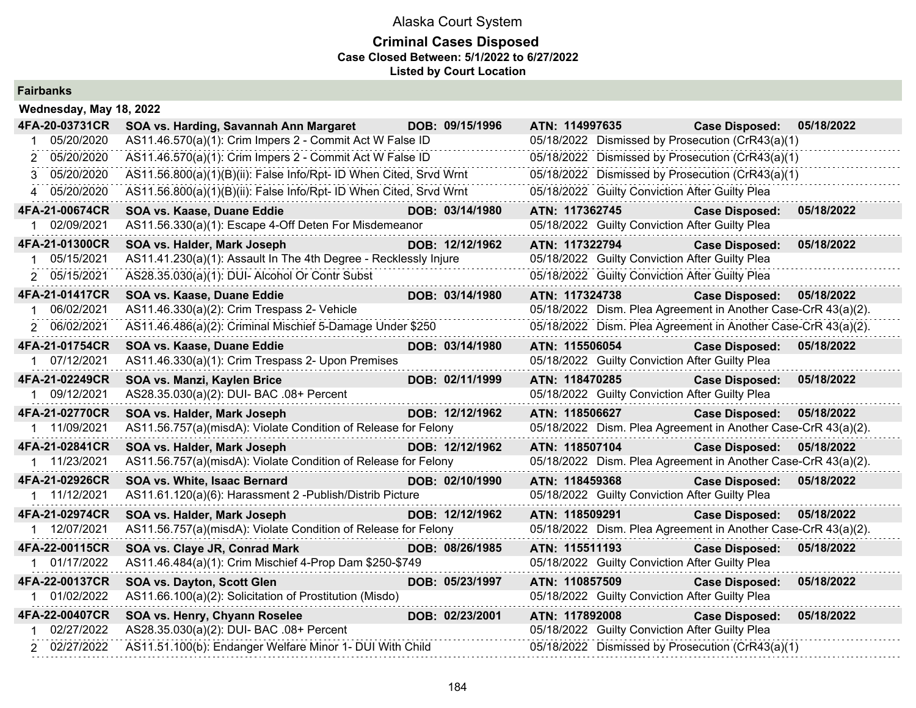# Alaska Court System

## Criminal Cases Disposed

**Case Closed Between: 5/1/2022 to 6/27/2022**

**Listed by Court Location**

### Fairbanks

**Wednesday, May 18, 2022**

**4FA-20-03731CR** **SOA vs. Harding, Savannah Ann Margaret** **DOB: 09/15/1996** **ATN: 114997635** **Case Disposed: 05/18/2022**

| # | Date | Charge | Disposition |
|---|---|---|---|
| 1 | 05/20/2020 | AS11.46.570(a)(1): Crim Impers 2 - Commit Act W False ID | 05/18/2022 Dismissed by Prosecution (CrR43(a)(1) |
| 2 | 05/20/2020 | AS11.46.570(a)(1): Crim Impers 2 - Commit Act W False ID | 05/18/2022 Dismissed by Prosecution (CrR43(a)(1) |
| 3 | 05/20/2020 | AS11.56.800(a)(1)(B)(ii): False Info/Rpt- ID When Cited, Srvd Wrnt | 05/18/2022 Dismissed by Prosecution (CrR43(a)(1) |
| 4 | 05/20/2020 | AS11.56.800(a)(1)(B)(ii): False Info/Rpt- ID When Cited, Srvd Wrnt | 05/18/2022 Guilty Conviction After Guilty Plea |

**4FA-21-00674CR** **SOA vs. Kaase, Duane Eddie** **DOB: 03/14/1980** **ATN: 117362745** **Case Disposed: 05/18/2022**

| # | Date | Charge | Disposition |
|---|---|---|---|
| 1 | 02/09/2021 | AS11.56.330(a)(1): Escape 4-Off Deten For Misdemeanor | 05/18/2022 Guilty Conviction After Guilty Plea |

**4FA-21-01300CR** **SOA vs. Halder, Mark Joseph** **DOB: 12/12/1962** **ATN: 117322794** **Case Disposed: 05/18/2022**

| # | Date | Charge | Disposition |
|---|---|---|---|
| 1 | 05/15/2021 | AS11.41.230(a)(1): Assault In The 4th Degree - Recklessly Injure | 05/18/2022 Guilty Conviction After Guilty Plea |
| 2 | 05/15/2021 | AS28.35.030(a)(1): DUI- Alcohol Or Contr Subst | 05/18/2022 Guilty Conviction After Guilty Plea |

**4FA-21-01417CR** **SOA vs. Kaase, Duane Eddie** **DOB: 03/14/1980** **ATN: 117324738** **Case Disposed: 05/18/2022**

| # | Date | Charge | Disposition |
|---|---|---|---|
| 1 | 06/02/2021 | AS11.46.330(a)(2): Crim Trespass 2- Vehicle | 05/18/2022 Dism. Plea Agreement in Another Case-CrR 43(a)(2). |
| 2 | 06/02/2021 | AS11.46.486(a)(2): Criminal Mischief 5-Damage Under $250 | 05/18/2022 Dism. Plea Agreement in Another Case-CrR 43(a)(2). |

**4FA-21-01754CR** **SOA vs. Kaase, Duane Eddie** **DOB: 03/14/1980** **ATN: 115506054** **Case Disposed: 05/18/2022**

| # | Date | Charge | Disposition |
|---|---|---|---|
| 1 | 07/12/2021 | AS11.46.330(a)(1): Crim Trespass 2- Upon Premises | 05/18/2022 Guilty Conviction After Guilty Plea |

**4FA-21-02249CR** **SOA vs. Manzi, Kaylen Brice** **DOB: 02/11/1999** **ATN: 118470285** **Case Disposed: 05/18/2022**

| # | Date | Charge | Disposition |
|---|---|---|---|
| 1 | 09/12/2021 | AS28.35.030(a)(2): DUI- BAC .08+ Percent | 05/18/2022 Guilty Conviction After Guilty Plea |

**4FA-21-02770CR** **SOA vs. Halder, Mark Joseph** **DOB: 12/12/1962** **ATN: 118506627** **Case Disposed: 05/18/2022**

| # | Date | Charge | Disposition |
|---|---|---|---|
| 1 | 11/09/2021 | AS11.56.757(a)(misdA): Violate Condition of Release for Felony | 05/18/2022 Dism. Plea Agreement in Another Case-CrR 43(a)(2). |

**4FA-21-02841CR** **SOA vs. Halder, Mark Joseph** **DOB: 12/12/1962** **ATN: 118507104** **Case Disposed: 05/18/2022**

| # | Date | Charge | Disposition |
|---|---|---|---|
| 1 | 11/23/2021 | AS11.56.757(a)(misdA): Violate Condition of Release for Felony | 05/18/2022 Dism. Plea Agreement in Another Case-CrR 43(a)(2). |

**4FA-21-02926CR** **SOA vs. White, Isaac Bernard** **DOB: 02/10/1990** **ATN: 118459368** **Case Disposed: 05/18/2022**

| # | Date | Charge | Disposition |
|---|---|---|---|
| 1 | 11/12/2021 | AS11.61.120(a)(6): Harassment 2 -Publish/Distrib Picture | 05/18/2022 Guilty Conviction After Guilty Plea |

**4FA-21-02974CR** **SOA vs. Halder, Mark Joseph** **DOB: 12/12/1962** **ATN: 118509291** **Case Disposed: 05/18/2022**

| # | Date | Charge | Disposition |
|---|---|---|---|
| 1 | 12/07/2021 | AS11.56.757(a)(misdA): Violate Condition of Release for Felony | 05/18/2022 Dism. Plea Agreement in Another Case-CrR 43(a)(2). |

**4FA-22-00115CR** **SOA vs. Claye JR, Conrad Mark** **DOB: 08/26/1985** **ATN: 115511193** **Case Disposed: 05/18/2022**

| # | Date | Charge | Disposition |
|---|---|---|---|
| 1 | 01/17/2022 | AS11.46.484(a)(1): Crim Mischief 4-Prop Dam $250-$749 | 05/18/2022 Guilty Conviction After Guilty Plea |

**4FA-22-00137CR** **SOA vs. Dayton, Scott Glen** **DOB: 05/23/1997** **ATN: 110857509** **Case Disposed: 05/18/2022**

| # | Date | Charge | Disposition |
|---|---|---|---|
| 1 | 01/02/2022 | AS11.66.100(a)(2): Solicitation of Prostitution (Misdo) | 05/18/2022 Guilty Conviction After Guilty Plea |

**4FA-22-00407CR** **SOA vs. Henry, Chyann Roselee** **DOB: 02/23/2001** **ATN: 117892008** **Case Disposed: 05/18/2022**

| # | Date | Charge | Disposition |
|---|---|---|---|
| 1 | 02/27/2022 | AS28.35.030(a)(2): DUI- BAC .08+ Percent | 05/18/2022 Guilty Conviction After Guilty Plea |
| 2 | 02/27/2022 | AS11.51.100(b): Endanger Welfare Minor 1- DUI With Child | 05/18/2022 Dismissed by Prosecution (CrR43(a)(1) |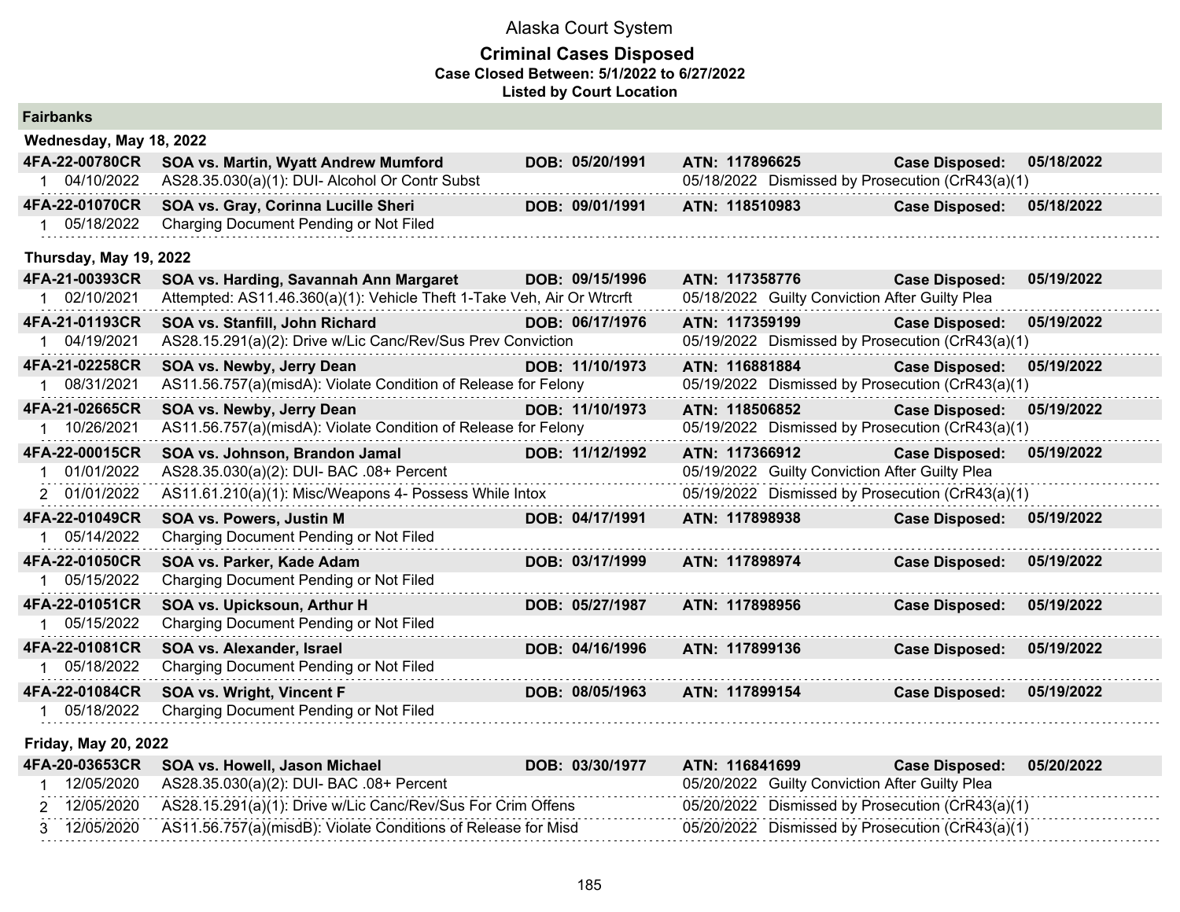# Alaska Court System

## Criminal Cases Disposed

**Case Closed Between: 5/1/2022 to 6/27/2022**

**Listed by Court Location**

### Fairbanks

**Wednesday, May 18, 2022**

| Case | Party | DOB | ATN | Case Disposed |
|---|---|---|---|---|
| **4FA-22-00780CR** | **SOA vs. Martin, Wyatt Andrew Mumford** | **DOB: 05/20/1991** | **ATN: 117896625** | **Case Disposed: 05/18/2022** |
| 1 04/10/2022 | AS28.35.030(a)(1): DUI- Alcohol Or Contr Subst | | 05/18/2022 Dismissed by Prosecution (CrR43(a)(1) | |
| **4FA-22-01070CR** | **SOA vs. Gray, Corinna Lucille Sheri** | **DOB: 09/01/1991** | **ATN: 118510983** | **Case Disposed: 05/18/2022** |
| 1 05/18/2022 | Charging Document Pending or Not Filed | | | |

**Thursday, May 19, 2022**

| Case | Party | DOB | ATN | Case Disposed |
|---|---|---|---|---|
| **4FA-21-00393CR** | **SOA vs. Harding, Savannah Ann Margaret** | **DOB: 09/15/1996** | **ATN: 117358776** | **Case Disposed: 05/19/2022** |
| 1 02/10/2021 | Attempted: AS11.46.360(a)(1): Vehicle Theft 1-Take Veh, Air Or Wtrcrft | | 05/18/2022 Guilty Conviction After Guilty Plea | |
| **4FA-21-01193CR** | **SOA vs. Stanfill, John Richard** | **DOB: 06/17/1976** | **ATN: 117359199** | **Case Disposed: 05/19/2022** |
| 1 04/19/2021 | AS28.15.291(a)(2): Drive w/Lic Canc/Rev/Sus Prev Conviction | | 05/19/2022 Dismissed by Prosecution (CrR43(a)(1) | |
| **4FA-21-02258CR** | **SOA vs. Newby, Jerry Dean** | **DOB: 11/10/1973** | **ATN: 116881884** | **Case Disposed: 05/19/2022** |
| 1 08/31/2021 | AS11.56.757(a)(misdA): Violate Condition of Release for Felony | | 05/19/2022 Dismissed by Prosecution (CrR43(a)(1) | |
| **4FA-21-02665CR** | **SOA vs. Newby, Jerry Dean** | **DOB: 11/10/1973** | **ATN: 118506852** | **Case Disposed: 05/19/2022** |
| 1 10/26/2021 | AS11.56.757(a)(misdA): Violate Condition of Release for Felony | | 05/19/2022 Dismissed by Prosecution (CrR43(a)(1) | |
| **4FA-22-00015CR** | **SOA vs. Johnson, Brandon Jamal** | **DOB: 11/12/1992** | **ATN: 117366912** | **Case Disposed: 05/19/2022** |
| 1 01/01/2022 | AS28.35.030(a)(2): DUI- BAC .08+ Percent | | 05/19/2022 Guilty Conviction After Guilty Plea | |
| 2 01/01/2022 | AS11.61.210(a)(1): Misc/Weapons 4- Possess While Intox | | 05/19/2022 Dismissed by Prosecution (CrR43(a)(1) | |
| **4FA-22-01049CR** | **SOA vs. Powers, Justin M** | **DOB: 04/17/1991** | **ATN: 117898938** | **Case Disposed: 05/19/2022** |
| 1 05/14/2022 | Charging Document Pending or Not Filed | | | |
| **4FA-22-01050CR** | **SOA vs. Parker, Kade Adam** | **DOB: 03/17/1999** | **ATN: 117898974** | **Case Disposed: 05/19/2022** |
| 1 05/15/2022 | Charging Document Pending or Not Filed | | | |
| **4FA-22-01051CR** | **SOA vs. Upicksoun, Arthur H** | **DOB: 05/27/1987** | **ATN: 117898956** | **Case Disposed: 05/19/2022** |
| 1 05/15/2022 | Charging Document Pending or Not Filed | | | |
| **4FA-22-01081CR** | **SOA vs. Alexander, Israel** | **DOB: 04/16/1996** | **ATN: 117899136** | **Case Disposed: 05/19/2022** |
| 1 05/18/2022 | Charging Document Pending or Not Filed | | | |
| **4FA-22-01084CR** | **SOA vs. Wright, Vincent F** | **DOB: 08/05/1963** | **ATN: 117899154** | **Case Disposed: 05/19/2022** |
| 1 05/18/2022 | Charging Document Pending or Not Filed | | | |

**Friday, May 20, 2022**

| Case | Party | DOB | ATN | Case Disposed |
|---|---|---|---|---|
| **4FA-20-03653CR** | **SOA vs. Howell, Jason Michael** | **DOB: 03/30/1977** | **ATN: 116841699** | **Case Disposed: 05/20/2022** |
| 1 12/05/2020 | AS28.35.030(a)(2): DUI- BAC .08+ Percent | | 05/20/2022 Guilty Conviction After Guilty Plea | |
| 2 12/05/2020 | AS28.15.291(a)(1): Drive w/Lic Canc/Rev/Sus For Crim Offens | | 05/20/2022 Dismissed by Prosecution (CrR43(a)(1) | |
| 3 12/05/2020 | AS11.56.757(a)(misdB): Violate Conditions of Release for Misd | | 05/20/2022 Dismissed by Prosecution (CrR43(a)(1) | |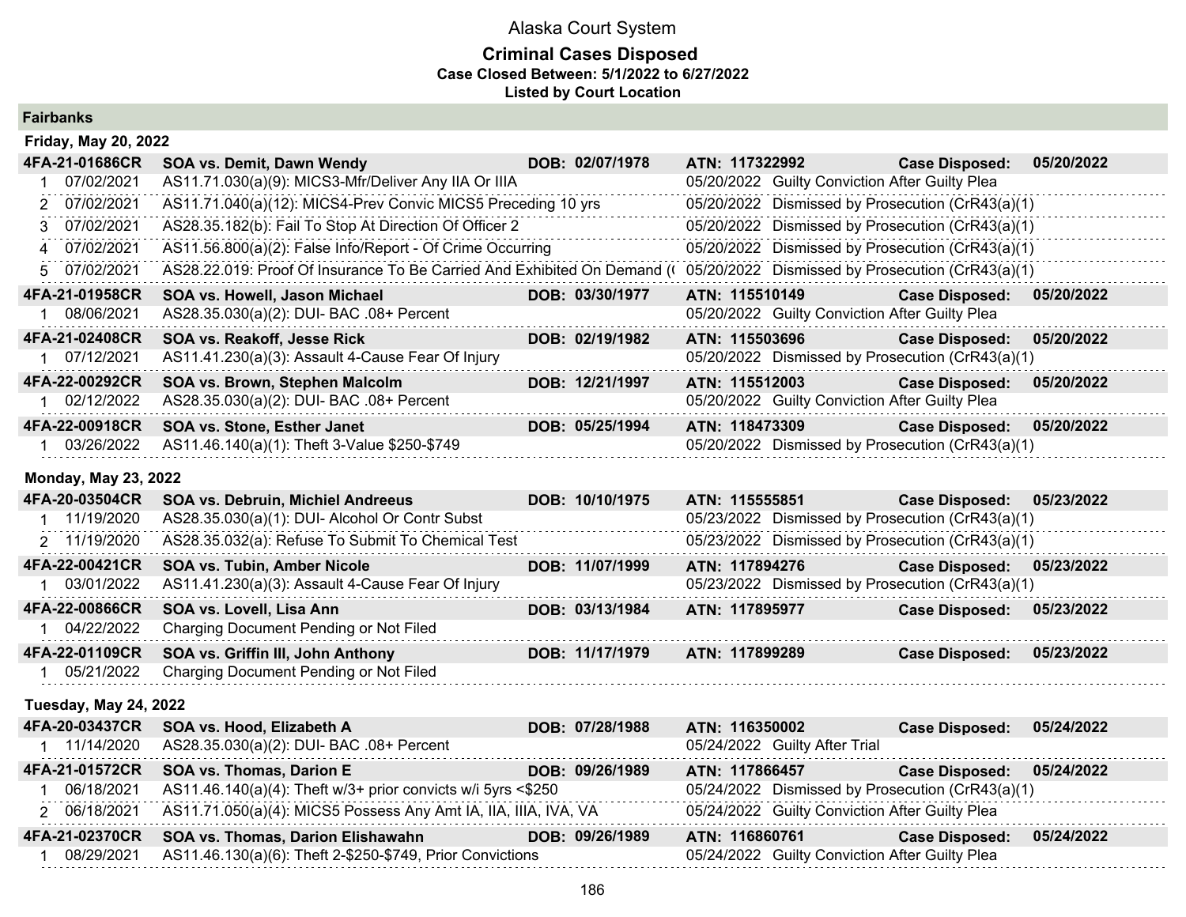# Alaska Court System

## Criminal Cases Disposed

**Case Closed Between: 5/1/2022 to 6/27/2022**

**Listed by Court Location**

### Fairbanks

#### Friday, May 20, 2022

| Case | Party | DOB | ATN | Case Disposed |
|---|---|---|---|---|
| **4FA-21-01686CR** | **SOA vs. Demit, Dawn Wendy** | **DOB: 02/07/1978** | **ATN: 117322992** | **05/20/2022** |

| # | Date | Charge | Disposition |
|---|---|---|---|
| 1 | 07/02/2021 | AS11.71.030(a)(9): MICS3-Mfr/Deliver Any IIA Or IIIA | 05/20/2022 Guilty Conviction After Guilty Plea |
| 2 | 07/02/2021 | AS11.71.040(a)(12): MICS4-Prev Convic MICS5 Preceding 10 yrs | 05/20/2022 Dismissed by Prosecution (CrR43(a)(1) |
| 3 | 07/02/2021 | AS28.35.182(b): Fail To Stop At Direction Of Officer 2 | 05/20/2022 Dismissed by Prosecution (CrR43(a)(1) |
| 4 | 07/02/2021 | AS11.56.800(a)(2): False Info/Report - Of Crime Occurring | 05/20/2022 Dismissed by Prosecution (CrR43(a)(1) |
| 5 | 07/02/2021 | AS28.22.019: Proof Of Insurance To Be Carried And Exhibited On Demand (( | 05/20/2022 Dismissed by Prosecution (CrR43(a)(1) |

| Case | Party | DOB | ATN | Case Disposed |
|---|---|---|---|---|
| **4FA-21-01958CR** | **SOA vs. Howell, Jason Michael** | **DOB: 03/30/1977** | **ATN: 115510149** | **05/20/2022** |

| # | Date | Charge | Disposition |
|---|---|---|---|
| 1 | 08/06/2021 | AS28.35.030(a)(2): DUI- BAC .08+ Percent | 05/20/2022 Guilty Conviction After Guilty Plea |

| Case | Party | DOB | ATN | Case Disposed |
|---|---|---|---|---|
| **4FA-21-02408CR** | **SOA vs. Reakoff, Jesse Rick** | **DOB: 02/19/1982** | **ATN: 115503696** | **05/20/2022** |

| # | Date | Charge | Disposition |
|---|---|---|---|
| 1 | 07/12/2021 | AS11.41.230(a)(3): Assault 4-Cause Fear Of Injury | 05/20/2022 Dismissed by Prosecution (CrR43(a)(1) |

| Case | Party | DOB | ATN | Case Disposed |
|---|---|---|---|---|
| **4FA-22-00292CR** | **SOA vs. Brown, Stephen Malcolm** | **DOB: 12/21/1997** | **ATN: 115512003** | **05/20/2022** |

| # | Date | Charge | Disposition |
|---|---|---|---|
| 1 | 02/12/2022 | AS28.35.030(a)(2): DUI- BAC .08+ Percent | 05/20/2022 Guilty Conviction After Guilty Plea |

| Case | Party | DOB | ATN | Case Disposed |
|---|---|---|---|---|
| **4FA-22-00918CR** | **SOA vs. Stone, Esther Janet** | **DOB: 05/25/1994** | **ATN: 118473309** | **05/20/2022** |

| # | Date | Charge | Disposition |
|---|---|---|---|
| 1 | 03/26/2022 | AS11.46.140(a)(1): Theft 3-Value $250-$749 | 05/20/2022 Dismissed by Prosecution (CrR43(a)(1) |

#### Monday, May 23, 2022

| Case | Party | DOB | ATN | Case Disposed |
|---|---|---|---|---|
| **4FA-20-03504CR** | **SOA vs. Debruin, Michiel Andreeus** | **DOB: 10/10/1975** | **ATN: 115555851** | **05/23/2022** |

| # | Date | Charge | Disposition |
|---|---|---|---|
| 1 | 11/19/2020 | AS28.35.030(a)(1): DUI- Alcohol Or Contr Subst | 05/23/2022 Dismissed by Prosecution (CrR43(a)(1) |
| 2 | 11/19/2020 | AS28.35.032(a): Refuse To Submit To Chemical Test | 05/23/2022 Dismissed by Prosecution (CrR43(a)(1) |

| Case | Party | DOB | ATN | Case Disposed |
|---|---|---|---|---|
| **4FA-22-00421CR** | **SOA vs. Tubin, Amber Nicole** | **DOB: 11/07/1999** | **ATN: 117894276** | **05/23/2022** |

| # | Date | Charge | Disposition |
|---|---|---|---|
| 1 | 03/01/2022 | AS11.41.230(a)(3): Assault 4-Cause Fear Of Injury | 05/23/2022 Dismissed by Prosecution (CrR43(a)(1) |

| Case | Party | DOB | ATN | Case Disposed |
|---|---|---|---|---|
| **4FA-22-00866CR** | **SOA vs. Lovell, Lisa Ann** | **DOB: 03/13/1984** | **ATN: 117895977** | **05/23/2022** |

| # | Date | Charge | Disposition |
|---|---|---|---|
| 1 | 04/22/2022 | Charging Document Pending or Not Filed | |

| Case | Party | DOB | ATN | Case Disposed |
|---|---|---|---|---|
| **4FA-22-01109CR** | **SOA vs. Griffin III, John Anthony** | **DOB: 11/17/1979** | **ATN: 117899289** | **05/23/2022** |

| # | Date | Charge | Disposition |
|---|---|---|---|
| 1 | 05/21/2022 | Charging Document Pending or Not Filed | |

#### Tuesday, May 24, 2022

| Case | Party | DOB | ATN | Case Disposed |
|---|---|---|---|---|
| **4FA-20-03437CR** | **SOA vs. Hood, Elizabeth A** | **DOB: 07/28/1988** | **ATN: 116350002** | **05/24/2022** |

| # | Date | Charge | Disposition |
|---|---|---|---|
| 1 | 11/14/2020 | AS28.35.030(a)(2): DUI- BAC .08+ Percent | 05/24/2022 Guilty After Trial |

| Case | Party | DOB | ATN | Case Disposed |
|---|---|---|---|---|
| **4FA-21-01572CR** | **SOA vs. Thomas, Darion E** | **DOB: 09/26/1989** | **ATN: 117866457** | **05/24/2022** |

| # | Date | Charge | Disposition |
|---|---|---|---|
| 1 | 06/18/2021 | AS11.46.140(a)(4): Theft w/3+ prior convicts w/i 5yrs <$250 | 05/24/2022 Dismissed by Prosecution (CrR43(a)(1) |
| 2 | 06/18/2021 | AS11.71.050(a)(4): MICS5 Possess Any Amt IA, IIA, IIIA, IVA, VA | 05/24/2022 Guilty Conviction After Guilty Plea |

| Case | Party | DOB | ATN | Case Disposed |
|---|---|---|---|---|
| **4FA-21-02370CR** | **SOA vs. Thomas, Darion Elishawahn** | **DOB: 09/26/1989** | **ATN: 116860761** | **05/24/2022** |

| # | Date | Charge | Disposition |
|---|---|---|---|
| 1 | 08/29/2021 | AS11.46.130(a)(6): Theft 2-$250-$749, Prior Convictions | 05/24/2022 Guilty Conviction After Guilty Plea |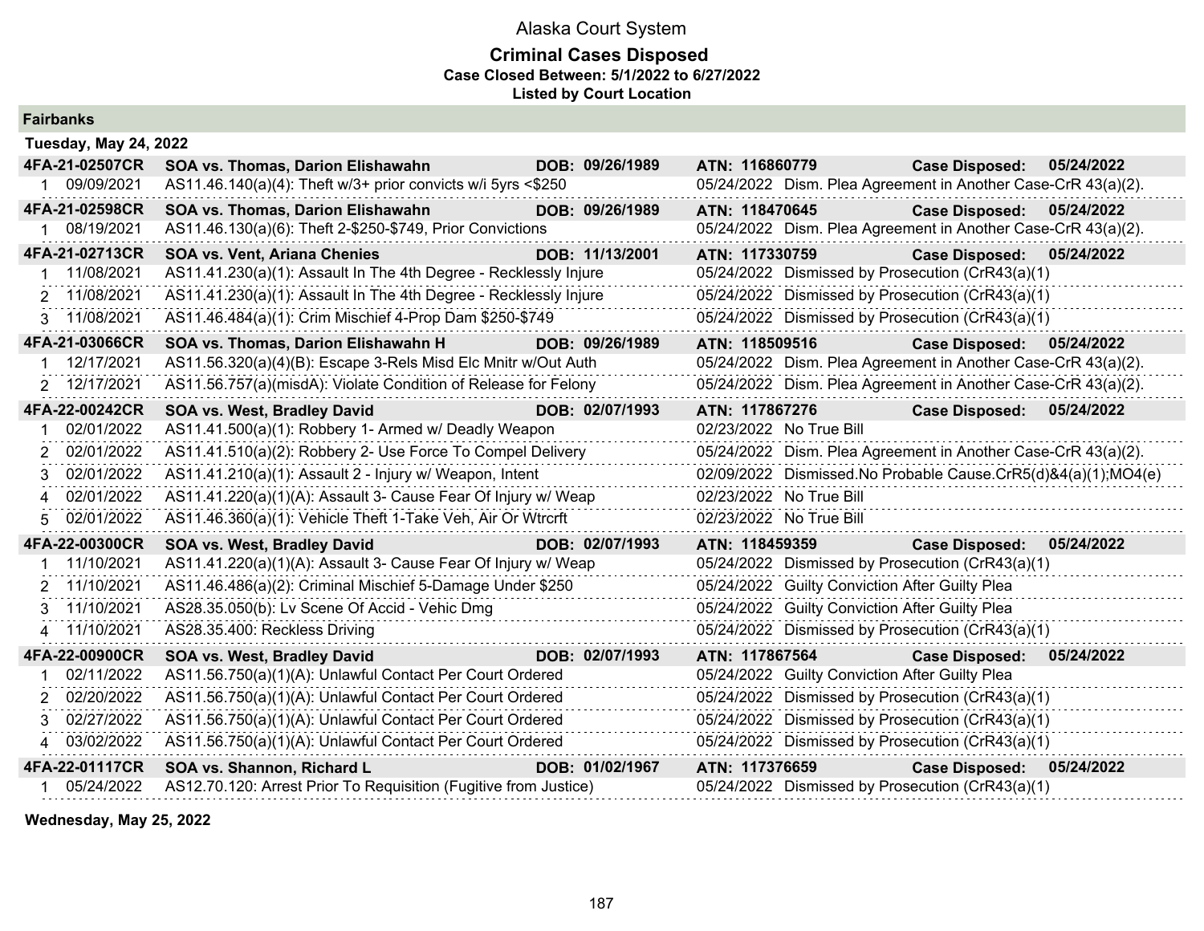# Alaska Court System

## Criminal Cases Disposed

**Case Closed Between: 5/1/2022 to 6/27/2022**

**Listed by Court Location**

### Fairbanks

**Tuesday, May 24, 2022**

| Case | Party | DOB | ATN | Case Disposed |
|---|---|---|---|---|
| **4FA-21-02507CR** | **SOA vs. Thomas, Darion Elishawahn** | **DOB: 09/26/1989** | **ATN: 116860779** | **Case Disposed: 05/24/2022** |
| 1 09/09/2021 | AS11.46.140(a)(4): Theft w/3+ prior convicts w/i 5yrs <$250 | | 05/24/2022 Dism. Plea Agreement in Another Case-CrR 43(a)(2). | |
| **4FA-21-02598CR** | **SOA vs. Thomas, Darion Elishawahn** | **DOB: 09/26/1989** | **ATN: 118470645** | **Case Disposed: 05/24/2022** |
| 1 08/19/2021 | AS11.46.130(a)(6): Theft 2-$250-$749, Prior Convictions | | 05/24/2022 Dism. Plea Agreement in Another Case-CrR 43(a)(2). | |
| **4FA-21-02713CR** | **SOA vs. Vent, Ariana Chenies** | **DOB: 11/13/2001** | **ATN: 117330759** | **Case Disposed: 05/24/2022** |
| 1 11/08/2021 | AS11.41.230(a)(1): Assault In The 4th Degree - Recklessly Injure | | 05/24/2022 Dismissed by Prosecution (CrR43(a)(1) | |
| 2 11/08/2021 | AS11.41.230(a)(1): Assault In The 4th Degree - Recklessly Injure | | 05/24/2022 Dismissed by Prosecution (CrR43(a)(1) | |
| 3 11/08/2021 | AS11.46.484(a)(1): Crim Mischief 4-Prop Dam $250-$749 | | 05/24/2022 Dismissed by Prosecution (CrR43(a)(1) | |
| **4FA-21-03066CR** | **SOA vs. Thomas, Darion Elishawahn H** | **DOB: 09/26/1989** | **ATN: 118509516** | **Case Disposed: 05/24/2022** |
| 1 12/17/2021 | AS11.56.320(a)(4)(B): Escape 3-Rels Misd Elc Mnitr w/Out Auth | | 05/24/2022 Dism. Plea Agreement in Another Case-CrR 43(a)(2). | |
| 2 12/17/2021 | AS11.56.757(a)(misdA): Violate Condition of Release for Felony | | 05/24/2022 Dism. Plea Agreement in Another Case-CrR 43(a)(2). | |
| **4FA-22-00242CR** | **SOA vs. West, Bradley David** | **DOB: 02/07/1993** | **ATN: 117867276** | **Case Disposed: 05/24/2022** |
| 1 02/01/2022 | AS11.41.500(a)(1): Robbery 1- Armed w/ Deadly Weapon | | 02/23/2022 No True Bill | |
| 2 02/01/2022 | AS11.41.510(a)(2): Robbery 2- Use Force To Compel Delivery | | 05/24/2022 Dism. Plea Agreement in Another Case-CrR 43(a)(2). | |
| 3 02/01/2022 | AS11.41.210(a)(1): Assault 2 - Injury w/ Weapon, Intent | | 02/09/2022 Dismissed.No Probable Cause.CrR5(d)&4(a)(1);MO4(e) | |
| 4 02/01/2022 | AS11.41.220(a)(1)(A): Assault 3- Cause Fear Of Injury w/ Weap | | 02/23/2022 No True Bill | |
| 5 02/01/2022 | AS11.46.360(a)(1): Vehicle Theft 1-Take Veh, Air Or Wtrcrft | | 02/23/2022 No True Bill | |
| **4FA-22-00300CR** | **SOA vs. West, Bradley David** | **DOB: 02/07/1993** | **ATN: 118459359** | **Case Disposed: 05/24/2022** |
| 1 11/10/2021 | AS11.41.220(a)(1)(A): Assault 3- Cause Fear Of Injury w/ Weap | | 05/24/2022 Dismissed by Prosecution (CrR43(a)(1) | |
| 2 11/10/2021 | AS11.46.486(a)(2): Criminal Mischief 5-Damage Under $250 | | 05/24/2022 Guilty Conviction After Guilty Plea | |
| 3 11/10/2021 | AS28.35.050(b): Lv Scene Of Accid - Vehic Dmg | | 05/24/2022 Guilty Conviction After Guilty Plea | |
| 4 11/10/2021 | AS28.35.400: Reckless Driving | | 05/24/2022 Dismissed by Prosecution (CrR43(a)(1) | |
| **4FA-22-00900CR** | **SOA vs. West, Bradley David** | **DOB: 02/07/1993** | **ATN: 117867564** | **Case Disposed: 05/24/2022** |
| 1 02/11/2022 | AS11.56.750(a)(1)(A): Unlawful Contact Per Court Ordered | | 05/24/2022 Guilty Conviction After Guilty Plea | |
| 2 02/20/2022 | AS11.56.750(a)(1)(A): Unlawful Contact Per Court Ordered | | 05/24/2022 Dismissed by Prosecution (CrR43(a)(1) | |
| 3 02/27/2022 | AS11.56.750(a)(1)(A): Unlawful Contact Per Court Ordered | | 05/24/2022 Dismissed by Prosecution (CrR43(a)(1) | |
| 4 03/02/2022 | AS11.56.750(a)(1)(A): Unlawful Contact Per Court Ordered | | 05/24/2022 Dismissed by Prosecution (CrR43(a)(1) | |
| **4FA-22-01117CR** | **SOA vs. Shannon, Richard L** | **DOB: 01/02/1967** | **ATN: 117376659** | **Case Disposed: 05/24/2022** |
| 1 05/24/2022 | AS12.70.120: Arrest Prior To Requisition (Fugitive from Justice) | | 05/24/2022 Dismissed by Prosecution (CrR43(a)(1) | |

**Wednesday, May 25, 2022**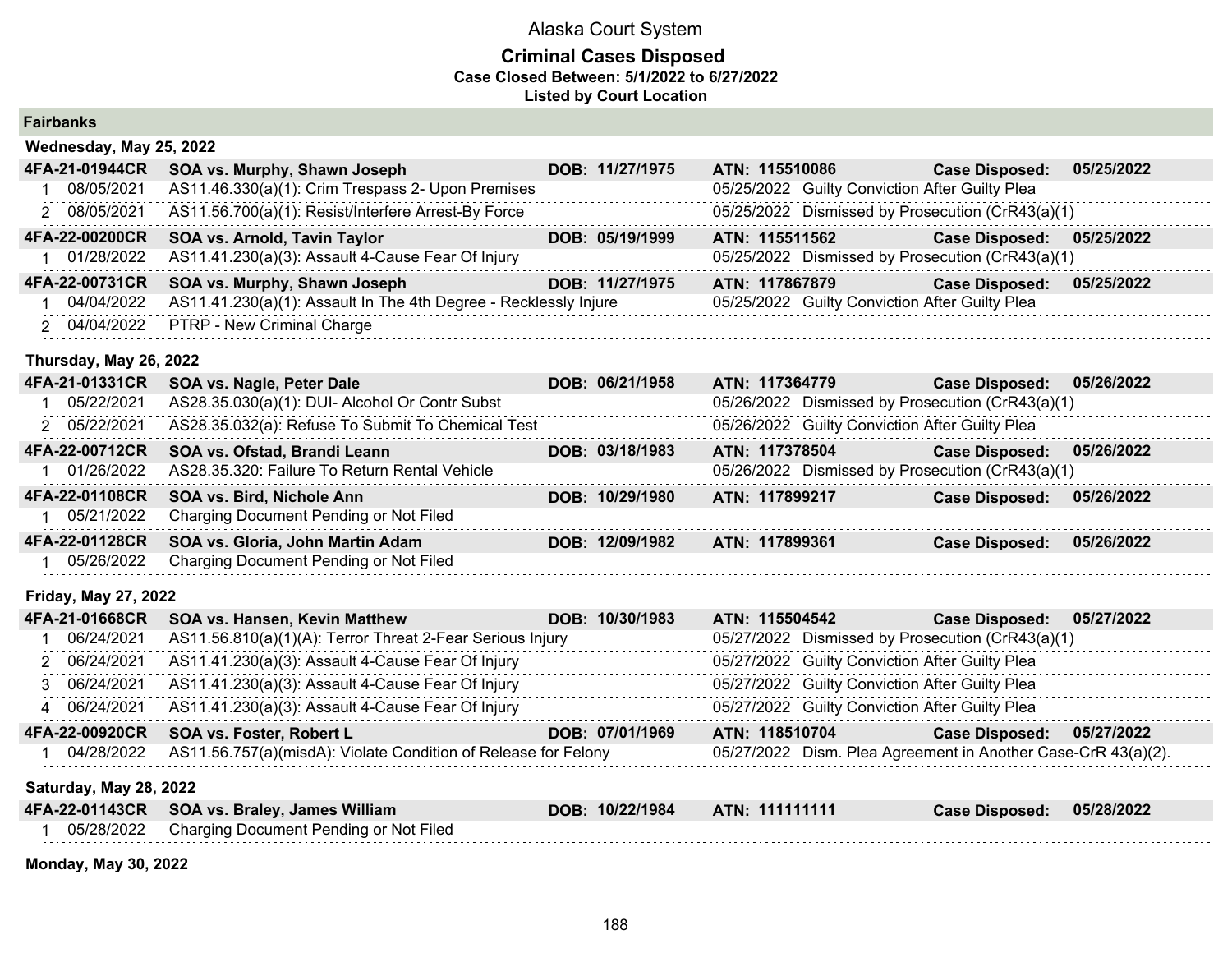# Alaska Court System

## Criminal Cases Disposed

**Case Closed Between: 5/1/2022 to 6/27/2022**

**Listed by Court Location**

### Fairbanks

#### Wednesday, May 25, 2022

**4FA-21-01944CR** **SOA vs. Murphy, Shawn Joseph** **DOB: 11/27/1975** **ATN: 115510086** **Case Disposed: 05/25/2022**

| # | Date | Charge | Disposition Date | Disposition |
|---|---|---|---|---|
| 1 | 08/05/2021 | AS11.46.330(a)(1): Crim Trespass 2- Upon Premises | 05/25/2022 | Guilty Conviction After Guilty Plea |
| 2 | 08/05/2021 | AS11.56.700(a)(1): Resist/Interfere Arrest-By Force | 05/25/2022 | Dismissed by Prosecution (CrR43(a)(1) |

**4FA-22-00200CR** **SOA vs. Arnold, Tavin Taylor** **DOB: 05/19/1999** **ATN: 115511562** **Case Disposed: 05/25/2022**

| # | Date | Charge | Disposition Date | Disposition |
|---|---|---|---|---|
| 1 | 01/28/2022 | AS11.41.230(a)(3): Assault 4-Cause Fear Of Injury | 05/25/2022 | Dismissed by Prosecution (CrR43(a)(1) |

**4FA-22-00731CR** **SOA vs. Murphy, Shawn Joseph** **DOB: 11/27/1975** **ATN: 117867879** **Case Disposed: 05/25/2022**

| # | Date | Charge | Disposition Date | Disposition |
|---|---|---|---|---|
| 1 | 04/04/2022 | AS11.41.230(a)(1): Assault In The 4th Degree - Recklessly Injure | 05/25/2022 | Guilty Conviction After Guilty Plea |
| 2 | 04/04/2022 | PTRP - New Criminal Charge | | |

#### Thursday, May 26, 2022

**4FA-21-01331CR** **SOA vs. Nagle, Peter Dale** **DOB: 06/21/1958** **ATN: 117364779** **Case Disposed: 05/26/2022**

| # | Date | Charge | Disposition Date | Disposition |
|---|---|---|---|---|
| 1 | 05/22/2021 | AS28.35.030(a)(1): DUI- Alcohol Or Contr Subst | 05/26/2022 | Dismissed by Prosecution (CrR43(a)(1) |
| 2 | 05/22/2021 | AS28.35.032(a): Refuse To Submit To Chemical Test | 05/26/2022 | Guilty Conviction After Guilty Plea |

**4FA-22-00712CR** **SOA vs. Ofstad, Brandi Leann** **DOB: 03/18/1983** **ATN: 117378504** **Case Disposed: 05/26/2022**

| # | Date | Charge | Disposition Date | Disposition |
|---|---|---|---|---|
| 1 | 01/26/2022 | AS28.35.320: Failure To Return Rental Vehicle | 05/26/2022 | Dismissed by Prosecution (CrR43(a)(1) |

**4FA-22-01108CR** **SOA vs. Bird, Nichole Ann** **DOB: 10/29/1980** **ATN: 117899217** **Case Disposed: 05/26/2022**

| # | Date | Charge | Disposition Date | Disposition |
|---|---|---|---|---|
| 1 | 05/21/2022 | Charging Document Pending or Not Filed | | |

**4FA-22-01128CR** **SOA vs. Gloria, John Martin Adam** **DOB: 12/09/1982** **ATN: 117899361** **Case Disposed: 05/26/2022**

| # | Date | Charge | Disposition Date | Disposition |
|---|---|---|---|---|
| 1 | 05/26/2022 | Charging Document Pending or Not Filed | | |

#### Friday, May 27, 2022

**4FA-21-01668CR** **SOA vs. Hansen, Kevin Matthew** **DOB: 10/30/1983** **ATN: 115504542** **Case Disposed: 05/27/2022**

| # | Date | Charge | Disposition Date | Disposition |
|---|---|---|---|---|
| 1 | 06/24/2021 | AS11.56.810(a)(1)(A): Terror Threat 2-Fear Serious Injury | 05/27/2022 | Dismissed by Prosecution (CrR43(a)(1) |
| 2 | 06/24/2021 | AS11.41.230(a)(3): Assault 4-Cause Fear Of Injury | 05/27/2022 | Guilty Conviction After Guilty Plea |
| 3 | 06/24/2021 | AS11.41.230(a)(3): Assault 4-Cause Fear Of Injury | 05/27/2022 | Guilty Conviction After Guilty Plea |
| 4 | 06/24/2021 | AS11.41.230(a)(3): Assault 4-Cause Fear Of Injury | 05/27/2022 | Guilty Conviction After Guilty Plea |

**4FA-22-00920CR** **SOA vs. Foster, Robert L** **DOB: 07/01/1969** **ATN: 118510704** **Case Disposed: 05/27/2022**

| # | Date | Charge | Disposition Date | Disposition |
|---|---|---|---|---|
| 1 | 04/28/2022 | AS11.56.757(a)(misdA): Violate Condition of Release for Felony | 05/27/2022 | Dism. Plea Agreement in Another Case-CrR 43(a)(2). |

#### Saturday, May 28, 2022

**4FA-22-01143CR** **SOA vs. Braley, James William** **DOB: 10/22/1984** **ATN: 111111111** **Case Disposed: 05/28/2022**

| # | Date | Charge | Disposition Date | Disposition |
|---|---|---|---|---|
| 1 | 05/28/2022 | Charging Document Pending or Not Filed | | |

#### Monday, May 30, 2022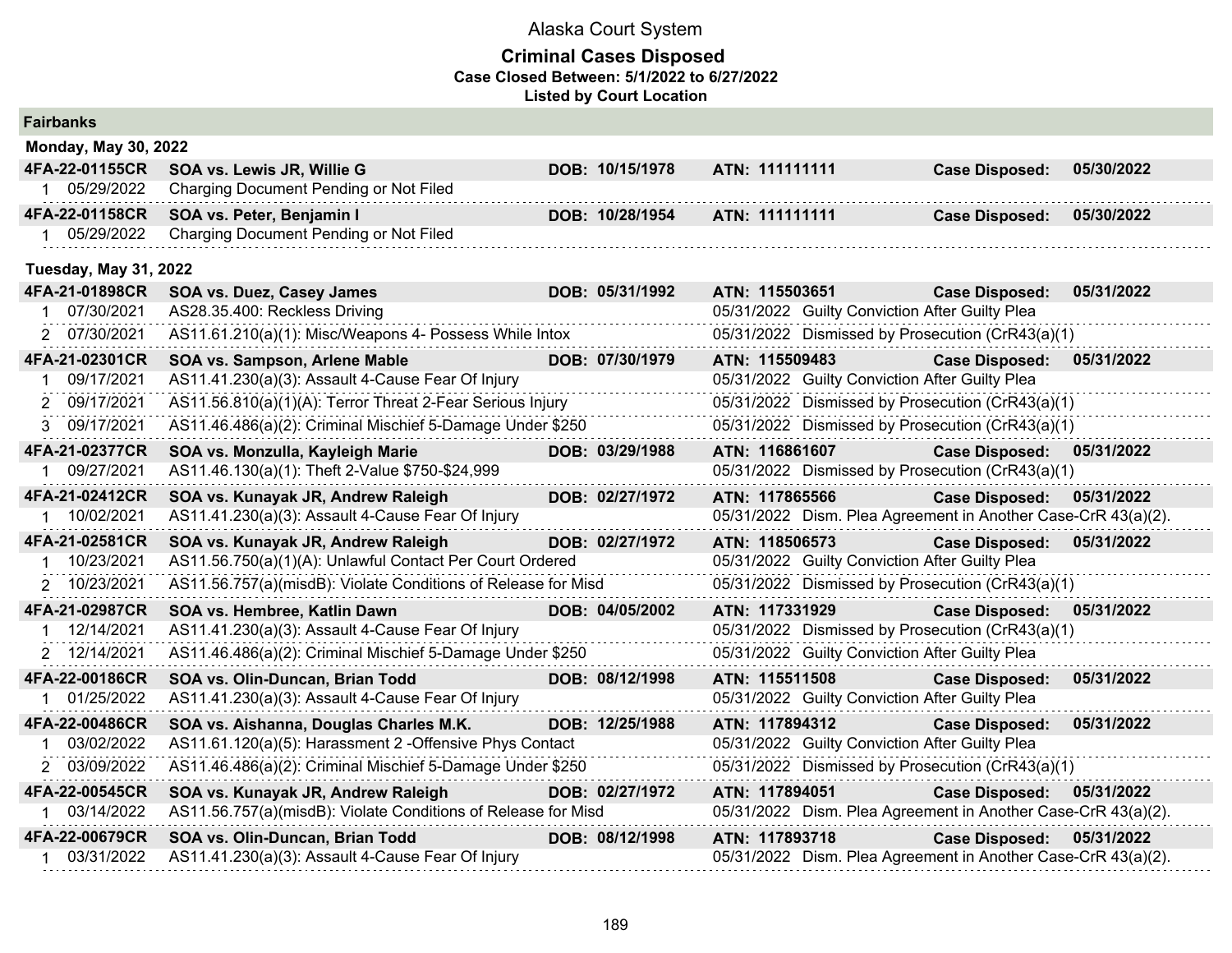# Alaska Court System

## Criminal Cases Disposed

**Case Closed Between: 5/1/2022 to 6/27/2022**

**Listed by Court Location**

### Fairbanks

**Monday, May 30, 2022**

| Case | Parties / Charge | DOB | ATN / Disposition | | |
|---|---|---|---|---|---|
| **4FA-22-01155CR** | **SOA vs. Lewis JR, Willie G** | **DOB: 10/15/1978** | **ATN: 111111111** | **Case Disposed:** | **05/30/2022** |
| 1 05/29/2022 | Charging Document Pending or Not Filed | | | | |
| **4FA-22-01158CR** | **SOA vs. Peter, Benjamin I** | **DOB: 10/28/1954** | **ATN: 111111111** | **Case Disposed:** | **05/30/2022** |
| 1 05/29/2022 | Charging Document Pending or Not Filed | | | | |

**Tuesday, May 31, 2022**

| Case | Parties / Charge | DOB | ATN / Disposition | | |
|---|---|---|---|---|---|
| **4FA-21-01898CR** | **SOA vs. Duez, Casey James** | **DOB: 05/31/1992** | **ATN: 115503651** | **Case Disposed:** | **05/31/2022** |
| 1 07/30/2021 | AS28.35.400: Reckless Driving | | 05/31/2022 Guilty Conviction After Guilty Plea | | |
| 2 07/30/2021 | AS11.61.210(a)(1): Misc/Weapons 4- Possess While Intox | | 05/31/2022 Dismissed by Prosecution (CrR43(a)(1) | | |
| **4FA-21-02301CR** | **SOA vs. Sampson, Arlene Mable** | **DOB: 07/30/1979** | **ATN: 115509483** | **Case Disposed:** | **05/31/2022** |
| 1 09/17/2021 | AS11.41.230(a)(3): Assault 4-Cause Fear Of Injury | | 05/31/2022 Guilty Conviction After Guilty Plea | | |
| 2 09/17/2021 | AS11.56.810(a)(1)(A): Terror Threat 2-Fear Serious Injury | | 05/31/2022 Dismissed by Prosecution (CrR43(a)(1) | | |
| 3 09/17/2021 | AS11.46.486(a)(2): Criminal Mischief 5-Damage Under $250 | | 05/31/2022 Dismissed by Prosecution (CrR43(a)(1) | | |
| **4FA-21-02377CR** | **SOA vs. Monzulla, Kayleigh Marie** | **DOB: 03/29/1988** | **ATN: 116861607** | **Case Disposed:** | **05/31/2022** |
| 1 09/27/2021 | AS11.46.130(a)(1): Theft 2-Value $750-$24,999 | | 05/31/2022 Dismissed by Prosecution (CrR43(a)(1) | | |
| **4FA-21-02412CR** | **SOA vs. Kunayak JR, Andrew Raleigh** | **DOB: 02/27/1972** | **ATN: 117865566** | **Case Disposed:** | **05/31/2022** |
| 1 10/02/2021 | AS11.41.230(a)(3): Assault 4-Cause Fear Of Injury | | 05/31/2022 Dism. Plea Agreement in Another Case-CrR 43(a)(2). | | |
| **4FA-21-02581CR** | **SOA vs. Kunayak JR, Andrew Raleigh** | **DOB: 02/27/1972** | **ATN: 118506573** | **Case Disposed:** | **05/31/2022** |
| 1 10/23/2021 | AS11.56.750(a)(1)(A): Unlawful Contact Per Court Ordered | | 05/31/2022 Guilty Conviction After Guilty Plea | | |
| 2 10/23/2021 | AS11.56.757(a)(misdB): Violate Conditions of Release for Misd | | 05/31/2022 Dismissed by Prosecution (CrR43(a)(1) | | |
| **4FA-21-02987CR** | **SOA vs. Hembree, Katlin Dawn** | **DOB: 04/05/2002** | **ATN: 117331929** | **Case Disposed:** | **05/31/2022** |
| 1 12/14/2021 | AS11.41.230(a)(3): Assault 4-Cause Fear Of Injury | | 05/31/2022 Dismissed by Prosecution (CrR43(a)(1) | | |
| 2 12/14/2021 | AS11.46.486(a)(2): Criminal Mischief 5-Damage Under $250 | | 05/31/2022 Guilty Conviction After Guilty Plea | | |
| **4FA-22-00186CR** | **SOA vs. Olin-Duncan, Brian Todd** | **DOB: 08/12/1998** | **ATN: 115511508** | **Case Disposed:** | **05/31/2022** |
| 1 01/25/2022 | AS11.41.230(a)(3): Assault 4-Cause Fear Of Injury | | 05/31/2022 Guilty Conviction After Guilty Plea | | |
| **4FA-22-00486CR** | **SOA vs. Aishanna, Douglas Charles M.K.** | **DOB: 12/25/1988** | **ATN: 117894312** | **Case Disposed:** | **05/31/2022** |
| 1 03/02/2022 | AS11.61.120(a)(5): Harassment 2 -Offensive Phys Contact | | 05/31/2022 Guilty Conviction After Guilty Plea | | |
| 2 03/09/2022 | AS11.46.486(a)(2): Criminal Mischief 5-Damage Under $250 | | 05/31/2022 Dismissed by Prosecution (CrR43(a)(1) | | |
| **4FA-22-00545CR** | **SOA vs. Kunayak JR, Andrew Raleigh** | **DOB: 02/27/1972** | **ATN: 117894051** | **Case Disposed:** | **05/31/2022** |
| 1 03/14/2022 | AS11.56.757(a)(misdB): Violate Conditions of Release for Misd | | 05/31/2022 Dism. Plea Agreement in Another Case-CrR 43(a)(2). | | |
| **4FA-22-00679CR** | **SOA vs. Olin-Duncan, Brian Todd** | **DOB: 08/12/1998** | **ATN: 117893718** | **Case Disposed:** | **05/31/2022** |
| 1 03/31/2022 | AS11.41.230(a)(3): Assault 4-Cause Fear Of Injury | | 05/31/2022 Dism. Plea Agreement in Another Case-CrR 43(a)(2). | | |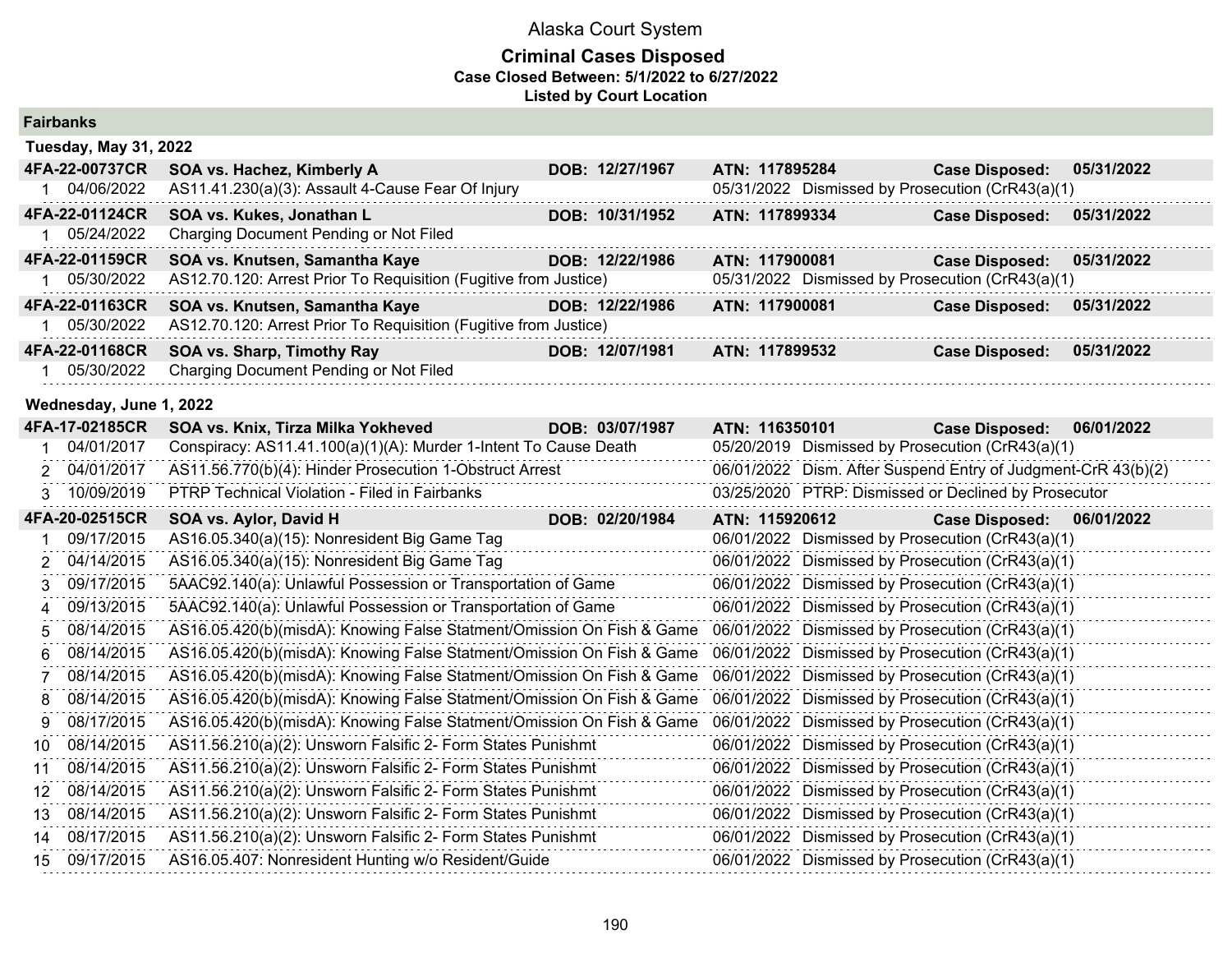# Alaska Court System

## Criminal Cases Disposed

**Case Closed Between: 5/1/2022 to 6/27/2022**

**Listed by Court Location**

### Fairbanks

#### Tuesday, May 31, 2022

| Case | Party | DOB | ATN | Case Disposed |
|---|---|---|---|---|
| **4FA-22-00737CR** | **SOA vs. Hachez, Kimberly A** | **DOB: 12/27/1967** | **ATN: 117895284** | **Case Disposed: 05/31/2022** |
| 1 | 04/06/2022 | AS11.41.230(a)(3): Assault 4-Cause Fear Of Injury | 05/31/2022 | Dismissed by Prosecution (CrR43(a)(1) |
| **4FA-22-01124CR** | **SOA vs. Kukes, Jonathan L** | **DOB: 10/31/1952** | **ATN: 117899334** | **Case Disposed: 05/31/2022** |
| 1 | 05/24/2022 | Charging Document Pending or Not Filed | | |
| **4FA-22-01159CR** | **SOA vs. Knutsen, Samantha Kaye** | **DOB: 12/22/1986** | **ATN: 117900081** | **Case Disposed: 05/31/2022** |
| 1 | 05/30/2022 | AS12.70.120: Arrest Prior To Requisition (Fugitive from Justice) | 05/31/2022 | Dismissed by Prosecution (CrR43(a)(1) |
| **4FA-22-01163CR** | **SOA vs. Knutsen, Samantha Kaye** | **DOB: 12/22/1986** | **ATN: 117900081** | **Case Disposed: 05/31/2022** |
| 1 | 05/30/2022 | AS12.70.120: Arrest Prior To Requisition (Fugitive from Justice) | | |
| **4FA-22-01168CR** | **SOA vs. Sharp, Timothy Ray** | **DOB: 12/07/1981** | **ATN: 117899532** | **Case Disposed: 05/31/2022** |
| 1 | 05/30/2022 | Charging Document Pending or Not Filed | | |

#### Wednesday, June 1, 2022

| Case | Party | DOB | ATN | Case Disposed |
|---|---|---|---|---|
| **4FA-17-02185CR** | **SOA vs. Knix, Tirza Milka Yokheved** | **DOB: 03/07/1987** | **ATN: 116350101** | **Case Disposed: 06/01/2022** |
| 1 | 04/01/2017 | Conspiracy: AS11.41.100(a)(1)(A): Murder 1-Intent To Cause Death | 05/20/2019 | Dismissed by Prosecution (CrR43(a)(1) |
| 2 | 04/01/2017 | AS11.56.770(b)(4): Hinder Prosecution 1-Obstruct Arrest | 06/01/2022 | Dism. After Suspend Entry of Judgment-CrR 43(b)(2) |
| 3 | 10/09/2019 | PTRP Technical Violation - Filed in Fairbanks | 03/25/2020 | PTRP: Dismissed or Declined by Prosecutor |
| **4FA-20-02515CR** | **SOA vs. Aylor, David H** | **DOB: 02/20/1984** | **ATN: 115920612** | **Case Disposed: 06/01/2022** |
| 1 | 09/17/2015 | AS16.05.340(a)(15): Nonresident Big Game Tag | 06/01/2022 | Dismissed by Prosecution (CrR43(a)(1) |
| 2 | 04/14/2015 | AS16.05.340(a)(15): Nonresident Big Game Tag | 06/01/2022 | Dismissed by Prosecution (CrR43(a)(1) |
| 3 | 09/17/2015 | 5AAC92.140(a): Unlawful Possession or Transportation of Game | 06/01/2022 | Dismissed by Prosecution (CrR43(a)(1) |
| 4 | 09/13/2015 | 5AAC92.140(a): Unlawful Possession or Transportation of Game | 06/01/2022 | Dismissed by Prosecution (CrR43(a)(1) |
| 5 | 08/14/2015 | AS16.05.420(b)(misdA): Knowing False Statment/Omission On Fish & Game | 06/01/2022 | Dismissed by Prosecution (CrR43(a)(1) |
| 6 | 08/14/2015 | AS16.05.420(b)(misdA): Knowing False Statment/Omission On Fish & Game | 06/01/2022 | Dismissed by Prosecution (CrR43(a)(1) |
| 7 | 08/14/2015 | AS16.05.420(b)(misdA): Knowing False Statment/Omission On Fish & Game | 06/01/2022 | Dismissed by Prosecution (CrR43(a)(1) |
| 8 | 08/14/2015 | AS16.05.420(b)(misdA): Knowing False Statment/Omission On Fish & Game | 06/01/2022 | Dismissed by Prosecution (CrR43(a)(1) |
| 9 | 08/17/2015 | AS16.05.420(b)(misdA): Knowing False Statment/Omission On Fish & Game | 06/01/2022 | Dismissed by Prosecution (CrR43(a)(1) |
| 10 | 08/14/2015 | AS11.56.210(a)(2): Unsworn Falsific 2- Form States Punishmt | 06/01/2022 | Dismissed by Prosecution (CrR43(a)(1) |
| 11 | 08/14/2015 | AS11.56.210(a)(2): Unsworn Falsific 2- Form States Punishmt | 06/01/2022 | Dismissed by Prosecution (CrR43(a)(1) |
| 12 | 08/14/2015 | AS11.56.210(a)(2): Unsworn Falsific 2- Form States Punishmt | 06/01/2022 | Dismissed by Prosecution (CrR43(a)(1) |
| 13 | 08/14/2015 | AS11.56.210(a)(2): Unsworn Falsific 2- Form States Punishmt | 06/01/2022 | Dismissed by Prosecution (CrR43(a)(1) |
| 14 | 08/17/2015 | AS11.56.210(a)(2): Unsworn Falsific 2- Form States Punishmt | 06/01/2022 | Dismissed by Prosecution (CrR43(a)(1) |
| 15 | 09/17/2015 | AS16.05.407: Nonresident Hunting w/o Resident/Guide | 06/01/2022 | Dismissed by Prosecution (CrR43(a)(1) |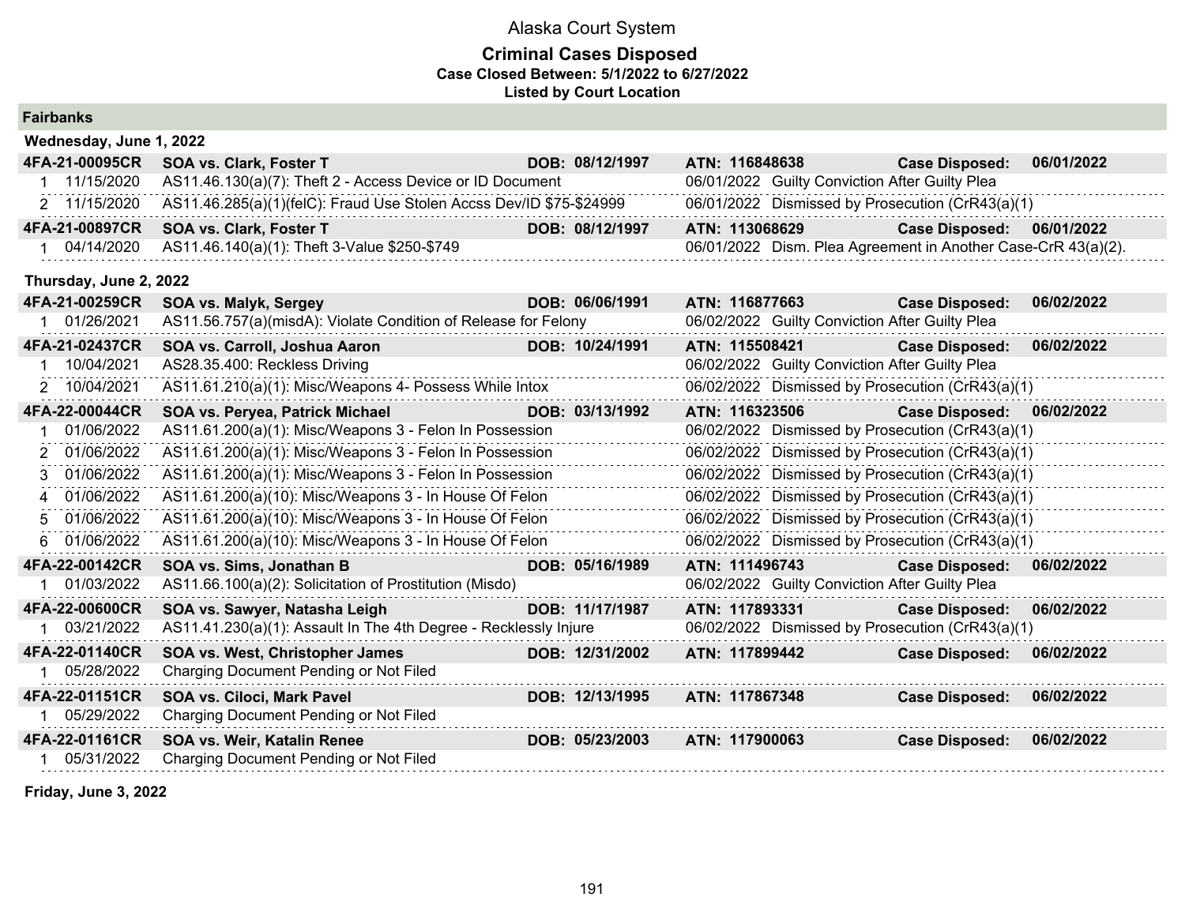# Alaska Court System

## Criminal Cases Disposed

**Case Closed Between: 5/1/2022 to 6/27/2022**

**Listed by Court Location**

### Fairbanks

**Wednesday, June 1, 2022**

| Case | Parties / Charge | DOB | ATN | Case Disposed |
|---|---|---|---|---|
| **4FA-21-00095CR** | **SOA vs. Clark, Foster T** | **DOB: 08/12/1997** | **ATN: 116848638** | **Case Disposed: 06/01/2022** |
| 1 11/15/2020 | AS11.46.130(a)(7): Theft 2 - Access Device or ID Document | | 06/01/2022 Guilty Conviction After Guilty Plea | |
| 2 11/15/2020 | AS11.46.285(a)(1)(felC): Fraud Use Stolen Accss Dev/ID $75-$24999 | | 06/01/2022 Dismissed by Prosecution (CrR43(a)(1) | |
| **4FA-21-00897CR** | **SOA vs. Clark, Foster T** | **DOB: 08/12/1997** | **ATN: 113068629** | **Case Disposed: 06/01/2022** |
| 1 04/14/2020 | AS11.46.140(a)(1): Theft 3-Value $250-$749 | | 06/01/2022 Dism. Plea Agreement in Another Case-CrR 43(a)(2). | |

**Thursday, June 2, 2022**

| Case | Parties / Charge | DOB | ATN | Case Disposed |
|---|---|---|---|---|
| **4FA-21-00259CR** | **SOA vs. Malyk, Sergey** | **DOB: 06/06/1991** | **ATN: 116877663** | **Case Disposed: 06/02/2022** |
| 1 01/26/2021 | AS11.56.757(a)(misdA): Violate Condition of Release for Felony | | 06/02/2022 Guilty Conviction After Guilty Plea | |
| **4FA-21-02437CR** | **SOA vs. Carroll, Joshua Aaron** | **DOB: 10/24/1991** | **ATN: 115508421** | **Case Disposed: 06/02/2022** |
| 1 10/04/2021 | AS28.35.400: Reckless Driving | | 06/02/2022 Guilty Conviction After Guilty Plea | |
| 2 10/04/2021 | AS11.61.210(a)(1): Misc/Weapons 4- Possess While Intox | | 06/02/2022 Dismissed by Prosecution (CrR43(a)(1) | |
| **4FA-22-00044CR** | **SOA vs. Peryea, Patrick Michael** | **DOB: 03/13/1992** | **ATN: 116323506** | **Case Disposed: 06/02/2022** |
| 1 01/06/2022 | AS11.61.200(a)(1): Misc/Weapons 3 - Felon In Possession | | 06/02/2022 Dismissed by Prosecution (CrR43(a)(1) | |
| 2 01/06/2022 | AS11.61.200(a)(1): Misc/Weapons 3 - Felon In Possession | | 06/02/2022 Dismissed by Prosecution (CrR43(a)(1) | |
| 3 01/06/2022 | AS11.61.200(a)(1): Misc/Weapons 3 - Felon In Possession | | 06/02/2022 Dismissed by Prosecution (CrR43(a)(1) | |
| 4 01/06/2022 | AS11.61.200(a)(10): Misc/Weapons 3 - In House Of Felon | | 06/02/2022 Dismissed by Prosecution (CrR43(a)(1) | |
| 5 01/06/2022 | AS11.61.200(a)(10): Misc/Weapons 3 - In House Of Felon | | 06/02/2022 Dismissed by Prosecution (CrR43(a)(1) | |
| 6 01/06/2022 | AS11.61.200(a)(10): Misc/Weapons 3 - In House Of Felon | | 06/02/2022 Dismissed by Prosecution (CrR43(a)(1) | |
| **4FA-22-00142CR** | **SOA vs. Sims, Jonathan B** | **DOB: 05/16/1989** | **ATN: 111496743** | **Case Disposed: 06/02/2022** |
| 1 01/03/2022 | AS11.66.100(a)(2): Solicitation of Prostitution (Misdo) | | 06/02/2022 Guilty Conviction After Guilty Plea | |
| **4FA-22-00600CR** | **SOA vs. Sawyer, Natasha Leigh** | **DOB: 11/17/1987** | **ATN: 117893331** | **Case Disposed: 06/02/2022** |
| 1 03/21/2022 | AS11.41.230(a)(1): Assault In The 4th Degree - Recklessly Injure | | 06/02/2022 Dismissed by Prosecution (CrR43(a)(1) | |
| **4FA-22-01140CR** | **SOA vs. West, Christopher James** | **DOB: 12/31/2002** | **ATN: 117899442** | **Case Disposed: 06/02/2022** |
| 1 05/28/2022 | Charging Document Pending or Not Filed | | | |
| **4FA-22-01151CR** | **SOA vs. Ciloci, Mark Pavel** | **DOB: 12/13/1995** | **ATN: 117867348** | **Case Disposed: 06/02/2022** |
| 1 05/29/2022 | Charging Document Pending or Not Filed | | | |
| **4FA-22-01161CR** | **SOA vs. Weir, Katalin Renee** | **DOB: 05/23/2003** | **ATN: 117900063** | **Case Disposed: 06/02/2022** |
| 1 05/31/2022 | Charging Document Pending or Not Filed | | | |

**Friday, June 3, 2022**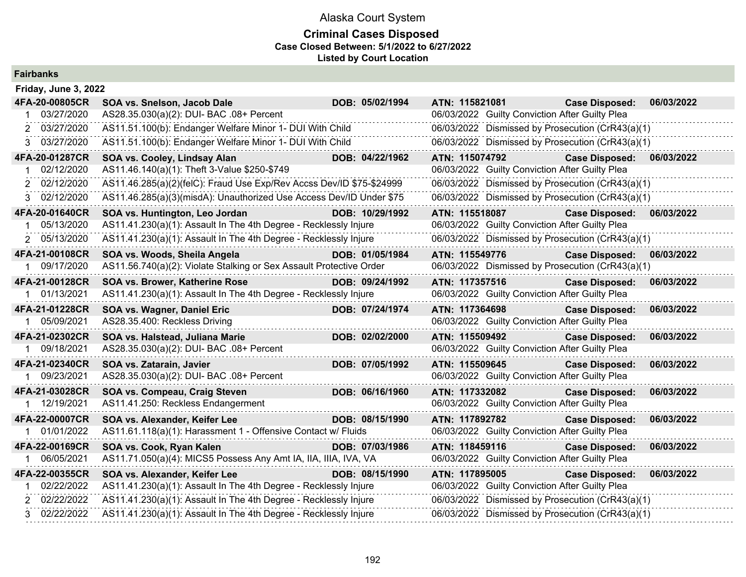# Alaska Court System

## Criminal Cases Disposed

**Case Closed Between: 5/1/2022 to 6/27/2022**

**Listed by Court Location**

### Fairbanks

**Friday, June 3, 2022**

| Case | Party / Charge | DOB | ATN / Disposition | Case Disposed |
|---|---|---|---|---|
| **4FA-20-00805CR** | **SOA vs. Snelson, Jacob Dale** | **DOB: 05/02/1994** | **ATN: 115821081** | **06/03/2022** |
| 1 03/27/2020 | AS28.35.030(a)(2): DUI- BAC .08+ Percent | | 06/03/2022 Guilty Conviction After Guilty Plea | |
| 2 03/27/2020 | AS11.51.100(b): Endanger Welfare Minor 1- DUI With Child | | 06/03/2022 Dismissed by Prosecution (CrR43(a)(1) | |
| 3 03/27/2020 | AS11.51.100(b): Endanger Welfare Minor 1- DUI With Child | | 06/03/2022 Dismissed by Prosecution (CrR43(a)(1) | |
| **4FA-20-01287CR** | **SOA vs. Cooley, Lindsay Alan** | **DOB: 04/22/1962** | **ATN: 115074792** | **06/03/2022** |
| 1 02/12/2020 | AS11.46.140(a)(1): Theft 3-Value $250-$749 | | 06/03/2022 Guilty Conviction After Guilty Plea | |
| 2 02/12/2020 | AS11.46.285(a)(2)(felC): Fraud Use Exp/Rev Accss Dev/ID $75-$24999 | | 06/03/2022 Dismissed by Prosecution (CrR43(a)(1) | |
| 3 02/12/2020 | AS11.46.285(a)(3)(misdA): Unauthorized Use Access Dev/ID Under $75 | | 06/03/2022 Dismissed by Prosecution (CrR43(a)(1) | |
| **4FA-20-01640CR** | **SOA vs. Huntington, Leo Jordan** | **DOB: 10/29/1992** | **ATN: 115518087** | **06/03/2022** |
| 1 05/13/2020 | AS11.41.230(a)(1): Assault In The 4th Degree - Recklessly Injure | | 06/03/2022 Guilty Conviction After Guilty Plea | |
| 2 05/13/2020 | AS11.41.230(a)(1): Assault In The 4th Degree - Recklessly Injure | | 06/03/2022 Dismissed by Prosecution (CrR43(a)(1) | |
| **4FA-21-00108CR** | **SOA vs. Woods, Sheila Angela** | **DOB: 01/05/1984** | **ATN: 115549776** | **06/03/2022** |
| 1 09/17/2020 | AS11.56.740(a)(2): Violate Stalking or Sex Assault Protective Order | | 06/03/2022 Dismissed by Prosecution (CrR43(a)(1) | |
| **4FA-21-00128CR** | **SOA vs. Brower, Katherine Rose** | **DOB: 09/24/1992** | **ATN: 117357516** | **06/03/2022** |
| 1 01/13/2021 | AS11.41.230(a)(1): Assault In The 4th Degree - Recklessly Injure | | 06/03/2022 Guilty Conviction After Guilty Plea | |
| **4FA-21-01228CR** | **SOA vs. Wagner, Daniel Eric** | **DOB: 07/24/1974** | **ATN: 117364698** | **06/03/2022** |
| 1 05/09/2021 | AS28.35.400: Reckless Driving | | 06/03/2022 Guilty Conviction After Guilty Plea | |
| **4FA-21-02302CR** | **SOA vs. Halstead, Juliana Marie** | **DOB: 02/02/2000** | **ATN: 115509492** | **06/03/2022** |
| 1 09/18/2021 | AS28.35.030(a)(2): DUI- BAC .08+ Percent | | 06/03/2022 Guilty Conviction After Guilty Plea | |
| **4FA-21-02340CR** | **SOA vs. Zatarain, Javier** | **DOB: 07/05/1992** | **ATN: 115509645** | **06/03/2022** |
| 1 09/23/2021 | AS28.35.030(a)(2): DUI- BAC .08+ Percent | | 06/03/2022 Guilty Conviction After Guilty Plea | |
| **4FA-21-03028CR** | **SOA vs. Compeau, Craig Steven** | **DOB: 06/16/1960** | **ATN: 117332082** | **06/03/2022** |
| 1 12/19/2021 | AS11.41.250: Reckless Endangerment | | 06/03/2022 Guilty Conviction After Guilty Plea | |
| **4FA-22-00007CR** | **SOA vs. Alexander, Keifer Lee** | **DOB: 08/15/1990** | **ATN: 117892782** | **06/03/2022** |
| 1 01/01/2022 | AS11.61.118(a)(1): Harassment 1 - Offensive Contact w/ Fluids | | 06/03/2022 Guilty Conviction After Guilty Plea | |
| **4FA-22-00169CR** | **SOA vs. Cook, Ryan Kalen** | **DOB: 07/03/1986** | **ATN: 118459116** | **06/03/2022** |
| 1 06/05/2021 | AS11.71.050(a)(4): MICS5 Possess Any Amt IA, IIA, IIIA, IVA, VA | | 06/03/2022 Guilty Conviction After Guilty Plea | |
| **4FA-22-00355CR** | **SOA vs. Alexander, Keifer Lee** | **DOB: 08/15/1990** | **ATN: 117895005** | **06/03/2022** |
| 1 02/22/2022 | AS11.41.230(a)(1): Assault In The 4th Degree - Recklessly Injure | | 06/03/2022 Guilty Conviction After Guilty Plea | |
| 2 02/22/2022 | AS11.41.230(a)(1): Assault In The 4th Degree - Recklessly Injure | | 06/03/2022 Dismissed by Prosecution (CrR43(a)(1) | |
| 3 02/22/2022 | AS11.41.230(a)(1): Assault In The 4th Degree - Recklessly Injure | | 06/03/2022 Dismissed by Prosecution (CrR43(a)(1) | |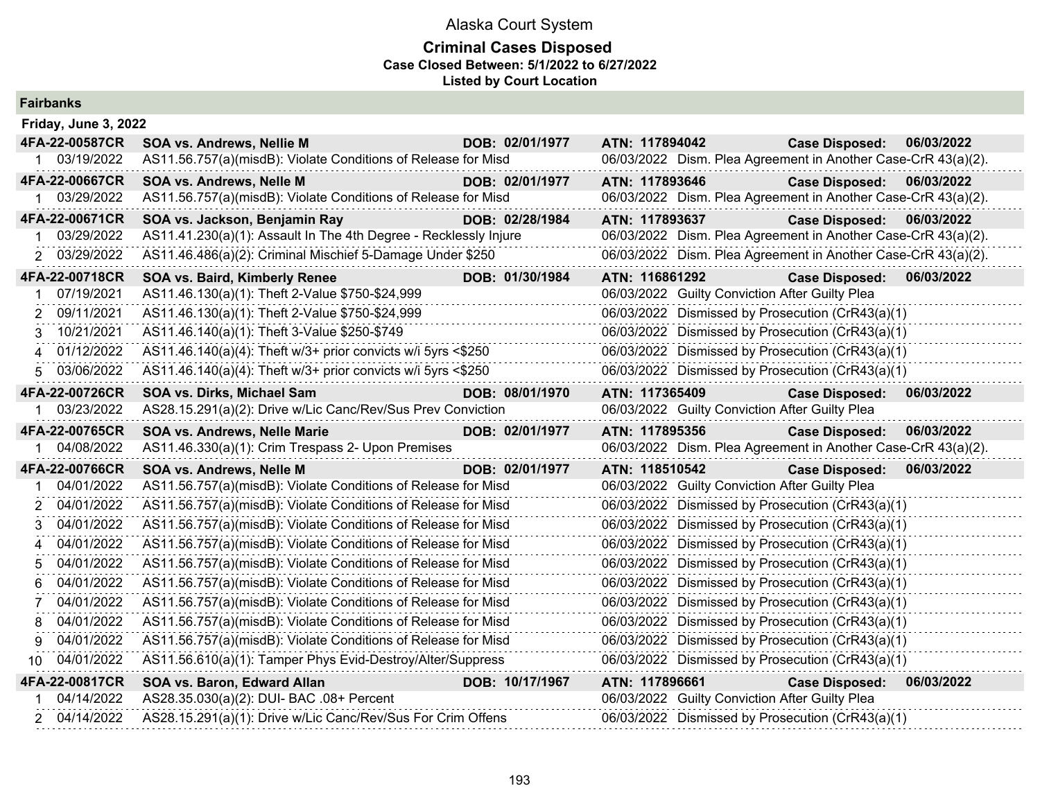# Alaska Court System

## Criminal Cases Disposed

**Case Closed Between: 5/1/2022 to 6/27/2022**

**Listed by Court Location**

### Fairbanks

**Friday, June 3, 2022**

| Case | Party / Charge | DOB | ATN / Disposition | Case Disposed |
|---|---|---|---|---|
| **4FA-22-00587CR** | **SOA vs. Andrews, Nellie M** | **DOB: 02/01/1977** | **ATN: 117894042** | **Case Disposed: 06/03/2022** |
| 1 03/19/2022 | AS11.56.757(a)(misdB): Violate Conditions of Release for Misd | | 06/03/2022 Dism. Plea Agreement in Another Case-CrR 43(a)(2). | |
| **4FA-22-00667CR** | **SOA vs. Andrews, Nelle M** | **DOB: 02/01/1977** | **ATN: 117893646** | **Case Disposed: 06/03/2022** |
| 1 03/29/2022 | AS11.56.757(a)(misdB): Violate Conditions of Release for Misd | | 06/03/2022 Dism. Plea Agreement in Another Case-CrR 43(a)(2). | |
| **4FA-22-00671CR** | **SOA vs. Jackson, Benjamin Ray** | **DOB: 02/28/1984** | **ATN: 117893637** | **Case Disposed: 06/03/2022** |
| 1 03/29/2022 | AS11.41.230(a)(1): Assault In The 4th Degree - Recklessly Injure | | 06/03/2022 Dism. Plea Agreement in Another Case-CrR 43(a)(2). | |
| 2 03/29/2022 | AS11.46.486(a)(2): Criminal Mischief 5-Damage Under $250 | | 06/03/2022 Dism. Plea Agreement in Another Case-CrR 43(a)(2). | |
| **4FA-22-00718CR** | **SOA vs. Baird, Kimberly Renee** | **DOB: 01/30/1984** | **ATN: 116861292** | **Case Disposed: 06/03/2022** |
| 1 07/19/2021 | AS11.46.130(a)(1): Theft 2-Value $750-$24,999 | | 06/03/2022 Guilty Conviction After Guilty Plea | |
| 2 09/11/2021 | AS11.46.130(a)(1): Theft 2-Value $750-$24,999 | | 06/03/2022 Dismissed by Prosecution (CrR43(a)(1) | |
| 3 10/21/2021 | AS11.46.140(a)(1): Theft 3-Value $250-$749 | | 06/03/2022 Dismissed by Prosecution (CrR43(a)(1) | |
| 4 01/12/2022 | AS11.46.140(a)(4): Theft w/3+ prior convicts w/i 5yrs <$250 | | 06/03/2022 Dismissed by Prosecution (CrR43(a)(1) | |
| 5 03/06/2022 | AS11.46.140(a)(4): Theft w/3+ prior convicts w/i 5yrs <$250 | | 06/03/2022 Dismissed by Prosecution (CrR43(a)(1) | |
| **4FA-22-00726CR** | **SOA vs. Dirks, Michael Sam** | **DOB: 08/01/1970** | **ATN: 117365409** | **Case Disposed: 06/03/2022** |
| 1 03/23/2022 | AS28.15.291(a)(2): Drive w/Lic Canc/Rev/Sus Prev Conviction | | 06/03/2022 Guilty Conviction After Guilty Plea | |
| **4FA-22-00765CR** | **SOA vs. Andrews, Nelle Marie** | **DOB: 02/01/1977** | **ATN: 117895356** | **Case Disposed: 06/03/2022** |
| 1 04/08/2022 | AS11.46.330(a)(1): Crim Trespass 2- Upon Premises | | 06/03/2022 Dism. Plea Agreement in Another Case-CrR 43(a)(2). | |
| **4FA-22-00766CR** | **SOA vs. Andrews, Nelle M** | **DOB: 02/01/1977** | **ATN: 118510542** | **Case Disposed: 06/03/2022** |
| 1 04/01/2022 | AS11.56.757(a)(misdB): Violate Conditions of Release for Misd | | 06/03/2022 Guilty Conviction After Guilty Plea | |
| 2 04/01/2022 | AS11.56.757(a)(misdB): Violate Conditions of Release for Misd | | 06/03/2022 Dismissed by Prosecution (CrR43(a)(1) | |
| 3 04/01/2022 | AS11.56.757(a)(misdB): Violate Conditions of Release for Misd | | 06/03/2022 Dismissed by Prosecution (CrR43(a)(1) | |
| 4 04/01/2022 | AS11.56.757(a)(misdB): Violate Conditions of Release for Misd | | 06/03/2022 Dismissed by Prosecution (CrR43(a)(1) | |
| 5 04/01/2022 | AS11.56.757(a)(misdB): Violate Conditions of Release for Misd | | 06/03/2022 Dismissed by Prosecution (CrR43(a)(1) | |
| 6 04/01/2022 | AS11.56.757(a)(misdB): Violate Conditions of Release for Misd | | 06/03/2022 Dismissed by Prosecution (CrR43(a)(1) | |
| 7 04/01/2022 | AS11.56.757(a)(misdB): Violate Conditions of Release for Misd | | 06/03/2022 Dismissed by Prosecution (CrR43(a)(1) | |
| 8 04/01/2022 | AS11.56.757(a)(misdB): Violate Conditions of Release for Misd | | 06/03/2022 Dismissed by Prosecution (CrR43(a)(1) | |
| 9 04/01/2022 | AS11.56.757(a)(misdB): Violate Conditions of Release for Misd | | 06/03/2022 Dismissed by Prosecution (CrR43(a)(1) | |
| 10 04/01/2022 | AS11.56.610(a)(1): Tamper Phys Evid-Destroy/Alter/Suppress | | 06/03/2022 Dismissed by Prosecution (CrR43(a)(1) | |
| **4FA-22-00817CR** | **SOA vs. Baron, Edward Allan** | **DOB: 10/17/1967** | **ATN: 117896661** | **Case Disposed: 06/03/2022** |
| 1 04/14/2022 | AS28.35.030(a)(2): DUI- BAC .08+ Percent | | 06/03/2022 Guilty Conviction After Guilty Plea | |
| 2 04/14/2022 | AS28.15.291(a)(1): Drive w/Lic Canc/Rev/Sus For Crim Offens | | 06/03/2022 Dismissed by Prosecution (CrR43(a)(1) | |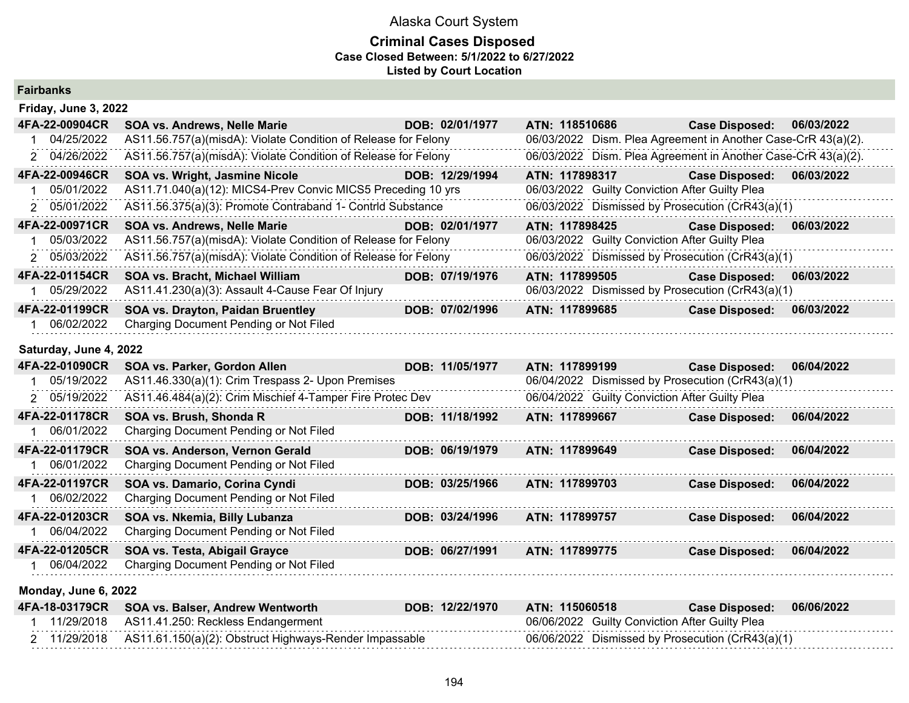# Alaska Court System

## Criminal Cases Disposed

**Case Closed Between: 5/1/2022 to 6/27/2022**

**Listed by Court Location**

### Fairbanks

#### Friday, June 3, 2022

| Case | Name / Charge | DOB | ATN / Disposition | Case Disposed |
|---|---|---|---|---|
| **4FA-22-00904CR** | **SOA vs. Andrews, Nelle Marie** | **DOB: 02/01/1977** | **ATN: 118510686** | **06/03/2022** |
| 1 04/25/2022 | AS11.56.757(a)(misdA): Violate Condition of Release for Felony | | 06/03/2022 Dism. Plea Agreement in Another Case-CrR 43(a)(2). | |
| 2 04/26/2022 | AS11.56.757(a)(misdA): Violate Condition of Release for Felony | | 06/03/2022 Dism. Plea Agreement in Another Case-CrR 43(a)(2). | |
| **4FA-22-00946CR** | **SOA vs. Wright, Jasmine Nicole** | **DOB: 12/29/1994** | **ATN: 117898317** | **06/03/2022** |
| 1 05/01/2022 | AS11.71.040(a)(12): MICS4-Prev Convic MICS5 Preceding 10 yrs | | 06/03/2022 Guilty Conviction After Guilty Plea | |
| 2 05/01/2022 | AS11.56.375(a)(3): Promote Contraband 1- Contrld Substance | | 06/03/2022 Dismissed by Prosecution (CrR43(a)(1) | |
| **4FA-22-00971CR** | **SOA vs. Andrews, Nelle Marie** | **DOB: 02/01/1977** | **ATN: 117898425** | **06/03/2022** |
| 1 05/03/2022 | AS11.56.757(a)(misdA): Violate Condition of Release for Felony | | 06/03/2022 Guilty Conviction After Guilty Plea | |
| 2 05/03/2022 | AS11.56.757(a)(misdA): Violate Condition of Release for Felony | | 06/03/2022 Dismissed by Prosecution (CrR43(a)(1) | |
| **4FA-22-01154CR** | **SOA vs. Bracht, Michael William** | **DOB: 07/19/1976** | **ATN: 117899505** | **06/03/2022** |
| 1 05/29/2022 | AS11.41.230(a)(3): Assault 4-Cause Fear Of Injury | | 06/03/2022 Dismissed by Prosecution (CrR43(a)(1) | |
| **4FA-22-01199CR** | **SOA vs. Drayton, Paidan Bruentley** | **DOB: 07/02/1996** | **ATN: 117899685** | **06/03/2022** |
| 1 06/02/2022 | Charging Document Pending or Not Filed | | | |

#### Saturday, June 4, 2022

| Case | Name / Charge | DOB | ATN / Disposition | Case Disposed |
|---|---|---|---|---|
| **4FA-22-01090CR** | **SOA vs. Parker, Gordon Allen** | **DOB: 11/05/1977** | **ATN: 117899199** | **06/04/2022** |
| 1 05/19/2022 | AS11.46.330(a)(1): Crim Trespass 2- Upon Premises | | 06/04/2022 Dismissed by Prosecution (CrR43(a)(1) | |
| 2 05/19/2022 | AS11.46.484(a)(2): Crim Mischief 4-Tamper Fire Protec Dev | | 06/04/2022 Guilty Conviction After Guilty Plea | |
| **4FA-22-01178CR** | **SOA vs. Brush, Shonda R** | **DOB: 11/18/1992** | **ATN: 117899667** | **06/04/2022** |
| 1 06/01/2022 | Charging Document Pending or Not Filed | | | |
| **4FA-22-01179CR** | **SOA vs. Anderson, Vernon Gerald** | **DOB: 06/19/1979** | **ATN: 117899649** | **06/04/2022** |
| 1 06/01/2022 | Charging Document Pending or Not Filed | | | |
| **4FA-22-01197CR** | **SOA vs. Damario, Corina Cyndi** | **DOB: 03/25/1966** | **ATN: 117899703** | **06/04/2022** |
| 1 06/02/2022 | Charging Document Pending or Not Filed | | | |
| **4FA-22-01203CR** | **SOA vs. Nkemia, Billy Lubanza** | **DOB: 03/24/1996** | **ATN: 117899757** | **06/04/2022** |
| 1 06/04/2022 | Charging Document Pending or Not Filed | | | |
| **4FA-22-01205CR** | **SOA vs. Testa, Abigail Grayce** | **DOB: 06/27/1991** | **ATN: 117899775** | **06/04/2022** |
| 1 06/04/2022 | Charging Document Pending or Not Filed | | | |

#### Monday, June 6, 2022

| Case | Name / Charge | DOB | ATN / Disposition | Case Disposed |
|---|---|---|---|---|
| **4FA-18-03179CR** | **SOA vs. Balser, Andrew Wentworth** | **DOB: 12/22/1970** | **ATN: 115060518** | **06/06/2022** |
| 1 11/29/2018 | AS11.41.250: Reckless Endangerment | | 06/06/2022 Guilty Conviction After Guilty Plea | |
| 2 11/29/2018 | AS11.61.150(a)(2): Obstruct Highways-Render Impassable | | 06/06/2022 Dismissed by Prosecution (CrR43(a)(1) | |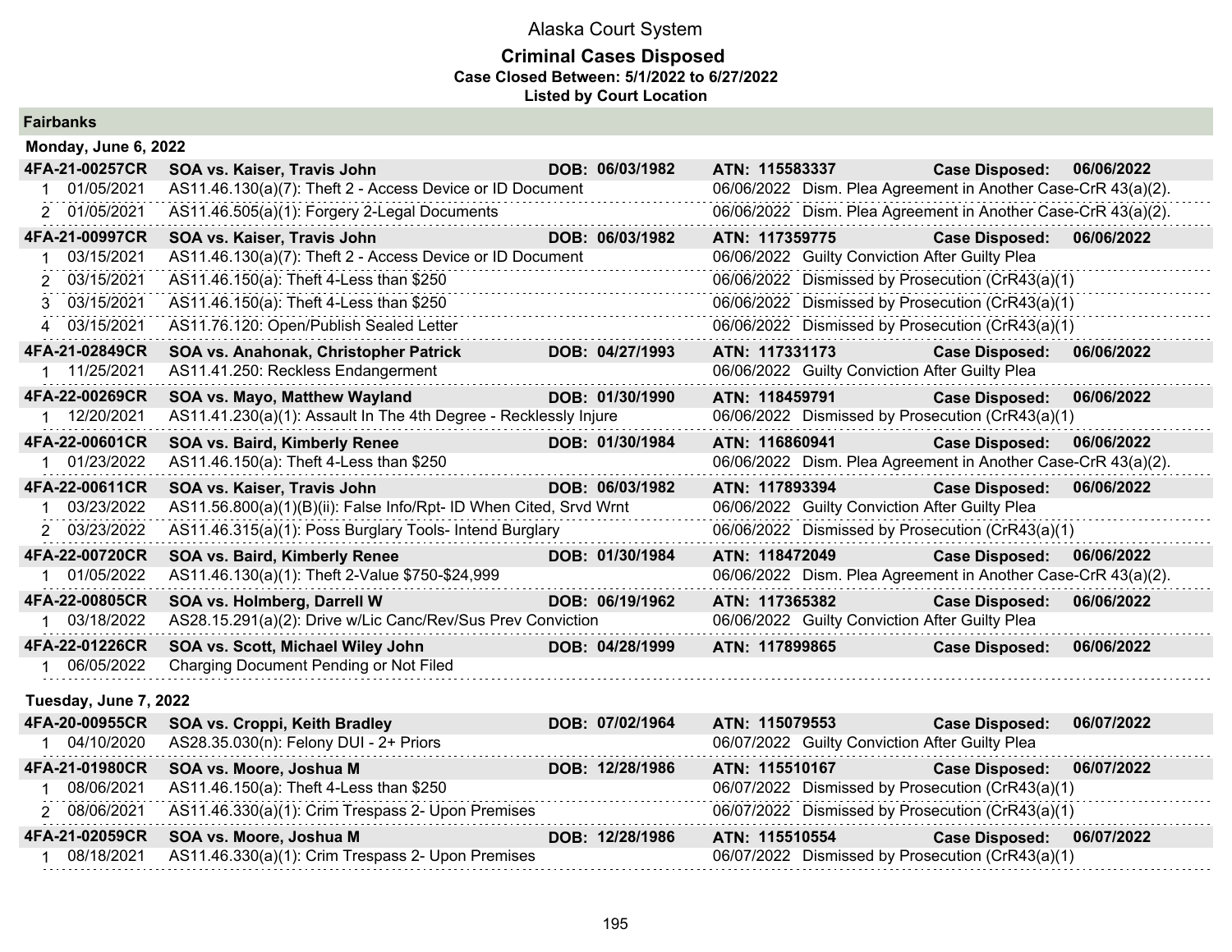# Alaska Court System

## Criminal Cases Disposed

**Case Closed Between: 5/1/2022 to 6/27/2022**

**Listed by Court Location**

### Fairbanks

**Monday, June 6, 2022**

| Case | Parties / Charge | DOB | ATN / Disposition | Case Disposed |
|---|---|---|---|---|
| **4FA-21-00257CR** | **SOA vs. Kaiser, Travis John** | **DOB: 06/03/1982** | **ATN: 115583337** | **06/06/2022** |
| 1 01/05/2021 | AS11.46.130(a)(7): Theft 2 - Access Device or ID Document | | 06/06/2022 Dism. Plea Agreement in Another Case-CrR 43(a)(2). | |
| 2 01/05/2021 | AS11.46.505(a)(1): Forgery 2-Legal Documents | | 06/06/2022 Dism. Plea Agreement in Another Case-CrR 43(a)(2). | |
| **4FA-21-00997CR** | **SOA vs. Kaiser, Travis John** | **DOB: 06/03/1982** | **ATN: 117359775** | **06/06/2022** |
| 1 03/15/2021 | AS11.46.130(a)(7): Theft 2 - Access Device or ID Document | | 06/06/2022 Guilty Conviction After Guilty Plea | |
| 2 03/15/2021 | AS11.46.150(a): Theft 4-Less than $250 | | 06/06/2022 Dismissed by Prosecution (CrR43(a)(1) | |
| 3 03/15/2021 | AS11.46.150(a): Theft 4-Less than $250 | | 06/06/2022 Dismissed by Prosecution (CrR43(a)(1) | |
| 4 03/15/2021 | AS11.76.120: Open/Publish Sealed Letter | | 06/06/2022 Dismissed by Prosecution (CrR43(a)(1) | |
| **4FA-21-02849CR** | **SOA vs. Anahonak, Christopher Patrick** | **DOB: 04/27/1993** | **ATN: 117331173** | **06/06/2022** |
| 1 11/25/2021 | AS11.41.250: Reckless Endangerment | | 06/06/2022 Guilty Conviction After Guilty Plea | |
| **4FA-22-00269CR** | **SOA vs. Mayo, Matthew Wayland** | **DOB: 01/30/1990** | **ATN: 118459791** | **06/06/2022** |
| 1 12/20/2021 | AS11.41.230(a)(1): Assault In The 4th Degree - Recklessly Injure | | 06/06/2022 Dismissed by Prosecution (CrR43(a)(1) | |
| **4FA-22-00601CR** | **SOA vs. Baird, Kimberly Renee** | **DOB: 01/30/1984** | **ATN: 116860941** | **06/06/2022** |
| 1 01/23/2022 | AS11.46.150(a): Theft 4-Less than $250 | | 06/06/2022 Dism. Plea Agreement in Another Case-CrR 43(a)(2). | |
| **4FA-22-00611CR** | **SOA vs. Kaiser, Travis John** | **DOB: 06/03/1982** | **ATN: 117893394** | **06/06/2022** |
| 1 03/23/2022 | AS11.56.800(a)(1)(B)(ii): False Info/Rpt- ID When Cited, Srvd Wrnt | | 06/06/2022 Guilty Conviction After Guilty Plea | |
| 2 03/23/2022 | AS11.46.315(a)(1): Poss Burglary Tools- Intend Burglary | | 06/06/2022 Dismissed by Prosecution (CrR43(a)(1) | |
| **4FA-22-00720CR** | **SOA vs. Baird, Kimberly Renee** | **DOB: 01/30/1984** | **ATN: 118472049** | **06/06/2022** |
| 1 01/05/2022 | AS11.46.130(a)(1): Theft 2-Value $750-$24,999 | | 06/06/2022 Dism. Plea Agreement in Another Case-CrR 43(a)(2). | |
| **4FA-22-00805CR** | **SOA vs. Holmberg, Darrell W** | **DOB: 06/19/1962** | **ATN: 117365382** | **06/06/2022** |
| 1 03/18/2022 | AS28.15.291(a)(2): Drive w/Lic Canc/Rev/Sus Prev Conviction | | 06/06/2022 Guilty Conviction After Guilty Plea | |
| **4FA-22-01226CR** | **SOA vs. Scott, Michael Wiley John** | **DOB: 04/28/1999** | **ATN: 117899865** | **06/06/2022** |
| 1 06/05/2022 | Charging Document Pending or Not Filed | | | |

**Tuesday, June 7, 2022**

| Case | Parties / Charge | DOB | ATN / Disposition | Case Disposed |
|---|---|---|---|---|
| **4FA-20-00955CR** | **SOA vs. Croppi, Keith Bradley** | **DOB: 07/02/1964** | **ATN: 115079553** | **06/07/2022** |
| 1 04/10/2020 | AS28.35.030(n): Felony DUI - 2+ Priors | | 06/07/2022 Guilty Conviction After Guilty Plea | |
| **4FA-21-01980CR** | **SOA vs. Moore, Joshua M** | **DOB: 12/28/1986** | **ATN: 115510167** | **06/07/2022** |
| 1 08/06/2021 | AS11.46.150(a): Theft 4-Less than $250 | | 06/07/2022 Dismissed by Prosecution (CrR43(a)(1) | |
| 2 08/06/2021 | AS11.46.330(a)(1): Crim Trespass 2- Upon Premises | | 06/07/2022 Dismissed by Prosecution (CrR43(a)(1) | |
| **4FA-21-02059CR** | **SOA vs. Moore, Joshua M** | **DOB: 12/28/1986** | **ATN: 115510554** | **06/07/2022** |
| 1 08/18/2021 | AS11.46.330(a)(1): Crim Trespass 2- Upon Premises | | 06/07/2022 Dismissed by Prosecution (CrR43(a)(1) | |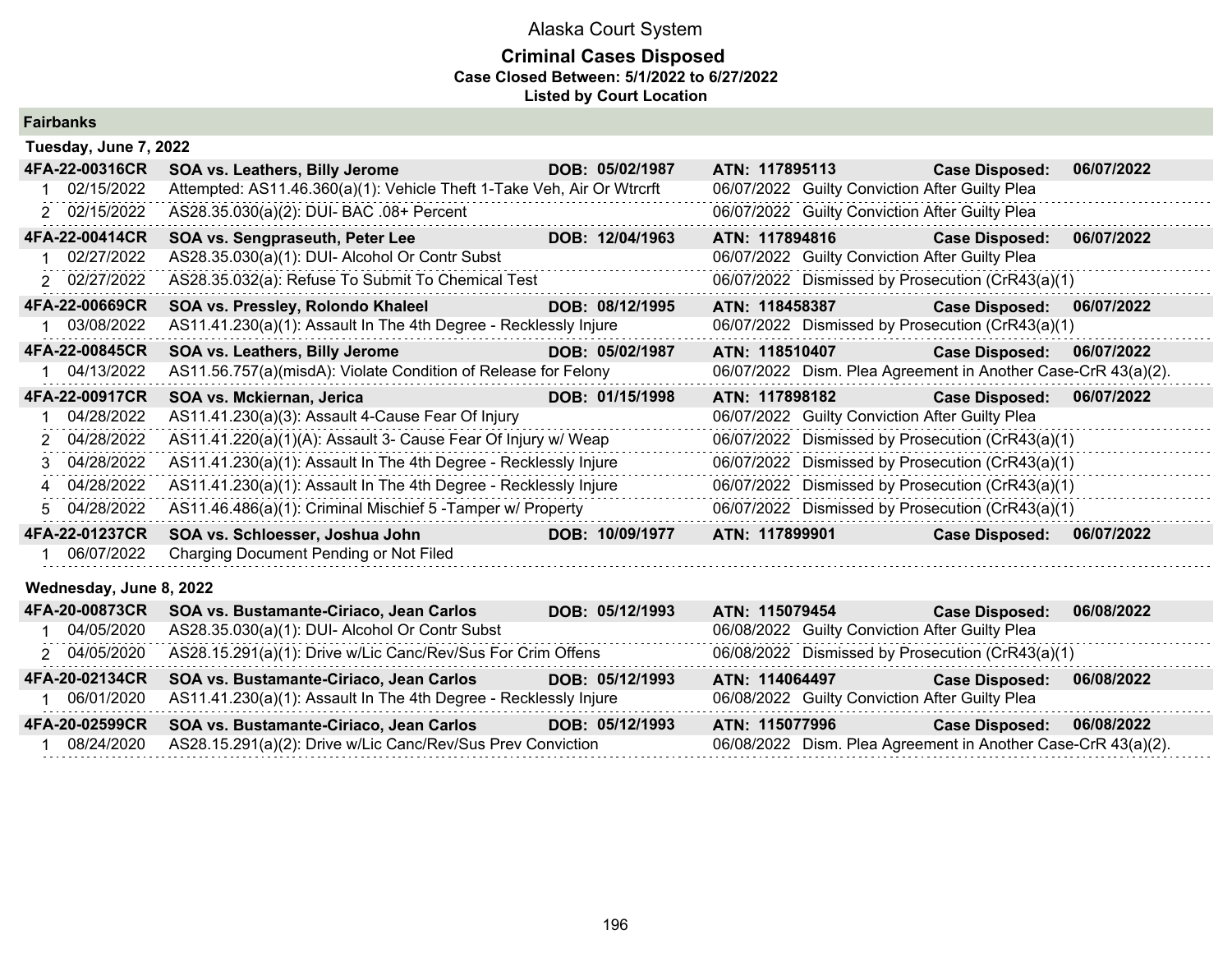# Alaska Court System

## Criminal Cases Disposed

**Case Closed Between: 5/1/2022 to 6/27/2022**

**Listed by Court Location**

### Fairbanks

#### Tuesday, June 7, 2022

| Case | | Description | DOB | ATN / Disposition | | Case Disposed |
|---|---|---|---|---|---|---|
| **4FA-22-00316CR** | | **SOA vs. Leathers, Billy Jerome** | **DOB: 05/02/1987** | **ATN: 117895113** | **Case Disposed:** | **06/07/2022** |
| 1 | 02/15/2022 | Attempted: AS11.46.360(a)(1): Vehicle Theft 1-Take Veh, Air Or Wtrcrft | | 06/07/2022 | Guilty Conviction After Guilty Plea | |
| 2 | 02/15/2022 | AS28.35.030(a)(2): DUI- BAC .08+ Percent | | 06/07/2022 | Guilty Conviction After Guilty Plea | |
| **4FA-22-00414CR** | | **SOA vs. Sengpraseuth, Peter Lee** | **DOB: 12/04/1963** | **ATN: 117894816** | **Case Disposed:** | **06/07/2022** |
| 1 | 02/27/2022 | AS28.35.030(a)(1): DUI- Alcohol Or Contr Subst | | 06/07/2022 | Guilty Conviction After Guilty Plea | |
| 2 | 02/27/2022 | AS28.35.032(a): Refuse To Submit To Chemical Test | | 06/07/2022 | Dismissed by Prosecution (CrR43(a)(1) | |
| **4FA-22-00669CR** | | **SOA vs. Pressley, Rolondo Khaleel** | **DOB: 08/12/1995** | **ATN: 118458387** | **Case Disposed:** | **06/07/2022** |
| 1 | 03/08/2022 | AS11.41.230(a)(1): Assault In The 4th Degree - Recklessly Injure | | 06/07/2022 | Dismissed by Prosecution (CrR43(a)(1) | |
| **4FA-22-00845CR** | | **SOA vs. Leathers, Billy Jerome** | **DOB: 05/02/1987** | **ATN: 118510407** | **Case Disposed:** | **06/07/2022** |
| 1 | 04/13/2022 | AS11.56.757(a)(misdA): Violate Condition of Release for Felony | | 06/07/2022 | Dism. Plea Agreement in Another Case-CrR 43(a)(2). | |
| **4FA-22-00917CR** | | **SOA vs. Mckiernan, Jerica** | **DOB: 01/15/1998** | **ATN: 117898182** | **Case Disposed:** | **06/07/2022** |
| 1 | 04/28/2022 | AS11.41.230(a)(3): Assault 4-Cause Fear Of Injury | | 06/07/2022 | Guilty Conviction After Guilty Plea | |
| 2 | 04/28/2022 | AS11.41.220(a)(1)(A): Assault 3- Cause Fear Of Injury w/ Weap | | 06/07/2022 | Dismissed by Prosecution (CrR43(a)(1) | |
| 3 | 04/28/2022 | AS11.41.230(a)(1): Assault In The 4th Degree - Recklessly Injure | | 06/07/2022 | Dismissed by Prosecution (CrR43(a)(1) | |
| 4 | 04/28/2022 | AS11.41.230(a)(1): Assault In The 4th Degree - Recklessly Injure | | 06/07/2022 | Dismissed by Prosecution (CrR43(a)(1) | |
| 5 | 04/28/2022 | AS11.46.486(a)(1): Criminal Mischief 5 -Tamper w/ Property | | 06/07/2022 | Dismissed by Prosecution (CrR43(a)(1) | |
| **4FA-22-01237CR** | | **SOA vs. Schloesser, Joshua John** | **DOB: 10/09/1977** | **ATN: 117899901** | **Case Disposed:** | **06/07/2022** |
| 1 | 06/07/2022 | Charging Document Pending or Not Filed | | | | |

#### Wednesday, June 8, 2022

| Case | | Description | DOB | ATN / Disposition | | Case Disposed |
|---|---|---|---|---|---|---|
| **4FA-20-00873CR** | | **SOA vs. Bustamante-Ciriaco, Jean Carlos** | **DOB: 05/12/1993** | **ATN: 115079454** | **Case Disposed:** | **06/08/2022** |
| 1 | 04/05/2020 | AS28.35.030(a)(1): DUI- Alcohol Or Contr Subst | | 06/08/2022 | Guilty Conviction After Guilty Plea | |
| 2 | 04/05/2020 | AS28.15.291(a)(1): Drive w/Lic Canc/Rev/Sus For Crim Offens | | 06/08/2022 | Dismissed by Prosecution (CrR43(a)(1) | |
| **4FA-20-02134CR** | | **SOA vs. Bustamante-Ciriaco, Jean Carlos** | **DOB: 05/12/1993** | **ATN: 114064497** | **Case Disposed:** | **06/08/2022** |
| 1 | 06/01/2020 | AS11.41.230(a)(1): Assault In The 4th Degree - Recklessly Injure | | 06/08/2022 | Guilty Conviction After Guilty Plea | |
| **4FA-20-02599CR** | | **SOA vs. Bustamante-Ciriaco, Jean Carlos** | **DOB: 05/12/1993** | **ATN: 115077996** | **Case Disposed:** | **06/08/2022** |
| 1 | 08/24/2020 | AS28.15.291(a)(2): Drive w/Lic Canc/Rev/Sus Prev Conviction | | 06/08/2022 | Dism. Plea Agreement in Another Case-CrR 43(a)(2). | |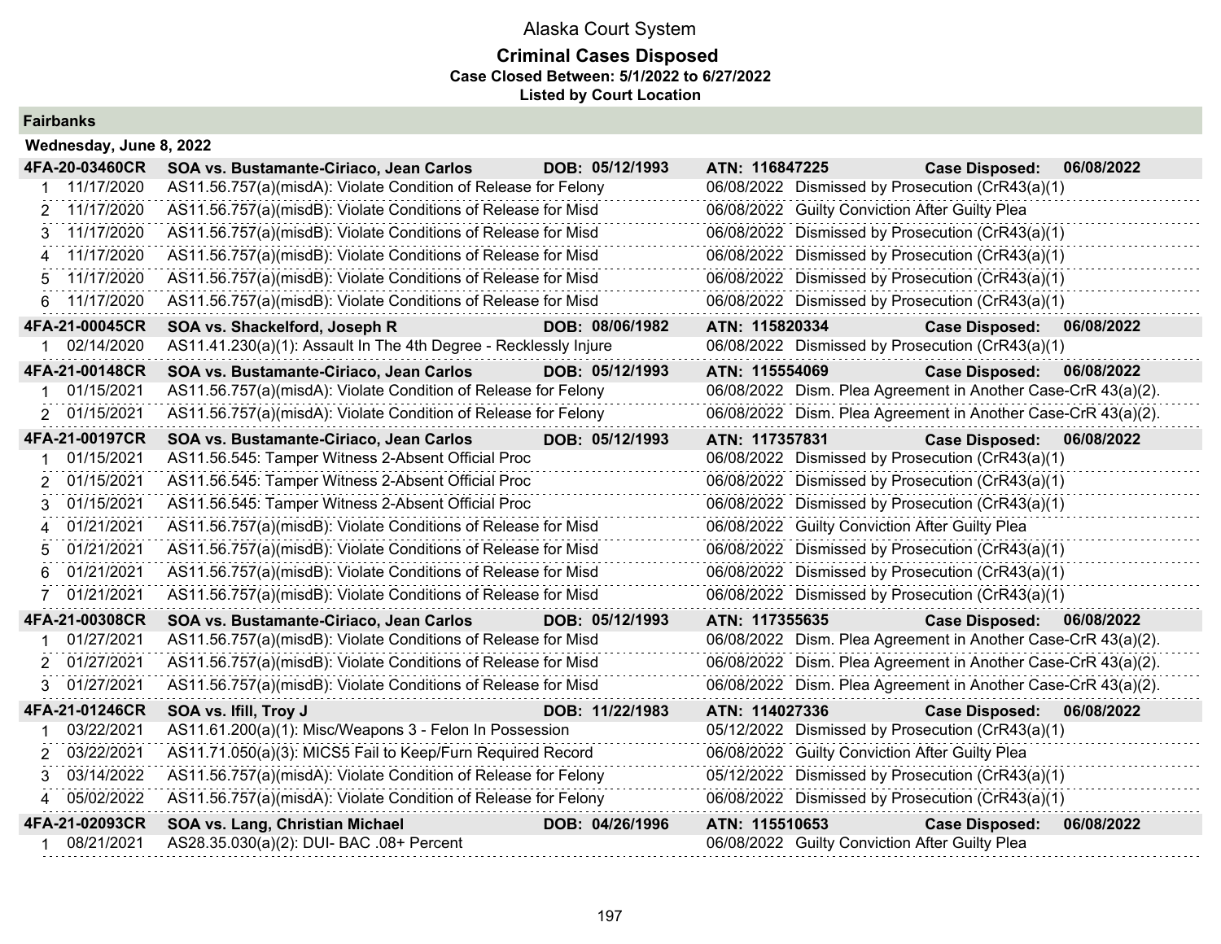# Alaska Court System

## Criminal Cases Disposed

**Case Closed Between: 5/1/2022 to 6/27/2022**

**Listed by Court Location**

### Fairbanks

**Wednesday, June 8, 2022**

**4FA-20-03460CR** | **SOA vs. Bustamante-Ciriaco, Jean Carlos** | **DOB: 05/12/1993** | **ATN: 116847225** | **Case Disposed: 06/08/2022**

| # | Date | Charge | Disposition Date | Disposition |
|---|---|---|---|---|
| 1 | 11/17/2020 | AS11.56.757(a)(misdA): Violate Condition of Release for Felony | 06/08/2022 | Dismissed by Prosecution (CrR43(a)(1) |
| 2 | 11/17/2020 | AS11.56.757(a)(misdB): Violate Conditions of Release for Misd | 06/08/2022 | Guilty Conviction After Guilty Plea |
| 3 | 11/17/2020 | AS11.56.757(a)(misdB): Violate Conditions of Release for Misd | 06/08/2022 | Dismissed by Prosecution (CrR43(a)(1) |
| 4 | 11/17/2020 | AS11.56.757(a)(misdB): Violate Conditions of Release for Misd | 06/08/2022 | Dismissed by Prosecution (CrR43(a)(1) |
| 5 | 11/17/2020 | AS11.56.757(a)(misdB): Violate Conditions of Release for Misd | 06/08/2022 | Dismissed by Prosecution (CrR43(a)(1) |
| 6 | 11/17/2020 | AS11.56.757(a)(misdB): Violate Conditions of Release for Misd | 06/08/2022 | Dismissed by Prosecution (CrR43(a)(1) |

**4FA-21-00045CR** | **SOA vs. Shackelford, Joseph R** | **DOB: 08/06/1982** | **ATN: 115820334** | **Case Disposed: 06/08/2022**

| # | Date | Charge | Disposition Date | Disposition |
|---|---|---|---|---|
| 1 | 02/14/2020 | AS11.41.230(a)(1): Assault In The 4th Degree - Recklessly Injure | 06/08/2022 | Dismissed by Prosecution (CrR43(a)(1) |

**4FA-21-00148CR** | **SOA vs. Bustamante-Ciriaco, Jean Carlos** | **DOB: 05/12/1993** | **ATN: 115554069** | **Case Disposed: 06/08/2022**

| # | Date | Charge | Disposition Date | Disposition |
|---|---|---|---|---|
| 1 | 01/15/2021 | AS11.56.757(a)(misdA): Violate Condition of Release for Felony | 06/08/2022 | Dism. Plea Agreement in Another Case-CrR 43(a)(2). |
| 2 | 01/15/2021 | AS11.56.757(a)(misdA): Violate Condition of Release for Felony | 06/08/2022 | Dism. Plea Agreement in Another Case-CrR 43(a)(2). |

**4FA-21-00197CR** | **SOA vs. Bustamante-Ciriaco, Jean Carlos** | **DOB: 05/12/1993** | **ATN: 117357831** | **Case Disposed: 06/08/2022**

| # | Date | Charge | Disposition Date | Disposition |
|---|---|---|---|---|
| 1 | 01/15/2021 | AS11.56.545: Tamper Witness 2-Absent Official Proc | 06/08/2022 | Dismissed by Prosecution (CrR43(a)(1) |
| 2 | 01/15/2021 | AS11.56.545: Tamper Witness 2-Absent Official Proc | 06/08/2022 | Dismissed by Prosecution (CrR43(a)(1) |
| 3 | 01/15/2021 | AS11.56.545: Tamper Witness 2-Absent Official Proc | 06/08/2022 | Dismissed by Prosecution (CrR43(a)(1) |
| 4 | 01/21/2021 | AS11.56.757(a)(misdB): Violate Conditions of Release for Misd | 06/08/2022 | Guilty Conviction After Guilty Plea |
| 5 | 01/21/2021 | AS11.56.757(a)(misdB): Violate Conditions of Release for Misd | 06/08/2022 | Dismissed by Prosecution (CrR43(a)(1) |
| 6 | 01/21/2021 | AS11.56.757(a)(misdB): Violate Conditions of Release for Misd | 06/08/2022 | Dismissed by Prosecution (CrR43(a)(1) |
| 7 | 01/21/2021 | AS11.56.757(a)(misdB): Violate Conditions of Release for Misd | 06/08/2022 | Dismissed by Prosecution (CrR43(a)(1) |

**4FA-21-00308CR** | **SOA vs. Bustamante-Ciriaco, Jean Carlos** | **DOB: 05/12/1993** | **ATN: 117355635** | **Case Disposed: 06/08/2022**

| # | Date | Charge | Disposition Date | Disposition |
|---|---|---|---|---|
| 1 | 01/27/2021 | AS11.56.757(a)(misdB): Violate Conditions of Release for Misd | 06/08/2022 | Dism. Plea Agreement in Another Case-CrR 43(a)(2). |
| 2 | 01/27/2021 | AS11.56.757(a)(misdB): Violate Conditions of Release for Misd | 06/08/2022 | Dism. Plea Agreement in Another Case-CrR 43(a)(2). |
| 3 | 01/27/2021 | AS11.56.757(a)(misdB): Violate Conditions of Release for Misd | 06/08/2022 | Dism. Plea Agreement in Another Case-CrR 43(a)(2). |

**4FA-21-01246CR** | **SOA vs. Ifill, Troy J** | **DOB: 11/22/1983** | **ATN: 114027336** | **Case Disposed: 06/08/2022**

| # | Date | Charge | Disposition Date | Disposition |
|---|---|---|---|---|
| 1 | 03/22/2021 | AS11.61.200(a)(1): Misc/Weapons 3 - Felon In Possession | 05/12/2022 | Dismissed by Prosecution (CrR43(a)(1) |
| 2 | 03/22/2021 | AS11.71.050(a)(3): MICS5 Fail to Keep/Furn Required Record | 06/08/2022 | Guilty Conviction After Guilty Plea |
| 3 | 03/14/2022 | AS11.56.757(a)(misdA): Violate Condition of Release for Felony | 05/12/2022 | Dismissed by Prosecution (CrR43(a)(1) |
| 4 | 05/02/2022 | AS11.56.757(a)(misdA): Violate Condition of Release for Felony | 06/08/2022 | Dismissed by Prosecution (CrR43(a)(1) |

**4FA-21-02093CR** | **SOA vs. Lang, Christian Michael** | **DOB: 04/26/1996** | **ATN: 115510653** | **Case Disposed: 06/08/2022**

| # | Date | Charge | Disposition Date | Disposition |
|---|---|---|---|---|
| 1 | 08/21/2021 | AS28.35.030(a)(2): DUI- BAC .08+ Percent | 06/08/2022 | Guilty Conviction After Guilty Plea |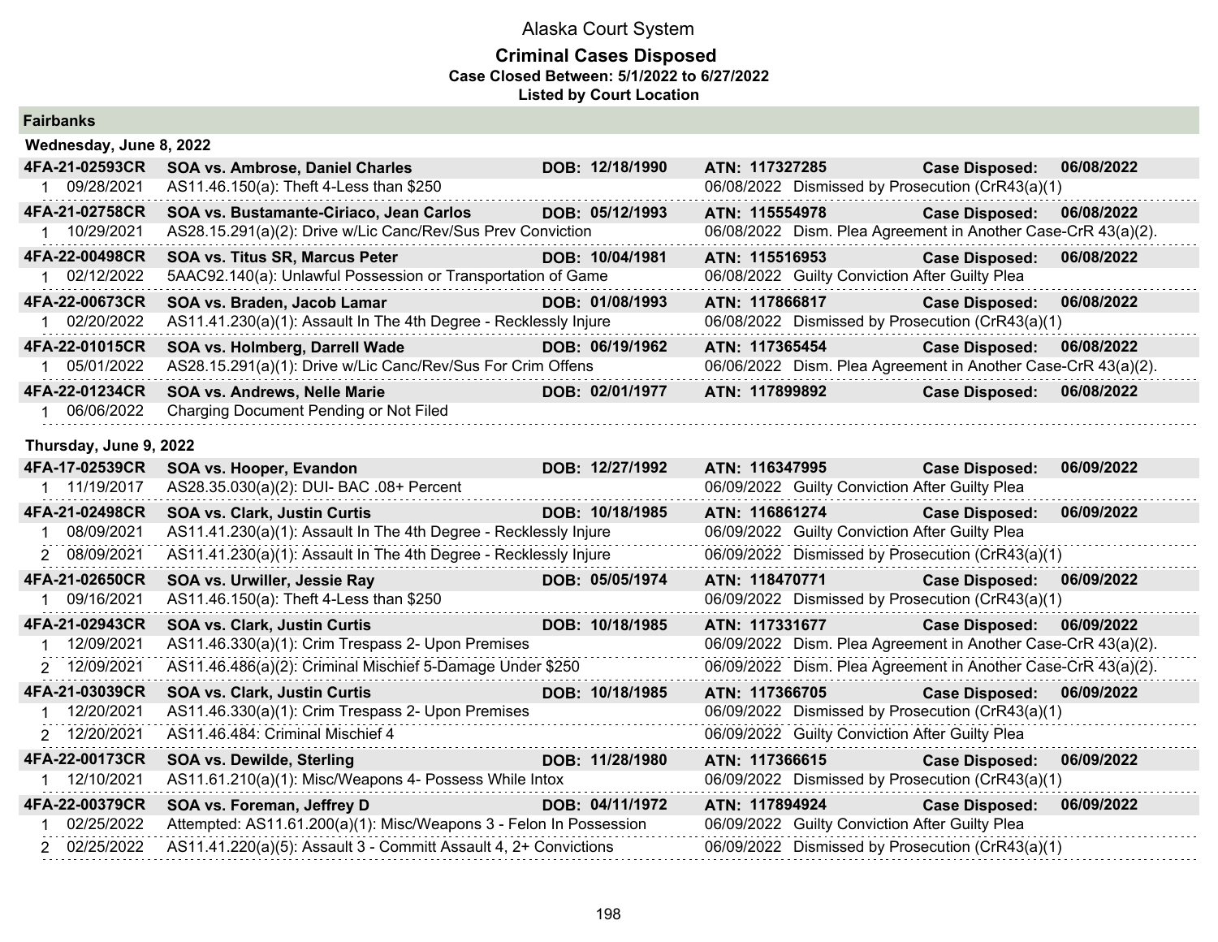# Alaska Court System

## Criminal Cases Disposed

**Case Closed Between: 5/1/2022 to 6/27/2022**

**Listed by Court Location**

### Fairbanks

**Wednesday, June 8, 2022**

| Case | Name | DOB | ATN | Case Disposed |
|---|---|---|---|---|
| **4FA-21-02593CR** | **SOA vs. Ambrose, Daniel Charles** | **DOB: 12/18/1990** | **ATN: 117327285** | **Case Disposed: 06/08/2022** |
| 1 09/28/2021 | AS11.46.150(a): Theft 4-Less than $250 | | 06/08/2022 Dismissed by Prosecution (CrR43(a)(1) | |
| **4FA-21-02758CR** | **SOA vs. Bustamante-Ciriaco, Jean Carlos** | **DOB: 05/12/1993** | **ATN: 115554978** | **Case Disposed: 06/08/2022** |
| 1 10/29/2021 | AS28.15.291(a)(2): Drive w/Lic Canc/Rev/Sus Prev Conviction | | 06/08/2022 Dism. Plea Agreement in Another Case-CrR 43(a)(2). | |
| **4FA-22-00498CR** | **SOA vs. Titus SR, Marcus Peter** | **DOB: 10/04/1981** | **ATN: 115516953** | **Case Disposed: 06/08/2022** |
| 1 02/12/2022 | 5AAC92.140(a): Unlawful Possession or Transportation of Game | | 06/08/2022 Guilty Conviction After Guilty Plea | |
| **4FA-22-00673CR** | **SOA vs. Braden, Jacob Lamar** | **DOB: 01/08/1993** | **ATN: 117866817** | **Case Disposed: 06/08/2022** |
| 1 02/20/2022 | AS11.41.230(a)(1): Assault In The 4th Degree - Recklessly Injure | | 06/08/2022 Dismissed by Prosecution (CrR43(a)(1) | |
| **4FA-22-01015CR** | **SOA vs. Holmberg, Darrell Wade** | **DOB: 06/19/1962** | **ATN: 117365454** | **Case Disposed: 06/08/2022** |
| 1 05/01/2022 | AS28.15.291(a)(1): Drive w/Lic Canc/Rev/Sus For Crim Offens | | 06/06/2022 Dism. Plea Agreement in Another Case-CrR 43(a)(2). | |
| **4FA-22-01234CR** | **SOA vs. Andrews, Nelle Marie** | **DOB: 02/01/1977** | **ATN: 117899892** | **Case Disposed: 06/08/2022** |
| 1 06/06/2022 | Charging Document Pending or Not Filed | | | |

**Thursday, June 9, 2022**

| Case | Name | DOB | ATN | Case Disposed |
|---|---|---|---|---|
| **4FA-17-02539CR** | **SOA vs. Hooper, Evandon** | **DOB: 12/27/1992** | **ATN: 116347995** | **Case Disposed: 06/09/2022** |
| 1 11/19/2017 | AS28.35.030(a)(2): DUI- BAC .08+ Percent | | 06/09/2022 Guilty Conviction After Guilty Plea | |
| **4FA-21-02498CR** | **SOA vs. Clark, Justin Curtis** | **DOB: 10/18/1985** | **ATN: 116861274** | **Case Disposed: 06/09/2022** |
| 1 08/09/2021 | AS11.41.230(a)(1): Assault In The 4th Degree - Recklessly Injure | | 06/09/2022 Guilty Conviction After Guilty Plea | |
| 2 08/09/2021 | AS11.41.230(a)(1): Assault In The 4th Degree - Recklessly Injure | | 06/09/2022 Dismissed by Prosecution (CrR43(a)(1) | |
| **4FA-21-02650CR** | **SOA vs. Urwiller, Jessie Ray** | **DOB: 05/05/1974** | **ATN: 118470771** | **Case Disposed: 06/09/2022** |
| 1 09/16/2021 | AS11.46.150(a): Theft 4-Less than $250 | | 06/09/2022 Dismissed by Prosecution (CrR43(a)(1) | |
| **4FA-21-02943CR** | **SOA vs. Clark, Justin Curtis** | **DOB: 10/18/1985** | **ATN: 117331677** | **Case Disposed: 06/09/2022** |
| 1 12/09/2021 | AS11.46.330(a)(1): Crim Trespass 2- Upon Premises | | 06/09/2022 Dism. Plea Agreement in Another Case-CrR 43(a)(2). | |
| 2 12/09/2021 | AS11.46.486(a)(2): Criminal Mischief 5-Damage Under $250 | | 06/09/2022 Dism. Plea Agreement in Another Case-CrR 43(a)(2). | |
| **4FA-21-03039CR** | **SOA vs. Clark, Justin Curtis** | **DOB: 10/18/1985** | **ATN: 117366705** | **Case Disposed: 06/09/2022** |
| 1 12/20/2021 | AS11.46.330(a)(1): Crim Trespass 2- Upon Premises | | 06/09/2022 Dismissed by Prosecution (CrR43(a)(1) | |
| 2 12/20/2021 | AS11.46.484: Criminal Mischief 4 | | 06/09/2022 Guilty Conviction After Guilty Plea | |
| **4FA-22-00173CR** | **SOA vs. Dewilde, Sterling** | **DOB: 11/28/1980** | **ATN: 117366615** | **Case Disposed: 06/09/2022** |
| 1 12/10/2021 | AS11.61.210(a)(1): Misc/Weapons 4- Possess While Intox | | 06/09/2022 Dismissed by Prosecution (CrR43(a)(1) | |
| **4FA-22-00379CR** | **SOA vs. Foreman, Jeffrey D** | **DOB: 04/11/1972** | **ATN: 117894924** | **Case Disposed: 06/09/2022** |
| 1 02/25/2022 | Attempted: AS11.61.200(a)(1): Misc/Weapons 3 - Felon In Possession | | 06/09/2022 Guilty Conviction After Guilty Plea | |
| 2 02/25/2022 | AS11.41.220(a)(5): Assault 3 - Committ Assault 4, 2+ Convictions | | 06/09/2022 Dismissed by Prosecution (CrR43(a)(1) | |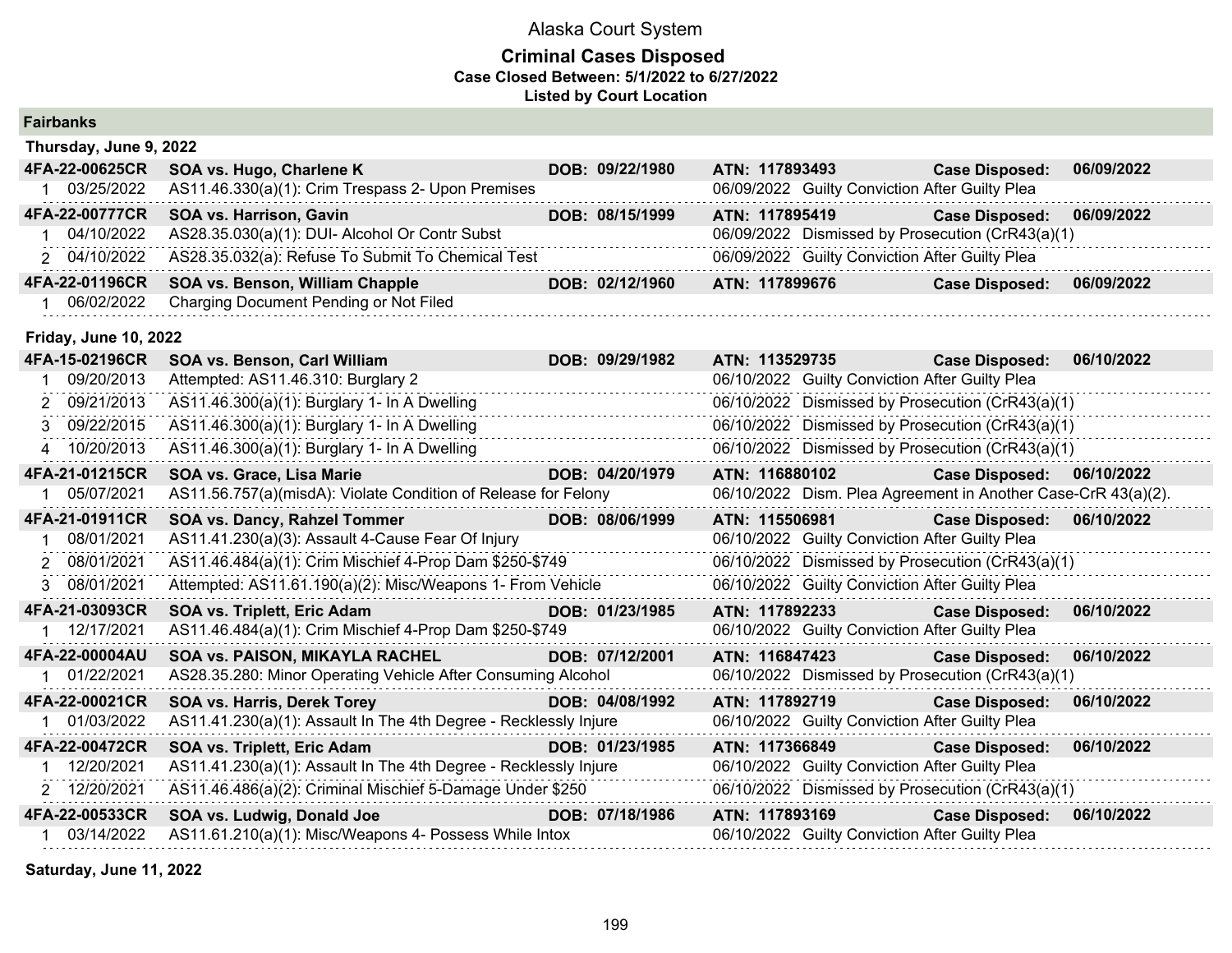# Alaska Court System

## Criminal Cases Disposed

**Case Closed Between: 5/1/2022 to 6/27/2022**

**Listed by Court Location**

### Fairbanks

**Thursday, June 9, 2022**

| Case | Parties / Charge | DOB | ATN / Disposition | | Case Disposed |
|---|---|---|---|---|---|
| **4FA-22-00625CR** | **SOA vs. Hugo, Charlene K** | **DOB: 09/22/1980** | **ATN: 117893493** | **Case Disposed:** | **06/09/2022** |
| 1 03/25/2022 | AS11.46.330(a)(1): Crim Trespass 2- Upon Premises | | 06/09/2022 Guilty Conviction After Guilty Plea | | |
| **4FA-22-00777CR** | **SOA vs. Harrison, Gavin** | **DOB: 08/15/1999** | **ATN: 117895419** | **Case Disposed:** | **06/09/2022** |
| 1 04/10/2022 | AS28.35.030(a)(1): DUI- Alcohol Or Contr Subst | | 06/09/2022 Dismissed by Prosecution (CrR43(a)(1) | | |
| 2 04/10/2022 | AS28.35.032(a): Refuse To Submit To Chemical Test | | 06/09/2022 Guilty Conviction After Guilty Plea | | |
| **4FA-22-01196CR** | **SOA vs. Benson, William Chapple** | **DOB: 02/12/1960** | **ATN: 117899676** | **Case Disposed:** | **06/09/2022** |
| 1 06/02/2022 | Charging Document Pending or Not Filed | | | | |

**Friday, June 10, 2022**

| Case | Parties / Charge | DOB | ATN / Disposition | | Case Disposed |
|---|---|---|---|---|---|
| **4FA-15-02196CR** | **SOA vs. Benson, Carl William** | **DOB: 09/29/1982** | **ATN: 113529735** | **Case Disposed:** | **06/10/2022** |
| 1 09/20/2013 | Attempted: AS11.46.310: Burglary 2 | | 06/10/2022 Guilty Conviction After Guilty Plea | | |
| 2 09/21/2013 | AS11.46.300(a)(1): Burglary 1- In A Dwelling | | 06/10/2022 Dismissed by Prosecution (CrR43(a)(1) | | |
| 3 09/22/2015 | AS11.46.300(a)(1): Burglary 1- In A Dwelling | | 06/10/2022 Dismissed by Prosecution (CrR43(a)(1) | | |
| 4 10/20/2013 | AS11.46.300(a)(1): Burglary 1- In A Dwelling | | 06/10/2022 Dismissed by Prosecution (CrR43(a)(1) | | |
| **4FA-21-01215CR** | **SOA vs. Grace, Lisa Marie** | **DOB: 04/20/1979** | **ATN: 116880102** | **Case Disposed:** | **06/10/2022** |
| 1 05/07/2021 | AS11.56.757(a)(misdA): Violate Condition of Release for Felony | | 06/10/2022 Dism. Plea Agreement in Another Case-CrR 43(a)(2). | | |
| **4FA-21-01911CR** | **SOA vs. Dancy, Rahzel Tommer** | **DOB: 08/06/1999** | **ATN: 115506981** | **Case Disposed:** | **06/10/2022** |
| 1 08/01/2021 | AS11.41.230(a)(3): Assault 4-Cause Fear Of Injury | | 06/10/2022 Guilty Conviction After Guilty Plea | | |
| 2 08/01/2021 | AS11.46.484(a)(1): Crim Mischief 4-Prop Dam $250-$749 | | 06/10/2022 Dismissed by Prosecution (CrR43(a)(1) | | |
| 3 08/01/2021 | Attempted: AS11.61.190(a)(2): Misc/Weapons 1- From Vehicle | | 06/10/2022 Guilty Conviction After Guilty Plea | | |
| **4FA-21-03093CR** | **SOA vs. Triplett, Eric Adam** | **DOB: 01/23/1985** | **ATN: 117892233** | **Case Disposed:** | **06/10/2022** |
| 1 12/17/2021 | AS11.46.484(a)(1): Crim Mischief 4-Prop Dam $250-$749 | | 06/10/2022 Guilty Conviction After Guilty Plea | | |
| **4FA-22-00004AU** | **SOA vs. PAISON, MIKAYLA RACHEL** | **DOB: 07/12/2001** | **ATN: 116847423** | **Case Disposed:** | **06/10/2022** |
| 1 01/22/2021 | AS28.35.280: Minor Operating Vehicle After Consuming Alcohol | | 06/10/2022 Dismissed by Prosecution (CrR43(a)(1) | | |
| **4FA-22-00021CR** | **SOA vs. Harris, Derek Torey** | **DOB: 04/08/1992** | **ATN: 117892719** | **Case Disposed:** | **06/10/2022** |
| 1 01/03/2022 | AS11.41.230(a)(1): Assault In The 4th Degree - Recklessly Injure | | 06/10/2022 Guilty Conviction After Guilty Plea | | |
| **4FA-22-00472CR** | **SOA vs. Triplett, Eric Adam** | **DOB: 01/23/1985** | **ATN: 117366849** | **Case Disposed:** | **06/10/2022** |
| 1 12/20/2021 | AS11.41.230(a)(1): Assault In The 4th Degree - Recklessly Injure | | 06/10/2022 Guilty Conviction After Guilty Plea | | |
| 2 12/20/2021 | AS11.46.486(a)(2): Criminal Mischief 5-Damage Under $250 | | 06/10/2022 Dismissed by Prosecution (CrR43(a)(1) | | |
| **4FA-22-00533CR** | **SOA vs. Ludwig, Donald Joe** | **DOB: 07/18/1986** | **ATN: 117893169** | **Case Disposed:** | **06/10/2022** |
| 1 03/14/2022 | AS11.61.210(a)(1): Misc/Weapons 4- Possess While Intox | | 06/10/2022 Guilty Conviction After Guilty Plea | | |

**Saturday, June 11, 2022**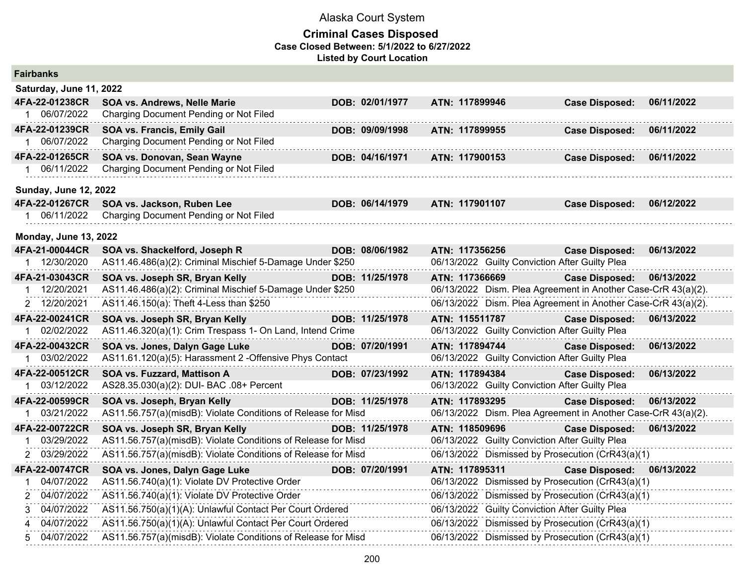Alaska Court System

**Criminal Cases Disposed**
**Case Closed Between: 5/1/2022 to 6/27/2022**
**Listed by Court Location**

## Fairbanks

### Saturday, June 11, 2022

| Case | Parties / Charge | DOB | ATN / Disposition | Case Disposed |
|---|---|---|---|---|
| **4FA-22-01238CR** | **SOA vs. Andrews, Nelle Marie** | **DOB: 02/01/1977** | **ATN: 117899946** | **Case Disposed: 06/11/2022** |
| 1 06/07/2022 | Charging Document Pending or Not Filed | | | |
| **4FA-22-01239CR** | **SOA vs. Francis, Emily Gail** | **DOB: 09/09/1998** | **ATN: 117899955** | **Case Disposed: 06/11/2022** |
| 1 06/07/2022 | Charging Document Pending or Not Filed | | | |
| **4FA-22-01265CR** | **SOA vs. Donovan, Sean Wayne** | **DOB: 04/16/1971** | **ATN: 117900153** | **Case Disposed: 06/11/2022** |
| 1 06/11/2022 | Charging Document Pending or Not Filed | | | |

### Sunday, June 12, 2022

| Case | Parties / Charge | DOB | ATN / Disposition | Case Disposed |
|---|---|---|---|---|
| **4FA-22-01267CR** | **SOA vs. Jackson, Ruben Lee** | **DOB: 06/14/1979** | **ATN: 117901107** | **Case Disposed: 06/12/2022** |
| 1 06/11/2022 | Charging Document Pending or Not Filed | | | |

### Monday, June 13, 2022

| Case | Parties / Charge | DOB | ATN / Disposition | Case Disposed |
|---|---|---|---|---|
| **4FA-21-00044CR** | **SOA vs. Shackelford, Joseph R** | **DOB: 08/06/1982** | **ATN: 117356256** | **Case Disposed: 06/13/2022** |
| 1 12/30/2020 | AS11.46.486(a)(2): Criminal Mischief 5-Damage Under $250 | | 06/13/2022 Guilty Conviction After Guilty Plea | |
| **4FA-21-03043CR** | **SOA vs. Joseph SR, Bryan Kelly** | **DOB: 11/25/1978** | **ATN: 117366669** | **Case Disposed: 06/13/2022** |
| 1 12/20/2021 | AS11.46.486(a)(2): Criminal Mischief 5-Damage Under $250 | | 06/13/2022 Dism. Plea Agreement in Another Case-CrR 43(a)(2). | |
| 2 12/20/2021 | AS11.46.150(a): Theft 4-Less than $250 | | 06/13/2022 Dism. Plea Agreement in Another Case-CrR 43(a)(2). | |
| **4FA-22-00241CR** | **SOA vs. Joseph SR, Bryan Kelly** | **DOB: 11/25/1978** | **ATN: 115511787** | **Case Disposed: 06/13/2022** |
| 1 02/02/2022 | AS11.46.320(a)(1): Crim Trespass 1- On Land, Intend Crime | | 06/13/2022 Guilty Conviction After Guilty Plea | |
| **4FA-22-00432CR** | **SOA vs. Jones, Dalyn Gage Luke** | **DOB: 07/20/1991** | **ATN: 117894744** | **Case Disposed: 06/13/2022** |
| 1 03/02/2022 | AS11.61.120(a)(5): Harassment 2 -Offensive Phys Contact | | 06/13/2022 Guilty Conviction After Guilty Plea | |
| **4FA-22-00512CR** | **SOA vs. Fuzzard, Mattison A** | **DOB: 07/23/1992** | **ATN: 117894384** | **Case Disposed: 06/13/2022** |
| 1 03/12/2022 | AS28.35.030(a)(2): DUI- BAC .08+ Percent | | 06/13/2022 Guilty Conviction After Guilty Plea | |
| **4FA-22-00599CR** | **SOA vs. Joseph, Bryan Kelly** | **DOB: 11/25/1978** | **ATN: 117893295** | **Case Disposed: 06/13/2022** |
| 1 03/21/2022 | AS11.56.757(a)(misdB): Violate Conditions of Release for Misd | | 06/13/2022 Dism. Plea Agreement in Another Case-CrR 43(a)(2). | |
| **4FA-22-00722CR** | **SOA vs. Joseph SR, Bryan Kelly** | **DOB: 11/25/1978** | **ATN: 118509696** | **Case Disposed: 06/13/2022** |
| 1 03/29/2022 | AS11.56.757(a)(misdB): Violate Conditions of Release for Misd | | 06/13/2022 Guilty Conviction After Guilty Plea | |
| 2 03/29/2022 | AS11.56.757(a)(misdB): Violate Conditions of Release for Misd | | 06/13/2022 Dismissed by Prosecution (CrR43(a)(1) | |
| **4FA-22-00747CR** | **SOA vs. Jones, Dalyn Gage Luke** | **DOB: 07/20/1991** | **ATN: 117895311** | **Case Disposed: 06/13/2022** |
| 1 04/07/2022 | AS11.56.740(a)(1): Violate DV Protective Order | | 06/13/2022 Dismissed by Prosecution (CrR43(a)(1) | |
| 2 04/07/2022 | AS11.56.740(a)(1): Violate DV Protective Order | | 06/13/2022 Dismissed by Prosecution (CrR43(a)(1) | |
| 3 04/07/2022 | AS11.56.750(a)(1)(A): Unlawful Contact Per Court Ordered | | 06/13/2022 Guilty Conviction After Guilty Plea | |
| 4 04/07/2022 | AS11.56.750(a)(1)(A): Unlawful Contact Per Court Ordered | | 06/13/2022 Dismissed by Prosecution (CrR43(a)(1) | |
| 5 04/07/2022 | AS11.56.757(a)(misdB): Violate Conditions of Release for Misd | | 06/13/2022 Dismissed by Prosecution (CrR43(a)(1) | |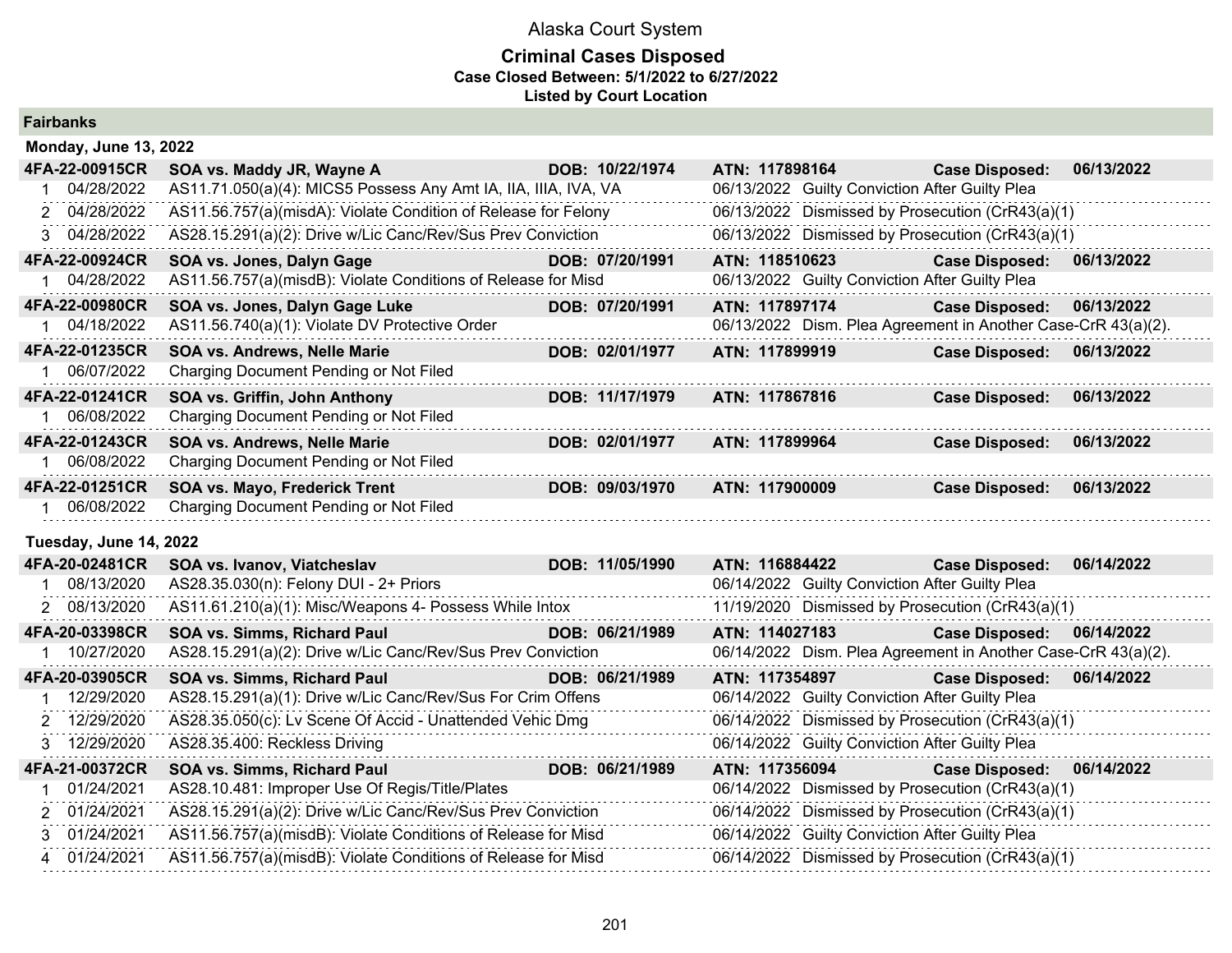Alaska Court System

**Criminal Cases Disposed**
**Case Closed Between: 5/1/2022 to 6/27/2022**
**Listed by Court Location**

## Fairbanks

### Monday, June 13, 2022

| Case | Parties | DOB | ATN | Case Disposed |
|---|---|---|---|---|
| **4FA-22-00915CR** | **SOA vs. Maddy JR, Wayne A** | **DOB: 10/22/1974** | **ATN: 117898164** | **06/13/2022** |
| 1 04/28/2022 | AS11.71.050(a)(4): MICS5 Possess Any Amt IA, IIA, IIIA, IVA, VA | | 06/13/2022 Guilty Conviction After Guilty Plea | |
| 2 04/28/2022 | AS11.56.757(a)(misdA): Violate Condition of Release for Felony | | 06/13/2022 Dismissed by Prosecution (CrR43(a)(1) | |
| 3 04/28/2022 | AS28.15.291(a)(2): Drive w/Lic Canc/Rev/Sus Prev Conviction | | 06/13/2022 Dismissed by Prosecution (CrR43(a)(1) | |
| **4FA-22-00924CR** | **SOA vs. Jones, Dalyn Gage** | **DOB: 07/20/1991** | **ATN: 118510623** | **06/13/2022** |
| 1 04/28/2022 | AS11.56.757(a)(misdB): Violate Conditions of Release for Misd | | 06/13/2022 Guilty Conviction After Guilty Plea | |
| **4FA-22-00980CR** | **SOA vs. Jones, Dalyn Gage Luke** | **DOB: 07/20/1991** | **ATN: 117897174** | **06/13/2022** |
| 1 04/18/2022 | AS11.56.740(a)(1): Violate DV Protective Order | | 06/13/2022 Dism. Plea Agreement in Another Case-CrR 43(a)(2). | |
| **4FA-22-01235CR** | **SOA vs. Andrews, Nelle Marie** | **DOB: 02/01/1977** | **ATN: 117899919** | **06/13/2022** |
| 1 06/07/2022 | Charging Document Pending or Not Filed | | | |
| **4FA-22-01241CR** | **SOA vs. Griffin, John Anthony** | **DOB: 11/17/1979** | **ATN: 117867816** | **06/13/2022** |
| 1 06/08/2022 | Charging Document Pending or Not Filed | | | |
| **4FA-22-01243CR** | **SOA vs. Andrews, Nelle Marie** | **DOB: 02/01/1977** | **ATN: 117899964** | **06/13/2022** |
| 1 06/08/2022 | Charging Document Pending or Not Filed | | | |
| **4FA-22-01251CR** | **SOA vs. Mayo, Frederick Trent** | **DOB: 09/03/1970** | **ATN: 117900009** | **06/13/2022** |
| 1 06/08/2022 | Charging Document Pending or Not Filed | | | |

### Tuesday, June 14, 2022

| Case | Parties | DOB | ATN | Case Disposed |
|---|---|---|---|---|
| **4FA-20-02481CR** | **SOA vs. Ivanov, Viatcheslav** | **DOB: 11/05/1990** | **ATN: 116884422** | **06/14/2022** |
| 1 08/13/2020 | AS28.35.030(n): Felony DUI - 2+ Priors | | 06/14/2022 Guilty Conviction After Guilty Plea | |
| 2 08/13/2020 | AS11.61.210(a)(1): Misc/Weapons 4- Possess While Intox | | 11/19/2020 Dismissed by Prosecution (CrR43(a)(1) | |
| **4FA-20-03398CR** | **SOA vs. Simms, Richard Paul** | **DOB: 06/21/1989** | **ATN: 114027183** | **06/14/2022** |
| 1 10/27/2020 | AS28.15.291(a)(2): Drive w/Lic Canc/Rev/Sus Prev Conviction | | 06/14/2022 Dism. Plea Agreement in Another Case-CrR 43(a)(2). | |
| **4FA-20-03905CR** | **SOA vs. Simms, Richard Paul** | **DOB: 06/21/1989** | **ATN: 117354897** | **06/14/2022** |
| 1 12/29/2020 | AS28.15.291(a)(1): Drive w/Lic Canc/Rev/Sus For Crim Offens | | 06/14/2022 Guilty Conviction After Guilty Plea | |
| 2 12/29/2020 | AS28.35.050(c): Lv Scene Of Accid - Unattended Vehic Dmg | | 06/14/2022 Dismissed by Prosecution (CrR43(a)(1) | |
| 3 12/29/2020 | AS28.35.400: Reckless Driving | | 06/14/2022 Guilty Conviction After Guilty Plea | |
| **4FA-21-00372CR** | **SOA vs. Simms, Richard Paul** | **DOB: 06/21/1989** | **ATN: 117356094** | **06/14/2022** |
| 1 01/24/2021 | AS28.10.481: Improper Use Of Regis/Title/Plates | | 06/14/2022 Dismissed by Prosecution (CrR43(a)(1) | |
| 2 01/24/2021 | AS28.15.291(a)(2): Drive w/Lic Canc/Rev/Sus Prev Conviction | | 06/14/2022 Dismissed by Prosecution (CrR43(a)(1) | |
| 3 01/24/2021 | AS11.56.757(a)(misdB): Violate Conditions of Release for Misd | | 06/14/2022 Guilty Conviction After Guilty Plea | |
| 4 01/24/2021 | AS11.56.757(a)(misdB): Violate Conditions of Release for Misd | | 06/14/2022 Dismissed by Prosecution (CrR43(a)(1) | |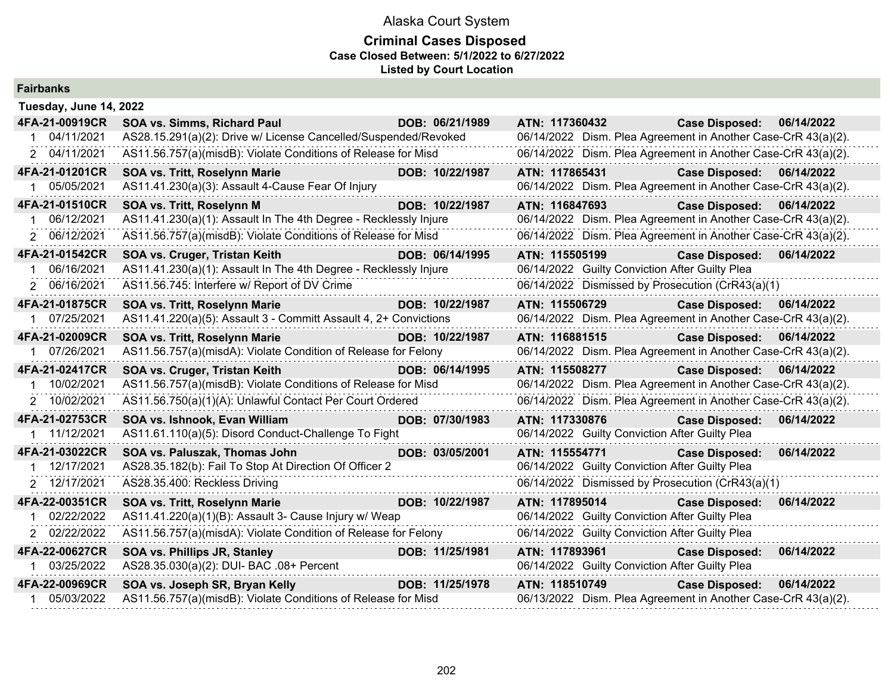Alaska Court System

**Criminal Cases Disposed**
**Case Closed Between: 5/1/2022 to 6/27/2022**
**Listed by Court Location**

## Fairbanks

### Tuesday, June 14, 2022

| Case | Parties / Charge | DOB | ATN / Disposition | Case Disposed |
|---|---|---|---|---|
| **4FA-21-00919CR** | **SOA vs. Simms, Richard Paul** | **DOB: 06/21/1989** | **ATN: 117360432** | **Case Disposed: 06/14/2022** |
| 1 04/11/2021 | AS28.15.291(a)(2): Drive w/ License Cancelled/Suspended/Revoked | | 06/14/2022 Dism. Plea Agreement in Another Case-CrR 43(a)(2). | |
| 2 04/11/2021 | AS11.56.757(a)(misdB): Violate Conditions of Release for Misd | | 06/14/2022 Dism. Plea Agreement in Another Case-CrR 43(a)(2). | |
| **4FA-21-01201CR** | **SOA vs. Tritt, Roselynn Marie** | **DOB: 10/22/1987** | **ATN: 117865431** | **Case Disposed: 06/14/2022** |
| 1 05/05/2021 | AS11.41.230(a)(3): Assault 4-Cause Fear Of Injury | | 06/14/2022 Dism. Plea Agreement in Another Case-CrR 43(a)(2). | |
| **4FA-21-01510CR** | **SOA vs. Tritt, Roselynn M** | **DOB: 10/22/1987** | **ATN: 116847693** | **Case Disposed: 06/14/2022** |
| 1 06/12/2021 | AS11.41.230(a)(1): Assault In The 4th Degree - Recklessly Injure | | 06/14/2022 Dism. Plea Agreement in Another Case-CrR 43(a)(2). | |
| 2 06/12/2021 | AS11.56.757(a)(misdB): Violate Conditions of Release for Misd | | 06/14/2022 Dism. Plea Agreement in Another Case-CrR 43(a)(2). | |
| **4FA-21-01542CR** | **SOA vs. Cruger, Tristan Keith** | **DOB: 06/14/1995** | **ATN: 115505199** | **Case Disposed: 06/14/2022** |
| 1 06/16/2021 | AS11.41.230(a)(1): Assault In The 4th Degree - Recklessly Injure | | 06/14/2022 Guilty Conviction After Guilty Plea | |
| 2 06/16/2021 | AS11.56.745: Interfere w/ Report of DV Crime | | 06/14/2022 Dismissed by Prosecution (CrR43(a)(1) | |
| **4FA-21-01875CR** | **SOA vs. Tritt, Roselynn Marie** | **DOB: 10/22/1987** | **ATN: 115506729** | **Case Disposed: 06/14/2022** |
| 1 07/25/2021 | AS11.41.220(a)(5): Assault 3 - Committ Assault 4, 2+ Convictions | | 06/14/2022 Dism. Plea Agreement in Another Case-CrR 43(a)(2). | |
| **4FA-21-02009CR** | **SOA vs. Tritt, Roselynn Marie** | **DOB: 10/22/1987** | **ATN: 116881515** | **Case Disposed: 06/14/2022** |
| 1 07/26/2021 | AS11.56.757(a)(misdA): Violate Condition of Release for Felony | | 06/14/2022 Dism. Plea Agreement in Another Case-CrR 43(a)(2). | |
| **4FA-21-02417CR** | **SOA vs. Cruger, Tristan Keith** | **DOB: 06/14/1995** | **ATN: 115508277** | **Case Disposed: 06/14/2022** |
| 1 10/02/2021 | AS11.56.757(a)(misdB): Violate Conditions of Release for Misd | | 06/14/2022 Dism. Plea Agreement in Another Case-CrR 43(a)(2). | |
| 2 10/02/2021 | AS11.56.750(a)(1)(A): Unlawful Contact Per Court Ordered | | 06/14/2022 Dism. Plea Agreement in Another Case-CrR 43(a)(2). | |
| **4FA-21-02753CR** | **SOA vs. Ishnook, Evan William** | **DOB: 07/30/1983** | **ATN: 117330876** | **Case Disposed: 06/14/2022** |
| 1 11/12/2021 | AS11.61.110(a)(5): Disord Conduct-Challenge To Fight | | 06/14/2022 Guilty Conviction After Guilty Plea | |
| **4FA-21-03022CR** | **SOA vs. Paluszak, Thomas John** | **DOB: 03/05/2001** | **ATN: 115554771** | **Case Disposed: 06/14/2022** |
| 1 12/17/2021 | AS28.35.182(b): Fail To Stop At Direction Of Officer 2 | | 06/14/2022 Guilty Conviction After Guilty Plea | |
| 2 12/17/2021 | AS28.35.400: Reckless Driving | | 06/14/2022 Dismissed by Prosecution (CrR43(a)(1) | |
| **4FA-22-00351CR** | **SOA vs. Tritt, Roselynn Marie** | **DOB: 10/22/1987** | **ATN: 117895014** | **Case Disposed: 06/14/2022** |
| 1 02/22/2022 | AS11.41.220(a)(1)(B): Assault 3- Cause Injury w/ Weap | | 06/14/2022 Guilty Conviction After Guilty Plea | |
| 2 02/22/2022 | AS11.56.757(a)(misdA): Violate Condition of Release for Felony | | 06/14/2022 Guilty Conviction After Guilty Plea | |
| **4FA-22-00627CR** | **SOA vs. Phillips JR, Stanley** | **DOB: 11/25/1981** | **ATN: 117893961** | **Case Disposed: 06/14/2022** |
| 1 03/25/2022 | AS28.35.030(a)(2): DUI- BAC .08+ Percent | | 06/14/2022 Guilty Conviction After Guilty Plea | |
| **4FA-22-00969CR** | **SOA vs. Joseph SR, Bryan Kelly** | **DOB: 11/25/1978** | **ATN: 118510749** | **Case Disposed: 06/14/2022** |
| 1 05/03/2022 | AS11.56.757(a)(misdB): Violate Conditions of Release for Misd | | 06/13/2022 Dism. Plea Agreement in Another Case-CrR 43(a)(2). | |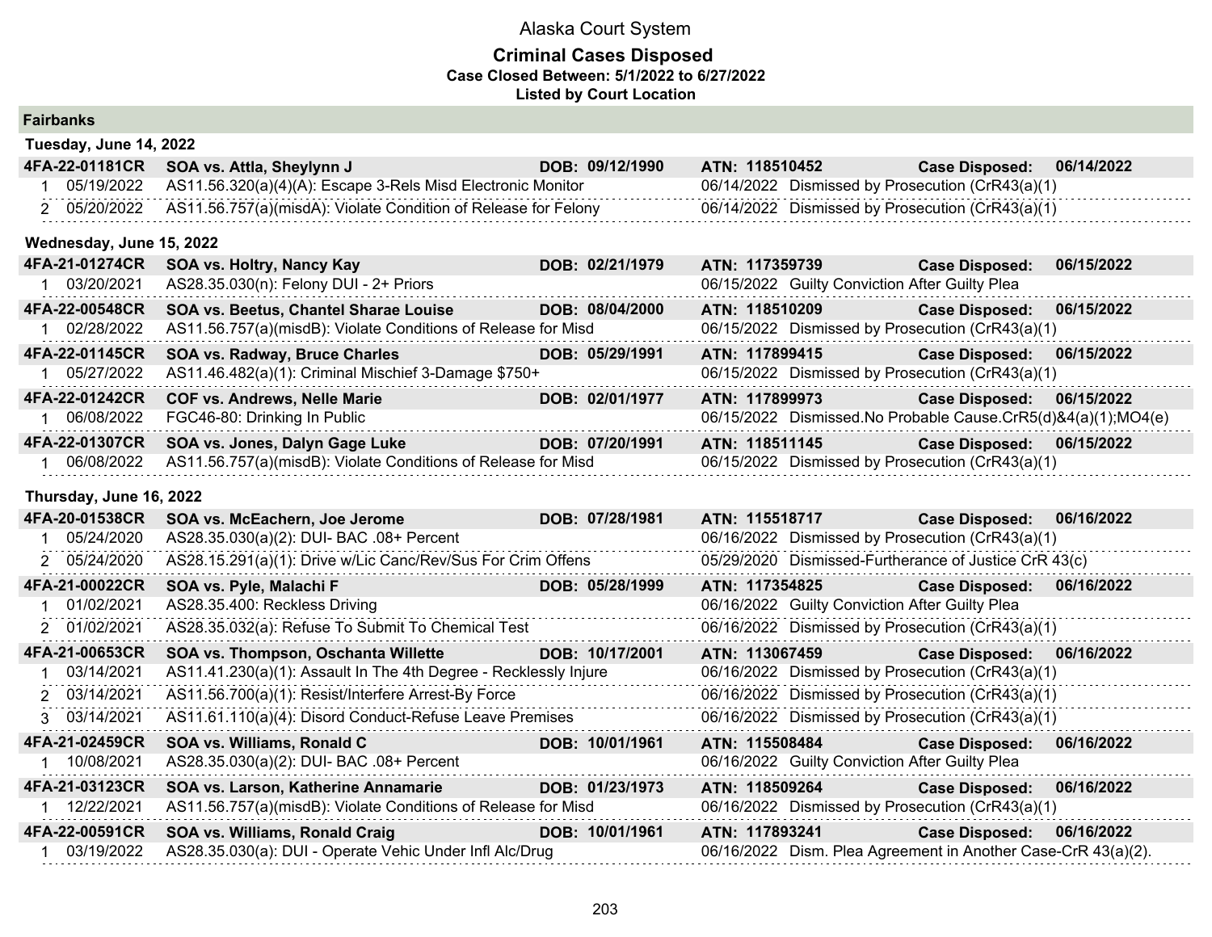# Alaska Court System

## Criminal Cases Disposed

**Case Closed Between: 5/1/2022 to 6/27/2022**

**Listed by Court Location**

### Fairbanks

#### Tuesday, June 14, 2022

**4FA-22-01181CR** | **SOA vs. Attla, Sheylynn J** | **DOB: 09/12/1990** | **ATN: 118510452** | **Case Disposed: 06/14/2022**

| # | Date | Charge | Disposition Date | Disposition |
|---|---|---|---|---|
| 1 | 05/19/2022 | AS11.56.320(a)(4)(A): Escape 3-Rels Misd Electronic Monitor | 06/14/2022 | Dismissed by Prosecution (CrR43(a)(1) |
| 2 | 05/20/2022 | AS11.56.757(a)(misdA): Violate Condition of Release for Felony | 06/14/2022 | Dismissed by Prosecution (CrR43(a)(1) |

#### Wednesday, June 15, 2022

**4FA-21-01274CR** | **SOA vs. Holtry, Nancy Kay** | **DOB: 02/21/1979** | **ATN: 117359739** | **Case Disposed: 06/15/2022**

| # | Date | Charge | Disposition Date | Disposition |
|---|---|---|---|---|
| 1 | 03/20/2021 | AS28.35.030(n): Felony DUI - 2+ Priors | 06/15/2022 | Guilty Conviction After Guilty Plea |

**4FA-22-00548CR** | **SOA vs. Beetus, Chantel Sharae Louise** | **DOB: 08/04/2000** | **ATN: 118510209** | **Case Disposed: 06/15/2022**

| # | Date | Charge | Disposition Date | Disposition |
|---|---|---|---|---|
| 1 | 02/28/2022 | AS11.56.757(a)(misdB): Violate Conditions of Release for Misd | 06/15/2022 | Dismissed by Prosecution (CrR43(a)(1) |

**4FA-22-01145CR** | **SOA vs. Radway, Bruce Charles** | **DOB: 05/29/1991** | **ATN: 117899415** | **Case Disposed: 06/15/2022**

| # | Date | Charge | Disposition Date | Disposition |
|---|---|---|---|---|
| 1 | 05/27/2022 | AS11.46.482(a)(1): Criminal Mischief 3-Damage $750+ | 06/15/2022 | Dismissed by Prosecution (CrR43(a)(1) |

**4FA-22-01242CR** | **COF vs. Andrews, Nelle Marie** | **DOB: 02/01/1977** | **ATN: 117899973** | **Case Disposed: 06/15/2022**

| # | Date | Charge | Disposition Date | Disposition |
|---|---|---|---|---|
| 1 | 06/08/2022 | FGC46-80: Drinking In Public | 06/15/2022 | Dismissed.No Probable Cause.CrR5(d)&4(a)(1);MO4(e) |

**4FA-22-01307CR** | **SOA vs. Jones, Dalyn Gage Luke** | **DOB: 07/20/1991** | **ATN: 118511145** | **Case Disposed: 06/15/2022**

| # | Date | Charge | Disposition Date | Disposition |
|---|---|---|---|---|
| 1 | 06/08/2022 | AS11.56.757(a)(misdB): Violate Conditions of Release for Misd | 06/15/2022 | Dismissed by Prosecution (CrR43(a)(1) |

#### Thursday, June 16, 2022

**4FA-20-01538CR** | **SOA vs. McEachern, Joe Jerome** | **DOB: 07/28/1981** | **ATN: 115518717** | **Case Disposed: 06/16/2022**

| # | Date | Charge | Disposition Date | Disposition |
|---|---|---|---|---|
| 1 | 05/24/2020 | AS28.35.030(a)(2): DUI- BAC .08+ Percent | 06/16/2022 | Dismissed by Prosecution (CrR43(a)(1) |
| 2 | 05/24/2020 | AS28.15.291(a)(1): Drive w/Lic Canc/Rev/Sus For Crim Offens | 05/29/2020 | Dismissed-Furtherance of Justice CrR 43(c) |

**4FA-21-00022CR** | **SOA vs. Pyle, Malachi F** | **DOB: 05/28/1999** | **ATN: 117354825** | **Case Disposed: 06/16/2022**

| # | Date | Charge | Disposition Date | Disposition |
|---|---|---|---|---|
| 1 | 01/02/2021 | AS28.35.400: Reckless Driving | 06/16/2022 | Guilty Conviction After Guilty Plea |
| 2 | 01/02/2021 | AS28.35.032(a): Refuse To Submit To Chemical Test | 06/16/2022 | Dismissed by Prosecution (CrR43(a)(1) |

**4FA-21-00653CR** | **SOA vs. Thompson, Oschanta Willette** | **DOB: 10/17/2001** | **ATN: 113067459** | **Case Disposed: 06/16/2022**

| # | Date | Charge | Disposition Date | Disposition |
|---|---|---|---|---|
| 1 | 03/14/2021 | AS11.41.230(a)(1): Assault In The 4th Degree - Recklessly Injure | 06/16/2022 | Dismissed by Prosecution (CrR43(a)(1) |
| 2 | 03/14/2021 | AS11.56.700(a)(1): Resist/Interfere Arrest-By Force | 06/16/2022 | Dismissed by Prosecution (CrR43(a)(1) |
| 3 | 03/14/2021 | AS11.61.110(a)(4): Disord Conduct-Refuse Leave Premises | 06/16/2022 | Dismissed by Prosecution (CrR43(a)(1) |

**4FA-21-02459CR** | **SOA vs. Williams, Ronald C** | **DOB: 10/01/1961** | **ATN: 115508484** | **Case Disposed: 06/16/2022**

| # | Date | Charge | Disposition Date | Disposition |
|---|---|---|---|---|
| 1 | 10/08/2021 | AS28.35.030(a)(2): DUI- BAC .08+ Percent | 06/16/2022 | Guilty Conviction After Guilty Plea |

**4FA-21-03123CR** | **SOA vs. Larson, Katherine Annamarie** | **DOB: 01/23/1973** | **ATN: 118509264** | **Case Disposed: 06/16/2022**

| # | Date | Charge | Disposition Date | Disposition |
|---|---|---|---|---|
| 1 | 12/22/2021 | AS11.56.757(a)(misdB): Violate Conditions of Release for Misd | 06/16/2022 | Dismissed by Prosecution (CrR43(a)(1) |

**4FA-22-00591CR** | **SOA vs. Williams, Ronald Craig** | **DOB: 10/01/1961** | **ATN: 117893241** | **Case Disposed: 06/16/2022**

| # | Date | Charge | Disposition Date | Disposition |
|---|---|---|---|---|
| 1 | 03/19/2022 | AS28.35.030(a): DUI - Operate Vehic Under Infl Alc/Drug | 06/16/2022 | Dism. Plea Agreement in Another Case-CrR 43(a)(2). |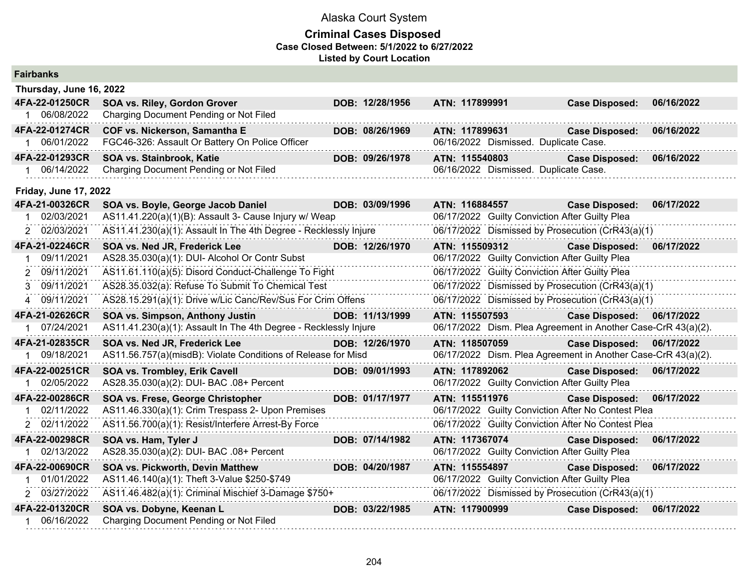Alaska Court System

**Criminal Cases Disposed**
**Case Closed Between: 5/1/2022 to 6/27/2022**
**Listed by Court Location**

## Fairbanks

### Thursday, June 16, 2022

| Case | Name | DOB | ATN | Case Disposed |
|---|---|---|---|---|
| **4FA-22-01250CR** | **SOA vs. Riley, Gordon Grover** | **DOB: 12/28/1956** | **ATN: 117899991** | **06/16/2022** |
| 1 06/08/2022 | Charging Document Pending or Not Filed | | | |
| **4FA-22-01274CR** | **COF vs. Nickerson, Samantha E** | **DOB: 08/26/1969** | **ATN: 117899631** | **06/16/2022** |
| 1 06/01/2022 | FGC46-326: Assault Or Battery On Police Officer | | 06/16/2022 Dismissed. Duplicate Case. | |
| **4FA-22-01293CR** | **SOA vs. Stainbrook, Katie** | **DOB: 09/26/1978** | **ATN: 115540803** | **06/16/2022** |
| 1 06/14/2022 | Charging Document Pending or Not Filed | | 06/16/2022 Dismissed. Duplicate Case. | |

### Friday, June 17, 2022

| Case | Name | DOB | ATN | Case Disposed |
|---|---|---|---|---|
| **4FA-21-00326CR** | **SOA vs. Boyle, George Jacob Daniel** | **DOB: 03/09/1996** | **ATN: 116884557** | **06/17/2022** |
| 1 02/03/2021 | AS11.41.220(a)(1)(B): Assault 3- Cause Injury w/ Weap | | 06/17/2022 Guilty Conviction After Guilty Plea | |
| 2 02/03/2021 | AS11.41.230(a)(1): Assault In The 4th Degree - Recklessly Injure | | 06/17/2022 Dismissed by Prosecution (CrR43(a)(1) | |
| **4FA-21-02246CR** | **SOA vs. Ned JR, Frederick Lee** | **DOB: 12/26/1970** | **ATN: 115509312** | **06/17/2022** |
| 1 09/11/2021 | AS28.35.030(a)(1): DUI- Alcohol Or Contr Subst | | 06/17/2022 Guilty Conviction After Guilty Plea | |
| 2 09/11/2021 | AS11.61.110(a)(5): Disord Conduct-Challenge To Fight | | 06/17/2022 Guilty Conviction After Guilty Plea | |
| 3 09/11/2021 | AS28.35.032(a): Refuse To Submit To Chemical Test | | 06/17/2022 Dismissed by Prosecution (CrR43(a)(1) | |
| 4 09/11/2021 | AS28.15.291(a)(1): Drive w/Lic Canc/Rev/Sus For Crim Offens | | 06/17/2022 Dismissed by Prosecution (CrR43(a)(1) | |
| **4FA-21-02626CR** | **SOA vs. Simpson, Anthony Justin** | **DOB: 11/13/1999** | **ATN: 115507593** | **06/17/2022** |
| 1 07/24/2021 | AS11.41.230(a)(1): Assault In The 4th Degree - Recklessly Injure | | 06/17/2022 Dism. Plea Agreement in Another Case-CrR 43(a)(2). | |
| **4FA-21-02835CR** | **SOA vs. Ned JR, Frederick Lee** | **DOB: 12/26/1970** | **ATN: 118507059** | **06/17/2022** |
| 1 09/18/2021 | AS11.56.757(a)(misdB): Violate Conditions of Release for Misd | | 06/17/2022 Dism. Plea Agreement in Another Case-CrR 43(a)(2). | |
| **4FA-22-00251CR** | **SOA vs. Trombley, Erik Cavell** | **DOB: 09/01/1993** | **ATN: 117892062** | **06/17/2022** |
| 1 02/05/2022 | AS28.35.030(a)(2): DUI- BAC .08+ Percent | | 06/17/2022 Guilty Conviction After Guilty Plea | |
| **4FA-22-00286CR** | **SOA vs. Frese, George Christopher** | **DOB: 01/17/1977** | **ATN: 115511976** | **06/17/2022** |
| 1 02/11/2022 | AS11.46.330(a)(1): Crim Trespass 2- Upon Premises | | 06/17/2022 Guilty Conviction After No Contest Plea | |
| 2 02/11/2022 | AS11.56.700(a)(1): Resist/Interfere Arrest-By Force | | 06/17/2022 Guilty Conviction After No Contest Plea | |
| **4FA-22-00298CR** | **SOA vs. Ham, Tyler J** | **DOB: 07/14/1982** | **ATN: 117367074** | **06/17/2022** |
| 1 02/13/2022 | AS28.35.030(a)(2): DUI- BAC .08+ Percent | | 06/17/2022 Guilty Conviction After Guilty Plea | |
| **4FA-22-00690CR** | **SOA vs. Pickworth, Devin Matthew** | **DOB: 04/20/1987** | **ATN: 115554897** | **06/17/2022** |
| 1 01/01/2022 | AS11.46.140(a)(1): Theft 3-Value $250-$749 | | 06/17/2022 Guilty Conviction After Guilty Plea | |
| 2 03/27/2022 | AS11.46.482(a)(1): Criminal Mischief 3-Damage $750+ | | 06/17/2022 Dismissed by Prosecution (CrR43(a)(1) | |
| **4FA-22-01320CR** | **SOA vs. Dobyne, Keenan L** | **DOB: 03/22/1985** | **ATN: 117900999** | **06/17/2022** |
| 1 06/16/2022 | Charging Document Pending or Not Filed | | | |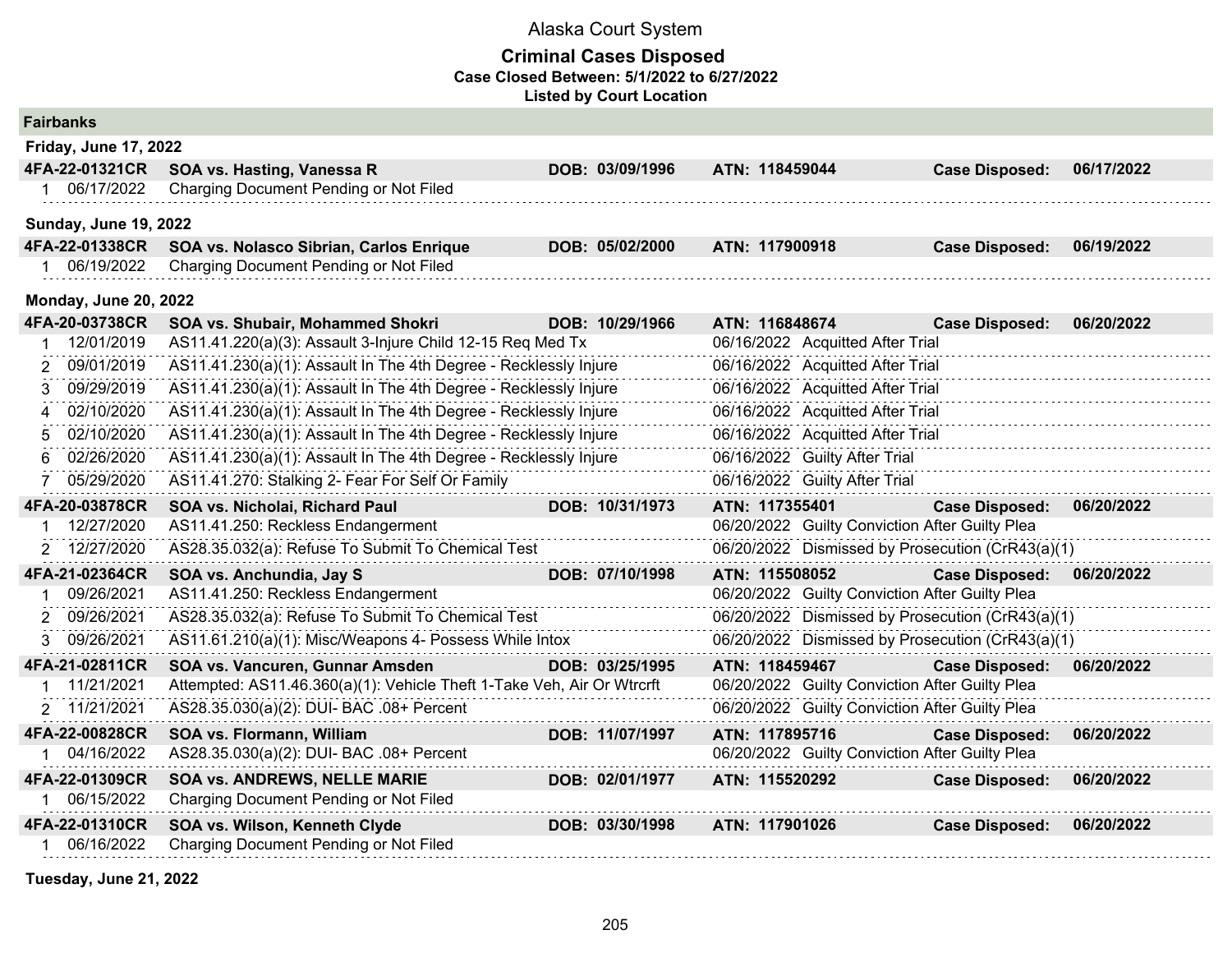# Alaska Court System

## Criminal Cases Disposed

**Case Closed Between: 5/1/2022 to 6/27/2022**

**Listed by Court Location**

### Fairbanks

**Friday, June 17, 2022**

| Case | Party | DOB | ATN | Case Disposed |
|---|---|---|---|---|
| **4FA-22-01321CR** | **SOA vs. Hasting, Vanessa R** | **DOB: 03/09/1996** | **ATN: 118459044** | **06/17/2022** |

| # | Date | Charge | Disposition Date | Disposition |
|---|---|---|---|---|
| 1 | 06/17/2022 | Charging Document Pending or Not Filed | | |

**Sunday, June 19, 2022**

| Case | Party | DOB | ATN | Case Disposed |
|---|---|---|---|---|
| **4FA-22-01338CR** | **SOA vs. Nolasco Sibrian, Carlos Enrique** | **DOB: 05/02/2000** | **ATN: 117900918** | **06/19/2022** |

| # | Date | Charge | Disposition Date | Disposition |
|---|---|---|---|---|
| 1 | 06/19/2022 | Charging Document Pending or Not Filed | | |

**Monday, June 20, 2022**

| Case | Party | DOB | ATN | Case Disposed |
|---|---|---|---|---|
| **4FA-20-03738CR** | **SOA vs. Shubair, Mohammed Shokri** | **DOB: 10/29/1966** | **ATN: 116848674** | **06/20/2022** |

| # | Date | Charge | Disposition Date | Disposition |
|---|---|---|---|---|
| 1 | 12/01/2019 | AS11.41.220(a)(3): Assault 3-Injure Child 12-15 Req Med Tx | 06/16/2022 | Acquitted After Trial |
| 2 | 09/01/2019 | AS11.41.230(a)(1): Assault In The 4th Degree - Recklessly Injure | 06/16/2022 | Acquitted After Trial |
| 3 | 09/29/2019 | AS11.41.230(a)(1): Assault In The 4th Degree - Recklessly Injure | 06/16/2022 | Acquitted After Trial |
| 4 | 02/10/2020 | AS11.41.230(a)(1): Assault In The 4th Degree - Recklessly Injure | 06/16/2022 | Acquitted After Trial |
| 5 | 02/10/2020 | AS11.41.230(a)(1): Assault In The 4th Degree - Recklessly Injure | 06/16/2022 | Acquitted After Trial |
| 6 | 02/26/2020 | AS11.41.230(a)(1): Assault In The 4th Degree - Recklessly Injure | 06/16/2022 | Guilty After Trial |
| 7 | 05/29/2020 | AS11.41.270: Stalking 2- Fear For Self Or Family | 06/16/2022 | Guilty After Trial |

| Case | Party | DOB | ATN | Case Disposed |
|---|---|---|---|---|
| **4FA-20-03878CR** | **SOA vs. Nicholai, Richard Paul** | **DOB: 10/31/1973** | **ATN: 117355401** | **06/20/2022** |

| # | Date | Charge | Disposition Date | Disposition |
|---|---|---|---|---|
| 1 | 12/27/2020 | AS11.41.250: Reckless Endangerment | 06/20/2022 | Guilty Conviction After Guilty Plea |
| 2 | 12/27/2020 | AS28.35.032(a): Refuse To Submit To Chemical Test | 06/20/2022 | Dismissed by Prosecution (CrR43(a)(1) |

| Case | Party | DOB | ATN | Case Disposed |
|---|---|---|---|---|
| **4FA-21-02364CR** | **SOA vs. Anchundia, Jay S** | **DOB: 07/10/1998** | **ATN: 115508052** | **06/20/2022** |

| # | Date | Charge | Disposition Date | Disposition |
|---|---|---|---|---|
| 1 | 09/26/2021 | AS11.41.250: Reckless Endangerment | 06/20/2022 | Guilty Conviction After Guilty Plea |
| 2 | 09/26/2021 | AS28.35.032(a): Refuse To Submit To Chemical Test | 06/20/2022 | Dismissed by Prosecution (CrR43(a)(1) |
| 3 | 09/26/2021 | AS11.61.210(a)(1): Misc/Weapons 4- Possess While Intox | 06/20/2022 | Dismissed by Prosecution (CrR43(a)(1) |

| Case | Party | DOB | ATN | Case Disposed |
|---|---|---|---|---|
| **4FA-21-02811CR** | **SOA vs. Vancuren, Gunnar Amsden** | **DOB: 03/25/1995** | **ATN: 118459467** | **06/20/2022** |

| # | Date | Charge | Disposition Date | Disposition |
|---|---|---|---|---|
| 1 | 11/21/2021 | Attempted: AS11.46.360(a)(1): Vehicle Theft 1-Take Veh, Air Or Wtrcrft | 06/20/2022 | Guilty Conviction After Guilty Plea |
| 2 | 11/21/2021 | AS28.35.030(a)(2): DUI- BAC .08+ Percent | 06/20/2022 | Guilty Conviction After Guilty Plea |

| Case | Party | DOB | ATN | Case Disposed |
|---|---|---|---|---|
| **4FA-22-00828CR** | **SOA vs. Flormann, William** | **DOB: 11/07/1997** | **ATN: 117895716** | **06/20/2022** |

| # | Date | Charge | Disposition Date | Disposition |
|---|---|---|---|---|
| 1 | 04/16/2022 | AS28.35.030(a)(2): DUI- BAC .08+ Percent | 06/20/2022 | Guilty Conviction After Guilty Plea |

| Case | Party | DOB | ATN | Case Disposed |
|---|---|---|---|---|
| **4FA-22-01309CR** | **SOA vs. ANDREWS, NELLE MARIE** | **DOB: 02/01/1977** | **ATN: 115520292** | **06/20/2022** |

| # | Date | Charge | Disposition Date | Disposition |
|---|---|---|---|---|
| 1 | 06/15/2022 | Charging Document Pending or Not Filed | | |

| Case | Party | DOB | ATN | Case Disposed |
|---|---|---|---|---|
| **4FA-22-01310CR** | **SOA vs. Wilson, Kenneth Clyde** | **DOB: 03/30/1998** | **ATN: 117901026** | **06/20/2022** |

| # | Date | Charge | Disposition Date | Disposition |
|---|---|---|---|---|
| 1 | 06/16/2022 | Charging Document Pending or Not Filed | | |

**Tuesday, June 21, 2022**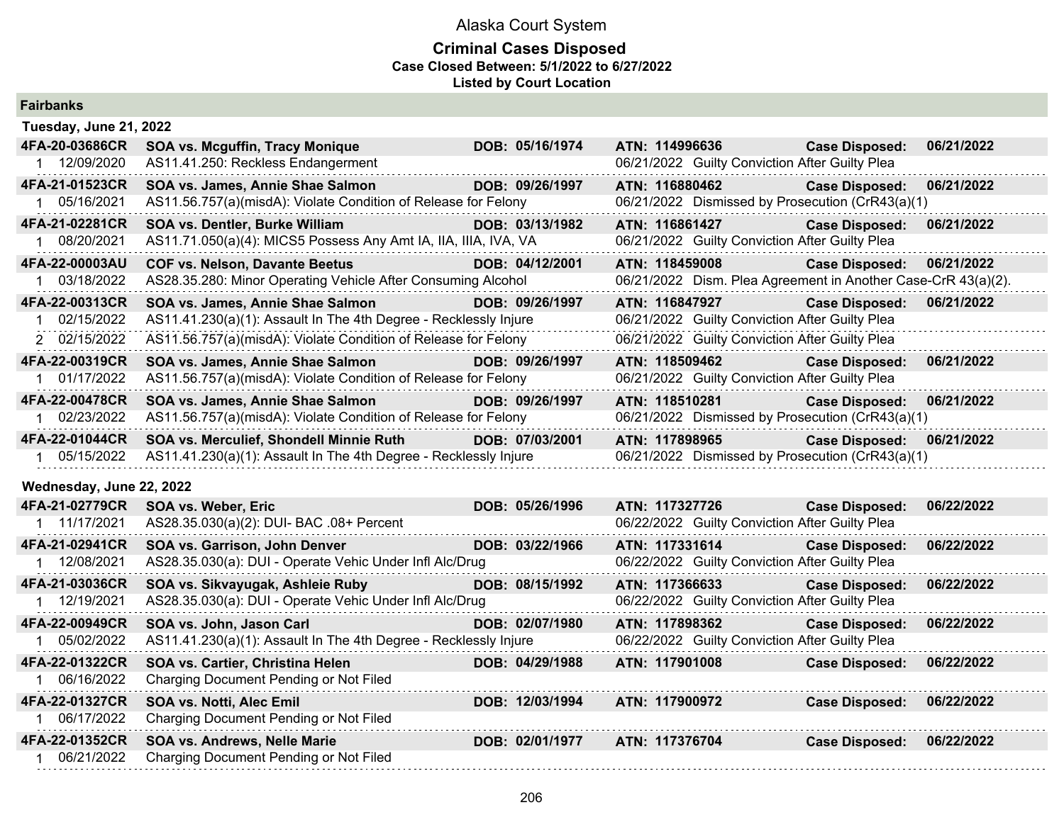# Alaska Court System

## Criminal Cases Disposed

**Case Closed Between: 5/1/2022 to 6/27/2022**

**Listed by Court Location**

### Fairbanks

#### Tuesday, June 21, 2022

**4FA-20-03686CR** **SOA vs. Mcguffin, Tracy Monique** **DOB: 05/16/1974** **ATN: 114996636** **Case Disposed: 06/21/2022**

1 12/09/2020 AS11.41.250: Reckless Endangerment — 06/21/2022 Guilty Conviction After Guilty Plea

**4FA-21-01523CR** **SOA vs. James, Annie Shae Salmon** **DOB: 09/26/1997** **ATN: 116880462** **Case Disposed: 06/21/2022**

1 05/16/2021 AS11.56.757(a)(misdA): Violate Condition of Release for Felony — 06/21/2022 Dismissed by Prosecution (CrR43(a)(1)

**4FA-21-02281CR** **SOA vs. Dentler, Burke William** **DOB: 03/13/1982** **ATN: 116861427** **Case Disposed: 06/21/2022**

1 08/20/2021 AS11.71.050(a)(4): MICS5 Possess Any Amt IA, IIA, IIIA, IVA, VA — 06/21/2022 Guilty Conviction After Guilty Plea

**4FA-22-00003AU** **COF vs. Nelson, Davante Beetus** **DOB: 04/12/2001** **ATN: 118459008** **Case Disposed: 06/21/2022**

1 03/18/2022 AS28.35.280: Minor Operating Vehicle After Consuming Alcohol — 06/21/2022 Dism. Plea Agreement in Another Case-CrR 43(a)(2).

**4FA-22-00313CR** **SOA vs. James, Annie Shae Salmon** **DOB: 09/26/1997** **ATN: 116847927** **Case Disposed: 06/21/2022**

1 02/15/2022 AS11.41.230(a)(1): Assault In The 4th Degree - Recklessly Injure — 06/21/2022 Guilty Conviction After Guilty Plea

2 02/15/2022 AS11.56.757(a)(misdA): Violate Condition of Release for Felony — 06/21/2022 Guilty Conviction After Guilty Plea

**4FA-22-00319CR** **SOA vs. James, Annie Shae Salmon** **DOB: 09/26/1997** **ATN: 118509462** **Case Disposed: 06/21/2022**

1 01/17/2022 AS11.56.757(a)(misdA): Violate Condition of Release for Felony — 06/21/2022 Guilty Conviction After Guilty Plea

**4FA-22-00478CR** **SOA vs. James, Annie Shae Salmon** **DOB: 09/26/1997** **ATN: 118510281** **Case Disposed: 06/21/2022**

1 02/23/2022 AS11.56.757(a)(misdA): Violate Condition of Release for Felony — 06/21/2022 Dismissed by Prosecution (CrR43(a)(1)

**4FA-22-01044CR** **SOA vs. Merculief, Shondell Minnie Ruth** **DOB: 07/03/2001** **ATN: 117898965** **Case Disposed: 06/21/2022**

1 05/15/2022 AS11.41.230(a)(1): Assault In The 4th Degree - Recklessly Injure — 06/21/2022 Dismissed by Prosecution (CrR43(a)(1)

#### Wednesday, June 22, 2022

**4FA-21-02779CR** **SOA vs. Weber, Eric** **DOB: 05/26/1996** **ATN: 117327726** **Case Disposed: 06/22/2022**

1 11/17/2021 AS28.35.030(a)(2): DUI- BAC .08+ Percent — 06/22/2022 Guilty Conviction After Guilty Plea

**4FA-21-02941CR** **SOA vs. Garrison, John Denver** **DOB: 03/22/1966** **ATN: 117331614** **Case Disposed: 06/22/2022**

1 12/08/2021 AS28.35.030(a): DUI - Operate Vehic Under Infl Alc/Drug — 06/22/2022 Guilty Conviction After Guilty Plea

**4FA-21-03036CR** **SOA vs. Sikvayugak, Ashleie Ruby** **DOB: 08/15/1992** **ATN: 117366633** **Case Disposed: 06/22/2022**

1 12/19/2021 AS28.35.030(a): DUI - Operate Vehic Under Infl Alc/Drug — 06/22/2022 Guilty Conviction After Guilty Plea

**4FA-22-00949CR** **SOA vs. John, Jason Carl** **DOB: 02/07/1980** **ATN: 117898362** **Case Disposed: 06/22/2022**

1 05/02/2022 AS11.41.230(a)(1): Assault In The 4th Degree - Recklessly Injure — 06/22/2022 Guilty Conviction After Guilty Plea

**4FA-22-01322CR** **SOA vs. Cartier, Christina Helen** **DOB: 04/29/1988** **ATN: 117901008** **Case Disposed: 06/22/2022**

1 06/16/2022 Charging Document Pending or Not Filed

**4FA-22-01327CR** **SOA vs. Notti, Alec Emil** **DOB: 12/03/1994** **ATN: 117900972** **Case Disposed: 06/22/2022**

1 06/17/2022 Charging Document Pending or Not Filed

**4FA-22-01352CR** **SOA vs. Andrews, Nelle Marie** **DOB: 02/01/1977** **ATN: 117376704** **Case Disposed: 06/22/2022**

1 06/21/2022 Charging Document Pending or Not Filed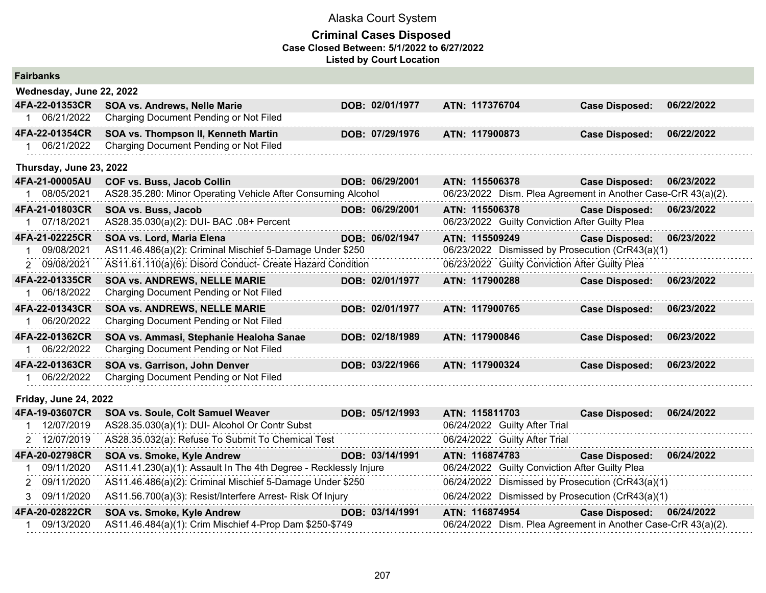# Alaska Court System

## Criminal Cases Disposed

**Case Closed Between: 5/1/2022 to 6/27/2022**

**Listed by Court Location**

### Fairbanks

**Wednesday, June 22, 2022**

| Case | Parties | DOB | ATN | Case Disposed |
|---|---|---|---|---|
| **4FA-22-01353CR** | **SOA vs. Andrews, Nelle Marie** | **DOB: 02/01/1977** | **ATN: 117376704** | **Case Disposed: 06/22/2022** |
| 1 06/21/2022 | Charging Document Pending or Not Filed | | | |
| **4FA-22-01354CR** | **SOA vs. Thompson II, Kenneth Martin** | **DOB: 07/29/1976** | **ATN: 117900873** | **Case Disposed: 06/22/2022** |
| 1 06/21/2022 | Charging Document Pending or Not Filed | | | |

**Thursday, June 23, 2022**

| Case | Parties | DOB | ATN | Case Disposed |
|---|---|---|---|---|
| **4FA-21-00005AU** | **COF vs. Buss, Jacob Collin** | **DOB: 06/29/2001** | **ATN: 115506378** | **Case Disposed: 06/23/2022** |
| 1 08/05/2021 | AS28.35.280: Minor Operating Vehicle After Consuming Alcohol | | 06/23/2022 Dism. Plea Agreement in Another Case-CrR 43(a)(2). | |
| **4FA-21-01803CR** | **SOA vs. Buss, Jacob** | **DOB: 06/29/2001** | **ATN: 115506378** | **Case Disposed: 06/23/2022** |
| 1 07/18/2021 | AS28.35.030(a)(2): DUI- BAC .08+ Percent | | 06/23/2022 Guilty Conviction After Guilty Plea | |
| **4FA-21-02225CR** | **SOA vs. Lord, Maria Elena** | **DOB: 06/02/1947** | **ATN: 115509249** | **Case Disposed: 06/23/2022** |
| 1 09/08/2021 | AS11.46.486(a)(2): Criminal Mischief 5-Damage Under $250 | | 06/23/2022 Dismissed by Prosecution (CrR43(a)(1) | |
| 2 09/08/2021 | AS11.61.110(a)(6): Disord Conduct- Create Hazard Condition | | 06/23/2022 Guilty Conviction After Guilty Plea | |
| **4FA-22-01335CR** | **SOA vs. ANDREWS, NELLE MARIE** | **DOB: 02/01/1977** | **ATN: 117900288** | **Case Disposed: 06/23/2022** |
| 1 06/18/2022 | Charging Document Pending or Not Filed | | | |
| **4FA-22-01343CR** | **SOA vs. ANDREWS, NELLE MARIE** | **DOB: 02/01/1977** | **ATN: 117900765** | **Case Disposed: 06/23/2022** |
| 1 06/20/2022 | Charging Document Pending or Not Filed | | | |
| **4FA-22-01362CR** | **SOA vs. Ammasi, Stephanie Healoha Sanae** | **DOB: 02/18/1989** | **ATN: 117900846** | **Case Disposed: 06/23/2022** |
| 1 06/22/2022 | Charging Document Pending or Not Filed | | | |
| **4FA-22-01363CR** | **SOA vs. Garrison, John Denver** | **DOB: 03/22/1966** | **ATN: 117900324** | **Case Disposed: 06/23/2022** |
| 1 06/22/2022 | Charging Document Pending or Not Filed | | | |

**Friday, June 24, 2022**

| Case | Parties | DOB | ATN | Case Disposed |
|---|---|---|---|---|
| **4FA-19-03607CR** | **SOA vs. Soule, Colt Samuel Weaver** | **DOB: 05/12/1993** | **ATN: 115811703** | **Case Disposed: 06/24/2022** |
| 1 12/07/2019 | AS28.35.030(a)(1): DUI- Alcohol Or Contr Subst | | 06/24/2022 Guilty After Trial | |
| 2 12/07/2019 | AS28.35.032(a): Refuse To Submit To Chemical Test | | 06/24/2022 Guilty After Trial | |
| **4FA-20-02798CR** | **SOA vs. Smoke, Kyle Andrew** | **DOB: 03/14/1991** | **ATN: 116874783** | **Case Disposed: 06/24/2022** |
| 1 09/11/2020 | AS11.41.230(a)(1): Assault In The 4th Degree - Recklessly Injure | | 06/24/2022 Guilty Conviction After Guilty Plea | |
| 2 09/11/2020 | AS11.46.486(a)(2): Criminal Mischief 5-Damage Under $250 | | 06/24/2022 Dismissed by Prosecution (CrR43(a)(1) | |
| 3 09/11/2020 | AS11.56.700(a)(3): Resist/Interfere Arrest- Risk Of Injury | | 06/24/2022 Dismissed by Prosecution (CrR43(a)(1) | |
| **4FA-20-02822CR** | **SOA vs. Smoke, Kyle Andrew** | **DOB: 03/14/1991** | **ATN: 116874954** | **Case Disposed: 06/24/2022** |
| 1 09/13/2020 | AS11.46.484(a)(1): Crim Mischief 4-Prop Dam $250-$749 | | 06/24/2022 Dism. Plea Agreement in Another Case-CrR 43(a)(2). | |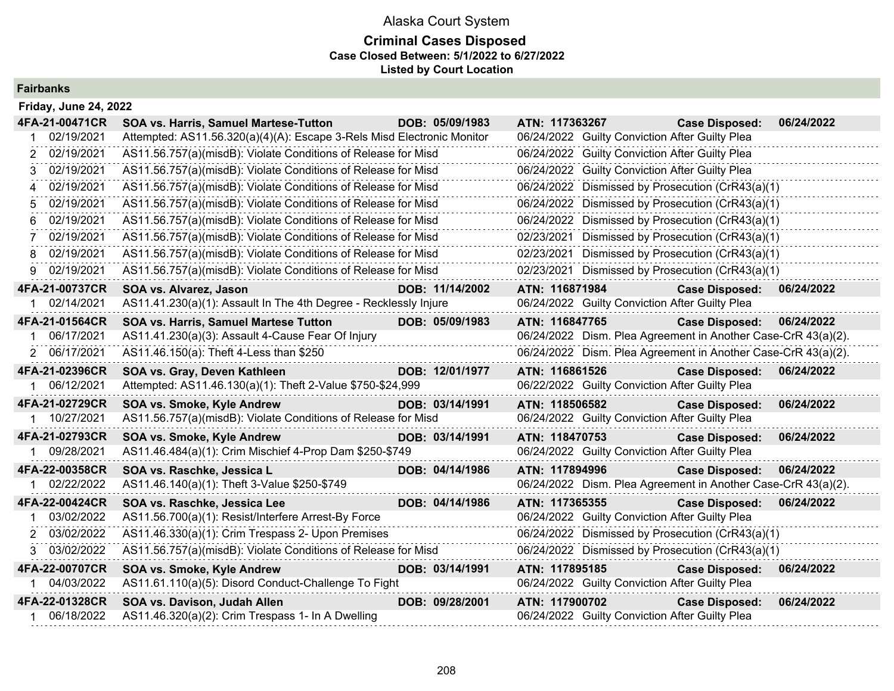# Alaska Court System

## Criminal Cases Disposed

**Case Closed Between: 5/1/2022 to 6/27/2022**

**Listed by Court Location**

### Fairbanks

**Friday, June 24, 2022**

**4FA-21-00471CR** | **SOA vs. Harris, Samuel Martese-Tutton** | **DOB: 05/09/1983** | **ATN: 117363267** | **Case Disposed: 06/24/2022**

| # | Date | Charge | Disposition Date | Disposition |
|---|---|---|---|---|
| 1 | 02/19/2021 | Attempted: AS11.56.320(a)(4)(A): Escape 3-Rels Misd Electronic Monitor | 06/24/2022 | Guilty Conviction After Guilty Plea |
| 2 | 02/19/2021 | AS11.56.757(a)(misdB): Violate Conditions of Release for Misd | 06/24/2022 | Guilty Conviction After Guilty Plea |
| 3 | 02/19/2021 | AS11.56.757(a)(misdB): Violate Conditions of Release for Misd | 06/24/2022 | Guilty Conviction After Guilty Plea |
| 4 | 02/19/2021 | AS11.56.757(a)(misdB): Violate Conditions of Release for Misd | 06/24/2022 | Dismissed by Prosecution (CrR43(a)(1) |
| 5 | 02/19/2021 | AS11.56.757(a)(misdB): Violate Conditions of Release for Misd | 06/24/2022 | Dismissed by Prosecution (CrR43(a)(1) |
| 6 | 02/19/2021 | AS11.56.757(a)(misdB): Violate Conditions of Release for Misd | 06/24/2022 | Dismissed by Prosecution (CrR43(a)(1) |
| 7 | 02/19/2021 | AS11.56.757(a)(misdB): Violate Conditions of Release for Misd | 02/23/2021 | Dismissed by Prosecution (CrR43(a)(1) |
| 8 | 02/19/2021 | AS11.56.757(a)(misdB): Violate Conditions of Release for Misd | 02/23/2021 | Dismissed by Prosecution (CrR43(a)(1) |
| 9 | 02/19/2021 | AS11.56.757(a)(misdB): Violate Conditions of Release for Misd | 02/23/2021 | Dismissed by Prosecution (CrR43(a)(1) |

**4FA-21-00737CR** | **SOA vs. Alvarez, Jason** | **DOB: 11/14/2002** | **ATN: 116871984** | **Case Disposed: 06/24/2022**

| # | Date | Charge | Disposition Date | Disposition |
|---|---|---|---|---|
| 1 | 02/14/2021 | AS11.41.230(a)(1): Assault In The 4th Degree - Recklessly Injure | 06/24/2022 | Guilty Conviction After Guilty Plea |

**4FA-21-01564CR** | **SOA vs. Harris, Samuel Martese Tutton** | **DOB: 05/09/1983** | **ATN: 116847765** | **Case Disposed: 06/24/2022**

| # | Date | Charge | Disposition Date | Disposition |
|---|---|---|---|---|
| 1 | 06/17/2021 | AS11.41.230(a)(3): Assault 4-Cause Fear Of Injury | 06/24/2022 | Dism. Plea Agreement in Another Case-CrR 43(a)(2). |
| 2 | 06/17/2021 | AS11.46.150(a): Theft 4-Less than $250 | 06/24/2022 | Dism. Plea Agreement in Another Case-CrR 43(a)(2). |

**4FA-21-02396CR** | **SOA vs. Gray, Deven Kathleen** | **DOB: 12/01/1977** | **ATN: 116861526** | **Case Disposed: 06/24/2022**

| # | Date | Charge | Disposition Date | Disposition |
|---|---|---|---|---|
| 1 | 06/12/2021 | Attempted: AS11.46.130(a)(1): Theft 2-Value $750-$24,999 | 06/22/2022 | Guilty Conviction After Guilty Plea |

**4FA-21-02729CR** | **SOA vs. Smoke, Kyle Andrew** | **DOB: 03/14/1991** | **ATN: 118506582** | **Case Disposed: 06/24/2022**

| # | Date | Charge | Disposition Date | Disposition |
|---|---|---|---|---|
| 1 | 10/27/2021 | AS11.56.757(a)(misdB): Violate Conditions of Release for Misd | 06/24/2022 | Guilty Conviction After Guilty Plea |

**4FA-21-02793CR** | **SOA vs. Smoke, Kyle Andrew** | **DOB: 03/14/1991** | **ATN: 118470753** | **Case Disposed: 06/24/2022**

| # | Date | Charge | Disposition Date | Disposition |
|---|---|---|---|---|
| 1 | 09/28/2021 | AS11.46.484(a)(1): Crim Mischief 4-Prop Dam $250-$749 | 06/24/2022 | Guilty Conviction After Guilty Plea |

**4FA-22-00358CR** | **SOA vs. Raschke, Jessica L** | **DOB: 04/14/1986** | **ATN: 117894996** | **Case Disposed: 06/24/2022**

| # | Date | Charge | Disposition Date | Disposition |
|---|---|---|---|---|
| 1 | 02/22/2022 | AS11.46.140(a)(1): Theft 3-Value $250-$749 | 06/24/2022 | Dism. Plea Agreement in Another Case-CrR 43(a)(2). |

**4FA-22-00424CR** | **SOA vs. Raschke, Jessica Lee** | **DOB: 04/14/1986** | **ATN: 117365355** | **Case Disposed: 06/24/2022**

| # | Date | Charge | Disposition Date | Disposition |
|---|---|---|---|---|
| 1 | 03/02/2022 | AS11.56.700(a)(1): Resist/Interfere Arrest-By Force | 06/24/2022 | Guilty Conviction After Guilty Plea |
| 2 | 03/02/2022 | AS11.46.330(a)(1): Crim Trespass 2- Upon Premises | 06/24/2022 | Dismissed by Prosecution (CrR43(a)(1) |
| 3 | 03/02/2022 | AS11.56.757(a)(misdB): Violate Conditions of Release for Misd | 06/24/2022 | Dismissed by Prosecution (CrR43(a)(1) |

**4FA-22-00707CR** | **SOA vs. Smoke, Kyle Andrew** | **DOB: 03/14/1991** | **ATN: 117895185** | **Case Disposed: 06/24/2022**

| # | Date | Charge | Disposition Date | Disposition |
|---|---|---|---|---|
| 1 | 04/03/2022 | AS11.61.110(a)(5): Disord Conduct-Challenge To Fight | 06/24/2022 | Guilty Conviction After Guilty Plea |

**4FA-22-01328CR** | **SOA vs. Davison, Judah Allen** | **DOB: 09/28/2001** | **ATN: 117900702** | **Case Disposed: 06/24/2022**

| # | Date | Charge | Disposition Date | Disposition |
|---|---|---|---|---|
| 1 | 06/18/2022 | AS11.46.320(a)(2): Crim Trespass 1- In A Dwelling | 06/24/2022 | Guilty Conviction After Guilty Plea |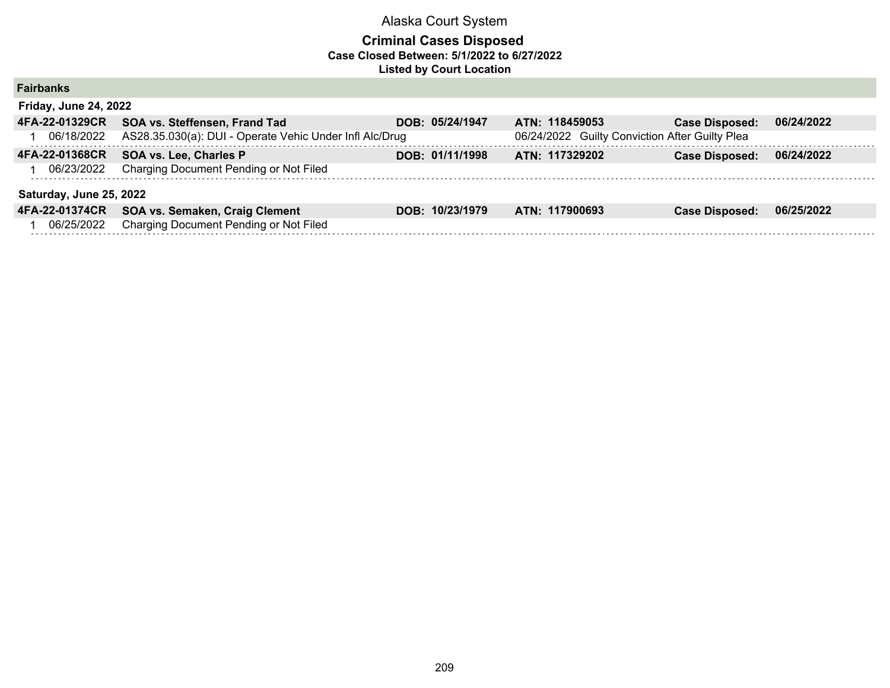# Alaska Court System

## Criminal Cases Disposed

**Case Closed Between: 5/1/2022 to 6/27/2022**

**Listed by Court Location**

### Fairbanks

**Friday, June 24, 2022**

| Case | Party | DOB | ATN | Case Disposed |
|---|---|---|---|---|
| **4FA-22-01329CR** | **SOA vs. Steffensen, Frand Tad** | **DOB: 05/24/1947** | **ATN: 118459053** | **Case Disposed: 06/24/2022** |
| 1 06/18/2022 | AS28.35.030(a): DUI - Operate Vehic Under Infl Alc/Drug | | 06/24/2022 Guilty Conviction After Guilty Plea | |
| **4FA-22-01368CR** | **SOA vs. Lee, Charles P** | **DOB: 01/11/1998** | **ATN: 117329202** | **Case Disposed: 06/24/2022** |
| 1 06/23/2022 | Charging Document Pending or Not Filed | | | |

**Saturday, June 25, 2022**

| Case | Party | DOB | ATN | Case Disposed |
|---|---|---|---|---|
| **4FA-22-01374CR** | **SOA vs. Semaken, Craig Clement** | **DOB: 10/23/1979** | **ATN: 117900693** | **Case Disposed: 06/25/2022** |
| 1 06/25/2022 | Charging Document Pending or Not Filed | | | |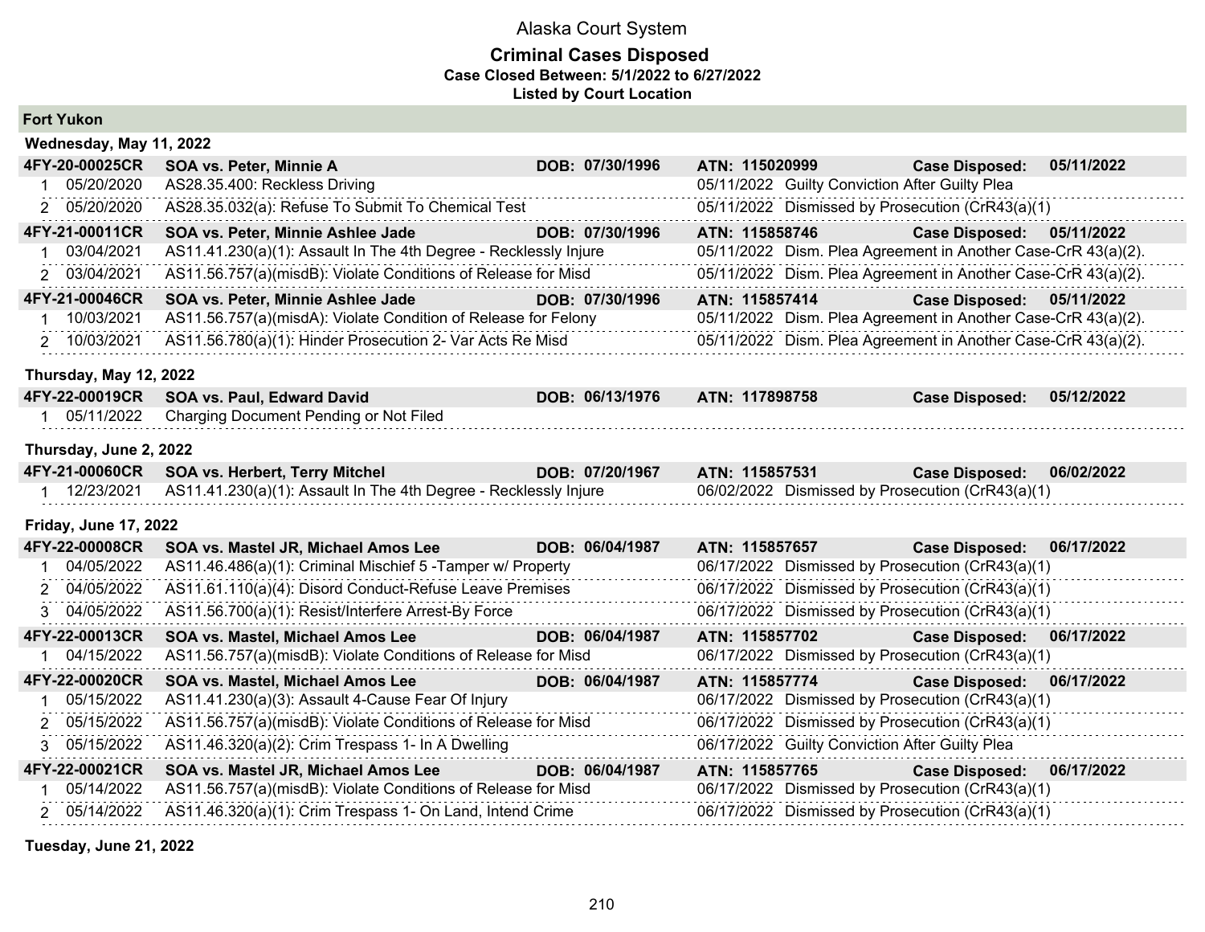# Alaska Court System

## Criminal Cases Disposed

**Case Closed Between: 5/1/2022 to 6/27/2022**

**Listed by Court Location**

### Fort Yukon

#### Wednesday, May 11, 2022

| Case | Party | DOB | ATN | Case Disposed |
|---|---|---|---|---|
| **4FY-20-00025CR** | **SOA vs. Peter, Minnie A** | **DOB: 07/30/1996** | **ATN: 115020999** | **05/11/2022** |
| 1 05/20/2020 | AS28.35.400: Reckless Driving | | 05/11/2022 Guilty Conviction After Guilty Plea | |
| 2 05/20/2020 | AS28.35.032(a): Refuse To Submit To Chemical Test | | 05/11/2022 Dismissed by Prosecution (CrR43(a)(1) | |
| **4FY-21-00011CR** | **SOA vs. Peter, Minnie Ashlee Jade** | **DOB: 07/30/1996** | **ATN: 115858746** | **05/11/2022** |
| 1 03/04/2021 | AS11.41.230(a)(1): Assault In The 4th Degree - Recklessly Injure | | 05/11/2022 Dism. Plea Agreement in Another Case-CrR 43(a)(2). | |
| 2 03/04/2021 | AS11.56.757(a)(misdB): Violate Conditions of Release for Misd | | 05/11/2022 Dism. Plea Agreement in Another Case-CrR 43(a)(2). | |
| **4FY-21-00046CR** | **SOA vs. Peter, Minnie Ashlee Jade** | **DOB: 07/30/1996** | **ATN: 115857414** | **05/11/2022** |
| 1 10/03/2021 | AS11.56.757(a)(misdA): Violate Condition of Release for Felony | | 05/11/2022 Dism. Plea Agreement in Another Case-CrR 43(a)(2). | |
| 2 10/03/2021 | AS11.56.780(a)(1): Hinder Prosecution 2- Var Acts Re Misd | | 05/11/2022 Dism. Plea Agreement in Another Case-CrR 43(a)(2). | |

#### Thursday, May 12, 2022

| Case | Party | DOB | ATN | Case Disposed |
|---|---|---|---|---|
| **4FY-22-00019CR** | **SOA vs. Paul, Edward David** | **DOB: 06/13/1976** | **ATN: 117898758** | **05/12/2022** |
| 1 05/11/2022 | Charging Document Pending or Not Filed | | | |

#### Thursday, June 2, 2022

| Case | Party | DOB | ATN | Case Disposed |
|---|---|---|---|---|
| **4FY-21-00060CR** | **SOA vs. Herbert, Terry Mitchel** | **DOB: 07/20/1967** | **ATN: 115857531** | **06/02/2022** |
| 1 12/23/2021 | AS11.41.230(a)(1): Assault In The 4th Degree - Recklessly Injure | | 06/02/2022 Dismissed by Prosecution (CrR43(a)(1) | |

#### Friday, June 17, 2022

| Case | Party | DOB | ATN | Case Disposed |
|---|---|---|---|---|
| **4FY-22-00008CR** | **SOA vs. Mastel JR, Michael Amos Lee** | **DOB: 06/04/1987** | **ATN: 115857657** | **06/17/2022** |
| 1 04/05/2022 | AS11.46.486(a)(1): Criminal Mischief 5 -Tamper w/ Property | | 06/17/2022 Dismissed by Prosecution (CrR43(a)(1) | |
| 2 04/05/2022 | AS11.61.110(a)(4): Disord Conduct-Refuse Leave Premises | | 06/17/2022 Dismissed by Prosecution (CrR43(a)(1) | |
| 3 04/05/2022 | AS11.56.700(a)(1): Resist/Interfere Arrest-By Force | | 06/17/2022 Dismissed by Prosecution (CrR43(a)(1) | |
| **4FY-22-00013CR** | **SOA vs. Mastel, Michael Amos Lee** | **DOB: 06/04/1987** | **ATN: 115857702** | **06/17/2022** |
| 1 04/15/2022 | AS11.56.757(a)(misdB): Violate Conditions of Release for Misd | | 06/17/2022 Dismissed by Prosecution (CrR43(a)(1) | |
| **4FY-22-00020CR** | **SOA vs. Mastel, Michael Amos Lee** | **DOB: 06/04/1987** | **ATN: 115857774** | **06/17/2022** |
| 1 05/15/2022 | AS11.41.230(a)(3): Assault 4-Cause Fear Of Injury | | 06/17/2022 Dismissed by Prosecution (CrR43(a)(1) | |
| 2 05/15/2022 | AS11.56.757(a)(misdB): Violate Conditions of Release for Misd | | 06/17/2022 Dismissed by Prosecution (CrR43(a)(1) | |
| 3 05/15/2022 | AS11.46.320(a)(2): Crim Trespass 1- In A Dwelling | | 06/17/2022 Guilty Conviction After Guilty Plea | |
| **4FY-22-00021CR** | **SOA vs. Mastel JR, Michael Amos Lee** | **DOB: 06/04/1987** | **ATN: 115857765** | **06/17/2022** |
| 1 05/14/2022 | AS11.56.757(a)(misdB): Violate Conditions of Release for Misd | | 06/17/2022 Dismissed by Prosecution (CrR43(a)(1) | |
| 2 05/14/2022 | AS11.46.320(a)(1): Crim Trespass 1- On Land, Intend Crime | | 06/17/2022 Dismissed by Prosecution (CrR43(a)(1) | |

#### Tuesday, June 21, 2022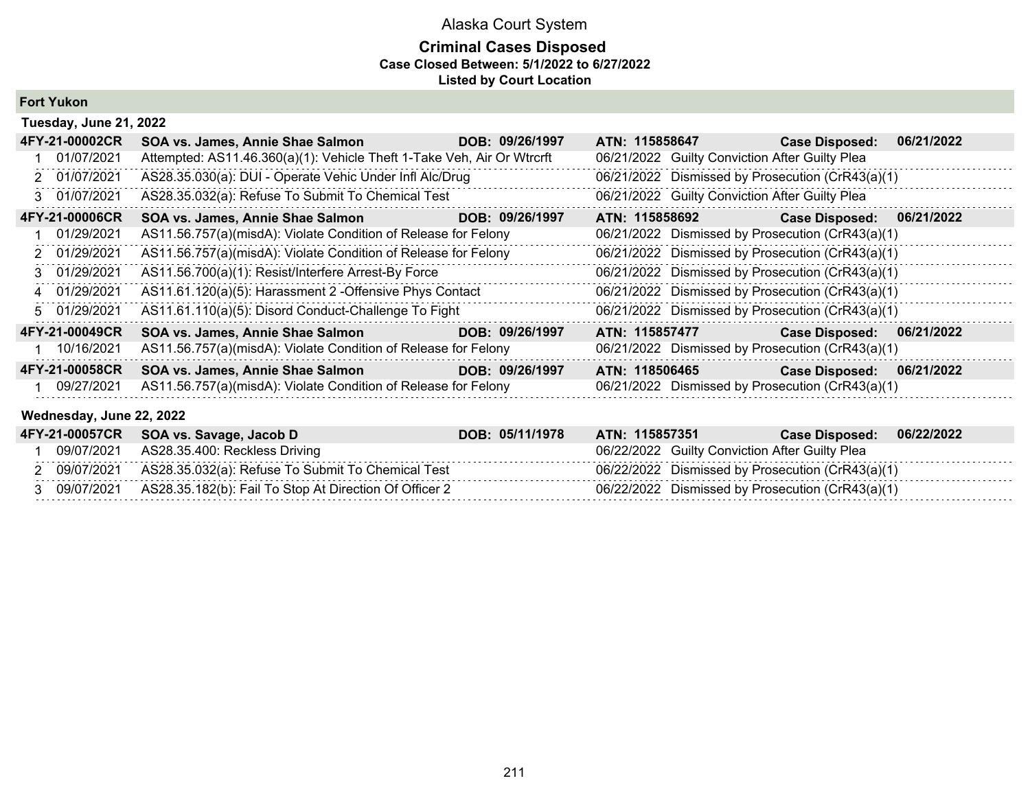# Alaska Court System

## Criminal Cases Disposed

**Case Closed Between: 5/1/2022 to 6/27/2022**

**Listed by Court Location**

### Fort Yukon

#### Tuesday, June 21, 2022

| **4FY-21-00002CR** | **SOA vs. James, Annie Shae Salmon** | **DOB: 09/26/1997** | **ATN: 115858647** | **Case Disposed: 06/21/2022** |
|---|---|---|---|---|
| 1 | 01/07/2021 | Attempted: AS11.46.360(a)(1): Vehicle Theft 1-Take Veh, Air Or Wtrcrft | 06/21/2022 | Guilty Conviction After Guilty Plea |
| 2 | 01/07/2021 | AS28.35.030(a): DUI - Operate Vehic Under Infl Alc/Drug | 06/21/2022 | Dismissed by Prosecution (CrR43(a)(1) |
| 3 | 01/07/2021 | AS28.35.032(a): Refuse To Submit To Chemical Test | 06/21/2022 | Guilty Conviction After Guilty Plea |

| **4FY-21-00006CR** | **SOA vs. James, Annie Shae Salmon** | **DOB: 09/26/1997** | **ATN: 115858692** | **Case Disposed: 06/21/2022** |
|---|---|---|---|---|
| 1 | 01/29/2021 | AS11.56.757(a)(misdA): Violate Condition of Release for Felony | 06/21/2022 | Dismissed by Prosecution (CrR43(a)(1) |
| 2 | 01/29/2021 | AS11.56.757(a)(misdA): Violate Condition of Release for Felony | 06/21/2022 | Dismissed by Prosecution (CrR43(a)(1) |
| 3 | 01/29/2021 | AS11.56.700(a)(1): Resist/Interfere Arrest-By Force | 06/21/2022 | Dismissed by Prosecution (CrR43(a)(1) |
| 4 | 01/29/2021 | AS11.61.120(a)(5): Harassment 2 -Offensive Phys Contact | 06/21/2022 | Dismissed by Prosecution (CrR43(a)(1) |
| 5 | 01/29/2021 | AS11.61.110(a)(5): Disord Conduct-Challenge To Fight | 06/21/2022 | Dismissed by Prosecution (CrR43(a)(1) |

| **4FY-21-00049CR** | **SOA vs. James, Annie Shae Salmon** | **DOB: 09/26/1997** | **ATN: 115857477** | **Case Disposed: 06/21/2022** |
|---|---|---|---|---|
| 1 | 10/16/2021 | AS11.56.757(a)(misdA): Violate Condition of Release for Felony | 06/21/2022 | Dismissed by Prosecution (CrR43(a)(1) |

| **4FY-21-00058CR** | **SOA vs. James, Annie Shae Salmon** | **DOB: 09/26/1997** | **ATN: 118506465** | **Case Disposed: 06/21/2022** |
|---|---|---|---|---|
| 1 | 09/27/2021 | AS11.56.757(a)(misdA): Violate Condition of Release for Felony | 06/21/2022 | Dismissed by Prosecution (CrR43(a)(1) |

#### Wednesday, June 22, 2022

| **4FY-21-00057CR** | **SOA vs. Savage, Jacob D** | **DOB: 05/11/1978** | **ATN: 115857351** | **Case Disposed: 06/22/2022** |
|---|---|---|---|---|
| 1 | 09/07/2021 | AS28.35.400: Reckless Driving | 06/22/2022 | Guilty Conviction After Guilty Plea |
| 2 | 09/07/2021 | AS28.35.032(a): Refuse To Submit To Chemical Test | 06/22/2022 | Dismissed by Prosecution (CrR43(a)(1) |
| 3 | 09/07/2021 | AS28.35.182(b): Fail To Stop At Direction Of Officer 2 | 06/22/2022 | Dismissed by Prosecution (CrR43(a)(1) |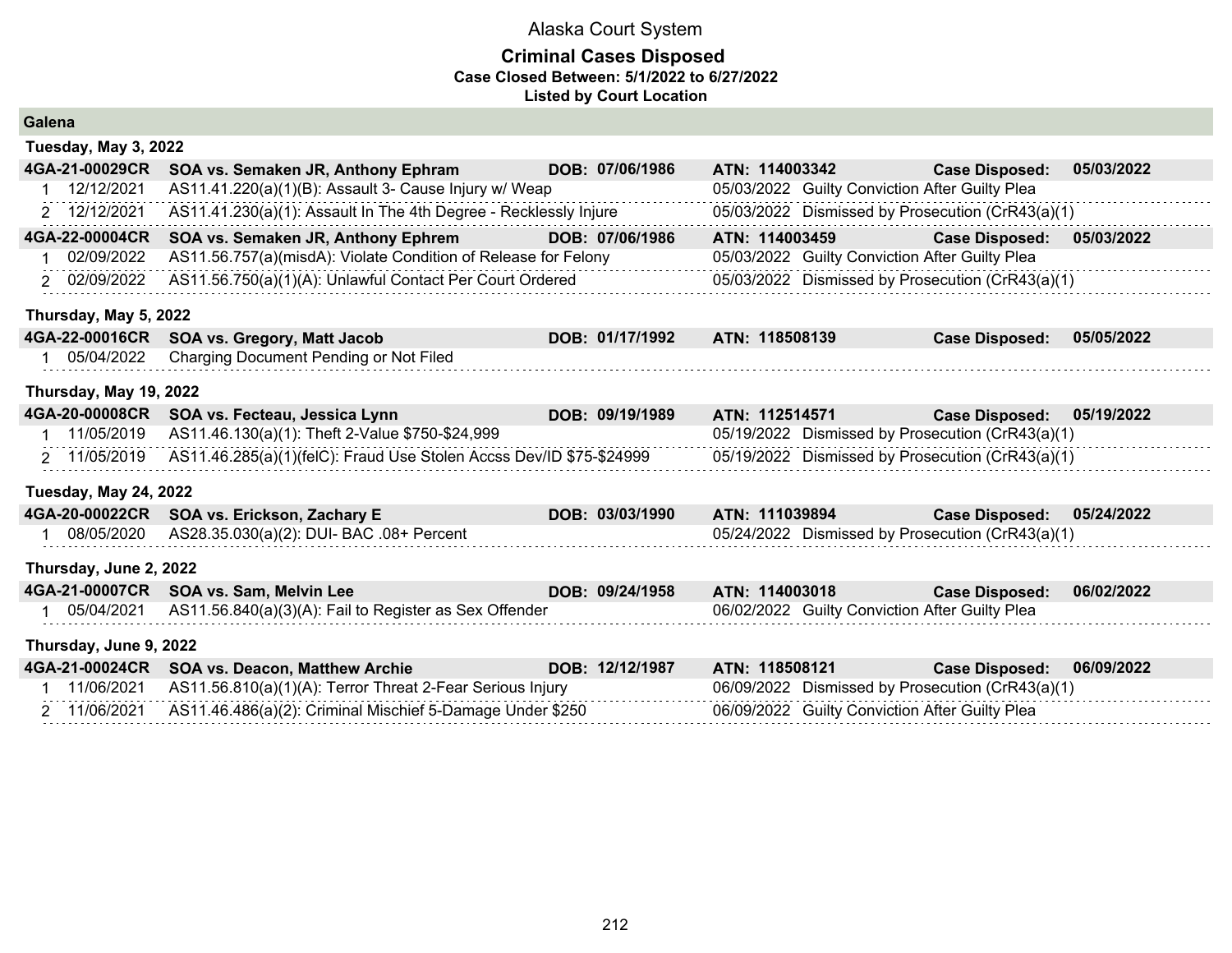# Alaska Court System

## Criminal Cases Disposed

**Case Closed Between: 5/1/2022 to 6/27/2022**

**Listed by Court Location**

## Galena

### Tuesday, May 3, 2022

| | | | | |
|---|---|---|---|---|
| **4GA-21-00029CR** | **SOA vs. Semaken JR, Anthony Ephram** | **DOB: 07/06/1986** | **ATN: 114003342** | **Case Disposed: 05/03/2022** |
| 1 12/12/2021 | AS11.41.220(a)(1)(B): Assault 3- Cause Injury w/ Weap | | 05/03/2022 Guilty Conviction After Guilty Plea | |
| 2 12/12/2021 | AS11.41.230(a)(1): Assault In The 4th Degree - Recklessly Injure | | 05/03/2022 Dismissed by Prosecution (CrR43(a)(1) | |
| **4GA-22-00004CR** | **SOA vs. Semaken JR, Anthony Ephrem** | **DOB: 07/06/1986** | **ATN: 114003459** | **Case Disposed: 05/03/2022** |
| 1 02/09/2022 | AS11.56.757(a)(misdA): Violate Condition of Release for Felony | | 05/03/2022 Guilty Conviction After Guilty Plea | |
| 2 02/09/2022 | AS11.56.750(a)(1)(A): Unlawful Contact Per Court Ordered | | 05/03/2022 Dismissed by Prosecution (CrR43(a)(1) | |

### Thursday, May 5, 2022

| | | | | |
|---|---|---|---|---|
| **4GA-22-00016CR** | **SOA vs. Gregory, Matt Jacob** | **DOB: 01/17/1992** | **ATN: 118508139** | **Case Disposed: 05/05/2022** |
| 1 05/04/2022 | Charging Document Pending or Not Filed | | | |

### Thursday, May 19, 2022

| | | | | |
|---|---|---|---|---|
| **4GA-20-00008CR** | **SOA vs. Fecteau, Jessica Lynn** | **DOB: 09/19/1989** | **ATN: 112514571** | **Case Disposed: 05/19/2022** |
| 1 11/05/2019 | AS11.46.130(a)(1): Theft 2-Value $750-$24,999 | | 05/19/2022 Dismissed by Prosecution (CrR43(a)(1) | |
| 2 11/05/2019 | AS11.46.285(a)(1)(felC): Fraud Use Stolen Accss Dev/ID $75-$24999 | | 05/19/2022 Dismissed by Prosecution (CrR43(a)(1) | |

### Tuesday, May 24, 2022

| | | | | |
|---|---|---|---|---|
| **4GA-20-00022CR** | **SOA vs. Erickson, Zachary E** | **DOB: 03/03/1990** | **ATN: 111039894** | **Case Disposed: 05/24/2022** |
| 1 08/05/2020 | AS28.35.030(a)(2): DUI- BAC .08+ Percent | | 05/24/2022 Dismissed by Prosecution (CrR43(a)(1) | |

### Thursday, June 2, 2022

| | | | | |
|---|---|---|---|---|
| **4GA-21-00007CR** | **SOA vs. Sam, Melvin Lee** | **DOB: 09/24/1958** | **ATN: 114003018** | **Case Disposed: 06/02/2022** |
| 1 05/04/2021 | AS11.56.840(a)(3)(A): Fail to Register as Sex Offender | | 06/02/2022 Guilty Conviction After Guilty Plea | |

### Thursday, June 9, 2022

| | | | | |
|---|---|---|---|---|
| **4GA-21-00024CR** | **SOA vs. Deacon, Matthew Archie** | **DOB: 12/12/1987** | **ATN: 118508121** | **Case Disposed: 06/09/2022** |
| 1 11/06/2021 | AS11.56.810(a)(1)(A): Terror Threat 2-Fear Serious Injury | | 06/09/2022 Dismissed by Prosecution (CrR43(a)(1) | |
| 2 11/06/2021 | AS11.46.486(a)(2): Criminal Mischief 5-Damage Under $250 | | 06/09/2022 Guilty Conviction After Guilty Plea | |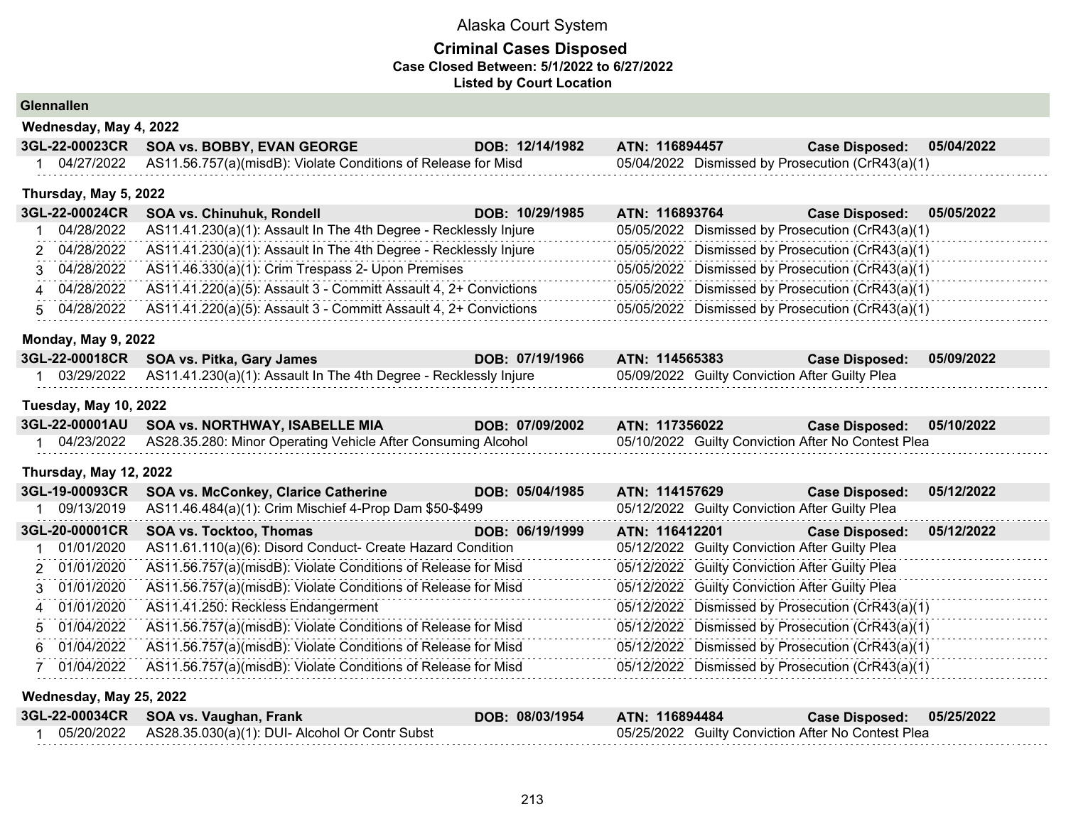# Alaska Court System

## Criminal Cases Disposed

**Case Closed Between: 5/1/2022 to 6/27/2022**

**Listed by Court Location**

### Glennallen

#### Wednesday, May 4, 2022

**3GL-22-00023CR SOA vs. BOBBY, EVAN GEORGE DOB: 12/14/1982 ATN: 116894457 Case Disposed: 05/04/2022**

| # | Date | Charge | Disposition Date | Disposition |
|---|---|---|---|---|
| 1 | 04/27/2022 | AS11.56.757(a)(misdB): Violate Conditions of Release for Misd | 05/04/2022 | Dismissed by Prosecution (CrR43(a)(1) |

#### Thursday, May 5, 2022

**3GL-22-00024CR SOA vs. Chinuhuk, Rondell DOB: 10/29/1985 ATN: 116893764 Case Disposed: 05/05/2022**

| # | Date | Charge | Disposition Date | Disposition |
|---|---|---|---|---|
| 1 | 04/28/2022 | AS11.41.230(a)(1): Assault In The 4th Degree - Recklessly Injure | 05/05/2022 | Dismissed by Prosecution (CrR43(a)(1) |
| 2 | 04/28/2022 | AS11.41.230(a)(1): Assault In The 4th Degree - Recklessly Injure | 05/05/2022 | Dismissed by Prosecution (CrR43(a)(1) |
| 3 | 04/28/2022 | AS11.46.330(a)(1): Crim Trespass 2- Upon Premises | 05/05/2022 | Dismissed by Prosecution (CrR43(a)(1) |
| 4 | 04/28/2022 | AS11.41.220(a)(5): Assault 3 - Committ Assault 4, 2+ Convictions | 05/05/2022 | Dismissed by Prosecution (CrR43(a)(1) |
| 5 | 04/28/2022 | AS11.41.220(a)(5): Assault 3 - Committ Assault 4, 2+ Convictions | 05/05/2022 | Dismissed by Prosecution (CrR43(a)(1) |

#### Monday, May 9, 2022

**3GL-22-00018CR SOA vs. Pitka, Gary James DOB: 07/19/1966 ATN: 114565383 Case Disposed: 05/09/2022**

| # | Date | Charge | Disposition Date | Disposition |
|---|---|---|---|---|
| 1 | 03/29/2022 | AS11.41.230(a)(1): Assault In The 4th Degree - Recklessly Injure | 05/09/2022 | Guilty Conviction After Guilty Plea |

#### Tuesday, May 10, 2022

**3GL-22-00001AU SOA vs. NORTHWAY, ISABELLE MIA DOB: 07/09/2002 ATN: 117356022 Case Disposed: 05/10/2022**

| # | Date | Charge | Disposition Date | Disposition |
|---|---|---|---|---|
| 1 | 04/23/2022 | AS28.35.280: Minor Operating Vehicle After Consuming Alcohol | 05/10/2022 | Guilty Conviction After No Contest Plea |

#### Thursday, May 12, 2022

**3GL-19-00093CR SOA vs. McConkey, Clarice Catherine DOB: 05/04/1985 ATN: 114157629 Case Disposed: 05/12/2022**

| # | Date | Charge | Disposition Date | Disposition |
|---|---|---|---|---|
| 1 | 09/13/2019 | AS11.46.484(a)(1): Crim Mischief 4-Prop Dam $50-$499 | 05/12/2022 | Guilty Conviction After Guilty Plea |

**3GL-20-00001CR SOA vs. Tocktoo, Thomas DOB: 06/19/1999 ATN: 116412201 Case Disposed: 05/12/2022**

| # | Date | Charge | Disposition Date | Disposition |
|---|---|---|---|---|
| 1 | 01/01/2020 | AS11.61.110(a)(6): Disord Conduct- Create Hazard Condition | 05/12/2022 | Guilty Conviction After Guilty Plea |
| 2 | 01/01/2020 | AS11.56.757(a)(misdB): Violate Conditions of Release for Misd | 05/12/2022 | Guilty Conviction After Guilty Plea |
| 3 | 01/01/2020 | AS11.56.757(a)(misdB): Violate Conditions of Release for Misd | 05/12/2022 | Guilty Conviction After Guilty Plea |
| 4 | 01/01/2020 | AS11.41.250: Reckless Endangerment | 05/12/2022 | Dismissed by Prosecution (CrR43(a)(1) |
| 5 | 01/04/2022 | AS11.56.757(a)(misdB): Violate Conditions of Release for Misd | 05/12/2022 | Dismissed by Prosecution (CrR43(a)(1) |
| 6 | 01/04/2022 | AS11.56.757(a)(misdB): Violate Conditions of Release for Misd | 05/12/2022 | Dismissed by Prosecution (CrR43(a)(1) |
| 7 | 01/04/2022 | AS11.56.757(a)(misdB): Violate Conditions of Release for Misd | 05/12/2022 | Dismissed by Prosecution (CrR43(a)(1) |

#### Wednesday, May 25, 2022

**3GL-22-00034CR SOA vs. Vaughan, Frank DOB: 08/03/1954 ATN: 116894484 Case Disposed: 05/25/2022**

| # | Date | Charge | Disposition Date | Disposition |
|---|---|---|---|---|
| 1 | 05/20/2022 | AS28.35.030(a)(1): DUI- Alcohol Or Contr Subst | 05/25/2022 | Guilty Conviction After No Contest Plea |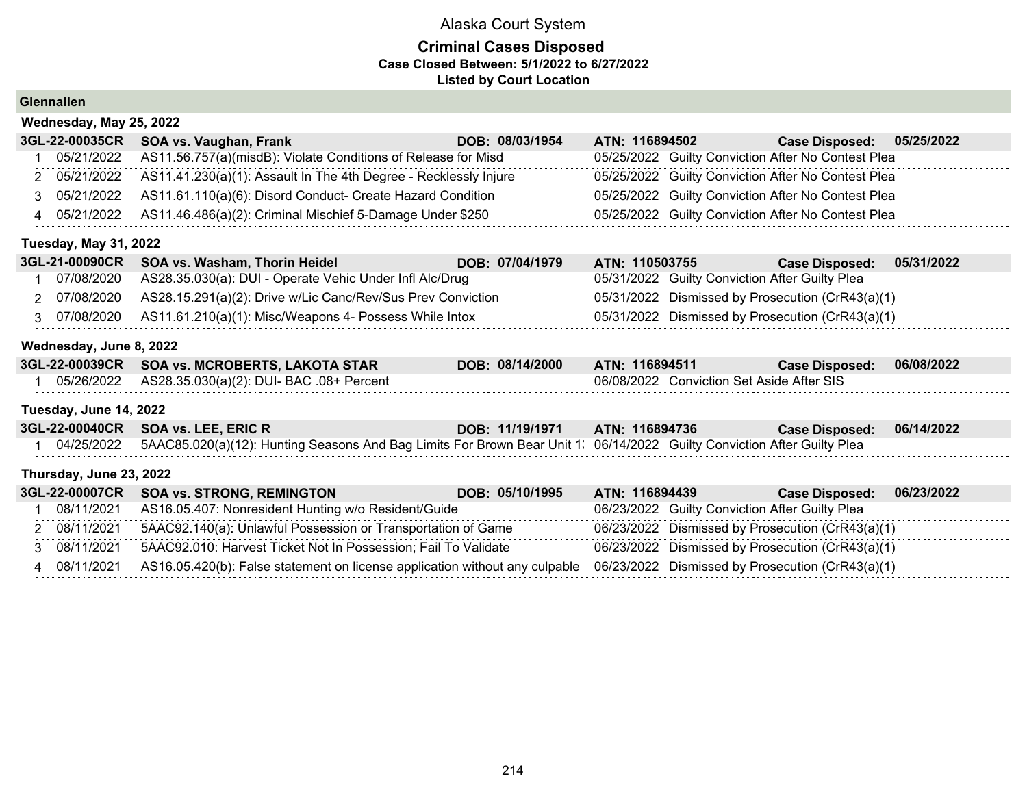# Alaska Court System

## Criminal Cases Disposed

**Case Closed Between: 5/1/2022 to 6/27/2022**

**Listed by Court Location**

### Glennallen

#### Wednesday, May 25, 2022

**3GL-22-00035CR** | **SOA vs. Vaughan, Frank** | **DOB: 08/03/1954** | **ATN: 116894502** | **Case Disposed: 05/25/2022**

| # | Date | Charge | Disposition Date | Disposition |
|---|---|---|---|---|
| 1 | 05/21/2022 | AS11.56.757(a)(misdB): Violate Conditions of Release for Misd | 05/25/2022 | Guilty Conviction After No Contest Plea |
| 2 | 05/21/2022 | AS11.41.230(a)(1): Assault In The 4th Degree - Recklessly Injure | 05/25/2022 | Guilty Conviction After No Contest Plea |
| 3 | 05/21/2022 | AS11.61.110(a)(6): Disord Conduct- Create Hazard Condition | 05/25/2022 | Guilty Conviction After No Contest Plea |
| 4 | 05/21/2022 | AS11.46.486(a)(2): Criminal Mischief 5-Damage Under $250 | 05/25/2022 | Guilty Conviction After No Contest Plea |

#### Tuesday, May 31, 2022

**3GL-21-00090CR** | **SOA vs. Washam, Thorin Heidel** | **DOB: 07/04/1979** | **ATN: 110503755** | **Case Disposed: 05/31/2022**

| # | Date | Charge | Disposition Date | Disposition |
|---|---|---|---|---|
| 1 | 07/08/2020 | AS28.35.030(a): DUI - Operate Vehic Under Infl Alc/Drug | 05/31/2022 | Guilty Conviction After Guilty Plea |
| 2 | 07/08/2020 | AS28.15.291(a)(2): Drive w/Lic Canc/Rev/Sus Prev Conviction | 05/31/2022 | Dismissed by Prosecution (CrR43(a)(1) |
| 3 | 07/08/2020 | AS11.61.210(a)(1): Misc/Weapons 4- Possess While Intox | 05/31/2022 | Dismissed by Prosecution (CrR43(a)(1) |

#### Wednesday, June 8, 2022

**3GL-22-00039CR** | **SOA vs. MCROBERTS, LAKOTA STAR** | **DOB: 08/14/2000** | **ATN: 116894511** | **Case Disposed: 06/08/2022**

| # | Date | Charge | Disposition Date | Disposition |
|---|---|---|---|---|
| 1 | 05/26/2022 | AS28.35.030(a)(2): DUI- BAC .08+ Percent | 06/08/2022 | Conviction Set Aside After SIS |

#### Tuesday, June 14, 2022

**3GL-22-00040CR** | **SOA vs. LEE, ERIC R** | **DOB: 11/19/1971** | **ATN: 116894736** | **Case Disposed: 06/14/2022**

| # | Date | Charge | Disposition Date | Disposition |
|---|---|---|---|---|
| 1 | 04/25/2022 | 5AAC85.020(a)(12): Hunting Seasons And Bag Limits For Brown Bear Unit 1: | 06/14/2022 | Guilty Conviction After Guilty Plea |

#### Thursday, June 23, 2022

**3GL-22-00007CR** | **SOA vs. STRONG, REMINGTON** | **DOB: 05/10/1995** | **ATN: 116894439** | **Case Disposed: 06/23/2022**

| # | Date | Charge | Disposition Date | Disposition |
|---|---|---|---|---|
| 1 | 08/11/2021 | AS16.05.407: Nonresident Hunting w/o Resident/Guide | 06/23/2022 | Guilty Conviction After Guilty Plea |
| 2 | 08/11/2021 | 5AAC92.140(a): Unlawful Possession or Transportation of Game | 06/23/2022 | Dismissed by Prosecution (CrR43(a)(1) |
| 3 | 08/11/2021 | 5AAC92.010: Harvest Ticket Not In Possession; Fail To Validate | 06/23/2022 | Dismissed by Prosecution (CrR43(a)(1) |
| 4 | 08/11/2021 | AS16.05.420(b): False statement on license application without any culpable | 06/23/2022 | Dismissed by Prosecution (CrR43(a)(1) |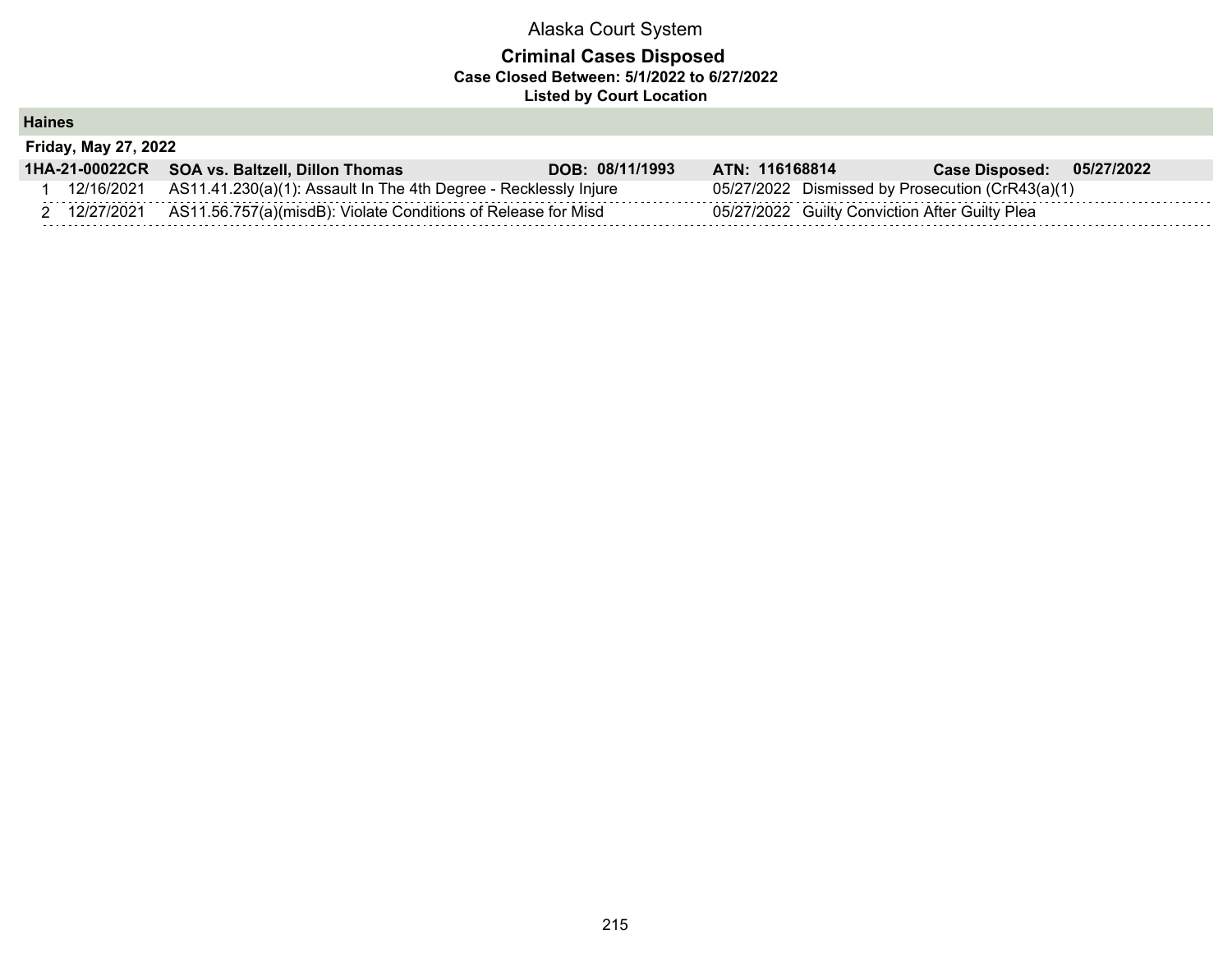# Alaska Court System

## Criminal Cases Disposed

**Case Closed Between: 5/1/2022 to 6/27/2022**

**Listed by Court Location**

### Haines

**Friday, May 27, 2022**

| 1HA-21-00022CR | SOA vs. Baltzell, Dillon Thomas | DOB: 08/11/1993 | ATN: 116168814 | Case Disposed: 05/27/2022 |
|---|---|---|---|---|
| 1 | 12/16/2021 | AS11.41.230(a)(1): Assault In The 4th Degree - Recklessly Injure | 05/27/2022 | Dismissed by Prosecution (CrR43(a)(1) |
| 2 | 12/27/2021 | AS11.56.757(a)(misdB): Violate Conditions of Release for Misd | 05/27/2022 | Guilty Conviction After Guilty Plea |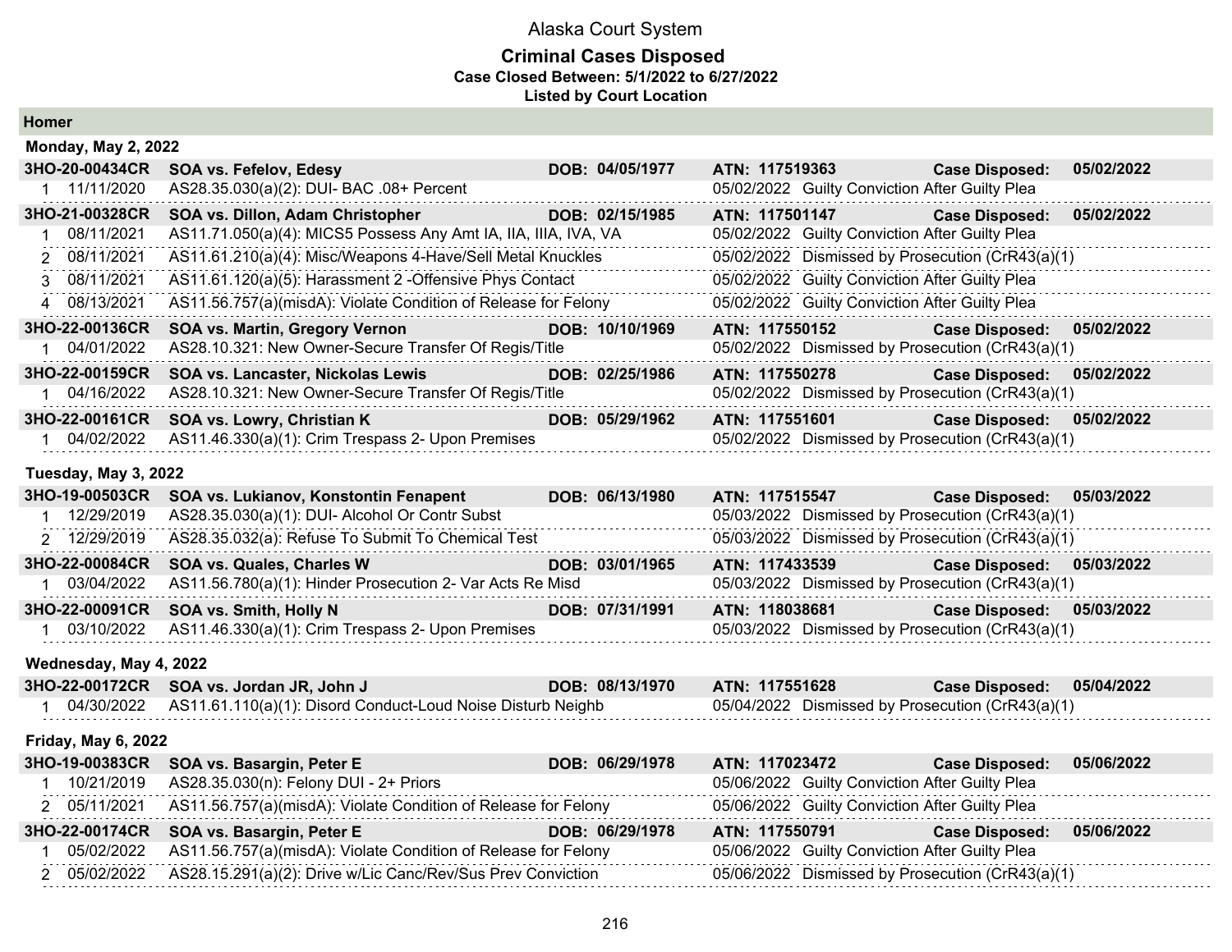# Alaska Court System

## Criminal Cases Disposed

**Case Closed Between: 5/1/2022 to 6/27/2022**

**Listed by Court Location**

### Homer

#### Monday, May 2, 2022

| Case | Party / Charge | DOB | ATN / Disposition | Case Disposed |
|---|---|---|---|---|
| **3HO-20-00434CR** | **SOA vs. Fefelov, Edesy** | **DOB: 04/05/1977** | **ATN: 117519363** | **05/02/2022** |
| 1 11/11/2020 | AS28.35.030(a)(2): DUI- BAC .08+ Percent | | 05/02/2022 Guilty Conviction After Guilty Plea | |
| **3HO-21-00328CR** | **SOA vs. Dillon, Adam Christopher** | **DOB: 02/15/1985** | **ATN: 117501147** | **05/02/2022** |
| 1 08/11/2021 | AS11.71.050(a)(4): MICS5 Possess Any Amt IA, IIA, IIIA, IVA, VA | | 05/02/2022 Guilty Conviction After Guilty Plea | |
| 2 08/11/2021 | AS11.61.210(a)(4): Misc/Weapons 4-Have/Sell Metal Knuckles | | 05/02/2022 Dismissed by Prosecution (CrR43(a)(1) | |
| 3 08/11/2021 | AS11.61.120(a)(5): Harassment 2 -Offensive Phys Contact | | 05/02/2022 Guilty Conviction After Guilty Plea | |
| 4 08/13/2021 | AS11.56.757(a)(misdA): Violate Condition of Release for Felony | | 05/02/2022 Guilty Conviction After Guilty Plea | |
| **3HO-22-00136CR** | **SOA vs. Martin, Gregory Vernon** | **DOB: 10/10/1969** | **ATN: 117550152** | **05/02/2022** |
| 1 04/01/2022 | AS28.10.321: New Owner-Secure Transfer Of Regis/Title | | 05/02/2022 Dismissed by Prosecution (CrR43(a)(1) | |
| **3HO-22-00159CR** | **SOA vs. Lancaster, Nickolas Lewis** | **DOB: 02/25/1986** | **ATN: 117550278** | **05/02/2022** |
| 1 04/16/2022 | AS28.10.321: New Owner-Secure Transfer Of Regis/Title | | 05/02/2022 Dismissed by Prosecution (CrR43(a)(1) | |
| **3HO-22-00161CR** | **SOA vs. Lowry, Christian K** | **DOB: 05/29/1962** | **ATN: 117551601** | **05/02/2022** |
| 1 04/02/2022 | AS11.46.330(a)(1): Crim Trespass 2- Upon Premises | | 05/02/2022 Dismissed by Prosecution (CrR43(a)(1) | |

#### Tuesday, May 3, 2022

| Case | Party / Charge | DOB | ATN / Disposition | Case Disposed |
|---|---|---|---|---|
| **3HO-19-00503CR** | **SOA vs. Lukianov, Konstontin Fenapent** | **DOB: 06/13/1980** | **ATN: 117515547** | **05/03/2022** |
| 1 12/29/2019 | AS28.35.030(a)(1): DUI- Alcohol Or Contr Subst | | 05/03/2022 Dismissed by Prosecution (CrR43(a)(1) | |
| 2 12/29/2019 | AS28.35.032(a): Refuse To Submit To Chemical Test | | 05/03/2022 Dismissed by Prosecution (CrR43(a)(1) | |
| **3HO-22-00084CR** | **SOA vs. Quales, Charles W** | **DOB: 03/01/1965** | **ATN: 117433539** | **05/03/2022** |
| 1 03/04/2022 | AS11.56.780(a)(1): Hinder Prosecution 2- Var Acts Re Misd | | 05/03/2022 Dismissed by Prosecution (CrR43(a)(1) | |
| **3HO-22-00091CR** | **SOA vs. Smith, Holly N** | **DOB: 07/31/1991** | **ATN: 118038681** | **05/03/2022** |
| 1 03/10/2022 | AS11.46.330(a)(1): Crim Trespass 2- Upon Premises | | 05/03/2022 Dismissed by Prosecution (CrR43(a)(1) | |

#### Wednesday, May 4, 2022

| Case | Party / Charge | DOB | ATN / Disposition | Case Disposed |
|---|---|---|---|---|
| **3HO-22-00172CR** | **SOA vs. Jordan JR, John J** | **DOB: 08/13/1970** | **ATN: 117551628** | **05/04/2022** |
| 1 04/30/2022 | AS11.61.110(a)(1): Disord Conduct-Loud Noise Disturb Neighb | | 05/04/2022 Dismissed by Prosecution (CrR43(a)(1) | |

#### Friday, May 6, 2022

| Case | Party / Charge | DOB | ATN / Disposition | Case Disposed |
|---|---|---|---|---|
| **3HO-19-00383CR** | **SOA vs. Basargin, Peter E** | **DOB: 06/29/1978** | **ATN: 117023472** | **05/06/2022** |
| 1 10/21/2019 | AS28.35.030(n): Felony DUI - 2+ Priors | | 05/06/2022 Guilty Conviction After Guilty Plea | |
| 2 05/11/2021 | AS11.56.757(a)(misdA): Violate Condition of Release for Felony | | 05/06/2022 Guilty Conviction After Guilty Plea | |
| **3HO-22-00174CR** | **SOA vs. Basargin, Peter E** | **DOB: 06/29/1978** | **ATN: 117550791** | **05/06/2022** |
| 1 05/02/2022 | AS11.56.757(a)(misdA): Violate Condition of Release for Felony | | 05/06/2022 Guilty Conviction After Guilty Plea | |
| 2 05/02/2022 | AS28.15.291(a)(2): Drive w/Lic Canc/Rev/Sus Prev Conviction | | 05/06/2022 Dismissed by Prosecution (CrR43(a)(1) | |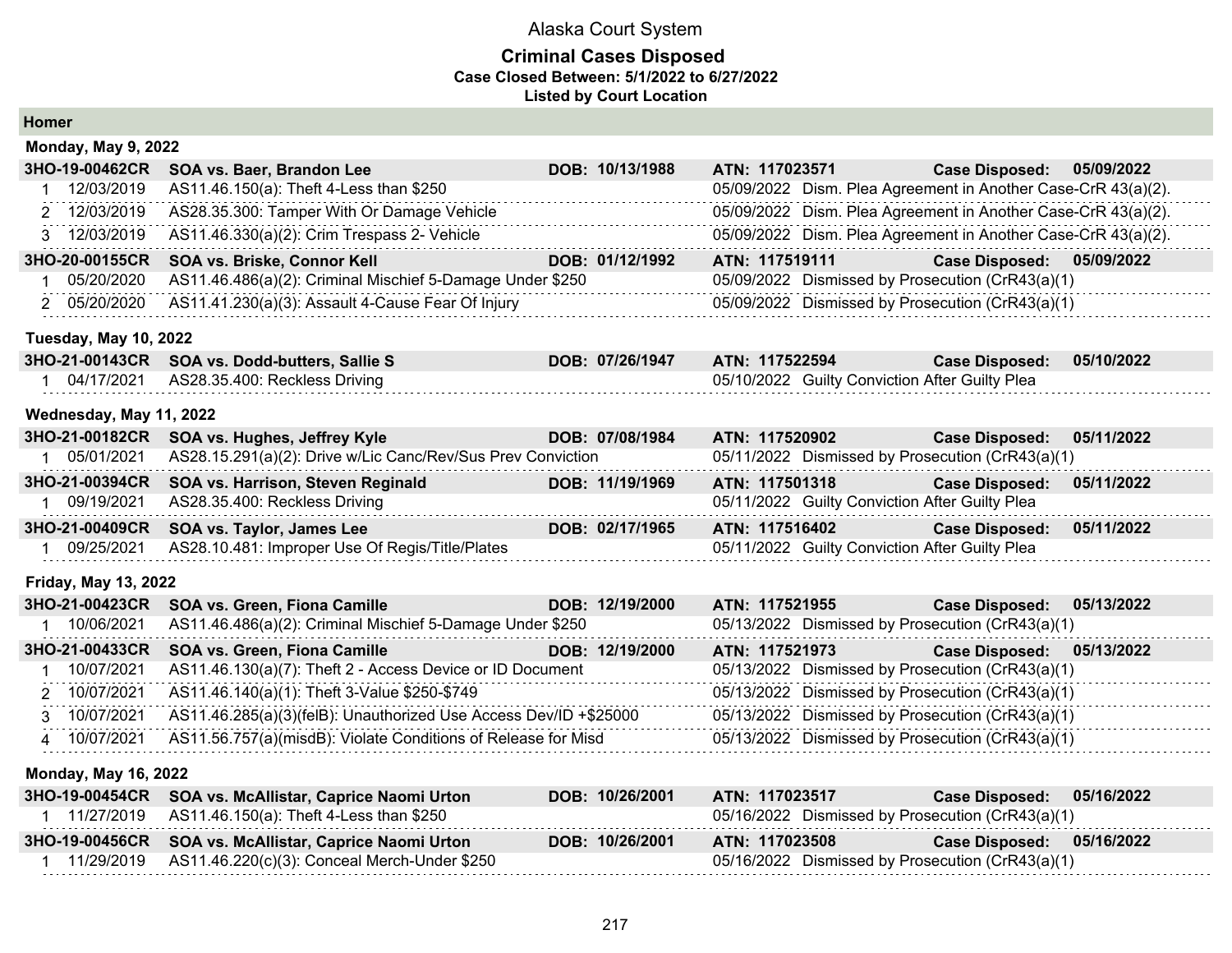# Alaska Court System

## Criminal Cases Disposed

**Case Closed Between: 5/1/2022 to 6/27/2022**

**Listed by Court Location**

### Homer

#### Monday, May 9, 2022

| Case | Parties | DOB | ATN | Case Disposed |
|---|---|---|---|---|
| **3HO-19-00462CR** | **SOA vs. Baer, Brandon Lee** | **DOB: 10/13/1988** | **ATN: 117023571** | **Case Disposed: 05/09/2022** |
| 1 12/03/2019 | AS11.46.150(a): Theft 4-Less than $250 | | 05/09/2022 Dism. Plea Agreement in Another Case-CrR 43(a)(2). | |
| 2 12/03/2019 | AS28.35.300: Tamper With Or Damage Vehicle | | 05/09/2022 Dism. Plea Agreement in Another Case-CrR 43(a)(2). | |
| 3 12/03/2019 | AS11.46.330(a)(2): Crim Trespass 2- Vehicle | | 05/09/2022 Dism. Plea Agreement in Another Case-CrR 43(a)(2). | |
| **3HO-20-00155CR** | **SOA vs. Briske, Connor Kell** | **DOB: 01/12/1992** | **ATN: 117519111** | **Case Disposed: 05/09/2022** |
| 1 05/20/2020 | AS11.46.486(a)(2): Criminal Mischief 5-Damage Under $250 | | 05/09/2022 Dismissed by Prosecution (CrR43(a)(1) | |
| 2 05/20/2020 | AS11.41.230(a)(3): Assault 4-Cause Fear Of Injury | | 05/09/2022 Dismissed by Prosecution (CrR43(a)(1) | |

#### Tuesday, May 10, 2022

| Case | Parties | DOB | ATN | Case Disposed |
|---|---|---|---|---|
| **3HO-21-00143CR** | **SOA vs. Dodd-butters, Sallie S** | **DOB: 07/26/1947** | **ATN: 117522594** | **Case Disposed: 05/10/2022** |
| 1 04/17/2021 | AS28.35.400: Reckless Driving | | 05/10/2022 Guilty Conviction After Guilty Plea | |

#### Wednesday, May 11, 2022

| Case | Parties | DOB | ATN | Case Disposed |
|---|---|---|---|---|
| **3HO-21-00182CR** | **SOA vs. Hughes, Jeffrey Kyle** | **DOB: 07/08/1984** | **ATN: 117520902** | **Case Disposed: 05/11/2022** |
| 1 05/01/2021 | AS28.15.291(a)(2): Drive w/Lic Canc/Rev/Sus Prev Conviction | | 05/11/2022 Dismissed by Prosecution (CrR43(a)(1) | |
| **3HO-21-00394CR** | **SOA vs. Harrison, Steven Reginald** | **DOB: 11/19/1969** | **ATN: 117501318** | **Case Disposed: 05/11/2022** |
| 1 09/19/2021 | AS28.35.400: Reckless Driving | | 05/11/2022 Guilty Conviction After Guilty Plea | |
| **3HO-21-00409CR** | **SOA vs. Taylor, James Lee** | **DOB: 02/17/1965** | **ATN: 117516402** | **Case Disposed: 05/11/2022** |
| 1 09/25/2021 | AS28.10.481: Improper Use Of Regis/Title/Plates | | 05/11/2022 Guilty Conviction After Guilty Plea | |

#### Friday, May 13, 2022

| Case | Parties | DOB | ATN | Case Disposed |
|---|---|---|---|---|
| **3HO-21-00423CR** | **SOA vs. Green, Fiona Camille** | **DOB: 12/19/2000** | **ATN: 117521955** | **Case Disposed: 05/13/2022** |
| 1 10/06/2021 | AS11.46.486(a)(2): Criminal Mischief 5-Damage Under $250 | | 05/13/2022 Dismissed by Prosecution (CrR43(a)(1) | |
| **3HO-21-00433CR** | **SOA vs. Green, Fiona Camille** | **DOB: 12/19/2000** | **ATN: 117521973** | **Case Disposed: 05/13/2022** |
| 1 10/07/2021 | AS11.46.130(a)(7): Theft 2 - Access Device or ID Document | | 05/13/2022 Dismissed by Prosecution (CrR43(a)(1) | |
| 2 10/07/2021 | AS11.46.140(a)(1): Theft 3-Value $250-$749 | | 05/13/2022 Dismissed by Prosecution (CrR43(a)(1) | |
| 3 10/07/2021 | AS11.46.285(a)(3)(felB): Unauthorized Use Access Dev/ID +$25000 | | 05/13/2022 Dismissed by Prosecution (CrR43(a)(1) | |
| 4 10/07/2021 | AS11.56.757(a)(misdB): Violate Conditions of Release for Misd | | 05/13/2022 Dismissed by Prosecution (CrR43(a)(1) | |

#### Monday, May 16, 2022

| Case | Parties | DOB | ATN | Case Disposed |
|---|---|---|---|---|
| **3HO-19-00454CR** | **SOA vs. McAllistar, Caprice Naomi Urton** | **DOB: 10/26/2001** | **ATN: 117023517** | **Case Disposed: 05/16/2022** |
| 1 11/27/2019 | AS11.46.150(a): Theft 4-Less than $250 | | 05/16/2022 Dismissed by Prosecution (CrR43(a)(1) | |
| **3HO-19-00456CR** | **SOA vs. McAllistar, Caprice Naomi Urton** | **DOB: 10/26/2001** | **ATN: 117023508** | **Case Disposed: 05/16/2022** |
| 1 11/29/2019 | AS11.46.220(c)(3): Conceal Merch-Under $250 | | 05/16/2022 Dismissed by Prosecution (CrR43(a)(1) | |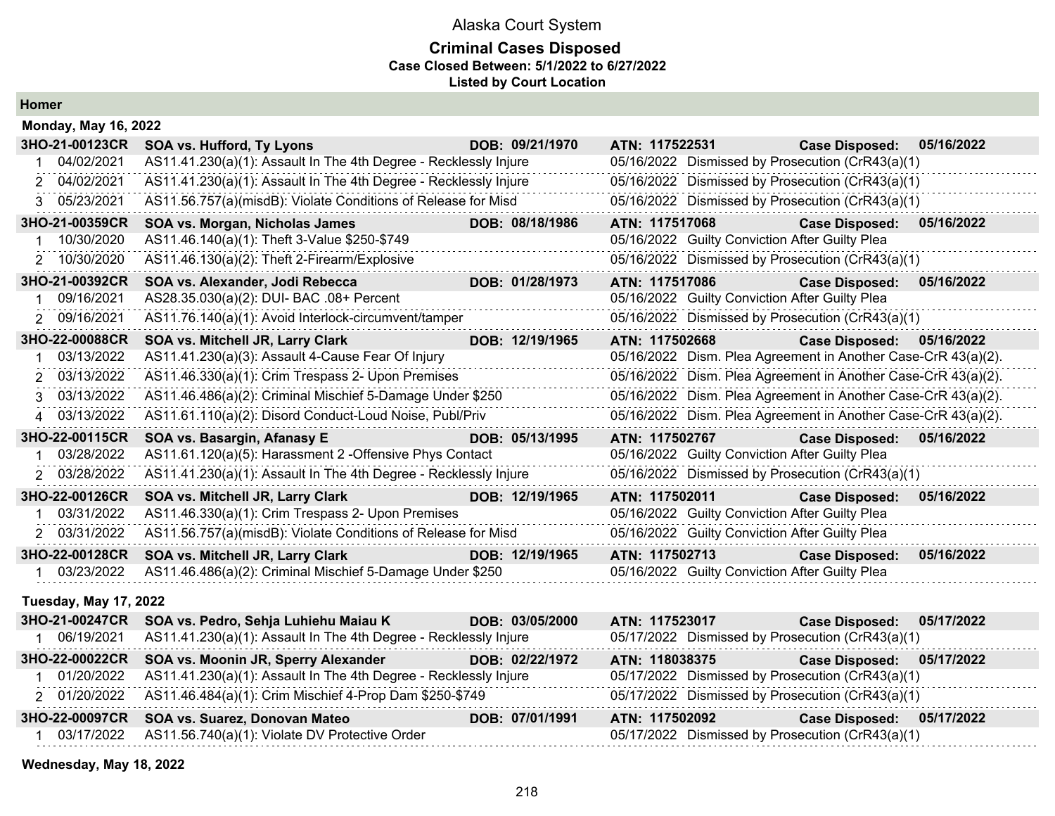# Alaska Court System

## Criminal Cases Disposed

**Case Closed Between: 5/1/2022 to 6/27/2022**

**Listed by Court Location**

### Homer

#### Monday, May 16, 2022

**3HO-21-00123CR** **SOA vs. Hufford, Ty Lyons** **DOB: 09/21/1970** **ATN: 117522531** **Case Disposed: 05/16/2022**

| # | Date | Charge | Disposition Date | Disposition |
|---|---|---|---|---|
| 1 | 04/02/2021 | AS11.41.230(a)(1): Assault In The 4th Degree - Recklessly Injure | 05/16/2022 | Dismissed by Prosecution (CrR43(a)(1) |
| 2 | 04/02/2021 | AS11.41.230(a)(1): Assault In The 4th Degree - Recklessly Injure | 05/16/2022 | Dismissed by Prosecution (CrR43(a)(1) |
| 3 | 05/23/2021 | AS11.56.757(a)(misdB): Violate Conditions of Release for Misd | 05/16/2022 | Dismissed by Prosecution (CrR43(a)(1) |

**3HO-21-00359CR** **SOA vs. Morgan, Nicholas James** **DOB: 08/18/1986** **ATN: 117517068** **Case Disposed: 05/16/2022**

| # | Date | Charge | Disposition Date | Disposition |
|---|---|---|---|---|
| 1 | 10/30/2020 | AS11.46.140(a)(1): Theft 3-Value $250-$749 | 05/16/2022 | Guilty Conviction After Guilty Plea |
| 2 | 10/30/2020 | AS11.46.130(a)(2): Theft 2-Firearm/Explosive | 05/16/2022 | Dismissed by Prosecution (CrR43(a)(1) |

**3HO-21-00392CR** **SOA vs. Alexander, Jodi Rebecca** **DOB: 01/28/1973** **ATN: 117517086** **Case Disposed: 05/16/2022**

| # | Date | Charge | Disposition Date | Disposition |
|---|---|---|---|---|
| 1 | 09/16/2021 | AS28.35.030(a)(2): DUI- BAC .08+ Percent | 05/16/2022 | Guilty Conviction After Guilty Plea |
| 2 | 09/16/2021 | AS11.76.140(a)(1): Avoid Interlock-circumvent/tamper | 05/16/2022 | Dismissed by Prosecution (CrR43(a)(1) |

**3HO-22-00088CR** **SOA vs. Mitchell JR, Larry Clark** **DOB: 12/19/1965** **ATN: 117502668** **Case Disposed: 05/16/2022**

| # | Date | Charge | Disposition Date | Disposition |
|---|---|---|---|---|
| 1 | 03/13/2022 | AS11.41.230(a)(3): Assault 4-Cause Fear Of Injury | 05/16/2022 | Dism. Plea Agreement in Another Case-CrR 43(a)(2). |
| 2 | 03/13/2022 | AS11.46.330(a)(1): Crim Trespass 2- Upon Premises | 05/16/2022 | Dism. Plea Agreement in Another Case-CrR 43(a)(2). |
| 3 | 03/13/2022 | AS11.46.486(a)(2): Criminal Mischief 5-Damage Under $250 | 05/16/2022 | Dism. Plea Agreement in Another Case-CrR 43(a)(2). |
| 4 | 03/13/2022 | AS11.61.110(a)(2): Disord Conduct-Loud Noise, Publ/Priv | 05/16/2022 | Dism. Plea Agreement in Another Case-CrR 43(a)(2). |

**3HO-22-00115CR** **SOA vs. Basargin, Afanasy E** **DOB: 05/13/1995** **ATN: 117502767** **Case Disposed: 05/16/2022**

| # | Date | Charge | Disposition Date | Disposition |
|---|---|---|---|---|
| 1 | 03/28/2022 | AS11.61.120(a)(5): Harassment 2 -Offensive Phys Contact | 05/16/2022 | Guilty Conviction After Guilty Plea |
| 2 | 03/28/2022 | AS11.41.230(a)(1): Assault In The 4th Degree - Recklessly Injure | 05/16/2022 | Dismissed by Prosecution (CrR43(a)(1) |

**3HO-22-00126CR** **SOA vs. Mitchell JR, Larry Clark** **DOB: 12/19/1965** **ATN: 117502011** **Case Disposed: 05/16/2022**

| # | Date | Charge | Disposition Date | Disposition |
|---|---|---|---|---|
| 1 | 03/31/2022 | AS11.46.330(a)(1): Crim Trespass 2- Upon Premises | 05/16/2022 | Guilty Conviction After Guilty Plea |
| 2 | 03/31/2022 | AS11.56.757(a)(misdB): Violate Conditions of Release for Misd | 05/16/2022 | Guilty Conviction After Guilty Plea |

**3HO-22-00128CR** **SOA vs. Mitchell JR, Larry Clark** **DOB: 12/19/1965** **ATN: 117502713** **Case Disposed: 05/16/2022**

| # | Date | Charge | Disposition Date | Disposition |
|---|---|---|---|---|
| 1 | 03/23/2022 | AS11.46.486(a)(2): Criminal Mischief 5-Damage Under $250 | 05/16/2022 | Guilty Conviction After Guilty Plea |

#### Tuesday, May 17, 2022

**3HO-21-00247CR** **SOA vs. Pedro, Sehja Luhiehu Maiau K** **DOB: 03/05/2000** **ATN: 117523017** **Case Disposed: 05/17/2022**

| # | Date | Charge | Disposition Date | Disposition |
|---|---|---|---|---|
| 1 | 06/19/2021 | AS11.41.230(a)(1): Assault In The 4th Degree - Recklessly Injure | 05/17/2022 | Dismissed by Prosecution (CrR43(a)(1) |

**3HO-22-00022CR** **SOA vs. Moonin JR, Sperry Alexander** **DOB: 02/22/1972** **ATN: 118038375** **Case Disposed: 05/17/2022**

| # | Date | Charge | Disposition Date | Disposition |
|---|---|---|---|---|
| 1 | 01/20/2022 | AS11.41.230(a)(1): Assault In The 4th Degree - Recklessly Injure | 05/17/2022 | Dismissed by Prosecution (CrR43(a)(1) |
| 2 | 01/20/2022 | AS11.46.484(a)(1): Crim Mischief 4-Prop Dam $250-$749 | 05/17/2022 | Dismissed by Prosecution (CrR43(a)(1) |

**3HO-22-00097CR** **SOA vs. Suarez, Donovan Mateo** **DOB: 07/01/1991** **ATN: 117502092** **Case Disposed: 05/17/2022**

| # | Date | Charge | Disposition Date | Disposition |
|---|---|---|---|---|
| 1 | 03/17/2022 | AS11.56.740(a)(1): Violate DV Protective Order | 05/17/2022 | Dismissed by Prosecution (CrR43(a)(1) |

#### Wednesday, May 18, 2022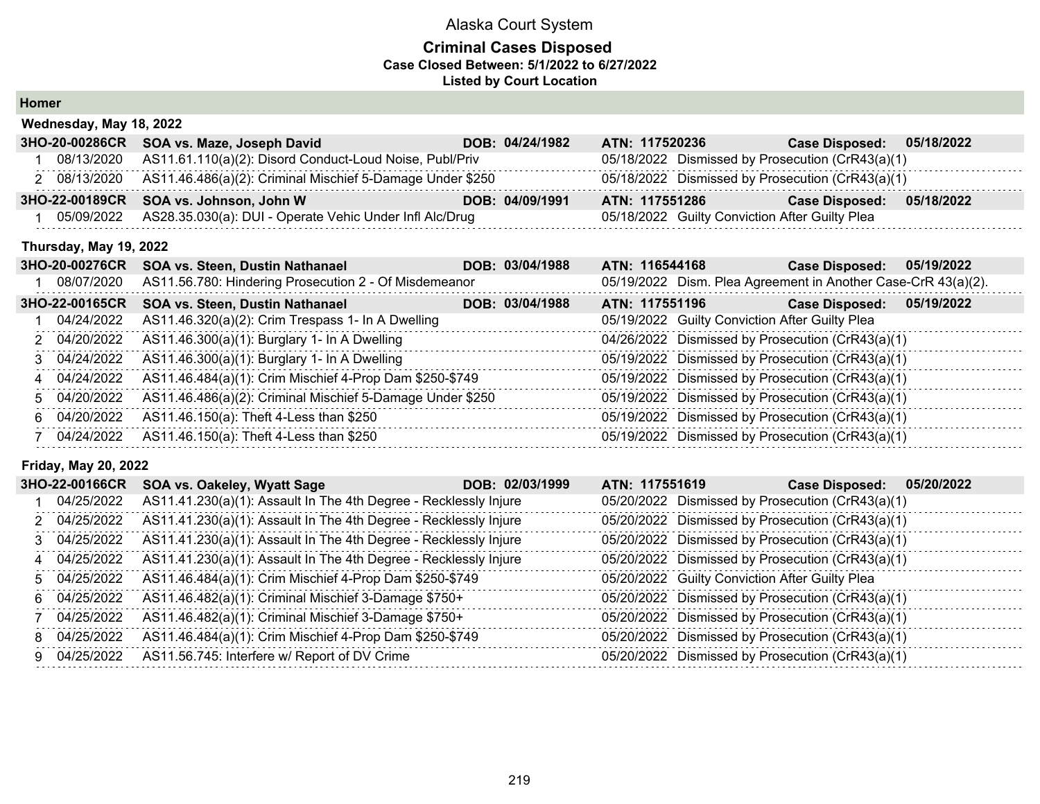# Alaska Court System

## Criminal Cases Disposed

**Case Closed Between: 5/1/2022 to 6/27/2022**

**Listed by Court Location**

## Homer

### Wednesday, May 18, 2022

**3HO-20-00286CR — SOA vs. Maze, Joseph David — DOB: 04/24/1982 — ATN: 117520236 — Case Disposed: 05/18/2022**

| # | Offense Date | Charge | Disposition Date | Disposition |
|---|---|---|---|---|
| 1 | 08/13/2020 | AS11.61.110(a)(2): Disord Conduct-Loud Noise, Publ/Priv | 05/18/2022 | Dismissed by Prosecution (CrR43(a)(1) |
| 2 | 08/13/2020 | AS11.46.486(a)(2): Criminal Mischief 5-Damage Under $250 | 05/18/2022 | Dismissed by Prosecution (CrR43(a)(1) |

**3HO-22-00189CR — SOA vs. Johnson, John W — DOB: 04/09/1991 — ATN: 117551286 — Case Disposed: 05/18/2022**

| # | Offense Date | Charge | Disposition Date | Disposition |
|---|---|---|---|---|
| 1 | 05/09/2022 | AS28.35.030(a): DUI - Operate Vehic Under Infl Alc/Drug | 05/18/2022 | Guilty Conviction After Guilty Plea |

### Thursday, May 19, 2022

**3HO-20-00276CR — SOA vs. Steen, Dustin Nathanael — DOB: 03/04/1988 — ATN: 116544168 — Case Disposed: 05/19/2022**

| # | Offense Date | Charge | Disposition Date | Disposition |
|---|---|---|---|---|
| 1 | 08/07/2020 | AS11.56.780: Hindering Prosecution 2 - Of Misdemeanor | 05/19/2022 | Dism. Plea Agreement in Another Case-CrR 43(a)(2). |

**3HO-22-00165CR — SOA vs. Steen, Dustin Nathanael — DOB: 03/04/1988 — ATN: 117551196 — Case Disposed: 05/19/2022**

| # | Offense Date | Charge | Disposition Date | Disposition |
|---|---|---|---|---|
| 1 | 04/24/2022 | AS11.46.320(a)(2): Crim Trespass 1- In A Dwelling | 05/19/2022 | Guilty Conviction After Guilty Plea |
| 2 | 04/20/2022 | AS11.46.300(a)(1): Burglary 1- In A Dwelling | 04/26/2022 | Dismissed by Prosecution (CrR43(a)(1) |
| 3 | 04/24/2022 | AS11.46.300(a)(1): Burglary 1- In A Dwelling | 05/19/2022 | Dismissed by Prosecution (CrR43(a)(1) |
| 4 | 04/24/2022 | AS11.46.484(a)(1): Crim Mischief 4-Prop Dam $250-$749 | 05/19/2022 | Dismissed by Prosecution (CrR43(a)(1) |
| 5 | 04/20/2022 | AS11.46.486(a)(2): Criminal Mischief 5-Damage Under $250 | 05/19/2022 | Dismissed by Prosecution (CrR43(a)(1) |
| 6 | 04/20/2022 | AS11.46.150(a): Theft 4-Less than $250 | 05/19/2022 | Dismissed by Prosecution (CrR43(a)(1) |
| 7 | 04/24/2022 | AS11.46.150(a): Theft 4-Less than $250 | 05/19/2022 | Dismissed by Prosecution (CrR43(a)(1) |

### Friday, May 20, 2022

**3HO-22-00166CR — SOA vs. Oakeley, Wyatt Sage — DOB: 02/03/1999 — ATN: 117551619 — Case Disposed: 05/20/2022**

| # | Offense Date | Charge | Disposition Date | Disposition |
|---|---|---|---|---|
| 1 | 04/25/2022 | AS11.41.230(a)(1): Assault In The 4th Degree - Recklessly Injure | 05/20/2022 | Dismissed by Prosecution (CrR43(a)(1) |
| 2 | 04/25/2022 | AS11.41.230(a)(1): Assault In The 4th Degree - Recklessly Injure | 05/20/2022 | Dismissed by Prosecution (CrR43(a)(1) |
| 3 | 04/25/2022 | AS11.41.230(a)(1): Assault In The 4th Degree - Recklessly Injure | 05/20/2022 | Dismissed by Prosecution (CrR43(a)(1) |
| 4 | 04/25/2022 | AS11.41.230(a)(1): Assault In The 4th Degree - Recklessly Injure | 05/20/2022 | Dismissed by Prosecution (CrR43(a)(1) |
| 5 | 04/25/2022 | AS11.46.484(a)(1): Crim Mischief 4-Prop Dam $250-$749 | 05/20/2022 | Guilty Conviction After Guilty Plea |
| 6 | 04/25/2022 | AS11.46.482(a)(1): Criminal Mischief 3-Damage $750+ | 05/20/2022 | Dismissed by Prosecution (CrR43(a)(1) |
| 7 | 04/25/2022 | AS11.46.482(a)(1): Criminal Mischief 3-Damage $750+ | 05/20/2022 | Dismissed by Prosecution (CrR43(a)(1) |
| 8 | 04/25/2022 | AS11.46.484(a)(1): Crim Mischief 4-Prop Dam $250-$749 | 05/20/2022 | Dismissed by Prosecution (CrR43(a)(1) |
| 9 | 04/25/2022 | AS11.56.745: Interfere w/ Report of DV Crime | 05/20/2022 | Dismissed by Prosecution (CrR43(a)(1) |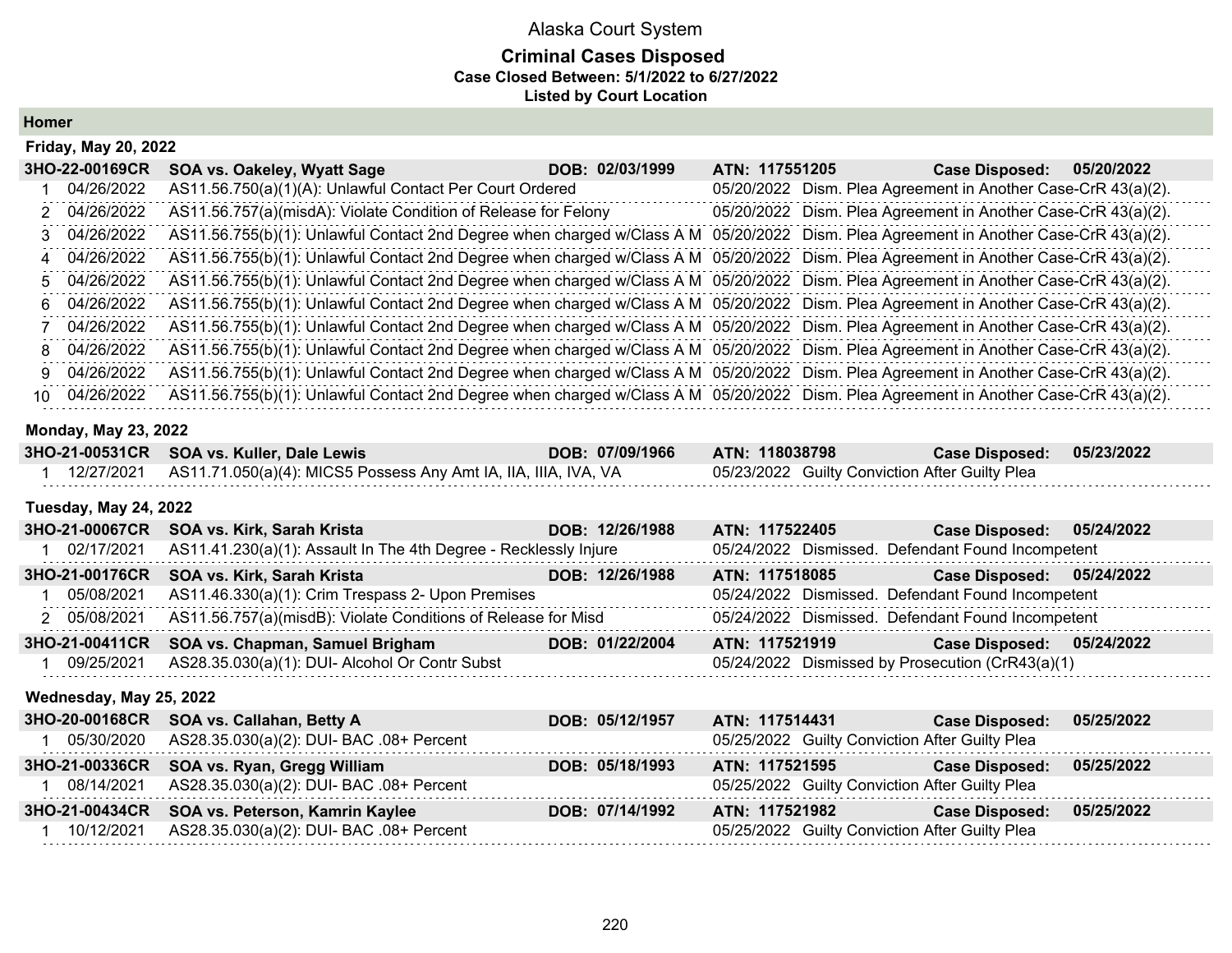# Alaska Court System

## Criminal Cases Disposed

**Case Closed Between: 5/1/2022 to 6/27/2022**

**Listed by Court Location**

### Homer

#### Friday, May 20, 2022

**3HO-22-00169CR SOA vs. Oakeley, Wyatt Sage — DOB: 02/03/1999 — ATN: 117551205 — Case Disposed: 05/20/2022**

| # | Date | Charge | Disposition Date | Disposition |
|---|---|---|---|---|
| 1 | 04/26/2022 | AS11.56.750(a)(1)(A): Unlawful Contact Per Court Ordered | 05/20/2022 | Dism. Plea Agreement in Another Case-CrR 43(a)(2). |
| 2 | 04/26/2022 | AS11.56.757(a)(misdA): Violate Condition of Release for Felony | 05/20/2022 | Dism. Plea Agreement in Another Case-CrR 43(a)(2). |
| 3 | 04/26/2022 | AS11.56.755(b)(1): Unlawful Contact 2nd Degree when charged w/Class A M | 05/20/2022 | Dism. Plea Agreement in Another Case-CrR 43(a)(2). |
| 4 | 04/26/2022 | AS11.56.755(b)(1): Unlawful Contact 2nd Degree when charged w/Class A M | 05/20/2022 | Dism. Plea Agreement in Another Case-CrR 43(a)(2). |
| 5 | 04/26/2022 | AS11.56.755(b)(1): Unlawful Contact 2nd Degree when charged w/Class A M | 05/20/2022 | Dism. Plea Agreement in Another Case-CrR 43(a)(2). |
| 6 | 04/26/2022 | AS11.56.755(b)(1): Unlawful Contact 2nd Degree when charged w/Class A M | 05/20/2022 | Dism. Plea Agreement in Another Case-CrR 43(a)(2). |
| 7 | 04/26/2022 | AS11.56.755(b)(1): Unlawful Contact 2nd Degree when charged w/Class A M | 05/20/2022 | Dism. Plea Agreement in Another Case-CrR 43(a)(2). |
| 8 | 04/26/2022 | AS11.56.755(b)(1): Unlawful Contact 2nd Degree when charged w/Class A M | 05/20/2022 | Dism. Plea Agreement in Another Case-CrR 43(a)(2). |
| 9 | 04/26/2022 | AS11.56.755(b)(1): Unlawful Contact 2nd Degree when charged w/Class A M | 05/20/2022 | Dism. Plea Agreement in Another Case-CrR 43(a)(2). |
| 10 | 04/26/2022 | AS11.56.755(b)(1): Unlawful Contact 2nd Degree when charged w/Class A M | 05/20/2022 | Dism. Plea Agreement in Another Case-CrR 43(a)(2). |

#### Monday, May 23, 2022

**3HO-21-00531CR SOA vs. Kuller, Dale Lewis — DOB: 07/09/1966 — ATN: 118038798 — Case Disposed: 05/23/2022**

| # | Date | Charge | Disposition Date | Disposition |
|---|---|---|---|---|
| 1 | 12/27/2021 | AS11.71.050(a)(4): MICS5 Possess Any Amt IA, IIA, IIIA, IVA, VA | 05/23/2022 | Guilty Conviction After Guilty Plea |

#### Tuesday, May 24, 2022

**3HO-21-00067CR SOA vs. Kirk, Sarah Krista — DOB: 12/26/1988 — ATN: 117522405 — Case Disposed: 05/24/2022**

| # | Date | Charge | Disposition Date | Disposition |
|---|---|---|---|---|
| 1 | 02/17/2021 | AS11.41.230(a)(1): Assault In The 4th Degree - Recklessly Injure | 05/24/2022 | Dismissed. Defendant Found Incompetent |

**3HO-21-00176CR SOA vs. Kirk, Sarah Krista — DOB: 12/26/1988 — ATN: 117518085 — Case Disposed: 05/24/2022**

| # | Date | Charge | Disposition Date | Disposition |
|---|---|---|---|---|
| 1 | 05/08/2021 | AS11.46.330(a)(1): Crim Trespass 2- Upon Premises | 05/24/2022 | Dismissed. Defendant Found Incompetent |
| 2 | 05/08/2021 | AS11.56.757(a)(misdB): Violate Conditions of Release for Misd | 05/24/2022 | Dismissed. Defendant Found Incompetent |

**3HO-21-00411CR SOA vs. Chapman, Samuel Brigham — DOB: 01/22/2004 — ATN: 117521919 — Case Disposed: 05/24/2022**

| # | Date | Charge | Disposition Date | Disposition |
|---|---|---|---|---|
| 1 | 09/25/2021 | AS28.35.030(a)(1): DUI- Alcohol Or Contr Subst | 05/24/2022 | Dismissed by Prosecution (CrR43(a)(1) |

#### Wednesday, May 25, 2022

**3HO-20-00168CR SOA vs. Callahan, Betty A — DOB: 05/12/1957 — ATN: 117514431 — Case Disposed: 05/25/2022**

| # | Date | Charge | Disposition Date | Disposition |
|---|---|---|---|---|
| 1 | 05/30/2020 | AS28.35.030(a)(2): DUI- BAC .08+ Percent | 05/25/2022 | Guilty Conviction After Guilty Plea |

**3HO-21-00336CR SOA vs. Ryan, Gregg William — DOB: 05/18/1993 — ATN: 117521595 — Case Disposed: 05/25/2022**

| # | Date | Charge | Disposition Date | Disposition |
|---|---|---|---|---|
| 1 | 08/14/2021 | AS28.35.030(a)(2): DUI- BAC .08+ Percent | 05/25/2022 | Guilty Conviction After Guilty Plea |

**3HO-21-00434CR SOA vs. Peterson, Kamrin Kaylee — DOB: 07/14/1992 — ATN: 117521982 — Case Disposed: 05/25/2022**

| # | Date | Charge | Disposition Date | Disposition |
|---|---|---|---|---|
| 1 | 10/12/2021 | AS28.35.030(a)(2): DUI- BAC .08+ Percent | 05/25/2022 | Guilty Conviction After Guilty Plea |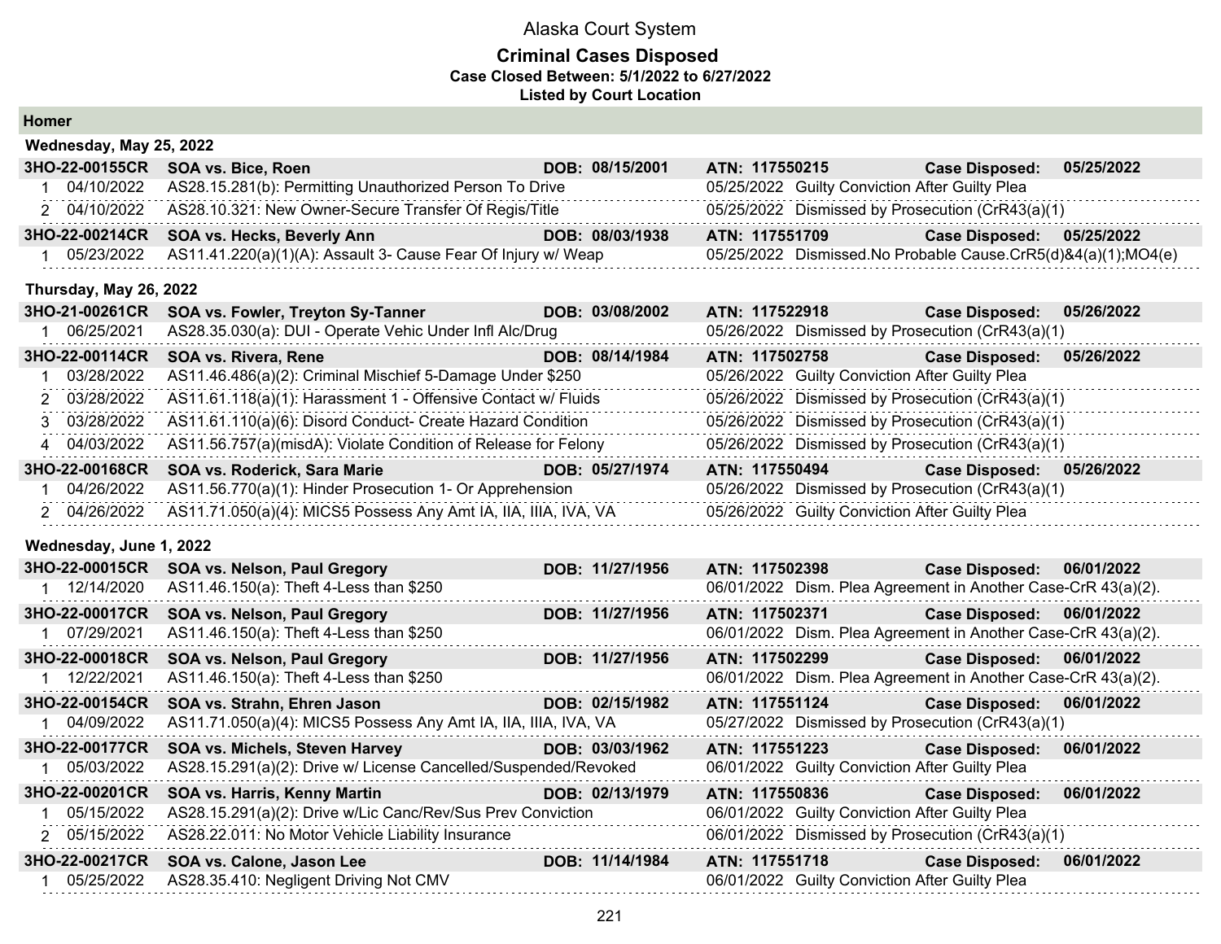# Alaska Court System

## Criminal Cases Disposed

**Case Closed Between: 5/1/2022 to 6/27/2022**

**Listed by Court Location**

### Homer

#### Wednesday, May 25, 2022

| | | | | |
|---|---|---|---|---|
| **3HO-22-00155CR** | **SOA vs. Bice, Roen** | **DOB: 08/15/2001** | **ATN: 117550215** | **Case Disposed: 05/25/2022** |
| 1 04/10/2022 | AS28.15.281(b): Permitting Unauthorized Person To Drive | | 05/25/2022 Guilty Conviction After Guilty Plea | |
| 2 04/10/2022 | AS28.10.321: New Owner-Secure Transfer Of Regis/Title | | 05/25/2022 Dismissed by Prosecution (CrR43(a)(1) | |
| **3HO-22-00214CR** | **SOA vs. Hecks, Beverly Ann** | **DOB: 08/03/1938** | **ATN: 117551709** | **Case Disposed: 05/25/2022** |
| 1 05/23/2022 | AS11.41.220(a)(1)(A): Assault 3- Cause Fear Of Injury w/ Weap | | 05/25/2022 Dismissed.No Probable Cause.CrR5(d)&4(a)(1);MO4(e) | |

#### Thursday, May 26, 2022

| | | | | |
|---|---|---|---|---|
| **3HO-21-00261CR** | **SOA vs. Fowler, Treyton Sy-Tanner** | **DOB: 03/08/2002** | **ATN: 117522918** | **Case Disposed: 05/26/2022** |
| 1 06/25/2021 | AS28.35.030(a): DUI - Operate Vehic Under Infl Alc/Drug | | 05/26/2022 Dismissed by Prosecution (CrR43(a)(1) | |
| **3HO-22-00114CR** | **SOA vs. Rivera, Rene** | **DOB: 08/14/1984** | **ATN: 117502758** | **Case Disposed: 05/26/2022** |
| 1 03/28/2022 | AS11.46.486(a)(2): Criminal Mischief 5-Damage Under $250 | | 05/26/2022 Guilty Conviction After Guilty Plea | |
| 2 03/28/2022 | AS11.61.118(a)(1): Harassment 1 - Offensive Contact w/ Fluids | | 05/26/2022 Dismissed by Prosecution (CrR43(a)(1) | |
| 3 03/28/2022 | AS11.61.110(a)(6): Disord Conduct- Create Hazard Condition | | 05/26/2022 Dismissed by Prosecution (CrR43(a)(1) | |
| 4 04/03/2022 | AS11.56.757(a)(misdA): Violate Condition of Release for Felony | | 05/26/2022 Dismissed by Prosecution (CrR43(a)(1) | |
| **3HO-22-00168CR** | **SOA vs. Roderick, Sara Marie** | **DOB: 05/27/1974** | **ATN: 117550494** | **Case Disposed: 05/26/2022** |
| 1 04/26/2022 | AS11.56.770(a)(1): Hinder Prosecution 1- Or Apprehension | | 05/26/2022 Dismissed by Prosecution (CrR43(a)(1) | |
| 2 04/26/2022 | AS11.71.050(a)(4): MICS5 Possess Any Amt IA, IIA, IIIA, IVA, VA | | 05/26/2022 Guilty Conviction After Guilty Plea | |

#### Wednesday, June 1, 2022

| | | | | |
|---|---|---|---|---|
| **3HO-22-00015CR** | **SOA vs. Nelson, Paul Gregory** | **DOB: 11/27/1956** | **ATN: 117502398** | **Case Disposed: 06/01/2022** |
| 1 12/14/2020 | AS11.46.150(a): Theft 4-Less than $250 | | 06/01/2022 Dism. Plea Agreement in Another Case-CrR 43(a)(2). | |
| **3HO-22-00017CR** | **SOA vs. Nelson, Paul Gregory** | **DOB: 11/27/1956** | **ATN: 117502371** | **Case Disposed: 06/01/2022** |
| 1 07/29/2021 | AS11.46.150(a): Theft 4-Less than $250 | | 06/01/2022 Dism. Plea Agreement in Another Case-CrR 43(a)(2). | |
| **3HO-22-00018CR** | **SOA vs. Nelson, Paul Gregory** | **DOB: 11/27/1956** | **ATN: 117502299** | **Case Disposed: 06/01/2022** |
| 1 12/22/2021 | AS11.46.150(a): Theft 4-Less than $250 | | 06/01/2022 Dism. Plea Agreement in Another Case-CrR 43(a)(2). | |
| **3HO-22-00154CR** | **SOA vs. Strahn, Ehren Jason** | **DOB: 02/15/1982** | **ATN: 117551124** | **Case Disposed: 06/01/2022** |
| 1 04/09/2022 | AS11.71.050(a)(4): MICS5 Possess Any Amt IA, IIA, IIIA, IVA, VA | | 05/27/2022 Dismissed by Prosecution (CrR43(a)(1) | |
| **3HO-22-00177CR** | **SOA vs. Michels, Steven Harvey** | **DOB: 03/03/1962** | **ATN: 117551223** | **Case Disposed: 06/01/2022** |
| 1 05/03/2022 | AS28.15.291(a)(2): Drive w/ License Cancelled/Suspended/Revoked | | 06/01/2022 Guilty Conviction After Guilty Plea | |
| **3HO-22-00201CR** | **SOA vs. Harris, Kenny Martin** | **DOB: 02/13/1979** | **ATN: 117550836** | **Case Disposed: 06/01/2022** |
| 1 05/15/2022 | AS28.15.291(a)(2): Drive w/Lic Canc/Rev/Sus Prev Conviction | | 06/01/2022 Guilty Conviction After Guilty Plea | |
| 2 05/15/2022 | AS28.22.011: No Motor Vehicle Liability Insurance | | 06/01/2022 Dismissed by Prosecution (CrR43(a)(1) | |
| **3HO-22-00217CR** | **SOA vs. Calone, Jason Lee** | **DOB: 11/14/1984** | **ATN: 117551718** | **Case Disposed: 06/01/2022** |
| 1 05/25/2022 | AS28.35.410: Negligent Driving Not CMV | | 06/01/2022 Guilty Conviction After Guilty Plea | |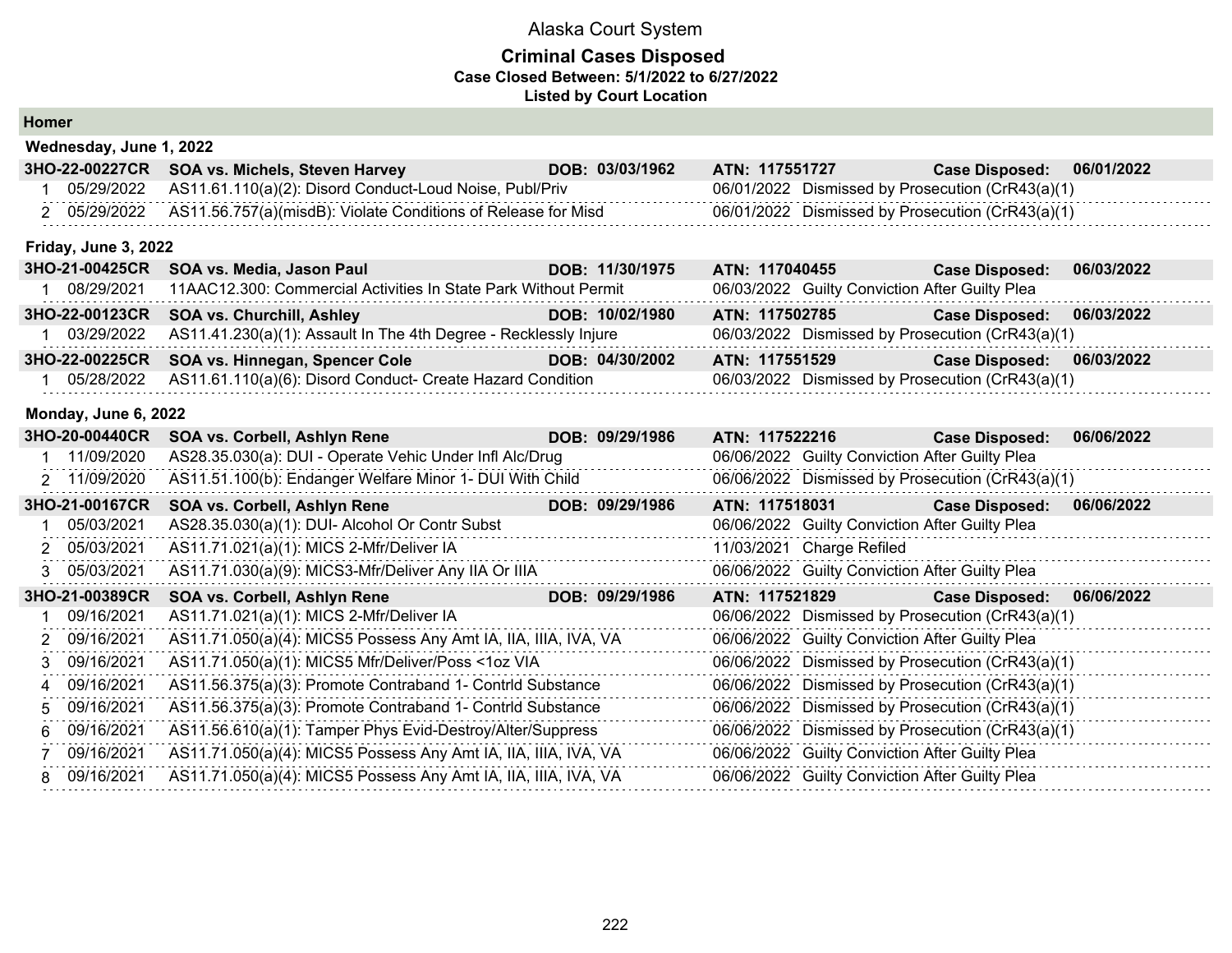# Alaska Court System

## Criminal Cases Disposed

**Case Closed Between: 5/1/2022 to 6/27/2022**

**Listed by Court Location**

### Homer

#### Wednesday, June 1, 2022

**3HO-22-00227CR** **SOA vs. Michels, Steven Harvey** **DOB: 03/03/1962** **ATN: 117551727** **Case Disposed: 06/01/2022**

| # | Date | Charge | Disposition Date | Disposition |
|---|---|---|---|---|
| 1 | 05/29/2022 | AS11.61.110(a)(2): Disord Conduct-Loud Noise, Publ/Priv | 06/01/2022 | Dismissed by Prosecution (CrR43(a)(1) |
| 2 | 05/29/2022 | AS11.56.757(a)(misdB): Violate Conditions of Release for Misd | 06/01/2022 | Dismissed by Prosecution (CrR43(a)(1) |

#### Friday, June 3, 2022

**3HO-21-00425CR** **SOA vs. Media, Jason Paul** **DOB: 11/30/1975** **ATN: 117040455** **Case Disposed: 06/03/2022**

| # | Date | Charge | Disposition Date | Disposition |
|---|---|---|---|---|
| 1 | 08/29/2021 | 11AAC12.300: Commercial Activities In State Park Without Permit | 06/03/2022 | Guilty Conviction After Guilty Plea |

**3HO-22-00123CR** **SOA vs. Churchill, Ashley** **DOB: 10/02/1980** **ATN: 117502785** **Case Disposed: 06/03/2022**

| # | Date | Charge | Disposition Date | Disposition |
|---|---|---|---|---|
| 1 | 03/29/2022 | AS11.41.230(a)(1): Assault In The 4th Degree - Recklessly Injure | 06/03/2022 | Dismissed by Prosecution (CrR43(a)(1) |

**3HO-22-00225CR** **SOA vs. Hinnegan, Spencer Cole** **DOB: 04/30/2002** **ATN: 117551529** **Case Disposed: 06/03/2022**

| # | Date | Charge | Disposition Date | Disposition |
|---|---|---|---|---|
| 1 | 05/28/2022 | AS11.61.110(a)(6): Disord Conduct- Create Hazard Condition | 06/03/2022 | Dismissed by Prosecution (CrR43(a)(1) |

#### Monday, June 6, 2022

**3HO-20-00440CR** **SOA vs. Corbell, Ashlyn Rene** **DOB: 09/29/1986** **ATN: 117522216** **Case Disposed: 06/06/2022**

| # | Date | Charge | Disposition Date | Disposition |
|---|---|---|---|---|
| 1 | 11/09/2020 | AS28.35.030(a): DUI - Operate Vehic Under Infl Alc/Drug | 06/06/2022 | Guilty Conviction After Guilty Plea |
| 2 | 11/09/2020 | AS11.51.100(b): Endanger Welfare Minor 1- DUI With Child | 06/06/2022 | Dismissed by Prosecution (CrR43(a)(1) |

**3HO-21-00167CR** **SOA vs. Corbell, Ashlyn Rene** **DOB: 09/29/1986** **ATN: 117518031** **Case Disposed: 06/06/2022**

| # | Date | Charge | Disposition Date | Disposition |
|---|---|---|---|---|
| 1 | 05/03/2021 | AS28.35.030(a)(1): DUI- Alcohol Or Contr Subst | 06/06/2022 | Guilty Conviction After Guilty Plea |
| 2 | 05/03/2021 | AS11.71.021(a)(1): MICS 2-Mfr/Deliver IA | 11/03/2021 | Charge Refiled |
| 3 | 05/03/2021 | AS11.71.030(a)(9): MICS3-Mfr/Deliver Any IIA Or IIIA | 06/06/2022 | Guilty Conviction After Guilty Plea |

**3HO-21-00389CR** **SOA vs. Corbell, Ashlyn Rene** **DOB: 09/29/1986** **ATN: 117521829** **Case Disposed: 06/06/2022**

| # | Date | Charge | Disposition Date | Disposition |
|---|---|---|---|---|
| 1 | 09/16/2021 | AS11.71.021(a)(1): MICS 2-Mfr/Deliver IA | 06/06/2022 | Dismissed by Prosecution (CrR43(a)(1) |
| 2 | 09/16/2021 | AS11.71.050(a)(4): MICS5 Possess Any Amt IA, IIA, IIIA, IVA, VA | 06/06/2022 | Guilty Conviction After Guilty Plea |
| 3 | 09/16/2021 | AS11.71.050(a)(1): MICS5 Mfr/Deliver/Poss <1oz VIA | 06/06/2022 | Dismissed by Prosecution (CrR43(a)(1) |
| 4 | 09/16/2021 | AS11.56.375(a)(3): Promote Contraband 1- Contrld Substance | 06/06/2022 | Dismissed by Prosecution (CrR43(a)(1) |
| 5 | 09/16/2021 | AS11.56.375(a)(3): Promote Contraband 1- Contrld Substance | 06/06/2022 | Dismissed by Prosecution (CrR43(a)(1) |
| 6 | 09/16/2021 | AS11.56.610(a)(1): Tamper Phys Evid-Destroy/Alter/Suppress | 06/06/2022 | Dismissed by Prosecution (CrR43(a)(1) |
| 7 | 09/16/2021 | AS11.71.050(a)(4): MICS5 Possess Any Amt IA, IIA, IIIA, IVA, VA | 06/06/2022 | Guilty Conviction After Guilty Plea |
| 8 | 09/16/2021 | AS11.71.050(a)(4): MICS5 Possess Any Amt IA, IIA, IIIA, IVA, VA | 06/06/2022 | Guilty Conviction After Guilty Plea |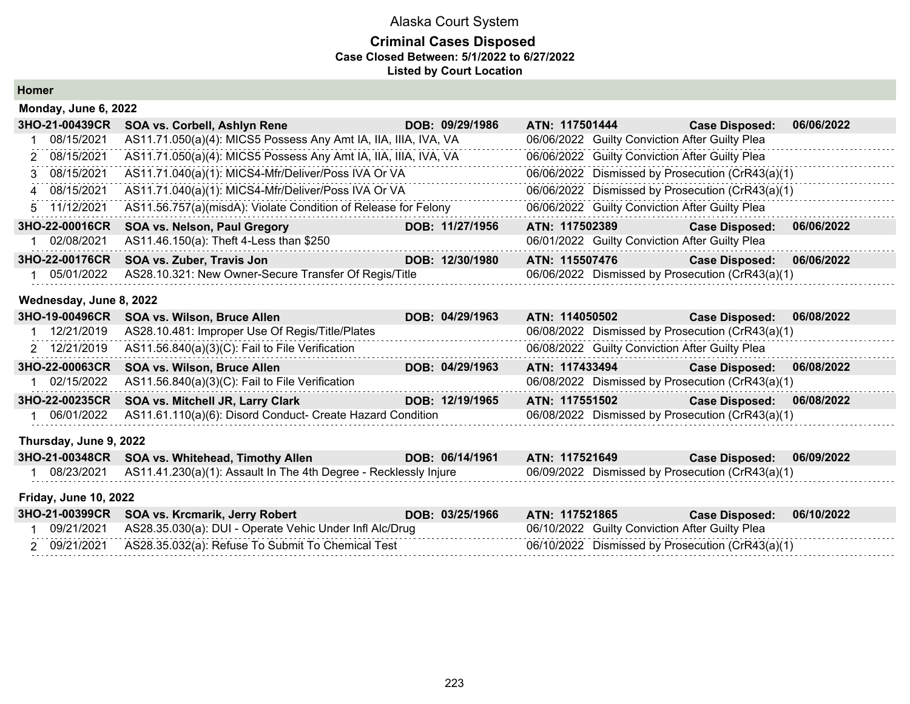# Alaska Court System

## Criminal Cases Disposed

**Case Closed Between: 5/1/2022 to 6/27/2022**

**Listed by Court Location**

### Homer

#### Monday, June 6, 2022

| | | | | | |
|---|---|---|---|---|---|
| **3HO-21-00439CR** | **SOA vs. Corbell, Ashlyn Rene** | **DOB: 09/29/1986** | **ATN: 117501444** | **Case Disposed:** | **06/06/2022** |
| 1 | 08/15/2021 | AS11.71.050(a)(4): MICS5 Possess Any Amt IA, IIA, IIIA, IVA, VA | 06/06/2022 | Guilty Conviction After Guilty Plea | |
| 2 | 08/15/2021 | AS11.71.050(a)(4): MICS5 Possess Any Amt IA, IIA, IIIA, IVA, VA | 06/06/2022 | Guilty Conviction After Guilty Plea | |
| 3 | 08/15/2021 | AS11.71.040(a)(1): MICS4-Mfr/Deliver/Poss IVA Or VA | 06/06/2022 | Dismissed by Prosecution (CrR43(a)(1) | |
| 4 | 08/15/2021 | AS11.71.040(a)(1): MICS4-Mfr/Deliver/Poss IVA Or VA | 06/06/2022 | Dismissed by Prosecution (CrR43(a)(1) | |
| 5 | 11/12/2021 | AS11.56.757(a)(misdA): Violate Condition of Release for Felony | 06/06/2022 | Guilty Conviction After Guilty Plea | |
| **3HO-22-00016CR** | **SOA vs. Nelson, Paul Gregory** | **DOB: 11/27/1956** | **ATN: 117502389** | **Case Disposed:** | **06/06/2022** |
| 1 | 02/08/2021 | AS11.46.150(a): Theft 4-Less than $250 | 06/01/2022 | Guilty Conviction After Guilty Plea | |
| **3HO-22-00176CR** | **SOA vs. Zuber, Travis Jon** | **DOB: 12/30/1980** | **ATN: 115507476** | **Case Disposed:** | **06/06/2022** |
| 1 | 05/01/2022 | AS28.10.321: New Owner-Secure Transfer Of Regis/Title | 06/06/2022 | Dismissed by Prosecution (CrR43(a)(1) | |

#### Wednesday, June 8, 2022

| | | | | | |
|---|---|---|---|---|---|
| **3HO-19-00496CR** | **SOA vs. Wilson, Bruce Allen** | **DOB: 04/29/1963** | **ATN: 114050502** | **Case Disposed:** | **06/08/2022** |
| 1 | 12/21/2019 | AS28.10.481: Improper Use Of Regis/Title/Plates | 06/08/2022 | Dismissed by Prosecution (CrR43(a)(1) | |
| 2 | 12/21/2019 | AS11.56.840(a)(3)(C): Fail to File Verification | 06/08/2022 | Guilty Conviction After Guilty Plea | |
| **3HO-22-00063CR** | **SOA vs. Wilson, Bruce Allen** | **DOB: 04/29/1963** | **ATN: 117433494** | **Case Disposed:** | **06/08/2022** |
| 1 | 02/15/2022 | AS11.56.840(a)(3)(C): Fail to File Verification | 06/08/2022 | Dismissed by Prosecution (CrR43(a)(1) | |
| **3HO-22-00235CR** | **SOA vs. Mitchell JR, Larry Clark** | **DOB: 12/19/1965** | **ATN: 117551502** | **Case Disposed:** | **06/08/2022** |
| 1 | 06/01/2022 | AS11.61.110(a)(6): Disord Conduct- Create Hazard Condition | 06/08/2022 | Dismissed by Prosecution (CrR43(a)(1) | |

#### Thursday, June 9, 2022

| | | | | | |
|---|---|---|---|---|---|
| **3HO-21-00348CR** | **SOA vs. Whitehead, Timothy Allen** | **DOB: 06/14/1961** | **ATN: 117521649** | **Case Disposed:** | **06/09/2022** |
| 1 | 08/23/2021 | AS11.41.230(a)(1): Assault In The 4th Degree - Recklessly Injure | 06/09/2022 | Dismissed by Prosecution (CrR43(a)(1) | |

#### Friday, June 10, 2022

| | | | | | |
|---|---|---|---|---|---|
| **3HO-21-00399CR** | **SOA vs. Krcmarik, Jerry Robert** | **DOB: 03/25/1966** | **ATN: 117521865** | **Case Disposed:** | **06/10/2022** |
| 1 | 09/21/2021 | AS28.35.030(a): DUI - Operate Vehic Under Infl Alc/Drug | 06/10/2022 | Guilty Conviction After Guilty Plea | |
| 2 | 09/21/2021 | AS28.35.032(a): Refuse To Submit To Chemical Test | 06/10/2022 | Dismissed by Prosecution (CrR43(a)(1) | |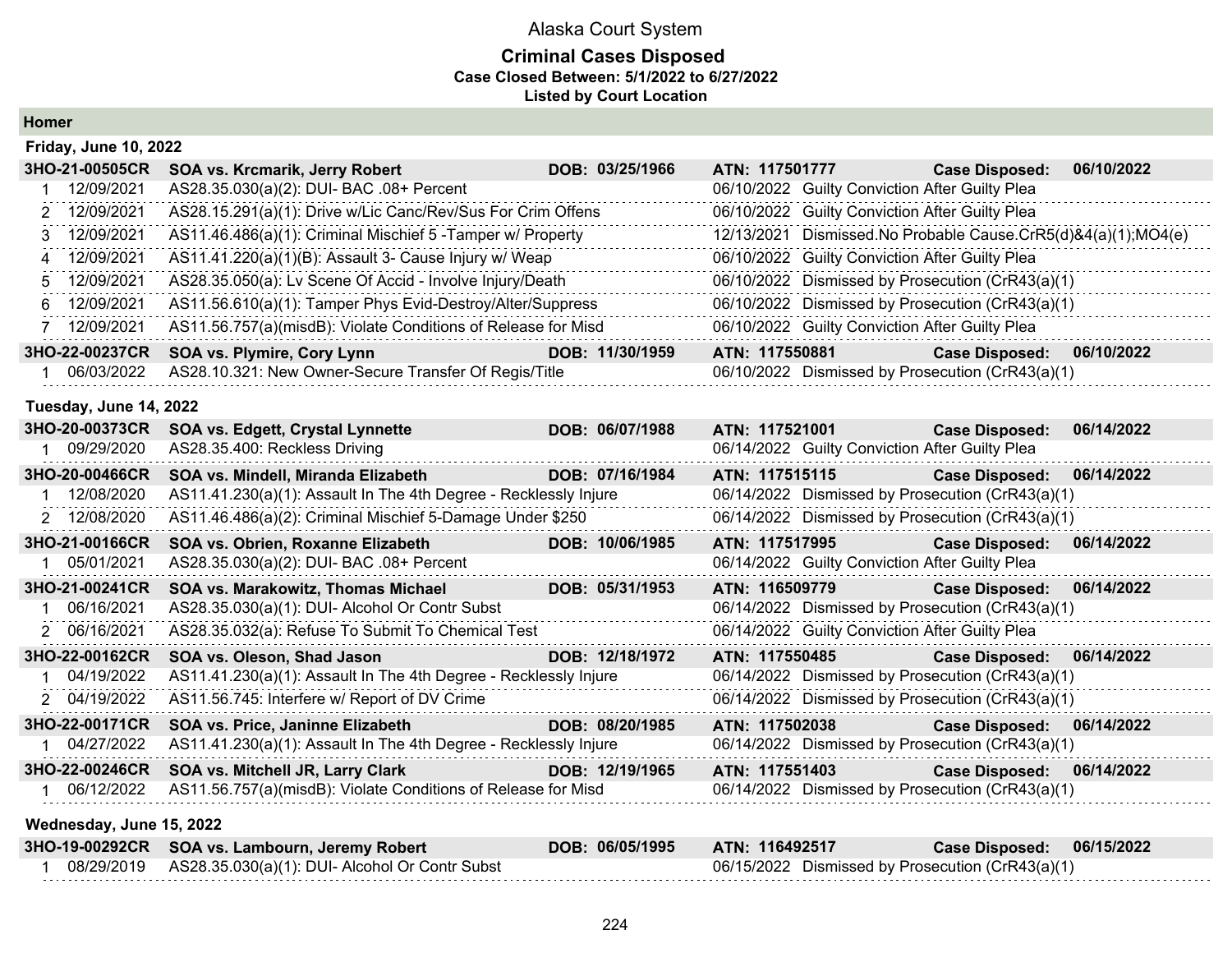# Alaska Court System

## Criminal Cases Disposed

**Case Closed Between: 5/1/2022 to 6/27/2022**

**Listed by Court Location**

### Homer

**Friday, June 10, 2022**

**3HO-21-00505CR SOA vs. Krcmarik, Jerry Robert DOB: 03/25/1966 ATN: 117501777 Case Disposed: 06/10/2022**

| # | Date | Charge | Disposition Date | Disposition |
|---|---|---|---|---|
| 1 | 12/09/2021 | AS28.35.030(a)(2): DUI- BAC .08+ Percent | 06/10/2022 | Guilty Conviction After Guilty Plea |
| 2 | 12/09/2021 | AS28.15.291(a)(1): Drive w/Lic Canc/Rev/Sus For Crim Offens | 06/10/2022 | Guilty Conviction After Guilty Plea |
| 3 | 12/09/2021 | AS11.46.486(a)(1): Criminal Mischief 5 -Tamper w/ Property | 12/13/2021 | Dismissed.No Probable Cause.CrR5(d)&4(a)(1);MO4(e) |
| 4 | 12/09/2021 | AS11.41.220(a)(1)(B): Assault 3- Cause Injury w/ Weap | 06/10/2022 | Guilty Conviction After Guilty Plea |
| 5 | 12/09/2021 | AS28.35.050(a): Lv Scene Of Accid - Involve Injury/Death | 06/10/2022 | Dismissed by Prosecution (CrR43(a)(1) |
| 6 | 12/09/2021 | AS11.56.610(a)(1): Tamper Phys Evid-Destroy/Alter/Suppress | 06/10/2022 | Dismissed by Prosecution (CrR43(a)(1) |
| 7 | 12/09/2021 | AS11.56.757(a)(misdB): Violate Conditions of Release for Misd | 06/10/2022 | Guilty Conviction After Guilty Plea |

**3HO-22-00237CR SOA vs. Plymire, Cory Lynn DOB: 11/30/1959 ATN: 117550881 Case Disposed: 06/10/2022**

| # | Date | Charge | Disposition Date | Disposition |
|---|---|---|---|---|
| 1 | 06/03/2022 | AS28.10.321: New Owner-Secure Transfer Of Regis/Title | 06/10/2022 | Dismissed by Prosecution (CrR43(a)(1) |

**Tuesday, June 14, 2022**

**3HO-20-00373CR SOA vs. Edgett, Crystal Lynnette DOB: 06/07/1988 ATN: 117521001 Case Disposed: 06/14/2022**

| # | Date | Charge | Disposition Date | Disposition |
|---|---|---|---|---|
| 1 | 09/29/2020 | AS28.35.400: Reckless Driving | 06/14/2022 | Guilty Conviction After Guilty Plea |

**3HO-20-00466CR SOA vs. Mindell, Miranda Elizabeth DOB: 07/16/1984 ATN: 117515115 Case Disposed: 06/14/2022**

| # | Date | Charge | Disposition Date | Disposition |
|---|---|---|---|---|
| 1 | 12/08/2020 | AS11.41.230(a)(1): Assault In The 4th Degree - Recklessly Injure | 06/14/2022 | Dismissed by Prosecution (CrR43(a)(1) |
| 2 | 12/08/2020 | AS11.46.486(a)(2): Criminal Mischief 5-Damage Under $250 | 06/14/2022 | Dismissed by Prosecution (CrR43(a)(1) |

**3HO-21-00166CR SOA vs. Obrien, Roxanne Elizabeth DOB: 10/06/1985 ATN: 117517995 Case Disposed: 06/14/2022**

| # | Date | Charge | Disposition Date | Disposition |
|---|---|---|---|---|
| 1 | 05/01/2021 | AS28.35.030(a)(2): DUI- BAC .08+ Percent | 06/14/2022 | Guilty Conviction After Guilty Plea |

**3HO-21-00241CR SOA vs. Marakowitz, Thomas Michael DOB: 05/31/1953 ATN: 116509779 Case Disposed: 06/14/2022**

| # | Date | Charge | Disposition Date | Disposition |
|---|---|---|---|---|
| 1 | 06/16/2021 | AS28.35.030(a)(1): DUI- Alcohol Or Contr Subst | 06/14/2022 | Dismissed by Prosecution (CrR43(a)(1) |
| 2 | 06/16/2021 | AS28.35.032(a): Refuse To Submit To Chemical Test | 06/14/2022 | Guilty Conviction After Guilty Plea |

**3HO-22-00162CR SOA vs. Oleson, Shad Jason DOB: 12/18/1972 ATN: 117550485 Case Disposed: 06/14/2022**

| # | Date | Charge | Disposition Date | Disposition |
|---|---|---|---|---|
| 1 | 04/19/2022 | AS11.41.230(a)(1): Assault In The 4th Degree - Recklessly Injure | 06/14/2022 | Dismissed by Prosecution (CrR43(a)(1) |
| 2 | 04/19/2022 | AS11.56.745: Interfere w/ Report of DV Crime | 06/14/2022 | Dismissed by Prosecution (CrR43(a)(1) |

**3HO-22-00171CR SOA vs. Price, Janinne Elizabeth DOB: 08/20/1985 ATN: 117502038 Case Disposed: 06/14/2022**

| # | Date | Charge | Disposition Date | Disposition |
|---|---|---|---|---|
| 1 | 04/27/2022 | AS11.41.230(a)(1): Assault In The 4th Degree - Recklessly Injure | 06/14/2022 | Dismissed by Prosecution (CrR43(a)(1) |

**3HO-22-00246CR SOA vs. Mitchell JR, Larry Clark DOB: 12/19/1965 ATN: 117551403 Case Disposed: 06/14/2022**

| # | Date | Charge | Disposition Date | Disposition |
|---|---|---|---|---|
| 1 | 06/12/2022 | AS11.56.757(a)(misdB): Violate Conditions of Release for Misd | 06/14/2022 | Dismissed by Prosecution (CrR43(a)(1) |

**Wednesday, June 15, 2022**

**3HO-19-00292CR SOA vs. Lambourn, Jeremy Robert DOB: 06/05/1995 ATN: 116492517 Case Disposed: 06/15/2022**

| # | Date | Charge | Disposition Date | Disposition |
|---|---|---|---|---|
| 1 | 08/29/2019 | AS28.35.030(a)(1): DUI- Alcohol Or Contr Subst | 06/15/2022 | Dismissed by Prosecution (CrR43(a)(1) |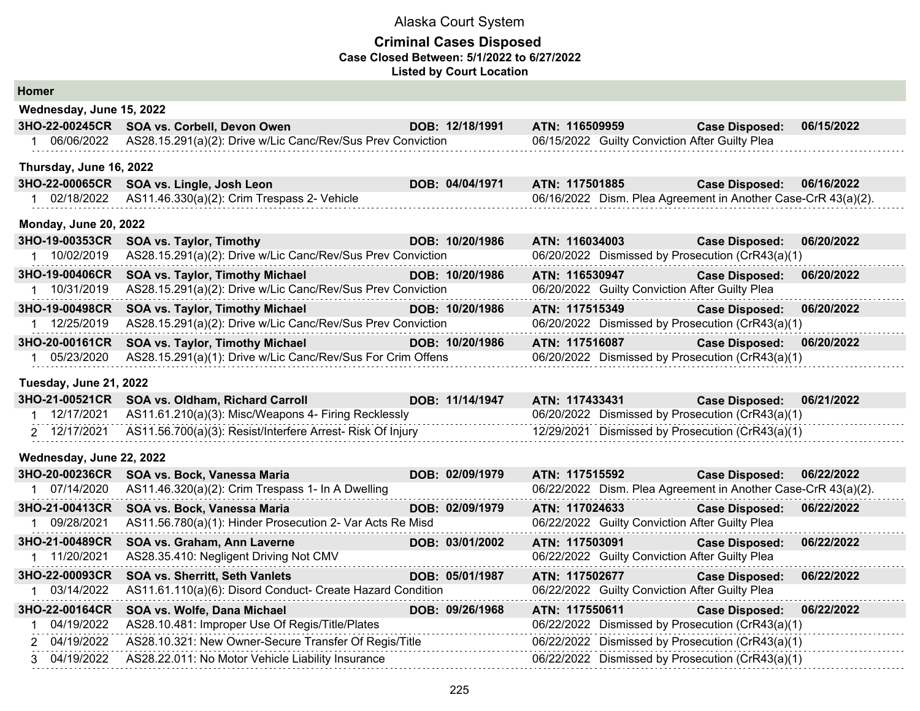# Alaska Court System

## Criminal Cases Disposed

**Case Closed Between: 5/1/2022 to 6/27/2022**

**Listed by Court Location**

### Homer

**Wednesday, June 15, 2022**

| 3HO-22-00245CR | SOA vs. Corbell, Devon Owen | DOB: 12/18/1991 | ATN: 116509959 | Case Disposed: 06/15/2022 |
|---|---|---|---|---|
| 1 06/06/2022 | AS28.15.291(a)(2): Drive w/Lic Canc/Rev/Sus Prev Conviction | | 06/15/2022 Guilty Conviction After Guilty Plea | |

**Thursday, June 16, 2022**

| 3HO-22-00065CR | SOA vs. Lingle, Josh Leon | DOB: 04/04/1971 | ATN: 117501885 | Case Disposed: 06/16/2022 |
|---|---|---|---|---|
| 1 02/18/2022 | AS11.46.330(a)(2): Crim Trespass 2- Vehicle | | 06/16/2022 Dism. Plea Agreement in Another Case-CrR 43(a)(2). | |

**Monday, June 20, 2022**

| 3HO-19-00353CR | SOA vs. Taylor, Timothy | DOB: 10/20/1986 | ATN: 116034003 | Case Disposed: 06/20/2022 |
|---|---|---|---|---|
| 1 10/02/2019 | AS28.15.291(a)(2): Drive w/Lic Canc/Rev/Sus Prev Conviction | | 06/20/2022 Dismissed by Prosecution (CrR43(a)(1) | |
| 3HO-19-00406CR | SOA vs. Taylor, Timothy Michael | DOB: 10/20/1986 | ATN: 116530947 | Case Disposed: 06/20/2022 |
| 1 10/31/2019 | AS28.15.291(a)(2): Drive w/Lic Canc/Rev/Sus Prev Conviction | | 06/20/2022 Guilty Conviction After Guilty Plea | |
| 3HO-19-00498CR | SOA vs. Taylor, Timothy Michael | DOB: 10/20/1986 | ATN: 117515349 | Case Disposed: 06/20/2022 |
| 1 12/25/2019 | AS28.15.291(a)(2): Drive w/Lic Canc/Rev/Sus Prev Conviction | | 06/20/2022 Dismissed by Prosecution (CrR43(a)(1) | |
| 3HO-20-00161CR | SOA vs. Taylor, Timothy Michael | DOB: 10/20/1986 | ATN: 117516087 | Case Disposed: 06/20/2022 |
| 1 05/23/2020 | AS28.15.291(a)(1): Drive w/Lic Canc/Rev/Sus For Crim Offens | | 06/20/2022 Dismissed by Prosecution (CrR43(a)(1) | |

**Tuesday, June 21, 2022**

| 3HO-21-00521CR | SOA vs. Oldham, Richard Carroll | DOB: 11/14/1947 | ATN: 117433431 | Case Disposed: 06/21/2022 |
|---|---|---|---|---|
| 1 12/17/2021 | AS11.61.210(a)(3): Misc/Weapons 4- Firing Recklessly | | 06/20/2022 Dismissed by Prosecution (CrR43(a)(1) | |
| 2 12/17/2021 | AS11.56.700(a)(3): Resist/Interfere Arrest- Risk Of Injury | | 12/29/2021 Dismissed by Prosecution (CrR43(a)(1) | |

**Wednesday, June 22, 2022**

| 3HO-20-00236CR | SOA vs. Bock, Vanessa Maria | DOB: 02/09/1979 | ATN: 117515592 | Case Disposed: 06/22/2022 |
|---|---|---|---|---|
| 1 07/14/2020 | AS11.46.320(a)(2): Crim Trespass 1- In A Dwelling | | 06/22/2022 Dism. Plea Agreement in Another Case-CrR 43(a)(2). | |
| 3HO-21-00413CR | SOA vs. Bock, Vanessa Maria | DOB: 02/09/1979 | ATN: 117024633 | Case Disposed: 06/22/2022 |
| 1 09/28/2021 | AS11.56.780(a)(1): Hinder Prosecution 2- Var Acts Re Misd | | 06/22/2022 Guilty Conviction After Guilty Plea | |
| 3HO-21-00489CR | SOA vs. Graham, Ann Laverne | DOB: 03/01/2002 | ATN: 117503091 | Case Disposed: 06/22/2022 |
| 1 11/20/2021 | AS28.35.410: Negligent Driving Not CMV | | 06/22/2022 Guilty Conviction After Guilty Plea | |
| 3HO-22-00093CR | SOA vs. Sherritt, Seth Vanlets | DOB: 05/01/1987 | ATN: 117502677 | Case Disposed: 06/22/2022 |
| 1 03/14/2022 | AS11.61.110(a)(6): Disord Conduct- Create Hazard Condition | | 06/22/2022 Guilty Conviction After Guilty Plea | |
| 3HO-22-00164CR | SOA vs. Wolfe, Dana Michael | DOB: 09/26/1968 | ATN: 117550611 | Case Disposed: 06/22/2022 |
| 1 04/19/2022 | AS28.10.481: Improper Use Of Regis/Title/Plates | | 06/22/2022 Dismissed by Prosecution (CrR43(a)(1) | |
| 2 04/19/2022 | AS28.10.321: New Owner-Secure Transfer Of Regis/Title | | 06/22/2022 Dismissed by Prosecution (CrR43(a)(1) | |
| 3 04/19/2022 | AS28.22.011: No Motor Vehicle Liability Insurance | | 06/22/2022 Dismissed by Prosecution (CrR43(a)(1) | |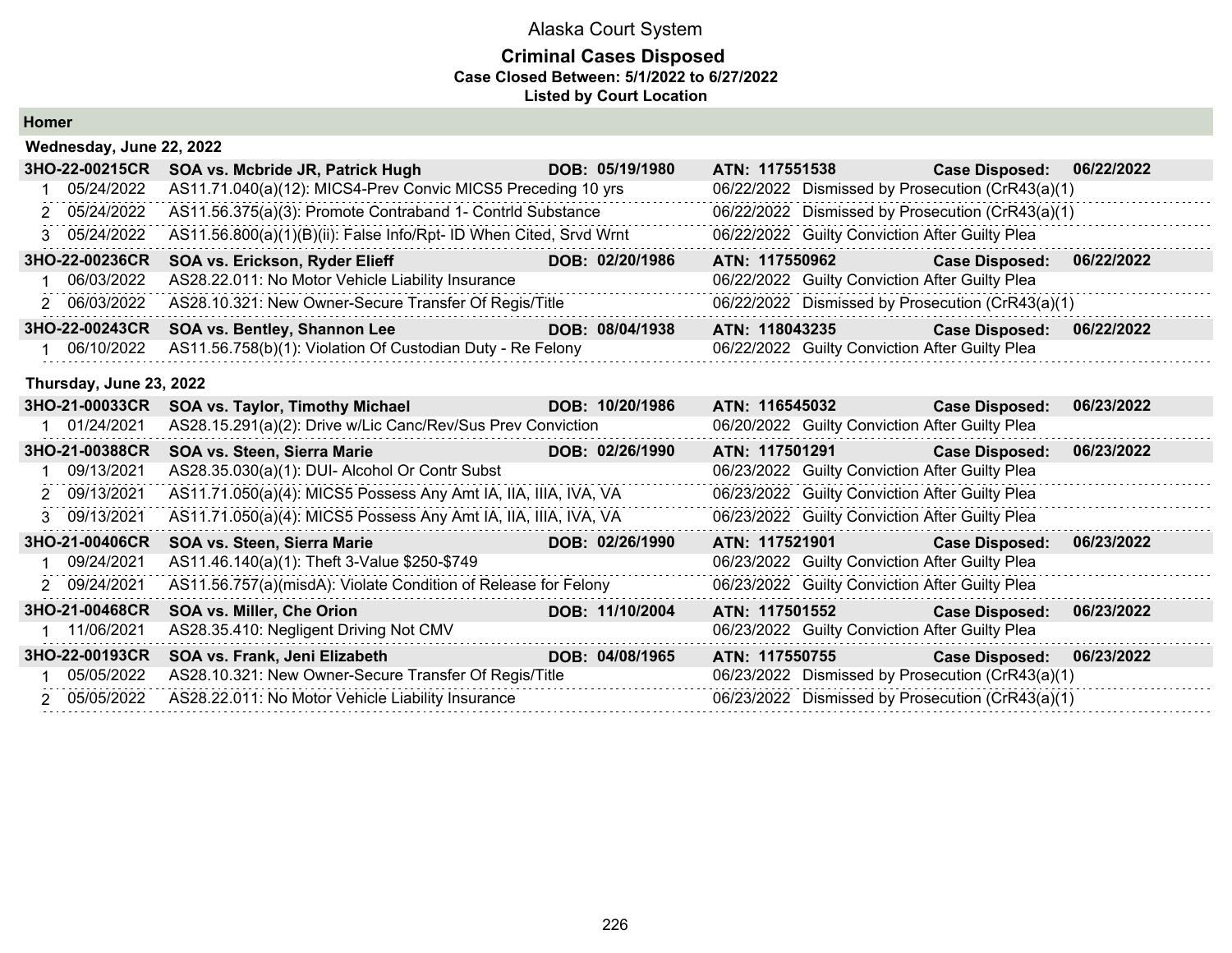# Alaska Court System

## Criminal Cases Disposed

**Case Closed Between: 5/1/2022 to 6/27/2022**

**Listed by Court Location**

### Homer

#### Wednesday, June 22, 2022

| **3HO-22-00215CR** | **SOA vs. Mcbride JR, Patrick Hugh** | **DOB: 05/19/1980** | **ATN: 117551538** | **Case Disposed: 06/22/2022** |
|---|---|---|---|---|
| 1 | 05/24/2022 | AS11.71.040(a)(12): MICS4-Prev Convic MICS5 Preceding 10 yrs | 06/22/2022 | Dismissed by Prosecution (CrR43(a)(1) |
| 2 | 05/24/2022 | AS11.56.375(a)(3): Promote Contraband 1- Contrld Substance | 06/22/2022 | Dismissed by Prosecution (CrR43(a)(1) |
| 3 | 05/24/2022 | AS11.56.800(a)(1)(B)(ii): False Info/Rpt- ID When Cited, Srvd Wrnt | 06/22/2022 | Guilty Conviction After Guilty Plea |

| **3HO-22-00236CR** | **SOA vs. Erickson, Ryder Elieff** | **DOB: 02/20/1986** | **ATN: 117550962** | **Case Disposed: 06/22/2022** |
|---|---|---|---|---|
| 1 | 06/03/2022 | AS28.22.011: No Motor Vehicle Liability Insurance | 06/22/2022 | Guilty Conviction After Guilty Plea |
| 2 | 06/03/2022 | AS28.10.321: New Owner-Secure Transfer Of Regis/Title | 06/22/2022 | Dismissed by Prosecution (CrR43(a)(1) |

| **3HO-22-00243CR** | **SOA vs. Bentley, Shannon Lee** | **DOB: 08/04/1938** | **ATN: 118043235** | **Case Disposed: 06/22/2022** |
|---|---|---|---|---|
| 1 | 06/10/2022 | AS11.56.758(b)(1): Violation Of Custodian Duty - Re Felony | 06/22/2022 | Guilty Conviction After Guilty Plea |

#### Thursday, June 23, 2022

| **3HO-21-00033CR** | **SOA vs. Taylor, Timothy Michael** | **DOB: 10/20/1986** | **ATN: 116545032** | **Case Disposed: 06/23/2022** |
|---|---|---|---|---|
| 1 | 01/24/2021 | AS28.15.291(a)(2): Drive w/Lic Canc/Rev/Sus Prev Conviction | 06/20/2022 | Guilty Conviction After Guilty Plea |

| **3HO-21-00388CR** | **SOA vs. Steen, Sierra Marie** | **DOB: 02/26/1990** | **ATN: 117501291** | **Case Disposed: 06/23/2022** |
|---|---|---|---|---|
| 1 | 09/13/2021 | AS28.35.030(a)(1): DUI- Alcohol Or Contr Subst | 06/23/2022 | Guilty Conviction After Guilty Plea |
| 2 | 09/13/2021 | AS11.71.050(a)(4): MICS5 Possess Any Amt IA, IIA, IIIA, IVA, VA | 06/23/2022 | Guilty Conviction After Guilty Plea |
| 3 | 09/13/2021 | AS11.71.050(a)(4): MICS5 Possess Any Amt IA, IIA, IIIA, IVA, VA | 06/23/2022 | Guilty Conviction After Guilty Plea |

| **3HO-21-00406CR** | **SOA vs. Steen, Sierra Marie** | **DOB: 02/26/1990** | **ATN: 117521901** | **Case Disposed: 06/23/2022** |
|---|---|---|---|---|
| 1 | 09/24/2021 | AS11.46.140(a)(1): Theft 3-Value $250-$749 | 06/23/2022 | Guilty Conviction After Guilty Plea |
| 2 | 09/24/2021 | AS11.56.757(a)(misdA): Violate Condition of Release for Felony | 06/23/2022 | Guilty Conviction After Guilty Plea |

| **3HO-21-00468CR** | **SOA vs. Miller, Che Orion** | **DOB: 11/10/2004** | **ATN: 117501552** | **Case Disposed: 06/23/2022** |
|---|---|---|---|---|
| 1 | 11/06/2021 | AS28.35.410: Negligent Driving Not CMV | 06/23/2022 | Guilty Conviction After Guilty Plea |

| **3HO-22-00193CR** | **SOA vs. Frank, Jeni Elizabeth** | **DOB: 04/08/1965** | **ATN: 117550755** | **Case Disposed: 06/23/2022** |
|---|---|---|---|---|
| 1 | 05/05/2022 | AS28.10.321: New Owner-Secure Transfer Of Regis/Title | 06/23/2022 | Dismissed by Prosecution (CrR43(a)(1) |
| 2 | 05/05/2022 | AS28.22.011: No Motor Vehicle Liability Insurance | 06/23/2022 | Dismissed by Prosecution (CrR43(a)(1) |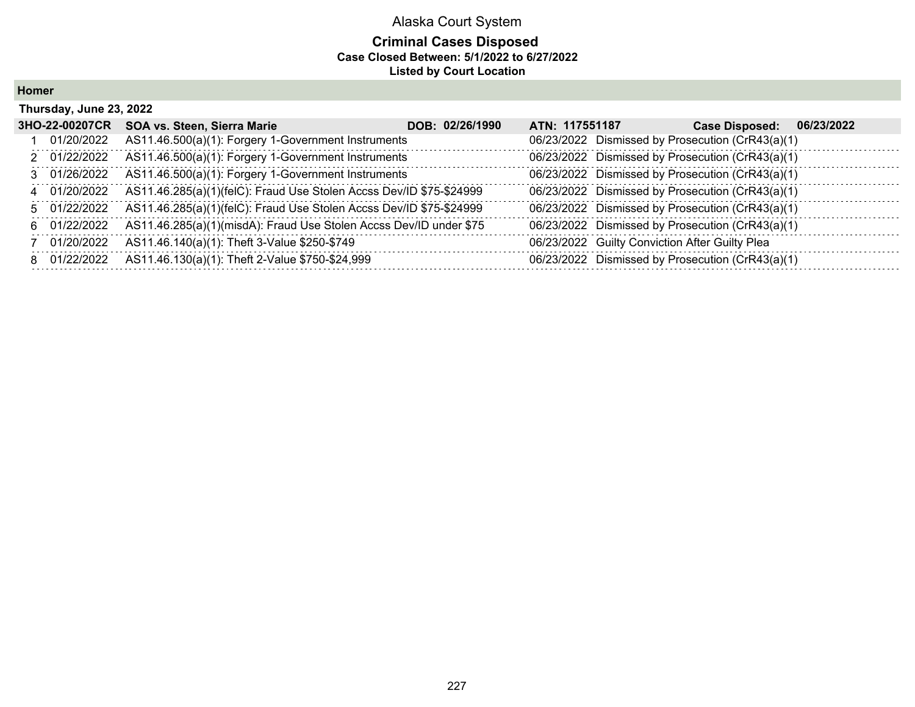# Alaska Court System

## Criminal Cases Disposed

**Case Closed Between: 5/1/2022 to 6/27/2022**

**Listed by Court Location**

### Homer

**Thursday, June 23, 2022**

| 3HO-22-00207CR | SOA vs. Steen, Sierra Marie | DOB: 02/26/1990 | ATN: 117551187 | Case Disposed: 06/23/2022 |
|---|---|---|---|---|
| 1 | 01/20/2022 | AS11.46.500(a)(1): Forgery 1-Government Instruments | 06/23/2022 | Dismissed by Prosecution (CrR43(a)(1) |
| 2 | 01/22/2022 | AS11.46.500(a)(1): Forgery 1-Government Instruments | 06/23/2022 | Dismissed by Prosecution (CrR43(a)(1) |
| 3 | 01/26/2022 | AS11.46.500(a)(1): Forgery 1-Government Instruments | 06/23/2022 | Dismissed by Prosecution (CrR43(a)(1) |
| 4 | 01/20/2022 | AS11.46.285(a)(1)(felC): Fraud Use Stolen Accss Dev/ID $75-$24999 | 06/23/2022 | Dismissed by Prosecution (CrR43(a)(1) |
| 5 | 01/22/2022 | AS11.46.285(a)(1)(felC): Fraud Use Stolen Accss Dev/ID $75-$24999 | 06/23/2022 | Dismissed by Prosecution (CrR43(a)(1) |
| 6 | 01/22/2022 | AS11.46.285(a)(1)(misdA): Fraud Use Stolen Accss Dev/ID under $75 | 06/23/2022 | Dismissed by Prosecution (CrR43(a)(1) |
| 7 | 01/20/2022 | AS11.46.140(a)(1): Theft 3-Value $250-$749 | 06/23/2022 | Guilty Conviction After Guilty Plea |
| 8 | 01/22/2022 | AS11.46.130(a)(1): Theft 2-Value $750-$24,999 | 06/23/2022 | Dismissed by Prosecution (CrR43(a)(1) |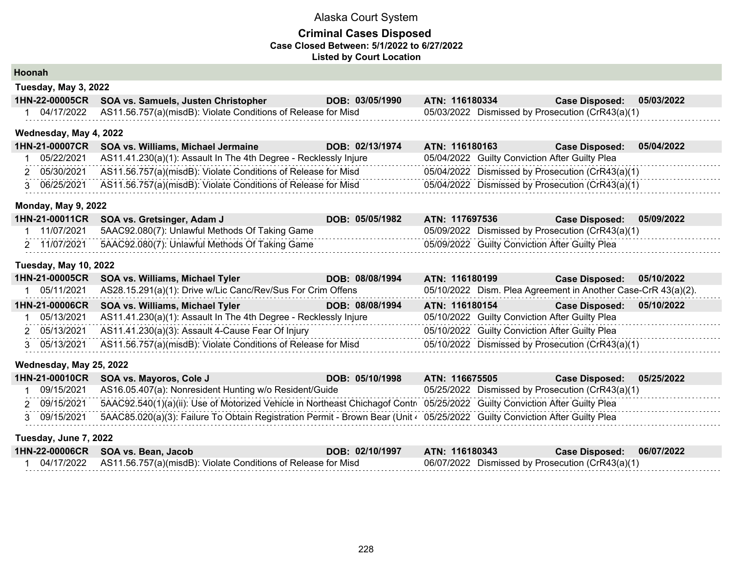# Alaska Court System

## Criminal Cases Disposed

**Case Closed Between: 5/1/2022 to 6/27/2022**

**Listed by Court Location**

### Hoonah

**Tuesday, May 3, 2022**

**1HN-22-00005CR SOA vs. Samuels, Justen Christopher DOB: 03/05/1990 ATN: 116180334 Case Disposed: 05/03/2022**

| # | Date | Charge | Disposition Date | Disposition |
|---|---|---|---|---|
| 1 | 04/17/2022 | AS11.56.757(a)(misdB): Violate Conditions of Release for Misd | 05/03/2022 | Dismissed by Prosecution (CrR43(a)(1) |

**Wednesday, May 4, 2022**

**1HN-21-00007CR SOA vs. Williams, Michael Jermaine DOB: 02/13/1974 ATN: 116180163 Case Disposed: 05/04/2022**

| # | Date | Charge | Disposition Date | Disposition |
|---|---|---|---|---|
| 1 | 05/22/2021 | AS11.41.230(a)(1): Assault In The 4th Degree - Recklessly Injure | 05/04/2022 | Guilty Conviction After Guilty Plea |
| 2 | 05/30/2021 | AS11.56.757(a)(misdB): Violate Conditions of Release for Misd | 05/04/2022 | Dismissed by Prosecution (CrR43(a)(1) |
| 3 | 06/25/2021 | AS11.56.757(a)(misdB): Violate Conditions of Release for Misd | 05/04/2022 | Dismissed by Prosecution (CrR43(a)(1) |

**Monday, May 9, 2022**

**1HN-21-00011CR SOA vs. Gretsinger, Adam J DOB: 05/05/1982 ATN: 117697536 Case Disposed: 05/09/2022**

| # | Date | Charge | Disposition Date | Disposition |
|---|---|---|---|---|
| 1 | 11/07/2021 | 5AAC92.080(7): Unlawful Methods Of Taking Game | 05/09/2022 | Dismissed by Prosecution (CrR43(a)(1) |
| 2 | 11/07/2021 | 5AAC92.080(7): Unlawful Methods Of Taking Game | 05/09/2022 | Guilty Conviction After Guilty Plea |

**Tuesday, May 10, 2022**

**1HN-21-00005CR SOA vs. Williams, Michael Tyler DOB: 08/08/1994 ATN: 116180199 Case Disposed: 05/10/2022**

| # | Date | Charge | Disposition Date | Disposition |
|---|---|---|---|---|
| 1 | 05/11/2021 | AS28.15.291(a)(1): Drive w/Lic Canc/Rev/Sus For Crim Offens | 05/10/2022 | Dism. Plea Agreement in Another Case-CrR 43(a)(2). |

**1HN-21-00006CR SOA vs. Williams, Michael Tyler DOB: 08/08/1994 ATN: 116180154 Case Disposed: 05/10/2022**

| # | Date | Charge | Disposition Date | Disposition |
|---|---|---|---|---|
| 1 | 05/13/2021 | AS11.41.230(a)(1): Assault In The 4th Degree - Recklessly Injure | 05/10/2022 | Guilty Conviction After Guilty Plea |
| 2 | 05/13/2021 | AS11.41.230(a)(3): Assault 4-Cause Fear Of Injury | 05/10/2022 | Guilty Conviction After Guilty Plea |
| 3 | 05/13/2021 | AS11.56.757(a)(misdB): Violate Conditions of Release for Misd | 05/10/2022 | Dismissed by Prosecution (CrR43(a)(1) |

**Wednesday, May 25, 2022**

**1HN-21-00010CR SOA vs. Mayoros, Cole J DOB: 05/10/1998 ATN: 116675505 Case Disposed: 05/25/2022**

| # | Date | Charge | Disposition Date | Disposition |
|---|---|---|---|---|
| 1 | 09/15/2021 | AS16.05.407(a): Nonresident Hunting w/o Resident/Guide | 05/25/2022 | Dismissed by Prosecution (CrR43(a)(1) |
| 2 | 09/15/2021 | 5AAC92.540(1)(a)(ii): Use of Motorized Vehicle in Northeast Chichagof Contr | 05/25/2022 | Guilty Conviction After Guilty Plea |
| 3 | 09/15/2021 | 5AAC85.020(a)(3): Failure To Obtain Registration Permit - Brown Bear (Unit 4 | 05/25/2022 | Guilty Conviction After Guilty Plea |

**Tuesday, June 7, 2022**

**1HN-22-00006CR SOA vs. Bean, Jacob DOB: 02/10/1997 ATN: 116180343 Case Disposed: 06/07/2022**

| # | Date | Charge | Disposition Date | Disposition |
|---|---|---|---|---|
| 1 | 04/17/2022 | AS11.56.757(a)(misdB): Violate Conditions of Release for Misd | 06/07/2022 | Dismissed by Prosecution (CrR43(a)(1) |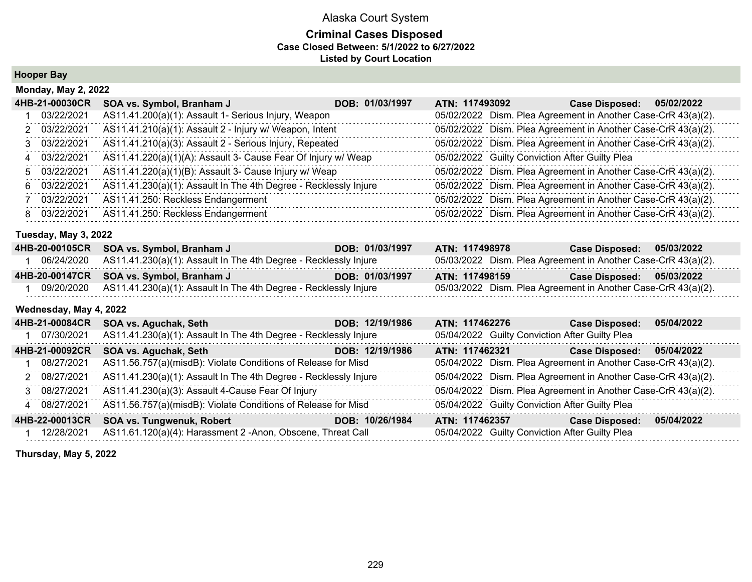Alaska Court System

**Criminal Cases Disposed**
**Case Closed Between: 5/1/2022 to 6/27/2022**
**Listed by Court Location**

## Hooper Bay

### Monday, May 2, 2022

**4HB-21-00030CR SOA vs. Symbol, Branham J DOB: 01/03/1997 ATN: 117493092 Case Disposed: 05/02/2022**

| # | Date | Charge | Disposition Date | Disposition |
|---|---|---|---|---|
| 1 | 03/22/2021 | AS11.41.200(a)(1): Assault 1- Serious Injury, Weapon | 05/02/2022 | Dism. Plea Agreement in Another Case-CrR 43(a)(2). |
| 2 | 03/22/2021 | AS11.41.210(a)(1): Assault 2 - Injury w/ Weapon, Intent | 05/02/2022 | Dism. Plea Agreement in Another Case-CrR 43(a)(2). |
| 3 | 03/22/2021 | AS11.41.210(a)(3): Assault 2 - Serious Injury, Repeated | 05/02/2022 | Dism. Plea Agreement in Another Case-CrR 43(a)(2). |
| 4 | 03/22/2021 | AS11.41.220(a)(1)(A): Assault 3- Cause Fear Of Injury w/ Weap | 05/02/2022 | Guilty Conviction After Guilty Plea |
| 5 | 03/22/2021 | AS11.41.220(a)(1)(B): Assault 3- Cause Injury w/ Weap | 05/02/2022 | Dism. Plea Agreement in Another Case-CrR 43(a)(2). |
| 6 | 03/22/2021 | AS11.41.230(a)(1): Assault In The 4th Degree - Recklessly Injure | 05/02/2022 | Dism. Plea Agreement in Another Case-CrR 43(a)(2). |
| 7 | 03/22/2021 | AS11.41.250: Reckless Endangerment | 05/02/2022 | Dism. Plea Agreement in Another Case-CrR 43(a)(2). |
| 8 | 03/22/2021 | AS11.41.250: Reckless Endangerment | 05/02/2022 | Dism. Plea Agreement in Another Case-CrR 43(a)(2). |

### Tuesday, May 3, 2022

**4HB-20-00105CR SOA vs. Symbol, Branham J DOB: 01/03/1997 ATN: 117498978 Case Disposed: 05/03/2022**

| # | Date | Charge | Disposition Date | Disposition |
|---|---|---|---|---|
| 1 | 06/24/2020 | AS11.41.230(a)(1): Assault In The 4th Degree - Recklessly Injure | 05/03/2022 | Dism. Plea Agreement in Another Case-CrR 43(a)(2). |

**4HB-20-00147CR SOA vs. Symbol, Branham J DOB: 01/03/1997 ATN: 117498159 Case Disposed: 05/03/2022**

| # | Date | Charge | Disposition Date | Disposition |
|---|---|---|---|---|
| 1 | 09/20/2020 | AS11.41.230(a)(1): Assault In The 4th Degree - Recklessly Injure | 05/03/2022 | Dism. Plea Agreement in Another Case-CrR 43(a)(2). |

### Wednesday, May 4, 2022

**4HB-21-00084CR SOA vs. Aguchak, Seth DOB: 12/19/1986 ATN: 117462276 Case Disposed: 05/04/2022**

| # | Date | Charge | Disposition Date | Disposition |
|---|---|---|---|---|
| 1 | 07/30/2021 | AS11.41.230(a)(1): Assault In The 4th Degree - Recklessly Injure | 05/04/2022 | Guilty Conviction After Guilty Plea |

**4HB-21-00092CR SOA vs. Aguchak, Seth DOB: 12/19/1986 ATN: 117462321 Case Disposed: 05/04/2022**

| # | Date | Charge | Disposition Date | Disposition |
|---|---|---|---|---|
| 1 | 08/27/2021 | AS11.56.757(a)(misdB): Violate Conditions of Release for Misd | 05/04/2022 | Dism. Plea Agreement in Another Case-CrR 43(a)(2). |
| 2 | 08/27/2021 | AS11.41.230(a)(1): Assault In The 4th Degree - Recklessly Injure | 05/04/2022 | Dism. Plea Agreement in Another Case-CrR 43(a)(2). |
| 3 | 08/27/2021 | AS11.41.230(a)(3): Assault 4-Cause Fear Of Injury | 05/04/2022 | Dism. Plea Agreement in Another Case-CrR 43(a)(2). |
| 4 | 08/27/2021 | AS11.56.757(a)(misdB): Violate Conditions of Release for Misd | 05/04/2022 | Guilty Conviction After Guilty Plea |

**4HB-22-00013CR SOA vs. Tungwenuk, Robert DOB: 10/26/1984 ATN: 117462357 Case Disposed: 05/04/2022**

| # | Date | Charge | Disposition Date | Disposition |
|---|---|---|---|---|
| 1 | 12/28/2021 | AS11.61.120(a)(4): Harassment 2 -Anon, Obscene, Threat Call | 05/04/2022 | Guilty Conviction After Guilty Plea |

### Thursday, May 5, 2022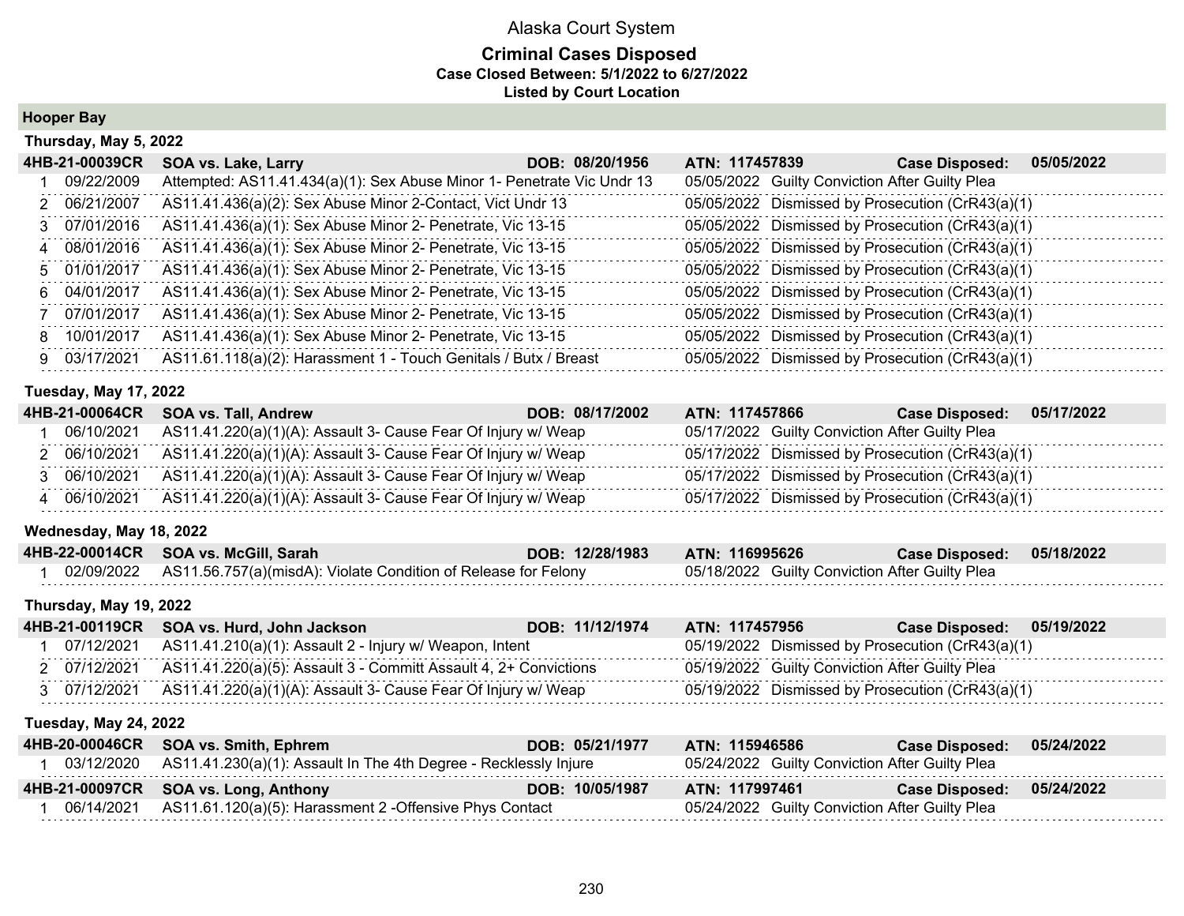# Alaska Court System

## Criminal Cases Disposed

**Case Closed Between: 5/1/2022 to 6/27/2022**

**Listed by Court Location**

### Hooper Bay

#### Thursday, May 5, 2022

**4HB-21-00039CR** | **SOA vs. Lake, Larry** | **DOB: 08/20/1956** | **ATN: 117457839** | **Case Disposed: 05/05/2022**

| # | Offense Date | Charge | Disposition Date | Disposition |
|---|---|---|---|---|
| 1 | 09/22/2009 | Attempted: AS11.41.434(a)(1): Sex Abuse Minor 1- Penetrate Vic Undr 13 | 05/05/2022 | Guilty Conviction After Guilty Plea |
| 2 | 06/21/2007 | AS11.41.436(a)(2): Sex Abuse Minor 2-Contact, Vict Undr 13 | 05/05/2022 | Dismissed by Prosecution (CrR43(a)(1) |
| 3 | 07/01/2016 | AS11.41.436(a)(1): Sex Abuse Minor 2- Penetrate, Vic 13-15 | 05/05/2022 | Dismissed by Prosecution (CrR43(a)(1) |
| 4 | 08/01/2016 | AS11.41.436(a)(1): Sex Abuse Minor 2- Penetrate, Vic 13-15 | 05/05/2022 | Dismissed by Prosecution (CrR43(a)(1) |
| 5 | 01/01/2017 | AS11.41.436(a)(1): Sex Abuse Minor 2- Penetrate, Vic 13-15 | 05/05/2022 | Dismissed by Prosecution (CrR43(a)(1) |
| 6 | 04/01/2017 | AS11.41.436(a)(1): Sex Abuse Minor 2- Penetrate, Vic 13-15 | 05/05/2022 | Dismissed by Prosecution (CrR43(a)(1) |
| 7 | 07/01/2017 | AS11.41.436(a)(1): Sex Abuse Minor 2- Penetrate, Vic 13-15 | 05/05/2022 | Dismissed by Prosecution (CrR43(a)(1) |
| 8 | 10/01/2017 | AS11.41.436(a)(1): Sex Abuse Minor 2- Penetrate, Vic 13-15 | 05/05/2022 | Dismissed by Prosecution (CrR43(a)(1) |
| 9 | 03/17/2021 | AS11.61.118(a)(2): Harassment 1 - Touch Genitals / Butx / Breast | 05/05/2022 | Dismissed by Prosecution (CrR43(a)(1) |

#### Tuesday, May 17, 2022

**4HB-21-00064CR** | **SOA vs. Tall, Andrew** | **DOB: 08/17/2002** | **ATN: 117457866** | **Case Disposed: 05/17/2022**

| # | Offense Date | Charge | Disposition Date | Disposition |
|---|---|---|---|---|
| 1 | 06/10/2021 | AS11.41.220(a)(1)(A): Assault 3- Cause Fear Of Injury w/ Weap | 05/17/2022 | Guilty Conviction After Guilty Plea |
| 2 | 06/10/2021 | AS11.41.220(a)(1)(A): Assault 3- Cause Fear Of Injury w/ Weap | 05/17/2022 | Dismissed by Prosecution (CrR43(a)(1) |
| 3 | 06/10/2021 | AS11.41.220(a)(1)(A): Assault 3- Cause Fear Of Injury w/ Weap | 05/17/2022 | Dismissed by Prosecution (CrR43(a)(1) |
| 4 | 06/10/2021 | AS11.41.220(a)(1)(A): Assault 3- Cause Fear Of Injury w/ Weap | 05/17/2022 | Dismissed by Prosecution (CrR43(a)(1) |

#### Wednesday, May 18, 2022

**4HB-22-00014CR** | **SOA vs. McGill, Sarah** | **DOB: 12/28/1983** | **ATN: 116995626** | **Case Disposed: 05/18/2022**

| # | Offense Date | Charge | Disposition Date | Disposition |
|---|---|---|---|---|
| 1 | 02/09/2022 | AS11.56.757(a)(misdA): Violate Condition of Release for Felony | 05/18/2022 | Guilty Conviction After Guilty Plea |

#### Thursday, May 19, 2022

**4HB-21-00119CR** | **SOA vs. Hurd, John Jackson** | **DOB: 11/12/1974** | **ATN: 117457956** | **Case Disposed: 05/19/2022**

| # | Offense Date | Charge | Disposition Date | Disposition |
|---|---|---|---|---|
| 1 | 07/12/2021 | AS11.41.210(a)(1): Assault 2 - Injury w/ Weapon, Intent | 05/19/2022 | Dismissed by Prosecution (CrR43(a)(1) |
| 2 | 07/12/2021 | AS11.41.220(a)(5): Assault 3 - Committ Assault 4, 2+ Convictions | 05/19/2022 | Guilty Conviction After Guilty Plea |
| 3 | 07/12/2021 | AS11.41.220(a)(1)(A): Assault 3- Cause Fear Of Injury w/ Weap | 05/19/2022 | Dismissed by Prosecution (CrR43(a)(1) |

#### Tuesday, May 24, 2022

**4HB-20-00046CR** | **SOA vs. Smith, Ephrem** | **DOB: 05/21/1977** | **ATN: 115946586** | **Case Disposed: 05/24/2022**

| # | Offense Date | Charge | Disposition Date | Disposition |
|---|---|---|---|---|
| 1 | 03/12/2020 | AS11.41.230(a)(1): Assault In The 4th Degree - Recklessly Injure | 05/24/2022 | Guilty Conviction After Guilty Plea |

**4HB-21-00097CR** | **SOA vs. Long, Anthony** | **DOB: 10/05/1987** | **ATN: 117997461** | **Case Disposed: 05/24/2022**

| # | Offense Date | Charge | Disposition Date | Disposition |
|---|---|---|---|---|
| 1 | 06/14/2021 | AS11.61.120(a)(5): Harassment 2 -Offensive Phys Contact | 05/24/2022 | Guilty Conviction After Guilty Plea |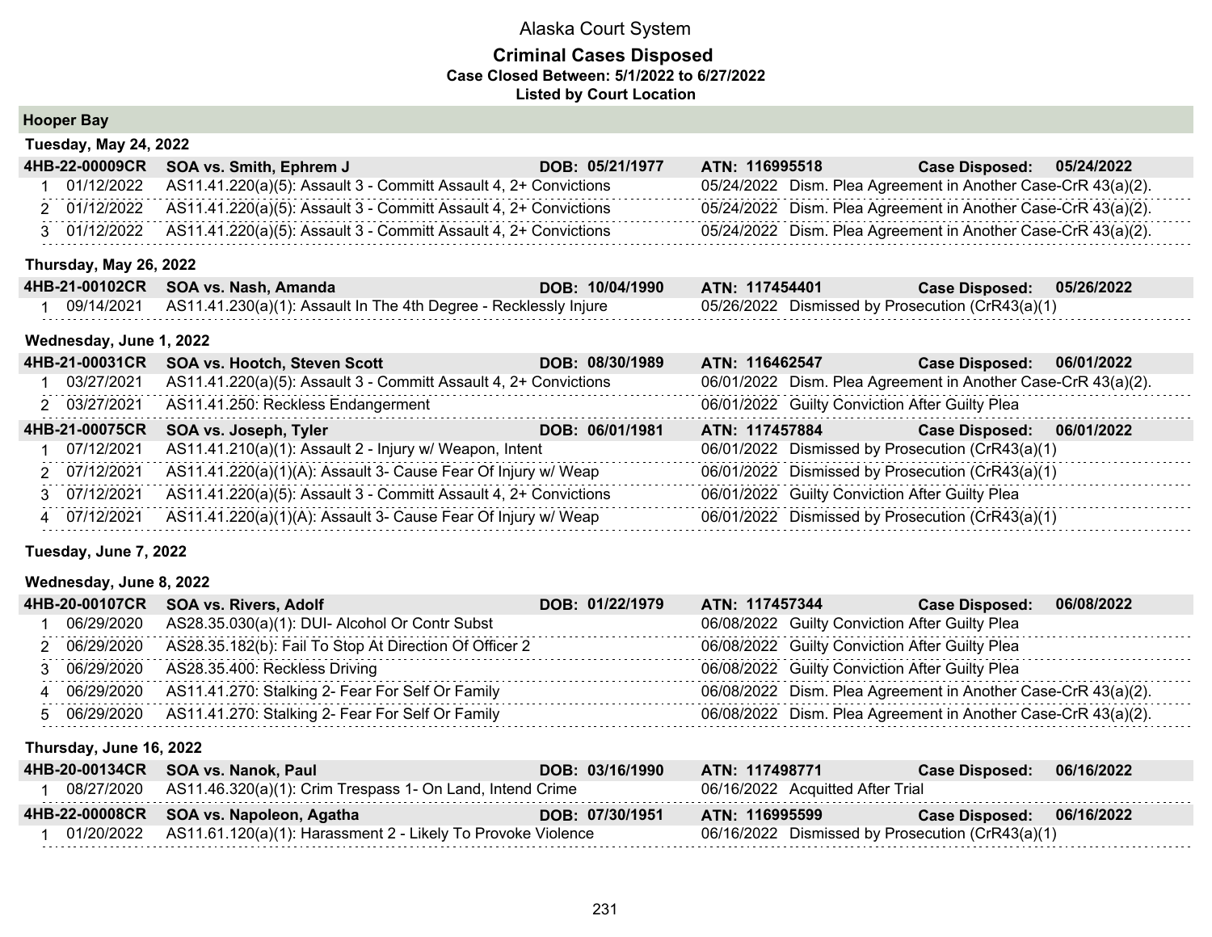# Alaska Court System

## Criminal Cases Disposed

**Case Closed Between: 5/1/2022 to 6/27/2022**

**Listed by Court Location**

### Hooper Bay

#### Tuesday, May 24, 2022

| 4HB-22-00009CR | SOA vs. Smith, Ephrem J | DOB: 05/21/1977 | ATN: 116995518 | Case Disposed: 05/24/2022 |
|---|---|---|---|---|
| 1 | 01/12/2022 | AS11.41.220(a)(5): Assault 3 - Committ Assault 4, 2+ Convictions | 05/24/2022 | Dism. Plea Agreement in Another Case-CrR 43(a)(2). |
| 2 | 01/12/2022 | AS11.41.220(a)(5): Assault 3 - Committ Assault 4, 2+ Convictions | 05/24/2022 | Dism. Plea Agreement in Another Case-CrR 43(a)(2). |
| 3 | 01/12/2022 | AS11.41.220(a)(5): Assault 3 - Committ Assault 4, 2+ Convictions | 05/24/2022 | Dism. Plea Agreement in Another Case-CrR 43(a)(2). |

#### Thursday, May 26, 2022

| 4HB-21-00102CR | SOA vs. Nash, Amanda | DOB: 10/04/1990 | ATN: 117454401 | Case Disposed: 05/26/2022 |
|---|---|---|---|---|
| 1 | 09/14/2021 | AS11.41.230(a)(1): Assault In The 4th Degree - Recklessly Injure | 05/26/2022 | Dismissed by Prosecution (CrR43(a)(1) |

#### Wednesday, June 1, 2022

| 4HB-21-00031CR | SOA vs. Hootch, Steven Scott | DOB: 08/30/1989 | ATN: 116462547 | Case Disposed: 06/01/2022 |
|---|---|---|---|---|
| 1 | 03/27/2021 | AS11.41.220(a)(5): Assault 3 - Committ Assault 4, 2+ Convictions | 06/01/2022 | Dism. Plea Agreement in Another Case-CrR 43(a)(2). |
| 2 | 03/27/2021 | AS11.41.250: Reckless Endangerment | 06/01/2022 | Guilty Conviction After Guilty Plea |

| 4HB-21-00075CR | SOA vs. Joseph, Tyler | DOB: 06/01/1981 | ATN: 117457884 | Case Disposed: 06/01/2022 |
|---|---|---|---|---|
| 1 | 07/12/2021 | AS11.41.210(a)(1): Assault 2 - Injury w/ Weapon, Intent | 06/01/2022 | Dismissed by Prosecution (CrR43(a)(1) |
| 2 | 07/12/2021 | AS11.41.220(a)(1)(A): Assault 3- Cause Fear Of Injury w/ Weap | 06/01/2022 | Dismissed by Prosecution (CrR43(a)(1) |
| 3 | 07/12/2021 | AS11.41.220(a)(5): Assault 3 - Committ Assault 4, 2+ Convictions | 06/01/2022 | Guilty Conviction After Guilty Plea |
| 4 | 07/12/2021 | AS11.41.220(a)(1)(A): Assault 3- Cause Fear Of Injury w/ Weap | 06/01/2022 | Dismissed by Prosecution (CrR43(a)(1) |

#### Tuesday, June 7, 2022

#### Wednesday, June 8, 2022

| 4HB-20-00107CR | SOA vs. Rivers, Adolf | DOB: 01/22/1979 | ATN: 117457344 | Case Disposed: 06/08/2022 |
|---|---|---|---|---|
| 1 | 06/29/2020 | AS28.35.030(a)(1): DUI- Alcohol Or Contr Subst | 06/08/2022 | Guilty Conviction After Guilty Plea |
| 2 | 06/29/2020 | AS28.35.182(b): Fail To Stop At Direction Of Officer 2 | 06/08/2022 | Guilty Conviction After Guilty Plea |
| 3 | 06/29/2020 | AS28.35.400: Reckless Driving | 06/08/2022 | Guilty Conviction After Guilty Plea |
| 4 | 06/29/2020 | AS11.41.270: Stalking 2- Fear For Self Or Family | 06/08/2022 | Dism. Plea Agreement in Another Case-CrR 43(a)(2). |
| 5 | 06/29/2020 | AS11.41.270: Stalking 2- Fear For Self Or Family | 06/08/2022 | Dism. Plea Agreement in Another Case-CrR 43(a)(2). |

#### Thursday, June 16, 2022

| 4HB-20-00134CR | SOA vs. Nanok, Paul | DOB: 03/16/1990 | ATN: 117498771 | Case Disposed: 06/16/2022 |
|---|---|---|---|---|
| 1 | 08/27/2020 | AS11.46.320(a)(1): Crim Trespass 1- On Land, Intend Crime | 06/16/2022 | Acquitted After Trial |

| 4HB-22-00008CR | SOA vs. Napoleon, Agatha | DOB: 07/30/1951 | ATN: 116995599 | Case Disposed: 06/16/2022 |
|---|---|---|---|---|
| 1 | 01/20/2022 | AS11.61.120(a)(1): Harassment 2 - Likely To Provoke Violence | 06/16/2022 | Dismissed by Prosecution (CrR43(a)(1) |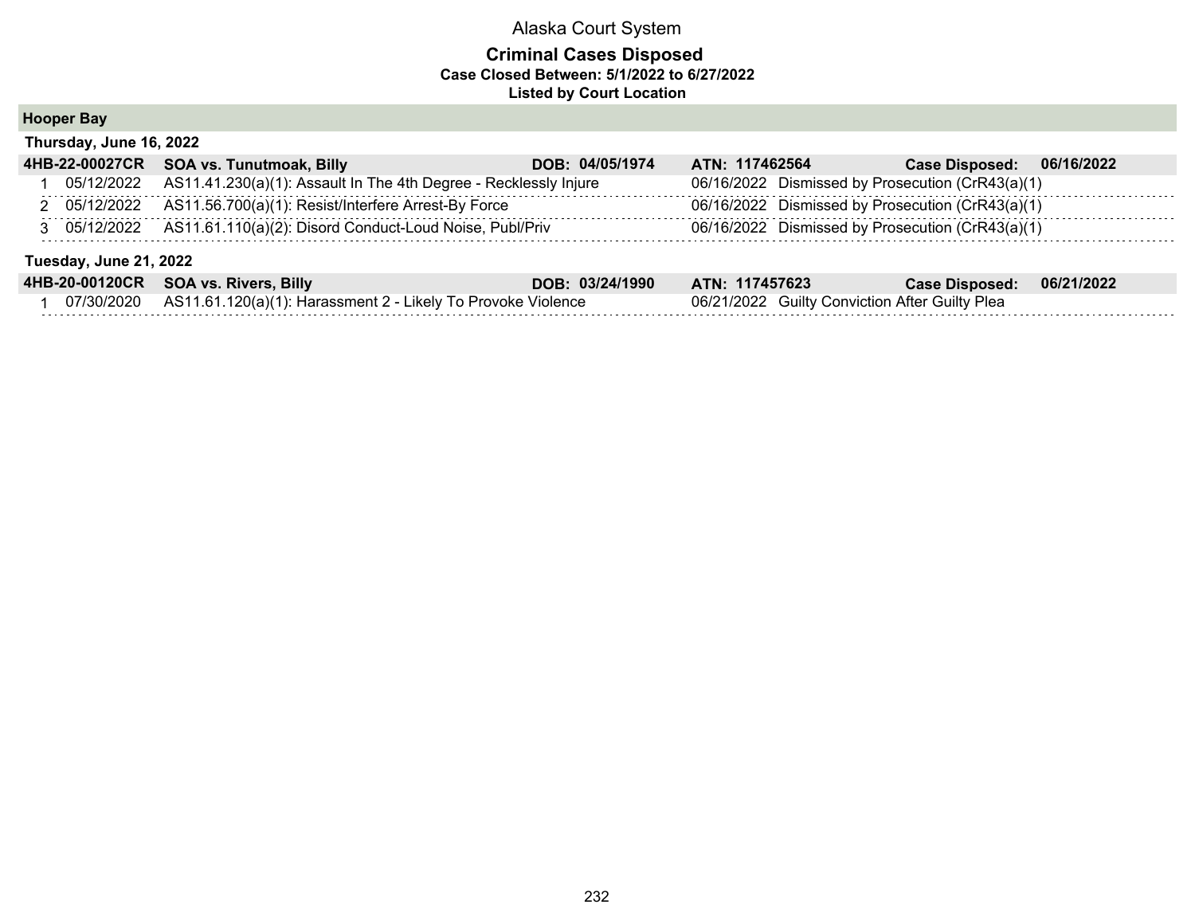# Alaska Court System

## Criminal Cases Disposed

**Case Closed Between: 5/1/2022 to 6/27/2022**

**Listed by Court Location**

### Hooper Bay

**Thursday, June 16, 2022**

| 4HB-22-00027CR | SOA vs. Tunutmoak, Billy | DOB: 04/05/1974 | ATN: 117462564 | Case Disposed: 06/16/2022 |
|---|---|---|---|---|
| 1 | 05/12/2022 | AS11.41.230(a)(1): Assault In The 4th Degree - Recklessly Injure | 06/16/2022 | Dismissed by Prosecution (CrR43(a)(1) |
| 2 | 05/12/2022 | AS11.56.700(a)(1): Resist/Interfere Arrest-By Force | 06/16/2022 | Dismissed by Prosecution (CrR43(a)(1) |
| 3 | 05/12/2022 | AS11.61.110(a)(2): Disord Conduct-Loud Noise, Publ/Priv | 06/16/2022 | Dismissed by Prosecution (CrR43(a)(1) |

**Tuesday, June 21, 2022**

| 4HB-20-00120CR | SOA vs. Rivers, Billy | DOB: 03/24/1990 | ATN: 117457623 | Case Disposed: 06/21/2022 |
|---|---|---|---|---|
| 1 | 07/30/2020 | AS11.61.120(a)(1): Harassment 2 - Likely To Provoke Violence | 06/21/2022 | Guilty Conviction After Guilty Plea |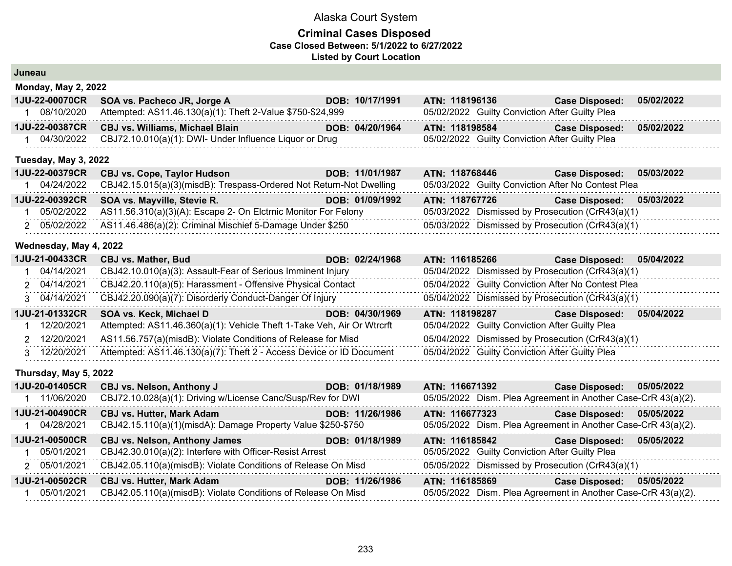# Alaska Court System

## Criminal Cases Disposed

**Case Closed Between: 5/1/2022 to 6/27/2022**

**Listed by Court Location**

### Juneau

#### Monday, May 2, 2022

| Case | Parties / Charge | DOB | ATN / Disposition | Case Disposed |
|---|---|---|---|---|
| **1JU-22-00070CR** | **SOA vs. Pacheco JR, Jorge A** | **DOB: 10/17/1991** | **ATN: 118196136** | **05/02/2022** |
| 1 08/10/2020 | Attempted: AS11.46.130(a)(1): Theft 2-Value $750-$24,999 | | 05/02/2022 Guilty Conviction After Guilty Plea | |
| **1JU-22-00387CR** | **CBJ vs. Williams, Michael Blain** | **DOB: 04/20/1964** | **ATN: 118198584** | **05/02/2022** |
| 1 04/30/2022 | CBJ72.10.010(a)(1): DWI- Under Influence Liquor or Drug | | 05/02/2022 Guilty Conviction After Guilty Plea | |

#### Tuesday, May 3, 2022

| Case | Parties / Charge | DOB | ATN / Disposition | Case Disposed |
|---|---|---|---|---|
| **1JU-22-00379CR** | **CBJ vs. Cope, Taylor Hudson** | **DOB: 11/01/1987** | **ATN: 118768446** | **05/03/2022** |
| 1 04/24/2022 | CBJ42.15.015(a)(3)(misdB): Trespass-Ordered Not Return-Not Dwelling | | 05/03/2022 Guilty Conviction After No Contest Plea | |
| **1JU-22-00392CR** | **SOA vs. Mayville, Stevie R.** | **DOB: 01/09/1992** | **ATN: 118767726** | **05/03/2022** |
| 1 05/02/2022 | AS11.56.310(a)(3)(A): Escape 2- On Elctrnic Monitor For Felony | | 05/03/2022 Dismissed by Prosecution (CrR43(a)(1) | |
| 2 05/02/2022 | AS11.46.486(a)(2): Criminal Mischief 5-Damage Under $250 | | 05/03/2022 Dismissed by Prosecution (CrR43(a)(1) | |

#### Wednesday, May 4, 2022

| Case | Parties / Charge | DOB | ATN / Disposition | Case Disposed |
|---|---|---|---|---|
| **1JU-21-00433CR** | **CBJ vs. Mather, Bud** | **DOB: 02/24/1968** | **ATN: 116185266** | **05/04/2022** |
| 1 04/14/2021 | CBJ42.10.010(a)(3): Assault-Fear of Serious Imminent Injury | | 05/04/2022 Dismissed by Prosecution (CrR43(a)(1) | |
| 2 04/14/2021 | CBJ42.20.110(a)(5): Harassment - Offensive Physical Contact | | 05/04/2022 Guilty Conviction After No Contest Plea | |
| 3 04/14/2021 | CBJ42.20.090(a)(7): Disorderly Conduct-Danger Of Injury | | 05/04/2022 Dismissed by Prosecution (CrR43(a)(1) | |
| **1JU-21-01332CR** | **SOA vs. Keck, Michael D** | **DOB: 04/30/1969** | **ATN: 118198287** | **05/04/2022** |
| 1 12/20/2021 | Attempted: AS11.46.360(a)(1): Vehicle Theft 1-Take Veh, Air Or Wtrcrft | | 05/04/2022 Guilty Conviction After Guilty Plea | |
| 2 12/20/2021 | AS11.56.757(a)(misdB): Violate Conditions of Release for Misd | | 05/04/2022 Dismissed by Prosecution (CrR43(a)(1) | |
| 3 12/20/2021 | Attempted: AS11.46.130(a)(7): Theft 2 - Access Device or ID Document | | 05/04/2022 Guilty Conviction After Guilty Plea | |

#### Thursday, May 5, 2022

| Case | Parties / Charge | DOB | ATN / Disposition | Case Disposed |
|---|---|---|---|---|
| **1JU-20-01405CR** | **CBJ vs. Nelson, Anthony J** | **DOB: 01/18/1989** | **ATN: 116671392** | **05/05/2022** |
| 1 11/06/2020 | CBJ72.10.028(a)(1): Driving w/License Canc/Susp/Rev for DWI | | 05/05/2022 Dism. Plea Agreement in Another Case-CrR 43(a)(2). | |
| **1JU-21-00490CR** | **CBJ vs. Hutter, Mark Adam** | **DOB: 11/26/1986** | **ATN: 116677323** | **05/05/2022** |
| 1 04/28/2021 | CBJ42.15.110(a)(1)(misdA): Damage Property Value $250-$750 | | 05/05/2022 Dism. Plea Agreement in Another Case-CrR 43(a)(2). | |
| **1JU-21-00500CR** | **CBJ vs. Nelson, Anthony James** | **DOB: 01/18/1989** | **ATN: 116185842** | **05/05/2022** |
| 1 05/01/2021 | CBJ42.30.010(a)(2): Interfere with Officer-Resist Arrest | | 05/05/2022 Guilty Conviction After Guilty Plea | |
| 2 05/01/2021 | CBJ42.05.110(a)(misdB): Violate Conditions of Release On Misd | | 05/05/2022 Dismissed by Prosecution (CrR43(a)(1) | |
| **1JU-21-00502CR** | **CBJ vs. Hutter, Mark Adam** | **DOB: 11/26/1986** | **ATN: 116185869** | **05/05/2022** |
| 1 05/01/2021 | CBJ42.05.110(a)(misdB): Violate Conditions of Release On Misd | | 05/05/2022 Dism. Plea Agreement in Another Case-CrR 43(a)(2). | |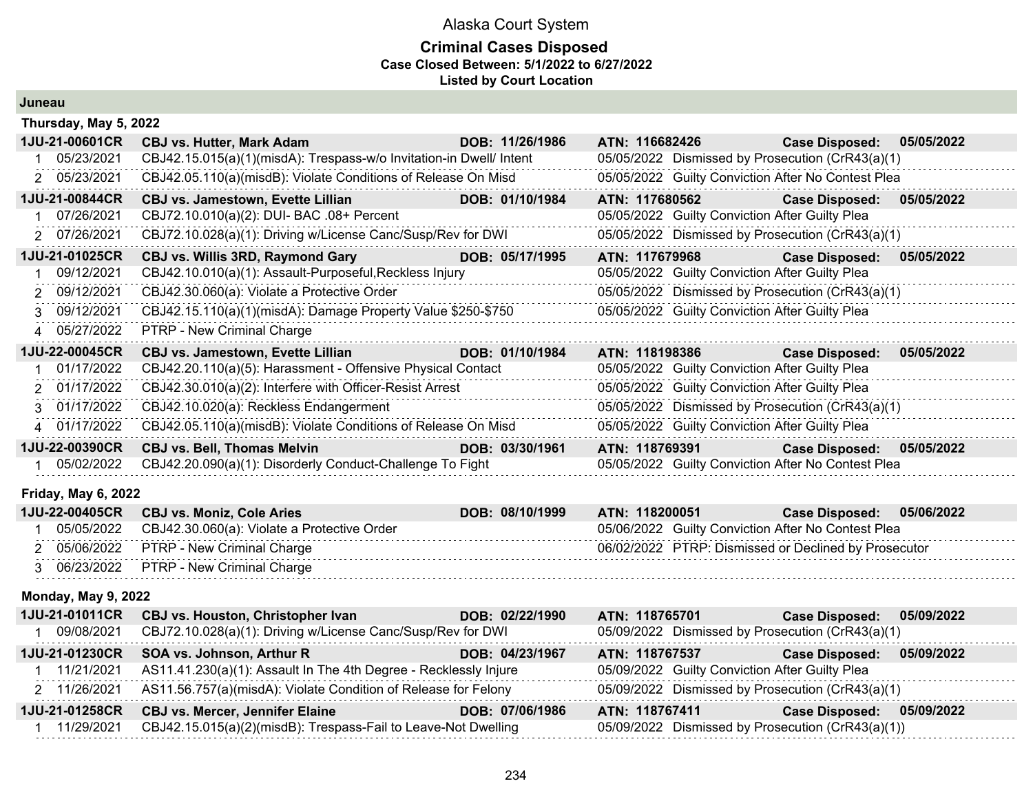# Alaska Court System

## Criminal Cases Disposed

**Case Closed Between: 5/1/2022 to 6/27/2022**

**Listed by Court Location**

### Juneau

#### Thursday, May 5, 2022

| Case | Parties / Charge | DOB | ATN / Disposition | Case Disposed |
|---|---|---|---|---|
| **1JU-21-00601CR** | **CBJ vs. Hutter, Mark Adam** | **DOB: 11/26/1986** | **ATN: 116682426** | **05/05/2022** |
| 1 05/23/2021 | CBJ42.15.015(a)(1)(misdA): Trespass-w/o Invitation-in Dwell/ Intent | | 05/05/2022 Dismissed by Prosecution (CrR43(a)(1) | |
| 2 05/23/2021 | CBJ42.05.110(a)(misdB): Violate Conditions of Release On Misd | | 05/05/2022 Guilty Conviction After No Contest Plea | |
| **1JU-21-00844CR** | **CBJ vs. Jamestown, Evette Lillian** | **DOB: 01/10/1984** | **ATN: 117680562** | **05/05/2022** |
| 1 07/26/2021 | CBJ72.10.010(a)(2): DUI- BAC .08+ Percent | | 05/05/2022 Guilty Conviction After Guilty Plea | |
| 2 07/26/2021 | CBJ72.10.028(a)(1): Driving w/License Canc/Susp/Rev for DWI | | 05/05/2022 Dismissed by Prosecution (CrR43(a)(1) | |
| **1JU-21-01025CR** | **CBJ vs. Willis 3RD, Raymond Gary** | **DOB: 05/17/1995** | **ATN: 117679968** | **05/05/2022** |
| 1 09/12/2021 | CBJ42.10.010(a)(1): Assault-Purposeful,Reckless Injury | | 05/05/2022 Guilty Conviction After Guilty Plea | |
| 2 09/12/2021 | CBJ42.30.060(a): Violate a Protective Order | | 05/05/2022 Dismissed by Prosecution (CrR43(a)(1) | |
| 3 09/12/2021 | CBJ42.15.110(a)(1)(misdA): Damage Property Value $250-$750 | | 05/05/2022 Guilty Conviction After Guilty Plea | |
| 4 05/27/2022 | PTRP - New Criminal Charge | | | |
| **1JU-22-00045CR** | **CBJ vs. Jamestown, Evette Lillian** | **DOB: 01/10/1984** | **ATN: 118198386** | **05/05/2022** |
| 1 01/17/2022 | CBJ42.20.110(a)(5): Harassment - Offensive Physical Contact | | 05/05/2022 Guilty Conviction After Guilty Plea | |
| 2 01/17/2022 | CBJ42.30.010(a)(2): Interfere with Officer-Resist Arrest | | 05/05/2022 Guilty Conviction After Guilty Plea | |
| 3 01/17/2022 | CBJ42.10.020(a): Reckless Endangerment | | 05/05/2022 Dismissed by Prosecution (CrR43(a)(1) | |
| 4 01/17/2022 | CBJ42.05.110(a)(misdB): Violate Conditions of Release On Misd | | 05/05/2022 Guilty Conviction After Guilty Plea | |
| **1JU-22-00390CR** | **CBJ vs. Bell, Thomas Melvin** | **DOB: 03/30/1961** | **ATN: 118769391** | **05/05/2022** |
| 1 05/02/2022 | CBJ42.20.090(a)(1): Disorderly Conduct-Challenge To Fight | | 05/05/2022 Guilty Conviction After No Contest Plea | |

#### Friday, May 6, 2022

| Case | Parties / Charge | DOB | ATN / Disposition | Case Disposed |
|---|---|---|---|---|
| **1JU-22-00405CR** | **CBJ vs. Moniz, Cole Aries** | **DOB: 08/10/1999** | **ATN: 118200051** | **05/06/2022** |
| 1 05/05/2022 | CBJ42.30.060(a): Violate a Protective Order | | 05/06/2022 Guilty Conviction After No Contest Plea | |
| 2 05/06/2022 | PTRP - New Criminal Charge | | 06/02/2022 PTRP: Dismissed or Declined by Prosecutor | |
| 3 06/23/2022 | PTRP - New Criminal Charge | | | |

#### Monday, May 9, 2022

| Case | Parties / Charge | DOB | ATN / Disposition | Case Disposed |
|---|---|---|---|---|
| **1JU-21-01011CR** | **CBJ vs. Houston, Christopher Ivan** | **DOB: 02/22/1990** | **ATN: 118765701** | **05/09/2022** |
| 1 09/08/2021 | CBJ72.10.028(a)(1): Driving w/License Canc/Susp/Rev for DWI | | 05/09/2022 Dismissed by Prosecution (CrR43(a)(1) | |
| **1JU-21-01230CR** | **SOA vs. Johnson, Arthur R** | **DOB: 04/23/1967** | **ATN: 118767537** | **05/09/2022** |
| 1 11/21/2021 | AS11.41.230(a)(1): Assault In The 4th Degree - Recklessly Injure | | 05/09/2022 Guilty Conviction After Guilty Plea | |
| 2 11/26/2021 | AS11.56.757(a)(misdA): Violate Condition of Release for Felony | | 05/09/2022 Dismissed by Prosecution (CrR43(a)(1) | |
| **1JU-21-01258CR** | **CBJ vs. Mercer, Jennifer Elaine** | **DOB: 07/06/1986** | **ATN: 118767411** | **05/09/2022** |
| 1 11/29/2021 | CBJ42.15.015(a)(2)(misdB): Trespass-Fail to Leave-Not Dwelling | | 05/09/2022 Dismissed by Prosecution (CrR43(a)(1)) | |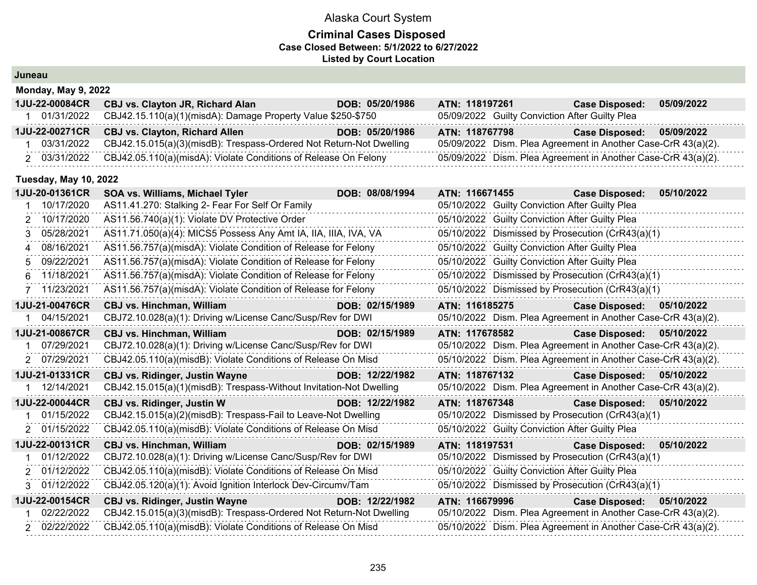# Alaska Court System

## Criminal Cases Disposed

**Case Closed Between: 5/1/2022 to 6/27/2022**

**Listed by Court Location**

### Juneau

#### Monday, May 9, 2022

| **1JU-22-00084CR** | **CBJ vs. Clayton JR, Richard Alan** | **DOB: 05/20/1986** | **ATN: 118197261** | **Case Disposed: 05/09/2022** |
|---|---|---|---|---|
| 1 | 01/31/2022 | CBJ42.15.110(a)(1)(misdA): Damage Property Value $250-$750 | 05/09/2022 | Guilty Conviction After Guilty Plea |

| **1JU-22-00271CR** | **CBJ vs. Clayton, Richard Allen** | **DOB: 05/20/1986** | **ATN: 118767798** | **Case Disposed: 05/09/2022** |
|---|---|---|---|---|
| 1 | 03/31/2022 | CBJ42.15.015(a)(3)(misdB): Trespass-Ordered Not Return-Not Dwelling | 05/09/2022 | Dism. Plea Agreement in Another Case-CrR 43(a)(2). |
| 2 | 03/31/2022 | CBJ42.05.110(a)(misdA): Violate Conditions of Release On Felony | 05/09/2022 | Dism. Plea Agreement in Another Case-CrR 43(a)(2). |

#### Tuesday, May 10, 2022

| **1JU-20-01361CR** | **SOA vs. Williams, Michael Tyler** | **DOB: 08/08/1994** | **ATN: 116671455** | **Case Disposed: 05/10/2022** |
|---|---|---|---|---|
| 1 | 10/17/2020 | AS11.41.270: Stalking 2- Fear For Self Or Family | 05/10/2022 | Guilty Conviction After Guilty Plea |
| 2 | 10/17/2020 | AS11.56.740(a)(1): Violate DV Protective Order | 05/10/2022 | Guilty Conviction After Guilty Plea |
| 3 | 05/28/2021 | AS11.71.050(a)(4): MICS5 Possess Any Amt IA, IIA, IIIA, IVA, VA | 05/10/2022 | Dismissed by Prosecution (CrR43(a)(1) |
| 4 | 08/16/2021 | AS11.56.757(a)(misdA): Violate Condition of Release for Felony | 05/10/2022 | Guilty Conviction After Guilty Plea |
| 5 | 09/22/2021 | AS11.56.757(a)(misdA): Violate Condition of Release for Felony | 05/10/2022 | Guilty Conviction After Guilty Plea |
| 6 | 11/18/2021 | AS11.56.757(a)(misdA): Violate Condition of Release for Felony | 05/10/2022 | Dismissed by Prosecution (CrR43(a)(1) |
| 7 | 11/23/2021 | AS11.56.757(a)(misdA): Violate Condition of Release for Felony | 05/10/2022 | Dismissed by Prosecution (CrR43(a)(1) |

| **1JU-21-00476CR** | **CBJ vs. Hinchman, William** | **DOB: 02/15/1989** | **ATN: 116185275** | **Case Disposed: 05/10/2022** |
|---|---|---|---|---|
| 1 | 04/15/2021 | CBJ72.10.028(a)(1): Driving w/License Canc/Susp/Rev for DWI | 05/10/2022 | Dism. Plea Agreement in Another Case-CrR 43(a)(2). |

| **1JU-21-00867CR** | **CBJ vs. Hinchman, William** | **DOB: 02/15/1989** | **ATN: 117678582** | **Case Disposed: 05/10/2022** |
|---|---|---|---|---|
| 1 | 07/29/2021 | CBJ72.10.028(a)(1): Driving w/License Canc/Susp/Rev for DWI | 05/10/2022 | Dism. Plea Agreement in Another Case-CrR 43(a)(2). |
| 2 | 07/29/2021 | CBJ42.05.110(a)(misdB): Violate Conditions of Release On Misd | 05/10/2022 | Dism. Plea Agreement in Another Case-CrR 43(a)(2). |

| **1JU-21-01331CR** | **CBJ vs. Ridinger, Justin Wayne** | **DOB: 12/22/1982** | **ATN: 118767132** | **Case Disposed: 05/10/2022** |
|---|---|---|---|---|
| 1 | 12/14/2021 | CBJ42.15.015(a)(1)(misdB): Trespass-Without Invitation-Not Dwelling | 05/10/2022 | Dism. Plea Agreement in Another Case-CrR 43(a)(2). |

| **1JU-22-00044CR** | **CBJ vs. Ridinger, Justin W** | **DOB: 12/22/1982** | **ATN: 118767348** | **Case Disposed: 05/10/2022** |
|---|---|---|---|---|
| 1 | 01/15/2022 | CBJ42.15.015(a)(2)(misdB): Trespass-Fail to Leave-Not Dwelling | 05/10/2022 | Dismissed by Prosecution (CrR43(a)(1) |
| 2 | 01/15/2022 | CBJ42.05.110(a)(misdB): Violate Conditions of Release On Misd | 05/10/2022 | Guilty Conviction After Guilty Plea |

| **1JU-22-00131CR** | **CBJ vs. Hinchman, William** | **DOB: 02/15/1989** | **ATN: 118197531** | **Case Disposed: 05/10/2022** |
|---|---|---|---|---|
| 1 | 01/12/2022 | CBJ72.10.028(a)(1): Driving w/License Canc/Susp/Rev for DWI | 05/10/2022 | Dismissed by Prosecution (CrR43(a)(1) |
| 2 | 01/12/2022 | CBJ42.05.110(a)(misdB): Violate Conditions of Release On Misd | 05/10/2022 | Guilty Conviction After Guilty Plea |
| 3 | 01/12/2022 | CBJ42.05.120(a)(1): Avoid Ignition Interlock Dev-Circumv/Tam | 05/10/2022 | Dismissed by Prosecution (CrR43(a)(1) |

| **1JU-22-00154CR** | **CBJ vs. Ridinger, Justin Wayne** | **DOB: 12/22/1982** | **ATN: 116679996** | **Case Disposed: 05/10/2022** |
|---|---|---|---|---|
| 1 | 02/22/2022 | CBJ42.15.015(a)(3)(misdB): Trespass-Ordered Not Return-Not Dwelling | 05/10/2022 | Dism. Plea Agreement in Another Case-CrR 43(a)(2). |
| 2 | 02/22/2022 | CBJ42.05.110(a)(misdB): Violate Conditions of Release On Misd | 05/10/2022 | Dism. Plea Agreement in Another Case-CrR 43(a)(2). |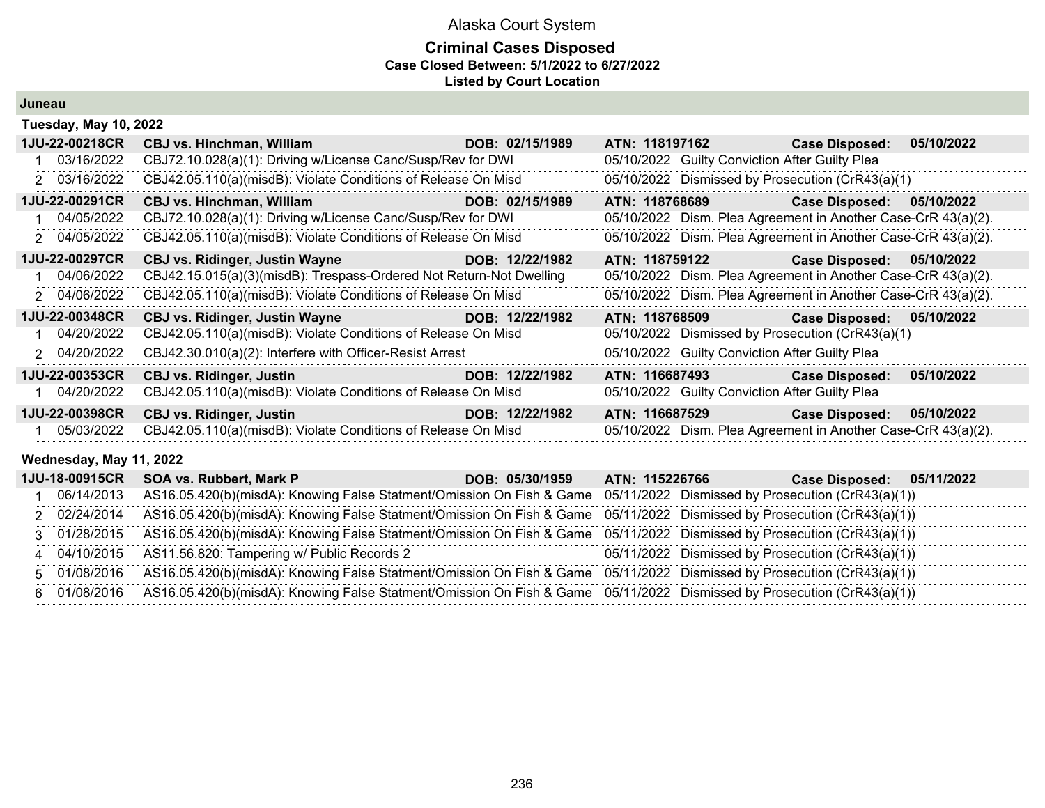# Alaska Court System

## Criminal Cases Disposed

**Case Closed Between: 5/1/2022 to 6/27/2022**

**Listed by Court Location**

### Juneau

#### Tuesday, May 10, 2022

**1JU-22-00218CR** | **CBJ vs. Hinchman, William** | **DOB: 02/15/1989** | **ATN: 118197162** | **Case Disposed: 05/10/2022**

| # | Date | Charge | Disposition Date | Disposition |
|---|---|---|---|---|
| 1 | 03/16/2022 | CBJ72.10.028(a)(1): Driving w/License Canc/Susp/Rev for DWI | 05/10/2022 | Guilty Conviction After Guilty Plea |
| 2 | 03/16/2022 | CBJ42.05.110(a)(misdB): Violate Conditions of Release On Misd | 05/10/2022 | Dismissed by Prosecution (CrR43(a)(1) |

**1JU-22-00291CR** | **CBJ vs. Hinchman, William** | **DOB: 02/15/1989** | **ATN: 118768689** | **Case Disposed: 05/10/2022**

| # | Date | Charge | Disposition Date | Disposition |
|---|---|---|---|---|
| 1 | 04/05/2022 | CBJ72.10.028(a)(1): Driving w/License Canc/Susp/Rev for DWI | 05/10/2022 | Dism. Plea Agreement in Another Case-CrR 43(a)(2). |
| 2 | 04/05/2022 | CBJ42.05.110(a)(misdB): Violate Conditions of Release On Misd | 05/10/2022 | Dism. Plea Agreement in Another Case-CrR 43(a)(2). |

**1JU-22-00297CR** | **CBJ vs. Ridinger, Justin Wayne** | **DOB: 12/22/1982** | **ATN: 118759122** | **Case Disposed: 05/10/2022**

| # | Date | Charge | Disposition Date | Disposition |
|---|---|---|---|---|
| 1 | 04/06/2022 | CBJ42.15.015(a)(3)(misdB): Trespass-Ordered Not Return-Not Dwelling | 05/10/2022 | Dism. Plea Agreement in Another Case-CrR 43(a)(2). |
| 2 | 04/06/2022 | CBJ42.05.110(a)(misdB): Violate Conditions of Release On Misd | 05/10/2022 | Dism. Plea Agreement in Another Case-CrR 43(a)(2). |

**1JU-22-00348CR** | **CBJ vs. Ridinger, Justin Wayne** | **DOB: 12/22/1982** | **ATN: 118768509** | **Case Disposed: 05/10/2022**

| # | Date | Charge | Disposition Date | Disposition |
|---|---|---|---|---|
| 1 | 04/20/2022 | CBJ42.05.110(a)(misdB): Violate Conditions of Release On Misd | 05/10/2022 | Dismissed by Prosecution (CrR43(a)(1) |
| 2 | 04/20/2022 | CBJ42.30.010(a)(2): Interfere with Officer-Resist Arrest | 05/10/2022 | Guilty Conviction After Guilty Plea |

**1JU-22-00353CR** | **CBJ vs. Ridinger, Justin** | **DOB: 12/22/1982** | **ATN: 116687493** | **Case Disposed: 05/10/2022**

| # | Date | Charge | Disposition Date | Disposition |
|---|---|---|---|---|
| 1 | 04/20/2022 | CBJ42.05.110(a)(misdB): Violate Conditions of Release On Misd | 05/10/2022 | Guilty Conviction After Guilty Plea |

**1JU-22-00398CR** | **CBJ vs. Ridinger, Justin** | **DOB: 12/22/1982** | **ATN: 116687529** | **Case Disposed: 05/10/2022**

| # | Date | Charge | Disposition Date | Disposition |
|---|---|---|---|---|
| 1 | 05/03/2022 | CBJ42.05.110(a)(misdB): Violate Conditions of Release On Misd | 05/10/2022 | Dism. Plea Agreement in Another Case-CrR 43(a)(2). |

#### Wednesday, May 11, 2022

**1JU-18-00915CR** | **SOA vs. Rubbert, Mark P** | **DOB: 05/30/1959** | **ATN: 115226766** | **Case Disposed: 05/11/2022**

| # | Date | Charge | Disposition Date | Disposition |
|---|---|---|---|---|
| 1 | 06/14/2013 | AS16.05.420(b)(misdA): Knowing False Statment/Omission On Fish & Game | 05/11/2022 | Dismissed by Prosecution (CrR43(a)(1)) |
| 2 | 02/24/2014 | AS16.05.420(b)(misdA): Knowing False Statment/Omission On Fish & Game | 05/11/2022 | Dismissed by Prosecution (CrR43(a)(1)) |
| 3 | 01/28/2015 | AS16.05.420(b)(misdA): Knowing False Statment/Omission On Fish & Game | 05/11/2022 | Dismissed by Prosecution (CrR43(a)(1)) |
| 4 | 04/10/2015 | AS11.56.820: Tampering w/ Public Records 2 | 05/11/2022 | Dismissed by Prosecution (CrR43(a)(1)) |
| 5 | 01/08/2016 | AS16.05.420(b)(misdA): Knowing False Statment/Omission On Fish & Game | 05/11/2022 | Dismissed by Prosecution (CrR43(a)(1)) |
| 6 | 01/08/2016 | AS16.05.420(b)(misdA): Knowing False Statment/Omission On Fish & Game | 05/11/2022 | Dismissed by Prosecution (CrR43(a)(1)) |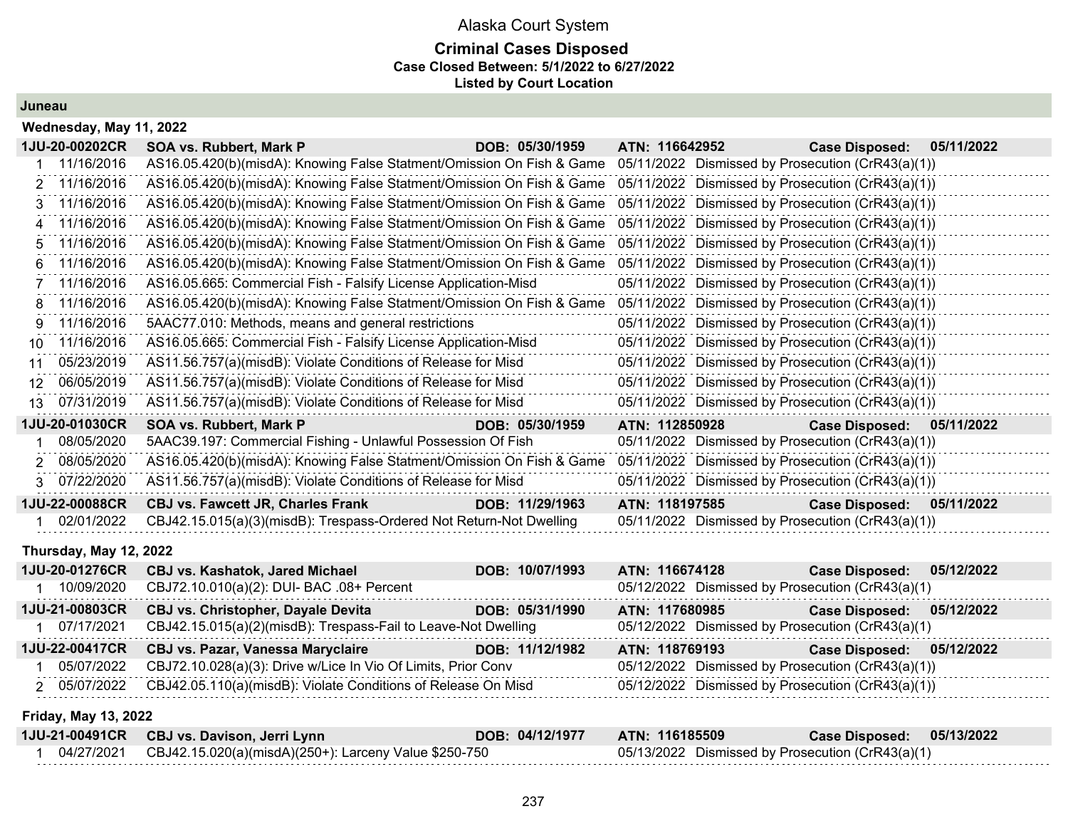Alaska Court System

**Criminal Cases Disposed**
**Case Closed Between: 5/1/2022 to 6/27/2022**
**Listed by Court Location**

## Juneau

### Wednesday, May 11, 2022

**1JU-20-00202CR | SOA vs. Rubbert, Mark P | DOB: 05/30/1959 | ATN: 116642952 | Case Disposed: 05/11/2022**

| # | Date | Charge | Disposition Date | Disposition |
|---|---|---|---|---|
| 1 | 11/16/2016 | AS16.05.420(b)(misdA): Knowing False Statment/Omission On Fish & Game | 05/11/2022 | Dismissed by Prosecution (CrR43(a)(1)) |
| 2 | 11/16/2016 | AS16.05.420(b)(misdA): Knowing False Statment/Omission On Fish & Game | 05/11/2022 | Dismissed by Prosecution (CrR43(a)(1)) |
| 3 | 11/16/2016 | AS16.05.420(b)(misdA): Knowing False Statment/Omission On Fish & Game | 05/11/2022 | Dismissed by Prosecution (CrR43(a)(1)) |
| 4 | 11/16/2016 | AS16.05.420(b)(misdA): Knowing False Statment/Omission On Fish & Game | 05/11/2022 | Dismissed by Prosecution (CrR43(a)(1)) |
| 5 | 11/16/2016 | AS16.05.420(b)(misdA): Knowing False Statment/Omission On Fish & Game | 05/11/2022 | Dismissed by Prosecution (CrR43(a)(1)) |
| 6 | 11/16/2016 | AS16.05.420(b)(misdA): Knowing False Statment/Omission On Fish & Game | 05/11/2022 | Dismissed by Prosecution (CrR43(a)(1)) |
| 7 | 11/16/2016 | AS16.05.665: Commercial Fish - Falsify License Application-Misd | 05/11/2022 | Dismissed by Prosecution (CrR43(a)(1)) |
| 8 | 11/16/2016 | AS16.05.420(b)(misdA): Knowing False Statment/Omission On Fish & Game | 05/11/2022 | Dismissed by Prosecution (CrR43(a)(1)) |
| 9 | 11/16/2016 | 5AAC77.010: Methods, means and general restrictions | 05/11/2022 | Dismissed by Prosecution (CrR43(a)(1)) |
| 10 | 11/16/2016 | AS16.05.665: Commercial Fish - Falsify License Application-Misd | 05/11/2022 | Dismissed by Prosecution (CrR43(a)(1)) |
| 11 | 05/23/2019 | AS11.56.757(a)(misdB): Violate Conditions of Release for Misd | 05/11/2022 | Dismissed by Prosecution (CrR43(a)(1)) |
| 12 | 06/05/2019 | AS11.56.757(a)(misdB): Violate Conditions of Release for Misd | 05/11/2022 | Dismissed by Prosecution (CrR43(a)(1)) |
| 13 | 07/31/2019 | AS11.56.757(a)(misdB): Violate Conditions of Release for Misd | 05/11/2022 | Dismissed by Prosecution (CrR43(a)(1)) |

**1JU-20-01030CR | SOA vs. Rubbert, Mark P | DOB: 05/30/1959 | ATN: 112850928 | Case Disposed: 05/11/2022**

| # | Date | Charge | Disposition Date | Disposition |
|---|---|---|---|---|
| 1 | 08/05/2020 | 5AAC39.197: Commercial Fishing - Unlawful Possession Of Fish | 05/11/2022 | Dismissed by Prosecution (CrR43(a)(1)) |
| 2 | 08/05/2020 | AS16.05.420(b)(misdA): Knowing False Statment/Omission On Fish & Game | 05/11/2022 | Dismissed by Prosecution (CrR43(a)(1)) |
| 3 | 07/22/2020 | AS11.56.757(a)(misdB): Violate Conditions of Release for Misd | 05/11/2022 | Dismissed by Prosecution (CrR43(a)(1)) |

**1JU-22-00088CR | CBJ vs. Fawcett JR, Charles Frank | DOB: 11/29/1963 | ATN: 118197585 | Case Disposed: 05/11/2022**

| # | Date | Charge | Disposition Date | Disposition |
|---|---|---|---|---|
| 1 | 02/01/2022 | CBJ42.15.015(a)(3)(misdB): Trespass-Ordered Not Return-Not Dwelling | 05/11/2022 | Dismissed by Prosecution (CrR43(a)(1)) |

### Thursday, May 12, 2022

**1JU-20-01276CR | CBJ vs. Kashatok, Jared Michael | DOB: 10/07/1993 | ATN: 116674128 | Case Disposed: 05/12/2022**

| # | Date | Charge | Disposition Date | Disposition |
|---|---|---|---|---|
| 1 | 10/09/2020 | CBJ72.10.010(a)(2): DUI- BAC .08+ Percent | 05/12/2022 | Dismissed by Prosecution (CrR43(a)(1) |

**1JU-21-00803CR | CBJ vs. Christopher, Dayale Devita | DOB: 05/31/1990 | ATN: 117680985 | Case Disposed: 05/12/2022**

| # | Date | Charge | Disposition Date | Disposition |
|---|---|---|---|---|
| 1 | 07/17/2021 | CBJ42.15.015(a)(2)(misdB): Trespass-Fail to Leave-Not Dwelling | 05/12/2022 | Dismissed by Prosecution (CrR43(a)(1) |

**1JU-22-00417CR | CBJ vs. Pazar, Vanessa Maryclaire | DOB: 11/12/1982 | ATN: 118769193 | Case Disposed: 05/12/2022**

| # | Date | Charge | Disposition Date | Disposition |
|---|---|---|---|---|
| 1 | 05/07/2022 | CBJ72.10.028(a)(3): Drive w/Lice In Vio Of Limits, Prior Conv | 05/12/2022 | Dismissed by Prosecution (CrR43(a)(1)) |
| 2 | 05/07/2022 | CBJ42.05.110(a)(misdB): Violate Conditions of Release On Misd | 05/12/2022 | Dismissed by Prosecution (CrR43(a)(1)) |

### Friday, May 13, 2022

**1JU-21-00491CR | CBJ vs. Davison, Jerri Lynn | DOB: 04/12/1977 | ATN: 116185509 | Case Disposed: 05/13/2022**

| # | Date | Charge | Disposition Date | Disposition |
|---|---|---|---|---|
| 1 | 04/27/2021 | CBJ42.15.020(a)(misdA)(250+): Larceny Value $250-750 | 05/13/2022 | Dismissed by Prosecution (CrR43(a)(1) |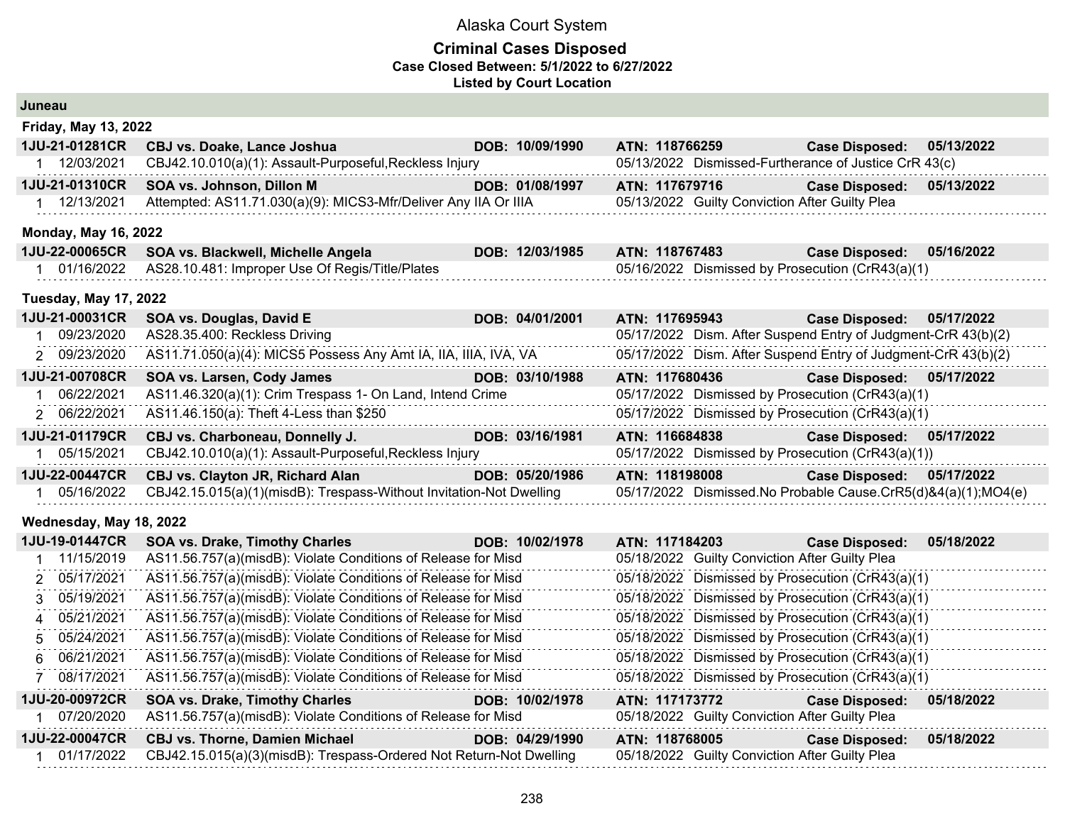# Alaska Court System

## Criminal Cases Disposed

**Case Closed Between: 5/1/2022 to 6/27/2022**

**Listed by Court Location**

### Juneau

#### Friday, May 13, 2022

| Case | Parties | DOB | ATN | Case Disposed |
|---|---|---|---|---|
| **1JU-21-01281CR** | **CBJ vs. Doake, Lance Joshua** | **10/09/1990** | **118766259** | **05/13/2022** |
| 1 | 12/03/2021 CBJ42.10.010(a)(1): Assault-Purposeful,Reckless Injury | | 05/13/2022 Dismissed-Furtherance of Justice CrR 43(c) | |
| **1JU-21-01310CR** | **SOA vs. Johnson, Dillon M** | **01/08/1997** | **117679716** | **05/13/2022** |
| 1 | 12/13/2021 Attempted: AS11.71.030(a)(9): MICS3-Mfr/Deliver Any IIA Or IIIA | | 05/13/2022 Guilty Conviction After Guilty Plea | |

#### Monday, May 16, 2022

| Case | Parties | DOB | ATN | Case Disposed |
|---|---|---|---|---|
| **1JU-22-00065CR** | **SOA vs. Blackwell, Michelle Angela** | **12/03/1985** | **118767483** | **05/16/2022** |
| 1 | 01/16/2022 AS28.10.481: Improper Use Of Regis/Title/Plates | | 05/16/2022 Dismissed by Prosecution (CrR43(a)(1) | |

#### Tuesday, May 17, 2022

| Case | Parties | DOB | ATN | Case Disposed |
|---|---|---|---|---|
| **1JU-21-00031CR** | **SOA vs. Douglas, David E** | **04/01/2001** | **117695943** | **05/17/2022** |
| 1 | 09/23/2020 AS28.35.400: Reckless Driving | | 05/17/2022 Dism. After Suspend Entry of Judgment-CrR 43(b)(2) | |
| 2 | 09/23/2020 AS11.71.050(a)(4): MICS5 Possess Any Amt IA, IIA, IIIA, IVA, VA | | 05/17/2022 Dism. After Suspend Entry of Judgment-CrR 43(b)(2) | |
| **1JU-21-00708CR** | **SOA vs. Larsen, Cody James** | **03/10/1988** | **117680436** | **05/17/2022** |
| 1 | 06/22/2021 AS11.46.320(a)(1): Crim Trespass 1- On Land, Intend Crime | | 05/17/2022 Dismissed by Prosecution (CrR43(a)(1) | |
| 2 | 06/22/2021 AS11.46.150(a): Theft 4-Less than $250 | | 05/17/2022 Dismissed by Prosecution (CrR43(a)(1) | |
| **1JU-21-01179CR** | **CBJ vs. Charboneau, Donnelly J.** | **03/16/1981** | **116684838** | **05/17/2022** |
| 1 | 05/15/2021 CBJ42.10.010(a)(1): Assault-Purposeful,Reckless Injury | | 05/17/2022 Dismissed by Prosecution (CrR43(a)(1)) | |
| **1JU-22-00447CR** | **CBJ vs. Clayton JR, Richard Alan** | **05/20/1986** | **118198008** | **05/17/2022** |
| 1 | 05/16/2022 CBJ42.15.015(a)(1)(misdB): Trespass-Without Invitation-Not Dwelling | | 05/17/2022 Dismissed.No Probable Cause.CrR5(d)&4(a)(1);MO4(e) | |

#### Wednesday, May 18, 2022

| Case | Parties | DOB | ATN | Case Disposed |
|---|---|---|---|---|
| **1JU-19-01447CR** | **SOA vs. Drake, Timothy Charles** | **10/02/1978** | **117184203** | **05/18/2022** |
| 1 | 11/15/2019 AS11.56.757(a)(misdB): Violate Conditions of Release for Misd | | 05/18/2022 Guilty Conviction After Guilty Plea | |
| 2 | 05/17/2021 AS11.56.757(a)(misdB): Violate Conditions of Release for Misd | | 05/18/2022 Dismissed by Prosecution (CrR43(a)(1) | |
| 3 | 05/19/2021 AS11.56.757(a)(misdB): Violate Conditions of Release for Misd | | 05/18/2022 Dismissed by Prosecution (CrR43(a)(1) | |
| 4 | 05/21/2021 AS11.56.757(a)(misdB): Violate Conditions of Release for Misd | | 05/18/2022 Dismissed by Prosecution (CrR43(a)(1) | |
| 5 | 05/24/2021 AS11.56.757(a)(misdB): Violate Conditions of Release for Misd | | 05/18/2022 Dismissed by Prosecution (CrR43(a)(1) | |
| 6 | 06/21/2021 AS11.56.757(a)(misdB): Violate Conditions of Release for Misd | | 05/18/2022 Dismissed by Prosecution (CrR43(a)(1) | |
| 7 | 08/17/2021 AS11.56.757(a)(misdB): Violate Conditions of Release for Misd | | 05/18/2022 Dismissed by Prosecution (CrR43(a)(1) | |
| **1JU-20-00972CR** | **SOA vs. Drake, Timothy Charles** | **10/02/1978** | **117173772** | **05/18/2022** |
| 1 | 07/20/2020 AS11.56.757(a)(misdB): Violate Conditions of Release for Misd | | 05/18/2022 Guilty Conviction After Guilty Plea | |
| **1JU-22-00047CR** | **CBJ vs. Thorne, Damien Michael** | **04/29/1990** | **118768005** | **05/18/2022** |
| 1 | 01/17/2022 CBJ42.15.015(a)(3)(misdB): Trespass-Ordered Not Return-Not Dwelling | | 05/18/2022 Guilty Conviction After Guilty Plea | |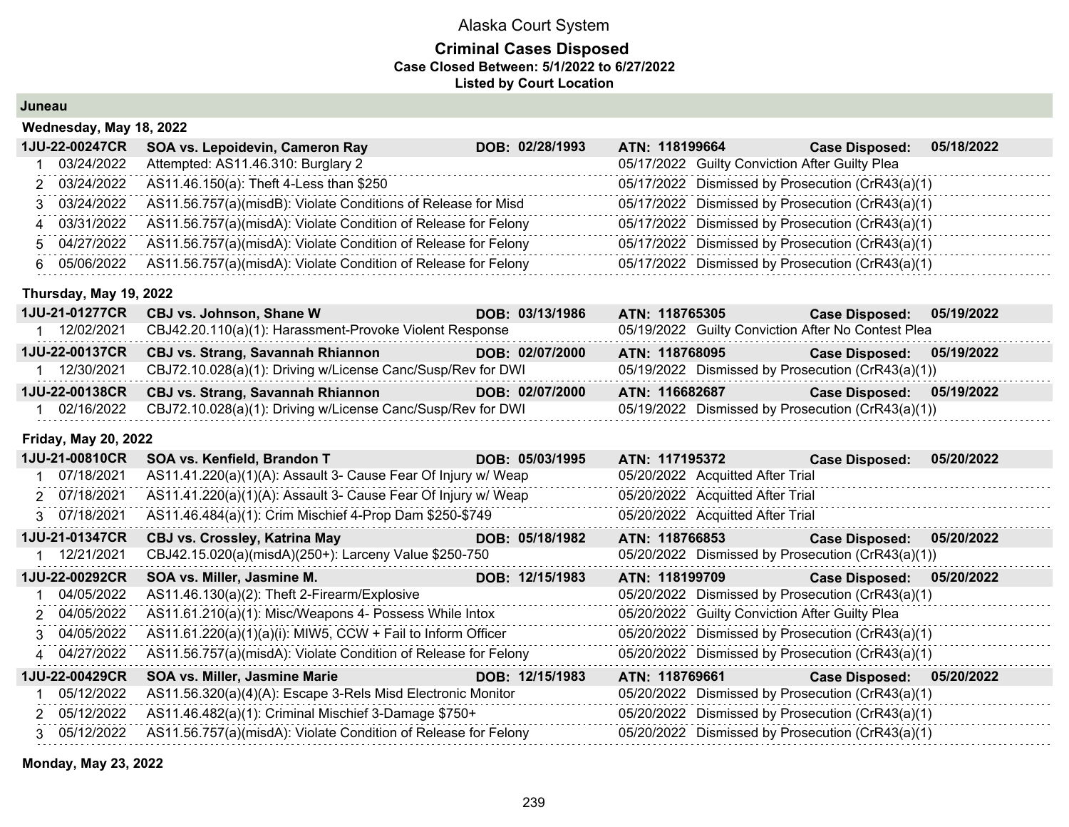Alaska Court System

**Criminal Cases Disposed**

**Case Closed Between: 5/1/2022 to 6/27/2022**

**Listed by Court Location**

## Juneau

### Wednesday, May 18, 2022

**1JU-22-00247CR** | **SOA vs. Lepoidevin, Cameron Ray** | **DOB: 02/28/1993** | **ATN: 118199664** | **Case Disposed: 05/18/2022**

| # | Date | Charge | Disposition Date | Disposition |
|---|---|---|---|---|
| 1 | 03/24/2022 | Attempted: AS11.46.310: Burglary 2 | 05/17/2022 | Guilty Conviction After Guilty Plea |
| 2 | 03/24/2022 | AS11.46.150(a): Theft 4-Less than $250 | 05/17/2022 | Dismissed by Prosecution (CrR43(a)(1) |
| 3 | 03/24/2022 | AS11.56.757(a)(misdB): Violate Conditions of Release for Misd | 05/17/2022 | Dismissed by Prosecution (CrR43(a)(1) |
| 4 | 03/31/2022 | AS11.56.757(a)(misdA): Violate Condition of Release for Felony | 05/17/2022 | Dismissed by Prosecution (CrR43(a)(1) |
| 5 | 04/27/2022 | AS11.56.757(a)(misdA): Violate Condition of Release for Felony | 05/17/2022 | Dismissed by Prosecution (CrR43(a)(1) |
| 6 | 05/06/2022 | AS11.56.757(a)(misdA): Violate Condition of Release for Felony | 05/17/2022 | Dismissed by Prosecution (CrR43(a)(1) |

### Thursday, May 19, 2022

**1JU-21-01277CR** | **CBJ vs. Johnson, Shane W** | **DOB: 03/13/1986** | **ATN: 118765305** | **Case Disposed: 05/19/2022**

| # | Date | Charge | Disposition Date | Disposition |
|---|---|---|---|---|
| 1 | 12/02/2021 | CBJ42.20.110(a)(1): Harassment-Provoke Violent Response | 05/19/2022 | Guilty Conviction After No Contest Plea |

**1JU-22-00137CR** | **CBJ vs. Strang, Savannah Rhiannon** | **DOB: 02/07/2000** | **ATN: 118768095** | **Case Disposed: 05/19/2022**

| # | Date | Charge | Disposition Date | Disposition |
|---|---|---|---|---|
| 1 | 12/30/2021 | CBJ72.10.028(a)(1): Driving w/License Canc/Susp/Rev for DWI | 05/19/2022 | Dismissed by Prosecution (CrR43(a)(1)) |

**1JU-22-00138CR** | **CBJ vs. Strang, Savannah Rhiannon** | **DOB: 02/07/2000** | **ATN: 116682687** | **Case Disposed: 05/19/2022**

| # | Date | Charge | Disposition Date | Disposition |
|---|---|---|---|---|
| 1 | 02/16/2022 | CBJ72.10.028(a)(1): Driving w/License Canc/Susp/Rev for DWI | 05/19/2022 | Dismissed by Prosecution (CrR43(a)(1)) |

### Friday, May 20, 2022

**1JU-21-00810CR** | **SOA vs. Kenfield, Brandon T** | **DOB: 05/03/1995** | **ATN: 117195372** | **Case Disposed: 05/20/2022**

| # | Date | Charge | Disposition Date | Disposition |
|---|---|---|---|---|
| 1 | 07/18/2021 | AS11.41.220(a)(1)(A): Assault 3- Cause Fear Of Injury w/ Weap | 05/20/2022 | Acquitted After Trial |
| 2 | 07/18/2021 | AS11.41.220(a)(1)(A): Assault 3- Cause Fear Of Injury w/ Weap | 05/20/2022 | Acquitted After Trial |
| 3 | 07/18/2021 | AS11.46.484(a)(1): Crim Mischief 4-Prop Dam $250-$749 | 05/20/2022 | Acquitted After Trial |

**1JU-21-01347CR** | **CBJ vs. Crossley, Katrina May** | **DOB: 05/18/1982** | **ATN: 118766853** | **Case Disposed: 05/20/2022**

| # | Date | Charge | Disposition Date | Disposition |
|---|---|---|---|---|
| 1 | 12/21/2021 | CBJ42.15.020(a)(misdA)(250+): Larceny Value $250-750 | 05/20/2022 | Dismissed by Prosecution (CrR43(a)(1)) |

**1JU-22-00292CR** | **SOA vs. Miller, Jasmine M.** | **DOB: 12/15/1983** | **ATN: 118199709** | **Case Disposed: 05/20/2022**

| # | Date | Charge | Disposition Date | Disposition |
|---|---|---|---|---|
| 1 | 04/05/2022 | AS11.46.130(a)(2): Theft 2-Firearm/Explosive | 05/20/2022 | Dismissed by Prosecution (CrR43(a)(1) |
| 2 | 04/05/2022 | AS11.61.210(a)(1): Misc/Weapons 4- Possess While Intox | 05/20/2022 | Guilty Conviction After Guilty Plea |
| 3 | 04/05/2022 | AS11.61.220(a)(1)(a)(i): MIW5, CCW + Fail to Inform Officer | 05/20/2022 | Dismissed by Prosecution (CrR43(a)(1) |
| 4 | 04/27/2022 | AS11.56.757(a)(misdA): Violate Condition of Release for Felony | 05/20/2022 | Dismissed by Prosecution (CrR43(a)(1) |

**1JU-22-00429CR** | **SOA vs. Miller, Jasmine Marie** | **DOB: 12/15/1983** | **ATN: 118769661** | **Case Disposed: 05/20/2022**

| # | Date | Charge | Disposition Date | Disposition |
|---|---|---|---|---|
| 1 | 05/12/2022 | AS11.56.320(a)(4)(A): Escape 3-Rels Misd Electronic Monitor | 05/20/2022 | Dismissed by Prosecution (CrR43(a)(1) |
| 2 | 05/12/2022 | AS11.46.482(a)(1): Criminal Mischief 3-Damage $750+ | 05/20/2022 | Dismissed by Prosecution (CrR43(a)(1) |
| 3 | 05/12/2022 | AS11.56.757(a)(misdA): Violate Condition of Release for Felony | 05/20/2022 | Dismissed by Prosecution (CrR43(a)(1) |

### Monday, May 23, 2022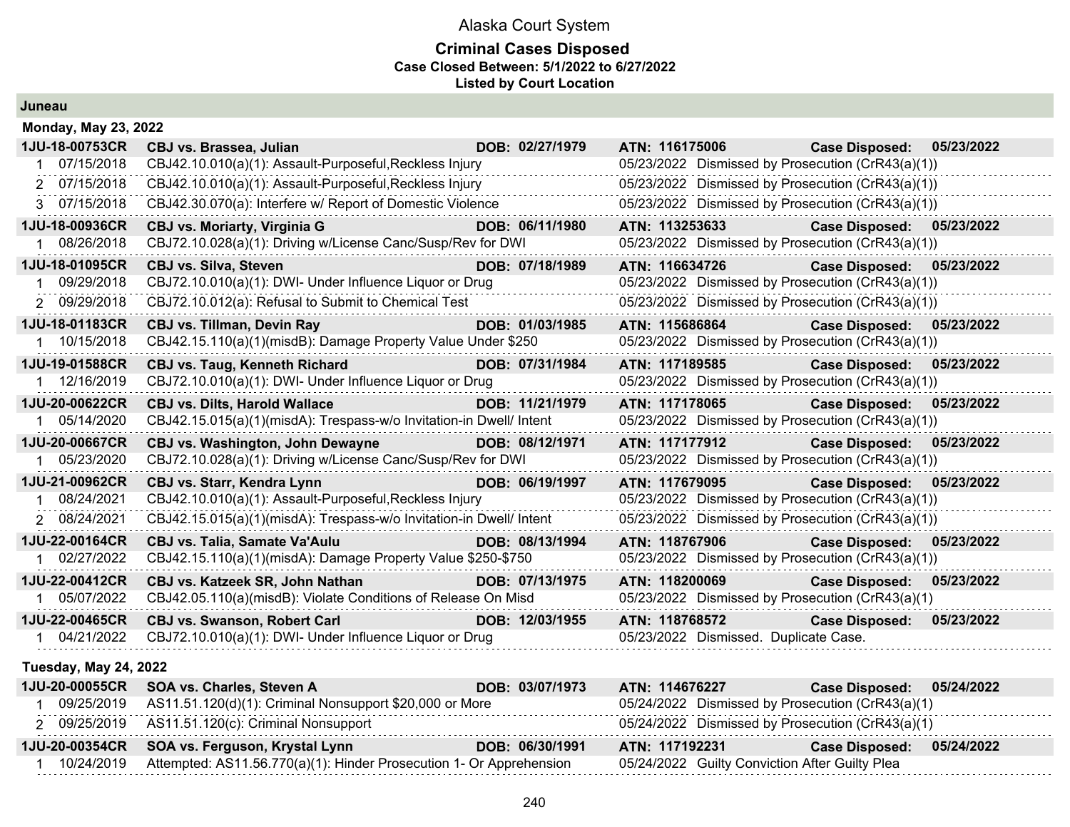# Alaska Court System

## Criminal Cases Disposed

**Case Closed Between: 5/1/2022 to 6/27/2022**

**Listed by Court Location**

### Juneau

**Monday, May 23, 2022**

| Case | Parties / Charge | DOB | ATN / Disposition | Case Disposed |
|---|---|---|---|---|
| **1JU-18-00753CR** | **CBJ vs. Brassea, Julian** | **DOB: 02/27/1979** | **ATN: 116175006** | **Case Disposed: 05/23/2022** |
| 1 07/15/2018 | CBJ42.10.010(a)(1): Assault-Purposeful,Reckless Injury | | 05/23/2022 Dismissed by Prosecution (CrR43(a)(1)) | |
| 2 07/15/2018 | CBJ42.10.010(a)(1): Assault-Purposeful,Reckless Injury | | 05/23/2022 Dismissed by Prosecution (CrR43(a)(1)) | |
| 3 07/15/2018 | CBJ42.30.070(a): Interfere w/ Report of Domestic Violence | | 05/23/2022 Dismissed by Prosecution (CrR43(a)(1)) | |
| **1JU-18-00936CR** | **CBJ vs. Moriarty, Virginia G** | **DOB: 06/11/1980** | **ATN: 113253633** | **Case Disposed: 05/23/2022** |
| 1 08/26/2018 | CBJ72.10.028(a)(1): Driving w/License Canc/Susp/Rev for DWI | | 05/23/2022 Dismissed by Prosecution (CrR43(a)(1)) | |
| **1JU-18-01095CR** | **CBJ vs. Silva, Steven** | **DOB: 07/18/1989** | **ATN: 116634726** | **Case Disposed: 05/23/2022** |
| 1 09/29/2018 | CBJ72.10.010(a)(1): DWI- Under Influence Liquor or Drug | | 05/23/2022 Dismissed by Prosecution (CrR43(a)(1)) | |
| 2 09/29/2018 | CBJ72.10.012(a): Refusal to Submit to Chemical Test | | 05/23/2022 Dismissed by Prosecution (CrR43(a)(1)) | |
| **1JU-18-01183CR** | **CBJ vs. Tillman, Devin Ray** | **DOB: 01/03/1985** | **ATN: 115686864** | **Case Disposed: 05/23/2022** |
| 1 10/15/2018 | CBJ42.15.110(a)(1)(misdB): Damage Property Value Under $250 | | 05/23/2022 Dismissed by Prosecution (CrR43(a)(1)) | |
| **1JU-19-01588CR** | **CBJ vs. Taug, Kenneth Richard** | **DOB: 07/31/1984** | **ATN: 117189585** | **Case Disposed: 05/23/2022** |
| 1 12/16/2019 | CBJ72.10.010(a)(1): DWI- Under Influence Liquor or Drug | | 05/23/2022 Dismissed by Prosecution (CrR43(a)(1)) | |
| **1JU-20-00622CR** | **CBJ vs. Dilts, Harold Wallace** | **DOB: 11/21/1979** | **ATN: 117178065** | **Case Disposed: 05/23/2022** |
| 1 05/14/2020 | CBJ42.15.015(a)(1)(misdA): Trespass-w/o Invitation-in Dwell/ Intent | | 05/23/2022 Dismissed by Prosecution (CrR43(a)(1)) | |
| **1JU-20-00667CR** | **CBJ vs. Washington, John Dewayne** | **DOB: 08/12/1971** | **ATN: 117177912** | **Case Disposed: 05/23/2022** |
| 1 05/23/2020 | CBJ72.10.028(a)(1): Driving w/License Canc/Susp/Rev for DWI | | 05/23/2022 Dismissed by Prosecution (CrR43(a)(1)) | |
| **1JU-21-00962CR** | **CBJ vs. Starr, Kendra Lynn** | **DOB: 06/19/1997** | **ATN: 117679095** | **Case Disposed: 05/23/2022** |
| 1 08/24/2021 | CBJ42.10.010(a)(1): Assault-Purposeful,Reckless Injury | | 05/23/2022 Dismissed by Prosecution (CrR43(a)(1)) | |
| 2 08/24/2021 | CBJ42.15.015(a)(1)(misdA): Trespass-w/o Invitation-in Dwell/ Intent | | 05/23/2022 Dismissed by Prosecution (CrR43(a)(1)) | |
| **1JU-22-00164CR** | **CBJ vs. Talia, Samate Va'Aulu** | **DOB: 08/13/1994** | **ATN: 118767906** | **Case Disposed: 05/23/2022** |
| 1 02/27/2022 | CBJ42.15.110(a)(1)(misdA): Damage Property Value $250-$750 | | 05/23/2022 Dismissed by Prosecution (CrR43(a)(1)) | |
| **1JU-22-00412CR** | **CBJ vs. Katzeek SR, John Nathan** | **DOB: 07/13/1975** | **ATN: 118200069** | **Case Disposed: 05/23/2022** |
| 1 05/07/2022 | CBJ42.05.110(a)(misdB): Violate Conditions of Release On Misd | | 05/23/2022 Dismissed by Prosecution (CrR43(a)(1) | |
| **1JU-22-00465CR** | **CBJ vs. Swanson, Robert Carl** | **DOB: 12/03/1955** | **ATN: 118768572** | **Case Disposed: 05/23/2022** |
| 1 04/21/2022 | CBJ72.10.010(a)(1): DWI- Under Influence Liquor or Drug | | 05/23/2022 Dismissed. Duplicate Case. | |

**Tuesday, May 24, 2022**

| Case | Parties / Charge | DOB | ATN / Disposition | Case Disposed |
|---|---|---|---|---|
| **1JU-20-00055CR** | **SOA vs. Charles, Steven A** | **DOB: 03/07/1973** | **ATN: 114676227** | **Case Disposed: 05/24/2022** |
| 1 09/25/2019 | AS11.51.120(d)(1): Criminal Nonsupport $20,000 or More | | 05/24/2022 Dismissed by Prosecution (CrR43(a)(1) | |
| 2 09/25/2019 | AS11.51.120(c): Criminal Nonsupport | | 05/24/2022 Dismissed by Prosecution (CrR43(a)(1) | |
| **1JU-20-00354CR** | **SOA vs. Ferguson, Krystal Lynn** | **DOB: 06/30/1991** | **ATN: 117192231** | **Case Disposed: 05/24/2022** |
| 1 10/24/2019 | Attempted: AS11.56.770(a)(1): Hinder Prosecution 1- Or Apprehension | | 05/24/2022 Guilty Conviction After Guilty Plea | |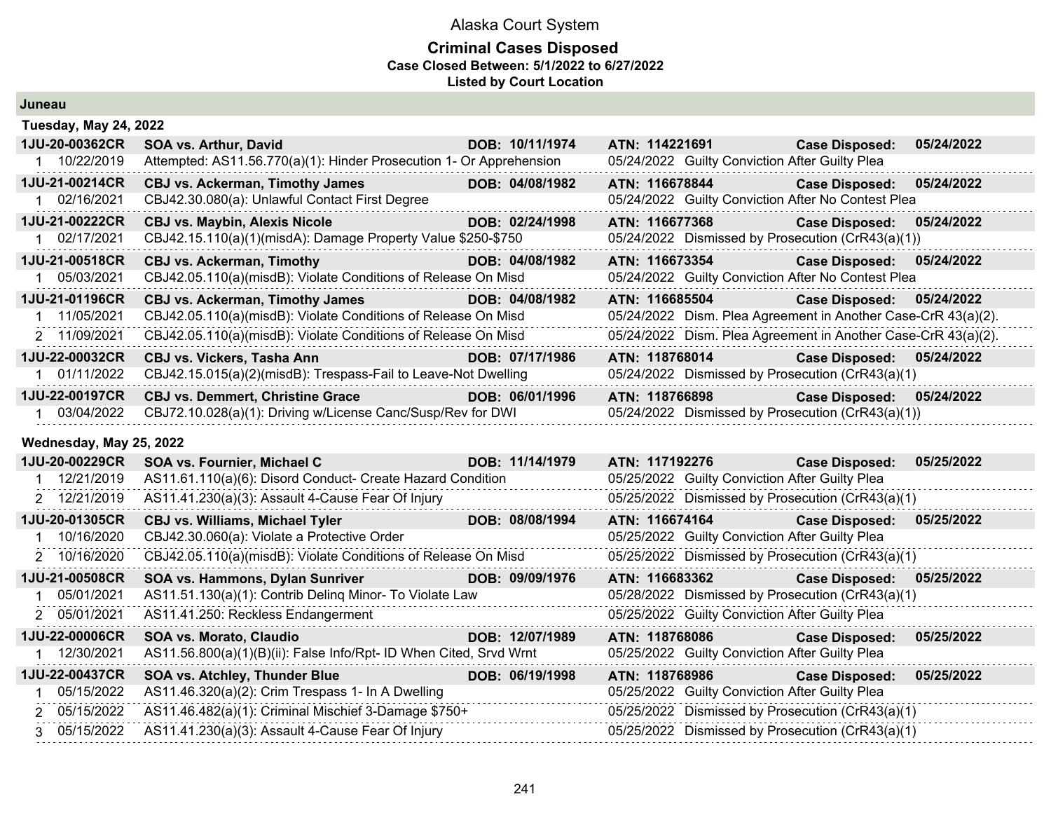# Alaska Court System

## Criminal Cases Disposed

**Case Closed Between: 5/1/2022 to 6/27/2022**

**Listed by Court Location**

### Juneau

#### Tuesday, May 24, 2022

| Case | Parties / Charge | DOB | ATN / Disposition | | Case Disposed |
|---|---|---|---|---|---|
| **1JU-20-00362CR** | **SOA vs. Arthur, David** | **DOB: 10/11/1974** | **ATN: 114221691** | **Case Disposed:** | **05/24/2022** |
| 1 10/22/2019 | Attempted: AS11.56.770(a)(1): Hinder Prosecution 1- Or Apprehension | | 05/24/2022 Guilty Conviction After Guilty Plea | | |
| **1JU-21-00214CR** | **CBJ vs. Ackerman, Timothy James** | **DOB: 04/08/1982** | **ATN: 116678844** | **Case Disposed:** | **05/24/2022** |
| 1 02/16/2021 | CBJ42.30.080(a): Unlawful Contact First Degree | | 05/24/2022 Guilty Conviction After No Contest Plea | | |
| **1JU-21-00222CR** | **CBJ vs. Maybin, Alexis Nicole** | **DOB: 02/24/1998** | **ATN: 116677368** | **Case Disposed:** | **05/24/2022** |
| 1 02/17/2021 | CBJ42.15.110(a)(1)(misdA): Damage Property Value $250-$750 | | 05/24/2022 Dismissed by Prosecution (CrR43(a)(1)) | | |
| **1JU-21-00518CR** | **CBJ vs. Ackerman, Timothy** | **DOB: 04/08/1982** | **ATN: 116673354** | **Case Disposed:** | **05/24/2022** |
| 1 05/03/2021 | CBJ42.05.110(a)(misdB): Violate Conditions of Release On Misd | | 05/24/2022 Guilty Conviction After No Contest Plea | | |
| **1JU-21-01196CR** | **CBJ vs. Ackerman, Timothy James** | **DOB: 04/08/1982** | **ATN: 116685504** | **Case Disposed:** | **05/24/2022** |
| 1 11/05/2021 | CBJ42.05.110(a)(misdB): Violate Conditions of Release On Misd | | 05/24/2022 Dism. Plea Agreement in Another Case-CrR 43(a)(2). | | |
| 2 11/09/2021 | CBJ42.05.110(a)(misdB): Violate Conditions of Release On Misd | | 05/24/2022 Dism. Plea Agreement in Another Case-CrR 43(a)(2). | | |
| **1JU-22-00032CR** | **CBJ vs. Vickers, Tasha Ann** | **DOB: 07/17/1986** | **ATN: 118768014** | **Case Disposed:** | **05/24/2022** |
| 1 01/11/2022 | CBJ42.15.015(a)(2)(misdB): Trespass-Fail to Leave-Not Dwelling | | 05/24/2022 Dismissed by Prosecution (CrR43(a)(1) | | |
| **1JU-22-00197CR** | **CBJ vs. Demmert, Christine Grace** | **DOB: 06/01/1996** | **ATN: 118766898** | **Case Disposed:** | **05/24/2022** |
| 1 03/04/2022 | CBJ72.10.028(a)(1): Driving w/License Canc/Susp/Rev for DWI | | 05/24/2022 Dismissed by Prosecution (CrR43(a)(1)) | | |

#### Wednesday, May 25, 2022

| Case | Parties / Charge | DOB | ATN / Disposition | | Case Disposed |
|---|---|---|---|---|---|
| **1JU-20-00229CR** | **SOA vs. Fournier, Michael C** | **DOB: 11/14/1979** | **ATN: 117192276** | **Case Disposed:** | **05/25/2022** |
| 1 12/21/2019 | AS11.61.110(a)(6): Disord Conduct- Create Hazard Condition | | 05/25/2022 Guilty Conviction After Guilty Plea | | |
| 2 12/21/2019 | AS11.41.230(a)(3): Assault 4-Cause Fear Of Injury | | 05/25/2022 Dismissed by Prosecution (CrR43(a)(1) | | |
| **1JU-20-01305CR** | **CBJ vs. Williams, Michael Tyler** | **DOB: 08/08/1994** | **ATN: 116674164** | **Case Disposed:** | **05/25/2022** |
| 1 10/16/2020 | CBJ42.30.060(a): Violate a Protective Order | | 05/25/2022 Guilty Conviction After Guilty Plea | | |
| 2 10/16/2020 | CBJ42.05.110(a)(misdB): Violate Conditions of Release On Misd | | 05/25/2022 Dismissed by Prosecution (CrR43(a)(1) | | |
| **1JU-21-00508CR** | **SOA vs. Hammons, Dylan Sunriver** | **DOB: 09/09/1976** | **ATN: 116683362** | **Case Disposed:** | **05/25/2022** |
| 1 05/01/2021 | AS11.51.130(a)(1): Contrib Delinq Minor- To Violate Law | | 05/28/2022 Dismissed by Prosecution (CrR43(a)(1) | | |
| 2 05/01/2021 | AS11.41.250: Reckless Endangerment | | 05/25/2022 Guilty Conviction After Guilty Plea | | |
| **1JU-22-00006CR** | **SOA vs. Morato, Claudio** | **DOB: 12/07/1989** | **ATN: 118768086** | **Case Disposed:** | **05/25/2022** |
| 1 12/30/2021 | AS11.56.800(a)(1)(B)(ii): False Info/Rpt- ID When Cited, Srvd Wrnt | | 05/25/2022 Guilty Conviction After Guilty Plea | | |
| **1JU-22-00437CR** | **SOA vs. Atchley, Thunder Blue** | **DOB: 06/19/1998** | **ATN: 118768986** | **Case Disposed:** | **05/25/2022** |
| 1 05/15/2022 | AS11.46.320(a)(2): Crim Trespass 1- In A Dwelling | | 05/25/2022 Guilty Conviction After Guilty Plea | | |
| 2 05/15/2022 | AS11.46.482(a)(1): Criminal Mischief 3-Damage $750+ | | 05/25/2022 Dismissed by Prosecution (CrR43(a)(1) | | |
| 3 05/15/2022 | AS11.41.230(a)(3): Assault 4-Cause Fear Of Injury | | 05/25/2022 Dismissed by Prosecution (CrR43(a)(1) | | |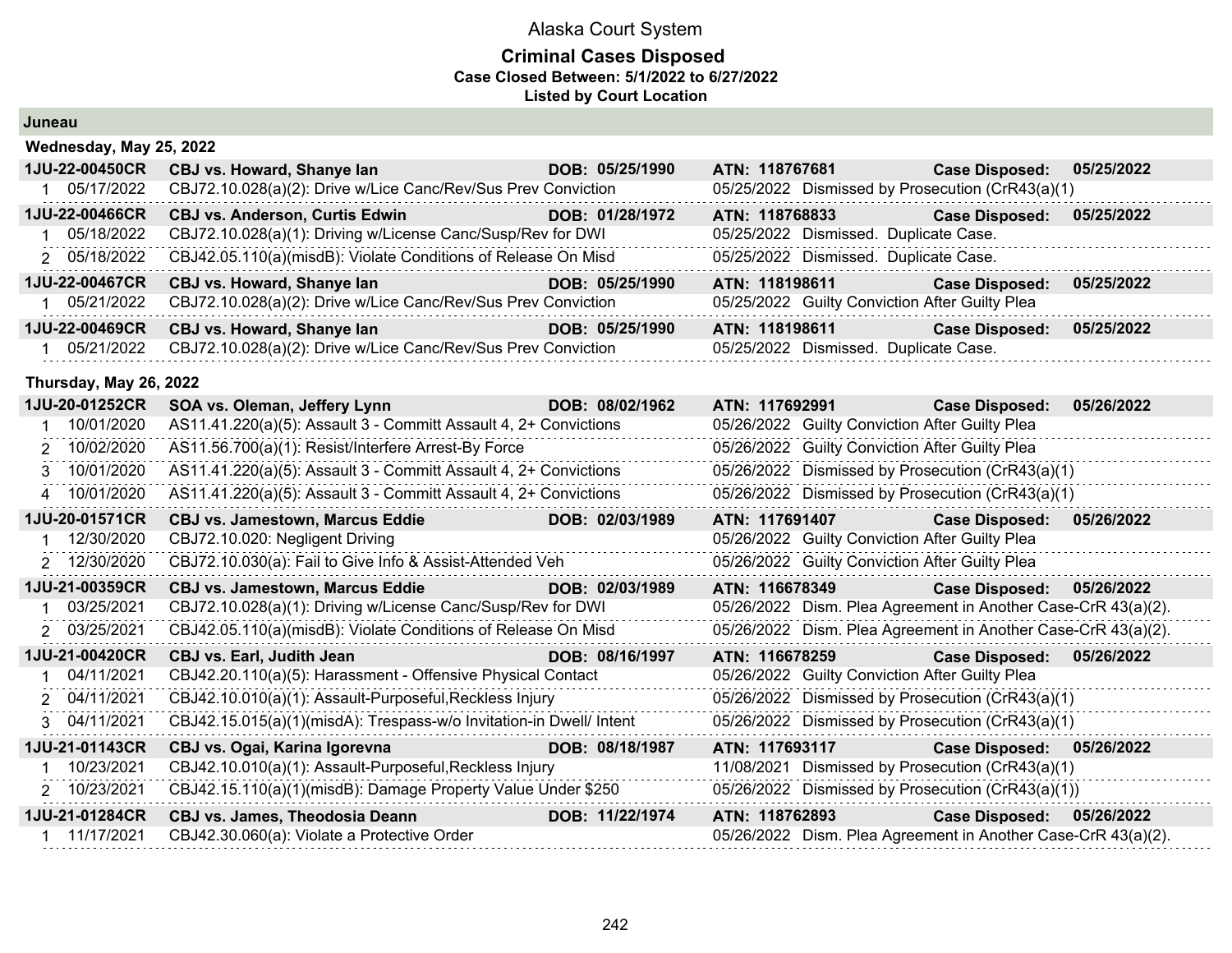# Alaska Court System

## Criminal Cases Disposed

**Case Closed Between: 5/1/2022 to 6/27/2022**

**Listed by Court Location**

### Juneau

#### Wednesday, May 25, 2022

| Case | Parties / Charge | DOB | ATN / Disposition | Case Disposed |
|---|---|---|---|---|
| **1JU-22-00450CR** | **CBJ vs. Howard, Shanye Ian** | **DOB: 05/25/1990** | **ATN: 118767681** | **05/25/2022** |
| 1 05/17/2022 | CBJ72.10.028(a)(2): Drive w/Lice Canc/Rev/Sus Prev Conviction | | 05/25/2022 Dismissed by Prosecution (CrR43(a)(1) | |
| **1JU-22-00466CR** | **CBJ vs. Anderson, Curtis Edwin** | **DOB: 01/28/1972** | **ATN: 118768833** | **05/25/2022** |
| 1 05/18/2022 | CBJ72.10.028(a)(1): Driving w/License Canc/Susp/Rev for DWI | | 05/25/2022 Dismissed. Duplicate Case. | |
| 2 05/18/2022 | CBJ42.05.110(a)(misdB): Violate Conditions of Release On Misd | | 05/25/2022 Dismissed. Duplicate Case. | |
| **1JU-22-00467CR** | **CBJ vs. Howard, Shanye Ian** | **DOB: 05/25/1990** | **ATN: 118198611** | **05/25/2022** |
| 1 05/21/2022 | CBJ72.10.028(a)(2): Drive w/Lice Canc/Rev/Sus Prev Conviction | | 05/25/2022 Guilty Conviction After Guilty Plea | |
| **1JU-22-00469CR** | **CBJ vs. Howard, Shanye Ian** | **DOB: 05/25/1990** | **ATN: 118198611** | **05/25/2022** |
| 1 05/21/2022 | CBJ72.10.028(a)(2): Drive w/Lice Canc/Rev/Sus Prev Conviction | | 05/25/2022 Dismissed. Duplicate Case. | |

#### Thursday, May 26, 2022

| Case | Parties / Charge | DOB | ATN / Disposition | Case Disposed |
|---|---|---|---|---|
| **1JU-20-01252CR** | **SOA vs. Oleman, Jeffery Lynn** | **DOB: 08/02/1962** | **ATN: 117692991** | **05/26/2022** |
| 1 10/01/2020 | AS11.41.220(a)(5): Assault 3 - Committ Assault 4, 2+ Convictions | | 05/26/2022 Guilty Conviction After Guilty Plea | |
| 2 10/02/2020 | AS11.56.700(a)(1): Resist/Interfere Arrest-By Force | | 05/26/2022 Guilty Conviction After Guilty Plea | |
| 3 10/01/2020 | AS11.41.220(a)(5): Assault 3 - Committ Assault 4, 2+ Convictions | | 05/26/2022 Dismissed by Prosecution (CrR43(a)(1) | |
| 4 10/01/2020 | AS11.41.220(a)(5): Assault 3 - Committ Assault 4, 2+ Convictions | | 05/26/2022 Dismissed by Prosecution (CrR43(a)(1) | |
| **1JU-20-01571CR** | **CBJ vs. Jamestown, Marcus Eddie** | **DOB: 02/03/1989** | **ATN: 117691407** | **05/26/2022** |
| 1 12/30/2020 | CBJ72.10.020: Negligent Driving | | 05/26/2022 Guilty Conviction After Guilty Plea | |
| 2 12/30/2020 | CBJ72.10.030(a): Fail to Give Info & Assist-Attended Veh | | 05/26/2022 Guilty Conviction After Guilty Plea | |
| **1JU-21-00359CR** | **CBJ vs. Jamestown, Marcus Eddie** | **DOB: 02/03/1989** | **ATN: 116678349** | **05/26/2022** |
| 1 03/25/2021 | CBJ72.10.028(a)(1): Driving w/License Canc/Susp/Rev for DWI | | 05/26/2022 Dism. Plea Agreement in Another Case-CrR 43(a)(2). | |
| 2 03/25/2021 | CBJ42.05.110(a)(misdB): Violate Conditions of Release On Misd | | 05/26/2022 Dism. Plea Agreement in Another Case-CrR 43(a)(2). | |
| **1JU-21-00420CR** | **CBJ vs. Earl, Judith Jean** | **DOB: 08/16/1997** | **ATN: 116678259** | **05/26/2022** |
| 1 04/11/2021 | CBJ42.20.110(a)(5): Harassment - Offensive Physical Contact | | 05/26/2022 Guilty Conviction After Guilty Plea | |
| 2 04/11/2021 | CBJ42.10.010(a)(1): Assault-Purposeful,Reckless Injury | | 05/26/2022 Dismissed by Prosecution (CrR43(a)(1) | |
| 3 04/11/2021 | CBJ42.15.015(a)(1)(misdA): Trespass-w/o Invitation-in Dwell/ Intent | | 05/26/2022 Dismissed by Prosecution (CrR43(a)(1) | |
| **1JU-21-01143CR** | **CBJ vs. Ogai, Karina Igorevna** | **DOB: 08/18/1987** | **ATN: 117693117** | **05/26/2022** |
| 1 10/23/2021 | CBJ42.10.010(a)(1): Assault-Purposeful,Reckless Injury | | 11/08/2021 Dismissed by Prosecution (CrR43(a)(1) | |
| 2 10/23/2021 | CBJ42.15.110(a)(1)(misdB): Damage Property Value Under $250 | | 05/26/2022 Dismissed by Prosecution (CrR43(a)(1)) | |
| **1JU-21-01284CR** | **CBJ vs. James, Theodosia Deann** | **DOB: 11/22/1974** | **ATN: 118762893** | **05/26/2022** |
| 1 11/17/2021 | CBJ42.30.060(a): Violate a Protective Order | | 05/26/2022 Dism. Plea Agreement in Another Case-CrR 43(a)(2). | |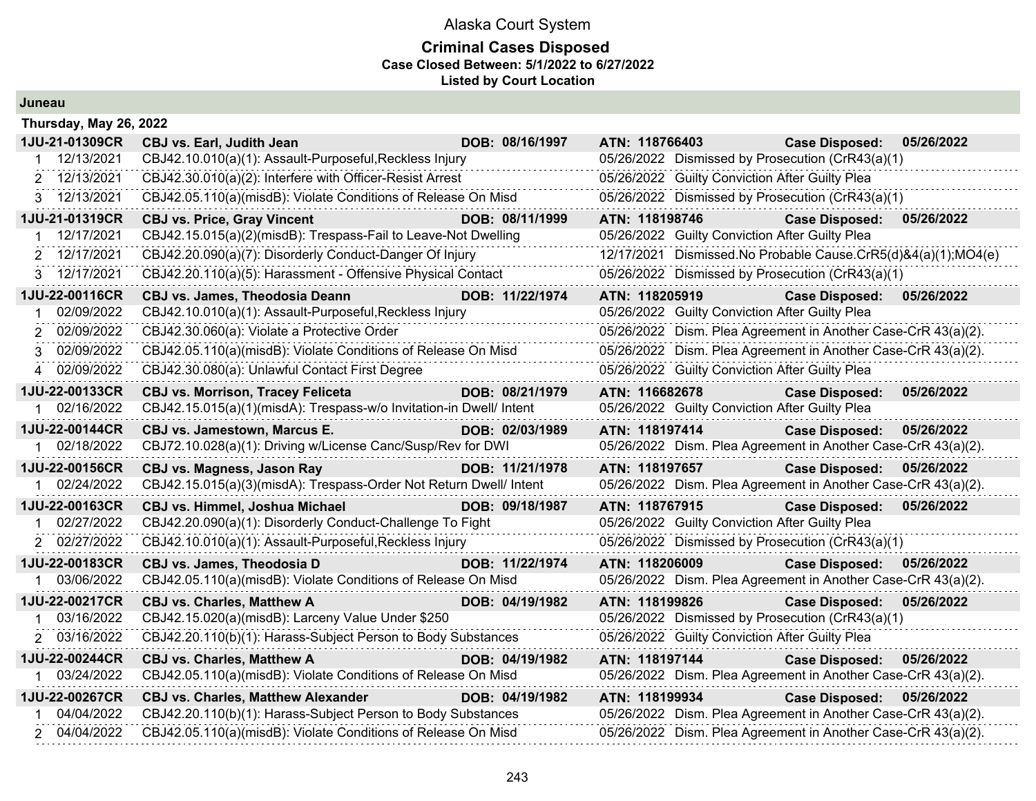# Alaska Court System

## Criminal Cases Disposed

**Case Closed Between: 5/1/2022 to 6/27/2022**

**Listed by Court Location**

### Juneau

**Thursday, May 26, 2022**

| Case | | Charge | | Disposition |
|---|---|---|---|---|
| **1JU-21-01309CR** | | **CBJ vs. Earl, Judith Jean** **DOB: 08/16/1997** | | **ATN: 118766403** **Case Disposed: 05/26/2022** |
| 1 | 12/13/2021 | CBJ42.10.010(a)(1): Assault-Purposeful,Reckless Injury | 05/26/2022 | Dismissed by Prosecution (CrR43(a)(1) |
| 2 | 12/13/2021 | CBJ42.30.010(a)(2): Interfere with Officer-Resist Arrest | 05/26/2022 | Guilty Conviction After Guilty Plea |
| 3 | 12/13/2021 | CBJ42.05.110(a)(misdB): Violate Conditions of Release On Misd | 05/26/2022 | Dismissed by Prosecution (CrR43(a)(1) |
| **1JU-21-01319CR** | | **CBJ vs. Price, Gray Vincent** **DOB: 08/11/1999** | | **ATN: 118198746** **Case Disposed: 05/26/2022** |
| 1 | 12/17/2021 | CBJ42.15.015(a)(2)(misdB): Trespass-Fail to Leave-Not Dwelling | 05/26/2022 | Guilty Conviction After Guilty Plea |
| 2 | 12/17/2021 | CBJ42.20.090(a)(7): Disorderly Conduct-Danger Of Injury | 12/17/2021 | Dismissed.No Probable Cause.CrR5(d)&4(a)(1);MO4(e) |
| 3 | 12/17/2021 | CBJ42.20.110(a)(5): Harassment - Offensive Physical Contact | 05/26/2022 | Dismissed by Prosecution (CrR43(a)(1) |
| **1JU-22-00116CR** | | **CBJ vs. James, Theodosia Deann** **DOB: 11/22/1974** | | **ATN: 118205919** **Case Disposed: 05/26/2022** |
| 1 | 02/09/2022 | CBJ42.10.010(a)(1): Assault-Purposeful,Reckless Injury | 05/26/2022 | Guilty Conviction After Guilty Plea |
| 2 | 02/09/2022 | CBJ42.30.060(a): Violate a Protective Order | 05/26/2022 | Dism. Plea Agreement in Another Case-CrR 43(a)(2). |
| 3 | 02/09/2022 | CBJ42.05.110(a)(misdB): Violate Conditions of Release On Misd | 05/26/2022 | Dism. Plea Agreement in Another Case-CrR 43(a)(2). |
| 4 | 02/09/2022 | CBJ42.30.080(a): Unlawful Contact First Degree | 05/26/2022 | Guilty Conviction After Guilty Plea |
| **1JU-22-00133CR** | | **CBJ vs. Morrison, Tracey Feliceta** **DOB: 08/21/1979** | | **ATN: 116682678** **Case Disposed: 05/26/2022** |
| 1 | 02/16/2022 | CBJ42.15.015(a)(1)(misdA): Trespass-w/o Invitation-in Dwell/ Intent | 05/26/2022 | Guilty Conviction After Guilty Plea |
| **1JU-22-00144CR** | | **CBJ vs. Jamestown, Marcus E.** **DOB: 02/03/1989** | | **ATN: 118197414** **Case Disposed: 05/26/2022** |
| 1 | 02/18/2022 | CBJ72.10.028(a)(1): Driving w/License Canc/Susp/Rev for DWI | 05/26/2022 | Dism. Plea Agreement in Another Case-CrR 43(a)(2). |
| **1JU-22-00156CR** | | **CBJ vs. Magness, Jason Ray** **DOB: 11/21/1978** | | **ATN: 118197657** **Case Disposed: 05/26/2022** |
| 1 | 02/24/2022 | CBJ42.15.015(a)(3)(misdA): Trespass-Order Not Return Dwell/ Intent | 05/26/2022 | Dism. Plea Agreement in Another Case-CrR 43(a)(2). |
| **1JU-22-00163CR** | | **CBJ vs. Himmel, Joshua Michael** **DOB: 09/18/1987** | | **ATN: 118767915** **Case Disposed: 05/26/2022** |
| 1 | 02/27/2022 | CBJ42.20.090(a)(1): Disorderly Conduct-Challenge To Fight | 05/26/2022 | Guilty Conviction After Guilty Plea |
| 2 | 02/27/2022 | CBJ42.10.010(a)(1): Assault-Purposeful,Reckless Injury | 05/26/2022 | Dismissed by Prosecution (CrR43(a)(1) |
| **1JU-22-00183CR** | | **CBJ vs. James, Theodosia D** **DOB: 11/22/1974** | | **ATN: 118206009** **Case Disposed: 05/26/2022** |
| 1 | 03/06/2022 | CBJ42.05.110(a)(misdB): Violate Conditions of Release On Misd | 05/26/2022 | Dism. Plea Agreement in Another Case-CrR 43(a)(2). |
| **1JU-22-00217CR** | | **CBJ vs. Charles, Matthew A** **DOB: 04/19/1982** | | **ATN: 118199826** **Case Disposed: 05/26/2022** |
| 1 | 03/16/2022 | CBJ42.15.020(a)(misdB): Larceny Value Under $250 | 05/26/2022 | Dismissed by Prosecution (CrR43(a)(1) |
| 2 | 03/16/2022 | CBJ42.20.110(b)(1): Harass-Subject Person to Body Substances | 05/26/2022 | Guilty Conviction After Guilty Plea |
| **1JU-22-00244CR** | | **CBJ vs. Charles, Matthew A** **DOB: 04/19/1982** | | **ATN: 118197144** **Case Disposed: 05/26/2022** |
| 1 | 03/24/2022 | CBJ42.05.110(a)(misdB): Violate Conditions of Release On Misd | 05/26/2022 | Dism. Plea Agreement in Another Case-CrR 43(a)(2). |
| **1JU-22-00267CR** | | **CBJ vs. Charles, Matthew Alexander** **DOB: 04/19/1982** | | **ATN: 118199934** **Case Disposed: 05/26/2022** |
| 1 | 04/04/2022 | CBJ42.20.110(b)(1): Harass-Subject Person to Body Substances | 05/26/2022 | Dism. Plea Agreement in Another Case-CrR 43(a)(2). |
| 2 | 04/04/2022 | CBJ42.05.110(a)(misdB): Violate Conditions of Release On Misd | 05/26/2022 | Dism. Plea Agreement in Another Case-CrR 43(a)(2). |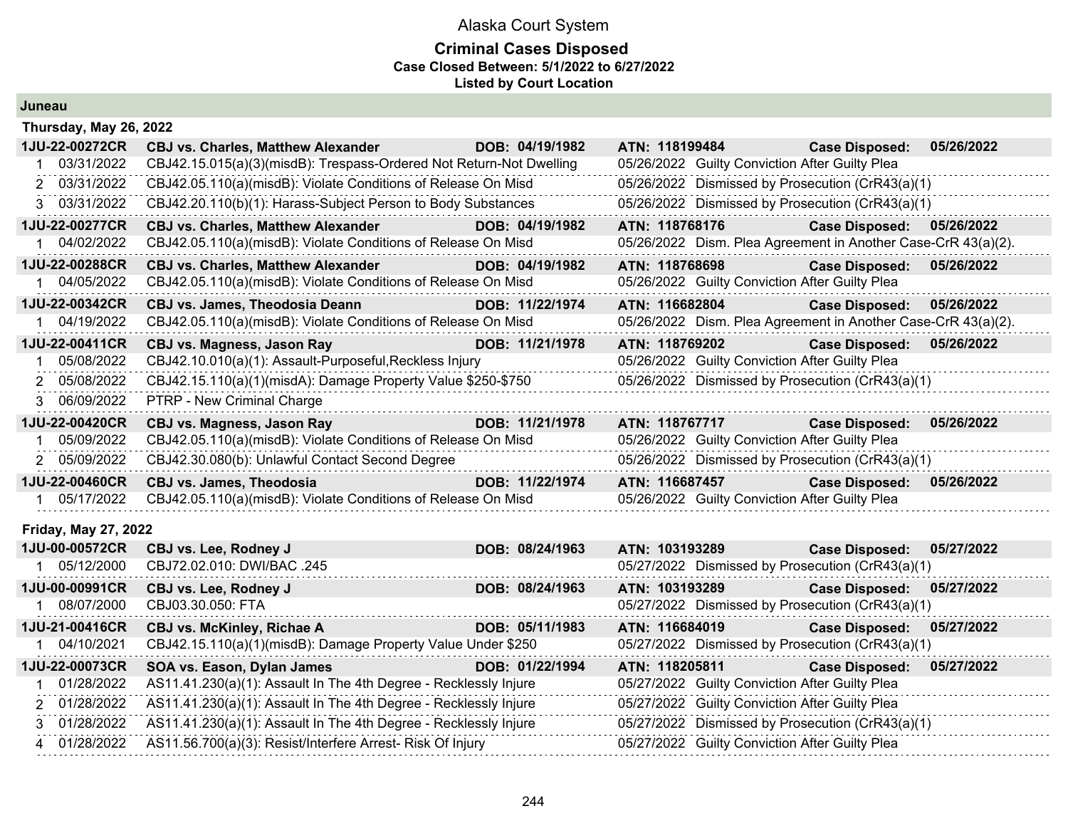# Alaska Court System

## Criminal Cases Disposed

**Case Closed Between: 5/1/2022 to 6/27/2022**

**Listed by Court Location**

### Juneau

#### Thursday, May 26, 2022

| Case | Parties | DOB | ATN | Case Disposed |
|---|---|---|---|---|
| **1JU-22-00272CR** | **CBJ vs. Charles, Matthew Alexander** | **DOB: 04/19/1982** | **ATN: 118199484** | **Case Disposed: 05/26/2022** |
| 1 | 03/31/2022 | CBJ42.15.015(a)(3)(misdB): Trespass-Ordered Not Return-Not Dwelling | 05/26/2022 | Guilty Conviction After Guilty Plea |
| 2 | 03/31/2022 | CBJ42.05.110(a)(misdB): Violate Conditions of Release On Misd | 05/26/2022 | Dismissed by Prosecution (CrR43(a)(1) |
| 3 | 03/31/2022 | CBJ42.20.110(b)(1): Harass-Subject Person to Body Substances | 05/26/2022 | Dismissed by Prosecution (CrR43(a)(1) |
| **1JU-22-00277CR** | **CBJ vs. Charles, Matthew Alexander** | **DOB: 04/19/1982** | **ATN: 118768176** | **Case Disposed: 05/26/2022** |
| 1 | 04/02/2022 | CBJ42.05.110(a)(misdB): Violate Conditions of Release On Misd | 05/26/2022 | Dism. Plea Agreement in Another Case-CrR 43(a)(2). |
| **1JU-22-00288CR** | **CBJ vs. Charles, Matthew Alexander** | **DOB: 04/19/1982** | **ATN: 118768698** | **Case Disposed: 05/26/2022** |
| 1 | 04/05/2022 | CBJ42.05.110(a)(misdB): Violate Conditions of Release On Misd | 05/26/2022 | Guilty Conviction After Guilty Plea |
| **1JU-22-00342CR** | **CBJ vs. James, Theodosia Deann** | **DOB: 11/22/1974** | **ATN: 116682804** | **Case Disposed: 05/26/2022** |
| 1 | 04/19/2022 | CBJ42.05.110(a)(misdB): Violate Conditions of Release On Misd | 05/26/2022 | Dism. Plea Agreement in Another Case-CrR 43(a)(2). |
| **1JU-22-00411CR** | **CBJ vs. Magness, Jason Ray** | **DOB: 11/21/1978** | **ATN: 118769202** | **Case Disposed: 05/26/2022** |
| 1 | 05/08/2022 | CBJ42.10.010(a)(1): Assault-Purposeful,Reckless Injury | 05/26/2022 | Guilty Conviction After Guilty Plea |
| 2 | 05/08/2022 | CBJ42.15.110(a)(1)(misdA): Damage Property Value $250-$750 | 05/26/2022 | Dismissed by Prosecution (CrR43(a)(1) |
| 3 | 06/09/2022 | PTRP - New Criminal Charge | | |
| **1JU-22-00420CR** | **CBJ vs. Magness, Jason Ray** | **DOB: 11/21/1978** | **ATN: 118767717** | **Case Disposed: 05/26/2022** |
| 1 | 05/09/2022 | CBJ42.05.110(a)(misdB): Violate Conditions of Release On Misd | 05/26/2022 | Guilty Conviction After Guilty Plea |
| 2 | 05/09/2022 | CBJ42.30.080(b): Unlawful Contact Second Degree | 05/26/2022 | Dismissed by Prosecution (CrR43(a)(1) |
| **1JU-22-00460CR** | **CBJ vs. James, Theodosia** | **DOB: 11/22/1974** | **ATN: 116687457** | **Case Disposed: 05/26/2022** |
| 1 | 05/17/2022 | CBJ42.05.110(a)(misdB): Violate Conditions of Release On Misd | 05/26/2022 | Guilty Conviction After Guilty Plea |

#### Friday, May 27, 2022

| Case | Parties | DOB | ATN | Case Disposed |
|---|---|---|---|---|
| **1JU-00-00572CR** | **CBJ vs. Lee, Rodney J** | **DOB: 08/24/1963** | **ATN: 103193289** | **Case Disposed: 05/27/2022** |
| 1 | 05/12/2000 | CBJ72.02.010: DWI/BAC .245 | 05/27/2022 | Dismissed by Prosecution (CrR43(a)(1) |
| **1JU-00-00991CR** | **CBJ vs. Lee, Rodney J** | **DOB: 08/24/1963** | **ATN: 103193289** | **Case Disposed: 05/27/2022** |
| 1 | 08/07/2000 | CBJ03.30.050: FTA | 05/27/2022 | Dismissed by Prosecution (CrR43(a)(1) |
| **1JU-21-00416CR** | **CBJ vs. McKinley, Richae A** | **DOB: 05/11/1983** | **ATN: 116684019** | **Case Disposed: 05/27/2022** |
| 1 | 04/10/2021 | CBJ42.15.110(a)(1)(misdB): Damage Property Value Under $250 | 05/27/2022 | Dismissed by Prosecution (CrR43(a)(1) |
| **1JU-22-00073CR** | **SOA vs. Eason, Dylan James** | **DOB: 01/22/1994** | **ATN: 118205811** | **Case Disposed: 05/27/2022** |
| 1 | 01/28/2022 | AS11.41.230(a)(1): Assault In The 4th Degree - Recklessly Injure | 05/27/2022 | Guilty Conviction After Guilty Plea |
| 2 | 01/28/2022 | AS11.41.230(a)(1): Assault In The 4th Degree - Recklessly Injure | 05/27/2022 | Guilty Conviction After Guilty Plea |
| 3 | 01/28/2022 | AS11.41.230(a)(1): Assault In The 4th Degree - Recklessly Injure | 05/27/2022 | Dismissed by Prosecution (CrR43(a)(1) |
| 4 | 01/28/2022 | AS11.56.700(a)(3): Resist/Interfere Arrest- Risk Of Injury | 05/27/2022 | Guilty Conviction After Guilty Plea |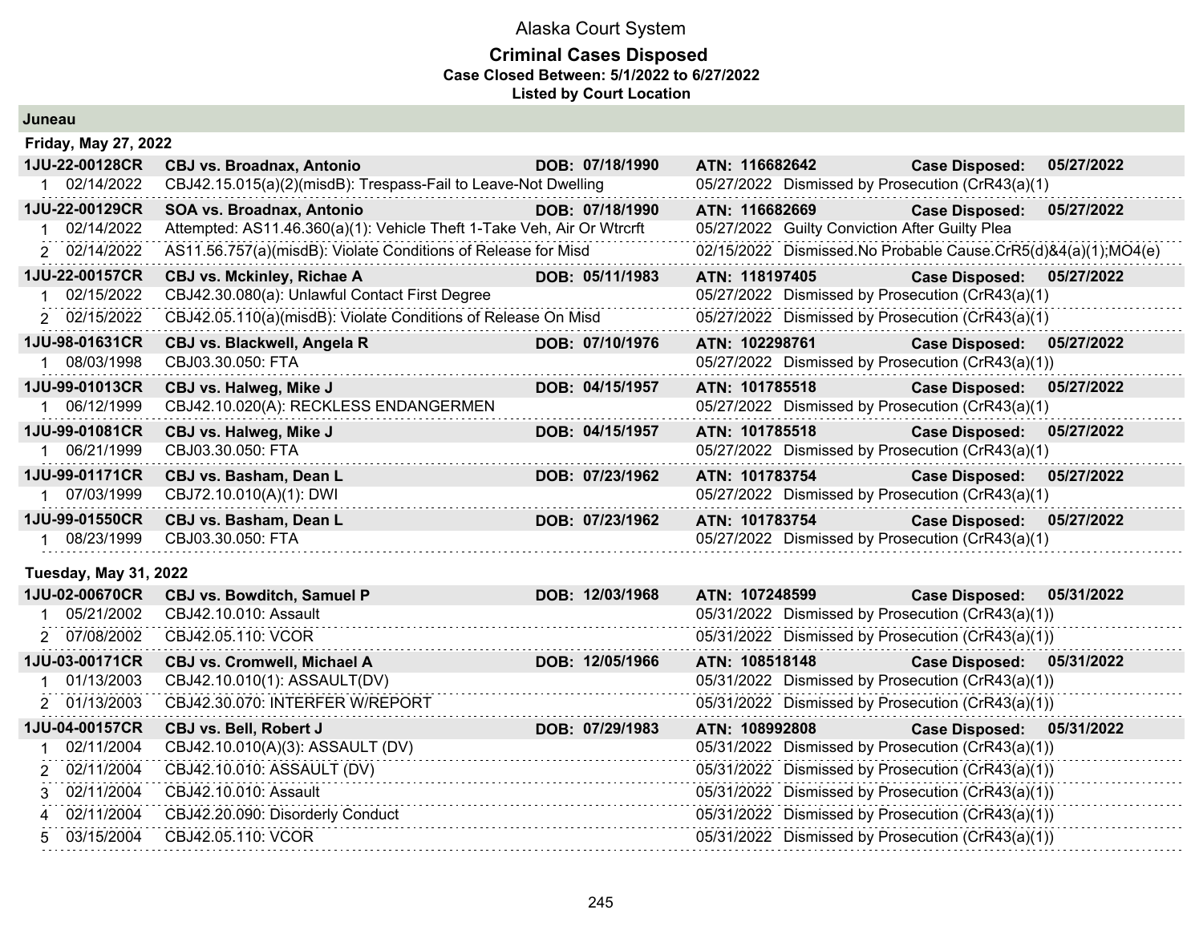# Alaska Court System

## Criminal Cases Disposed

**Case Closed Between: 5/1/2022 to 6/27/2022**

**Listed by Court Location**

### Juneau

#### Friday, May 27, 2022

| Case | Parties | DOB | ATN | Case Disposed |
|---|---|---|---|---|
| **1JU-22-00128CR** | **CBJ vs. Broadnax, Antonio** | **DOB: 07/18/1990** | **ATN: 116682642** | **05/27/2022** |
| 1 02/14/2022 | CBJ42.15.015(a)(2)(misdB): Trespass-Fail to Leave-Not Dwelling | | 05/27/2022 Dismissed by Prosecution (CrR43(a)(1) | |
| **1JU-22-00129CR** | **SOA vs. Broadnax, Antonio** | **DOB: 07/18/1990** | **ATN: 116682669** | **05/27/2022** |
| 1 02/14/2022 | Attempted: AS11.46.360(a)(1): Vehicle Theft 1-Take Veh, Air Or Wtrcrft | | 05/27/2022 Guilty Conviction After Guilty Plea | |
| 2 02/14/2022 | AS11.56.757(a)(misdB): Violate Conditions of Release for Misd | | 02/15/2022 Dismissed.No Probable Cause.CrR5(d)&4(a)(1);MO4(e) | |
| **1JU-22-00157CR** | **CBJ vs. Mckinley, Richae A** | **DOB: 05/11/1983** | **ATN: 118197405** | **05/27/2022** |
| 1 02/15/2022 | CBJ42.30.080(a): Unlawful Contact First Degree | | 05/27/2022 Dismissed by Prosecution (CrR43(a)(1) | |
| 2 02/15/2022 | CBJ42.05.110(a)(misdB): Violate Conditions of Release On Misd | | 05/27/2022 Dismissed by Prosecution (CrR43(a)(1) | |
| **1JU-98-01631CR** | **CBJ vs. Blackwell, Angela R** | **DOB: 07/10/1976** | **ATN: 102298761** | **05/27/2022** |
| 1 08/03/1998 | CBJ03.30.050: FTA | | 05/27/2022 Dismissed by Prosecution (CrR43(a)(1)) | |
| **1JU-99-01013CR** | **CBJ vs. Halweg, Mike J** | **DOB: 04/15/1957** | **ATN: 101785518** | **05/27/2022** |
| 1 06/12/1999 | CBJ42.10.020(A): RECKLESS ENDANGERMEN | | 05/27/2022 Dismissed by Prosecution (CrR43(a)(1) | |
| **1JU-99-01081CR** | **CBJ vs. Halweg, Mike J** | **DOB: 04/15/1957** | **ATN: 101785518** | **05/27/2022** |
| 1 06/21/1999 | CBJ03.30.050: FTA | | 05/27/2022 Dismissed by Prosecution (CrR43(a)(1) | |
| **1JU-99-01171CR** | **CBJ vs. Basham, Dean L** | **DOB: 07/23/1962** | **ATN: 101783754** | **05/27/2022** |
| 1 07/03/1999 | CBJ72.10.010(A)(1): DWI | | 05/27/2022 Dismissed by Prosecution (CrR43(a)(1) | |
| **1JU-99-01550CR** | **CBJ vs. Basham, Dean L** | **DOB: 07/23/1962** | **ATN: 101783754** | **05/27/2022** |
| 1 08/23/1999 | CBJ03.30.050: FTA | | 05/27/2022 Dismissed by Prosecution (CrR43(a)(1) | |

#### Tuesday, May 31, 2022

| Case | Parties | DOB | ATN | Case Disposed |
|---|---|---|---|---|
| **1JU-02-00670CR** | **CBJ vs. Bowditch, Samuel P** | **DOB: 12/03/1968** | **ATN: 107248599** | **05/31/2022** |
| 1 05/21/2002 | CBJ42.10.010: Assault | | 05/31/2022 Dismissed by Prosecution (CrR43(a)(1)) | |
| 2 07/08/2002 | CBJ42.05.110: VCOR | | 05/31/2022 Dismissed by Prosecution (CrR43(a)(1)) | |
| **1JU-03-00171CR** | **CBJ vs. Cromwell, Michael A** | **DOB: 12/05/1966** | **ATN: 108518148** | **05/31/2022** |
| 1 01/13/2003 | CBJ42.10.010(1): ASSAULT(DV) | | 05/31/2022 Dismissed by Prosecution (CrR43(a)(1)) | |
| 2 01/13/2003 | CBJ42.30.070: INTERFER W/REPORT | | 05/31/2022 Dismissed by Prosecution (CrR43(a)(1)) | |
| **1JU-04-00157CR** | **CBJ vs. Bell, Robert J** | **DOB: 07/29/1983** | **ATN: 108992808** | **05/31/2022** |
| 1 02/11/2004 | CBJ42.10.010(A)(3): ASSAULT (DV) | | 05/31/2022 Dismissed by Prosecution (CrR43(a)(1)) | |
| 2 02/11/2004 | CBJ42.10.010: ASSAULT (DV) | | 05/31/2022 Dismissed by Prosecution (CrR43(a)(1)) | |
| 3 02/11/2004 | CBJ42.10.010: Assault | | 05/31/2022 Dismissed by Prosecution (CrR43(a)(1)) | |
| 4 02/11/2004 | CBJ42.20.090: Disorderly Conduct | | 05/31/2022 Dismissed by Prosecution (CrR43(a)(1)) | |
| 5 03/15/2004 | CBJ42.05.110: VCOR | | 05/31/2022 Dismissed by Prosecution (CrR43(a)(1)) | |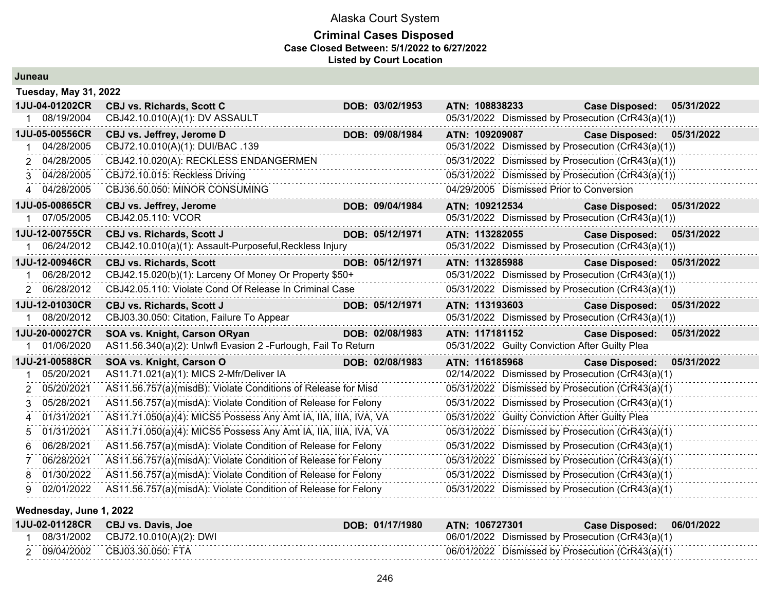# Alaska Court System

## Criminal Cases Disposed

**Case Closed Between: 5/1/2022 to 6/27/2022**

**Listed by Court Location**

### Juneau

#### Tuesday, May 31, 2022

| | | | | | |
|---|---|---|---|---|---|
| **1JU-04-01202CR** | **CBJ vs. Richards, Scott C** | **DOB: 03/02/1953** | **ATN: 108838233** | **Case Disposed:** | **05/31/2022** |
| 1 | 08/19/2004 | CBJ42.10.010(A)(1): DV ASSAULT | 05/31/2022 | Dismissed by Prosecution (CrR43(a)(1)) | |
| **1JU-05-00556CR** | **CBJ vs. Jeffrey, Jerome D** | **DOB: 09/08/1984** | **ATN: 109209087** | **Case Disposed:** | **05/31/2022** |
| 1 | 04/28/2005 | CBJ72.10.010(A)(1): DUI/BAC .139 | 05/31/2022 | Dismissed by Prosecution (CrR43(a)(1)) | |
| 2 | 04/28/2005 | CBJ42.10.020(A): RECKLESS ENDANGERMEN | 05/31/2022 | Dismissed by Prosecution (CrR43(a)(1)) | |
| 3 | 04/28/2005 | CBJ72.10.015: Reckless Driving | 05/31/2022 | Dismissed by Prosecution (CrR43(a)(1)) | |
| 4 | 04/28/2005 | CBJ36.50.050: MINOR CONSUMING | 04/29/2005 | Dismissed Prior to Conversion | |
| **1JU-05-00865CR** | **CBJ vs. Jeffrey, Jerome** | **DOB: 09/04/1984** | **ATN: 109212534** | **Case Disposed:** | **05/31/2022** |
| 1 | 07/05/2005 | CBJ42.05.110: VCOR | 05/31/2022 | Dismissed by Prosecution (CrR43(a)(1)) | |
| **1JU-12-00755CR** | **CBJ vs. Richards, Scott J** | **DOB: 05/12/1971** | **ATN: 113282055** | **Case Disposed:** | **05/31/2022** |
| 1 | 06/24/2012 | CBJ42.10.010(a)(1): Assault-Purposeful,Reckless Injury | 05/31/2022 | Dismissed by Prosecution (CrR43(a)(1)) | |
| **1JU-12-00946CR** | **CBJ vs. Richards, Scott** | **DOB: 05/12/1971** | **ATN: 113285988** | **Case Disposed:** | **05/31/2022** |
| 1 | 06/28/2012 | CBJ42.15.020(b)(1): Larceny Of Money Or Property $50+ | 05/31/2022 | Dismissed by Prosecution (CrR43(a)(1)) | |
| 2 | 06/28/2012 | CBJ42.05.110: Violate Cond Of Release In Criminal Case | 05/31/2022 | Dismissed by Prosecution (CrR43(a)(1)) | |
| **1JU-12-01030CR** | **CBJ vs. Richards, Scott J** | **DOB: 05/12/1971** | **ATN: 113193603** | **Case Disposed:** | **05/31/2022** |
| 1 | 08/20/2012 | CBJ03.30.050: Citation, Failure To Appear | 05/31/2022 | Dismissed by Prosecution (CrR43(a)(1)) | |
| **1JU-20-00027CR** | **SOA vs. Knight, Carson ORyan** | **DOB: 02/08/1983** | **ATN: 117181152** | **Case Disposed:** | **05/31/2022** |
| 1 | 01/06/2020 | AS11.56.340(a)(2): Unlwfl Evasion 2 -Furlough, Fail To Return | 05/31/2022 | Guilty Conviction After Guilty Plea | |
| **1JU-21-00588CR** | **SOA vs. Knight, Carson O** | **DOB: 02/08/1983** | **ATN: 116185968** | **Case Disposed:** | **05/31/2022** |
| 1 | 05/20/2021 | AS11.71.021(a)(1): MICS 2-Mfr/Deliver IA | 02/14/2022 | Dismissed by Prosecution (CrR43(a)(1) | |
| 2 | 05/20/2021 | AS11.56.757(a)(misdB): Violate Conditions of Release for Misd | 05/31/2022 | Dismissed by Prosecution (CrR43(a)(1) | |
| 3 | 05/28/2021 | AS11.56.757(a)(misdA): Violate Condition of Release for Felony | 05/31/2022 | Dismissed by Prosecution (CrR43(a)(1) | |
| 4 | 01/31/2021 | AS11.71.050(a)(4): MICS5 Possess Any Amt IA, IIA, IIIA, IVA, VA | 05/31/2022 | Guilty Conviction After Guilty Plea | |
| 5 | 01/31/2021 | AS11.71.050(a)(4): MICS5 Possess Any Amt IA, IIA, IIIA, IVA, VA | 05/31/2022 | Dismissed by Prosecution (CrR43(a)(1) | |
| 6 | 06/28/2021 | AS11.56.757(a)(misdA): Violate Condition of Release for Felony | 05/31/2022 | Dismissed by Prosecution (CrR43(a)(1) | |
| 7 | 06/28/2021 | AS11.56.757(a)(misdA): Violate Condition of Release for Felony | 05/31/2022 | Dismissed by Prosecution (CrR43(a)(1) | |
| 8 | 01/30/2022 | AS11.56.757(a)(misdA): Violate Condition of Release for Felony | 05/31/2022 | Dismissed by Prosecution (CrR43(a)(1) | |
| 9 | 02/01/2022 | AS11.56.757(a)(misdA): Violate Condition of Release for Felony | 05/31/2022 | Dismissed by Prosecution (CrR43(a)(1) | |

#### Wednesday, June 1, 2022

| | | | | | |
|---|---|---|---|---|---|
| **1JU-02-01128CR** | **CBJ vs. Davis, Joe** | **DOB: 01/17/1980** | **ATN: 106727301** | **Case Disposed:** | **06/01/2022** |
| 1 | 08/31/2002 | CBJ72.10.010(A)(2): DWI | 06/01/2022 | Dismissed by Prosecution (CrR43(a)(1) | |
| 2 | 09/04/2002 | CBJ03.30.050: FTA | 06/01/2022 | Dismissed by Prosecution (CrR43(a)(1) | |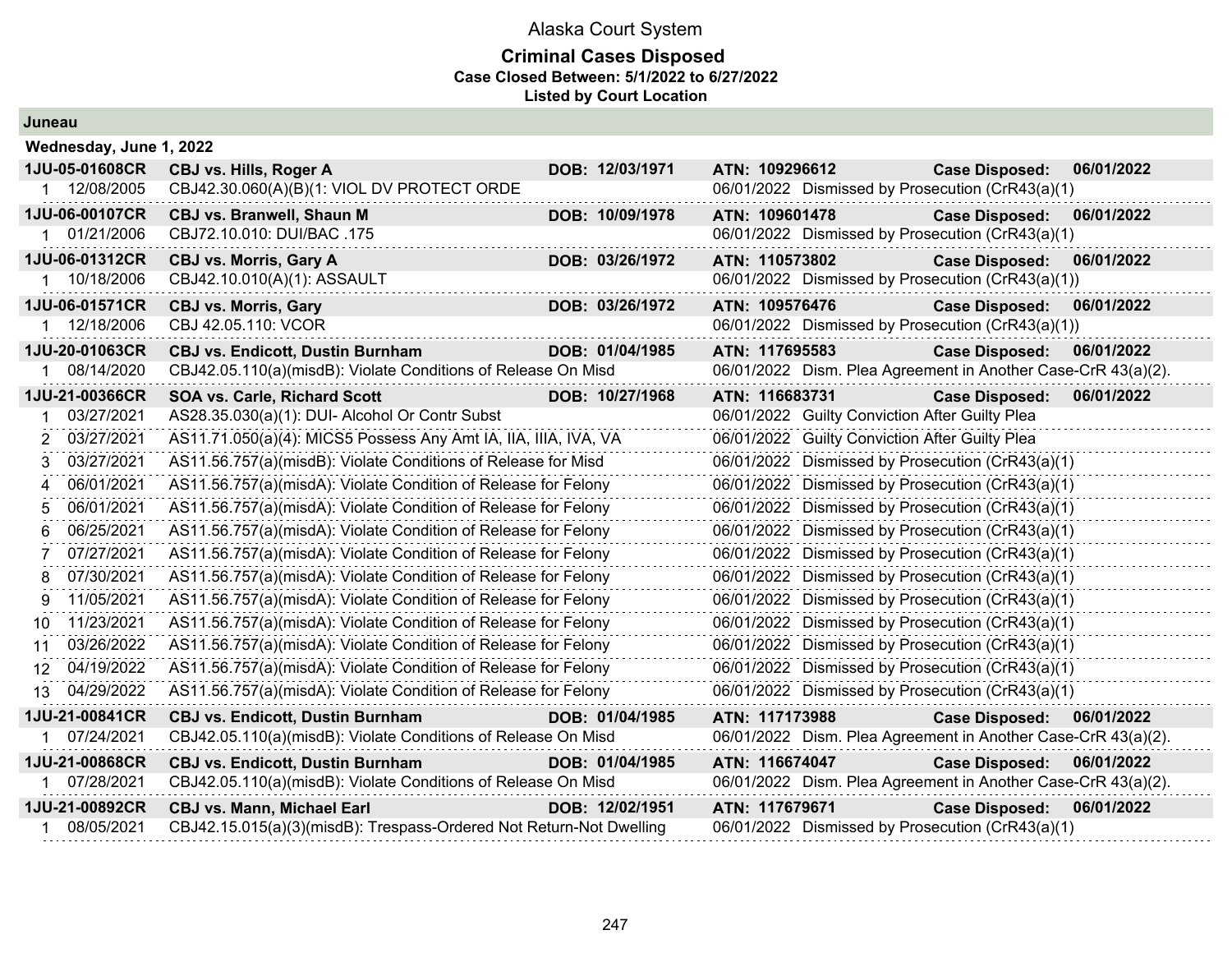# Alaska Court System

## Criminal Cases Disposed

**Case Closed Between: 5/1/2022 to 6/27/2022**

**Listed by Court Location**

### Juneau

**Wednesday, June 1, 2022**

| Case | Parties / Charge | DOB | ATN / Disposition | | Case Disposed |
|---|---|---|---|---|---|
| **1JU-05-01608CR** | **CBJ vs. Hills, Roger A** | **DOB: 12/03/1971** | **ATN: 109296612** | **Case Disposed:** | **06/01/2022** |
| 1 12/08/2005 | CBJ42.30.060(A)(B)(1: VIOL DV PROTECT ORDE | | 06/01/2022 Dismissed by Prosecution (CrR43(a)(1) | | |
| **1JU-06-00107CR** | **CBJ vs. Branwell, Shaun M** | **DOB: 10/09/1978** | **ATN: 109601478** | **Case Disposed:** | **06/01/2022** |
| 1 01/21/2006 | CBJ72.10.010: DUI/BAC .175 | | 06/01/2022 Dismissed by Prosecution (CrR43(a)(1) | | |
| **1JU-06-01312CR** | **CBJ vs. Morris, Gary A** | **DOB: 03/26/1972** | **ATN: 110573802** | **Case Disposed:** | **06/01/2022** |
| 1 10/18/2006 | CBJ42.10.010(A)(1): ASSAULT | | 06/01/2022 Dismissed by Prosecution (CrR43(a)(1)) | | |
| **1JU-06-01571CR** | **CBJ vs. Morris, Gary** | **DOB: 03/26/1972** | **ATN: 109576476** | **Case Disposed:** | **06/01/2022** |
| 1 12/18/2006 | CBJ 42.05.110: VCOR | | 06/01/2022 Dismissed by Prosecution (CrR43(a)(1)) | | |
| **1JU-20-01063CR** | **CBJ vs. Endicott, Dustin Burnham** | **DOB: 01/04/1985** | **ATN: 117695583** | **Case Disposed:** | **06/01/2022** |
| 1 08/14/2020 | CBJ42.05.110(a)(misdB): Violate Conditions of Release On Misd | | 06/01/2022 Dism. Plea Agreement in Another Case-CrR 43(a)(2). | | |
| **1JU-21-00366CR** | **SOA vs. Carle, Richard Scott** | **DOB: 10/27/1968** | **ATN: 116683731** | **Case Disposed:** | **06/01/2022** |
| 1 03/27/2021 | AS28.35.030(a)(1): DUI- Alcohol Or Contr Subst | | 06/01/2022 Guilty Conviction After Guilty Plea | | |
| 2 03/27/2021 | AS11.71.050(a)(4): MICS5 Possess Any Amt IA, IIA, IIIA, IVA, VA | | 06/01/2022 Guilty Conviction After Guilty Plea | | |
| 3 03/27/2021 | AS11.56.757(a)(misdB): Violate Conditions of Release for Misd | | 06/01/2022 Dismissed by Prosecution (CrR43(a)(1) | | |
| 4 06/01/2021 | AS11.56.757(a)(misdA): Violate Condition of Release for Felony | | 06/01/2022 Dismissed by Prosecution (CrR43(a)(1) | | |
| 5 06/01/2021 | AS11.56.757(a)(misdA): Violate Condition of Release for Felony | | 06/01/2022 Dismissed by Prosecution (CrR43(a)(1) | | |
| 6 06/25/2021 | AS11.56.757(a)(misdA): Violate Condition of Release for Felony | | 06/01/2022 Dismissed by Prosecution (CrR43(a)(1) | | |
| 7 07/27/2021 | AS11.56.757(a)(misdA): Violate Condition of Release for Felony | | 06/01/2022 Dismissed by Prosecution (CrR43(a)(1) | | |
| 8 07/30/2021 | AS11.56.757(a)(misdA): Violate Condition of Release for Felony | | 06/01/2022 Dismissed by Prosecution (CrR43(a)(1) | | |
| 9 11/05/2021 | AS11.56.757(a)(misdA): Violate Condition of Release for Felony | | 06/01/2022 Dismissed by Prosecution (CrR43(a)(1) | | |
| 10 11/23/2021 | AS11.56.757(a)(misdA): Violate Condition of Release for Felony | | 06/01/2022 Dismissed by Prosecution (CrR43(a)(1) | | |
| 11 03/26/2022 | AS11.56.757(a)(misdA): Violate Condition of Release for Felony | | 06/01/2022 Dismissed by Prosecution (CrR43(a)(1) | | |
| 12 04/19/2022 | AS11.56.757(a)(misdA): Violate Condition of Release for Felony | | 06/01/2022 Dismissed by Prosecution (CrR43(a)(1) | | |
| 13 04/29/2022 | AS11.56.757(a)(misdA): Violate Condition of Release for Felony | | 06/01/2022 Dismissed by Prosecution (CrR43(a)(1) | | |
| **1JU-21-00841CR** | **CBJ vs. Endicott, Dustin Burnham** | **DOB: 01/04/1985** | **ATN: 117173988** | **Case Disposed:** | **06/01/2022** |
| 1 07/24/2021 | CBJ42.05.110(a)(misdB): Violate Conditions of Release On Misd | | 06/01/2022 Dism. Plea Agreement in Another Case-CrR 43(a)(2). | | |
| **1JU-21-00868CR** | **CBJ vs. Endicott, Dustin Burnham** | **DOB: 01/04/1985** | **ATN: 116674047** | **Case Disposed:** | **06/01/2022** |
| 1 07/28/2021 | CBJ42.05.110(a)(misdB): Violate Conditions of Release On Misd | | 06/01/2022 Dism. Plea Agreement in Another Case-CrR 43(a)(2). | | |
| **1JU-21-00892CR** | **CBJ vs. Mann, Michael Earl** | **DOB: 12/02/1951** | **ATN: 117679671** | **Case Disposed:** | **06/01/2022** |
| 1 08/05/2021 | CBJ42.15.015(a)(3)(misdB): Trespass-Ordered Not Return-Not Dwelling | | 06/01/2022 Dismissed by Prosecution (CrR43(a)(1) | | |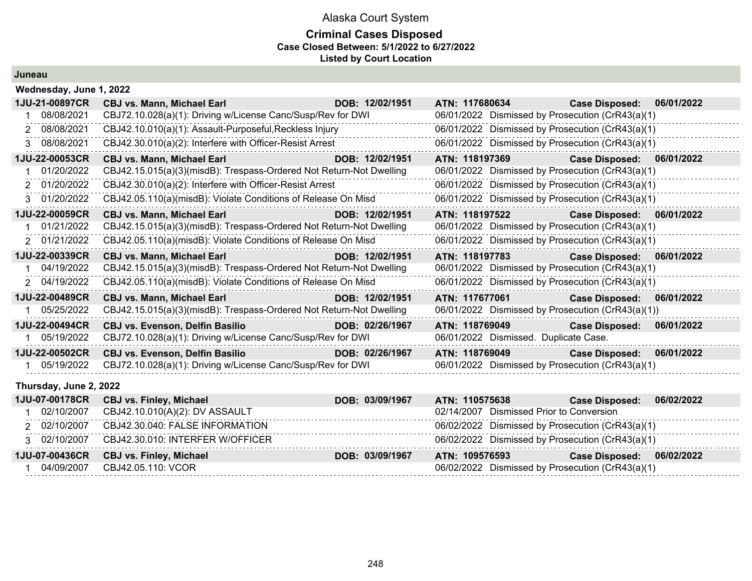Alaska Court System

**Criminal Cases Disposed**

**Case Closed Between: 5/1/2022 to 6/27/2022**

**Listed by Court Location**

## Juneau

### Wednesday, June 1, 2022

| Case | Charge Date | Charge | Disposition Date | Disposition |
|---|---|---|---|---|
| **1JU-21-00897CR** | **CBJ vs. Mann, Michael Earl** | **DOB: 12/02/1951** | **ATN: 117680634** | **Case Disposed: 06/01/2022** |
| 1 | 08/08/2021 | CBJ72.10.028(a)(1): Driving w/License Canc/Susp/Rev for DWI | 06/01/2022 | Dismissed by Prosecution (CrR43(a)(1) |
| 2 | 08/08/2021 | CBJ42.10.010(a)(1): Assault-Purposeful,Reckless Injury | 06/01/2022 | Dismissed by Prosecution (CrR43(a)(1) |
| 3 | 08/08/2021 | CBJ42.30.010(a)(2): Interfere with Officer-Resist Arrest | 06/01/2022 | Dismissed by Prosecution (CrR43(a)(1) |
| **1JU-22-00053CR** | **CBJ vs. Mann, Michael Earl** | **DOB: 12/02/1951** | **ATN: 118197369** | **Case Disposed: 06/01/2022** |
| 1 | 01/20/2022 | CBJ42.15.015(a)(3)(misdB): Trespass-Ordered Not Return-Not Dwelling | 06/01/2022 | Dismissed by Prosecution (CrR43(a)(1) |
| 2 | 01/20/2022 | CBJ42.30.010(a)(2): Interfere with Officer-Resist Arrest | 06/01/2022 | Dismissed by Prosecution (CrR43(a)(1) |
| 3 | 01/20/2022 | CBJ42.05.110(a)(misdB): Violate Conditions of Release On Misd | 06/01/2022 | Dismissed by Prosecution (CrR43(a)(1) |
| **1JU-22-00059CR** | **CBJ vs. Mann, Michael Earl** | **DOB: 12/02/1951** | **ATN: 118197522** | **Case Disposed: 06/01/2022** |
| 1 | 01/21/2022 | CBJ42.15.015(a)(3)(misdB): Trespass-Ordered Not Return-Not Dwelling | 06/01/2022 | Dismissed by Prosecution (CrR43(a)(1) |
| 2 | 01/21/2022 | CBJ42.05.110(a)(misdB): Violate Conditions of Release On Misd | 06/01/2022 | Dismissed by Prosecution (CrR43(a)(1) |
| **1JU-22-00339CR** | **CBJ vs. Mann, Michael Earl** | **DOB: 12/02/1951** | **ATN: 118197783** | **Case Disposed: 06/01/2022** |
| 1 | 04/19/2022 | CBJ42.15.015(a)(3)(misdB): Trespass-Ordered Not Return-Not Dwelling | 06/01/2022 | Dismissed by Prosecution (CrR43(a)(1) |
| 2 | 04/19/2022 | CBJ42.05.110(a)(misdB): Violate Conditions of Release On Misd | 06/01/2022 | Dismissed by Prosecution (CrR43(a)(1) |
| **1JU-22-00489CR** | **CBJ vs. Mann, Michael Earl** | **DOB: 12/02/1951** | **ATN: 117677061** | **Case Disposed: 06/01/2022** |
| 1 | 05/25/2022 | CBJ42.15.015(a)(3)(misdB): Trespass-Ordered Not Return-Not Dwelling | 06/01/2022 | Dismissed by Prosecution (CrR43(a)(1)) |
| **1JU-22-00494CR** | **CBJ vs. Evenson, Delfin Basilio** | **DOB: 02/26/1967** | **ATN: 118769049** | **Case Disposed: 06/01/2022** |
| 1 | 05/19/2022 | CBJ72.10.028(a)(1): Driving w/License Canc/Susp/Rev for DWI | 06/01/2022 | Dismissed. Duplicate Case. |
| **1JU-22-00502CR** | **CBJ vs. Evenson, Delfin Basilio** | **DOB: 02/26/1967** | **ATN: 118769049** | **Case Disposed: 06/01/2022** |
| 1 | 05/19/2022 | CBJ72.10.028(a)(1): Driving w/License Canc/Susp/Rev for DWI | 06/01/2022 | Dismissed by Prosecution (CrR43(a)(1) |

### Thursday, June 2, 2022

| Case | Charge Date | Charge | Disposition Date | Disposition |
|---|---|---|---|---|
| **1JU-07-00178CR** | **CBJ vs. Finley, Michael** | **DOB: 03/09/1967** | **ATN: 110575638** | **Case Disposed: 06/02/2022** |
| 1 | 02/10/2007 | CBJ42.10.010(A)(2): DV ASSAULT | 02/14/2007 | Dismissed Prior to Conversion |
| 2 | 02/10/2007 | CBJ42.30.040: FALSE INFORMATION | 06/02/2022 | Dismissed by Prosecution (CrR43(a)(1) |
| 3 | 02/10/2007 | CBJ42.30.010: INTERFER W/OFFICER | 06/02/2022 | Dismissed by Prosecution (CrR43(a)(1) |
| **1JU-07-00436CR** | **CBJ vs. Finley, Michael** | **DOB: 03/09/1967** | **ATN: 109576593** | **Case Disposed: 06/02/2022** |
| 1 | 04/09/2007 | CBJ42.05.110: VCOR | 06/02/2022 | Dismissed by Prosecution (CrR43(a)(1) |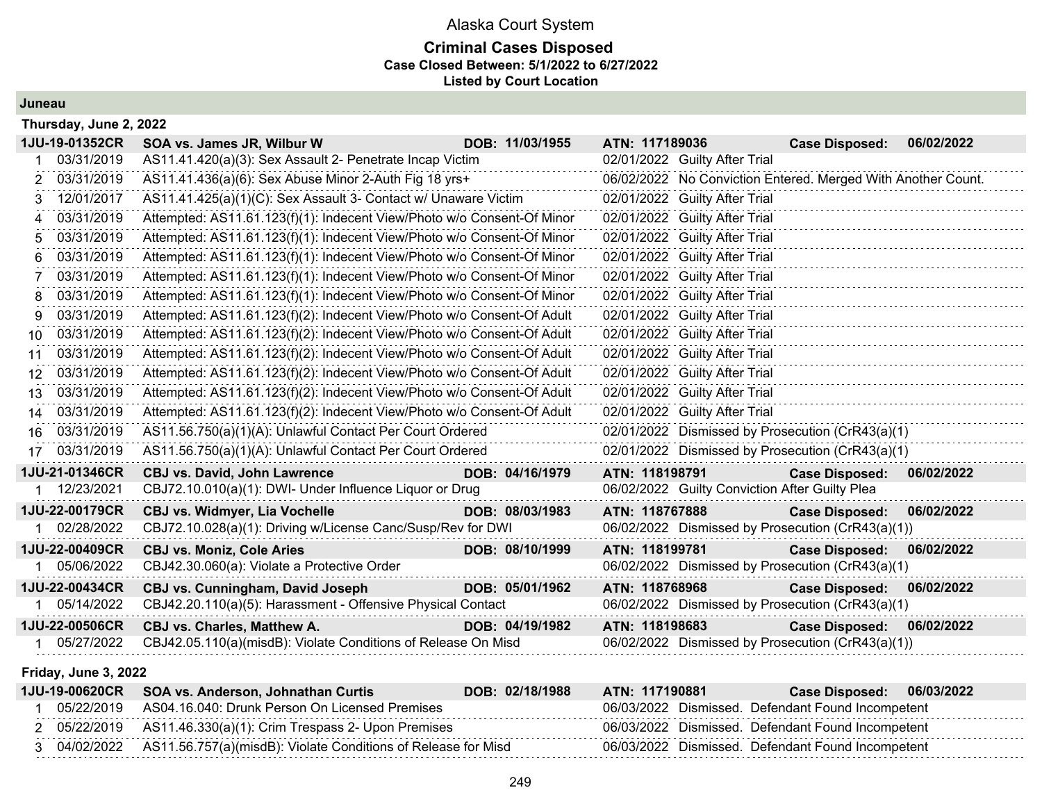# Alaska Court System

## Criminal Cases Disposed

**Case Closed Between: 5/1/2022 to 6/27/2022**

**Listed by Court Location**

### Juneau

#### Thursday, June 2, 2022

**1JU-19-01352CR | SOA vs. James JR, Wilbur W | DOB: 11/03/1955 | ATN: 117189036 | Case Disposed: 06/02/2022**

| # | Date | Charge | Disposition Date | Disposition |
|---|---|---|---|---|
| 1 | 03/31/2019 | AS11.41.420(a)(3): Sex Assault 2- Penetrate Incap Victim | 02/01/2022 | Guilty After Trial |
| 2 | 03/31/2019 | AS11.41.436(a)(6): Sex Abuse Minor 2-Auth Fig 18 yrs+ | 06/02/2022 | No Conviction Entered. Merged With Another Count. |
| 3 | 12/01/2017 | AS11.41.425(a)(1)(C): Sex Assault 3- Contact w/ Unaware Victim | 02/01/2022 | Guilty After Trial |
| 4 | 03/31/2019 | Attempted: AS11.61.123(f)(1): Indecent View/Photo w/o Consent-Of Minor | 02/01/2022 | Guilty After Trial |
| 5 | 03/31/2019 | Attempted: AS11.61.123(f)(1): Indecent View/Photo w/o Consent-Of Minor | 02/01/2022 | Guilty After Trial |
| 6 | 03/31/2019 | Attempted: AS11.61.123(f)(1): Indecent View/Photo w/o Consent-Of Minor | 02/01/2022 | Guilty After Trial |
| 7 | 03/31/2019 | Attempted: AS11.61.123(f)(1): Indecent View/Photo w/o Consent-Of Minor | 02/01/2022 | Guilty After Trial |
| 8 | 03/31/2019 | Attempted: AS11.61.123(f)(1): Indecent View/Photo w/o Consent-Of Minor | 02/01/2022 | Guilty After Trial |
| 9 | 03/31/2019 | Attempted: AS11.61.123(f)(2): Indecent View/Photo w/o Consent-Of Adult | 02/01/2022 | Guilty After Trial |
| 10 | 03/31/2019 | Attempted: AS11.61.123(f)(2): Indecent View/Photo w/o Consent-Of Adult | 02/01/2022 | Guilty After Trial |
| 11 | 03/31/2019 | Attempted: AS11.61.123(f)(2): Indecent View/Photo w/o Consent-Of Adult | 02/01/2022 | Guilty After Trial |
| 12 | 03/31/2019 | Attempted: AS11.61.123(f)(2): Indecent View/Photo w/o Consent-Of Adult | 02/01/2022 | Guilty After Trial |
| 13 | 03/31/2019 | Attempted: AS11.61.123(f)(2): Indecent View/Photo w/o Consent-Of Adult | 02/01/2022 | Guilty After Trial |
| 14 | 03/31/2019 | Attempted: AS11.61.123(f)(2): Indecent View/Photo w/o Consent-Of Adult | 02/01/2022 | Guilty After Trial |
| 16 | 03/31/2019 | AS11.56.750(a)(1)(A): Unlawful Contact Per Court Ordered | 02/01/2022 | Dismissed by Prosecution (CrR43(a)(1) |
| 17 | 03/31/2019 | AS11.56.750(a)(1)(A): Unlawful Contact Per Court Ordered | 02/01/2022 | Dismissed by Prosecution (CrR43(a)(1) |

**1JU-21-01346CR | CBJ vs. David, John Lawrence | DOB: 04/16/1979 | ATN: 118198791 | Case Disposed: 06/02/2022**

| # | Date | Charge | Disposition Date | Disposition |
|---|---|---|---|---|
| 1 | 12/23/2021 | CBJ72.10.010(a)(1): DWI- Under Influence Liquor or Drug | 06/02/2022 | Guilty Conviction After Guilty Plea |

**1JU-22-00179CR | CBJ vs. Widmyer, Lia Vochelle | DOB: 08/03/1983 | ATN: 118767888 | Case Disposed: 06/02/2022**

| # | Date | Charge | Disposition Date | Disposition |
|---|---|---|---|---|
| 1 | 02/28/2022 | CBJ72.10.028(a)(1): Driving w/License Canc/Susp/Rev for DWI | 06/02/2022 | Dismissed by Prosecution (CrR43(a)(1)) |

**1JU-22-00409CR | CBJ vs. Moniz, Cole Aries | DOB: 08/10/1999 | ATN: 118199781 | Case Disposed: 06/02/2022**

| # | Date | Charge | Disposition Date | Disposition |
|---|---|---|---|---|
| 1 | 05/06/2022 | CBJ42.30.060(a): Violate a Protective Order | 06/02/2022 | Dismissed by Prosecution (CrR43(a)(1) |

**1JU-22-00434CR | CBJ vs. Cunningham, David Joseph | DOB: 05/01/1962 | ATN: 118768968 | Case Disposed: 06/02/2022**

| # | Date | Charge | Disposition Date | Disposition |
|---|---|---|---|---|
| 1 | 05/14/2022 | CBJ42.20.110(a)(5): Harassment - Offensive Physical Contact | 06/02/2022 | Dismissed by Prosecution (CrR43(a)(1) |

**1JU-22-00506CR | CBJ vs. Charles, Matthew A. | DOB: 04/19/1982 | ATN: 118198683 | Case Disposed: 06/02/2022**

| # | Date | Charge | Disposition Date | Disposition |
|---|---|---|---|---|
| 1 | 05/27/2022 | CBJ42.05.110(a)(misdB): Violate Conditions of Release On Misd | 06/02/2022 | Dismissed by Prosecution (CrR43(a)(1)) |

#### Friday, June 3, 2022

**1JU-19-00620CR | SOA vs. Anderson, Johnathan Curtis | DOB: 02/18/1988 | ATN: 117190881 | Case Disposed: 06/03/2022**

| # | Date | Charge | Disposition Date | Disposition |
|---|---|---|---|---|
| 1 | 05/22/2019 | AS04.16.040: Drunk Person On Licensed Premises | 06/03/2022 | Dismissed. Defendant Found Incompetent |
| 2 | 05/22/2019 | AS11.46.330(a)(1): Crim Trespass 2- Upon Premises | 06/03/2022 | Dismissed. Defendant Found Incompetent |
| 3 | 04/02/2022 | AS11.56.757(a)(misdB): Violate Conditions of Release for Misd | 06/03/2022 | Dismissed. Defendant Found Incompetent |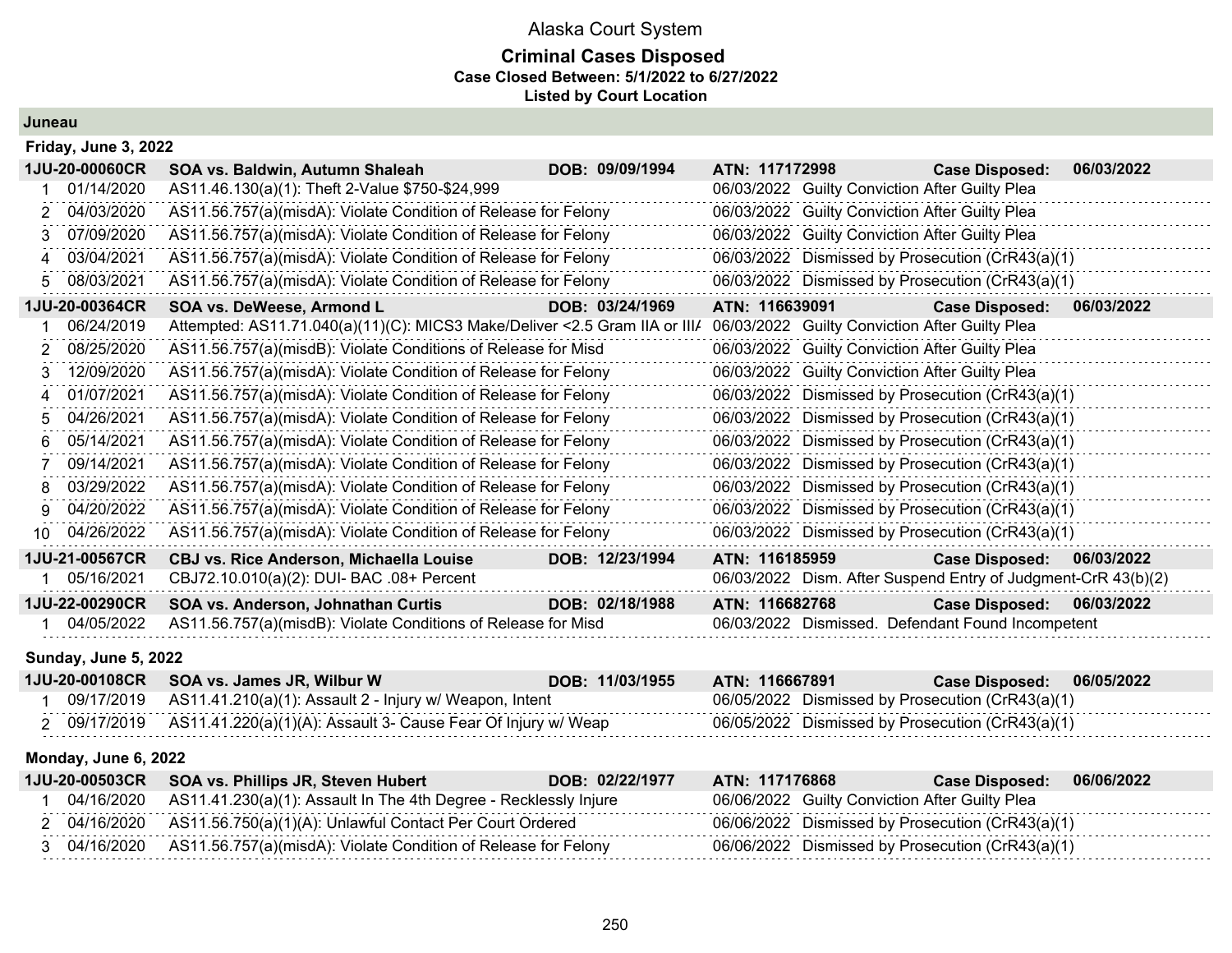# Alaska Court System

## Criminal Cases Disposed

**Case Closed Between: 5/1/2022 to 6/27/2022**

**Listed by Court Location**

### Juneau

#### Friday, June 3, 2022

| 1JU-20-00060CR | SOA vs. Baldwin, Autumn Shaleah | DOB: 09/09/1994 | ATN: 117172998 | Case Disposed: 06/03/2022 |
|---|---|---|---|---|
| 1 | 01/14/2020 | AS11.46.130(a)(1): Theft 2-Value $750-$24,999 | 06/03/2022 | Guilty Conviction After Guilty Plea |
| 2 | 04/03/2020 | AS11.56.757(a)(misdA): Violate Condition of Release for Felony | 06/03/2022 | Guilty Conviction After Guilty Plea |
| 3 | 07/09/2020 | AS11.56.757(a)(misdA): Violate Condition of Release for Felony | 06/03/2022 | Guilty Conviction After Guilty Plea |
| 4 | 03/04/2021 | AS11.56.757(a)(misdA): Violate Condition of Release for Felony | 06/03/2022 | Dismissed by Prosecution (CrR43(a)(1) |
| 5 | 08/03/2021 | AS11.56.757(a)(misdA): Violate Condition of Release for Felony | 06/03/2022 | Dismissed by Prosecution (CrR43(a)(1) |

| 1JU-20-00364CR | SOA vs. DeWeese, Armond L | DOB: 03/24/1969 | ATN: 116639091 | Case Disposed: 06/03/2022 |
|---|---|---|---|---|
| 1 | 06/24/2019 | Attempted: AS11.71.040(a)(11)(C): MICS3 Make/Deliver <2.5 Gram IIA or III/ | 06/03/2022 | Guilty Conviction After Guilty Plea |
| 2 | 08/25/2020 | AS11.56.757(a)(misdB): Violate Conditions of Release for Misd | 06/03/2022 | Guilty Conviction After Guilty Plea |
| 3 | 12/09/2020 | AS11.56.757(a)(misdA): Violate Condition of Release for Felony | 06/03/2022 | Guilty Conviction After Guilty Plea |
| 4 | 01/07/2021 | AS11.56.757(a)(misdA): Violate Condition of Release for Felony | 06/03/2022 | Dismissed by Prosecution (CrR43(a)(1) |
| 5 | 04/26/2021 | AS11.56.757(a)(misdA): Violate Condition of Release for Felony | 06/03/2022 | Dismissed by Prosecution (CrR43(a)(1) |
| 6 | 05/14/2021 | AS11.56.757(a)(misdA): Violate Condition of Release for Felony | 06/03/2022 | Dismissed by Prosecution (CrR43(a)(1) |
| 7 | 09/14/2021 | AS11.56.757(a)(misdA): Violate Condition of Release for Felony | 06/03/2022 | Dismissed by Prosecution (CrR43(a)(1) |
| 8 | 03/29/2022 | AS11.56.757(a)(misdA): Violate Condition of Release for Felony | 06/03/2022 | Dismissed by Prosecution (CrR43(a)(1) |
| 9 | 04/20/2022 | AS11.56.757(a)(misdA): Violate Condition of Release for Felony | 06/03/2022 | Dismissed by Prosecution (CrR43(a)(1) |
| 10 | 04/26/2022 | AS11.56.757(a)(misdA): Violate Condition of Release for Felony | 06/03/2022 | Dismissed by Prosecution (CrR43(a)(1) |

| 1JU-21-00567CR | CBJ vs. Rice Anderson, Michaella Louise | DOB: 12/23/1994 | ATN: 116185959 | Case Disposed: 06/03/2022 |
|---|---|---|---|---|
| 1 | 05/16/2021 | CBJ72.10.010(a)(2): DUI- BAC .08+ Percent | 06/03/2022 | Dism. After Suspend Entry of Judgment-CrR 43(b)(2) |

| 1JU-22-00290CR | SOA vs. Anderson, Johnathan Curtis | DOB: 02/18/1988 | ATN: 116682768 | Case Disposed: 06/03/2022 |
|---|---|---|---|---|
| 1 | 04/05/2022 | AS11.56.757(a)(misdB): Violate Conditions of Release for Misd | 06/03/2022 | Dismissed. Defendant Found Incompetent |

#### Sunday, June 5, 2022

| 1JU-20-00108CR | SOA vs. James JR, Wilbur W | DOB: 11/03/1955 | ATN: 116667891 | Case Disposed: 06/05/2022 |
|---|---|---|---|---|
| 1 | 09/17/2019 | AS11.41.210(a)(1): Assault 2 - Injury w/ Weapon, Intent | 06/05/2022 | Dismissed by Prosecution (CrR43(a)(1) |
| 2 | 09/17/2019 | AS11.41.220(a)(1)(A): Assault 3- Cause Fear Of Injury w/ Weap | 06/05/2022 | Dismissed by Prosecution (CrR43(a)(1) |

#### Monday, June 6, 2022

| 1JU-20-00503CR | SOA vs. Phillips JR, Steven Hubert | DOB: 02/22/1977 | ATN: 117176868 | Case Disposed: 06/06/2022 |
|---|---|---|---|---|
| 1 | 04/16/2020 | AS11.41.230(a)(1): Assault In The 4th Degree - Recklessly Injure | 06/06/2022 | Guilty Conviction After Guilty Plea |
| 2 | 04/16/2020 | AS11.56.750(a)(1)(A): Unlawful Contact Per Court Ordered | 06/06/2022 | Dismissed by Prosecution (CrR43(a)(1) |
| 3 | 04/16/2020 | AS11.56.757(a)(misdA): Violate Condition of Release for Felony | 06/06/2022 | Dismissed by Prosecution (CrR43(a)(1) |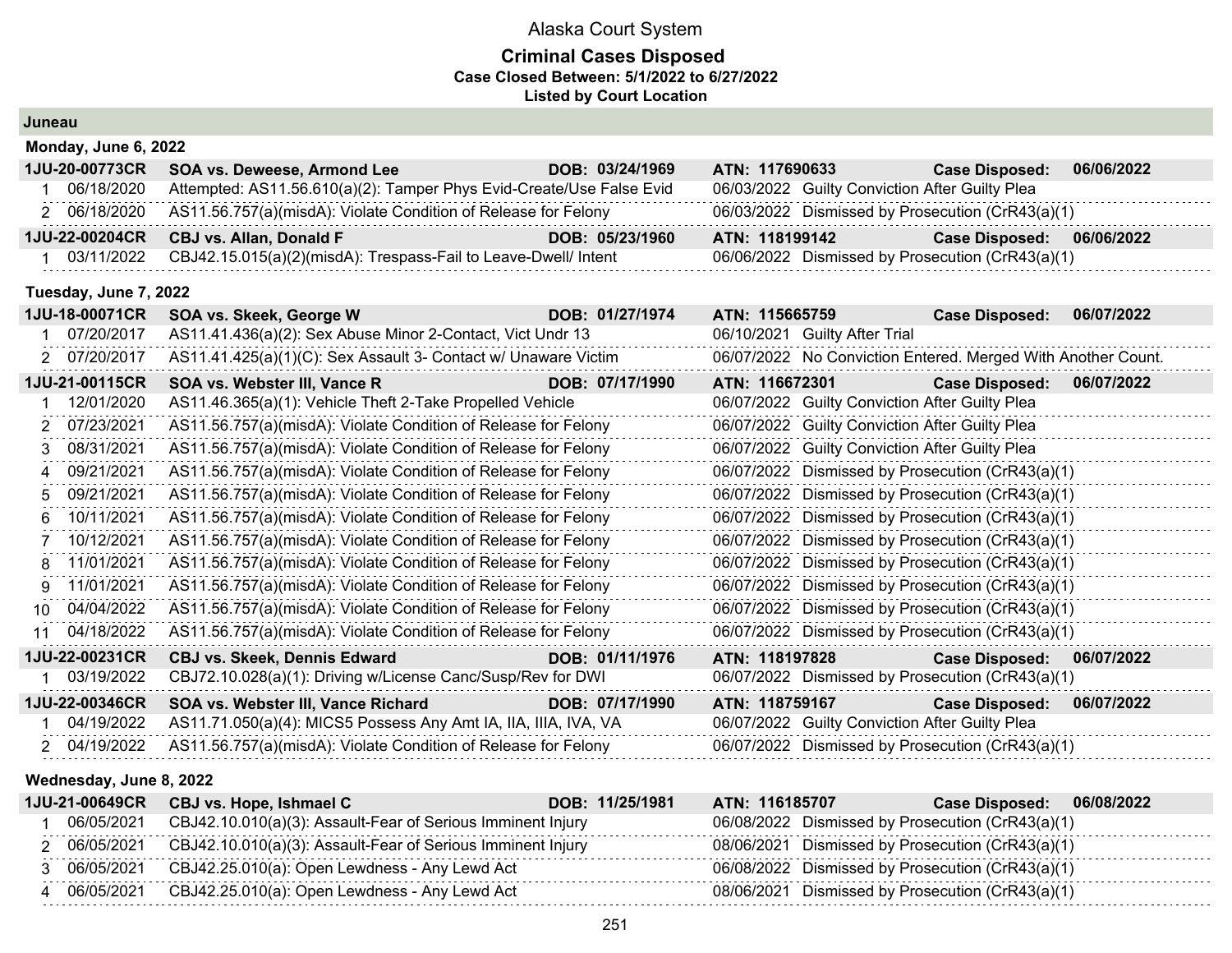Alaska Court System

**Criminal Cases Disposed**
**Case Closed Between: 5/1/2022 to 6/27/2022**
**Listed by Court Location**

## Juneau

### Monday, June 6, 2022

**1JU-20-00773CR — SOA vs. Deweese, Armond Lee — DOB: 03/24/1969 — ATN: 117690633 — Case Disposed: 06/06/2022**

| # | Offense Date | Charge | Disposition Date | Disposition |
|---|---|---|---|---|
| 1 | 06/18/2020 | Attempted: AS11.56.610(a)(2): Tamper Phys Evid-Create/Use False Evid | 06/03/2022 | Guilty Conviction After Guilty Plea |
| 2 | 06/18/2020 | AS11.56.757(a)(misdA): Violate Condition of Release for Felony | 06/03/2022 | Dismissed by Prosecution (CrR43(a)(1) |

**1JU-22-00204CR — CBJ vs. Allan, Donald F — DOB: 05/23/1960 — ATN: 118199142 — Case Disposed: 06/06/2022**

| # | Offense Date | Charge | Disposition Date | Disposition |
|---|---|---|---|---|
| 1 | 03/11/2022 | CBJ42.15.015(a)(2)(misdA): Trespass-Fail to Leave-Dwell/ Intent | 06/06/2022 | Dismissed by Prosecution (CrR43(a)(1) |

### Tuesday, June 7, 2022

**1JU-18-00071CR — SOA vs. Skeek, George W — DOB: 01/27/1974 — ATN: 115665759 — Case Disposed: 06/07/2022**

| # | Offense Date | Charge | Disposition Date | Disposition |
|---|---|---|---|---|
| 1 | 07/20/2017 | AS11.41.436(a)(2): Sex Abuse Minor 2-Contact, Vict Undr 13 | 06/10/2021 | Guilty After Trial |
| 2 | 07/20/2017 | AS11.41.425(a)(1)(C): Sex Assault 3- Contact w/ Unaware Victim | 06/07/2022 | No Conviction Entered. Merged With Another Count. |

**1JU-21-00115CR — SOA vs. Webster III, Vance R — DOB: 07/17/1990 — ATN: 116672301 — Case Disposed: 06/07/2022**

| # | Offense Date | Charge | Disposition Date | Disposition |
|---|---|---|---|---|
| 1 | 12/01/2020 | AS11.46.365(a)(1): Vehicle Theft 2-Take Propelled Vehicle | 06/07/2022 | Guilty Conviction After Guilty Plea |
| 2 | 07/23/2021 | AS11.56.757(a)(misdA): Violate Condition of Release for Felony | 06/07/2022 | Guilty Conviction After Guilty Plea |
| 3 | 08/31/2021 | AS11.56.757(a)(misdA): Violate Condition of Release for Felony | 06/07/2022 | Guilty Conviction After Guilty Plea |
| 4 | 09/21/2021 | AS11.56.757(a)(misdA): Violate Condition of Release for Felony | 06/07/2022 | Dismissed by Prosecution (CrR43(a)(1) |
| 5 | 09/21/2021 | AS11.56.757(a)(misdA): Violate Condition of Release for Felony | 06/07/2022 | Dismissed by Prosecution (CrR43(a)(1) |
| 6 | 10/11/2021 | AS11.56.757(a)(misdA): Violate Condition of Release for Felony | 06/07/2022 | Dismissed by Prosecution (CrR43(a)(1) |
| 7 | 10/12/2021 | AS11.56.757(a)(misdA): Violate Condition of Release for Felony | 06/07/2022 | Dismissed by Prosecution (CrR43(a)(1) |
| 8 | 11/01/2021 | AS11.56.757(a)(misdA): Violate Condition of Release for Felony | 06/07/2022 | Dismissed by Prosecution (CrR43(a)(1) |
| 9 | 11/01/2021 | AS11.56.757(a)(misdA): Violate Condition of Release for Felony | 06/07/2022 | Dismissed by Prosecution (CrR43(a)(1) |
| 10 | 04/04/2022 | AS11.56.757(a)(misdA): Violate Condition of Release for Felony | 06/07/2022 | Dismissed by Prosecution (CrR43(a)(1) |
| 11 | 04/18/2022 | AS11.56.757(a)(misdA): Violate Condition of Release for Felony | 06/07/2022 | Dismissed by Prosecution (CrR43(a)(1) |

**1JU-22-00231CR — CBJ vs. Skeek, Dennis Edward — DOB: 01/11/1976 — ATN: 118197828 — Case Disposed: 06/07/2022**

| # | Offense Date | Charge | Disposition Date | Disposition |
|---|---|---|---|---|
| 1 | 03/19/2022 | CBJ72.10.028(a)(1): Driving w/License Canc/Susp/Rev for DWI | 06/07/2022 | Dismissed by Prosecution (CrR43(a)(1) |

**1JU-22-00346CR — SOA vs. Webster III, Vance Richard — DOB: 07/17/1990 — ATN: 118759167 — Case Disposed: 06/07/2022**

| # | Offense Date | Charge | Disposition Date | Disposition |
|---|---|---|---|---|
| 1 | 04/19/2022 | AS11.71.050(a)(4): MICS5 Possess Any Amt IA, IIA, IIIA, IVA, VA | 06/07/2022 | Guilty Conviction After Guilty Plea |
| 2 | 04/19/2022 | AS11.56.757(a)(misdA): Violate Condition of Release for Felony | 06/07/2022 | Dismissed by Prosecution (CrR43(a)(1) |

### Wednesday, June 8, 2022

**1JU-21-00649CR — CBJ vs. Hope, Ishmael C — DOB: 11/25/1981 — ATN: 116185707 — Case Disposed: 06/08/2022**

| # | Offense Date | Charge | Disposition Date | Disposition |
|---|---|---|---|---|
| 1 | 06/05/2021 | CBJ42.10.010(a)(3): Assault-Fear of Serious Imminent Injury | 06/08/2022 | Dismissed by Prosecution (CrR43(a)(1) |
| 2 | 06/05/2021 | CBJ42.10.010(a)(3): Assault-Fear of Serious Imminent Injury | 08/06/2021 | Dismissed by Prosecution (CrR43(a)(1) |
| 3 | 06/05/2021 | CBJ42.25.010(a): Open Lewdness - Any Lewd Act | 06/08/2022 | Dismissed by Prosecution (CrR43(a)(1) |
| 4 | 06/05/2021 | CBJ42.25.010(a): Open Lewdness - Any Lewd Act | 08/06/2021 | Dismissed by Prosecution (CrR43(a)(1) |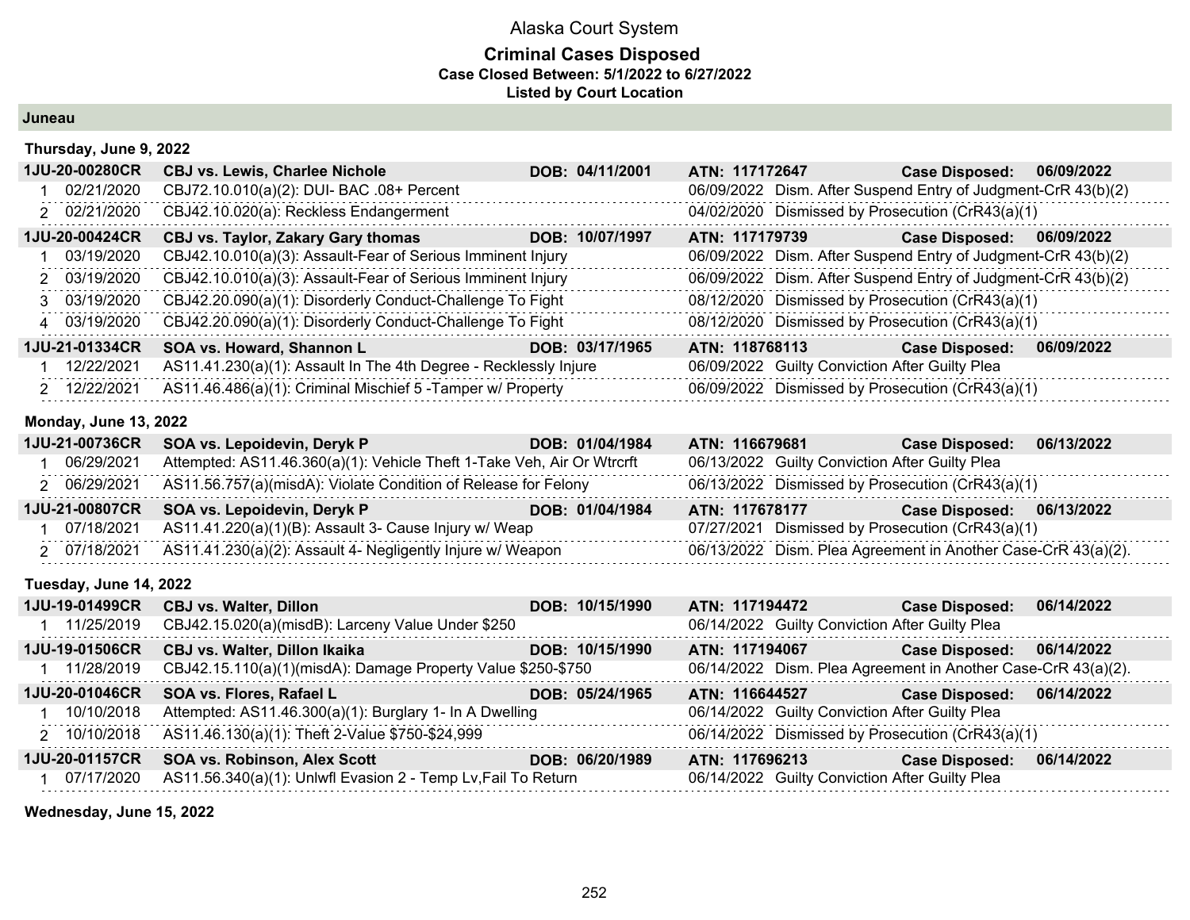# Alaska Court System

## Criminal Cases Disposed

**Case Closed Between: 5/1/2022 to 6/27/2022**

**Listed by Court Location**

### Juneau

**Thursday, June 9, 2022**

| Case | Parties | DOB | ATN | Case Disposed |
|---|---|---|---|---|
| **1JU-20-00280CR** | **CBJ vs. Lewis, Charlee Nichole** | **DOB: 04/11/2001** | **ATN: 117172647** | **06/09/2022** |
| 1 | 02/21/2020 | CBJ72.10.010(a)(2): DUI- BAC .08+ Percent | 06/09/2022 | Dism. After Suspend Entry of Judgment-CrR 43(b)(2) |
| 2 | 02/21/2020 | CBJ42.10.020(a): Reckless Endangerment | 04/02/2020 | Dismissed by Prosecution (CrR43(a)(1) |
| **1JU-20-00424CR** | **CBJ vs. Taylor, Zakary Gary thomas** | **DOB: 10/07/1997** | **ATN: 117179739** | **06/09/2022** |
| 1 | 03/19/2020 | CBJ42.10.010(a)(3): Assault-Fear of Serious Imminent Injury | 06/09/2022 | Dism. After Suspend Entry of Judgment-CrR 43(b)(2) |
| 2 | 03/19/2020 | CBJ42.10.010(a)(3): Assault-Fear of Serious Imminent Injury | 06/09/2022 | Dism. After Suspend Entry of Judgment-CrR 43(b)(2) |
| 3 | 03/19/2020 | CBJ42.20.090(a)(1): Disorderly Conduct-Challenge To Fight | 08/12/2020 | Dismissed by Prosecution (CrR43(a)(1) |
| 4 | 03/19/2020 | CBJ42.20.090(a)(1): Disorderly Conduct-Challenge To Fight | 08/12/2020 | Dismissed by Prosecution (CrR43(a)(1) |
| **1JU-21-01334CR** | **SOA vs. Howard, Shannon L** | **DOB: 03/17/1965** | **ATN: 118768113** | **06/09/2022** |
| 1 | 12/22/2021 | AS11.41.230(a)(1): Assault In The 4th Degree - Recklessly Injure | 06/09/2022 | Guilty Conviction After Guilty Plea |
| 2 | 12/22/2021 | AS11.46.486(a)(1): Criminal Mischief 5 -Tamper w/ Property | 06/09/2022 | Dismissed by Prosecution (CrR43(a)(1) |

**Monday, June 13, 2022**

| Case | Parties | DOB | ATN | Case Disposed |
|---|---|---|---|---|
| **1JU-21-00736CR** | **SOA vs. Lepoidevin, Deryk P** | **DOB: 01/04/1984** | **ATN: 116679681** | **06/13/2022** |
| 1 | 06/29/2021 | Attempted: AS11.46.360(a)(1): Vehicle Theft 1-Take Veh, Air Or Wtrcrft | 06/13/2022 | Guilty Conviction After Guilty Plea |
| 2 | 06/29/2021 | AS11.56.757(a)(misdA): Violate Condition of Release for Felony | 06/13/2022 | Dismissed by Prosecution (CrR43(a)(1) |
| **1JU-21-00807CR** | **SOA vs. Lepoidevin, Deryk P** | **DOB: 01/04/1984** | **ATN: 117678177** | **06/13/2022** |
| 1 | 07/18/2021 | AS11.41.220(a)(1)(B): Assault 3- Cause Injury w/ Weap | 07/27/2021 | Dismissed by Prosecution (CrR43(a)(1) |
| 2 | 07/18/2021 | AS11.41.230(a)(2): Assault 4- Negligently Injure w/ Weapon | 06/13/2022 | Dism. Plea Agreement in Another Case-CrR 43(a)(2). |

**Tuesday, June 14, 2022**

| Case | Parties | DOB | ATN | Case Disposed |
|---|---|---|---|---|
| **1JU-19-01499CR** | **CBJ vs. Walter, Dillon** | **DOB: 10/15/1990** | **ATN: 117194472** | **06/14/2022** |
| 1 | 11/25/2019 | CBJ42.15.020(a)(misdB): Larceny Value Under $250 | 06/14/2022 | Guilty Conviction After Guilty Plea |
| **1JU-19-01506CR** | **CBJ vs. Walter, Dillon Ikaika** | **DOB: 10/15/1990** | **ATN: 117194067** | **06/14/2022** |
| 1 | 11/28/2019 | CBJ42.15.110(a)(1)(misdA): Damage Property Value $250-$750 | 06/14/2022 | Dism. Plea Agreement in Another Case-CrR 43(a)(2). |
| **1JU-20-01046CR** | **SOA vs. Flores, Rafael L** | **DOB: 05/24/1965** | **ATN: 116644527** | **06/14/2022** |
| 1 | 10/10/2018 | Attempted: AS11.46.300(a)(1): Burglary 1- In A Dwelling | 06/14/2022 | Guilty Conviction After Guilty Plea |
| 2 | 10/10/2018 | AS11.46.130(a)(1): Theft 2-Value $750-$24,999 | 06/14/2022 | Dismissed by Prosecution (CrR43(a)(1) |
| **1JU-20-01157CR** | **SOA vs. Robinson, Alex Scott** | **DOB: 06/20/1989** | **ATN: 117696213** | **06/14/2022** |
| 1 | 07/17/2020 | AS11.56.340(a)(1): Unlwfl Evasion 2 - Temp Lv,Fail To Return | 06/14/2022 | Guilty Conviction After Guilty Plea |

**Wednesday, June 15, 2022**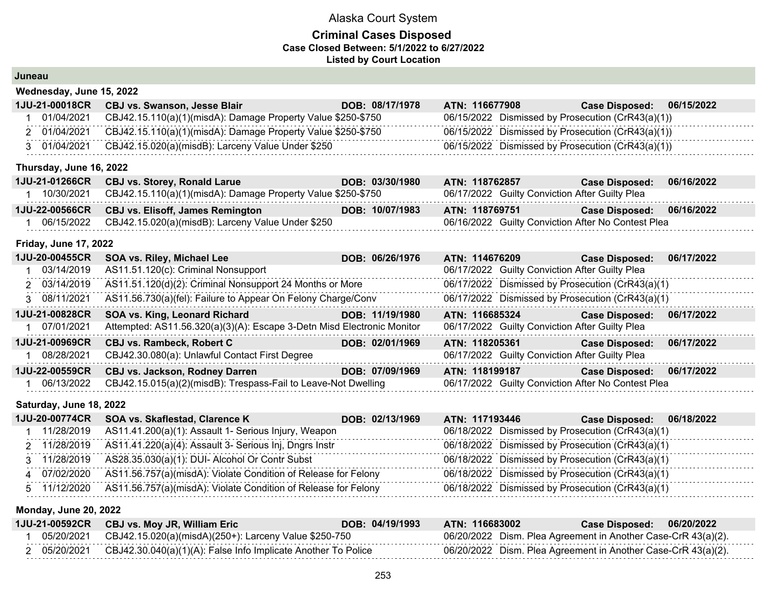# Alaska Court System

## Criminal Cases Disposed

**Case Closed Between: 5/1/2022 to 6/27/2022**

**Listed by Court Location**

### Juneau

#### Wednesday, June 15, 2022

| **1JU-21-00018CR** | **CBJ vs. Swanson, Jesse Blair** | **DOB: 08/17/1978** | **ATN: 116677908** | **Case Disposed: 06/15/2022** |
|---|---|---|---|---|
| 1 | 01/04/2021 | CBJ42.15.110(a)(1)(misdA): Damage Property Value $250-$750 | 06/15/2022 | Dismissed by Prosecution (CrR43(a)(1)) |
| 2 | 01/04/2021 | CBJ42.15.110(a)(1)(misdA): Damage Property Value $250-$750 | 06/15/2022 | Dismissed by Prosecution (CrR43(a)(1)) |
| 3 | 01/04/2021 | CBJ42.15.020(a)(misdB): Larceny Value Under $250 | 06/15/2022 | Dismissed by Prosecution (CrR43(a)(1)) |

#### Thursday, June 16, 2022

| **1JU-21-01266CR** | **CBJ vs. Storey, Ronald Larue** | **DOB: 03/30/1980** | **ATN: 118762857** | **Case Disposed: 06/16/2022** |
|---|---|---|---|---|
| 1 | 10/30/2021 | CBJ42.15.110(a)(1)(misdA): Damage Property Value $250-$750 | 06/17/2022 | Guilty Conviction After Guilty Plea |

| **1JU-22-00566CR** | **CBJ vs. Elisoff, James Remington** | **DOB: 10/07/1983** | **ATN: 118769751** | **Case Disposed: 06/16/2022** |
|---|---|---|---|---|
| 1 | 06/15/2022 | CBJ42.15.020(a)(misdB): Larceny Value Under $250 | 06/16/2022 | Guilty Conviction After No Contest Plea |

#### Friday, June 17, 2022

| **1JU-20-00455CR** | **SOA vs. Riley, Michael Lee** | **DOB: 06/26/1976** | **ATN: 114676209** | **Case Disposed: 06/17/2022** |
|---|---|---|---|---|
| 1 | 03/14/2019 | AS11.51.120(c): Criminal Nonsupport | 06/17/2022 | Guilty Conviction After Guilty Plea |
| 2 | 03/14/2019 | AS11.51.120(d)(2): Criminal Nonsupport 24 Months or More | 06/17/2022 | Dismissed by Prosecution (CrR43(a)(1) |
| 3 | 08/11/2021 | AS11.56.730(a)(fel): Failure to Appear On Felony Charge/Conv | 06/17/2022 | Dismissed by Prosecution (CrR43(a)(1) |

| **1JU-21-00828CR** | **SOA vs. King, Leonard Richard** | **DOB: 11/19/1980** | **ATN: 116685324** | **Case Disposed: 06/17/2022** |
|---|---|---|---|---|
| 1 | 07/01/2021 | Attempted: AS11.56.320(a)(3)(A): Escape 3-Detn Misd Electronic Monitor | 06/17/2022 | Guilty Conviction After Guilty Plea |

| **1JU-21-00969CR** | **CBJ vs. Rambeck, Robert C** | **DOB: 02/01/1969** | **ATN: 118205361** | **Case Disposed: 06/17/2022** |
|---|---|---|---|---|
| 1 | 08/28/2021 | CBJ42.30.080(a): Unlawful Contact First Degree | 06/17/2022 | Guilty Conviction After Guilty Plea |

| **1JU-22-00559CR** | **CBJ vs. Jackson, Rodney Darren** | **DOB: 07/09/1969** | **ATN: 118199187** | **Case Disposed: 06/17/2022** |
|---|---|---|---|---|
| 1 | 06/13/2022 | CBJ42.15.015(a)(2)(misdB): Trespass-Fail to Leave-Not Dwelling | 06/17/2022 | Guilty Conviction After No Contest Plea |

#### Saturday, June 18, 2022

| **1JU-20-00774CR** | **SOA vs. Skaflestad, Clarence K** | **DOB: 02/13/1969** | **ATN: 117193446** | **Case Disposed: 06/18/2022** |
|---|---|---|---|---|
| 1 | 11/28/2019 | AS11.41.200(a)(1): Assault 1- Serious Injury, Weapon | 06/18/2022 | Dismissed by Prosecution (CrR43(a)(1) |
| 2 | 11/28/2019 | AS11.41.220(a)(4): Assault 3- Serious Inj, Dngrs Instr | 06/18/2022 | Dismissed by Prosecution (CrR43(a)(1) |
| 3 | 11/28/2019 | AS28.35.030(a)(1): DUI- Alcohol Or Contr Subst | 06/18/2022 | Dismissed by Prosecution (CrR43(a)(1) |
| 4 | 07/02/2020 | AS11.56.757(a)(misdA): Violate Condition of Release for Felony | 06/18/2022 | Dismissed by Prosecution (CrR43(a)(1) |
| 5 | 11/12/2020 | AS11.56.757(a)(misdA): Violate Condition of Release for Felony | 06/18/2022 | Dismissed by Prosecution (CrR43(a)(1) |

#### Monday, June 20, 2022

| **1JU-21-00592CR** | **CBJ vs. Moy JR, William Eric** | **DOB: 04/19/1993** | **ATN: 116683002** | **Case Disposed: 06/20/2022** |
|---|---|---|---|---|
| 1 | 05/20/2021 | CBJ42.15.020(a)(misdA)(250+): Larceny Value $250-750 | 06/20/2022 | Dism. Plea Agreement in Another Case-CrR 43(a)(2). |
| 2 | 05/20/2021 | CBJ42.30.040(a)(1)(A): False Info Implicate Another To Police | 06/20/2022 | Dism. Plea Agreement in Another Case-CrR 43(a)(2). |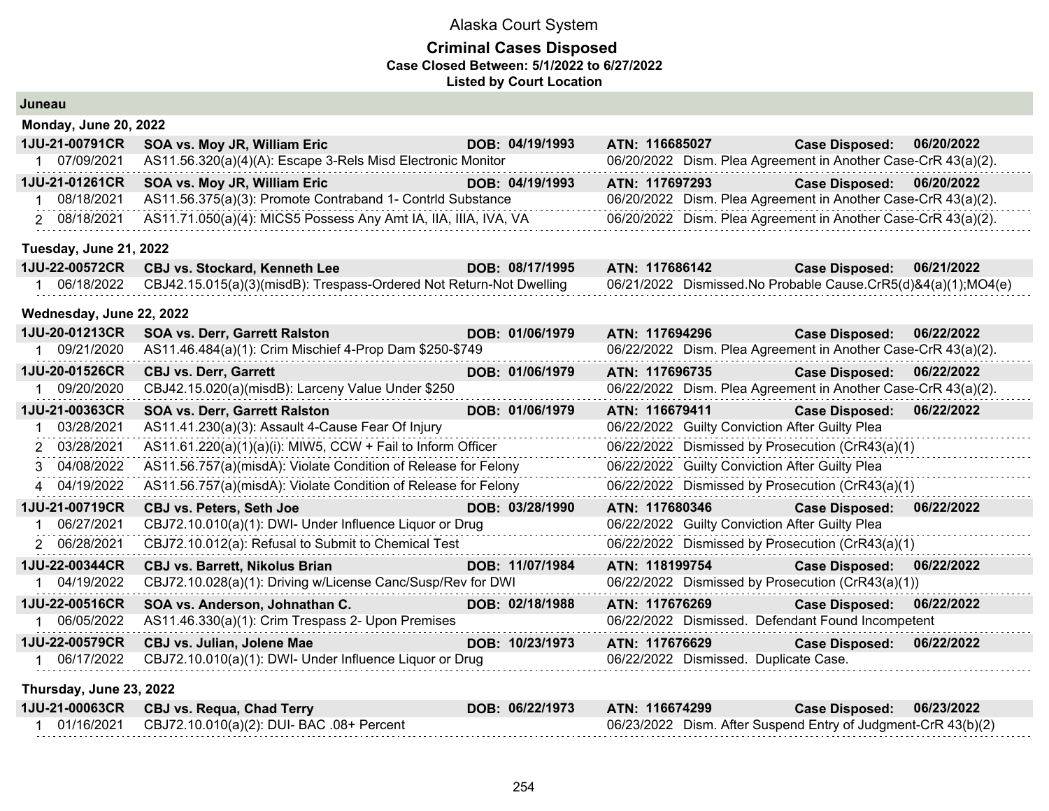# Alaska Court System

## Criminal Cases Disposed

**Case Closed Between: 5/1/2022 to 6/27/2022**

**Listed by Court Location**

### Juneau

#### Monday, June 20, 2022

**1JU-21-00791CR** | **SOA vs. Moy JR, William Eric** | **DOB: 04/19/1993** | **ATN: 116685027** | **Case Disposed: 06/20/2022**

| # | Date | Charge | Disposition |
|---|---|---|---|
| 1 | 07/09/2021 | AS11.56.320(a)(4)(A): Escape 3-Rels Misd Electronic Monitor | 06/20/2022 Dism. Plea Agreement in Another Case-CrR 43(a)(2). |

**1JU-21-01261CR** | **SOA vs. Moy JR, William Eric** | **DOB: 04/19/1993** | **ATN: 117697293** | **Case Disposed: 06/20/2022**

| # | Date | Charge | Disposition |
|---|---|---|---|
| 1 | 08/18/2021 | AS11.56.375(a)(3): Promote Contraband 1- Contrld Substance | 06/20/2022 Dism. Plea Agreement in Another Case-CrR 43(a)(2). |
| 2 | 08/18/2021 | AS11.71.050(a)(4): MICS5 Possess Any Amt IA, IIA, IIIA, IVA, VA | 06/20/2022 Dism. Plea Agreement in Another Case-CrR 43(a)(2). |

#### Tuesday, June 21, 2022

**1JU-22-00572CR** | **CBJ vs. Stockard, Kenneth Lee** | **DOB: 08/17/1995** | **ATN: 117686142** | **Case Disposed: 06/21/2022**

| # | Date | Charge | Disposition |
|---|---|---|---|
| 1 | 06/18/2022 | CBJ42.15.015(a)(3)(misdB): Trespass-Ordered Not Return-Not Dwelling | 06/21/2022 Dismissed.No Probable Cause.CrR5(d)&4(a)(1);MO4(e) |

#### Wednesday, June 22, 2022

**1JU-20-01213CR** | **SOA vs. Derr, Garrett Ralston** | **DOB: 01/06/1979** | **ATN: 117694296** | **Case Disposed: 06/22/2022**

| # | Date | Charge | Disposition |
|---|---|---|---|
| 1 | 09/21/2020 | AS11.46.484(a)(1): Crim Mischief 4-Prop Dam $250-$749 | 06/22/2022 Dism. Plea Agreement in Another Case-CrR 43(a)(2). |

**1JU-20-01526CR** | **CBJ vs. Derr, Garrett** | **DOB: 01/06/1979** | **ATN: 117696735** | **Case Disposed: 06/22/2022**

| # | Date | Charge | Disposition |
|---|---|---|---|
| 1 | 09/20/2020 | CBJ42.15.020(a)(misdB): Larceny Value Under $250 | 06/22/2022 Dism. Plea Agreement in Another Case-CrR 43(a)(2). |

**1JU-21-00363CR** | **SOA vs. Derr, Garrett Ralston** | **DOB: 01/06/1979** | **ATN: 116679411** | **Case Disposed: 06/22/2022**

| # | Date | Charge | Disposition |
|---|---|---|---|
| 1 | 03/28/2021 | AS11.41.230(a)(3): Assault 4-Cause Fear Of Injury | 06/22/2022 Guilty Conviction After Guilty Plea |
| 2 | 03/28/2021 | AS11.61.220(a)(1)(a)(i): MIW5, CCW + Fail to Inform Officer | 06/22/2022 Dismissed by Prosecution (CrR43(a)(1) |
| 3 | 04/08/2022 | AS11.56.757(a)(misdA): Violate Condition of Release for Felony | 06/22/2022 Guilty Conviction After Guilty Plea |
| 4 | 04/19/2022 | AS11.56.757(a)(misdA): Violate Condition of Release for Felony | 06/22/2022 Dismissed by Prosecution (CrR43(a)(1) |

**1JU-21-00719CR** | **CBJ vs. Peters, Seth Joe** | **DOB: 03/28/1990** | **ATN: 117680346** | **Case Disposed: 06/22/2022**

| # | Date | Charge | Disposition |
|---|---|---|---|
| 1 | 06/27/2021 | CBJ72.10.010(a)(1): DWI- Under Influence Liquor or Drug | 06/22/2022 Guilty Conviction After Guilty Plea |
| 2 | 06/28/2021 | CBJ72.10.012(a): Refusal to Submit to Chemical Test | 06/22/2022 Dismissed by Prosecution (CrR43(a)(1) |

**1JU-22-00344CR** | **CBJ vs. Barrett, Nikolus Brian** | **DOB: 11/07/1984** | **ATN: 118199754** | **Case Disposed: 06/22/2022**

| # | Date | Charge | Disposition |
|---|---|---|---|
| 1 | 04/19/2022 | CBJ72.10.028(a)(1): Driving w/License Canc/Susp/Rev for DWI | 06/22/2022 Dismissed by Prosecution (CrR43(a)(1)) |

**1JU-22-00516CR** | **SOA vs. Anderson, Johnathan C.** | **DOB: 02/18/1988** | **ATN: 117676269** | **Case Disposed: 06/22/2022**

| # | Date | Charge | Disposition |
|---|---|---|---|
| 1 | 06/05/2022 | AS11.46.330(a)(1): Crim Trespass 2- Upon Premises | 06/22/2022 Dismissed. Defendant Found Incompetent |

**1JU-22-00579CR** | **CBJ vs. Julian, Jolene Mae** | **DOB: 10/23/1973** | **ATN: 117676629** | **Case Disposed: 06/22/2022**

| # | Date | Charge | Disposition |
|---|---|---|---|
| 1 | 06/17/2022 | CBJ72.10.010(a)(1): DWI- Under Influence Liquor or Drug | 06/22/2022 Dismissed. Duplicate Case. |

#### Thursday, June 23, 2022

**1JU-21-00063CR** | **CBJ vs. Requa, Chad Terry** | **DOB: 06/22/1973** | **ATN: 116674299** | **Case Disposed: 06/23/2022**

| # | Date | Charge | Disposition |
|---|---|---|---|
| 1 | 01/16/2021 | CBJ72.10.010(a)(2): DUI- BAC .08+ Percent | 06/23/2022 Dism. After Suspend Entry of Judgment-CrR 43(b)(2) |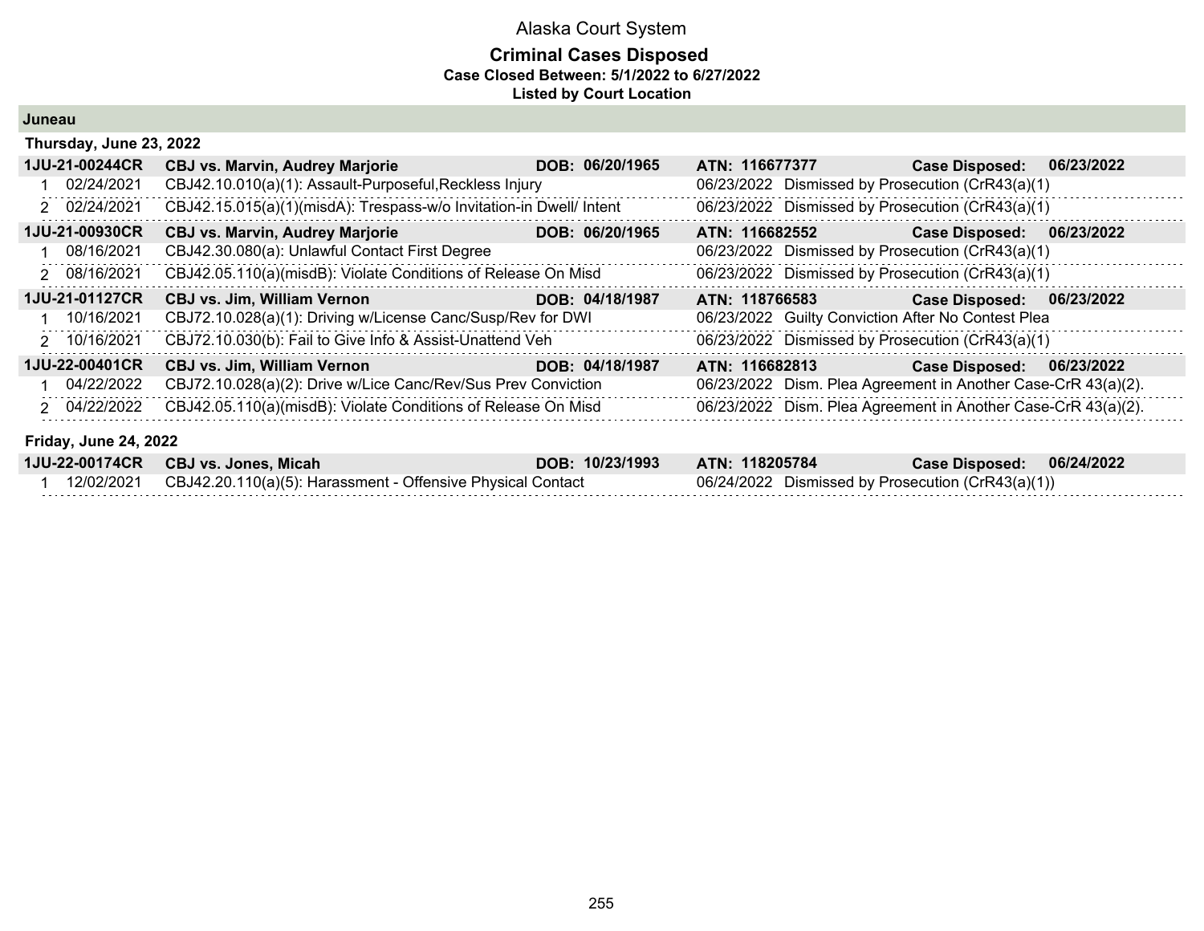# Alaska Court System

## Criminal Cases Disposed

**Case Closed Between: 5/1/2022 to 6/27/2022**

**Listed by Court Location**

### Juneau

#### Thursday, June 23, 2022

| Case | Party | DOB | ATN | Case Disposed |
|---|---|---|---|---|
| **1JU-21-00244CR** | **CBJ vs. Marvin, Audrey Marjorie** | **DOB: 06/20/1965** | **ATN: 116677377** | **Case Disposed: 06/23/2022** |
| 1 02/24/2021 | CBJ42.10.010(a)(1): Assault-Purposeful,Reckless Injury | | 06/23/2022 | Dismissed by Prosecution (CrR43(a)(1) |
| 2 02/24/2021 | CBJ42.15.015(a)(1)(misdA): Trespass-w/o Invitation-in Dwell/ Intent | | 06/23/2022 | Dismissed by Prosecution (CrR43(a)(1) |
| **1JU-21-00930CR** | **CBJ vs. Marvin, Audrey Marjorie** | **DOB: 06/20/1965** | **ATN: 116682552** | **Case Disposed: 06/23/2022** |
| 1 08/16/2021 | CBJ42.30.080(a): Unlawful Contact First Degree | | 06/23/2022 | Dismissed by Prosecution (CrR43(a)(1) |
| 2 08/16/2021 | CBJ42.05.110(a)(misdB): Violate Conditions of Release On Misd | | 06/23/2022 | Dismissed by Prosecution (CrR43(a)(1) |
| **1JU-21-01127CR** | **CBJ vs. Jim, William Vernon** | **DOB: 04/18/1987** | **ATN: 118766583** | **Case Disposed: 06/23/2022** |
| 1 10/16/2021 | CBJ72.10.028(a)(1): Driving w/License Canc/Susp/Rev for DWI | | 06/23/2022 | Guilty Conviction After No Contest Plea |
| 2 10/16/2021 | CBJ72.10.030(b): Fail to Give Info & Assist-Unattend Veh | | 06/23/2022 | Dismissed by Prosecution (CrR43(a)(1) |
| **1JU-22-00401CR** | **CBJ vs. Jim, William Vernon** | **DOB: 04/18/1987** | **ATN: 116682813** | **Case Disposed: 06/23/2022** |
| 1 04/22/2022 | CBJ72.10.028(a)(2): Drive w/Lice Canc/Rev/Sus Prev Conviction | | 06/23/2022 | Dism. Plea Agreement in Another Case-CrR 43(a)(2). |
| 2 04/22/2022 | CBJ42.05.110(a)(misdB): Violate Conditions of Release On Misd | | 06/23/2022 | Dism. Plea Agreement in Another Case-CrR 43(a)(2). |

#### Friday, June 24, 2022

| Case | Party | DOB | ATN | Case Disposed |
|---|---|---|---|---|
| **1JU-22-00174CR** | **CBJ vs. Jones, Micah** | **DOB: 10/23/1993** | **ATN: 118205784** | **Case Disposed: 06/24/2022** |
| 1 12/02/2021 | CBJ42.20.110(a)(5): Harassment - Offensive Physical Contact | | 06/24/2022 | Dismissed by Prosecution (CrR43(a)(1)) |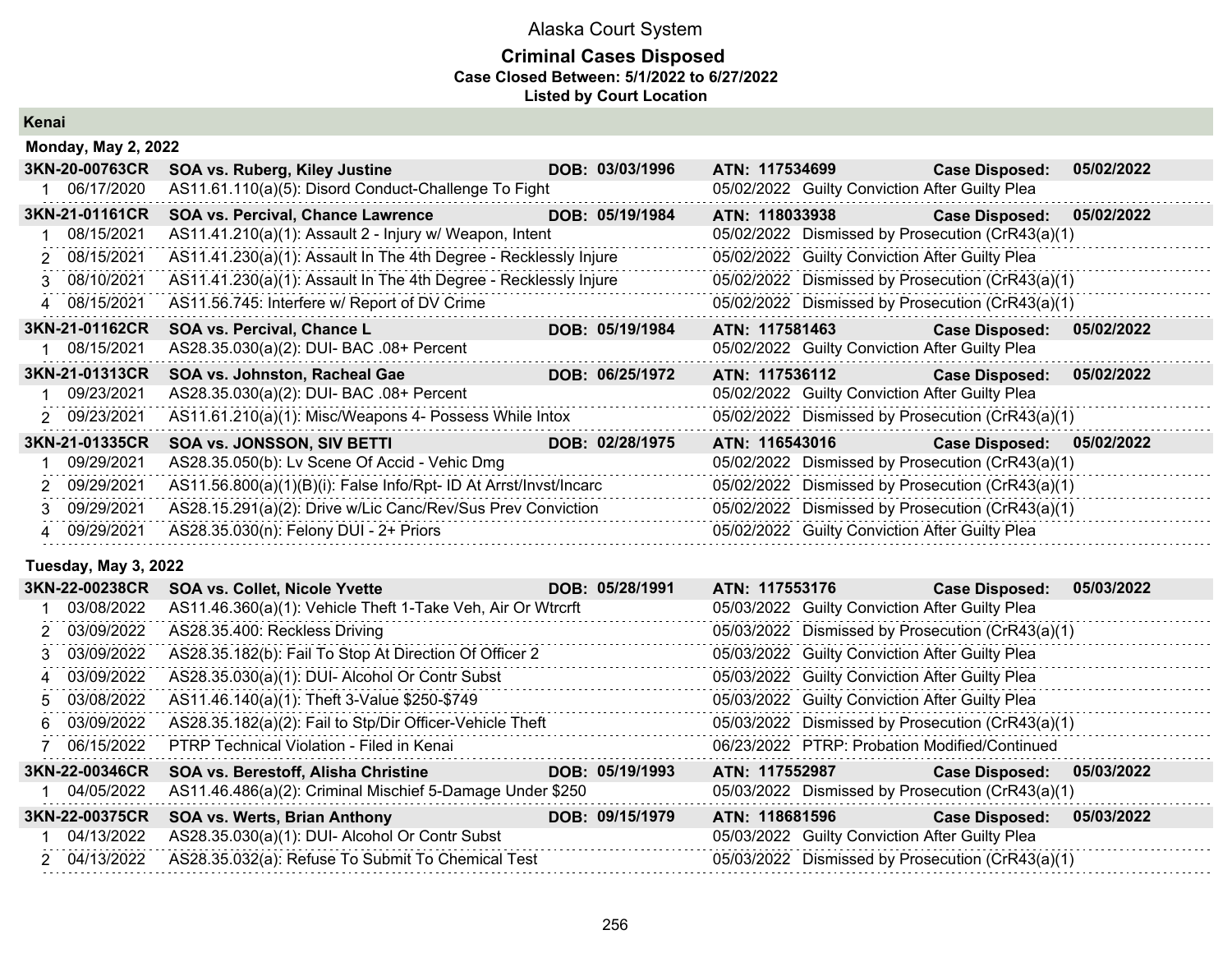# Alaska Court System

## Criminal Cases Disposed

**Case Closed Between: 5/1/2022 to 6/27/2022**

**Listed by Court Location**

### Kenai

#### Monday, May 2, 2022

| **3KN-20-00763CR** | **SOA vs. Ruberg, Kiley Justine** | **DOB: 03/03/1996** | **ATN: 117534699** | **Case Disposed: 05/02/2022** |
|---|---|---|---|---|
| 1 | 06/17/2020 | AS11.61.110(a)(5): Disord Conduct-Challenge To Fight | 05/02/2022 | Guilty Conviction After Guilty Plea |

| **3KN-21-01161CR** | **SOA vs. Percival, Chance Lawrence** | **DOB: 05/19/1984** | **ATN: 118033938** | **Case Disposed: 05/02/2022** |
|---|---|---|---|---|
| 1 | 08/15/2021 | AS11.41.210(a)(1): Assault 2 - Injury w/ Weapon, Intent | 05/02/2022 | Dismissed by Prosecution (CrR43(a)(1) |
| 2 | 08/15/2021 | AS11.41.230(a)(1): Assault In The 4th Degree - Recklessly Injure | 05/02/2022 | Guilty Conviction After Guilty Plea |
| 3 | 08/10/2021 | AS11.41.230(a)(1): Assault In The 4th Degree - Recklessly Injure | 05/02/2022 | Dismissed by Prosecution (CrR43(a)(1) |
| 4 | 08/15/2021 | AS11.56.745: Interfere w/ Report of DV Crime | 05/02/2022 | Dismissed by Prosecution (CrR43(a)(1) |

| **3KN-21-01162CR** | **SOA vs. Percival, Chance L** | **DOB: 05/19/1984** | **ATN: 117581463** | **Case Disposed: 05/02/2022** |
|---|---|---|---|---|
| 1 | 08/15/2021 | AS28.35.030(a)(2): DUI- BAC .08+ Percent | 05/02/2022 | Guilty Conviction After Guilty Plea |

| **3KN-21-01313CR** | **SOA vs. Johnston, Racheal Gae** | **DOB: 06/25/1972** | **ATN: 117536112** | **Case Disposed: 05/02/2022** |
|---|---|---|---|---|
| 1 | 09/23/2021 | AS28.35.030(a)(2): DUI- BAC .08+ Percent | 05/02/2022 | Guilty Conviction After Guilty Plea |
| 2 | 09/23/2021 | AS11.61.210(a)(1): Misc/Weapons 4- Possess While Intox | 05/02/2022 | Dismissed by Prosecution (CrR43(a)(1) |

| **3KN-21-01335CR** | **SOA vs. JONSSON, SIV BETTI** | **DOB: 02/28/1975** | **ATN: 116543016** | **Case Disposed: 05/02/2022** |
|---|---|---|---|---|
| 1 | 09/29/2021 | AS28.35.050(b): Lv Scene Of Accid - Vehic Dmg | 05/02/2022 | Dismissed by Prosecution (CrR43(a)(1) |
| 2 | 09/29/2021 | AS11.56.800(a)(1)(B)(i): False Info/Rpt- ID At Arrst/Invst/Incarc | 05/02/2022 | Dismissed by Prosecution (CrR43(a)(1) |
| 3 | 09/29/2021 | AS28.15.291(a)(2): Drive w/Lic Canc/Rev/Sus Prev Conviction | 05/02/2022 | Dismissed by Prosecution (CrR43(a)(1) |
| 4 | 09/29/2021 | AS28.35.030(n): Felony DUI - 2+ Priors | 05/02/2022 | Guilty Conviction After Guilty Plea |

#### Tuesday, May 3, 2022

| **3KN-22-00238CR** | **SOA vs. Collet, Nicole Yvette** | **DOB: 05/28/1991** | **ATN: 117553176** | **Case Disposed: 05/03/2022** |
|---|---|---|---|---|
| 1 | 03/08/2022 | AS11.46.360(a)(1): Vehicle Theft 1-Take Veh, Air Or Wtrcrft | 05/03/2022 | Guilty Conviction After Guilty Plea |
| 2 | 03/09/2022 | AS28.35.400: Reckless Driving | 05/03/2022 | Dismissed by Prosecution (CrR43(a)(1) |
| 3 | 03/09/2022 | AS28.35.182(b): Fail To Stop At Direction Of Officer 2 | 05/03/2022 | Guilty Conviction After Guilty Plea |
| 4 | 03/09/2022 | AS28.35.030(a)(1): DUI- Alcohol Or Contr Subst | 05/03/2022 | Guilty Conviction After Guilty Plea |
| 5 | 03/08/2022 | AS11.46.140(a)(1): Theft 3-Value $250-$749 | 05/03/2022 | Guilty Conviction After Guilty Plea |
| 6 | 03/09/2022 | AS28.35.182(a)(2): Fail to Stp/Dir Officer-Vehicle Theft | 05/03/2022 | Dismissed by Prosecution (CrR43(a)(1) |
| 7 | 06/15/2022 | PTRP Technical Violation - Filed in Kenai | 06/23/2022 | PTRP: Probation Modified/Continued |

| **3KN-22-00346CR** | **SOA vs. Berestoff, Alisha Christine** | **DOB: 05/19/1993** | **ATN: 117552987** | **Case Disposed: 05/03/2022** |
|---|---|---|---|---|
| 1 | 04/05/2022 | AS11.46.486(a)(2): Criminal Mischief 5-Damage Under $250 | 05/03/2022 | Dismissed by Prosecution (CrR43(a)(1) |

| **3KN-22-00375CR** | **SOA vs. Werts, Brian Anthony** | **DOB: 09/15/1979** | **ATN: 118681596** | **Case Disposed: 05/03/2022** |
|---|---|---|---|---|
| 1 | 04/13/2022 | AS28.35.030(a)(1): DUI- Alcohol Or Contr Subst | 05/03/2022 | Guilty Conviction After Guilty Plea |
| 2 | 04/13/2022 | AS28.35.032(a): Refuse To Submit To Chemical Test | 05/03/2022 | Dismissed by Prosecution (CrR43(a)(1) |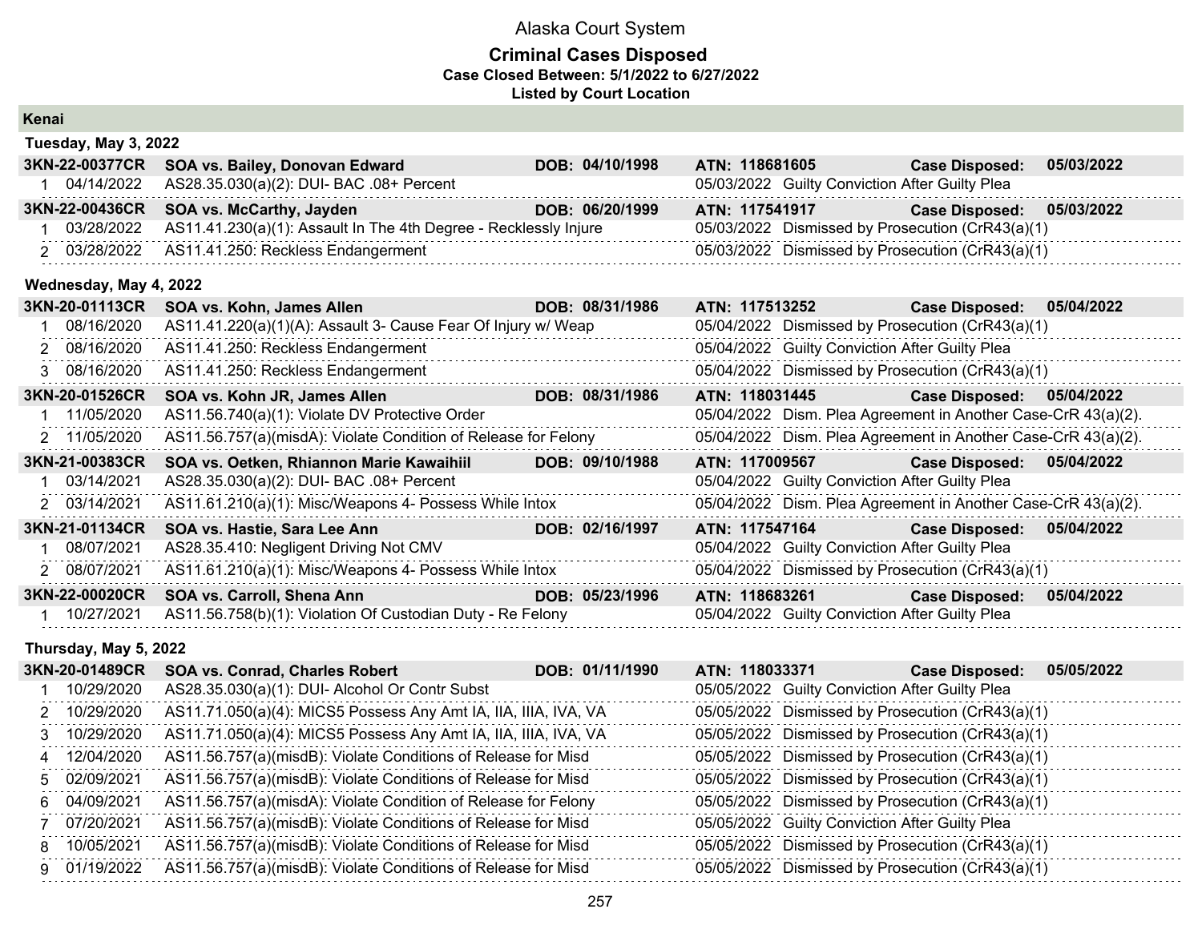# Alaska Court System

## Criminal Cases Disposed

**Case Closed Between: 5/1/2022 to 6/27/2022**

**Listed by Court Location**

### Kenai

#### Tuesday, May 3, 2022

| | | | | |
|---|---|---|---|---|
| **3KN-22-00377CR** | **SOA vs. Bailey, Donovan Edward** | **DOB: 04/10/1998** | **ATN: 118681605** | **Case Disposed: 05/03/2022** |
| 1 04/14/2022 | AS28.35.030(a)(2): DUI- BAC .08+ Percent | | 05/03/2022 Guilty Conviction After Guilty Plea | |
| **3KN-22-00436CR** | **SOA vs. McCarthy, Jayden** | **DOB: 06/20/1999** | **ATN: 117541917** | **Case Disposed: 05/03/2022** |
| 1 03/28/2022 | AS11.41.230(a)(1): Assault In The 4th Degree - Recklessly Injure | | 05/03/2022 Dismissed by Prosecution (CrR43(a)(1) | |
| 2 03/28/2022 | AS11.41.250: Reckless Endangerment | | 05/03/2022 Dismissed by Prosecution (CrR43(a)(1) | |

#### Wednesday, May 4, 2022

| | | | | |
|---|---|---|---|---|
| **3KN-20-01113CR** | **SOA vs. Kohn, James Allen** | **DOB: 08/31/1986** | **ATN: 117513252** | **Case Disposed: 05/04/2022** |
| 1 08/16/2020 | AS11.41.220(a)(1)(A): Assault 3- Cause Fear Of Injury w/ Weap | | 05/04/2022 Dismissed by Prosecution (CrR43(a)(1) | |
| 2 08/16/2020 | AS11.41.250: Reckless Endangerment | | 05/04/2022 Guilty Conviction After Guilty Plea | |
| 3 08/16/2020 | AS11.41.250: Reckless Endangerment | | 05/04/2022 Dismissed by Prosecution (CrR43(a)(1) | |
| **3KN-20-01526CR** | **SOA vs. Kohn JR, James Allen** | **DOB: 08/31/1986** | **ATN: 118031445** | **Case Disposed: 05/04/2022** |
| 1 11/05/2020 | AS11.56.740(a)(1): Violate DV Protective Order | | 05/04/2022 Dism. Plea Agreement in Another Case-CrR 43(a)(2). | |
| 2 11/05/2020 | AS11.56.757(a)(misdA): Violate Condition of Release for Felony | | 05/04/2022 Dism. Plea Agreement in Another Case-CrR 43(a)(2). | |
| **3KN-21-00383CR** | **SOA vs. Oetken, Rhiannon Marie Kawaihiil** | **DOB: 09/10/1988** | **ATN: 117009567** | **Case Disposed: 05/04/2022** |
| 1 03/14/2021 | AS28.35.030(a)(2): DUI- BAC .08+ Percent | | 05/04/2022 Guilty Conviction After Guilty Plea | |
| 2 03/14/2021 | AS11.61.210(a)(1): Misc/Weapons 4- Possess While Intox | | 05/04/2022 Dism. Plea Agreement in Another Case-CrR 43(a)(2). | |
| **3KN-21-01134CR** | **SOA vs. Hastie, Sara Lee Ann** | **DOB: 02/16/1997** | **ATN: 117547164** | **Case Disposed: 05/04/2022** |
| 1 08/07/2021 | AS28.35.410: Negligent Driving Not CMV | | 05/04/2022 Guilty Conviction After Guilty Plea | |
| 2 08/07/2021 | AS11.61.210(a)(1): Misc/Weapons 4- Possess While Intox | | 05/04/2022 Dismissed by Prosecution (CrR43(a)(1) | |
| **3KN-22-00020CR** | **SOA vs. Carroll, Shena Ann** | **DOB: 05/23/1996** | **ATN: 118683261** | **Case Disposed: 05/04/2022** |
| 1 10/27/2021 | AS11.56.758(b)(1): Violation Of Custodian Duty - Re Felony | | 05/04/2022 Guilty Conviction After Guilty Plea | |

#### Thursday, May 5, 2022

| | | | | |
|---|---|---|---|---|
| **3KN-20-01489CR** | **SOA vs. Conrad, Charles Robert** | **DOB: 01/11/1990** | **ATN: 118033371** | **Case Disposed: 05/05/2022** |
| 1 10/29/2020 | AS28.35.030(a)(1): DUI- Alcohol Or Contr Subst | | 05/05/2022 Guilty Conviction After Guilty Plea | |
| 2 10/29/2020 | AS11.71.050(a)(4): MICS5 Possess Any Amt IA, IIA, IIIA, IVA, VA | | 05/05/2022 Dismissed by Prosecution (CrR43(a)(1) | |
| 3 10/29/2020 | AS11.71.050(a)(4): MICS5 Possess Any Amt IA, IIA, IIIA, IVA, VA | | 05/05/2022 Dismissed by Prosecution (CrR43(a)(1) | |
| 4 12/04/2020 | AS11.56.757(a)(misdB): Violate Conditions of Release for Misd | | 05/05/2022 Dismissed by Prosecution (CrR43(a)(1) | |
| 5 02/09/2021 | AS11.56.757(a)(misdB): Violate Conditions of Release for Misd | | 05/05/2022 Dismissed by Prosecution (CrR43(a)(1) | |
| 6 04/09/2021 | AS11.56.757(a)(misdA): Violate Condition of Release for Felony | | 05/05/2022 Dismissed by Prosecution (CrR43(a)(1) | |
| 7 07/20/2021 | AS11.56.757(a)(misdB): Violate Conditions of Release for Misd | | 05/05/2022 Guilty Conviction After Guilty Plea | |
| 8 10/05/2021 | AS11.56.757(a)(misdB): Violate Conditions of Release for Misd | | 05/05/2022 Dismissed by Prosecution (CrR43(a)(1) | |
| 9 01/19/2022 | AS11.56.757(a)(misdB): Violate Conditions of Release for Misd | | 05/05/2022 Dismissed by Prosecution (CrR43(a)(1) | |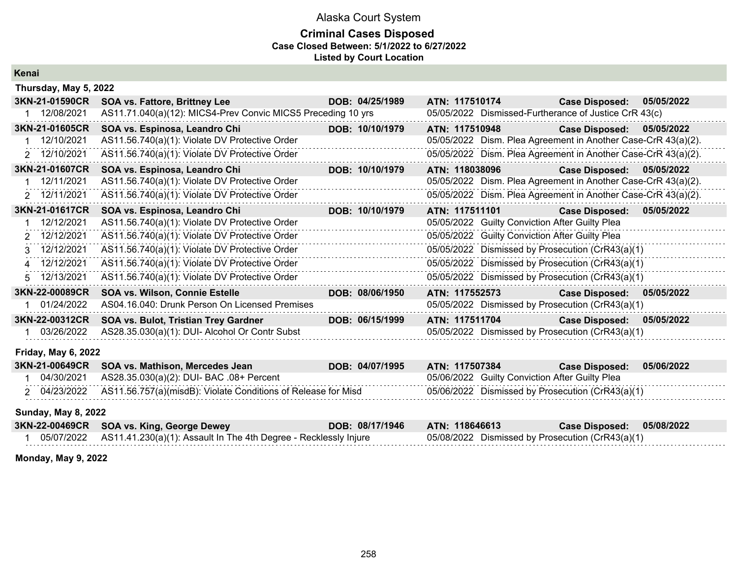# Alaska Court System

## Criminal Cases Disposed

**Case Closed Between: 5/1/2022 to 6/27/2022**

**Listed by Court Location**

### Kenai

#### Thursday, May 5, 2022

**3KN-21-01590CR** **SOA vs. Fattore, Brittney Lee** **DOB: 04/25/1989** **ATN: 117510174** **Case Disposed: 05/05/2022**

| # | Date | Charge | Disposition Date | Disposition |
|---|---|---|---|---|
| 1 | 12/08/2021 | AS11.71.040(a)(12): MICS4-Prev Convic MICS5 Preceding 10 yrs | 05/05/2022 | Dismissed-Furtherance of Justice CrR 43(c) |

**3KN-21-01605CR** **SOA vs. Espinosa, Leandro Chi** **DOB: 10/10/1979** **ATN: 117510948** **Case Disposed: 05/05/2022**

| # | Date | Charge | Disposition Date | Disposition |
|---|---|---|---|---|
| 1 | 12/10/2021 | AS11.56.740(a)(1): Violate DV Protective Order | 05/05/2022 | Dism. Plea Agreement in Another Case-CrR 43(a)(2). |
| 2 | 12/10/2021 | AS11.56.740(a)(1): Violate DV Protective Order | 05/05/2022 | Dism. Plea Agreement in Another Case-CrR 43(a)(2). |

**3KN-21-01607CR** **SOA vs. Espinosa, Leandro Chi** **DOB: 10/10/1979** **ATN: 118038096** **Case Disposed: 05/05/2022**

| # | Date | Charge | Disposition Date | Disposition |
|---|---|---|---|---|
| 1 | 12/11/2021 | AS11.56.740(a)(1): Violate DV Protective Order | 05/05/2022 | Dism. Plea Agreement in Another Case-CrR 43(a)(2). |
| 2 | 12/11/2021 | AS11.56.740(a)(1): Violate DV Protective Order | 05/05/2022 | Dism. Plea Agreement in Another Case-CrR 43(a)(2). |

**3KN-21-01617CR** **SOA vs. Espinosa, Leandro Chi** **DOB: 10/10/1979** **ATN: 117511101** **Case Disposed: 05/05/2022**

| # | Date | Charge | Disposition Date | Disposition |
|---|---|---|---|---|
| 1 | 12/12/2021 | AS11.56.740(a)(1): Violate DV Protective Order | 05/05/2022 | Guilty Conviction After Guilty Plea |
| 2 | 12/12/2021 | AS11.56.740(a)(1): Violate DV Protective Order | 05/05/2022 | Guilty Conviction After Guilty Plea |
| 3 | 12/12/2021 | AS11.56.740(a)(1): Violate DV Protective Order | 05/05/2022 | Dismissed by Prosecution (CrR43(a)(1) |
| 4 | 12/12/2021 | AS11.56.740(a)(1): Violate DV Protective Order | 05/05/2022 | Dismissed by Prosecution (CrR43(a)(1) |
| 5 | 12/13/2021 | AS11.56.740(a)(1): Violate DV Protective Order | 05/05/2022 | Dismissed by Prosecution (CrR43(a)(1) |

**3KN-22-00089CR** **SOA vs. Wilson, Connie Estelle** **DOB: 08/06/1950** **ATN: 117552573** **Case Disposed: 05/05/2022**

| # | Date | Charge | Disposition Date | Disposition |
|---|---|---|---|---|
| 1 | 01/24/2022 | AS04.16.040: Drunk Person On Licensed Premises | 05/05/2022 | Dismissed by Prosecution (CrR43(a)(1) |

**3KN-22-00312CR** **SOA vs. Bulot, Tristian Trey Gardner** **DOB: 06/15/1999** **ATN: 117511704** **Case Disposed: 05/05/2022**

| # | Date | Charge | Disposition Date | Disposition |
|---|---|---|---|---|
| 1 | 03/26/2022 | AS28.35.030(a)(1): DUI- Alcohol Or Contr Subst | 05/05/2022 | Dismissed by Prosecution (CrR43(a)(1) |

#### Friday, May 6, 2022

**3KN-21-00649CR** **SOA vs. Mathison, Mercedes Jean** **DOB: 04/07/1995** **ATN: 117507384** **Case Disposed: 05/06/2022**

| # | Date | Charge | Disposition Date | Disposition |
|---|---|---|---|---|
| 1 | 04/30/2021 | AS28.35.030(a)(2): DUI- BAC .08+ Percent | 05/06/2022 | Guilty Conviction After Guilty Plea |
| 2 | 04/23/2022 | AS11.56.757(a)(misdB): Violate Conditions of Release for Misd | 05/06/2022 | Dismissed by Prosecution (CrR43(a)(1) |

#### Sunday, May 8, 2022

**3KN-22-00469CR** **SOA vs. King, George Dewey** **DOB: 08/17/1946** **ATN: 118646613** **Case Disposed: 05/08/2022**

| # | Date | Charge | Disposition Date | Disposition |
|---|---|---|---|---|
| 1 | 05/07/2022 | AS11.41.230(a)(1): Assault In The 4th Degree - Recklessly Injure | 05/08/2022 | Dismissed by Prosecution (CrR43(a)(1) |

#### Monday, May 9, 2022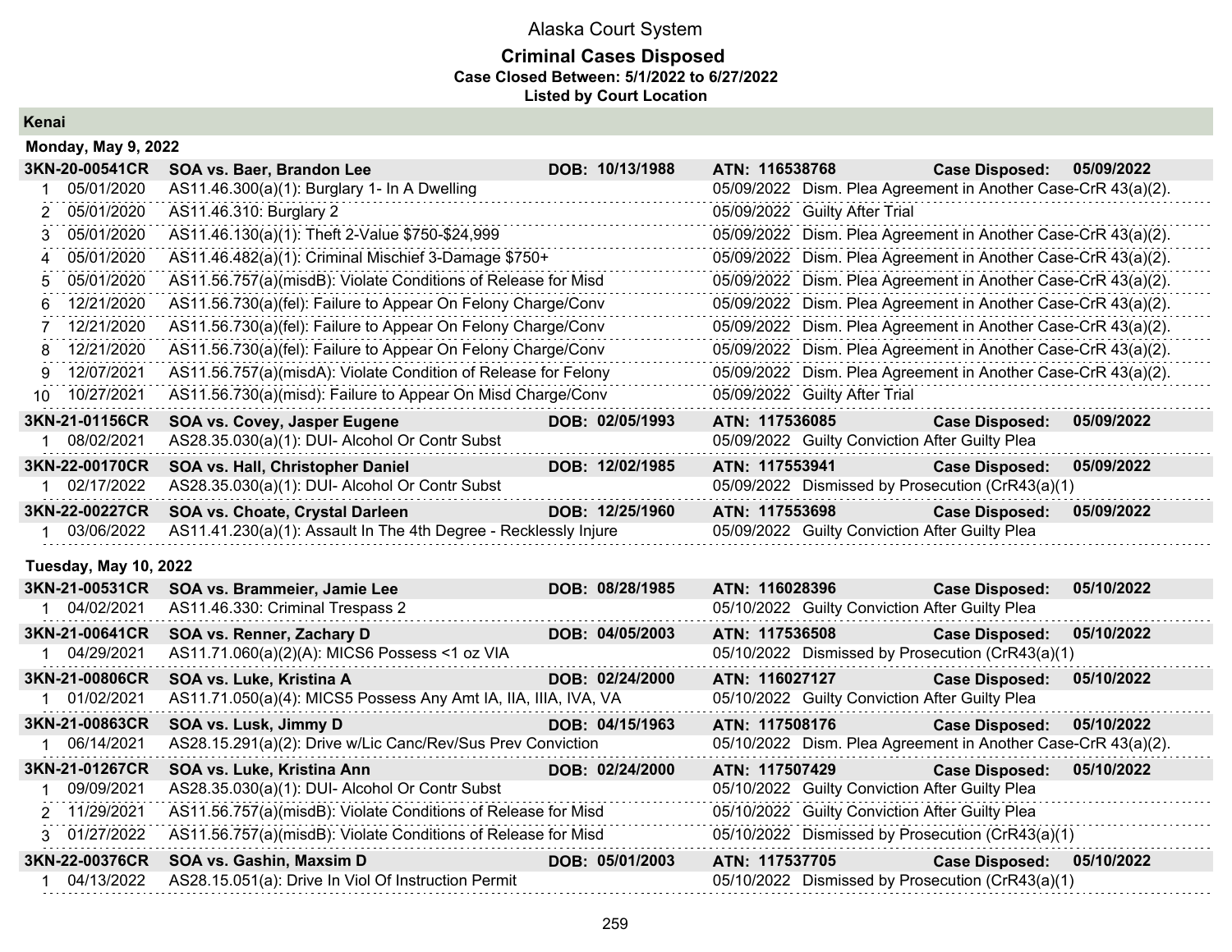# Alaska Court System

## Criminal Cases Disposed

**Case Closed Between: 5/1/2022 to 6/27/2022**

**Listed by Court Location**

### Kenai

#### Monday, May 9, 2022

| | | | | | | |
|---|---|---|---|---|---|---|
| **3KN-20-00541CR** | **SOA vs. Baer, Brandon Lee** | **DOB: 10/13/1988** | **ATN: 116538768** | **Case Disposed:** | **05/09/2022** | |
| 1 | 05/01/2020 | AS11.46.300(a)(1): Burglary 1- In A Dwelling | | 05/09/2022 | Dism. Plea Agreement in Another Case-CrR 43(a)(2). | |
| 2 | 05/01/2020 | AS11.46.310: Burglary 2 | | 05/09/2022 | Guilty After Trial | |
| 3 | 05/01/2020 | AS11.46.130(a)(1): Theft 2-Value $750-$24,999 | | 05/09/2022 | Dism. Plea Agreement in Another Case-CrR 43(a)(2). | |
| 4 | 05/01/2020 | AS11.46.482(a)(1): Criminal Mischief 3-Damage $750+ | | 05/09/2022 | Dism. Plea Agreement in Another Case-CrR 43(a)(2). | |
| 5 | 05/01/2020 | AS11.56.757(a)(misdB): Violate Conditions of Release for Misd | | 05/09/2022 | Dism. Plea Agreement in Another Case-CrR 43(a)(2). | |
| 6 | 12/21/2020 | AS11.56.730(a)(fel): Failure to Appear On Felony Charge/Conv | | 05/09/2022 | Dism. Plea Agreement in Another Case-CrR 43(a)(2). | |
| 7 | 12/21/2020 | AS11.56.730(a)(fel): Failure to Appear On Felony Charge/Conv | | 05/09/2022 | Dism. Plea Agreement in Another Case-CrR 43(a)(2). | |
| 8 | 12/21/2020 | AS11.56.730(a)(fel): Failure to Appear On Felony Charge/Conv | | 05/09/2022 | Dism. Plea Agreement in Another Case-CrR 43(a)(2). | |
| 9 | 12/07/2021 | AS11.56.757(a)(misdA): Violate Condition of Release for Felony | | 05/09/2022 | Dism. Plea Agreement in Another Case-CrR 43(a)(2). | |
| 10 | 10/27/2021 | AS11.56.730(a)(misd): Failure to Appear On Misd Charge/Conv | | 05/09/2022 | Guilty After Trial | |
| **3KN-21-01156CR** | **SOA vs. Covey, Jasper Eugene** | **DOB: 02/05/1993** | **ATN: 117536085** | **Case Disposed:** | **05/09/2022** | |
| 1 | 08/02/2021 | AS28.35.030(a)(1): DUI- Alcohol Or Contr Subst | | 05/09/2022 | Guilty Conviction After Guilty Plea | |
| **3KN-22-00170CR** | **SOA vs. Hall, Christopher Daniel** | **DOB: 12/02/1985** | **ATN: 117553941** | **Case Disposed:** | **05/09/2022** | |
| 1 | 02/17/2022 | AS28.35.030(a)(1): DUI- Alcohol Or Contr Subst | | 05/09/2022 | Dismissed by Prosecution (CrR43(a)(1) | |
| **3KN-22-00227CR** | **SOA vs. Choate, Crystal Darleen** | **DOB: 12/25/1960** | **ATN: 117553698** | **Case Disposed:** | **05/09/2022** | |
| 1 | 03/06/2022 | AS11.41.230(a)(1): Assault In The 4th Degree - Recklessly Injure | | 05/09/2022 | Guilty Conviction After Guilty Plea | |

#### Tuesday, May 10, 2022

| | | | | | | |
|---|---|---|---|---|---|---|
| **3KN-21-00531CR** | **SOA vs. Brammeier, Jamie Lee** | **DOB: 08/28/1985** | **ATN: 116028396** | **Case Disposed:** | **05/10/2022** | |
| 1 | 04/02/2021 | AS11.46.330: Criminal Trespass 2 | | 05/10/2022 | Guilty Conviction After Guilty Plea | |
| **3KN-21-00641CR** | **SOA vs. Renner, Zachary D** | **DOB: 04/05/2003** | **ATN: 117536508** | **Case Disposed:** | **05/10/2022** | |
| 1 | 04/29/2021 | AS11.71.060(a)(2)(A): MICS6 Possess <1 oz VIA | | 05/10/2022 | Dismissed by Prosecution (CrR43(a)(1) | |
| **3KN-21-00806CR** | **SOA vs. Luke, Kristina A** | **DOB: 02/24/2000** | **ATN: 116027127** | **Case Disposed:** | **05/10/2022** | |
| 1 | 01/02/2021 | AS11.71.050(a)(4): MICS5 Possess Any Amt IA, IIA, IIIA, IVA, VA | | 05/10/2022 | Guilty Conviction After Guilty Plea | |
| **3KN-21-00863CR** | **SOA vs. Lusk, Jimmy D** | **DOB: 04/15/1963** | **ATN: 117508176** | **Case Disposed:** | **05/10/2022** | |
| 1 | 06/14/2021 | AS28.15.291(a)(2): Drive w/Lic Canc/Rev/Sus Prev Conviction | | 05/10/2022 | Dism. Plea Agreement in Another Case-CrR 43(a)(2). | |
| **3KN-21-01267CR** | **SOA vs. Luke, Kristina Ann** | **DOB: 02/24/2000** | **ATN: 117507429** | **Case Disposed:** | **05/10/2022** | |
| 1 | 09/09/2021 | AS28.35.030(a)(1): DUI- Alcohol Or Contr Subst | | 05/10/2022 | Guilty Conviction After Guilty Plea | |
| 2 | 11/29/2021 | AS11.56.757(a)(misdB): Violate Conditions of Release for Misd | | 05/10/2022 | Guilty Conviction After Guilty Plea | |
| 3 | 01/27/2022 | AS11.56.757(a)(misdB): Violate Conditions of Release for Misd | | 05/10/2022 | Dismissed by Prosecution (CrR43(a)(1) | |
| **3KN-22-00376CR** | **SOA vs. Gashin, Maxsim D** | **DOB: 05/01/2003** | **ATN: 117537705** | **Case Disposed:** | **05/10/2022** | |
| 1 | 04/13/2022 | AS28.15.051(a): Drive In Viol Of Instruction Permit | | 05/10/2022 | Dismissed by Prosecution (CrR43(a)(1) | |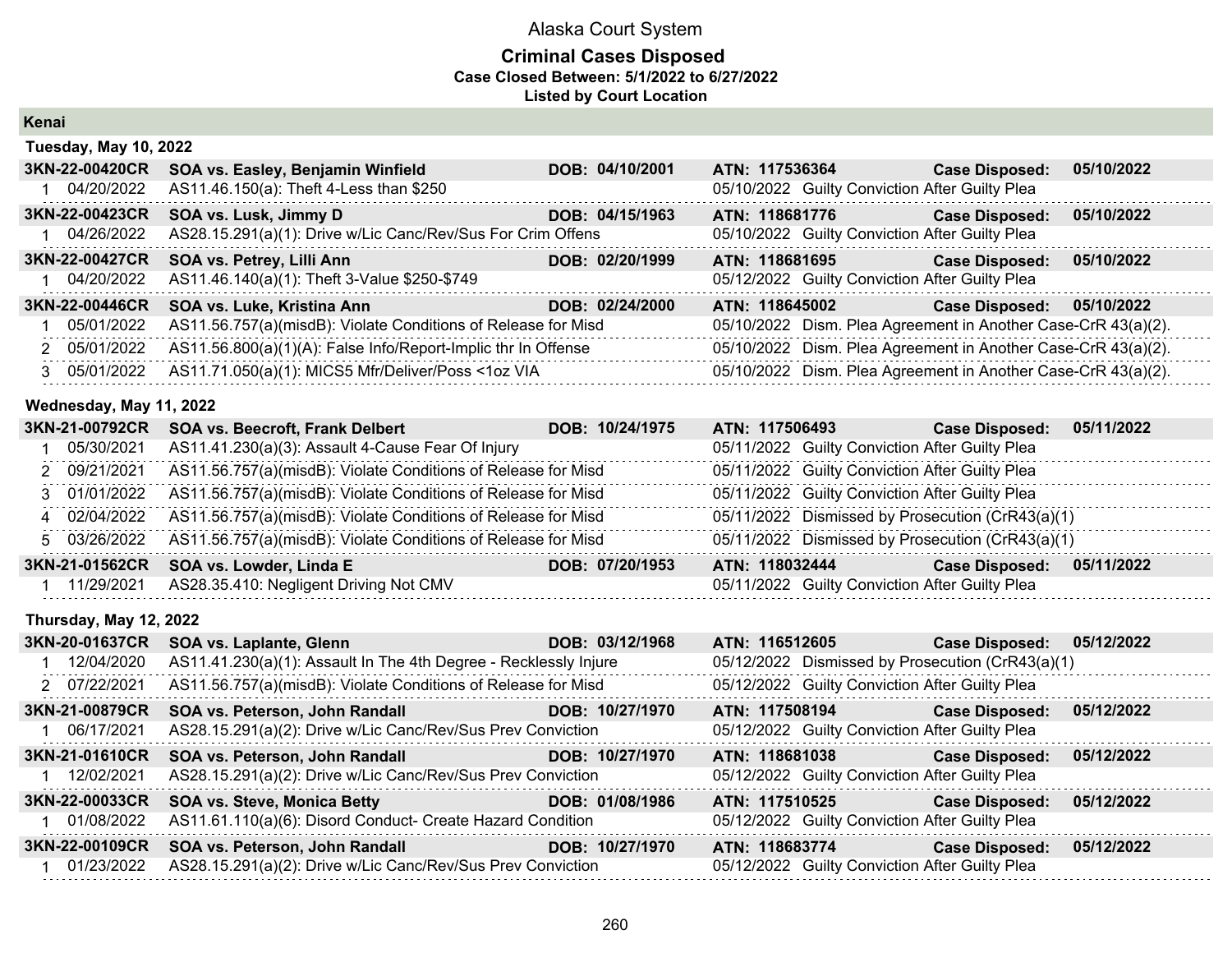# Alaska Court System

## Criminal Cases Disposed

**Case Closed Between: 5/1/2022 to 6/27/2022**

**Listed by Court Location**

## Kenai

### Tuesday, May 10, 2022

| Case | Defendant / Charge | DOB | ATN / Disposition | Case Disposed |
|---|---|---|---|---|
| **3KN-22-00420CR** | **SOA vs. Easley, Benjamin Winfield** | **DOB: 04/10/2001** | **ATN: 117536364** | **Case Disposed: 05/10/2022** |
| 1 04/20/2022 | AS11.46.150(a): Theft 4-Less than $250 | | 05/10/2022 Guilty Conviction After Guilty Plea | |
| **3KN-22-00423CR** | **SOA vs. Lusk, Jimmy D** | **DOB: 04/15/1963** | **ATN: 118681776** | **Case Disposed: 05/10/2022** |
| 1 04/26/2022 | AS28.15.291(a)(1): Drive w/Lic Canc/Rev/Sus For Crim Offens | | 05/10/2022 Guilty Conviction After Guilty Plea | |
| **3KN-22-00427CR** | **SOA vs. Petrey, Lilli Ann** | **DOB: 02/20/1999** | **ATN: 118681695** | **Case Disposed: 05/10/2022** |
| 1 04/20/2022 | AS11.46.140(a)(1): Theft 3-Value $250-$749 | | 05/12/2022 Guilty Conviction After Guilty Plea | |
| **3KN-22-00446CR** | **SOA vs. Luke, Kristina Ann** | **DOB: 02/24/2000** | **ATN: 118645002** | **Case Disposed: 05/10/2022** |
| 1 05/01/2022 | AS11.56.757(a)(misdB): Violate Conditions of Release for Misd | | 05/10/2022 Dism. Plea Agreement in Another Case-CrR 43(a)(2). | |
| 2 05/01/2022 | AS11.56.800(a)(1)(A): False Info/Report-Implic thr In Offense | | 05/10/2022 Dism. Plea Agreement in Another Case-CrR 43(a)(2). | |
| 3 05/01/2022 | AS11.71.050(a)(1): MICS5 Mfr/Deliver/Poss <1oz VIA | | 05/10/2022 Dism. Plea Agreement in Another Case-CrR 43(a)(2). | |

### Wednesday, May 11, 2022

| Case | Defendant / Charge | DOB | ATN / Disposition | Case Disposed |
|---|---|---|---|---|
| **3KN-21-00792CR** | **SOA vs. Beecroft, Frank Delbert** | **DOB: 10/24/1975** | **ATN: 117506493** | **Case Disposed: 05/11/2022** |
| 1 05/30/2021 | AS11.41.230(a)(3): Assault 4-Cause Fear Of Injury | | 05/11/2022 Guilty Conviction After Guilty Plea | |
| 2 09/21/2021 | AS11.56.757(a)(misdB): Violate Conditions of Release for Misd | | 05/11/2022 Guilty Conviction After Guilty Plea | |
| 3 01/01/2022 | AS11.56.757(a)(misdB): Violate Conditions of Release for Misd | | 05/11/2022 Guilty Conviction After Guilty Plea | |
| 4 02/04/2022 | AS11.56.757(a)(misdB): Violate Conditions of Release for Misd | | 05/11/2022 Dismissed by Prosecution (CrR43(a)(1) | |
| 5 03/26/2022 | AS11.56.757(a)(misdB): Violate Conditions of Release for Misd | | 05/11/2022 Dismissed by Prosecution (CrR43(a)(1) | |
| **3KN-21-01562CR** | **SOA vs. Lowder, Linda E** | **DOB: 07/20/1953** | **ATN: 118032444** | **Case Disposed: 05/11/2022** |
| 1 11/29/2021 | AS28.35.410: Negligent Driving Not CMV | | 05/11/2022 Guilty Conviction After Guilty Plea | |

### Thursday, May 12, 2022

| Case | Defendant / Charge | DOB | ATN / Disposition | Case Disposed |
|---|---|---|---|---|
| **3KN-20-01637CR** | **SOA vs. Laplante, Glenn** | **DOB: 03/12/1968** | **ATN: 116512605** | **Case Disposed: 05/12/2022** |
| 1 12/04/2020 | AS11.41.230(a)(1): Assault In The 4th Degree - Recklessly Injure | | 05/12/2022 Dismissed by Prosecution (CrR43(a)(1) | |
| 2 07/22/2021 | AS11.56.757(a)(misdB): Violate Conditions of Release for Misd | | 05/12/2022 Guilty Conviction After Guilty Plea | |
| **3KN-21-00879CR** | **SOA vs. Peterson, John Randall** | **DOB: 10/27/1970** | **ATN: 117508194** | **Case Disposed: 05/12/2022** |
| 1 06/17/2021 | AS28.15.291(a)(2): Drive w/Lic Canc/Rev/Sus Prev Conviction | | 05/12/2022 Guilty Conviction After Guilty Plea | |
| **3KN-21-01610CR** | **SOA vs. Peterson, John Randall** | **DOB: 10/27/1970** | **ATN: 118681038** | **Case Disposed: 05/12/2022** |
| 1 12/02/2021 | AS28.15.291(a)(2): Drive w/Lic Canc/Rev/Sus Prev Conviction | | 05/12/2022 Guilty Conviction After Guilty Plea | |
| **3KN-22-00033CR** | **SOA vs. Steve, Monica Betty** | **DOB: 01/08/1986** | **ATN: 117510525** | **Case Disposed: 05/12/2022** |
| 1 01/08/2022 | AS11.61.110(a)(6): Disord Conduct- Create Hazard Condition | | 05/12/2022 Guilty Conviction After Guilty Plea | |
| **3KN-22-00109CR** | **SOA vs. Peterson, John Randall** | **DOB: 10/27/1970** | **ATN: 118683774** | **Case Disposed: 05/12/2022** |
| 1 01/23/2022 | AS28.15.291(a)(2): Drive w/Lic Canc/Rev/Sus Prev Conviction | | 05/12/2022 Guilty Conviction After Guilty Plea | |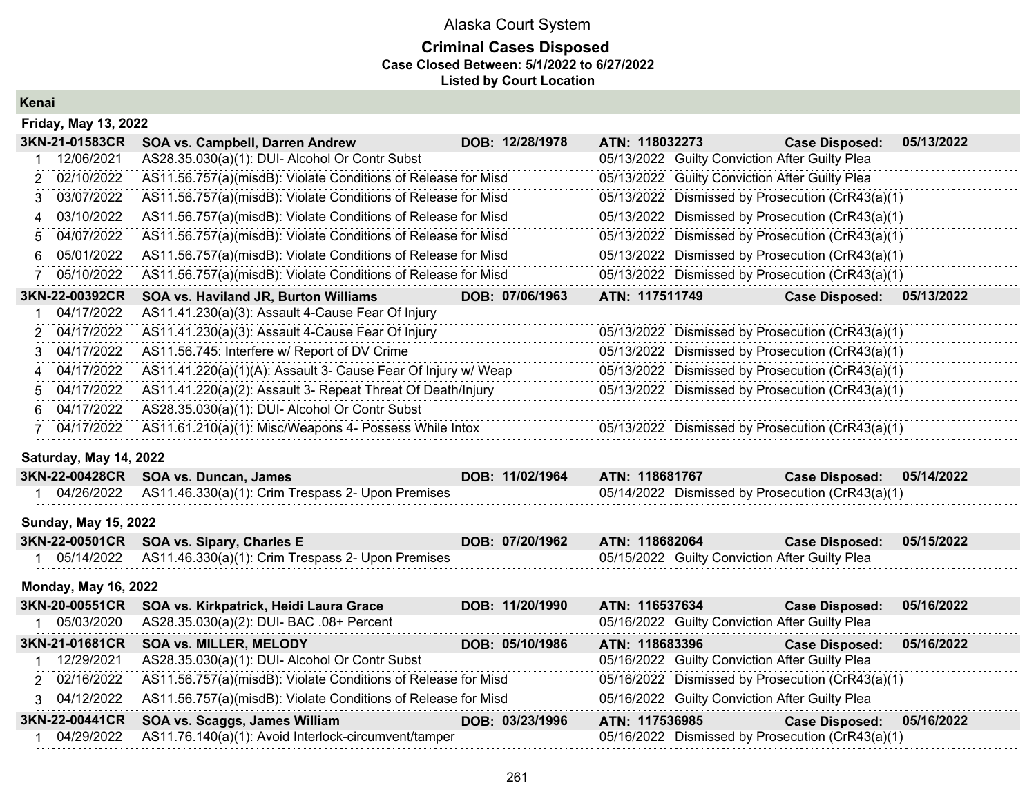# Alaska Court System

## Criminal Cases Disposed

**Case Closed Between: 5/1/2022 to 6/27/2022**

**Listed by Court Location**

### Kenai

#### Friday, May 13, 2022

| **3KN-21-01583CR** | **SOA vs. Campbell, Darren Andrew** | **DOB: 12/28/1978** | **ATN: 118032273** | **Case Disposed: 05/13/2022** |
|---|---|---|---|---|
| 1 | 12/06/2021 | AS28.35.030(a)(1): DUI- Alcohol Or Contr Subst | 05/13/2022 | Guilty Conviction After Guilty Plea |
| 2 | 02/10/2022 | AS11.56.757(a)(misdB): Violate Conditions of Release for Misd | 05/13/2022 | Guilty Conviction After Guilty Plea |
| 3 | 03/07/2022 | AS11.56.757(a)(misdB): Violate Conditions of Release for Misd | 05/13/2022 | Dismissed by Prosecution (CrR43(a)(1) |
| 4 | 03/10/2022 | AS11.56.757(a)(misdB): Violate Conditions of Release for Misd | 05/13/2022 | Dismissed by Prosecution (CrR43(a)(1) |
| 5 | 04/07/2022 | AS11.56.757(a)(misdB): Violate Conditions of Release for Misd | 05/13/2022 | Dismissed by Prosecution (CrR43(a)(1) |
| 6 | 05/01/2022 | AS11.56.757(a)(misdB): Violate Conditions of Release for Misd | 05/13/2022 | Dismissed by Prosecution (CrR43(a)(1) |
| 7 | 05/10/2022 | AS11.56.757(a)(misdB): Violate Conditions of Release for Misd | 05/13/2022 | Dismissed by Prosecution (CrR43(a)(1) |

| **3KN-22-00392CR** | **SOA vs. Haviland JR, Burton Williams** | **DOB: 07/06/1963** | **ATN: 117511749** | **Case Disposed: 05/13/2022** |
|---|---|---|---|---|
| 1 | 04/17/2022 | AS11.41.230(a)(3): Assault 4-Cause Fear Of Injury | | |
| 2 | 04/17/2022 | AS11.41.230(a)(3): Assault 4-Cause Fear Of Injury | 05/13/2022 | Dismissed by Prosecution (CrR43(a)(1) |
| 3 | 04/17/2022 | AS11.56.745: Interfere w/ Report of DV Crime | 05/13/2022 | Dismissed by Prosecution (CrR43(a)(1) |
| 4 | 04/17/2022 | AS11.41.220(a)(1)(A): Assault 3- Cause Fear Of Injury w/ Weap | 05/13/2022 | Dismissed by Prosecution (CrR43(a)(1) |
| 5 | 04/17/2022 | AS11.41.220(a)(2): Assault 3- Repeat Threat Of Death/Injury | 05/13/2022 | Dismissed by Prosecution (CrR43(a)(1) |
| 6 | 04/17/2022 | AS28.35.030(a)(1): DUI- Alcohol Or Contr Subst | | |
| 7 | 04/17/2022 | AS11.61.210(a)(1): Misc/Weapons 4- Possess While Intox | 05/13/2022 | Dismissed by Prosecution (CrR43(a)(1) |

#### Saturday, May 14, 2022

| **3KN-22-00428CR** | **SOA vs. Duncan, James** | **DOB: 11/02/1964** | **ATN: 118681767** | **Case Disposed: 05/14/2022** |
|---|---|---|---|---|
| 1 | 04/26/2022 | AS11.46.330(a)(1): Crim Trespass 2- Upon Premises | 05/14/2022 | Dismissed by Prosecution (CrR43(a)(1) |

#### Sunday, May 15, 2022

| **3KN-22-00501CR** | **SOA vs. Sipary, Charles E** | **DOB: 07/20/1962** | **ATN: 118682064** | **Case Disposed: 05/15/2022** |
|---|---|---|---|---|
| 1 | 05/14/2022 | AS11.46.330(a)(1): Crim Trespass 2- Upon Premises | 05/15/2022 | Guilty Conviction After Guilty Plea |

#### Monday, May 16, 2022

| **3KN-20-00551CR** | **SOA vs. Kirkpatrick, Heidi Laura Grace** | **DOB: 11/20/1990** | **ATN: 116537634** | **Case Disposed: 05/16/2022** |
|---|---|---|---|---|
| 1 | 05/03/2020 | AS28.35.030(a)(2): DUI- BAC .08+ Percent | 05/16/2022 | Guilty Conviction After Guilty Plea |

| **3KN-21-01681CR** | **SOA vs. MILLER, MELODY** | **DOB: 05/10/1986** | **ATN: 118683396** | **Case Disposed: 05/16/2022** |
|---|---|---|---|---|
| 1 | 12/29/2021 | AS28.35.030(a)(1): DUI- Alcohol Or Contr Subst | 05/16/2022 | Guilty Conviction After Guilty Plea |
| 2 | 02/16/2022 | AS11.56.757(a)(misdB): Violate Conditions of Release for Misd | 05/16/2022 | Dismissed by Prosecution (CrR43(a)(1) |
| 3 | 04/12/2022 | AS11.56.757(a)(misdB): Violate Conditions of Release for Misd | 05/16/2022 | Guilty Conviction After Guilty Plea |

| **3KN-22-00441CR** | **SOA vs. Scaggs, James William** | **DOB: 03/23/1996** | **ATN: 117536985** | **Case Disposed: 05/16/2022** |
|---|---|---|---|---|
| 1 | 04/29/2022 | AS11.76.140(a)(1): Avoid Interlock-circumvent/tamper | 05/16/2022 | Dismissed by Prosecution (CrR43(a)(1) |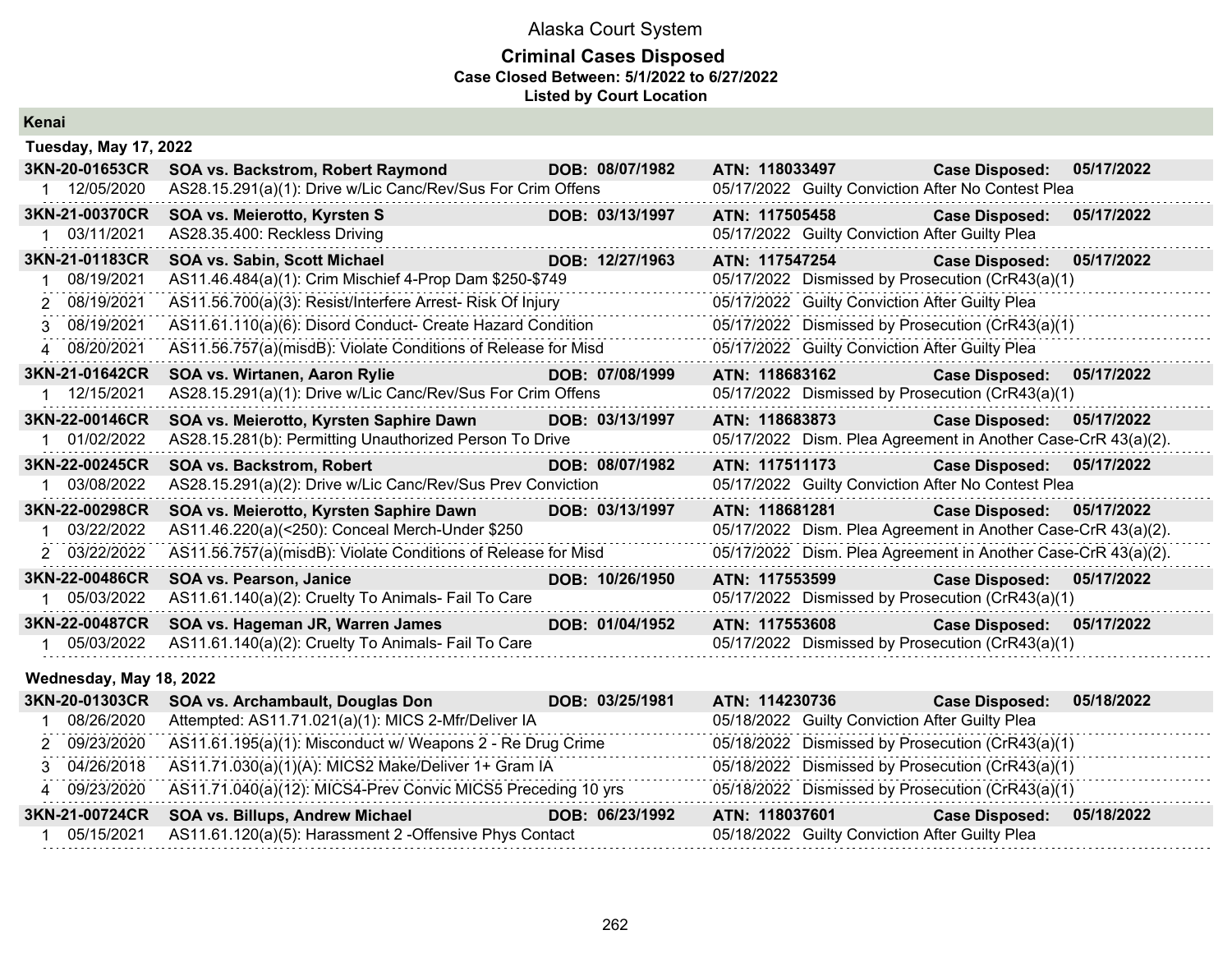# Alaska Court System

## Criminal Cases Disposed

**Case Closed Between: 5/1/2022 to 6/27/2022**

**Listed by Court Location**

### Kenai

#### Tuesday, May 17, 2022

| Case | Party / Charge | DOB | ATN / Disposition | Case Disposed |
|---|---|---|---|---|
| **3KN-20-01653CR** | **SOA vs. Backstrom, Robert Raymond** | **DOB: 08/07/1982** | **ATN: 118033497** | **Case Disposed: 05/17/2022** |
| 1 12/05/2020 | AS28.15.291(a)(1): Drive w/Lic Canc/Rev/Sus For Crim Offens | | 05/17/2022 Guilty Conviction After No Contest Plea | |
| **3KN-21-00370CR** | **SOA vs. Meierotto, Kyrsten S** | **DOB: 03/13/1997** | **ATN: 117505458** | **Case Disposed: 05/17/2022** |
| 1 03/11/2021 | AS28.35.400: Reckless Driving | | 05/17/2022 Guilty Conviction After Guilty Plea | |
| **3KN-21-01183CR** | **SOA vs. Sabin, Scott Michael** | **DOB: 12/27/1963** | **ATN: 117547254** | **Case Disposed: 05/17/2022** |
| 1 08/19/2021 | AS11.46.484(a)(1): Crim Mischief 4-Prop Dam $250-$749 | | 05/17/2022 Dismissed by Prosecution (CrR43(a)(1) | |
| 2 08/19/2021 | AS11.56.700(a)(3): Resist/Interfere Arrest- Risk Of Injury | | 05/17/2022 Guilty Conviction After Guilty Plea | |
| 3 08/19/2021 | AS11.61.110(a)(6): Disord Conduct- Create Hazard Condition | | 05/17/2022 Dismissed by Prosecution (CrR43(a)(1) | |
| 4 08/20/2021 | AS11.56.757(a)(misdB): Violate Conditions of Release for Misd | | 05/17/2022 Guilty Conviction After Guilty Plea | |
| **3KN-21-01642CR** | **SOA vs. Wirtanen, Aaron Rylie** | **DOB: 07/08/1999** | **ATN: 118683162** | **Case Disposed: 05/17/2022** |
| 1 12/15/2021 | AS28.15.291(a)(1): Drive w/Lic Canc/Rev/Sus For Crim Offens | | 05/17/2022 Dismissed by Prosecution (CrR43(a)(1) | |
| **3KN-22-00146CR** | **SOA vs. Meierotto, Kyrsten Saphire Dawn** | **DOB: 03/13/1997** | **ATN: 118683873** | **Case Disposed: 05/17/2022** |
| 1 01/02/2022 | AS28.15.281(b): Permitting Unauthorized Person To Drive | | 05/17/2022 Dism. Plea Agreement in Another Case-CrR 43(a)(2). | |
| **3KN-22-00245CR** | **SOA vs. Backstrom, Robert** | **DOB: 08/07/1982** | **ATN: 117511173** | **Case Disposed: 05/17/2022** |
| 1 03/08/2022 | AS28.15.291(a)(2): Drive w/Lic Canc/Rev/Sus Prev Conviction | | 05/17/2022 Guilty Conviction After No Contest Plea | |
| **3KN-22-00298CR** | **SOA vs. Meierotto, Kyrsten Saphire Dawn** | **DOB: 03/13/1997** | **ATN: 118681281** | **Case Disposed: 05/17/2022** |
| 1 03/22/2022 | AS11.46.220(a)(<250): Conceal Merch-Under $250 | | 05/17/2022 Dism. Plea Agreement in Another Case-CrR 43(a)(2). | |
| 2 03/22/2022 | AS11.56.757(a)(misdB): Violate Conditions of Release for Misd | | 05/17/2022 Dism. Plea Agreement in Another Case-CrR 43(a)(2). | |
| **3KN-22-00486CR** | **SOA vs. Pearson, Janice** | **DOB: 10/26/1950** | **ATN: 117553599** | **Case Disposed: 05/17/2022** |
| 1 05/03/2022 | AS11.61.140(a)(2): Cruelty To Animals- Fail To Care | | 05/17/2022 Dismissed by Prosecution (CrR43(a)(1) | |
| **3KN-22-00487CR** | **SOA vs. Hageman JR, Warren James** | **DOB: 01/04/1952** | **ATN: 117553608** | **Case Disposed: 05/17/2022** |
| 1 05/03/2022 | AS11.61.140(a)(2): Cruelty To Animals- Fail To Care | | 05/17/2022 Dismissed by Prosecution (CrR43(a)(1) | |

#### Wednesday, May 18, 2022

| Case | Party / Charge | DOB | ATN / Disposition | Case Disposed |
|---|---|---|---|---|
| **3KN-20-01303CR** | **SOA vs. Archambault, Douglas Don** | **DOB: 03/25/1981** | **ATN: 114230736** | **Case Disposed: 05/18/2022** |
| 1 08/26/2020 | Attempted: AS11.71.021(a)(1): MICS 2-Mfr/Deliver IA | | 05/18/2022 Guilty Conviction After Guilty Plea | |
| 2 09/23/2020 | AS11.61.195(a)(1): Misconduct w/ Weapons 2 - Re Drug Crime | | 05/18/2022 Dismissed by Prosecution (CrR43(a)(1) | |
| 3 04/26/2018 | AS11.71.030(a)(1)(A): MICS2 Make/Deliver 1+ Gram IA | | 05/18/2022 Dismissed by Prosecution (CrR43(a)(1) | |
| 4 09/23/2020 | AS11.71.040(a)(12): MICS4-Prev Convic MICS5 Preceding 10 yrs | | 05/18/2022 Dismissed by Prosecution (CrR43(a)(1) | |
| **3KN-21-00724CR** | **SOA vs. Billups, Andrew Michael** | **DOB: 06/23/1992** | **ATN: 118037601** | **Case Disposed: 05/18/2022** |
| 1 05/15/2021 | AS11.61.120(a)(5): Harassment 2 -Offensive Phys Contact | | 05/18/2022 Guilty Conviction After Guilty Plea | |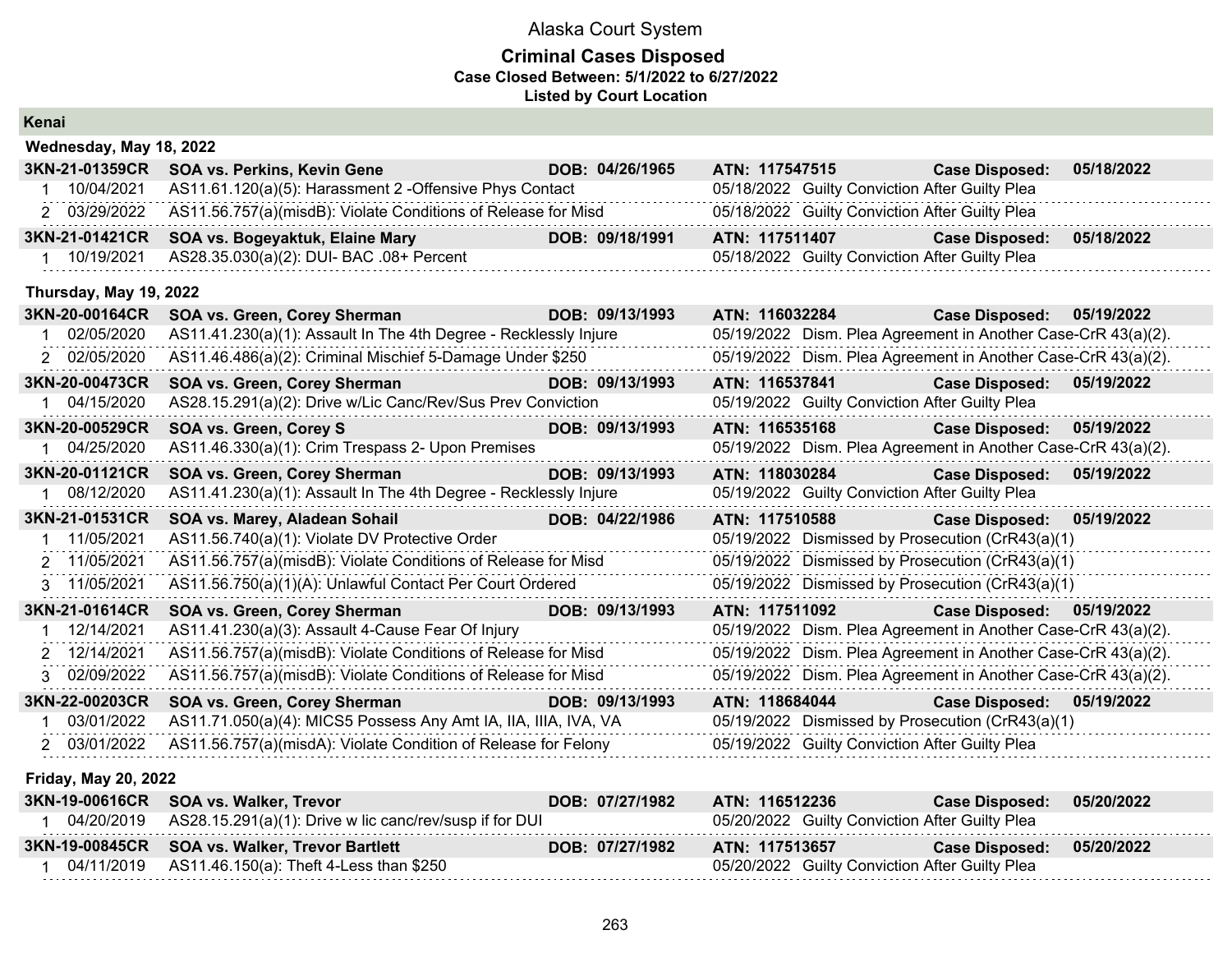# Alaska Court System

## Criminal Cases Disposed

**Case Closed Between: 5/1/2022 to 6/27/2022**

**Listed by Court Location**

## Kenai

### Wednesday, May 18, 2022

**3KN-21-01359CR SOA vs. Perkins, Kevin Gene DOB: 04/26/1965 ATN: 117547515 Case Disposed: 05/18/2022**

| # | Date | Charge | Disposition Date | Disposition |
|---|---|---|---|---|
| 1 | 10/04/2021 | AS11.61.120(a)(5): Harassment 2 -Offensive Phys Contact | 05/18/2022 | Guilty Conviction After Guilty Plea |
| 2 | 03/29/2022 | AS11.56.757(a)(misdB): Violate Conditions of Release for Misd | 05/18/2022 | Guilty Conviction After Guilty Plea |

**3KN-21-01421CR SOA vs. Bogeyaktuk, Elaine Mary DOB: 09/18/1991 ATN: 117511407 Case Disposed: 05/18/2022**

| # | Date | Charge | Disposition Date | Disposition |
|---|---|---|---|---|
| 1 | 10/19/2021 | AS28.35.030(a)(2): DUI- BAC .08+ Percent | 05/18/2022 | Guilty Conviction After Guilty Plea |

### Thursday, May 19, 2022

**3KN-20-00164CR SOA vs. Green, Corey Sherman DOB: 09/13/1993 ATN: 116032284 Case Disposed: 05/19/2022**

| # | Date | Charge | Disposition Date | Disposition |
|---|---|---|---|---|
| 1 | 02/05/2020 | AS11.41.230(a)(1): Assault In The 4th Degree - Recklessly Injure | 05/19/2022 | Dism. Plea Agreement in Another Case-CrR 43(a)(2). |
| 2 | 02/05/2020 | AS11.46.486(a)(2): Criminal Mischief 5-Damage Under $250 | 05/19/2022 | Dism. Plea Agreement in Another Case-CrR 43(a)(2). |

**3KN-20-00473CR SOA vs. Green, Corey Sherman DOB: 09/13/1993 ATN: 116537841 Case Disposed: 05/19/2022**

| # | Date | Charge | Disposition Date | Disposition |
|---|---|---|---|---|
| 1 | 04/15/2020 | AS28.15.291(a)(2): Drive w/Lic Canc/Rev/Sus Prev Conviction | 05/19/2022 | Guilty Conviction After Guilty Plea |

**3KN-20-00529CR SOA vs. Green, Corey S DOB: 09/13/1993 ATN: 116535168 Case Disposed: 05/19/2022**

| # | Date | Charge | Disposition Date | Disposition |
|---|---|---|---|---|
| 1 | 04/25/2020 | AS11.46.330(a)(1): Crim Trespass 2- Upon Premises | 05/19/2022 | Dism. Plea Agreement in Another Case-CrR 43(a)(2). |

**3KN-20-01121CR SOA vs. Green, Corey Sherman DOB: 09/13/1993 ATN: 118030284 Case Disposed: 05/19/2022**

| # | Date | Charge | Disposition Date | Disposition |
|---|---|---|---|---|
| 1 | 08/12/2020 | AS11.41.230(a)(1): Assault In The 4th Degree - Recklessly Injure | 05/19/2022 | Guilty Conviction After Guilty Plea |

**3KN-21-01531CR SOA vs. Marey, Aladean Sohail DOB: 04/22/1986 ATN: 117510588 Case Disposed: 05/19/2022**

| # | Date | Charge | Disposition Date | Disposition |
|---|---|---|---|---|
| 1 | 11/05/2021 | AS11.56.740(a)(1): Violate DV Protective Order | 05/19/2022 | Dismissed by Prosecution (CrR43(a)(1) |
| 2 | 11/05/2021 | AS11.56.757(a)(misdB): Violate Conditions of Release for Misd | 05/19/2022 | Dismissed by Prosecution (CrR43(a)(1) |
| 3 | 11/05/2021 | AS11.56.750(a)(1)(A): Unlawful Contact Per Court Ordered | 05/19/2022 | Dismissed by Prosecution (CrR43(a)(1) |

**3KN-21-01614CR SOA vs. Green, Corey Sherman DOB: 09/13/1993 ATN: 117511092 Case Disposed: 05/19/2022**

| # | Date | Charge | Disposition Date | Disposition |
|---|---|---|---|---|
| 1 | 12/14/2021 | AS11.41.230(a)(3): Assault 4-Cause Fear Of Injury | 05/19/2022 | Dism. Plea Agreement in Another Case-CrR 43(a)(2). |
| 2 | 12/14/2021 | AS11.56.757(a)(misdB): Violate Conditions of Release for Misd | 05/19/2022 | Dism. Plea Agreement in Another Case-CrR 43(a)(2). |
| 3 | 02/09/2022 | AS11.56.757(a)(misdB): Violate Conditions of Release for Misd | 05/19/2022 | Dism. Plea Agreement in Another Case-CrR 43(a)(2). |

**3KN-22-00203CR SOA vs. Green, Corey Sherman DOB: 09/13/1993 ATN: 118684044 Case Disposed: 05/19/2022**

| # | Date | Charge | Disposition Date | Disposition |
|---|---|---|---|---|
| 1 | 03/01/2022 | AS11.71.050(a)(4): MICS5 Possess Any Amt IA, IIA, IIIA, IVA, VA | 05/19/2022 | Dismissed by Prosecution (CrR43(a)(1) |
| 2 | 03/01/2022 | AS11.56.757(a)(misdA): Violate Condition of Release for Felony | 05/19/2022 | Guilty Conviction After Guilty Plea |

### Friday, May 20, 2022

**3KN-19-00616CR SOA vs. Walker, Trevor DOB: 07/27/1982 ATN: 116512236 Case Disposed: 05/20/2022**

| # | Date | Charge | Disposition Date | Disposition |
|---|---|---|---|---|
| 1 | 04/20/2019 | AS28.15.291(a)(1): Drive w lic canc/rev/susp if for DUI | 05/20/2022 | Guilty Conviction After Guilty Plea |

**3KN-19-00845CR SOA vs. Walker, Trevor Bartlett DOB: 07/27/1982 ATN: 117513657 Case Disposed: 05/20/2022**

| # | Date | Charge | Disposition Date | Disposition |
|---|---|---|---|---|
| 1 | 04/11/2019 | AS11.46.150(a): Theft 4-Less than $250 | 05/20/2022 | Guilty Conviction After Guilty Plea |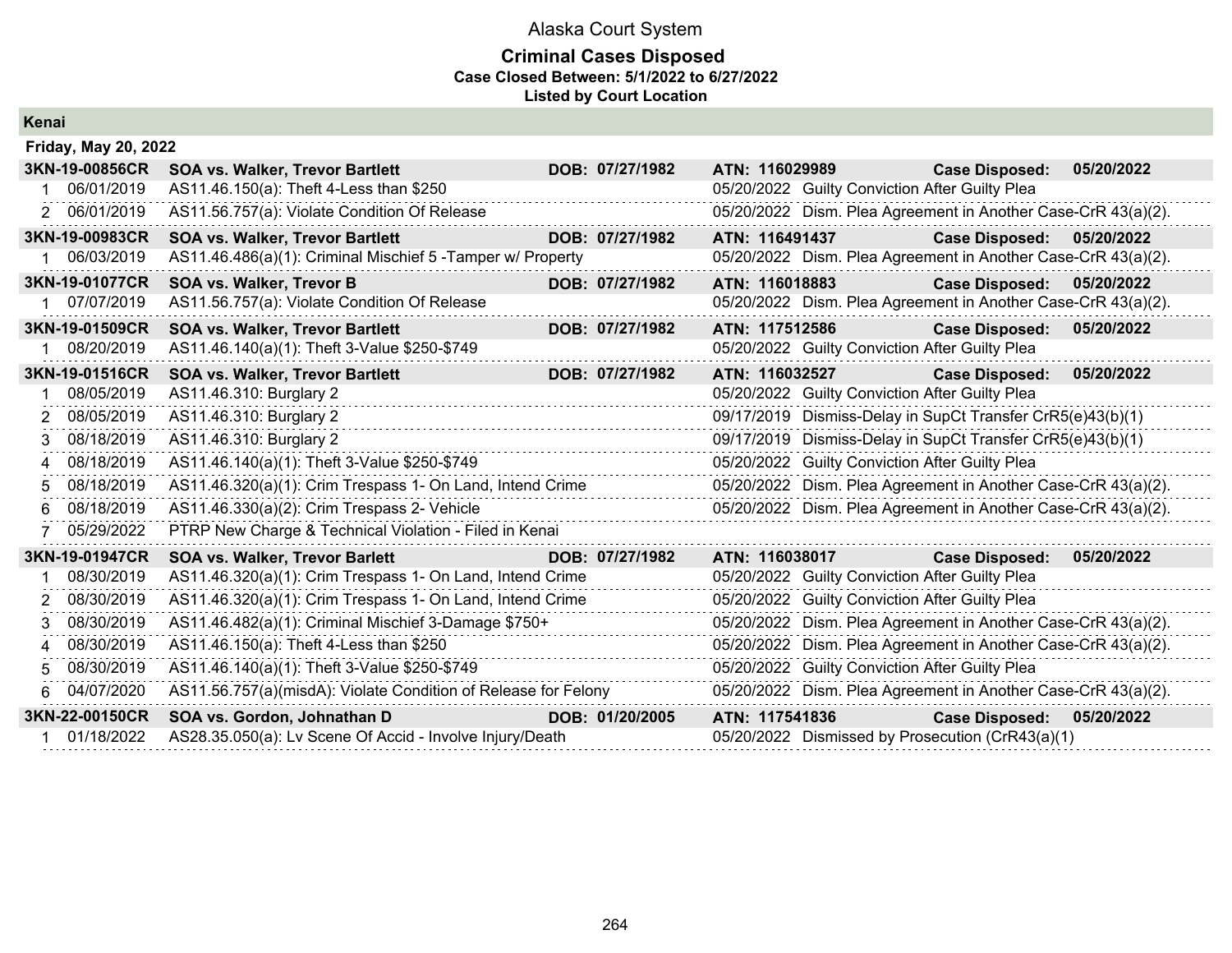# Alaska Court System

## Criminal Cases Disposed

**Case Closed Between: 5/1/2022 to 6/27/2022**

**Listed by Court Location**

### Kenai

**Friday, May 20, 2022**

| | | | | | | |
|---|---|---|---|---|---|---|
| **3KN-19-00856CR** | **SOA vs. Walker, Trevor Bartlett** | **DOB: 07/27/1982** | **ATN: 116029989** | **Case Disposed:** | **05/20/2022** | |
| 1 | 06/01/2019 | AS11.46.150(a): Theft 4-Less than $250 | | 05/20/2022 | Guilty Conviction After Guilty Plea | |
| 2 | 06/01/2019 | AS11.56.757(a): Violate Condition Of Release | | 05/20/2022 | Dism. Plea Agreement in Another Case-CrR 43(a)(2). | |
| **3KN-19-00983CR** | **SOA vs. Walker, Trevor Bartlett** | **DOB: 07/27/1982** | **ATN: 116491437** | **Case Disposed:** | **05/20/2022** | |
| 1 | 06/03/2019 | AS11.46.486(a)(1): Criminal Mischief 5 -Tamper w/ Property | | 05/20/2022 | Dism. Plea Agreement in Another Case-CrR 43(a)(2). | |
| **3KN-19-01077CR** | **SOA vs. Walker, Trevor B** | **DOB: 07/27/1982** | **ATN: 116018883** | **Case Disposed:** | **05/20/2022** | |
| 1 | 07/07/2019 | AS11.56.757(a): Violate Condition Of Release | | 05/20/2022 | Dism. Plea Agreement in Another Case-CrR 43(a)(2). | |
| **3KN-19-01509CR** | **SOA vs. Walker, Trevor Bartlett** | **DOB: 07/27/1982** | **ATN: 117512586** | **Case Disposed:** | **05/20/2022** | |
| 1 | 08/20/2019 | AS11.46.140(a)(1): Theft 3-Value $250-$749 | | 05/20/2022 | Guilty Conviction After Guilty Plea | |
| **3KN-19-01516CR** | **SOA vs. Walker, Trevor Bartlett** | **DOB: 07/27/1982** | **ATN: 116032527** | **Case Disposed:** | **05/20/2022** | |
| 1 | 08/05/2019 | AS11.46.310: Burglary 2 | | 05/20/2022 | Guilty Conviction After Guilty Plea | |
| 2 | 08/05/2019 | AS11.46.310: Burglary 2 | | 09/17/2019 | Dismiss-Delay in SupCt Transfer CrR5(e)43(b)(1) | |
| 3 | 08/18/2019 | AS11.46.310: Burglary 2 | | 09/17/2019 | Dismiss-Delay in SupCt Transfer CrR5(e)43(b)(1) | |
| 4 | 08/18/2019 | AS11.46.140(a)(1): Theft 3-Value $250-$749 | | 05/20/2022 | Guilty Conviction After Guilty Plea | |
| 5 | 08/18/2019 | AS11.46.320(a)(1): Crim Trespass 1- On Land, Intend Crime | | 05/20/2022 | Dism. Plea Agreement in Another Case-CrR 43(a)(2). | |
| 6 | 08/18/2019 | AS11.46.330(a)(2): Crim Trespass 2- Vehicle | | 05/20/2022 | Dism. Plea Agreement in Another Case-CrR 43(a)(2). | |
| 7 | 05/29/2022 | PTRP New Charge & Technical Violation - Filed in Kenai | | | | |
| **3KN-19-01947CR** | **SOA vs. Walker, Trevor Barlett** | **DOB: 07/27/1982** | **ATN: 116038017** | **Case Disposed:** | **05/20/2022** | |
| 1 | 08/30/2019 | AS11.46.320(a)(1): Crim Trespass 1- On Land, Intend Crime | | 05/20/2022 | Guilty Conviction After Guilty Plea | |
| 2 | 08/30/2019 | AS11.46.320(a)(1): Crim Trespass 1- On Land, Intend Crime | | 05/20/2022 | Guilty Conviction After Guilty Plea | |
| 3 | 08/30/2019 | AS11.46.482(a)(1): Criminal Mischief 3-Damage $750+ | | 05/20/2022 | Dism. Plea Agreement in Another Case-CrR 43(a)(2). | |
| 4 | 08/30/2019 | AS11.46.150(a): Theft 4-Less than $250 | | 05/20/2022 | Dism. Plea Agreement in Another Case-CrR 43(a)(2). | |
| 5 | 08/30/2019 | AS11.46.140(a)(1): Theft 3-Value $250-$749 | | 05/20/2022 | Guilty Conviction After Guilty Plea | |
| 6 | 04/07/2020 | AS11.56.757(a)(misdA): Violate Condition of Release for Felony | | 05/20/2022 | Dism. Plea Agreement in Another Case-CrR 43(a)(2). | |
| **3KN-22-00150CR** | **SOA vs. Gordon, Johnathan D** | **DOB: 01/20/2005** | **ATN: 117541836** | **Case Disposed:** | **05/20/2022** | |
| 1 | 01/18/2022 | AS28.35.050(a): Lv Scene Of Accid - Involve Injury/Death | | 05/20/2022 | Dismissed by Prosecution (CrR43(a)(1) | |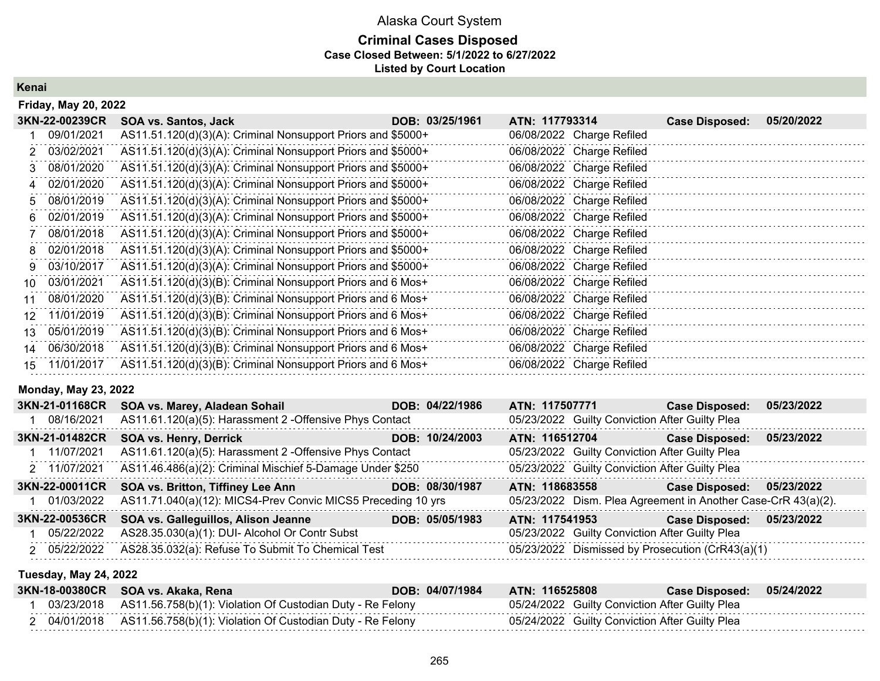# Alaska Court System

## Criminal Cases Disposed

**Case Closed Between: 5/1/2022 to 6/27/2022**

**Listed by Court Location**

### Kenai

**Friday, May 20, 2022**

**3KN-22-00239CR SOA vs. Santos, Jack DOB: 03/25/1961 ATN: 117793314 Case Disposed: 05/20/2022**

| # | Date | Charge | Disposition Date | Disposition |
|---|---|---|---|---|
| 1 | 09/01/2021 | AS11.51.120(d)(3)(A): Criminal Nonsupport Priors and $5000+ | 06/08/2022 | Charge Refiled |
| 2 | 03/02/2021 | AS11.51.120(d)(3)(A): Criminal Nonsupport Priors and $5000+ | 06/08/2022 | Charge Refiled |
| 3 | 08/01/2020 | AS11.51.120(d)(3)(A): Criminal Nonsupport Priors and $5000+ | 06/08/2022 | Charge Refiled |
| 4 | 02/01/2020 | AS11.51.120(d)(3)(A): Criminal Nonsupport Priors and $5000+ | 06/08/2022 | Charge Refiled |
| 5 | 08/01/2019 | AS11.51.120(d)(3)(A): Criminal Nonsupport Priors and $5000+ | 06/08/2022 | Charge Refiled |
| 6 | 02/01/2019 | AS11.51.120(d)(3)(A): Criminal Nonsupport Priors and $5000+ | 06/08/2022 | Charge Refiled |
| 7 | 08/01/2018 | AS11.51.120(d)(3)(A): Criminal Nonsupport Priors and $5000+ | 06/08/2022 | Charge Refiled |
| 8 | 02/01/2018 | AS11.51.120(d)(3)(A): Criminal Nonsupport Priors and $5000+ | 06/08/2022 | Charge Refiled |
| 9 | 03/10/2017 | AS11.51.120(d)(3)(A): Criminal Nonsupport Priors and $5000+ | 06/08/2022 | Charge Refiled |
| 10 | 03/01/2021 | AS11.51.120(d)(3)(B): Criminal Nonsupport Priors and 6 Mos+ | 06/08/2022 | Charge Refiled |
| 11 | 08/01/2020 | AS11.51.120(d)(3)(B): Criminal Nonsupport Priors and 6 Mos+ | 06/08/2022 | Charge Refiled |
| 12 | 11/01/2019 | AS11.51.120(d)(3)(B): Criminal Nonsupport Priors and 6 Mos+ | 06/08/2022 | Charge Refiled |
| 13 | 05/01/2019 | AS11.51.120(d)(3)(B): Criminal Nonsupport Priors and 6 Mos+ | 06/08/2022 | Charge Refiled |
| 14 | 06/30/2018 | AS11.51.120(d)(3)(B): Criminal Nonsupport Priors and 6 Mos+ | 06/08/2022 | Charge Refiled |
| 15 | 11/01/2017 | AS11.51.120(d)(3)(B): Criminal Nonsupport Priors and 6 Mos+ | 06/08/2022 | Charge Refiled |

**Monday, May 23, 2022**

**3KN-21-01168CR SOA vs. Marey, Aladean Sohail DOB: 04/22/1986 ATN: 117507771 Case Disposed: 05/23/2022**

| # | Date | Charge | Disposition Date | Disposition |
|---|---|---|---|---|
| 1 | 08/16/2021 | AS11.61.120(a)(5): Harassment 2 -Offensive Phys Contact | 05/23/2022 | Guilty Conviction After Guilty Plea |

**3KN-21-01482CR SOA vs. Henry, Derrick DOB: 10/24/2003 ATN: 116512704 Case Disposed: 05/23/2022**

| # | Date | Charge | Disposition Date | Disposition |
|---|---|---|---|---|
| 1 | 11/07/2021 | AS11.61.120(a)(5): Harassment 2 -Offensive Phys Contact | 05/23/2022 | Guilty Conviction After Guilty Plea |
| 2 | 11/07/2021 | AS11.46.486(a)(2): Criminal Mischief 5-Damage Under $250 | 05/23/2022 | Guilty Conviction After Guilty Plea |

**3KN-22-00011CR SOA vs. Britton, Tiffiney Lee Ann DOB: 08/30/1987 ATN: 118683558 Case Disposed: 05/23/2022**

| # | Date | Charge | Disposition Date | Disposition |
|---|---|---|---|---|
| 1 | 01/03/2022 | AS11.71.040(a)(12): MICS4-Prev Convic MICS5 Preceding 10 yrs | 05/23/2022 | Dism. Plea Agreement in Another Case-CrR 43(a)(2). |

**3KN-22-00536CR SOA vs. Galleguillos, Alison Jeanne DOB: 05/05/1983 ATN: 117541953 Case Disposed: 05/23/2022**

| # | Date | Charge | Disposition Date | Disposition |
|---|---|---|---|---|
| 1 | 05/22/2022 | AS28.35.030(a)(1): DUI- Alcohol Or Contr Subst | 05/23/2022 | Guilty Conviction After Guilty Plea |
| 2 | 05/22/2022 | AS28.35.032(a): Refuse To Submit To Chemical Test | 05/23/2022 | Dismissed by Prosecution (CrR43(a)(1) |

**Tuesday, May 24, 2022**

**3KN-18-00380CR SOA vs. Akaka, Rena DOB: 04/07/1984 ATN: 116525808 Case Disposed: 05/24/2022**

| # | Date | Charge | Disposition Date | Disposition |
|---|---|---|---|---|
| 1 | 03/23/2018 | AS11.56.758(b)(1): Violation Of Custodian Duty - Re Felony | 05/24/2022 | Guilty Conviction After Guilty Plea |
| 2 | 04/01/2018 | AS11.56.758(b)(1): Violation Of Custodian Duty - Re Felony | 05/24/2022 | Guilty Conviction After Guilty Plea |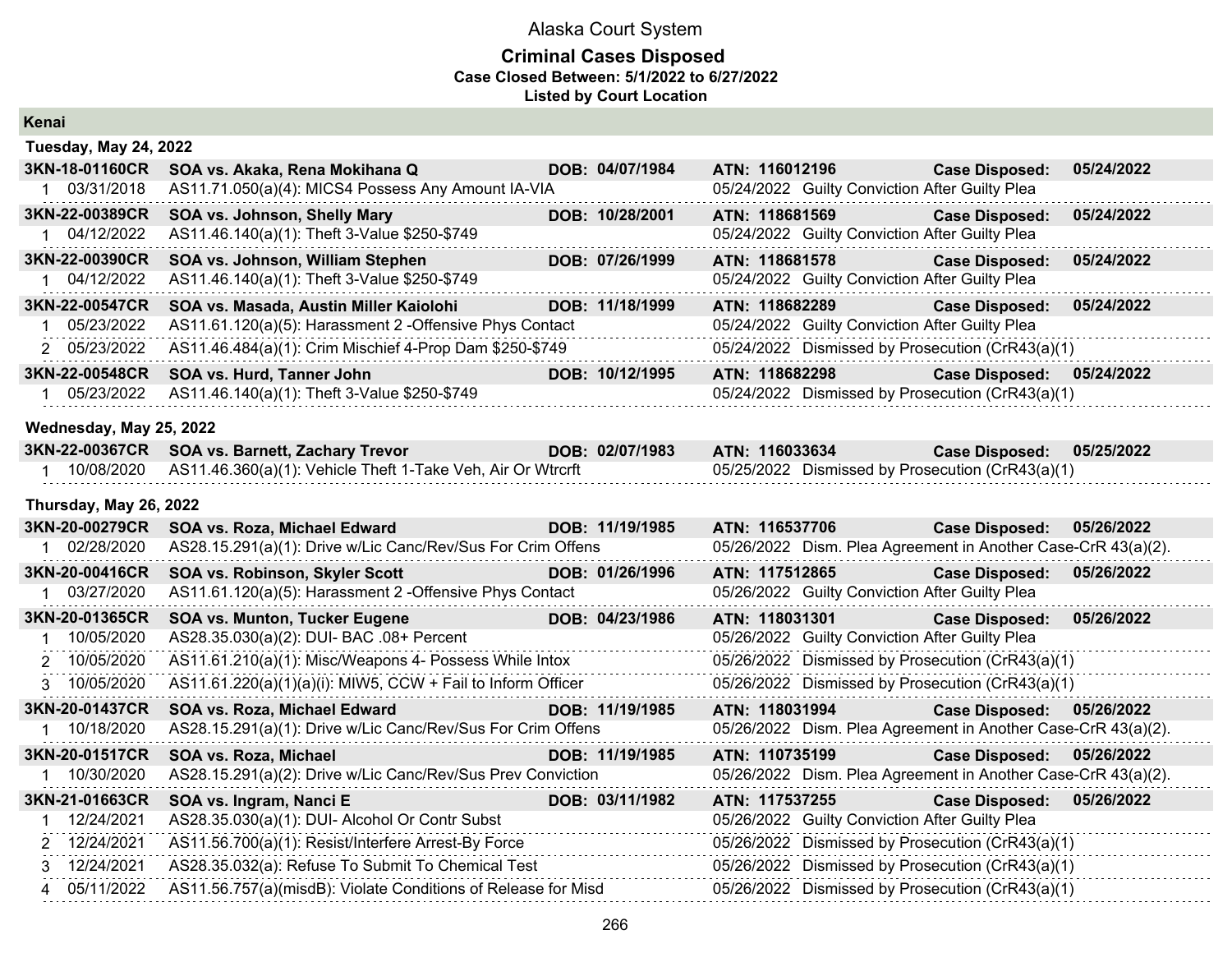# Alaska Court System

## Criminal Cases Disposed

**Case Closed Between: 5/1/2022 to 6/27/2022**

**Listed by Court Location**

### Kenai

#### Tuesday, May 24, 2022

| Case | Party | DOB | ATN | Case Disposed |
|---|---|---|---|---|
| **3KN-18-01160CR** | **SOA vs. Akaka, Rena Mokihana Q** | **DOB: 04/07/1984** | **ATN: 116012196** | **Case Disposed: 05/24/2022** |
| 1 | 03/31/2018 | AS11.71.050(a)(4): MICS4 Possess Any Amount IA-VIA | 05/24/2022 | Guilty Conviction After Guilty Plea |
| **3KN-22-00389CR** | **SOA vs. Johnson, Shelly Mary** | **DOB: 10/28/2001** | **ATN: 118681569** | **Case Disposed: 05/24/2022** |
| 1 | 04/12/2022 | AS11.46.140(a)(1): Theft 3-Value $250-$749 | 05/24/2022 | Guilty Conviction After Guilty Plea |
| **3KN-22-00390CR** | **SOA vs. Johnson, William Stephen** | **DOB: 07/26/1999** | **ATN: 118681578** | **Case Disposed: 05/24/2022** |
| 1 | 04/12/2022 | AS11.46.140(a)(1): Theft 3-Value $250-$749 | 05/24/2022 | Guilty Conviction After Guilty Plea |
| **3KN-22-00547CR** | **SOA vs. Masada, Austin Miller Kaiolohi** | **DOB: 11/18/1999** | **ATN: 118682289** | **Case Disposed: 05/24/2022** |
| 1 | 05/23/2022 | AS11.61.120(a)(5): Harassment 2 -Offensive Phys Contact | 05/24/2022 | Guilty Conviction After Guilty Plea |
| 2 | 05/23/2022 | AS11.46.484(a)(1): Crim Mischief 4-Prop Dam $250-$749 | 05/24/2022 | Dismissed by Prosecution (CrR43(a)(1) |
| **3KN-22-00548CR** | **SOA vs. Hurd, Tanner John** | **DOB: 10/12/1995** | **ATN: 118682298** | **Case Disposed: 05/24/2022** |
| 1 | 05/23/2022 | AS11.46.140(a)(1): Theft 3-Value $250-$749 | 05/24/2022 | Dismissed by Prosecution (CrR43(a)(1) |

#### Wednesday, May 25, 2022

| Case | Party | DOB | ATN | Case Disposed |
|---|---|---|---|---|
| **3KN-22-00367CR** | **SOA vs. Barnett, Zachary Trevor** | **DOB: 02/07/1983** | **ATN: 116033634** | **Case Disposed: 05/25/2022** |
| 1 | 10/08/2020 | AS11.46.360(a)(1): Vehicle Theft 1-Take Veh, Air Or Wtrcrft | 05/25/2022 | Dismissed by Prosecution (CrR43(a)(1) |

#### Thursday, May 26, 2022

| Case | Party | DOB | ATN | Case Disposed |
|---|---|---|---|---|
| **3KN-20-00279CR** | **SOA vs. Roza, Michael Edward** | **DOB: 11/19/1985** | **ATN: 116537706** | **Case Disposed: 05/26/2022** |
| 1 | 02/28/2020 | AS28.15.291(a)(1): Drive w/Lic Canc/Rev/Sus For Crim Offens | 05/26/2022 | Dism. Plea Agreement in Another Case-CrR 43(a)(2). |
| **3KN-20-00416CR** | **SOA vs. Robinson, Skyler Scott** | **DOB: 01/26/1996** | **ATN: 117512865** | **Case Disposed: 05/26/2022** |
| 1 | 03/27/2020 | AS11.61.120(a)(5): Harassment 2 -Offensive Phys Contact | 05/26/2022 | Guilty Conviction After Guilty Plea |
| **3KN-20-01365CR** | **SOA vs. Munton, Tucker Eugene** | **DOB: 04/23/1986** | **ATN: 118031301** | **Case Disposed: 05/26/2022** |
| 1 | 10/05/2020 | AS28.35.030(a)(2): DUI- BAC .08+ Percent | 05/26/2022 | Guilty Conviction After Guilty Plea |
| 2 | 10/05/2020 | AS11.61.210(a)(1): Misc/Weapons 4- Possess While Intox | 05/26/2022 | Dismissed by Prosecution (CrR43(a)(1) |
| 3 | 10/05/2020 | AS11.61.220(a)(1)(a)(i): MIW5, CCW + Fail to Inform Officer | 05/26/2022 | Dismissed by Prosecution (CrR43(a)(1) |
| **3KN-20-01437CR** | **SOA vs. Roza, Michael Edward** | **DOB: 11/19/1985** | **ATN: 118031994** | **Case Disposed: 05/26/2022** |
| 1 | 10/18/2020 | AS28.15.291(a)(1): Drive w/Lic Canc/Rev/Sus For Crim Offens | 05/26/2022 | Dism. Plea Agreement in Another Case-CrR 43(a)(2). |
| **3KN-20-01517CR** | **SOA vs. Roza, Michael** | **DOB: 11/19/1985** | **ATN: 110735199** | **Case Disposed: 05/26/2022** |
| 1 | 10/30/2020 | AS28.15.291(a)(2): Drive w/Lic Canc/Rev/Sus Prev Conviction | 05/26/2022 | Dism. Plea Agreement in Another Case-CrR 43(a)(2). |
| **3KN-21-01663CR** | **SOA vs. Ingram, Nanci E** | **DOB: 03/11/1982** | **ATN: 117537255** | **Case Disposed: 05/26/2022** |
| 1 | 12/24/2021 | AS28.35.030(a)(1): DUI- Alcohol Or Contr Subst | 05/26/2022 | Guilty Conviction After Guilty Plea |
| 2 | 12/24/2021 | AS11.56.700(a)(1): Resist/Interfere Arrest-By Force | 05/26/2022 | Dismissed by Prosecution (CrR43(a)(1) |
| 3 | 12/24/2021 | AS28.35.032(a): Refuse To Submit To Chemical Test | 05/26/2022 | Dismissed by Prosecution (CrR43(a)(1) |
| 4 | 05/11/2022 | AS11.56.757(a)(misdB): Violate Conditions of Release for Misd | 05/26/2022 | Dismissed by Prosecution (CrR43(a)(1) |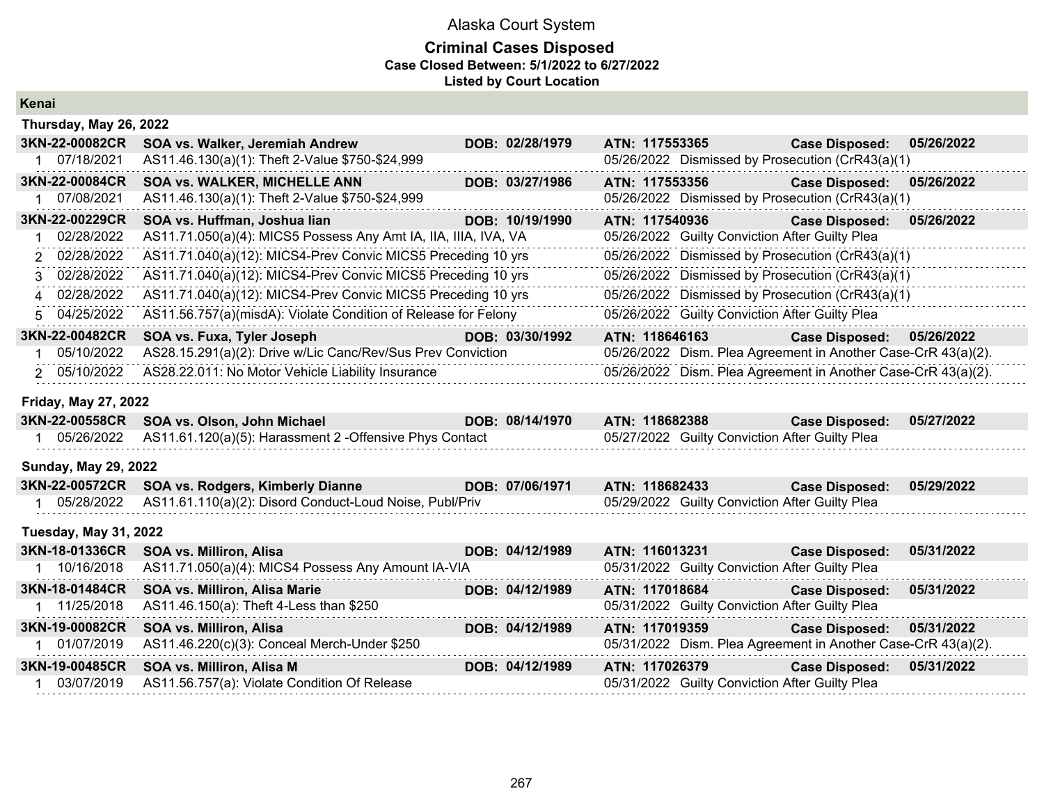# Alaska Court System

## Criminal Cases Disposed

**Case Closed Between: 5/1/2022 to 6/27/2022**

**Listed by Court Location**

### Kenai

#### Thursday, May 26, 2022

| Case | Party | DOB | ATN | Case Disposed |
|---|---|---|---|---|
| **3KN-22-00082CR** | **SOA vs. Walker, Jeremiah Andrew** | **DOB: 02/28/1979** | **ATN: 117553365** | **Case Disposed: 05/26/2022** |
| 1 07/18/2021 | AS11.46.130(a)(1): Theft 2-Value $750-$24,999 | | 05/26/2022 Dismissed by Prosecution (CrR43(a)(1) | |
| **3KN-22-00084CR** | **SOA vs. WALKER, MICHELLE ANN** | **DOB: 03/27/1986** | **ATN: 117553356** | **Case Disposed: 05/26/2022** |
| 1 07/08/2021 | AS11.46.130(a)(1): Theft 2-Value $750-$24,999 | | 05/26/2022 Dismissed by Prosecution (CrR43(a)(1) | |
| **3KN-22-00229CR** | **SOA vs. Huffman, Joshua Iian** | **DOB: 10/19/1990** | **ATN: 117540936** | **Case Disposed: 05/26/2022** |
| 1 02/28/2022 | AS11.71.050(a)(4): MICS5 Possess Any Amt IA, IIA, IIIA, IVA, VA | | 05/26/2022 Guilty Conviction After Guilty Plea | |
| 2 02/28/2022 | AS11.71.040(a)(12): MICS4-Prev Convic MICS5 Preceding 10 yrs | | 05/26/2022 Dismissed by Prosecution (CrR43(a)(1) | |
| 3 02/28/2022 | AS11.71.040(a)(12): MICS4-Prev Convic MICS5 Preceding 10 yrs | | 05/26/2022 Dismissed by Prosecution (CrR43(a)(1) | |
| 4 02/28/2022 | AS11.71.040(a)(12): MICS4-Prev Convic MICS5 Preceding 10 yrs | | 05/26/2022 Dismissed by Prosecution (CrR43(a)(1) | |
| 5 04/25/2022 | AS11.56.757(a)(misdA): Violate Condition of Release for Felony | | 05/26/2022 Guilty Conviction After Guilty Plea | |
| **3KN-22-00482CR** | **SOA vs. Fuxa, Tyler Joseph** | **DOB: 03/30/1992** | **ATN: 118646163** | **Case Disposed: 05/26/2022** |
| 1 05/10/2022 | AS28.15.291(a)(2): Drive w/Lic Canc/Rev/Sus Prev Conviction | | 05/26/2022 Dism. Plea Agreement in Another Case-CrR 43(a)(2). | |
| 2 05/10/2022 | AS28.22.011: No Motor Vehicle Liability Insurance | | 05/26/2022 Dism. Plea Agreement in Another Case-CrR 43(a)(2). | |

#### Friday, May 27, 2022

| Case | Party | DOB | ATN | Case Disposed |
|---|---|---|---|---|
| **3KN-22-00558CR** | **SOA vs. Olson, John Michael** | **DOB: 08/14/1970** | **ATN: 118682388** | **Case Disposed: 05/27/2022** |
| 1 05/26/2022 | AS11.61.120(a)(5): Harassment 2 -Offensive Phys Contact | | 05/27/2022 Guilty Conviction After Guilty Plea | |

#### Sunday, May 29, 2022

| Case | Party | DOB | ATN | Case Disposed |
|---|---|---|---|---|
| **3KN-22-00572CR** | **SOA vs. Rodgers, Kimberly Dianne** | **DOB: 07/06/1971** | **ATN: 118682433** | **Case Disposed: 05/29/2022** |
| 1 05/28/2022 | AS11.61.110(a)(2): Disord Conduct-Loud Noise, Publ/Priv | | 05/29/2022 Guilty Conviction After Guilty Plea | |

#### Tuesday, May 31, 2022

| Case | Party | DOB | ATN | Case Disposed |
|---|---|---|---|---|
| **3KN-18-01336CR** | **SOA vs. Milliron, Alisa** | **DOB: 04/12/1989** | **ATN: 116013231** | **Case Disposed: 05/31/2022** |
| 1 10/16/2018 | AS11.71.050(a)(4): MICS4 Possess Any Amount IA-VIA | | 05/31/2022 Guilty Conviction After Guilty Plea | |
| **3KN-18-01484CR** | **SOA vs. Milliron, Alisa Marie** | **DOB: 04/12/1989** | **ATN: 117018684** | **Case Disposed: 05/31/2022** |
| 1 11/25/2018 | AS11.46.150(a): Theft 4-Less than $250 | | 05/31/2022 Guilty Conviction After Guilty Plea | |
| **3KN-19-00082CR** | **SOA vs. Milliron, Alisa** | **DOB: 04/12/1989** | **ATN: 117019359** | **Case Disposed: 05/31/2022** |
| 1 01/07/2019 | AS11.46.220(c)(3): Conceal Merch-Under $250 | | 05/31/2022 Dism. Plea Agreement in Another Case-CrR 43(a)(2). | |
| **3KN-19-00485CR** | **SOA vs. Milliron, Alisa M** | **DOB: 04/12/1989** | **ATN: 117026379** | **Case Disposed: 05/31/2022** |
| 1 03/07/2019 | AS11.56.757(a): Violate Condition Of Release | | 05/31/2022 Guilty Conviction After Guilty Plea | |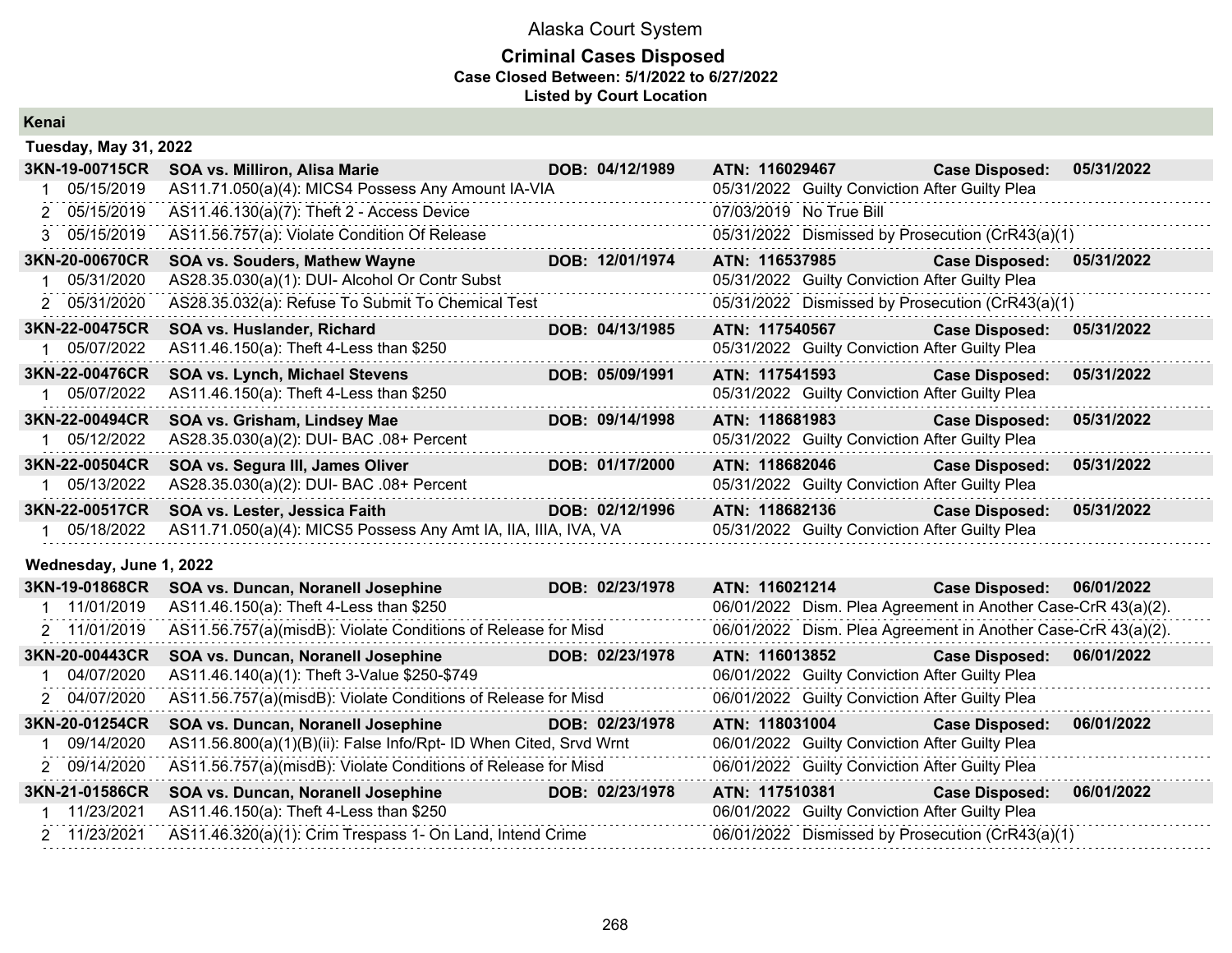# Alaska Court System

## Criminal Cases Disposed

**Case Closed Between: 5/1/2022 to 6/27/2022**

**Listed by Court Location**

## Kenai

### Tuesday, May 31, 2022

| Case | Defendant / Charge | DOB | ATN / Disposition | Case Disposed |
|---|---|---|---|---|
| **3KN-19-00715CR** | **SOA vs. Milliron, Alisa Marie** | **DOB: 04/12/1989** | **ATN: 116029467** | **05/31/2022** |
| 1 05/15/2019 | AS11.71.050(a)(4): MICS4 Possess Any Amount IA-VIA | | 05/31/2022 Guilty Conviction After Guilty Plea | |
| 2 05/15/2019 | AS11.46.130(a)(7): Theft 2 - Access Device | | 07/03/2019 No True Bill | |
| 3 05/15/2019 | AS11.56.757(a): Violate Condition Of Release | | 05/31/2022 Dismissed by Prosecution (CrR43(a)(1) | |
| **3KN-20-00670CR** | **SOA vs. Souders, Mathew Wayne** | **DOB: 12/01/1974** | **ATN: 116537985** | **05/31/2022** |
| 1 05/31/2020 | AS28.35.030(a)(1): DUI- Alcohol Or Contr Subst | | 05/31/2022 Guilty Conviction After Guilty Plea | |
| 2 05/31/2020 | AS28.35.032(a): Refuse To Submit To Chemical Test | | 05/31/2022 Dismissed by Prosecution (CrR43(a)(1) | |
| **3KN-22-00475CR** | **SOA vs. Huslander, Richard** | **DOB: 04/13/1985** | **ATN: 117540567** | **05/31/2022** |
| 1 05/07/2022 | AS11.46.150(a): Theft 4-Less than $250 | | 05/31/2022 Guilty Conviction After Guilty Plea | |
| **3KN-22-00476CR** | **SOA vs. Lynch, Michael Stevens** | **DOB: 05/09/1991** | **ATN: 117541593** | **05/31/2022** |
| 1 05/07/2022 | AS11.46.150(a): Theft 4-Less than $250 | | 05/31/2022 Guilty Conviction After Guilty Plea | |
| **3KN-22-00494CR** | **SOA vs. Grisham, Lindsey Mae** | **DOB: 09/14/1998** | **ATN: 118681983** | **05/31/2022** |
| 1 05/12/2022 | AS28.35.030(a)(2): DUI- BAC .08+ Percent | | 05/31/2022 Guilty Conviction After Guilty Plea | |
| **3KN-22-00504CR** | **SOA vs. Segura III, James Oliver** | **DOB: 01/17/2000** | **ATN: 118682046** | **05/31/2022** |
| 1 05/13/2022 | AS28.35.030(a)(2): DUI- BAC .08+ Percent | | 05/31/2022 Guilty Conviction After Guilty Plea | |
| **3KN-22-00517CR** | **SOA vs. Lester, Jessica Faith** | **DOB: 02/12/1996** | **ATN: 118682136** | **05/31/2022** |
| 1 05/18/2022 | AS11.71.050(a)(4): MICS5 Possess Any Amt IA, IIA, IIIA, IVA, VA | | 05/31/2022 Guilty Conviction After Guilty Plea | |

### Wednesday, June 1, 2022

| Case | Defendant / Charge | DOB | ATN / Disposition | Case Disposed |
|---|---|---|---|---|
| **3KN-19-01868CR** | **SOA vs. Duncan, Noranell Josephine** | **DOB: 02/23/1978** | **ATN: 116021214** | **06/01/2022** |
| 1 11/01/2019 | AS11.46.150(a): Theft 4-Less than $250 | | 06/01/2022 Dism. Plea Agreement in Another Case-CrR 43(a)(2). | |
| 2 11/01/2019 | AS11.56.757(a)(misdB): Violate Conditions of Release for Misd | | 06/01/2022 Dism. Plea Agreement in Another Case-CrR 43(a)(2). | |
| **3KN-20-00443CR** | **SOA vs. Duncan, Noranell Josephine** | **DOB: 02/23/1978** | **ATN: 116013852** | **06/01/2022** |
| 1 04/07/2020 | AS11.46.140(a)(1): Theft 3-Value $250-$749 | | 06/01/2022 Guilty Conviction After Guilty Plea | |
| 2 04/07/2020 | AS11.56.757(a)(misdB): Violate Conditions of Release for Misd | | 06/01/2022 Guilty Conviction After Guilty Plea | |
| **3KN-20-01254CR** | **SOA vs. Duncan, Noranell Josephine** | **DOB: 02/23/1978** | **ATN: 118031004** | **06/01/2022** |
| 1 09/14/2020 | AS11.56.800(a)(1)(B)(ii): False Info/Rpt- ID When Cited, Srvd Wrnt | | 06/01/2022 Guilty Conviction After Guilty Plea | |
| 2 09/14/2020 | AS11.56.757(a)(misdB): Violate Conditions of Release for Misd | | 06/01/2022 Guilty Conviction After Guilty Plea | |
| **3KN-21-01586CR** | **SOA vs. Duncan, Noranell Josephine** | **DOB: 02/23/1978** | **ATN: 117510381** | **06/01/2022** |
| 1 11/23/2021 | AS11.46.150(a): Theft 4-Less than $250 | | 06/01/2022 Guilty Conviction After Guilty Plea | |
| 2 11/23/2021 | AS11.46.320(a)(1): Crim Trespass 1- On Land, Intend Crime | | 06/01/2022 Dismissed by Prosecution (CrR43(a)(1) | |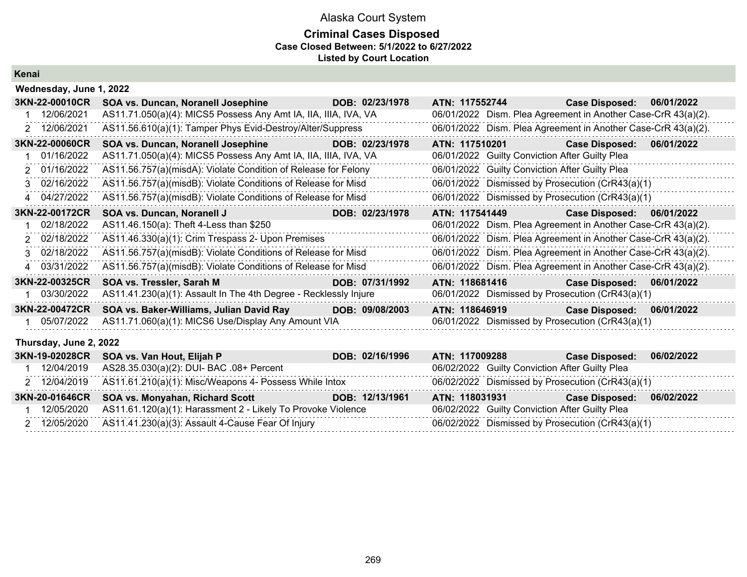# Alaska Court System

## Criminal Cases Disposed

**Case Closed Between: 5/1/2022 to 6/27/2022**

**Listed by Court Location**

### Kenai

#### Wednesday, June 1, 2022

**3KN-22-00010CR | SOA vs. Duncan, Noranell Josephine | DOB: 02/23/1978 | ATN: 117552744 | Case Disposed: 06/01/2022**

| # | Date | Charge | Disposition Date | Disposition |
|---|---|---|---|---|
| 1 | 12/06/2021 | AS11.71.050(a)(4): MICS5 Possess Any Amt IA, IIA, IIIA, IVA, VA | 06/01/2022 | Dism. Plea Agreement in Another Case-CrR 43(a)(2). |
| 2 | 12/06/2021 | AS11.56.610(a)(1): Tamper Phys Evid-Destroy/Alter/Suppress | 06/01/2022 | Dism. Plea Agreement in Another Case-CrR 43(a)(2). |

**3KN-22-00060CR | SOA vs. Duncan, Noranell Josephine | DOB: 02/23/1978 | ATN: 117510201 | Case Disposed: 06/01/2022**

| # | Date | Charge | Disposition Date | Disposition |
|---|---|---|---|---|
| 1 | 01/16/2022 | AS11.71.050(a)(4): MICS5 Possess Any Amt IA, IIA, IIIA, IVA, VA | 06/01/2022 | Guilty Conviction After Guilty Plea |
| 2 | 01/16/2022 | AS11.56.757(a)(misdA): Violate Condition of Release for Felony | 06/01/2022 | Guilty Conviction After Guilty Plea |
| 3 | 02/16/2022 | AS11.56.757(a)(misdB): Violate Conditions of Release for Misd | 06/01/2022 | Dismissed by Prosecution (CrR43(a)(1) |
| 4 | 04/27/2022 | AS11.56.757(a)(misdB): Violate Conditions of Release for Misd | 06/01/2022 | Dismissed by Prosecution (CrR43(a)(1) |

**3KN-22-00172CR | SOA vs. Duncan, Noranell J | DOB: 02/23/1978 | ATN: 117541449 | Case Disposed: 06/01/2022**

| # | Date | Charge | Disposition Date | Disposition |
|---|---|---|---|---|
| 1 | 02/18/2022 | AS11.46.150(a): Theft 4-Less than $250 | 06/01/2022 | Dism. Plea Agreement in Another Case-CrR 43(a)(2). |
| 2 | 02/18/2022 | AS11.46.330(a)(1): Crim Trespass 2- Upon Premises | 06/01/2022 | Dism. Plea Agreement in Another Case-CrR 43(a)(2). |
| 3 | 02/18/2022 | AS11.56.757(a)(misdB): Violate Conditions of Release for Misd | 06/01/2022 | Dism. Plea Agreement in Another Case-CrR 43(a)(2). |
| 4 | 03/31/2022 | AS11.56.757(a)(misdB): Violate Conditions of Release for Misd | 06/01/2022 | Dism. Plea Agreement in Another Case-CrR 43(a)(2). |

**3KN-22-00325CR | SOA vs. Tressler, Sarah M | DOB: 07/31/1992 | ATN: 118681416 | Case Disposed: 06/01/2022**

| # | Date | Charge | Disposition Date | Disposition |
|---|---|---|---|---|
| 1 | 03/30/2022 | AS11.41.230(a)(1): Assault In The 4th Degree - Recklessly Injure | 06/01/2022 | Dismissed by Prosecution (CrR43(a)(1) |

**3KN-22-00472CR | SOA vs. Baker-Williams, Julian David Ray | DOB: 09/08/2003 | ATN: 118646919 | Case Disposed: 06/01/2022**

| # | Date | Charge | Disposition Date | Disposition |
|---|---|---|---|---|
| 1 | 05/07/2022 | AS11.71.060(a)(1): MICS6 Use/Display Any Amount VIA | 06/01/2022 | Dismissed by Prosecution (CrR43(a)(1) |

#### Thursday, June 2, 2022

**3KN-19-02028CR | SOA vs. Van Hout, Elijah P | DOB: 02/16/1996 | ATN: 117009288 | Case Disposed: 06/02/2022**

| # | Date | Charge | Disposition Date | Disposition |
|---|---|---|---|---|
| 1 | 12/04/2019 | AS28.35.030(a)(2): DUI- BAC .08+ Percent | 06/02/2022 | Guilty Conviction After Guilty Plea |
| 2 | 12/04/2019 | AS11.61.210(a)(1): Misc/Weapons 4- Possess While Intox | 06/02/2022 | Dismissed by Prosecution (CrR43(a)(1) |

**3KN-20-01646CR | SOA vs. Monyahan, Richard Scott | DOB: 12/13/1961 | ATN: 118031931 | Case Disposed: 06/02/2022**

| # | Date | Charge | Disposition Date | Disposition |
|---|---|---|---|---|
| 1 | 12/05/2020 | AS11.61.120(a)(1): Harassment 2 - Likely To Provoke Violence | 06/02/2022 | Guilty Conviction After Guilty Plea |
| 2 | 12/05/2020 | AS11.41.230(a)(3): Assault 4-Cause Fear Of Injury | 06/02/2022 | Dismissed by Prosecution (CrR43(a)(1) |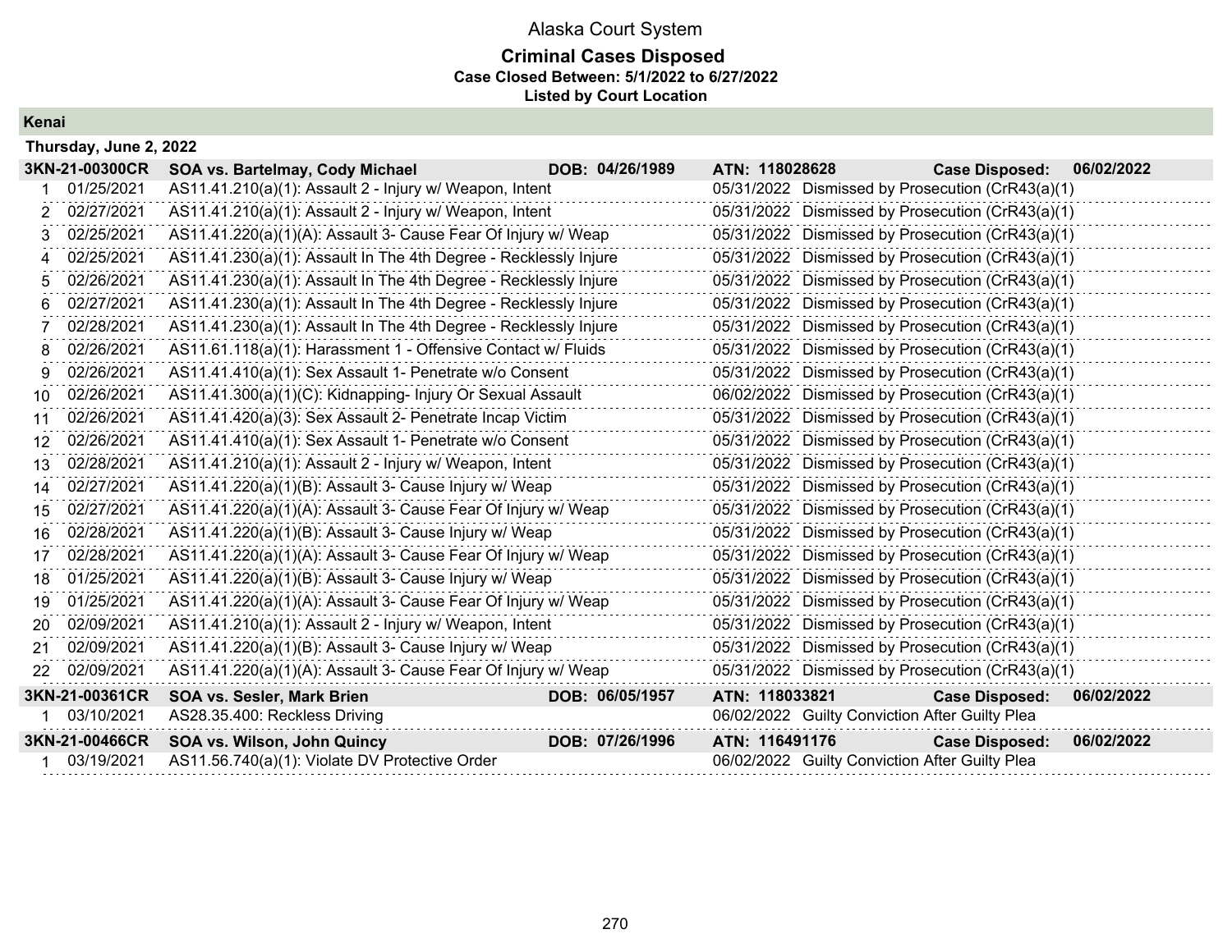# Alaska Court System

## Criminal Cases Disposed

**Case Closed Between: 5/1/2022 to 6/27/2022**

**Listed by Court Location**

### Kenai

**Thursday, June 2, 2022**

| | | | | |
|---|---|---|---|---|
| **3KN-21-00300CR** | **SOA vs. Bartelmay, Cody Michael** | **DOB: 04/26/1989** | **ATN: 118028628** | **Case Disposed: 06/02/2022** |
| 1 | 01/25/2021 | AS11.41.210(a)(1): Assault 2 - Injury w/ Weapon, Intent | 05/31/2022 | Dismissed by Prosecution (CrR43(a)(1) |
| 2 | 02/27/2021 | AS11.41.210(a)(1): Assault 2 - Injury w/ Weapon, Intent | 05/31/2022 | Dismissed by Prosecution (CrR43(a)(1) |
| 3 | 02/25/2021 | AS11.41.220(a)(1)(A): Assault 3- Cause Fear Of Injury w/ Weap | 05/31/2022 | Dismissed by Prosecution (CrR43(a)(1) |
| 4 | 02/25/2021 | AS11.41.230(a)(1): Assault In The 4th Degree - Recklessly Injure | 05/31/2022 | Dismissed by Prosecution (CrR43(a)(1) |
| 5 | 02/26/2021 | AS11.41.230(a)(1): Assault In The 4th Degree - Recklessly Injure | 05/31/2022 | Dismissed by Prosecution (CrR43(a)(1) |
| 6 | 02/27/2021 | AS11.41.230(a)(1): Assault In The 4th Degree - Recklessly Injure | 05/31/2022 | Dismissed by Prosecution (CrR43(a)(1) |
| 7 | 02/28/2021 | AS11.41.230(a)(1): Assault In The 4th Degree - Recklessly Injure | 05/31/2022 | Dismissed by Prosecution (CrR43(a)(1) |
| 8 | 02/26/2021 | AS11.61.118(a)(1): Harassment 1 - Offensive Contact w/ Fluids | 05/31/2022 | Dismissed by Prosecution (CrR43(a)(1) |
| 9 | 02/26/2021 | AS11.41.410(a)(1): Sex Assault 1- Penetrate w/o Consent | 05/31/2022 | Dismissed by Prosecution (CrR43(a)(1) |
| 10 | 02/26/2021 | AS11.41.300(a)(1)(C): Kidnapping- Injury Or Sexual Assault | 06/02/2022 | Dismissed by Prosecution (CrR43(a)(1) |
| 11 | 02/26/2021 | AS11.41.420(a)(3): Sex Assault 2- Penetrate Incap Victim | 05/31/2022 | Dismissed by Prosecution (CrR43(a)(1) |
| 12 | 02/26/2021 | AS11.41.410(a)(1): Sex Assault 1- Penetrate w/o Consent | 05/31/2022 | Dismissed by Prosecution (CrR43(a)(1) |
| 13 | 02/28/2021 | AS11.41.210(a)(1): Assault 2 - Injury w/ Weapon, Intent | 05/31/2022 | Dismissed by Prosecution (CrR43(a)(1) |
| 14 | 02/27/2021 | AS11.41.220(a)(1)(B): Assault 3- Cause Injury w/ Weap | 05/31/2022 | Dismissed by Prosecution (CrR43(a)(1) |
| 15 | 02/27/2021 | AS11.41.220(a)(1)(A): Assault 3- Cause Fear Of Injury w/ Weap | 05/31/2022 | Dismissed by Prosecution (CrR43(a)(1) |
| 16 | 02/28/2021 | AS11.41.220(a)(1)(B): Assault 3- Cause Injury w/ Weap | 05/31/2022 | Dismissed by Prosecution (CrR43(a)(1) |
| 17 | 02/28/2021 | AS11.41.220(a)(1)(A): Assault 3- Cause Fear Of Injury w/ Weap | 05/31/2022 | Dismissed by Prosecution (CrR43(a)(1) |
| 18 | 01/25/2021 | AS11.41.220(a)(1)(B): Assault 3- Cause Injury w/ Weap | 05/31/2022 | Dismissed by Prosecution (CrR43(a)(1) |
| 19 | 01/25/2021 | AS11.41.220(a)(1)(A): Assault 3- Cause Fear Of Injury w/ Weap | 05/31/2022 | Dismissed by Prosecution (CrR43(a)(1) |
| 20 | 02/09/2021 | AS11.41.210(a)(1): Assault 2 - Injury w/ Weapon, Intent | 05/31/2022 | Dismissed by Prosecution (CrR43(a)(1) |
| 21 | 02/09/2021 | AS11.41.220(a)(1)(B): Assault 3- Cause Injury w/ Weap | 05/31/2022 | Dismissed by Prosecution (CrR43(a)(1) |
| 22 | 02/09/2021 | AS11.41.220(a)(1)(A): Assault 3- Cause Fear Of Injury w/ Weap | 05/31/2022 | Dismissed by Prosecution (CrR43(a)(1) |
| **3KN-21-00361CR** | **SOA vs. Sesler, Mark Brien** | **DOB: 06/05/1957** | **ATN: 118033821** | **Case Disposed: 06/02/2022** |
| 1 | 03/10/2021 | AS28.35.400: Reckless Driving | 06/02/2022 | Guilty Conviction After Guilty Plea |
| **3KN-21-00466CR** | **SOA vs. Wilson, John Quincy** | **DOB: 07/26/1996** | **ATN: 116491176** | **Case Disposed: 06/02/2022** |
| 1 | 03/19/2021 | AS11.56.740(a)(1): Violate DV Protective Order | 06/02/2022 | Guilty Conviction After Guilty Plea |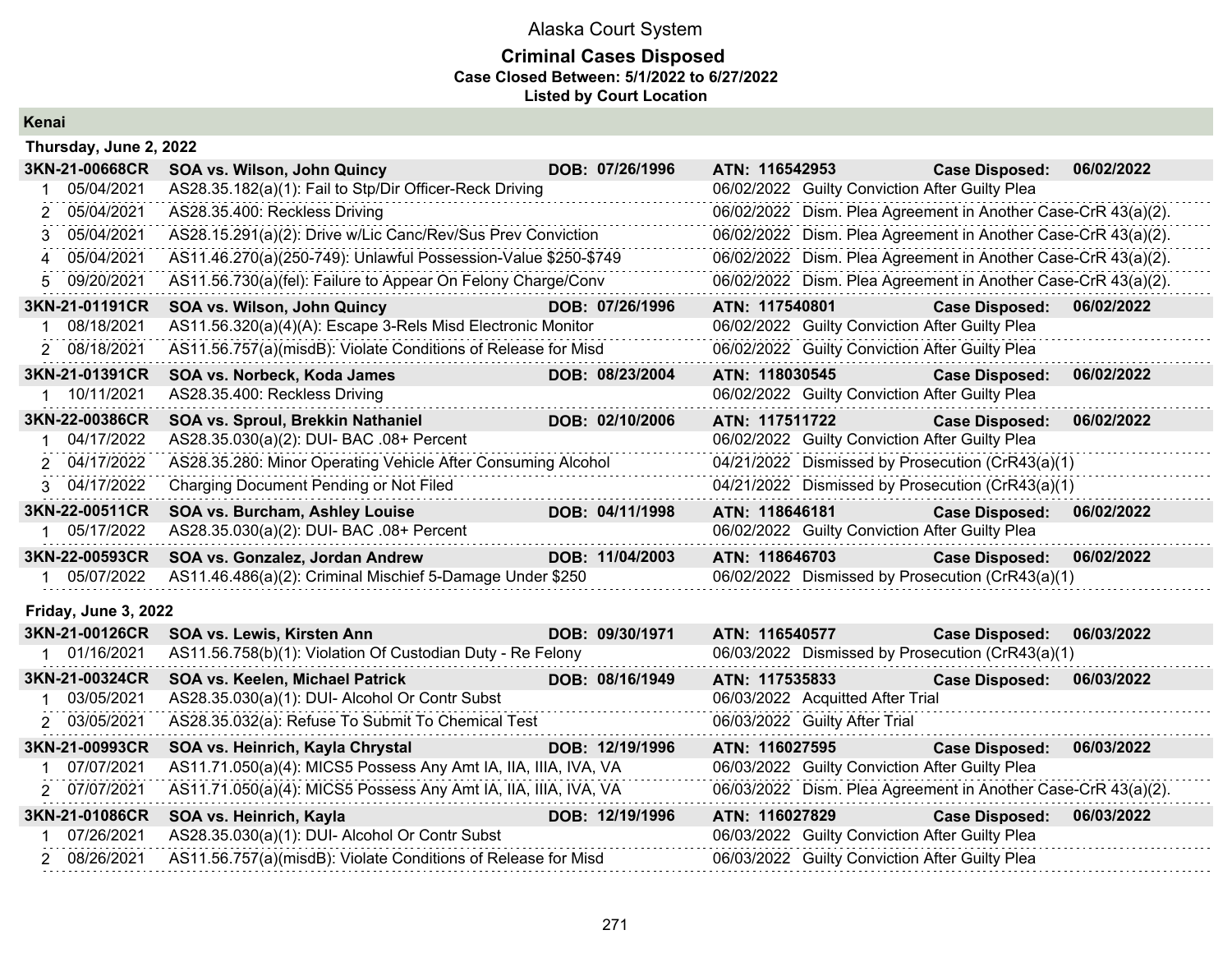# Alaska Court System

## Criminal Cases Disposed

**Case Closed Between: 5/1/2022 to 6/27/2022**

**Listed by Court Location**

### Kenai

#### Thursday, June 2, 2022

| Case | Party / Charge | DOB | ATN / Disposition | Case Disposed |
|---|---|---|---|---|
| **3KN-21-00668CR** | **SOA vs. Wilson, John Quincy** | **DOB: 07/26/1996** | **ATN: 116542953** | **Case Disposed: 06/02/2022** |
| 1 05/04/2021 | AS28.35.182(a)(1): Fail to Stp/Dir Officer-Reck Driving | | 06/02/2022 Guilty Conviction After Guilty Plea | |
| 2 05/04/2021 | AS28.35.400: Reckless Driving | | 06/02/2022 Dism. Plea Agreement in Another Case-CrR 43(a)(2). | |
| 3 05/04/2021 | AS28.15.291(a)(2): Drive w/Lic Canc/Rev/Sus Prev Conviction | | 06/02/2022 Dism. Plea Agreement in Another Case-CrR 43(a)(2). | |
| 4 05/04/2021 | AS11.46.270(a)(250-749): Unlawful Possession-Value $250-$749 | | 06/02/2022 Dism. Plea Agreement in Another Case-CrR 43(a)(2). | |
| 5 09/20/2021 | AS11.56.730(a)(fel): Failure to Appear On Felony Charge/Conv | | 06/02/2022 Dism. Plea Agreement in Another Case-CrR 43(a)(2). | |
| **3KN-21-01191CR** | **SOA vs. Wilson, John Quincy** | **DOB: 07/26/1996** | **ATN: 117540801** | **Case Disposed: 06/02/2022** |
| 1 08/18/2021 | AS11.56.320(a)(4)(A): Escape 3-Rels Misd Electronic Monitor | | 06/02/2022 Guilty Conviction After Guilty Plea | |
| 2 08/18/2021 | AS11.56.757(a)(misdB): Violate Conditions of Release for Misd | | 06/02/2022 Guilty Conviction After Guilty Plea | |
| **3KN-21-01391CR** | **SOA vs. Norbeck, Koda James** | **DOB: 08/23/2004** | **ATN: 118030545** | **Case Disposed: 06/02/2022** |
| 1 10/11/2021 | AS28.35.400: Reckless Driving | | 06/02/2022 Guilty Conviction After Guilty Plea | |
| **3KN-22-00386CR** | **SOA vs. Sproul, Brekkin Nathaniel** | **DOB: 02/10/2006** | **ATN: 117511722** | **Case Disposed: 06/02/2022** |
| 1 04/17/2022 | AS28.35.030(a)(2): DUI- BAC .08+ Percent | | 06/02/2022 Guilty Conviction After Guilty Plea | |
| 2 04/17/2022 | AS28.35.280: Minor Operating Vehicle After Consuming Alcohol | | 04/21/2022 Dismissed by Prosecution (CrR43(a)(1) | |
| 3 04/17/2022 | Charging Document Pending or Not Filed | | 04/21/2022 Dismissed by Prosecution (CrR43(a)(1) | |
| **3KN-22-00511CR** | **SOA vs. Burcham, Ashley Louise** | **DOB: 04/11/1998** | **ATN: 118646181** | **Case Disposed: 06/02/2022** |
| 1 05/17/2022 | AS28.35.030(a)(2): DUI- BAC .08+ Percent | | 06/02/2022 Guilty Conviction After Guilty Plea | |
| **3KN-22-00593CR** | **SOA vs. Gonzalez, Jordan Andrew** | **DOB: 11/04/2003** | **ATN: 118646703** | **Case Disposed: 06/02/2022** |
| 1 05/07/2022 | AS11.46.486(a)(2): Criminal Mischief 5-Damage Under $250 | | 06/02/2022 Dismissed by Prosecution (CrR43(a)(1) | |

#### Friday, June 3, 2022

| Case | Party / Charge | DOB | ATN / Disposition | Case Disposed |
|---|---|---|---|---|
| **3KN-21-00126CR** | **SOA vs. Lewis, Kirsten Ann** | **DOB: 09/30/1971** | **ATN: 116540577** | **Case Disposed: 06/03/2022** |
| 1 01/16/2021 | AS11.56.758(b)(1): Violation Of Custodian Duty - Re Felony | | 06/03/2022 Dismissed by Prosecution (CrR43(a)(1) | |
| **3KN-21-00324CR** | **SOA vs. Keelen, Michael Patrick** | **DOB: 08/16/1949** | **ATN: 117535833** | **Case Disposed: 06/03/2022** |
| 1 03/05/2021 | AS28.35.030(a)(1): DUI- Alcohol Or Contr Subst | | 06/03/2022 Acquitted After Trial | |
| 2 03/05/2021 | AS28.35.032(a): Refuse To Submit To Chemical Test | | 06/03/2022 Guilty After Trial | |
| **3KN-21-00993CR** | **SOA vs. Heinrich, Kayla Chrystal** | **DOB: 12/19/1996** | **ATN: 116027595** | **Case Disposed: 06/03/2022** |
| 1 07/07/2021 | AS11.71.050(a)(4): MICS5 Possess Any Amt IA, IIA, IIIA, IVA, VA | | 06/03/2022 Guilty Conviction After Guilty Plea | |
| 2 07/07/2021 | AS11.71.050(a)(4): MICS5 Possess Any Amt IA, IIA, IIIA, IVA, VA | | 06/03/2022 Dism. Plea Agreement in Another Case-CrR 43(a)(2). | |
| **3KN-21-01086CR** | **SOA vs. Heinrich, Kayla** | **DOB: 12/19/1996** | **ATN: 116027829** | **Case Disposed: 06/03/2022** |
| 1 07/26/2021 | AS28.35.030(a)(1): DUI- Alcohol Or Contr Subst | | 06/03/2022 Guilty Conviction After Guilty Plea | |
| 2 08/26/2021 | AS11.56.757(a)(misdB): Violate Conditions of Release for Misd | | 06/03/2022 Guilty Conviction After Guilty Plea | |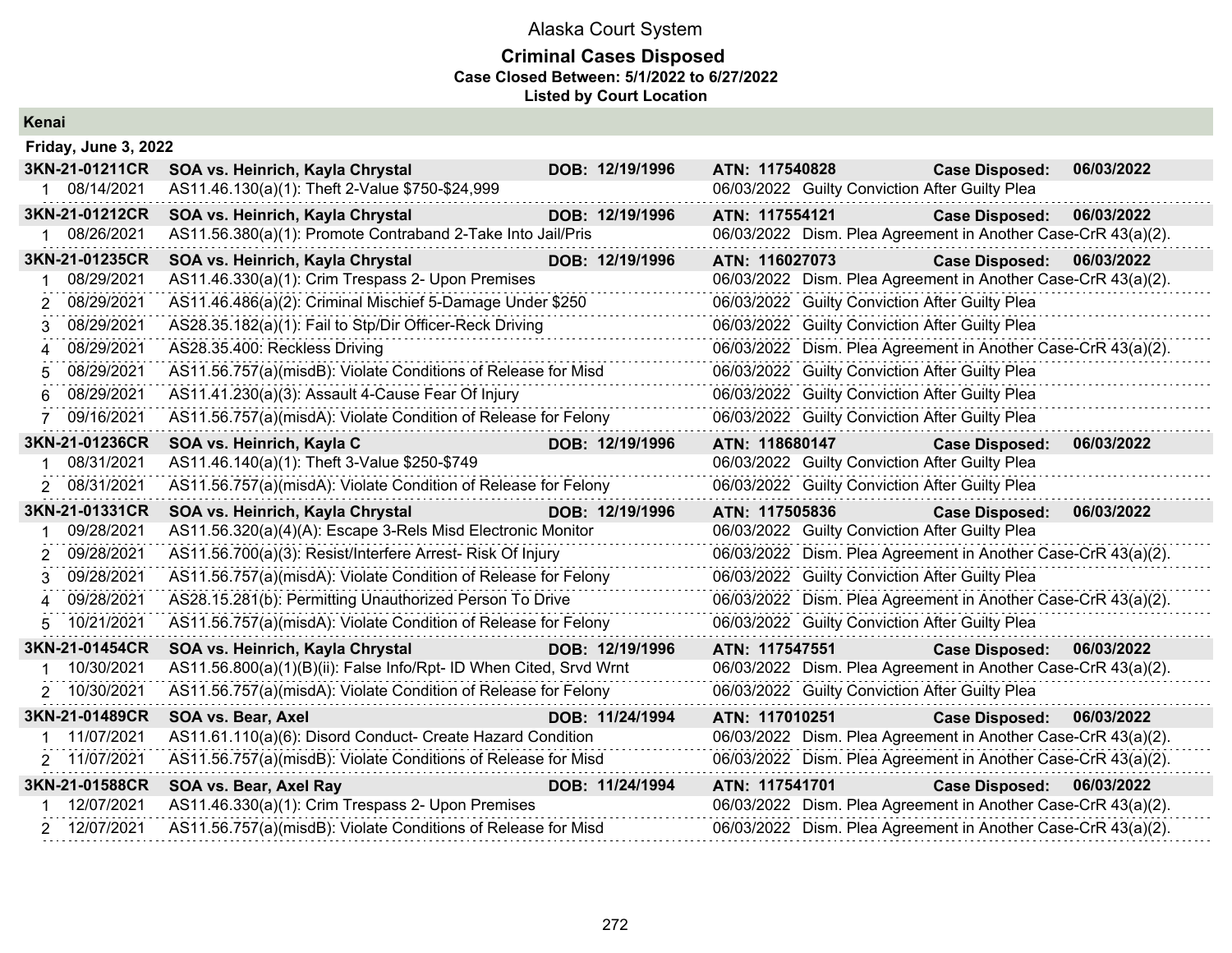# Alaska Court System

## Criminal Cases Disposed

**Case Closed Between: 5/1/2022 to 6/27/2022**

**Listed by Court Location**

### Kenai

**Friday, June 3, 2022**

| Case | Date | Charge / Party | DOB | ATN / Disposition | Case Disposed |
|---|---|---|---|---|---|
| **3KN-21-01211CR** | | **SOA vs. Heinrich, Kayla Chrystal** | **DOB: 12/19/1996** | **ATN: 117540828** | **06/03/2022** |
| 1 | 08/14/2021 | AS11.46.130(a)(1): Theft 2-Value $750-$24,999 | | 06/03/2022 Guilty Conviction After Guilty Plea | |
| **3KN-21-01212CR** | | **SOA vs. Heinrich, Kayla Chrystal** | **DOB: 12/19/1996** | **ATN: 117554121** | **06/03/2022** |
| 1 | 08/26/2021 | AS11.56.380(a)(1): Promote Contraband 2-Take Into Jail/Pris | | 06/03/2022 Dism. Plea Agreement in Another Case-CrR 43(a)(2). | |
| **3KN-21-01235CR** | | **SOA vs. Heinrich, Kayla Chrystal** | **DOB: 12/19/1996** | **ATN: 116027073** | **06/03/2022** |
| 1 | 08/29/2021 | AS11.46.330(a)(1): Crim Trespass 2- Upon Premises | | 06/03/2022 Dism. Plea Agreement in Another Case-CrR 43(a)(2). | |
| 2 | 08/29/2021 | AS11.46.486(a)(2): Criminal Mischief 5-Damage Under $250 | | 06/03/2022 Guilty Conviction After Guilty Plea | |
| 3 | 08/29/2021 | AS28.35.182(a)(1): Fail to Stp/Dir Officer-Reck Driving | | 06/03/2022 Guilty Conviction After Guilty Plea | |
| 4 | 08/29/2021 | AS28.35.400: Reckless Driving | | 06/03/2022 Dism. Plea Agreement in Another Case-CrR 43(a)(2). | |
| 5 | 08/29/2021 | AS11.56.757(a)(misdB): Violate Conditions of Release for Misd | | 06/03/2022 Guilty Conviction After Guilty Plea | |
| 6 | 08/29/2021 | AS11.41.230(a)(3): Assault 4-Cause Fear Of Injury | | 06/03/2022 Guilty Conviction After Guilty Plea | |
| 7 | 09/16/2021 | AS11.56.757(a)(misdA): Violate Condition of Release for Felony | | 06/03/2022 Guilty Conviction After Guilty Plea | |
| **3KN-21-01236CR** | | **SOA vs. Heinrich, Kayla C** | **DOB: 12/19/1996** | **ATN: 118680147** | **06/03/2022** |
| 1 | 08/31/2021 | AS11.46.140(a)(1): Theft 3-Value $250-$749 | | 06/03/2022 Guilty Conviction After Guilty Plea | |
| 2 | 08/31/2021 | AS11.56.757(a)(misdA): Violate Condition of Release for Felony | | 06/03/2022 Guilty Conviction After Guilty Plea | |
| **3KN-21-01331CR** | | **SOA vs. Heinrich, Kayla Chrystal** | **DOB: 12/19/1996** | **ATN: 117505836** | **06/03/2022** |
| 1 | 09/28/2021 | AS11.56.320(a)(4)(A): Escape 3-Rels Misd Electronic Monitor | | 06/03/2022 Guilty Conviction After Guilty Plea | |
| 2 | 09/28/2021 | AS11.56.700(a)(3): Resist/Interfere Arrest- Risk Of Injury | | 06/03/2022 Dism. Plea Agreement in Another Case-CrR 43(a)(2). | |
| 3 | 09/28/2021 | AS11.56.757(a)(misdA): Violate Condition of Release for Felony | | 06/03/2022 Guilty Conviction After Guilty Plea | |
| 4 | 09/28/2021 | AS28.15.281(b): Permitting Unauthorized Person To Drive | | 06/03/2022 Dism. Plea Agreement in Another Case-CrR 43(a)(2). | |
| 5 | 10/21/2021 | AS11.56.757(a)(misdA): Violate Condition of Release for Felony | | 06/03/2022 Guilty Conviction After Guilty Plea | |
| **3KN-21-01454CR** | | **SOA vs. Heinrich, Kayla Chrystal** | **DOB: 12/19/1996** | **ATN: 117547551** | **06/03/2022** |
| 1 | 10/30/2021 | AS11.56.800(a)(1)(B)(ii): False Info/Rpt- ID When Cited, Srvd Wrnt | | 06/03/2022 Dism. Plea Agreement in Another Case-CrR 43(a)(2). | |
| 2 | 10/30/2021 | AS11.56.757(a)(misdA): Violate Condition of Release for Felony | | 06/03/2022 Guilty Conviction After Guilty Plea | |
| **3KN-21-01489CR** | | **SOA vs. Bear, Axel** | **DOB: 11/24/1994** | **ATN: 117010251** | **06/03/2022** |
| 1 | 11/07/2021 | AS11.61.110(a)(6): Disord Conduct- Create Hazard Condition | | 06/03/2022 Dism. Plea Agreement in Another Case-CrR 43(a)(2). | |
| 2 | 11/07/2021 | AS11.56.757(a)(misdB): Violate Conditions of Release for Misd | | 06/03/2022 Dism. Plea Agreement in Another Case-CrR 43(a)(2). | |
| **3KN-21-01588CR** | | **SOA vs. Bear, Axel Ray** | **DOB: 11/24/1994** | **ATN: 117541701** | **06/03/2022** |
| 1 | 12/07/2021 | AS11.46.330(a)(1): Crim Trespass 2- Upon Premises | | 06/03/2022 Dism. Plea Agreement in Another Case-CrR 43(a)(2). | |
| 2 | 12/07/2021 | AS11.56.757(a)(misdB): Violate Conditions of Release for Misd | | 06/03/2022 Dism. Plea Agreement in Another Case-CrR 43(a)(2). | |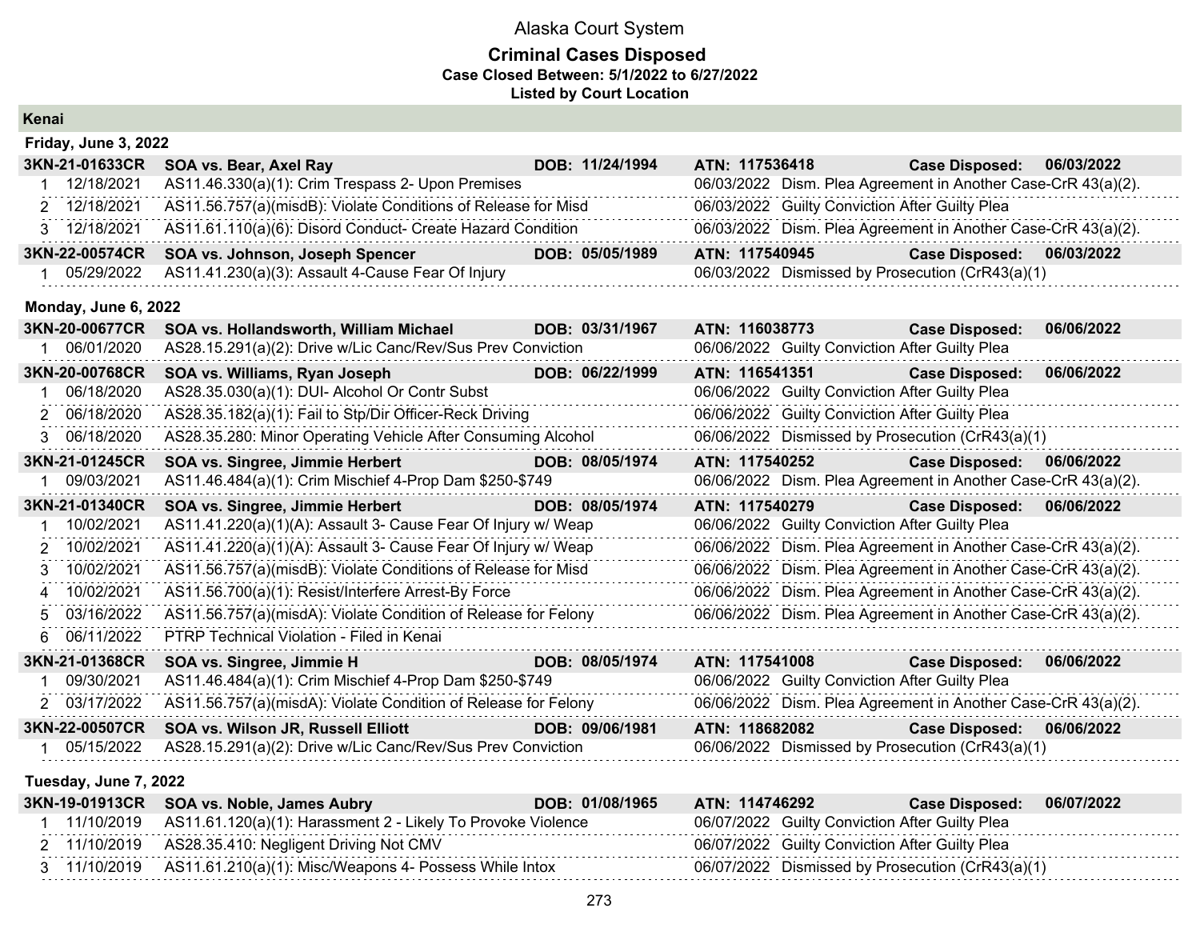# Alaska Court System

## Criminal Cases Disposed

**Case Closed Between: 5/1/2022 to 6/27/2022**

**Listed by Court Location**

### Kenai

#### Friday, June 3, 2022

**3KN-21-01633CR** | **SOA vs. Bear, Axel Ray** | **DOB: 11/24/1994** | **ATN: 117536418** | **Case Disposed: 06/03/2022**

| # | Date | Charge | Disposition Date | Disposition |
|---|---|---|---|---|
| 1 | 12/18/2021 | AS11.46.330(a)(1): Crim Trespass 2- Upon Premises | 06/03/2022 | Dism. Plea Agreement in Another Case-CrR 43(a)(2). |
| 2 | 12/18/2021 | AS11.56.757(a)(misdB): Violate Conditions of Release for Misd | 06/03/2022 | Guilty Conviction After Guilty Plea |
| 3 | 12/18/2021 | AS11.61.110(a)(6): Disord Conduct- Create Hazard Condition | 06/03/2022 | Dism. Plea Agreement in Another Case-CrR 43(a)(2). |

**3KN-22-00574CR** | **SOA vs. Johnson, Joseph Spencer** | **DOB: 05/05/1989** | **ATN: 117540945** | **Case Disposed: 06/03/2022**

| # | Date | Charge | Disposition Date | Disposition |
|---|---|---|---|---|
| 1 | 05/29/2022 | AS11.41.230(a)(3): Assault 4-Cause Fear Of Injury | 06/03/2022 | Dismissed by Prosecution (CrR43(a)(1) |

#### Monday, June 6, 2022

**3KN-20-00677CR** | **SOA vs. Hollandsworth, William Michael** | **DOB: 03/31/1967** | **ATN: 116038773** | **Case Disposed: 06/06/2022**

| # | Date | Charge | Disposition Date | Disposition |
|---|---|---|---|---|
| 1 | 06/01/2020 | AS28.15.291(a)(2): Drive w/Lic Canc/Rev/Sus Prev Conviction | 06/06/2022 | Guilty Conviction After Guilty Plea |

**3KN-20-00768CR** | **SOA vs. Williams, Ryan Joseph** | **DOB: 06/22/1999** | **ATN: 116541351** | **Case Disposed: 06/06/2022**

| # | Date | Charge | Disposition Date | Disposition |
|---|---|---|---|---|
| 1 | 06/18/2020 | AS28.35.030(a)(1): DUI- Alcohol Or Contr Subst | 06/06/2022 | Guilty Conviction After Guilty Plea |
| 2 | 06/18/2020 | AS28.35.182(a)(1): Fail to Stp/Dir Officer-Reck Driving | 06/06/2022 | Guilty Conviction After Guilty Plea |
| 3 | 06/18/2020 | AS28.35.280: Minor Operating Vehicle After Consuming Alcohol | 06/06/2022 | Dismissed by Prosecution (CrR43(a)(1) |

**3KN-21-01245CR** | **SOA vs. Singree, Jimmie Herbert** | **DOB: 08/05/1974** | **ATN: 117540252** | **Case Disposed: 06/06/2022**

| # | Date | Charge | Disposition Date | Disposition |
|---|---|---|---|---|
| 1 | 09/03/2021 | AS11.46.484(a)(1): Crim Mischief 4-Prop Dam $250-$749 | 06/06/2022 | Dism. Plea Agreement in Another Case-CrR 43(a)(2). |

**3KN-21-01340CR** | **SOA vs. Singree, Jimmie Herbert** | **DOB: 08/05/1974** | **ATN: 117540279** | **Case Disposed: 06/06/2022**

| # | Date | Charge | Disposition Date | Disposition |
|---|---|---|---|---|
| 1 | 10/02/2021 | AS11.41.220(a)(1)(A): Assault 3- Cause Fear Of Injury w/ Weap | 06/06/2022 | Guilty Conviction After Guilty Plea |
| 2 | 10/02/2021 | AS11.41.220(a)(1)(A): Assault 3- Cause Fear Of Injury w/ Weap | 06/06/2022 | Dism. Plea Agreement in Another Case-CrR 43(a)(2). |
| 3 | 10/02/2021 | AS11.56.757(a)(misdB): Violate Conditions of Release for Misd | 06/06/2022 | Dism. Plea Agreement in Another Case-CrR 43(a)(2). |
| 4 | 10/02/2021 | AS11.56.700(a)(1): Resist/Interfere Arrest-By Force | 06/06/2022 | Dism. Plea Agreement in Another Case-CrR 43(a)(2). |
| 5 | 03/16/2022 | AS11.56.757(a)(misdA): Violate Condition of Release for Felony | 06/06/2022 | Dism. Plea Agreement in Another Case-CrR 43(a)(2). |
| 6 | 06/11/2022 | PTRP Technical Violation - Filed in Kenai | | |

**3KN-21-01368CR** | **SOA vs. Singree, Jimmie H** | **DOB: 08/05/1974** | **ATN: 117541008** | **Case Disposed: 06/06/2022**

| # | Date | Charge | Disposition Date | Disposition |
|---|---|---|---|---|
| 1 | 09/30/2021 | AS11.46.484(a)(1): Crim Mischief 4-Prop Dam $250-$749 | 06/06/2022 | Guilty Conviction After Guilty Plea |
| 2 | 03/17/2022 | AS11.56.757(a)(misdA): Violate Condition of Release for Felony | 06/06/2022 | Dism. Plea Agreement in Another Case-CrR 43(a)(2). |

**3KN-22-00507CR** | **SOA vs. Wilson JR, Russell Elliott** | **DOB: 09/06/1981** | **ATN: 118682082** | **Case Disposed: 06/06/2022**

| # | Date | Charge | Disposition Date | Disposition |
|---|---|---|---|---|
| 1 | 05/15/2022 | AS28.15.291(a)(2): Drive w/Lic Canc/Rev/Sus Prev Conviction | 06/06/2022 | Dismissed by Prosecution (CrR43(a)(1) |

#### Tuesday, June 7, 2022

**3KN-19-01913CR** | **SOA vs. Noble, James Aubry** | **DOB: 01/08/1965** | **ATN: 114746292** | **Case Disposed: 06/07/2022**

| # | Date | Charge | Disposition Date | Disposition |
|---|---|---|---|---|
| 1 | 11/10/2019 | AS11.61.120(a)(1): Harassment 2 - Likely To Provoke Violence | 06/07/2022 | Guilty Conviction After Guilty Plea |
| 2 | 11/10/2019 | AS28.35.410: Negligent Driving Not CMV | 06/07/2022 | Guilty Conviction After Guilty Plea |
| 3 | 11/10/2019 | AS11.61.210(a)(1): Misc/Weapons 4- Possess While Intox | 06/07/2022 | Dismissed by Prosecution (CrR43(a)(1) |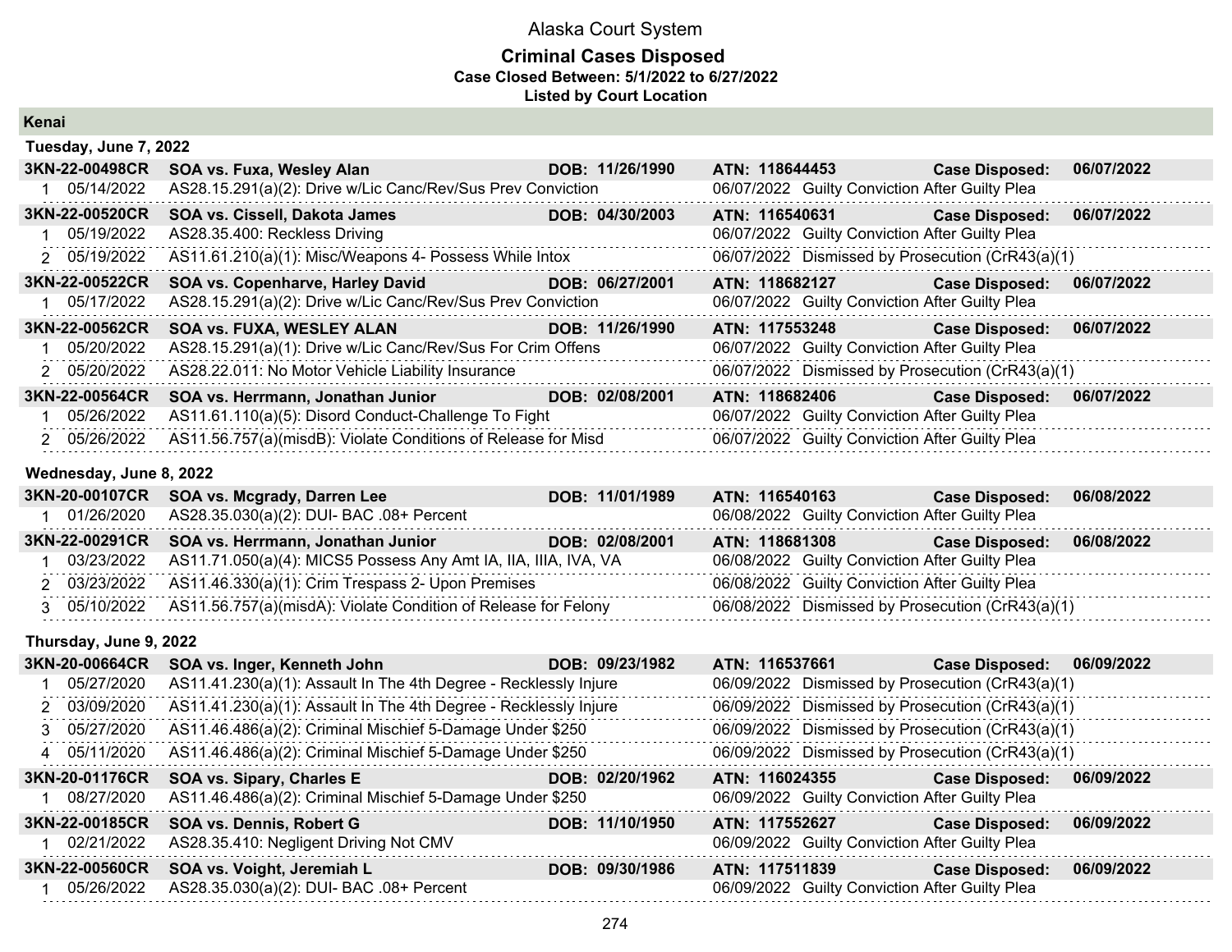# Alaska Court System

## Criminal Cases Disposed

**Case Closed Between: 5/1/2022 to 6/27/2022**

**Listed by Court Location**

## Kenai

### Tuesday, June 7, 2022

**3KN-22-00498CR** | **SOA vs. Fuxa, Wesley Alan** | **DOB: 11/26/1990** | **ATN: 118644453** | **Case Disposed: 06/07/2022**

| # | Date | Charge | Disposition |
|---|---|---|---|
| 1 | 05/14/2022 | AS28.15.291(a)(2): Drive w/Lic Canc/Rev/Sus Prev Conviction | 06/07/2022 Guilty Conviction After Guilty Plea |

**3KN-22-00520CR** | **SOA vs. Cissell, Dakota James** | **DOB: 04/30/2003** | **ATN: 116540631** | **Case Disposed: 06/07/2022**

| # | Date | Charge | Disposition |
|---|---|---|---|
| 1 | 05/19/2022 | AS28.35.400: Reckless Driving | 06/07/2022 Guilty Conviction After Guilty Plea |
| 2 | 05/19/2022 | AS11.61.210(a)(1): Misc/Weapons 4- Possess While Intox | 06/07/2022 Dismissed by Prosecution (CrR43(a)(1) |

**3KN-22-00522CR** | **SOA vs. Copenharve, Harley David** | **DOB: 06/27/2001** | **ATN: 118682127** | **Case Disposed: 06/07/2022**

| # | Date | Charge | Disposition |
|---|---|---|---|
| 1 | 05/17/2022 | AS28.15.291(a)(2): Drive w/Lic Canc/Rev/Sus Prev Conviction | 06/07/2022 Guilty Conviction After Guilty Plea |

**3KN-22-00562CR** | **SOA vs. FUXA, WESLEY ALAN** | **DOB: 11/26/1990** | **ATN: 117553248** | **Case Disposed: 06/07/2022**

| # | Date | Charge | Disposition |
|---|---|---|---|
| 1 | 05/20/2022 | AS28.15.291(a)(1): Drive w/Lic Canc/Rev/Sus For Crim Offens | 06/07/2022 Guilty Conviction After Guilty Plea |
| 2 | 05/20/2022 | AS28.22.011: No Motor Vehicle Liability Insurance | 06/07/2022 Dismissed by Prosecution (CrR43(a)(1) |

**3KN-22-00564CR** | **SOA vs. Herrmann, Jonathan Junior** | **DOB: 02/08/2001** | **ATN: 118682406** | **Case Disposed: 06/07/2022**

| # | Date | Charge | Disposition |
|---|---|---|---|
| 1 | 05/26/2022 | AS11.61.110(a)(5): Disord Conduct-Challenge To Fight | 06/07/2022 Guilty Conviction After Guilty Plea |
| 2 | 05/26/2022 | AS11.56.757(a)(misdB): Violate Conditions of Release for Misd | 06/07/2022 Guilty Conviction After Guilty Plea |

### Wednesday, June 8, 2022

**3KN-20-00107CR** | **SOA vs. Mcgrady, Darren Lee** | **DOB: 11/01/1989** | **ATN: 116540163** | **Case Disposed: 06/08/2022**

| # | Date | Charge | Disposition |
|---|---|---|---|
| 1 | 01/26/2020 | AS28.35.030(a)(2): DUI- BAC .08+ Percent | 06/08/2022 Guilty Conviction After Guilty Plea |

**3KN-22-00291CR** | **SOA vs. Herrmann, Jonathan Junior** | **DOB: 02/08/2001** | **ATN: 118681308** | **Case Disposed: 06/08/2022**

| # | Date | Charge | Disposition |
|---|---|---|---|
| 1 | 03/23/2022 | AS11.71.050(a)(4): MICS5 Possess Any Amt IA, IIA, IIIA, IVA, VA | 06/08/2022 Guilty Conviction After Guilty Plea |
| 2 | 03/23/2022 | AS11.46.330(a)(1): Crim Trespass 2- Upon Premises | 06/08/2022 Guilty Conviction After Guilty Plea |
| 3 | 05/10/2022 | AS11.56.757(a)(misdA): Violate Condition of Release for Felony | 06/08/2022 Dismissed by Prosecution (CrR43(a)(1) |

### Thursday, June 9, 2022

**3KN-20-00664CR** | **SOA vs. Inger, Kenneth John** | **DOB: 09/23/1982** | **ATN: 116537661** | **Case Disposed: 06/09/2022**

| # | Date | Charge | Disposition |
|---|---|---|---|
| 1 | 05/27/2020 | AS11.41.230(a)(1): Assault In The 4th Degree - Recklessly Injure | 06/09/2022 Dismissed by Prosecution (CrR43(a)(1) |
| 2 | 03/09/2020 | AS11.41.230(a)(1): Assault In The 4th Degree - Recklessly Injure | 06/09/2022 Dismissed by Prosecution (CrR43(a)(1) |
| 3 | 05/27/2020 | AS11.46.486(a)(2): Criminal Mischief 5-Damage Under $250 | 06/09/2022 Dismissed by Prosecution (CrR43(a)(1) |
| 4 | 05/11/2020 | AS11.46.486(a)(2): Criminal Mischief 5-Damage Under $250 | 06/09/2022 Dismissed by Prosecution (CrR43(a)(1) |

**3KN-20-01176CR** | **SOA vs. Sipary, Charles E** | **DOB: 02/20/1962** | **ATN: 116024355** | **Case Disposed: 06/09/2022**

| # | Date | Charge | Disposition |
|---|---|---|---|
| 1 | 08/27/2020 | AS11.46.486(a)(2): Criminal Mischief 5-Damage Under $250 | 06/09/2022 Guilty Conviction After Guilty Plea |

**3KN-22-00185CR** | **SOA vs. Dennis, Robert G** | **DOB: 11/10/1950** | **ATN: 117552627** | **Case Disposed: 06/09/2022**

| # | Date | Charge | Disposition |
|---|---|---|---|
| 1 | 02/21/2022 | AS28.35.410: Negligent Driving Not CMV | 06/09/2022 Guilty Conviction After Guilty Plea |

**3KN-22-00560CR** | **SOA vs. Voight, Jeremiah L** | **DOB: 09/30/1986** | **ATN: 117511839** | **Case Disposed: 06/09/2022**

| # | Date | Charge | Disposition |
|---|---|---|---|
| 1 | 05/26/2022 | AS28.35.030(a)(2): DUI- BAC .08+ Percent | 06/09/2022 Guilty Conviction After Guilty Plea |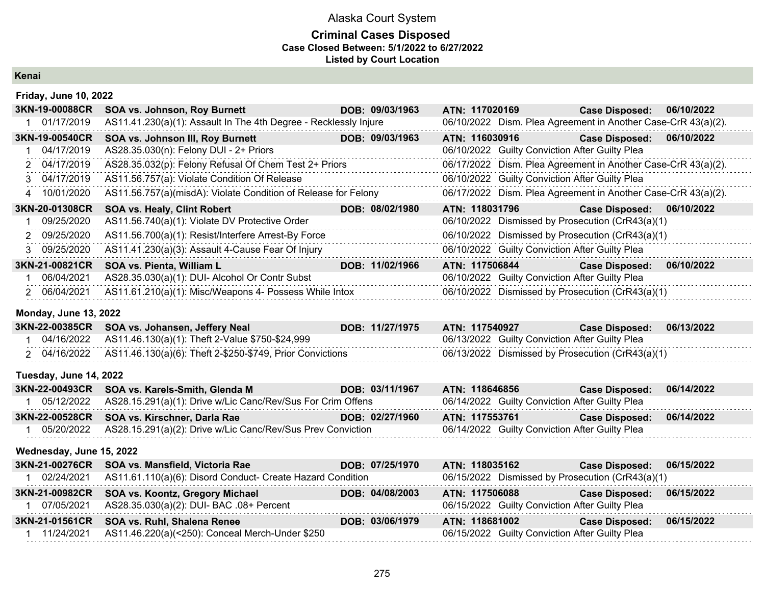# Alaska Court System

## Criminal Cases Disposed

**Case Closed Between: 5/1/2022 to 6/27/2022**

**Listed by Court Location**

## Kenai

### Friday, June 10, 2022

**3KN-19-00088CR** | **SOA vs. Johnson, Roy Burnett** | **DOB: 09/03/1963** | **ATN: 117020169** | **Case Disposed: 06/10/2022**

| # | Date | Charge | Disposition Date | Disposition |
|---|---|---|---|---|
| 1 | 01/17/2019 | AS11.41.230(a)(1): Assault In The 4th Degree - Recklessly Injure | 06/10/2022 | Dism. Plea Agreement in Another Case-CrR 43(a)(2). |

**3KN-19-00540CR** | **SOA vs. Johnson III, Roy Burnett** | **DOB: 09/03/1963** | **ATN: 116030916** | **Case Disposed: 06/10/2022**

| # | Date | Charge | Disposition Date | Disposition |
|---|---|---|---|---|
| 1 | 04/17/2019 | AS28.35.030(n): Felony DUI - 2+ Priors | 06/10/2022 | Guilty Conviction After Guilty Plea |
| 2 | 04/17/2019 | AS28.35.032(p): Felony Refusal Of Chem Test 2+ Priors | 06/17/2022 | Dism. Plea Agreement in Another Case-CrR 43(a)(2). |
| 3 | 04/17/2019 | AS11.56.757(a): Violate Condition Of Release | 06/10/2022 | Guilty Conviction After Guilty Plea |
| 4 | 10/01/2020 | AS11.56.757(a)(misdA): Violate Condition of Release for Felony | 06/17/2022 | Dism. Plea Agreement in Another Case-CrR 43(a)(2). |

**3KN-20-01308CR** | **SOA vs. Healy, Clint Robert** | **DOB: 08/02/1980** | **ATN: 118031796** | **Case Disposed: 06/10/2022**

| # | Date | Charge | Disposition Date | Disposition |
|---|---|---|---|---|
| 1 | 09/25/2020 | AS11.56.740(a)(1): Violate DV Protective Order | 06/10/2022 | Dismissed by Prosecution (CrR43(a)(1) |
| 2 | 09/25/2020 | AS11.56.700(a)(1): Resist/Interfere Arrest-By Force | 06/10/2022 | Dismissed by Prosecution (CrR43(a)(1) |
| 3 | 09/25/2020 | AS11.41.230(a)(3): Assault 4-Cause Fear Of Injury | 06/10/2022 | Guilty Conviction After Guilty Plea |

**3KN-21-00821CR** | **SOA vs. Pienta, William L** | **DOB: 11/02/1966** | **ATN: 117506844** | **Case Disposed: 06/10/2022**

| # | Date | Charge | Disposition Date | Disposition |
|---|---|---|---|---|
| 1 | 06/04/2021 | AS28.35.030(a)(1): DUI- Alcohol Or Contr Subst | 06/10/2022 | Guilty Conviction After Guilty Plea |
| 2 | 06/04/2021 | AS11.61.210(a)(1): Misc/Weapons 4- Possess While Intox | 06/10/2022 | Dismissed by Prosecution (CrR43(a)(1) |

### Monday, June 13, 2022

**3KN-22-00385CR** | **SOA vs. Johansen, Jeffery Neal** | **DOB: 11/27/1975** | **ATN: 117540927** | **Case Disposed: 06/13/2022**

| # | Date | Charge | Disposition Date | Disposition |
|---|---|---|---|---|
| 1 | 04/16/2022 | AS11.46.130(a)(1): Theft 2-Value $750-$24,999 | 06/13/2022 | Guilty Conviction After Guilty Plea |
| 2 | 04/16/2022 | AS11.46.130(a)(6): Theft 2-$250-$749, Prior Convictions | 06/13/2022 | Dismissed by Prosecution (CrR43(a)(1) |

### Tuesday, June 14, 2022

**3KN-22-00493CR** | **SOA vs. Karels-Smith, Glenda M** | **DOB: 03/11/1967** | **ATN: 118646856** | **Case Disposed: 06/14/2022**

| # | Date | Charge | Disposition Date | Disposition |
|---|---|---|---|---|
| 1 | 05/12/2022 | AS28.15.291(a)(1): Drive w/Lic Canc/Rev/Sus For Crim Offens | 06/14/2022 | Guilty Conviction After Guilty Plea |

**3KN-22-00528CR** | **SOA vs. Kirschner, Darla Rae** | **DOB: 02/27/1960** | **ATN: 117553761** | **Case Disposed: 06/14/2022**

| # | Date | Charge | Disposition Date | Disposition |
|---|---|---|---|---|
| 1 | 05/20/2022 | AS28.15.291(a)(2): Drive w/Lic Canc/Rev/Sus Prev Conviction | 06/14/2022 | Guilty Conviction After Guilty Plea |

### Wednesday, June 15, 2022

**3KN-21-00276CR** | **SOA vs. Mansfield, Victoria Rae** | **DOB: 07/25/1970** | **ATN: 118035162** | **Case Disposed: 06/15/2022**

| # | Date | Charge | Disposition Date | Disposition |
|---|---|---|---|---|
| 1 | 02/24/2021 | AS11.61.110(a)(6): Disord Conduct- Create Hazard Condition | 06/15/2022 | Dismissed by Prosecution (CrR43(a)(1) |

**3KN-21-00982CR** | **SOA vs. Koontz, Gregory Michael** | **DOB: 04/08/2003** | **ATN: 117506088** | **Case Disposed: 06/15/2022**

| # | Date | Charge | Disposition Date | Disposition |
|---|---|---|---|---|
| 1 | 07/05/2021 | AS28.35.030(a)(2): DUI- BAC .08+ Percent | 06/15/2022 | Guilty Conviction After Guilty Plea |

**3KN-21-01561CR** | **SOA vs. Ruhl, Shalena Renee** | **DOB: 03/06/1979** | **ATN: 118681002** | **Case Disposed: 06/15/2022**

| # | Date | Charge | Disposition Date | Disposition |
|---|---|---|---|---|
| 1 | 11/24/2021 | AS11.46.220(a)(<250): Conceal Merch-Under $250 | 06/15/2022 | Guilty Conviction After Guilty Plea |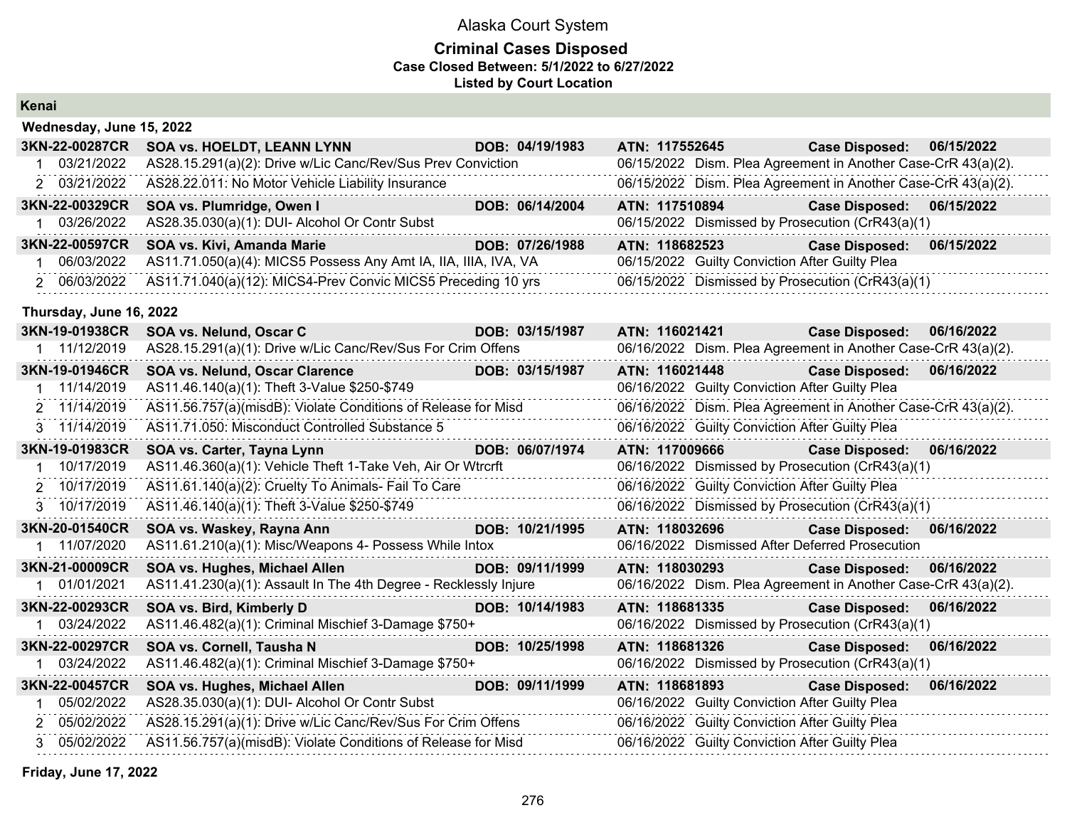# Alaska Court System

## Criminal Cases Disposed

**Case Closed Between: 5/1/2022 to 6/27/2022**

**Listed by Court Location**

### Kenai

#### Wednesday, June 15, 2022

**3KN-22-00287CR** | **SOA vs. HOELDT, LEANN LYNN** | **DOB: 04/19/1983** | **ATN: 117552645** | **Case Disposed: 06/15/2022**

| # | Date | Charge | Disposition |
|---|---|---|---|
| 1 | 03/21/2022 | AS28.15.291(a)(2): Drive w/Lic Canc/Rev/Sus Prev Conviction | 06/15/2022 Dism. Plea Agreement in Another Case-CrR 43(a)(2). |
| 2 | 03/21/2022 | AS28.22.011: No Motor Vehicle Liability Insurance | 06/15/2022 Dism. Plea Agreement in Another Case-CrR 43(a)(2). |

**3KN-22-00329CR** | **SOA vs. Plumridge, Owen I** | **DOB: 06/14/2004** | **ATN: 117510894** | **Case Disposed: 06/15/2022**

| # | Date | Charge | Disposition |
|---|---|---|---|
| 1 | 03/26/2022 | AS28.35.030(a)(1): DUI- Alcohol Or Contr Subst | 06/15/2022 Dismissed by Prosecution (CrR43(a)(1) |

**3KN-22-00597CR** | **SOA vs. Kivi, Amanda Marie** | **DOB: 07/26/1988** | **ATN: 118682523** | **Case Disposed: 06/15/2022**

| # | Date | Charge | Disposition |
|---|---|---|---|
| 1 | 06/03/2022 | AS11.71.050(a)(4): MICS5 Possess Any Amt IA, IIA, IIIA, IVA, VA | 06/15/2022 Guilty Conviction After Guilty Plea |
| 2 | 06/03/2022 | AS11.71.040(a)(12): MICS4-Prev Convic MICS5 Preceding 10 yrs | 06/15/2022 Dismissed by Prosecution (CrR43(a)(1) |

#### Thursday, June 16, 2022

**3KN-19-01938CR** | **SOA vs. Nelund, Oscar C** | **DOB: 03/15/1987** | **ATN: 116021421** | **Case Disposed: 06/16/2022**

| # | Date | Charge | Disposition |
|---|---|---|---|
| 1 | 11/12/2019 | AS28.15.291(a)(1): Drive w/Lic Canc/Rev/Sus For Crim Offens | 06/16/2022 Dism. Plea Agreement in Another Case-CrR 43(a)(2). |

**3KN-19-01946CR** | **SOA vs. Nelund, Oscar Clarence** | **DOB: 03/15/1987** | **ATN: 116021448** | **Case Disposed: 06/16/2022**

| # | Date | Charge | Disposition |
|---|---|---|---|
| 1 | 11/14/2019 | AS11.46.140(a)(1): Theft 3-Value $250-$749 | 06/16/2022 Guilty Conviction After Guilty Plea |
| 2 | 11/14/2019 | AS11.56.757(a)(misdB): Violate Conditions of Release for Misd | 06/16/2022 Dism. Plea Agreement in Another Case-CrR 43(a)(2). |
| 3 | 11/14/2019 | AS11.71.050: Misconduct Controlled Substance 5 | 06/16/2022 Guilty Conviction After Guilty Plea |

**3KN-19-01983CR** | **SOA vs. Carter, Tayna Lynn** | **DOB: 06/07/1974** | **ATN: 117009666** | **Case Disposed: 06/16/2022**

| # | Date | Charge | Disposition |
|---|---|---|---|
| 1 | 10/17/2019 | AS11.46.360(a)(1): Vehicle Theft 1-Take Veh, Air Or Wtrcrft | 06/16/2022 Dismissed by Prosecution (CrR43(a)(1) |
| 2 | 10/17/2019 | AS11.61.140(a)(2): Cruelty To Animals- Fail To Care | 06/16/2022 Guilty Conviction After Guilty Plea |
| 3 | 10/17/2019 | AS11.46.140(a)(1): Theft 3-Value $250-$749 | 06/16/2022 Dismissed by Prosecution (CrR43(a)(1) |

**3KN-20-01540CR** | **SOA vs. Waskey, Rayna Ann** | **DOB: 10/21/1995** | **ATN: 118032696** | **Case Disposed: 06/16/2022**

| # | Date | Charge | Disposition |
|---|---|---|---|
| 1 | 11/07/2020 | AS11.61.210(a)(1): Misc/Weapons 4- Possess While Intox | 06/16/2022 Dismissed After Deferred Prosecution |

**3KN-21-00009CR** | **SOA vs. Hughes, Michael Allen** | **DOB: 09/11/1999** | **ATN: 118030293** | **Case Disposed: 06/16/2022**

| # | Date | Charge | Disposition |
|---|---|---|---|
| 1 | 01/01/2021 | AS11.41.230(a)(1): Assault In The 4th Degree - Recklessly Injure | 06/16/2022 Dism. Plea Agreement in Another Case-CrR 43(a)(2). |

**3KN-22-00293CR** | **SOA vs. Bird, Kimberly D** | **DOB: 10/14/1983** | **ATN: 118681335** | **Case Disposed: 06/16/2022**

| # | Date | Charge | Disposition |
|---|---|---|---|
| 1 | 03/24/2022 | AS11.46.482(a)(1): Criminal Mischief 3-Damage $750+ | 06/16/2022 Dismissed by Prosecution (CrR43(a)(1) |

**3KN-22-00297CR** | **SOA vs. Cornell, Tausha N** | **DOB: 10/25/1998** | **ATN: 118681326** | **Case Disposed: 06/16/2022**

| # | Date | Charge | Disposition |
|---|---|---|---|
| 1 | 03/24/2022 | AS11.46.482(a)(1): Criminal Mischief 3-Damage $750+ | 06/16/2022 Dismissed by Prosecution (CrR43(a)(1) |

**3KN-22-00457CR** | **SOA vs. Hughes, Michael Allen** | **DOB: 09/11/1999** | **ATN: 118681893** | **Case Disposed: 06/16/2022**

| # | Date | Charge | Disposition |
|---|---|---|---|
| 1 | 05/02/2022 | AS28.35.030(a)(1): DUI- Alcohol Or Contr Subst | 06/16/2022 Guilty Conviction After Guilty Plea |
| 2 | 05/02/2022 | AS28.15.291(a)(1): Drive w/Lic Canc/Rev/Sus For Crim Offens | 06/16/2022 Guilty Conviction After Guilty Plea |
| 3 | 05/02/2022 | AS11.56.757(a)(misdB): Violate Conditions of Release for Misd | 06/16/2022 Guilty Conviction After Guilty Plea |

#### Friday, June 17, 2022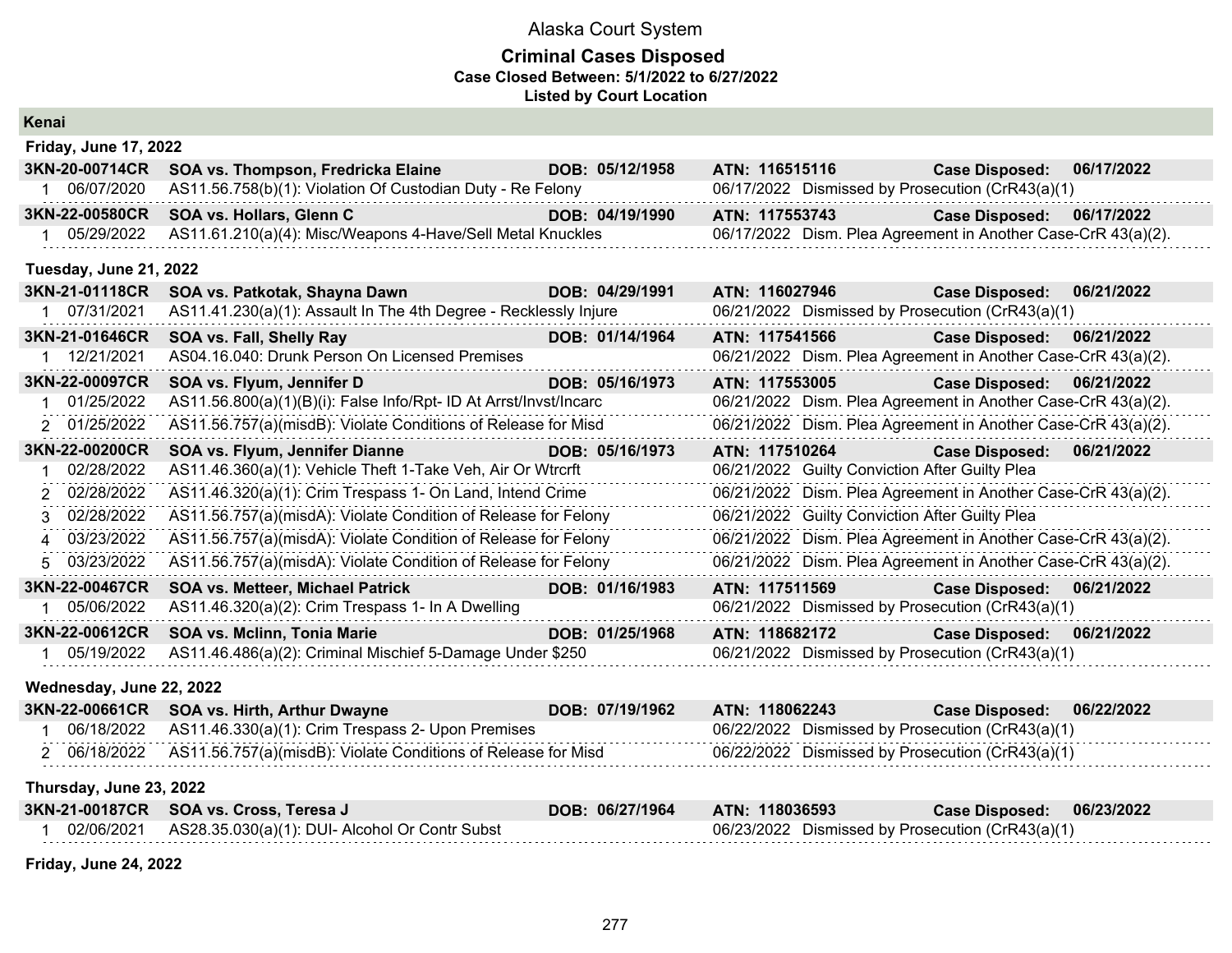# Alaska Court System

## Criminal Cases Disposed

**Case Closed Between: 5/1/2022 to 6/27/2022**

**Listed by Court Location**

## Kenai

### Friday, June 17, 2022

**3KN-20-00714CR SOA vs. Thompson, Fredricka Elaine DOB: 05/12/1958 ATN: 116515116 Case Disposed: 06/17/2022**

1 06/07/2020 AS11.56.758(b)(1): Violation Of Custodian Duty - Re Felony — 06/17/2022 Dismissed by Prosecution (CrR43(a)(1)

**3KN-22-00580CR SOA vs. Hollars, Glenn C DOB: 04/19/1990 ATN: 117553743 Case Disposed: 06/17/2022**

1 05/29/2022 AS11.61.210(a)(4): Misc/Weapons 4-Have/Sell Metal Knuckles — 06/17/2022 Dism. Plea Agreement in Another Case-CrR 43(a)(2).

### Tuesday, June 21, 2022

**3KN-21-01118CR SOA vs. Patkotak, Shayna Dawn DOB: 04/29/1991 ATN: 116027946 Case Disposed: 06/21/2022**

1 07/31/2021 AS11.41.230(a)(1): Assault In The 4th Degree - Recklessly Injure — 06/21/2022 Dismissed by Prosecution (CrR43(a)(1)

**3KN-21-01646CR SOA vs. Fall, Shelly Ray DOB: 01/14/1964 ATN: 117541566 Case Disposed: 06/21/2022**

1 12/21/2021 AS04.16.040: Drunk Person On Licensed Premises — 06/21/2022 Dism. Plea Agreement in Another Case-CrR 43(a)(2).

**3KN-22-00097CR SOA vs. Flyum, Jennifer D DOB: 05/16/1973 ATN: 117553005 Case Disposed: 06/21/2022**

1 01/25/2022 AS11.56.800(a)(1)(B)(i): False Info/Rpt- ID At Arrst/Invst/Incarc — 06/21/2022 Dism. Plea Agreement in Another Case-CrR 43(a)(2).

2 01/25/2022 AS11.56.757(a)(misdB): Violate Conditions of Release for Misd — 06/21/2022 Dism. Plea Agreement in Another Case-CrR 43(a)(2).

**3KN-22-00200CR SOA vs. Flyum, Jennifer Dianne DOB: 05/16/1973 ATN: 117510264 Case Disposed: 06/21/2022**

1 02/28/2022 AS11.46.360(a)(1): Vehicle Theft 1-Take Veh, Air Or Wtrcrft — 06/21/2022 Guilty Conviction After Guilty Plea

2 02/28/2022 AS11.46.320(a)(1): Crim Trespass 1- On Land, Intend Crime — 06/21/2022 Dism. Plea Agreement in Another Case-CrR 43(a)(2).

3 02/28/2022 AS11.56.757(a)(misdA): Violate Condition of Release for Felony — 06/21/2022 Guilty Conviction After Guilty Plea

4 03/23/2022 AS11.56.757(a)(misdA): Violate Condition of Release for Felony — 06/21/2022 Dism. Plea Agreement in Another Case-CrR 43(a)(2).

5 03/23/2022 AS11.56.757(a)(misdA): Violate Condition of Release for Felony — 06/21/2022 Dism. Plea Agreement in Another Case-CrR 43(a)(2).

**3KN-22-00467CR SOA vs. Metteer, Michael Patrick DOB: 01/16/1983 ATN: 117511569 Case Disposed: 06/21/2022**

1 05/06/2022 AS11.46.320(a)(2): Crim Trespass 1- In A Dwelling — 06/21/2022 Dismissed by Prosecution (CrR43(a)(1)

**3KN-22-00612CR SOA vs. Mclinn, Tonia Marie DOB: 01/25/1968 ATN: 118682172 Case Disposed: 06/21/2022**

1 05/19/2022 AS11.46.486(a)(2): Criminal Mischief 5-Damage Under $250 — 06/21/2022 Dismissed by Prosecution (CrR43(a)(1)

### Wednesday, June 22, 2022

**3KN-22-00661CR SOA vs. Hirth, Arthur Dwayne DOB: 07/19/1962 ATN: 118062243 Case Disposed: 06/22/2022**

1 06/18/2022 AS11.46.330(a)(1): Crim Trespass 2- Upon Premises — 06/22/2022 Dismissed by Prosecution (CrR43(a)(1)

2 06/18/2022 AS11.56.757(a)(misdB): Violate Conditions of Release for Misd — 06/22/2022 Dismissed by Prosecution (CrR43(a)(1)

### Thursday, June 23, 2022

**3KN-21-00187CR SOA vs. Cross, Teresa J DOB: 06/27/1964 ATN: 118036593 Case Disposed: 06/23/2022**

1 02/06/2021 AS28.35.030(a)(1): DUI- Alcohol Or Contr Subst — 06/23/2022 Dismissed by Prosecution (CrR43(a)(1)

### Friday, June 24, 2022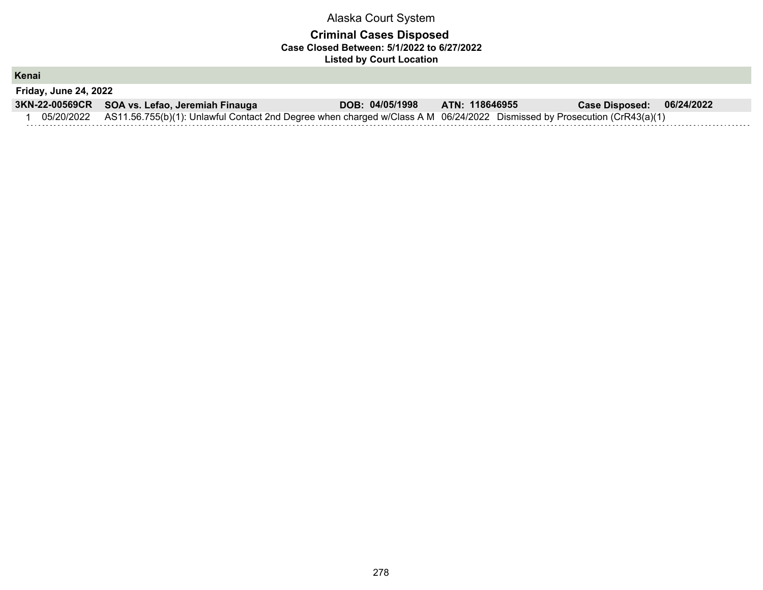# Alaska Court System

## Criminal Cases Disposed

**Case Closed Between: 5/1/2022 to 6/27/2022**

**Listed by Court Location**

### Kenai

**Friday, June 24, 2022**

| **3KN-22-00569CR** | **SOA vs. Lefao, Jeremiah Finauga** | **DOB: 04/05/1998** | **ATN: 118646955** | **Case Disposed: 06/24/2022** |
|---|---|---|---|---|
| 1 05/20/2022 | AS11.56.755(b)(1): Unlawful Contact 2nd Degree when charged w/Class A M | 06/24/2022 | Dismissed by Prosecution (CrR43(a)(1) | |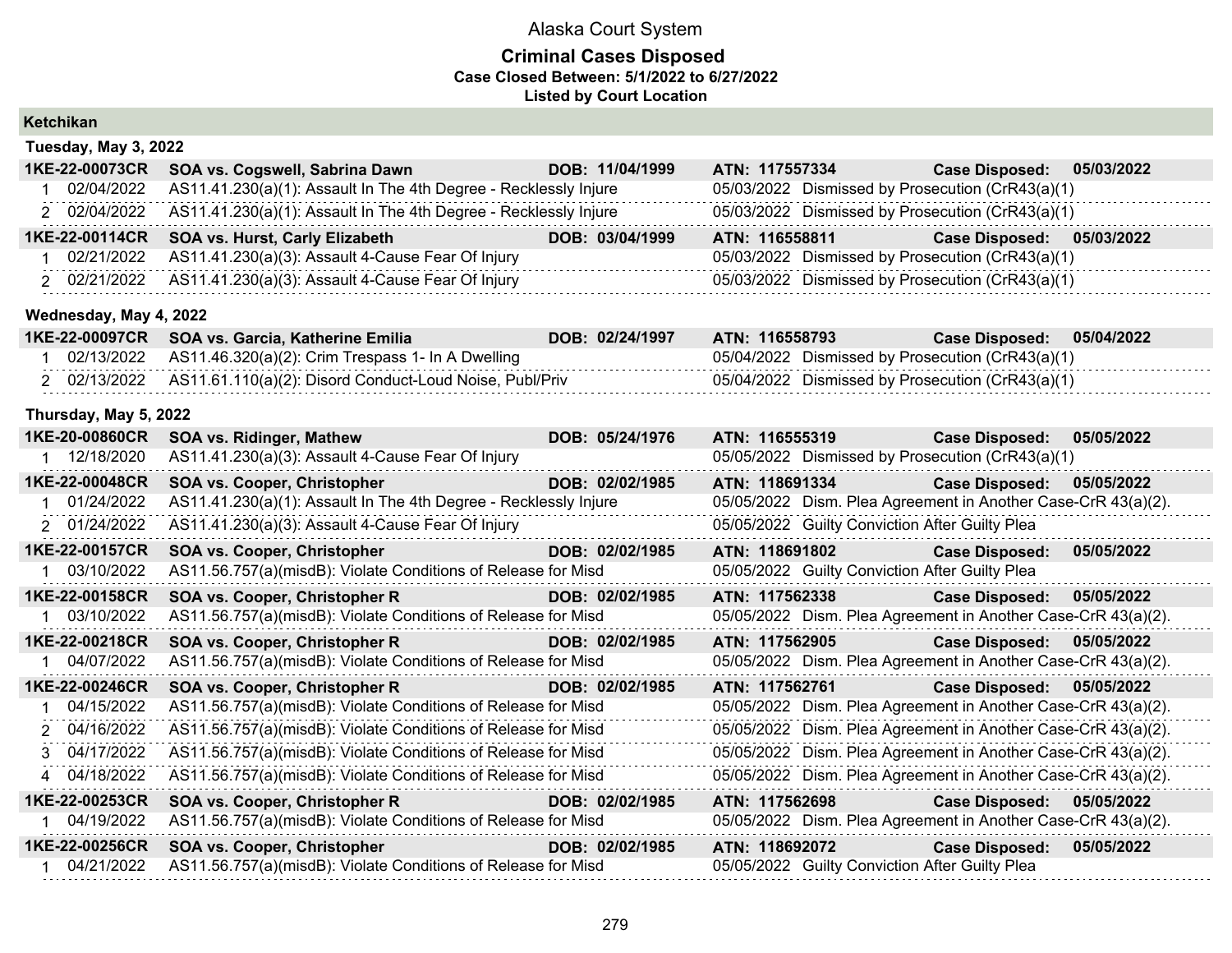# Alaska Court System

## Criminal Cases Disposed

**Case Closed Between: 5/1/2022 to 6/27/2022**

**Listed by Court Location**

### Ketchikan

**Tuesday, May 3, 2022**

| | | | | |
|---|---|---|---|---|
| **1KE-22-00073CR** | **SOA vs. Cogswell, Sabrina Dawn** | **DOB: 11/04/1999** | **ATN: 117557334** | **Case Disposed: 05/03/2022** |
| 1 | 02/04/2022 | AS11.41.230(a)(1): Assault In The 4th Degree - Recklessly Injure | 05/03/2022 | Dismissed by Prosecution (CrR43(a)(1) |
| 2 | 02/04/2022 | AS11.41.230(a)(1): Assault In The 4th Degree - Recklessly Injure | 05/03/2022 | Dismissed by Prosecution (CrR43(a)(1) |
| **1KE-22-00114CR** | **SOA vs. Hurst, Carly Elizabeth** | **DOB: 03/04/1999** | **ATN: 116558811** | **Case Disposed: 05/03/2022** |
| 1 | 02/21/2022 | AS11.41.230(a)(3): Assault 4-Cause Fear Of Injury | 05/03/2022 | Dismissed by Prosecution (CrR43(a)(1) |
| 2 | 02/21/2022 | AS11.41.230(a)(3): Assault 4-Cause Fear Of Injury | 05/03/2022 | Dismissed by Prosecution (CrR43(a)(1) |

**Wednesday, May 4, 2022**

| | | | | |
|---|---|---|---|---|
| **1KE-22-00097CR** | **SOA vs. Garcia, Katherine Emilia** | **DOB: 02/24/1997** | **ATN: 116558793** | **Case Disposed: 05/04/2022** |
| 1 | 02/13/2022 | AS11.46.320(a)(2): Crim Trespass 1- In A Dwelling | 05/04/2022 | Dismissed by Prosecution (CrR43(a)(1) |
| 2 | 02/13/2022 | AS11.61.110(a)(2): Disord Conduct-Loud Noise, Publ/Priv | 05/04/2022 | Dismissed by Prosecution (CrR43(a)(1) |

**Thursday, May 5, 2022**

| | | | | |
|---|---|---|---|---|
| **1KE-20-00860CR** | **SOA vs. Ridinger, Mathew** | **DOB: 05/24/1976** | **ATN: 116555319** | **Case Disposed: 05/05/2022** |
| 1 | 12/18/2020 | AS11.41.230(a)(3): Assault 4-Cause Fear Of Injury | 05/05/2022 | Dismissed by Prosecution (CrR43(a)(1) |
| **1KE-22-00048CR** | **SOA vs. Cooper, Christopher** | **DOB: 02/02/1985** | **ATN: 118691334** | **Case Disposed: 05/05/2022** |
| 1 | 01/24/2022 | AS11.41.230(a)(1): Assault In The 4th Degree - Recklessly Injure | 05/05/2022 | Dism. Plea Agreement in Another Case-CrR 43(a)(2). |
| 2 | 01/24/2022 | AS11.41.230(a)(3): Assault 4-Cause Fear Of Injury | 05/05/2022 | Guilty Conviction After Guilty Plea |
| **1KE-22-00157CR** | **SOA vs. Cooper, Christopher** | **DOB: 02/02/1985** | **ATN: 118691802** | **Case Disposed: 05/05/2022** |
| 1 | 03/10/2022 | AS11.56.757(a)(misdB): Violate Conditions of Release for Misd | 05/05/2022 | Guilty Conviction After Guilty Plea |
| **1KE-22-00158CR** | **SOA vs. Cooper, Christopher R** | **DOB: 02/02/1985** | **ATN: 117562338** | **Case Disposed: 05/05/2022** |
| 1 | 03/10/2022 | AS11.56.757(a)(misdB): Violate Conditions of Release for Misd | 05/05/2022 | Dism. Plea Agreement in Another Case-CrR 43(a)(2). |
| **1KE-22-00218CR** | **SOA vs. Cooper, Christopher R** | **DOB: 02/02/1985** | **ATN: 117562905** | **Case Disposed: 05/05/2022** |
| 1 | 04/07/2022 | AS11.56.757(a)(misdB): Violate Conditions of Release for Misd | 05/05/2022 | Dism. Plea Agreement in Another Case-CrR 43(a)(2). |
| **1KE-22-00246CR** | **SOA vs. Cooper, Christopher R** | **DOB: 02/02/1985** | **ATN: 117562761** | **Case Disposed: 05/05/2022** |
| 1 | 04/15/2022 | AS11.56.757(a)(misdB): Violate Conditions of Release for Misd | 05/05/2022 | Dism. Plea Agreement in Another Case-CrR 43(a)(2). |
| 2 | 04/16/2022 | AS11.56.757(a)(misdB): Violate Conditions of Release for Misd | 05/05/2022 | Dism. Plea Agreement in Another Case-CrR 43(a)(2). |
| 3 | 04/17/2022 | AS11.56.757(a)(misdB): Violate Conditions of Release for Misd | 05/05/2022 | Dism. Plea Agreement in Another Case-CrR 43(a)(2). |
| 4 | 04/18/2022 | AS11.56.757(a)(misdB): Violate Conditions of Release for Misd | 05/05/2022 | Dism. Plea Agreement in Another Case-CrR 43(a)(2). |
| **1KE-22-00253CR** | **SOA vs. Cooper, Christopher R** | **DOB: 02/02/1985** | **ATN: 117562698** | **Case Disposed: 05/05/2022** |
| 1 | 04/19/2022 | AS11.56.757(a)(misdB): Violate Conditions of Release for Misd | 05/05/2022 | Dism. Plea Agreement in Another Case-CrR 43(a)(2). |
| **1KE-22-00256CR** | **SOA vs. Cooper, Christopher** | **DOB: 02/02/1985** | **ATN: 118692072** | **Case Disposed: 05/05/2022** |
| 1 | 04/21/2022 | AS11.56.757(a)(misdB): Violate Conditions of Release for Misd | 05/05/2022 | Guilty Conviction After Guilty Plea |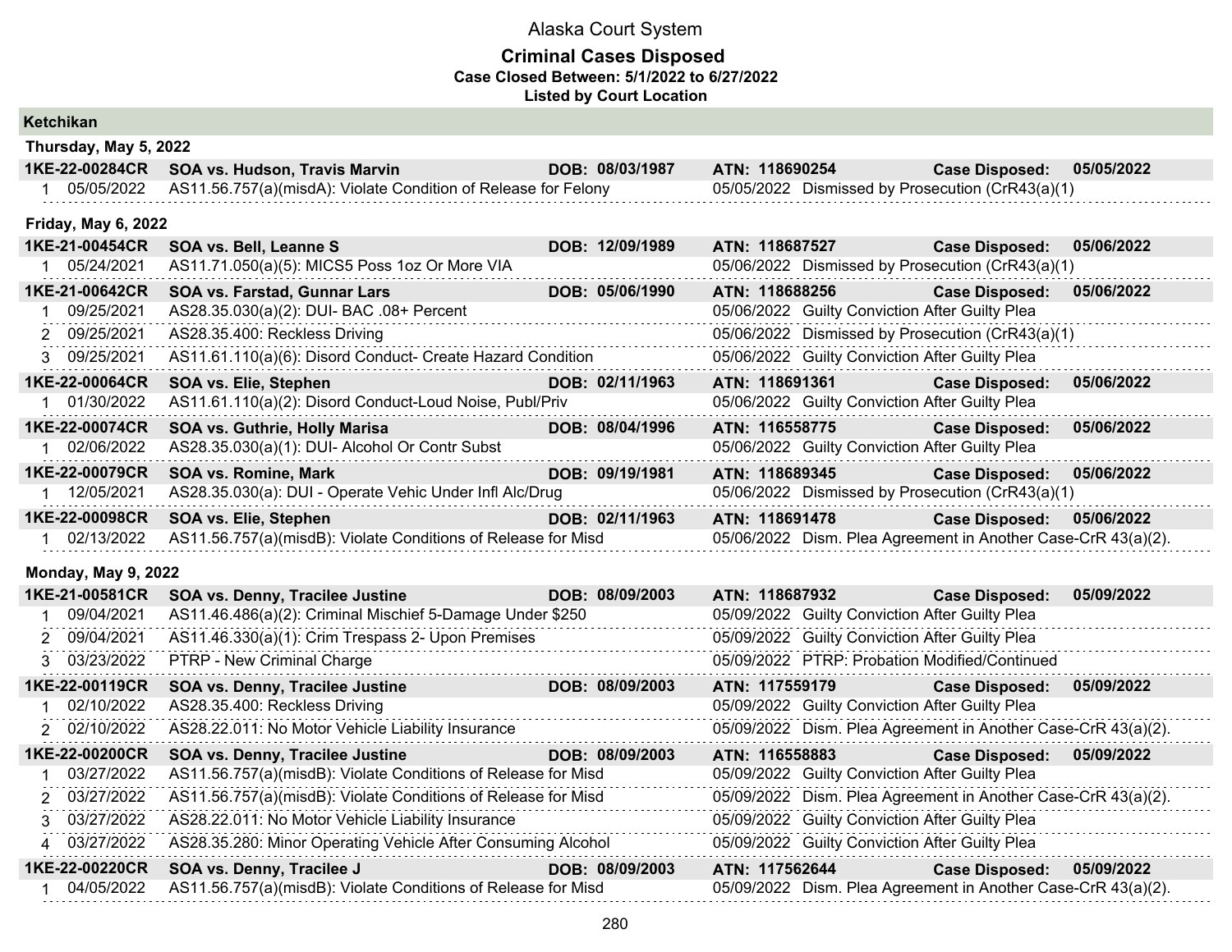# Alaska Court System

## Criminal Cases Disposed

**Case Closed Between: 5/1/2022 to 6/27/2022**

**Listed by Court Location**

## Ketchikan

### Thursday, May 5, 2022

**1KE-22-00284CR SOA vs. Hudson, Travis Marvin DOB: 08/03/1987 ATN: 118690254 Case Disposed: 05/05/2022**

| # | Date | Charge | Disposition Date | Disposition |
|---|---|---|---|---|
| 1 | 05/05/2022 | AS11.56.757(a)(misdA): Violate Condition of Release for Felony | 05/05/2022 | Dismissed by Prosecution (CrR43(a)(1) |

### Friday, May 6, 2022

**1KE-21-00454CR SOA vs. Bell, Leanne S DOB: 12/09/1989 ATN: 118687527 Case Disposed: 05/06/2022**

| # | Date | Charge | Disposition Date | Disposition |
|---|---|---|---|---|
| 1 | 05/24/2021 | AS11.71.050(a)(5): MICS5 Poss 1oz Or More VIA | 05/06/2022 | Dismissed by Prosecution (CrR43(a)(1) |

**1KE-21-00642CR SOA vs. Farstad, Gunnar Lars DOB: 05/06/1990 ATN: 118688256 Case Disposed: 05/06/2022**

| # | Date | Charge | Disposition Date | Disposition |
|---|---|---|---|---|
| 1 | 09/25/2021 | AS28.35.030(a)(2): DUI- BAC .08+ Percent | 05/06/2022 | Guilty Conviction After Guilty Plea |
| 2 | 09/25/2021 | AS28.35.400: Reckless Driving | 05/06/2022 | Dismissed by Prosecution (CrR43(a)(1) |
| 3 | 09/25/2021 | AS11.61.110(a)(6): Disord Conduct- Create Hazard Condition | 05/06/2022 | Guilty Conviction After Guilty Plea |

**1KE-22-00064CR SOA vs. Elie, Stephen DOB: 02/11/1963 ATN: 118691361 Case Disposed: 05/06/2022**

| # | Date | Charge | Disposition Date | Disposition |
|---|---|---|---|---|
| 1 | 01/30/2022 | AS11.61.110(a)(2): Disord Conduct-Loud Noise, Publ/Priv | 05/06/2022 | Guilty Conviction After Guilty Plea |

**1KE-22-00074CR SOA vs. Guthrie, Holly Marisa DOB: 08/04/1996 ATN: 116558775 Case Disposed: 05/06/2022**

| # | Date | Charge | Disposition Date | Disposition |
|---|---|---|---|---|
| 1 | 02/06/2022 | AS28.35.030(a)(1): DUI- Alcohol Or Contr Subst | 05/06/2022 | Guilty Conviction After Guilty Plea |

**1KE-22-00079CR SOA vs. Romine, Mark DOB: 09/19/1981 ATN: 118689345 Case Disposed: 05/06/2022**

| # | Date | Charge | Disposition Date | Disposition |
|---|---|---|---|---|
| 1 | 12/05/2021 | AS28.35.030(a): DUI - Operate Vehic Under Infl Alc/Drug | 05/06/2022 | Dismissed by Prosecution (CrR43(a)(1) |

**1KE-22-00098CR SOA vs. Elie, Stephen DOB: 02/11/1963 ATN: 118691478 Case Disposed: 05/06/2022**

| # | Date | Charge | Disposition Date | Disposition |
|---|---|---|---|---|
| 1 | 02/13/2022 | AS11.56.757(a)(misdB): Violate Conditions of Release for Misd | 05/06/2022 | Dism. Plea Agreement in Another Case-CrR 43(a)(2). |

### Monday, May 9, 2022

**1KE-21-00581CR SOA vs. Denny, Tracilee Justine DOB: 08/09/2003 ATN: 118687932 Case Disposed: 05/09/2022**

| # | Date | Charge | Disposition Date | Disposition |
|---|---|---|---|---|
| 1 | 09/04/2021 | AS11.46.486(a)(2): Criminal Mischief 5-Damage Under $250 | 05/09/2022 | Guilty Conviction After Guilty Plea |
| 2 | 09/04/2021 | AS11.46.330(a)(1): Crim Trespass 2- Upon Premises | 05/09/2022 | Guilty Conviction After Guilty Plea |
| 3 | 03/23/2022 | PTRP - New Criminal Charge | 05/09/2022 | PTRP: Probation Modified/Continued |

**1KE-22-00119CR SOA vs. Denny, Tracilee Justine DOB: 08/09/2003 ATN: 117559179 Case Disposed: 05/09/2022**

| # | Date | Charge | Disposition Date | Disposition |
|---|---|---|---|---|
| 1 | 02/10/2022 | AS28.35.400: Reckless Driving | 05/09/2022 | Guilty Conviction After Guilty Plea |
| 2 | 02/10/2022 | AS28.22.011: No Motor Vehicle Liability Insurance | 05/09/2022 | Dism. Plea Agreement in Another Case-CrR 43(a)(2). |

**1KE-22-00200CR SOA vs. Denny, Tracilee Justine DOB: 08/09/2003 ATN: 116558883 Case Disposed: 05/09/2022**

| # | Date | Charge | Disposition Date | Disposition |
|---|---|---|---|---|
| 1 | 03/27/2022 | AS11.56.757(a)(misdB): Violate Conditions of Release for Misd | 05/09/2022 | Guilty Conviction After Guilty Plea |
| 2 | 03/27/2022 | AS11.56.757(a)(misdB): Violate Conditions of Release for Misd | 05/09/2022 | Dism. Plea Agreement in Another Case-CrR 43(a)(2). |
| 3 | 03/27/2022 | AS28.22.011: No Motor Vehicle Liability Insurance | 05/09/2022 | Guilty Conviction After Guilty Plea |
| 4 | 03/27/2022 | AS28.35.280: Minor Operating Vehicle After Consuming Alcohol | 05/09/2022 | Guilty Conviction After Guilty Plea |

**1KE-22-00220CR SOA vs. Denny, Tracilee J DOB: 08/09/2003 ATN: 117562644 Case Disposed: 05/09/2022**

| # | Date | Charge | Disposition Date | Disposition |
|---|---|---|---|---|
| 1 | 04/05/2022 | AS11.56.757(a)(misdB): Violate Conditions of Release for Misd | 05/09/2022 | Dism. Plea Agreement in Another Case-CrR 43(a)(2). |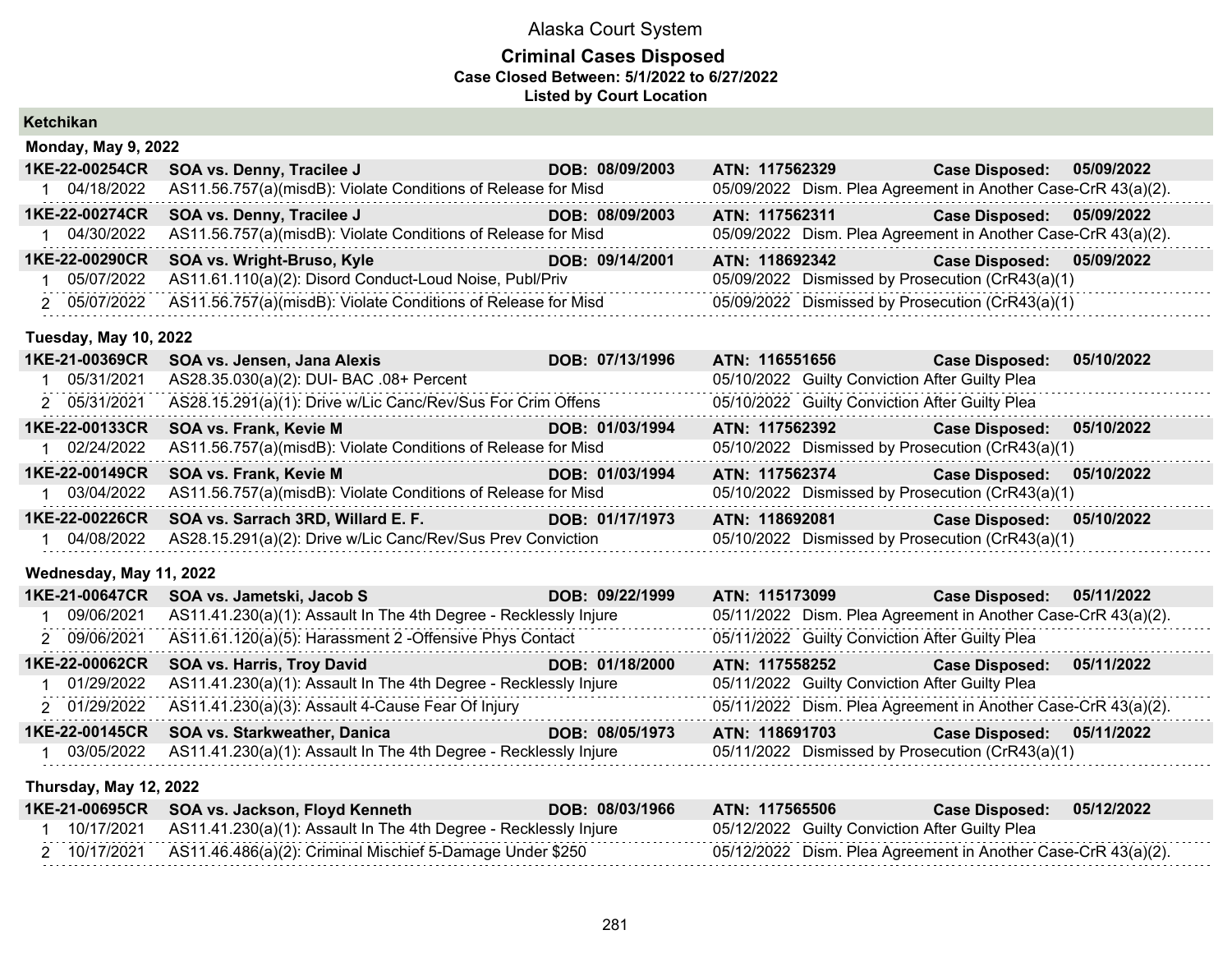# Alaska Court System

## Criminal Cases Disposed

**Case Closed Between: 5/1/2022 to 6/27/2022**

**Listed by Court Location**

### Ketchikan

#### Monday, May 9, 2022

| Case | Party / Charge | DOB | ATN / Disposition | Case Disposed |
|---|---|---|---|---|
| **1KE-22-00254CR** | **SOA vs. Denny, Tracilee J** | **DOB: 08/09/2003** | **ATN: 117562329** | **Case Disposed: 05/09/2022** |
| 1 04/18/2022 | AS11.56.757(a)(misdB): Violate Conditions of Release for Misd | | 05/09/2022 Dism. Plea Agreement in Another Case-CrR 43(a)(2). | |
| **1KE-22-00274CR** | **SOA vs. Denny, Tracilee J** | **DOB: 08/09/2003** | **ATN: 117562311** | **Case Disposed: 05/09/2022** |
| 1 04/30/2022 | AS11.56.757(a)(misdB): Violate Conditions of Release for Misd | | 05/09/2022 Dism. Plea Agreement in Another Case-CrR 43(a)(2). | |
| **1KE-22-00290CR** | **SOA vs. Wright-Bruso, Kyle** | **DOB: 09/14/2001** | **ATN: 118692342** | **Case Disposed: 05/09/2022** |
| 1 05/07/2022 | AS11.61.110(a)(2): Disord Conduct-Loud Noise, Publ/Priv | | 05/09/2022 Dismissed by Prosecution (CrR43(a)(1) | |
| 2 05/07/2022 | AS11.56.757(a)(misdB): Violate Conditions of Release for Misd | | 05/09/2022 Dismissed by Prosecution (CrR43(a)(1) | |

#### Tuesday, May 10, 2022

| Case | Party / Charge | DOB | ATN / Disposition | Case Disposed |
|---|---|---|---|---|
| **1KE-21-00369CR** | **SOA vs. Jensen, Jana Alexis** | **DOB: 07/13/1996** | **ATN: 116551656** | **Case Disposed: 05/10/2022** |
| 1 05/31/2021 | AS28.35.030(a)(2): DUI- BAC .08+ Percent | | 05/10/2022 Guilty Conviction After Guilty Plea | |
| 2 05/31/2021 | AS28.15.291(a)(1): Drive w/Lic Canc/Rev/Sus For Crim Offens | | 05/10/2022 Guilty Conviction After Guilty Plea | |
| **1KE-22-00133CR** | **SOA vs. Frank, Kevie M** | **DOB: 01/03/1994** | **ATN: 117562392** | **Case Disposed: 05/10/2022** |
| 1 02/24/2022 | AS11.56.757(a)(misdB): Violate Conditions of Release for Misd | | 05/10/2022 Dismissed by Prosecution (CrR43(a)(1) | |
| **1KE-22-00149CR** | **SOA vs. Frank, Kevie M** | **DOB: 01/03/1994** | **ATN: 117562374** | **Case Disposed: 05/10/2022** |
| 1 03/04/2022 | AS11.56.757(a)(misdB): Violate Conditions of Release for Misd | | 05/10/2022 Dismissed by Prosecution (CrR43(a)(1) | |
| **1KE-22-00226CR** | **SOA vs. Sarrach 3RD, Willard E. F.** | **DOB: 01/17/1973** | **ATN: 118692081** | **Case Disposed: 05/10/2022** |
| 1 04/08/2022 | AS28.15.291(a)(2): Drive w/Lic Canc/Rev/Sus Prev Conviction | | 05/10/2022 Dismissed by Prosecution (CrR43(a)(1) | |

#### Wednesday, May 11, 2022

| Case | Party / Charge | DOB | ATN / Disposition | Case Disposed |
|---|---|---|---|---|
| **1KE-21-00647CR** | **SOA vs. Jametski, Jacob S** | **DOB: 09/22/1999** | **ATN: 115173099** | **Case Disposed: 05/11/2022** |
| 1 09/06/2021 | AS11.41.230(a)(1): Assault In The 4th Degree - Recklessly Injure | | 05/11/2022 Dism. Plea Agreement in Another Case-CrR 43(a)(2). | |
| 2 09/06/2021 | AS11.61.120(a)(5): Harassment 2 -Offensive Phys Contact | | 05/11/2022 Guilty Conviction After Guilty Plea | |
| **1KE-22-00062CR** | **SOA vs. Harris, Troy David** | **DOB: 01/18/2000** | **ATN: 117558252** | **Case Disposed: 05/11/2022** |
| 1 01/29/2022 | AS11.41.230(a)(1): Assault In The 4th Degree - Recklessly Injure | | 05/11/2022 Guilty Conviction After Guilty Plea | |
| 2 01/29/2022 | AS11.41.230(a)(3): Assault 4-Cause Fear Of Injury | | 05/11/2022 Dism. Plea Agreement in Another Case-CrR 43(a)(2). | |
| **1KE-22-00145CR** | **SOA vs. Starkweather, Danica** | **DOB: 08/05/1973** | **ATN: 118691703** | **Case Disposed: 05/11/2022** |
| 1 03/05/2022 | AS11.41.230(a)(1): Assault In The 4th Degree - Recklessly Injure | | 05/11/2022 Dismissed by Prosecution (CrR43(a)(1) | |

#### Thursday, May 12, 2022

| Case | Party / Charge | DOB | ATN / Disposition | Case Disposed |
|---|---|---|---|---|
| **1KE-21-00695CR** | **SOA vs. Jackson, Floyd Kenneth** | **DOB: 08/03/1966** | **ATN: 117565506** | **Case Disposed: 05/12/2022** |
| 1 10/17/2021 | AS11.41.230(a)(1): Assault In The 4th Degree - Recklessly Injure | | 05/12/2022 Guilty Conviction After Guilty Plea | |
| 2 10/17/2021 | AS11.46.486(a)(2): Criminal Mischief 5-Damage Under $250 | | 05/12/2022 Dism. Plea Agreement in Another Case-CrR 43(a)(2). | |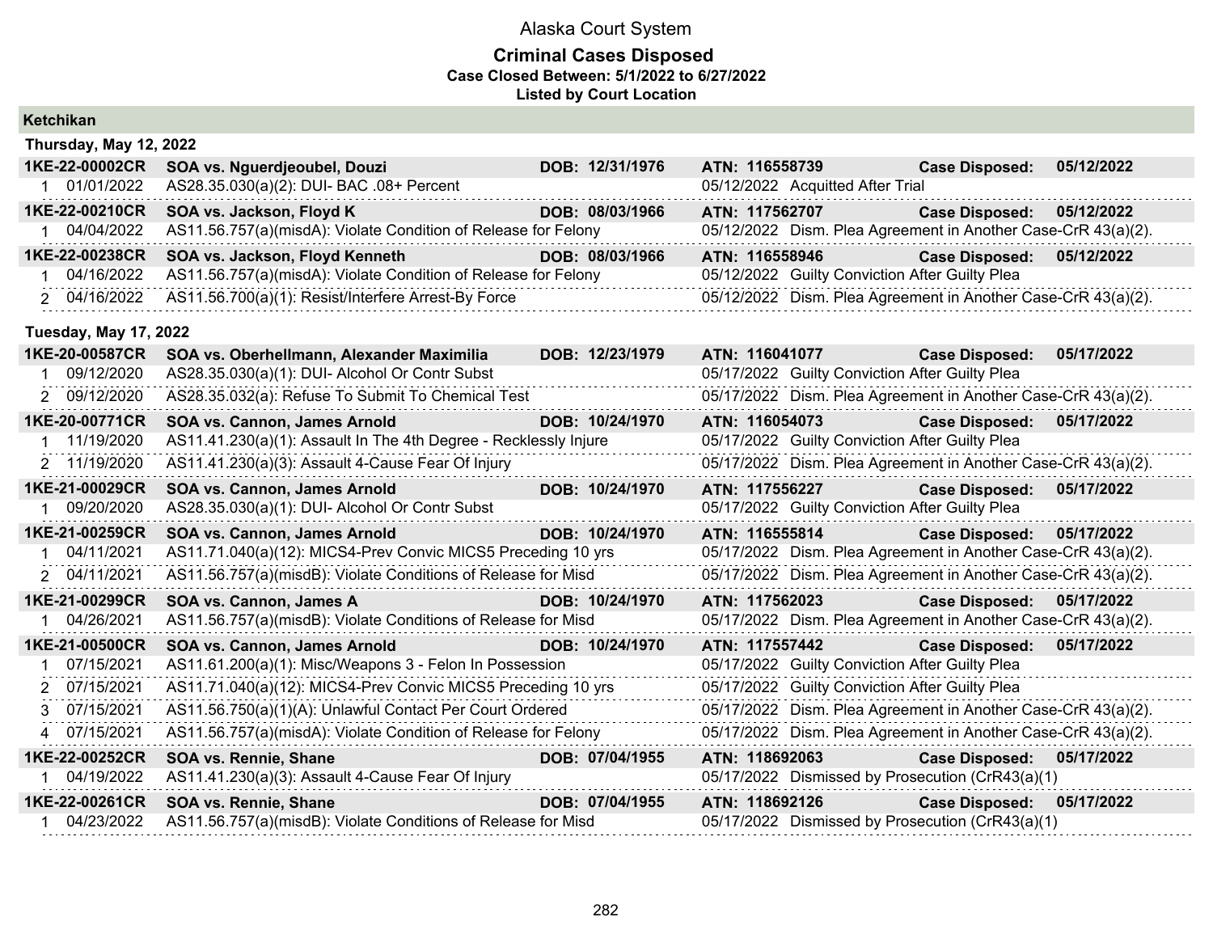# Alaska Court System

## Criminal Cases Disposed

**Case Closed Between: 5/1/2022 to 6/27/2022**

**Listed by Court Location**

### Ketchikan

#### Thursday, May 12, 2022

| Case | Party | DOB | ATN | Case Disposed |
|---|---|---|---|---|
| **1KE-22-00002CR** | **SOA vs. Nguerdjeoubel, Douzi** | **12/31/1976** | **116558739** | **05/12/2022** |
| 1 01/01/2022 | AS28.35.030(a)(2): DUI- BAC .08+ Percent | | 05/12/2022 Acquitted After Trial | |
| **1KE-22-00210CR** | **SOA vs. Jackson, Floyd K** | **08/03/1966** | **117562707** | **05/12/2022** |
| 1 04/04/2022 | AS11.56.757(a)(misdA): Violate Condition of Release for Felony | | 05/12/2022 Dism. Plea Agreement in Another Case-CrR 43(a)(2). | |
| **1KE-22-00238CR** | **SOA vs. Jackson, Floyd Kenneth** | **08/03/1966** | **116558946** | **05/12/2022** |
| 1 04/16/2022 | AS11.56.757(a)(misdA): Violate Condition of Release for Felony | | 05/12/2022 Guilty Conviction After Guilty Plea | |
| 2 04/16/2022 | AS11.56.700(a)(1): Resist/Interfere Arrest-By Force | | 05/12/2022 Dism. Plea Agreement in Another Case-CrR 43(a)(2). | |

#### Tuesday, May 17, 2022

| Case | Party | DOB | ATN | Case Disposed |
|---|---|---|---|---|
| **1KE-20-00587CR** | **SOA vs. Oberhellmann, Alexander Maximilia** | **12/23/1979** | **116041077** | **05/17/2022** |
| 1 09/12/2020 | AS28.35.030(a)(1): DUI- Alcohol Or Contr Subst | | 05/17/2022 Guilty Conviction After Guilty Plea | |
| 2 09/12/2020 | AS28.35.032(a): Refuse To Submit To Chemical Test | | 05/17/2022 Dism. Plea Agreement in Another Case-CrR 43(a)(2). | |
| **1KE-20-00771CR** | **SOA vs. Cannon, James Arnold** | **10/24/1970** | **116054073** | **05/17/2022** |
| 1 11/19/2020 | AS11.41.230(a)(1): Assault In The 4th Degree - Recklessly Injure | | 05/17/2022 Guilty Conviction After Guilty Plea | |
| 2 11/19/2020 | AS11.41.230(a)(3): Assault 4-Cause Fear Of Injury | | 05/17/2022 Dism. Plea Agreement in Another Case-CrR 43(a)(2). | |
| **1KE-21-00029CR** | **SOA vs. Cannon, James Arnold** | **10/24/1970** | **117556227** | **05/17/2022** |
| 1 09/20/2020 | AS28.35.030(a)(1): DUI- Alcohol Or Contr Subst | | 05/17/2022 Guilty Conviction After Guilty Plea | |
| **1KE-21-00259CR** | **SOA vs. Cannon, James Arnold** | **10/24/1970** | **116555814** | **05/17/2022** |
| 1 04/11/2021 | AS11.71.040(a)(12): MICS4-Prev Convic MICS5 Preceding 10 yrs | | 05/17/2022 Dism. Plea Agreement in Another Case-CrR 43(a)(2). | |
| 2 04/11/2021 | AS11.56.757(a)(misdB): Violate Conditions of Release for Misd | | 05/17/2022 Dism. Plea Agreement in Another Case-CrR 43(a)(2). | |
| **1KE-21-00299CR** | **SOA vs. Cannon, James A** | **10/24/1970** | **117562023** | **05/17/2022** |
| 1 04/26/2021 | AS11.56.757(a)(misdB): Violate Conditions of Release for Misd | | 05/17/2022 Dism. Plea Agreement in Another Case-CrR 43(a)(2). | |
| **1KE-21-00500CR** | **SOA vs. Cannon, James Arnold** | **10/24/1970** | **117557442** | **05/17/2022** |
| 1 07/15/2021 | AS11.61.200(a)(1): Misc/Weapons 3 - Felon In Possession | | 05/17/2022 Guilty Conviction After Guilty Plea | |
| 2 07/15/2021 | AS11.71.040(a)(12): MICS4-Prev Convic MICS5 Preceding 10 yrs | | 05/17/2022 Guilty Conviction After Guilty Plea | |
| 3 07/15/2021 | AS11.56.750(a)(1)(A): Unlawful Contact Per Court Ordered | | 05/17/2022 Dism. Plea Agreement in Another Case-CrR 43(a)(2). | |
| 4 07/15/2021 | AS11.56.757(a)(misdA): Violate Condition of Release for Felony | | 05/17/2022 Dism. Plea Agreement in Another Case-CrR 43(a)(2). | |
| **1KE-22-00252CR** | **SOA vs. Rennie, Shane** | **07/04/1955** | **118692063** | **05/17/2022** |
| 1 04/19/2022 | AS11.41.230(a)(3): Assault 4-Cause Fear Of Injury | | 05/17/2022 Dismissed by Prosecution (CrR43(a)(1) | |
| **1KE-22-00261CR** | **SOA vs. Rennie, Shane** | **07/04/1955** | **118692126** | **05/17/2022** |
| 1 04/23/2022 | AS11.56.757(a)(misdB): Violate Conditions of Release for Misd | | 05/17/2022 Dismissed by Prosecution (CrR43(a)(1) | |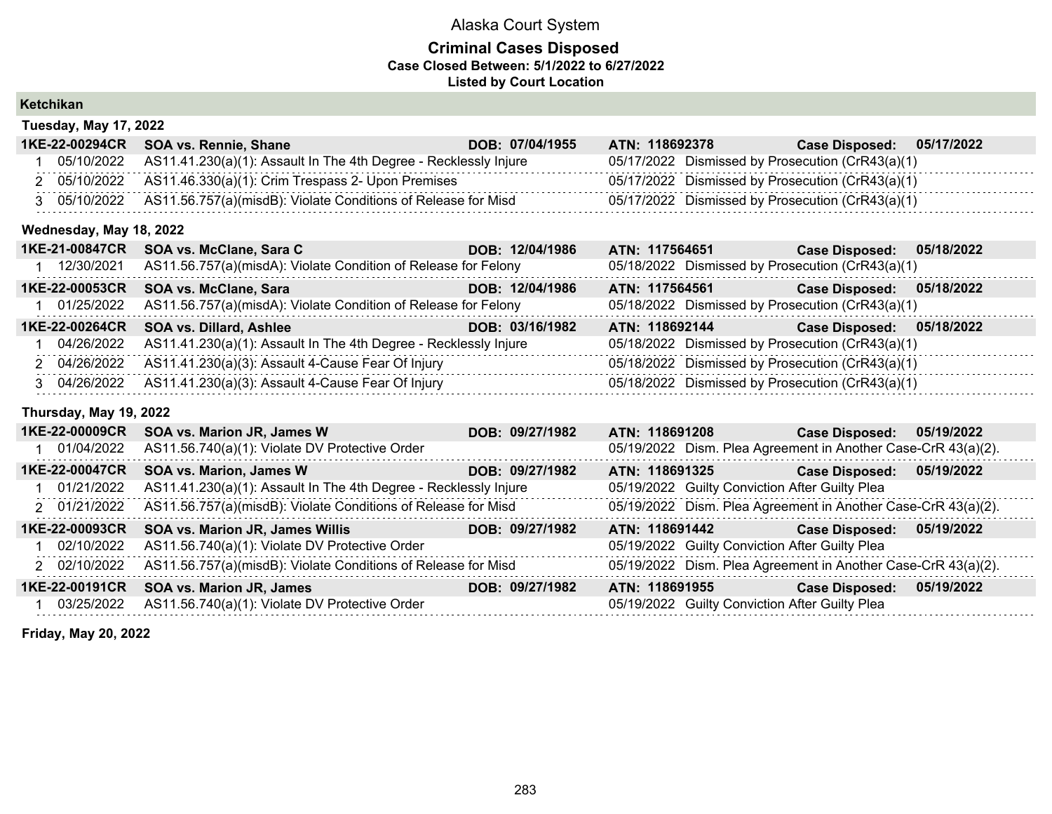# Alaska Court System

## Criminal Cases Disposed

**Case Closed Between: 5/1/2022 to 6/27/2022**

**Listed by Court Location**

### Ketchikan

#### Tuesday, May 17, 2022

| Case | Parties | DOB | ATN | Case Disposed |
|---|---|---|---|---|
| **1KE-22-00294CR** | **SOA vs. Rennie, Shane** | **07/04/1955** | **118692378** | **05/17/2022** |

| # | Date | Charge | Disposition Date | Disposition |
|---|---|---|---|---|
| 1 | 05/10/2022 | AS11.41.230(a)(1): Assault In The 4th Degree - Recklessly Injure | 05/17/2022 | Dismissed by Prosecution (CrR43(a)(1) |
| 2 | 05/10/2022 | AS11.46.330(a)(1): Crim Trespass 2- Upon Premises | 05/17/2022 | Dismissed by Prosecution (CrR43(a)(1) |
| 3 | 05/10/2022 | AS11.56.757(a)(misdB): Violate Conditions of Release for Misd | 05/17/2022 | Dismissed by Prosecution (CrR43(a)(1) |

#### Wednesday, May 18, 2022

| Case | Parties | DOB | ATN | Case Disposed |
|---|---|---|---|---|
| **1KE-21-00847CR** | **SOA vs. McClane, Sara C** | **12/04/1986** | **117564651** | **05/18/2022** |

| # | Date | Charge | Disposition Date | Disposition |
|---|---|---|---|---|
| 1 | 12/30/2021 | AS11.56.757(a)(misdA): Violate Condition of Release for Felony | 05/18/2022 | Dismissed by Prosecution (CrR43(a)(1) |

| Case | Parties | DOB | ATN | Case Disposed |
|---|---|---|---|---|
| **1KE-22-00053CR** | **SOA vs. McClane, Sara** | **12/04/1986** | **117564561** | **05/18/2022** |

| # | Date | Charge | Disposition Date | Disposition |
|---|---|---|---|---|
| 1 | 01/25/2022 | AS11.56.757(a)(misdA): Violate Condition of Release for Felony | 05/18/2022 | Dismissed by Prosecution (CrR43(a)(1) |

| Case | Parties | DOB | ATN | Case Disposed |
|---|---|---|---|---|
| **1KE-22-00264CR** | **SOA vs. Dillard, Ashlee** | **03/16/1982** | **118692144** | **05/18/2022** |

| # | Date | Charge | Disposition Date | Disposition |
|---|---|---|---|---|
| 1 | 04/26/2022 | AS11.41.230(a)(1): Assault In The 4th Degree - Recklessly Injure | 05/18/2022 | Dismissed by Prosecution (CrR43(a)(1) |
| 2 | 04/26/2022 | AS11.41.230(a)(3): Assault 4-Cause Fear Of Injury | 05/18/2022 | Dismissed by Prosecution (CrR43(a)(1) |
| 3 | 04/26/2022 | AS11.41.230(a)(3): Assault 4-Cause Fear Of Injury | 05/18/2022 | Dismissed by Prosecution (CrR43(a)(1) |

#### Thursday, May 19, 2022

| Case | Parties | DOB | ATN | Case Disposed |
|---|---|---|---|---|
| **1KE-22-00009CR** | **SOA vs. Marion JR, James W** | **09/27/1982** | **118691208** | **05/19/2022** |

| # | Date | Charge | Disposition Date | Disposition |
|---|---|---|---|---|
| 1 | 01/04/2022 | AS11.56.740(a)(1): Violate DV Protective Order | 05/19/2022 | Dism. Plea Agreement in Another Case-CrR 43(a)(2). |

| Case | Parties | DOB | ATN | Case Disposed |
|---|---|---|---|---|
| **1KE-22-00047CR** | **SOA vs. Marion, James W** | **09/27/1982** | **118691325** | **05/19/2022** |

| # | Date | Charge | Disposition Date | Disposition |
|---|---|---|---|---|
| 1 | 01/21/2022 | AS11.41.230(a)(1): Assault In The 4th Degree - Recklessly Injure | 05/19/2022 | Guilty Conviction After Guilty Plea |
| 2 | 01/21/2022 | AS11.56.757(a)(misdB): Violate Conditions of Release for Misd | 05/19/2022 | Dism. Plea Agreement in Another Case-CrR 43(a)(2). |

| Case | Parties | DOB | ATN | Case Disposed |
|---|---|---|---|---|
| **1KE-22-00093CR** | **SOA vs. Marion JR, James Willis** | **09/27/1982** | **118691442** | **05/19/2022** |

| # | Date | Charge | Disposition Date | Disposition |
|---|---|---|---|---|
| 1 | 02/10/2022 | AS11.56.740(a)(1): Violate DV Protective Order | 05/19/2022 | Guilty Conviction After Guilty Plea |
| 2 | 02/10/2022 | AS11.56.757(a)(misdB): Violate Conditions of Release for Misd | 05/19/2022 | Dism. Plea Agreement in Another Case-CrR 43(a)(2). |

| Case | Parties | DOB | ATN | Case Disposed |
|---|---|---|---|---|
| **1KE-22-00191CR** | **SOA vs. Marion JR, James** | **09/27/1982** | **118691955** | **05/19/2022** |

| # | Date | Charge | Disposition Date | Disposition |
|---|---|---|---|---|
| 1 | 03/25/2022 | AS11.56.740(a)(1): Violate DV Protective Order | 05/19/2022 | Guilty Conviction After Guilty Plea |

#### Friday, May 20, 2022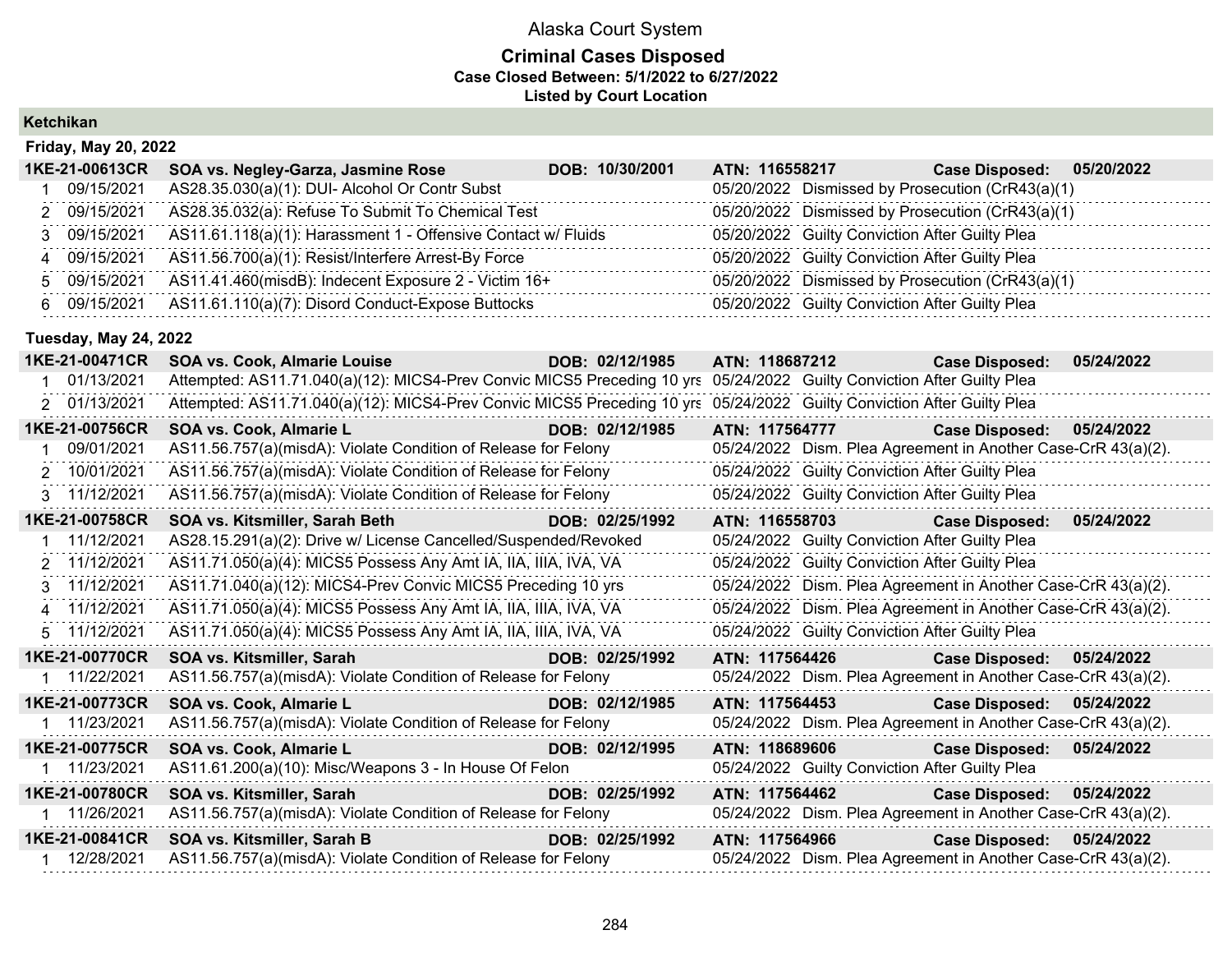# Alaska Court System

## Criminal Cases Disposed

**Case Closed Between: 5/1/2022 to 6/27/2022**

**Listed by Court Location**

### Ketchikan

**Friday, May 20, 2022**

| **1KE-21-00613CR** | **SOA vs. Negley-Garza, Jasmine Rose** | **DOB: 10/30/2001** | **ATN: 116558217** | **Case Disposed: 05/20/2022** |
|---|---|---|---|---|
| 1 | 09/15/2021 | AS28.35.030(a)(1): DUI- Alcohol Or Contr Subst | 05/20/2022 | Dismissed by Prosecution (CrR43(a)(1) |
| 2 | 09/15/2021 | AS28.35.032(a): Refuse To Submit To Chemical Test | 05/20/2022 | Dismissed by Prosecution (CrR43(a)(1) |
| 3 | 09/15/2021 | AS11.61.118(a)(1): Harassment 1 - Offensive Contact w/ Fluids | 05/20/2022 | Guilty Conviction After Guilty Plea |
| 4 | 09/15/2021 | AS11.56.700(a)(1): Resist/Interfere Arrest-By Force | 05/20/2022 | Guilty Conviction After Guilty Plea |
| 5 | 09/15/2021 | AS11.41.460(misdB): Indecent Exposure 2 - Victim 16+ | 05/20/2022 | Dismissed by Prosecution (CrR43(a)(1) |
| 6 | 09/15/2021 | AS11.61.110(a)(7): Disord Conduct-Expose Buttocks | 05/20/2022 | Guilty Conviction After Guilty Plea |

**Tuesday, May 24, 2022**

| **1KE-21-00471CR** | **SOA vs. Cook, Almarie Louise** | **DOB: 02/12/1985** | **ATN: 118687212** | **Case Disposed: 05/24/2022** |
|---|---|---|---|---|
| 1 | 01/13/2021 | Attempted: AS11.71.040(a)(12): MICS4-Prev Convic MICS5 Preceding 10 yrs | 05/24/2022 | Guilty Conviction After Guilty Plea |
| 2 | 01/13/2021 | Attempted: AS11.71.040(a)(12): MICS4-Prev Convic MICS5 Preceding 10 yrs | 05/24/2022 | Guilty Conviction After Guilty Plea |
| **1KE-21-00756CR** | **SOA vs. Cook, Almarie L** | **DOB: 02/12/1985** | **ATN: 117564777** | **Case Disposed: 05/24/2022** |
| 1 | 09/01/2021 | AS11.56.757(a)(misdA): Violate Condition of Release for Felony | 05/24/2022 | Dism. Plea Agreement in Another Case-CrR 43(a)(2). |
| 2 | 10/01/2021 | AS11.56.757(a)(misdA): Violate Condition of Release for Felony | 05/24/2022 | Guilty Conviction After Guilty Plea |
| 3 | 11/12/2021 | AS11.56.757(a)(misdA): Violate Condition of Release for Felony | 05/24/2022 | Guilty Conviction After Guilty Plea |
| **1KE-21-00758CR** | **SOA vs. Kitsmiller, Sarah Beth** | **DOB: 02/25/1992** | **ATN: 116558703** | **Case Disposed: 05/24/2022** |
| 1 | 11/12/2021 | AS28.15.291(a)(2): Drive w/ License Cancelled/Suspended/Revoked | 05/24/2022 | Guilty Conviction After Guilty Plea |
| 2 | 11/12/2021 | AS11.71.050(a)(4): MICS5 Possess Any Amt IA, IIA, IIIA, IVA, VA | 05/24/2022 | Guilty Conviction After Guilty Plea |
| 3 | 11/12/2021 | AS11.71.040(a)(12): MICS4-Prev Convic MICS5 Preceding 10 yrs | 05/24/2022 | Dism. Plea Agreement in Another Case-CrR 43(a)(2). |
| 4 | 11/12/2021 | AS11.71.050(a)(4): MICS5 Possess Any Amt IA, IIA, IIIA, IVA, VA | 05/24/2022 | Dism. Plea Agreement in Another Case-CrR 43(a)(2). |
| 5 | 11/12/2021 | AS11.71.050(a)(4): MICS5 Possess Any Amt IA, IIA, IIIA, IVA, VA | 05/24/2022 | Guilty Conviction After Guilty Plea |
| **1KE-21-00770CR** | **SOA vs. Kitsmiller, Sarah** | **DOB: 02/25/1992** | **ATN: 117564426** | **Case Disposed: 05/24/2022** |
| 1 | 11/22/2021 | AS11.56.757(a)(misdA): Violate Condition of Release for Felony | 05/24/2022 | Dism. Plea Agreement in Another Case-CrR 43(a)(2). |
| **1KE-21-00773CR** | **SOA vs. Cook, Almarie L** | **DOB: 02/12/1985** | **ATN: 117564453** | **Case Disposed: 05/24/2022** |
| 1 | 11/23/2021 | AS11.56.757(a)(misdA): Violate Condition of Release for Felony | 05/24/2022 | Dism. Plea Agreement in Another Case-CrR 43(a)(2). |
| **1KE-21-00775CR** | **SOA vs. Cook, Almarie L** | **DOB: 02/12/1995** | **ATN: 118689606** | **Case Disposed: 05/24/2022** |
| 1 | 11/23/2021 | AS11.61.200(a)(10): Misc/Weapons 3 - In House Of Felon | 05/24/2022 | Guilty Conviction After Guilty Plea |
| **1KE-21-00780CR** | **SOA vs. Kitsmiller, Sarah** | **DOB: 02/25/1992** | **ATN: 117564462** | **Case Disposed: 05/24/2022** |
| 1 | 11/26/2021 | AS11.56.757(a)(misdA): Violate Condition of Release for Felony | 05/24/2022 | Dism. Plea Agreement in Another Case-CrR 43(a)(2). |
| **1KE-21-00841CR** | **SOA vs. Kitsmiller, Sarah B** | **DOB: 02/25/1992** | **ATN: 117564966** | **Case Disposed: 05/24/2022** |
| 1 | 12/28/2021 | AS11.56.757(a)(misdA): Violate Condition of Release for Felony | 05/24/2022 | Dism. Plea Agreement in Another Case-CrR 43(a)(2). |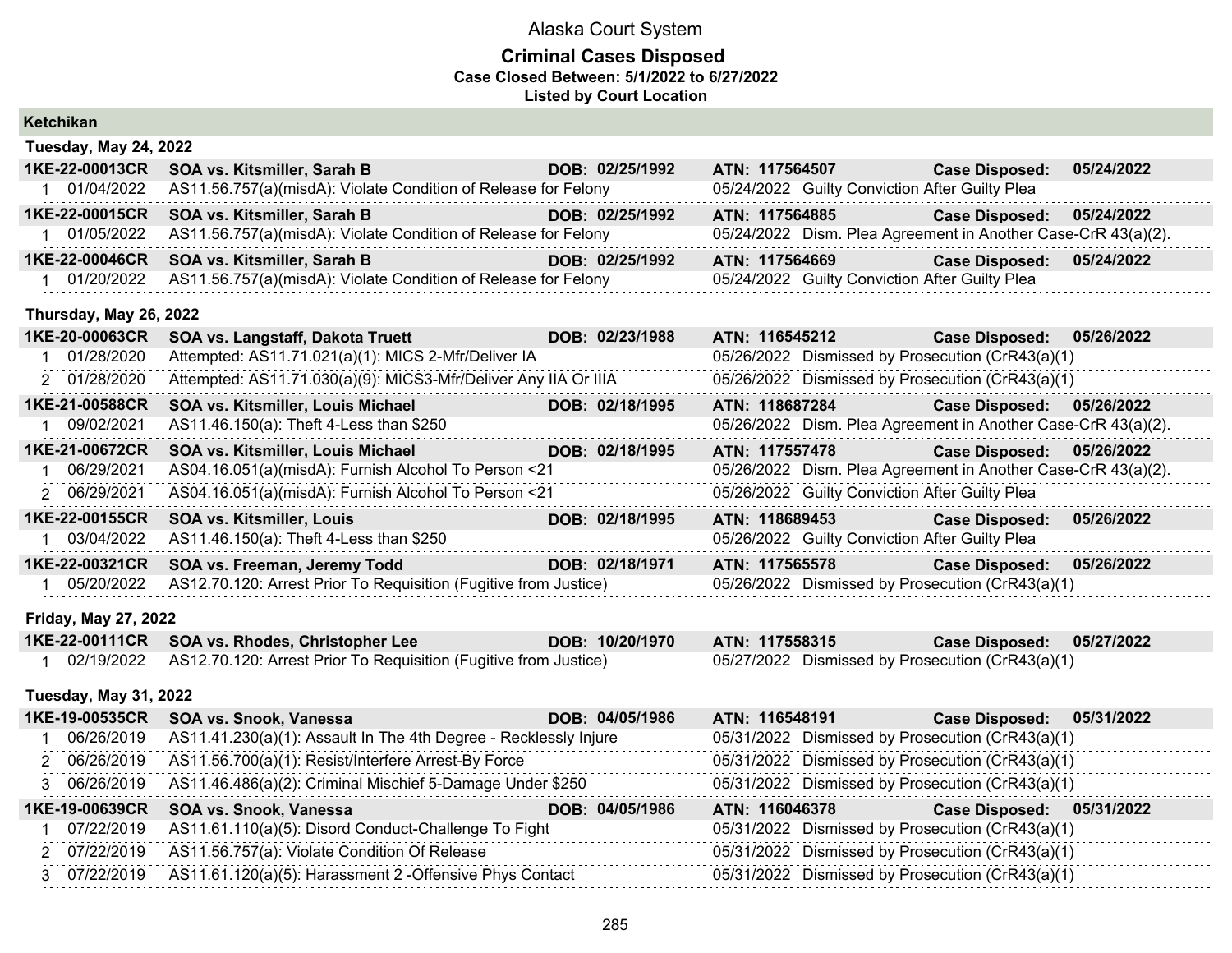# Alaska Court System

## Criminal Cases Disposed

**Case Closed Between: 5/1/2022 to 6/27/2022**

**Listed by Court Location**

### Ketchikan

#### Tuesday, May 24, 2022

| Case | Parties | DOB | ATN | Case Disposed |
|---|---|---|---|---|
| **1KE-22-00013CR** | **SOA vs. Kitsmiller, Sarah B** | **02/25/1992** | **117564507** | **05/24/2022** |
| 1 01/04/2022 | AS11.56.757(a)(misdA): Violate Condition of Release for Felony | | 05/24/2022 Guilty Conviction After Guilty Plea | |
| **1KE-22-00015CR** | **SOA vs. Kitsmiller, Sarah B** | **02/25/1992** | **117564885** | **05/24/2022** |
| 1 01/05/2022 | AS11.56.757(a)(misdA): Violate Condition of Release for Felony | | 05/24/2022 Dism. Plea Agreement in Another Case-CrR 43(a)(2). | |
| **1KE-22-00046CR** | **SOA vs. Kitsmiller, Sarah B** | **02/25/1992** | **117564669** | **05/24/2022** |
| 1 01/20/2022 | AS11.56.757(a)(misdA): Violate Condition of Release for Felony | | 05/24/2022 Guilty Conviction After Guilty Plea | |

#### Thursday, May 26, 2022

| Case | Parties | DOB | ATN | Case Disposed |
|---|---|---|---|---|
| **1KE-20-00063CR** | **SOA vs. Langstaff, Dakota Truett** | **02/23/1988** | **116545212** | **05/26/2022** |
| 1 01/28/2020 | Attempted: AS11.71.021(a)(1): MICS 2-Mfr/Deliver IA | | 05/26/2022 Dismissed by Prosecution (CrR43(a)(1) | |
| 2 01/28/2020 | Attempted: AS11.71.030(a)(9): MICS3-Mfr/Deliver Any IIA Or IIIA | | 05/26/2022 Dismissed by Prosecution (CrR43(a)(1) | |
| **1KE-21-00588CR** | **SOA vs. Kitsmiller, Louis Michael** | **02/18/1995** | **118687284** | **05/26/2022** |
| 1 09/02/2021 | AS11.46.150(a): Theft 4-Less than $250 | | 05/26/2022 Dism. Plea Agreement in Another Case-CrR 43(a)(2). | |
| **1KE-21-00672CR** | **SOA vs. Kitsmiller, Louis Michael** | **02/18/1995** | **117557478** | **05/26/2022** |
| 1 06/29/2021 | AS04.16.051(a)(misdA): Furnish Alcohol To Person <21 | | 05/26/2022 Dism. Plea Agreement in Another Case-CrR 43(a)(2). | |
| 2 06/29/2021 | AS04.16.051(a)(misdA): Furnish Alcohol To Person <21 | | 05/26/2022 Guilty Conviction After Guilty Plea | |
| **1KE-22-00155CR** | **SOA vs. Kitsmiller, Louis** | **02/18/1995** | **118689453** | **05/26/2022** |
| 1 03/04/2022 | AS11.46.150(a): Theft 4-Less than $250 | | 05/26/2022 Guilty Conviction After Guilty Plea | |
| **1KE-22-00321CR** | **SOA vs. Freeman, Jeremy Todd** | **02/18/1971** | **117565578** | **05/26/2022** |
| 1 05/20/2022 | AS12.70.120: Arrest Prior To Requisition (Fugitive from Justice) | | 05/26/2022 Dismissed by Prosecution (CrR43(a)(1) | |

#### Friday, May 27, 2022

| Case | Parties | DOB | ATN | Case Disposed |
|---|---|---|---|---|
| **1KE-22-00111CR** | **SOA vs. Rhodes, Christopher Lee** | **10/20/1970** | **117558315** | **05/27/2022** |
| 1 02/19/2022 | AS12.70.120: Arrest Prior To Requisition (Fugitive from Justice) | | 05/27/2022 Dismissed by Prosecution (CrR43(a)(1) | |

#### Tuesday, May 31, 2022

| Case | Parties | DOB | ATN | Case Disposed |
|---|---|---|---|---|
| **1KE-19-00535CR** | **SOA vs. Snook, Vanessa** | **04/05/1986** | **116548191** | **05/31/2022** |
| 1 06/26/2019 | AS11.41.230(a)(1): Assault In The 4th Degree - Recklessly Injure | | 05/31/2022 Dismissed by Prosecution (CrR43(a)(1) | |
| 2 06/26/2019 | AS11.56.700(a)(1): Resist/Interfere Arrest-By Force | | 05/31/2022 Dismissed by Prosecution (CrR43(a)(1) | |
| 3 06/26/2019 | AS11.46.486(a)(2): Criminal Mischief 5-Damage Under $250 | | 05/31/2022 Dismissed by Prosecution (CrR43(a)(1) | |
| **1KE-19-00639CR** | **SOA vs. Snook, Vanessa** | **04/05/1986** | **116046378** | **05/31/2022** |
| 1 07/22/2019 | AS11.61.110(a)(5): Disord Conduct-Challenge To Fight | | 05/31/2022 Dismissed by Prosecution (CrR43(a)(1) | |
| 2 07/22/2019 | AS11.56.757(a): Violate Condition Of Release | | 05/31/2022 Dismissed by Prosecution (CrR43(a)(1) | |
| 3 07/22/2019 | AS11.61.120(a)(5): Harassment 2 -Offensive Phys Contact | | 05/31/2022 Dismissed by Prosecution (CrR43(a)(1) | |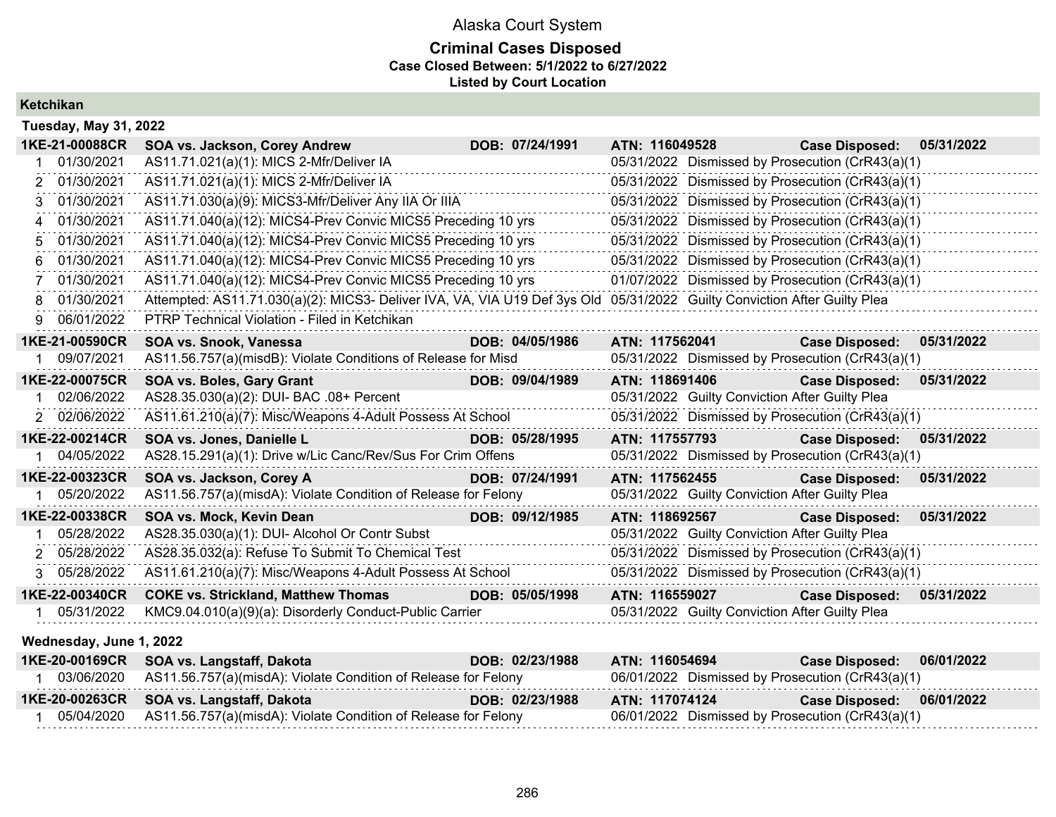# Alaska Court System

## Criminal Cases Disposed

**Case Closed Between: 5/1/2022 to 6/27/2022**

**Listed by Court Location**

### Ketchikan

#### Tuesday, May 31, 2022

**1KE-21-00088CR — SOA vs. Jackson, Corey Andrew — DOB: 07/24/1991 — ATN: 116049528 — Case Disposed: 05/31/2022**

| # | Date | Charge | Disposition Date | Disposition |
|---|---|---|---|---|
| 1 | 01/30/2021 | AS11.71.021(a)(1): MICS 2-Mfr/Deliver IA | 05/31/2022 | Dismissed by Prosecution (CrR43(a)(1) |
| 2 | 01/30/2021 | AS11.71.021(a)(1): MICS 2-Mfr/Deliver IA | 05/31/2022 | Dismissed by Prosecution (CrR43(a)(1) |
| 3 | 01/30/2021 | AS11.71.030(a)(9): MICS3-Mfr/Deliver Any IIA Or IIIA | 05/31/2022 | Dismissed by Prosecution (CrR43(a)(1) |
| 4 | 01/30/2021 | AS11.71.040(a)(12): MICS4-Prev Convic MICS5 Preceding 10 yrs | 05/31/2022 | Dismissed by Prosecution (CrR43(a)(1) |
| 5 | 01/30/2021 | AS11.71.040(a)(12): MICS4-Prev Convic MICS5 Preceding 10 yrs | 05/31/2022 | Dismissed by Prosecution (CrR43(a)(1) |
| 6 | 01/30/2021 | AS11.71.040(a)(12): MICS4-Prev Convic MICS5 Preceding 10 yrs | 05/31/2022 | Dismissed by Prosecution (CrR43(a)(1) |
| 7 | 01/30/2021 | AS11.71.040(a)(12): MICS4-Prev Convic MICS5 Preceding 10 yrs | 01/07/2022 | Dismissed by Prosecution (CrR43(a)(1) |
| 8 | 01/30/2021 | Attempted: AS11.71.030(a)(2): MICS3- Deliver IVA, VA, VIA U19 Def 3ys Old | 05/31/2022 | Guilty Conviction After Guilty Plea |
| 9 | 06/01/2022 | PTRP Technical Violation - Filed in Ketchikan | | |

**1KE-21-00590CR — SOA vs. Snook, Vanessa — DOB: 04/05/1986 — ATN: 117562041 — Case Disposed: 05/31/2022**

| # | Date | Charge | Disposition Date | Disposition |
|---|---|---|---|---|
| 1 | 09/07/2021 | AS11.56.757(a)(misdB): Violate Conditions of Release for Misd | 05/31/2022 | Dismissed by Prosecution (CrR43(a)(1) |

**1KE-22-00075CR — SOA vs. Boles, Gary Grant — DOB: 09/04/1989 — ATN: 118691406 — Case Disposed: 05/31/2022**

| # | Date | Charge | Disposition Date | Disposition |
|---|---|---|---|---|
| 1 | 02/06/2022 | AS28.35.030(a)(2): DUI- BAC .08+ Percent | 05/31/2022 | Guilty Conviction After Guilty Plea |
| 2 | 02/06/2022 | AS11.61.210(a)(7): Misc/Weapons 4-Adult Possess At School | 05/31/2022 | Dismissed by Prosecution (CrR43(a)(1) |

**1KE-22-00214CR — SOA vs. Jones, Danielle L — DOB: 05/28/1995 — ATN: 117557793 — Case Disposed: 05/31/2022**

| # | Date | Charge | Disposition Date | Disposition |
|---|---|---|---|---|
| 1 | 04/05/2022 | AS28.15.291(a)(1): Drive w/Lic Canc/Rev/Sus For Crim Offens | 05/31/2022 | Dismissed by Prosecution (CrR43(a)(1) |

**1KE-22-00323CR — SOA vs. Jackson, Corey A — DOB: 07/24/1991 — ATN: 117562455 — Case Disposed: 05/31/2022**

| # | Date | Charge | Disposition Date | Disposition |
|---|---|---|---|---|
| 1 | 05/20/2022 | AS11.56.757(a)(misdA): Violate Condition of Release for Felony | 05/31/2022 | Guilty Conviction After Guilty Plea |

**1KE-22-00338CR — SOA vs. Mock, Kevin Dean — DOB: 09/12/1985 — ATN: 118692567 — Case Disposed: 05/31/2022**

| # | Date | Charge | Disposition Date | Disposition |
|---|---|---|---|---|
| 1 | 05/28/2022 | AS28.35.030(a)(1): DUI- Alcohol Or Contr Subst | 05/31/2022 | Guilty Conviction After Guilty Plea |
| 2 | 05/28/2022 | AS28.35.032(a): Refuse To Submit To Chemical Test | 05/31/2022 | Dismissed by Prosecution (CrR43(a)(1) |
| 3 | 05/28/2022 | AS11.61.210(a)(7): Misc/Weapons 4-Adult Possess At School | 05/31/2022 | Dismissed by Prosecution (CrR43(a)(1) |

**1KE-22-00340CR — COKE vs. Strickland, Matthew Thomas — DOB: 05/05/1998 — ATN: 116559027 — Case Disposed: 05/31/2022**

| # | Date | Charge | Disposition Date | Disposition |
|---|---|---|---|---|
| 1 | 05/31/2022 | KMC9.04.010(a)(9)(a): Disorderly Conduct-Public Carrier | 05/31/2022 | Guilty Conviction After Guilty Plea |

#### Wednesday, June 1, 2022

**1KE-20-00169CR — SOA vs. Langstaff, Dakota — DOB: 02/23/1988 — ATN: 116054694 — Case Disposed: 06/01/2022**

| # | Date | Charge | Disposition Date | Disposition |
|---|---|---|---|---|
| 1 | 03/06/2020 | AS11.56.757(a)(misdA): Violate Condition of Release for Felony | 06/01/2022 | Dismissed by Prosecution (CrR43(a)(1) |

**1KE-20-00263CR — SOA vs. Langstaff, Dakota — DOB: 02/23/1988 — ATN: 117074124 — Case Disposed: 06/01/2022**

| # | Date | Charge | Disposition Date | Disposition |
|---|---|---|---|---|
| 1 | 05/04/2020 | AS11.56.757(a)(misdA): Violate Condition of Release for Felony | 06/01/2022 | Dismissed by Prosecution (CrR43(a)(1) |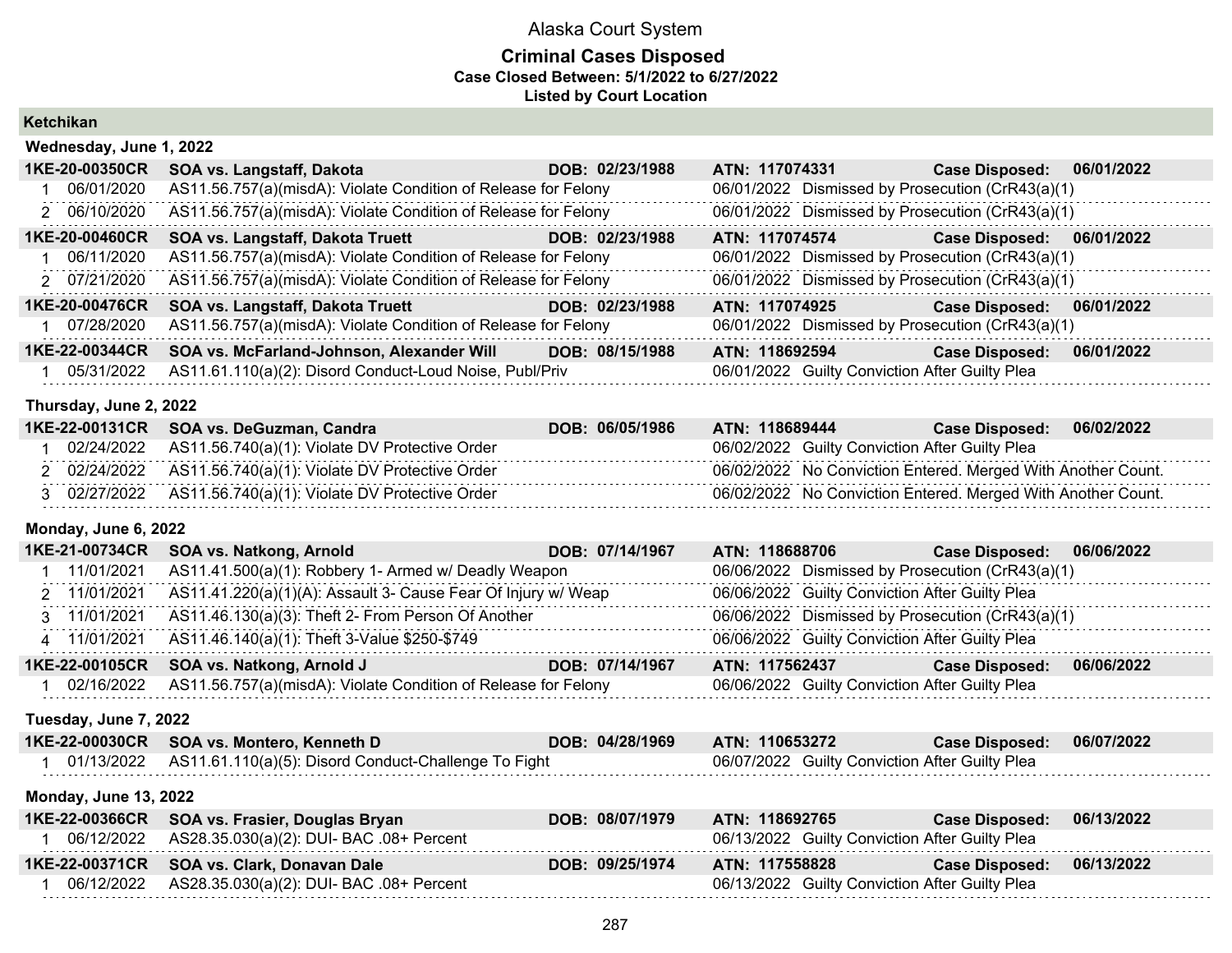# Alaska Court System

## Criminal Cases Disposed

**Case Closed Between: 5/1/2022 to 6/27/2022**

**Listed by Court Location**

### Ketchikan

#### Wednesday, June 1, 2022

| Case | Parties | DOB | ATN | Case Disposed |
|---|---|---|---|---|
| **1KE-20-00350CR** | **SOA vs. Langstaff, Dakota** | **02/23/1988** | **117074331** | **06/01/2022** |

| # | Date | Charge | Disposition Date | Disposition |
|---|---|---|---|---|
| 1 | 06/01/2020 | AS11.56.757(a)(misdA): Violate Condition of Release for Felony | 06/01/2022 | Dismissed by Prosecution (CrR43(a)(1) |
| 2 | 06/10/2020 | AS11.56.757(a)(misdA): Violate Condition of Release for Felony | 06/01/2022 | Dismissed by Prosecution (CrR43(a)(1) |

| Case | Parties | DOB | ATN | Case Disposed |
|---|---|---|---|---|
| **1KE-20-00460CR** | **SOA vs. Langstaff, Dakota Truett** | **02/23/1988** | **117074574** | **06/01/2022** |

| # | Date | Charge | Disposition Date | Disposition |
|---|---|---|---|---|
| 1 | 06/11/2020 | AS11.56.757(a)(misdA): Violate Condition of Release for Felony | 06/01/2022 | Dismissed by Prosecution (CrR43(a)(1) |
| 2 | 07/21/2020 | AS11.56.757(a)(misdA): Violate Condition of Release for Felony | 06/01/2022 | Dismissed by Prosecution (CrR43(a)(1) |

| Case | Parties | DOB | ATN | Case Disposed |
|---|---|---|---|---|
| **1KE-20-00476CR** | **SOA vs. Langstaff, Dakota Truett** | **02/23/1988** | **117074925** | **06/01/2022** |

| # | Date | Charge | Disposition Date | Disposition |
|---|---|---|---|---|
| 1 | 07/28/2020 | AS11.56.757(a)(misdA): Violate Condition of Release for Felony | 06/01/2022 | Dismissed by Prosecution (CrR43(a)(1) |

| Case | Parties | DOB | ATN | Case Disposed |
|---|---|---|---|---|
| **1KE-22-00344CR** | **SOA vs. McFarland-Johnson, Alexander Will** | **08/15/1988** | **118692594** | **06/01/2022** |

| # | Date | Charge | Disposition Date | Disposition |
|---|---|---|---|---|
| 1 | 05/31/2022 | AS11.61.110(a)(2): Disord Conduct-Loud Noise, Publ/Priv | 06/01/2022 | Guilty Conviction After Guilty Plea |

#### Thursday, June 2, 2022

| Case | Parties | DOB | ATN | Case Disposed |
|---|---|---|---|---|
| **1KE-22-00131CR** | **SOA vs. DeGuzman, Candra** | **06/05/1986** | **118689444** | **06/02/2022** |

| # | Date | Charge | Disposition Date | Disposition |
|---|---|---|---|---|
| 1 | 02/24/2022 | AS11.56.740(a)(1): Violate DV Protective Order | 06/02/2022 | Guilty Conviction After Guilty Plea |
| 2 | 02/24/2022 | AS11.56.740(a)(1): Violate DV Protective Order | 06/02/2022 | No Conviction Entered. Merged With Another Count. |
| 3 | 02/27/2022 | AS11.56.740(a)(1): Violate DV Protective Order | 06/02/2022 | No Conviction Entered. Merged With Another Count. |

#### Monday, June 6, 2022

| Case | Parties | DOB | ATN | Case Disposed |
|---|---|---|---|---|
| **1KE-21-00734CR** | **SOA vs. Natkong, Arnold** | **07/14/1967** | **118688706** | **06/06/2022** |

| # | Date | Charge | Disposition Date | Disposition |
|---|---|---|---|---|
| 1 | 11/01/2021 | AS11.41.500(a)(1): Robbery 1- Armed w/ Deadly Weapon | 06/06/2022 | Dismissed by Prosecution (CrR43(a)(1) |
| 2 | 11/01/2021 | AS11.41.220(a)(1)(A): Assault 3- Cause Fear Of Injury w/ Weap | 06/06/2022 | Guilty Conviction After Guilty Plea |
| 3 | 11/01/2021 | AS11.46.130(a)(3): Theft 2- From Person Of Another | 06/06/2022 | Dismissed by Prosecution (CrR43(a)(1) |
| 4 | 11/01/2021 | AS11.46.140(a)(1): Theft 3-Value $250-$749 | 06/06/2022 | Guilty Conviction After Guilty Plea |

| Case | Parties | DOB | ATN | Case Disposed |
|---|---|---|---|---|
| **1KE-22-00105CR** | **SOA vs. Natkong, Arnold J** | **07/14/1967** | **117562437** | **06/06/2022** |

| # | Date | Charge | Disposition Date | Disposition |
|---|---|---|---|---|
| 1 | 02/16/2022 | AS11.56.757(a)(misdA): Violate Condition of Release for Felony | 06/06/2022 | Guilty Conviction After Guilty Plea |

#### Tuesday, June 7, 2022

| Case | Parties | DOB | ATN | Case Disposed |
|---|---|---|---|---|
| **1KE-22-00030CR** | **SOA vs. Montero, Kenneth D** | **04/28/1969** | **110653272** | **06/07/2022** |

| # | Date | Charge | Disposition Date | Disposition |
|---|---|---|---|---|
| 1 | 01/13/2022 | AS11.61.110(a)(5): Disord Conduct-Challenge To Fight | 06/07/2022 | Guilty Conviction After Guilty Plea |

#### Monday, June 13, 2022

| Case | Parties | DOB | ATN | Case Disposed |
|---|---|---|---|---|
| **1KE-22-00366CR** | **SOA vs. Frasier, Douglas Bryan** | **08/07/1979** | **118692765** | **06/13/2022** |

| # | Date | Charge | Disposition Date | Disposition |
|---|---|---|---|---|
| 1 | 06/12/2022 | AS28.35.030(a)(2): DUI- BAC .08+ Percent | 06/13/2022 | Guilty Conviction After Guilty Plea |

| Case | Parties | DOB | ATN | Case Disposed |
|---|---|---|---|---|
| **1KE-22-00371CR** | **SOA vs. Clark, Donavan Dale** | **09/25/1974** | **117558828** | **06/13/2022** |

| # | Date | Charge | Disposition Date | Disposition |
|---|---|---|---|---|
| 1 | 06/12/2022 | AS28.35.030(a)(2): DUI- BAC .08+ Percent | 06/13/2022 | Guilty Conviction After Guilty Plea |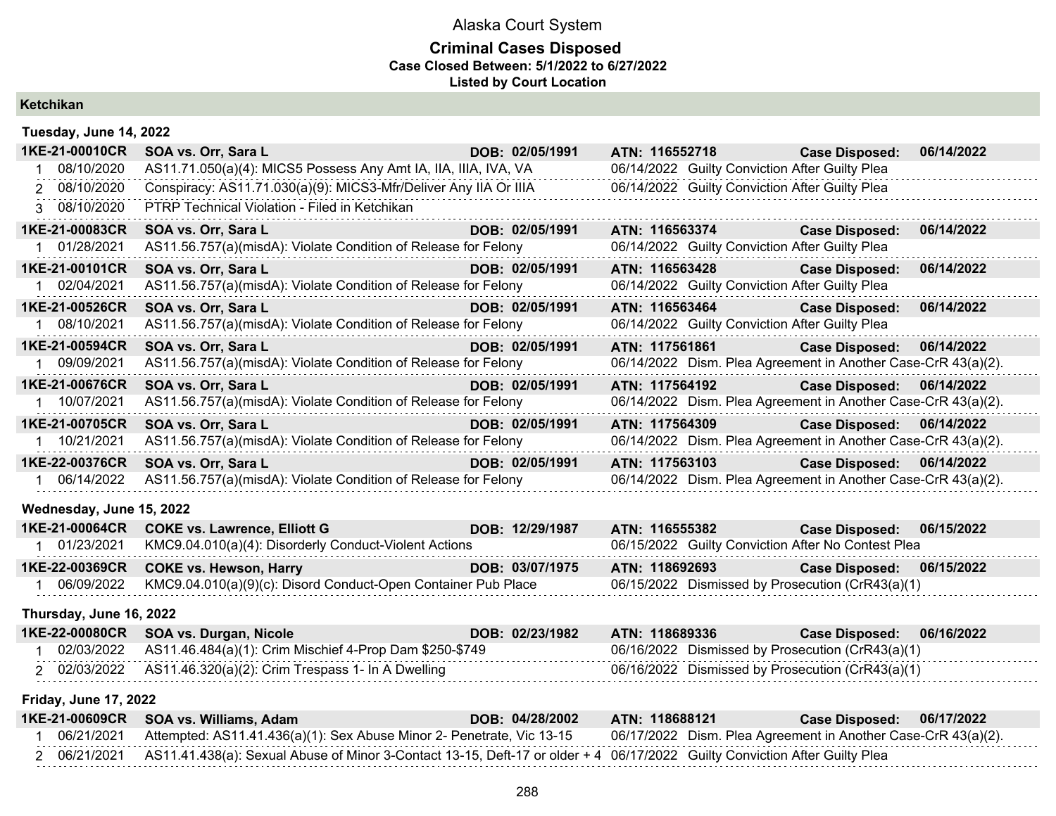# Alaska Court System

## Criminal Cases Disposed

**Case Closed Between: 5/1/2022 to 6/27/2022**

**Listed by Court Location**

### Ketchikan

#### Tuesday, June 14, 2022

**1KE-21-00010CR** **SOA vs. Orr, Sara L** **DOB: 02/05/1991** **ATN: 116552718** **Case Disposed: 06/14/2022**

| # | Date | Charge | Disposition |
|---|---|---|---|
| 1 | 08/10/2020 | AS11.71.050(a)(4): MICS5 Possess Any Amt IA, IIA, IIIA, IVA, VA | 06/14/2022 Guilty Conviction After Guilty Plea |
| 2 | 08/10/2020 | Conspiracy: AS11.71.030(a)(9): MICS3-Mfr/Deliver Any IIA Or IIIA | 06/14/2022 Guilty Conviction After Guilty Plea |
| 3 | 08/10/2020 | PTRP Technical Violation - Filed in Ketchikan | |

**1KE-21-00083CR** **SOA vs. Orr, Sara L** **DOB: 02/05/1991** **ATN: 116563374** **Case Disposed: 06/14/2022**

| # | Date | Charge | Disposition |
|---|---|---|---|
| 1 | 01/28/2021 | AS11.56.757(a)(misdA): Violate Condition of Release for Felony | 06/14/2022 Guilty Conviction After Guilty Plea |

**1KE-21-00101CR** **SOA vs. Orr, Sara L** **DOB: 02/05/1991** **ATN: 116563428** **Case Disposed: 06/14/2022**

| # | Date | Charge | Disposition |
|---|---|---|---|
| 1 | 02/04/2021 | AS11.56.757(a)(misdA): Violate Condition of Release for Felony | 06/14/2022 Guilty Conviction After Guilty Plea |

**1KE-21-00526CR** **SOA vs. Orr, Sara L** **DOB: 02/05/1991** **ATN: 116563464** **Case Disposed: 06/14/2022**

| # | Date | Charge | Disposition |
|---|---|---|---|
| 1 | 08/10/2021 | AS11.56.757(a)(misdA): Violate Condition of Release for Felony | 06/14/2022 Guilty Conviction After Guilty Plea |

**1KE-21-00594CR** **SOA vs. Orr, Sara L** **DOB: 02/05/1991** **ATN: 117561861** **Case Disposed: 06/14/2022**

| # | Date | Charge | Disposition |
|---|---|---|---|
| 1 | 09/09/2021 | AS11.56.757(a)(misdA): Violate Condition of Release for Felony | 06/14/2022 Dism. Plea Agreement in Another Case-CrR 43(a)(2). |

**1KE-21-00676CR** **SOA vs. Orr, Sara L** **DOB: 02/05/1991** **ATN: 117564192** **Case Disposed: 06/14/2022**

| # | Date | Charge | Disposition |
|---|---|---|---|
| 1 | 10/07/2021 | AS11.56.757(a)(misdA): Violate Condition of Release for Felony | 06/14/2022 Dism. Plea Agreement in Another Case-CrR 43(a)(2). |

**1KE-21-00705CR** **SOA vs. Orr, Sara L** **DOB: 02/05/1991** **ATN: 117564309** **Case Disposed: 06/14/2022**

| # | Date | Charge | Disposition |
|---|---|---|---|
| 1 | 10/21/2021 | AS11.56.757(a)(misdA): Violate Condition of Release for Felony | 06/14/2022 Dism. Plea Agreement in Another Case-CrR 43(a)(2). |

**1KE-22-00376CR** **SOA vs. Orr, Sara L** **DOB: 02/05/1991** **ATN: 117563103** **Case Disposed: 06/14/2022**

| # | Date | Charge | Disposition |
|---|---|---|---|
| 1 | 06/14/2022 | AS11.56.757(a)(misdA): Violate Condition of Release for Felony | 06/14/2022 Dism. Plea Agreement in Another Case-CrR 43(a)(2). |

#### Wednesday, June 15, 2022

**1KE-21-00064CR** **COKE vs. Lawrence, Elliott G** **DOB: 12/29/1987** **ATN: 116555382** **Case Disposed: 06/15/2022**

| # | Date | Charge | Disposition |
|---|---|---|---|
| 1 | 01/23/2021 | KMC9.04.010(a)(4): Disorderly Conduct-Violent Actions | 06/15/2022 Guilty Conviction After No Contest Plea |

**1KE-22-00369CR** **COKE vs. Hewson, Harry** **DOB: 03/07/1975** **ATN: 118692693** **Case Disposed: 06/15/2022**

| # | Date | Charge | Disposition |
|---|---|---|---|
| 1 | 06/09/2022 | KMC9.04.010(a)(9)(c): Disord Conduct-Open Container Pub Place | 06/15/2022 Dismissed by Prosecution (CrR43(a)(1) |

#### Thursday, June 16, 2022

**1KE-22-00080CR** **SOA vs. Durgan, Nicole** **DOB: 02/23/1982** **ATN: 118689336** **Case Disposed: 06/16/2022**

| # | Date | Charge | Disposition |
|---|---|---|---|
| 1 | 02/03/2022 | AS11.46.484(a)(1): Crim Mischief 4-Prop Dam $250-$749 | 06/16/2022 Dismissed by Prosecution (CrR43(a)(1) |
| 2 | 02/03/2022 | AS11.46.320(a)(2): Crim Trespass 1- In A Dwelling | 06/16/2022 Dismissed by Prosecution (CrR43(a)(1) |

#### Friday, June 17, 2022

**1KE-21-00609CR** **SOA vs. Williams, Adam** **DOB: 04/28/2002** **ATN: 118688121** **Case Disposed: 06/17/2022**

| # | Date | Charge | Disposition |
|---|---|---|---|
| 1 | 06/21/2021 | Attempted: AS11.41.436(a)(1): Sex Abuse Minor 2- Penetrate, Vic 13-15 | 06/17/2022 Dism. Plea Agreement in Another Case-CrR 43(a)(2). |
| 2 | 06/21/2021 | AS11.41.438(a): Sexual Abuse of Minor 3-Contact 13-15, Deft-17 or older + 4 | 06/17/2022 Guilty Conviction After Guilty Plea |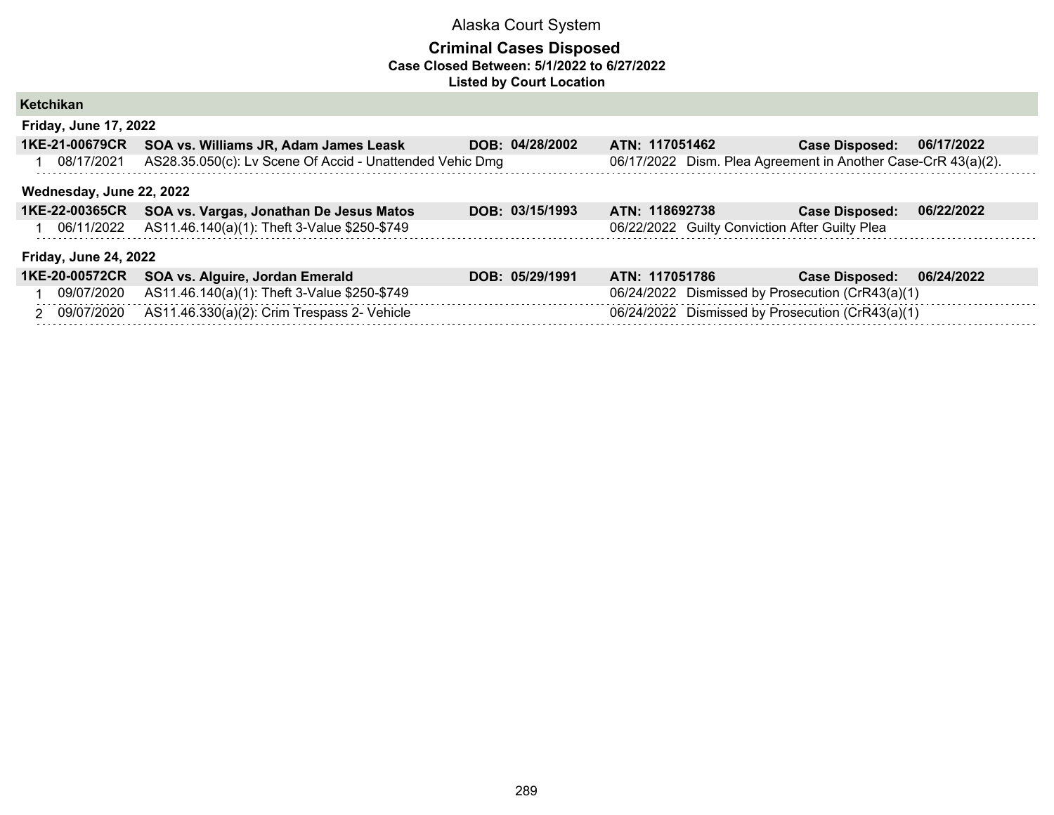Alaska Court System

**Criminal Cases Disposed**
**Case Closed Between: 5/1/2022 to 6/27/2022**
**Listed by Court Location**

## Ketchikan

### Friday, June 17, 2022

| **1KE-21-00679CR** | **SOA vs. Williams JR, Adam James Leask** | **DOB: 04/28/2002** | **ATN: 117051462** | **Case Disposed: 06/17/2022** |
|---|---|---|---|---|
| 1 08/17/2021 | AS28.35.050(c): Lv Scene Of Accid - Unattended Vehic Dmg | | 06/17/2022 | Dism. Plea Agreement in Another Case-CrR 43(a)(2). |

### Wednesday, June 22, 2022

| **1KE-22-00365CR** | **SOA vs. Vargas, Jonathan De Jesus Matos** | **DOB: 03/15/1993** | **ATN: 118692738** | **Case Disposed: 06/22/2022** |
|---|---|---|---|---|
| 1 06/11/2022 | AS11.46.140(a)(1): Theft 3-Value $250-$749 | | 06/22/2022 | Guilty Conviction After Guilty Plea |

### Friday, June 24, 2022

| **1KE-20-00572CR** | **SOA vs. Alguire, Jordan Emerald** | **DOB: 05/29/1991** | **ATN: 117051786** | **Case Disposed: 06/24/2022** |
|---|---|---|---|---|
| 1 09/07/2020 | AS11.46.140(a)(1): Theft 3-Value $250-$749 | | 06/24/2022 | Dismissed by Prosecution (CrR43(a)(1) |
| 2 09/07/2020 | AS11.46.330(a)(2): Crim Trespass 2- Vehicle | | 06/24/2022 | Dismissed by Prosecution (CrR43(a)(1) |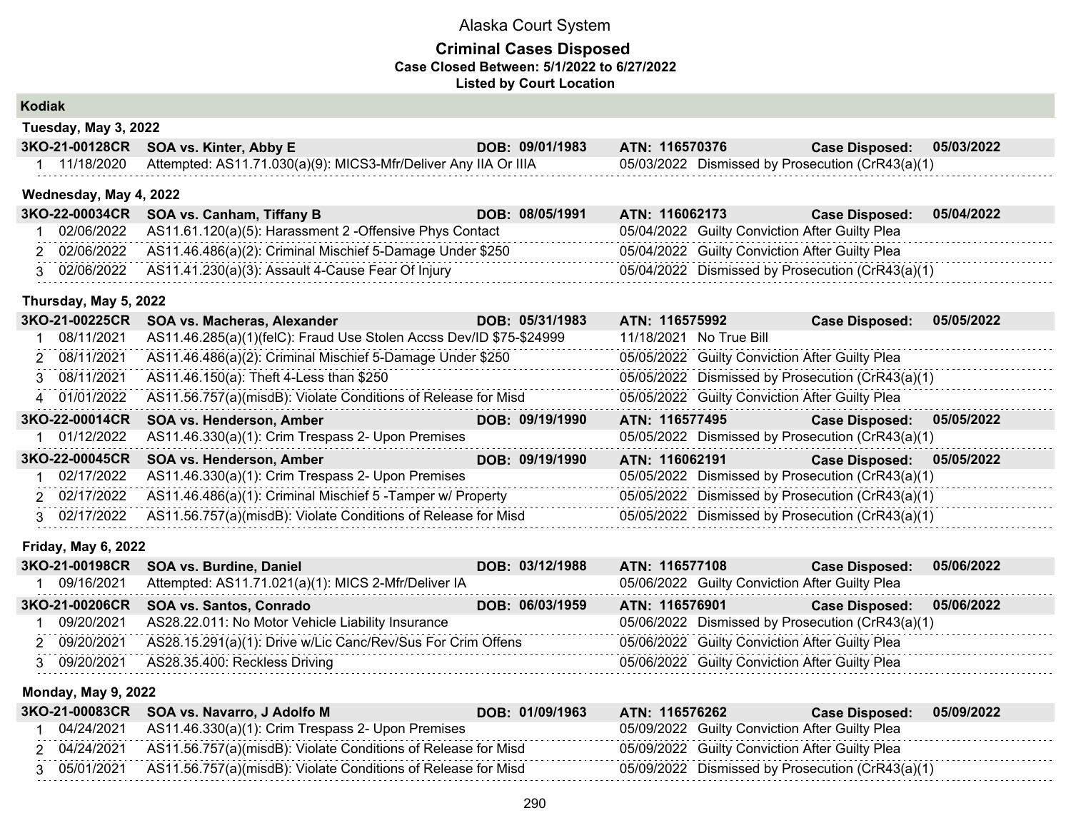# Alaska Court System

## Criminal Cases Disposed

**Case Closed Between: 5/1/2022 to 6/27/2022**

**Listed by Court Location**

### Kodiak

#### Tuesday, May 3, 2022

**3KO-21-00128CR SOA vs. Kinter, Abby E** DOB: 09/01/1983 ATN: 116570376 Case Disposed: 05/03/2022

| # | Date | Charge | Disposition Date | Disposition |
|---|---|---|---|---|
| 1 | 11/18/2020 | Attempted: AS11.71.030(a)(9): MICS3-Mfr/Deliver Any IIA Or IIIA | 05/03/2022 | Dismissed by Prosecution (CrR43(a)(1) |

#### Wednesday, May 4, 2022

**3KO-22-00034CR SOA vs. Canham, Tiffany B** DOB: 08/05/1991 ATN: 116062173 Case Disposed: 05/04/2022

| # | Date | Charge | Disposition Date | Disposition |
|---|---|---|---|---|
| 1 | 02/06/2022 | AS11.61.120(a)(5): Harassment 2 -Offensive Phys Contact | 05/04/2022 | Guilty Conviction After Guilty Plea |
| 2 | 02/06/2022 | AS11.46.486(a)(2): Criminal Mischief 5-Damage Under $250 | 05/04/2022 | Guilty Conviction After Guilty Plea |
| 3 | 02/06/2022 | AS11.41.230(a)(3): Assault 4-Cause Fear Of Injury | 05/04/2022 | Dismissed by Prosecution (CrR43(a)(1) |

#### Thursday, May 5, 2022

**3KO-21-00225CR SOA vs. Macheras, Alexander** DOB: 05/31/1983 ATN: 116575992 Case Disposed: 05/05/2022

| # | Date | Charge | Disposition Date | Disposition |
|---|---|---|---|---|
| 1 | 08/11/2021 | AS11.46.285(a)(1)(felC): Fraud Use Stolen Accss Dev/ID $75-$24999 | 11/18/2021 | No True Bill |
| 2 | 08/11/2021 | AS11.46.486(a)(2): Criminal Mischief 5-Damage Under $250 | 05/05/2022 | Guilty Conviction After Guilty Plea |
| 3 | 08/11/2021 | AS11.46.150(a): Theft 4-Less than $250 | 05/05/2022 | Dismissed by Prosecution (CrR43(a)(1) |
| 4 | 01/01/2022 | AS11.56.757(a)(misdB): Violate Conditions of Release for Misd | 05/05/2022 | Guilty Conviction After Guilty Plea |

**3KO-22-00014CR SOA vs. Henderson, Amber** DOB: 09/19/1990 ATN: 116577495 Case Disposed: 05/05/2022

| # | Date | Charge | Disposition Date | Disposition |
|---|---|---|---|---|
| 1 | 01/12/2022 | AS11.46.330(a)(1): Crim Trespass 2- Upon Premises | 05/05/2022 | Dismissed by Prosecution (CrR43(a)(1) |

**3KO-22-00045CR SOA vs. Henderson, Amber** DOB: 09/19/1990 ATN: 116062191 Case Disposed: 05/05/2022

| # | Date | Charge | Disposition Date | Disposition |
|---|---|---|---|---|
| 1 | 02/17/2022 | AS11.46.330(a)(1): Crim Trespass 2- Upon Premises | 05/05/2022 | Dismissed by Prosecution (CrR43(a)(1) |
| 2 | 02/17/2022 | AS11.46.486(a)(1): Criminal Mischief 5 -Tamper w/ Property | 05/05/2022 | Dismissed by Prosecution (CrR43(a)(1) |
| 3 | 02/17/2022 | AS11.56.757(a)(misdB): Violate Conditions of Release for Misd | 05/05/2022 | Dismissed by Prosecution (CrR43(a)(1) |

#### Friday, May 6, 2022

**3KO-21-00198CR SOA vs. Burdine, Daniel** DOB: 03/12/1988 ATN: 116577108 Case Disposed: 05/06/2022

| # | Date | Charge | Disposition Date | Disposition |
|---|---|---|---|---|
| 1 | 09/16/2021 | Attempted: AS11.71.021(a)(1): MICS 2-Mfr/Deliver IA | 05/06/2022 | Guilty Conviction After Guilty Plea |

**3KO-21-00206CR SOA vs. Santos, Conrado** DOB: 06/03/1959 ATN: 116576901 Case Disposed: 05/06/2022

| # | Date | Charge | Disposition Date | Disposition |
|---|---|---|---|---|
| 1 | 09/20/2021 | AS28.22.011: No Motor Vehicle Liability Insurance | 05/06/2022 | Dismissed by Prosecution (CrR43(a)(1) |
| 2 | 09/20/2021 | AS28.15.291(a)(1): Drive w/Lic Canc/Rev/Sus For Crim Offens | 05/06/2022 | Guilty Conviction After Guilty Plea |
| 3 | 09/20/2021 | AS28.35.400: Reckless Driving | 05/06/2022 | Guilty Conviction After Guilty Plea |

#### Monday, May 9, 2022

**3KO-21-00083CR SOA vs. Navarro, J Adolfo M** DOB: 01/09/1963 ATN: 116576262 Case Disposed: 05/09/2022

| # | Date | Charge | Disposition Date | Disposition |
|---|---|---|---|---|
| 1 | 04/24/2021 | AS11.46.330(a)(1): Crim Trespass 2- Upon Premises | 05/09/2022 | Guilty Conviction After Guilty Plea |
| 2 | 04/24/2021 | AS11.56.757(a)(misdB): Violate Conditions of Release for Misd | 05/09/2022 | Guilty Conviction After Guilty Plea |
| 3 | 05/01/2021 | AS11.56.757(a)(misdB): Violate Conditions of Release for Misd | 05/09/2022 | Dismissed by Prosecution (CrR43(a)(1) |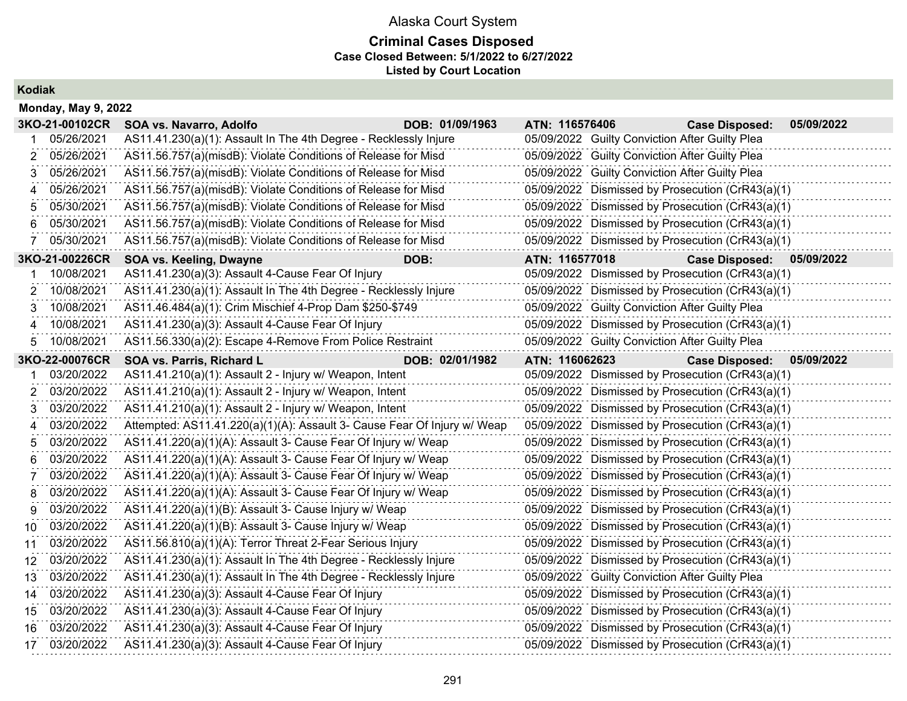# Alaska Court System

## Criminal Cases Disposed

**Case Closed Between: 5/1/2022 to 6/27/2022**

**Listed by Court Location**

### Kodiak

**Monday, May 9, 2022**

**3KO-21-00102CR SOA vs. Navarro, Adolfo DOB: 01/09/1963 ATN: 116576406 Case Disposed: 05/09/2022**

| # | Offense Date | Charge | Disposition Date | Disposition |
|---|---|---|---|---|
| 1 | 05/26/2021 | AS11.41.230(a)(1): Assault In The 4th Degree - Recklessly Injure | 05/09/2022 | Guilty Conviction After Guilty Plea |
| 2 | 05/26/2021 | AS11.56.757(a)(misdB): Violate Conditions of Release for Misd | 05/09/2022 | Guilty Conviction After Guilty Plea |
| 3 | 05/26/2021 | AS11.56.757(a)(misdB): Violate Conditions of Release for Misd | 05/09/2022 | Guilty Conviction After Guilty Plea |
| 4 | 05/26/2021 | AS11.56.757(a)(misdB): Violate Conditions of Release for Misd | 05/09/2022 | Dismissed by Prosecution (CrR43(a)(1) |
| 5 | 05/30/2021 | AS11.56.757(a)(misdB): Violate Conditions of Release for Misd | 05/09/2022 | Dismissed by Prosecution (CrR43(a)(1) |
| 6 | 05/30/2021 | AS11.56.757(a)(misdB): Violate Conditions of Release for Misd | 05/09/2022 | Dismissed by Prosecution (CrR43(a)(1) |
| 7 | 05/30/2021 | AS11.56.757(a)(misdB): Violate Conditions of Release for Misd | 05/09/2022 | Dismissed by Prosecution (CrR43(a)(1) |

**3KO-21-00226CR SOA vs. Keeling, Dwayne DOB: ATN: 116577018 Case Disposed: 05/09/2022**

| # | Offense Date | Charge | Disposition Date | Disposition |
|---|---|---|---|---|
| 1 | 10/08/2021 | AS11.41.230(a)(3): Assault 4-Cause Fear Of Injury | 05/09/2022 | Dismissed by Prosecution (CrR43(a)(1) |
| 2 | 10/08/2021 | AS11.41.230(a)(1): Assault In The 4th Degree - Recklessly Injure | 05/09/2022 | Dismissed by Prosecution (CrR43(a)(1) |
| 3 | 10/08/2021 | AS11.46.484(a)(1): Crim Mischief 4-Prop Dam $250-$749 | 05/09/2022 | Guilty Conviction After Guilty Plea |
| 4 | 10/08/2021 | AS11.41.230(a)(3): Assault 4-Cause Fear Of Injury | 05/09/2022 | Dismissed by Prosecution (CrR43(a)(1) |
| 5 | 10/08/2021 | AS11.56.330(a)(2): Escape 4-Remove From Police Restraint | 05/09/2022 | Guilty Conviction After Guilty Plea |

**3KO-22-00076CR SOA vs. Parris, Richard L DOB: 02/01/1982 ATN: 116062623 Case Disposed: 05/09/2022**

| # | Offense Date | Charge | Disposition Date | Disposition |
|---|---|---|---|---|
| 1 | 03/20/2022 | AS11.41.210(a)(1): Assault 2 - Injury w/ Weapon, Intent | 05/09/2022 | Dismissed by Prosecution (CrR43(a)(1) |
| 2 | 03/20/2022 | AS11.41.210(a)(1): Assault 2 - Injury w/ Weapon, Intent | 05/09/2022 | Dismissed by Prosecution (CrR43(a)(1) |
| 3 | 03/20/2022 | AS11.41.210(a)(1): Assault 2 - Injury w/ Weapon, Intent | 05/09/2022 | Dismissed by Prosecution (CrR43(a)(1) |
| 4 | 03/20/2022 | Attempted: AS11.41.220(a)(1)(A): Assault 3- Cause Fear Of Injury w/ Weap | 05/09/2022 | Dismissed by Prosecution (CrR43(a)(1) |
| 5 | 03/20/2022 | AS11.41.220(a)(1)(A): Assault 3- Cause Fear Of Injury w/ Weap | 05/09/2022 | Dismissed by Prosecution (CrR43(a)(1) |
| 6 | 03/20/2022 | AS11.41.220(a)(1)(A): Assault 3- Cause Fear Of Injury w/ Weap | 05/09/2022 | Dismissed by Prosecution (CrR43(a)(1) |
| 7 | 03/20/2022 | AS11.41.220(a)(1)(A): Assault 3- Cause Fear Of Injury w/ Weap | 05/09/2022 | Dismissed by Prosecution (CrR43(a)(1) |
| 8 | 03/20/2022 | AS11.41.220(a)(1)(A): Assault 3- Cause Fear Of Injury w/ Weap | 05/09/2022 | Dismissed by Prosecution (CrR43(a)(1) |
| 9 | 03/20/2022 | AS11.41.220(a)(1)(B): Assault 3- Cause Injury w/ Weap | 05/09/2022 | Dismissed by Prosecution (CrR43(a)(1) |
| 10 | 03/20/2022 | AS11.41.220(a)(1)(B): Assault 3- Cause Injury w/ Weap | 05/09/2022 | Dismissed by Prosecution (CrR43(a)(1) |
| 11 | 03/20/2022 | AS11.56.810(a)(1)(A): Terror Threat 2-Fear Serious Injury | 05/09/2022 | Dismissed by Prosecution (CrR43(a)(1) |
| 12 | 03/20/2022 | AS11.41.230(a)(1): Assault In The 4th Degree - Recklessly Injure | 05/09/2022 | Dismissed by Prosecution (CrR43(a)(1) |
| 13 | 03/20/2022 | AS11.41.230(a)(1): Assault In The 4th Degree - Recklessly Injure | 05/09/2022 | Guilty Conviction After Guilty Plea |
| 14 | 03/20/2022 | AS11.41.230(a)(3): Assault 4-Cause Fear Of Injury | 05/09/2022 | Dismissed by Prosecution (CrR43(a)(1) |
| 15 | 03/20/2022 | AS11.41.230(a)(3): Assault 4-Cause Fear Of Injury | 05/09/2022 | Dismissed by Prosecution (CrR43(a)(1) |
| 16 | 03/20/2022 | AS11.41.230(a)(3): Assault 4-Cause Fear Of Injury | 05/09/2022 | Dismissed by Prosecution (CrR43(a)(1) |
| 17 | 03/20/2022 | AS11.41.230(a)(3): Assault 4-Cause Fear Of Injury | 05/09/2022 | Dismissed by Prosecution (CrR43(a)(1) |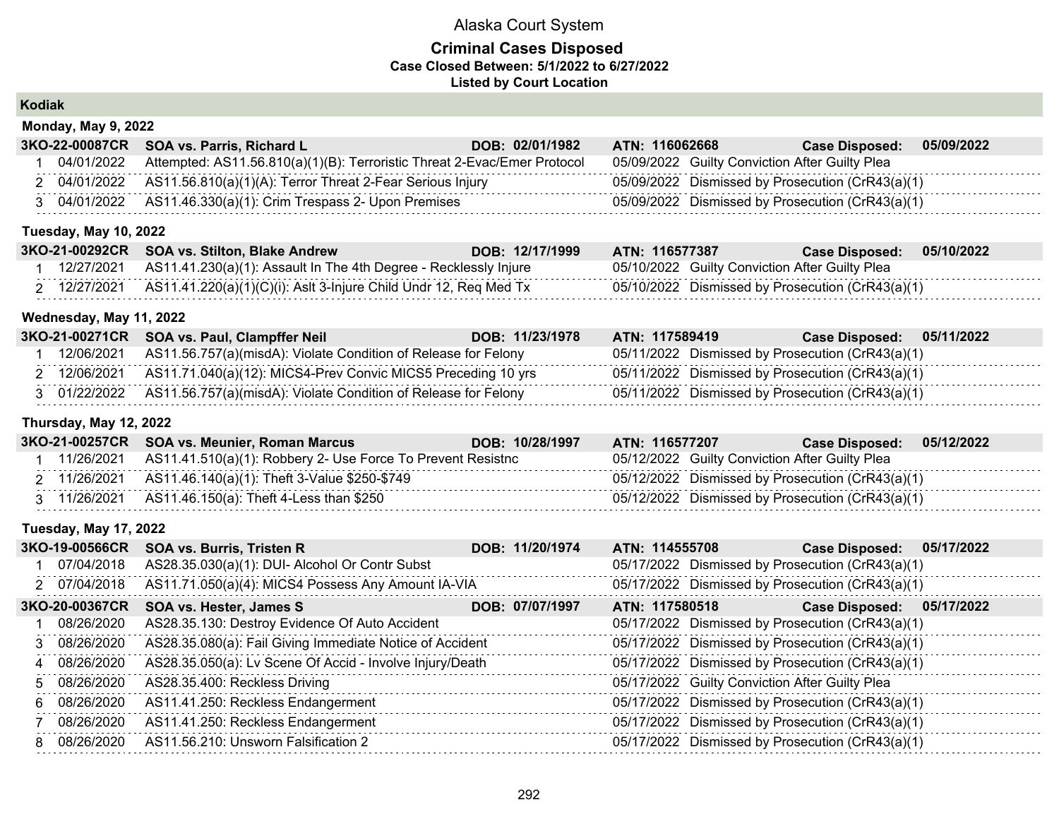# Alaska Court System

## Criminal Cases Disposed

**Case Closed Between: 5/1/2022 to 6/27/2022**

**Listed by Court Location**

### Kodiak

#### Monday, May 9, 2022

**3KO-22-00087CR** **SOA vs. Parris, Richard L** **DOB: 02/01/1982** **ATN: 116062668** **Case Disposed: 05/09/2022**

| # | Date | Charge | Disposition Date | Disposition |
|---|---|---|---|---|
| 1 | 04/01/2022 | Attempted: AS11.56.810(a)(1)(B): Terroristic Threat 2-Evac/Emer Protocol | 05/09/2022 | Guilty Conviction After Guilty Plea |
| 2 | 04/01/2022 | AS11.56.810(a)(1)(A): Terror Threat 2-Fear Serious Injury | 05/09/2022 | Dismissed by Prosecution (CrR43(a)(1) |
| 3 | 04/01/2022 | AS11.46.330(a)(1): Crim Trespass 2- Upon Premises | 05/09/2022 | Dismissed by Prosecution (CrR43(a)(1) |

#### Tuesday, May 10, 2022

**3KO-21-00292CR** **SOA vs. Stilton, Blake Andrew** **DOB: 12/17/1999** **ATN: 116577387** **Case Disposed: 05/10/2022**

| # | Date | Charge | Disposition Date | Disposition |
|---|---|---|---|---|
| 1 | 12/27/2021 | AS11.41.230(a)(1): Assault In The 4th Degree - Recklessly Injure | 05/10/2022 | Guilty Conviction After Guilty Plea |
| 2 | 12/27/2021 | AS11.41.220(a)(1)(C)(i): Aslt 3-Injure Child Undr 12, Req Med Tx | 05/10/2022 | Dismissed by Prosecution (CrR43(a)(1) |

#### Wednesday, May 11, 2022

**3KO-21-00271CR** **SOA vs. Paul, Clampffer Neil** **DOB: 11/23/1978** **ATN: 117589419** **Case Disposed: 05/11/2022**

| # | Date | Charge | Disposition Date | Disposition |
|---|---|---|---|---|
| 1 | 12/06/2021 | AS11.56.757(a)(misdA): Violate Condition of Release for Felony | 05/11/2022 | Dismissed by Prosecution (CrR43(a)(1) |
| 2 | 12/06/2021 | AS11.71.040(a)(12): MICS4-Prev Convic MICS5 Preceding 10 yrs | 05/11/2022 | Dismissed by Prosecution (CrR43(a)(1) |
| 3 | 01/22/2022 | AS11.56.757(a)(misdA): Violate Condition of Release for Felony | 05/11/2022 | Dismissed by Prosecution (CrR43(a)(1) |

#### Thursday, May 12, 2022

**3KO-21-00257CR** **SOA vs. Meunier, Roman Marcus** **DOB: 10/28/1997** **ATN: 116577207** **Case Disposed: 05/12/2022**

| # | Date | Charge | Disposition Date | Disposition |
|---|---|---|---|---|
| 1 | 11/26/2021 | AS11.41.510(a)(1): Robbery 2- Use Force To Prevent Resistnc | 05/12/2022 | Guilty Conviction After Guilty Plea |
| 2 | 11/26/2021 | AS11.46.140(a)(1): Theft 3-Value $250-$749 | 05/12/2022 | Dismissed by Prosecution (CrR43(a)(1) |
| 3 | 11/26/2021 | AS11.46.150(a): Theft 4-Less than $250 | 05/12/2022 | Dismissed by Prosecution (CrR43(a)(1) |

#### Tuesday, May 17, 2022

**3KO-19-00566CR** **SOA vs. Burris, Tristen R** **DOB: 11/20/1974** **ATN: 114555708** **Case Disposed: 05/17/2022**

| # | Date | Charge | Disposition Date | Disposition |
|---|---|---|---|---|
| 1 | 07/04/2018 | AS28.35.030(a)(1): DUI- Alcohol Or Contr Subst | 05/17/2022 | Dismissed by Prosecution (CrR43(a)(1) |
| 2 | 07/04/2018 | AS11.71.050(a)(4): MICS4 Possess Any Amount IA-VIA | 05/17/2022 | Dismissed by Prosecution (CrR43(a)(1) |

**3KO-20-00367CR** **SOA vs. Hester, James S** **DOB: 07/07/1997** **ATN: 117580518** **Case Disposed: 05/17/2022**

| # | Date | Charge | Disposition Date | Disposition |
|---|---|---|---|---|
| 1 | 08/26/2020 | AS28.35.130: Destroy Evidence Of Auto Accident | 05/17/2022 | Dismissed by Prosecution (CrR43(a)(1) |
| 3 | 08/26/2020 | AS28.35.080(a): Fail Giving Immediate Notice of Accident | 05/17/2022 | Dismissed by Prosecution (CrR43(a)(1) |
| 4 | 08/26/2020 | AS28.35.050(a): Lv Scene Of Accid - Involve Injury/Death | 05/17/2022 | Dismissed by Prosecution (CrR43(a)(1) |
| 5 | 08/26/2020 | AS28.35.400: Reckless Driving | 05/17/2022 | Guilty Conviction After Guilty Plea |
| 6 | 08/26/2020 | AS11.41.250: Reckless Endangerment | 05/17/2022 | Dismissed by Prosecution (CrR43(a)(1) |
| 7 | 08/26/2020 | AS11.41.250: Reckless Endangerment | 05/17/2022 | Dismissed by Prosecution (CrR43(a)(1) |
| 8 | 08/26/2020 | AS11.56.210: Unsworn Falsification 2 | 05/17/2022 | Dismissed by Prosecution (CrR43(a)(1) |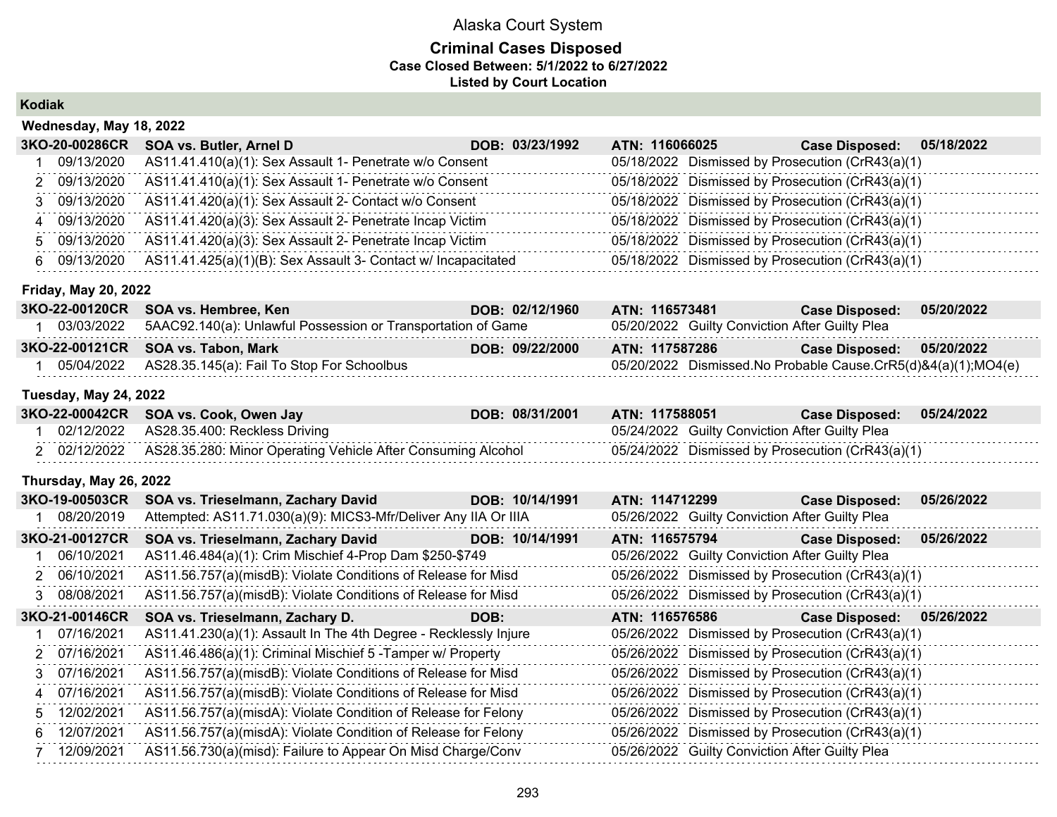# Alaska Court System

## Criminal Cases Disposed

**Case Closed Between: 5/1/2022 to 6/27/2022**

**Listed by Court Location**

### Kodiak

**Wednesday, May 18, 2022**

| | | | | |
|---|---|---|---|---|
| **3KO-20-00286CR** | **SOA vs. Butler, Arnel D** | **DOB: 03/23/1992** | **ATN: 116066025** | **Case Disposed: 05/18/2022** |
| 1 | 09/13/2020 | AS11.41.410(a)(1): Sex Assault 1- Penetrate w/o Consent | 05/18/2022 | Dismissed by Prosecution (CrR43(a)(1) |
| 2 | 09/13/2020 | AS11.41.410(a)(1): Sex Assault 1- Penetrate w/o Consent | 05/18/2022 | Dismissed by Prosecution (CrR43(a)(1) |
| 3 | 09/13/2020 | AS11.41.420(a)(1): Sex Assault 2- Contact w/o Consent | 05/18/2022 | Dismissed by Prosecution (CrR43(a)(1) |
| 4 | 09/13/2020 | AS11.41.420(a)(3): Sex Assault 2- Penetrate Incap Victim | 05/18/2022 | Dismissed by Prosecution (CrR43(a)(1) |
| 5 | 09/13/2020 | AS11.41.420(a)(3): Sex Assault 2- Penetrate Incap Victim | 05/18/2022 | Dismissed by Prosecution (CrR43(a)(1) |
| 6 | 09/13/2020 | AS11.41.425(a)(1)(B): Sex Assault 3- Contact w/ Incapacitated | 05/18/2022 | Dismissed by Prosecution (CrR43(a)(1) |

**Friday, May 20, 2022**

| | | | | |
|---|---|---|---|---|
| **3KO-22-00120CR** | **SOA vs. Hembree, Ken** | **DOB: 02/12/1960** | **ATN: 116573481** | **Case Disposed: 05/20/2022** |
| 1 | 03/03/2022 | 5AAC92.140(a): Unlawful Possession or Transportation of Game | 05/20/2022 | Guilty Conviction After Guilty Plea |
| **3KO-22-00121CR** | **SOA vs. Tabon, Mark** | **DOB: 09/22/2000** | **ATN: 117587286** | **Case Disposed: 05/20/2022** |
| 1 | 05/04/2022 | AS28.35.145(a): Fail To Stop For Schoolbus | 05/20/2022 | Dismissed.No Probable Cause.CrR5(d)&4(a)(1);MO4(e) |

**Tuesday, May 24, 2022**

| | | | | |
|---|---|---|---|---|
| **3KO-22-00042CR** | **SOA vs. Cook, Owen Jay** | **DOB: 08/31/2001** | **ATN: 117588051** | **Case Disposed: 05/24/2022** |
| 1 | 02/12/2022 | AS28.35.400: Reckless Driving | 05/24/2022 | Guilty Conviction After Guilty Plea |
| 2 | 02/12/2022 | AS28.35.280: Minor Operating Vehicle After Consuming Alcohol | 05/24/2022 | Dismissed by Prosecution (CrR43(a)(1) |

**Thursday, May 26, 2022**

| | | | | |
|---|---|---|---|---|
| **3KO-19-00503CR** | **SOA vs. Trieselmann, Zachary David** | **DOB: 10/14/1991** | **ATN: 114712299** | **Case Disposed: 05/26/2022** |
| 1 | 08/20/2019 | Attempted: AS11.71.030(a)(9): MICS3-Mfr/Deliver Any IIA Or IIIA | 05/26/2022 | Guilty Conviction After Guilty Plea |
| **3KO-21-00127CR** | **SOA vs. Trieselmann, Zachary David** | **DOB: 10/14/1991** | **ATN: 116575794** | **Case Disposed: 05/26/2022** |
| 1 | 06/10/2021 | AS11.46.484(a)(1): Crim Mischief 4-Prop Dam $250-$749 | 05/26/2022 | Guilty Conviction After Guilty Plea |
| 2 | 06/10/2021 | AS11.56.757(a)(misdB): Violate Conditions of Release for Misd | 05/26/2022 | Dismissed by Prosecution (CrR43(a)(1) |
| 3 | 08/08/2021 | AS11.56.757(a)(misdB): Violate Conditions of Release for Misd | 05/26/2022 | Dismissed by Prosecution (CrR43(a)(1) |
| **3KO-21-00146CR** | **SOA vs. Trieselmann, Zachary D.** | **DOB:** | **ATN: 116576586** | **Case Disposed: 05/26/2022** |
| 1 | 07/16/2021 | AS11.41.230(a)(1): Assault In The 4th Degree - Recklessly Injure | 05/26/2022 | Dismissed by Prosecution (CrR43(a)(1) |
| 2 | 07/16/2021 | AS11.46.486(a)(1): Criminal Mischief 5 -Tamper w/ Property | 05/26/2022 | Dismissed by Prosecution (CrR43(a)(1) |
| 3 | 07/16/2021 | AS11.56.757(a)(misdB): Violate Conditions of Release for Misd | 05/26/2022 | Dismissed by Prosecution (CrR43(a)(1) |
| 4 | 07/16/2021 | AS11.56.757(a)(misdB): Violate Conditions of Release for Misd | 05/26/2022 | Dismissed by Prosecution (CrR43(a)(1) |
| 5 | 12/02/2021 | AS11.56.757(a)(misdA): Violate Condition of Release for Felony | 05/26/2022 | Dismissed by Prosecution (CrR43(a)(1) |
| 6 | 12/07/2021 | AS11.56.757(a)(misdA): Violate Condition of Release for Felony | 05/26/2022 | Dismissed by Prosecution (CrR43(a)(1) |
| 7 | 12/09/2021 | AS11.56.730(a)(misd): Failure to Appear On Misd Charge/Conv | 05/26/2022 | Guilty Conviction After Guilty Plea |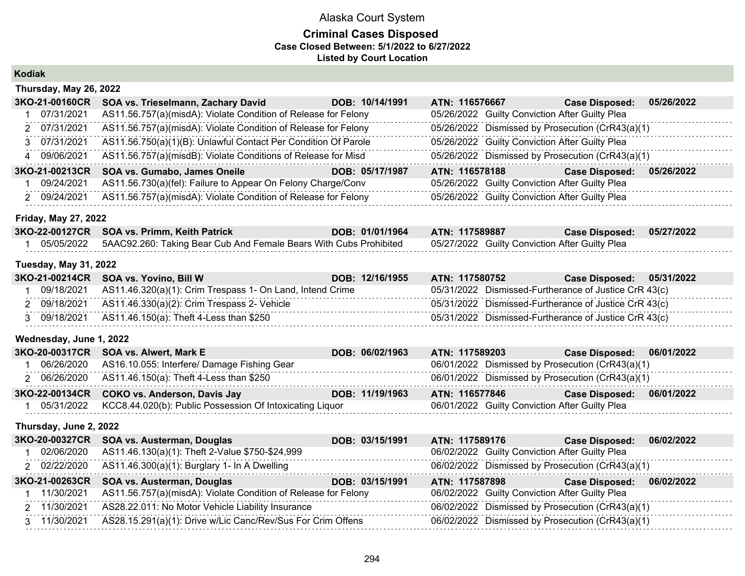# Alaska Court System

## Criminal Cases Disposed

**Case Closed Between: 5/1/2022 to 6/27/2022**

**Listed by Court Location**

### Kodiak

#### Thursday, May 26, 2022

**3KO-21-00160CR SOA vs. Trieselmann, Zachary David DOB: 10/14/1991 ATN: 116576667 Case Disposed: 05/26/2022**

| # | Date | Charge | Disposition Date | Disposition |
|---|---|---|---|---|
| 1 | 07/31/2021 | AS11.56.757(a)(misdA): Violate Condition of Release for Felony | 05/26/2022 | Guilty Conviction After Guilty Plea |
| 2 | 07/31/2021 | AS11.56.757(a)(misdA): Violate Condition of Release for Felony | 05/26/2022 | Dismissed by Prosecution (CrR43(a)(1) |
| 3 | 07/31/2021 | AS11.56.750(a)(1)(B): Unlawful Contact Per Condition Of Parole | 05/26/2022 | Guilty Conviction After Guilty Plea |
| 4 | 09/06/2021 | AS11.56.757(misdB): Violate Conditions of Release for Misd | 05/26/2022 | Dismissed by Prosecution (CrR43(a)(1) |

**3KO-21-00213CR SOA vs. Gumabo, James Oneile DOB: 05/17/1987 ATN: 116578188 Case Disposed: 05/26/2022**

| # | Date | Charge | Disposition Date | Disposition |
|---|---|---|---|---|
| 1 | 09/24/2021 | AS11.56.730(a)(fel): Failure to Appear On Felony Charge/Conv | 05/26/2022 | Guilty Conviction After Guilty Plea |
| 2 | 09/24/2021 | AS11.56.757(a)(misdA): Violate Condition of Release for Felony | 05/26/2022 | Guilty Conviction After Guilty Plea |

#### Friday, May 27, 2022

**3KO-22-00127CR SOA vs. Primm, Keith Patrick DOB: 01/01/1964 ATN: 117589887 Case Disposed: 05/27/2022**

| # | Date | Charge | Disposition Date | Disposition |
|---|---|---|---|---|
| 1 | 05/05/2022 | 5AAC92.260: Taking Bear Cub And Female Bears With Cubs Prohibited | 05/27/2022 | Guilty Conviction After Guilty Plea |

#### Tuesday, May 31, 2022

**3KO-21-00214CR SOA vs. Yovino, Bill W DOB: 12/16/1955 ATN: 117580752 Case Disposed: 05/31/2022**

| # | Date | Charge | Disposition Date | Disposition |
|---|---|---|---|---|
| 1 | 09/18/2021 | AS11.46.320(a)(1): Crim Trespass 1- On Land, Intend Crime | 05/31/2022 | Dismissed-Furtherance of Justice CrR 43(c) |
| 2 | 09/18/2021 | AS11.46.330(a)(2): Crim Trespass 2- Vehicle | 05/31/2022 | Dismissed-Furtherance of Justice CrR 43(c) |
| 3 | 09/18/2021 | AS11.46.150(a): Theft 4-Less than $250 | 05/31/2022 | Dismissed-Furtherance of Justice CrR 43(c) |

#### Wednesday, June 1, 2022

**3KO-20-00317CR SOA vs. Alwert, Mark E DOB: 06/02/1963 ATN: 117589203 Case Disposed: 06/01/2022**

| # | Date | Charge | Disposition Date | Disposition |
|---|---|---|---|---|
| 1 | 06/26/2020 | AS16.10.055: Interfere/ Damage Fishing Gear | 06/01/2022 | Dismissed by Prosecution (CrR43(a)(1) |
| 2 | 06/26/2020 | AS11.46.150(a): Theft 4-Less than $250 | 06/01/2022 | Dismissed by Prosecution (CrR43(a)(1) |

**3KO-22-00134CR COKO vs. Anderson, Davis Jay DOB: 11/19/1963 ATN: 116577846 Case Disposed: 06/01/2022**

| # | Date | Charge | Disposition Date | Disposition |
|---|---|---|---|---|
| 1 | 05/31/2022 | KCC8.44.020(b): Public Possession Of Intoxicating Liquor | 06/01/2022 | Guilty Conviction After Guilty Plea |

#### Thursday, June 2, 2022

**3KO-20-00327CR SOA vs. Austerman, Douglas DOB: 03/15/1991 ATN: 117589176 Case Disposed: 06/02/2022**

| # | Date | Charge | Disposition Date | Disposition |
|---|---|---|---|---|
| 1 | 02/06/2020 | AS11.46.130(a)(1): Theft 2-Value $750-$24,999 | 06/02/2022 | Guilty Conviction After Guilty Plea |
| 2 | 02/22/2020 | AS11.46.300(a)(1): Burglary 1- In A Dwelling | 06/02/2022 | Dismissed by Prosecution (CrR43(a)(1) |

**3KO-21-00263CR SOA vs. Austerman, Douglas DOB: 03/15/1991 ATN: 117587898 Case Disposed: 06/02/2022**

| # | Date | Charge | Disposition Date | Disposition |
|---|---|---|---|---|
| 1 | 11/30/2021 | AS11.56.757(a)(misdA): Violate Condition of Release for Felony | 06/02/2022 | Guilty Conviction After Guilty Plea |
| 2 | 11/30/2021 | AS28.22.011: No Motor Vehicle Liability Insurance | 06/02/2022 | Dismissed by Prosecution (CrR43(a)(1) |
| 3 | 11/30/2021 | AS28.15.291(a)(1): Drive w/Lic Canc/Rev/Sus For Crim Offens | 06/02/2022 | Dismissed by Prosecution (CrR43(a)(1) |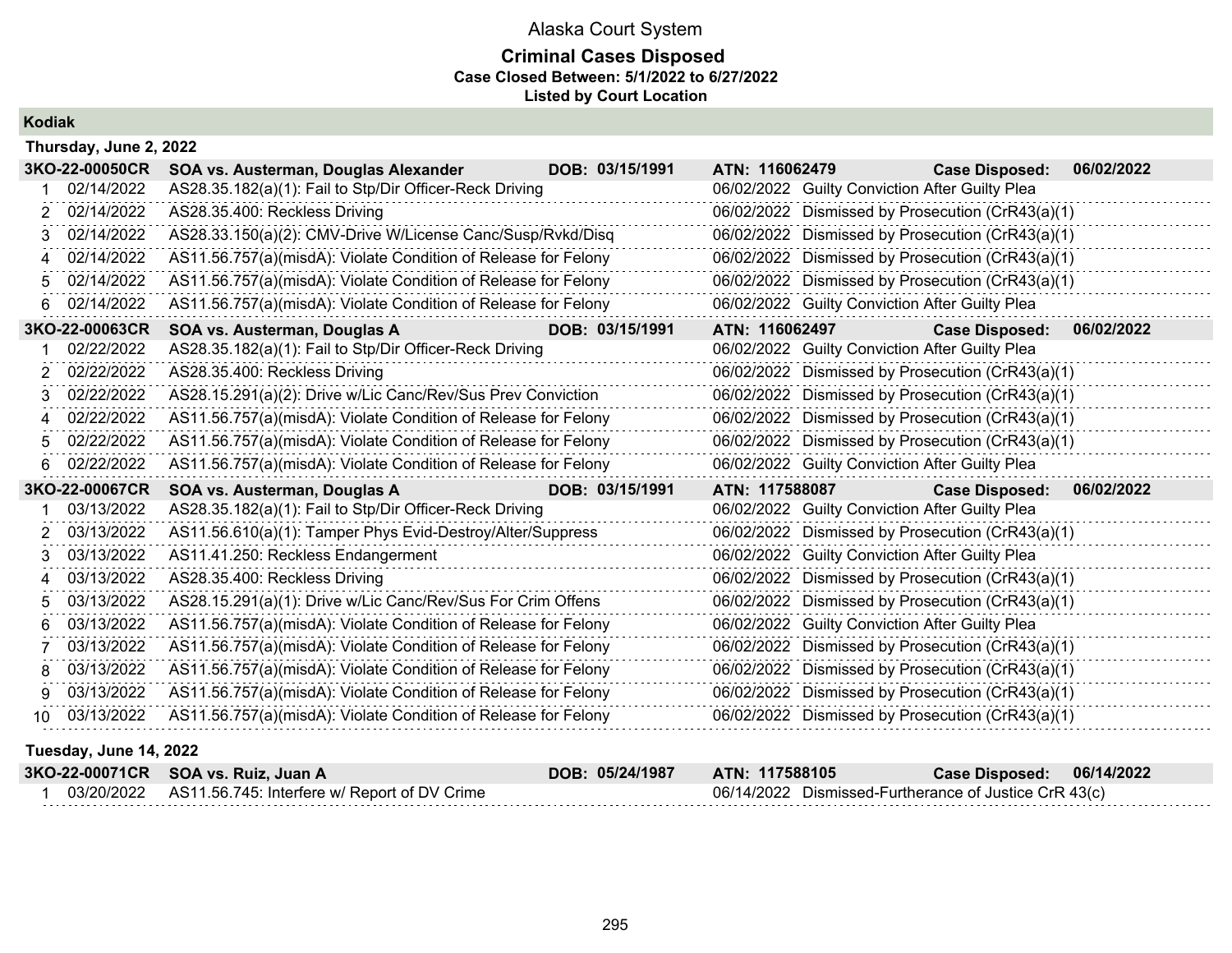Alaska Court System

**Criminal Cases Disposed**
**Case Closed Between: 5/1/2022 to 6/27/2022**
**Listed by Court Location**

## Kodiak

### Thursday, June 2, 2022

| **3KO-22-00050CR** | **SOA vs. Austerman, Douglas Alexander** | **DOB: 03/15/1991** | **ATN: 116062479** | **Case Disposed: 06/02/2022** |
|---|---|---|---|---|
| 1 | 02/14/2022 | AS28.35.182(a)(1): Fail to Stp/Dir Officer-Reck Driving | 06/02/2022 | Guilty Conviction After Guilty Plea |
| 2 | 02/14/2022 | AS28.35.400: Reckless Driving | 06/02/2022 | Dismissed by Prosecution (CrR43(a)(1) |
| 3 | 02/14/2022 | AS28.33.150(a)(2): CMV-Drive W/License Canc/Susp/Rvkd/Disq | 06/02/2022 | Dismissed by Prosecution (CrR43(a)(1) |
| 4 | 02/14/2022 | AS11.56.757(a)(misdA): Violate Condition of Release for Felony | 06/02/2022 | Dismissed by Prosecution (CrR43(a)(1) |
| 5 | 02/14/2022 | AS11.56.757(a)(misdA): Violate Condition of Release for Felony | 06/02/2022 | Dismissed by Prosecution (CrR43(a)(1) |
| 6 | 02/14/2022 | AS11.56.757(a)(misdA): Violate Condition of Release for Felony | 06/02/2022 | Guilty Conviction After Guilty Plea |

| **3KO-22-00063CR** | **SOA vs. Austerman, Douglas A** | **DOB: 03/15/1991** | **ATN: 116062497** | **Case Disposed: 06/02/2022** |
|---|---|---|---|---|
| 1 | 02/22/2022 | AS28.35.182(a)(1): Fail to Stp/Dir Officer-Reck Driving | 06/02/2022 | Guilty Conviction After Guilty Plea |
| 2 | 02/22/2022 | AS28.35.400: Reckless Driving | 06/02/2022 | Dismissed by Prosecution (CrR43(a)(1) |
| 3 | 02/22/2022 | AS28.15.291(a)(2): Drive w/Lic Canc/Rev/Sus Prev Conviction | 06/02/2022 | Dismissed by Prosecution (CrR43(a)(1) |
| 4 | 02/22/2022 | AS11.56.757(a)(misdA): Violate Condition of Release for Felony | 06/02/2022 | Dismissed by Prosecution (CrR43(a)(1) |
| 5 | 02/22/2022 | AS11.56.757(a)(misdA): Violate Condition of Release for Felony | 06/02/2022 | Dismissed by Prosecution (CrR43(a)(1) |
| 6 | 02/22/2022 | AS11.56.757(a)(misdA): Violate Condition of Release for Felony | 06/02/2022 | Guilty Conviction After Guilty Plea |

| **3KO-22-00067CR** | **SOA vs. Austerman, Douglas A** | **DOB: 03/15/1991** | **ATN: 117588087** | **Case Disposed: 06/02/2022** |
|---|---|---|---|---|
| 1 | 03/13/2022 | AS28.35.182(a)(1): Fail to Stp/Dir Officer-Reck Driving | 06/02/2022 | Guilty Conviction After Guilty Plea |
| 2 | 03/13/2022 | AS11.56.610(a)(1): Tamper Phys Evid-Destroy/Alter/Suppress | 06/02/2022 | Dismissed by Prosecution (CrR43(a)(1) |
| 3 | 03/13/2022 | AS11.41.250: Reckless Endangerment | 06/02/2022 | Guilty Conviction After Guilty Plea |
| 4 | 03/13/2022 | AS28.35.400: Reckless Driving | 06/02/2022 | Dismissed by Prosecution (CrR43(a)(1) |
| 5 | 03/13/2022 | AS28.15.291(a)(1): Drive w/Lic Canc/Rev/Sus For Crim Offens | 06/02/2022 | Dismissed by Prosecution (CrR43(a)(1) |
| 6 | 03/13/2022 | AS11.56.757(a)(misdA): Violate Condition of Release for Felony | 06/02/2022 | Guilty Conviction After Guilty Plea |
| 7 | 03/13/2022 | AS11.56.757(a)(misdA): Violate Condition of Release for Felony | 06/02/2022 | Dismissed by Prosecution (CrR43(a)(1) |
| 8 | 03/13/2022 | AS11.56.757(a)(misdA): Violate Condition of Release for Felony | 06/02/2022 | Dismissed by Prosecution (CrR43(a)(1) |
| 9 | 03/13/2022 | AS11.56.757(a)(misdA): Violate Condition of Release for Felony | 06/02/2022 | Dismissed by Prosecution (CrR43(a)(1) |
| 10 | 03/13/2022 | AS11.56.757(a)(misdA): Violate Condition of Release for Felony | 06/02/2022 | Dismissed by Prosecution (CrR43(a)(1) |

### Tuesday, June 14, 2022

| **3KO-22-00071CR** | **SOA vs. Ruiz, Juan A** | **DOB: 05/24/1987** | **ATN: 117588105** | **Case Disposed: 06/14/2022** |
|---|---|---|---|---|
| 1 | 03/20/2022 | AS11.56.745: Interfere w/ Report of DV Crime | 06/14/2022 | Dismissed-Furtherance of Justice CrR 43(c) |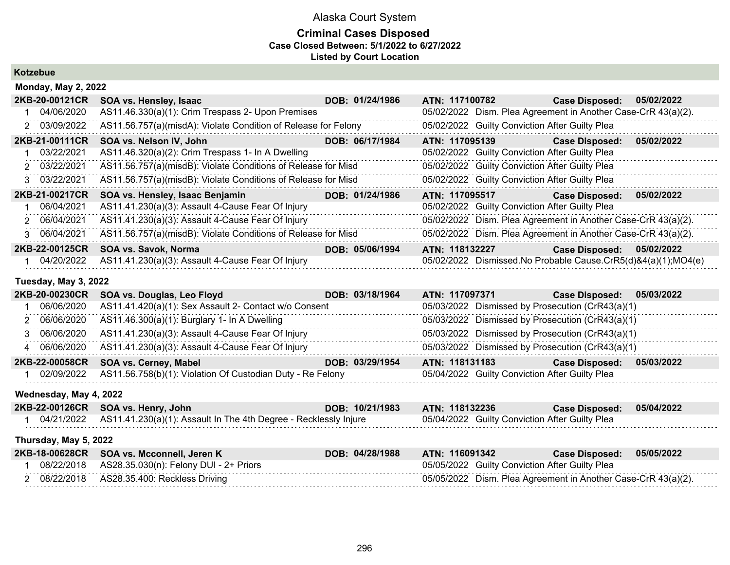# Alaska Court System

## Criminal Cases Disposed

**Case Closed Between: 5/1/2022 to 6/27/2022**

**Listed by Court Location**

### Kotzebue

#### Monday, May 2, 2022

| | | | | | |
|---|---|---|---|---|---|
| **2KB-20-00121CR** | **SOA vs. Hensley, Isaac** | **DOB: 01/24/1986** | **ATN: 117100782** | **Case Disposed:** | **05/02/2022** |
| 1 | 04/06/2020 | AS11.46.330(a)(1): Crim Trespass 2- Upon Premises | 05/02/2022 | Dism. Plea Agreement in Another Case-CrR 43(a)(2). | |
| 2 | 03/09/2022 | AS11.56.757(a)(misdA): Violate Condition of Release for Felony | 05/02/2022 | Guilty Conviction After Guilty Plea | |
| **2KB-21-00111CR** | **SOA vs. Nelson IV, John** | **DOB: 06/17/1984** | **ATN: 117095139** | **Case Disposed:** | **05/02/2022** |
| 1 | 03/22/2021 | AS11.46.320(a)(2): Crim Trespass 1- In A Dwelling | 05/02/2022 | Guilty Conviction After Guilty Plea | |
| 2 | 03/22/2021 | AS11.56.757(a)(misdB): Violate Conditions of Release for Misd | 05/02/2022 | Guilty Conviction After Guilty Plea | |
| 3 | 03/22/2021 | AS11.56.757(a)(misdB): Violate Conditions of Release for Misd | 05/02/2022 | Guilty Conviction After Guilty Plea | |
| **2KB-21-00217CR** | **SOA vs. Hensley, Isaac Benjamin** | **DOB: 01/24/1986** | **ATN: 117095517** | **Case Disposed:** | **05/02/2022** |
| 1 | 06/04/2021 | AS11.41.230(a)(3): Assault 4-Cause Fear Of Injury | 05/02/2022 | Guilty Conviction After Guilty Plea | |
| 2 | 06/04/2021 | AS11.41.230(a)(3): Assault 4-Cause Fear Of Injury | 05/02/2022 | Dism. Plea Agreement in Another Case-CrR 43(a)(2). | |
| 3 | 06/04/2021 | AS11.56.757(a)(misdB): Violate Conditions of Release for Misd | 05/02/2022 | Dism. Plea Agreement in Another Case-CrR 43(a)(2). | |
| **2KB-22-00125CR** | **SOA vs. Savok, Norma** | **DOB: 05/06/1994** | **ATN: 118132227** | **Case Disposed:** | **05/02/2022** |
| 1 | 04/20/2022 | AS11.41.230(a)(3): Assault 4-Cause Fear Of Injury | 05/02/2022 | Dismissed.No Probable Cause.CrR5(d)&4(a)(1);MO4(e) | |

#### Tuesday, May 3, 2022

| | | | | | |
|---|---|---|---|---|---|
| **2KB-20-00230CR** | **SOA vs. Douglas, Leo Floyd** | **DOB: 03/18/1964** | **ATN: 117097371** | **Case Disposed:** | **05/03/2022** |
| 1 | 06/06/2020 | AS11.41.420(a)(1): Sex Assault 2- Contact w/o Consent | 05/03/2022 | Dismissed by Prosecution (CrR43(a)(1) | |
| 2 | 06/06/2020 | AS11.46.300(a)(1): Burglary 1- In A Dwelling | 05/03/2022 | Dismissed by Prosecution (CrR43(a)(1) | |
| 3 | 06/06/2020 | AS11.41.230(a)(3): Assault 4-Cause Fear Of Injury | 05/03/2022 | Dismissed by Prosecution (CrR43(a)(1) | |
| 4 | 06/06/2020 | AS11.41.230(a)(3): Assault 4-Cause Fear Of Injury | 05/03/2022 | Dismissed by Prosecution (CrR43(a)(1) | |
| **2KB-22-00058CR** | **SOA vs. Cerney, Mabel** | **DOB: 03/29/1954** | **ATN: 118131183** | **Case Disposed:** | **05/03/2022** |
| 1 | 02/09/2022 | AS11.56.758(b)(1): Violation Of Custodian Duty - Re Felony | 05/04/2022 | Guilty Conviction After Guilty Plea | |

#### Wednesday, May 4, 2022

| | | | | | |
|---|---|---|---|---|---|
| **2KB-22-00126CR** | **SOA vs. Henry, John** | **DOB: 10/21/1983** | **ATN: 118132236** | **Case Disposed:** | **05/04/2022** |
| 1 | 04/21/2022 | AS11.41.230(a)(1): Assault In The 4th Degree - Recklessly Injure | 05/04/2022 | Guilty Conviction After Guilty Plea | |

#### Thursday, May 5, 2022

| | | | | | |
|---|---|---|---|---|---|
| **2KB-18-00628CR** | **SOA vs. Mcconnell, Jeren K** | **DOB: 04/28/1988** | **ATN: 116091342** | **Case Disposed:** | **05/05/2022** |
| 1 | 08/22/2018 | AS28.35.030(n): Felony DUI - 2+ Priors | 05/05/2022 | Guilty Conviction After Guilty Plea | |
| 2 | 08/22/2018 | AS28.35.400: Reckless Driving | 05/05/2022 | Dism. Plea Agreement in Another Case-CrR 43(a)(2). | |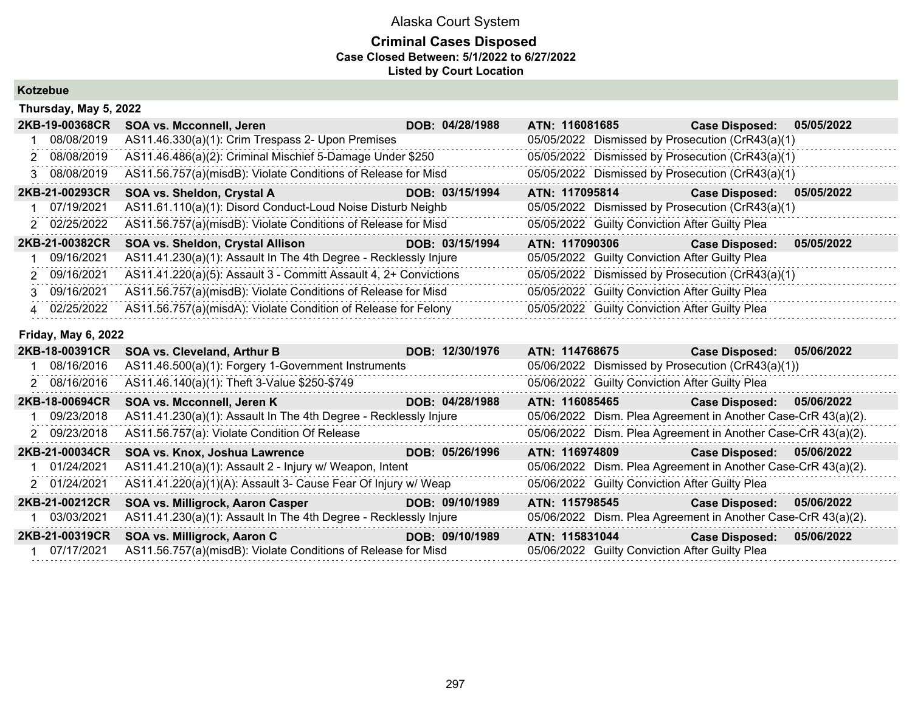# Alaska Court System

## Criminal Cases Disposed

**Case Closed Between: 5/1/2022 to 6/27/2022**

**Listed by Court Location**

### Kotzebue

#### Thursday, May 5, 2022

| | | | |
|---|---|---|---|
| **2KB-19-00368CR** | **SOA vs. Mcconnell, Jeren** | **DOB: 04/28/1988** | **ATN: 116081685** **Case Disposed: 05/05/2022** |
| 1 08/08/2019 | AS11.46.330(a)(1): Crim Trespass 2- Upon Premises | | 05/05/2022 Dismissed by Prosecution (CrR43(a)(1) |
| 2 08/08/2019 | AS11.46.486(a)(2): Criminal Mischief 5-Damage Under $250 | | 05/05/2022 Dismissed by Prosecution (CrR43(a)(1) |
| 3 08/08/2019 | AS11.56.757(a)(misdB): Violate Conditions of Release for Misd | | 05/05/2022 Dismissed by Prosecution (CrR43(a)(1) |
| **2KB-21-00293CR** | **SOA vs. Sheldon, Crystal A** | **DOB: 03/15/1994** | **ATN: 117095814** **Case Disposed: 05/05/2022** |
| 1 07/19/2021 | AS11.61.110(a)(1): Disord Conduct-Loud Noise Disturb Neighb | | 05/05/2022 Dismissed by Prosecution (CrR43(a)(1) |
| 2 02/25/2022 | AS11.56.757(a)(misdB): Violate Conditions of Release for Misd | | 05/05/2022 Guilty Conviction After Guilty Plea |
| **2KB-21-00382CR** | **SOA vs. Sheldon, Crystal Allison** | **DOB: 03/15/1994** | **ATN: 117090306** **Case Disposed: 05/05/2022** |
| 1 09/16/2021 | AS11.41.230(a)(1): Assault In The 4th Degree - Recklessly Injure | | 05/05/2022 Guilty Conviction After Guilty Plea |
| 2 09/16/2021 | AS11.41.220(a)(5): Assault 3 - Committ Assault 4, 2+ Convictions | | 05/05/2022 Dismissed by Prosecution (CrR43(a)(1) |
| 3 09/16/2021 | AS11.56.757(a)(misdB): Violate Conditions of Release for Misd | | 05/05/2022 Guilty Conviction After Guilty Plea |
| 4 02/25/2022 | AS11.56.757(a)(misdA): Violate Condition of Release for Felony | | 05/05/2022 Guilty Conviction After Guilty Plea |

#### Friday, May 6, 2022

| | | | |
|---|---|---|---|
| **2KB-18-00391CR** | **SOA vs. Cleveland, Arthur B** | **DOB: 12/30/1976** | **ATN: 114768675** **Case Disposed: 05/06/2022** |
| 1 08/16/2016 | AS11.46.500(a)(1): Forgery 1-Government Instruments | | 05/06/2022 Dismissed by Prosecution (CrR43(a)(1)) |
| 2 08/16/2016 | AS11.46.140(a)(1): Theft 3-Value $250-$749 | | 05/06/2022 Guilty Conviction After Guilty Plea |
| **2KB-18-00694CR** | **SOA vs. Mcconnell, Jeren K** | **DOB: 04/28/1988** | **ATN: 116085465** **Case Disposed: 05/06/2022** |
| 1 09/23/2018 | AS11.41.230(a)(1): Assault In The 4th Degree - Recklessly Injure | | 05/06/2022 Dism. Plea Agreement in Another Case-CrR 43(a)(2). |
| 2 09/23/2018 | AS11.56.757(a): Violate Condition Of Release | | 05/06/2022 Dism. Plea Agreement in Another Case-CrR 43(a)(2). |
| **2KB-21-00034CR** | **SOA vs. Knox, Joshua Lawrence** | **DOB: 05/26/1996** | **ATN: 116974809** **Case Disposed: 05/06/2022** |
| 1 01/24/2021 | AS11.41.210(a)(1): Assault 2 - Injury w/ Weapon, Intent | | 05/06/2022 Dism. Plea Agreement in Another Case-CrR 43(a)(2). |
| 2 01/24/2021 | AS11.41.220(a)(1)(A): Assault 3- Cause Fear Of Injury w/ Weap | | 05/06/2022 Guilty Conviction After Guilty Plea |
| **2KB-21-00212CR** | **SOA vs. Milligrock, Aaron Casper** | **DOB: 09/10/1989** | **ATN: 115798545** **Case Disposed: 05/06/2022** |
| 1 03/03/2021 | AS11.41.230(a)(1): Assault In The 4th Degree - Recklessly Injure | | 05/06/2022 Dism. Plea Agreement in Another Case-CrR 43(a)(2). |
| **2KB-21-00319CR** | **SOA vs. Milligrock, Aaron C** | **DOB: 09/10/1989** | **ATN: 115831044** **Case Disposed: 05/06/2022** |
| 1 07/17/2021 | AS11.56.757(a)(misdB): Violate Conditions of Release for Misd | | 05/06/2022 Guilty Conviction After Guilty Plea |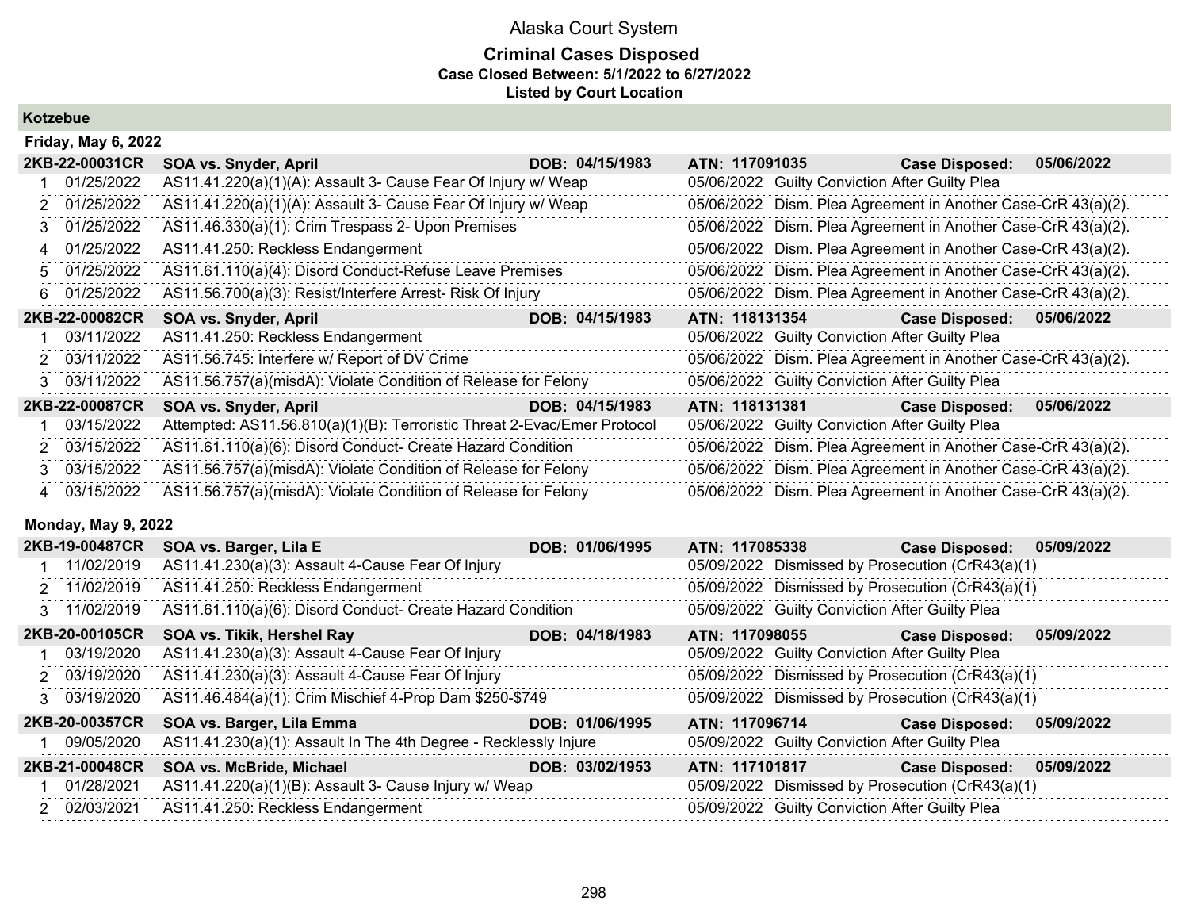# Alaska Court System

## Criminal Cases Disposed

**Case Closed Between: 5/1/2022 to 6/27/2022**

**Listed by Court Location**

### Kotzebue

**Friday, May 6, 2022**

| Case | Party | DOB | ATN | Case Disposed |
|---|---|---|---|---|
| **2KB-22-00031CR** | **SOA vs. Snyder, April** | **DOB: 04/15/1983** | **ATN: 117091035** | **Case Disposed: 05/06/2022** |

| # | Date | Charge | Disposition Date | Disposition |
|---|---|---|---|---|
| 1 | 01/25/2022 | AS11.41.220(a)(1)(A): Assault 3- Cause Fear Of Injury w/ Weap | 05/06/2022 | Guilty Conviction After Guilty Plea |
| 2 | 01/25/2022 | AS11.41.220(a)(1)(A): Assault 3- Cause Fear Of Injury w/ Weap | 05/06/2022 | Dism. Plea Agreement in Another Case-CrR 43(a)(2). |
| 3 | 01/25/2022 | AS11.46.330(a)(1): Crim Trespass 2- Upon Premises | 05/06/2022 | Dism. Plea Agreement in Another Case-CrR 43(a)(2). |
| 4 | 01/25/2022 | AS11.41.250: Reckless Endangerment | 05/06/2022 | Dism. Plea Agreement in Another Case-CrR 43(a)(2). |
| 5 | 01/25/2022 | AS11.61.110(a)(4): Disord Conduct-Refuse Leave Premises | 05/06/2022 | Dism. Plea Agreement in Another Case-CrR 43(a)(2). |
| 6 | 01/25/2022 | AS11.56.700(a)(3): Resist/Interfere Arrest- Risk Of Injury | 05/06/2022 | Dism. Plea Agreement in Another Case-CrR 43(a)(2). |

| Case | Party | DOB | ATN | Case Disposed |
|---|---|---|---|---|
| **2KB-22-00082CR** | **SOA vs. Snyder, April** | **DOB: 04/15/1983** | **ATN: 118131354** | **Case Disposed: 05/06/2022** |

| # | Date | Charge | Disposition Date | Disposition |
|---|---|---|---|---|
| 1 | 03/11/2022 | AS11.41.250: Reckless Endangerment | 05/06/2022 | Guilty Conviction After Guilty Plea |
| 2 | 03/11/2022 | AS11.56.745: Interfere w/ Report of DV Crime | 05/06/2022 | Dism. Plea Agreement in Another Case-CrR 43(a)(2). |
| 3 | 03/11/2022 | AS11.56.757(a)(misdA): Violate Condition of Release for Felony | 05/06/2022 | Guilty Conviction After Guilty Plea |

| Case | Party | DOB | ATN | Case Disposed |
|---|---|---|---|---|
| **2KB-22-00087CR** | **SOA vs. Snyder, April** | **DOB: 04/15/1983** | **ATN: 118131381** | **Case Disposed: 05/06/2022** |

| # | Date | Charge | Disposition Date | Disposition |
|---|---|---|---|---|
| 1 | 03/15/2022 | Attempted: AS11.56.810(a)(1)(B): Terroristic Threat 2-Evac/Emer Protocol | 05/06/2022 | Guilty Conviction After Guilty Plea |
| 2 | 03/15/2022 | AS11.61.110(a)(6): Disord Conduct- Create Hazard Condition | 05/06/2022 | Dism. Plea Agreement in Another Case-CrR 43(a)(2). |
| 3 | 03/15/2022 | AS11.56.757(a)(misdA): Violate Condition of Release for Felony | 05/06/2022 | Dism. Plea Agreement in Another Case-CrR 43(a)(2). |
| 4 | 03/15/2022 | AS11.56.757(a)(misdA): Violate Condition of Release for Felony | 05/06/2022 | Dism. Plea Agreement in Another Case-CrR 43(a)(2). |

**Monday, May 9, 2022**

| Case | Party | DOB | ATN | Case Disposed |
|---|---|---|---|---|
| **2KB-19-00487CR** | **SOA vs. Barger, Lila E** | **DOB: 01/06/1995** | **ATN: 117085338** | **Case Disposed: 05/09/2022** |

| # | Date | Charge | Disposition Date | Disposition |
|---|---|---|---|---|
| 1 | 11/02/2019 | AS11.41.230(a)(3): Assault 4-Cause Fear Of Injury | 05/09/2022 | Dismissed by Prosecution (CrR43(a)(1) |
| 2 | 11/02/2019 | AS11.41.250: Reckless Endangerment | 05/09/2022 | Dismissed by Prosecution (CrR43(a)(1) |
| 3 | 11/02/2019 | AS11.61.110(a)(6): Disord Conduct- Create Hazard Condition | 05/09/2022 | Guilty Conviction After Guilty Plea |

| Case | Party | DOB | ATN | Case Disposed |
|---|---|---|---|---|
| **2KB-20-00105CR** | **SOA vs. Tikik, Hershel Ray** | **DOB: 04/18/1983** | **ATN: 117098055** | **Case Disposed: 05/09/2022** |

| # | Date | Charge | Disposition Date | Disposition |
|---|---|---|---|---|
| 1 | 03/19/2020 | AS11.41.230(a)(3): Assault 4-Cause Fear Of Injury | 05/09/2022 | Guilty Conviction After Guilty Plea |
| 2 | 03/19/2020 | AS11.41.230(a)(3): Assault 4-Cause Fear Of Injury | 05/09/2022 | Dismissed by Prosecution (CrR43(a)(1) |
| 3 | 03/19/2020 | AS11.46.484(a)(1): Crim Mischief 4-Prop Dam $250-$749 | 05/09/2022 | Dismissed by Prosecution (CrR43(a)(1) |

| Case | Party | DOB | ATN | Case Disposed |
|---|---|---|---|---|
| **2KB-20-00357CR** | **SOA vs. Barger, Lila Emma** | **DOB: 01/06/1995** | **ATN: 117096714** | **Case Disposed: 05/09/2022** |

| # | Date | Charge | Disposition Date | Disposition |
|---|---|---|---|---|
| 1 | 09/05/2020 | AS11.41.230(a)(1): Assault In The 4th Degree - Recklessly Injure | 05/09/2022 | Guilty Conviction After Guilty Plea |

| Case | Party | DOB | ATN | Case Disposed |
|---|---|---|---|---|
| **2KB-21-00048CR** | **SOA vs. McBride, Michael** | **DOB: 03/02/1953** | **ATN: 117101817** | **Case Disposed: 05/09/2022** |

| # | Date | Charge | Disposition Date | Disposition |
|---|---|---|---|---|
| 1 | 01/28/2021 | AS11.41.220(a)(1)(B): Assault 3- Cause Injury w/ Weap | 05/09/2022 | Dismissed by Prosecution (CrR43(a)(1) |
| 2 | 02/03/2021 | AS11.41.250: Reckless Endangerment | 05/09/2022 | Guilty Conviction After Guilty Plea |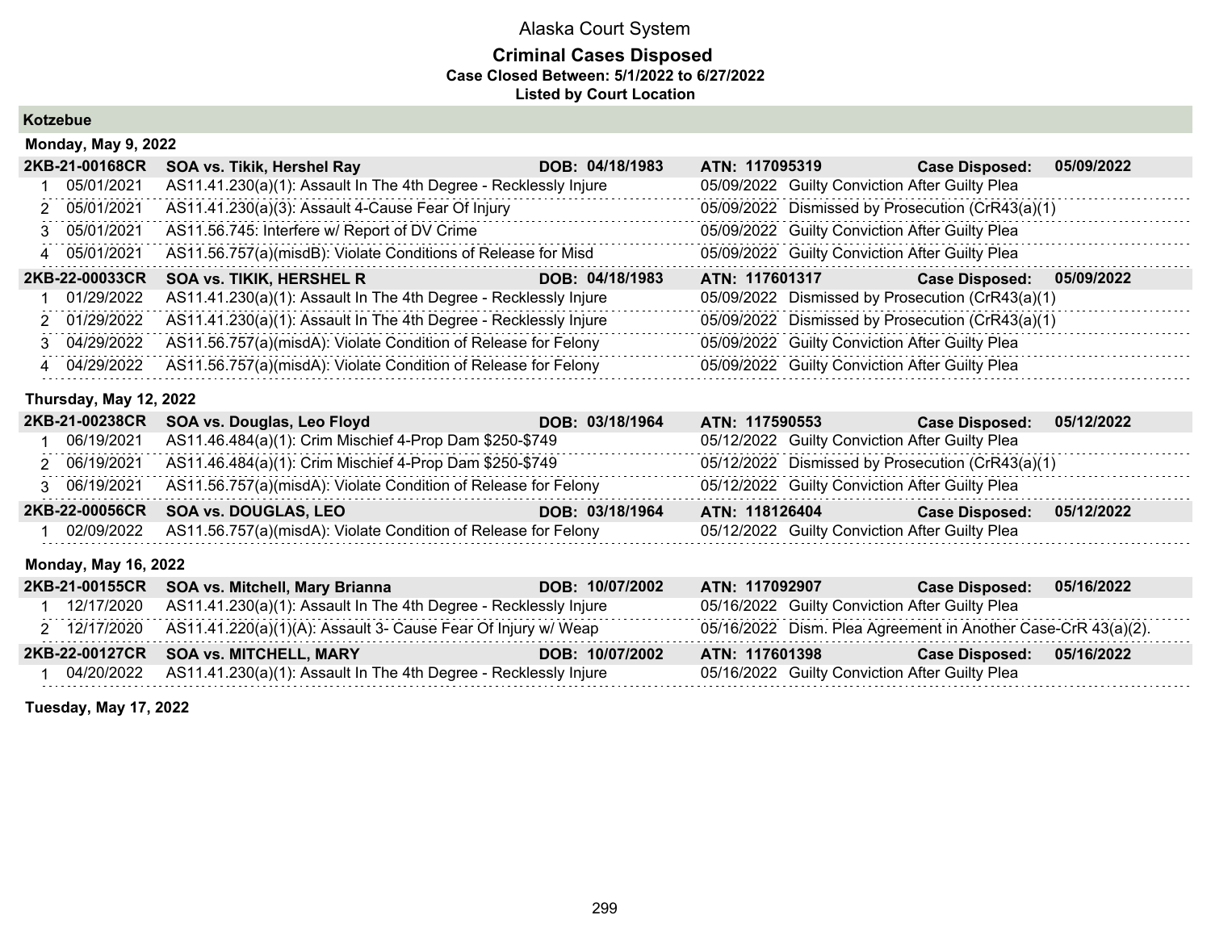# Alaska Court System

## Criminal Cases Disposed

**Case Closed Between: 5/1/2022 to 6/27/2022**

**Listed by Court Location**

### Kotzebue

**Monday, May 9, 2022**

| Case | Name | DOB | ATN | | Case Disposed |
|---|---|---|---|---|---|
| **2KB-21-00168CR** | **SOA vs. Tikik, Hershel Ray** | **DOB: 04/18/1983** | **ATN: 117095319** | | **05/09/2022** |
| 1 | 05/01/2021 | AS11.41.230(a)(1): Assault In The 4th Degree - Recklessly Injure | 05/09/2022 | Guilty Conviction After Guilty Plea | |
| 2 | 05/01/2021 | AS11.41.230(a)(3): Assault 4-Cause Fear Of Injury | 05/09/2022 | Dismissed by Prosecution (CrR43(a)(1) | |
| 3 | 05/01/2021 | AS11.56.745: Interfere w/ Report of DV Crime | 05/09/2022 | Guilty Conviction After Guilty Plea | |
| 4 | 05/01/2021 | AS11.56.757(a)(misdB): Violate Conditions of Release for Misd | 05/09/2022 | Guilty Conviction After Guilty Plea | |
| **2KB-22-00033CR** | **SOA vs. TIKIK, HERSHEL R** | **DOB: 04/18/1983** | **ATN: 117601317** | | **05/09/2022** |
| 1 | 01/29/2022 | AS11.41.230(a)(1): Assault In The 4th Degree - Recklessly Injure | 05/09/2022 | Dismissed by Prosecution (CrR43(a)(1) | |
| 2 | 01/29/2022 | AS11.41.230(a)(1): Assault In The 4th Degree - Recklessly Injure | 05/09/2022 | Dismissed by Prosecution (CrR43(a)(1) | |
| 3 | 04/29/2022 | AS11.56.757(a)(misdA): Violate Condition of Release for Felony | 05/09/2022 | Guilty Conviction After Guilty Plea | |
| 4 | 04/29/2022 | AS11.56.757(a)(misdA): Violate Condition of Release for Felony | 05/09/2022 | Guilty Conviction After Guilty Plea | |

**Thursday, May 12, 2022**

| Case | Name | DOB | ATN | | Case Disposed |
|---|---|---|---|---|---|
| **2KB-21-00238CR** | **SOA vs. Douglas, Leo Floyd** | **DOB: 03/18/1964** | **ATN: 117590553** | | **05/12/2022** |
| 1 | 06/19/2021 | AS11.46.484(a)(1): Crim Mischief 4-Prop Dam $250-$749 | 05/12/2022 | Guilty Conviction After Guilty Plea | |
| 2 | 06/19/2021 | AS11.46.484(a)(1): Crim Mischief 4-Prop Dam $250-$749 | 05/12/2022 | Dismissed by Prosecution (CrR43(a)(1) | |
| 3 | 06/19/2021 | AS11.56.757(a)(misdA): Violate Condition of Release for Felony | 05/12/2022 | Guilty Conviction After Guilty Plea | |
| **2KB-22-00056CR** | **SOA vs. DOUGLAS, LEO** | **DOB: 03/18/1964** | **ATN: 118126404** | | **05/12/2022** |
| 1 | 02/09/2022 | AS11.56.757(a)(misdA): Violate Condition of Release for Felony | 05/12/2022 | Guilty Conviction After Guilty Plea | |

**Monday, May 16, 2022**

| Case | Name | DOB | ATN | | Case Disposed |
|---|---|---|---|---|---|
| **2KB-21-00155CR** | **SOA vs. Mitchell, Mary Brianna** | **DOB: 10/07/2002** | **ATN: 117092907** | | **05/16/2022** |
| 1 | 12/17/2020 | AS11.41.230(a)(1): Assault In The 4th Degree - Recklessly Injure | 05/16/2022 | Guilty Conviction After Guilty Plea | |
| 2 | 12/17/2020 | AS11.41.220(a)(1)(A): Assault 3- Cause Fear Of Injury w/ Weap | 05/16/2022 | Dism. Plea Agreement in Another Case-CrR 43(a)(2). | |
| **2KB-22-00127CR** | **SOA vs. MITCHELL, MARY** | **DOB: 10/07/2002** | **ATN: 117601398** | | **05/16/2022** |
| 1 | 04/20/2022 | AS11.41.230(a)(1): Assault In The 4th Degree - Recklessly Injure | 05/16/2022 | Guilty Conviction After Guilty Plea | |

**Tuesday, May 17, 2022**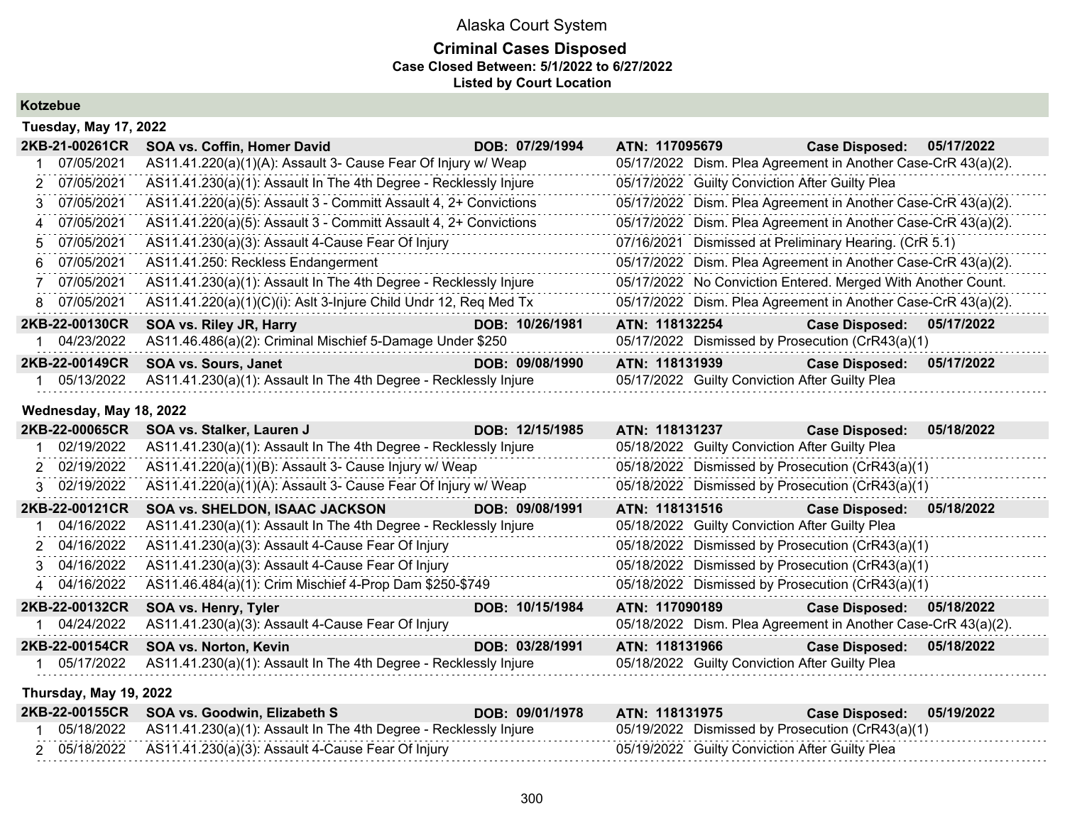# Alaska Court System

**Criminal Cases Disposed**
**Case Closed Between: 5/1/2022 to 6/27/2022**
**Listed by Court Location**

## Kotzebue

### Tuesday, May 17, 2022

**2KB-21-00261CR — SOA vs. Coffin, Homer David — DOB: 07/29/1994 — ATN: 117095679 — Case Disposed: 05/17/2022**

| # | Date | Charge | Disposition Date | Disposition |
|---|---|---|---|---|
| 1 | 07/05/2021 | AS11.41.220(a)(1)(A): Assault 3- Cause Fear Of Injury w/ Weap | 05/17/2022 | Dism. Plea Agreement in Another Case-CrR 43(a)(2). |
| 2 | 07/05/2021 | AS11.41.230(a)(1): Assault In The 4th Degree - Recklessly Injure | 05/17/2022 | Guilty Conviction After Guilty Plea |
| 3 | 07/05/2021 | AS11.41.220(a)(5): Assault 3 - Committ Assault 4, 2+ Convictions | 05/17/2022 | Dism. Plea Agreement in Another Case-CrR 43(a)(2). |
| 4 | 07/05/2021 | AS11.41.220(a)(5): Assault 3 - Committ Assault 4, 2+ Convictions | 05/17/2022 | Dism. Plea Agreement in Another Case-CrR 43(a)(2). |
| 5 | 07/05/2021 | AS11.41.230(a)(3): Assault 4-Cause Fear Of Injury | 07/16/2021 | Dismissed at Preliminary Hearing. (CrR 5.1) |
| 6 | 07/05/2021 | AS11.41.250: Reckless Endangerment | 05/17/2022 | Dism. Plea Agreement in Another Case-CrR 43(a)(2). |
| 7 | 07/05/2021 | AS11.41.230(a)(1): Assault In The 4th Degree - Recklessly Injure | 05/17/2022 | No Conviction Entered. Merged With Another Count. |
| 8 | 07/05/2021 | AS11.41.220(a)(1)(C)(i): Aslt 3-Injure Child Undr 12, Req Med Tx | 05/17/2022 | Dism. Plea Agreement in Another Case-CrR 43(a)(2). |

**2KB-22-00130CR — SOA vs. Riley JR, Harry — DOB: 10/26/1981 — ATN: 118132254 — Case Disposed: 05/17/2022**

| # | Date | Charge | Disposition Date | Disposition |
|---|---|---|---|---|
| 1 | 04/23/2022 | AS11.46.486(a)(2): Criminal Mischief 5-Damage Under $250 | 05/17/2022 | Dismissed by Prosecution (CrR43(a)(1) |

**2KB-22-00149CR — SOA vs. Sours, Janet — DOB: 09/08/1990 — ATN: 118131939 — Case Disposed: 05/17/2022**

| # | Date | Charge | Disposition Date | Disposition |
|---|---|---|---|---|
| 1 | 05/13/2022 | AS11.41.230(a)(1): Assault In The 4th Degree - Recklessly Injure | 05/17/2022 | Guilty Conviction After Guilty Plea |

### Wednesday, May 18, 2022

**2KB-22-00065CR — SOA vs. Stalker, Lauren J — DOB: 12/15/1985 — ATN: 118131237 — Case Disposed: 05/18/2022**

| # | Date | Charge | Disposition Date | Disposition |
|---|---|---|---|---|
| 1 | 02/19/2022 | AS11.41.230(a)(1): Assault In The 4th Degree - Recklessly Injure | 05/18/2022 | Guilty Conviction After Guilty Plea |
| 2 | 02/19/2022 | AS11.41.220(a)(1)(B): Assault 3- Cause Injury w/ Weap | 05/18/2022 | Dismissed by Prosecution (CrR43(a)(1) |
| 3 | 02/19/2022 | AS11.41.220(a)(1)(A): Assault 3- Cause Fear Of Injury w/ Weap | 05/18/2022 | Dismissed by Prosecution (CrR43(a)(1) |

**2KB-22-00121CR — SOA vs. SHELDON, ISAAC JACKSON — DOB: 09/08/1991 — ATN: 118131516 — Case Disposed: 05/18/2022**

| # | Date | Charge | Disposition Date | Disposition |
|---|---|---|---|---|
| 1 | 04/16/2022 | AS11.41.230(a)(1): Assault In The 4th Degree - Recklessly Injure | 05/18/2022 | Guilty Conviction After Guilty Plea |
| 2 | 04/16/2022 | AS11.41.230(a)(3): Assault 4-Cause Fear Of Injury | 05/18/2022 | Dismissed by Prosecution (CrR43(a)(1) |
| 3 | 04/16/2022 | AS11.41.230(a)(3): Assault 4-Cause Fear Of Injury | 05/18/2022 | Dismissed by Prosecution (CrR43(a)(1) |
| 4 | 04/16/2022 | AS11.46.484(a)(1): Crim Mischief 4-Prop Dam $250-$749 | 05/18/2022 | Dismissed by Prosecution (CrR43(a)(1) |

**2KB-22-00132CR — SOA vs. Henry, Tyler — DOB: 10/15/1984 — ATN: 117090189 — Case Disposed: 05/18/2022**

| # | Date | Charge | Disposition Date | Disposition |
|---|---|---|---|---|
| 1 | 04/24/2022 | AS11.41.230(a)(3): Assault 4-Cause Fear Of Injury | 05/18/2022 | Dism. Plea Agreement in Another Case-CrR 43(a)(2). |

**2KB-22-00154CR — SOA vs. Norton, Kevin — DOB: 03/28/1991 — ATN: 118131966 — Case Disposed: 05/18/2022**

| # | Date | Charge | Disposition Date | Disposition |
|---|---|---|---|---|
| 1 | 05/17/2022 | AS11.41.230(a)(1): Assault In The 4th Degree - Recklessly Injure | 05/18/2022 | Guilty Conviction After Guilty Plea |

### Thursday, May 19, 2022

**2KB-22-00155CR — SOA vs. Goodwin, Elizabeth S — DOB: 09/01/1978 — ATN: 118131975 — Case Disposed: 05/19/2022**

| # | Date | Charge | Disposition Date | Disposition |
|---|---|---|---|---|
| 1 | 05/18/2022 | AS11.41.230(a)(1): Assault In The 4th Degree - Recklessly Injure | 05/19/2022 | Dismissed by Prosecution (CrR43(a)(1) |
| 2 | 05/18/2022 | AS11.41.230(a)(3): Assault 4-Cause Fear Of Injury | 05/19/2022 | Guilty Conviction After Guilty Plea |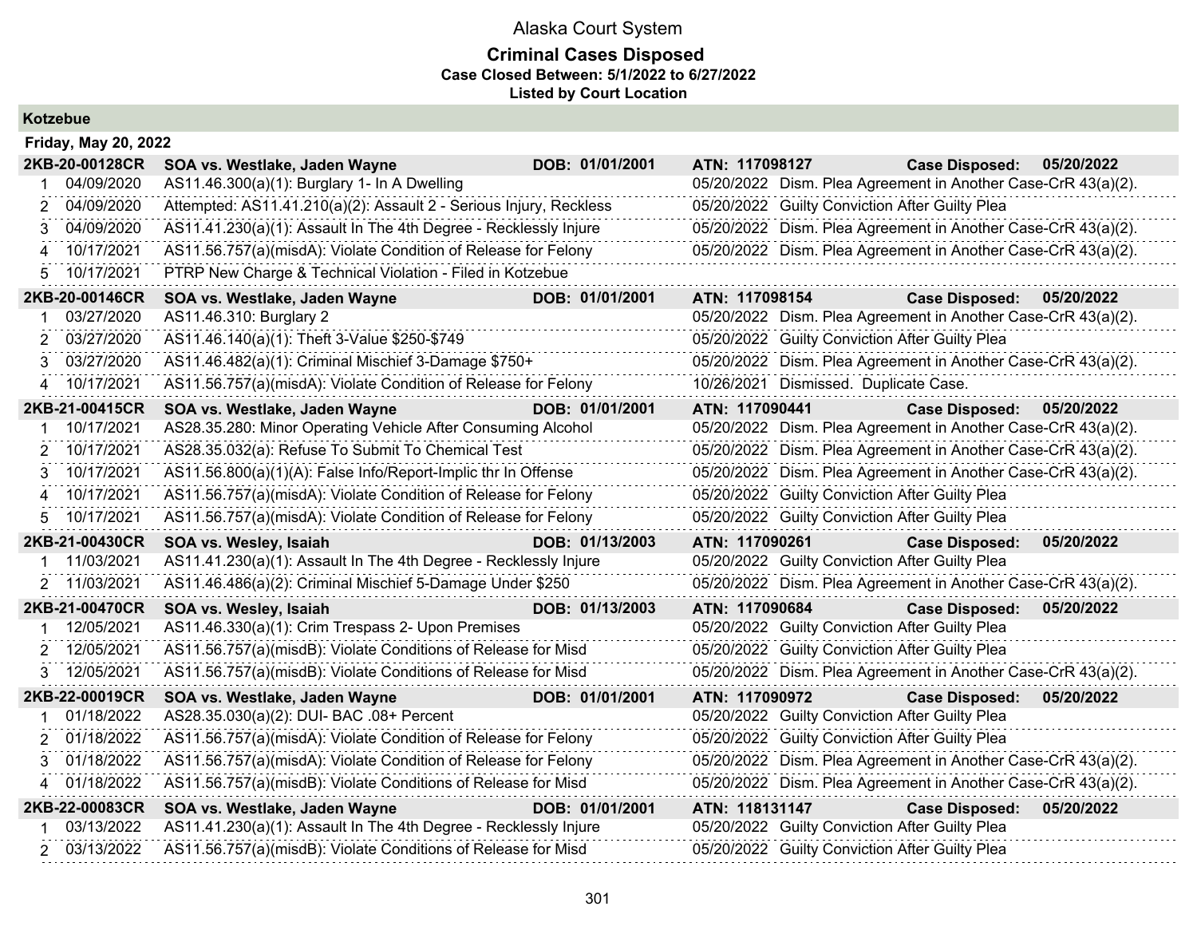# Alaska Court System

## Criminal Cases Disposed

**Case Closed Between: 5/1/2022 to 6/27/2022**

**Listed by Court Location**

### Kotzebue

**Friday, May 20, 2022**

| | | | | | |
|---|---|---|---|---|---|
| **2KB-20-00128CR** | **SOA vs. Westlake, Jaden Wayne** | **DOB: 01/01/2001** | **ATN: 117098127** | **Case Disposed:** | **05/20/2022** |
| 1 | 04/09/2020 | AS11.46.300(a)(1): Burglary 1- In A Dwelling | 05/20/2022 | Dism. Plea Agreement in Another Case-CrR 43(a)(2). | |
| 2 | 04/09/2020 | Attempted: AS11.41.210(a)(2): Assault 2 - Serious Injury, Reckless | 05/20/2022 | Guilty Conviction After Guilty Plea | |
| 3 | 04/09/2020 | AS11.41.230(a)(1): Assault In The 4th Degree - Recklessly Injure | 05/20/2022 | Dism. Plea Agreement in Another Case-CrR 43(a)(2). | |
| 4 | 10/17/2021 | AS11.56.757(a)(misdA): Violate Condition of Release for Felony | 05/20/2022 | Dism. Plea Agreement in Another Case-CrR 43(a)(2). | |
| 5 | 10/17/2021 | PTRP New Charge & Technical Violation - Filed in Kotzebue | | | |
| **2KB-20-00146CR** | **SOA vs. Westlake, Jaden Wayne** | **DOB: 01/01/2001** | **ATN: 117098154** | **Case Disposed:** | **05/20/2022** |
| 1 | 03/27/2020 | AS11.46.310: Burglary 2 | 05/20/2022 | Dism. Plea Agreement in Another Case-CrR 43(a)(2). | |
| 2 | 03/27/2020 | AS11.46.140(a)(1): Theft 3-Value $250-$749 | 05/20/2022 | Guilty Conviction After Guilty Plea | |
| 3 | 03/27/2020 | AS11.46.482(a)(1): Criminal Mischief 3-Damage $750+ | 05/20/2022 | Dism. Plea Agreement in Another Case-CrR 43(a)(2). | |
| 4 | 10/17/2021 | AS11.56.757(a)(misdA): Violate Condition of Release for Felony | 10/26/2021 | Dismissed. Duplicate Case. | |
| **2KB-21-00415CR** | **SOA vs. Westlake, Jaden Wayne** | **DOB: 01/01/2001** | **ATN: 117090441** | **Case Disposed:** | **05/20/2022** |
| 1 | 10/17/2021 | AS28.35.280: Minor Operating Vehicle After Consuming Alcohol | 05/20/2022 | Dism. Plea Agreement in Another Case-CrR 43(a)(2). | |
| 2 | 10/17/2021 | AS28.35.032(a): Refuse To Submit To Chemical Test | 05/20/2022 | Dism. Plea Agreement in Another Case-CrR 43(a)(2). | |
| 3 | 10/17/2021 | AS11.56.800(a)(1)(A): False Info/Report-Implic thr In Offense | 05/20/2022 | Dism. Plea Agreement in Another Case-CrR 43(a)(2). | |
| 4 | 10/17/2021 | AS11.56.757(a)(misdA): Violate Condition of Release for Felony | 05/20/2022 | Guilty Conviction After Guilty Plea | |
| 5 | 10/17/2021 | AS11.56.757(a)(misdA): Violate Condition of Release for Felony | 05/20/2022 | Guilty Conviction After Guilty Plea | |
| **2KB-21-00430CR** | **SOA vs. Wesley, Isaiah** | **DOB: 01/13/2003** | **ATN: 117090261** | **Case Disposed:** | **05/20/2022** |
| 1 | 11/03/2021 | AS11.41.230(a)(1): Assault In The 4th Degree - Recklessly Injure | 05/20/2022 | Guilty Conviction After Guilty Plea | |
| 2 | 11/03/2021 | AS11.46.486(a)(2): Criminal Mischief 5-Damage Under $250 | 05/20/2022 | Dism. Plea Agreement in Another Case-CrR 43(a)(2). | |
| **2KB-21-00470CR** | **SOA vs. Wesley, Isaiah** | **DOB: 01/13/2003** | **ATN: 117090684** | **Case Disposed:** | **05/20/2022** |
| 1 | 12/05/2021 | AS11.46.330(a)(1): Crim Trespass 2- Upon Premises | 05/20/2022 | Guilty Conviction After Guilty Plea | |
| 2 | 12/05/2021 | AS11.56.757(a)(misdB): Violate Conditions of Release for Misd | 05/20/2022 | Guilty Conviction After Guilty Plea | |
| 3 | 12/05/2021 | AS11.56.757(a)(misdB): Violate Conditions of Release for Misd | 05/20/2022 | Dism. Plea Agreement in Another Case-CrR 43(a)(2). | |
| **2KB-22-00019CR** | **SOA vs. Westlake, Jaden Wayne** | **DOB: 01/01/2001** | **ATN: 117090972** | **Case Disposed:** | **05/20/2022** |
| 1 | 01/18/2022 | AS28.35.030(a)(2): DUI- BAC .08+ Percent | 05/20/2022 | Guilty Conviction After Guilty Plea | |
| 2 | 01/18/2022 | AS11.56.757(a)(misdA): Violate Condition of Release for Felony | 05/20/2022 | Guilty Conviction After Guilty Plea | |
| 3 | 01/18/2022 | AS11.56.757(a)(misdA): Violate Condition of Release for Felony | 05/20/2022 | Dism. Plea Agreement in Another Case-CrR 43(a)(2). | |
| 4 | 01/18/2022 | AS11.56.757(a)(misdB): Violate Conditions of Release for Misd | 05/20/2022 | Dism. Plea Agreement in Another Case-CrR 43(a)(2). | |
| **2KB-22-00083CR** | **SOA vs. Westlake, Jaden Wayne** | **DOB: 01/01/2001** | **ATN: 118131147** | **Case Disposed:** | **05/20/2022** |
| 1 | 03/13/2022 | AS11.41.230(a)(1): Assault In The 4th Degree - Recklessly Injure | 05/20/2022 | Guilty Conviction After Guilty Plea | |
| 2 | 03/13/2022 | AS11.56.757(a)(misdB): Violate Conditions of Release for Misd | 05/20/2022 | Guilty Conviction After Guilty Plea | |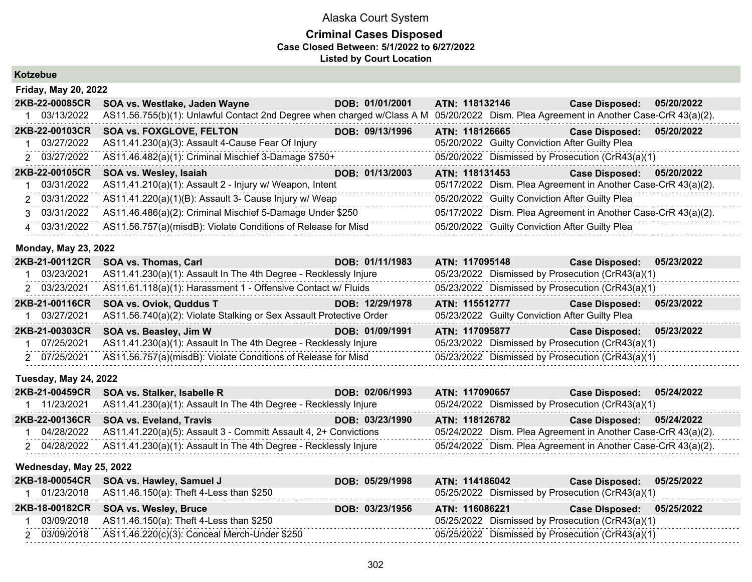Alaska Court System

**Criminal Cases Disposed**
**Case Closed Between: 5/1/2022 to 6/27/2022**
**Listed by Court Location**

**Kotzebue**

**Friday, May 20, 2022**

| Case | Name | DOB | ATN | Case Disposed |
|---|---|---|---|---|
| **2KB-22-00085CR** | **SOA vs. Westlake, Jaden Wayne** | **DOB: 01/01/2001** | **ATN: 118132146** | **Case Disposed: 05/20/2022** |
| 1 03/13/2022 | AS11.56.755(b)(1): Unlawful Contact 2nd Degree when charged w/Class A M | | 05/20/2022 Dism. Plea Agreement in Another Case-CrR 43(a)(2). | |
| **2KB-22-00103CR** | **SOA vs. FOXGLOVE, FELTON** | **DOB: 09/13/1996** | **ATN: 118126665** | **Case Disposed: 05/20/2022** |
| 1 03/27/2022 | AS11.41.230(a)(3): Assault 4-Cause Fear Of Injury | | 05/20/2022 Guilty Conviction After Guilty Plea | |
| 2 03/27/2022 | AS11.46.482(a)(1): Criminal Mischief 3-Damage $750+ | | 05/20/2022 Dismissed by Prosecution (CrR43(a)(1) | |
| **2KB-22-00105CR** | **SOA vs. Wesley, Isaiah** | **DOB: 01/13/2003** | **ATN: 118131453** | **Case Disposed: 05/20/2022** |
| 1 03/31/2022 | AS11.41.210(a)(1): Assault 2 - Injury w/ Weapon, Intent | | 05/17/2022 Dism. Plea Agreement in Another Case-CrR 43(a)(2). | |
| 2 03/31/2022 | AS11.41.220(a)(1)(B): Assault 3- Cause Injury w/ Weap | | 05/20/2022 Guilty Conviction After Guilty Plea | |
| 3 03/31/2022 | AS11.46.486(a)(2): Criminal Mischief 5-Damage Under $250 | | 05/17/2022 Dism. Plea Agreement in Another Case-CrR 43(a)(2). | |
| 4 03/31/2022 | AS11.56.757(a)(misdB): Violate Conditions of Release for Misd | | 05/20/2022 Guilty Conviction After Guilty Plea | |

**Monday, May 23, 2022**

| Case | Name | DOB | ATN | Case Disposed |
|---|---|---|---|---|
| **2KB-21-00112CR** | **SOA vs. Thomas, Carl** | **DOB: 01/11/1983** | **ATN: 117095148** | **Case Disposed: 05/23/2022** |
| 1 03/23/2021 | AS11.41.230(a)(1): Assault In The 4th Degree - Recklessly Injure | | 05/23/2022 Dismissed by Prosecution (CrR43(a)(1) | |
| 2 03/23/2021 | AS11.61.118(a)(1): Harassment 1 - Offensive Contact w/ Fluids | | 05/23/2022 Dismissed by Prosecution (CrR43(a)(1) | |
| **2KB-21-00116CR** | **SOA vs. Oviok, Quddus T** | **DOB: 12/29/1978** | **ATN: 115512777** | **Case Disposed: 05/23/2022** |
| 1 03/27/2021 | AS11.56.740(a)(2): Violate Stalking or Sex Assault Protective Order | | 05/23/2022 Guilty Conviction After Guilty Plea | |
| **2KB-21-00303CR** | **SOA vs. Beasley, Jim W** | **DOB: 01/09/1991** | **ATN: 117095877** | **Case Disposed: 05/23/2022** |
| 1 07/25/2021 | AS11.41.230(a)(1): Assault In The 4th Degree - Recklessly Injure | | 05/23/2022 Dismissed by Prosecution (CrR43(a)(1) | |
| 2 07/25/2021 | AS11.56.757(a)(misdB): Violate Conditions of Release for Misd | | 05/23/2022 Dismissed by Prosecution (CrR43(a)(1) | |

**Tuesday, May 24, 2022**

| Case | Name | DOB | ATN | Case Disposed |
|---|---|---|---|---|
| **2KB-21-00459CR** | **SOA vs. Stalker, Isabelle R** | **DOB: 02/06/1993** | **ATN: 117090657** | **Case Disposed: 05/24/2022** |
| 1 11/23/2021 | AS11.41.230(a)(1): Assault In The 4th Degree - Recklessly Injure | | 05/24/2022 Dismissed by Prosecution (CrR43(a)(1) | |
| **2KB-22-00136CR** | **SOA vs. Eveland, Travis** | **DOB: 03/23/1990** | **ATN: 118126782** | **Case Disposed: 05/24/2022** |
| 1 04/28/2022 | AS11.41.220(a)(5): Assault 3 - Committ Assault 4, 2+ Convictions | | 05/24/2022 Dism. Plea Agreement in Another Case-CrR 43(a)(2). | |
| 2 04/28/2022 | AS11.41.230(a)(1): Assault In The 4th Degree - Recklessly Injure | | 05/24/2022 Dism. Plea Agreement in Another Case-CrR 43(a)(2). | |

**Wednesday, May 25, 2022**

| Case | Name | DOB | ATN | Case Disposed |
|---|---|---|---|---|
| **2KB-18-00054CR** | **SOA vs. Hawley, Samuel J** | **DOB: 05/29/1998** | **ATN: 114186042** | **Case Disposed: 05/25/2022** |
| 1 01/23/2018 | AS11.46.150(a): Theft 4-Less than $250 | | 05/25/2022 Dismissed by Prosecution (CrR43(a)(1) | |
| **2KB-18-00182CR** | **SOA vs. Wesley, Bruce** | **DOB: 03/23/1956** | **ATN: 116086221** | **Case Disposed: 05/25/2022** |
| 1 03/09/2018 | AS11.46.150(a): Theft 4-Less than $250 | | 05/25/2022 Dismissed by Prosecution (CrR43(a)(1) | |
| 2 03/09/2018 | AS11.46.220(c)(3): Conceal Merch-Under $250 | | 05/25/2022 Dismissed by Prosecution (CrR43(a)(1) | |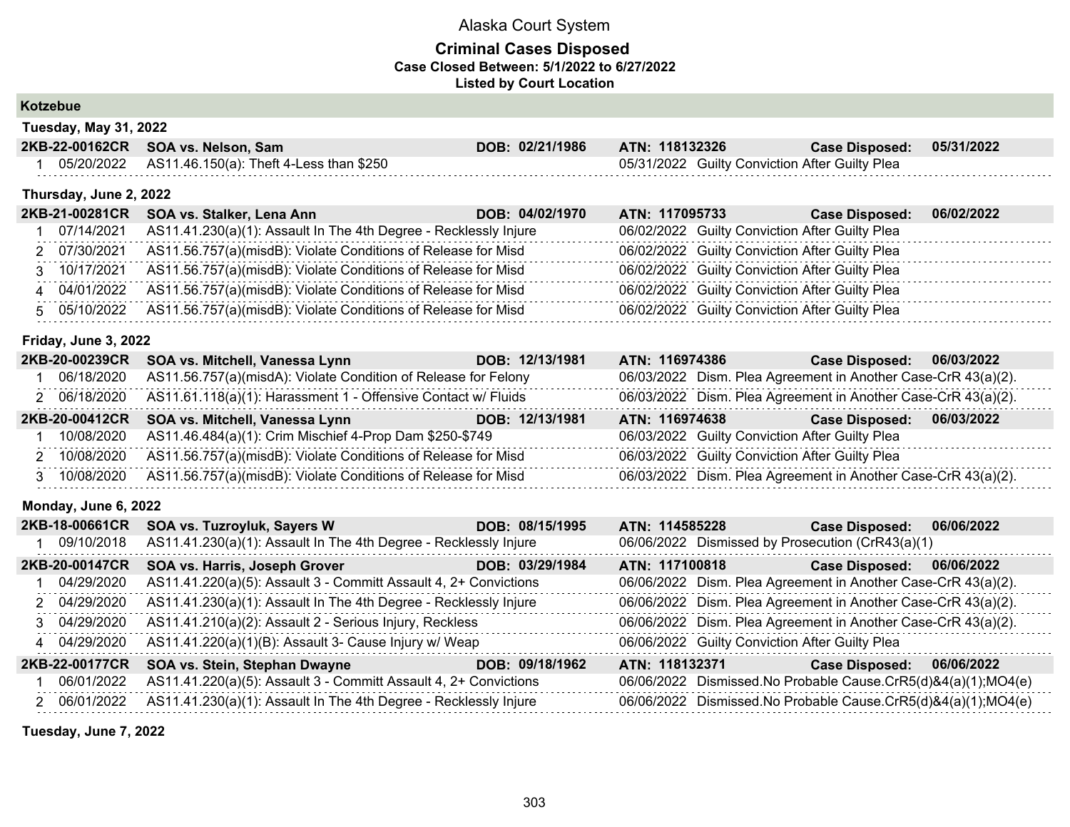# Alaska Court System

## Criminal Cases Disposed

**Case Closed Between: 5/1/2022 to 6/27/2022**

**Listed by Court Location**

### Kotzebue

#### Tuesday, May 31, 2022

| 2KB-22-00162CR | SOA vs. Nelson, Sam | DOB: 02/21/1986 | ATN: 118132326 | Case Disposed: 05/31/2022 |
|---|---|---|---|---|
| 1 | 05/20/2022 | AS11.46.150(a): Theft 4-Less than $250 | 05/31/2022 | Guilty Conviction After Guilty Plea |

#### Thursday, June 2, 2022

| 2KB-21-00281CR | SOA vs. Stalker, Lena Ann | DOB: 04/02/1970 | ATN: 117095733 | Case Disposed: 06/02/2022 |
|---|---|---|---|---|
| 1 | 07/14/2021 | AS11.41.230(a)(1): Assault In The 4th Degree - Recklessly Injure | 06/02/2022 | Guilty Conviction After Guilty Plea |
| 2 | 07/30/2021 | AS11.56.757(a)(misdB): Violate Conditions of Release for Misd | 06/02/2022 | Guilty Conviction After Guilty Plea |
| 3 | 10/17/2021 | AS11.56.757(a)(misdB): Violate Conditions of Release for Misd | 06/02/2022 | Guilty Conviction After Guilty Plea |
| 4 | 04/01/2022 | AS11.56.757(a)(misdB): Violate Conditions of Release for Misd | 06/02/2022 | Guilty Conviction After Guilty Plea |
| 5 | 05/10/2022 | AS11.56.757(a)(misdB): Violate Conditions of Release for Misd | 06/02/2022 | Guilty Conviction After Guilty Plea |

#### Friday, June 3, 2022

| 2KB-20-00239CR | SOA vs. Mitchell, Vanessa Lynn | DOB: 12/13/1981 | ATN: 116974386 | Case Disposed: 06/03/2022 |
|---|---|---|---|---|
| 1 | 06/18/2020 | AS11.56.757(a)(misdA): Violate Condition of Release for Felony | 06/03/2022 | Dism. Plea Agreement in Another Case-CrR 43(a)(2). |
| 2 | 06/18/2020 | AS11.61.118(a)(1): Harassment 1 - Offensive Contact w/ Fluids | 06/03/2022 | Dism. Plea Agreement in Another Case-CrR 43(a)(2). |

| 2KB-20-00412CR | SOA vs. Mitchell, Vanessa Lynn | DOB: 12/13/1981 | ATN: 116974638 | Case Disposed: 06/03/2022 |
|---|---|---|---|---|
| 1 | 10/08/2020 | AS11.46.484(a)(1): Crim Mischief 4-Prop Dam $250-$749 | 06/03/2022 | Guilty Conviction After Guilty Plea |
| 2 | 10/08/2020 | AS11.56.757(a)(misdB): Violate Conditions of Release for Misd | 06/03/2022 | Guilty Conviction After Guilty Plea |
| 3 | 10/08/2020 | AS11.56.757(a)(misdB): Violate Conditions of Release for Misd | 06/03/2022 | Dism. Plea Agreement in Another Case-CrR 43(a)(2). |

#### Monday, June 6, 2022

| 2KB-18-00661CR | SOA vs. Tuzroyluk, Sayers W | DOB: 08/15/1995 | ATN: 114585228 | Case Disposed: 06/06/2022 |
|---|---|---|---|---|
| 1 | 09/10/2018 | AS11.41.230(a)(1): Assault In The 4th Degree - Recklessly Injure | 06/06/2022 | Dismissed by Prosecution (CrR43(a)(1) |

| 2KB-20-00147CR | SOA vs. Harris, Joseph Grover | DOB: 03/29/1984 | ATN: 117100818 | Case Disposed: 06/06/2022 |
|---|---|---|---|---|
| 1 | 04/29/2020 | AS11.41.220(a)(5): Assault 3 - Committ Assault 4, 2+ Convictions | 06/06/2022 | Dism. Plea Agreement in Another Case-CrR 43(a)(2). |
| 2 | 04/29/2020 | AS11.41.230(a)(1): Assault In The 4th Degree - Recklessly Injure | 06/06/2022 | Dism. Plea Agreement in Another Case-CrR 43(a)(2). |
| 3 | 04/29/2020 | AS11.41.210(a)(2): Assault 2 - Serious Injury, Reckless | 06/06/2022 | Dism. Plea Agreement in Another Case-CrR 43(a)(2). |
| 4 | 04/29/2020 | AS11.41.220(a)(1)(B): Assault 3- Cause Injury w/ Weap | 06/06/2022 | Guilty Conviction After Guilty Plea |

| 2KB-22-00177CR | SOA vs. Stein, Stephan Dwayne | DOB: 09/18/1962 | ATN: 118132371 | Case Disposed: 06/06/2022 |
|---|---|---|---|---|
| 1 | 06/01/2022 | AS11.41.220(a)(5): Assault 3 - Committ Assault 4, 2+ Convictions | 06/06/2022 | Dismissed.No Probable Cause.CrR5(d)&4(a)(1);MO4(e) |
| 2 | 06/01/2022 | AS11.41.230(a)(1): Assault In The 4th Degree - Recklessly Injure | 06/06/2022 | Dismissed.No Probable Cause.CrR5(d)&4(a)(1);MO4(e) |

#### Tuesday, June 7, 2022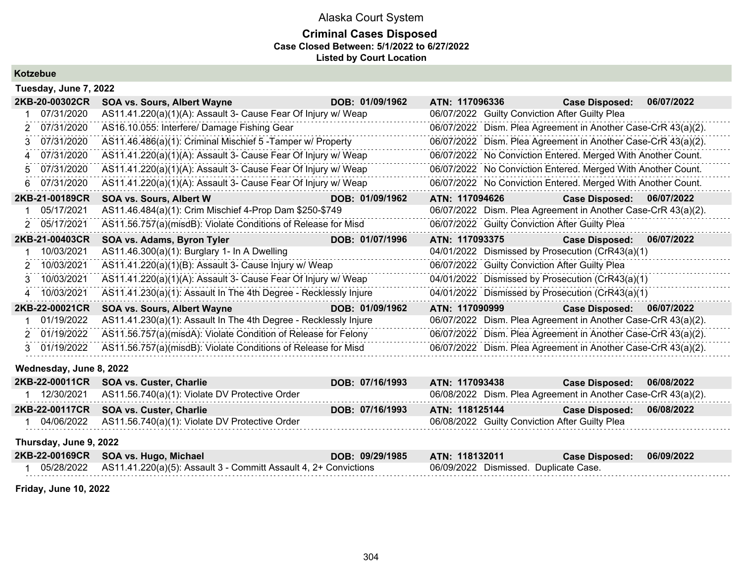# Alaska Court System

## Criminal Cases Disposed

**Case Closed Between: 5/1/2022 to 6/27/2022**

**Listed by Court Location**

### Kotzebue

#### Tuesday, June 7, 2022

**2KB-20-00302CR — SOA vs. Sours, Albert Wayne — DOB: 01/09/1962 — ATN: 117096336 — Case Disposed: 06/07/2022**

| # | Date | Charge | Disposition Date | Disposition |
|---|---|---|---|---|
| 1 | 07/31/2020 | AS11.41.220(a)(1)(A): Assault 3- Cause Fear Of Injury w/ Weap | 06/07/2022 | Guilty Conviction After Guilty Plea |
| 2 | 07/31/2020 | AS16.10.055: Interfere/ Damage Fishing Gear | 06/07/2022 | Dism. Plea Agreement in Another Case-CrR 43(a)(2). |
| 3 | 07/31/2020 | AS11.46.486(a)(1): Criminal Mischief 5 -Tamper w/ Property | 06/07/2022 | Dism. Plea Agreement in Another Case-CrR 43(a)(2). |
| 4 | 07/31/2020 | AS11.41.220(a)(1)(A): Assault 3- Cause Fear Of Injury w/ Weap | 06/07/2022 | No Conviction Entered. Merged With Another Count. |
| 5 | 07/31/2020 | AS11.41.220(a)(1)(A): Assault 3- Cause Fear Of Injury w/ Weap | 06/07/2022 | No Conviction Entered. Merged With Another Count. |
| 6 | 07/31/2020 | AS11.41.220(a)(1)(A): Assault 3- Cause Fear Of Injury w/ Weap | 06/07/2022 | No Conviction Entered. Merged With Another Count. |

**2KB-21-00189CR — SOA vs. Sours, Albert W — DOB: 01/09/1962 — ATN: 117094626 — Case Disposed: 06/07/2022**

| # | Date | Charge | Disposition Date | Disposition |
|---|---|---|---|---|
| 1 | 05/17/2021 | AS11.46.484(a)(1): Crim Mischief 4-Prop Dam $250-$749 | 06/07/2022 | Dism. Plea Agreement in Another Case-CrR 43(a)(2). |
| 2 | 05/17/2021 | AS11.56.757(misdB): Violate Conditions of Release for Misd | 06/07/2022 | Guilty Conviction After Guilty Plea |

**2KB-21-00403CR — SOA vs. Adams, Byron Tyler — DOB: 01/07/1996 — ATN: 117093375 — Case Disposed: 06/07/2022**

| # | Date | Charge | Disposition Date | Disposition |
|---|---|---|---|---|
| 1 | 10/03/2021 | AS11.46.300(a)(1): Burglary 1- In A Dwelling | 04/01/2022 | Dismissed by Prosecution (CrR43(a)(1) |
| 2 | 10/03/2021 | AS11.41.220(a)(1)(B): Assault 3- Cause Injury w/ Weap | 06/07/2022 | Guilty Conviction After Guilty Plea |
| 3 | 10/03/2021 | AS11.41.220(a)(1)(A): Assault 3- Cause Fear Of Injury w/ Weap | 04/01/2022 | Dismissed by Prosecution (CrR43(a)(1) |
| 4 | 10/03/2021 | AS11.41.230(a)(1): Assault In The 4th Degree - Recklessly Injure | 04/01/2022 | Dismissed by Prosecution (CrR43(a)(1) |

**2KB-22-00021CR — SOA vs. Sours, Albert Wayne — DOB: 01/09/1962 — ATN: 117090999 — Case Disposed: 06/07/2022**

| # | Date | Charge | Disposition Date | Disposition |
|---|---|---|---|---|
| 1 | 01/19/2022 | AS11.41.230(a)(1): Assault In The 4th Degree - Recklessly Injure | 06/07/2022 | Dism. Plea Agreement in Another Case-CrR 43(a)(2). |
| 2 | 01/19/2022 | AS11.56.757(a)(misdA): Violate Condition of Release for Felony | 06/07/2022 | Dism. Plea Agreement in Another Case-CrR 43(a)(2). |
| 3 | 01/19/2022 | AS11.56.757(a)(misdB): Violate Conditions of Release for Misd | 06/07/2022 | Dism. Plea Agreement in Another Case-CrR 43(a)(2). |

#### Wednesday, June 8, 2022

**2KB-22-00011CR — SOA vs. Custer, Charlie — DOB: 07/16/1993 — ATN: 117093438 — Case Disposed: 06/08/2022**

| # | Date | Charge | Disposition Date | Disposition |
|---|---|---|---|---|
| 1 | 12/30/2021 | AS11.56.740(a)(1): Violate DV Protective Order | 06/08/2022 | Dism. Plea Agreement in Another Case-CrR 43(a)(2). |

**2KB-22-00117CR — SOA vs. Custer, Charlie — DOB: 07/16/1993 — ATN: 118125144 — Case Disposed: 06/08/2022**

| # | Date | Charge | Disposition Date | Disposition |
|---|---|---|---|---|
| 1 | 04/06/2022 | AS11.56.740(a)(1): Violate DV Protective Order | 06/08/2022 | Guilty Conviction After Guilty Plea |

#### Thursday, June 9, 2022

**2KB-22-00169CR — SOA vs. Hugo, Michael — DOB: 09/29/1985 — ATN: 118132011 — Case Disposed: 06/09/2022**

| # | Date | Charge | Disposition Date | Disposition |
|---|---|---|---|---|
| 1 | 05/28/2022 | AS11.41.220(a)(5): Assault 3 - Committ Assault 4, 2+ Convictions | 06/09/2022 | Dismissed. Duplicate Case. |

#### Friday, June 10, 2022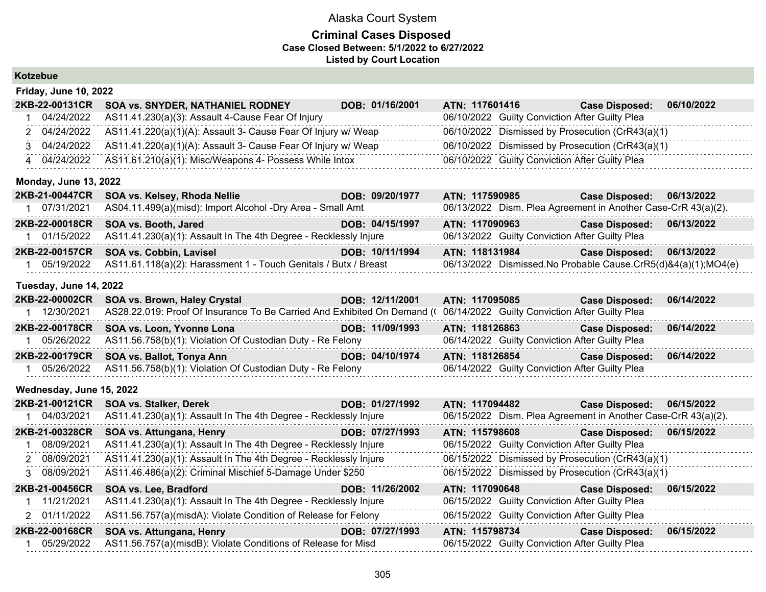# Alaska Court System

## Criminal Cases Disposed

**Case Closed Between: 5/1/2022 to 6/27/2022**

**Listed by Court Location**

### Kotzebue

#### Friday, June 10, 2022

**2KB-22-00131CR SOA vs. SNYDER, NATHANIEL RODNEY DOB: 01/16/2001 ATN: 117601416 Case Disposed: 06/10/2022**

| # | Date | Charge | Disposition Date | Disposition |
|---|---|---|---|---|
| 1 | 04/24/2022 | AS11.41.230(a)(3): Assault 4-Cause Fear Of Injury | 06/10/2022 | Guilty Conviction After Guilty Plea |
| 2 | 04/24/2022 | AS11.41.220(a)(1)(A): Assault 3- Cause Fear Of Injury w/ Weap | 06/10/2022 | Dismissed by Prosecution (CrR43(a)(1) |
| 3 | 04/24/2022 | AS11.41.220(a)(1)(A): Assault 3- Cause Fear Of Injury w/ Weap | 06/10/2022 | Dismissed by Prosecution (CrR43(a)(1) |
| 4 | 04/24/2022 | AS11.61.210(a)(1): Misc/Weapons 4- Possess While Intox | 06/10/2022 | Guilty Conviction After Guilty Plea |

#### Monday, June 13, 2022

**2KB-21-00447CR SOA vs. Kelsey, Rhoda Nellie DOB: 09/20/1977 ATN: 117590985 Case Disposed: 06/13/2022**

| # | Date | Charge | Disposition Date | Disposition |
|---|---|---|---|---|
| 1 | 07/31/2021 | AS04.11.499(a)(misd): Import Alcohol -Dry Area - Small Amt | 06/13/2022 | Dism. Plea Agreement in Another Case-CrR 43(a)(2). |

**2KB-22-00018CR SOA vs. Booth, Jared DOB: 04/15/1997 ATN: 117090963 Case Disposed: 06/13/2022**

| # | Date | Charge | Disposition Date | Disposition |
|---|---|---|---|---|
| 1 | 01/15/2022 | AS11.41.230(a)(1): Assault In The 4th Degree - Recklessly Injure | 06/13/2022 | Guilty Conviction After Guilty Plea |

**2KB-22-00157CR SOA vs. Cobbin, Lavisel DOB: 10/11/1994 ATN: 118131984 Case Disposed: 06/13/2022**

| # | Date | Charge | Disposition Date | Disposition |
|---|---|---|---|---|
| 1 | 05/19/2022 | AS11.61.118(a)(2): Harassment 1 - Touch Genitals / Butx / Breast | 06/13/2022 | Dismissed.No Probable Cause.CrR5(d)&4(a)(1);MO4(e) |

#### Tuesday, June 14, 2022

**2KB-22-00002CR SOA vs. Brown, Haley Crystal DOB: 12/11/2001 ATN: 117095085 Case Disposed: 06/14/2022**

| # | Date | Charge | Disposition Date | Disposition |
|---|---|---|---|---|
| 1 | 12/30/2021 | AS28.22.019: Proof Of Insurance To Be Carried And Exhibited On Demand (( | 06/14/2022 | Guilty Conviction After Guilty Plea |

**2KB-22-00178CR SOA vs. Loon, Yvonne Lona DOB: 11/09/1993 ATN: 118126863 Case Disposed: 06/14/2022**

| # | Date | Charge | Disposition Date | Disposition |
|---|---|---|---|---|
| 1 | 05/26/2022 | AS11.56.758(b)(1): Violation Of Custodian Duty - Re Felony | 06/14/2022 | Guilty Conviction After Guilty Plea |

**2KB-22-00179CR SOA vs. Ballot, Tonya Ann DOB: 04/10/1974 ATN: 118126854 Case Disposed: 06/14/2022**

| # | Date | Charge | Disposition Date | Disposition |
|---|---|---|---|---|
| 1 | 05/26/2022 | AS11.56.758(b)(1): Violation Of Custodian Duty - Re Felony | 06/14/2022 | Guilty Conviction After Guilty Plea |

#### Wednesday, June 15, 2022

**2KB-21-00121CR SOA vs. Stalker, Derek DOB: 01/27/1992 ATN: 117094482 Case Disposed: 06/15/2022**

| # | Date | Charge | Disposition Date | Disposition |
|---|---|---|---|---|
| 1 | 04/03/2021 | AS11.41.230(a)(1): Assault In The 4th Degree - Recklessly Injure | 06/15/2022 | Dism. Plea Agreement in Another Case-CrR 43(a)(2). |

**2KB-21-00328CR SOA vs. Attungana, Henry DOB: 07/27/1993 ATN: 115798608 Case Disposed: 06/15/2022**

| # | Date | Charge | Disposition Date | Disposition |
|---|---|---|---|---|
| 1 | 08/09/2021 | AS11.41.230(a)(1): Assault In The 4th Degree - Recklessly Injure | 06/15/2022 | Guilty Conviction After Guilty Plea |
| 2 | 08/09/2021 | AS11.41.230(a)(1): Assault In The 4th Degree - Recklessly Injure | 06/15/2022 | Dismissed by Prosecution (CrR43(a)(1) |
| 3 | 08/09/2021 | AS11.46.486(a)(2): Criminal Mischief 5-Damage Under $250 | 06/15/2022 | Dismissed by Prosecution (CrR43(a)(1) |

**2KB-21-00456CR SOA vs. Lee, Bradford DOB: 11/26/2002 ATN: 117090648 Case Disposed: 06/15/2022**

| # | Date | Charge | Disposition Date | Disposition |
|---|---|---|---|---|
| 1 | 11/21/2021 | AS11.41.230(a)(1): Assault In The 4th Degree - Recklessly Injure | 06/15/2022 | Guilty Conviction After Guilty Plea |
| 2 | 01/11/2022 | AS11.56.757(a)(misdA): Violate Condition of Release for Felony | 06/15/2022 | Guilty Conviction After Guilty Plea |

**2KB-22-00168CR SOA vs. Attungana, Henry DOB: 07/27/1993 ATN: 115798734 Case Disposed: 06/15/2022**

| # | Date | Charge | Disposition Date | Disposition |
|---|---|---|---|---|
| 1 | 05/29/2022 | AS11.56.757(a)(misdB): Violate Conditions of Release for Misd | 06/15/2022 | Guilty Conviction After Guilty Plea |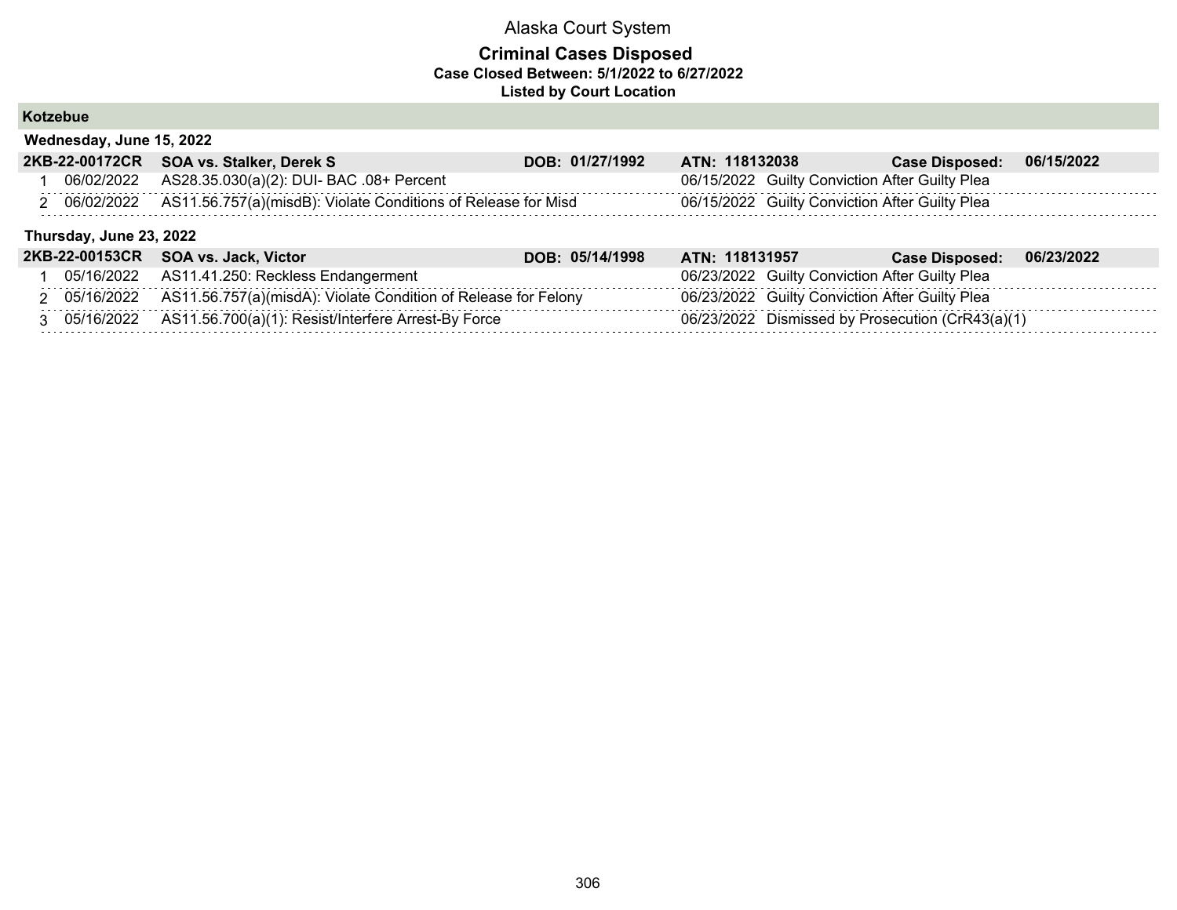# Alaska Court System

## Criminal Cases Disposed

**Case Closed Between: 5/1/2022 to 6/27/2022**

**Listed by Court Location**

### Kotzebue

**Wednesday, June 15, 2022**

| 2KB-22-00172CR | SOA vs. Stalker, Derek S | DOB: 01/27/1992 | ATN: 118132038 | Case Disposed: 06/15/2022 |
|---|---|---|---|---|
| 1 | 06/02/2022 | AS28.35.030(a)(2): DUI- BAC .08+ Percent | 06/15/2022 | Guilty Conviction After Guilty Plea |
| 2 | 06/02/2022 | AS11.56.757(a)(misdB): Violate Conditions of Release for Misd | 06/15/2022 | Guilty Conviction After Guilty Plea |

**Thursday, June 23, 2022**

| 2KB-22-00153CR | SOA vs. Jack, Victor | DOB: 05/14/1998 | ATN: 118131957 | Case Disposed: 06/23/2022 |
|---|---|---|---|---|
| 1 | 05/16/2022 | AS11.41.250: Reckless Endangerment | 06/23/2022 | Guilty Conviction After Guilty Plea |
| 2 | 05/16/2022 | AS11.56.757(a)(misdA): Violate Condition of Release for Felony | 06/23/2022 | Guilty Conviction After Guilty Plea |
| 3 | 05/16/2022 | AS11.56.700(a)(1): Resist/Interfere Arrest-By Force | 06/23/2022 | Dismissed by Prosecution (CrR43(a)(1) |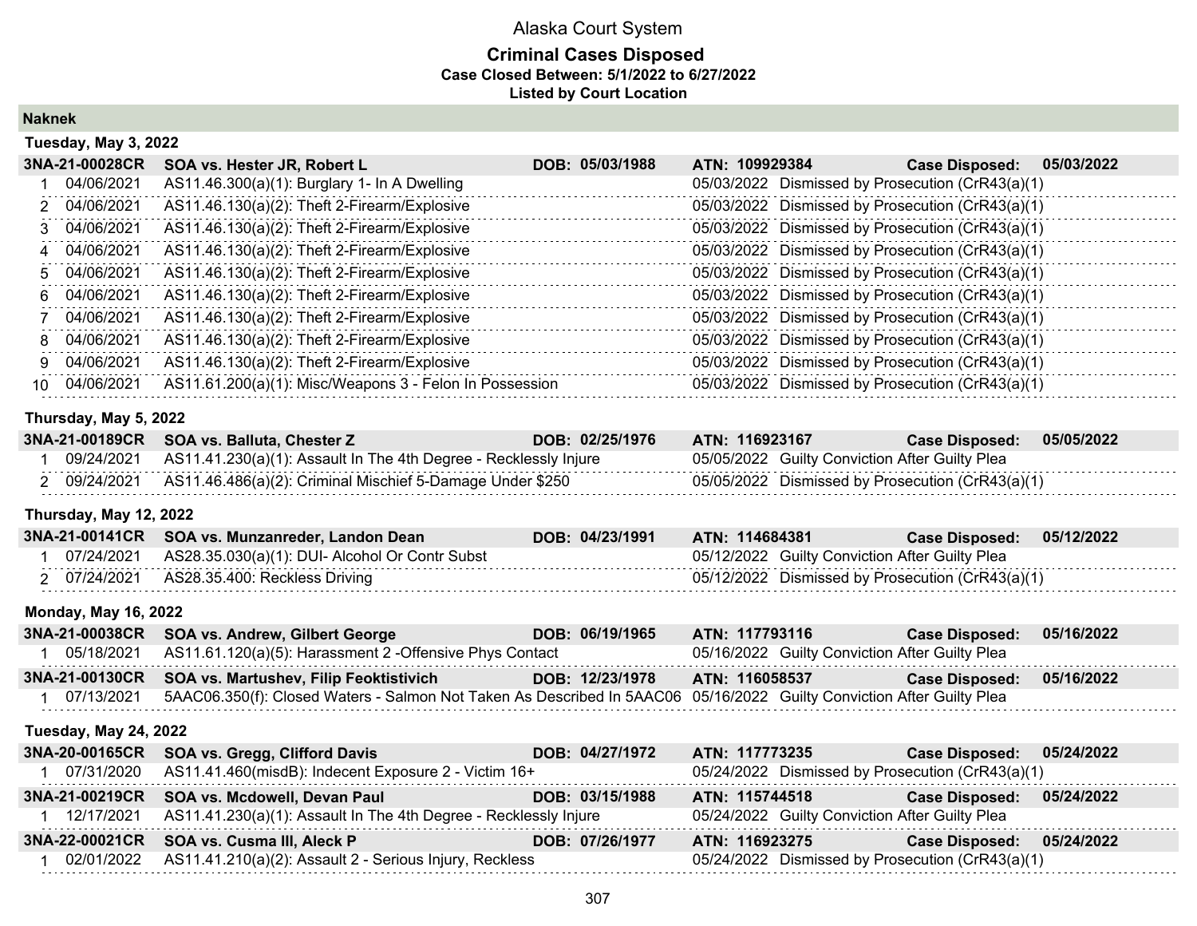# Alaska Court System

## Criminal Cases Disposed

**Case Closed Between: 5/1/2022 to 6/27/2022**

**Listed by Court Location**

## Naknek

### Tuesday, May 3, 2022

| **3NA-21-00028CR** | **SOA vs. Hester JR, Robert L** | **DOB: 05/03/1988** | **ATN: 109929384** | **Case Disposed: 05/03/2022** |
|---|---|---|---|---|
| 1 | 04/06/2021 | AS11.46.300(a)(1): Burglary 1- In A Dwelling | 05/03/2022 | Dismissed by Prosecution (CrR43(a)(1) |
| 2 | 04/06/2021 | AS11.46.130(a)(2): Theft 2-Firearm/Explosive | 05/03/2022 | Dismissed by Prosecution (CrR43(a)(1) |
| 3 | 04/06/2021 | AS11.46.130(a)(2): Theft 2-Firearm/Explosive | 05/03/2022 | Dismissed by Prosecution (CrR43(a)(1) |
| 4 | 04/06/2021 | AS11.46.130(a)(2): Theft 2-Firearm/Explosive | 05/03/2022 | Dismissed by Prosecution (CrR43(a)(1) |
| 5 | 04/06/2021 | AS11.46.130(a)(2): Theft 2-Firearm/Explosive | 05/03/2022 | Dismissed by Prosecution (CrR43(a)(1) |
| 6 | 04/06/2021 | AS11.46.130(a)(2): Theft 2-Firearm/Explosive | 05/03/2022 | Dismissed by Prosecution (CrR43(a)(1) |
| 7 | 04/06/2021 | AS11.46.130(a)(2): Theft 2-Firearm/Explosive | 05/03/2022 | Dismissed by Prosecution (CrR43(a)(1) |
| 8 | 04/06/2021 | AS11.46.130(a)(2): Theft 2-Firearm/Explosive | 05/03/2022 | Dismissed by Prosecution (CrR43(a)(1) |
| 9 | 04/06/2021 | AS11.46.130(a)(2): Theft 2-Firearm/Explosive | 05/03/2022 | Dismissed by Prosecution (CrR43(a)(1) |
| 10 | 04/06/2021 | AS11.61.200(a)(1): Misc/Weapons 3 - Felon In Possession | 05/03/2022 | Dismissed by Prosecution (CrR43(a)(1) |

### Thursday, May 5, 2022

| **3NA-21-00189CR** | **SOA vs. Balluta, Chester Z** | **DOB: 02/25/1976** | **ATN: 116923167** | **Case Disposed: 05/05/2022** |
|---|---|---|---|---|
| 1 | 09/24/2021 | AS11.41.230(a)(1): Assault In The 4th Degree - Recklessly Injure | 05/05/2022 | Guilty Conviction After Guilty Plea |
| 2 | 09/24/2021 | AS11.46.486(a)(2): Criminal Mischief 5-Damage Under $250 | 05/05/2022 | Dismissed by Prosecution (CrR43(a)(1) |

### Thursday, May 12, 2022

| **3NA-21-00141CR** | **SOA vs. Munzanreder, Landon Dean** | **DOB: 04/23/1991** | **ATN: 114684381** | **Case Disposed: 05/12/2022** |
|---|---|---|---|---|
| 1 | 07/24/2021 | AS28.35.030(a)(1): DUI- Alcohol Or Contr Subst | 05/12/2022 | Guilty Conviction After Guilty Plea |
| 2 | 07/24/2021 | AS28.35.400: Reckless Driving | 05/12/2022 | Dismissed by Prosecution (CrR43(a)(1) |

### Monday, May 16, 2022

| **3NA-21-00038CR** | **SOA vs. Andrew, Gilbert George** | **DOB: 06/19/1965** | **ATN: 117793116** | **Case Disposed: 05/16/2022** |
|---|---|---|---|---|
| 1 | 05/18/2021 | AS11.61.120(a)(5): Harassment 2 -Offensive Phys Contact | 05/16/2022 | Guilty Conviction After Guilty Plea |
| **3NA-21-00130CR** | **SOA vs. Martushev, Filip Feoktistivich** | **DOB: 12/23/1978** | **ATN: 116058537** | **Case Disposed: 05/16/2022** |
| 1 | 07/13/2021 | 5AAC06.350(f): Closed Waters - Salmon Not Taken As Described In 5AAC06 | 05/16/2022 | Guilty Conviction After Guilty Plea |

### Tuesday, May 24, 2022

| **3NA-20-00165CR** | **SOA vs. Gregg, Clifford Davis** | **DOB: 04/27/1972** | **ATN: 117773235** | **Case Disposed: 05/24/2022** |
|---|---|---|---|---|
| 1 | 07/31/2020 | AS11.41.460(misdB): Indecent Exposure 2 - Victim 16+ | 05/24/2022 | Dismissed by Prosecution (CrR43(a)(1) |
| **3NA-21-00219CR** | **SOA vs. Mcdowell, Devan Paul** | **DOB: 03/15/1988** | **ATN: 115744518** | **Case Disposed: 05/24/2022** |
| 1 | 12/17/2021 | AS11.41.230(a)(1): Assault In The 4th Degree - Recklessly Injure | 05/24/2022 | Guilty Conviction After Guilty Plea |
| **3NA-22-00021CR** | **SOA vs. Cusma III, Aleck P** | **DOB: 07/26/1977** | **ATN: 116923275** | **Case Disposed: 05/24/2022** |
| 1 | 02/01/2022 | AS11.41.210(a)(2): Assault 2 - Serious Injury, Reckless | 05/24/2022 | Dismissed by Prosecution (CrR43(a)(1) |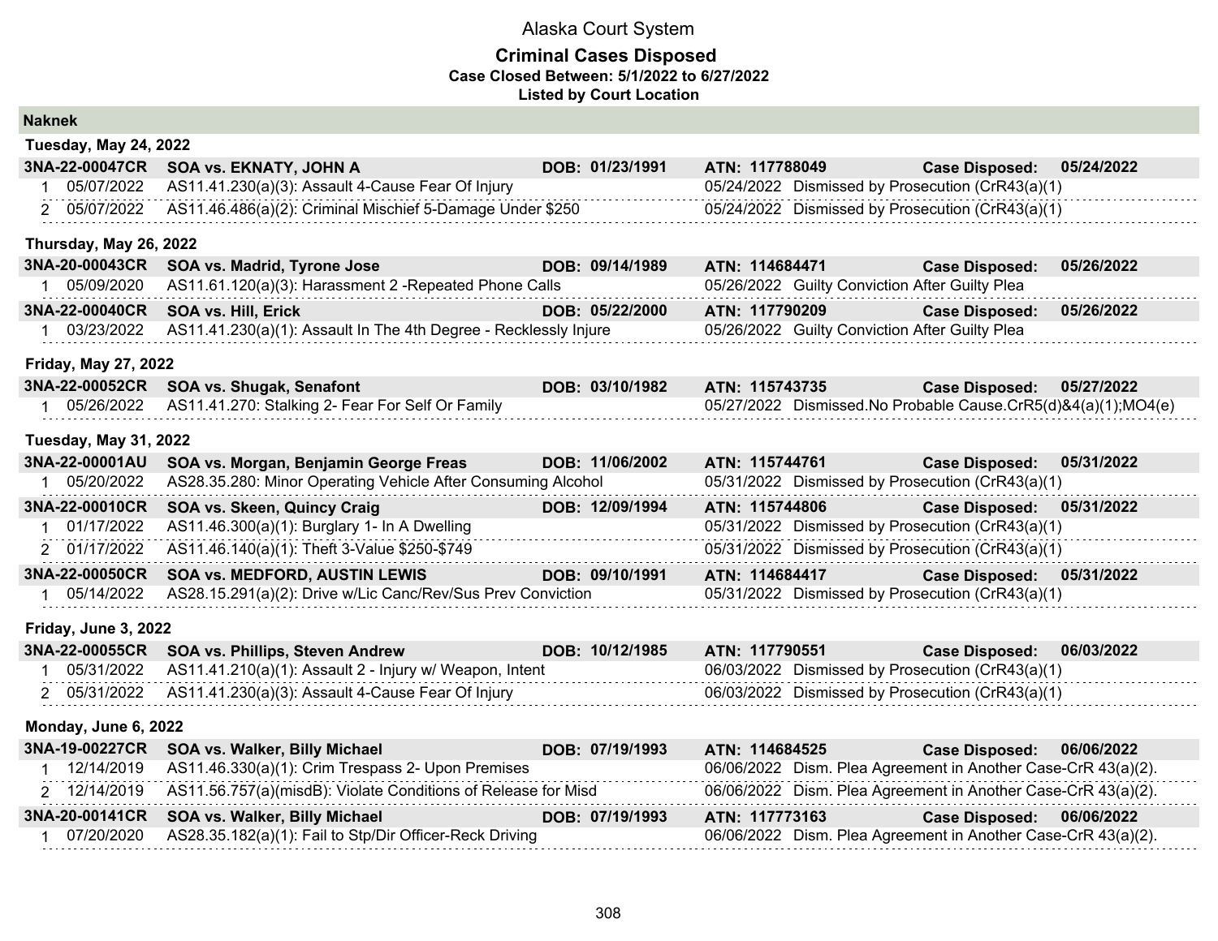# Alaska Court System

## Criminal Cases Disposed

**Case Closed Between: 5/1/2022 to 6/27/2022**

**Listed by Court Location**

### Naknek

**Tuesday, May 24, 2022**

**3NA-22-00047CR SOA vs. EKNATY, JOHN A DOB: 01/23/1991 ATN: 117788049 Case Disposed: 05/24/2022**

| # | Date | Charge | Disposition Date | Disposition |
|---|---|---|---|---|
| 1 | 05/07/2022 | AS11.41.230(a)(3): Assault 4-Cause Fear Of Injury | 05/24/2022 | Dismissed by Prosecution (CrR43(a)(1) |
| 2 | 05/07/2022 | AS11.46.486(a)(2): Criminal Mischief 5-Damage Under $250 | 05/24/2022 | Dismissed by Prosecution (CrR43(a)(1) |

**Thursday, May 26, 2022**

**3NA-20-00043CR SOA vs. Madrid, Tyrone Jose DOB: 09/14/1989 ATN: 114684471 Case Disposed: 05/26/2022**

| # | Date | Charge | Disposition Date | Disposition |
|---|---|---|---|---|
| 1 | 05/09/2020 | AS11.61.120(a)(3): Harassment 2 -Repeated Phone Calls | 05/26/2022 | Guilty Conviction After Guilty Plea |

**3NA-22-00040CR SOA vs. Hill, Erick DOB: 05/22/2000 ATN: 117790209 Case Disposed: 05/26/2022**

| # | Date | Charge | Disposition Date | Disposition |
|---|---|---|---|---|
| 1 | 03/23/2022 | AS11.41.230(a)(1): Assault In The 4th Degree - Recklessly Injure | 05/26/2022 | Guilty Conviction After Guilty Plea |

**Friday, May 27, 2022**

**3NA-22-00052CR SOA vs. Shugak, Senafont DOB: 03/10/1982 ATN: 115743735 Case Disposed: 05/27/2022**

| # | Date | Charge | Disposition Date | Disposition |
|---|---|---|---|---|
| 1 | 05/26/2022 | AS11.41.270: Stalking 2- Fear For Self Or Family | 05/27/2022 | Dismissed.No Probable Cause.CrR5(d)&4(a)(1);MO4(e) |

**Tuesday, May 31, 2022**

**3NA-22-00001AU SOA vs. Morgan, Benjamin George Freas DOB: 11/06/2002 ATN: 115744761 Case Disposed: 05/31/2022**

| # | Date | Charge | Disposition Date | Disposition |
|---|---|---|---|---|
| 1 | 05/20/2022 | AS28.35.280: Minor Operating Vehicle After Consuming Alcohol | 05/31/2022 | Dismissed by Prosecution (CrR43(a)(1) |

**3NA-22-00010CR SOA vs. Skeen, Quincy Craig DOB: 12/09/1994 ATN: 115744806 Case Disposed: 05/31/2022**

| # | Date | Charge | Disposition Date | Disposition |
|---|---|---|---|---|
| 1 | 01/17/2022 | AS11.46.300(a)(1): Burglary 1- In A Dwelling | 05/31/2022 | Dismissed by Prosecution (CrR43(a)(1) |
| 2 | 01/17/2022 | AS11.46.140(a)(1): Theft 3-Value $250-$749 | 05/31/2022 | Dismissed by Prosecution (CrR43(a)(1) |

**3NA-22-00050CR SOA vs. MEDFORD, AUSTIN LEWIS DOB: 09/10/1991 ATN: 114684417 Case Disposed: 05/31/2022**

| # | Date | Charge | Disposition Date | Disposition |
|---|---|---|---|---|
| 1 | 05/14/2022 | AS28.15.291(a)(2): Drive w/Lic Canc/Rev/Sus Prev Conviction | 05/31/2022 | Dismissed by Prosecution (CrR43(a)(1) |

**Friday, June 3, 2022**

**3NA-22-00055CR SOA vs. Phillips, Steven Andrew DOB: 10/12/1985 ATN: 117790551 Case Disposed: 06/03/2022**

| # | Date | Charge | Disposition Date | Disposition |
|---|---|---|---|---|
| 1 | 05/31/2022 | AS11.41.210(a)(1): Assault 2 - Injury w/ Weapon, Intent | 06/03/2022 | Dismissed by Prosecution (CrR43(a)(1) |
| 2 | 05/31/2022 | AS11.41.230(a)(3): Assault 4-Cause Fear Of Injury | 06/03/2022 | Dismissed by Prosecution (CrR43(a)(1) |

**Monday, June 6, 2022**

**3NA-19-00227CR SOA vs. Walker, Billy Michael DOB: 07/19/1993 ATN: 114684525 Case Disposed: 06/06/2022**

| # | Date | Charge | Disposition Date | Disposition |
|---|---|---|---|---|
| 1 | 12/14/2019 | AS11.46.330(a)(1): Crim Trespass 2- Upon Premises | 06/06/2022 | Dism. Plea Agreement in Another Case-CrR 43(a)(2). |
| 2 | 12/14/2019 | AS11.56.757(a)(misdB): Violate Conditions of Release for Misd | 06/06/2022 | Dism. Plea Agreement in Another Case-CrR 43(a)(2). |

**3NA-20-00141CR SOA vs. Walker, Billy Michael DOB: 07/19/1993 ATN: 117773163 Case Disposed: 06/06/2022**

| # | Date | Charge | Disposition Date | Disposition |
|---|---|---|---|---|
| 1 | 07/20/2020 | AS28.35.182(a)(1): Fail to Stp/Dir Officer-Reck Driving | 06/06/2022 | Dism. Plea Agreement in Another Case-CrR 43(a)(2). |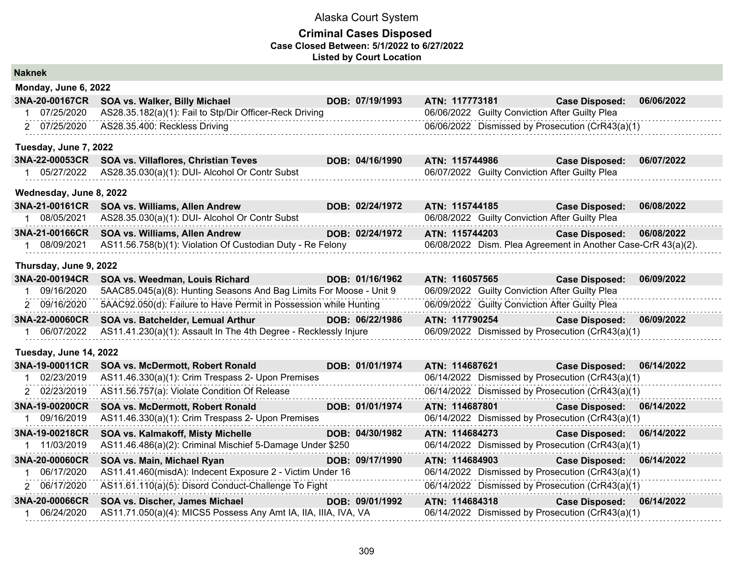# Alaska Court System

## Criminal Cases Disposed

**Case Closed Between: 5/1/2022 to 6/27/2022**

**Listed by Court Location**

### Naknek

#### Monday, June 6, 2022

| | | | | |
|---|---|---|---|---|
| **3NA-20-00167CR** | **SOA vs. Walker, Billy Michael** | **DOB: 07/19/1993** | **ATN: 117773181** | **Case Disposed: 06/06/2022** |
| 1 07/25/2020 | AS28.35.182(a)(1): Fail to Stp/Dir Officer-Reck Driving | | 06/06/2022 Guilty Conviction After Guilty Plea | |
| 2 07/25/2020 | AS28.35.400: Reckless Driving | | 06/06/2022 Dismissed by Prosecution (CrR43(a)(1) | |

#### Tuesday, June 7, 2022

| | | | | |
|---|---|---|---|---|
| **3NA-22-00053CR** | **SOA vs. Villaflores, Christian Teves** | **DOB: 04/16/1990** | **ATN: 115744986** | **Case Disposed: 06/07/2022** |
| 1 05/27/2022 | AS28.35.030(a)(1): DUI- Alcohol Or Contr Subst | | 06/07/2022 Guilty Conviction After Guilty Plea | |

#### Wednesday, June 8, 2022

| | | | | |
|---|---|---|---|---|
| **3NA-21-00161CR** | **SOA vs. Williams, Allen Andrew** | **DOB: 02/24/1972** | **ATN: 115744185** | **Case Disposed: 06/08/2022** |
| 1 08/05/2021 | AS28.35.030(a)(1): DUI- Alcohol Or Contr Subst | | 06/08/2022 Guilty Conviction After Guilty Plea | |
| **3NA-21-00166CR** | **SOA vs. Williams, Allen Andrew** | **DOB: 02/24/1972** | **ATN: 115744203** | **Case Disposed: 06/08/2022** |
| 1 08/09/2021 | AS11.56.758(b)(1): Violation Of Custodian Duty - Re Felony | | 06/08/2022 Dism. Plea Agreement in Another Case-CrR 43(a)(2). | |

#### Thursday, June 9, 2022

| | | | | |
|---|---|---|---|---|
| **3NA-20-00194CR** | **SOA vs. Weedman, Louis Richard** | **DOB: 01/16/1962** | **ATN: 116057565** | **Case Disposed: 06/09/2022** |
| 1 09/16/2020 | 5AAC85.045(a)(8): Hunting Seasons And Bag Limits For Moose - Unit 9 | | 06/09/2022 Guilty Conviction After Guilty Plea | |
| 2 09/16/2020 | 5AAC92.050(d): Failure to Have Permit in Possession while Hunting | | 06/09/2022 Guilty Conviction After Guilty Plea | |
| **3NA-22-00060CR** | **SOA vs. Batchelder, Lemual Arthur** | **DOB: 06/22/1986** | **ATN: 117790254** | **Case Disposed: 06/09/2022** |
| 1 06/07/2022 | AS11.41.230(a)(1): Assault In The 4th Degree - Recklessly Injure | | 06/09/2022 Dismissed by Prosecution (CrR43(a)(1) | |

#### Tuesday, June 14, 2022

| | | | | |
|---|---|---|---|---|
| **3NA-19-00011CR** | **SOA vs. McDermott, Robert Ronald** | **DOB: 01/01/1974** | **ATN: 114687621** | **Case Disposed: 06/14/2022** |
| 1 02/23/2019 | AS11.46.330(a)(1): Crim Trespass 2- Upon Premises | | 06/14/2022 Dismissed by Prosecution (CrR43(a)(1) | |
| 2 02/23/2019 | AS11.56.757(a): Violate Condition Of Release | | 06/14/2022 Dismissed by Prosecution (CrR43(a)(1) | |
| **3NA-19-00200CR** | **SOA vs. McDermott, Robert Ronald** | **DOB: 01/01/1974** | **ATN: 114687801** | **Case Disposed: 06/14/2022** |
| 1 09/16/2019 | AS11.46.330(a)(1): Crim Trespass 2- Upon Premises | | 06/14/2022 Dismissed by Prosecution (CrR43(a)(1) | |
| **3NA-19-00218CR** | **SOA vs. Kalmakoff, Misty Michelle** | **DOB: 04/30/1982** | **ATN: 114684273** | **Case Disposed: 06/14/2022** |
| 1 11/03/2019 | AS11.46.486(a)(2): Criminal Mischief 5-Damage Under $250 | | 06/14/2022 Dismissed by Prosecution (CrR43(a)(1) | |
| **3NA-20-00060CR** | **SOA vs. Main, Michael Ryan** | **DOB: 09/17/1990** | **ATN: 114684903** | **Case Disposed: 06/14/2022** |
| 1 06/17/2020 | AS11.41.460(misdA): Indecent Exposure 2 - Victim Under 16 | | 06/14/2022 Dismissed by Prosecution (CrR43(a)(1) | |
| 2 06/17/2020 | AS11.61.110(a)(5): Disord Conduct-Challenge To Fight | | 06/14/2022 Dismissed by Prosecution (CrR43(a)(1) | |
| **3NA-20-00066CR** | **SOA vs. Discher, James Michael** | **DOB: 09/01/1992** | **ATN: 114684318** | **Case Disposed: 06/14/2022** |
| 1 06/24/2020 | AS11.71.050(a)(4): MICS5 Possess Any Amt IA, IIA, IIIA, IVA, VA | | 06/14/2022 Dismissed by Prosecution (CrR43(a)(1) | |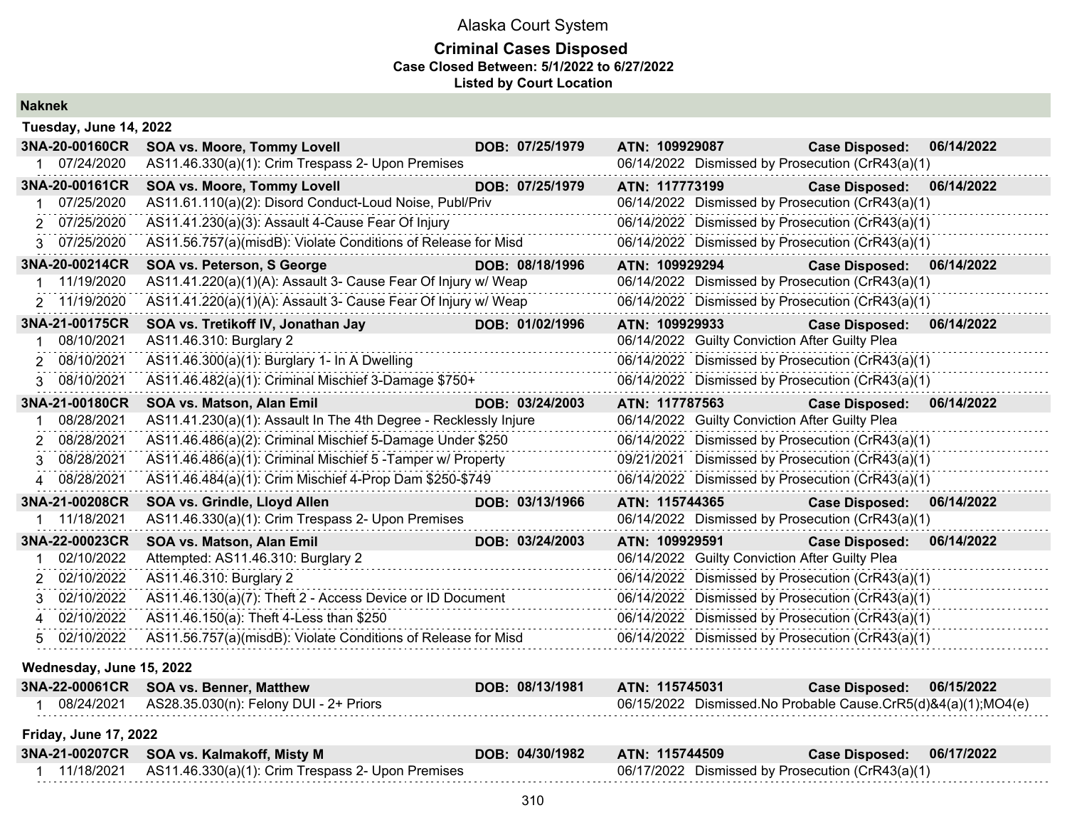# Alaska Court System

## Criminal Cases Disposed

**Case Closed Between: 5/1/2022 to 6/27/2022**

**Listed by Court Location**

### Naknek

#### Tuesday, June 14, 2022

| Case | Party | DOB | ATN | Case Disposed |
|---|---|---|---|---|
| **3NA-20-00160CR** | **SOA vs. Moore, Tommy Lovell** | **DOB: 07/25/1979** | **ATN: 109929087** | **Case Disposed: 06/14/2022** |
| 1 07/24/2020 | AS11.46.330(a)(1): Crim Trespass 2- Upon Premises | | 06/14/2022 Dismissed by Prosecution (CrR43(a)(1) | |
| **3NA-20-00161CR** | **SOA vs. Moore, Tommy Lovell** | **DOB: 07/25/1979** | **ATN: 117773199** | **Case Disposed: 06/14/2022** |
| 1 07/25/2020 | AS11.61.110(a)(2): Disord Conduct-Loud Noise, Publ/Priv | | 06/14/2022 Dismissed by Prosecution (CrR43(a)(1) | |
| 2 07/25/2020 | AS11.41.230(a)(3): Assault 4-Cause Fear Of Injury | | 06/14/2022 Dismissed by Prosecution (CrR43(a)(1) | |
| 3 07/25/2020 | AS11.56.757(a)(misdB): Violate Conditions of Release for Misd | | 06/14/2022 Dismissed by Prosecution (CrR43(a)(1) | |
| **3NA-20-00214CR** | **SOA vs. Peterson, S George** | **DOB: 08/18/1996** | **ATN: 109929294** | **Case Disposed: 06/14/2022** |
| 1 11/19/2020 | AS11.41.220(a)(1)(A): Assault 3- Cause Fear Of Injury w/ Weap | | 06/14/2022 Dismissed by Prosecution (CrR43(a)(1) | |
| 2 11/19/2020 | AS11.41.220(a)(1)(A): Assault 3- Cause Fear Of Injury w/ Weap | | 06/14/2022 Dismissed by Prosecution (CrR43(a)(1) | |
| **3NA-21-00175CR** | **SOA vs. Tretikoff IV, Jonathan Jay** | **DOB: 01/02/1996** | **ATN: 109929933** | **Case Disposed: 06/14/2022** |
| 1 08/10/2021 | AS11.46.310: Burglary 2 | | 06/14/2022 Guilty Conviction After Guilty Plea | |
| 2 08/10/2021 | AS11.46.300(a)(1): Burglary 1- In A Dwelling | | 06/14/2022 Dismissed by Prosecution (CrR43(a)(1) | |
| 3 08/10/2021 | AS11.46.482(a)(1): Criminal Mischief 3-Damage $750+ | | 06/14/2022 Dismissed by Prosecution (CrR43(a)(1) | |
| **3NA-21-00180CR** | **SOA vs. Matson, Alan Emil** | **DOB: 03/24/2003** | **ATN: 117787563** | **Case Disposed: 06/14/2022** |
| 1 08/28/2021 | AS11.41.230(a)(1): Assault In The 4th Degree - Recklessly Injure | | 06/14/2022 Guilty Conviction After Guilty Plea | |
| 2 08/28/2021 | AS11.46.486(a)(2): Criminal Mischief 5-Damage Under $250 | | 06/14/2022 Dismissed by Prosecution (CrR43(a)(1) | |
| 3 08/28/2021 | AS11.46.486(a)(1): Criminal Mischief 5 -Tamper w/ Property | | 09/21/2021 Dismissed by Prosecution (CrR43(a)(1) | |
| 4 08/28/2021 | AS11.46.484(a)(1): Crim Mischief 4-Prop Dam $250-$749 | | 06/14/2022 Dismissed by Prosecution (CrR43(a)(1) | |
| **3NA-21-00208CR** | **SOA vs. Grindle, Lloyd Allen** | **DOB: 03/13/1966** | **ATN: 115744365** | **Case Disposed: 06/14/2022** |
| 1 11/18/2021 | AS11.46.330(a)(1): Crim Trespass 2- Upon Premises | | 06/14/2022 Dismissed by Prosecution (CrR43(a)(1) | |
| **3NA-22-00023CR** | **SOA vs. Matson, Alan Emil** | **DOB: 03/24/2003** | **ATN: 109929591** | **Case Disposed: 06/14/2022** |
| 1 02/10/2022 | Attempted: AS11.46.310: Burglary 2 | | 06/14/2022 Guilty Conviction After Guilty Plea | |
| 2 02/10/2022 | AS11.46.310: Burglary 2 | | 06/14/2022 Dismissed by Prosecution (CrR43(a)(1) | |
| 3 02/10/2022 | AS11.46.130(a)(7): Theft 2 - Access Device or ID Document | | 06/14/2022 Dismissed by Prosecution (CrR43(a)(1) | |
| 4 02/10/2022 | AS11.46.150(a): Theft 4-Less than $250 | | 06/14/2022 Dismissed by Prosecution (CrR43(a)(1) | |
| 5 02/10/2022 | AS11.56.757(a)(misdB): Violate Conditions of Release for Misd | | 06/14/2022 Dismissed by Prosecution (CrR43(a)(1) | |

#### Wednesday, June 15, 2022

| Case | Party | DOB | ATN | Case Disposed |
|---|---|---|---|---|
| **3NA-22-00061CR** | **SOA vs. Benner, Matthew** | **DOB: 08/13/1981** | **ATN: 115745031** | **Case Disposed: 06/15/2022** |
| 1 08/24/2021 | AS28.35.030(n): Felony DUI - 2+ Priors | | 06/15/2022 Dismissed.No Probable Cause.CrR5(d)&4(a)(1);MO4(e) | |

#### Friday, June 17, 2022

| Case | Party | DOB | ATN | Case Disposed |
|---|---|---|---|---|
| **3NA-21-00207CR** | **SOA vs. Kalmakoff, Misty M** | **DOB: 04/30/1982** | **ATN: 115744509** | **Case Disposed: 06/17/2022** |
| 1 11/18/2021 | AS11.46.330(a)(1): Crim Trespass 2- Upon Premises | | 06/17/2022 Dismissed by Prosecution (CrR43(a)(1) | |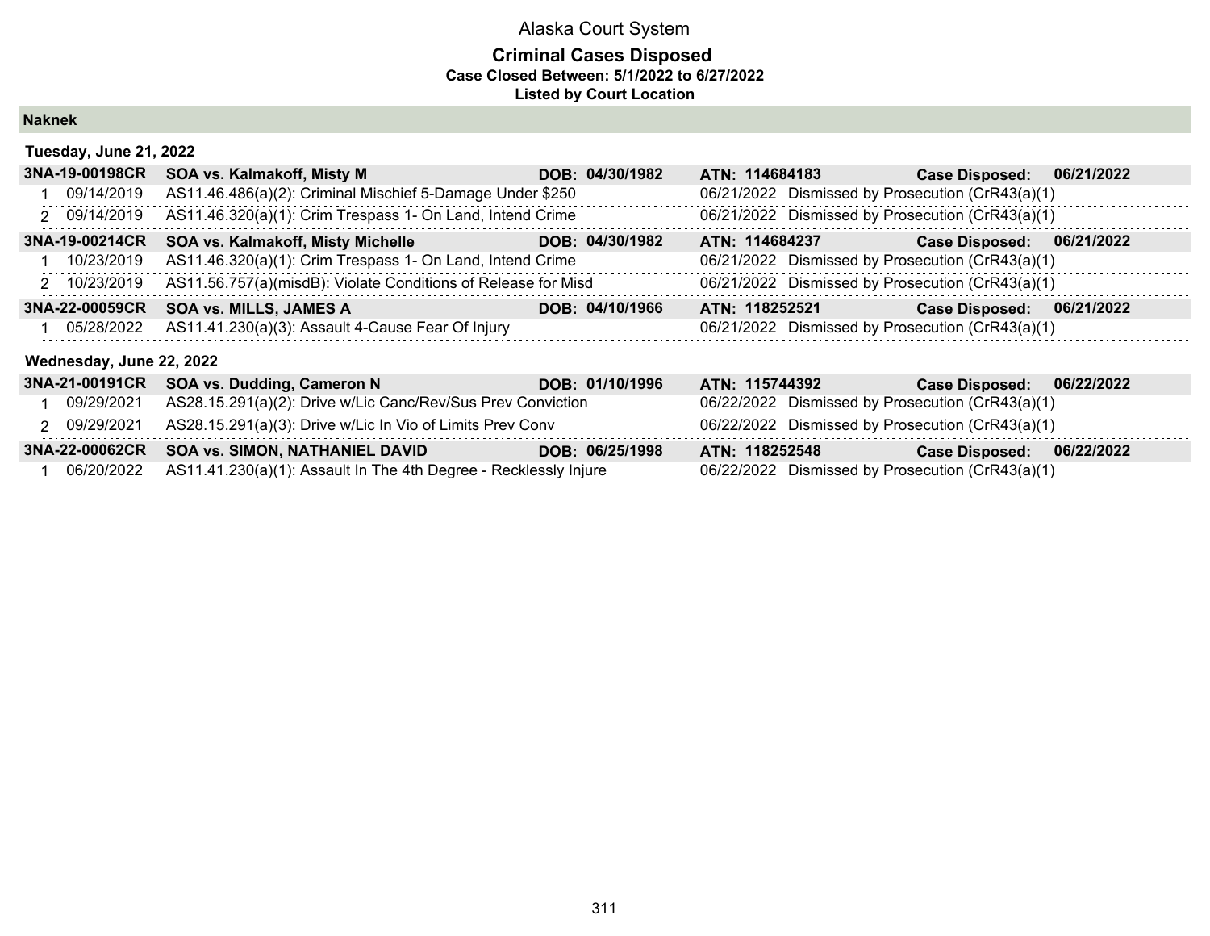# Alaska Court System

## Criminal Cases Disposed

**Case Closed Between: 5/1/2022 to 6/27/2022**

**Listed by Court Location**

### Naknek

**Tuesday, June 21, 2022**

| Case | | | | |
|---|---|---|---|---|
| **3NA-19-00198CR** | **SOA vs. Kalmakoff, Misty M** | **DOB: 04/30/1982** | **ATN: 114684183** | **Case Disposed: 06/21/2022** |
| 1 09/14/2019 | AS11.46.486(a)(2): Criminal Mischief 5-Damage Under $250 | | 06/21/2022 Dismissed by Prosecution (CrR43(a)(1) | |
| 2 09/14/2019 | AS11.46.320(a)(1): Crim Trespass 1- On Land, Intend Crime | | 06/21/2022 Dismissed by Prosecution (CrR43(a)(1) | |
| **3NA-19-00214CR** | **SOA vs. Kalmakoff, Misty Michelle** | **DOB: 04/30/1982** | **ATN: 114684237** | **Case Disposed: 06/21/2022** |
| 1 10/23/2019 | AS11.46.320(a)(1): Crim Trespass 1- On Land, Intend Crime | | 06/21/2022 Dismissed by Prosecution (CrR43(a)(1) | |
| 2 10/23/2019 | AS11.56.757(a)(misdB): Violate Conditions of Release for Misd | | 06/21/2022 Dismissed by Prosecution (CrR43(a)(1) | |
| **3NA-22-00059CR** | **SOA vs. MILLS, JAMES A** | **DOB: 04/10/1966** | **ATN: 118252521** | **Case Disposed: 06/21/2022** |
| 1 05/28/2022 | AS11.41.230(a)(3): Assault 4-Cause Fear Of Injury | | 06/21/2022 Dismissed by Prosecution (CrR43(a)(1) | |

**Wednesday, June 22, 2022**

| Case | | | | |
|---|---|---|---|---|
| **3NA-21-00191CR** | **SOA vs. Dudding, Cameron N** | **DOB: 01/10/1996** | **ATN: 115744392** | **Case Disposed: 06/22/2022** |
| 1 09/29/2021 | AS28.15.291(a)(2): Drive w/Lic Canc/Rev/Sus Prev Conviction | | 06/22/2022 Dismissed by Prosecution (CrR43(a)(1) | |
| 2 09/29/2021 | AS28.15.291(a)(3): Drive w/Lic In Vio of Limits Prev Conv | | 06/22/2022 Dismissed by Prosecution (CrR43(a)(1) | |
| **3NA-22-00062CR** | **SOA vs. SIMON, NATHANIEL DAVID** | **DOB: 06/25/1998** | **ATN: 118252548** | **Case Disposed: 06/22/2022** |
| 1 06/20/2022 | AS11.41.230(a)(1): Assault In The 4th Degree - Recklessly Injure | | 06/22/2022 Dismissed by Prosecution (CrR43(a)(1) | |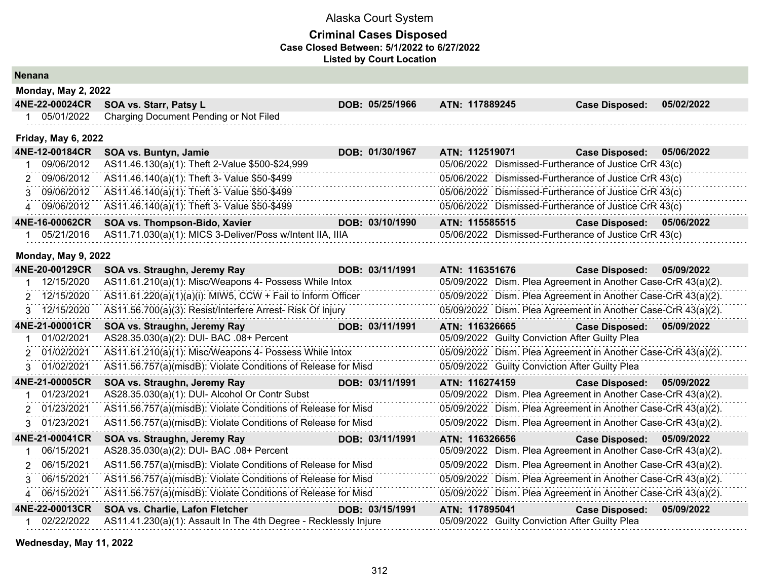# Alaska Court System

## Criminal Cases Disposed

**Case Closed Between: 5/1/2022 to 6/27/2022**

**Listed by Court Location**

## Nenana

### Monday, May 2, 2022

**4NE-22-00024CR SOA vs. Starr, Patsy L DOB: 05/25/1966 ATN: 117889245 Case Disposed: 05/02/2022**

| # | Date | Charge | Disposition Date | Disposition |
|---|---|---|---|---|
| 1 | 05/01/2022 | Charging Document Pending or Not Filed | | |

### Friday, May 6, 2022

**4NE-12-00184CR SOA vs. Buntyn, Jamie DOB: 01/30/1967 ATN: 112519071 Case Disposed: 05/06/2022**

| # | Date | Charge | Disposition Date | Disposition |
|---|---|---|---|---|
| 1 | 09/06/2012 | AS11.46.130(a)(1): Theft 2-Value $500-$24,999 | 05/06/2022 | Dismissed-Furtherance of Justice CrR 43(c) |
| 2 | 09/06/2012 | AS11.46.140(a)(1): Theft 3- Value $50-$499 | 05/06/2022 | Dismissed-Furtherance of Justice CrR 43(c) |
| 3 | 09/06/2012 | AS11.46.140(a)(1): Theft 3- Value $50-$499 | 05/06/2022 | Dismissed-Furtherance of Justice CrR 43(c) |
| 4 | 09/06/2012 | AS11.46.140(a)(1): Theft 3- Value $50-$499 | 05/06/2022 | Dismissed-Furtherance of Justice CrR 43(c) |

**4NE-16-00062CR SOA vs. Thompson-Bido, Xavier DOB: 03/10/1990 ATN: 115585515 Case Disposed: 05/06/2022**

| # | Date | Charge | Disposition Date | Disposition |
|---|---|---|---|---|
| 1 | 05/21/2016 | AS11.71.030(a)(1): MICS 3-Deliver/Poss w/Intent IIA, IIIA | 05/06/2022 | Dismissed-Furtherance of Justice CrR 43(c) |

### Monday, May 9, 2022

**4NE-20-00129CR SOA vs. Straughn, Jeremy Ray DOB: 03/11/1991 ATN: 116351676 Case Disposed: 05/09/2022**

| # | Date | Charge | Disposition Date | Disposition |
|---|---|---|---|---|
| 1 | 12/15/2020 | AS11.61.210(a)(1): Misc/Weapons 4- Possess While Intox | 05/09/2022 | Dism. Plea Agreement in Another Case-CrR 43(a)(2). |
| 2 | 12/15/2020 | AS11.61.220(a)(1)(a)(i): MIW5, CCW + Fail to Inform Officer | 05/09/2022 | Dism. Plea Agreement in Another Case-CrR 43(a)(2). |
| 3 | 12/15/2020 | AS11.56.700(a)(3): Resist/Interfere Arrest- Risk Of Injury | 05/09/2022 | Dism. Plea Agreement in Another Case-CrR 43(a)(2). |

**4NE-21-00001CR SOA vs. Straughn, Jeremy Ray DOB: 03/11/1991 ATN: 116326665 Case Disposed: 05/09/2022**

| # | Date | Charge | Disposition Date | Disposition |
|---|---|---|---|---|
| 1 | 01/02/2021 | AS28.35.030(a)(2): DUI- BAC .08+ Percent | 05/09/2022 | Guilty Conviction After Guilty Plea |
| 2 | 01/02/2021 | AS11.61.210(a)(1): Misc/Weapons 4- Possess While Intox | 05/09/2022 | Dism. Plea Agreement in Another Case-CrR 43(a)(2). |
| 3 | 01/02/2021 | AS11.56.757(a)(misdB): Violate Conditions of Release for Misd | 05/09/2022 | Guilty Conviction After Guilty Plea |

**4NE-21-00005CR SOA vs. Straughn, Jeremy Ray DOB: 03/11/1991 ATN: 116274159 Case Disposed: 05/09/2022**

| # | Date | Charge | Disposition Date | Disposition |
|---|---|---|---|---|
| 1 | 01/23/2021 | AS28.35.030(a)(1): DUI- Alcohol Or Contr Subst | 05/09/2022 | Dism. Plea Agreement in Another Case-CrR 43(a)(2). |
| 2 | 01/23/2021 | AS11.56.757(a)(misdB): Violate Conditions of Release for Misd | 05/09/2022 | Dism. Plea Agreement in Another Case-CrR 43(a)(2). |
| 3 | 01/23/2021 | AS11.56.757(a)(misdB): Violate Conditions of Release for Misd | 05/09/2022 | Dism. Plea Agreement in Another Case-CrR 43(a)(2). |

**4NE-21-00041CR SOA vs. Straughn, Jeremy Ray DOB: 03/11/1991 ATN: 116326656 Case Disposed: 05/09/2022**

| # | Date | Charge | Disposition Date | Disposition |
|---|---|---|---|---|
| 1 | 06/15/2021 | AS28.35.030(a)(2): DUI- BAC .08+ Percent | 05/09/2022 | Dism. Plea Agreement in Another Case-CrR 43(a)(2). |
| 2 | 06/15/2021 | AS11.56.757(a)(misdB): Violate Conditions of Release for Misd | 05/09/2022 | Dism. Plea Agreement in Another Case-CrR 43(a)(2). |
| 3 | 06/15/2021 | AS11.56.757(a)(misdB): Violate Conditions of Release for Misd | 05/09/2022 | Dism. Plea Agreement in Another Case-CrR 43(a)(2). |
| 4 | 06/15/2021 | AS11.56.757(a)(misdB): Violate Conditions of Release for Misd | 05/09/2022 | Dism. Plea Agreement in Another Case-CrR 43(a)(2). |

**4NE-22-00013CR SOA vs. Charlie, Lafon Fletcher DOB: 03/15/1991 ATN: 117895041 Case Disposed: 05/09/2022**

| # | Date | Charge | Disposition Date | Disposition |
|---|---|---|---|---|
| 1 | 02/22/2022 | AS11.41.230(a)(1): Assault In The 4th Degree - Recklessly Injure | 05/09/2022 | Guilty Conviction After Guilty Plea |

### Wednesday, May 11, 2022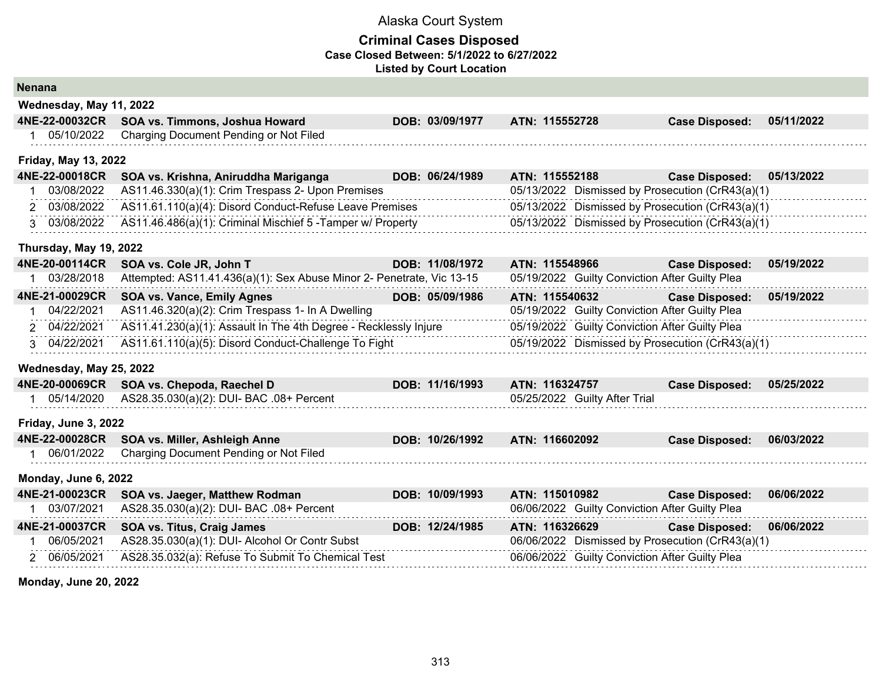# Alaska Court System

## Criminal Cases Disposed

**Case Closed Between: 5/1/2022 to 6/27/2022**

**Listed by Court Location**

### Nenana

**Wednesday, May 11, 2022**

| Case | Name | DOB | ATN | Case Disposed |
|---|---|---|---|---|
| 4NE-22-00032CR | SOA vs. Timmons, Joshua Howard | DOB: 03/09/1977 | ATN: 115552728 | 05/11/2022 |

| # | Date | Charge | Disposition Date | Disposition |
|---|---|---|---|---|
| 1 | 05/10/2022 | Charging Document Pending or Not Filed | | |

**Friday, May 13, 2022**

| Case | Name | DOB | ATN | Case Disposed |
|---|---|---|---|---|
| 4NE-22-00018CR | SOA vs. Krishna, Aniruddha Mariganga | DOB: 06/24/1989 | ATN: 115552188 | 05/13/2022 |

| # | Date | Charge | Disposition Date | Disposition |
|---|---|---|---|---|
| 1 | 03/08/2022 | AS11.46.330(a)(1): Crim Trespass 2- Upon Premises | 05/13/2022 | Dismissed by Prosecution (CrR43(a)(1) |
| 2 | 03/08/2022 | AS11.61.110(a)(4): Disord Conduct-Refuse Leave Premises | 05/13/2022 | Dismissed by Prosecution (CrR43(a)(1) |
| 3 | 03/08/2022 | AS11.46.486(a)(1): Criminal Mischief 5 -Tamper w/ Property | 05/13/2022 | Dismissed by Prosecution (CrR43(a)(1) |

**Thursday, May 19, 2022**

| Case | Name | DOB | ATN | Case Disposed |
|---|---|---|---|---|
| 4NE-20-00114CR | SOA vs. Cole JR, John T | DOB: 11/08/1972 | ATN: 115548966 | 05/19/2022 |

| # | Date | Charge | Disposition Date | Disposition |
|---|---|---|---|---|
| 1 | 03/28/2018 | Attempted: AS11.41.436(a)(1): Sex Abuse Minor 2- Penetrate, Vic 13-15 | 05/19/2022 | Guilty Conviction After Guilty Plea |

| Case | Name | DOB | ATN | Case Disposed |
|---|---|---|---|---|
| 4NE-21-00029CR | SOA vs. Vance, Emily Agnes | DOB: 05/09/1986 | ATN: 115540632 | 05/19/2022 |

| # | Date | Charge | Disposition Date | Disposition |
|---|---|---|---|---|
| 1 | 04/22/2021 | AS11.46.320(a)(2): Crim Trespass 1- In A Dwelling | 05/19/2022 | Guilty Conviction After Guilty Plea |
| 2 | 04/22/2021 | AS11.41.230(a)(1): Assault In The 4th Degree - Recklessly Injure | 05/19/2022 | Guilty Conviction After Guilty Plea |
| 3 | 04/22/2021 | AS11.61.110(a)(5): Disord Conduct-Challenge To Fight | 05/19/2022 | Dismissed by Prosecution (CrR43(a)(1) |

**Wednesday, May 25, 2022**

| Case | Name | DOB | ATN | Case Disposed |
|---|---|---|---|---|
| 4NE-20-00069CR | SOA vs. Chepoda, Raechel D | DOB: 11/16/1993 | ATN: 116324757 | 05/25/2022 |

| # | Date | Charge | Disposition Date | Disposition |
|---|---|---|---|---|
| 1 | 05/14/2020 | AS28.35.030(a)(2): DUI- BAC .08+ Percent | 05/25/2022 | Guilty After Trial |

**Friday, June 3, 2022**

| Case | Name | DOB | ATN | Case Disposed |
|---|---|---|---|---|
| 4NE-22-00028CR | SOA vs. Miller, Ashleigh Anne | DOB: 10/26/1992 | ATN: 116602092 | 06/03/2022 |

| # | Date | Charge | Disposition Date | Disposition |
|---|---|---|---|---|
| 1 | 06/01/2022 | Charging Document Pending or Not Filed | | |

**Monday, June 6, 2022**

| Case | Name | DOB | ATN | Case Disposed |
|---|---|---|---|---|
| 4NE-21-00023CR | SOA vs. Jaeger, Matthew Rodman | DOB: 10/09/1993 | ATN: 115010982 | 06/06/2022 |

| # | Date | Charge | Disposition Date | Disposition |
|---|---|---|---|---|
| 1 | 03/07/2021 | AS28.35.030(a)(2): DUI- BAC .08+ Percent | 06/06/2022 | Guilty Conviction After Guilty Plea |

| Case | Name | DOB | ATN | Case Disposed |
|---|---|---|---|---|
| 4NE-21-00037CR | SOA vs. Titus, Craig James | DOB: 12/24/1985 | ATN: 116326629 | 06/06/2022 |

| # | Date | Charge | Disposition Date | Disposition |
|---|---|---|---|---|
| 1 | 06/05/2021 | AS28.35.030(a)(1): DUI- Alcohol Or Contr Subst | 06/06/2022 | Dismissed by Prosecution (CrR43(a)(1) |
| 2 | 06/05/2021 | AS28.35.032(a): Refuse To Submit To Chemical Test | 06/06/2022 | Guilty Conviction After Guilty Plea |

**Monday, June 20, 2022**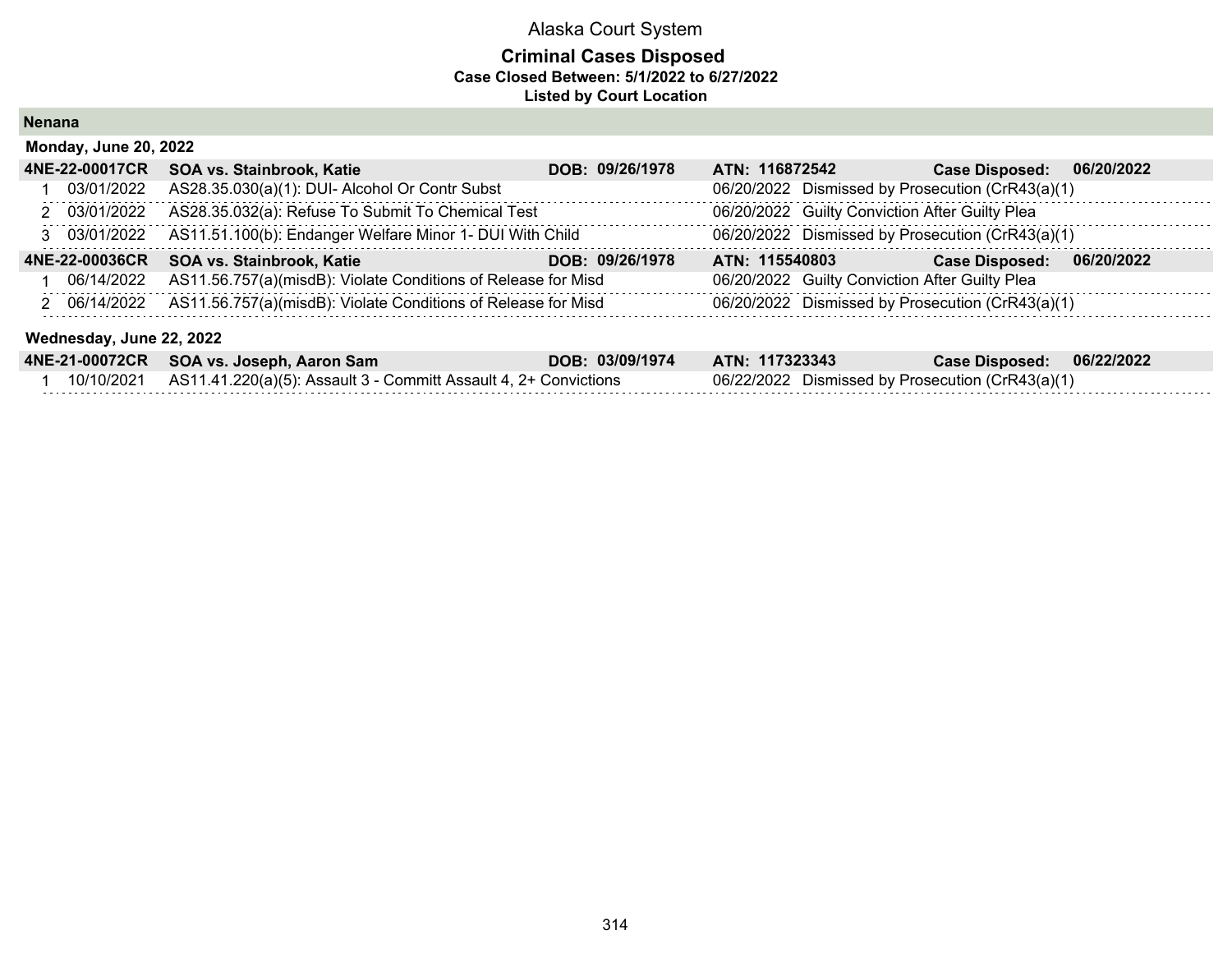Alaska Court System

**Criminal Cases Disposed**
**Case Closed Between: 5/1/2022 to 6/27/2022**
**Listed by Court Location**

## Nenana

### Monday, June 20, 2022

| **4NE-22-00017CR** | **SOA vs. Stainbrook, Katie** | **DOB: 09/26/1978** | **ATN: 116872542** | **Case Disposed: 06/20/2022** |
|---|---|---|---|---|
| 1 | 03/01/2022 | AS28.35.030(a)(1): DUI- Alcohol Or Contr Subst | 06/20/2022 | Dismissed by Prosecution (CrR43(a)(1) |
| 2 | 03/01/2022 | AS28.35.032(a): Refuse To Submit To Chemical Test | 06/20/2022 | Guilty Conviction After Guilty Plea |
| 3 | 03/01/2022 | AS11.51.100(b): Endanger Welfare Minor 1- DUI With Child | 06/20/2022 | Dismissed by Prosecution (CrR43(a)(1) |

| **4NE-22-00036CR** | **SOA vs. Stainbrook, Katie** | **DOB: 09/26/1978** | **ATN: 115540803** | **Case Disposed: 06/20/2022** |
|---|---|---|---|---|
| 1 | 06/14/2022 | AS11.56.757(a)(misdB): Violate Conditions of Release for Misd | 06/20/2022 | Guilty Conviction After Guilty Plea |
| 2 | 06/14/2022 | AS11.56.757(a)(misdB): Violate Conditions of Release for Misd | 06/20/2022 | Dismissed by Prosecution (CrR43(a)(1) |

### Wednesday, June 22, 2022

| **4NE-21-00072CR** | **SOA vs. Joseph, Aaron Sam** | **DOB: 03/09/1974** | **ATN: 117323343** | **Case Disposed: 06/22/2022** |
|---|---|---|---|---|
| 1 | 10/10/2021 | AS11.41.220(a)(5): Assault 3 - Committ Assault 4, 2+ Convictions | 06/22/2022 | Dismissed by Prosecution (CrR43(a)(1) |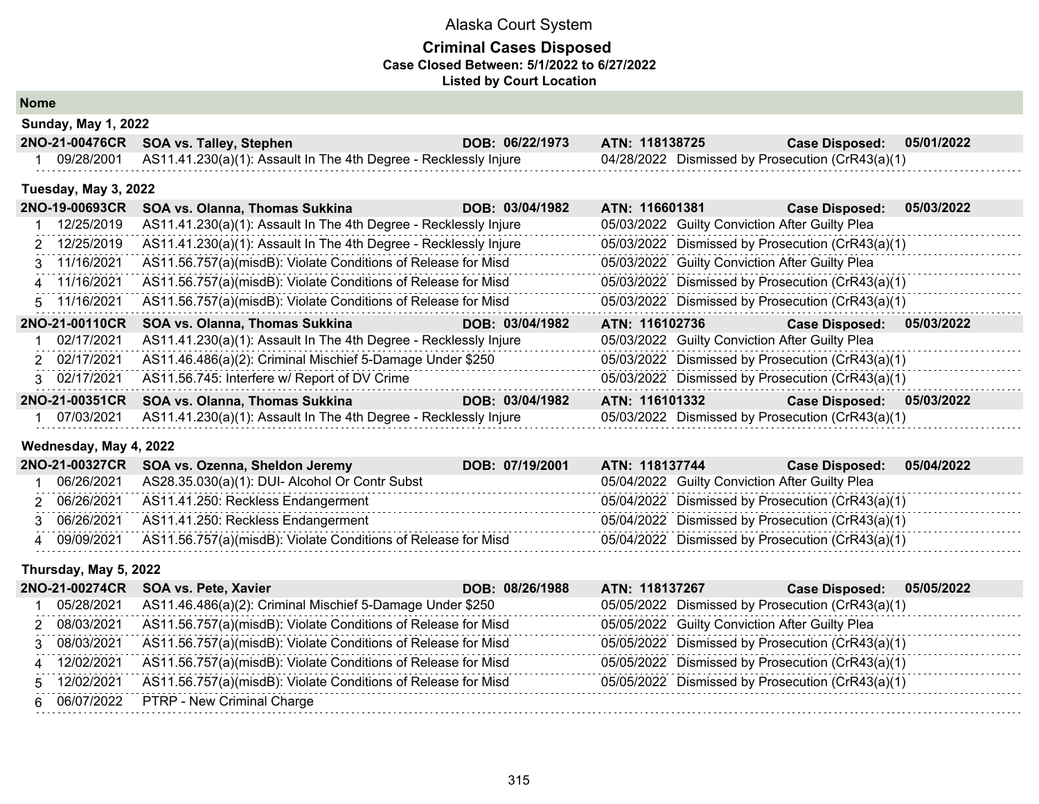# Alaska Court System

## Criminal Cases Disposed

**Case Closed Between: 5/1/2022 to 6/27/2022**

**Listed by Court Location**

### Nome

#### Sunday, May 1, 2022

| **2NO-21-00476CR** | **SOA vs. Talley, Stephen** | **DOB: 06/22/1973** | **ATN: 118138725** | **Case Disposed: 05/01/2022** |
|---|---|---|---|---|
| 1 | 09/28/2001 | AS11.41.230(a)(1): Assault In The 4th Degree - Recklessly Injure | 04/28/2022 | Dismissed by Prosecution (CrR43(a)(1) |

#### Tuesday, May 3, 2022

| **2NO-19-00693CR** | **SOA vs. Olanna, Thomas Sukkina** | **DOB: 03/04/1982** | **ATN: 116601381** | **Case Disposed: 05/03/2022** |
|---|---|---|---|---|
| 1 | 12/25/2019 | AS11.41.230(a)(1): Assault In The 4th Degree - Recklessly Injure | 05/03/2022 | Guilty Conviction After Guilty Plea |
| 2 | 12/25/2019 | AS11.41.230(a)(1): Assault In The 4th Degree - Recklessly Injure | 05/03/2022 | Dismissed by Prosecution (CrR43(a)(1) |
| 3 | 11/16/2021 | AS11.56.757(a)(misdB): Violate Conditions of Release for Misd | 05/03/2022 | Guilty Conviction After Guilty Plea |
| 4 | 11/16/2021 | AS11.56.757(a)(misdB): Violate Conditions of Release for Misd | 05/03/2022 | Dismissed by Prosecution (CrR43(a)(1) |
| 5 | 11/16/2021 | AS11.56.757(a)(misdB): Violate Conditions of Release for Misd | 05/03/2022 | Dismissed by Prosecution (CrR43(a)(1) |

| **2NO-21-00110CR** | **SOA vs. Olanna, Thomas Sukkina** | **DOB: 03/04/1982** | **ATN: 116102736** | **Case Disposed: 05/03/2022** |
|---|---|---|---|---|
| 1 | 02/17/2021 | AS11.41.230(a)(1): Assault In The 4th Degree - Recklessly Injure | 05/03/2022 | Guilty Conviction After Guilty Plea |
| 2 | 02/17/2021 | AS11.46.486(a)(2): Criminal Mischief 5-Damage Under $250 | 05/03/2022 | Dismissed by Prosecution (CrR43(a)(1) |
| 3 | 02/17/2021 | AS11.56.745: Interfere w/ Report of DV Crime | 05/03/2022 | Dismissed by Prosecution (CrR43(a)(1) |

| **2NO-21-00351CR** | **SOA vs. Olanna, Thomas Sukkina** | **DOB: 03/04/1982** | **ATN: 116101332** | **Case Disposed: 05/03/2022** |
|---|---|---|---|---|
| 1 | 07/03/2021 | AS11.41.230(a)(1): Assault In The 4th Degree - Recklessly Injure | 05/03/2022 | Dismissed by Prosecution (CrR43(a)(1) |

#### Wednesday, May 4, 2022

| **2NO-21-00327CR** | **SOA vs. Ozenna, Sheldon Jeremy** | **DOB: 07/19/2001** | **ATN: 118137744** | **Case Disposed: 05/04/2022** |
|---|---|---|---|---|
| 1 | 06/26/2021 | AS28.35.030(a)(1): DUI- Alcohol Or Contr Subst | 05/04/2022 | Guilty Conviction After Guilty Plea |
| 2 | 06/26/2021 | AS11.41.250: Reckless Endangerment | 05/04/2022 | Dismissed by Prosecution (CrR43(a)(1) |
| 3 | 06/26/2021 | AS11.41.250: Reckless Endangerment | 05/04/2022 | Dismissed by Prosecution (CrR43(a)(1) |
| 4 | 09/09/2021 | AS11.56.757(a)(misdB): Violate Conditions of Release for Misd | 05/04/2022 | Dismissed by Prosecution (CrR43(a)(1) |

#### Thursday, May 5, 2022

| **2NO-21-00274CR** | **SOA vs. Pete, Xavier** | **DOB: 08/26/1988** | **ATN: 118137267** | **Case Disposed: 05/05/2022** |
|---|---|---|---|---|
| 1 | 05/28/2021 | AS11.46.486(a)(2): Criminal Mischief 5-Damage Under $250 | 05/05/2022 | Dismissed by Prosecution (CrR43(a)(1) |
| 2 | 08/03/2021 | AS11.56.757(a)(misdB): Violate Conditions of Release for Misd | 05/05/2022 | Guilty Conviction After Guilty Plea |
| 3 | 08/03/2021 | AS11.56.757(a)(misdB): Violate Conditions of Release for Misd | 05/05/2022 | Dismissed by Prosecution (CrR43(a)(1) |
| 4 | 12/02/2021 | AS11.56.757(a)(misdB): Violate Conditions of Release for Misd | 05/05/2022 | Dismissed by Prosecution (CrR43(a)(1) |
| 5 | 12/02/2021 | AS11.56.757(a)(misdB): Violate Conditions of Release for Misd | 05/05/2022 | Dismissed by Prosecution (CrR43(a)(1) |
| 6 | 06/07/2022 | PTRP - New Criminal Charge | | |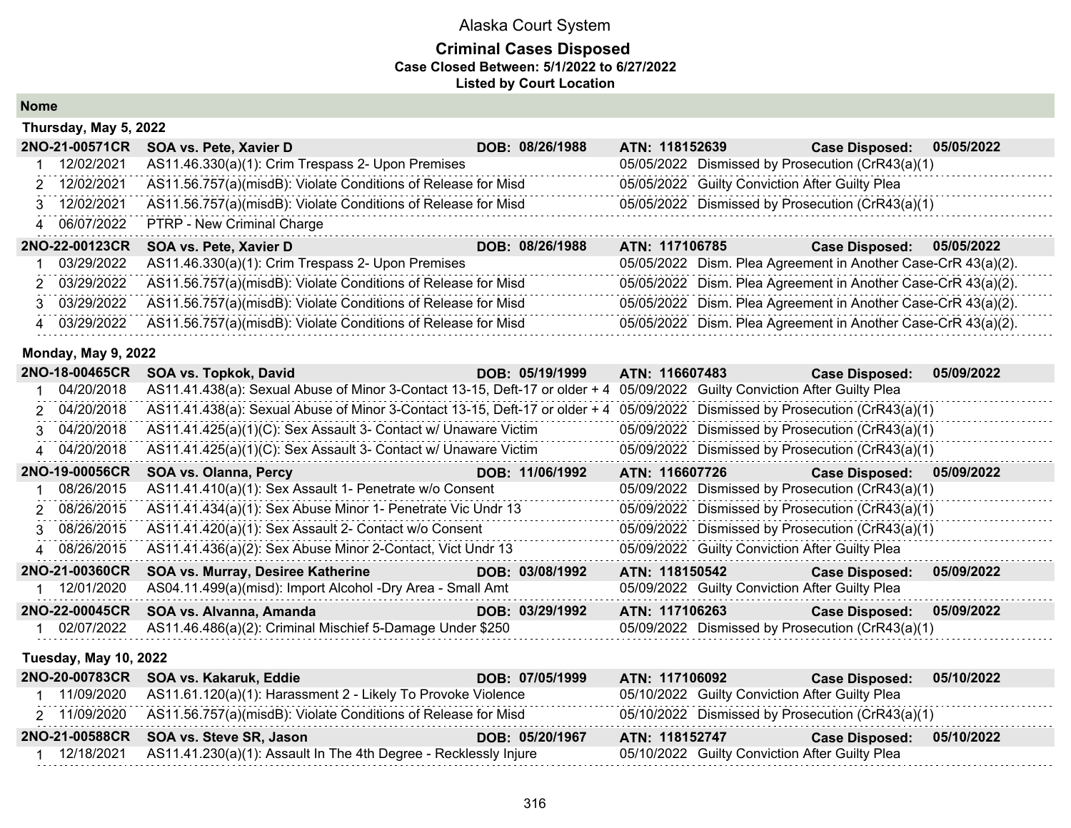# Alaska Court System

## Criminal Cases Disposed

**Case Closed Between: 5/1/2022 to 6/27/2022**

**Listed by Court Location**

### Nome

#### Thursday, May 5, 2022

**2NO-21-00571CR SOA vs. Pete, Xavier D** DOB: 08/26/1988 ATN: 118152639 Case Disposed: 05/05/2022

| # | Date | Charge | Disposition Date | Disposition |
|---|---|---|---|---|
| 1 | 12/02/2021 | AS11.46.330(a)(1): Crim Trespass 2- Upon Premises | 05/05/2022 | Dismissed by Prosecution (CrR43(a)(1) |
| 2 | 12/02/2021 | AS11.56.757(a)(misdB): Violate Conditions of Release for Misd | 05/05/2022 | Guilty Conviction After Guilty Plea |
| 3 | 12/02/2021 | AS11.56.757(a)(misdB): Violate Conditions of Release for Misd | 05/05/2022 | Dismissed by Prosecution (CrR43(a)(1) |
| 4 | 06/07/2022 | PTRP - New Criminal Charge | | |

**2NO-22-00123CR SOA vs. Pete, Xavier D** DOB: 08/26/1988 ATN: 117106785 Case Disposed: 05/05/2022

| # | Date | Charge | Disposition Date | Disposition |
|---|---|---|---|---|
| 1 | 03/29/2022 | AS11.46.330(a)(1): Crim Trespass 2- Upon Premises | 05/05/2022 | Dism. Plea Agreement in Another Case-CrR 43(a)(2). |
| 2 | 03/29/2022 | AS11.56.757(a)(misdB): Violate Conditions of Release for Misd | 05/05/2022 | Dism. Plea Agreement in Another Case-CrR 43(a)(2). |
| 3 | 03/29/2022 | AS11.56.757(a)(misdB): Violate Conditions of Release for Misd | 05/05/2022 | Dism. Plea Agreement in Another Case-CrR 43(a)(2). |
| 4 | 03/29/2022 | AS11.56.757(a)(misdB): Violate Conditions of Release for Misd | 05/05/2022 | Dism. Plea Agreement in Another Case-CrR 43(a)(2). |

#### Monday, May 9, 2022

**2NO-18-00465CR SOA vs. Topkok, David** DOB: 05/19/1999 ATN: 116607483 Case Disposed: 05/09/2022

| # | Date | Charge | Disposition Date | Disposition |
|---|---|---|---|---|
| 1 | 04/20/2018 | AS11.41.438(a): Sexual Abuse of Minor 3-Contact 13-15, Deft-17 or older + 4 | 05/09/2022 | Guilty Conviction After Guilty Plea |
| 2 | 04/20/2018 | AS11.41.438(a): Sexual Abuse of Minor 3-Contact 13-15, Deft-17 or older + 4 | 05/09/2022 | Dismissed by Prosecution (CrR43(a)(1) |
| 3 | 04/20/2018 | AS11.41.425(a)(1)(C): Sex Assault 3- Contact w/ Unaware Victim | 05/09/2022 | Dismissed by Prosecution (CrR43(a)(1) |
| 4 | 04/20/2018 | AS11.41.425(a)(1)(C): Sex Assault 3- Contact w/ Unaware Victim | 05/09/2022 | Dismissed by Prosecution (CrR43(a)(1) |

**2NO-19-00056CR SOA vs. Olanna, Percy** DOB: 11/06/1992 ATN: 116607726 Case Disposed: 05/09/2022

| # | Date | Charge | Disposition Date | Disposition |
|---|---|---|---|---|
| 1 | 08/26/2015 | AS11.41.410(a)(1): Sex Assault 1- Penetrate w/o Consent | 05/09/2022 | Dismissed by Prosecution (CrR43(a)(1) |
| 2 | 08/26/2015 | AS11.41.434(a)(1): Sex Abuse Minor 1- Penetrate Vic Undr 13 | 05/09/2022 | Dismissed by Prosecution (CrR43(a)(1) |
| 3 | 08/26/2015 | AS11.41.420(a)(1): Sex Assault 2- Contact w/o Consent | 05/09/2022 | Dismissed by Prosecution (CrR43(a)(1) |
| 4 | 08/26/2015 | AS11.41.436(a)(2): Sex Abuse Minor 2-Contact, Vict Undr 13 | 05/09/2022 | Guilty Conviction After Guilty Plea |

**2NO-21-00360CR SOA vs. Murray, Desiree Katherine** DOB: 03/08/1992 ATN: 118150542 Case Disposed: 05/09/2022

| # | Date | Charge | Disposition Date | Disposition |
|---|---|---|---|---|
| 1 | 12/01/2020 | AS04.11.499(a)(misd): Import Alcohol -Dry Area - Small Amt | 05/09/2022 | Guilty Conviction After Guilty Plea |

**2NO-22-00045CR SOA vs. Alvanna, Amanda** DOB: 03/29/1992 ATN: 117106263 Case Disposed: 05/09/2022

| # | Date | Charge | Disposition Date | Disposition |
|---|---|---|---|---|
| 1 | 02/07/2022 | AS11.46.486(a)(2): Criminal Mischief 5-Damage Under $250 | 05/09/2022 | Dismissed by Prosecution (CrR43(a)(1) |

#### Tuesday, May 10, 2022

**2NO-20-00783CR SOA vs. Kakaruk, Eddie** DOB: 07/05/1999 ATN: 117106092 Case Disposed: 05/10/2022

| # | Date | Charge | Disposition Date | Disposition |
|---|---|---|---|---|
| 1 | 11/09/2020 | AS11.61.120(a)(1): Harassment 2 - Likely To Provoke Violence | 05/10/2022 | Guilty Conviction After Guilty Plea |
| 2 | 11/09/2020 | AS11.56.757(a)(misdB): Violate Conditions of Release for Misd | 05/10/2022 | Dismissed by Prosecution (CrR43(a)(1) |

**2NO-21-00588CR SOA vs. Steve SR, Jason** DOB: 05/20/1967 ATN: 118152747 Case Disposed: 05/10/2022

| # | Date | Charge | Disposition Date | Disposition |
|---|---|---|---|---|
| 1 | 12/18/2021 | AS11.41.230(a)(1): Assault In The 4th Degree - Recklessly Injure | 05/10/2022 | Guilty Conviction After Guilty Plea |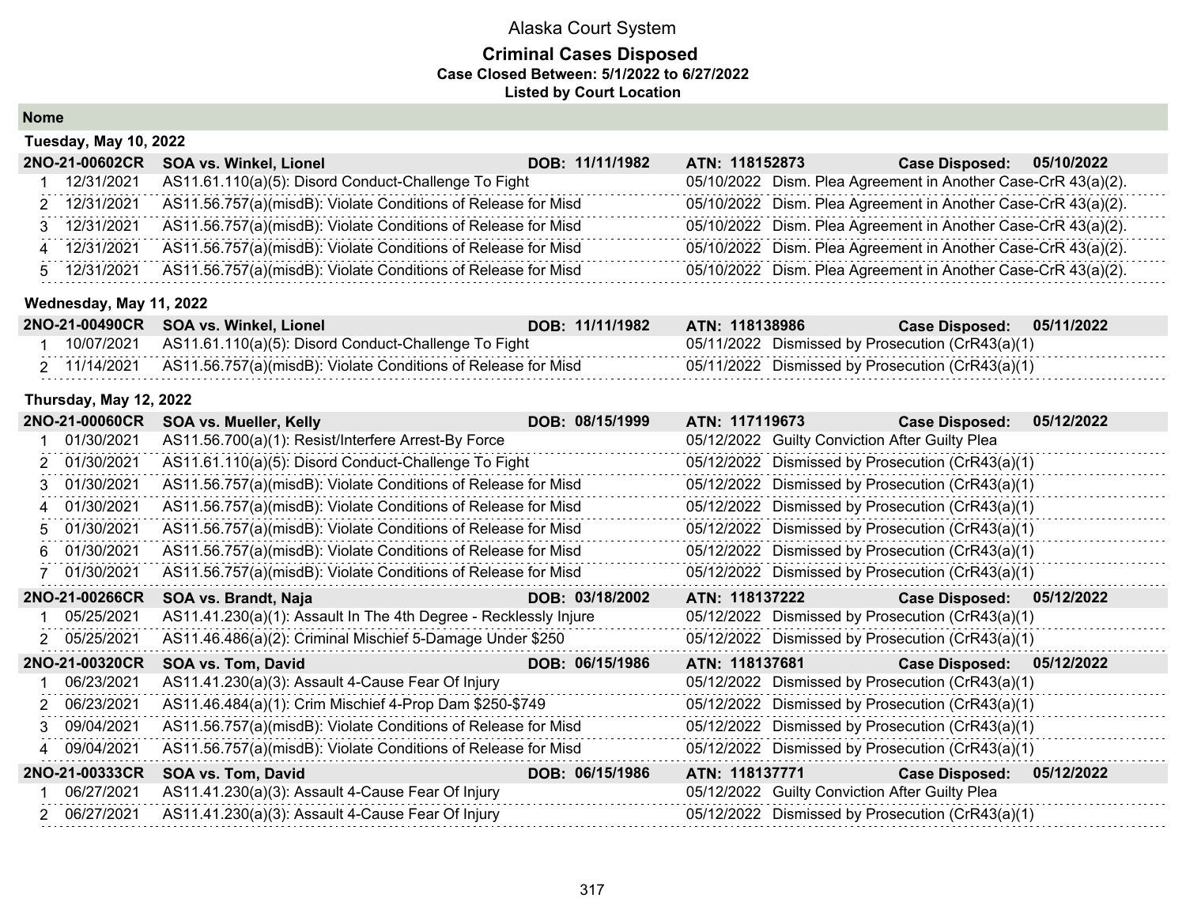# Alaska Court System

## Criminal Cases Disposed

**Case Closed Between: 5/1/2022 to 6/27/2022**

**Listed by Court Location**

### Nome

#### Tuesday, May 10, 2022

| **2NO-21-00602CR** | **SOA vs. Winkel, Lionel** | **DOB: 11/11/1982** | **ATN: 118152873** | **Case Disposed: 05/10/2022** |
|---|---|---|---|---|
| 1 | 12/31/2021 | AS11.61.110(a)(5): Disord Conduct-Challenge To Fight | 05/10/2022 | Dism. Plea Agreement in Another Case-CrR 43(a)(2). |
| 2 | 12/31/2021 | AS11.56.757(a)(misdB): Violate Conditions of Release for Misd | 05/10/2022 | Dism. Plea Agreement in Another Case-CrR 43(a)(2). |
| 3 | 12/31/2021 | AS11.56.757(a)(misdB): Violate Conditions of Release for Misd | 05/10/2022 | Dism. Plea Agreement in Another Case-CrR 43(a)(2). |
| 4 | 12/31/2021 | AS11.56.757(a)(misdB): Violate Conditions of Release for Misd | 05/10/2022 | Dism. Plea Agreement in Another Case-CrR 43(a)(2). |
| 5 | 12/31/2021 | AS11.56.757(a)(misdB): Violate Conditions of Release for Misd | 05/10/2022 | Dism. Plea Agreement in Another Case-CrR 43(a)(2). |

#### Wednesday, May 11, 2022

| **2NO-21-00490CR** | **SOA vs. Winkel, Lionel** | **DOB: 11/11/1982** | **ATN: 118138986** | **Case Disposed: 05/11/2022** |
|---|---|---|---|---|
| 1 | 10/07/2021 | AS11.61.110(a)(5): Disord Conduct-Challenge To Fight | 05/11/2022 | Dismissed by Prosecution (CrR43(a)(1) |
| 2 | 11/14/2021 | AS11.56.757(a)(misdB): Violate Conditions of Release for Misd | 05/11/2022 | Dismissed by Prosecution (CrR43(a)(1) |

#### Thursday, May 12, 2022

| **2NO-21-00060CR** | **SOA vs. Mueller, Kelly** | **DOB: 08/15/1999** | **ATN: 117119673** | **Case Disposed: 05/12/2022** |
|---|---|---|---|---|
| 1 | 01/30/2021 | AS11.56.700(a)(1): Resist/Interfere Arrest-By Force | 05/12/2022 | Guilty Conviction After Guilty Plea |
| 2 | 01/30/2021 | AS11.61.110(a)(5): Disord Conduct-Challenge To Fight | 05/12/2022 | Dismissed by Prosecution (CrR43(a)(1) |
| 3 | 01/30/2021 | AS11.56.757(a)(misdB): Violate Conditions of Release for Misd | 05/12/2022 | Dismissed by Prosecution (CrR43(a)(1) |
| 4 | 01/30/2021 | AS11.56.757(a)(misdB): Violate Conditions of Release for Misd | 05/12/2022 | Dismissed by Prosecution (CrR43(a)(1) |
| 5 | 01/30/2021 | AS11.56.757(a)(misdB): Violate Conditions of Release for Misd | 05/12/2022 | Dismissed by Prosecution (CrR43(a)(1) |
| 6 | 01/30/2021 | AS11.56.757(a)(misdB): Violate Conditions of Release for Misd | 05/12/2022 | Dismissed by Prosecution (CrR43(a)(1) |
| 7 | 01/30/2021 | AS11.56.757(a)(misdB): Violate Conditions of Release for Misd | 05/12/2022 | Dismissed by Prosecution (CrR43(a)(1) |

| **2NO-21-00266CR** | **SOA vs. Brandt, Naja** | **DOB: 03/18/2002** | **ATN: 118137222** | **Case Disposed: 05/12/2022** |
|---|---|---|---|---|
| 1 | 05/25/2021 | AS11.41.230(a)(1): Assault In The 4th Degree - Recklessly Injure | 05/12/2022 | Dismissed by Prosecution (CrR43(a)(1) |
| 2 | 05/25/2021 | AS11.46.486(a)(2): Criminal Mischief 5-Damage Under $250 | 05/12/2022 | Dismissed by Prosecution (CrR43(a)(1) |

| **2NO-21-00320CR** | **SOA vs. Tom, David** | **DOB: 06/15/1986** | **ATN: 118137681** | **Case Disposed: 05/12/2022** |
|---|---|---|---|---|
| 1 | 06/23/2021 | AS11.41.230(a)(3): Assault 4-Cause Fear Of Injury | 05/12/2022 | Dismissed by Prosecution (CrR43(a)(1) |
| 2 | 06/23/2021 | AS11.46.484(a)(1): Crim Mischief 4-Prop Dam $250-$749 | 05/12/2022 | Dismissed by Prosecution (CrR43(a)(1) |
| 3 | 09/04/2021 | AS11.56.757(a)(misdB): Violate Conditions of Release for Misd | 05/12/2022 | Dismissed by Prosecution (CrR43(a)(1) |
| 4 | 09/04/2021 | AS11.56.757(a)(misdB): Violate Conditions of Release for Misd | 05/12/2022 | Dismissed by Prosecution (CrR43(a)(1) |

| **2NO-21-00333CR** | **SOA vs. Tom, David** | **DOB: 06/15/1986** | **ATN: 118137771** | **Case Disposed: 05/12/2022** |
|---|---|---|---|---|
| 1 | 06/27/2021 | AS11.41.230(a)(3): Assault 4-Cause Fear Of Injury | 05/12/2022 | Guilty Conviction After Guilty Plea |
| 2 | 06/27/2021 | AS11.41.230(a)(3): Assault 4-Cause Fear Of Injury | 05/12/2022 | Dismissed by Prosecution (CrR43(a)(1) |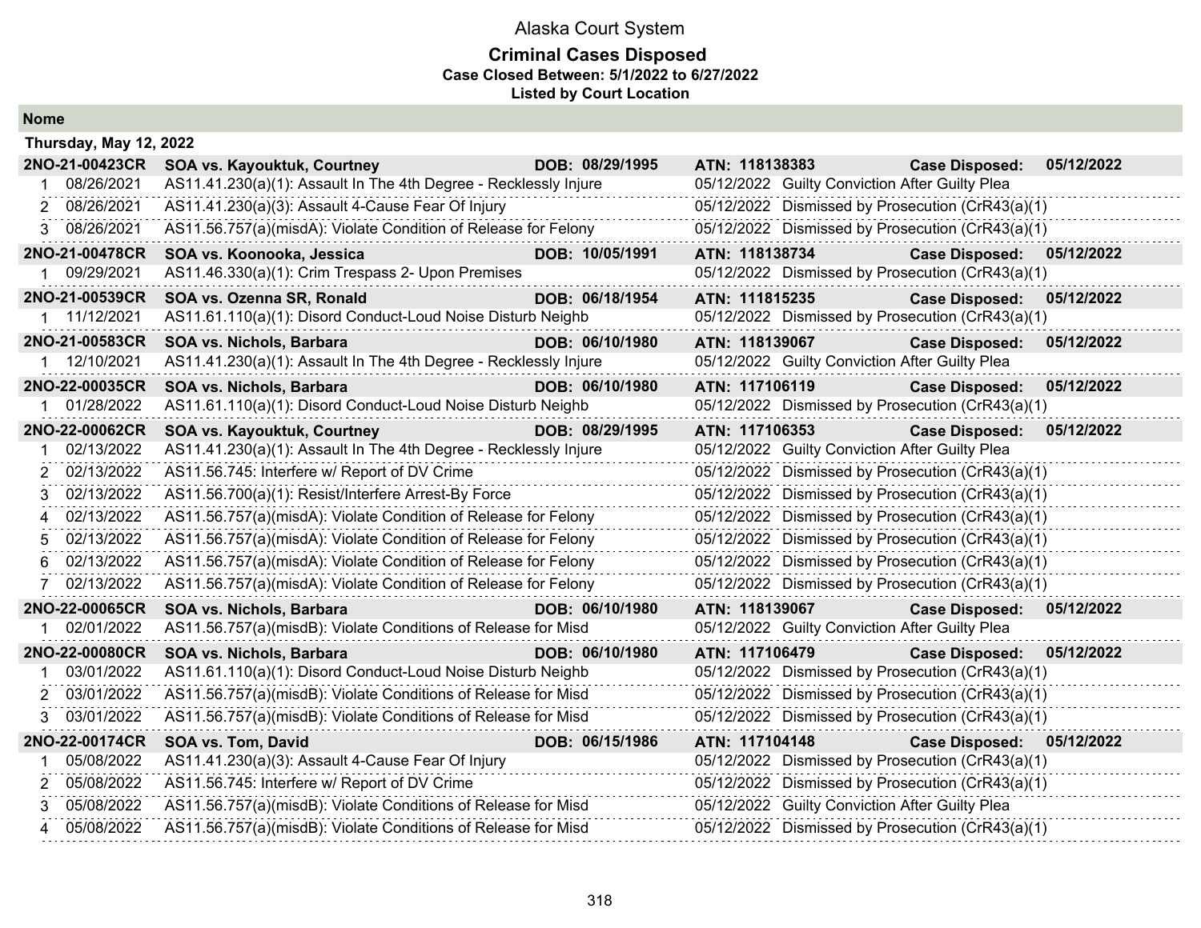# Alaska Court System

## Criminal Cases Disposed

**Case Closed Between: 5/1/2022 to 6/27/2022**

**Listed by Court Location**

### Nome

**Thursday, May 12, 2022**

| | | | | |
|---|---|---|---|---|
| **2NO-21-00423CR** | **SOA vs. Kayouktuk, Courtney** | **DOB: 08/29/1995** | **ATN: 118138383** | **Case Disposed: 05/12/2022** |
| 1 08/26/2021 | AS11.41.230(a)(1): Assault In The 4th Degree - Recklessly Injure | | 05/12/2022 Guilty Conviction After Guilty Plea | |
| 2 08/26/2021 | AS11.41.230(a)(3): Assault 4-Cause Fear Of Injury | | 05/12/2022 Dismissed by Prosecution (CrR43(a)(1) | |
| 3 08/26/2021 | AS11.56.757(a)(misdA): Violate Condition of Release for Felony | | 05/12/2022 Dismissed by Prosecution (CrR43(a)(1) | |
| **2NO-21-00478CR** | **SOA vs. Koonooka, Jessica** | **DOB: 10/05/1991** | **ATN: 118138734** | **Case Disposed: 05/12/2022** |
| 1 09/29/2021 | AS11.46.330(a)(1): Crim Trespass 2- Upon Premises | | 05/12/2022 Dismissed by Prosecution (CrR43(a)(1) | |
| **2NO-21-00539CR** | **SOA vs. Ozenna SR, Ronald** | **DOB: 06/18/1954** | **ATN: 111815235** | **Case Disposed: 05/12/2022** |
| 1 11/12/2021 | AS11.61.110(a)(1): Disord Conduct-Loud Noise Disturb Neighb | | 05/12/2022 Dismissed by Prosecution (CrR43(a)(1) | |
| **2NO-21-00583CR** | **SOA vs. Nichols, Barbara** | **DOB: 06/10/1980** | **ATN: 118139067** | **Case Disposed: 05/12/2022** |
| 1 12/10/2021 | AS11.41.230(a)(1): Assault In The 4th Degree - Recklessly Injure | | 05/12/2022 Guilty Conviction After Guilty Plea | |
| **2NO-22-00035CR** | **SOA vs. Nichols, Barbara** | **DOB: 06/10/1980** | **ATN: 117106119** | **Case Disposed: 05/12/2022** |
| 1 01/28/2022 | AS11.61.110(a)(1): Disord Conduct-Loud Noise Disturb Neighb | | 05/12/2022 Dismissed by Prosecution (CrR43(a)(1) | |
| **2NO-22-00062CR** | **SOA vs. Kayouktuk, Courtney** | **DOB: 08/29/1995** | **ATN: 117106353** | **Case Disposed: 05/12/2022** |
| 1 02/13/2022 | AS11.41.230(a)(1): Assault In The 4th Degree - Recklessly Injure | | 05/12/2022 Guilty Conviction After Guilty Plea | |
| 2 02/13/2022 | AS11.56.745: Interfere w/ Report of DV Crime | | 05/12/2022 Dismissed by Prosecution (CrR43(a)(1) | |
| 3 02/13/2022 | AS11.56.700(a)(1): Resist/Interfere Arrest-By Force | | 05/12/2022 Dismissed by Prosecution (CrR43(a)(1) | |
| 4 02/13/2022 | AS11.56.757(a)(misdA): Violate Condition of Release for Felony | | 05/12/2022 Dismissed by Prosecution (CrR43(a)(1) | |
| 5 02/13/2022 | AS11.56.757(a)(misdA): Violate Condition of Release for Felony | | 05/12/2022 Dismissed by Prosecution (CrR43(a)(1) | |
| 6 02/13/2022 | AS11.56.757(a)(misdA): Violate Condition of Release for Felony | | 05/12/2022 Dismissed by Prosecution (CrR43(a)(1) | |
| 7 02/13/2022 | AS11.56.757(a)(misdA): Violate Condition of Release for Felony | | 05/12/2022 Dismissed by Prosecution (CrR43(a)(1) | |
| **2NO-22-00065CR** | **SOA vs. Nichols, Barbara** | **DOB: 06/10/1980** | **ATN: 118139067** | **Case Disposed: 05/12/2022** |
| 1 02/01/2022 | AS11.56.757(a)(misdB): Violate Conditions of Release for Misd | | 05/12/2022 Guilty Conviction After Guilty Plea | |
| **2NO-22-00080CR** | **SOA vs. Nichols, Barbara** | **DOB: 06/10/1980** | **ATN: 117106479** | **Case Disposed: 05/12/2022** |
| 1 03/01/2022 | AS11.61.110(a)(1): Disord Conduct-Loud Noise Disturb Neighb | | 05/12/2022 Dismissed by Prosecution (CrR43(a)(1) | |
| 2 03/01/2022 | AS11.56.757(a)(misdB): Violate Conditions of Release for Misd | | 05/12/2022 Dismissed by Prosecution (CrR43(a)(1) | |
| 3 03/01/2022 | AS11.56.757(a)(misdB): Violate Conditions of Release for Misd | | 05/12/2022 Dismissed by Prosecution (CrR43(a)(1) | |
| **2NO-22-00174CR** | **SOA vs. Tom, David** | **DOB: 06/15/1986** | **ATN: 117104148** | **Case Disposed: 05/12/2022** |
| 1 05/08/2022 | AS11.41.230(a)(3): Assault 4-Cause Fear Of Injury | | 05/12/2022 Dismissed by Prosecution (CrR43(a)(1) | |
| 2 05/08/2022 | AS11.56.745: Interfere w/ Report of DV Crime | | 05/12/2022 Dismissed by Prosecution (CrR43(a)(1) | |
| 3 05/08/2022 | AS11.56.757(a)(misdB): Violate Conditions of Release for Misd | | 05/12/2022 Guilty Conviction After Guilty Plea | |
| 4 05/08/2022 | AS11.56.757(a)(misdB): Violate Conditions of Release for Misd | | 05/12/2022 Dismissed by Prosecution (CrR43(a)(1) | |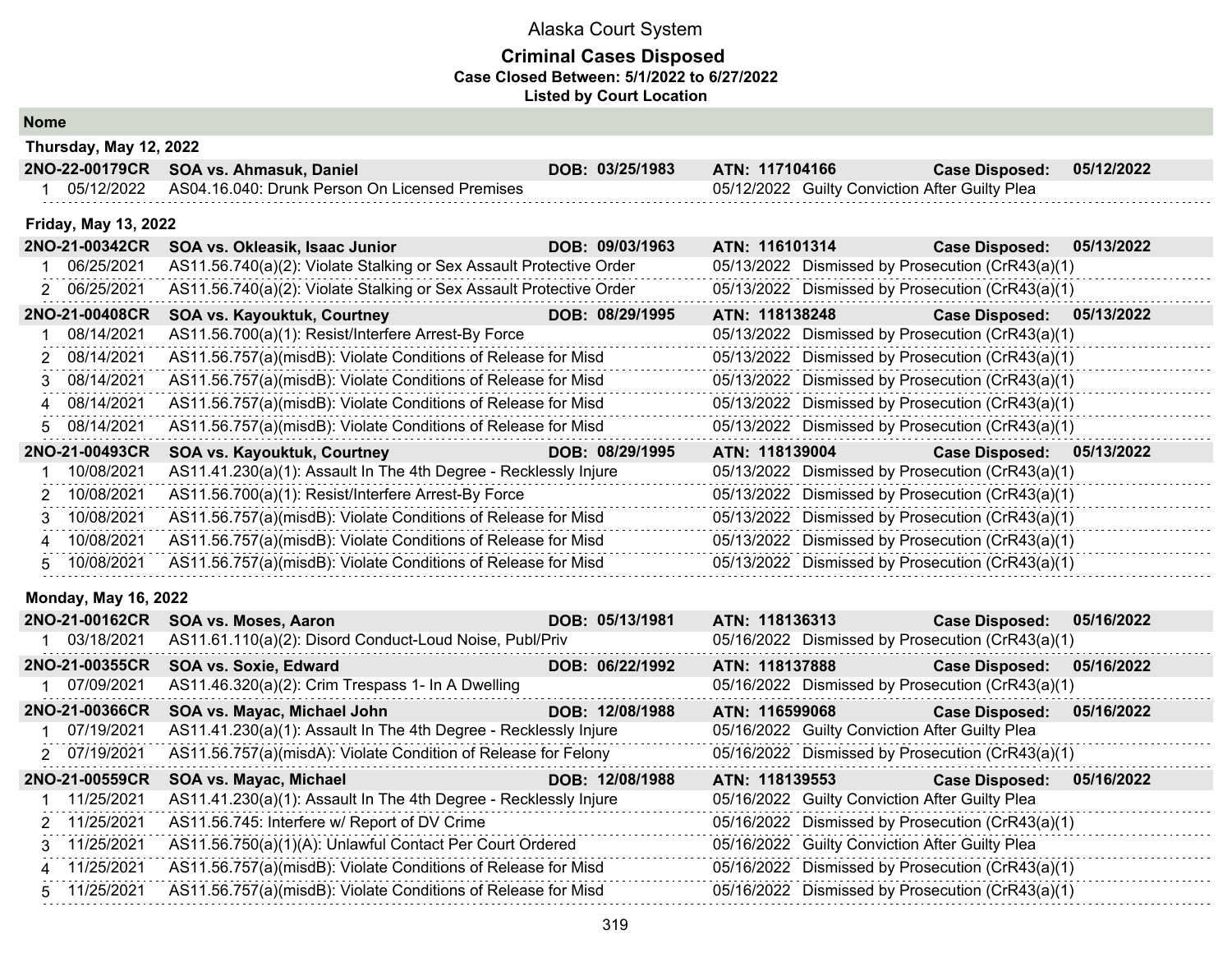Alaska Court System

# Criminal Cases Disposed

**Case Closed Between: 5/1/2022 to 6/27/2022**

**Listed by Court Location**

## Nome

### Thursday, May 12, 2022

**2NO-22-00179CR SOA vs. Ahmasuk, Daniel DOB: 03/25/1983 ATN: 117104166 Case Disposed: 05/12/2022**

| # | Date | Charge | Disposition Date | Disposition |
|---|---|---|---|---|
| 1 | 05/12/2022 | AS04.16.040: Drunk Person On Licensed Premises | 05/12/2022 | Guilty Conviction After Guilty Plea |

### Friday, May 13, 2022

**2NO-21-00342CR SOA vs. Okleasik, Isaac Junior DOB: 09/03/1963 ATN: 116101314 Case Disposed: 05/13/2022**

| # | Date | Charge | Disposition Date | Disposition |
|---|---|---|---|---|
| 1 | 06/25/2021 | AS11.56.740(a)(2): Violate Stalking or Sex Assault Protective Order | 05/13/2022 | Dismissed by Prosecution (CrR43(a)(1) |
| 2 | 06/25/2021 | AS11.56.740(a)(2): Violate Stalking or Sex Assault Protective Order | 05/13/2022 | Dismissed by Prosecution (CrR43(a)(1) |

**2NO-21-00408CR SOA vs. Kayouktuk, Courtney DOB: 08/29/1995 ATN: 118138248 Case Disposed: 05/13/2022**

| # | Date | Charge | Disposition Date | Disposition |
|---|---|---|---|---|
| 1 | 08/14/2021 | AS11.56.700(a)(1): Resist/Interfere Arrest-By Force | 05/13/2022 | Dismissed by Prosecution (CrR43(a)(1) |
| 2 | 08/14/2021 | AS11.56.757(a)(misdB): Violate Conditions of Release for Misd | 05/13/2022 | Dismissed by Prosecution (CrR43(a)(1) |
| 3 | 08/14/2021 | AS11.56.757(a)(misdB): Violate Conditions of Release for Misd | 05/13/2022 | Dismissed by Prosecution (CrR43(a)(1) |
| 4 | 08/14/2021 | AS11.56.757(a)(misdB): Violate Conditions of Release for Misd | 05/13/2022 | Dismissed by Prosecution (CrR43(a)(1) |
| 5 | 08/14/2021 | AS11.56.757(a)(misdB): Violate Conditions of Release for Misd | 05/13/2022 | Dismissed by Prosecution (CrR43(a)(1) |

**2NO-21-00493CR SOA vs. Kayouktuk, Courtney DOB: 08/29/1995 ATN: 118139004 Case Disposed: 05/13/2022**

| # | Date | Charge | Disposition Date | Disposition |
|---|---|---|---|---|
| 1 | 10/08/2021 | AS11.41.230(a)(1): Assault In The 4th Degree - Recklessly Injure | 05/13/2022 | Dismissed by Prosecution (CrR43(a)(1) |
| 2 | 10/08/2021 | AS11.56.700(a)(1): Resist/Interfere Arrest-By Force | 05/13/2022 | Dismissed by Prosecution (CrR43(a)(1) |
| 3 | 10/08/2021 | AS11.56.757(a)(misdB): Violate Conditions of Release for Misd | 05/13/2022 | Dismissed by Prosecution (CrR43(a)(1) |
| 4 | 10/08/2021 | AS11.56.757(a)(misdB): Violate Conditions of Release for Misd | 05/13/2022 | Dismissed by Prosecution (CrR43(a)(1) |
| 5 | 10/08/2021 | AS11.56.757(a)(misdB): Violate Conditions of Release for Misd | 05/13/2022 | Dismissed by Prosecution (CrR43(a)(1) |

### Monday, May 16, 2022

**2NO-21-00162CR SOA vs. Moses, Aaron DOB: 05/13/1981 ATN: 118136313 Case Disposed: 05/16/2022**

| # | Date | Charge | Disposition Date | Disposition |
|---|---|---|---|---|
| 1 | 03/18/2021 | AS11.61.110(a)(2): Disord Conduct-Loud Noise, Publ/Priv | 05/16/2022 | Dismissed by Prosecution (CrR43(a)(1) |

**2NO-21-00355CR SOA vs. Soxie, Edward DOB: 06/22/1992 ATN: 118137888 Case Disposed: 05/16/2022**

| # | Date | Charge | Disposition Date | Disposition |
|---|---|---|---|---|
| 1 | 07/09/2021 | AS11.46.320(a)(2): Crim Trespass 1- In A Dwelling | 05/16/2022 | Dismissed by Prosecution (CrR43(a)(1) |

**2NO-21-00366CR SOA vs. Mayac, Michael John DOB: 12/08/1988 ATN: 116599068 Case Disposed: 05/16/2022**

| # | Date | Charge | Disposition Date | Disposition |
|---|---|---|---|---|
| 1 | 07/19/2021 | AS11.41.230(a)(1): Assault In The 4th Degree - Recklessly Injure | 05/16/2022 | Guilty Conviction After Guilty Plea |
| 2 | 07/19/2021 | AS11.56.757(a)(misdA): Violate Condition of Release for Felony | 05/16/2022 | Dismissed by Prosecution (CrR43(a)(1) |

**2NO-21-00559CR SOA vs. Mayac, Michael DOB: 12/08/1988 ATN: 118139553 Case Disposed: 05/16/2022**

| # | Date | Charge | Disposition Date | Disposition |
|---|---|---|---|---|
| 1 | 11/25/2021 | AS11.41.230(a)(1): Assault In The 4th Degree - Recklessly Injure | 05/16/2022 | Guilty Conviction After Guilty Plea |
| 2 | 11/25/2021 | AS11.56.745: Interfere w/ Report of DV Crime | 05/16/2022 | Dismissed by Prosecution (CrR43(a)(1) |
| 3 | 11/25/2021 | AS11.56.750(a)(1)(A): Unlawful Contact Per Court Ordered | 05/16/2022 | Guilty Conviction After Guilty Plea |
| 4 | 11/25/2021 | AS11.56.757(a)(misdB): Violate Conditions of Release for Misd | 05/16/2022 | Dismissed by Prosecution (CrR43(a)(1) |
| 5 | 11/25/2021 | AS11.56.757(a)(misdB): Violate Conditions of Release for Misd | 05/16/2022 | Dismissed by Prosecution (CrR43(a)(1) |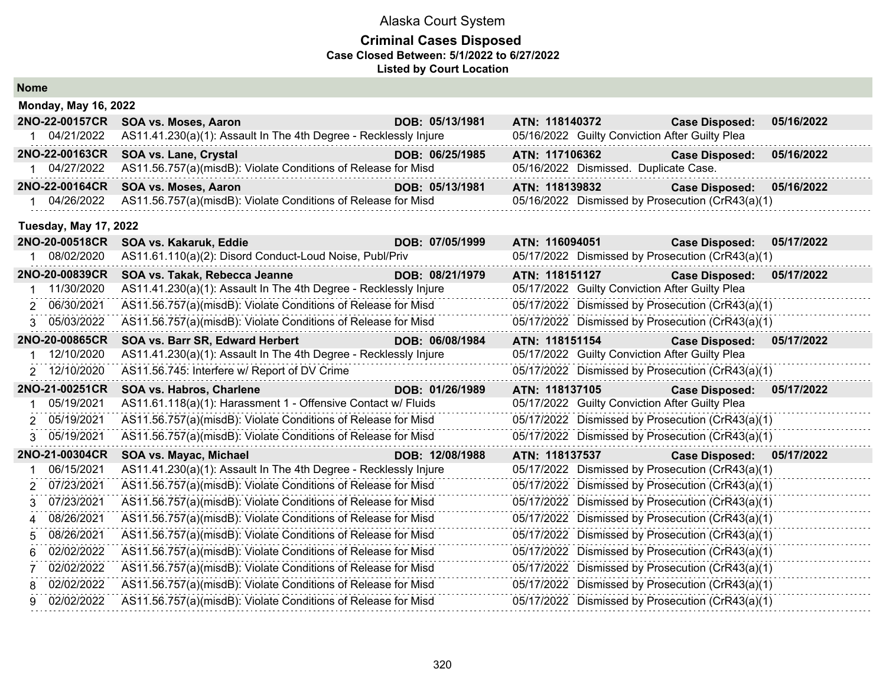Alaska Court System

**Criminal Cases Disposed**
**Case Closed Between: 5/1/2022 to 6/27/2022**
**Listed by Court Location**

## Nome

### Monday, May 16, 2022

| Case | Name | DOB | ATN | Case Disposed |
|---|---|---|---|---|
| **2NO-22-00157CR** | **SOA vs. Moses, Aaron** | **DOB: 05/13/1981** | **ATN: 118140372** | **05/16/2022** |

| # | Date | Charge | Disposition |
|---|---|---|---|
| 1 | 04/21/2022 | AS11.41.230(a)(1): Assault In The 4th Degree - Recklessly Injure | 05/16/2022 Guilty Conviction After Guilty Plea |

| Case | Name | DOB | ATN | Case Disposed |
|---|---|---|---|---|
| **2NO-22-00163CR** | **SOA vs. Lane, Crystal** | **DOB: 06/25/1985** | **ATN: 117106362** | **05/16/2022** |

| # | Date | Charge | Disposition |
|---|---|---|---|
| 1 | 04/27/2022 | AS11.56.757(a)(misdB): Violate Conditions of Release for Misd | 05/16/2022 Dismissed. Duplicate Case. |

| Case | Name | DOB | ATN | Case Disposed |
|---|---|---|---|---|
| **2NO-22-00164CR** | **SOA vs. Moses, Aaron** | **DOB: 05/13/1981** | **ATN: 118139832** | **05/16/2022** |

| # | Date | Charge | Disposition |
|---|---|---|---|
| 1 | 04/26/2022 | AS11.56.757(a)(misdB): Violate Conditions of Release for Misd | 05/16/2022 Dismissed by Prosecution (CrR43(a)(1) |

### Tuesday, May 17, 2022

| Case | Name | DOB | ATN | Case Disposed |
|---|---|---|---|---|
| **2NO-20-00518CR** | **SOA vs. Kakaruk, Eddie** | **DOB: 07/05/1999** | **ATN: 116094051** | **05/17/2022** |

| # | Date | Charge | Disposition |
|---|---|---|---|
| 1 | 08/02/2020 | AS11.61.110(a)(2): Disord Conduct-Loud Noise, Publ/Priv | 05/17/2022 Dismissed by Prosecution (CrR43(a)(1) |

| Case | Name | DOB | ATN | Case Disposed |
|---|---|---|---|---|
| **2NO-20-00839CR** | **SOA vs. Takak, Rebecca Jeanne** | **DOB: 08/21/1979** | **ATN: 118151127** | **05/17/2022** |

| # | Date | Charge | Disposition |
|---|---|---|---|
| 1 | 11/30/2020 | AS11.41.230(a)(1): Assault In The 4th Degree - Recklessly Injure | 05/17/2022 Guilty Conviction After Guilty Plea |
| 2 | 06/30/2021 | AS11.56.757(a)(misdB): Violate Conditions of Release for Misd | 05/17/2022 Dismissed by Prosecution (CrR43(a)(1) |
| 3 | 05/03/2022 | AS11.56.757(a)(misdB): Violate Conditions of Release for Misd | 05/17/2022 Dismissed by Prosecution (CrR43(a)(1) |

| Case | Name | DOB | ATN | Case Disposed |
|---|---|---|---|---|
| **2NO-20-00865CR** | **SOA vs. Barr SR, Edward Herbert** | **DOB: 06/08/1984** | **ATN: 118151154** | **05/17/2022** |

| # | Date | Charge | Disposition |
|---|---|---|---|
| 1 | 12/10/2020 | AS11.41.230(a)(1): Assault In The 4th Degree - Recklessly Injure | 05/17/2022 Guilty Conviction After Guilty Plea |
| 2 | 12/10/2020 | AS11.56.745: Interfere w/ Report of DV Crime | 05/17/2022 Dismissed by Prosecution (CrR43(a)(1) |

| Case | Name | DOB | ATN | Case Disposed |
|---|---|---|---|---|
| **2NO-21-00251CR** | **SOA vs. Habros, Charlene** | **DOB: 01/26/1989** | **ATN: 118137105** | **05/17/2022** |

| # | Date | Charge | Disposition |
|---|---|---|---|
| 1 | 05/19/2021 | AS11.61.118(a)(1): Harassment 1 - Offensive Contact w/ Fluids | 05/17/2022 Guilty Conviction After Guilty Plea |
| 2 | 05/19/2021 | AS11.56.757(a)(misdB): Violate Conditions of Release for Misd | 05/17/2022 Dismissed by Prosecution (CrR43(a)(1) |
| 3 | 05/19/2021 | AS11.56.757(a)(misdB): Violate Conditions of Release for Misd | 05/17/2022 Dismissed by Prosecution (CrR43(a)(1) |

| Case | Name | DOB | ATN | Case Disposed |
|---|---|---|---|---|
| **2NO-21-00304CR** | **SOA vs. Mayac, Michael** | **DOB: 12/08/1988** | **ATN: 118137537** | **05/17/2022** |

| # | Date | Charge | Disposition |
|---|---|---|---|
| 1 | 06/15/2021 | AS11.41.230(a)(1): Assault In The 4th Degree - Recklessly Injure | 05/17/2022 Dismissed by Prosecution (CrR43(a)(1) |
| 2 | 07/23/2021 | AS11.56.757(a)(misdB): Violate Conditions of Release for Misd | 05/17/2022 Dismissed by Prosecution (CrR43(a)(1) |
| 3 | 07/23/2021 | AS11.56.757(a)(misdB): Violate Conditions of Release for Misd | 05/17/2022 Dismissed by Prosecution (CrR43(a)(1) |
| 4 | 08/26/2021 | AS11.56.757(a)(misdB): Violate Conditions of Release for Misd | 05/17/2022 Dismissed by Prosecution (CrR43(a)(1) |
| 5 | 08/26/2021 | AS11.56.757(a)(misdB): Violate Conditions of Release for Misd | 05/17/2022 Dismissed by Prosecution (CrR43(a)(1) |
| 6 | 02/02/2022 | AS11.56.757(a)(misdB): Violate Conditions of Release for Misd | 05/17/2022 Dismissed by Prosecution (CrR43(a)(1) |
| 7 | 02/02/2022 | AS11.56.757(a)(misdB): Violate Conditions of Release for Misd | 05/17/2022 Dismissed by Prosecution (CrR43(a)(1) |
| 8 | 02/02/2022 | AS11.56.757(a)(misdB): Violate Conditions of Release for Misd | 05/17/2022 Dismissed by Prosecution (CrR43(a)(1) |
| 9 | 02/02/2022 | AS11.56.757(a)(misdB): Violate Conditions of Release for Misd | 05/17/2022 Dismissed by Prosecution (CrR43(a)(1) |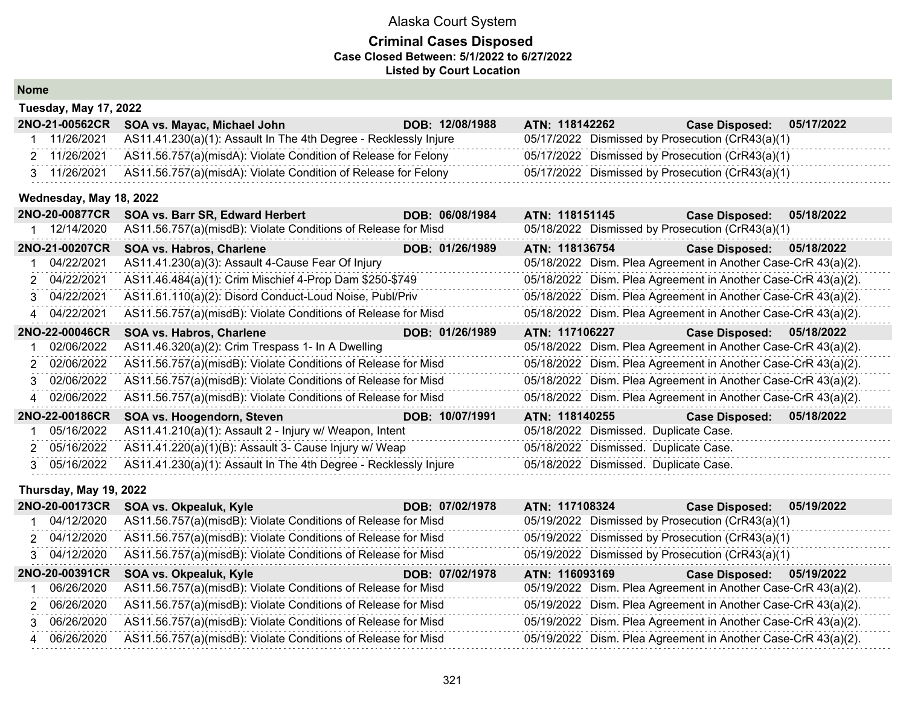# Alaska Court System

## Criminal Cases Disposed

**Case Closed Between: 5/1/2022 to 6/27/2022**

**Listed by Court Location**

### Nome

#### Tuesday, May 17, 2022

**2NO-21-00562CR** | **SOA vs. Mayac, Michael John** | **DOB: 12/08/1988** | **ATN: 118142262** | **Case Disposed: 05/17/2022**

| # | Date | Charge | Disposition Date | Disposition |
|---|---|---|---|---|
| 1 | 11/26/2021 | AS11.41.230(a)(1): Assault In The 4th Degree - Recklessly Injure | 05/17/2022 | Dismissed by Prosecution (CrR43(a)(1) |
| 2 | 11/26/2021 | AS11.56.757(a)(misdA): Violate Condition of Release for Felony | 05/17/2022 | Dismissed by Prosecution (CrR43(a)(1) |
| 3 | 11/26/2021 | AS11.56.757(a)(misdA): Violate Condition of Release for Felony | 05/17/2022 | Dismissed by Prosecution (CrR43(a)(1) |

#### Wednesday, May 18, 2022

**2NO-20-00877CR** | **SOA vs. Barr SR, Edward Herbert** | **DOB: 06/08/1984** | **ATN: 118151145** | **Case Disposed: 05/18/2022**

| # | Date | Charge | Disposition Date | Disposition |
|---|---|---|---|---|
| 1 | 12/14/2020 | AS11.56.757(a)(misdB): Violate Conditions of Release for Misd | 05/18/2022 | Dismissed by Prosecution (CrR43(a)(1) |

**2NO-21-00207CR** | **SOA vs. Habros, Charlene** | **DOB: 01/26/1989** | **ATN: 118136754** | **Case Disposed: 05/18/2022**

| # | Date | Charge | Disposition Date | Disposition |
|---|---|---|---|---|
| 1 | 04/22/2021 | AS11.41.230(a)(3): Assault 4-Cause Fear Of Injury | 05/18/2022 | Dism. Plea Agreement in Another Case-CrR 43(a)(2). |
| 2 | 04/22/2021 | AS11.46.484(a)(1): Crim Mischief 4-Prop Dam $250-$749 | 05/18/2022 | Dism. Plea Agreement in Another Case-CrR 43(a)(2). |
| 3 | 04/22/2021 | AS11.61.110(a)(2): Disord Conduct-Loud Noise, Publ/Priv | 05/18/2022 | Dism. Plea Agreement in Another Case-CrR 43(a)(2). |
| 4 | 04/22/2021 | AS11.56.757(a)(misdB): Violate Conditions of Release for Misd | 05/18/2022 | Dism. Plea Agreement in Another Case-CrR 43(a)(2). |

**2NO-22-00046CR** | **SOA vs. Habros, Charlene** | **DOB: 01/26/1989** | **ATN: 117106227** | **Case Disposed: 05/18/2022**

| # | Date | Charge | Disposition Date | Disposition |
|---|---|---|---|---|
| 1 | 02/06/2022 | AS11.46.320(a)(2): Crim Trespass 1- In A Dwelling | 05/18/2022 | Dism. Plea Agreement in Another Case-CrR 43(a)(2). |
| 2 | 02/06/2022 | AS11.56.757(a)(misdB): Violate Conditions of Release for Misd | 05/18/2022 | Dism. Plea Agreement in Another Case-CrR 43(a)(2). |
| 3 | 02/06/2022 | AS11.56.757(a)(misdB): Violate Conditions of Release for Misd | 05/18/2022 | Dism. Plea Agreement in Another Case-CrR 43(a)(2). |
| 4 | 02/06/2022 | AS11.56.757(a)(misdB): Violate Conditions of Release for Misd | 05/18/2022 | Dism. Plea Agreement in Another Case-CrR 43(a)(2). |

**2NO-22-00186CR** | **SOA vs. Hoogendorn, Steven** | **DOB: 10/07/1991** | **ATN: 118140255** | **Case Disposed: 05/18/2022**

| # | Date | Charge | Disposition Date | Disposition |
|---|---|---|---|---|
| 1 | 05/16/2022 | AS11.41.210(a)(1): Assault 2 - Injury w/ Weapon, Intent | 05/18/2022 | Dismissed. Duplicate Case. |
| 2 | 05/16/2022 | AS11.41.220(a)(1)(B): Assault 3- Cause Injury w/ Weap | 05/18/2022 | Dismissed. Duplicate Case. |
| 3 | 05/16/2022 | AS11.41.230(a)(1): Assault In The 4th Degree - Recklessly Injure | 05/18/2022 | Dismissed. Duplicate Case. |

#### Thursday, May 19, 2022

**2NO-20-00173CR** | **SOA vs. Okpealuk, Kyle** | **DOB: 07/02/1978** | **ATN: 117108324** | **Case Disposed: 05/19/2022**

| # | Date | Charge | Disposition Date | Disposition |
|---|---|---|---|---|
| 1 | 04/12/2020 | AS11.56.757(a)(misdB): Violate Conditions of Release for Misd | 05/19/2022 | Dismissed by Prosecution (CrR43(a)(1) |
| 2 | 04/12/2020 | AS11.56.757(a)(misdB): Violate Conditions of Release for Misd | 05/19/2022 | Dismissed by Prosecution (CrR43(a)(1) |
| 3 | 04/12/2020 | AS11.56.757(a)(misdB): Violate Conditions of Release for Misd | 05/19/2022 | Dismissed by Prosecution (CrR43(a)(1) |

**2NO-20-00391CR** | **SOA vs. Okpealuk, Kyle** | **DOB: 07/02/1978** | **ATN: 116093169** | **Case Disposed: 05/19/2022**

| # | Date | Charge | Disposition Date | Disposition |
|---|---|---|---|---|
| 1 | 06/26/2020 | AS11.56.757(a)(misdB): Violate Conditions of Release for Misd | 05/19/2022 | Dism. Plea Agreement in Another Case-CrR 43(a)(2). |
| 2 | 06/26/2020 | AS11.56.757(a)(misdB): Violate Conditions of Release for Misd | 05/19/2022 | Dism. Plea Agreement in Another Case-CrR 43(a)(2). |
| 3 | 06/26/2020 | AS11.56.757(a)(misdB): Violate Conditions of Release for Misd | 05/19/2022 | Dism. Plea Agreement in Another Case-CrR 43(a)(2). |
| 4 | 06/26/2020 | AS11.56.757(a)(misdB): Violate Conditions of Release for Misd | 05/19/2022 | Dism. Plea Agreement in Another Case-CrR 43(a)(2). |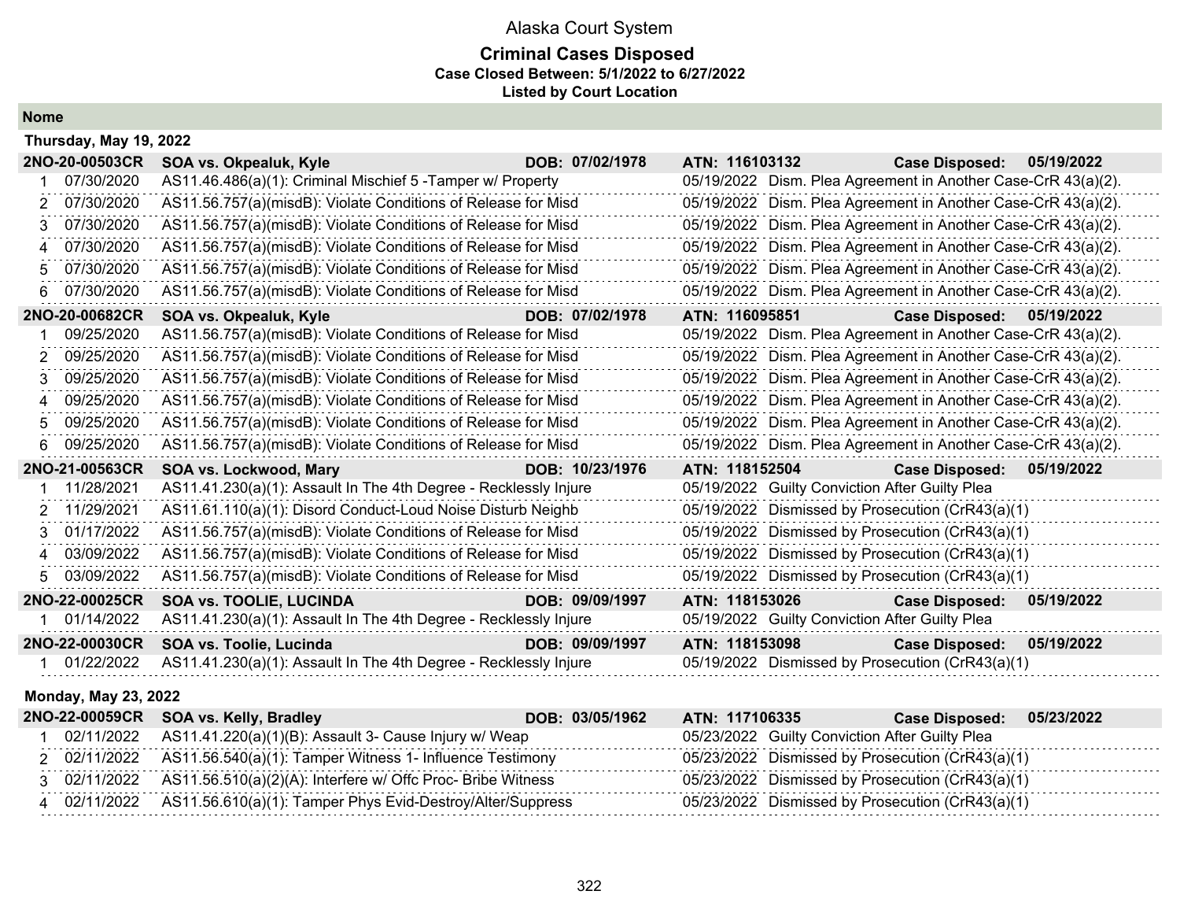Alaska Court System

**Criminal Cases Disposed**
**Case Closed Between: 5/1/2022 to 6/27/2022**
**Listed by Court Location**

**Nome**

**Thursday, May 19, 2022**

| **2NO-20-00503CR** | **SOA vs. Okpealuk, Kyle** | **DOB: 07/02/1978** | **ATN: 116103132** | **Case Disposed: 05/19/2022** |
|---|---|---|---|---|
| 1 07/30/2020 | AS11.46.486(a)(1): Criminal Mischief 5 -Tamper w/ Property | | 05/19/2022 | Dism. Plea Agreement in Another Case-CrR 43(a)(2). |
| 2 07/30/2020 | AS11.56.757(a)(misdB): Violate Conditions of Release for Misd | | 05/19/2022 | Dism. Plea Agreement in Another Case-CrR 43(a)(2). |
| 3 07/30/2020 | AS11.56.757(a)(misdB): Violate Conditions of Release for Misd | | 05/19/2022 | Dism. Plea Agreement in Another Case-CrR 43(a)(2). |
| 4 07/30/2020 | AS11.56.757(a)(misdB): Violate Conditions of Release for Misd | | 05/19/2022 | Dism. Plea Agreement in Another Case-CrR 43(a)(2). |
| 5 07/30/2020 | AS11.56.757(a)(misdB): Violate Conditions of Release for Misd | | 05/19/2022 | Dism. Plea Agreement in Another Case-CrR 43(a)(2). |
| 6 07/30/2020 | AS11.56.757(a)(misdB): Violate Conditions of Release for Misd | | 05/19/2022 | Dism. Plea Agreement in Another Case-CrR 43(a)(2). |
| **2NO-20-00682CR** | **SOA vs. Okpealuk, Kyle** | **DOB: 07/02/1978** | **ATN: 116095851** | **Case Disposed: 05/19/2022** |
| 1 09/25/2020 | AS11.56.757(a)(misdB): Violate Conditions of Release for Misd | | 05/19/2022 | Dism. Plea Agreement in Another Case-CrR 43(a)(2). |
| 2 09/25/2020 | AS11.56.757(a)(misdB): Violate Conditions of Release for Misd | | 05/19/2022 | Dism. Plea Agreement in Another Case-CrR 43(a)(2). |
| 3 09/25/2020 | AS11.56.757(a)(misdB): Violate Conditions of Release for Misd | | 05/19/2022 | Dism. Plea Agreement in Another Case-CrR 43(a)(2). |
| 4 09/25/2020 | AS11.56.757(a)(misdB): Violate Conditions of Release for Misd | | 05/19/2022 | Dism. Plea Agreement in Another Case-CrR 43(a)(2). |
| 5 09/25/2020 | AS11.56.757(a)(misdB): Violate Conditions of Release for Misd | | 05/19/2022 | Dism. Plea Agreement in Another Case-CrR 43(a)(2). |
| 6 09/25/2020 | AS11.56.757(a)(misdB): Violate Conditions of Release for Misd | | 05/19/2022 | Dism. Plea Agreement in Another Case-CrR 43(a)(2). |
| **2NO-21-00563CR** | **SOA vs. Lockwood, Mary** | **DOB: 10/23/1976** | **ATN: 118152504** | **Case Disposed: 05/19/2022** |
| 1 11/28/2021 | AS11.41.230(a)(1): Assault In The 4th Degree - Recklessly Injure | | 05/19/2022 | Guilty Conviction After Guilty Plea |
| 2 11/29/2021 | AS11.61.110(a)(1): Disord Conduct-Loud Noise Disturb Neighb | | 05/19/2022 | Dismissed by Prosecution (CrR43(a)(1) |
| 3 01/17/2022 | AS11.56.757(a)(misdB): Violate Conditions of Release for Misd | | 05/19/2022 | Dismissed by Prosecution (CrR43(a)(1) |
| 4 03/09/2022 | AS11.56.757(a)(misdB): Violate Conditions of Release for Misd | | 05/19/2022 | Dismissed by Prosecution (CrR43(a)(1) |
| 5 03/09/2022 | AS11.56.757(a)(misdB): Violate Conditions of Release for Misd | | 05/19/2022 | Dismissed by Prosecution (CrR43(a)(1) |
| **2NO-22-00025CR** | **SOA vs. TOOLIE, LUCINDA** | **DOB: 09/09/1997** | **ATN: 118153026** | **Case Disposed: 05/19/2022** |
| 1 01/14/2022 | AS11.41.230(a)(1): Assault In The 4th Degree - Recklessly Injure | | 05/19/2022 | Guilty Conviction After Guilty Plea |
| **2NO-22-00030CR** | **SOA vs. Toolie, Lucinda** | **DOB: 09/09/1997** | **ATN: 118153098** | **Case Disposed: 05/19/2022** |
| 1 01/22/2022 | AS11.41.230(a)(1): Assault In The 4th Degree - Recklessly Injure | | 05/19/2022 | Dismissed by Prosecution (CrR43(a)(1) |

**Monday, May 23, 2022**

| **2NO-22-00059CR** | **SOA vs. Kelly, Bradley** | **DOB: 03/05/1962** | **ATN: 117106335** | **Case Disposed: 05/23/2022** |
|---|---|---|---|---|
| 1 02/11/2022 | AS11.41.220(a)(1)(B): Assault 3- Cause Injury w/ Weap | | 05/23/2022 | Guilty Conviction After Guilty Plea |
| 2 02/11/2022 | AS11.56.540(a)(1): Tamper Witness 1- Influence Testimony | | 05/23/2022 | Dismissed by Prosecution (CrR43(a)(1) |
| 3 02/11/2022 | AS11.56.510(a)(2)(A): Interfere w/ Offc Proc- Bribe Witness | | 05/23/2022 | Dismissed by Prosecution (CrR43(a)(1) |
| 4 02/11/2022 | AS11.56.610(a)(1): Tamper Phys Evid-Destroy/Alter/Suppress | | 05/23/2022 | Dismissed by Prosecution (CrR43(a)(1) |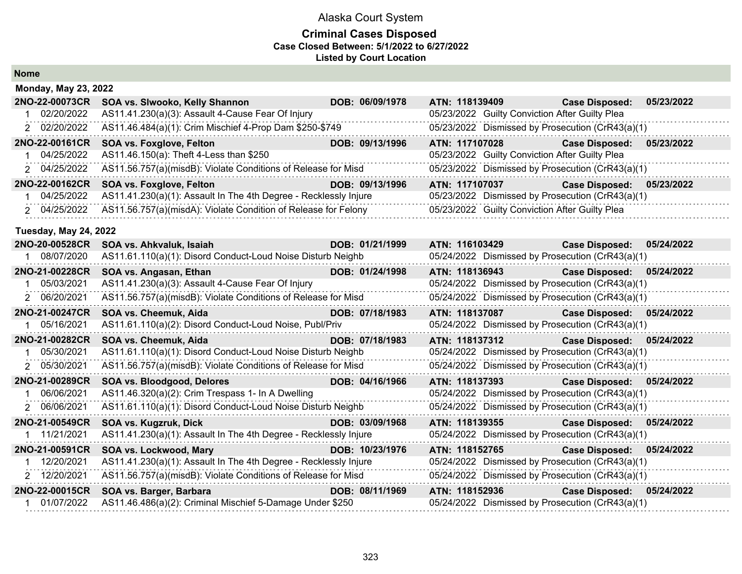# Alaska Court System

## Criminal Cases Disposed

**Case Closed Between: 5/1/2022 to 6/27/2022**

**Listed by Court Location**

### Nome

**Monday, May 23, 2022**

| Case | Parties / Charge | DOB | ATN / Disposition | Case Disposed |
|---|---|---|---|---|
| **2NO-22-00073CR** | **SOA vs. Slwooko, Kelly Shannon** | **DOB: 06/09/1978** | **ATN: 118139409** | **Case Disposed: 05/23/2022** |
| 1 02/20/2022 | AS11.41.230(a)(3): Assault 4-Cause Fear Of Injury | | 05/23/2022 Guilty Conviction After Guilty Plea | |
| 2 02/20/2022 | AS11.46.484(a)(1): Crim Mischief 4-Prop Dam $250-$749 | | 05/23/2022 Dismissed by Prosecution (CrR43(a)(1) | |
| **2NO-22-00161CR** | **SOA vs. Foxglove, Felton** | **DOB: 09/13/1996** | **ATN: 117107028** | **Case Disposed: 05/23/2022** |
| 1 04/25/2022 | AS11.46.150(a): Theft 4-Less than $250 | | 05/23/2022 Guilty Conviction After Guilty Plea | |
| 2 04/25/2022 | AS11.56.757(a)(misdB): Violate Conditions of Release for Misd | | 05/23/2022 Dismissed by Prosecution (CrR43(a)(1) | |
| **2NO-22-00162CR** | **SOA vs. Foxglove, Felton** | **DOB: 09/13/1996** | **ATN: 117107037** | **Case Disposed: 05/23/2022** |
| 1 04/25/2022 | AS11.41.230(a)(1): Assault In The 4th Degree - Recklessly Injure | | 05/23/2022 Dismissed by Prosecution (CrR43(a)(1) | |
| 2 04/25/2022 | AS11.56.757(a)(misdA): Violate Condition of Release for Felony | | 05/23/2022 Guilty Conviction After Guilty Plea | |

**Tuesday, May 24, 2022**

| Case | Parties / Charge | DOB | ATN / Disposition | Case Disposed |
|---|---|---|---|---|
| **2NO-20-00528CR** | **SOA vs. Ahkvaluk, Isaiah** | **DOB: 01/21/1999** | **ATN: 116103429** | **Case Disposed: 05/24/2022** |
| 1 08/07/2020 | AS11.61.110(a)(1): Disord Conduct-Loud Noise Disturb Neighb | | 05/24/2022 Dismissed by Prosecution (CrR43(a)(1) | |
| **2NO-21-00228CR** | **SOA vs. Angasan, Ethan** | **DOB: 01/24/1998** | **ATN: 118136943** | **Case Disposed: 05/24/2022** |
| 1 05/03/2021 | AS11.41.230(a)(3): Assault 4-Cause Fear Of Injury | | 05/24/2022 Dismissed by Prosecution (CrR43(a)(1) | |
| 2 06/20/2021 | AS11.56.757(a)(misdB): Violate Conditions of Release for Misd | | 05/24/2022 Dismissed by Prosecution (CrR43(a)(1) | |
| **2NO-21-00247CR** | **SOA vs. Cheemuk, Aida** | **DOB: 07/18/1983** | **ATN: 118137087** | **Case Disposed: 05/24/2022** |
| 1 05/16/2021 | AS11.61.110(a)(2): Disord Conduct-Loud Noise, Publ/Priv | | 05/24/2022 Dismissed by Prosecution (CrR43(a)(1) | |
| **2NO-21-00282CR** | **SOA vs. Cheemuk, Aida** | **DOB: 07/18/1983** | **ATN: 118137312** | **Case Disposed: 05/24/2022** |
| 1 05/30/2021 | AS11.61.110(a)(1): Disord Conduct-Loud Noise Disturb Neighb | | 05/24/2022 Dismissed by Prosecution (CrR43(a)(1) | |
| 2 05/30/2021 | AS11.56.757(a)(misdB): Violate Conditions of Release for Misd | | 05/24/2022 Dismissed by Prosecution (CrR43(a)(1) | |
| **2NO-21-00289CR** | **SOA vs. Bloodgood, Delores** | **DOB: 04/16/1966** | **ATN: 118137393** | **Case Disposed: 05/24/2022** |
| 1 06/06/2021 | AS11.46.320(a)(2): Crim Trespass 1- In A Dwelling | | 05/24/2022 Dismissed by Prosecution (CrR43(a)(1) | |
| 2 06/06/2021 | AS11.61.110(a)(1): Disord Conduct-Loud Noise Disturb Neighb | | 05/24/2022 Dismissed by Prosecution (CrR43(a)(1) | |
| **2NO-21-00549CR** | **SOA vs. Kugzruk, Dick** | **DOB: 03/09/1968** | **ATN: 118139355** | **Case Disposed: 05/24/2022** |
| 1 11/21/2021 | AS11.41.230(a)(1): Assault In The 4th Degree - Recklessly Injure | | 05/24/2022 Dismissed by Prosecution (CrR43(a)(1) | |
| **2NO-21-00591CR** | **SOA vs. Lockwood, Mary** | **DOB: 10/23/1976** | **ATN: 118152765** | **Case Disposed: 05/24/2022** |
| 1 12/20/2021 | AS11.41.230(a)(1): Assault In The 4th Degree - Recklessly Injure | | 05/24/2022 Dismissed by Prosecution (CrR43(a)(1) | |
| 2 12/20/2021 | AS11.56.757(a)(misdB): Violate Conditions of Release for Misd | | 05/24/2022 Dismissed by Prosecution (CrR43(a)(1) | |
| **2NO-22-00015CR** | **SOA vs. Barger, Barbara** | **DOB: 08/11/1969** | **ATN: 118152936** | **Case Disposed: 05/24/2022** |
| 1 01/07/2022 | AS11.46.486(a)(2): Criminal Mischief 5-Damage Under $250 | | 05/24/2022 Dismissed by Prosecution (CrR43(a)(1) | |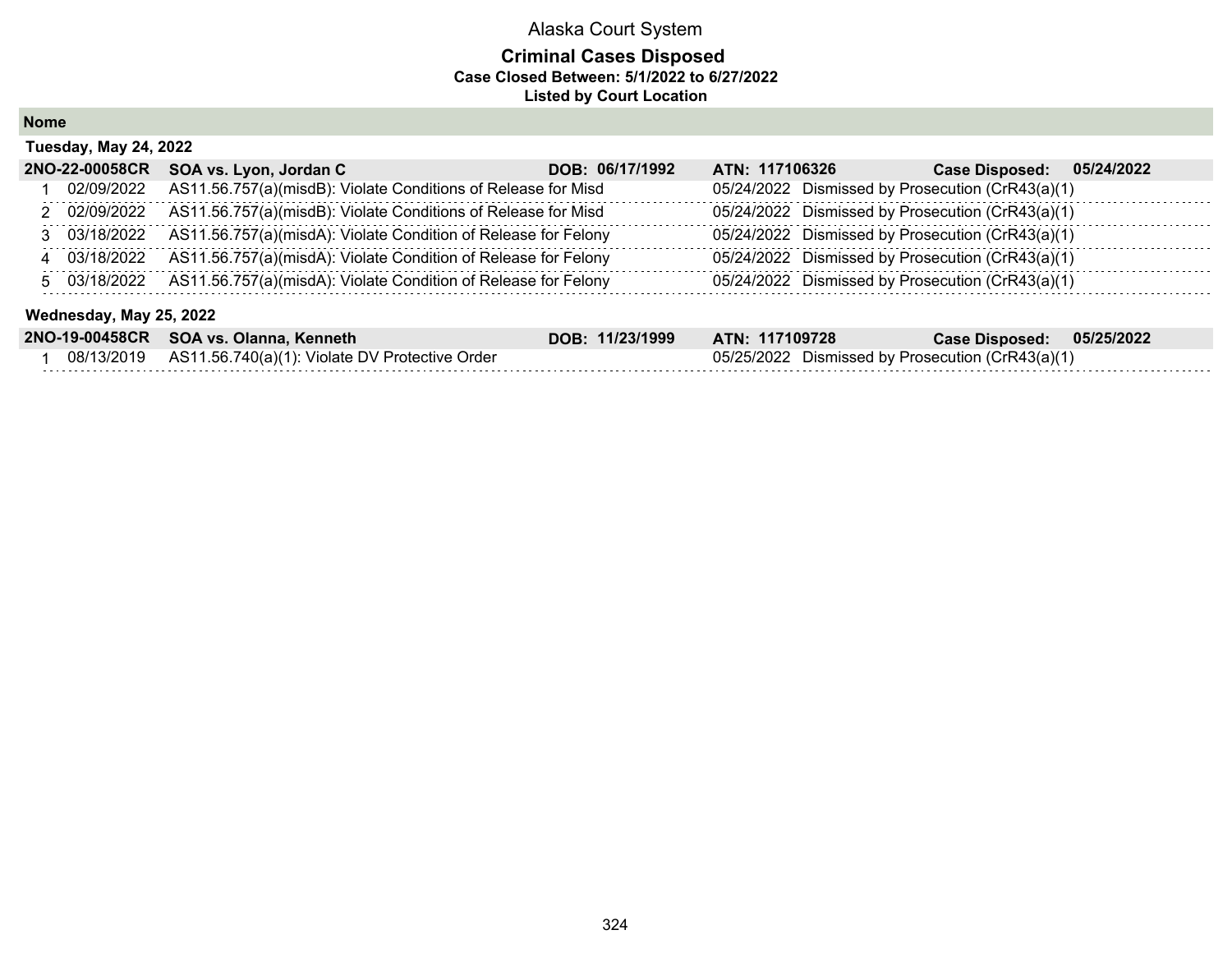Alaska Court System

**Criminal Cases Disposed**
**Case Closed Between: 5/1/2022 to 6/27/2022**
**Listed by Court Location**

## Nome

### Tuesday, May 24, 2022

**2NO-22-00058CR** **SOA vs. Lyon, Jordan C** **DOB: 06/17/1992** **ATN: 117106326** **Case Disposed: 05/24/2022**

| # | Date | Charge | Disposition Date | Disposition |
|---|---|---|---|---|
| 1 | 02/09/2022 | AS11.56.757(a)(misdB): Violate Conditions of Release for Misd | 05/24/2022 | Dismissed by Prosecution (CrR43(a)(1) |
| 2 | 02/09/2022 | AS11.56.757(a)(misdB): Violate Conditions of Release for Misd | 05/24/2022 | Dismissed by Prosecution (CrR43(a)(1) |
| 3 | 03/18/2022 | AS11.56.757(a)(misdA): Violate Condition of Release for Felony | 05/24/2022 | Dismissed by Prosecution (CrR43(a)(1) |
| 4 | 03/18/2022 | AS11.56.757(a)(misdA): Violate Condition of Release for Felony | 05/24/2022 | Dismissed by Prosecution (CrR43(a)(1) |
| 5 | 03/18/2022 | AS11.56.757(a)(misdA): Violate Condition of Release for Felony | 05/24/2022 | Dismissed by Prosecution (CrR43(a)(1) |

### Wednesday, May 25, 2022

**2NO-19-00458CR** **SOA vs. Olanna, Kenneth** **DOB: 11/23/1999** **ATN: 117109728** **Case Disposed: 05/25/2022**

| # | Date | Charge | Disposition Date | Disposition |
|---|---|---|---|---|
| 1 | 08/13/2019 | AS11.56.740(a)(1): Violate DV Protective Order | 05/25/2022 | Dismissed by Prosecution (CrR43(a)(1) |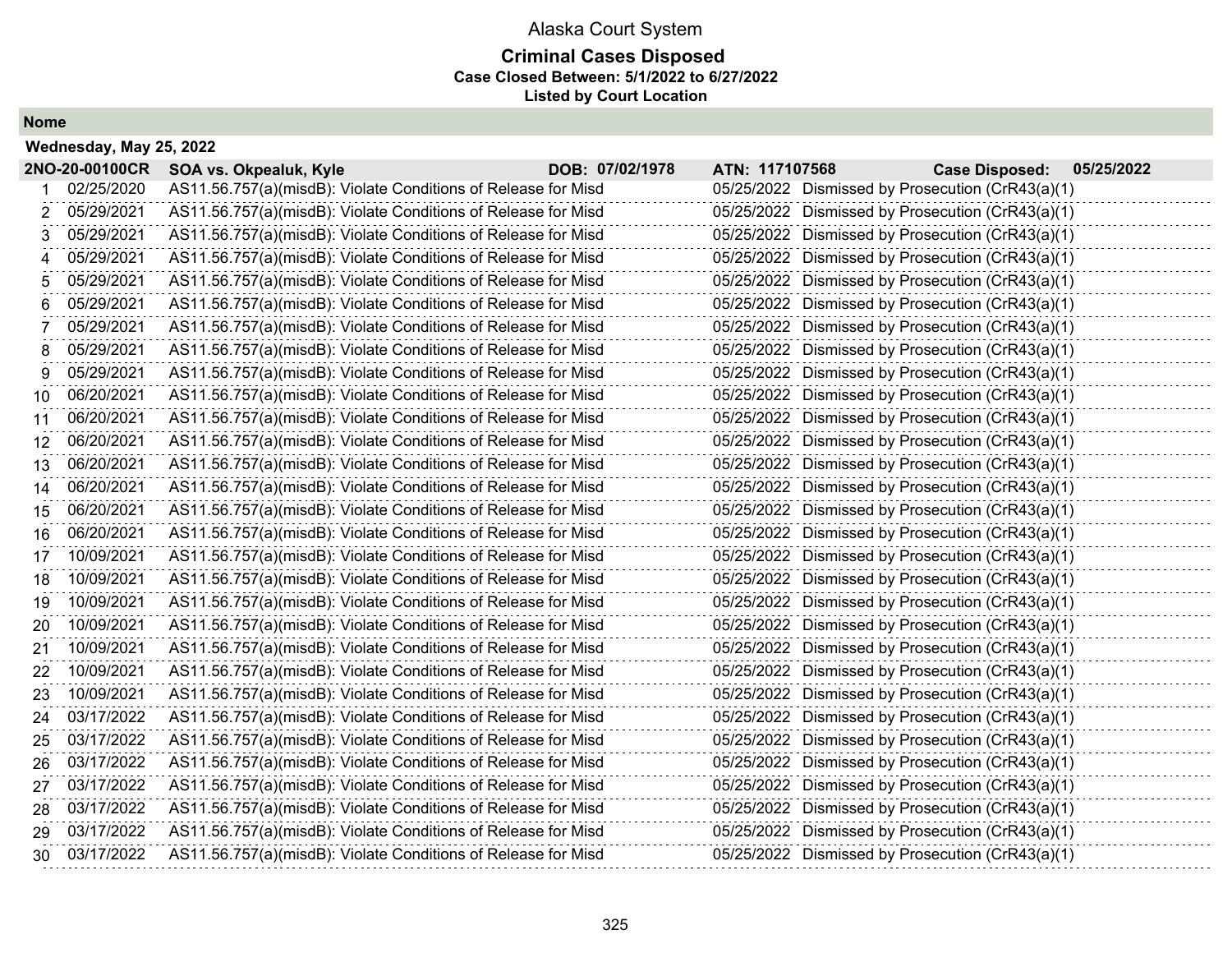# Alaska Court System

## Criminal Cases Disposed

**Case Closed Between: 5/1/2022 to 6/27/2022**

**Listed by Court Location**

### Nome

**Wednesday, May 25, 2022**

**2NO-20-00100CR** | **SOA vs. Okpealuk, Kyle** | **DOB: 07/02/1978** | **ATN: 117107568** | **Case Disposed: 05/25/2022**

| # | Date | Charge | Disposition Date | Disposition |
|---|---|---|---|---|
| 1 | 02/25/2020 | AS11.56.757(a)(misdB): Violate Conditions of Release for Misd | 05/25/2022 | Dismissed by Prosecution (CrR43(a)(1) |
| 2 | 05/29/2021 | AS11.56.757(a)(misdB): Violate Conditions of Release for Misd | 05/25/2022 | Dismissed by Prosecution (CrR43(a)(1) |
| 3 | 05/29/2021 | AS11.56.757(a)(misdB): Violate Conditions of Release for Misd | 05/25/2022 | Dismissed by Prosecution (CrR43(a)(1) |
| 4 | 05/29/2021 | AS11.56.757(a)(misdB): Violate Conditions of Release for Misd | 05/25/2022 | Dismissed by Prosecution (CrR43(a)(1) |
| 5 | 05/29/2021 | AS11.56.757(a)(misdB): Violate Conditions of Release for Misd | 05/25/2022 | Dismissed by Prosecution (CrR43(a)(1) |
| 6 | 05/29/2021 | AS11.56.757(a)(misdB): Violate Conditions of Release for Misd | 05/25/2022 | Dismissed by Prosecution (CrR43(a)(1) |
| 7 | 05/29/2021 | AS11.56.757(a)(misdB): Violate Conditions of Release for Misd | 05/25/2022 | Dismissed by Prosecution (CrR43(a)(1) |
| 8 | 05/29/2021 | AS11.56.757(a)(misdB): Violate Conditions of Release for Misd | 05/25/2022 | Dismissed by Prosecution (CrR43(a)(1) |
| 9 | 05/29/2021 | AS11.56.757(a)(misdB): Violate Conditions of Release for Misd | 05/25/2022 | Dismissed by Prosecution (CrR43(a)(1) |
| 10 | 06/20/2021 | AS11.56.757(a)(misdB): Violate Conditions of Release for Misd | 05/25/2022 | Dismissed by Prosecution (CrR43(a)(1) |
| 11 | 06/20/2021 | AS11.56.757(a)(misdB): Violate Conditions of Release for Misd | 05/25/2022 | Dismissed by Prosecution (CrR43(a)(1) |
| 12 | 06/20/2021 | AS11.56.757(a)(misdB): Violate Conditions of Release for Misd | 05/25/2022 | Dismissed by Prosecution (CrR43(a)(1) |
| 13 | 06/20/2021 | AS11.56.757(a)(misdB): Violate Conditions of Release for Misd | 05/25/2022 | Dismissed by Prosecution (CrR43(a)(1) |
| 14 | 06/20/2021 | AS11.56.757(a)(misdB): Violate Conditions of Release for Misd | 05/25/2022 | Dismissed by Prosecution (CrR43(a)(1) |
| 15 | 06/20/2021 | AS11.56.757(a)(misdB): Violate Conditions of Release for Misd | 05/25/2022 | Dismissed by Prosecution (CrR43(a)(1) |
| 16 | 06/20/2021 | AS11.56.757(a)(misdB): Violate Conditions of Release for Misd | 05/25/2022 | Dismissed by Prosecution (CrR43(a)(1) |
| 17 | 10/09/2021 | AS11.56.757(a)(misdB): Violate Conditions of Release for Misd | 05/25/2022 | Dismissed by Prosecution (CrR43(a)(1) |
| 18 | 10/09/2021 | AS11.56.757(a)(misdB): Violate Conditions of Release for Misd | 05/25/2022 | Dismissed by Prosecution (CrR43(a)(1) |
| 19 | 10/09/2021 | AS11.56.757(a)(misdB): Violate Conditions of Release for Misd | 05/25/2022 | Dismissed by Prosecution (CrR43(a)(1) |
| 20 | 10/09/2021 | AS11.56.757(a)(misdB): Violate Conditions of Release for Misd | 05/25/2022 | Dismissed by Prosecution (CrR43(a)(1) |
| 21 | 10/09/2021 | AS11.56.757(a)(misdB): Violate Conditions of Release for Misd | 05/25/2022 | Dismissed by Prosecution (CrR43(a)(1) |
| 22 | 10/09/2021 | AS11.56.757(a)(misdB): Violate Conditions of Release for Misd | 05/25/2022 | Dismissed by Prosecution (CrR43(a)(1) |
| 23 | 10/09/2021 | AS11.56.757(a)(misdB): Violate Conditions of Release for Misd | 05/25/2022 | Dismissed by Prosecution (CrR43(a)(1) |
| 24 | 03/17/2022 | AS11.56.757(a)(misdB): Violate Conditions of Release for Misd | 05/25/2022 | Dismissed by Prosecution (CrR43(a)(1) |
| 25 | 03/17/2022 | AS11.56.757(a)(misdB): Violate Conditions of Release for Misd | 05/25/2022 | Dismissed by Prosecution (CrR43(a)(1) |
| 26 | 03/17/2022 | AS11.56.757(a)(misdB): Violate Conditions of Release for Misd | 05/25/2022 | Dismissed by Prosecution (CrR43(a)(1) |
| 27 | 03/17/2022 | AS11.56.757(a)(misdB): Violate Conditions of Release for Misd | 05/25/2022 | Dismissed by Prosecution (CrR43(a)(1) |
| 28 | 03/17/2022 | AS11.56.757(a)(misdB): Violate Conditions of Release for Misd | 05/25/2022 | Dismissed by Prosecution (CrR43(a)(1) |
| 29 | 03/17/2022 | AS11.56.757(a)(misdB): Violate Conditions of Release for Misd | 05/25/2022 | Dismissed by Prosecution (CrR43(a)(1) |
| 30 | 03/17/2022 | AS11.56.757(a)(misdB): Violate Conditions of Release for Misd | 05/25/2022 | Dismissed by Prosecution (CrR43(a)(1) |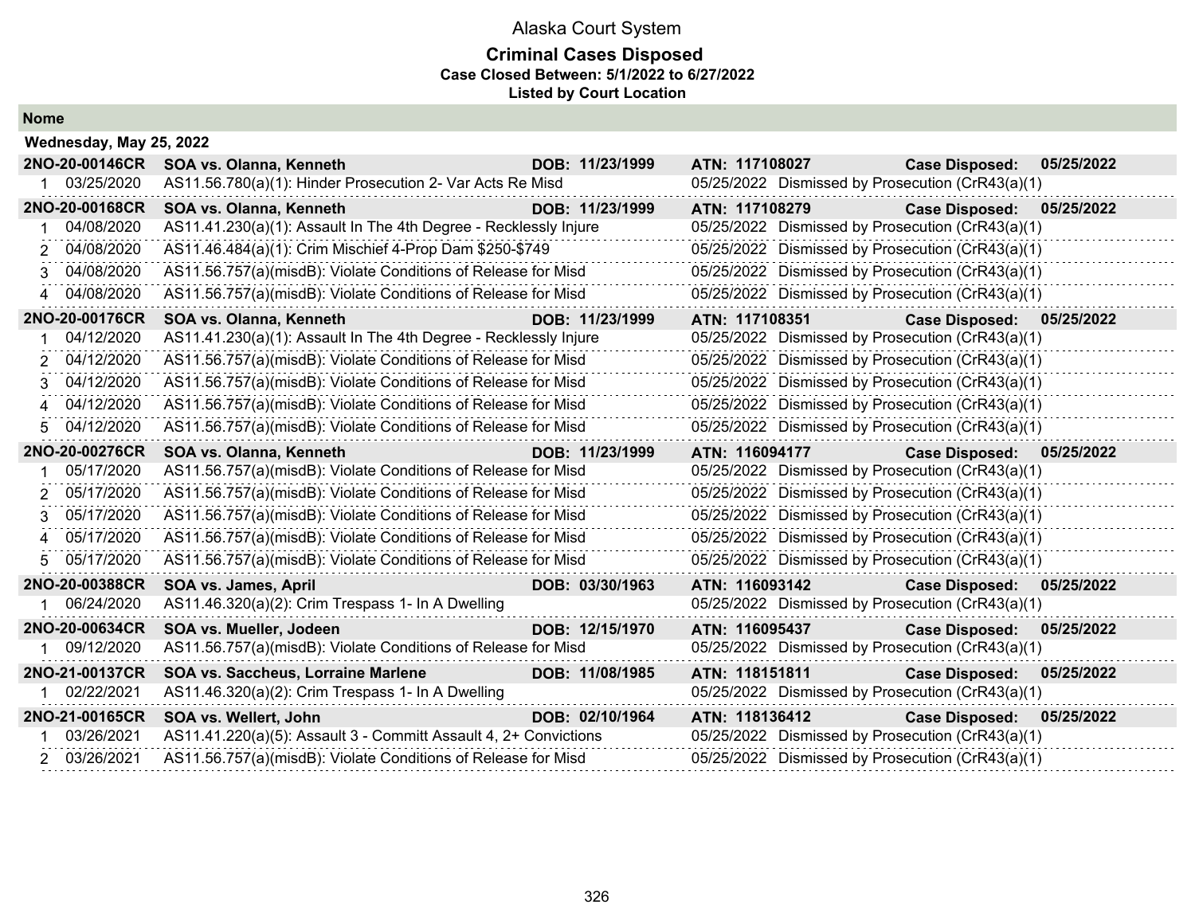# Alaska Court System

## Criminal Cases Disposed

### Case Closed Between: 5/1/2022 to 6/27/2022

### Listed by Court Location

**Nome**

**Wednesday, May 25, 2022**

| Case | Party | DOB | ATN | Case Disposed |
|---|---|---|---|---|
| **2NO-20-00146CR** | **SOA vs. Olanna, Kenneth** | **DOB: 11/23/1999** | **ATN: 117108027** | **Case Disposed: 05/25/2022** |
| 1 03/25/2020 | AS11.56.780(a)(1): Hinder Prosecution 2- Var Acts Re Misd | | 05/25/2022 Dismissed by Prosecution (CrR43(a)(1) | |
| **2NO-20-00168CR** | **SOA vs. Olanna, Kenneth** | **DOB: 11/23/1999** | **ATN: 117108279** | **Case Disposed: 05/25/2022** |
| 1 04/08/2020 | AS11.41.230(a)(1): Assault In The 4th Degree - Recklessly Injure | | 05/25/2022 Dismissed by Prosecution (CrR43(a)(1) | |
| 2 04/08/2020 | AS11.46.484(a)(1): Crim Mischief 4-Prop Dam $250-$749 | | 05/25/2022 Dismissed by Prosecution (CrR43(a)(1) | |
| 3 04/08/2020 | AS11.56.757(a)(misdB): Violate Conditions of Release for Misd | | 05/25/2022 Dismissed by Prosecution (CrR43(a)(1) | |
| 4 04/08/2020 | AS11.56.757(a)(misdB): Violate Conditions of Release for Misd | | 05/25/2022 Dismissed by Prosecution (CrR43(a)(1) | |
| **2NO-20-00176CR** | **SOA vs. Olanna, Kenneth** | **DOB: 11/23/1999** | **ATN: 117108351** | **Case Disposed: 05/25/2022** |
| 1 04/12/2020 | AS11.41.230(a)(1): Assault In The 4th Degree - Recklessly Injure | | 05/25/2022 Dismissed by Prosecution (CrR43(a)(1) | |
| 2 04/12/2020 | AS11.56.757(a)(misdB): Violate Conditions of Release for Misd | | 05/25/2022 Dismissed by Prosecution (CrR43(a)(1) | |
| 3 04/12/2020 | AS11.56.757(a)(misdB): Violate Conditions of Release for Misd | | 05/25/2022 Dismissed by Prosecution (CrR43(a)(1) | |
| 4 04/12/2020 | AS11.56.757(a)(misdB): Violate Conditions of Release for Misd | | 05/25/2022 Dismissed by Prosecution (CrR43(a)(1) | |
| 5 04/12/2020 | AS11.56.757(a)(misdB): Violate Conditions of Release for Misd | | 05/25/2022 Dismissed by Prosecution (CrR43(a)(1) | |
| **2NO-20-00276CR** | **SOA vs. Olanna, Kenneth** | **DOB: 11/23/1999** | **ATN: 116094177** | **Case Disposed: 05/25/2022** |
| 1 05/17/2020 | AS11.56.757(a)(misdB): Violate Conditions of Release for Misd | | 05/25/2022 Dismissed by Prosecution (CrR43(a)(1) | |
| 2 05/17/2020 | AS11.56.757(a)(misdB): Violate Conditions of Release for Misd | | 05/25/2022 Dismissed by Prosecution (CrR43(a)(1) | |
| 3 05/17/2020 | AS11.56.757(a)(misdB): Violate Conditions of Release for Misd | | 05/25/2022 Dismissed by Prosecution (CrR43(a)(1) | |
| 4 05/17/2020 | AS11.56.757(a)(misdB): Violate Conditions of Release for Misd | | 05/25/2022 Dismissed by Prosecution (CrR43(a)(1) | |
| 5 05/17/2020 | AS11.56.757(a)(misdB): Violate Conditions of Release for Misd | | 05/25/2022 Dismissed by Prosecution (CrR43(a)(1) | |
| **2NO-20-00388CR** | **SOA vs. James, April** | **DOB: 03/30/1963** | **ATN: 116093142** | **Case Disposed: 05/25/2022** |
| 1 06/24/2020 | AS11.46.320(a)(2): Crim Trespass 1- In A Dwelling | | 05/25/2022 Dismissed by Prosecution (CrR43(a)(1) | |
| **2NO-20-00634CR** | **SOA vs. Mueller, Jodeen** | **DOB: 12/15/1970** | **ATN: 116095437** | **Case Disposed: 05/25/2022** |
| 1 09/12/2020 | AS11.56.757(a)(misdB): Violate Conditions of Release for Misd | | 05/25/2022 Dismissed by Prosecution (CrR43(a)(1) | |
| **2NO-21-00137CR** | **SOA vs. Saccheus, Lorraine Marlene** | **DOB: 11/08/1985** | **ATN: 118151811** | **Case Disposed: 05/25/2022** |
| 1 02/22/2021 | AS11.46.320(a)(2): Crim Trespass 1- In A Dwelling | | 05/25/2022 Dismissed by Prosecution (CrR43(a)(1) | |
| **2NO-21-00165CR** | **SOA vs. Wellert, John** | **DOB: 02/10/1964** | **ATN: 118136412** | **Case Disposed: 05/25/2022** |
| 1 03/26/2021 | AS11.41.220(a)(5): Assault 3 - Committ Assault 4, 2+ Convictions | | 05/25/2022 Dismissed by Prosecution (CrR43(a)(1) | |
| 2 03/26/2021 | AS11.56.757(a)(misdB): Violate Conditions of Release for Misd | | 05/25/2022 Dismissed by Prosecution (CrR43(a)(1) | |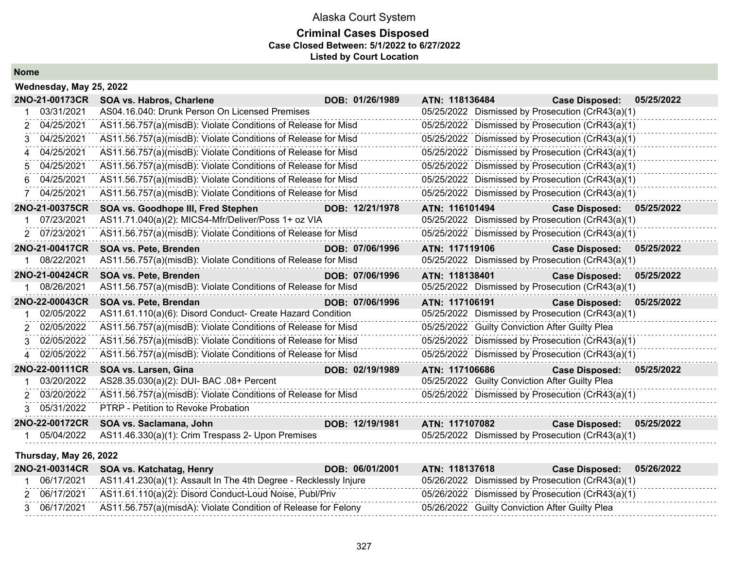# Alaska Court System

## Criminal Cases Disposed

**Case Closed Between: 5/1/2022 to 6/27/2022**

**Listed by Court Location**

### Nome

#### Wednesday, May 25, 2022

**2NO-21-00173CR — SOA vs. Habros, Charlene — DOB: 01/26/1989 — ATN: 118136484 — Case Disposed: 05/25/2022**

| # | Date | Charge | Disposition Date | Disposition |
|---|---|---|---|---|
| 1 | 03/31/2021 | AS04.16.040: Drunk Person On Licensed Premises | 05/25/2022 | Dismissed by Prosecution (CrR43(a)(1) |
| 2 | 04/25/2021 | AS11.56.757(a)(misdB): Violate Conditions of Release for Misd | 05/25/2022 | Dismissed by Prosecution (CrR43(a)(1) |
| 3 | 04/25/2021 | AS11.56.757(a)(misdB): Violate Conditions of Release for Misd | 05/25/2022 | Dismissed by Prosecution (CrR43(a)(1) |
| 4 | 04/25/2021 | AS11.56.757(a)(misdB): Violate Conditions of Release for Misd | 05/25/2022 | Dismissed by Prosecution (CrR43(a)(1) |
| 5 | 04/25/2021 | AS11.56.757(a)(misdB): Violate Conditions of Release for Misd | 05/25/2022 | Dismissed by Prosecution (CrR43(a)(1) |
| 6 | 04/25/2021 | AS11.56.757(a)(misdB): Violate Conditions of Release for Misd | 05/25/2022 | Dismissed by Prosecution (CrR43(a)(1) |
| 7 | 04/25/2021 | AS11.56.757(a)(misdB): Violate Conditions of Release for Misd | 05/25/2022 | Dismissed by Prosecution (CrR43(a)(1) |

**2NO-21-00375CR — SOA vs. Goodhope III, Fred Stephen — DOB: 12/21/1978 — ATN: 116101494 — Case Disposed: 05/25/2022**

| # | Date | Charge | Disposition Date | Disposition |
|---|---|---|---|---|
| 1 | 07/23/2021 | AS11.71.040(a)(2): MICS4-Mfr/Deliver/Poss 1+ oz VIA | 05/25/2022 | Dismissed by Prosecution (CrR43(a)(1) |
| 2 | 07/23/2021 | AS11.56.757(a)(misdB): Violate Conditions of Release for Misd | 05/25/2022 | Dismissed by Prosecution (CrR43(a)(1) |

**2NO-21-00417CR — SOA vs. Pete, Brenden — DOB: 07/06/1996 — ATN: 117119106 — Case Disposed: 05/25/2022**

| # | Date | Charge | Disposition Date | Disposition |
|---|---|---|---|---|
| 1 | 08/22/2021 | AS11.56.757(a)(misdB): Violate Conditions of Release for Misd | 05/25/2022 | Dismissed by Prosecution (CrR43(a)(1) |

**2NO-21-00424CR — SOA vs. Pete, Brenden — DOB: 07/06/1996 — ATN: 118138401 — Case Disposed: 05/25/2022**

| # | Date | Charge | Disposition Date | Disposition |
|---|---|---|---|---|
| 1 | 08/26/2021 | AS11.56.757(a)(misdB): Violate Conditions of Release for Misd | 05/25/2022 | Dismissed by Prosecution (CrR43(a)(1) |

**2NO-22-00043CR — SOA vs. Pete, Brendan — DOB: 07/06/1996 — ATN: 117106191 — Case Disposed: 05/25/2022**

| # | Date | Charge | Disposition Date | Disposition |
|---|---|---|---|---|
| 1 | 02/05/2022 | AS11.61.110(a)(6): Disord Conduct- Create Hazard Condition | 05/25/2022 | Dismissed by Prosecution (CrR43(a)(1) |
| 2 | 02/05/2022 | AS11.56.757(a)(misdB): Violate Conditions of Release for Misd | 05/25/2022 | Guilty Conviction After Guilty Plea |
| 3 | 02/05/2022 | AS11.56.757(a)(misdB): Violate Conditions of Release for Misd | 05/25/2022 | Dismissed by Prosecution (CrR43(a)(1) |
| 4 | 02/05/2022 | AS11.56.757(a)(misdB): Violate Conditions of Release for Misd | 05/25/2022 | Dismissed by Prosecution (CrR43(a)(1) |

**2NO-22-00111CR — SOA vs. Larsen, Gina — DOB: 02/19/1989 — ATN: 117106686 — Case Disposed: 05/25/2022**

| # | Date | Charge | Disposition Date | Disposition |
|---|---|---|---|---|
| 1 | 03/20/2022 | AS28.35.030(a)(2): DUI- BAC .08+ Percent | 05/25/2022 | Guilty Conviction After Guilty Plea |
| 2 | 03/20/2022 | AS11.56.757(a)(misdB): Violate Conditions of Release for Misd | 05/25/2022 | Dismissed by Prosecution (CrR43(a)(1) |
| 3 | 05/31/2022 | PTRP - Petition to Revoke Probation | | |

**2NO-22-00172CR — SOA vs. Saclamana, John — DOB: 12/19/1981 — ATN: 117107082 — Case Disposed: 05/25/2022**

| # | Date | Charge | Disposition Date | Disposition |
|---|---|---|---|---|
| 1 | 05/04/2022 | AS11.46.330(a)(1): Crim Trespass 2- Upon Premises | 05/25/2022 | Dismissed by Prosecution (CrR43(a)(1) |

#### Thursday, May 26, 2022

**2NO-21-00314CR — SOA vs. Katchatag, Henry — DOB: 06/01/2001 — ATN: 118137618 — Case Disposed: 05/26/2022**

| # | Date | Charge | Disposition Date | Disposition |
|---|---|---|---|---|
| 1 | 06/17/2021 | AS11.41.230(a)(1): Assault In The 4th Degree - Recklessly Injure | 05/26/2022 | Dismissed by Prosecution (CrR43(a)(1) |
| 2 | 06/17/2021 | AS11.61.110(a)(2): Disord Conduct-Loud Noise, Publ/Priv | 05/26/2022 | Dismissed by Prosecution (CrR43(a)(1) |
| 3 | 06/17/2021 | AS11.56.757(a)(misdA): Violate Condition of Release for Felony | 05/26/2022 | Guilty Conviction After Guilty Plea |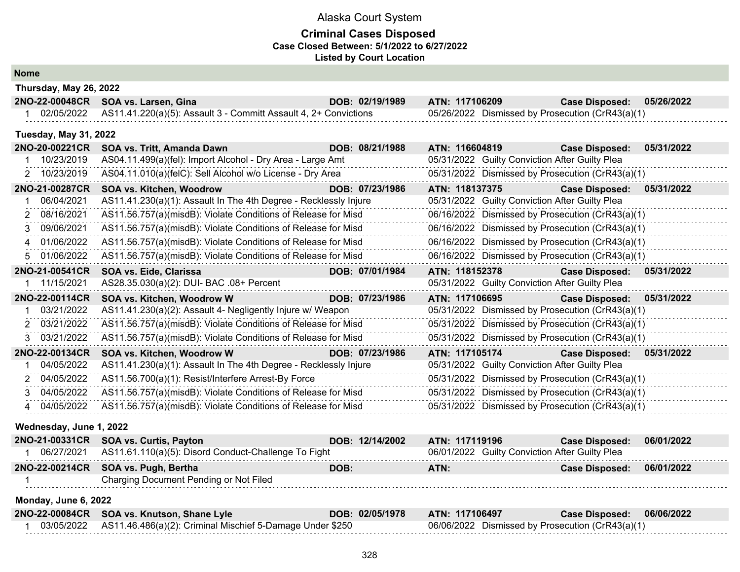# Alaska Court System

## Criminal Cases Disposed

**Case Closed Between: 5/1/2022 to 6/27/2022**

**Listed by Court Location**

### Nome

#### Thursday, May 26, 2022

| | | | | |
|---|---|---|---|---|
| **2NO-22-00048CR** | **SOA vs. Larsen, Gina** | **DOB: 02/19/1989** | **ATN: 117106209** | **Case Disposed: 05/26/2022** |
| 1 02/05/2022 | AS11.41.220(a)(5): Assault 3 - Committ Assault 4, 2+ Convictions | | 05/26/2022 Dismissed by Prosecution (CrR43(a)(1) | |

#### Tuesday, May 31, 2022

| | | | | |
|---|---|---|---|---|
| **2NO-20-00221CR** | **SOA vs. Tritt, Amanda Dawn** | **DOB: 08/21/1988** | **ATN: 116604819** | **Case Disposed: 05/31/2022** |
| 1 10/23/2019 | AS04.11.499(a)(fel): Import Alcohol - Dry Area - Large Amt | | 05/31/2022 Guilty Conviction After Guilty Plea | |
| 2 10/23/2019 | AS04.11.010(a)(felC): Sell Alcohol w/o License - Dry Area | | 05/31/2022 Dismissed by Prosecution (CrR43(a)(1) | |
| **2NO-21-00287CR** | **SOA vs. Kitchen, Woodrow** | **DOB: 07/23/1986** | **ATN: 118137375** | **Case Disposed: 05/31/2022** |
| 1 06/04/2021 | AS11.41.230(a)(1): Assault In The 4th Degree - Recklessly Injure | | 05/31/2022 Guilty Conviction After Guilty Plea | |
| 2 08/16/2021 | AS11.56.757(a)(misdB): Violate Conditions of Release for Misd | | 06/16/2022 Dismissed by Prosecution (CrR43(a)(1) | |
| 3 09/06/2021 | AS11.56.757(a)(misdB): Violate Conditions of Release for Misd | | 06/16/2022 Dismissed by Prosecution (CrR43(a)(1) | |
| 4 01/06/2022 | AS11.56.757(a)(misdB): Violate Conditions of Release for Misd | | 06/16/2022 Dismissed by Prosecution (CrR43(a)(1) | |
| 5 01/06/2022 | AS11.56.757(a)(misdB): Violate Conditions of Release for Misd | | 06/16/2022 Dismissed by Prosecution (CrR43(a)(1) | |
| **2NO-21-00541CR** | **SOA vs. Eide, Clarissa** | **DOB: 07/01/1984** | **ATN: 118152378** | **Case Disposed: 05/31/2022** |
| 1 11/15/2021 | AS28.35.030(a)(2): DUI- BAC .08+ Percent | | 05/31/2022 Guilty Conviction After Guilty Plea | |
| **2NO-22-00114CR** | **SOA vs. Kitchen, Woodrow W** | **DOB: 07/23/1986** | **ATN: 117106695** | **Case Disposed: 05/31/2022** |
| 1 03/21/2022 | AS11.41.230(a)(2): Assault 4- Negligently Injure w/ Weapon | | 05/31/2022 Dismissed by Prosecution (CrR43(a)(1) | |
| 2 03/21/2022 | AS11.56.757(a)(misdB): Violate Conditions of Release for Misd | | 05/31/2022 Dismissed by Prosecution (CrR43(a)(1) | |
| 3 03/21/2022 | AS11.56.757(a)(misdB): Violate Conditions of Release for Misd | | 05/31/2022 Dismissed by Prosecution (CrR43(a)(1) | |
| **2NO-22-00134CR** | **SOA vs. Kitchen, Woodrow W** | **DOB: 07/23/1986** | **ATN: 117105174** | **Case Disposed: 05/31/2022** |
| 1 04/05/2022 | AS11.41.230(a)(1): Assault In The 4th Degree - Recklessly Injure | | 05/31/2022 Guilty Conviction After Guilty Plea | |
| 2 04/05/2022 | AS11.56.700(a)(1): Resist/Interfere Arrest-By Force | | 05/31/2022 Dismissed by Prosecution (CrR43(a)(1) | |
| 3 04/05/2022 | AS11.56.757(a)(misdB): Violate Conditions of Release for Misd | | 05/31/2022 Dismissed by Prosecution (CrR43(a)(1) | |
| 4 04/05/2022 | AS11.56.757(a)(misdB): Violate Conditions of Release for Misd | | 05/31/2022 Dismissed by Prosecution (CrR43(a)(1) | |

#### Wednesday, June 1, 2022

| | | | | |
|---|---|---|---|---|
| **2NO-21-00331CR** | **SOA vs. Curtis, Payton** | **DOB: 12/14/2002** | **ATN: 117119196** | **Case Disposed: 06/01/2022** |
| 1 06/27/2021 | AS11.61.110(a)(5): Disord Conduct-Challenge To Fight | | 06/01/2022 Guilty Conviction After Guilty Plea | |
| **2NO-22-00214CR** | **SOA vs. Pugh, Bertha** | **DOB:** | **ATN:** | **Case Disposed: 06/01/2022** |
| 1 | Charging Document Pending or Not Filed | | | |

#### Monday, June 6, 2022

| | | | | |
|---|---|---|---|---|
| **2NO-22-00084CR** | **SOA vs. Knutson, Shane Lyle** | **DOB: 02/05/1978** | **ATN: 117106497** | **Case Disposed: 06/06/2022** |
| 1 03/05/2022 | AS11.46.486(a)(2): Criminal Mischief 5-Damage Under $250 | | 06/06/2022 Dismissed by Prosecution (CrR43(a)(1) | |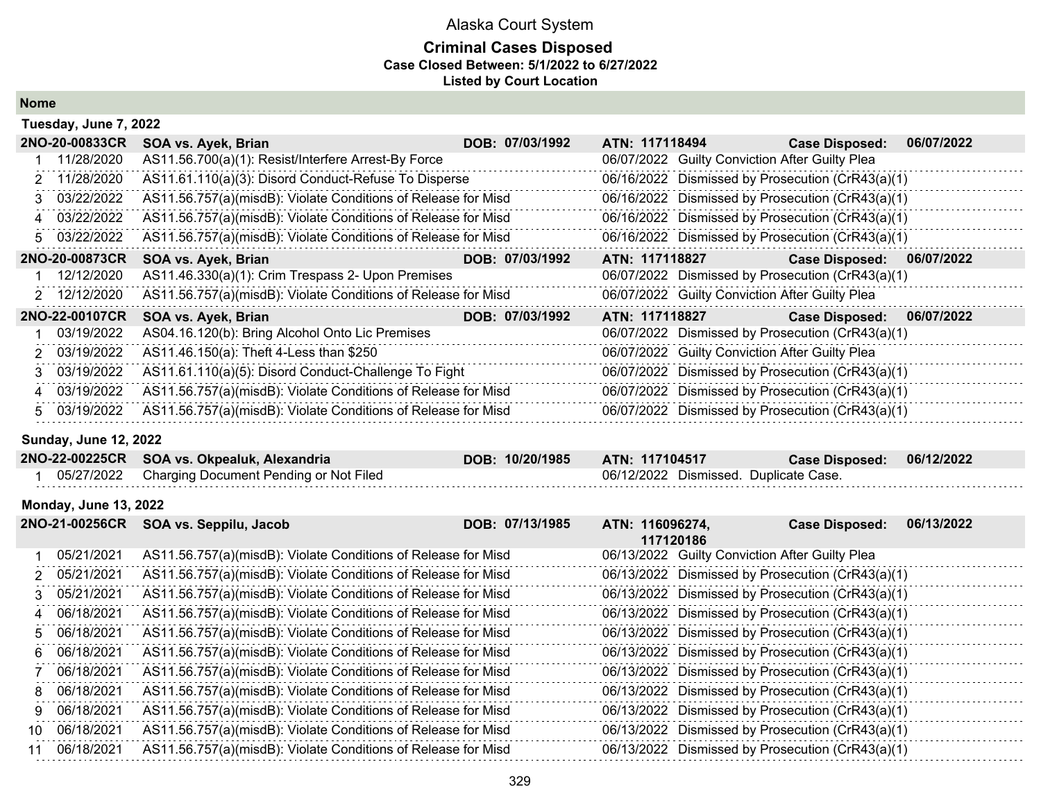# Alaska Court System

## Criminal Cases Disposed

**Case Closed Between: 5/1/2022 to 6/27/2022**

**Listed by Court Location**

### Nome

#### Tuesday, June 7, 2022

**2NO-20-00833CR** | **SOA vs. Ayek, Brian** | **DOB: 07/03/1992** | **ATN: 117118494** | **Case Disposed: 06/07/2022**

| # | Date | Charge | Disposition Date | Disposition |
|---|---|---|---|---|
| 1 | 11/28/2020 | AS11.56.700(a)(1): Resist/Interfere Arrest-By Force | 06/07/2022 | Guilty Conviction After Guilty Plea |
| 2 | 11/28/2020 | AS11.61.110(a)(3): Disord Conduct-Refuse To Disperse | 06/16/2022 | Dismissed by Prosecution (CrR43(a)(1) |
| 3 | 03/22/2022 | AS11.56.757(a)(misdB): Violate Conditions of Release for Misd | 06/16/2022 | Dismissed by Prosecution (CrR43(a)(1) |
| 4 | 03/22/2022 | AS11.56.757(a)(misdB): Violate Conditions of Release for Misd | 06/16/2022 | Dismissed by Prosecution (CrR43(a)(1) |
| 5 | 03/22/2022 | AS11.56.757(a)(misdB): Violate Conditions of Release for Misd | 06/16/2022 | Dismissed by Prosecution (CrR43(a)(1) |

**2NO-20-00873CR** | **SOA vs. Ayek, Brian** | **DOB: 07/03/1992** | **ATN: 117118827** | **Case Disposed: 06/07/2022**

| # | Date | Charge | Disposition Date | Disposition |
|---|---|---|---|---|
| 1 | 12/12/2020 | AS11.46.330(a)(1): Crim Trespass 2- Upon Premises | 06/07/2022 | Dismissed by Prosecution (CrR43(a)(1) |
| 2 | 12/12/2020 | AS11.56.757(a)(misdB): Violate Conditions of Release for Misd | 06/07/2022 | Guilty Conviction After Guilty Plea |

**2NO-22-00107CR** | **SOA vs. Ayek, Brian** | **DOB: 07/03/1992** | **ATN: 117118827** | **Case Disposed: 06/07/2022**

| # | Date | Charge | Disposition Date | Disposition |
|---|---|---|---|---|
| 1 | 03/19/2022 | AS04.16.120(b): Bring Alcohol Onto Lic Premises | 06/07/2022 | Dismissed by Prosecution (CrR43(a)(1) |
| 2 | 03/19/2022 | AS11.46.150(a): Theft 4-Less than $250 | 06/07/2022 | Guilty Conviction After Guilty Plea |
| 3 | 03/19/2022 | AS11.61.110(a)(5): Disord Conduct-Challenge To Fight | 06/07/2022 | Dismissed by Prosecution (CrR43(a)(1) |
| 4 | 03/19/2022 | AS11.56.757(a)(misdB): Violate Conditions of Release for Misd | 06/07/2022 | Dismissed by Prosecution (CrR43(a)(1) |
| 5 | 03/19/2022 | AS11.56.757(a)(misdB): Violate Conditions of Release for Misd | 06/07/2022 | Dismissed by Prosecution (CrR43(a)(1) |

#### Sunday, June 12, 2022

**2NO-22-00225CR** | **SOA vs. Okpealuk, Alexandria** | **DOB: 10/20/1985** | **ATN: 117104517** | **Case Disposed: 06/12/2022**

| # | Date | Charge | Disposition Date | Disposition |
|---|---|---|---|---|
| 1 | 05/27/2022 | Charging Document Pending or Not Filed | 06/12/2022 | Dismissed. Duplicate Case. |

#### Monday, June 13, 2022

**2NO-21-00256CR** | **SOA vs. Seppilu, Jacob** | **DOB: 07/13/1985** | **ATN: 116096274, 117120186** | **Case Disposed: 06/13/2022**

| # | Date | Charge | Disposition Date | Disposition |
|---|---|---|---|---|
| 1 | 05/21/2021 | AS11.56.757(a)(misdB): Violate Conditions of Release for Misd | 06/13/2022 | Guilty Conviction After Guilty Plea |
| 2 | 05/21/2021 | AS11.56.757(a)(misdB): Violate Conditions of Release for Misd | 06/13/2022 | Dismissed by Prosecution (CrR43(a)(1) |
| 3 | 05/21/2021 | AS11.56.757(a)(misdB): Violate Conditions of Release for Misd | 06/13/2022 | Dismissed by Prosecution (CrR43(a)(1) |
| 4 | 06/18/2021 | AS11.56.757(a)(misdB): Violate Conditions of Release for Misd | 06/13/2022 | Dismissed by Prosecution (CrR43(a)(1) |
| 5 | 06/18/2021 | AS11.56.757(a)(misdB): Violate Conditions of Release for Misd | 06/13/2022 | Dismissed by Prosecution (CrR43(a)(1) |
| 6 | 06/18/2021 | AS11.56.757(a)(misdB): Violate Conditions of Release for Misd | 06/13/2022 | Dismissed by Prosecution (CrR43(a)(1) |
| 7 | 06/18/2021 | AS11.56.757(a)(misdB): Violate Conditions of Release for Misd | 06/13/2022 | Dismissed by Prosecution (CrR43(a)(1) |
| 8 | 06/18/2021 | AS11.56.757(a)(misdB): Violate Conditions of Release for Misd | 06/13/2022 | Dismissed by Prosecution (CrR43(a)(1) |
| 9 | 06/18/2021 | AS11.56.757(a)(misdB): Violate Conditions of Release for Misd | 06/13/2022 | Dismissed by Prosecution (CrR43(a)(1) |
| 10 | 06/18/2021 | AS11.56.757(a)(misdB): Violate Conditions of Release for Misd | 06/13/2022 | Dismissed by Prosecution (CrR43(a)(1) |
| 11 | 06/18/2021 | AS11.56.757(a)(misdB): Violate Conditions of Release for Misd | 06/13/2022 | Dismissed by Prosecution (CrR43(a)(1) |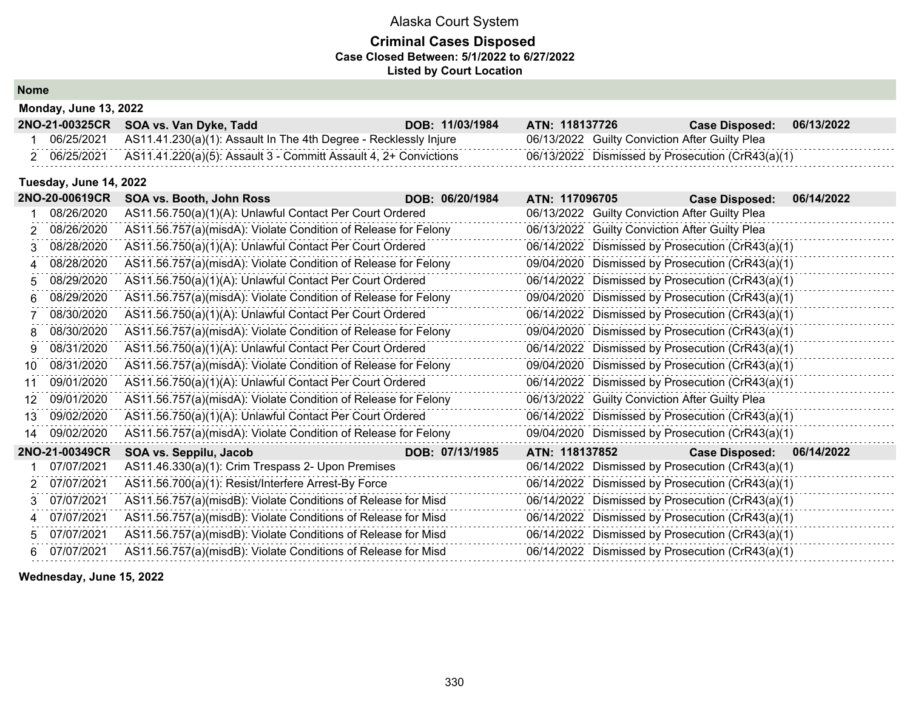Alaska Court System

**Criminal Cases Disposed**
**Case Closed Between: 5/1/2022 to 6/27/2022**
**Listed by Court Location**

## Nome

### Monday, June 13, 2022

**2NO-21-00325CR SOA vs. Van Dyke, Tadd** DOB: 11/03/1984 ATN: 118137726 Case Disposed: 06/13/2022

| # | Date | Charge | Disposition Date | Disposition |
|---|---|---|---|---|
| 1 | 06/25/2021 | AS11.41.230(a)(1): Assault In The 4th Degree - Recklessly Injure | 06/13/2022 | Guilty Conviction After Guilty Plea |
| 2 | 06/25/2021 | AS11.41.220(a)(5): Assault 3 - Committ Assault 4, 2+ Convictions | 06/13/2022 | Dismissed by Prosecution (CrR43(a)(1) |

### Tuesday, June 14, 2022

**2NO-20-00619CR SOA vs. Booth, John Ross** DOB: 06/20/1984 ATN: 117096705 Case Disposed: 06/14/2022

| # | Date | Charge | Disposition Date | Disposition |
|---|---|---|---|---|
| 1 | 08/26/2020 | AS11.56.750(a)(1)(A): Unlawful Contact Per Court Ordered | 06/13/2022 | Guilty Conviction After Guilty Plea |
| 2 | 08/26/2020 | AS11.56.757(a)(misdA): Violate Condition of Release for Felony | 06/13/2022 | Guilty Conviction After Guilty Plea |
| 3 | 08/28/2020 | AS11.56.750(a)(1)(A): Unlawful Contact Per Court Ordered | 06/14/2022 | Dismissed by Prosecution (CrR43(a)(1) |
| 4 | 08/28/2020 | AS11.56.757(a)(misdA): Violate Condition of Release for Felony | 09/04/2020 | Dismissed by Prosecution (CrR43(a)(1) |
| 5 | 08/29/2020 | AS11.56.750(a)(1)(A): Unlawful Contact Per Court Ordered | 06/14/2022 | Dismissed by Prosecution (CrR43(a)(1) |
| 6 | 08/29/2020 | AS11.56.757(a)(misdA): Violate Condition of Release for Felony | 09/04/2020 | Dismissed by Prosecution (CrR43(a)(1) |
| 7 | 08/30/2020 | AS11.56.750(a)(1)(A): Unlawful Contact Per Court Ordered | 06/14/2022 | Dismissed by Prosecution (CrR43(a)(1) |
| 8 | 08/30/2020 | AS11.56.757(a)(misdA): Violate Condition of Release for Felony | 09/04/2020 | Dismissed by Prosecution (CrR43(a)(1) |
| 9 | 08/31/2020 | AS11.56.750(a)(1)(A): Unlawful Contact Per Court Ordered | 06/14/2022 | Dismissed by Prosecution (CrR43(a)(1) |
| 10 | 08/31/2020 | AS11.56.757(a)(misdA): Violate Condition of Release for Felony | 09/04/2020 | Dismissed by Prosecution (CrR43(a)(1) |
| 11 | 09/01/2020 | AS11.56.750(a)(1)(A): Unlawful Contact Per Court Ordered | 06/14/2022 | Dismissed by Prosecution (CrR43(a)(1) |
| 12 | 09/01/2020 | AS11.56.757(a)(misdA): Violate Condition of Release for Felony | 06/13/2022 | Guilty Conviction After Guilty Plea |
| 13 | 09/02/2020 | AS11.56.750(a)(1)(A): Unlawful Contact Per Court Ordered | 06/14/2022 | Dismissed by Prosecution (CrR43(a)(1) |
| 14 | 09/02/2020 | AS11.56.757(a)(misdA): Violate Condition of Release for Felony | 09/04/2020 | Dismissed by Prosecution (CrR43(a)(1) |

**2NO-21-00349CR SOA vs. Seppilu, Jacob** DOB: 07/13/1985 ATN: 118137852 Case Disposed: 06/14/2022

| # | Date | Charge | Disposition Date | Disposition |
|---|---|---|---|---|
| 1 | 07/07/2021 | AS11.46.330(a)(1): Crim Trespass 2- Upon Premises | 06/14/2022 | Dismissed by Prosecution (CrR43(a)(1) |
| 2 | 07/07/2021 | AS11.56.700(a)(1): Resist/Interfere Arrest-By Force | 06/14/2022 | Dismissed by Prosecution (CrR43(a)(1) |
| 3 | 07/07/2021 | AS11.56.757(a)(misdB): Violate Conditions of Release for Misd | 06/14/2022 | Dismissed by Prosecution (CrR43(a)(1) |
| 4 | 07/07/2021 | AS11.56.757(a)(misdB): Violate Conditions of Release for Misd | 06/14/2022 | Dismissed by Prosecution (CrR43(a)(1) |
| 5 | 07/07/2021 | AS11.56.757(a)(misdB): Violate Conditions of Release for Misd | 06/14/2022 | Dismissed by Prosecution (CrR43(a)(1) |
| 6 | 07/07/2021 | AS11.56.757(a)(misdB): Violate Conditions of Release for Misd | 06/14/2022 | Dismissed by Prosecution (CrR43(a)(1) |

### Wednesday, June 15, 2022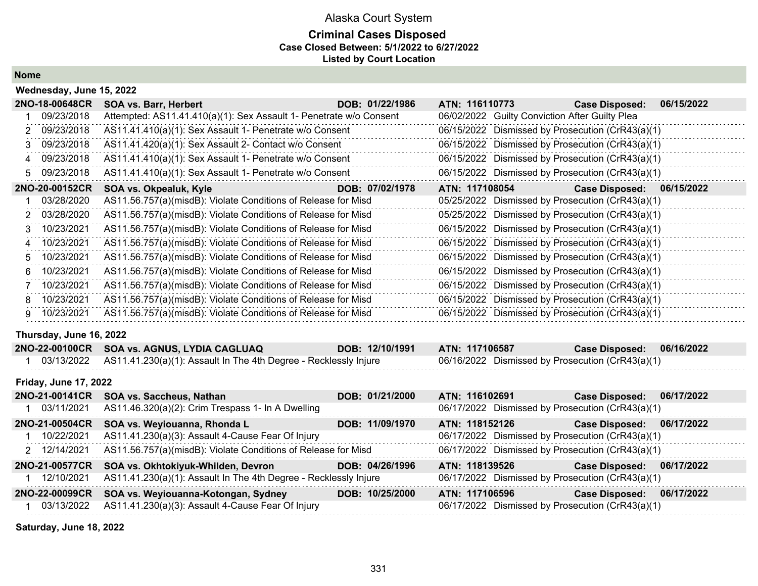# Alaska Court System

## Criminal Cases Disposed

**Case Closed Between: 5/1/2022 to 6/27/2022**

**Listed by Court Location**

**Nome**

**Wednesday, June 15, 2022**

| Case | Party | DOB | ATN | Case Disposed |
|---|---|---|---|---|
| **2NO-18-00648CR** | **SOA vs. Barr, Herbert** | **DOB: 01/22/1986** | **ATN: 116110773** | **Case Disposed: 06/15/2022** |

| # | Offense Date | Charge | Disposition Date | Disposition |
|---|---|---|---|---|
| 1 | 09/23/2018 | Attempted: AS11.41.410(a)(1): Sex Assault 1- Penetrate w/o Consent | 06/02/2022 | Guilty Conviction After Guilty Plea |
| 2 | 09/23/2018 | AS11.41.410(a)(1): Sex Assault 1- Penetrate w/o Consent | 06/15/2022 | Dismissed by Prosecution (CrR43(a)(1) |
| 3 | 09/23/2018 | AS11.41.420(a)(1): Sex Assault 2- Contact w/o Consent | 06/15/2022 | Dismissed by Prosecution (CrR43(a)(1) |
| 4 | 09/23/2018 | AS11.41.410(a)(1): Sex Assault 1- Penetrate w/o Consent | 06/15/2022 | Dismissed by Prosecution (CrR43(a)(1) |
| 5 | 09/23/2018 | AS11.41.410(a)(1): Sex Assault 1- Penetrate w/o Consent | 06/15/2022 | Dismissed by Prosecution (CrR43(a)(1) |

| Case | Party | DOB | ATN | Case Disposed |
|---|---|---|---|---|
| **2NO-20-00152CR** | **SOA vs. Okpealuk, Kyle** | **DOB: 07/02/1978** | **ATN: 117108054** | **Case Disposed: 06/15/2022** |

| # | Offense Date | Charge | Disposition Date | Disposition |
|---|---|---|---|---|
| 1 | 03/28/2020 | AS11.56.757(a)(misdB): Violate Conditions of Release for Misd | 05/25/2022 | Dismissed by Prosecution (CrR43(a)(1) |
| 2 | 03/28/2020 | AS11.56.757(a)(misdB): Violate Conditions of Release for Misd | 05/25/2022 | Dismissed by Prosecution (CrR43(a)(1) |
| 3 | 10/23/2021 | AS11.56.757(a)(misdB): Violate Conditions of Release for Misd | 06/15/2022 | Dismissed by Prosecution (CrR43(a)(1) |
| 4 | 10/23/2021 | AS11.56.757(a)(misdB): Violate Conditions of Release for Misd | 06/15/2022 | Dismissed by Prosecution (CrR43(a)(1) |
| 5 | 10/23/2021 | AS11.56.757(a)(misdB): Violate Conditions of Release for Misd | 06/15/2022 | Dismissed by Prosecution (CrR43(a)(1) |
| 6 | 10/23/2021 | AS11.56.757(a)(misdB): Violate Conditions of Release for Misd | 06/15/2022 | Dismissed by Prosecution (CrR43(a)(1) |
| 7 | 10/23/2021 | AS11.56.757(a)(misdB): Violate Conditions of Release for Misd | 06/15/2022 | Dismissed by Prosecution (CrR43(a)(1) |
| 8 | 10/23/2021 | AS11.56.757(a)(misdB): Violate Conditions of Release for Misd | 06/15/2022 | Dismissed by Prosecution (CrR43(a)(1) |
| 9 | 10/23/2021 | AS11.56.757(a)(misdB): Violate Conditions of Release for Misd | 06/15/2022 | Dismissed by Prosecution (CrR43(a)(1) |

**Thursday, June 16, 2022**

| Case | Party | DOB | ATN | Case Disposed |
|---|---|---|---|---|
| **2NO-22-00100CR** | **SOA vs. AGNUS, LYDIA CAGLUAQ** | **DOB: 12/10/1991** | **ATN: 117106587** | **Case Disposed: 06/16/2022** |

| # | Offense Date | Charge | Disposition Date | Disposition |
|---|---|---|---|---|
| 1 | 03/13/2022 | AS11.41.230(a)(1): Assault In The 4th Degree - Recklessly Injure | 06/16/2022 | Dismissed by Prosecution (CrR43(a)(1) |

**Friday, June 17, 2022**

| Case | Party | DOB | ATN | Case Disposed |
|---|---|---|---|---|
| **2NO-21-00141CR** | **SOA vs. Saccheus, Nathan** | **DOB: 01/21/2000** | **ATN: 116102691** | **Case Disposed: 06/17/2022** |

| # | Offense Date | Charge | Disposition Date | Disposition |
|---|---|---|---|---|
| 1 | 03/11/2021 | AS11.46.320(a)(2): Crim Trespass 1- In A Dwelling | 06/17/2022 | Dismissed by Prosecution (CrR43(a)(1) |

| Case | Party | DOB | ATN | Case Disposed |
|---|---|---|---|---|
| **2NO-21-00504CR** | **SOA vs. Weyiouanna, Rhonda L** | **DOB: 11/09/1970** | **ATN: 118152126** | **Case Disposed: 06/17/2022** |

| # | Offense Date | Charge | Disposition Date | Disposition |
|---|---|---|---|---|
| 1 | 10/22/2021 | AS11.41.230(a)(3): Assault 4-Cause Fear Of Injury | 06/17/2022 | Dismissed by Prosecution (CrR43(a)(1) |
| 2 | 12/14/2021 | AS11.56.757(a)(misdB): Violate Conditions of Release for Misd | 06/17/2022 | Dismissed by Prosecution (CrR43(a)(1) |

| Case | Party | DOB | ATN | Case Disposed |
|---|---|---|---|---|
| **2NO-21-00577CR** | **SOA vs. Okhtokiyuk-Whilden, Devron** | **DOB: 04/26/1996** | **ATN: 118139526** | **Case Disposed: 06/17/2022** |

| # | Offense Date | Charge | Disposition Date | Disposition |
|---|---|---|---|---|
| 1 | 12/10/2021 | AS11.41.230(a)(1): Assault In The 4th Degree - Recklessly Injure | 06/17/2022 | Dismissed by Prosecution (CrR43(a)(1) |

| Case | Party | DOB | ATN | Case Disposed |
|---|---|---|---|---|
| **2NO-22-00099CR** | **SOA vs. Weyiouanna-Kotongan, Sydney** | **DOB: 10/25/2000** | **ATN: 117106596** | **Case Disposed: 06/17/2022** |

| # | Offense Date | Charge | Disposition Date | Disposition |
|---|---|---|---|---|
| 1 | 03/13/2022 | AS11.41.230(a)(3): Assault 4-Cause Fear Of Injury | 06/17/2022 | Dismissed by Prosecution (CrR43(a)(1) |

**Saturday, June 18, 2022**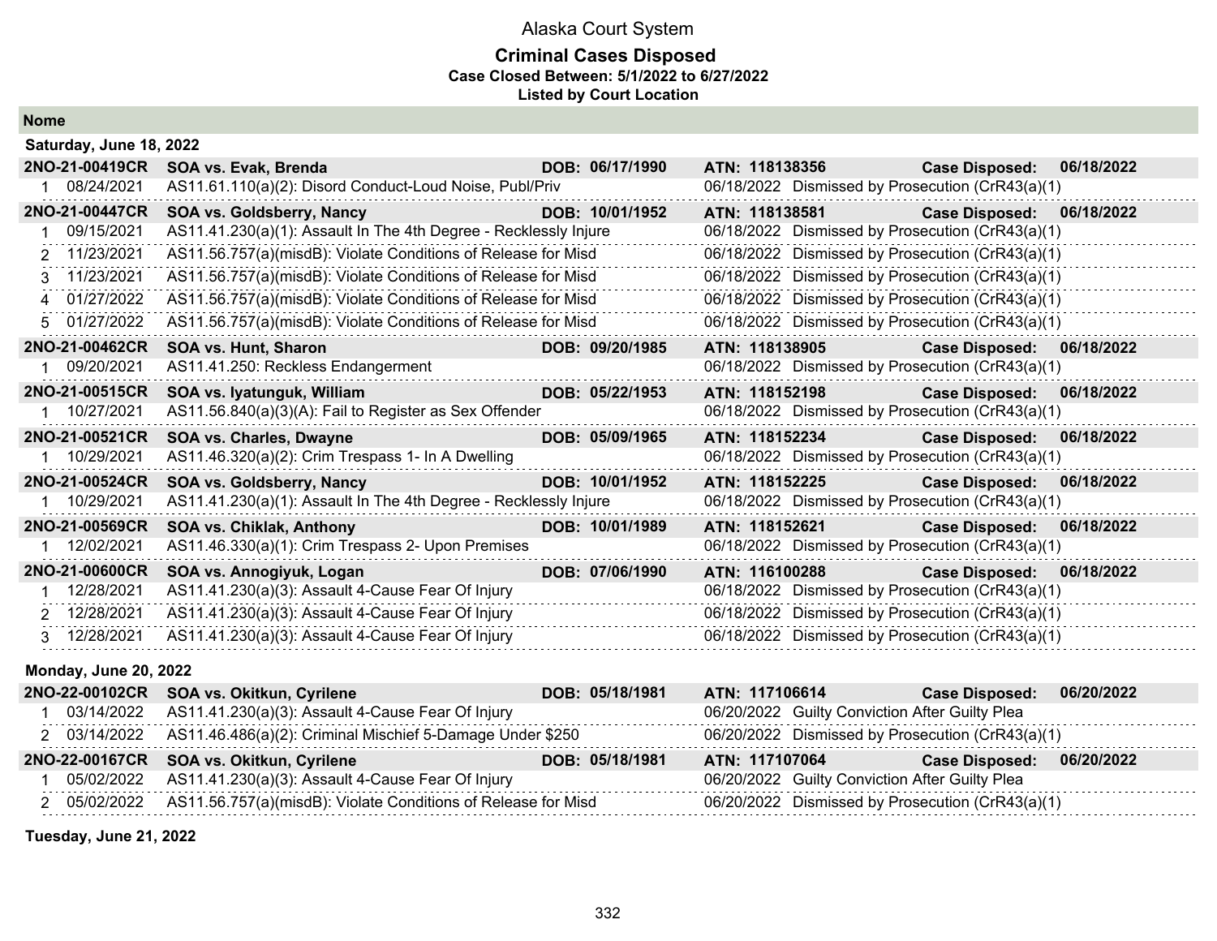Alaska Court System

**Criminal Cases Disposed**
**Case Closed Between: 5/1/2022 to 6/27/2022**
**Listed by Court Location**

**Nome**

**Saturday, June 18, 2022**

**2NO-21-00419CR** **SOA vs. Evak, Brenda** **DOB: 06/17/1990** **ATN: 118138356** **Case Disposed: 06/18/2022**

1 08/24/2021 AS11.61.110(a)(2): Disord Conduct-Loud Noise, Publ/Priv 06/18/2022 Dismissed by Prosecution (CrR43(a)(1)

**2NO-21-00447CR** **SOA vs. Goldsberry, Nancy** **DOB: 10/01/1952** **ATN: 118138581** **Case Disposed: 06/18/2022**

1 09/15/2021 AS11.41.230(a)(1): Assault In The 4th Degree - Recklessly Injure 06/18/2022 Dismissed by Prosecution (CrR43(a)(1)
2 11/23/2021 AS11.56.757(a)(misdB): Violate Conditions of Release for Misd 06/18/2022 Dismissed by Prosecution (CrR43(a)(1)
3 11/23/2021 AS11.56.757(a)(misdB): Violate Conditions of Release for Misd 06/18/2022 Dismissed by Prosecution (CrR43(a)(1)
4 01/27/2022 AS11.56.757(a)(misdB): Violate Conditions of Release for Misd 06/18/2022 Dismissed by Prosecution (CrR43(a)(1)
5 01/27/2022 AS11.56.757(a)(misdB): Violate Conditions of Release for Misd 06/18/2022 Dismissed by Prosecution (CrR43(a)(1)

**2NO-21-00462CR** **SOA vs. Hunt, Sharon** **DOB: 09/20/1985** **ATN: 118138905** **Case Disposed: 06/18/2022**

1 09/20/2021 AS11.41.250: Reckless Endangerment 06/18/2022 Dismissed by Prosecution (CrR43(a)(1)

**2NO-21-00515CR** **SOA vs. Iyatunguk, William** **DOB: 05/22/1953** **ATN: 118152198** **Case Disposed: 06/18/2022**

1 10/27/2021 AS11.56.840(a)(3)(A): Fail to Register as Sex Offender 06/18/2022 Dismissed by Prosecution (CrR43(a)(1)

**2NO-21-00521CR** **SOA vs. Charles, Dwayne** **DOB: 05/09/1965** **ATN: 118152234** **Case Disposed: 06/18/2022**

1 10/29/2021 AS11.46.320(a)(2): Crim Trespass 1- In A Dwelling 06/18/2022 Dismissed by Prosecution (CrR43(a)(1)

**2NO-21-00524CR** **SOA vs. Goldsberry, Nancy** **DOB: 10/01/1952** **ATN: 118152225** **Case Disposed: 06/18/2022**

1 10/29/2021 AS11.41.230(a)(1): Assault In The 4th Degree - Recklessly Injure 06/18/2022 Dismissed by Prosecution (CrR43(a)(1)

**2NO-21-00569CR** **SOA vs. Chiklak, Anthony** **DOB: 10/01/1989** **ATN: 118152621** **Case Disposed: 06/18/2022**

1 12/02/2021 AS11.46.330(a)(1): Crim Trespass 2- Upon Premises 06/18/2022 Dismissed by Prosecution (CrR43(a)(1)

**2NO-21-00600CR** **SOA vs. Annogiyuk, Logan** **DOB: 07/06/1990** **ATN: 116100288** **Case Disposed: 06/18/2022**

1 12/28/2021 AS11.41.230(a)(3): Assault 4-Cause Fear Of Injury 06/18/2022 Dismissed by Prosecution (CrR43(a)(1)
2 12/28/2021 AS11.41.230(a)(3): Assault 4-Cause Fear Of Injury 06/18/2022 Dismissed by Prosecution (CrR43(a)(1)
3 12/28/2021 AS11.41.230(a)(3): Assault 4-Cause Fear Of Injury 06/18/2022 Dismissed by Prosecution (CrR43(a)(1)

**Monday, June 20, 2022**

**2NO-22-00102CR** **SOA vs. Okitkun, Cyrilene** **DOB: 05/18/1981** **ATN: 117106614** **Case Disposed: 06/20/2022**

1 03/14/2022 AS11.41.230(a)(3): Assault 4-Cause Fear Of Injury 06/20/2022 Guilty Conviction After Guilty Plea
2 03/14/2022 AS11.46.486(a)(2): Criminal Mischief 5-Damage Under $250 06/20/2022 Dismissed by Prosecution (CrR43(a)(1)

**2NO-22-00167CR** **SOA vs. Okitkun, Cyrilene** **DOB: 05/18/1981** **ATN: 117107064** **Case Disposed: 06/20/2022**

1 05/02/2022 AS11.41.230(a)(3): Assault 4-Cause Fear Of Injury 06/20/2022 Guilty Conviction After Guilty Plea
2 05/02/2022 AS11.56.757(a)(misdB): Violate Conditions of Release for Misd 06/20/2022 Dismissed by Prosecution (CrR43(a)(1)

**Tuesday, June 21, 2022**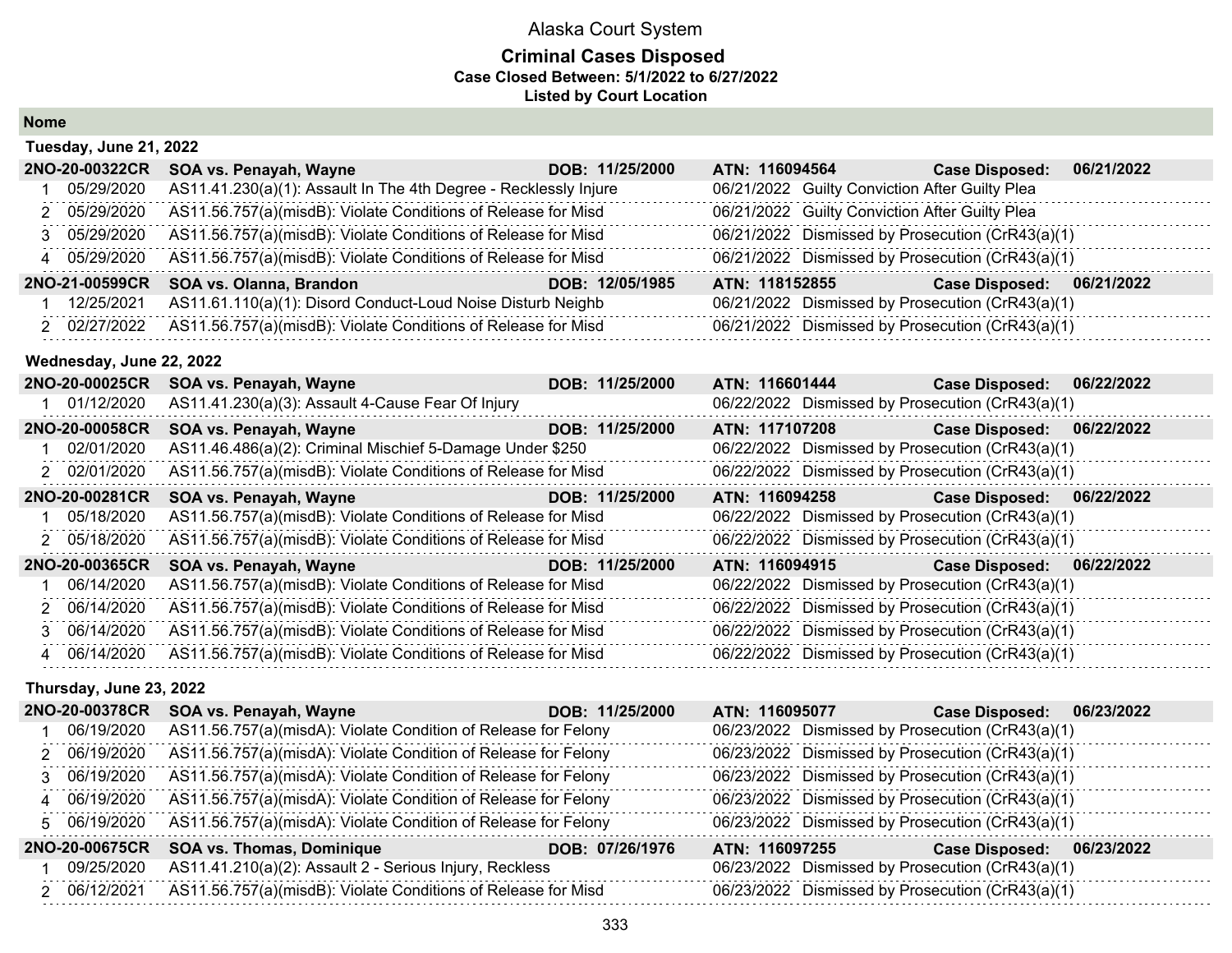# Alaska Court System

## Criminal Cases Disposed

**Case Closed Between: 5/1/2022 to 6/27/2022**

**Listed by Court Location**

### Nome

#### Tuesday, June 21, 2022

**2NO-20-00322CR** **SOA vs. Penayah, Wayne** **DOB: 11/25/2000** **ATN: 116094564** **Case Disposed: 06/21/2022**

| # | Offense Date | Charge | Disposition Date | Disposition |
|---|---|---|---|---|
| 1 | 05/29/2020 | AS11.41.230(a)(1): Assault In The 4th Degree - Recklessly Injure | 06/21/2022 | Guilty Conviction After Guilty Plea |
| 2 | 05/29/2020 | AS11.56.757(a)(misdB): Violate Conditions of Release for Misd | 06/21/2022 | Guilty Conviction After Guilty Plea |
| 3 | 05/29/2020 | AS11.56.757(a)(misdB): Violate Conditions of Release for Misd | 06/21/2022 | Dismissed by Prosecution (CrR43(a)(1) |
| 4 | 05/29/2020 | AS11.56.757(a)(misdB): Violate Conditions of Release for Misd | 06/21/2022 | Dismissed by Prosecution (CrR43(a)(1) |

**2NO-21-00599CR** **SOA vs. Olanna, Brandon** **DOB: 12/05/1985** **ATN: 118152855** **Case Disposed: 06/21/2022**

| # | Offense Date | Charge | Disposition Date | Disposition |
|---|---|---|---|---|
| 1 | 12/25/2021 | AS11.61.110(a)(1): Disord Conduct-Loud Noise Disturb Neighb | 06/21/2022 | Dismissed by Prosecution (CrR43(a)(1) |
| 2 | 02/27/2022 | AS11.56.757(a)(misdB): Violate Conditions of Release for Misd | 06/21/2022 | Dismissed by Prosecution (CrR43(a)(1) |

#### Wednesday, June 22, 2022

**2NO-20-00025CR** **SOA vs. Penayah, Wayne** **DOB: 11/25/2000** **ATN: 116601444** **Case Disposed: 06/22/2022**

| # | Offense Date | Charge | Disposition Date | Disposition |
|---|---|---|---|---|
| 1 | 01/12/2020 | AS11.41.230(a)(3): Assault 4-Cause Fear Of Injury | 06/22/2022 | Dismissed by Prosecution (CrR43(a)(1) |

**2NO-20-00058CR** **SOA vs. Penayah, Wayne** **DOB: 11/25/2000** **ATN: 117107208** **Case Disposed: 06/22/2022**

| # | Offense Date | Charge | Disposition Date | Disposition |
|---|---|---|---|---|
| 1 | 02/01/2020 | AS11.46.486(a)(2): Criminal Mischief 5-Damage Under $250 | 06/22/2022 | Dismissed by Prosecution (CrR43(a)(1) |
| 2 | 02/01/2020 | AS11.56.757(a)(misdB): Violate Conditions of Release for Misd | 06/22/2022 | Dismissed by Prosecution (CrR43(a)(1) |

**2NO-20-00281CR** **SOA vs. Penayah, Wayne** **DOB: 11/25/2000** **ATN: 116094258** **Case Disposed: 06/22/2022**

| # | Offense Date | Charge | Disposition Date | Disposition |
|---|---|---|---|---|
| 1 | 05/18/2020 | AS11.56.757(a)(misdB): Violate Conditions of Release for Misd | 06/22/2022 | Dismissed by Prosecution (CrR43(a)(1) |
| 2 | 05/18/2020 | AS11.56.757(a)(misdB): Violate Conditions of Release for Misd | 06/22/2022 | Dismissed by Prosecution (CrR43(a)(1) |

**2NO-20-00365CR** **SOA vs. Penayah, Wayne** **DOB: 11/25/2000** **ATN: 116094915** **Case Disposed: 06/22/2022**

| # | Offense Date | Charge | Disposition Date | Disposition |
|---|---|---|---|---|
| 1 | 06/14/2020 | AS11.56.757(a)(misdB): Violate Conditions of Release for Misd | 06/22/2022 | Dismissed by Prosecution (CrR43(a)(1) |
| 2 | 06/14/2020 | AS11.56.757(a)(misdB): Violate Conditions of Release for Misd | 06/22/2022 | Dismissed by Prosecution (CrR43(a)(1) |
| 3 | 06/14/2020 | AS11.56.757(a)(misdB): Violate Conditions of Release for Misd | 06/22/2022 | Dismissed by Prosecution (CrR43(a)(1) |
| 4 | 06/14/2020 | AS11.56.757(a)(misdB): Violate Conditions of Release for Misd | 06/22/2022 | Dismissed by Prosecution (CrR43(a)(1) |

#### Thursday, June 23, 2022

**2NO-20-00378CR** **SOA vs. Penayah, Wayne** **DOB: 11/25/2000** **ATN: 116095077** **Case Disposed: 06/23/2022**

| # | Offense Date | Charge | Disposition Date | Disposition |
|---|---|---|---|---|
| 1 | 06/19/2020 | AS11.56.757(a)(misdA): Violate Condition of Release for Felony | 06/23/2022 | Dismissed by Prosecution (CrR43(a)(1) |
| 2 | 06/19/2020 | AS11.56.757(a)(misdA): Violate Condition of Release for Felony | 06/23/2022 | Dismissed by Prosecution (CrR43(a)(1) |
| 3 | 06/19/2020 | AS11.56.757(a)(misdA): Violate Condition of Release for Felony | 06/23/2022 | Dismissed by Prosecution (CrR43(a)(1) |
| 4 | 06/19/2020 | AS11.56.757(a)(misdA): Violate Condition of Release for Felony | 06/23/2022 | Dismissed by Prosecution (CrR43(a)(1) |
| 5 | 06/19/2020 | AS11.56.757(a)(misdA): Violate Condition of Release for Felony | 06/23/2022 | Dismissed by Prosecution (CrR43(a)(1) |

**2NO-20-00675CR** **SOA vs. Thomas, Dominique** **DOB: 07/26/1976** **ATN: 116097255** **Case Disposed: 06/23/2022**

| # | Offense Date | Charge | Disposition Date | Disposition |
|---|---|---|---|---|
| 1 | 09/25/2020 | AS11.41.210(a)(2): Assault 2 - Serious Injury, Reckless | 06/23/2022 | Dismissed by Prosecution (CrR43(a)(1) |
| 2 | 06/12/2021 | AS11.56.757(a)(misdB): Violate Conditions of Release for Misd | 06/23/2022 | Dismissed by Prosecution (CrR43(a)(1) |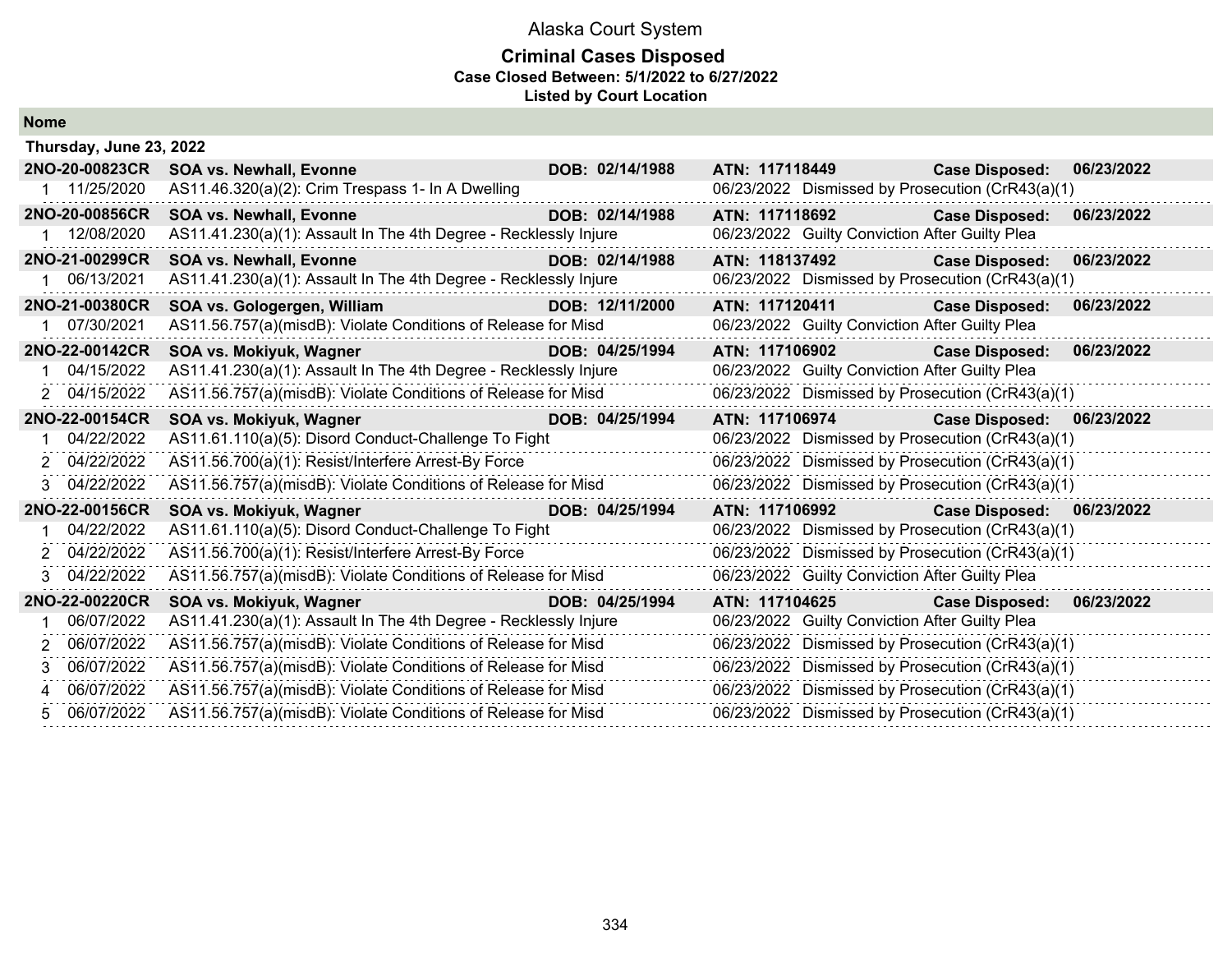Alaska Court System

**Criminal Cases Disposed**
**Case Closed Between: 5/1/2022 to 6/27/2022**
**Listed by Court Location**

## Nome

### Thursday, June 23, 2022

| Case | Party / Charge | DOB | ATN / Disposition | Case Disposed |
|---|---|---|---|---|
| **2NO-20-00823CR** | **SOA vs. Newhall, Evonne** | **DOB: 02/14/1988** | **ATN: 117118449** | **Case Disposed: 06/23/2022** |
| 1 11/25/2020 | AS11.46.320(a)(2): Crim Trespass 1- In A Dwelling | | 06/23/2022 Dismissed by Prosecution (CrR43(a)(1) | |
| **2NO-20-00856CR** | **SOA vs. Newhall, Evonne** | **DOB: 02/14/1988** | **ATN: 117118692** | **Case Disposed: 06/23/2022** |
| 1 12/08/2020 | AS11.41.230(a)(1): Assault In The 4th Degree - Recklessly Injure | | 06/23/2022 Guilty Conviction After Guilty Plea | |
| **2NO-21-00299CR** | **SOA vs. Newhall, Evonne** | **DOB: 02/14/1988** | **ATN: 118137492** | **Case Disposed: 06/23/2022** |
| 1 06/13/2021 | AS11.41.230(a)(1): Assault In The 4th Degree - Recklessly Injure | | 06/23/2022 Dismissed by Prosecution (CrR43(a)(1) | |
| **2NO-21-00380CR** | **SOA vs. Gologergen, William** | **DOB: 12/11/2000** | **ATN: 117120411** | **Case Disposed: 06/23/2022** |
| 1 07/30/2021 | AS11.56.757(a)(misdB): Violate Conditions of Release for Misd | | 06/23/2022 Guilty Conviction After Guilty Plea | |
| **2NO-22-00142CR** | **SOA vs. Mokiyuk, Wagner** | **DOB: 04/25/1994** | **ATN: 117106902** | **Case Disposed: 06/23/2022** |
| 1 04/15/2022 | AS11.41.230(a)(1): Assault In The 4th Degree - Recklessly Injure | | 06/23/2022 Guilty Conviction After Guilty Plea | |
| 2 04/15/2022 | AS11.56.757(a)(misdB): Violate Conditions of Release for Misd | | 06/23/2022 Dismissed by Prosecution (CrR43(a)(1) | |
| **2NO-22-00154CR** | **SOA vs. Mokiyuk, Wagner** | **DOB: 04/25/1994** | **ATN: 117106974** | **Case Disposed: 06/23/2022** |
| 1 04/22/2022 | AS11.61.110(a)(5): Disord Conduct-Challenge To Fight | | 06/23/2022 Dismissed by Prosecution (CrR43(a)(1) | |
| 2 04/22/2022 | AS11.56.700(a)(1): Resist/Interfere Arrest-By Force | | 06/23/2022 Dismissed by Prosecution (CrR43(a)(1) | |
| 3 04/22/2022 | AS11.56.757(a)(misdB): Violate Conditions of Release for Misd | | 06/23/2022 Dismissed by Prosecution (CrR43(a)(1) | |
| **2NO-22-00156CR** | **SOA vs. Mokiyuk, Wagner** | **DOB: 04/25/1994** | **ATN: 117106992** | **Case Disposed: 06/23/2022** |
| 1 04/22/2022 | AS11.61.110(a)(5): Disord Conduct-Challenge To Fight | | 06/23/2022 Dismissed by Prosecution (CrR43(a)(1) | |
| 2 04/22/2022 | AS11.56.700(a)(1): Resist/Interfere Arrest-By Force | | 06/23/2022 Dismissed by Prosecution (CrR43(a)(1) | |
| 3 04/22/2022 | AS11.56.757(a)(misdB): Violate Conditions of Release for Misd | | 06/23/2022 Guilty Conviction After Guilty Plea | |
| **2NO-22-00220CR** | **SOA vs. Mokiyuk, Wagner** | **DOB: 04/25/1994** | **ATN: 117104625** | **Case Disposed: 06/23/2022** |
| 1 06/07/2022 | AS11.41.230(a)(1): Assault In The 4th Degree - Recklessly Injure | | 06/23/2022 Guilty Conviction After Guilty Plea | |
| 2 06/07/2022 | AS11.56.757(a)(misdB): Violate Conditions of Release for Misd | | 06/23/2022 Dismissed by Prosecution (CrR43(a)(1) | |
| 3 06/07/2022 | AS11.56.757(a)(misdB): Violate Conditions of Release for Misd | | 06/23/2022 Dismissed by Prosecution (CrR43(a)(1) | |
| 4 06/07/2022 | AS11.56.757(a)(misdB): Violate Conditions of Release for Misd | | 06/23/2022 Dismissed by Prosecution (CrR43(a)(1) | |
| 5 06/07/2022 | AS11.56.757(a)(misdB): Violate Conditions of Release for Misd | | 06/23/2022 Dismissed by Prosecution (CrR43(a)(1) | |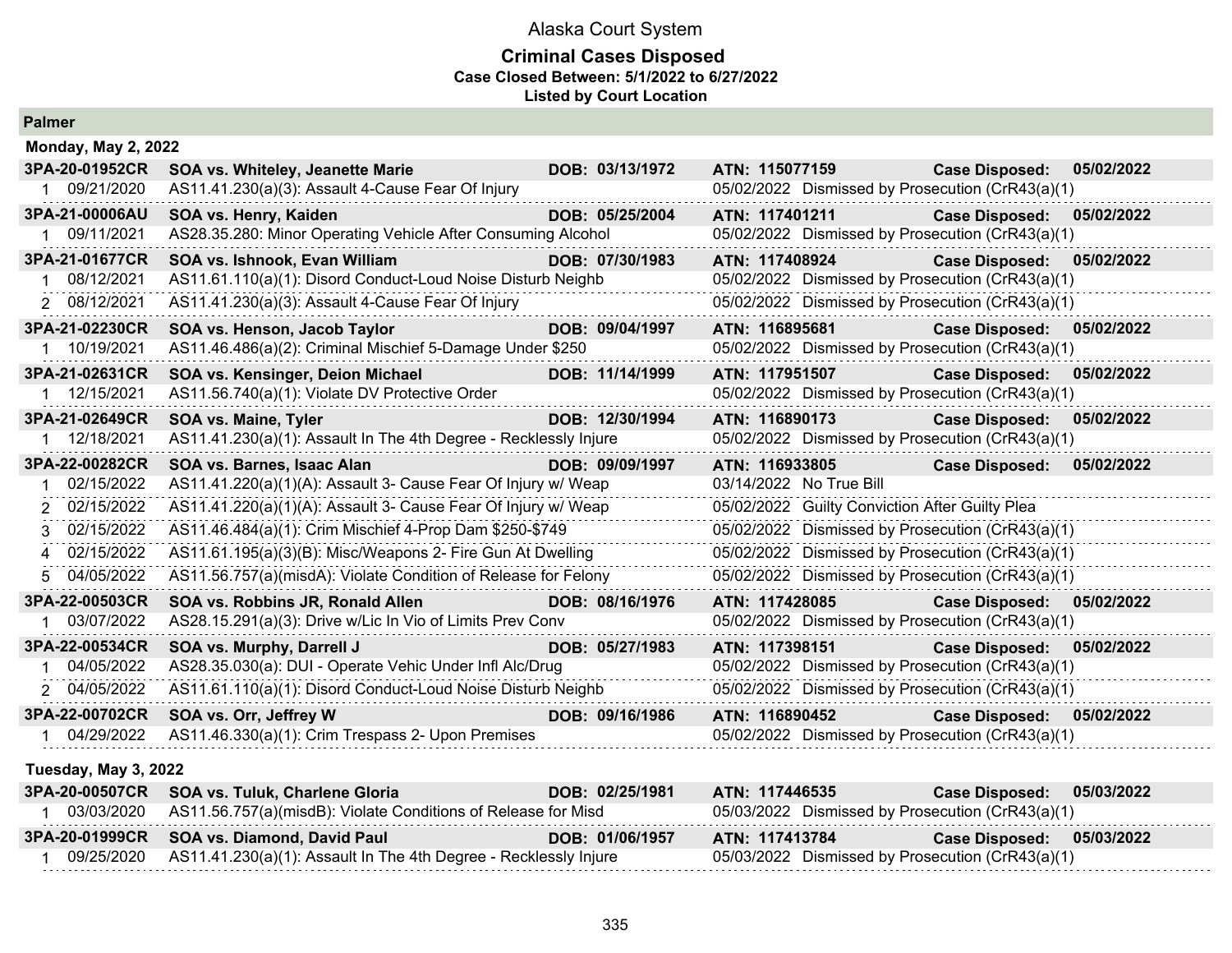# Alaska Court System

## Criminal Cases Disposed

**Case Closed Between: 5/1/2022 to 6/27/2022**

**Listed by Court Location**

### Palmer

#### Monday, May 2, 2022

| Case | Party / Charge | DOB | ATN / Disposition | Case Disposed |
|---|---|---|---|---|
| **3PA-20-01952CR** | **SOA vs. Whiteley, Jeanette Marie** | **DOB: 03/13/1972** | **ATN: 115077159** | **05/02/2022** |
| 1 09/21/2020 | AS11.41.230(a)(3): Assault 4-Cause Fear Of Injury | | 05/02/2022 Dismissed by Prosecution (CrR43(a)(1) | |
| **3PA-21-00006AU** | **SOA vs. Henry, Kaiden** | **DOB: 05/25/2004** | **ATN: 117401211** | **05/02/2022** |
| 1 09/11/2021 | AS28.35.280: Minor Operating Vehicle After Consuming Alcohol | | 05/02/2022 Dismissed by Prosecution (CrR43(a)(1) | |
| **3PA-21-01677CR** | **SOA vs. Ishnook, Evan William** | **DOB: 07/30/1983** | **ATN: 117408924** | **05/02/2022** |
| 1 08/12/2021 | AS11.61.110(a)(1): Disord Conduct-Loud Noise Disturb Neighb | | 05/02/2022 Dismissed by Prosecution (CrR43(a)(1) | |
| 2 08/12/2021 | AS11.41.230(a)(3): Assault 4-Cause Fear Of Injury | | 05/02/2022 Dismissed by Prosecution (CrR43(a)(1) | |
| **3PA-21-02230CR** | **SOA vs. Henson, Jacob Taylor** | **DOB: 09/04/1997** | **ATN: 116895681** | **05/02/2022** |
| 1 10/19/2021 | AS11.46.486(a)(2): Criminal Mischief 5-Damage Under $250 | | 05/02/2022 Dismissed by Prosecution (CrR43(a)(1) | |
| **3PA-21-02631CR** | **SOA vs. Kensinger, Deion Michael** | **DOB: 11/14/1999** | **ATN: 117951507** | **05/02/2022** |
| 1 12/15/2021 | AS11.56.740(a)(1): Violate DV Protective Order | | 05/02/2022 Dismissed by Prosecution (CrR43(a)(1) | |
| **3PA-21-02649CR** | **SOA vs. Maine, Tyler** | **DOB: 12/30/1994** | **ATN: 116890173** | **05/02/2022** |
| 1 12/18/2021 | AS11.41.230(a)(1): Assault In The 4th Degree - Recklessly Injure | | 05/02/2022 Dismissed by Prosecution (CrR43(a)(1) | |
| **3PA-22-00282CR** | **SOA vs. Barnes, Isaac Alan** | **DOB: 09/09/1997** | **ATN: 116933805** | **05/02/2022** |
| 1 02/15/2022 | AS11.41.220(a)(1)(A): Assault 3- Cause Fear Of Injury w/ Weap | | 03/14/2022 No True Bill | |
| 2 02/15/2022 | AS11.41.220(a)(1)(A): Assault 3- Cause Fear Of Injury w/ Weap | | 05/02/2022 Guilty Conviction After Guilty Plea | |
| 3 02/15/2022 | AS11.46.484(a)(1): Crim Mischief 4-Prop Dam $250-$749 | | 05/02/2022 Dismissed by Prosecution (CrR43(a)(1) | |
| 4 02/15/2022 | AS11.61.195(a)(3)(B): Misc/Weapons 2- Fire Gun At Dwelling | | 05/02/2022 Dismissed by Prosecution (CrR43(a)(1) | |
| 5 04/05/2022 | AS11.56.757(a)(misdA): Violate Condition of Release for Felony | | 05/02/2022 Dismissed by Prosecution (CrR43(a)(1) | |
| **3PA-22-00503CR** | **SOA vs. Robbins JR, Ronald Allen** | **DOB: 08/16/1976** | **ATN: 117428085** | **05/02/2022** |
| 1 03/07/2022 | AS28.15.291(a)(3): Drive w/Lic In Vio of Limits Prev Conv | | 05/02/2022 Dismissed by Prosecution (CrR43(a)(1) | |
| **3PA-22-00534CR** | **SOA vs. Murphy, Darrell J** | **DOB: 05/27/1983** | **ATN: 117398151** | **05/02/2022** |
| 1 04/05/2022 | AS28.35.030(a): DUI - Operate Vehic Under Infl Alc/Drug | | 05/02/2022 Dismissed by Prosecution (CrR43(a)(1) | |
| 2 04/05/2022 | AS11.61.110(a)(1): Disord Conduct-Loud Noise Disturb Neighb | | 05/02/2022 Dismissed by Prosecution (CrR43(a)(1) | |
| **3PA-22-00702CR** | **SOA vs. Orr, Jeffrey W** | **DOB: 09/16/1986** | **ATN: 116890452** | **05/02/2022** |
| 1 04/29/2022 | AS11.46.330(a)(1): Crim Trespass 2- Upon Premises | | 05/02/2022 Dismissed by Prosecution (CrR43(a)(1) | |

#### Tuesday, May 3, 2022

| Case | Party / Charge | DOB | ATN / Disposition | Case Disposed |
|---|---|---|---|---|
| **3PA-20-00507CR** | **SOA vs. Tuluk, Charlene Gloria** | **DOB: 02/25/1981** | **ATN: 117446535** | **05/03/2022** |
| 1 03/03/2020 | AS11.56.757(a)(misdB): Violate Conditions of Release for Misd | | 05/03/2022 Dismissed by Prosecution (CrR43(a)(1) | |
| **3PA-20-01999CR** | **SOA vs. Diamond, David Paul** | **DOB: 01/06/1957** | **ATN: 117413784** | **05/03/2022** |
| 1 09/25/2020 | AS11.41.230(a)(1): Assault In The 4th Degree - Recklessly Injure | | 05/03/2022 Dismissed by Prosecution (CrR43(a)(1) | |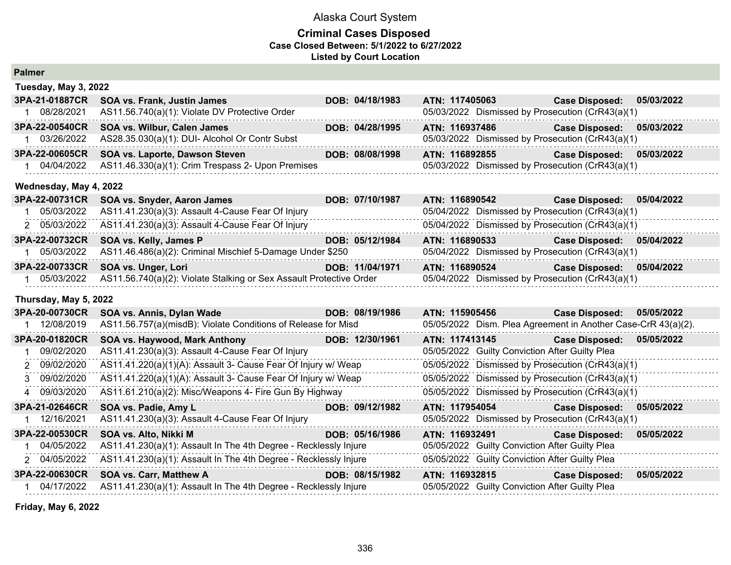# Alaska Court System

## Criminal Cases Disposed

**Case Closed Between: 5/1/2022 to 6/27/2022**

**Listed by Court Location**

### Palmer

**Tuesday, May 3, 2022**

| Case | Defendant | DOB | ATN | Case Disposed |
|---|---|---|---|---|
| **3PA-21-01887CR** | **SOA vs. Frank, Justin James** | **DOB: 04/18/1983** | **ATN: 117405063** | **Case Disposed: 05/03/2022** |
| 1 08/28/2021 | AS11.56.740(a)(1): Violate DV Protective Order | | 05/03/2022 Dismissed by Prosecution (CrR43(a)(1) | |
| **3PA-22-00540CR** | **SOA vs. Wilbur, Calen James** | **DOB: 04/28/1995** | **ATN: 116937486** | **Case Disposed: 05/03/2022** |
| 1 03/26/2022 | AS28.35.030(a)(1): DUI- Alcohol Or Contr Subst | | 05/03/2022 Dismissed by Prosecution (CrR43(a)(1) | |
| **3PA-22-00605CR** | **SOA vs. Laporte, Dawson Steven** | **DOB: 08/08/1998** | **ATN: 116892855** | **Case Disposed: 05/03/2022** |
| 1 04/04/2022 | AS11.46.330(a)(1): Crim Trespass 2- Upon Premises | | 05/03/2022 Dismissed by Prosecution (CrR43(a)(1) | |

**Wednesday, May 4, 2022**

| Case | Defendant | DOB | ATN | Case Disposed |
|---|---|---|---|---|
| **3PA-22-00731CR** | **SOA vs. Snyder, Aaron James** | **DOB: 07/10/1987** | **ATN: 116890542** | **Case Disposed: 05/04/2022** |
| 1 05/03/2022 | AS11.41.230(a)(3): Assault 4-Cause Fear Of Injury | | 05/04/2022 Dismissed by Prosecution (CrR43(a)(1) | |
| 2 05/03/2022 | AS11.41.230(a)(3): Assault 4-Cause Fear Of Injury | | 05/04/2022 Dismissed by Prosecution (CrR43(a)(1) | |
| **3PA-22-00732CR** | **SOA vs. Kelly, James P** | **DOB: 05/12/1984** | **ATN: 116890533** | **Case Disposed: 05/04/2022** |
| 1 05/03/2022 | AS11.46.486(a)(2): Criminal Mischief 5-Damage Under $250 | | 05/04/2022 Dismissed by Prosecution (CrR43(a)(1) | |
| **3PA-22-00733CR** | **SOA vs. Unger, Lori** | **DOB: 11/04/1971** | **ATN: 116890524** | **Case Disposed: 05/04/2022** |
| 1 05/03/2022 | AS11.56.740(a)(2): Violate Stalking or Sex Assault Protective Order | | 05/04/2022 Dismissed by Prosecution (CrR43(a)(1) | |

**Thursday, May 5, 2022**

| Case | Defendant | DOB | ATN | Case Disposed |
|---|---|---|---|---|
| **3PA-20-00730CR** | **SOA vs. Annis, Dylan Wade** | **DOB: 08/19/1986** | **ATN: 115905456** | **Case Disposed: 05/05/2022** |
| 1 12/08/2019 | AS11.56.757(a)(misdB): Violate Conditions of Release for Misd | | 05/05/2022 Dism. Plea Agreement in Another Case-CrR 43(a)(2). | |
| **3PA-20-01820CR** | **SOA vs. Haywood, Mark Anthony** | **DOB: 12/30/1961** | **ATN: 117413145** | **Case Disposed: 05/05/2022** |
| 1 09/02/2020 | AS11.41.230(a)(3): Assault 4-Cause Fear Of Injury | | 05/05/2022 Guilty Conviction After Guilty Plea | |
| 2 09/02/2020 | AS11.41.220(a)(1)(A): Assault 3- Cause Fear Of Injury w/ Weap | | 05/05/2022 Dismissed by Prosecution (CrR43(a)(1) | |
| 3 09/02/2020 | AS11.41.220(a)(1)(A): Assault 3- Cause Fear Of Injury w/ Weap | | 05/05/2022 Dismissed by Prosecution (CrR43(a)(1) | |
| 4 09/03/2020 | AS11.61.210(a)(2): Misc/Weapons 4- Fire Gun By Highway | | 05/05/2022 Dismissed by Prosecution (CrR43(a)(1) | |
| **3PA-21-02646CR** | **SOA vs. Padie, Amy L** | **DOB: 09/12/1982** | **ATN: 117954054** | **Case Disposed: 05/05/2022** |
| 1 12/16/2021 | AS11.41.230(a)(3): Assault 4-Cause Fear Of Injury | | 05/05/2022 Dismissed by Prosecution (CrR43(a)(1) | |
| **3PA-22-00530CR** | **SOA vs. Alto, Nikki M** | **DOB: 05/16/1986** | **ATN: 116932491** | **Case Disposed: 05/05/2022** |
| 1 04/05/2022 | AS11.41.230(a)(1): Assault In The 4th Degree - Recklessly Injure | | 05/05/2022 Guilty Conviction After Guilty Plea | |
| 2 04/05/2022 | AS11.41.230(a)(1): Assault In The 4th Degree - Recklessly Injure | | 05/05/2022 Guilty Conviction After Guilty Plea | |
| **3PA-22-00630CR** | **SOA vs. Carr, Matthew A** | **DOB: 08/15/1982** | **ATN: 116932815** | **Case Disposed: 05/05/2022** |
| 1 04/17/2022 | AS11.41.230(a)(1): Assault In The 4th Degree - Recklessly Injure | | 05/05/2022 Guilty Conviction After Guilty Plea | |

**Friday, May 6, 2022**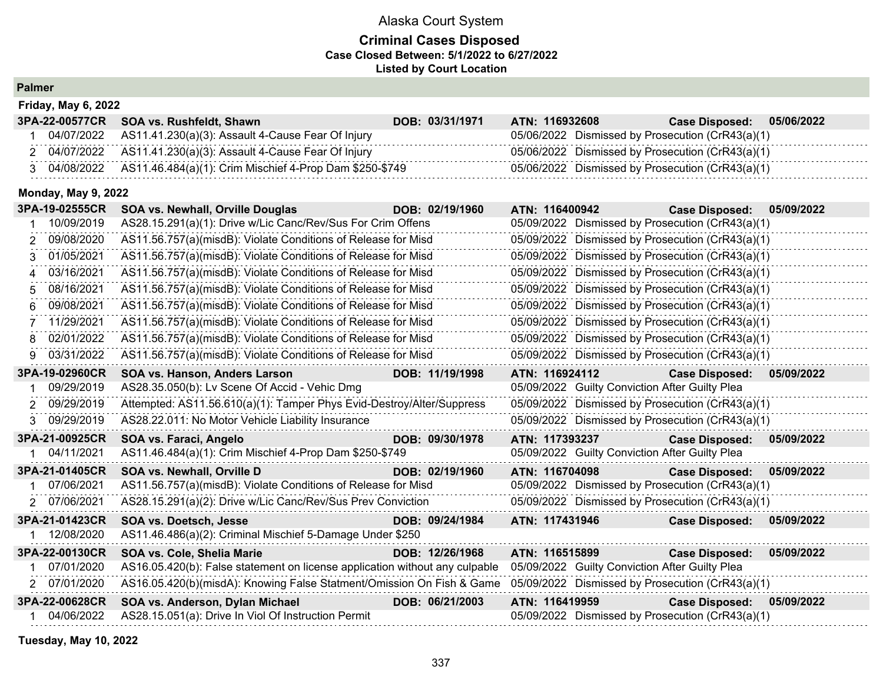# Alaska Court System

## Criminal Cases Disposed

**Case Closed Between: 5/1/2022 to 6/27/2022**

**Listed by Court Location**

### Palmer

**Friday, May 6, 2022**

| | | | | |
|---|---|---|---|---|
| **3PA-22-00577CR** | **SOA vs. Rushfeldt, Shawn** | **DOB: 03/31/1971** | **ATN: 116932608** | **Case Disposed: 05/06/2022** |
| 1 | 04/07/2022 | AS11.41.230(a)(3): Assault 4-Cause Fear Of Injury | 05/06/2022 | Dismissed by Prosecution (CrR43(a)(1) |
| 2 | 04/07/2022 | AS11.41.230(a)(3): Assault 4-Cause Fear Of Injury | 05/06/2022 | Dismissed by Prosecution (CrR43(a)(1) |
| 3 | 04/08/2022 | AS11.46.484(a)(1): Crim Mischief 4-Prop Dam $250-$749 | 05/06/2022 | Dismissed by Prosecution (CrR43(a)(1) |

**Monday, May 9, 2022**

| | | | | |
|---|---|---|---|---|
| **3PA-19-02555CR** | **SOA vs. Newhall, Orville Douglas** | **DOB: 02/19/1960** | **ATN: 116400942** | **Case Disposed: 05/09/2022** |
| 1 | 10/09/2019 | AS28.15.291(a)(1): Drive w/Lic Canc/Rev/Sus For Crim Offens | 05/09/2022 | Dismissed by Prosecution (CrR43(a)(1) |
| 2 | 09/08/2020 | AS11.56.757(a)(misdB): Violate Conditions of Release for Misd | 05/09/2022 | Dismissed by Prosecution (CrR43(a)(1) |
| 3 | 01/05/2021 | AS11.56.757(a)(misdB): Violate Conditions of Release for Misd | 05/09/2022 | Dismissed by Prosecution (CrR43(a)(1) |
| 4 | 03/16/2021 | AS11.56.757(a)(misdB): Violate Conditions of Release for Misd | 05/09/2022 | Dismissed by Prosecution (CrR43(a)(1) |
| 5 | 08/16/2021 | AS11.56.757(a)(misdB): Violate Conditions of Release for Misd | 05/09/2022 | Dismissed by Prosecution (CrR43(a)(1) |
| 6 | 09/08/2021 | AS11.56.757(a)(misdB): Violate Conditions of Release for Misd | 05/09/2022 | Dismissed by Prosecution (CrR43(a)(1) |
| 7 | 11/29/2021 | AS11.56.757(a)(misdB): Violate Conditions of Release for Misd | 05/09/2022 | Dismissed by Prosecution (CrR43(a)(1) |
| 8 | 02/01/2022 | AS11.56.757(a)(misdB): Violate Conditions of Release for Misd | 05/09/2022 | Dismissed by Prosecution (CrR43(a)(1) |
| 9 | 03/31/2022 | AS11.56.757(a)(misdB): Violate Conditions of Release for Misd | 05/09/2022 | Dismissed by Prosecution (CrR43(a)(1) |
| **3PA-19-02960CR** | **SOA vs. Hanson, Anders Larson** | **DOB: 11/19/1998** | **ATN: 116924112** | **Case Disposed: 05/09/2022** |
| 1 | 09/29/2019 | AS28.35.050(b): Lv Scene Of Accid - Vehic Dmg | 05/09/2022 | Guilty Conviction After Guilty Plea |
| 2 | 09/29/2019 | Attempted: AS11.56.610(a)(1): Tamper Phys Evid-Destroy/Alter/Suppress | 05/09/2022 | Dismissed by Prosecution (CrR43(a)(1) |
| 3 | 09/29/2019 | AS28.22.011: No Motor Vehicle Liability Insurance | 05/09/2022 | Dismissed by Prosecution (CrR43(a)(1) |
| **3PA-21-00925CR** | **SOA vs. Faraci, Angelo** | **DOB: 09/30/1978** | **ATN: 117393237** | **Case Disposed: 05/09/2022** |
| 1 | 04/11/2021 | AS11.46.484(a)(1): Crim Mischief 4-Prop Dam $250-$749 | 05/09/2022 | Guilty Conviction After Guilty Plea |
| **3PA-21-01405CR** | **SOA vs. Newhall, Orville D** | **DOB: 02/19/1960** | **ATN: 116704098** | **Case Disposed: 05/09/2022** |
| 1 | 07/06/2021 | AS11.56.757(a)(misdB): Violate Conditions of Release for Misd | 05/09/2022 | Dismissed by Prosecution (CrR43(a)(1) |
| 2 | 07/06/2021 | AS28.15.291(a)(2): Drive w/Lic Canc/Rev/Sus Prev Conviction | 05/09/2022 | Dismissed by Prosecution (CrR43(a)(1) |
| **3PA-21-01423CR** | **SOA vs. Doetsch, Jesse** | **DOB: 09/24/1984** | **ATN: 117431946** | **Case Disposed: 05/09/2022** |
| 1 | 12/08/2020 | AS11.46.486(a)(2): Criminal Mischief 5-Damage Under $250 | | |
| **3PA-22-00130CR** | **SOA vs. Cole, Shelia Marie** | **DOB: 12/26/1968** | **ATN: 116515899** | **Case Disposed: 05/09/2022** |
| 1 | 07/01/2020 | AS16.05.420(b): False statement on license application without any culpable | 05/09/2022 | Guilty Conviction After Guilty Plea |
| 2 | 07/01/2020 | AS16.05.420(b)(misdA): Knowing False Statment/Omission On Fish & Game | 05/09/2022 | Dismissed by Prosecution (CrR43(a)(1) |
| **3PA-22-00628CR** | **SOA vs. Anderson, Dylan Michael** | **DOB: 06/21/2003** | **ATN: 116419959** | **Case Disposed: 05/09/2022** |
| 1 | 04/06/2022 | AS28.15.051(a): Drive In Viol Of Instruction Permit | 05/09/2022 | Dismissed by Prosecution (CrR43(a)(1) |

**Tuesday, May 10, 2022**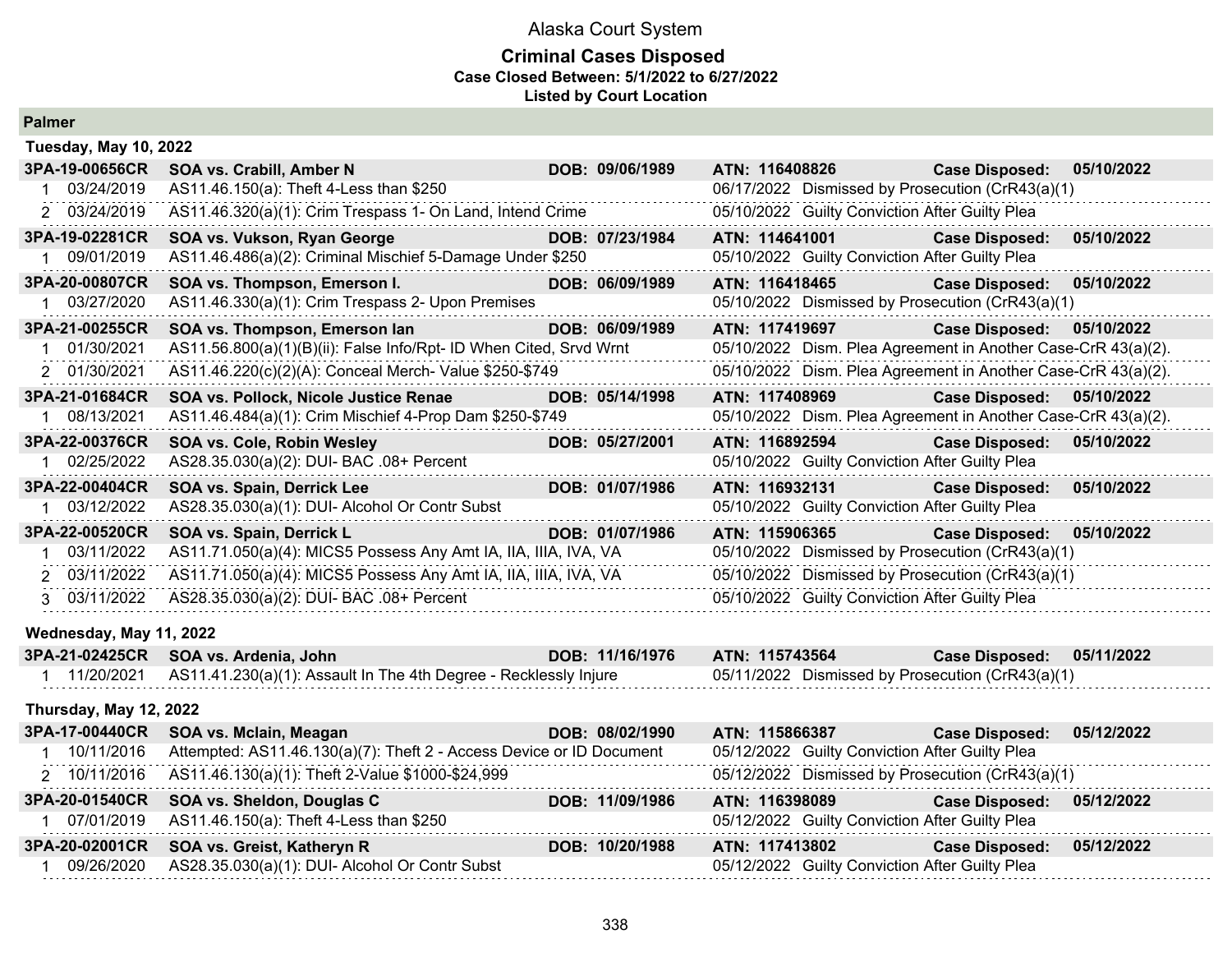# Alaska Court System

## Criminal Cases Disposed

**Case Closed Between: 5/1/2022 to 6/27/2022**

**Listed by Court Location**

## Palmer

### Tuesday, May 10, 2022

**3PA-19-00656CR SOA vs. Crabill, Amber N — DOB: 09/06/1989 — ATN: 116408826 — Case Disposed: 05/10/2022**

| # | Date | Charge | Disposition Date | Disposition |
|---|---|---|---|---|
| 1 | 03/24/2019 | AS11.46.150(a): Theft 4-Less than $250 | 06/17/2022 | Dismissed by Prosecution (CrR43(a)(1) |
| 2 | 03/24/2019 | AS11.46.320(a)(1): Crim Trespass 1- On Land, Intend Crime | 05/10/2022 | Guilty Conviction After Guilty Plea |

**3PA-19-02281CR SOA vs. Vukson, Ryan George — DOB: 07/23/1984 — ATN: 114641001 — Case Disposed: 05/10/2022**

| # | Date | Charge | Disposition Date | Disposition |
|---|---|---|---|---|
| 1 | 09/01/2019 | AS11.46.486(a)(2): Criminal Mischief 5-Damage Under $250 | 05/10/2022 | Guilty Conviction After Guilty Plea |

**3PA-20-00807CR SOA vs. Thompson, Emerson I. — DOB: 06/09/1989 — ATN: 116418465 — Case Disposed: 05/10/2022**

| # | Date | Charge | Disposition Date | Disposition |
|---|---|---|---|---|
| 1 | 03/27/2020 | AS11.46.330(a)(1): Crim Trespass 2- Upon Premises | 05/10/2022 | Dismissed by Prosecution (CrR43(a)(1) |

**3PA-21-00255CR SOA vs. Thompson, Emerson Ian — DOB: 06/09/1989 — ATN: 117419697 — Case Disposed: 05/10/2022**

| # | Date | Charge | Disposition Date | Disposition |
|---|---|---|---|---|
| 1 | 01/30/2021 | AS11.56.800(a)(1)(B)(ii): False Info/Rpt- ID When Cited, Srvd Wrnt | 05/10/2022 | Dism. Plea Agreement in Another Case-CrR 43(a)(2). |
| 2 | 01/30/2021 | AS11.46.220(c)(2)(A): Conceal Merch- Value $250-$749 | 05/10/2022 | Dism. Plea Agreement in Another Case-CrR 43(a)(2). |

**3PA-21-01684CR SOA vs. Pollock, Nicole Justice Renae — DOB: 05/14/1998 — ATN: 117408969 — Case Disposed: 05/10/2022**

| # | Date | Charge | Disposition Date | Disposition |
|---|---|---|---|---|
| 1 | 08/13/2021 | AS11.46.484(a)(1): Crim Mischief 4-Prop Dam $250-$749 | 05/10/2022 | Dism. Plea Agreement in Another Case-CrR 43(a)(2). |

**3PA-22-00376CR SOA vs. Cole, Robin Wesley — DOB: 05/27/2001 — ATN: 116892594 — Case Disposed: 05/10/2022**

| # | Date | Charge | Disposition Date | Disposition |
|---|---|---|---|---|
| 1 | 02/25/2022 | AS28.35.030(a)(2): DUI- BAC .08+ Percent | 05/10/2022 | Guilty Conviction After Guilty Plea |

**3PA-22-00404CR SOA vs. Spain, Derrick Lee — DOB: 01/07/1986 — ATN: 116932131 — Case Disposed: 05/10/2022**

| # | Date | Charge | Disposition Date | Disposition |
|---|---|---|---|---|
| 1 | 03/12/2022 | AS28.35.030(a)(1): DUI- Alcohol Or Contr Subst | 05/10/2022 | Guilty Conviction After Guilty Plea |

**3PA-22-00520CR SOA vs. Spain, Derrick L — DOB: 01/07/1986 — ATN: 115906365 — Case Disposed: 05/10/2022**

| # | Date | Charge | Disposition Date | Disposition |
|---|---|---|---|---|
| 1 | 03/11/2022 | AS11.71.050(a)(4): MICS5 Possess Any Amt IA, IIA, IIIA, IVA, VA | 05/10/2022 | Dismissed by Prosecution (CrR43(a)(1) |
| 2 | 03/11/2022 | AS11.71.050(a)(4): MICS5 Possess Any Amt IA, IIA, IIIA, IVA, VA | 05/10/2022 | Dismissed by Prosecution (CrR43(a)(1) |
| 3 | 03/11/2022 | AS28.35.030(a)(2): DUI- BAC .08+ Percent | 05/10/2022 | Guilty Conviction After Guilty Plea |

### Wednesday, May 11, 2022

**3PA-21-02425CR SOA vs. Ardenia, John — DOB: 11/16/1976 — ATN: 115743564 — Case Disposed: 05/11/2022**

| # | Date | Charge | Disposition Date | Disposition |
|---|---|---|---|---|
| 1 | 11/20/2021 | AS11.41.230(a)(1): Assault In The 4th Degree - Recklessly Injure | 05/11/2022 | Dismissed by Prosecution (CrR43(a)(1) |

### Thursday, May 12, 2022

**3PA-17-00440CR SOA vs. Mclain, Meagan — DOB: 08/02/1990 — ATN: 115866387 — Case Disposed: 05/12/2022**

| # | Date | Charge | Disposition Date | Disposition |
|---|---|---|---|---|
| 1 | 10/11/2016 | Attempted: AS11.46.130(a)(7): Theft 2 - Access Device or ID Document | 05/12/2022 | Guilty Conviction After Guilty Plea |
| 2 | 10/11/2016 | AS11.46.130(a)(1): Theft 2-Value $1000-$24,999 | 05/12/2022 | Dismissed by Prosecution (CrR43(a)(1) |

**3PA-20-01540CR SOA vs. Sheldon, Douglas C — DOB: 11/09/1986 — ATN: 116398089 — Case Disposed: 05/12/2022**

| # | Date | Charge | Disposition Date | Disposition |
|---|---|---|---|---|
| 1 | 07/01/2019 | AS11.46.150(a): Theft 4-Less than $250 | 05/12/2022 | Guilty Conviction After Guilty Plea |

**3PA-20-02001CR SOA vs. Greist, Katheryn R — DOB: 10/20/1988 — ATN: 117413802 — Case Disposed: 05/12/2022**

| # | Date | Charge | Disposition Date | Disposition |
|---|---|---|---|---|
| 1 | 09/26/2020 | AS28.35.030(a)(1): DUI- Alcohol Or Contr Subst | 05/12/2022 | Guilty Conviction After Guilty Plea |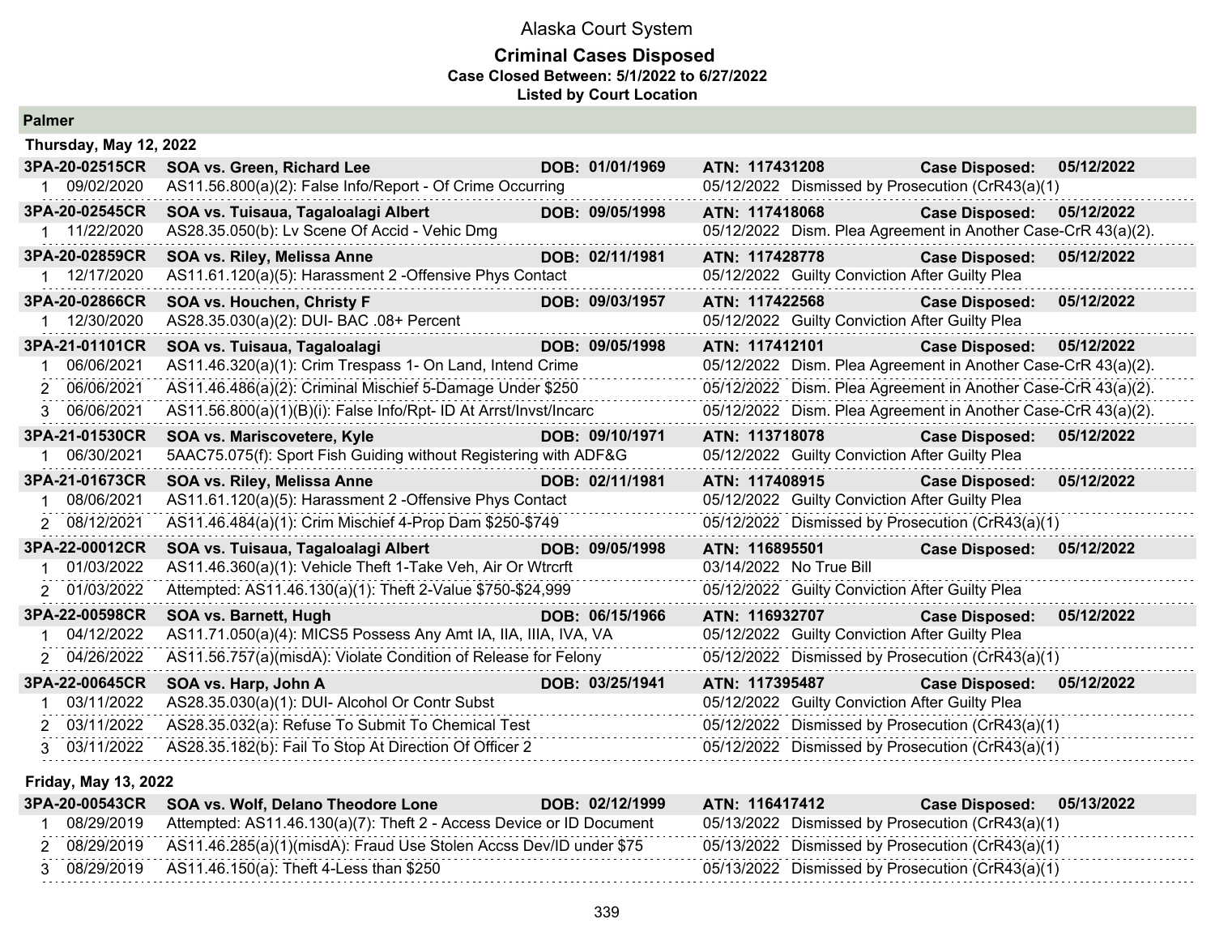# Alaska Court System

## Criminal Cases Disposed

**Case Closed Between: 5/1/2022 to 6/27/2022**

**Listed by Court Location**

### Palmer

**Thursday, May 12, 2022**

| Case | Party | DOB | ATN | Case Disposed |
|---|---|---|---|---|
| **3PA-20-02515CR** | **SOA vs. Green, Richard Lee** | **DOB: 01/01/1969** | **ATN: 117431208** | **Case Disposed: 05/12/2022** |
| 1 09/02/2020 | AS11.56.800(a)(2): False Info/Report - Of Crime Occurring | | 05/12/2022 Dismissed by Prosecution (CrR43(a)(1) | |
| **3PA-20-02545CR** | **SOA vs. Tuisaua, Tagaloalagi Albert** | **DOB: 09/05/1998** | **ATN: 117418068** | **Case Disposed: 05/12/2022** |
| 1 11/22/2020 | AS28.35.050(b): Lv Scene Of Accid - Vehic Dmg | | 05/12/2022 Dism. Plea Agreement in Another Case-CrR 43(a)(2). | |
| **3PA-20-02859CR** | **SOA vs. Riley, Melissa Anne** | **DOB: 02/11/1981** | **ATN: 117428778** | **Case Disposed: 05/12/2022** |
| 1 12/17/2020 | AS11.61.120(a)(5): Harassment 2 -Offensive Phys Contact | | 05/12/2022 Guilty Conviction After Guilty Plea | |
| **3PA-20-02866CR** | **SOA vs. Houchen, Christy F** | **DOB: 09/03/1957** | **ATN: 117422568** | **Case Disposed: 05/12/2022** |
| 1 12/30/2020 | AS28.35.030(a)(2): DUI- BAC .08+ Percent | | 05/12/2022 Guilty Conviction After Guilty Plea | |
| **3PA-21-01101CR** | **SOA vs. Tuisaua, Tagaloalagi** | **DOB: 09/05/1998** | **ATN: 117412101** | **Case Disposed: 05/12/2022** |
| 1 06/06/2021 | AS11.46.320(a)(1): Crim Trespass 1- On Land, Intend Crime | | 05/12/2022 Dism. Plea Agreement in Another Case-CrR 43(a)(2). | |
| 2 06/06/2021 | AS11.46.486(a)(2): Criminal Mischief 5-Damage Under $250 | | 05/12/2022 Dism. Plea Agreement in Another Case-CrR 43(a)(2). | |
| 3 06/06/2021 | AS11.56.800(a)(1)(B)(i): False Info/Rpt- ID At Arrst/Invst/Incarc | | 05/12/2022 Dism. Plea Agreement in Another Case-CrR 43(a)(2). | |
| **3PA-21-01530CR** | **SOA vs. Mariscovetere, Kyle** | **DOB: 09/10/1971** | **ATN: 113718078** | **Case Disposed: 05/12/2022** |
| 1 06/30/2021 | 5AAC75.075(f): Sport Fish Guiding without Registering with ADF&G | | 05/12/2022 Guilty Conviction After Guilty Plea | |
| **3PA-21-01673CR** | **SOA vs. Riley, Melissa Anne** | **DOB: 02/11/1981** | **ATN: 117408915** | **Case Disposed: 05/12/2022** |
| 1 08/06/2021 | AS11.61.120(a)(5): Harassment 2 -Offensive Phys Contact | | 05/12/2022 Guilty Conviction After Guilty Plea | |
| 2 08/12/2021 | AS11.46.484(a)(1): Crim Mischief 4-Prop Dam $250-$749 | | 05/12/2022 Dismissed by Prosecution (CrR43(a)(1) | |
| **3PA-22-00012CR** | **SOA vs. Tuisaua, Tagaloalagi Albert** | **DOB: 09/05/1998** | **ATN: 116895501** | **Case Disposed: 05/12/2022** |
| 1 01/03/2022 | AS11.46.360(a)(1): Vehicle Theft 1-Take Veh, Air Or Wtrcrft | | 03/14/2022 No True Bill | |
| 2 01/03/2022 | Attempted: AS11.46.130(a)(1): Theft 2-Value $750-$24,999 | | 05/12/2022 Guilty Conviction After Guilty Plea | |
| **3PA-22-00598CR** | **SOA vs. Barnett, Hugh** | **DOB: 06/15/1966** | **ATN: 116932707** | **Case Disposed: 05/12/2022** |
| 1 04/12/2022 | AS11.71.050(a)(4): MICS5 Possess Any Amt IA, IIA, IIIA, IVA, VA | | 05/12/2022 Guilty Conviction After Guilty Plea | |
| 2 04/26/2022 | AS11.56.757(a)(misdA): Violate Condition of Release for Felony | | 05/12/2022 Dismissed by Prosecution (CrR43(a)(1) | |
| **3PA-22-00645CR** | **SOA vs. Harp, John A** | **DOB: 03/25/1941** | **ATN: 117395487** | **Case Disposed: 05/12/2022** |
| 1 03/11/2022 | AS28.35.030(a)(1): DUI- Alcohol Or Contr Subst | | 05/12/2022 Guilty Conviction After Guilty Plea | |
| 2 03/11/2022 | AS28.35.032(a): Refuse To Submit To Chemical Test | | 05/12/2022 Dismissed by Prosecution (CrR43(a)(1) | |
| 3 03/11/2022 | AS28.35.182(b): Fail To Stop At Direction Of Officer 2 | | 05/12/2022 Dismissed by Prosecution (CrR43(a)(1) | |

**Friday, May 13, 2022**

| Case | Party | DOB | ATN | Case Disposed |
|---|---|---|---|---|
| **3PA-20-00543CR** | **SOA vs. Wolf, Delano Theodore Lone** | **DOB: 02/12/1999** | **ATN: 116417412** | **Case Disposed: 05/13/2022** |
| 1 08/29/2019 | Attempted: AS11.46.130(a)(7): Theft 2 - Access Device or ID Document | | 05/13/2022 Dismissed by Prosecution (CrR43(a)(1) | |
| 2 08/29/2019 | AS11.46.285(a)(1)(misdA): Fraud Use Stolen Accss Dev/ID under $75 | | 05/13/2022 Dismissed by Prosecution (CrR43(a)(1) | |
| 3 08/29/2019 | AS11.46.150(a): Theft 4-Less than $250 | | 05/13/2022 Dismissed by Prosecution (CrR43(a)(1) | |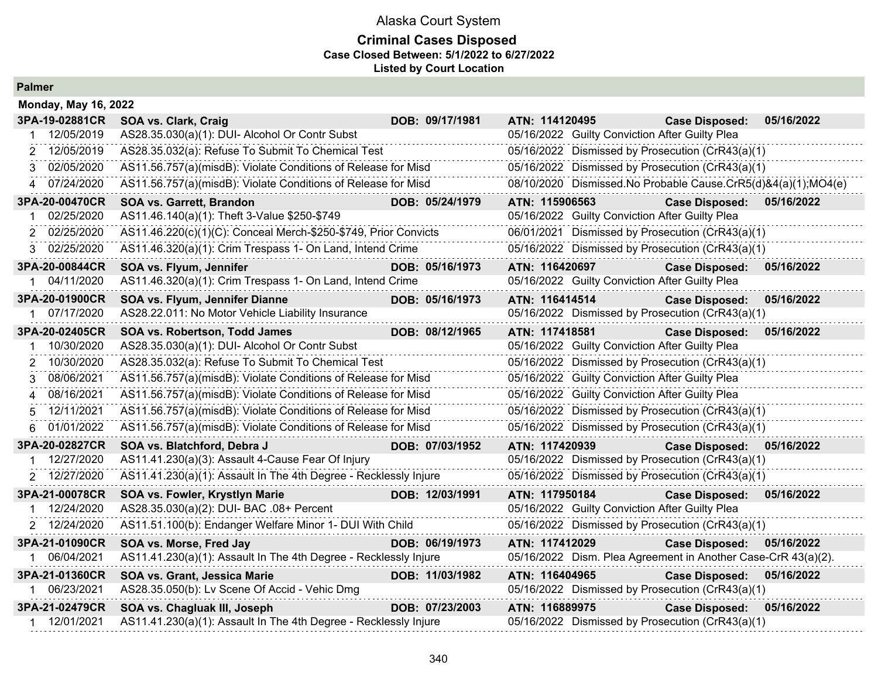# Alaska Court System

## Criminal Cases Disposed

**Case Closed Between: 5/1/2022 to 6/27/2022**

**Listed by Court Location**

### Palmer

**Monday, May 16, 2022**

| Case / # | Date / Party | Charge / DOB | Disposition / ATN | Case Disposed |
|---|---|---|---|---|
| **3PA-19-02881CR** | **SOA vs. Clark, Craig** | **DOB: 09/17/1981** | **ATN: 114120495** | **Case Disposed: 05/16/2022** |
| 1 | 12/05/2019 | AS28.35.030(a)(1): DUI- Alcohol Or Contr Subst | 05/16/2022 Guilty Conviction After Guilty Plea | |
| 2 | 12/05/2019 | AS28.35.032(a): Refuse To Submit To Chemical Test | 05/16/2022 Dismissed by Prosecution (CrR43(a)(1) | |
| 3 | 02/05/2020 | AS11.56.757(a)(misdB): Violate Conditions of Release for Misd | 05/16/2022 Dismissed by Prosecution (CrR43(a)(1) | |
| 4 | 07/24/2020 | AS11.56.757(a)(misdB): Violate Conditions of Release for Misd | 08/10/2020 Dismissed.No Probable Cause.CrR5(d)&4(a)(1);MO4(e) | |
| **3PA-20-00470CR** | **SOA vs. Garrett, Brandon** | **DOB: 05/24/1979** | **ATN: 115906563** | **Case Disposed: 05/16/2022** |
| 1 | 02/25/2020 | AS11.46.140(a)(1): Theft 3-Value $250-$749 | 05/16/2022 Guilty Conviction After Guilty Plea | |
| 2 | 02/25/2020 | AS11.46.220(c)(1)(C): Conceal Merch-$250-$749, Prior Convicts | 06/01/2021 Dismissed by Prosecution (CrR43(a)(1) | |
| 3 | 02/25/2020 | AS11.46.320(a)(1): Crim Trespass 1- On Land, Intend Crime | 05/16/2022 Dismissed by Prosecution (CrR43(a)(1) | |
| **3PA-20-00844CR** | **SOA vs. Flyum, Jennifer** | **DOB: 05/16/1973** | **ATN: 116420697** | **Case Disposed: 05/16/2022** |
| 1 | 04/11/2020 | AS11.46.320(a)(1): Crim Trespass 1- On Land, Intend Crime | 05/16/2022 Guilty Conviction After Guilty Plea | |
| **3PA-20-01900CR** | **SOA vs. Flyum, Jennifer Dianne** | **DOB: 05/16/1973** | **ATN: 116414514** | **Case Disposed: 05/16/2022** |
| 1 | 07/17/2020 | AS28.22.011: No Motor Vehicle Liability Insurance | 05/16/2022 Dismissed by Prosecution (CrR43(a)(1) | |
| **3PA-20-02405CR** | **SOA vs. Robertson, Todd James** | **DOB: 08/12/1965** | **ATN: 117418581** | **Case Disposed: 05/16/2022** |
| 1 | 10/30/2020 | AS28.35.030(a)(1): DUI- Alcohol Or Contr Subst | 05/16/2022 Guilty Conviction After Guilty Plea | |
| 2 | 10/30/2020 | AS28.35.032(a): Refuse To Submit To Chemical Test | 05/16/2022 Dismissed by Prosecution (CrR43(a)(1) | |
| 3 | 08/06/2021 | AS11.56.757(a)(misdB): Violate Conditions of Release for Misd | 05/16/2022 Guilty Conviction After Guilty Plea | |
| 4 | 08/16/2021 | AS11.56.757(a)(misdB): Violate Conditions of Release for Misd | 05/16/2022 Guilty Conviction After Guilty Plea | |
| 5 | 12/11/2021 | AS11.56.757(a)(misdB): Violate Conditions of Release for Misd | 05/16/2022 Dismissed by Prosecution (CrR43(a)(1) | |
| 6 | 01/01/2022 | AS11.56.757(a)(misdB): Violate Conditions of Release for Misd | 05/16/2022 Dismissed by Prosecution (CrR43(a)(1) | |
| **3PA-20-02827CR** | **SOA vs. Blatchford, Debra J** | **DOB: 07/03/1952** | **ATN: 117420939** | **Case Disposed: 05/16/2022** |
| 1 | 12/27/2020 | AS11.41.230(a)(3): Assault 4-Cause Fear Of Injury | 05/16/2022 Dismissed by Prosecution (CrR43(a)(1) | |
| 2 | 12/27/2020 | AS11.41.230(a)(1): Assault In The 4th Degree - Recklessly Injure | 05/16/2022 Dismissed by Prosecution (CrR43(a)(1) | |
| **3PA-21-00078CR** | **SOA vs. Fowler, Krystlyn Marie** | **DOB: 12/03/1991** | **ATN: 117950184** | **Case Disposed: 05/16/2022** |
| 1 | 12/24/2020 | AS28.35.030(a)(2): DUI- BAC .08+ Percent | 05/16/2022 Guilty Conviction After Guilty Plea | |
| 2 | 12/24/2020 | AS11.51.100(b): Endanger Welfare Minor 1- DUI With Child | 05/16/2022 Dismissed by Prosecution (CrR43(a)(1) | |
| **3PA-21-01090CR** | **SOA vs. Morse, Fred Jay** | **DOB: 06/19/1973** | **ATN: 117412029** | **Case Disposed: 05/16/2022** |
| 1 | 06/04/2021 | AS11.41.230(a)(1): Assault In The 4th Degree - Recklessly Injure | 05/16/2022 Dism. Plea Agreement in Another Case-CrR 43(a)(2). | |
| **3PA-21-01360CR** | **SOA vs. Grant, Jessica Marie** | **DOB: 11/03/1982** | **ATN: 116404965** | **Case Disposed: 05/16/2022** |
| 1 | 06/23/2021 | AS28.35.050(b): Lv Scene Of Accid - Vehic Dmg | 05/16/2022 Dismissed by Prosecution (CrR43(a)(1) | |
| **3PA-21-02479CR** | **SOA vs. Chagluak III, Joseph** | **DOB: 07/23/2003** | **ATN: 116889975** | **Case Disposed: 05/16/2022** |
| 1 | 12/01/2021 | AS11.41.230(a)(1): Assault In The 4th Degree - Recklessly Injure | 05/16/2022 Dismissed by Prosecution (CrR43(a)(1) | |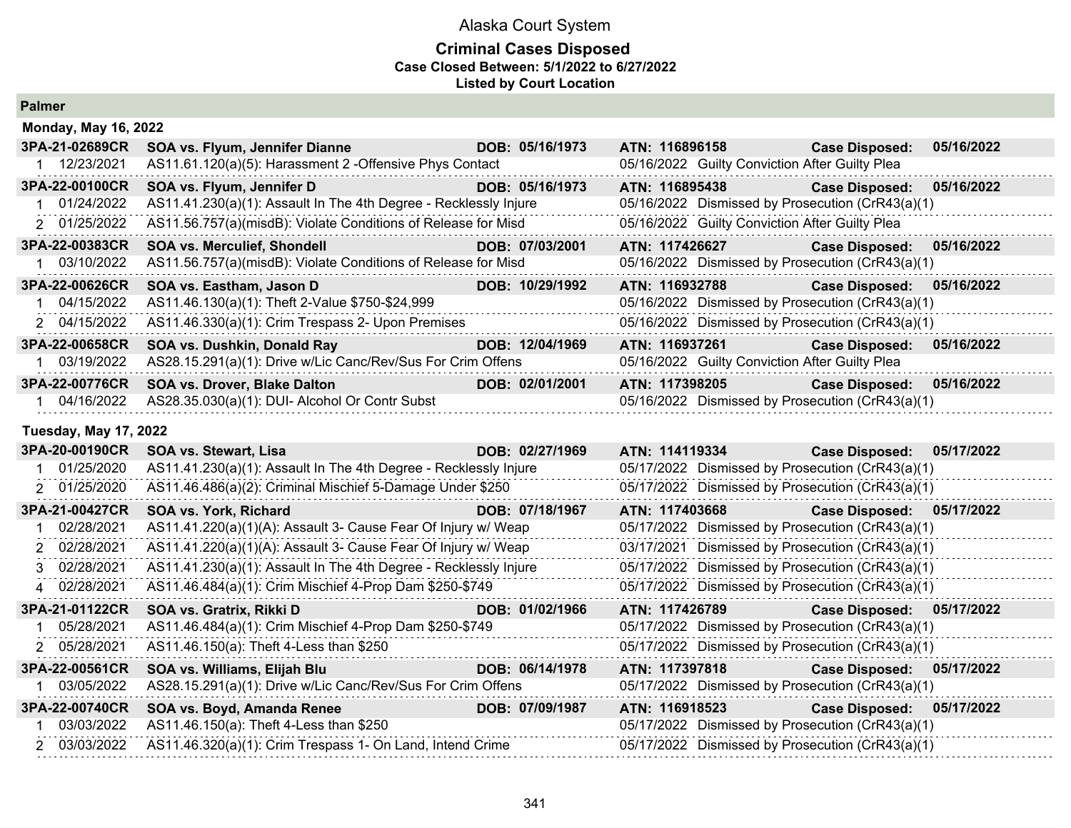# Alaska Court System

## Criminal Cases Disposed

**Case Closed Between: 5/1/2022 to 6/27/2022**

**Listed by Court Location**

### Palmer

#### Monday, May 16, 2022

| Case | Defendant / Charge | DOB | ATN / Disposition | Case Disposed |
|---|---|---|---|---|
| **3PA-21-02689CR** | **SOA vs. Flyum, Jennifer Dianne** | **DOB: 05/16/1973** | **ATN: 116896158** | **05/16/2022** |
| 1 12/23/2021 | AS11.61.120(a)(5): Harassment 2 -Offensive Phys Contact | | 05/16/2022 Guilty Conviction After Guilty Plea | |
| **3PA-22-00100CR** | **SOA vs. Flyum, Jennifer D** | **DOB: 05/16/1973** | **ATN: 116895438** | **05/16/2022** |
| 1 01/24/2022 | AS11.41.230(a)(1): Assault In The 4th Degree - Recklessly Injure | | 05/16/2022 Dismissed by Prosecution (CrR43(a)(1) | |
| 2 01/25/2022 | AS11.56.757(a)(misdB): Violate Conditions of Release for Misd | | 05/16/2022 Guilty Conviction After Guilty Plea | |
| **3PA-22-00383CR** | **SOA vs. Merculief, Shondell** | **DOB: 07/03/2001** | **ATN: 117426627** | **05/16/2022** |
| 1 03/10/2022 | AS11.56.757(a)(misdB): Violate Conditions of Release for Misd | | 05/16/2022 Dismissed by Prosecution (CrR43(a)(1) | |
| **3PA-22-00626CR** | **SOA vs. Eastham, Jason D** | **DOB: 10/29/1992** | **ATN: 116932788** | **05/16/2022** |
| 1 04/15/2022 | AS11.46.130(a)(1): Theft 2-Value $750-$24,999 | | 05/16/2022 Dismissed by Prosecution (CrR43(a)(1) | |
| 2 04/15/2022 | AS11.46.330(a)(1): Crim Trespass 2- Upon Premises | | 05/16/2022 Dismissed by Prosecution (CrR43(a)(1) | |
| **3PA-22-00658CR** | **SOA vs. Dushkin, Donald Ray** | **DOB: 12/04/1969** | **ATN: 116937261** | **05/16/2022** |
| 1 03/19/2022 | AS28.15.291(a)(1): Drive w/Lic Canc/Rev/Sus For Crim Offens | | 05/16/2022 Guilty Conviction After Guilty Plea | |
| **3PA-22-00776CR** | **SOA vs. Drover, Blake Dalton** | **DOB: 02/01/2001** | **ATN: 117398205** | **05/16/2022** |
| 1 04/16/2022 | AS28.35.030(a)(1): DUI- Alcohol Or Contr Subst | | 05/16/2022 Dismissed by Prosecution (CrR43(a)(1) | |

#### Tuesday, May 17, 2022

| Case | Defendant / Charge | DOB | ATN / Disposition | Case Disposed |
|---|---|---|---|---|
| **3PA-20-00190CR** | **SOA vs. Stewart, Lisa** | **DOB: 02/27/1969** | **ATN: 114119334** | **05/17/2022** |
| 1 01/25/2020 | AS11.41.230(a)(1): Assault In The 4th Degree - Recklessly Injure | | 05/17/2022 Dismissed by Prosecution (CrR43(a)(1) | |
| 2 01/25/2020 | AS11.46.486(a)(2): Criminal Mischief 5-Damage Under $250 | | 05/17/2022 Dismissed by Prosecution (CrR43(a)(1) | |
| **3PA-21-00427CR** | **SOA vs. York, Richard** | **DOB: 07/18/1967** | **ATN: 117403668** | **05/17/2022** |
| 1 02/28/2021 | AS11.41.220(a)(1)(A): Assault 3- Cause Fear Of Injury w/ Weap | | 05/17/2022 Dismissed by Prosecution (CrR43(a)(1) | |
| 2 02/28/2021 | AS11.41.220(a)(1)(A): Assault 3- Cause Fear Of Injury w/ Weap | | 03/17/2021 Dismissed by Prosecution (CrR43(a)(1) | |
| 3 02/28/2021 | AS11.41.230(a)(1): Assault In The 4th Degree - Recklessly Injure | | 05/17/2022 Dismissed by Prosecution (CrR43(a)(1) | |
| 4 02/28/2021 | AS11.46.484(a)(1): Crim Mischief 4-Prop Dam $250-$749 | | 05/17/2022 Dismissed by Prosecution (CrR43(a)(1) | |
| **3PA-21-01122CR** | **SOA vs. Gratrix, Rikki D** | **DOB: 01/02/1966** | **ATN: 117426789** | **05/17/2022** |
| 1 05/28/2021 | AS11.46.484(a)(1): Crim Mischief 4-Prop Dam $250-$749 | | 05/17/2022 Dismissed by Prosecution (CrR43(a)(1) | |
| 2 05/28/2021 | AS11.46.150(a): Theft 4-Less than $250 | | 05/17/2022 Dismissed by Prosecution (CrR43(a)(1) | |
| **3PA-22-00561CR** | **SOA vs. Williams, Elijah Blu** | **DOB: 06/14/1978** | **ATN: 117397818** | **05/17/2022** |
| 1 03/05/2022 | AS28.15.291(a)(1): Drive w/Lic Canc/Rev/Sus For Crim Offens | | 05/17/2022 Dismissed by Prosecution (CrR43(a)(1) | |
| **3PA-22-00740CR** | **SOA vs. Boyd, Amanda Renee** | **DOB: 07/09/1987** | **ATN: 116918523** | **05/17/2022** |
| 1 03/03/2022 | AS11.46.150(a): Theft 4-Less than $250 | | 05/17/2022 Dismissed by Prosecution (CrR43(a)(1) | |
| 2 03/03/2022 | AS11.46.320(a)(1): Crim Trespass 1- On Land, Intend Crime | | 05/17/2022 Dismissed by Prosecution (CrR43(a)(1) | |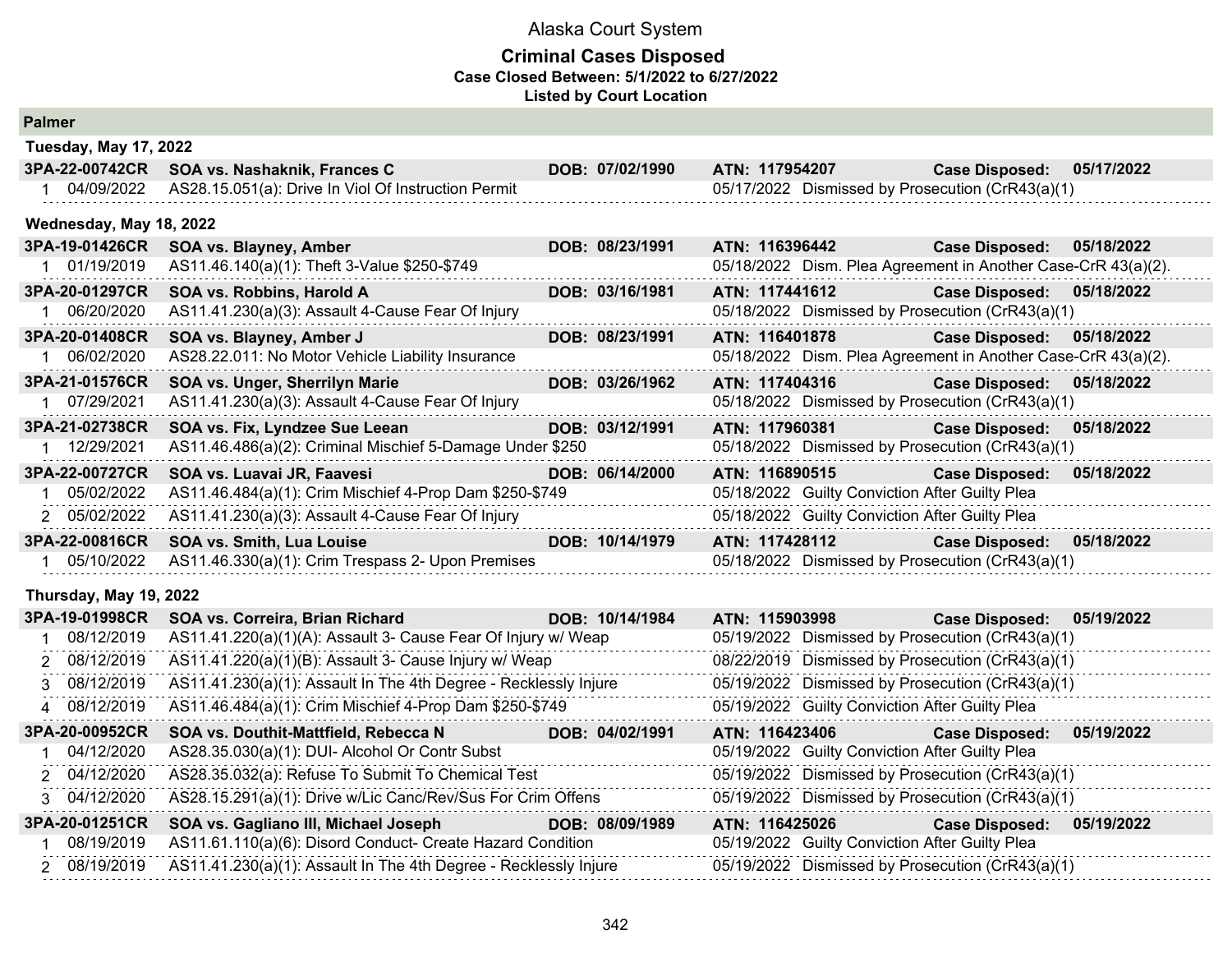# Alaska Court System

## Criminal Cases Disposed

**Case Closed Between: 5/1/2022 to 6/27/2022**

**Listed by Court Location**

### Palmer

#### Tuesday, May 17, 2022

**3PA-22-00742CR SOA vs. Nashaknik, Frances C — DOB: 07/02/1990 — ATN: 117954207 — Case Disposed: 05/17/2022**

| # | Date | Charge | Disposition Date | Disposition |
|---|---|---|---|---|
| 1 | 04/09/2022 | AS28.15.051(a): Drive In Viol Of Instruction Permit | 05/17/2022 | Dismissed by Prosecution (CrR43(a)(1) |

#### Wednesday, May 18, 2022

**3PA-19-01426CR SOA vs. Blayney, Amber — DOB: 08/23/1991 — ATN: 116396442 — Case Disposed: 05/18/2022**

| # | Date | Charge | Disposition Date | Disposition |
|---|---|---|---|---|
| 1 | 01/19/2019 | AS11.46.140(a)(1): Theft 3-Value $250-$749 | 05/18/2022 | Dism. Plea Agreement in Another Case-CrR 43(a)(2). |

**3PA-20-01297CR SOA vs. Robbins, Harold A — DOB: 03/16/1981 — ATN: 117441612 — Case Disposed: 05/18/2022**

| # | Date | Charge | Disposition Date | Disposition |
|---|---|---|---|---|
| 1 | 06/20/2020 | AS11.41.230(a)(3): Assault 4-Cause Fear Of Injury | 05/18/2022 | Dismissed by Prosecution (CrR43(a)(1) |

**3PA-20-01408CR SOA vs. Blayney, Amber J — DOB: 08/23/1991 — ATN: 116401878 — Case Disposed: 05/18/2022**

| # | Date | Charge | Disposition Date | Disposition |
|---|---|---|---|---|
| 1 | 06/02/2020 | AS28.22.011: No Motor Vehicle Liability Insurance | 05/18/2022 | Dism. Plea Agreement in Another Case-CrR 43(a)(2). |

**3PA-21-01576CR SOA vs. Unger, Sherrilyn Marie — DOB: 03/26/1962 — ATN: 117404316 — Case Disposed: 05/18/2022**

| # | Date | Charge | Disposition Date | Disposition |
|---|---|---|---|---|
| 1 | 07/29/2021 | AS11.41.230(a)(3): Assault 4-Cause Fear Of Injury | 05/18/2022 | Dismissed by Prosecution (CrR43(a)(1) |

**3PA-21-02738CR SOA vs. Fix, Lyndzee Sue Leean — DOB: 03/12/1991 — ATN: 117960381 — Case Disposed: 05/18/2022**

| # | Date | Charge | Disposition Date | Disposition |
|---|---|---|---|---|
| 1 | 12/29/2021 | AS11.46.486(a)(2): Criminal Mischief 5-Damage Under $250 | 05/18/2022 | Dismissed by Prosecution (CrR43(a)(1) |

**3PA-22-00727CR SOA vs. Luavai JR, Faavesi — DOB: 06/14/2000 — ATN: 116890515 — Case Disposed: 05/18/2022**

| # | Date | Charge | Disposition Date | Disposition |
|---|---|---|---|---|
| 1 | 05/02/2022 | AS11.46.484(a)(1): Crim Mischief 4-Prop Dam $250-$749 | 05/18/2022 | Guilty Conviction After Guilty Plea |
| 2 | 05/02/2022 | AS11.41.230(a)(3): Assault 4-Cause Fear Of Injury | 05/18/2022 | Guilty Conviction After Guilty Plea |

**3PA-22-00816CR SOA vs. Smith, Lua Louise — DOB: 10/14/1979 — ATN: 117428112 — Case Disposed: 05/18/2022**

| # | Date | Charge | Disposition Date | Disposition |
|---|---|---|---|---|
| 1 | 05/10/2022 | AS11.46.330(a)(1): Crim Trespass 2- Upon Premises | 05/18/2022 | Dismissed by Prosecution (CrR43(a)(1) |

#### Thursday, May 19, 2022

**3PA-19-01998CR SOA vs. Correira, Brian Richard — DOB: 10/14/1984 — ATN: 115903998 — Case Disposed: 05/19/2022**

| # | Date | Charge | Disposition Date | Disposition |
|---|---|---|---|---|
| 1 | 08/12/2019 | AS11.41.220(a)(1)(A): Assault 3- Cause Fear Of Injury w/ Weap | 05/19/2022 | Dismissed by Prosecution (CrR43(a)(1) |
| 2 | 08/12/2019 | AS11.41.220(a)(1)(B): Assault 3- Cause Injury w/ Weap | 08/22/2019 | Dismissed by Prosecution (CrR43(a)(1) |
| 3 | 08/12/2019 | AS11.41.230(a)(1): Assault In The 4th Degree - Recklessly Injure | 05/19/2022 | Dismissed by Prosecution (CrR43(a)(1) |
| 4 | 08/12/2019 | AS11.46.484(a)(1): Crim Mischief 4-Prop Dam $250-$749 | 05/19/2022 | Guilty Conviction After Guilty Plea |

**3PA-20-00952CR SOA vs. Douthit-Mattfield, Rebecca N — DOB: 04/02/1991 — ATN: 116423406 — Case Disposed: 05/19/2022**

| # | Date | Charge | Disposition Date | Disposition |
|---|---|---|---|---|
| 1 | 04/12/2020 | AS28.35.030(a)(1): DUI- Alcohol Or Contr Subst | 05/19/2022 | Guilty Conviction After Guilty Plea |
| 2 | 04/12/2020 | AS28.35.032(a): Refuse To Submit To Chemical Test | 05/19/2022 | Dismissed by Prosecution (CrR43(a)(1) |
| 3 | 04/12/2020 | AS28.15.291(a)(1): Drive w/Lic Canc/Rev/Sus For Crim Offens | 05/19/2022 | Dismissed by Prosecution (CrR43(a)(1) |

**3PA-20-01251CR SOA vs. Gagliano III, Michael Joseph — DOB: 08/09/1989 — ATN: 116425026 — Case Disposed: 05/19/2022**

| # | Date | Charge | Disposition Date | Disposition |
|---|---|---|---|---|
| 1 | 08/19/2019 | AS11.61.110(a)(6): Disord Conduct- Create Hazard Condition | 05/19/2022 | Guilty Conviction After Guilty Plea |
| 2 | 08/19/2019 | AS11.41.230(a)(1): Assault In The 4th Degree - Recklessly Injure | 05/19/2022 | Dismissed by Prosecution (CrR43(a)(1) |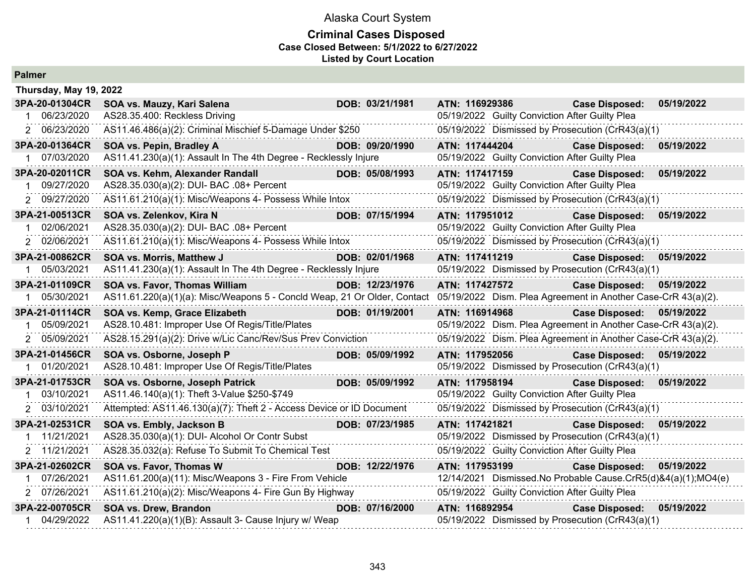Alaska Court System

**Criminal Cases Disposed**
**Case Closed Between: 5/1/2022 to 6/27/2022**
**Listed by Court Location**

## Palmer

### Thursday, May 19, 2022

| Case | Name / Charge | DOB | ATN / Disposition | | |
|---|---|---|---|---|---|
| **3PA-20-01304CR** | **SOA vs. Mauzy, Kari Salena** | **DOB: 03/21/1981** | **ATN: 116929386** | **Case Disposed:** | **05/19/2022** |
| 1 06/23/2020 | AS28.35.400: Reckless Driving | | 05/19/2022 Guilty Conviction After Guilty Plea | | |
| 2 06/23/2020 | AS11.46.486(a)(2): Criminal Mischief 5-Damage Under $250 | | 05/19/2022 Dismissed by Prosecution (CrR43(a)(1) | | |
| **3PA-20-01364CR** | **SOA vs. Pepin, Bradley A** | **DOB: 09/20/1990** | **ATN: 117444204** | **Case Disposed:** | **05/19/2022** |
| 1 07/03/2020 | AS11.41.230(a)(1): Assault In The 4th Degree - Recklessly Injure | | 05/19/2022 Guilty Conviction After Guilty Plea | | |
| **3PA-20-02011CR** | **SOA vs. Kehm, Alexander Randall** | **DOB: 05/08/1993** | **ATN: 117417159** | **Case Disposed:** | **05/19/2022** |
| 1 09/27/2020 | AS28.35.030(a)(2): DUI- BAC .08+ Percent | | 05/19/2022 Guilty Conviction After Guilty Plea | | |
| 2 09/27/2020 | AS11.61.210(a)(1): Misc/Weapons 4- Possess While Intox | | 05/19/2022 Dismissed by Prosecution (CrR43(a)(1) | | |
| **3PA-21-00513CR** | **SOA vs. Zelenkov, Kira N** | **DOB: 07/15/1994** | **ATN: 117951012** | **Case Disposed:** | **05/19/2022** |
| 1 02/06/2021 | AS28.35.030(a)(2): DUI- BAC .08+ Percent | | 05/19/2022 Guilty Conviction After Guilty Plea | | |
| 2 02/06/2021 | AS11.61.210(a)(1): Misc/Weapons 4- Possess While Intox | | 05/19/2022 Dismissed by Prosecution (CrR43(a)(1) | | |
| **3PA-21-00862CR** | **SOA vs. Morris, Matthew J** | **DOB: 02/01/1968** | **ATN: 117411219** | **Case Disposed:** | **05/19/2022** |
| 1 05/03/2021 | AS11.41.230(a)(1): Assault In The 4th Degree - Recklessly Injure | | 05/19/2022 Dismissed by Prosecution (CrR43(a)(1) | | |
| **3PA-21-01109CR** | **SOA vs. Favor, Thomas William** | **DOB: 12/23/1976** | **ATN: 117427572** | **Case Disposed:** | **05/19/2022** |
| 1 05/30/2021 | AS11.61.220(a)(1)(a): Misc/Weapons 5 - Concld Weap, 21 Or Older, Contact | | 05/19/2022 Dism. Plea Agreement in Another Case-CrR 43(a)(2). | | |
| **3PA-21-01114CR** | **SOA vs. Kemp, Grace Elizabeth** | **DOB: 01/19/2001** | **ATN: 116914968** | **Case Disposed:** | **05/19/2022** |
| 1 05/09/2021 | AS28.10.481: Improper Use Of Regis/Title/Plates | | 05/19/2022 Dism. Plea Agreement in Another Case-CrR 43(a)(2). | | |
| 2 05/09/2021 | AS28.15.291(a)(2): Drive w/Lic Canc/Rev/Sus Prev Conviction | | 05/19/2022 Dism. Plea Agreement in Another Case-CrR 43(a)(2). | | |
| **3PA-21-01456CR** | **SOA vs. Osborne, Joseph P** | **DOB: 05/09/1992** | **ATN: 117952056** | **Case Disposed:** | **05/19/2022** |
| 1 01/20/2021 | AS28.10.481: Improper Use Of Regis/Title/Plates | | 05/19/2022 Dismissed by Prosecution (CrR43(a)(1) | | |
| **3PA-21-01753CR** | **SOA vs. Osborne, Joseph Patrick** | **DOB: 05/09/1992** | **ATN: 117958194** | **Case Disposed:** | **05/19/2022** |
| 1 03/10/2021 | AS11.46.140(a)(1): Theft 3-Value $250-$749 | | 05/19/2022 Guilty Conviction After Guilty Plea | | |
| 2 03/10/2021 | Attempted: AS11.46.130(a)(7): Theft 2 - Access Device or ID Document | | 05/19/2022 Dismissed by Prosecution (CrR43(a)(1) | | |
| **3PA-21-02531CR** | **SOA vs. Embly, Jackson B** | **DOB: 07/23/1985** | **ATN: 117421821** | **Case Disposed:** | **05/19/2022** |
| 1 11/21/2021 | AS28.35.030(a)(1): DUI- Alcohol Or Contr Subst | | 05/19/2022 Dismissed by Prosecution (CrR43(a)(1) | | |
| 2 11/21/2021 | AS28.35.032(a): Refuse To Submit To Chemical Test | | 05/19/2022 Guilty Conviction After Guilty Plea | | |
| **3PA-21-02602CR** | **SOA vs. Favor, Thomas W** | **DOB: 12/22/1976** | **ATN: 117953199** | **Case Disposed:** | **05/19/2022** |
| 1 07/26/2021 | AS11.61.200(a)(11): Misc/Weapons 3 - Fire From Vehicle | | 12/14/2021 Dismissed.No Probable Cause.CrR5(d)&4(a)(1);MO4(e) | | |
| 2 07/26/2021 | AS11.61.210(a)(2): Misc/Weapons 4- Fire Gun By Highway | | 05/19/2022 Guilty Conviction After Guilty Plea | | |
| **3PA-22-00705CR** | **SOA vs. Drew, Brandon** | **DOB: 07/16/2000** | **ATN: 116892954** | **Case Disposed:** | **05/19/2022** |
| 1 04/29/2022 | AS11.41.220(a)(1)(B): Assault 3- Cause Injury w/ Weap | | 05/19/2022 Dismissed by Prosecution (CrR43(a)(1) | | |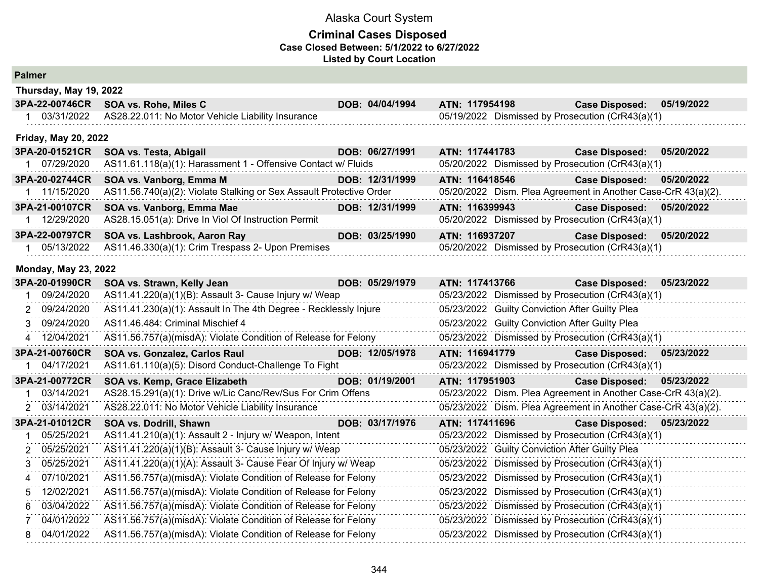Alaska Court System

**Criminal Cases Disposed**
**Case Closed Between: 5/1/2022 to 6/27/2022**
**Listed by Court Location**

## Palmer

### Thursday, May 19, 2022

**3PA-22-00746CR SOA vs. Rohe, Miles C — DOB: 04/04/1994 — ATN: 117954198 — Case Disposed: 05/19/2022**

| # | Date | Charge | Disposition Date | Disposition |
|---|---|---|---|---|
| 1 | 03/31/2022 | AS28.22.011: No Motor Vehicle Liability Insurance | 05/19/2022 | Dismissed by Prosecution (CrR43(a)(1) |

### Friday, May 20, 2022

**3PA-20-01521CR SOA vs. Testa, Abigail — DOB: 06/27/1991 — ATN: 117441783 — Case Disposed: 05/20/2022**

| # | Date | Charge | Disposition Date | Disposition |
|---|---|---|---|---|
| 1 | 07/29/2020 | AS11.61.118(a)(1): Harassment 1 - Offensive Contact w/ Fluids | 05/20/2022 | Dismissed by Prosecution (CrR43(a)(1) |

**3PA-20-02744CR SOA vs. Vanborg, Emma M — DOB: 12/31/1999 — ATN: 116418546 — Case Disposed: 05/20/2022**

| # | Date | Charge | Disposition Date | Disposition |
|---|---|---|---|---|
| 1 | 11/15/2020 | AS11.56.740(a)(2): Violate Stalking or Sex Assault Protective Order | 05/20/2022 | Dism. Plea Agreement in Another Case-CrR 43(a)(2). |

**3PA-21-00107CR SOA vs. Vanborg, Emma Mae — DOB: 12/31/1999 — ATN: 116399943 — Case Disposed: 05/20/2022**

| # | Date | Charge | Disposition Date | Disposition |
|---|---|---|---|---|
| 1 | 12/29/2020 | AS28.15.051(a): Drive In Viol Of Instruction Permit | 05/20/2022 | Dismissed by Prosecution (CrR43(a)(1) |

**3PA-22-00797CR SOA vs. Lashbrook, Aaron Ray — DOB: 03/25/1990 — ATN: 116937207 — Case Disposed: 05/20/2022**

| # | Date | Charge | Disposition Date | Disposition |
|---|---|---|---|---|
| 1 | 05/13/2022 | AS11.46.330(a)(1): Crim Trespass 2- Upon Premises | 05/20/2022 | Dismissed by Prosecution (CrR43(a)(1) |

### Monday, May 23, 2022

**3PA-20-01990CR SOA vs. Strawn, Kelly Jean — DOB: 05/29/1979 — ATN: 117413766 — Case Disposed: 05/23/2022**

| # | Date | Charge | Disposition Date | Disposition |
|---|---|---|---|---|
| 1 | 09/24/2020 | AS11.41.220(a)(1)(B): Assault 3- Cause Injury w/ Weap | 05/23/2022 | Dismissed by Prosecution (CrR43(a)(1) |
| 2 | 09/24/2020 | AS11.41.230(a)(1): Assault In The 4th Degree - Recklessly Injure | 05/23/2022 | Guilty Conviction After Guilty Plea |
| 3 | 09/24/2020 | AS11.46.484: Criminal Mischief 4 | 05/23/2022 | Guilty Conviction After Guilty Plea |
| 4 | 12/04/2021 | AS11.56.757(a)(misdA): Violate Condition of Release for Felony | 05/23/2022 | Dismissed by Prosecution (CrR43(a)(1) |

**3PA-21-00760CR SOA vs. Gonzalez, Carlos Raul — DOB: 12/05/1978 — ATN: 116941779 — Case Disposed: 05/23/2022**

| # | Date | Charge | Disposition Date | Disposition |
|---|---|---|---|---|
| 1 | 04/17/2021 | AS11.61.110(a)(5): Disord Conduct-Challenge To Fight | 05/23/2022 | Dismissed by Prosecution (CrR43(a)(1) |

**3PA-21-00772CR SOA vs. Kemp, Grace Elizabeth — DOB: 01/19/2001 — ATN: 117951903 — Case Disposed: 05/23/2022**

| # | Date | Charge | Disposition Date | Disposition |
|---|---|---|---|---|
| 1 | 03/14/2021 | AS28.15.291(a)(1): Drive w/Lic Canc/Rev/Sus For Crim Offens | 05/23/2022 | Dism. Plea Agreement in Another Case-CrR 43(a)(2). |
| 2 | 03/14/2021 | AS28.22.011: No Motor Vehicle Liability Insurance | 05/23/2022 | Dism. Plea Agreement in Another Case-CrR 43(a)(2). |

**3PA-21-01012CR SOA vs. Dodrill, Shawn — DOB: 03/17/1976 — ATN: 117411696 — Case Disposed: 05/23/2022**

| # | Date | Charge | Disposition Date | Disposition |
|---|---|---|---|---|
| 1 | 05/25/2021 | AS11.41.210(a)(1): Assault 2 - Injury w/ Weapon, Intent | 05/23/2022 | Dismissed by Prosecution (CrR43(a)(1) |
| 2 | 05/25/2021 | AS11.41.220(a)(1)(B): Assault 3- Cause Injury w/ Weap | 05/23/2022 | Guilty Conviction After Guilty Plea |
| 3 | 05/25/2021 | AS11.41.220(a)(1)(A): Assault 3- Cause Fear Of Injury w/ Weap | 05/23/2022 | Dismissed by Prosecution (CrR43(a)(1) |
| 4 | 07/10/2021 | AS11.56.757(a)(misdA): Violate Condition of Release for Felony | 05/23/2022 | Dismissed by Prosecution (CrR43(a)(1) |
| 5 | 12/02/2021 | AS11.56.757(a)(misdA): Violate Condition of Release for Felony | 05/23/2022 | Dismissed by Prosecution (CrR43(a)(1) |
| 6 | 03/04/2022 | AS11.56.757(a)(misdA): Violate Condition of Release for Felony | 05/23/2022 | Dismissed by Prosecution (CrR43(a)(1) |
| 7 | 04/01/2022 | AS11.56.757(a)(misdA): Violate Condition of Release for Felony | 05/23/2022 | Dismissed by Prosecution (CrR43(a)(1) |
| 8 | 04/01/2022 | AS11.56.757(a)(misdA): Violate Condition of Release for Felony | 05/23/2022 | Dismissed by Prosecution (CrR43(a)(1) |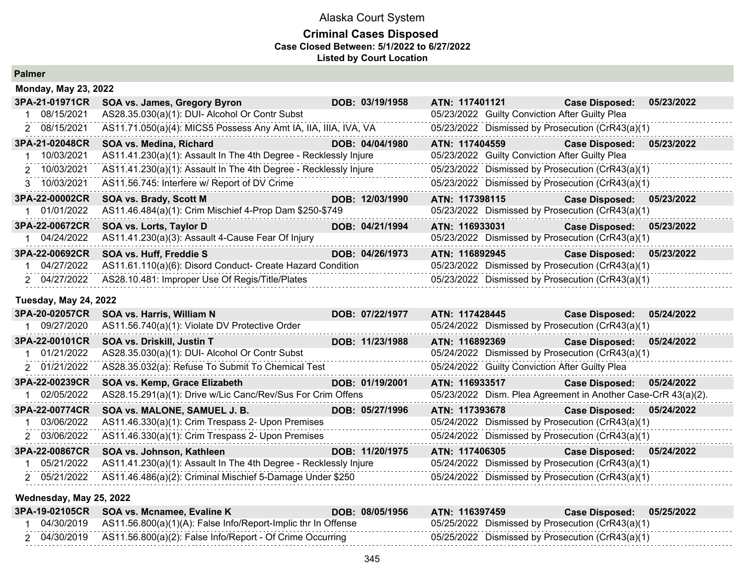# Alaska Court System

## Criminal Cases Disposed

**Case Closed Between: 5/1/2022 to 6/27/2022**

**Listed by Court Location**

### Palmer

#### Monday, May 23, 2022

| Case | | | Defendant / Charge | DOB | ATN / Disposition | Case Disposed |
|---|---|---|---|---|---|---|
| **3PA-21-01971CR** | | | **SOA vs. James, Gregory Byron** | **DOB: 03/19/1958** | **ATN: 117401121** | **Case Disposed: 05/23/2022** |
| | 1 | 08/15/2021 | AS28.35.030(a)(1): DUI- Alcohol Or Contr Subst | | 05/23/2022 Guilty Conviction After Guilty Plea | |
| | 2 | 08/15/2021 | AS11.71.050(a)(4): MICS5 Possess Any Amt IA, IIA, IIIA, IVA, VA | | 05/23/2022 Dismissed by Prosecution (CrR43(a)(1) | |
| **3PA-21-02048CR** | | | **SOA vs. Medina, Richard** | **DOB: 04/04/1980** | **ATN: 117404559** | **Case Disposed: 05/23/2022** |
| | 1 | 10/03/2021 | AS11.41.230(a)(1): Assault In The 4th Degree - Recklessly Injure | | 05/23/2022 Guilty Conviction After Guilty Plea | |
| | 2 | 10/03/2021 | AS11.41.230(a)(1): Assault In The 4th Degree - Recklessly Injure | | 05/23/2022 Dismissed by Prosecution (CrR43(a)(1) | |
| | 3 | 10/03/2021 | AS11.56.745: Interfere w/ Report of DV Crime | | 05/23/2022 Dismissed by Prosecution (CrR43(a)(1) | |
| **3PA-22-00002CR** | | | **SOA vs. Brady, Scott M** | **DOB: 12/03/1990** | **ATN: 117398115** | **Case Disposed: 05/23/2022** |
| | 1 | 01/01/2022 | AS11.46.484(a)(1): Crim Mischief 4-Prop Dam $250-$749 | | 05/23/2022 Dismissed by Prosecution (CrR43(a)(1) | |
| **3PA-22-00672CR** | | | **SOA vs. Lorts, Taylor D** | **DOB: 04/21/1994** | **ATN: 116933031** | **Case Disposed: 05/23/2022** |
| | 1 | 04/24/2022 | AS11.41.230(a)(3): Assault 4-Cause Fear Of Injury | | 05/23/2022 Dismissed by Prosecution (CrR43(a)(1) | |
| **3PA-22-00692CR** | | | **SOA vs. Huff, Freddie S** | **DOB: 04/26/1973** | **ATN: 116892945** | **Case Disposed: 05/23/2022** |
| | 1 | 04/27/2022 | AS11.61.110(a)(6): Disord Conduct- Create Hazard Condition | | 05/23/2022 Dismissed by Prosecution (CrR43(a)(1) | |
| | 2 | 04/27/2022 | AS28.10.481: Improper Use Of Regis/Title/Plates | | 05/23/2022 Dismissed by Prosecution (CrR43(a)(1) | |

#### Tuesday, May 24, 2022

| Case | | | Defendant / Charge | DOB | ATN / Disposition | Case Disposed |
|---|---|---|---|---|---|---|
| **3PA-20-02057CR** | | | **SOA vs. Harris, William N** | **DOB: 07/22/1977** | **ATN: 117428445** | **Case Disposed: 05/24/2022** |
| | 1 | 09/27/2020 | AS11.56.740(a)(1): Violate DV Protective Order | | 05/24/2022 Dismissed by Prosecution (CrR43(a)(1) | |
| **3PA-22-00101CR** | | | **SOA vs. Driskill, Justin T** | **DOB: 11/23/1988** | **ATN: 116892369** | **Case Disposed: 05/24/2022** |
| | 1 | 01/21/2022 | AS28.35.030(a)(1): DUI- Alcohol Or Contr Subst | | 05/24/2022 Dismissed by Prosecution (CrR43(a)(1) | |
| | 2 | 01/21/2022 | AS28.35.032(a): Refuse To Submit To Chemical Test | | 05/24/2022 Guilty Conviction After Guilty Plea | |
| **3PA-22-00239CR** | | | **SOA vs. Kemp, Grace Elizabeth** | **DOB: 01/19/2001** | **ATN: 116933517** | **Case Disposed: 05/24/2022** |
| | 1 | 02/05/2022 | AS28.15.291(a)(1): Drive w/Lic Canc/Rev/Sus For Crim Offens | | 05/23/2022 Dism. Plea Agreement in Another Case-CrR 43(a)(2). | |
| **3PA-22-00774CR** | | | **SOA vs. MALONE, SAMUEL J. B.** | **DOB: 05/27/1996** | **ATN: 117393678** | **Case Disposed: 05/24/2022** |
| | 1 | 03/06/2022 | AS11.46.330(a)(1): Crim Trespass 2- Upon Premises | | 05/24/2022 Dismissed by Prosecution (CrR43(a)(1) | |
| | 2 | 03/06/2022 | AS11.46.330(a)(1): Crim Trespass 2- Upon Premises | | 05/24/2022 Dismissed by Prosecution (CrR43(a)(1) | |
| **3PA-22-00867CR** | | | **SOA vs. Johnson, Kathleen** | **DOB: 11/20/1975** | **ATN: 117406305** | **Case Disposed: 05/24/2022** |
| | 1 | 05/21/2022 | AS11.41.230(a)(1): Assault In The 4th Degree - Recklessly Injure | | 05/24/2022 Dismissed by Prosecution (CrR43(a)(1) | |
| | 2 | 05/21/2022 | AS11.46.486(a)(2): Criminal Mischief 5-Damage Under $250 | | 05/24/2022 Dismissed by Prosecution (CrR43(a)(1) | |

#### Wednesday, May 25, 2022

| Case | | | Defendant / Charge | DOB | ATN / Disposition | Case Disposed |
|---|---|---|---|---|---|---|
| **3PA-19-02105CR** | | | **SOA vs. Mcnamee, Evaline K** | **DOB: 08/05/1956** | **ATN: 116397459** | **Case Disposed: 05/25/2022** |
| | 1 | 04/30/2019 | AS11.56.800(a)(1)(A): False Info/Report-Implic thr In Offense | | 05/25/2022 Dismissed by Prosecution (CrR43(a)(1) | |
| | 2 | 04/30/2019 | AS11.56.800(a)(2): False Info/Report - Of Crime Occurring | | 05/25/2022 Dismissed by Prosecution (CrR43(a)(1) | |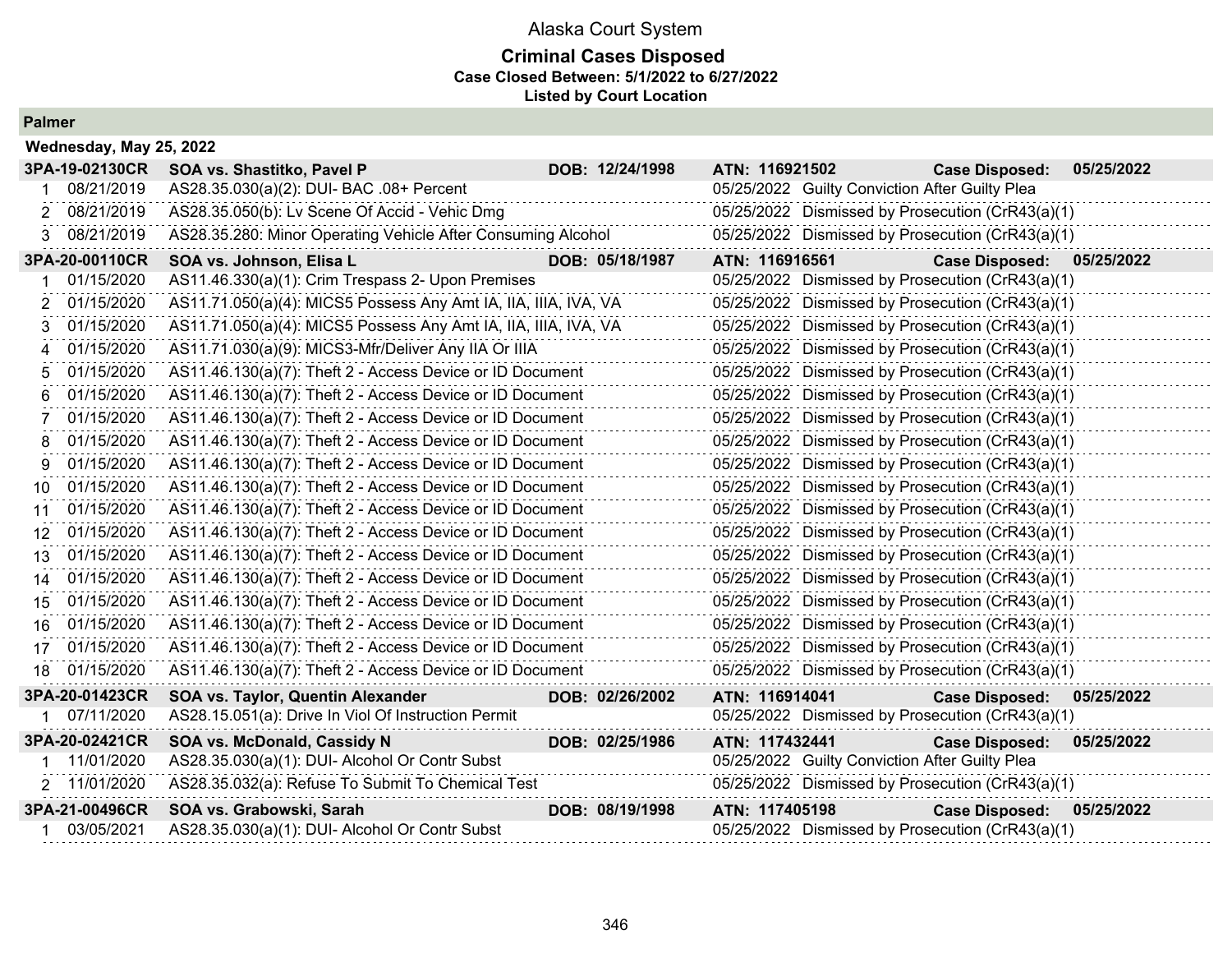# Alaska Court System

## Criminal Cases Disposed

**Case Closed Between: 5/1/2022 to 6/27/2022**

**Listed by Court Location**

### Palmer

**Wednesday, May 25, 2022**

| | | | | | |
|---|---|---|---|---|---|
| **3PA-19-02130CR** | **SOA vs. Shastitko, Pavel P** | **DOB: 12/24/1998** | **ATN: 116921502** | **Case Disposed:** | **05/25/2022** |
| 1 | 08/21/2019 | AS28.35.030(a)(2): DUI- BAC .08+ Percent | | 05/25/2022 | Guilty Conviction After Guilty Plea |
| 2 | 08/21/2019 | AS28.35.050(b): Lv Scene Of Accid - Vehic Dmg | | 05/25/2022 | Dismissed by Prosecution (CrR43(a)(1) |
| 3 | 08/21/2019 | AS28.35.280: Minor Operating Vehicle After Consuming Alcohol | | 05/25/2022 | Dismissed by Prosecution (CrR43(a)(1) |
| **3PA-20-00110CR** | **SOA vs. Johnson, Elisa L** | **DOB: 05/18/1987** | **ATN: 116916561** | **Case Disposed:** | **05/25/2022** |
| 1 | 01/15/2020 | AS11.46.330(a)(1): Crim Trespass 2- Upon Premises | | 05/25/2022 | Dismissed by Prosecution (CrR43(a)(1) |
| 2 | 01/15/2020 | AS11.71.050(a)(4): MICS5 Possess Any Amt IA, IIA, IIIA, IVA, VA | | 05/25/2022 | Dismissed by Prosecution (CrR43(a)(1) |
| 3 | 01/15/2020 | AS11.71.050(a)(4): MICS5 Possess Any Amt IA, IIA, IIIA, IVA, VA | | 05/25/2022 | Dismissed by Prosecution (CrR43(a)(1) |
| 4 | 01/15/2020 | AS11.71.030(a)(9): MICS3-Mfr/Deliver Any IIA Or IIIA | | 05/25/2022 | Dismissed by Prosecution (CrR43(a)(1) |
| 5 | 01/15/2020 | AS11.46.130(a)(7): Theft 2 - Access Device or ID Document | | 05/25/2022 | Dismissed by Prosecution (CrR43(a)(1) |
| 6 | 01/15/2020 | AS11.46.130(a)(7): Theft 2 - Access Device or ID Document | | 05/25/2022 | Dismissed by Prosecution (CrR43(a)(1) |
| 7 | 01/15/2020 | AS11.46.130(a)(7): Theft 2 - Access Device or ID Document | | 05/25/2022 | Dismissed by Prosecution (CrR43(a)(1) |
| 8 | 01/15/2020 | AS11.46.130(a)(7): Theft 2 - Access Device or ID Document | | 05/25/2022 | Dismissed by Prosecution (CrR43(a)(1) |
| 9 | 01/15/2020 | AS11.46.130(a)(7): Theft 2 - Access Device or ID Document | | 05/25/2022 | Dismissed by Prosecution (CrR43(a)(1) |
| 10 | 01/15/2020 | AS11.46.130(a)(7): Theft 2 - Access Device or ID Document | | 05/25/2022 | Dismissed by Prosecution (CrR43(a)(1) |
| 11 | 01/15/2020 | AS11.46.130(a)(7): Theft 2 - Access Device or ID Document | | 05/25/2022 | Dismissed by Prosecution (CrR43(a)(1) |
| 12 | 01/15/2020 | AS11.46.130(a)(7): Theft 2 - Access Device or ID Document | | 05/25/2022 | Dismissed by Prosecution (CrR43(a)(1) |
| 13 | 01/15/2020 | AS11.46.130(a)(7): Theft 2 - Access Device or ID Document | | 05/25/2022 | Dismissed by Prosecution (CrR43(a)(1) |
| 14 | 01/15/2020 | AS11.46.130(a)(7): Theft 2 - Access Device or ID Document | | 05/25/2022 | Dismissed by Prosecution (CrR43(a)(1) |
| 15 | 01/15/2020 | AS11.46.130(a)(7): Theft 2 - Access Device or ID Document | | 05/25/2022 | Dismissed by Prosecution (CrR43(a)(1) |
| 16 | 01/15/2020 | AS11.46.130(a)(7): Theft 2 - Access Device or ID Document | | 05/25/2022 | Dismissed by Prosecution (CrR43(a)(1) |
| 17 | 01/15/2020 | AS11.46.130(a)(7): Theft 2 - Access Device or ID Document | | 05/25/2022 | Dismissed by Prosecution (CrR43(a)(1) |
| 18 | 01/15/2020 | AS11.46.130(a)(7): Theft 2 - Access Device or ID Document | | 05/25/2022 | Dismissed by Prosecution (CrR43(a)(1) |
| **3PA-20-01423CR** | **SOA vs. Taylor, Quentin Alexander** | **DOB: 02/26/2002** | **ATN: 116914041** | **Case Disposed:** | **05/25/2022** |
| 1 | 07/11/2020 | AS28.15.051(a): Drive In Viol Of Instruction Permit | | 05/25/2022 | Dismissed by Prosecution (CrR43(a)(1) |
| **3PA-20-02421CR** | **SOA vs. McDonald, Cassidy N** | **DOB: 02/25/1986** | **ATN: 117432441** | **Case Disposed:** | **05/25/2022** |
| 1 | 11/01/2020 | AS28.35.030(a)(1): DUI- Alcohol Or Contr Subst | | 05/25/2022 | Guilty Conviction After Guilty Plea |
| 2 | 11/01/2020 | AS28.35.032(a): Refuse To Submit To Chemical Test | | 05/25/2022 | Dismissed by Prosecution (CrR43(a)(1) |
| **3PA-21-00496CR** | **SOA vs. Grabowski, Sarah** | **DOB: 08/19/1998** | **ATN: 117405198** | **Case Disposed:** | **05/25/2022** |
| 1 | 03/05/2021 | AS28.35.030(a)(1): DUI- Alcohol Or Contr Subst | | 05/25/2022 | Dismissed by Prosecution (CrR43(a)(1) |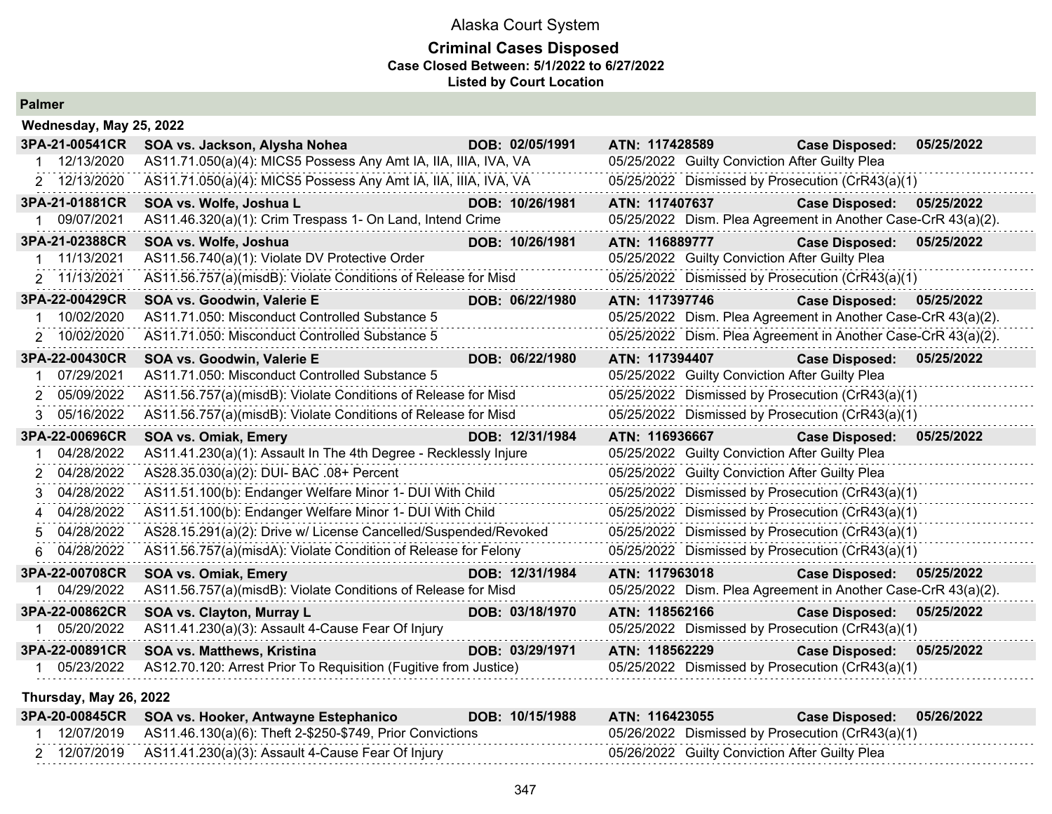# Alaska Court System

## Criminal Cases Disposed

**Case Closed Between: 5/1/2022 to 6/27/2022**

**Listed by Court Location**

### Palmer

#### Wednesday, May 25, 2022

**3PA-21-00541CR SOA vs. Jackson, Alysha Nohea DOB: 02/05/1991 ATN: 117428589 Case Disposed: 05/25/2022**

| # | Date | Charge | Disposition Date | Disposition |
|---|---|---|---|---|
| 1 | 12/13/2020 | AS11.71.050(a)(4): MICS5 Possess Any Amt IA, IIA, IIIA, IVA, VA | 05/25/2022 | Guilty Conviction After Guilty Plea |
| 2 | 12/13/2020 | AS11.71.050(a)(4): MICS5 Possess Any Amt IA, IIA, IIIA, IVA, VA | 05/25/2022 | Dismissed by Prosecution (CrR43(a)(1) |

**3PA-21-01881CR SOA vs. Wolfe, Joshua L DOB: 10/26/1981 ATN: 117407637 Case Disposed: 05/25/2022**

| # | Date | Charge | Disposition Date | Disposition |
|---|---|---|---|---|
| 1 | 09/07/2021 | AS11.46.320(a)(1): Crim Trespass 1- On Land, Intend Crime | 05/25/2022 | Dism. Plea Agreement in Another Case-CrR 43(a)(2). |

**3PA-21-02388CR SOA vs. Wolfe, Joshua DOB: 10/26/1981 ATN: 116889777 Case Disposed: 05/25/2022**

| # | Date | Charge | Disposition Date | Disposition |
|---|---|---|---|---|
| 1 | 11/13/2021 | AS11.56.740(a)(1): Violate DV Protective Order | 05/25/2022 | Guilty Conviction After Guilty Plea |
| 2 | 11/13/2021 | AS11.56.757(a)(misdB): Violate Conditions of Release for Misd | 05/25/2022 | Dismissed by Prosecution (CrR43(a)(1) |

**3PA-22-00429CR SOA vs. Goodwin, Valerie E DOB: 06/22/1980 ATN: 117397746 Case Disposed: 05/25/2022**

| # | Date | Charge | Disposition Date | Disposition |
|---|---|---|---|---|
| 1 | 10/02/2020 | AS11.71.050: Misconduct Controlled Substance 5 | 05/25/2022 | Dism. Plea Agreement in Another Case-CrR 43(a)(2). |
| 2 | 10/02/2020 | AS11.71.050: Misconduct Controlled Substance 5 | 05/25/2022 | Dism. Plea Agreement in Another Case-CrR 43(a)(2). |

**3PA-22-00430CR SOA vs. Goodwin, Valerie E DOB: 06/22/1980 ATN: 117394407 Case Disposed: 05/25/2022**

| # | Date | Charge | Disposition Date | Disposition |
|---|---|---|---|---|
| 1 | 07/29/2021 | AS11.71.050: Misconduct Controlled Substance 5 | 05/25/2022 | Guilty Conviction After Guilty Plea |
| 2 | 05/09/2022 | AS11.56.757(a)(misdB): Violate Conditions of Release for Misd | 05/25/2022 | Dismissed by Prosecution (CrR43(a)(1) |
| 3 | 05/16/2022 | AS11.56.757(a)(misdB): Violate Conditions of Release for Misd | 05/25/2022 | Dismissed by Prosecution (CrR43(a)(1) |

**3PA-22-00696CR SOA vs. Omiak, Emery DOB: 12/31/1984 ATN: 116936667 Case Disposed: 05/25/2022**

| # | Date | Charge | Disposition Date | Disposition |
|---|---|---|---|---|
| 1 | 04/28/2022 | AS11.41.230(a)(1): Assault In The 4th Degree - Recklessly Injure | 05/25/2022 | Guilty Conviction After Guilty Plea |
| 2 | 04/28/2022 | AS28.35.030(a)(2): DUI- BAC .08+ Percent | 05/25/2022 | Guilty Conviction After Guilty Plea |
| 3 | 04/28/2022 | AS11.51.100(b): Endanger Welfare Minor 1- DUI With Child | 05/25/2022 | Dismissed by Prosecution (CrR43(a)(1) |
| 4 | 04/28/2022 | AS11.51.100(b): Endanger Welfare Minor 1- DUI With Child | 05/25/2022 | Dismissed by Prosecution (CrR43(a)(1) |
| 5 | 04/28/2022 | AS28.15.291(a)(2): Drive w/ License Cancelled/Suspended/Revoked | 05/25/2022 | Dismissed by Prosecution (CrR43(a)(1) |
| 6 | 04/28/2022 | AS11.56.757(a)(misdA): Violate Condition of Release for Felony | 05/25/2022 | Dismissed by Prosecution (CrR43(a)(1) |

**3PA-22-00708CR SOA vs. Omiak, Emery DOB: 12/31/1984 ATN: 117963018 Case Disposed: 05/25/2022**

| # | Date | Charge | Disposition Date | Disposition |
|---|---|---|---|---|
| 1 | 04/29/2022 | AS11.56.757(a)(misdB): Violate Conditions of Release for Misd | 05/25/2022 | Dism. Plea Agreement in Another Case-CrR 43(a)(2). |

**3PA-22-00862CR SOA vs. Clayton, Murray L DOB: 03/18/1970 ATN: 118562166 Case Disposed: 05/25/2022**

| # | Date | Charge | Disposition Date | Disposition |
|---|---|---|---|---|
| 1 | 05/20/2022 | AS11.41.230(a)(3): Assault 4-Cause Fear Of Injury | 05/25/2022 | Dismissed by Prosecution (CrR43(a)(1) |

**3PA-22-00891CR SOA vs. Matthews, Kristina DOB: 03/29/1971 ATN: 118562229 Case Disposed: 05/25/2022**

| # | Date | Charge | Disposition Date | Disposition |
|---|---|---|---|---|
| 1 | 05/23/2022 | AS12.70.120: Arrest Prior To Requisition (Fugitive from Justice) | 05/25/2022 | Dismissed by Prosecution (CrR43(a)(1) |

#### Thursday, May 26, 2022

**3PA-20-00845CR SOA vs. Hooker, Antwayne Estephanico DOB: 10/15/1988 ATN: 116423055 Case Disposed: 05/26/2022**

| # | Date | Charge | Disposition Date | Disposition |
|---|---|---|---|---|
| 1 | 12/07/2019 | AS11.46.130(a)(6): Theft 2-$250-$749, Prior Convictions | 05/26/2022 | Dismissed by Prosecution (CrR43(a)(1) |
| 2 | 12/07/2019 | AS11.41.230(a)(3): Assault 4-Cause Fear Of Injury | 05/26/2022 | Guilty Conviction After Guilty Plea |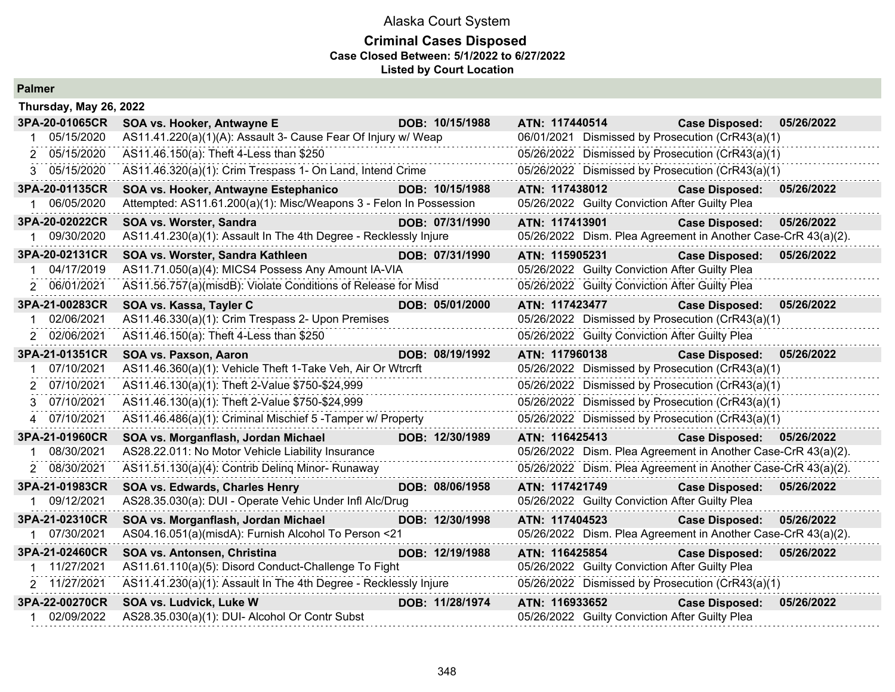# Alaska Court System

## Criminal Cases Disposed

**Case Closed Between: 5/1/2022 to 6/27/2022**

**Listed by Court Location**

### Palmer

**Thursday, May 26, 2022**

| Case | Party | DOB | ATN | Case Disposed |
|---|---|---|---|---|
| **3PA-20-01065CR** | **SOA vs. Hooker, Antwayne E** | **DOB: 10/15/1988** | **ATN: 117440514** | **Case Disposed: 05/26/2022** |
| 1 05/15/2020 | AS11.41.220(a)(1)(A): Assault 3- Cause Fear Of Injury w/ Weap | | 06/01/2021 Dismissed by Prosecution (CrR43(a)(1) | |
| 2 05/15/2020 | AS11.46.150(a): Theft 4-Less than $250 | | 05/26/2022 Dismissed by Prosecution (CrR43(a)(1) | |
| 3 05/15/2020 | AS11.46.320(a)(1): Crim Trespass 1- On Land, Intend Crime | | 05/26/2022 Dismissed by Prosecution (CrR43(a)(1) | |
| **3PA-20-01135CR** | **SOA vs. Hooker, Antwayne Estephanico** | **DOB: 10/15/1988** | **ATN: 117438012** | **Case Disposed: 05/26/2022** |
| 1 06/05/2020 | Attempted: AS11.61.200(a)(1): Misc/Weapons 3 - Felon In Possession | | 05/26/2022 Guilty Conviction After Guilty Plea | |
| **3PA-20-02022CR** | **SOA vs. Worster, Sandra** | **DOB: 07/31/1990** | **ATN: 117413901** | **Case Disposed: 05/26/2022** |
| 1 09/30/2020 | AS11.41.230(a)(1): Assault In The 4th Degree - Recklessly Injure | | 05/26/2022 Dism. Plea Agreement in Another Case-CrR 43(a)(2). | |
| **3PA-20-02131CR** | **SOA vs. Worster, Sandra Kathleen** | **DOB: 07/31/1990** | **ATN: 115905231** | **Case Disposed: 05/26/2022** |
| 1 04/17/2019 | AS11.71.050(a)(4): MICS4 Possess Any Amount IA-VIA | | 05/26/2022 Guilty Conviction After Guilty Plea | |
| 2 06/01/2021 | AS11.56.757(a)(misdB): Violate Conditions of Release for Misd | | 05/26/2022 Guilty Conviction After Guilty Plea | |
| **3PA-21-00283CR** | **SOA vs. Kassa, Tayler C** | **DOB: 05/01/2000** | **ATN: 117423477** | **Case Disposed: 05/26/2022** |
| 1 02/06/2021 | AS11.46.330(a)(1): Crim Trespass 2- Upon Premises | | 05/26/2022 Dismissed by Prosecution (CrR43(a)(1) | |
| 2 02/06/2021 | AS11.46.150(a): Theft 4-Less than $250 | | 05/26/2022 Guilty Conviction After Guilty Plea | |
| **3PA-21-01351CR** | **SOA vs. Paxson, Aaron** | **DOB: 08/19/1992** | **ATN: 117960138** | **Case Disposed: 05/26/2022** |
| 1 07/10/2021 | AS11.46.360(a)(1): Vehicle Theft 1-Take Veh, Air Or Wtrcrft | | 05/26/2022 Dismissed by Prosecution (CrR43(a)(1) | |
| 2 07/10/2021 | AS11.46.130(a)(1): Theft 2-Value $750-$24,999 | | 05/26/2022 Dismissed by Prosecution (CrR43(a)(1) | |
| 3 07/10/2021 | AS11.46.130(a)(1): Theft 2-Value $750-$24,999 | | 05/26/2022 Dismissed by Prosecution (CrR43(a)(1) | |
| 4 07/10/2021 | AS11.46.486(a)(1): Criminal Mischief 5 -Tamper w/ Property | | 05/26/2022 Dismissed by Prosecution (CrR43(a)(1) | |
| **3PA-21-01960CR** | **SOA vs. Morganflash, Jordan Michael** | **DOB: 12/30/1989** | **ATN: 116425413** | **Case Disposed: 05/26/2022** |
| 1 08/30/2021 | AS28.22.011: No Motor Vehicle Liability Insurance | | 05/26/2022 Dism. Plea Agreement in Another Case-CrR 43(a)(2). | |
| 2 08/30/2021 | AS11.51.130(a)(4): Contrib Delinq Minor- Runaway | | 05/26/2022 Dism. Plea Agreement in Another Case-CrR 43(a)(2). | |
| **3PA-21-01983CR** | **SOA vs. Edwards, Charles Henry** | **DOB: 08/06/1958** | **ATN: 117421749** | **Case Disposed: 05/26/2022** |
| 1 09/12/2021 | AS28.35.030(a): DUI - Operate Vehic Under Infl Alc/Drug | | 05/26/2022 Guilty Conviction After Guilty Plea | |
| **3PA-21-02310CR** | **SOA vs. Morganflash, Jordan Michael** | **DOB: 12/30/1998** | **ATN: 117404523** | **Case Disposed: 05/26/2022** |
| 1 07/30/2021 | AS04.16.051(a)(misdA): Furnish Alcohol To Person <21 | | 05/26/2022 Dism. Plea Agreement in Another Case-CrR 43(a)(2). | |
| **3PA-21-02460CR** | **SOA vs. Antonsen, Christina** | **DOB: 12/19/1988** | **ATN: 116425854** | **Case Disposed: 05/26/2022** |
| 1 11/27/2021 | AS11.61.110(a)(5): Disord Conduct-Challenge To Fight | | 05/26/2022 Guilty Conviction After Guilty Plea | |
| 2 11/27/2021 | AS11.41.230(a)(1): Assault In The 4th Degree - Recklessly Injure | | 05/26/2022 Dismissed by Prosecution (CrR43(a)(1) | |
| **3PA-22-00270CR** | **SOA vs. Ludvick, Luke W** | **DOB: 11/28/1974** | **ATN: 116933652** | **Case Disposed: 05/26/2022** |
| 1 02/09/2022 | AS28.35.030(a)(1): DUI- Alcohol Or Contr Subst | | 05/26/2022 Guilty Conviction After Guilty Plea | |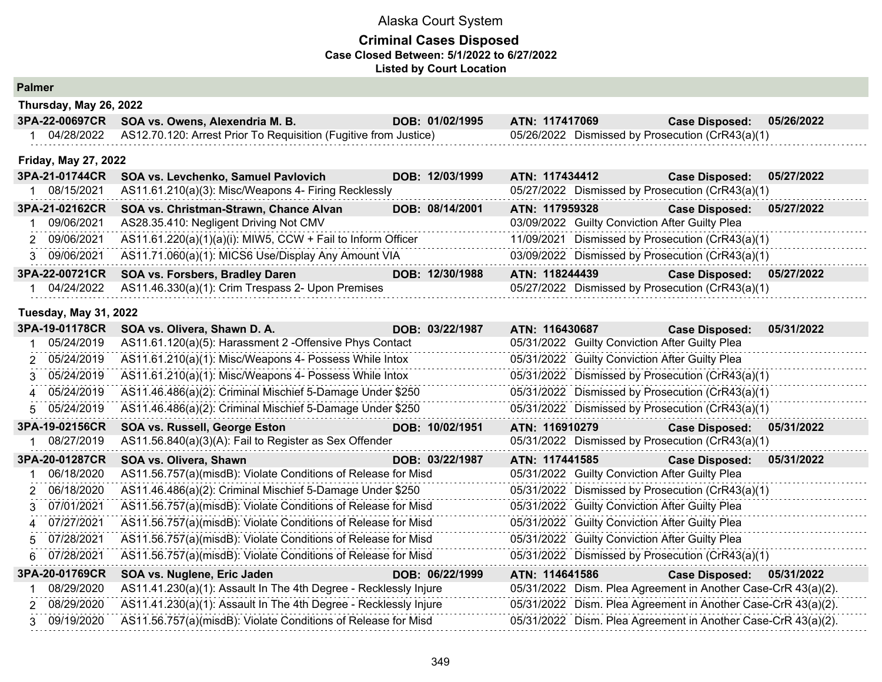# Alaska Court System

## Criminal Cases Disposed

**Case Closed Between: 5/1/2022 to 6/27/2022**

**Listed by Court Location**

## Palmer

### Thursday, May 26, 2022

**3PA-22-00697CR — SOA vs. Owens, Alexendria M. B. — DOB: 01/02/1995 — ATN: 117417069 — Case Disposed: 05/26/2022**

| # | Date | Charge | Disposition Date | Disposition |
|---|---|---|---|---|
| 1 | 04/28/2022 | AS12.70.120: Arrest Prior To Requisition (Fugitive from Justice) | 05/26/2022 | Dismissed by Prosecution (CrR43(a)(1) |

### Friday, May 27, 2022

**3PA-21-01744CR — SOA vs. Levchenko, Samuel Pavlovich — DOB: 12/03/1999 — ATN: 117434412 — Case Disposed: 05/27/2022**

| # | Date | Charge | Disposition Date | Disposition |
|---|---|---|---|---|
| 1 | 08/15/2021 | AS11.61.210(a)(3): Misc/Weapons 4- Firing Recklessly | 05/27/2022 | Dismissed by Prosecution (CrR43(a)(1) |

**3PA-21-02162CR — SOA vs. Christman-Strawn, Chance Alvan — DOB: 08/14/2001 — ATN: 117959328 — Case Disposed: 05/27/2022**

| # | Date | Charge | Disposition Date | Disposition |
|---|---|---|---|---|
| 1 | 09/06/2021 | AS28.35.410: Negligent Driving Not CMV | 03/09/2022 | Guilty Conviction After Guilty Plea |
| 2 | 09/06/2021 | AS11.61.220(a)(1)(a)(i): MIW5, CCW + Fail to Inform Officer | 11/09/2021 | Dismissed by Prosecution (CrR43(a)(1) |
| 3 | 09/06/2021 | AS11.71.060(a)(1): MICS6 Use/Display Any Amount VIA | 03/09/2022 | Dismissed by Prosecution (CrR43(a)(1) |

**3PA-22-00721CR — SOA vs. Forsbers, Bradley Daren — DOB: 12/30/1988 — ATN: 118244439 — Case Disposed: 05/27/2022**

| # | Date | Charge | Disposition Date | Disposition |
|---|---|---|---|---|
| 1 | 04/24/2022 | AS11.46.330(a)(1): Crim Trespass 2- Upon Premises | 05/27/2022 | Dismissed by Prosecution (CrR43(a)(1) |

### Tuesday, May 31, 2022

**3PA-19-01178CR — SOA vs. Olivera, Shawn D. A. — DOB: 03/22/1987 — ATN: 116430687 — Case Disposed: 05/31/2022**

| # | Date | Charge | Disposition Date | Disposition |
|---|---|---|---|---|
| 1 | 05/24/2019 | AS11.61.120(a)(5): Harassment 2 -Offensive Phys Contact | 05/31/2022 | Guilty Conviction After Guilty Plea |
| 2 | 05/24/2019 | AS11.61.210(a)(1): Misc/Weapons 4- Possess While Intox | 05/31/2022 | Guilty Conviction After Guilty Plea |
| 3 | 05/24/2019 | AS11.61.210(a)(1): Misc/Weapons 4- Possess While Intox | 05/31/2022 | Dismissed by Prosecution (CrR43(a)(1) |
| 4 | 05/24/2019 | AS11.46.486(a)(2): Criminal Mischief 5-Damage Under $250 | 05/31/2022 | Dismissed by Prosecution (CrR43(a)(1) |
| 5 | 05/24/2019 | AS11.46.486(a)(2): Criminal Mischief 5-Damage Under $250 | 05/31/2022 | Dismissed by Prosecution (CrR43(a)(1) |

**3PA-19-02156CR — SOA vs. Russell, George Eston — DOB: 10/02/1951 — ATN: 116910279 — Case Disposed: 05/31/2022**

| # | Date | Charge | Disposition Date | Disposition |
|---|---|---|---|---|
| 1 | 08/27/2019 | AS11.56.840(a)(3)(A): Fail to Register as Sex Offender | 05/31/2022 | Dismissed by Prosecution (CrR43(a)(1) |

**3PA-20-01287CR — SOA vs. Olivera, Shawn — DOB: 03/22/1987 — ATN: 117441585 — Case Disposed: 05/31/2022**

| # | Date | Charge | Disposition Date | Disposition |
|---|---|---|---|---|
| 1 | 06/18/2020 | AS11.56.757(a)(misdB): Violate Conditions of Release for Misd | 05/31/2022 | Guilty Conviction After Guilty Plea |
| 2 | 06/18/2020 | AS11.46.486(a)(2): Criminal Mischief 5-Damage Under $250 | 05/31/2022 | Dismissed by Prosecution (CrR43(a)(1) |
| 3 | 07/01/2021 | AS11.56.757(a)(misdB): Violate Conditions of Release for Misd | 05/31/2022 | Guilty Conviction After Guilty Plea |
| 4 | 07/27/2021 | AS11.56.757(a)(misdB): Violate Conditions of Release for Misd | 05/31/2022 | Guilty Conviction After Guilty Plea |
| 5 | 07/28/2021 | AS11.56.757(a)(misdB): Violate Conditions of Release for Misd | 05/31/2022 | Guilty Conviction After Guilty Plea |
| 6 | 07/28/2021 | AS11.56.757(a)(misdB): Violate Conditions of Release for Misd | 05/31/2022 | Dismissed by Prosecution (CrR43(a)(1) |

**3PA-20-01769CR — SOA vs. Nuglene, Eric Jaden — DOB: 06/22/1999 — ATN: 114641586 — Case Disposed: 05/31/2022**

| # | Date | Charge | Disposition Date | Disposition |
|---|---|---|---|---|
| 1 | 08/29/2020 | AS11.41.230(a)(1): Assault In The 4th Degree - Recklessly Injure | 05/31/2022 | Dism. Plea Agreement in Another Case-CrR 43(a)(2). |
| 2 | 08/29/2020 | AS11.41.230(a)(1): Assault In The 4th Degree - Recklessly Injure | 05/31/2022 | Dism. Plea Agreement in Another Case-CrR 43(a)(2). |
| 3 | 09/19/2020 | AS11.56.757(a)(misdB): Violate Conditions of Release for Misd | 05/31/2022 | Dism. Plea Agreement in Another Case-CrR 43(a)(2). |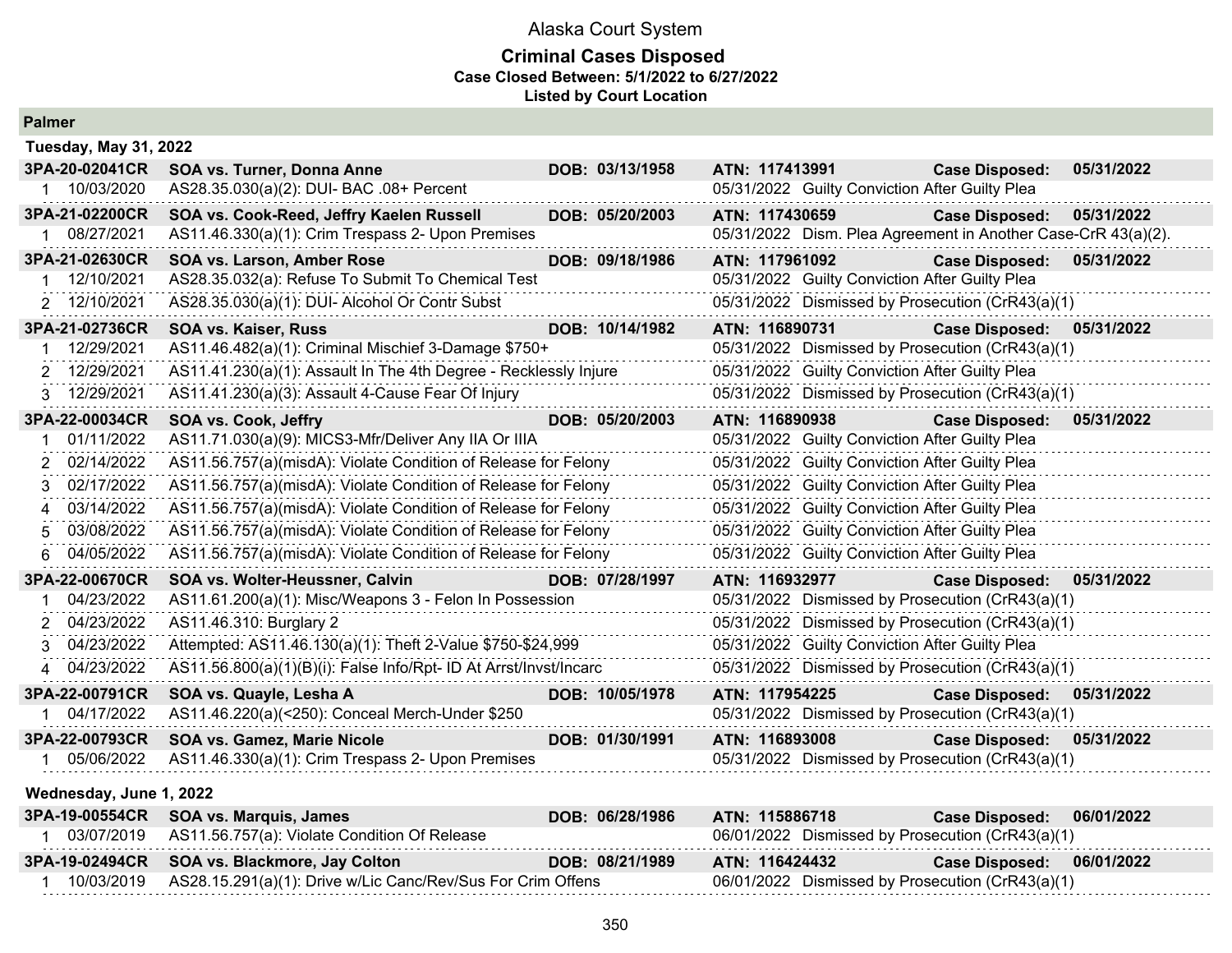# Alaska Court System

## Criminal Cases Disposed

**Case Closed Between: 5/1/2022 to 6/27/2022**

**Listed by Court Location**

## Palmer

### Tuesday, May 31, 2022

| Case | Party | DOB | ATN | Case Disposed |
|---|---|---|---|---|
| **3PA-20-02041CR** | **SOA vs. Turner, Donna Anne** | **DOB: 03/13/1958** | **ATN: 117413991** | **Case Disposed: 05/31/2022** |
| 1 10/03/2020 | AS28.35.030(a)(2): DUI- BAC .08+ Percent | | 05/31/2022 Guilty Conviction After Guilty Plea | |
| **3PA-21-02200CR** | **SOA vs. Cook-Reed, Jeffry Kaelen Russell** | **DOB: 05/20/2003** | **ATN: 117430659** | **Case Disposed: 05/31/2022** |
| 1 08/27/2021 | AS11.46.330(a)(1): Crim Trespass 2- Upon Premises | | 05/31/2022 Dism. Plea Agreement in Another Case-CrR 43(a)(2). | |
| **3PA-21-02630CR** | **SOA vs. Larson, Amber Rose** | **DOB: 09/18/1986** | **ATN: 117961092** | **Case Disposed: 05/31/2022** |
| 1 12/10/2021 | AS28.35.032(a): Refuse To Submit To Chemical Test | | 05/31/2022 Guilty Conviction After Guilty Plea | |
| 2 12/10/2021 | AS28.35.030(a)(1): DUI- Alcohol Or Contr Subst | | 05/31/2022 Dismissed by Prosecution (CrR43(a)(1) | |
| **3PA-21-02736CR** | **SOA vs. Kaiser, Russ** | **DOB: 10/14/1982** | **ATN: 116890731** | **Case Disposed: 05/31/2022** |
| 1 12/29/2021 | AS11.46.482(a)(1): Criminal Mischief 3-Damage $750+ | | 05/31/2022 Dismissed by Prosecution (CrR43(a)(1) | |
| 2 12/29/2021 | AS11.41.230(a)(1): Assault In The 4th Degree - Recklessly Injure | | 05/31/2022 Guilty Conviction After Guilty Plea | |
| 3 12/29/2021 | AS11.41.230(a)(3): Assault 4-Cause Fear Of Injury | | 05/31/2022 Dismissed by Prosecution (CrR43(a)(1) | |
| **3PA-22-00034CR** | **SOA vs. Cook, Jeffry** | **DOB: 05/20/2003** | **ATN: 116890938** | **Case Disposed: 05/31/2022** |
| 1 01/11/2022 | AS11.71.030(a)(9): MICS3-Mfr/Deliver Any IIA Or IIIA | | 05/31/2022 Guilty Conviction After Guilty Plea | |
| 2 02/14/2022 | AS11.56.757(a)(misdA): Violate Condition of Release for Felony | | 05/31/2022 Guilty Conviction After Guilty Plea | |
| 3 02/17/2022 | AS11.56.757(a)(misdA): Violate Condition of Release for Felony | | 05/31/2022 Guilty Conviction After Guilty Plea | |
| 4 03/14/2022 | AS11.56.757(a)(misdA): Violate Condition of Release for Felony | | 05/31/2022 Guilty Conviction After Guilty Plea | |
| 5 03/08/2022 | AS11.56.757(a)(misdA): Violate Condition of Release for Felony | | 05/31/2022 Guilty Conviction After Guilty Plea | |
| 6 04/05/2022 | AS11.56.757(a)(misdA): Violate Condition of Release for Felony | | 05/31/2022 Guilty Conviction After Guilty Plea | |
| **3PA-22-00670CR** | **SOA vs. Wolter-Heussner, Calvin** | **DOB: 07/28/1997** | **ATN: 116932977** | **Case Disposed: 05/31/2022** |
| 1 04/23/2022 | AS11.61.200(a)(1): Misc/Weapons 3 - Felon In Possession | | 05/31/2022 Dismissed by Prosecution (CrR43(a)(1) | |
| 2 04/23/2022 | AS11.46.310: Burglary 2 | | 05/31/2022 Dismissed by Prosecution (CrR43(a)(1) | |
| 3 04/23/2022 | Attempted: AS11.46.130(a)(1): Theft 2-Value $750-$24,999 | | 05/31/2022 Guilty Conviction After Guilty Plea | |
| 4 04/23/2022 | AS11.56.800(a)(1)(B)(i): False Info/Rpt- ID At Arrst/Invst/Incarc | | 05/31/2022 Dismissed by Prosecution (CrR43(a)(1) | |
| **3PA-22-00791CR** | **SOA vs. Quayle, Lesha A** | **DOB: 10/05/1978** | **ATN: 117954225** | **Case Disposed: 05/31/2022** |
| 1 04/17/2022 | AS11.46.220(a)(<250): Conceal Merch-Under $250 | | 05/31/2022 Dismissed by Prosecution (CrR43(a)(1) | |
| **3PA-22-00793CR** | **SOA vs. Gamez, Marie Nicole** | **DOB: 01/30/1991** | **ATN: 116893008** | **Case Disposed: 05/31/2022** |
| 1 05/06/2022 | AS11.46.330(a)(1): Crim Trespass 2- Upon Premises | | 05/31/2022 Dismissed by Prosecution (CrR43(a)(1) | |

### Wednesday, June 1, 2022

| Case | Party | DOB | ATN | Case Disposed |
|---|---|---|---|---|
| **3PA-19-00554CR** | **SOA vs. Marquis, James** | **DOB: 06/28/1986** | **ATN: 115886718** | **Case Disposed: 06/01/2022** |
| 1 03/07/2019 | AS11.56.757(a): Violate Condition Of Release | | 06/01/2022 Dismissed by Prosecution (CrR43(a)(1) | |
| **3PA-19-02494CR** | **SOA vs. Blackmore, Jay Colton** | **DOB: 08/21/1989** | **ATN: 116424432** | **Case Disposed: 06/01/2022** |
| 1 10/03/2019 | AS28.15.291(a)(1): Drive w/Lic Canc/Rev/Sus For Crim Offens | | 06/01/2022 Dismissed by Prosecution (CrR43(a)(1) | |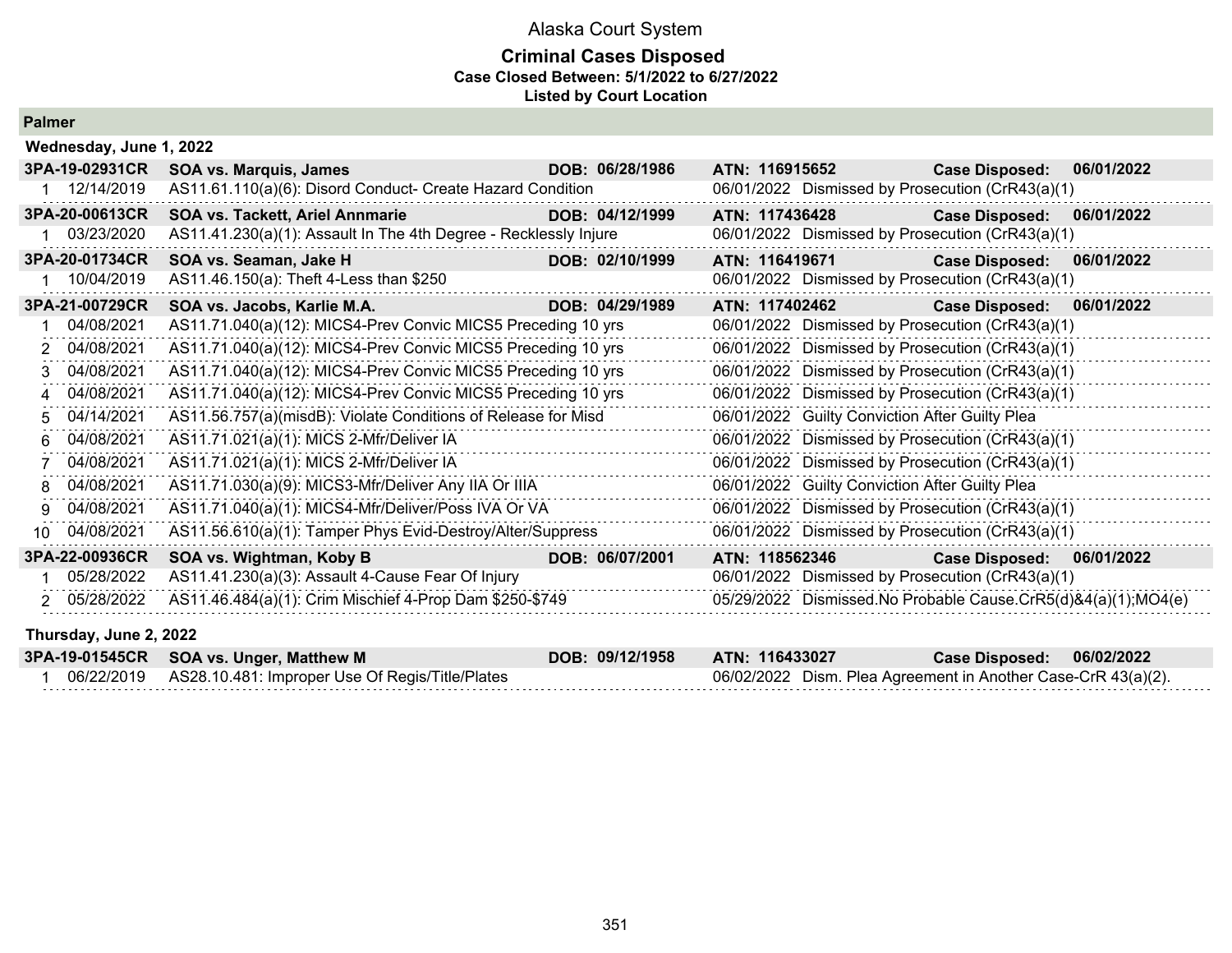# Alaska Court System

## Criminal Cases Disposed

**Case Closed Between: 5/1/2022 to 6/27/2022**

**Listed by Court Location**

### Palmer

#### Wednesday, June 1, 2022

**3PA-19-02931CR** | **SOA vs. Marquis, James** | **DOB: 06/28/1986** | **ATN: 116915652** | **Case Disposed: 06/01/2022**

| # | Date | Charge | Disposition Date | Disposition |
|---|---|---|---|---|
| 1 | 12/14/2019 | AS11.61.110(a)(6): Disord Conduct- Create Hazard Condition | 06/01/2022 | Dismissed by Prosecution (CrR43(a)(1) |

**3PA-20-00613CR** | **SOA vs. Tackett, Ariel Annmarie** | **DOB: 04/12/1999** | **ATN: 117436428** | **Case Disposed: 06/01/2022**

| # | Date | Charge | Disposition Date | Disposition |
|---|---|---|---|---|
| 1 | 03/23/2020 | AS11.41.230(a)(1): Assault In The 4th Degree - Recklessly Injure | 06/01/2022 | Dismissed by Prosecution (CrR43(a)(1) |

**3PA-20-01734CR** | **SOA vs. Seaman, Jake H** | **DOB: 02/10/1999** | **ATN: 116419671** | **Case Disposed: 06/01/2022**

| # | Date | Charge | Disposition Date | Disposition |
|---|---|---|---|---|
| 1 | 10/04/2019 | AS11.46.150(a): Theft 4-Less than $250 | 06/01/2022 | Dismissed by Prosecution (CrR43(a)(1) |

**3PA-21-00729CR** | **SOA vs. Jacobs, Karlie M.A.** | **DOB: 04/29/1989** | **ATN: 117402462** | **Case Disposed: 06/01/2022**

| # | Date | Charge | Disposition Date | Disposition |
|---|---|---|---|---|
| 1 | 04/08/2021 | AS11.71.040(a)(12): MICS4-Prev Convic MICS5 Preceding 10 yrs | 06/01/2022 | Dismissed by Prosecution (CrR43(a)(1) |
| 2 | 04/08/2021 | AS11.71.040(a)(12): MICS4-Prev Convic MICS5 Preceding 10 yrs | 06/01/2022 | Dismissed by Prosecution (CrR43(a)(1) |
| 3 | 04/08/2021 | AS11.71.040(a)(12): MICS4-Prev Convic MICS5 Preceding 10 yrs | 06/01/2022 | Dismissed by Prosecution (CrR43(a)(1) |
| 4 | 04/08/2021 | AS11.71.040(a)(12): MICS4-Prev Convic MICS5 Preceding 10 yrs | 06/01/2022 | Dismissed by Prosecution (CrR43(a)(1) |
| 5 | 04/14/2021 | AS11.56.757(a)(misdB): Violate Conditions of Release for Misd | 06/01/2022 | Guilty Conviction After Guilty Plea |
| 6 | 04/08/2021 | AS11.71.021(a)(1): MICS 2-Mfr/Deliver IA | 06/01/2022 | Dismissed by Prosecution (CrR43(a)(1) |
| 7 | 04/08/2021 | AS11.71.021(a)(1): MICS 2-Mfr/Deliver IA | 06/01/2022 | Dismissed by Prosecution (CrR43(a)(1) |
| 8 | 04/08/2021 | AS11.71.030(a)(9): MICS3-Mfr/Deliver Any IIA Or IIIA | 06/01/2022 | Guilty Conviction After Guilty Plea |
| 9 | 04/08/2021 | AS11.71.040(a)(1): MICS4-Mfr/Deliver/Poss IVA Or VA | 06/01/2022 | Dismissed by Prosecution (CrR43(a)(1) |
| 10 | 04/08/2021 | AS11.56.610(a)(1): Tamper Phys Evid-Destroy/Alter/Suppress | 06/01/2022 | Dismissed by Prosecution (CrR43(a)(1) |

**3PA-22-00936CR** | **SOA vs. Wightman, Koby B** | **DOB: 06/07/2001** | **ATN: 118562346** | **Case Disposed: 06/01/2022**

| # | Date | Charge | Disposition Date | Disposition |
|---|---|---|---|---|
| 1 | 05/28/2022 | AS11.41.230(a)(3): Assault 4-Cause Fear Of Injury | 06/01/2022 | Dismissed by Prosecution (CrR43(a)(1) |
| 2 | 05/28/2022 | AS11.46.484(a)(1): Crim Mischief 4-Prop Dam $250-$749 | 05/29/2022 | Dismissed.No Probable Cause.CrR5(d)&4(a)(1);MO4(e) |

#### Thursday, June 2, 2022

**3PA-19-01545CR** | **SOA vs. Unger, Matthew M** | **DOB: 09/12/1958** | **ATN: 116433027** | **Case Disposed: 06/02/2022**

| # | Date | Charge | Disposition Date | Disposition |
|---|---|---|---|---|
| 1 | 06/22/2019 | AS28.10.481: Improper Use Of Regis/Title/Plates | 06/02/2022 | Dism. Plea Agreement in Another Case-CrR 43(a)(2). |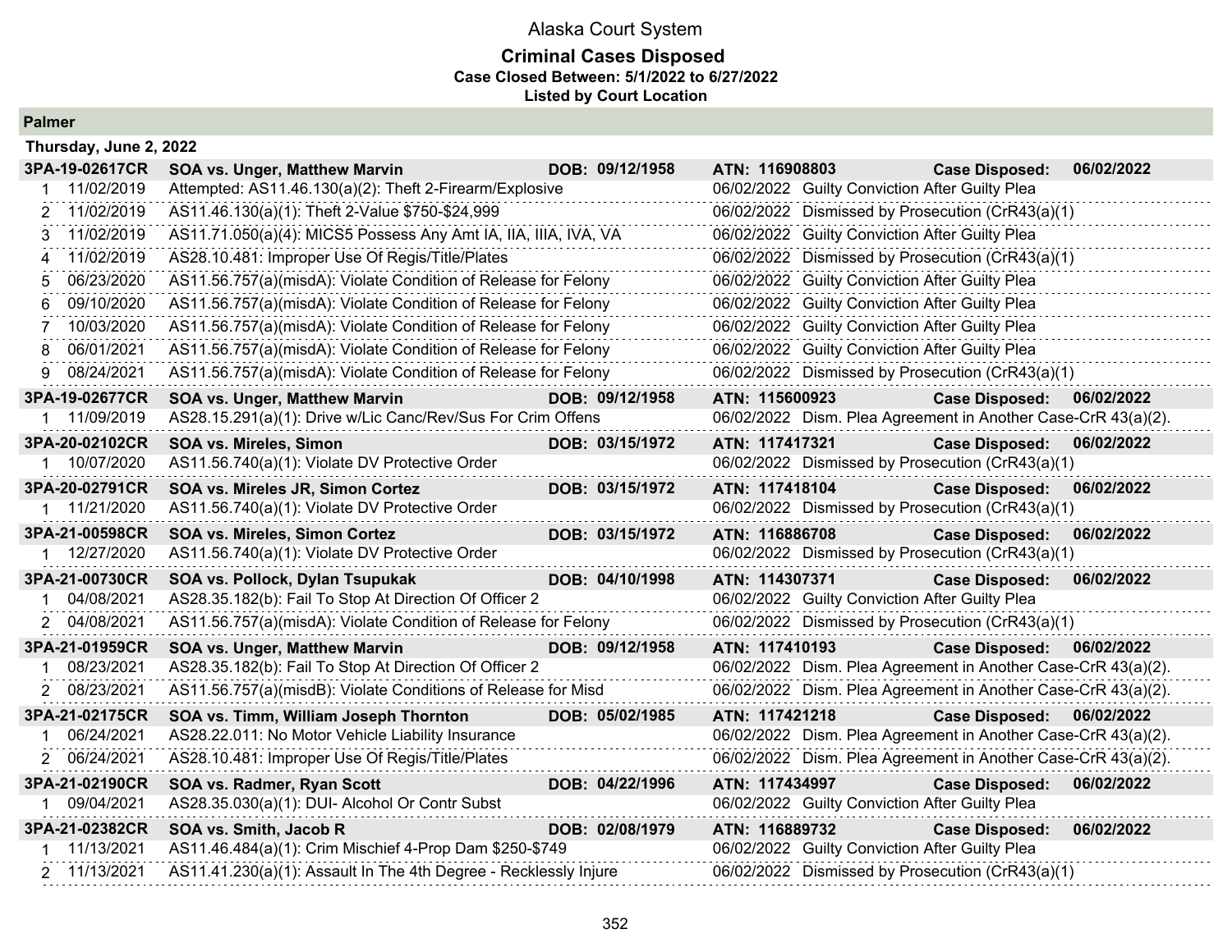# Alaska Court System

## Criminal Cases Disposed

**Case Closed Between: 5/1/2022 to 6/27/2022**
**Listed by Court Location**

### Palmer

**Thursday, June 2, 2022**

| | | | | | |
|---|---|---|---|---|---|
| **3PA-19-02617CR** | **SOA vs. Unger, Matthew Marvin** | **DOB: 09/12/1958** | **ATN: 116908803** | **Case Disposed:** | **06/02/2022** |
| 1 11/02/2019 | Attempted: AS11.46.130(a)(2): Theft 2-Firearm/Explosive | | 06/02/2022 Guilty Conviction After Guilty Plea | | |
| 2 11/02/2019 | AS11.46.130(a)(1): Theft 2-Value $750-$24,999 | | 06/02/2022 Dismissed by Prosecution (CrR43(a)(1) | | |
| 3 11/02/2019 | AS11.71.050(a)(4): MICS5 Possess Any Amt IA, IIA, IIIA, IVA, VA | | 06/02/2022 Guilty Conviction After Guilty Plea | | |
| 4 11/02/2019 | AS28.10.481: Improper Use Of Regis/Title/Plates | | 06/02/2022 Dismissed by Prosecution (CrR43(a)(1) | | |
| 5 06/23/2020 | AS11.56.757(a)(misdA): Violate Condition of Release for Felony | | 06/02/2022 Guilty Conviction After Guilty Plea | | |
| 6 09/10/2020 | AS11.56.757(a)(misdA): Violate Condition of Release for Felony | | 06/02/2022 Guilty Conviction After Guilty Plea | | |
| 7 10/03/2020 | AS11.56.757(a)(misdA): Violate Condition of Release for Felony | | 06/02/2022 Guilty Conviction After Guilty Plea | | |
| 8 06/01/2021 | AS11.56.757(a)(misdA): Violate Condition of Release for Felony | | 06/02/2022 Guilty Conviction After Guilty Plea | | |
| 9 08/24/2021 | AS11.56.757(a)(misdA): Violate Condition of Release for Felony | | 06/02/2022 Dismissed by Prosecution (CrR43(a)(1) | | |
| **3PA-19-02677CR** | **SOA vs. Unger, Matthew Marvin** | **DOB: 09/12/1958** | **ATN: 115600923** | **Case Disposed:** | **06/02/2022** |
| 1 11/09/2019 | AS28.15.291(a)(1): Drive w/Lic Canc/Rev/Sus For Crim Offens | | 06/02/2022 Dism. Plea Agreement in Another Case-CrR 43(a)(2). | | |
| **3PA-20-02102CR** | **SOA vs. Mireles, Simon** | **DOB: 03/15/1972** | **ATN: 117417321** | **Case Disposed:** | **06/02/2022** |
| 1 10/07/2020 | AS11.56.740(a)(1): Violate DV Protective Order | | 06/02/2022 Dismissed by Prosecution (CrR43(a)(1) | | |
| **3PA-20-02791CR** | **SOA vs. Mireles JR, Simon Cortez** | **DOB: 03/15/1972** | **ATN: 117418104** | **Case Disposed:** | **06/02/2022** |
| 1 11/21/2020 | AS11.56.740(a)(1): Violate DV Protective Order | | 06/02/2022 Dismissed by Prosecution (CrR43(a)(1) | | |
| **3PA-21-00598CR** | **SOA vs. Mireles, Simon Cortez** | **DOB: 03/15/1972** | **ATN: 116886708** | **Case Disposed:** | **06/02/2022** |
| 1 12/27/2020 | AS11.56.740(a)(1): Violate DV Protective Order | | 06/02/2022 Dismissed by Prosecution (CrR43(a)(1) | | |
| **3PA-21-00730CR** | **SOA vs. Pollock, Dylan Tsupukak** | **DOB: 04/10/1998** | **ATN: 114307371** | **Case Disposed:** | **06/02/2022** |
| 1 04/08/2021 | AS28.35.182(b): Fail To Stop At Direction Of Officer 2 | | 06/02/2022 Guilty Conviction After Guilty Plea | | |
| 2 04/08/2021 | AS11.56.757(a)(misdA): Violate Condition of Release for Felony | | 06/02/2022 Dismissed by Prosecution (CrR43(a)(1) | | |
| **3PA-21-01959CR** | **SOA vs. Unger, Matthew Marvin** | **DOB: 09/12/1958** | **ATN: 117410193** | **Case Disposed:** | **06/02/2022** |
| 1 08/23/2021 | AS28.35.182(b): Fail To Stop At Direction Of Officer 2 | | 06/02/2022 Dism. Plea Agreement in Another Case-CrR 43(a)(2). | | |
| 2 08/23/2021 | AS11.56.757(a)(misdB): Violate Conditions of Release for Misd | | 06/02/2022 Dism. Plea Agreement in Another Case-CrR 43(a)(2). | | |
| **3PA-21-02175CR** | **SOA vs. Timm, William Joseph Thornton** | **DOB: 05/02/1985** | **ATN: 117421218** | **Case Disposed:** | **06/02/2022** |
| 1 06/24/2021 | AS28.22.011: No Motor Vehicle Liability Insurance | | 06/02/2022 Dism. Plea Agreement in Another Case-CrR 43(a)(2). | | |
| 2 06/24/2021 | AS28.10.481: Improper Use Of Regis/Title/Plates | | 06/02/2022 Dism. Plea Agreement in Another Case-CrR 43(a)(2). | | |
| **3PA-21-02190CR** | **SOA vs. Radmer, Ryan Scott** | **DOB: 04/22/1996** | **ATN: 117434997** | **Case Disposed:** | **06/02/2022** |
| 1 09/04/2021 | AS28.35.030(a)(1): DUI- Alcohol Or Contr Subst | | 06/02/2022 Guilty Conviction After Guilty Plea | | |
| **3PA-21-02382CR** | **SOA vs. Smith, Jacob R** | **DOB: 02/08/1979** | **ATN: 116889732** | **Case Disposed:** | **06/02/2022** |
| 1 11/13/2021 | AS11.46.484(a)(1): Crim Mischief 4-Prop Dam $250-$749 | | 06/02/2022 Guilty Conviction After Guilty Plea | | |
| 2 11/13/2021 | AS11.41.230(a)(1): Assault In The 4th Degree - Recklessly Injure | | 06/02/2022 Dismissed by Prosecution (CrR43(a)(1) | | |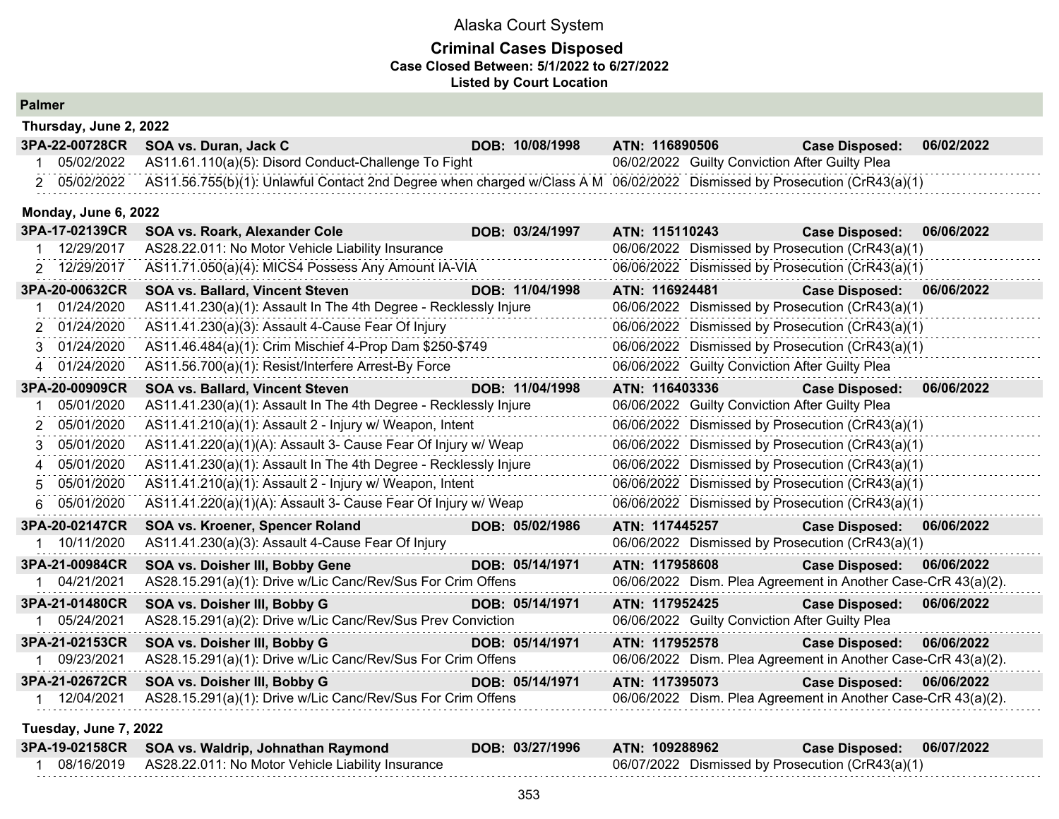# Alaska Court System

## Criminal Cases Disposed

**Case Closed Between: 5/1/2022 to 6/27/2022**

**Listed by Court Location**

### Palmer

**Thursday, June 2, 2022**

**3PA-22-00728CR SOA vs. Duran, Jack C DOB: 10/08/1998 ATN: 116890506 Case Disposed: 06/02/2022**

| # | Date | Charge | Disposition Date | Disposition |
|---|---|---|---|---|
| 1 | 05/02/2022 | AS11.61.110(a)(5): Disord Conduct-Challenge To Fight | 06/02/2022 | Guilty Conviction After Guilty Plea |
| 2 | 05/02/2022 | AS11.56.755(b)(1): Unlawful Contact 2nd Degree when charged w/Class A M | 06/02/2022 | Dismissed by Prosecution (CrR43(a)(1) |

**Monday, June 6, 2022**

**3PA-17-02139CR SOA vs. Roark, Alexander Cole DOB: 03/24/1997 ATN: 115110243 Case Disposed: 06/06/2022**

| # | Date | Charge | Disposition Date | Disposition |
|---|---|---|---|---|
| 1 | 12/29/2017 | AS28.22.011: No Motor Vehicle Liability Insurance | 06/06/2022 | Dismissed by Prosecution (CrR43(a)(1) |
| 2 | 12/29/2017 | AS11.71.050(a)(4): MICS4 Possess Any Amount IA-VIA | 06/06/2022 | Dismissed by Prosecution (CrR43(a)(1) |

**3PA-20-00632CR SOA vs. Ballard, Vincent Steven DOB: 11/04/1998 ATN: 116924481 Case Disposed: 06/06/2022**

| # | Date | Charge | Disposition Date | Disposition |
|---|---|---|---|---|
| 1 | 01/24/2020 | AS11.41.230(a)(1): Assault In The 4th Degree - Recklessly Injure | 06/06/2022 | Dismissed by Prosecution (CrR43(a)(1) |
| 2 | 01/24/2020 | AS11.41.230(a)(3): Assault 4-Cause Fear Of Injury | 06/06/2022 | Dismissed by Prosecution (CrR43(a)(1) |
| 3 | 01/24/2020 | AS11.46.484(a)(1): Crim Mischief 4-Prop Dam $250-$749 | 06/06/2022 | Dismissed by Prosecution (CrR43(a)(1) |
| 4 | 01/24/2020 | AS11.56.700(a)(1): Resist/Interfere Arrest-By Force | 06/06/2022 | Guilty Conviction After Guilty Plea |

**3PA-20-00909CR SOA vs. Ballard, Vincent Steven DOB: 11/04/1998 ATN: 116403336 Case Disposed: 06/06/2022**

| # | Date | Charge | Disposition Date | Disposition |
|---|---|---|---|---|
| 1 | 05/01/2020 | AS11.41.230(a)(1): Assault In The 4th Degree - Recklessly Injure | 06/06/2022 | Guilty Conviction After Guilty Plea |
| 2 | 05/01/2020 | AS11.41.210(a)(1): Assault 2 - Injury w/ Weapon, Intent | 06/06/2022 | Dismissed by Prosecution (CrR43(a)(1) |
| 3 | 05/01/2020 | AS11.41.220(a)(1)(A): Assault 3- Cause Fear Of Injury w/ Weap | 06/06/2022 | Dismissed by Prosecution (CrR43(a)(1) |
| 4 | 05/01/2020 | AS11.41.230(a)(1): Assault In The 4th Degree - Recklessly Injure | 06/06/2022 | Dismissed by Prosecution (CrR43(a)(1) |
| 5 | 05/01/2020 | AS11.41.210(a)(1): Assault 2 - Injury w/ Weapon, Intent | 06/06/2022 | Dismissed by Prosecution (CrR43(a)(1) |
| 6 | 05/01/2020 | AS11.41.220(a)(1)(A): Assault 3- Cause Fear Of Injury w/ Weap | 06/06/2022 | Dismissed by Prosecution (CrR43(a)(1) |

**3PA-20-02147CR SOA vs. Kroener, Spencer Roland DOB: 05/02/1986 ATN: 117445257 Case Disposed: 06/06/2022**

| # | Date | Charge | Disposition Date | Disposition |
|---|---|---|---|---|
| 1 | 10/11/2020 | AS11.41.230(a)(3): Assault 4-Cause Fear Of Injury | 06/06/2022 | Dismissed by Prosecution (CrR43(a)(1) |

**3PA-21-00984CR SOA vs. Doisher III, Bobby Gene DOB: 05/14/1971 ATN: 117958608 Case Disposed: 06/06/2022**

| # | Date | Charge | Disposition Date | Disposition |
|---|---|---|---|---|
| 1 | 04/21/2021 | AS28.15.291(a)(1): Drive w/Lic Canc/Rev/Sus For Crim Offens | 06/06/2022 | Dism. Plea Agreement in Another Case-CrR 43(a)(2). |

**3PA-21-01480CR SOA vs. Doisher III, Bobby G DOB: 05/14/1971 ATN: 117952425 Case Disposed: 06/06/2022**

| # | Date | Charge | Disposition Date | Disposition |
|---|---|---|---|---|
| 1 | 05/24/2021 | AS28.15.291(a)(2): Drive w/Lic Canc/Rev/Sus Prev Conviction | 06/06/2022 | Guilty Conviction After Guilty Plea |

**3PA-21-02153CR SOA vs. Doisher III, Bobby G DOB: 05/14/1971 ATN: 117952578 Case Disposed: 06/06/2022**

| # | Date | Charge | Disposition Date | Disposition |
|---|---|---|---|---|
| 1 | 09/23/2021 | AS28.15.291(a)(1): Drive w/Lic Canc/Rev/Sus For Crim Offens | 06/06/2022 | Dism. Plea Agreement in Another Case-CrR 43(a)(2). |

**3PA-21-02672CR SOA vs. Doisher III, Bobby G DOB: 05/14/1971 ATN: 117395073 Case Disposed: 06/06/2022**

| # | Date | Charge | Disposition Date | Disposition |
|---|---|---|---|---|
| 1 | 12/04/2021 | AS28.15.291(a)(1): Drive w/Lic Canc/Rev/Sus For Crim Offens | 06/06/2022 | Dism. Plea Agreement in Another Case-CrR 43(a)(2). |

**Tuesday, June 7, 2022**

**3PA-19-02158CR SOA vs. Waldrip, Johnathan Raymond DOB: 03/27/1996 ATN: 109288962 Case Disposed: 06/07/2022**

| # | Date | Charge | Disposition Date | Disposition |
|---|---|---|---|---|
| 1 | 08/16/2019 | AS28.22.011: No Motor Vehicle Liability Insurance | 06/07/2022 | Dismissed by Prosecution (CrR43(a)(1) |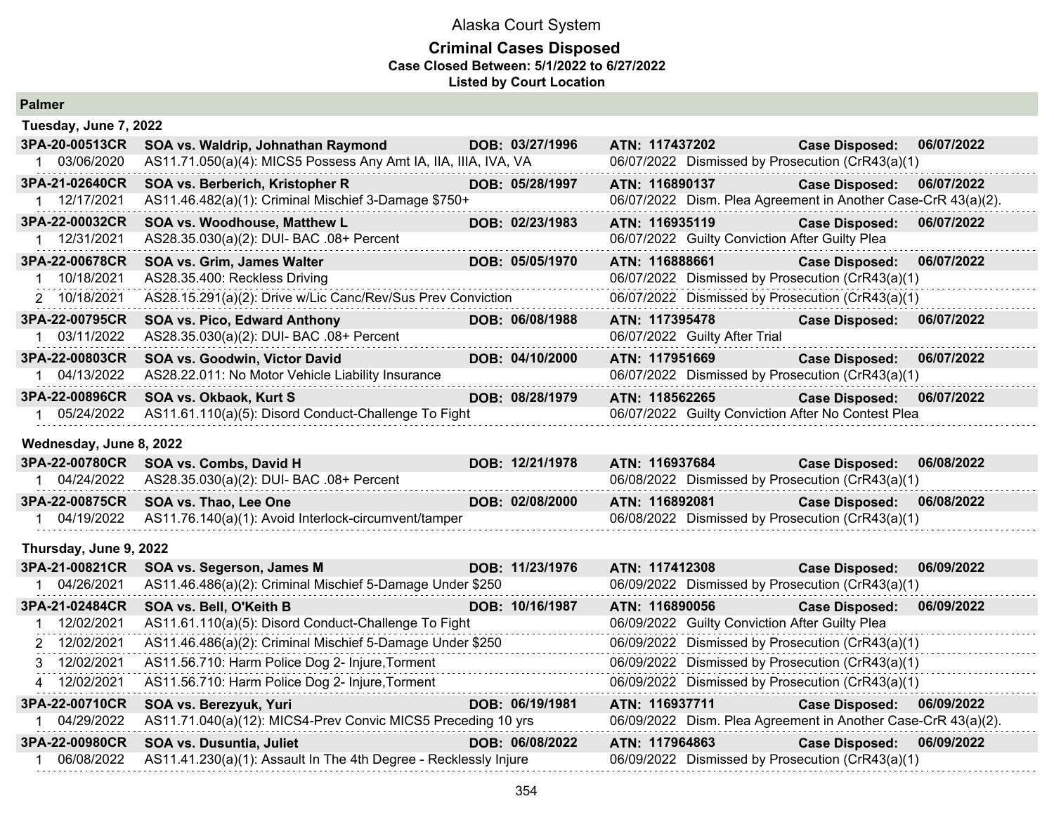# Alaska Court System

## Criminal Cases Disposed

**Case Closed Between: 5/1/2022 to 6/27/2022**

**Listed by Court Location**

## Palmer

### Tuesday, June 7, 2022

| Case | Name / Charge | DOB | ATN / Disposition | Case Disposed |
|---|---|---|---|---|
| **3PA-20-00513CR** | **SOA vs. Waldrip, Johnathan Raymond** | **DOB: 03/27/1996** | **ATN: 117437202** | **06/07/2022** |
| 1 03/06/2020 | AS11.71.050(a)(4): MICS5 Possess Any Amt IA, IIA, IIIA, IVA, VA | | 06/07/2022 Dismissed by Prosecution (CrR43(a)(1) | |
| **3PA-21-02640CR** | **SOA vs. Berberich, Kristopher R** | **DOB: 05/28/1997** | **ATN: 116890137** | **06/07/2022** |
| 1 12/17/2021 | AS11.46.482(a)(1): Criminal Mischief 3-Damage $750+ | | 06/07/2022 Dism. Plea Agreement in Another Case-CrR 43(a)(2). | |
| **3PA-22-00032CR** | **SOA vs. Woodhouse, Matthew L** | **DOB: 02/23/1983** | **ATN: 116935119** | **06/07/2022** |
| 1 12/31/2021 | AS28.35.030(a)(2): DUI- BAC .08+ Percent | | 06/07/2022 Guilty Conviction After Guilty Plea | |
| **3PA-22-00678CR** | **SOA vs. Grim, James Walter** | **DOB: 05/05/1970** | **ATN: 116888661** | **06/07/2022** |
| 1 10/18/2021 | AS28.35.400: Reckless Driving | | 06/07/2022 Dismissed by Prosecution (CrR43(a)(1) | |
| 2 10/18/2021 | AS28.15.291(a)(2): Drive w/Lic Canc/Rev/Sus Prev Conviction | | 06/07/2022 Dismissed by Prosecution (CrR43(a)(1) | |
| **3PA-22-00795CR** | **SOA vs. Pico, Edward Anthony** | **DOB: 06/08/1988** | **ATN: 117395478** | **06/07/2022** |
| 1 03/11/2022 | AS28.35.030(a)(2): DUI- BAC .08+ Percent | | 06/07/2022 Guilty After Trial | |
| **3PA-22-00803CR** | **SOA vs. Goodwin, Victor David** | **DOB: 04/10/2000** | **ATN: 117951669** | **06/07/2022** |
| 1 04/13/2022 | AS28.22.011: No Motor Vehicle Liability Insurance | | 06/07/2022 Dismissed by Prosecution (CrR43(a)(1) | |
| **3PA-22-00896CR** | **SOA vs. Okbaok, Kurt S** | **DOB: 08/28/1979** | **ATN: 118562265** | **06/07/2022** |
| 1 05/24/2022 | AS11.61.110(a)(5): Disord Conduct-Challenge To Fight | | 06/07/2022 Guilty Conviction After No Contest Plea | |

### Wednesday, June 8, 2022

| Case | Name / Charge | DOB | ATN / Disposition | Case Disposed |
|---|---|---|---|---|
| **3PA-22-00780CR** | **SOA vs. Combs, David H** | **DOB: 12/21/1978** | **ATN: 116937684** | **06/08/2022** |
| 1 04/24/2022 | AS28.35.030(a)(2): DUI- BAC .08+ Percent | | 06/08/2022 Dismissed by Prosecution (CrR43(a)(1) | |
| **3PA-22-00875CR** | **SOA vs. Thao, Lee One** | **DOB: 02/08/2000** | **ATN: 116892081** | **06/08/2022** |
| 1 04/19/2022 | AS11.76.140(a)(1): Avoid Interlock-circumvent/tamper | | 06/08/2022 Dismissed by Prosecution (CrR43(a)(1) | |

### Thursday, June 9, 2022

| Case | Name / Charge | DOB | ATN / Disposition | Case Disposed |
|---|---|---|---|---|
| **3PA-21-00821CR** | **SOA vs. Segerson, James M** | **DOB: 11/23/1976** | **ATN: 117412308** | **06/09/2022** |
| 1 04/26/2021 | AS11.46.486(a)(2): Criminal Mischief 5-Damage Under $250 | | 06/09/2022 Dismissed by Prosecution (CrR43(a)(1) | |
| **3PA-21-02484CR** | **SOA vs. Bell, O'Keith B** | **DOB: 10/16/1987** | **ATN: 116890056** | **06/09/2022** |
| 1 12/02/2021 | AS11.61.110(a)(5): Disord Conduct-Challenge To Fight | | 06/09/2022 Guilty Conviction After Guilty Plea | |
| 2 12/02/2021 | AS11.46.486(a)(2): Criminal Mischief 5-Damage Under $250 | | 06/09/2022 Dismissed by Prosecution (CrR43(a)(1) | |
| 3 12/02/2021 | AS11.56.710: Harm Police Dog 2- Injure,Torment | | 06/09/2022 Dismissed by Prosecution (CrR43(a)(1) | |
| 4 12/02/2021 | AS11.56.710: Harm Police Dog 2- Injure,Torment | | 06/09/2022 Dismissed by Prosecution (CrR43(a)(1) | |
| **3PA-22-00710CR** | **SOA vs. Berezyuk, Yuri** | **DOB: 06/19/1981** | **ATN: 116937711** | **06/09/2022** |
| 1 04/29/2022 | AS11.71.040(a)(12): MICS4-Prev Convic MICS5 Preceding 10 yrs | | 06/09/2022 Dism. Plea Agreement in Another Case-CrR 43(a)(2). | |
| **3PA-22-00980CR** | **SOA vs. Dusuntia, Juliet** | **DOB: 06/08/2022** | **ATN: 117964863** | **06/09/2022** |
| 1 06/08/2022 | AS11.41.230(a)(1): Assault In The 4th Degree - Recklessly Injure | | 06/09/2022 Dismissed by Prosecution (CrR43(a)(1) | |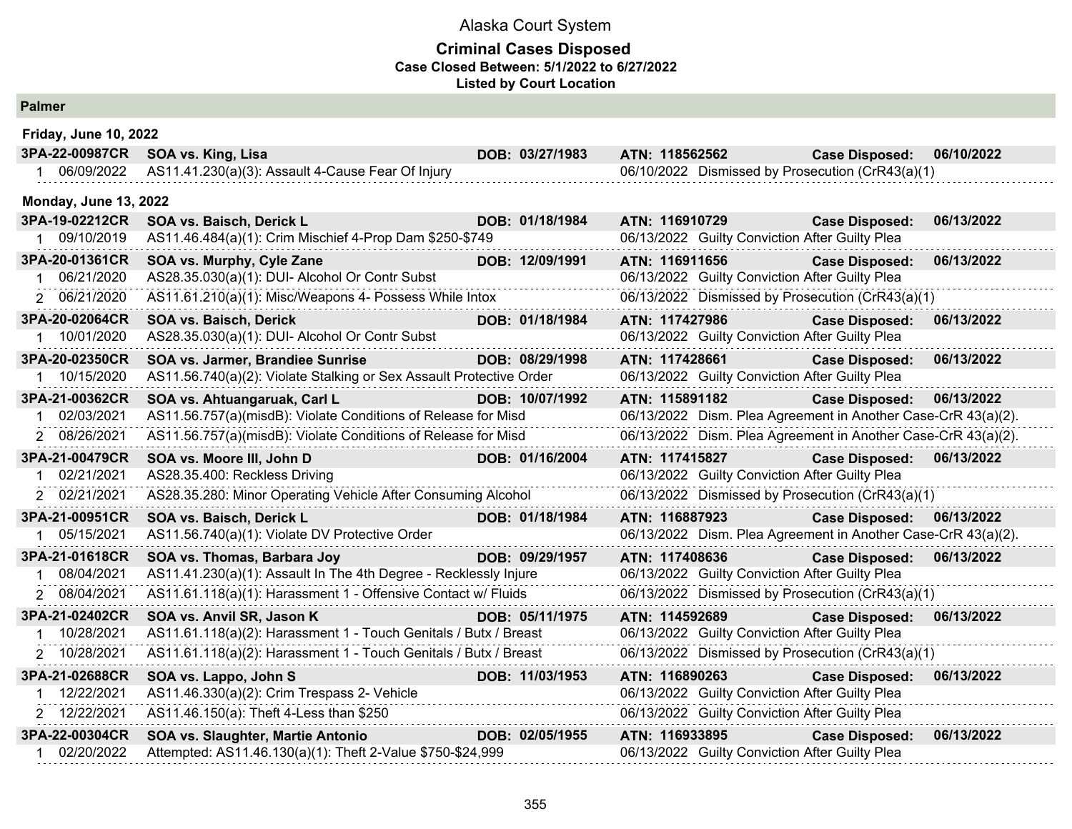# Alaska Court System

## Criminal Cases Disposed

**Case Closed Between: 5/1/2022 to 6/27/2022**

**Listed by Court Location**

### Palmer

**Friday, June 10, 2022**

| Case | Defendant | DOB | ATN | Case Disposed |
|---|---|---|---|---|
| **3PA-22-00987CR** | **SOA vs. King, Lisa** | **DOB: 03/27/1983** | **ATN: 118562562** | **Case Disposed: 06/10/2022** |
| 1 | 06/09/2022 | AS11.41.230(a)(3): Assault 4-Cause Fear Of Injury | 06/10/2022 | Dismissed by Prosecution (CrR43(a)(1) |

**Monday, June 13, 2022**

| Case | Defendant | DOB | ATN | Case Disposed |
|---|---|---|---|---|
| **3PA-19-02212CR** | **SOA vs. Baisch, Derick L** | **DOB: 01/18/1984** | **ATN: 116910729** | **Case Disposed: 06/13/2022** |
| 1 | 09/10/2019 | AS11.46.484(a)(1): Crim Mischief 4-Prop Dam $250-$749 | 06/13/2022 | Guilty Conviction After Guilty Plea |
| **3PA-20-01361CR** | **SOA vs. Murphy, Cyle Zane** | **DOB: 12/09/1991** | **ATN: 116911656** | **Case Disposed: 06/13/2022** |
| 1 | 06/21/2020 | AS28.35.030(a)(1): DUI- Alcohol Or Contr Subst | 06/13/2022 | Guilty Conviction After Guilty Plea |
| 2 | 06/21/2020 | AS11.61.210(a)(1): Misc/Weapons 4- Possess While Intox | 06/13/2022 | Dismissed by Prosecution (CrR43(a)(1) |
| **3PA-20-02064CR** | **SOA vs. Baisch, Derick** | **DOB: 01/18/1984** | **ATN: 117427986** | **Case Disposed: 06/13/2022** |
| 1 | 10/01/2020 | AS28.35.030(a)(1): DUI- Alcohol Or Contr Subst | 06/13/2022 | Guilty Conviction After Guilty Plea |
| **3PA-20-02350CR** | **SOA vs. Jarmer, Brandiee Sunrise** | **DOB: 08/29/1998** | **ATN: 117428661** | **Case Disposed: 06/13/2022** |
| 1 | 10/15/2020 | AS11.56.740(a)(2): Violate Stalking or Sex Assault Protective Order | 06/13/2022 | Guilty Conviction After Guilty Plea |
| **3PA-21-00362CR** | **SOA vs. Ahtuangaruak, Carl L** | **DOB: 10/07/1992** | **ATN: 115891182** | **Case Disposed: 06/13/2022** |
| 1 | 02/03/2021 | AS11.56.757(a)(misdB): Violate Conditions of Release for Misd | 06/13/2022 | Dism. Plea Agreement in Another Case-CrR 43(a)(2). |
| 2 | 08/26/2021 | AS11.56.757(a)(misdB): Violate Conditions of Release for Misd | 06/13/2022 | Dism. Plea Agreement in Another Case-CrR 43(a)(2). |
| **3PA-21-00479CR** | **SOA vs. Moore III, John D** | **DOB: 01/16/2004** | **ATN: 117415827** | **Case Disposed: 06/13/2022** |
| 1 | 02/21/2021 | AS28.35.400: Reckless Driving | 06/13/2022 | Guilty Conviction After Guilty Plea |
| 2 | 02/21/2021 | AS28.35.280: Minor Operating Vehicle After Consuming Alcohol | 06/13/2022 | Dismissed by Prosecution (CrR43(a)(1) |
| **3PA-21-00951CR** | **SOA vs. Baisch, Derick L** | **DOB: 01/18/1984** | **ATN: 116887923** | **Case Disposed: 06/13/2022** |
| 1 | 05/15/2021 | AS11.56.740(a)(1): Violate DV Protective Order | 06/13/2022 | Dism. Plea Agreement in Another Case-CrR 43(a)(2). |
| **3PA-21-01618CR** | **SOA vs. Thomas, Barbara Joy** | **DOB: 09/29/1957** | **ATN: 117408636** | **Case Disposed: 06/13/2022** |
| 1 | 08/04/2021 | AS11.41.230(a)(1): Assault In The 4th Degree - Recklessly Injure | 06/13/2022 | Guilty Conviction After Guilty Plea |
| 2 | 08/04/2021 | AS11.61.118(a)(1): Harassment 1 - Offensive Contact w/ Fluids | 06/13/2022 | Dismissed by Prosecution (CrR43(a)(1) |
| **3PA-21-02402CR** | **SOA vs. Anvil SR, Jason K** | **DOB: 05/11/1975** | **ATN: 114592689** | **Case Disposed: 06/13/2022** |
| 1 | 10/28/2021 | AS11.61.118(a)(2): Harassment 1 - Touch Genitals / Butx / Breast | 06/13/2022 | Guilty Conviction After Guilty Plea |
| 2 | 10/28/2021 | AS11.61.118(a)(2): Harassment 1 - Touch Genitals / Butx / Breast | 06/13/2022 | Dismissed by Prosecution (CrR43(a)(1) |
| **3PA-21-02688CR** | **SOA vs. Lappo, John S** | **DOB: 11/03/1953** | **ATN: 116890263** | **Case Disposed: 06/13/2022** |
| 1 | 12/22/2021 | AS11.46.330(a)(2): Crim Trespass 2- Vehicle | 06/13/2022 | Guilty Conviction After Guilty Plea |
| 2 | 12/22/2021 | AS11.46.150(a): Theft 4-Less than $250 | 06/13/2022 | Guilty Conviction After Guilty Plea |
| **3PA-22-00304CR** | **SOA vs. Slaughter, Martie Antonio** | **DOB: 02/05/1955** | **ATN: 116933895** | **Case Disposed: 06/13/2022** |
| 1 | 02/20/2022 | Attempted: AS11.46.130(a)(1): Theft 2-Value $750-$24,999 | 06/13/2022 | Guilty Conviction After Guilty Plea |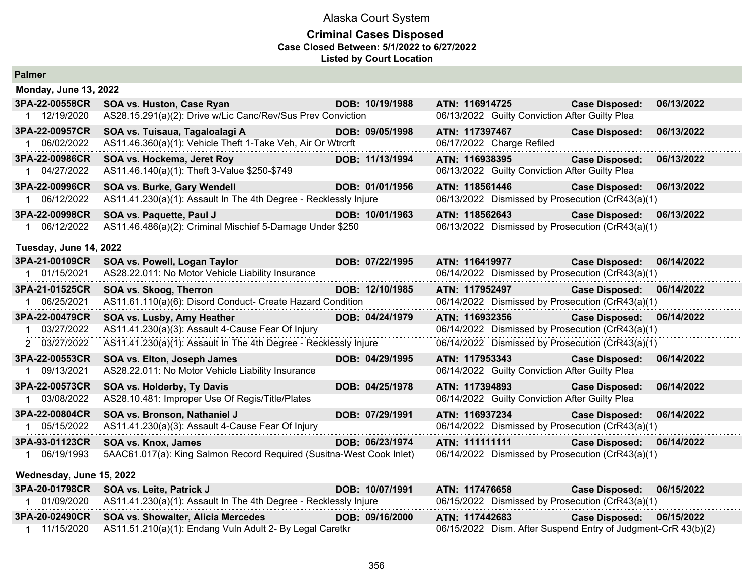# Alaska Court System

## Criminal Cases Disposed

**Case Closed Between: 5/1/2022 to 6/27/2022**

**Listed by Court Location**

### Palmer

#### Monday, June 13, 2022

| Case | Name | DOB | ATN | Case Disposed |
|---|---|---|---|---|
| **3PA-22-00558CR** | **SOA vs. Huston, Case Ryan** | **DOB: 10/19/1988** | **ATN: 116914725** | **06/13/2022** |
| 1 12/19/2020 | AS28.15.291(a)(2): Drive w/Lic Canc/Rev/Sus Prev Conviction | | 06/13/2022 Guilty Conviction After Guilty Plea | |
| **3PA-22-00957CR** | **SOA vs. Tuisaua, Tagaloalagi A** | **DOB: 09/05/1998** | **ATN: 117397467** | **06/13/2022** |
| 1 06/02/2022 | AS11.46.360(a)(1): Vehicle Theft 1-Take Veh, Air Or Wtrcrft | | 06/17/2022 Charge Refiled | |
| **3PA-22-00986CR** | **SOA vs. Hockema, Jeret Roy** | **DOB: 11/13/1994** | **ATN: 116938395** | **06/13/2022** |
| 1 04/27/2022 | AS11.46.140(a)(1): Theft 3-Value $250-$749 | | 06/13/2022 Guilty Conviction After Guilty Plea | |
| **3PA-22-00996CR** | **SOA vs. Burke, Gary Wendell** | **DOB: 01/01/1956** | **ATN: 118561446** | **06/13/2022** |
| 1 06/12/2022 | AS11.41.230(a)(1): Assault In The 4th Degree - Recklessly Injure | | 06/13/2022 Dismissed by Prosecution (CrR43(a)(1) | |
| **3PA-22-00998CR** | **SOA vs. Paquette, Paul J** | **DOB: 10/01/1963** | **ATN: 118562643** | **06/13/2022** |
| 1 06/12/2022 | AS11.46.486(a)(2): Criminal Mischief 5-Damage Under $250 | | 06/13/2022 Dismissed by Prosecution (CrR43(a)(1) | |

#### Tuesday, June 14, 2022

| Case | Name | DOB | ATN | Case Disposed |
|---|---|---|---|---|
| **3PA-21-00109CR** | **SOA vs. Powell, Logan Taylor** | **DOB: 07/22/1995** | **ATN: 116419977** | **06/14/2022** |
| 1 01/15/2021 | AS28.22.011: No Motor Vehicle Liability Insurance | | 06/14/2022 Dismissed by Prosecution (CrR43(a)(1) | |
| **3PA-21-01525CR** | **SOA vs. Skoog, Therron** | **DOB: 12/10/1985** | **ATN: 117952497** | **06/14/2022** |
| 1 06/25/2021 | AS11.61.110(a)(6): Disord Conduct- Create Hazard Condition | | 06/14/2022 Dismissed by Prosecution (CrR43(a)(1) | |
| **3PA-22-00479CR** | **SOA vs. Lusby, Amy Heather** | **DOB: 04/24/1979** | **ATN: 116932356** | **06/14/2022** |
| 1 03/27/2022 | AS11.41.230(a)(3): Assault 4-Cause Fear Of Injury | | 06/14/2022 Dismissed by Prosecution (CrR43(a)(1) | |
| 2 03/27/2022 | AS11.41.230(a)(1): Assault In The 4th Degree - Recklessly Injure | | 06/14/2022 Dismissed by Prosecution (CrR43(a)(1) | |
| **3PA-22-00553CR** | **SOA vs. Elton, Joseph James** | **DOB: 04/29/1995** | **ATN: 117953343** | **06/14/2022** |
| 1 09/13/2021 | AS28.22.011: No Motor Vehicle Liability Insurance | | 06/14/2022 Guilty Conviction After Guilty Plea | |
| **3PA-22-00573CR** | **SOA vs. Holderby, Ty Davis** | **DOB: 04/25/1978** | **ATN: 117394893** | **06/14/2022** |
| 1 03/08/2022 | AS28.10.481: Improper Use Of Regis/Title/Plates | | 06/14/2022 Guilty Conviction After Guilty Plea | |
| **3PA-22-00804CR** | **SOA vs. Bronson, Nathaniel J** | **DOB: 07/29/1991** | **ATN: 116937234** | **06/14/2022** |
| 1 05/15/2022 | AS11.41.230(a)(3): Assault 4-Cause Fear Of Injury | | 06/14/2022 Dismissed by Prosecution (CrR43(a)(1) | |
| **3PA-93-01123CR** | **SOA vs. Knox, James** | **DOB: 06/23/1974** | **ATN: 111111111** | **06/14/2022** |
| 1 06/19/1993 | 5AAC61.017(a): King Salmon Record Required (Susitna-West Cook Inlet) | | 06/14/2022 Dismissed by Prosecution (CrR43(a)(1) | |

#### Wednesday, June 15, 2022

| Case | Name | DOB | ATN | Case Disposed |
|---|---|---|---|---|
| **3PA-20-01798CR** | **SOA vs. Leite, Patrick J** | **DOB: 10/07/1991** | **ATN: 117476658** | **06/15/2022** |
| 1 01/09/2020 | AS11.41.230(a)(1): Assault In The 4th Degree - Recklessly Injure | | 06/15/2022 Dismissed by Prosecution (CrR43(a)(1) | |
| **3PA-20-02490CR** | **SOA vs. Showalter, Alicia Mercedes** | **DOB: 09/16/2000** | **ATN: 117442683** | **06/15/2022** |
| 1 11/15/2020 | AS11.51.210(a)(1): Endang Vuln Adult 2- By Legal Caretkr | | 06/15/2022 Dism. After Suspend Entry of Judgment-CrR 43(b)(2) | |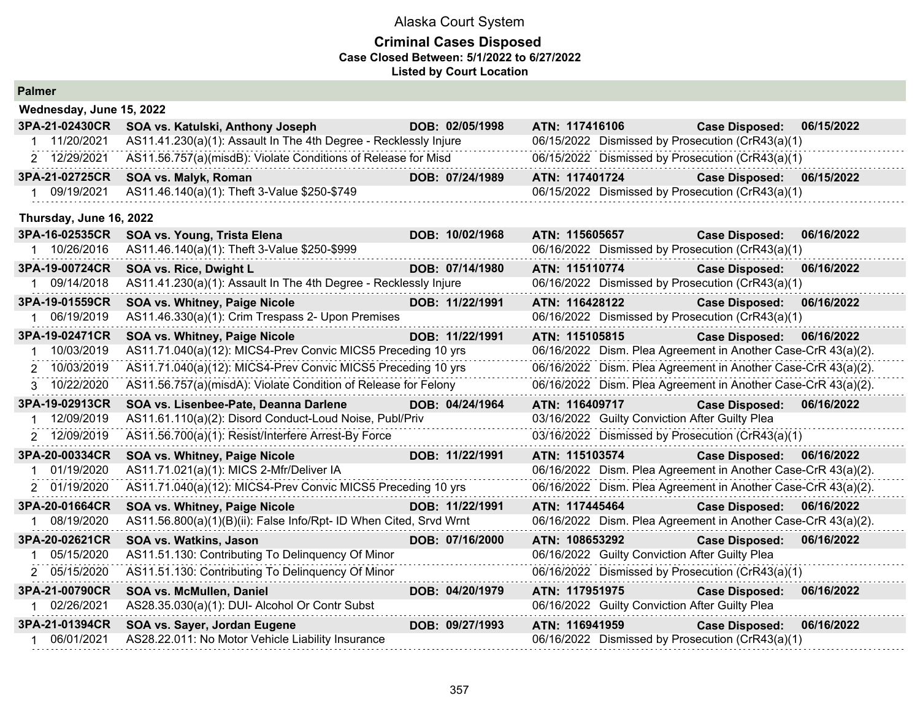# Alaska Court System

## Criminal Cases Disposed

**Case Closed Between: 5/1/2022 to 6/27/2022**

**Listed by Court Location**

### Palmer

**Wednesday, June 15, 2022**

| Case | Defendant / Charge | DOB | ATN / Disposition | Case Disposed |
|---|---|---|---|---|
| **3PA-21-02430CR** | **SOA vs. Katulski, Anthony Joseph** | **DOB: 02/05/1998** | **ATN: 117416106** | **06/15/2022** |
| 1 11/20/2021 | AS11.41.230(a)(1): Assault In The 4th Degree - Recklessly Injure | | 06/15/2022 Dismissed by Prosecution (CrR43(a)(1) | |
| 2 12/29/2021 | AS11.56.757(a)(misdB): Violate Conditions of Release for Misd | | 06/15/2022 Dismissed by Prosecution (CrR43(a)(1) | |
| **3PA-21-02725CR** | **SOA vs. Malyk, Roman** | **DOB: 07/24/1989** | **ATN: 117401724** | **06/15/2022** |
| 1 09/19/2021 | AS11.46.140(a)(1): Theft 3-Value $250-$749 | | 06/15/2022 Dismissed by Prosecution (CrR43(a)(1) | |

**Thursday, June 16, 2022**

| Case | Defendant / Charge | DOB | ATN / Disposition | Case Disposed |
|---|---|---|---|---|
| **3PA-16-02535CR** | **SOA vs. Young, Trista Elena** | **DOB: 10/02/1968** | **ATN: 115605657** | **06/16/2022** |
| 1 10/26/2016 | AS11.46.140(a)(1): Theft 3-Value $250-$999 | | 06/16/2022 Dismissed by Prosecution (CrR43(a)(1) | |
| **3PA-19-00724CR** | **SOA vs. Rice, Dwight L** | **DOB: 07/14/1980** | **ATN: 115110774** | **06/16/2022** |
| 1 09/14/2018 | AS11.41.230(a)(1): Assault In The 4th Degree - Recklessly Injure | | 06/16/2022 Dismissed by Prosecution (CrR43(a)(1) | |
| **3PA-19-01559CR** | **SOA vs. Whitney, Paige Nicole** | **DOB: 11/22/1991** | **ATN: 116428122** | **06/16/2022** |
| 1 06/19/2019 | AS11.46.330(a)(1): Crim Trespass 2- Upon Premises | | 06/16/2022 Dismissed by Prosecution (CrR43(a)(1) | |
| **3PA-19-02471CR** | **SOA vs. Whitney, Paige Nicole** | **DOB: 11/22/1991** | **ATN: 115105815** | **06/16/2022** |
| 1 10/03/2019 | AS11.71.040(a)(12): MICS4-Prev Convic MICS5 Preceding 10 yrs | | 06/16/2022 Dism. Plea Agreement in Another Case-CrR 43(a)(2). | |
| 2 10/03/2019 | AS11.71.040(a)(12): MICS4-Prev Convic MICS5 Preceding 10 yrs | | 06/16/2022 Dism. Plea Agreement in Another Case-CrR 43(a)(2). | |
| 3 10/22/2020 | AS11.56.757(a)(misdA): Violate Condition of Release for Felony | | 06/16/2022 Dism. Plea Agreement in Another Case-CrR 43(a)(2). | |
| **3PA-19-02913CR** | **SOA vs. Lisenbee-Pate, Deanna Darlene** | **DOB: 04/24/1964** | **ATN: 116409717** | **06/16/2022** |
| 1 12/09/2019 | AS11.61.110(a)(2): Disord Conduct-Loud Noise, Publ/Priv | | 03/16/2022 Guilty Conviction After Guilty Plea | |
| 2 12/09/2019 | AS11.56.700(a)(1): Resist/Interfere Arrest-By Force | | 03/16/2022 Dismissed by Prosecution (CrR43(a)(1) | |
| **3PA-20-00334CR** | **SOA vs. Whitney, Paige Nicole** | **DOB: 11/22/1991** | **ATN: 115103574** | **06/16/2022** |
| 1 01/19/2020 | AS11.71.021(a)(1): MICS 2-Mfr/Deliver IA | | 06/16/2022 Dism. Plea Agreement in Another Case-CrR 43(a)(2). | |
| 2 01/19/2020 | AS11.71.040(a)(12): MICS4-Prev Convic MICS5 Preceding 10 yrs | | 06/16/2022 Dism. Plea Agreement in Another Case-CrR 43(a)(2). | |
| **3PA-20-01664CR** | **SOA vs. Whitney, Paige Nicole** | **DOB: 11/22/1991** | **ATN: 117445464** | **06/16/2022** |
| 1 08/19/2020 | AS11.56.800(a)(1)(B)(ii): False Info/Rpt- ID When Cited, Srvd Wrnt | | 06/16/2022 Dism. Plea Agreement in Another Case-CrR 43(a)(2). | |
| **3PA-20-02621CR** | **SOA vs. Watkins, Jason** | **DOB: 07/16/2000** | **ATN: 108653292** | **06/16/2022** |
| 1 05/15/2020 | AS11.51.130: Contributing To Delinquency Of Minor | | 06/16/2022 Guilty Conviction After Guilty Plea | |
| 2 05/15/2020 | AS11.51.130: Contributing To Delinquency Of Minor | | 06/16/2022 Dismissed by Prosecution (CrR43(a)(1) | |
| **3PA-21-00790CR** | **SOA vs. McMullen, Daniel** | **DOB: 04/20/1979** | **ATN: 117951975** | **06/16/2022** |
| 1 02/26/2021 | AS28.35.030(a)(1): DUI- Alcohol Or Contr Subst | | 06/16/2022 Guilty Conviction After Guilty Plea | |
| **3PA-21-01394CR** | **SOA vs. Sayer, Jordan Eugene** | **DOB: 09/27/1993** | **ATN: 116941959** | **06/16/2022** |
| 1 06/01/2021 | AS28.22.011: No Motor Vehicle Liability Insurance | | 06/16/2022 Dismissed by Prosecution (CrR43(a)(1) | |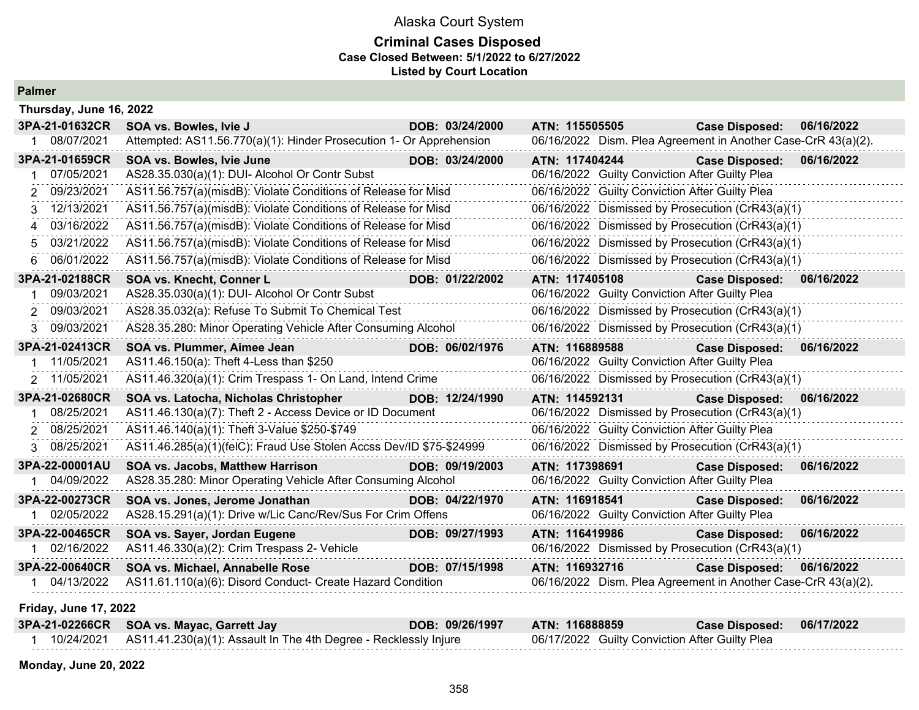# Alaska Court System

## Criminal Cases Disposed

**Case Closed Between: 5/1/2022 to 6/27/2022**

**Listed by Court Location**

## Palmer

### Thursday, June 16, 2022

**3PA-21-01632CR** | **SOA vs. Bowles, Ivie J** | **DOB: 03/24/2000** | **ATN: 115505505** | **Case Disposed: 06/16/2022**

| # | Date | Charge | Disposition Date | Disposition |
|---|---|---|---|---|
| 1 | 08/07/2021 | Attempted: AS11.56.770(a)(1): Hinder Prosecution 1- Or Apprehension | 06/16/2022 | Dism. Plea Agreement in Another Case-CrR 43(a)(2). |

**3PA-21-01659CR** | **SOA vs. Bowles, Ivie June** | **DOB: 03/24/2000** | **ATN: 117404244** | **Case Disposed: 06/16/2022**

| # | Date | Charge | Disposition Date | Disposition |
|---|---|---|---|---|
| 1 | 07/05/2021 | AS28.35.030(a)(1): DUI- Alcohol Or Contr Subst | 06/16/2022 | Guilty Conviction After Guilty Plea |
| 2 | 09/23/2021 | AS11.56.757(a)(misdB): Violate Conditions of Release for Misd | 06/16/2022 | Guilty Conviction After Guilty Plea |
| 3 | 12/13/2021 | AS11.56.757(a)(misdB): Violate Conditions of Release for Misd | 06/16/2022 | Dismissed by Prosecution (CrR43(a)(1) |
| 4 | 03/16/2022 | AS11.56.757(a)(misdB): Violate Conditions of Release for Misd | 06/16/2022 | Dismissed by Prosecution (CrR43(a)(1) |
| 5 | 03/21/2022 | AS11.56.757(a)(misdB): Violate Conditions of Release for Misd | 06/16/2022 | Dismissed by Prosecution (CrR43(a)(1) |
| 6 | 06/01/2022 | AS11.56.757(a)(misdB): Violate Conditions of Release for Misd | 06/16/2022 | Dismissed by Prosecution (CrR43(a)(1) |

**3PA-21-02188CR** | **SOA vs. Knecht, Conner L** | **DOB: 01/22/2002** | **ATN: 117405108** | **Case Disposed: 06/16/2022**

| # | Date | Charge | Disposition Date | Disposition |
|---|---|---|---|---|
| 1 | 09/03/2021 | AS28.35.030(a)(1): DUI- Alcohol Or Contr Subst | 06/16/2022 | Guilty Conviction After Guilty Plea |
| 2 | 09/03/2021 | AS28.35.032(a): Refuse To Submit To Chemical Test | 06/16/2022 | Dismissed by Prosecution (CrR43(a)(1) |
| 3 | 09/03/2021 | AS28.35.280: Minor Operating Vehicle After Consuming Alcohol | 06/16/2022 | Dismissed by Prosecution (CrR43(a)(1) |

**3PA-21-02413CR** | **SOA vs. Plummer, Aimee Jean** | **DOB: 06/02/1976** | **ATN: 116889588** | **Case Disposed: 06/16/2022**

| # | Date | Charge | Disposition Date | Disposition |
|---|---|---|---|---|
| 1 | 11/05/2021 | AS11.46.150(a): Theft 4-Less than $250 | 06/16/2022 | Guilty Conviction After Guilty Plea |
| 2 | 11/05/2021 | AS11.46.320(a)(1): Crim Trespass 1- On Land, Intend Crime | 06/16/2022 | Dismissed by Prosecution (CrR43(a)(1) |

**3PA-21-02680CR** | **SOA vs. Latocha, Nicholas Christopher** | **DOB: 12/24/1990** | **ATN: 114592131** | **Case Disposed: 06/16/2022**

| # | Date | Charge | Disposition Date | Disposition |
|---|---|---|---|---|
| 1 | 08/25/2021 | AS11.46.130(a)(7): Theft 2 - Access Device or ID Document | 06/16/2022 | Dismissed by Prosecution (CrR43(a)(1) |
| 2 | 08/25/2021 | AS11.46.140(a)(1): Theft 3-Value $250-$749 | 06/16/2022 | Guilty Conviction After Guilty Plea |
| 3 | 08/25/2021 | AS11.46.285(a)(1)(felC): Fraud Use Stolen Accss Dev/ID $75-$24999 | 06/16/2022 | Dismissed by Prosecution (CrR43(a)(1) |

**3PA-22-00001AU** | **SOA vs. Jacobs, Matthew Harrison** | **DOB: 09/19/2003** | **ATN: 117398691** | **Case Disposed: 06/16/2022**

| # | Date | Charge | Disposition Date | Disposition |
|---|---|---|---|---|
| 1 | 04/09/2022 | AS28.35.280: Minor Operating Vehicle After Consuming Alcohol | 06/16/2022 | Guilty Conviction After Guilty Plea |

**3PA-22-00273CR** | **SOA vs. Jones, Jerome Jonathan** | **DOB: 04/22/1970** | **ATN: 116918541** | **Case Disposed: 06/16/2022**

| # | Date | Charge | Disposition Date | Disposition |
|---|---|---|---|---|
| 1 | 02/05/2022 | AS28.15.291(a)(1): Drive w/Lic Canc/Rev/Sus For Crim Offens | 06/16/2022 | Guilty Conviction After Guilty Plea |

**3PA-22-00465CR** | **SOA vs. Sayer, Jordan Eugene** | **DOB: 09/27/1993** | **ATN: 116419986** | **Case Disposed: 06/16/2022**

| # | Date | Charge | Disposition Date | Disposition |
|---|---|---|---|---|
| 1 | 02/16/2022 | AS11.46.330(a)(2): Crim Trespass 2- Vehicle | 06/16/2022 | Dismissed by Prosecution (CrR43(a)(1) |

**3PA-22-00640CR** | **SOA vs. Michael, Annabelle Rose** | **DOB: 07/15/1998** | **ATN: 116932716** | **Case Disposed: 06/16/2022**

| # | Date | Charge | Disposition Date | Disposition |
|---|---|---|---|---|
| 1 | 04/13/2022 | AS11.61.110(a)(6): Disord Conduct- Create Hazard Condition | 06/16/2022 | Dism. Plea Agreement in Another Case-CrR 43(a)(2). |

### Friday, June 17, 2022

**3PA-21-02266CR** | **SOA vs. Mayac, Garrett Jay** | **DOB: 09/26/1997** | **ATN: 116888859** | **Case Disposed: 06/17/2022**

| # | Date | Charge | Disposition Date | Disposition |
|---|---|---|---|---|
| 1 | 10/24/2021 | AS11.41.230(a)(1): Assault In The 4th Degree - Recklessly Injure | 06/17/2022 | Guilty Conviction After Guilty Plea |

### Monday, June 20, 2022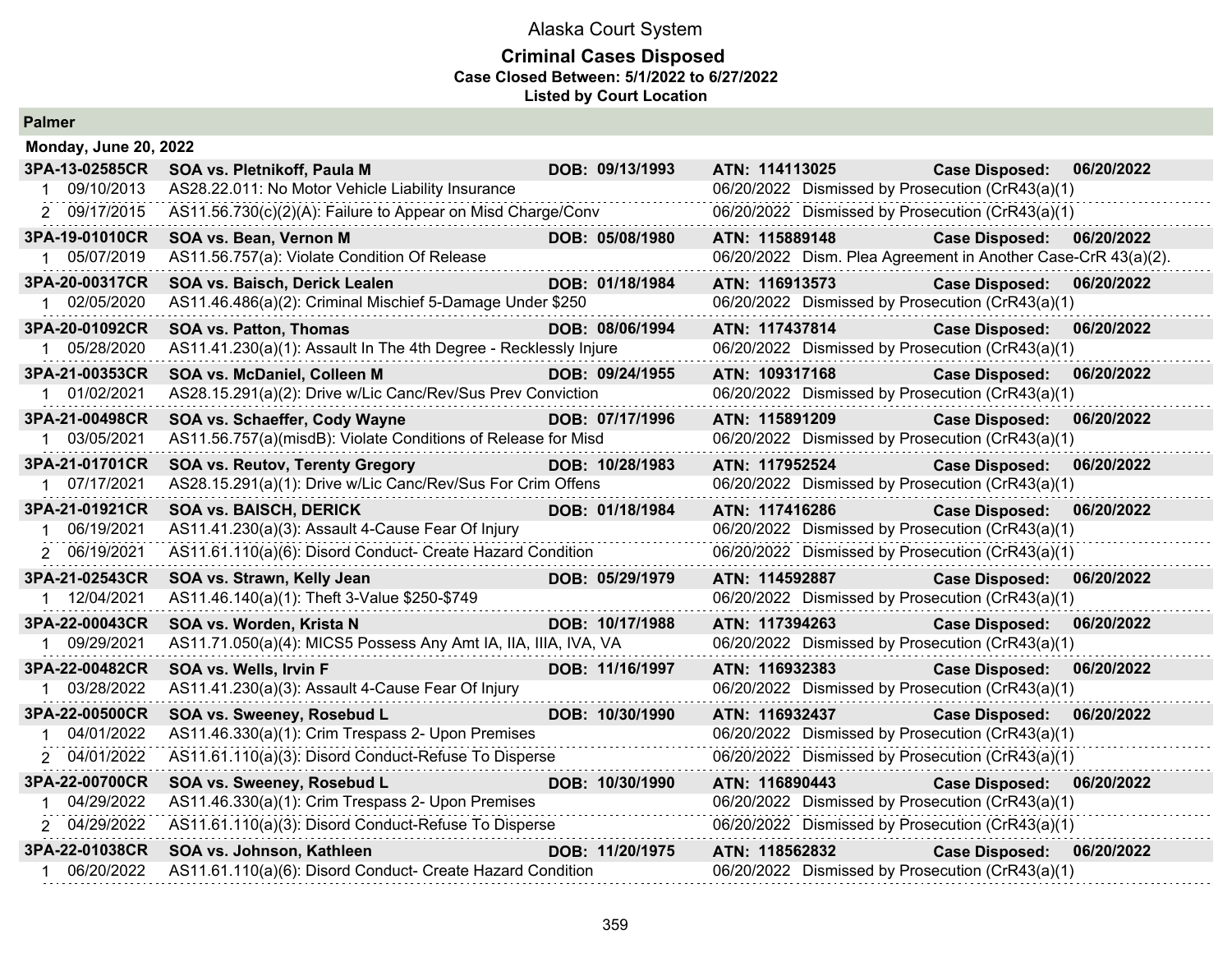# Alaska Court System

## Criminal Cases Disposed

**Case Closed Between: 5/1/2022 to 6/27/2022**

**Listed by Court Location**

### Palmer

**Monday, June 20, 2022**

**3PA-13-02585CR** **SOA vs. Pletnikoff, Paula M** **DOB: 09/13/1993** **ATN: 114113025** **Case Disposed: 06/20/2022**

| # | Date | Charge | Disposition Date | Disposition |
|---|---|---|---|---|
| 1 | 09/10/2013 | AS28.22.011: No Motor Vehicle Liability Insurance | 06/20/2022 | Dismissed by Prosecution (CrR43(a)(1) |
| 2 | 09/17/2015 | AS11.56.730(c)(2)(A): Failure to Appear on Misd Charge/Conv | 06/20/2022 | Dismissed by Prosecution (CrR43(a)(1) |

**3PA-19-01010CR** **SOA vs. Bean, Vernon M** **DOB: 05/08/1980** **ATN: 115889148** **Case Disposed: 06/20/2022**

| # | Date | Charge | Disposition Date | Disposition |
|---|---|---|---|---|
| 1 | 05/07/2019 | AS11.56.757(a): Violate Condition Of Release | 06/20/2022 | Dism. Plea Agreement in Another Case-CrR 43(a)(2). |

**3PA-20-00317CR** **SOA vs. Baisch, Derick Lealen** **DOB: 01/18/1984** **ATN: 116913573** **Case Disposed: 06/20/2022**

| # | Date | Charge | Disposition Date | Disposition |
|---|---|---|---|---|
| 1 | 02/05/2020 | AS11.46.486(a)(2): Criminal Mischief 5-Damage Under $250 | 06/20/2022 | Dismissed by Prosecution (CrR43(a)(1) |

**3PA-20-01092CR** **SOA vs. Patton, Thomas** **DOB: 08/06/1994** **ATN: 117437814** **Case Disposed: 06/20/2022**

| # | Date | Charge | Disposition Date | Disposition |
|---|---|---|---|---|
| 1 | 05/28/2020 | AS11.41.230(a)(1): Assault In The 4th Degree - Recklessly Injure | 06/20/2022 | Dismissed by Prosecution (CrR43(a)(1) |

**3PA-21-00353CR** **SOA vs. McDaniel, Colleen M** **DOB: 09/24/1955** **ATN: 109317168** **Case Disposed: 06/20/2022**

| # | Date | Charge | Disposition Date | Disposition |
|---|---|---|---|---|
| 1 | 01/02/2021 | AS28.15.291(a)(2): Drive w/Lic Canc/Rev/Sus Prev Conviction | 06/20/2022 | Dismissed by Prosecution (CrR43(a)(1) |

**3PA-21-00498CR** **SOA vs. Schaeffer, Cody Wayne** **DOB: 07/17/1996** **ATN: 115891209** **Case Disposed: 06/20/2022**

| # | Date | Charge | Disposition Date | Disposition |
|---|---|---|---|---|
| 1 | 03/05/2021 | AS11.56.757(a)(misdB): Violate Conditions of Release for Misd | 06/20/2022 | Dismissed by Prosecution (CrR43(a)(1) |

**3PA-21-01701CR** **SOA vs. Reutov, Terenty Gregory** **DOB: 10/28/1983** **ATN: 117952524** **Case Disposed: 06/20/2022**

| # | Date | Charge | Disposition Date | Disposition |
|---|---|---|---|---|
| 1 | 07/17/2021 | AS28.15.291(a)(1): Drive w/Lic Canc/Rev/Sus For Crim Offens | 06/20/2022 | Dismissed by Prosecution (CrR43(a)(1) |

**3PA-21-01921CR** **SOA vs. BAISCH, DERICK** **DOB: 01/18/1984** **ATN: 117416286** **Case Disposed: 06/20/2022**

| # | Date | Charge | Disposition Date | Disposition |
|---|---|---|---|---|
| 1 | 06/19/2021 | AS11.41.230(a)(3): Assault 4-Cause Fear Of Injury | 06/20/2022 | Dismissed by Prosecution (CrR43(a)(1) |
| 2 | 06/19/2021 | AS11.61.110(a)(6): Disord Conduct- Create Hazard Condition | 06/20/2022 | Dismissed by Prosecution (CrR43(a)(1) |

**3PA-21-02543CR** **SOA vs. Strawn, Kelly Jean** **DOB: 05/29/1979** **ATN: 114592887** **Case Disposed: 06/20/2022**

| # | Date | Charge | Disposition Date | Disposition |
|---|---|---|---|---|
| 1 | 12/04/2021 | AS11.46.140(a)(1): Theft 3-Value $250-$749 | 06/20/2022 | Dismissed by Prosecution (CrR43(a)(1) |

**3PA-22-00043CR** **SOA vs. Worden, Krista N** **DOB: 10/17/1988** **ATN: 117394263** **Case Disposed: 06/20/2022**

| # | Date | Charge | Disposition Date | Disposition |
|---|---|---|---|---|
| 1 | 09/29/2021 | AS11.71.050(a)(4): MICS5 Possess Any Amt IA, IIA, IIIA, IVA, VA | 06/20/2022 | Dismissed by Prosecution (CrR43(a)(1) |

**3PA-22-00482CR** **SOA vs. Wells, Irvin F** **DOB: 11/16/1997** **ATN: 116932383** **Case Disposed: 06/20/2022**

| # | Date | Charge | Disposition Date | Disposition |
|---|---|---|---|---|
| 1 | 03/28/2022 | AS11.41.230(a)(3): Assault 4-Cause Fear Of Injury | 06/20/2022 | Dismissed by Prosecution (CrR43(a)(1) |

**3PA-22-00500CR** **SOA vs. Sweeney, Rosebud L** **DOB: 10/30/1990** **ATN: 116932437** **Case Disposed: 06/20/2022**

| # | Date | Charge | Disposition Date | Disposition |
|---|---|---|---|---|
| 1 | 04/01/2022 | AS11.46.330(a)(1): Crim Trespass 2- Upon Premises | 06/20/2022 | Dismissed by Prosecution (CrR43(a)(1) |
| 2 | 04/01/2022 | AS11.61.110(a)(3): Disord Conduct-Refuse To Disperse | 06/20/2022 | Dismissed by Prosecution (CrR43(a)(1) |

**3PA-22-00700CR** **SOA vs. Sweeney, Rosebud L** **DOB: 10/30/1990** **ATN: 116890443** **Case Disposed: 06/20/2022**

| # | Date | Charge | Disposition Date | Disposition |
|---|---|---|---|---|
| 1 | 04/29/2022 | AS11.46.330(a)(1): Crim Trespass 2- Upon Premises | 06/20/2022 | Dismissed by Prosecution (CrR43(a)(1) |
| 2 | 04/29/2022 | AS11.61.110(a)(3): Disord Conduct-Refuse To Disperse | 06/20/2022 | Dismissed by Prosecution (CrR43(a)(1) |

**3PA-22-01038CR** **SOA vs. Johnson, Kathleen** **DOB: 11/20/1975** **ATN: 118562832** **Case Disposed: 06/20/2022**

| # | Date | Charge | Disposition Date | Disposition |
|---|---|---|---|---|
| 1 | 06/20/2022 | AS11.61.110(a)(6): Disord Conduct- Create Hazard Condition | 06/20/2022 | Dismissed by Prosecution (CrR43(a)(1) |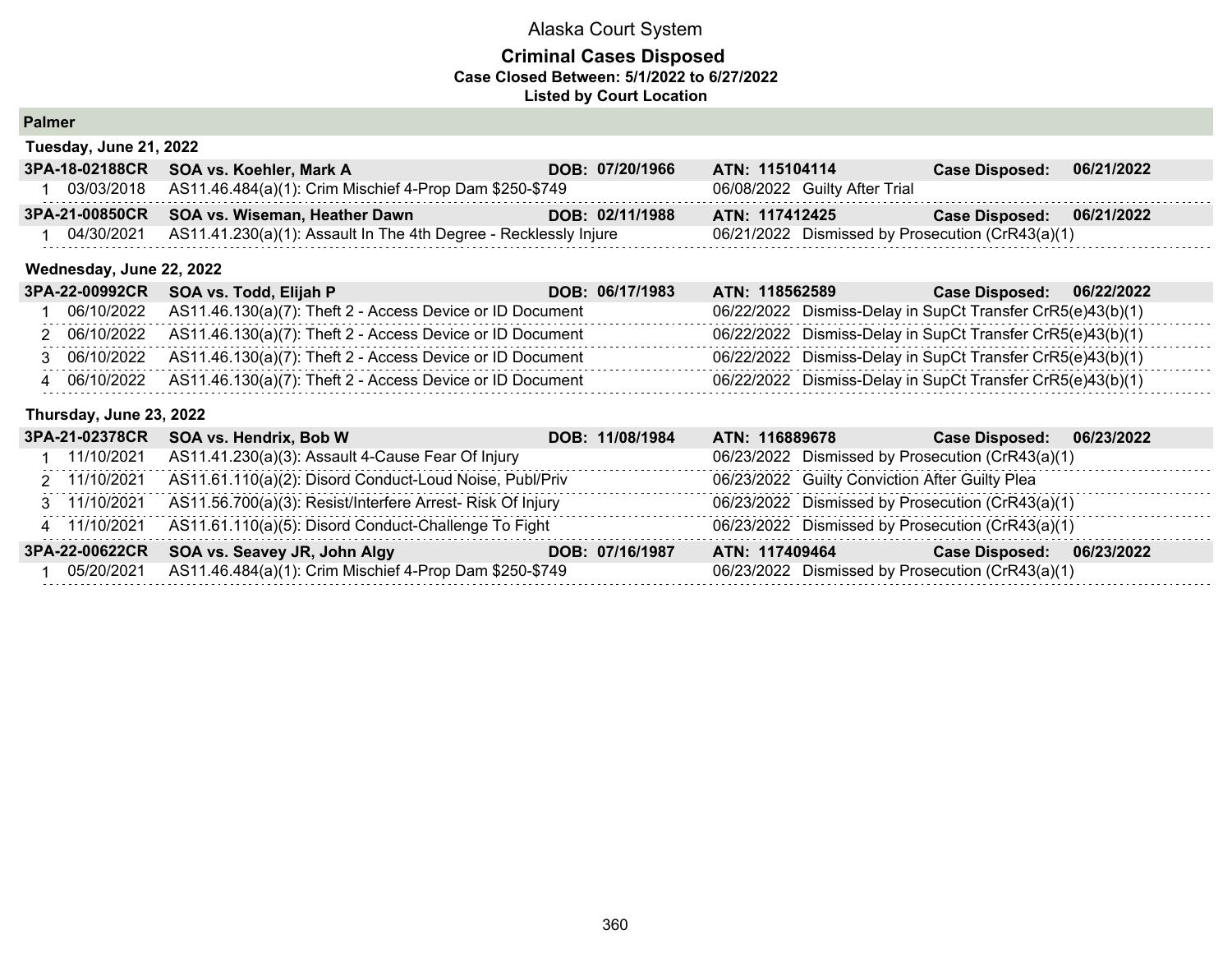# Alaska Court System

## Criminal Cases Disposed

**Case Closed Between: 5/1/2022 to 6/27/2022**

**Listed by Court Location**

### Palmer

#### Tuesday, June 21, 2022

| 3PA-18-02188CR | SOA vs. Koehler, Mark A | DOB: 07/20/1966 | ATN: 115104114 | Case Disposed: 06/21/2022 |
|---|---|---|---|---|
| 1 | 03/03/2018 | AS11.46.484(a)(1): Crim Mischief 4-Prop Dam $250-$749 | 06/08/2022 | Guilty After Trial |

| 3PA-21-00850CR | SOA vs. Wiseman, Heather Dawn | DOB: 02/11/1988 | ATN: 117412425 | Case Disposed: 06/21/2022 |
|---|---|---|---|---|
| 1 | 04/30/2021 | AS11.41.230(a)(1): Assault In The 4th Degree - Recklessly Injure | 06/21/2022 | Dismissed by Prosecution (CrR43(a)(1) |

#### Wednesday, June 22, 2022

| 3PA-22-00992CR | SOA vs. Todd, Elijah P | DOB: 06/17/1983 | ATN: 118562589 | Case Disposed: 06/22/2022 |
|---|---|---|---|---|
| 1 | 06/10/2022 | AS11.46.130(a)(7): Theft 2 - Access Device or ID Document | 06/22/2022 | Dismiss-Delay in SupCt Transfer CrR5(e)43(b)(1) |
| 2 | 06/10/2022 | AS11.46.130(a)(7): Theft 2 - Access Device or ID Document | 06/22/2022 | Dismiss-Delay in SupCt Transfer CrR5(e)43(b)(1) |
| 3 | 06/10/2022 | AS11.46.130(a)(7): Theft 2 - Access Device or ID Document | 06/22/2022 | Dismiss-Delay in SupCt Transfer CrR5(e)43(b)(1) |
| 4 | 06/10/2022 | AS11.46.130(a)(7): Theft 2 - Access Device or ID Document | 06/22/2022 | Dismiss-Delay in SupCt Transfer CrR5(e)43(b)(1) |

#### Thursday, June 23, 2022

| 3PA-21-02378CR | SOA vs. Hendrix, Bob W | DOB: 11/08/1984 | ATN: 116889678 | Case Disposed: 06/23/2022 |
|---|---|---|---|---|
| 1 | 11/10/2021 | AS11.41.230(a)(3): Assault 4-Cause Fear Of Injury | 06/23/2022 | Dismissed by Prosecution (CrR43(a)(1) |
| 2 | 11/10/2021 | AS11.61.110(a)(2): Disord Conduct-Loud Noise, Publ/Priv | 06/23/2022 | Guilty Conviction After Guilty Plea |
| 3 | 11/10/2021 | AS11.56.700(a)(3): Resist/Interfere Arrest- Risk Of Injury | 06/23/2022 | Dismissed by Prosecution (CrR43(a)(1) |
| 4 | 11/10/2021 | AS11.61.110(a)(5): Disord Conduct-Challenge To Fight | 06/23/2022 | Dismissed by Prosecution (CrR43(a)(1) |

| 3PA-22-00622CR | SOA vs. Seavey JR, John Algy | DOB: 07/16/1987 | ATN: 117409464 | Case Disposed: 06/23/2022 |
|---|---|---|---|---|
| 1 | 05/20/2021 | AS11.46.484(a)(1): Crim Mischief 4-Prop Dam $250-$749 | 06/23/2022 | Dismissed by Prosecution (CrR43(a)(1) |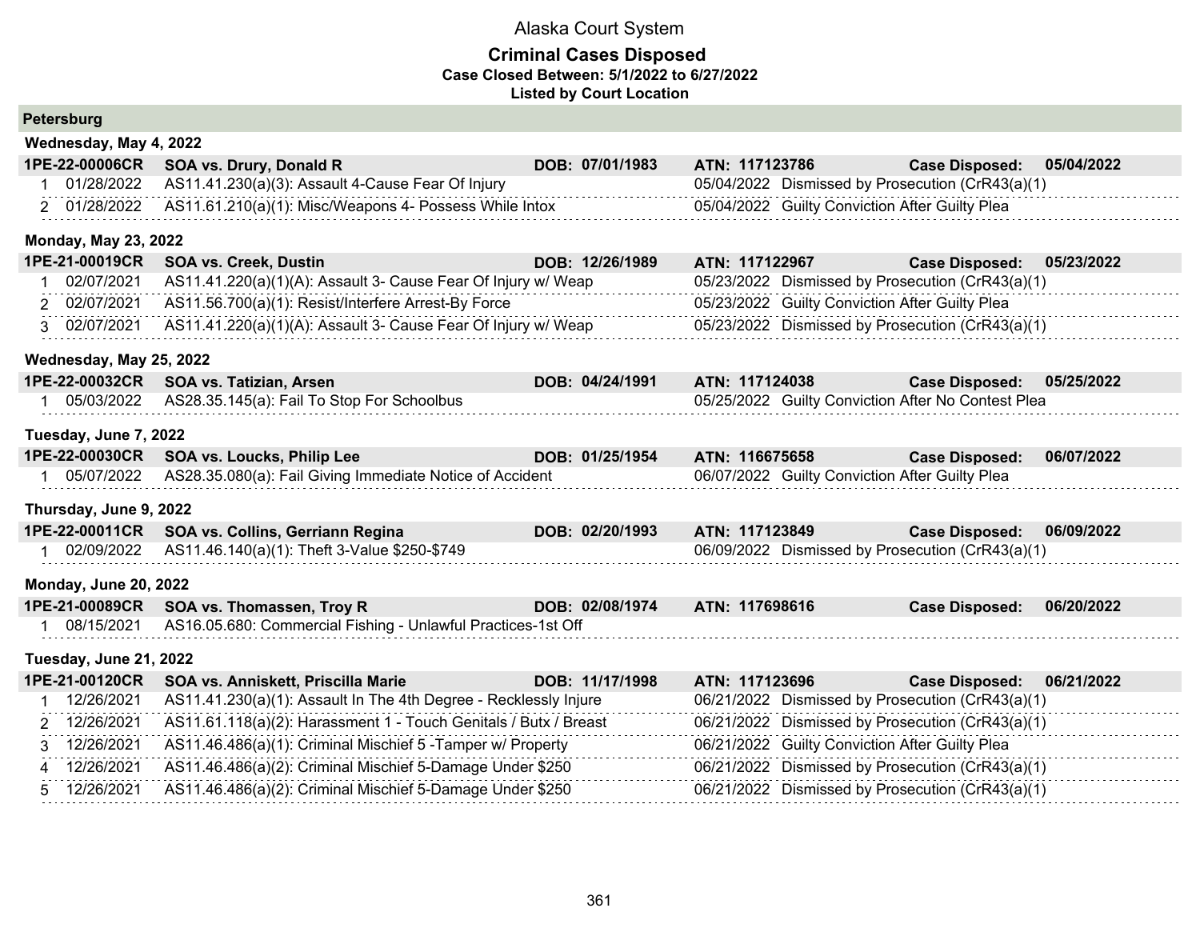# Alaska Court System

## Criminal Cases Disposed

**Case Closed Between: 5/1/2022 to 6/27/2022**

**Listed by Court Location**

### Petersburg

**Wednesday, May 4, 2022**

**1PE-22-00006CR SOA vs. Drury, Donald R DOB: 07/01/1983 ATN: 117123786 Case Disposed: 05/04/2022**

| # | Offense Date | Charge | Disposition Date | Disposition |
|---|---|---|---|---|
| 1 | 01/28/2022 | AS11.41.230(a)(3): Assault 4-Cause Fear Of Injury | 05/04/2022 | Dismissed by Prosecution (CrR43(a)(1) |
| 2 | 01/28/2022 | AS11.61.210(a)(1): Misc/Weapons 4- Possess While Intox | 05/04/2022 | Guilty Conviction After Guilty Plea |

**Monday, May 23, 2022**

**1PE-21-00019CR SOA vs. Creek, Dustin DOB: 12/26/1989 ATN: 117122967 Case Disposed: 05/23/2022**

| # | Offense Date | Charge | Disposition Date | Disposition |
|---|---|---|---|---|
| 1 | 02/07/2021 | AS11.41.220(a)(1)(A): Assault 3- Cause Fear Of Injury w/ Weap | 05/23/2022 | Dismissed by Prosecution (CrR43(a)(1) |
| 2 | 02/07/2021 | AS11.56.700(a)(1): Resist/Interfere Arrest-By Force | 05/23/2022 | Guilty Conviction After Guilty Plea |
| 3 | 02/07/2021 | AS11.41.220(a)(1)(A): Assault 3- Cause Fear Of Injury w/ Weap | 05/23/2022 | Dismissed by Prosecution (CrR43(a)(1) |

**Wednesday, May 25, 2022**

**1PE-22-00032CR SOA vs. Tatizian, Arsen DOB: 04/24/1991 ATN: 117124038 Case Disposed: 05/25/2022**

| # | Offense Date | Charge | Disposition Date | Disposition |
|---|---|---|---|---|
| 1 | 05/03/2022 | AS28.35.145(a): Fail To Stop For Schoolbus | 05/25/2022 | Guilty Conviction After No Contest Plea |

**Tuesday, June 7, 2022**

**1PE-22-00030CR SOA vs. Loucks, Philip Lee DOB: 01/25/1954 ATN: 116675658 Case Disposed: 06/07/2022**

| # | Offense Date | Charge | Disposition Date | Disposition |
|---|---|---|---|---|
| 1 | 05/07/2022 | AS28.35.080(a): Fail Giving Immediate Notice of Accident | 06/07/2022 | Guilty Conviction After Guilty Plea |

**Thursday, June 9, 2022**

**1PE-22-00011CR SOA vs. Collins, Gerriann Regina DOB: 02/20/1993 ATN: 117123849 Case Disposed: 06/09/2022**

| # | Offense Date | Charge | Disposition Date | Disposition |
|---|---|---|---|---|
| 1 | 02/09/2022 | AS11.46.140(a)(1): Theft 3-Value $250-$749 | 06/09/2022 | Dismissed by Prosecution (CrR43(a)(1) |

**Monday, June 20, 2022**

**1PE-21-00089CR SOA vs. Thomassen, Troy R DOB: 02/08/1974 ATN: 117698616 Case Disposed: 06/20/2022**

| # | Offense Date | Charge | Disposition Date | Disposition |
|---|---|---|---|---|
| 1 | 08/15/2021 | AS16.05.680: Commercial Fishing - Unlawful Practices-1st Off | | |

**Tuesday, June 21, 2022**

**1PE-21-00120CR SOA vs. Anniskett, Priscilla Marie DOB: 11/17/1998 ATN: 117123696 Case Disposed: 06/21/2022**

| # | Offense Date | Charge | Disposition Date | Disposition |
|---|---|---|---|---|
| 1 | 12/26/2021 | AS11.41.230(a)(1): Assault In The 4th Degree - Recklessly Injure | 06/21/2022 | Dismissed by Prosecution (CrR43(a)(1) |
| 2 | 12/26/2021 | AS11.61.118(a)(2): Harassment 1 - Touch Genitals / Butx / Breast | 06/21/2022 | Dismissed by Prosecution (CrR43(a)(1) |
| 3 | 12/26/2021 | AS11.46.486(a)(1): Criminal Mischief 5 -Tamper w/ Property | 06/21/2022 | Guilty Conviction After Guilty Plea |
| 4 | 12/26/2021 | AS11.46.486(a)(2): Criminal Mischief 5-Damage Under $250 | 06/21/2022 | Dismissed by Prosecution (CrR43(a)(1) |
| 5 | 12/26/2021 | AS11.46.486(a)(2): Criminal Mischief 5-Damage Under $250 | 06/21/2022 | Dismissed by Prosecution (CrR43(a)(1) |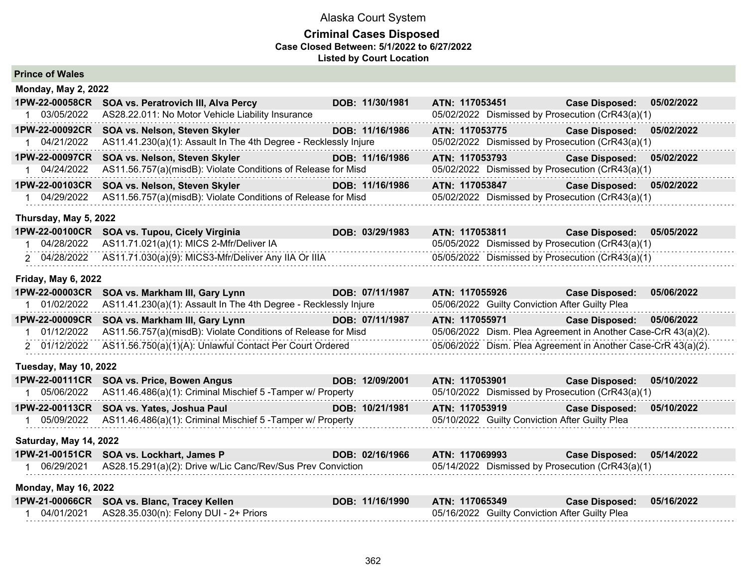# Alaska Court System

## Criminal Cases Disposed

**Case Closed Between: 5/1/2022 to 6/27/2022**

**Listed by Court Location**

### Prince of Wales

#### Monday, May 2, 2022

**1PW-22-00058CR SOA vs. Peratrovich III, Alva Percy DOB: 11/30/1981 ATN: 117053451 Case Disposed: 05/02/2022**

1 03/05/2022 AS28.22.011: No Motor Vehicle Liability Insurance — 05/02/2022 Dismissed by Prosecution (CrR43(a)(1)

**1PW-22-00092CR SOA vs. Nelson, Steven Skyler DOB: 11/16/1986 ATN: 117053775 Case Disposed: 05/02/2022**

1 04/21/2022 AS11.41.230(a)(1): Assault In The 4th Degree - Recklessly Injure — 05/02/2022 Dismissed by Prosecution (CrR43(a)(1)

**1PW-22-00097CR SOA vs. Nelson, Steven Skyler DOB: 11/16/1986 ATN: 117053793 Case Disposed: 05/02/2022**

1 04/24/2022 AS11.56.757(a)(misdB): Violate Conditions of Release for Misd — 05/02/2022 Dismissed by Prosecution (CrR43(a)(1)

**1PW-22-00103CR SOA vs. Nelson, Steven Skyler DOB: 11/16/1986 ATN: 117053847 Case Disposed: 05/02/2022**

1 04/29/2022 AS11.56.757(a)(misdB): Violate Conditions of Release for Misd — 05/02/2022 Dismissed by Prosecution (CrR43(a)(1)

#### Thursday, May 5, 2022

**1PW-22-00100CR SOA vs. Tupou, Cicely Virginia DOB: 03/29/1983 ATN: 117053811 Case Disposed: 05/05/2022**

1 04/28/2022 AS11.71.021(a)(1): MICS 2-Mfr/Deliver IA — 05/05/2022 Dismissed by Prosecution (CrR43(a)(1)

2 04/28/2022 AS11.71.030(a)(9): MICS3-Mfr/Deliver Any IIA Or IIIA — 05/05/2022 Dismissed by Prosecution (CrR43(a)(1)

#### Friday, May 6, 2022

**1PW-22-00003CR SOA vs. Markham III, Gary Lynn DOB: 07/11/1987 ATN: 117055926 Case Disposed: 05/06/2022**

1 01/02/2022 AS11.41.230(a)(1): Assault In The 4th Degree - Recklessly Injure — 05/06/2022 Guilty Conviction After Guilty Plea

**1PW-22-00009CR SOA vs. Markham III, Gary Lynn DOB: 07/11/1987 ATN: 117055971 Case Disposed: 05/06/2022**

1 01/12/2022 AS11.56.757(a)(misdB): Violate Conditions of Release for Misd — 05/06/2022 Dism. Plea Agreement in Another Case-CrR 43(a)(2).

2 01/12/2022 AS11.56.750(a)(1)(A): Unlawful Contact Per Court Ordered — 05/06/2022 Dism. Plea Agreement in Another Case-CrR 43(a)(2).

#### Tuesday, May 10, 2022

**1PW-22-00111CR SOA vs. Price, Bowen Angus DOB: 12/09/2001 ATN: 117053901 Case Disposed: 05/10/2022**

1 05/06/2022 AS11.46.486(a)(1): Criminal Mischief 5 -Tamper w/ Property — 05/10/2022 Dismissed by Prosecution (CrR43(a)(1)

**1PW-22-00113CR SOA vs. Yates, Joshua Paul DOB: 10/21/1981 ATN: 117053919 Case Disposed: 05/10/2022**

1 05/09/2022 AS11.46.486(a)(1): Criminal Mischief 5 -Tamper w/ Property — 05/10/2022 Guilty Conviction After Guilty Plea

#### Saturday, May 14, 2022

**1PW-21-00151CR SOA vs. Lockhart, James P DOB: 02/16/1966 ATN: 117069993 Case Disposed: 05/14/2022**

1 06/29/2021 AS28.15.291(a)(2): Drive w/Lic Canc/Rev/Sus Prev Conviction — 05/14/2022 Dismissed by Prosecution (CrR43(a)(1)

#### Monday, May 16, 2022

**1PW-21-00066CR SOA vs. Blanc, Tracey Kellen DOB: 11/16/1990 ATN: 117065349 Case Disposed: 05/16/2022**

1 04/01/2021 AS28.35.030(n): Felony DUI - 2+ Priors — 05/16/2022 Guilty Conviction After Guilty Plea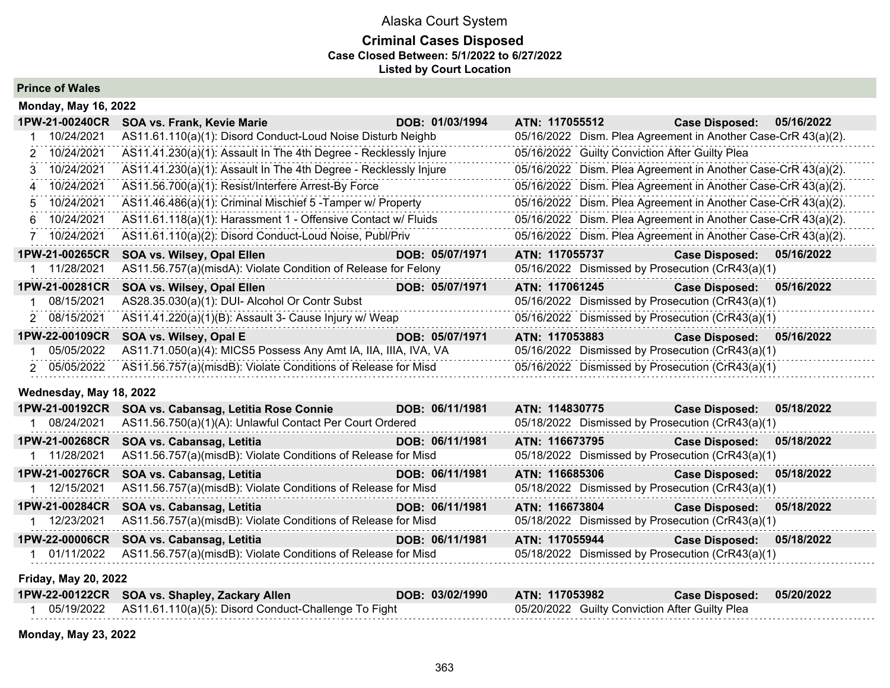Alaska Court System

**Criminal Cases Disposed**
**Case Closed Between: 5/1/2022 to 6/27/2022**
**Listed by Court Location**

## Prince of Wales

### Monday, May 16, 2022

**1PW-21-00240CR SOA vs. Frank, Kevie Marie DOB: 01/03/1994 ATN: 117055512 Case Disposed: 05/16/2022**

| # | Date | Charge | Disposition |
|---|---|---|---|
| 1 | 10/24/2021 | AS11.61.110(a)(1): Disord Conduct-Loud Noise Disturb Neighb | 05/16/2022 Dism. Plea Agreement in Another Case-CrR 43(a)(2). |
| 2 | 10/24/2021 | AS11.41.230(a)(1): Assault In The 4th Degree - Recklessly Injure | 05/16/2022 Guilty Conviction After Guilty Plea |
| 3 | 10/24/2021 | AS11.41.230(a)(1): Assault In The 4th Degree - Recklessly Injure | 05/16/2022 Dism. Plea Agreement in Another Case-CrR 43(a)(2). |
| 4 | 10/24/2021 | AS11.56.700(a)(1): Resist/Interfere Arrest-By Force | 05/16/2022 Dism. Plea Agreement in Another Case-CrR 43(a)(2). |
| 5 | 10/24/2021 | AS11.46.486(a)(1): Criminal Mischief 5 -Tamper w/ Property | 05/16/2022 Dism. Plea Agreement in Another Case-CrR 43(a)(2). |
| 6 | 10/24/2021 | AS11.61.118(a)(1): Harassment 1 - Offensive Contact w/ Fluids | 05/16/2022 Dism. Plea Agreement in Another Case-CrR 43(a)(2). |
| 7 | 10/24/2021 | AS11.61.110(a)(2): Disord Conduct-Loud Noise, Publ/Priv | 05/16/2022 Dism. Plea Agreement in Another Case-CrR 43(a)(2). |

**1PW-21-00265CR SOA vs. Wilsey, Opal Ellen DOB: 05/07/1971 ATN: 117055737 Case Disposed: 05/16/2022**

| # | Date | Charge | Disposition |
|---|---|---|---|
| 1 | 11/28/2021 | AS11.56.757(a)(misdA): Violate Condition of Release for Felony | 05/16/2022 Dismissed by Prosecution (CrR43(a)(1) |

**1PW-21-00281CR SOA vs. Wilsey, Opal Ellen DOB: 05/07/1971 ATN: 117061245 Case Disposed: 05/16/2022**

| # | Date | Charge | Disposition |
|---|---|---|---|
| 1 | 08/15/2021 | AS28.35.030(a)(1): DUI- Alcohol Or Contr Subst | 05/16/2022 Dismissed by Prosecution (CrR43(a)(1) |
| 2 | 08/15/2021 | AS11.41.220(a)(1)(B): Assault 3- Cause Injury w/ Weap | 05/16/2022 Dismissed by Prosecution (CrR43(a)(1) |

**1PW-22-00109CR SOA vs. Wilsey, Opal E DOB: 05/07/1971 ATN: 117053883 Case Disposed: 05/16/2022**

| # | Date | Charge | Disposition |
|---|---|---|---|
| 1 | 05/05/2022 | AS11.71.050(a)(4): MICS5 Possess Any Amt IA, IIA, IIIA, IVA, VA | 05/16/2022 Dismissed by Prosecution (CrR43(a)(1) |
| 2 | 05/05/2022 | AS11.56.757(a)(misdB): Violate Conditions of Release for Misd | 05/16/2022 Dismissed by Prosecution (CrR43(a)(1) |

### Wednesday, May 18, 2022

**1PW-21-00192CR SOA vs. Cabansag, Letitia Rose Connie DOB: 06/11/1981 ATN: 114830775 Case Disposed: 05/18/2022**

| # | Date | Charge | Disposition |
|---|---|---|---|
| 1 | 08/24/2021 | AS11.56.750(a)(1)(A): Unlawful Contact Per Court Ordered | 05/18/2022 Dismissed by Prosecution (CrR43(a)(1) |

**1PW-21-00268CR SOA vs. Cabansag, Letitia DOB: 06/11/1981 ATN: 116673795 Case Disposed: 05/18/2022**

| # | Date | Charge | Disposition |
|---|---|---|---|
| 1 | 11/28/2021 | AS11.56.757(a)(misdB): Violate Conditions of Release for Misd | 05/18/2022 Dismissed by Prosecution (CrR43(a)(1) |

**1PW-21-00276CR SOA vs. Cabansag, Letitia DOB: 06/11/1981 ATN: 116685306 Case Disposed: 05/18/2022**

| # | Date | Charge | Disposition |
|---|---|---|---|
| 1 | 12/15/2021 | AS11.56.757(a)(misdB): Violate Conditions of Release for Misd | 05/18/2022 Dismissed by Prosecution (CrR43(a)(1) |

**1PW-21-00284CR SOA vs. Cabansag, Letitia DOB: 06/11/1981 ATN: 116673804 Case Disposed: 05/18/2022**

| # | Date | Charge | Disposition |
|---|---|---|---|
| 1 | 12/23/2021 | AS11.56.757(a)(misdB): Violate Conditions of Release for Misd | 05/18/2022 Dismissed by Prosecution (CrR43(a)(1) |

**1PW-22-00006CR SOA vs. Cabansag, Letitia DOB: 06/11/1981 ATN: 117055944 Case Disposed: 05/18/2022**

| # | Date | Charge | Disposition |
|---|---|---|---|
| 1 | 01/11/2022 | AS11.56.757(a)(misdB): Violate Conditions of Release for Misd | 05/18/2022 Dismissed by Prosecution (CrR43(a)(1) |

### Friday, May 20, 2022

**1PW-22-00122CR SOA vs. Shapley, Zackary Allen DOB: 03/02/1990 ATN: 117053982 Case Disposed: 05/20/2022**

| # | Date | Charge | Disposition |
|---|---|---|---|
| 1 | 05/19/2022 | AS11.61.110(a)(5): Disord Conduct-Challenge To Fight | 05/20/2022 Guilty Conviction After Guilty Plea |

### Monday, May 23, 2022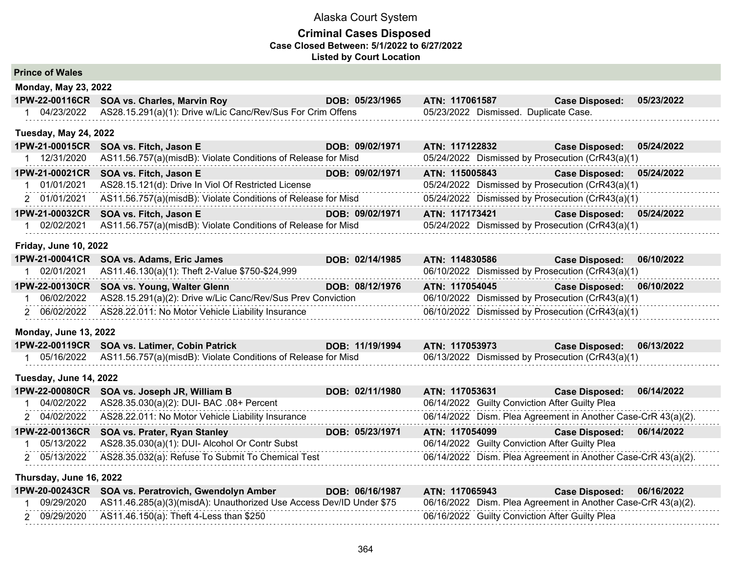Alaska Court System

**Criminal Cases Disposed**

**Case Closed Between: 5/1/2022 to 6/27/2022**

**Listed by Court Location**

## Prince of Wales

### Monday, May 23, 2022

**1PW-22-00116CR SOA vs. Charles, Marvin Roy** — DOB: 05/23/1965 — ATN: 117061587 — Case Disposed: 05/23/2022

| # | Date | Charge | Disposition |
|---|---|---|---|
| 1 | 04/23/2022 | AS28.15.291(a)(1): Drive w/Lic Canc/Rev/Sus For Crim Offens | 05/23/2022 Dismissed. Duplicate Case. |

### Tuesday, May 24, 2022

**1PW-21-00015CR SOA vs. Fitch, Jason E** — DOB: 09/02/1971 — ATN: 117122832 — Case Disposed: 05/24/2022

| # | Date | Charge | Disposition |
|---|---|---|---|
| 1 | 12/31/2020 | AS11.56.757(a)(misdB): Violate Conditions of Release for Misd | 05/24/2022 Dismissed by Prosecution (CrR43(a)(1) |

**1PW-21-00021CR SOA vs. Fitch, Jason E** — DOB: 09/02/1971 — ATN: 115005843 — Case Disposed: 05/24/2022

| # | Date | Charge | Disposition |
|---|---|---|---|
| 1 | 01/01/2021 | AS28.15.121(d): Drive In Viol Of Restricted License | 05/24/2022 Dismissed by Prosecution (CrR43(a)(1) |
| 2 | 01/01/2021 | AS11.56.757(a)(misdB): Violate Conditions of Release for Misd | 05/24/2022 Dismissed by Prosecution (CrR43(a)(1) |

**1PW-21-00032CR SOA vs. Fitch, Jason E** — DOB: 09/02/1971 — ATN: 117173421 — Case Disposed: 05/24/2022

| # | Date | Charge | Disposition |
|---|---|---|---|
| 1 | 02/02/2021 | AS11.56.757(a)(misdB): Violate Conditions of Release for Misd | 05/24/2022 Dismissed by Prosecution (CrR43(a)(1) |

### Friday, June 10, 2022

**1PW-21-00041CR SOA vs. Adams, Eric James** — DOB: 02/14/1985 — ATN: 114830586 — Case Disposed: 06/10/2022

| # | Date | Charge | Disposition |
|---|---|---|---|
| 1 | 02/01/2021 | AS11.46.130(a)(1): Theft 2-Value $750-$24,999 | 06/10/2022 Dismissed by Prosecution (CrR43(a)(1) |

**1PW-22-00130CR SOA vs. Young, Walter Glenn** — DOB: 08/12/1976 — ATN: 117054045 — Case Disposed: 06/10/2022

| # | Date | Charge | Disposition |
|---|---|---|---|
| 1 | 06/02/2022 | AS28.15.291(a)(2): Drive w/Lic Canc/Rev/Sus Prev Conviction | 06/10/2022 Dismissed by Prosecution (CrR43(a)(1) |
| 2 | 06/02/2022 | AS28.22.011: No Motor Vehicle Liability Insurance | 06/10/2022 Dismissed by Prosecution (CrR43(a)(1) |

### Monday, June 13, 2022

**1PW-22-00119CR SOA vs. Latimer, Cobin Patrick** — DOB: 11/19/1994 — ATN: 117053973 — Case Disposed: 06/13/2022

| # | Date | Charge | Disposition |
|---|---|---|---|
| 1 | 05/16/2022 | AS11.56.757(a)(misdB): Violate Conditions of Release for Misd | 06/13/2022 Dismissed by Prosecution (CrR43(a)(1) |

### Tuesday, June 14, 2022

**1PW-22-00080CR SOA vs. Joseph JR, William B** — DOB: 02/11/1980 — ATN: 117053631 — Case Disposed: 06/14/2022

| # | Date | Charge | Disposition |
|---|---|---|---|
| 1 | 04/02/2022 | AS28.35.030(a)(2): DUI- BAC .08+ Percent | 06/14/2022 Guilty Conviction After Guilty Plea |
| 2 | 04/02/2022 | AS28.22.011: No Motor Vehicle Liability Insurance | 06/14/2022 Dism. Plea Agreement in Another Case-CrR 43(a)(2). |

**1PW-22-00136CR SOA vs. Prater, Ryan Stanley** — DOB: 05/23/1971 — ATN: 117054099 — Case Disposed: 06/14/2022

| # | Date | Charge | Disposition |
|---|---|---|---|
| 1 | 05/13/2022 | AS28.35.030(a)(1): DUI- Alcohol Or Contr Subst | 06/14/2022 Guilty Conviction After Guilty Plea |
| 2 | 05/13/2022 | AS28.35.032(a): Refuse To Submit To Chemical Test | 06/14/2022 Dism. Plea Agreement in Another Case-CrR 43(a)(2). |

### Thursday, June 16, 2022

**1PW-20-00243CR SOA vs. Peratrovich, Gwendolyn Amber** — DOB: 06/16/1987 — ATN: 117065943 — Case Disposed: 06/16/2022

| # | Date | Charge | Disposition |
|---|---|---|---|
| 1 | 09/29/2020 | AS11.46.285(a)(3)(misdA): Unauthorized Use Access Dev/ID Under $75 | 06/16/2022 Dism. Plea Agreement in Another Case-CrR 43(a)(2). |
| 2 | 09/29/2020 | AS11.46.150(a): Theft 4-Less than $250 | 06/16/2022 Guilty Conviction After Guilty Plea |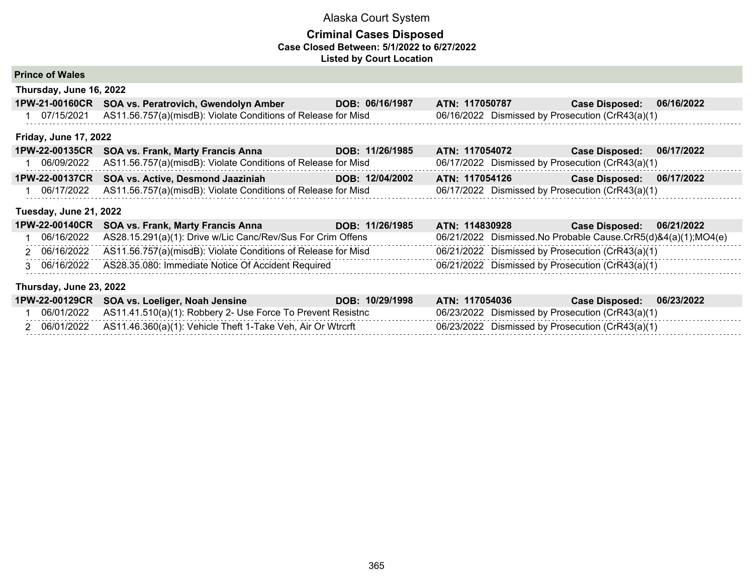# Alaska Court System

## Criminal Cases Disposed

**Case Closed Between: 5/1/2022 to 6/27/2022**

**Listed by Court Location**

### Prince of Wales

#### Thursday, June 16, 2022

**1PW-21-00160CR SOA vs. Peratrovich, Gwendolyn Amber DOB: 06/16/1987 ATN: 117050787 Case Disposed: 06/16/2022**

| # | Date | Charge | Disposition Date | Disposition |
|---|---|---|---|---|
| 1 | 07/15/2021 | AS11.56.757(a)(misdB): Violate Conditions of Release for Misd | 06/16/2022 | Dismissed by Prosecution (CrR43(a)(1) |

#### Friday, June 17, 2022

**1PW-22-00135CR SOA vs. Frank, Marty Francis Anna DOB: 11/26/1985 ATN: 117054072 Case Disposed: 06/17/2022**

| # | Date | Charge | Disposition Date | Disposition |
|---|---|---|---|---|
| 1 | 06/09/2022 | AS11.56.757(a)(misdB): Violate Conditions of Release for Misd | 06/17/2022 | Dismissed by Prosecution (CrR43(a)(1) |

**1PW-22-00137CR SOA vs. Active, Desmond Jaaziniah DOB: 12/04/2002 ATN: 117054126 Case Disposed: 06/17/2022**

| # | Date | Charge | Disposition Date | Disposition |
|---|---|---|---|---|
| 1 | 06/17/2022 | AS11.56.757(a)(misdB): Violate Conditions of Release for Misd | 06/17/2022 | Dismissed by Prosecution (CrR43(a)(1) |

#### Tuesday, June 21, 2022

**1PW-22-00140CR SOA vs. Frank, Marty Francis Anna DOB: 11/26/1985 ATN: 114830928 Case Disposed: 06/21/2022**

| # | Date | Charge | Disposition Date | Disposition |
|---|---|---|---|---|
| 1 | 06/16/2022 | AS28.15.291(a)(1): Drive w/Lic Canc/Rev/Sus For Crim Offens | 06/21/2022 | Dismissed.No Probable Cause.CrR5(d)&4(a)(1);MO4(e) |
| 2 | 06/16/2022 | AS11.56.757(a)(misdB): Violate Conditions of Release for Misd | 06/21/2022 | Dismissed by Prosecution (CrR43(a)(1) |
| 3 | 06/16/2022 | AS28.35.080: Immediate Notice Of Accident Required | 06/21/2022 | Dismissed by Prosecution (CrR43(a)(1) |

#### Thursday, June 23, 2022

**1PW-22-00129CR SOA vs. Loeliger, Noah Jensine DOB: 10/29/1998 ATN: 117054036 Case Disposed: 06/23/2022**

| # | Date | Charge | Disposition Date | Disposition |
|---|---|---|---|---|
| 1 | 06/01/2022 | AS11.41.510(a)(1): Robbery 2- Use Force To Prevent Resistnc | 06/23/2022 | Dismissed by Prosecution (CrR43(a)(1) |
| 2 | 06/01/2022 | AS11.46.360(a)(1): Vehicle Theft 1-Take Veh, Air Or Wtrcrft | 06/23/2022 | Dismissed by Prosecution (CrR43(a)(1) |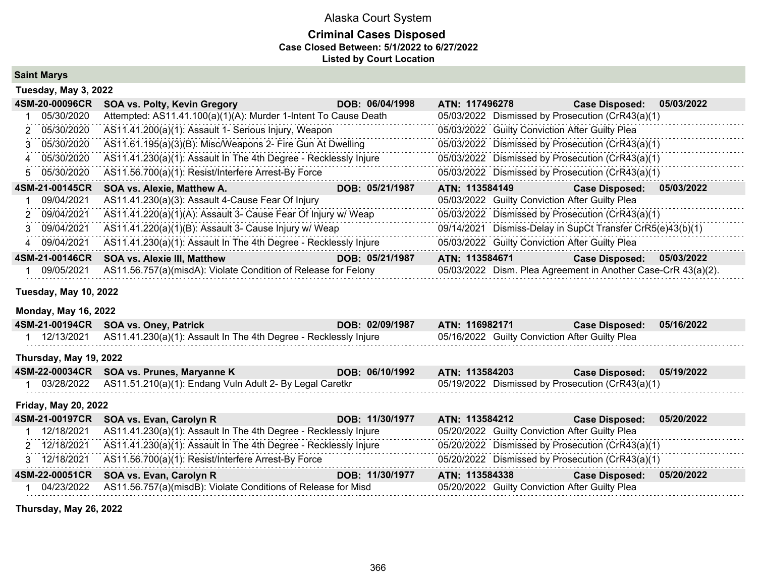# Alaska Court System

## Criminal Cases Disposed

**Case Closed Between: 5/1/2022 to 6/27/2022**

**Listed by Court Location**

### Saint Marys

**Tuesday, May 3, 2022**

| **4SM-20-00096CR** | **SOA vs. Polty, Kevin Gregory** | **DOB: 06/04/1998** | **ATN: 117496278** | **Case Disposed: 05/03/2022** |
|---|---|---|---|---|
| 1 | 05/30/2020 | Attempted: AS11.41.100(a)(1)(A): Murder 1-Intent To Cause Death | 05/03/2022 | Dismissed by Prosecution (CrR43(a)(1) |
| 2 | 05/30/2020 | AS11.41.200(a)(1): Assault 1- Serious Injury, Weapon | 05/03/2022 | Guilty Conviction After Guilty Plea |
| 3 | 05/30/2020 | AS11.61.195(a)(3)(B): Misc/Weapons 2- Fire Gun At Dwelling | 05/03/2022 | Dismissed by Prosecution (CrR43(a)(1) |
| 4 | 05/30/2020 | AS11.41.230(a)(1): Assault In The 4th Degree - Recklessly Injure | 05/03/2022 | Dismissed by Prosecution (CrR43(a)(1) |
| 5 | 05/30/2020 | AS11.56.700(a)(1): Resist/Interfere Arrest-By Force | 05/03/2022 | Dismissed by Prosecution (CrR43(a)(1) |

| **4SM-21-00145CR** | **SOA vs. Alexie, Matthew A.** | **DOB: 05/21/1987** | **ATN: 113584149** | **Case Disposed: 05/03/2022** |
|---|---|---|---|---|
| 1 | 09/04/2021 | AS11.41.230(a)(3): Assault 4-Cause Fear Of Injury | 05/03/2022 | Guilty Conviction After Guilty Plea |
| 2 | 09/04/2021 | AS11.41.220(a)(1)(A): Assault 3- Cause Fear Of Injury w/ Weap | 05/03/2022 | Dismissed by Prosecution (CrR43(a)(1) |
| 3 | 09/04/2021 | AS11.41.220(a)(1)(B): Assault 3- Cause Injury w/ Weap | 09/14/2021 | Dismiss-Delay in SupCt Transfer CrR5(e)43(b)(1) |
| 4 | 09/04/2021 | AS11.41.230(a)(1): Assault In The 4th Degree - Recklessly Injure | 05/03/2022 | Guilty Conviction After Guilty Plea |

| **4SM-21-00146CR** | **SOA vs. Alexie III, Matthew** | **DOB: 05/21/1987** | **ATN: 113584671** | **Case Disposed: 05/03/2022** |
|---|---|---|---|---|
| 1 | 09/05/2021 | AS11.56.757(a)(misdA): Violate Condition of Release for Felony | 05/03/2022 | Dism. Plea Agreement in Another Case-CrR 43(a)(2). |

**Tuesday, May 10, 2022**

**Monday, May 16, 2022**

| **4SM-21-00194CR** | **SOA vs. Oney, Patrick** | **DOB: 02/09/1987** | **ATN: 116982171** | **Case Disposed: 05/16/2022** |
|---|---|---|---|---|
| 1 | 12/13/2021 | AS11.41.230(a)(1): Assault In The 4th Degree - Recklessly Injure | 05/16/2022 | Guilty Conviction After Guilty Plea |

**Thursday, May 19, 2022**

| **4SM-22-00034CR** | **SOA vs. Prunes, Maryanne K** | **DOB: 06/10/1992** | **ATN: 113584203** | **Case Disposed: 05/19/2022** |
|---|---|---|---|---|
| 1 | 03/28/2022 | AS11.51.210(a)(1): Endang Vuln Adult 2- By Legal Caretkr | 05/19/2022 | Dismissed by Prosecution (CrR43(a)(1) |

**Friday, May 20, 2022**

| **4SM-21-00197CR** | **SOA vs. Evan, Carolyn R** | **DOB: 11/30/1977** | **ATN: 113584212** | **Case Disposed: 05/20/2022** |
|---|---|---|---|---|
| 1 | 12/18/2021 | AS11.41.230(a)(1): Assault In The 4th Degree - Recklessly Injure | 05/20/2022 | Guilty Conviction After Guilty Plea |
| 2 | 12/18/2021 | AS11.41.230(a)(1): Assault In The 4th Degree - Recklessly Injure | 05/20/2022 | Dismissed by Prosecution (CrR43(a)(1) |
| 3 | 12/18/2021 | AS11.56.700(a)(1): Resist/Interfere Arrest-By Force | 05/20/2022 | Dismissed by Prosecution (CrR43(a)(1) |

| **4SM-22-00051CR** | **SOA vs. Evan, Carolyn R** | **DOB: 11/30/1977** | **ATN: 113584338** | **Case Disposed: 05/20/2022** |
|---|---|---|---|---|
| 1 | 04/23/2022 | AS11.56.757(a)(misdB): Violate Conditions of Release for Misd | 05/20/2022 | Guilty Conviction After Guilty Plea |

**Thursday, May 26, 2022**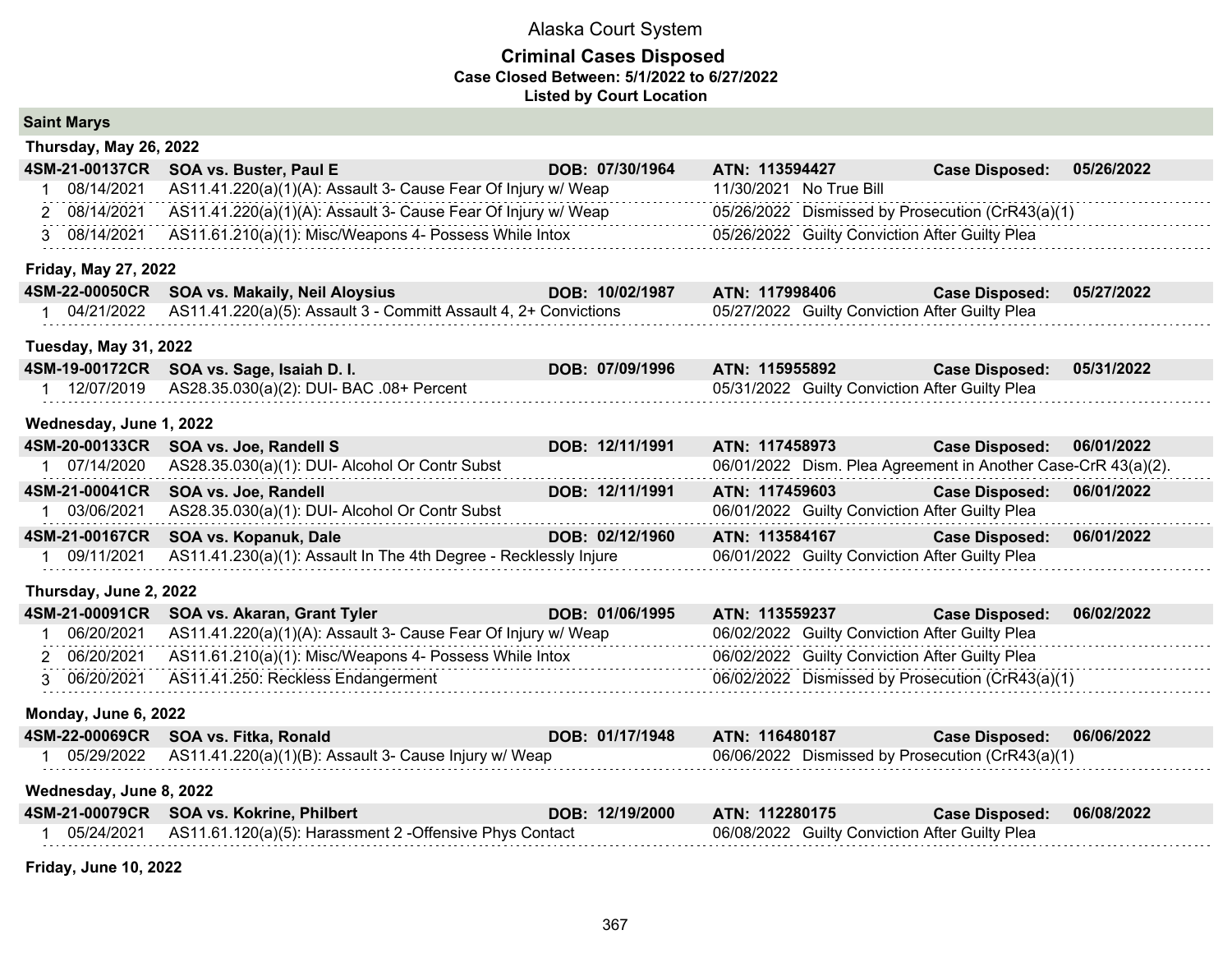# Alaska Court System

## Criminal Cases Disposed

**Case Closed Between: 5/1/2022 to 6/27/2022**

**Listed by Court Location**

### Saint Marys

**Thursday, May 26, 2022**

**4SM-21-00137CR SOA vs. Buster, Paul E DOB: 07/30/1964 ATN: 113594427 Case Disposed: 05/26/2022**

| # | Date | Charge | Disposition Date | Disposition |
|---|---|---|---|---|
| 1 | 08/14/2021 | AS11.41.220(a)(1)(A): Assault 3- Cause Fear Of Injury w/ Weap | 11/30/2021 | No True Bill |
| 2 | 08/14/2021 | AS11.41.220(a)(1)(A): Assault 3- Cause Fear Of Injury w/ Weap | 05/26/2022 | Dismissed by Prosecution (CrR43(a)(1) |
| 3 | 08/14/2021 | AS11.61.210(a)(1): Misc/Weapons 4- Possess While Intox | 05/26/2022 | Guilty Conviction After Guilty Plea |

**Friday, May 27, 2022**

**4SM-22-00050CR SOA vs. Makaily, Neil Aloysius DOB: 10/02/1987 ATN: 117998406 Case Disposed: 05/27/2022**

| # | Date | Charge | Disposition Date | Disposition |
|---|---|---|---|---|
| 1 | 04/21/2022 | AS11.41.220(a)(5): Assault 3 - Committ Assault 4, 2+ Convictions | 05/27/2022 | Guilty Conviction After Guilty Plea |

**Tuesday, May 31, 2022**

**4SM-19-00172CR SOA vs. Sage, Isaiah D. I. DOB: 07/09/1996 ATN: 115955892 Case Disposed: 05/31/2022**

| # | Date | Charge | Disposition Date | Disposition |
|---|---|---|---|---|
| 1 | 12/07/2019 | AS28.35.030(a)(2): DUI- BAC .08+ Percent | 05/31/2022 | Guilty Conviction After Guilty Plea |

**Wednesday, June 1, 2022**

**4SM-20-00133CR SOA vs. Joe, Randell S DOB: 12/11/1991 ATN: 117458973 Case Disposed: 06/01/2022**

| # | Date | Charge | Disposition Date | Disposition |
|---|---|---|---|---|
| 1 | 07/14/2020 | AS28.35.030(a)(1): DUI- Alcohol Or Contr Subst | 06/01/2022 | Dism. Plea Agreement in Another Case-CrR 43(a)(2). |

**4SM-21-00041CR SOA vs. Joe, Randell DOB: 12/11/1991 ATN: 117459603 Case Disposed: 06/01/2022**

| # | Date | Charge | Disposition Date | Disposition |
|---|---|---|---|---|
| 1 | 03/06/2021 | AS28.35.030(a)(1): DUI- Alcohol Or Contr Subst | 06/01/2022 | Guilty Conviction After Guilty Plea |

**4SM-21-00167CR SOA vs. Kopanuk, Dale DOB: 02/12/1960 ATN: 113584167 Case Disposed: 06/01/2022**

| # | Date | Charge | Disposition Date | Disposition |
|---|---|---|---|---|
| 1 | 09/11/2021 | AS11.41.230(a)(1): Assault In The 4th Degree - Recklessly Injure | 06/01/2022 | Guilty Conviction After Guilty Plea |

**Thursday, June 2, 2022**

**4SM-21-00091CR SOA vs. Akaran, Grant Tyler DOB: 01/06/1995 ATN: 113559237 Case Disposed: 06/02/2022**

| # | Date | Charge | Disposition Date | Disposition |
|---|---|---|---|---|
| 1 | 06/20/2021 | AS11.41.220(a)(1)(A): Assault 3- Cause Fear Of Injury w/ Weap | 06/02/2022 | Guilty Conviction After Guilty Plea |
| 2 | 06/20/2021 | AS11.61.210(a)(1): Misc/Weapons 4- Possess While Intox | 06/02/2022 | Guilty Conviction After Guilty Plea |
| 3 | 06/20/2021 | AS11.41.250: Reckless Endangerment | 06/02/2022 | Dismissed by Prosecution (CrR43(a)(1) |

**Monday, June 6, 2022**

**4SM-22-00069CR SOA vs. Fitka, Ronald DOB: 01/17/1948 ATN: 116480187 Case Disposed: 06/06/2022**

| # | Date | Charge | Disposition Date | Disposition |
|---|---|---|---|---|
| 1 | 05/29/2022 | AS11.41.220(a)(1)(B): Assault 3- Cause Injury w/ Weap | 06/06/2022 | Dismissed by Prosecution (CrR43(a)(1) |

**Wednesday, June 8, 2022**

**4SM-21-00079CR SOA vs. Kokrine, Philbert DOB: 12/19/2000 ATN: 112280175 Case Disposed: 06/08/2022**

| # | Date | Charge | Disposition Date | Disposition |
|---|---|---|---|---|
| 1 | 05/24/2021 | AS11.61.120(a)(5): Harassment 2 -Offensive Phys Contact | 06/08/2022 | Guilty Conviction After Guilty Plea |

**Friday, June 10, 2022**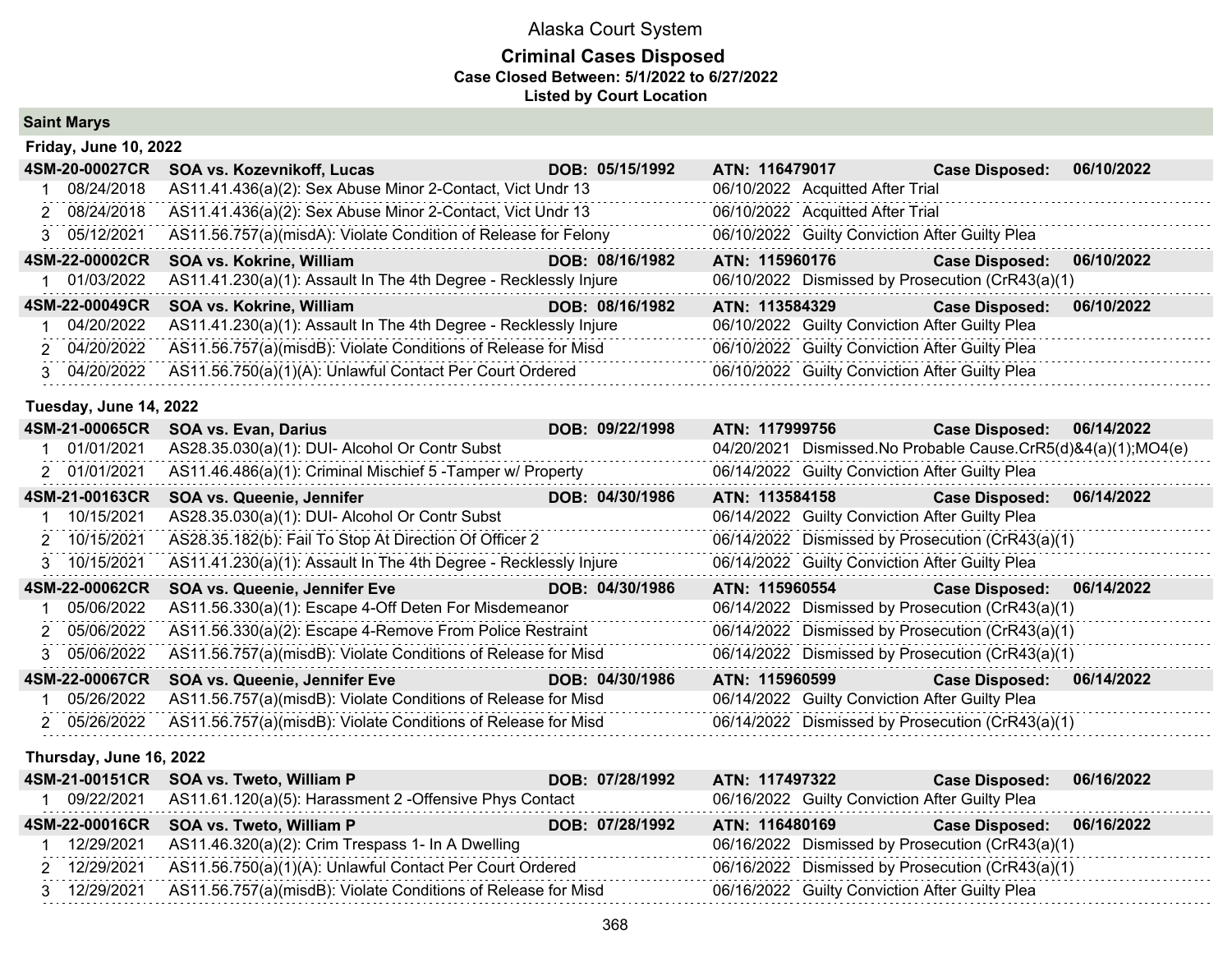# Alaska Court System

## Criminal Cases Disposed

**Case Closed Between: 5/1/2022 to 6/27/2022**

**Listed by Court Location**

### Saint Marys

#### Friday, June 10, 2022

| | | | | | |
|---|---|---|---|---|---|
| **4SM-20-00027CR** | **SOA vs. Kozevnikoff, Lucas** | **DOB: 05/15/1992** | **ATN: 116479017** | **Case Disposed:** | **06/10/2022** |
| 1 | 08/24/2018 | AS11.41.436(a)(2): Sex Abuse Minor 2-Contact, Vict Undr 13 | 06/10/2022 | Acquitted After Trial | |
| 2 | 08/24/2018 | AS11.41.436(a)(2): Sex Abuse Minor 2-Contact, Vict Undr 13 | 06/10/2022 | Acquitted After Trial | |
| 3 | 05/12/2021 | AS11.56.757(a)(misdA): Violate Condition of Release for Felony | 06/10/2022 | Guilty Conviction After Guilty Plea | |
| **4SM-22-00002CR** | **SOA vs. Kokrine, William** | **DOB: 08/16/1982** | **ATN: 115960176** | **Case Disposed:** | **06/10/2022** |
| 1 | 01/03/2022 | AS11.41.230(a)(1): Assault In The 4th Degree - Recklessly Injure | 06/10/2022 | Dismissed by Prosecution (CrR43(a)(1) | |
| **4SM-22-00049CR** | **SOA vs. Kokrine, William** | **DOB: 08/16/1982** | **ATN: 113584329** | **Case Disposed:** | **06/10/2022** |
| 1 | 04/20/2022 | AS11.41.230(a)(1): Assault In The 4th Degree - Recklessly Injure | 06/10/2022 | Guilty Conviction After Guilty Plea | |
| 2 | 04/20/2022 | AS11.56.757(a)(misdB): Violate Conditions of Release for Misd | 06/10/2022 | Guilty Conviction After Guilty Plea | |
| 3 | 04/20/2022 | AS11.56.750(a)(1)(A): Unlawful Contact Per Court Ordered | 06/10/2022 | Guilty Conviction After Guilty Plea | |

#### Tuesday, June 14, 2022

| | | | | | |
|---|---|---|---|---|---|
| **4SM-21-00065CR** | **SOA vs. Evan, Darius** | **DOB: 09/22/1998** | **ATN: 117999756** | **Case Disposed:** | **06/14/2022** |
| 1 | 01/01/2021 | AS28.35.030(a)(1): DUI- Alcohol Or Contr Subst | 04/20/2021 | Dismissed.No Probable Cause.CrR5(d)&4(a)(1);MO4(e) | |
| 2 | 01/01/2021 | AS11.46.486(a)(1): Criminal Mischief 5 -Tamper w/ Property | 06/14/2022 | Guilty Conviction After Guilty Plea | |
| **4SM-21-00163CR** | **SOA vs. Queenie, Jennifer** | **DOB: 04/30/1986** | **ATN: 113584158** | **Case Disposed:** | **06/14/2022** |
| 1 | 10/15/2021 | AS28.35.030(a)(1): DUI- Alcohol Or Contr Subst | 06/14/2022 | Guilty Conviction After Guilty Plea | |
| 2 | 10/15/2021 | AS28.35.182(b): Fail To Stop At Direction Of Officer 2 | 06/14/2022 | Dismissed by Prosecution (CrR43(a)(1) | |
| 3 | 10/15/2021 | AS11.41.230(a)(1): Assault In The 4th Degree - Recklessly Injure | 06/14/2022 | Guilty Conviction After Guilty Plea | |
| **4SM-22-00062CR** | **SOA vs. Queenie, Jennifer Eve** | **DOB: 04/30/1986** | **ATN: 115960554** | **Case Disposed:** | **06/14/2022** |
| 1 | 05/06/2022 | AS11.56.330(a)(1): Escape 4-Off Deten For Misdemeanor | 06/14/2022 | Dismissed by Prosecution (CrR43(a)(1) | |
| 2 | 05/06/2022 | AS11.56.330(a)(2): Escape 4-Remove From Police Restraint | 06/14/2022 | Dismissed by Prosecution (CrR43(a)(1) | |
| 3 | 05/06/2022 | AS11.56.757(a)(misdB): Violate Conditions of Release for Misd | 06/14/2022 | Dismissed by Prosecution (CrR43(a)(1) | |
| **4SM-22-00067CR** | **SOA vs. Queenie, Jennifer Eve** | **DOB: 04/30/1986** | **ATN: 115960599** | **Case Disposed:** | **06/14/2022** |
| 1 | 05/26/2022 | AS11.56.757(a)(misdB): Violate Conditions of Release for Misd | 06/14/2022 | Guilty Conviction After Guilty Plea | |
| 2 | 05/26/2022 | AS11.56.757(a)(misdB): Violate Conditions of Release for Misd | 06/14/2022 | Dismissed by Prosecution (CrR43(a)(1) | |

#### Thursday, June 16, 2022

| | | | | | |
|---|---|---|---|---|---|
| **4SM-21-00151CR** | **SOA vs. Tweto, William P** | **DOB: 07/28/1992** | **ATN: 117497322** | **Case Disposed:** | **06/16/2022** |
| 1 | 09/22/2021 | AS11.61.120(a)(5): Harassment 2 -Offensive Phys Contact | 06/16/2022 | Guilty Conviction After Guilty Plea | |
| **4SM-22-00016CR** | **SOA vs. Tweto, William P** | **DOB: 07/28/1992** | **ATN: 116480169** | **Case Disposed:** | **06/16/2022** |
| 1 | 12/29/2021 | AS11.46.320(a)(2): Crim Trespass 1- In A Dwelling | 06/16/2022 | Dismissed by Prosecution (CrR43(a)(1) | |
| 2 | 12/29/2021 | AS11.56.750(a)(1)(A): Unlawful Contact Per Court Ordered | 06/16/2022 | Dismissed by Prosecution (CrR43(a)(1) | |
| 3 | 12/29/2021 | AS11.56.757(a)(misdB): Violate Conditions of Release for Misd | 06/16/2022 | Guilty Conviction After Guilty Plea | |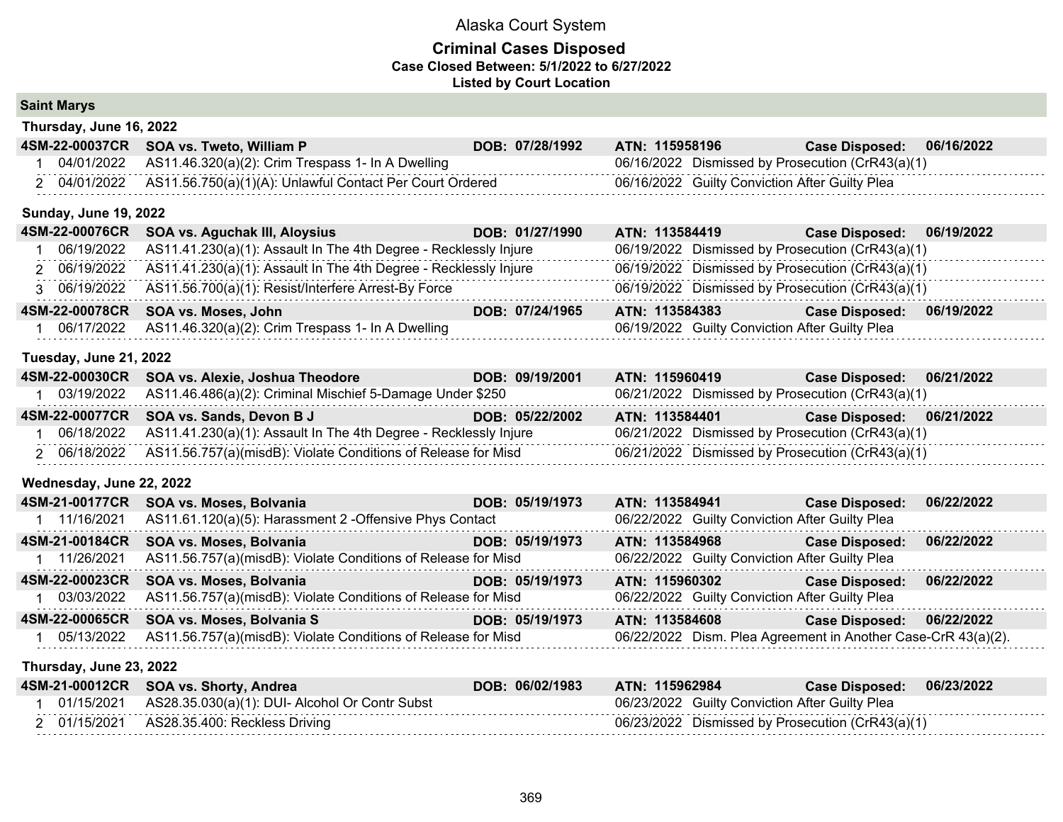# Alaska Court System

## Criminal Cases Disposed

**Case Closed Between: 5/1/2022 to 6/27/2022**

**Listed by Court Location**

### Saint Marys

#### Thursday, June 16, 2022

| Case | Party | DOB | ATN | Case Disposed |
|---|---|---|---|---|
| **4SM-22-00037CR** | **SOA vs. Tweto, William P** | **DOB: 07/28/1992** | **ATN: 115958196** | **06/16/2022** |

| # | Date | Charge | Disposition Date | Disposition |
|---|---|---|---|---|
| 1 | 04/01/2022 | AS11.46.320(a)(2): Crim Trespass 1- In A Dwelling | 06/16/2022 | Dismissed by Prosecution (CrR43(a)(1) |
| 2 | 04/01/2022 | AS11.56.750(a)(1)(A): Unlawful Contact Per Court Ordered | 06/16/2022 | Guilty Conviction After Guilty Plea |

#### Sunday, June 19, 2022

| Case | Party | DOB | ATN | Case Disposed |
|---|---|---|---|---|
| **4SM-22-00076CR** | **SOA vs. Aguchak III, Aloysius** | **DOB: 01/27/1990** | **ATN: 113584419** | **06/19/2022** |

| # | Date | Charge | Disposition Date | Disposition |
|---|---|---|---|---|
| 1 | 06/19/2022 | AS11.41.230(a)(1): Assault In The 4th Degree - Recklessly Injure | 06/19/2022 | Dismissed by Prosecution (CrR43(a)(1) |
| 2 | 06/19/2022 | AS11.41.230(a)(1): Assault In The 4th Degree - Recklessly Injure | 06/19/2022 | Dismissed by Prosecution (CrR43(a)(1) |
| 3 | 06/19/2022 | AS11.56.700(a)(1): Resist/Interfere Arrest-By Force | 06/19/2022 | Dismissed by Prosecution (CrR43(a)(1) |

| Case | Party | DOB | ATN | Case Disposed |
|---|---|---|---|---|
| **4SM-22-00078CR** | **SOA vs. Moses, John** | **DOB: 07/24/1965** | **ATN: 113584383** | **06/19/2022** |

| # | Date | Charge | Disposition Date | Disposition |
|---|---|---|---|---|
| 1 | 06/17/2022 | AS11.46.320(a)(2): Crim Trespass 1- In A Dwelling | 06/19/2022 | Guilty Conviction After Guilty Plea |

#### Tuesday, June 21, 2022

| Case | Party | DOB | ATN | Case Disposed |
|---|---|---|---|---|
| **4SM-22-00030CR** | **SOA vs. Alexie, Joshua Theodore** | **DOB: 09/19/2001** | **ATN: 115960419** | **06/21/2022** |

| # | Date | Charge | Disposition Date | Disposition |
|---|---|---|---|---|
| 1 | 03/19/2022 | AS11.46.486(a)(2): Criminal Mischief 5-Damage Under $250 | 06/21/2022 | Dismissed by Prosecution (CrR43(a)(1) |

| Case | Party | DOB | ATN | Case Disposed |
|---|---|---|---|---|
| **4SM-22-00077CR** | **SOA vs. Sands, Devon B J** | **DOB: 05/22/2002** | **ATN: 113584401** | **06/21/2022** |

| # | Date | Charge | Disposition Date | Disposition |
|---|---|---|---|---|
| 1 | 06/18/2022 | AS11.41.230(a)(1): Assault In The 4th Degree - Recklessly Injure | 06/21/2022 | Dismissed by Prosecution (CrR43(a)(1) |
| 2 | 06/18/2022 | AS11.56.757(a)(misdB): Violate Conditions of Release for Misd | 06/21/2022 | Dismissed by Prosecution (CrR43(a)(1) |

#### Wednesday, June 22, 2022

| Case | Party | DOB | ATN | Case Disposed |
|---|---|---|---|---|
| **4SM-21-00177CR** | **SOA vs. Moses, Bolvania** | **DOB: 05/19/1973** | **ATN: 113584941** | **06/22/2022** |

| # | Date | Charge | Disposition Date | Disposition |
|---|---|---|---|---|
| 1 | 11/16/2021 | AS11.61.120(a)(5): Harassment 2 -Offensive Phys Contact | 06/22/2022 | Guilty Conviction After Guilty Plea |

| Case | Party | DOB | ATN | Case Disposed |
|---|---|---|---|---|
| **4SM-21-00184CR** | **SOA vs. Moses, Bolvania** | **DOB: 05/19/1973** | **ATN: 113584968** | **06/22/2022** |

| # | Date | Charge | Disposition Date | Disposition |
|---|---|---|---|---|
| 1 | 11/26/2021 | AS11.56.757(a)(misdB): Violate Conditions of Release for Misd | 06/22/2022 | Guilty Conviction After Guilty Plea |

| Case | Party | DOB | ATN | Case Disposed |
|---|---|---|---|---|
| **4SM-22-00023CR** | **SOA vs. Moses, Bolvania** | **DOB: 05/19/1973** | **ATN: 115960302** | **06/22/2022** |

| # | Date | Charge | Disposition Date | Disposition |
|---|---|---|---|---|
| 1 | 03/03/2022 | AS11.56.757(a)(misdB): Violate Conditions of Release for Misd | 06/22/2022 | Guilty Conviction After Guilty Plea |

| Case | Party | DOB | ATN | Case Disposed |
|---|---|---|---|---|
| **4SM-22-00065CR** | **SOA vs. Moses, Bolvania S** | **DOB: 05/19/1973** | **ATN: 113584608** | **06/22/2022** |

| # | Date | Charge | Disposition Date | Disposition |
|---|---|---|---|---|
| 1 | 05/13/2022 | AS11.56.757(a)(misdB): Violate Conditions of Release for Misd | 06/22/2022 | Dism. Plea Agreement in Another Case-CrR 43(a)(2). |

#### Thursday, June 23, 2022

| Case | Party | DOB | ATN | Case Disposed |
|---|---|---|---|---|
| **4SM-21-00012CR** | **SOA vs. Shorty, Andrea** | **DOB: 06/02/1983** | **ATN: 115962984** | **06/23/2022** |

| # | Date | Charge | Disposition Date | Disposition |
|---|---|---|---|---|
| 1 | 01/15/2021 | AS28.35.030(a)(1): DUI- Alcohol Or Contr Subst | 06/23/2022 | Guilty Conviction After Guilty Plea |
| 2 | 01/15/2021 | AS28.35.400: Reckless Driving | 06/23/2022 | Dismissed by Prosecution (CrR43(a)(1) |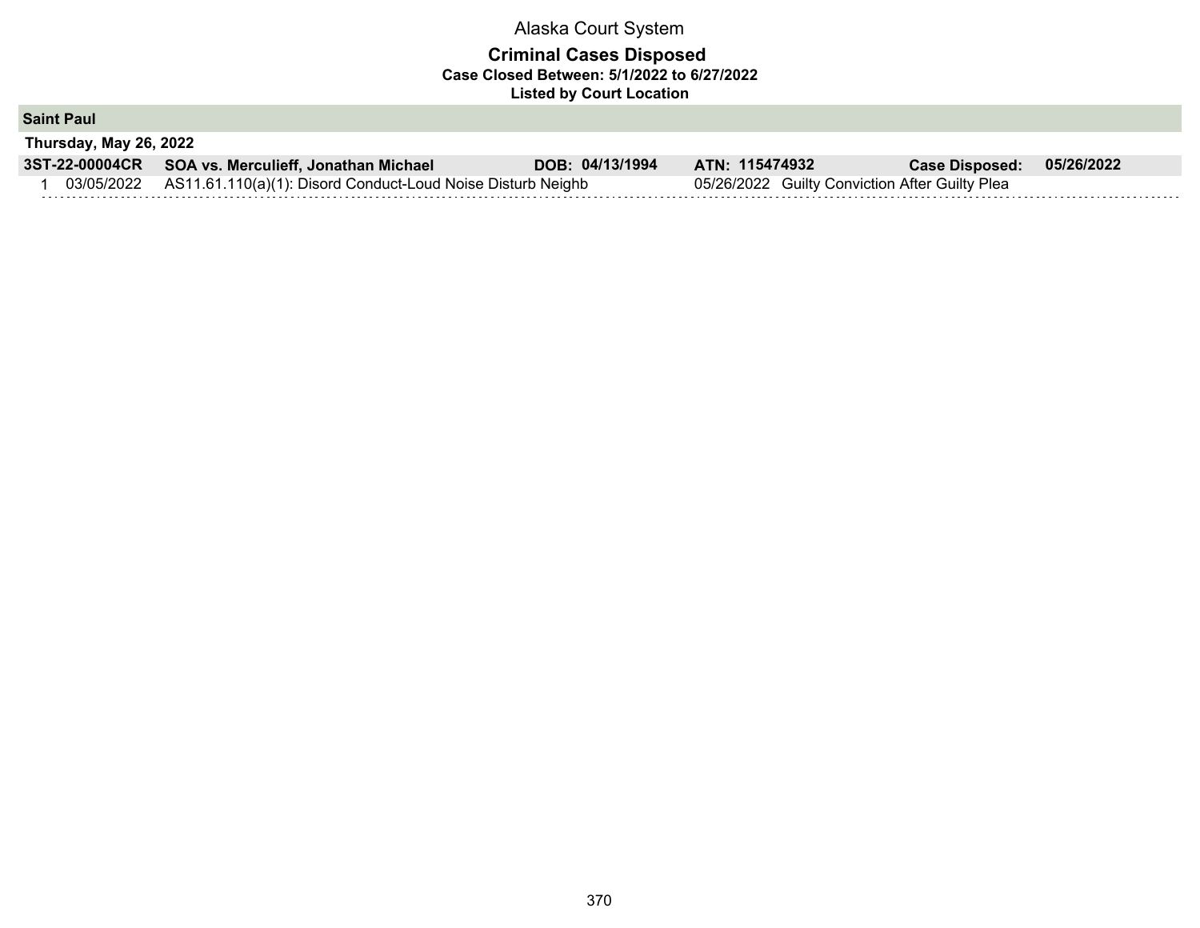Alaska Court System

# Criminal Cases Disposed

**Case Closed Between: 5/1/2022 to 6/27/2022**

**Listed by Court Location**

## Saint Paul

### Thursday, May 26, 2022

| | | | | |
|---|---|---|---|---|
| **3ST-22-00004CR** | **SOA vs. Merculieff, Jonathan Michael** | **DOB: 04/13/1994** | **ATN: 115474932** | **Case Disposed: 05/26/2022** |
| 1 03/05/2022 | AS11.61.110(a)(1): Disord Conduct-Loud Noise Disturb Neighb | | 05/26/2022 Guilty Conviction After Guilty Plea | |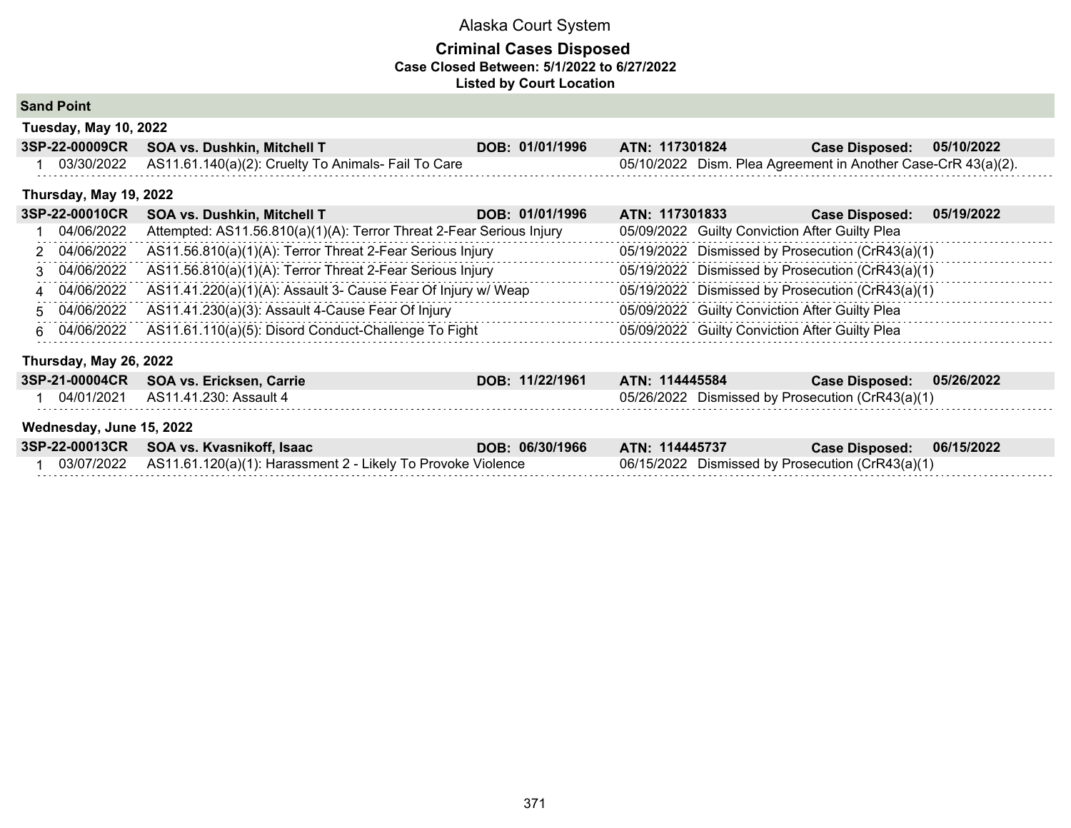# Alaska Court System

## Criminal Cases Disposed

**Case Closed Between: 5/1/2022 to 6/27/2022**

**Listed by Court Location**

### Sand Point

**Tuesday, May 10, 2022**

| 3SP-22-00009CR | SOA vs. Dushkin, Mitchell T | DOB: 01/01/1996 | ATN: 117301824 | Case Disposed: 05/10/2022 |
|---|---|---|---|---|
| 1 | 03/30/2022 | AS11.61.140(a)(2): Cruelty To Animals- Fail To Care | 05/10/2022 | Dism. Plea Agreement in Another Case-CrR 43(a)(2). |

**Thursday, May 19, 2022**

| 3SP-22-00010CR | SOA vs. Dushkin, Mitchell T | DOB: 01/01/1996 | ATN: 117301833 | Case Disposed: 05/19/2022 |
|---|---|---|---|---|
| 1 | 04/06/2022 | Attempted: AS11.56.810(a)(1)(A): Terror Threat 2-Fear Serious Injury | 05/09/2022 | Guilty Conviction After Guilty Plea |
| 2 | 04/06/2022 | AS11.56.810(a)(1)(A): Terror Threat 2-Fear Serious Injury | 05/19/2022 | Dismissed by Prosecution (CrR43(a)(1) |
| 3 | 04/06/2022 | AS11.56.810(a)(1)(A): Terror Threat 2-Fear Serious Injury | 05/19/2022 | Dismissed by Prosecution (CrR43(a)(1) |
| 4 | 04/06/2022 | AS11.41.220(a)(1)(A): Assault 3- Cause Fear Of Injury w/ Weap | 05/19/2022 | Dismissed by Prosecution (CrR43(a)(1) |
| 5 | 04/06/2022 | AS11.41.230(a)(3): Assault 4-Cause Fear Of Injury | 05/09/2022 | Guilty Conviction After Guilty Plea |
| 6 | 04/06/2022 | AS11.61.110(a)(5): Disord Conduct-Challenge To Fight | 05/09/2022 | Guilty Conviction After Guilty Plea |

**Thursday, May 26, 2022**

| 3SP-21-00004CR | SOA vs. Ericksen, Carrie | DOB: 11/22/1961 | ATN: 114445584 | Case Disposed: 05/26/2022 |
|---|---|---|---|---|
| 1 | 04/01/2021 | AS11.41.230: Assault 4 | 05/26/2022 | Dismissed by Prosecution (CrR43(a)(1) |

**Wednesday, June 15, 2022**

| 3SP-22-00013CR | SOA vs. Kvasnikoff, Isaac | DOB: 06/30/1966 | ATN: 114445737 | Case Disposed: 06/15/2022 |
|---|---|---|---|---|
| 1 | 03/07/2022 | AS11.61.120(a)(1): Harassment 2 - Likely To Provoke Violence | 06/15/2022 | Dismissed by Prosecution (CrR43(a)(1) |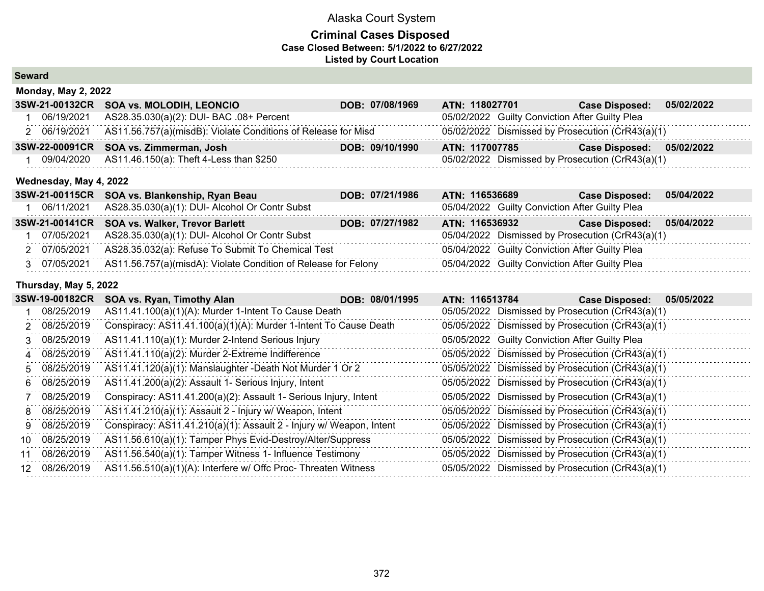# Alaska Court System

## Criminal Cases Disposed

**Case Closed Between: 5/1/2022 to 6/27/2022**

**Listed by Court Location**

### Seward

#### Monday, May 2, 2022

**3SW-21-00132CR SOA vs. MOLODIH, LEONCIO DOB: 07/08/1969 ATN: 118027701 Case Disposed: 05/02/2022**

| # | Date | Charge | Disposition Date | Disposition |
|---|---|---|---|---|
| 1 | 06/19/2021 | AS28.35.030(a)(2): DUI- BAC .08+ Percent | 05/02/2022 | Guilty Conviction After Guilty Plea |
| 2 | 06/19/2021 | AS11.56.757(a)(misdB): Violate Conditions of Release for Misd | 05/02/2022 | Dismissed by Prosecution (CrR43(a)(1) |

**3SW-22-00091CR SOA vs. Zimmerman, Josh DOB: 09/10/1990 ATN: 117007785 Case Disposed: 05/02/2022**

| # | Date | Charge | Disposition Date | Disposition |
|---|---|---|---|---|
| 1 | 09/04/2020 | AS11.46.150(a): Theft 4-Less than $250 | 05/02/2022 | Dismissed by Prosecution (CrR43(a)(1) |

#### Wednesday, May 4, 2022

**3SW-21-00115CR SOA vs. Blankenship, Ryan Beau DOB: 07/21/1986 ATN: 116536689 Case Disposed: 05/04/2022**

| # | Date | Charge | Disposition Date | Disposition |
|---|---|---|---|---|
| 1 | 06/11/2021 | AS28.35.030(a)(1): DUI- Alcohol Or Contr Subst | 05/04/2022 | Guilty Conviction After Guilty Plea |

**3SW-21-00141CR SOA vs. Walker, Trevor Barlett DOB: 07/27/1982 ATN: 116536932 Case Disposed: 05/04/2022**

| # | Date | Charge | Disposition Date | Disposition |
|---|---|---|---|---|
| 1 | 07/05/2021 | AS28.35.030(a)(1): DUI- Alcohol Or Contr Subst | 05/04/2022 | Dismissed by Prosecution (CrR43(a)(1) |
| 2 | 07/05/2021 | AS28.35.032(a): Refuse To Submit To Chemical Test | 05/04/2022 | Guilty Conviction After Guilty Plea |
| 3 | 07/05/2021 | AS11.56.757(a)(misdA): Violate Condition of Release for Felony | 05/04/2022 | Guilty Conviction After Guilty Plea |

#### Thursday, May 5, 2022

**3SW-19-00182CR SOA vs. Ryan, Timothy Alan DOB: 08/01/1995 ATN: 116513784 Case Disposed: 05/05/2022**

| # | Date | Charge | Disposition Date | Disposition |
|---|---|---|---|---|
| 1 | 08/25/2019 | AS11.41.100(a)(1)(A): Murder 1-Intent To Cause Death | 05/05/2022 | Dismissed by Prosecution (CrR43(a)(1) |
| 2 | 08/25/2019 | Conspiracy: AS11.41.100(a)(1)(A): Murder 1-Intent To Cause Death | 05/05/2022 | Dismissed by Prosecution (CrR43(a)(1) |
| 3 | 08/25/2019 | AS11.41.110(a)(1): Murder 2-Intend Serious Injury | 05/05/2022 | Guilty Conviction After Guilty Plea |
| 4 | 08/25/2019 | AS11.41.110(a)(2): Murder 2-Extreme Indifference | 05/05/2022 | Dismissed by Prosecution (CrR43(a)(1) |
| 5 | 08/25/2019 | AS11.41.120(a)(1): Manslaughter -Death Not Murder 1 Or 2 | 05/05/2022 | Dismissed by Prosecution (CrR43(a)(1) |
| 6 | 08/25/2019 | AS11.41.200(a)(2): Assault 1- Serious Injury, Intent | 05/05/2022 | Dismissed by Prosecution (CrR43(a)(1) |
| 7 | 08/25/2019 | Conspiracy: AS11.41.200(a)(2): Assault 1- Serious Injury, Intent | 05/05/2022 | Dismissed by Prosecution (CrR43(a)(1) |
| 8 | 08/25/2019 | AS11.41.210(a)(1): Assault 2 - Injury w/ Weapon, Intent | 05/05/2022 | Dismissed by Prosecution (CrR43(a)(1) |
| 9 | 08/25/2019 | Conspiracy: AS11.41.210(a)(1): Assault 2 - Injury w/ Weapon, Intent | 05/05/2022 | Dismissed by Prosecution (CrR43(a)(1) |
| 10 | 08/25/2019 | AS11.56.610(a)(1): Tamper Phys Evid-Destroy/Alter/Suppress | 05/05/2022 | Dismissed by Prosecution (CrR43(a)(1) |
| 11 | 08/26/2019 | AS11.56.540(a)(1): Tamper Witness 1- Influence Testimony | 05/05/2022 | Dismissed by Prosecution (CrR43(a)(1) |
| 12 | 08/26/2019 | AS11.56.510(a)(1)(A): Interfere w/ Offc Proc- Threaten Witness | 05/05/2022 | Dismissed by Prosecution (CrR43(a)(1) |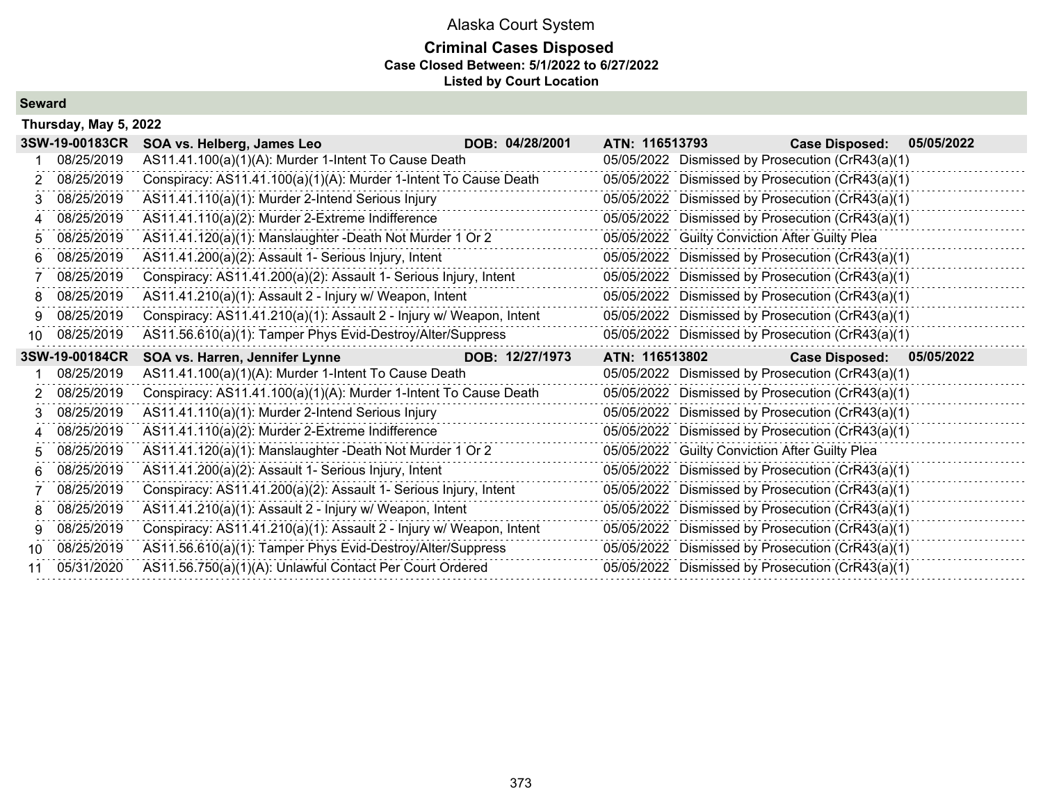# Alaska Court System

## Criminal Cases Disposed

**Case Closed Between: 5/1/2022 to 6/27/2022**

**Listed by Court Location**

### Seward

**Thursday, May 5, 2022**

**3SW-19-00183CR SOA vs. Helberg, James Leo — DOB: 04/28/2001 — ATN: 116513793 — Case Disposed: 05/05/2022**

| # | Offense Date | Charge | Disposition Date | Disposition |
|---|---|---|---|---|
| 1 | 08/25/2019 | AS11.41.100(a)(1)(A): Murder 1-Intent To Cause Death | 05/05/2022 | Dismissed by Prosecution (CrR43(a)(1) |
| 2 | 08/25/2019 | Conspiracy: AS11.41.100(a)(1)(A): Murder 1-Intent To Cause Death | 05/05/2022 | Dismissed by Prosecution (CrR43(a)(1) |
| 3 | 08/25/2019 | AS11.41.110(a)(1): Murder 2-Intend Serious Injury | 05/05/2022 | Dismissed by Prosecution (CrR43(a)(1) |
| 4 | 08/25/2019 | AS11.41.110(a)(2): Murder 2-Extreme Indifference | 05/05/2022 | Dismissed by Prosecution (CrR43(a)(1) |
| 5 | 08/25/2019 | AS11.41.120(a)(1): Manslaughter -Death Not Murder 1 Or 2 | 05/05/2022 | Guilty Conviction After Guilty Plea |
| 6 | 08/25/2019 | AS11.41.200(a)(2): Assault 1- Serious Injury, Intent | 05/05/2022 | Dismissed by Prosecution (CrR43(a)(1) |
| 7 | 08/25/2019 | Conspiracy: AS11.41.200(a)(2): Assault 1- Serious Injury, Intent | 05/05/2022 | Dismissed by Prosecution (CrR43(a)(1) |
| 8 | 08/25/2019 | AS11.41.210(a)(1): Assault 2 - Injury w/ Weapon, Intent | 05/05/2022 | Dismissed by Prosecution (CrR43(a)(1) |
| 9 | 08/25/2019 | Conspiracy: AS11.41.210(a)(1): Assault 2 - Injury w/ Weapon, Intent | 05/05/2022 | Dismissed by Prosecution (CrR43(a)(1) |
| 10 | 08/25/2019 | AS11.56.610(a)(1): Tamper Phys Evid-Destroy/Alter/Suppress | 05/05/2022 | Dismissed by Prosecution (CrR43(a)(1) |

**3SW-19-00184CR SOA vs. Harren, Jennifer Lynne — DOB: 12/27/1973 — ATN: 116513802 — Case Disposed: 05/05/2022**

| # | Offense Date | Charge | Disposition Date | Disposition |
|---|---|---|---|---|
| 1 | 08/25/2019 | AS11.41.100(a)(1)(A): Murder 1-Intent To Cause Death | 05/05/2022 | Dismissed by Prosecution (CrR43(a)(1) |
| 2 | 08/25/2019 | Conspiracy: AS11.41.100(a)(1)(A): Murder 1-Intent To Cause Death | 05/05/2022 | Dismissed by Prosecution (CrR43(a)(1) |
| 3 | 08/25/2019 | AS11.41.110(a)(1): Murder 2-Intend Serious Injury | 05/05/2022 | Dismissed by Prosecution (CrR43(a)(1) |
| 4 | 08/25/2019 | AS11.41.110(a)(2): Murder 2-Extreme Indifference | 05/05/2022 | Dismissed by Prosecution (CrR43(a)(1) |
| 5 | 08/25/2019 | AS11.41.120(a)(1): Manslaughter -Death Not Murder 1 Or 2 | 05/05/2022 | Guilty Conviction After Guilty Plea |
| 6 | 08/25/2019 | AS11.41.200(a)(2): Assault 1- Serious Injury, Intent | 05/05/2022 | Dismissed by Prosecution (CrR43(a)(1) |
| 7 | 08/25/2019 | Conspiracy: AS11.41.200(a)(2): Assault 1- Serious Injury, Intent | 05/05/2022 | Dismissed by Prosecution (CrR43(a)(1) |
| 8 | 08/25/2019 | AS11.41.210(a)(1): Assault 2 - Injury w/ Weapon, Intent | 05/05/2022 | Dismissed by Prosecution (CrR43(a)(1) |
| 9 | 08/25/2019 | Conspiracy: AS11.41.210(a)(1): Assault 2 - Injury w/ Weapon, Intent | 05/05/2022 | Dismissed by Prosecution (CrR43(a)(1) |
| 10 | 08/25/2019 | AS11.56.610(a)(1): Tamper Phys Evid-Destroy/Alter/Suppress | 05/05/2022 | Dismissed by Prosecution (CrR43(a)(1) |
| 11 | 05/31/2020 | AS11.56.750(a)(1)(A): Unlawful Contact Per Court Ordered | 05/05/2022 | Dismissed by Prosecution (CrR43(a)(1) |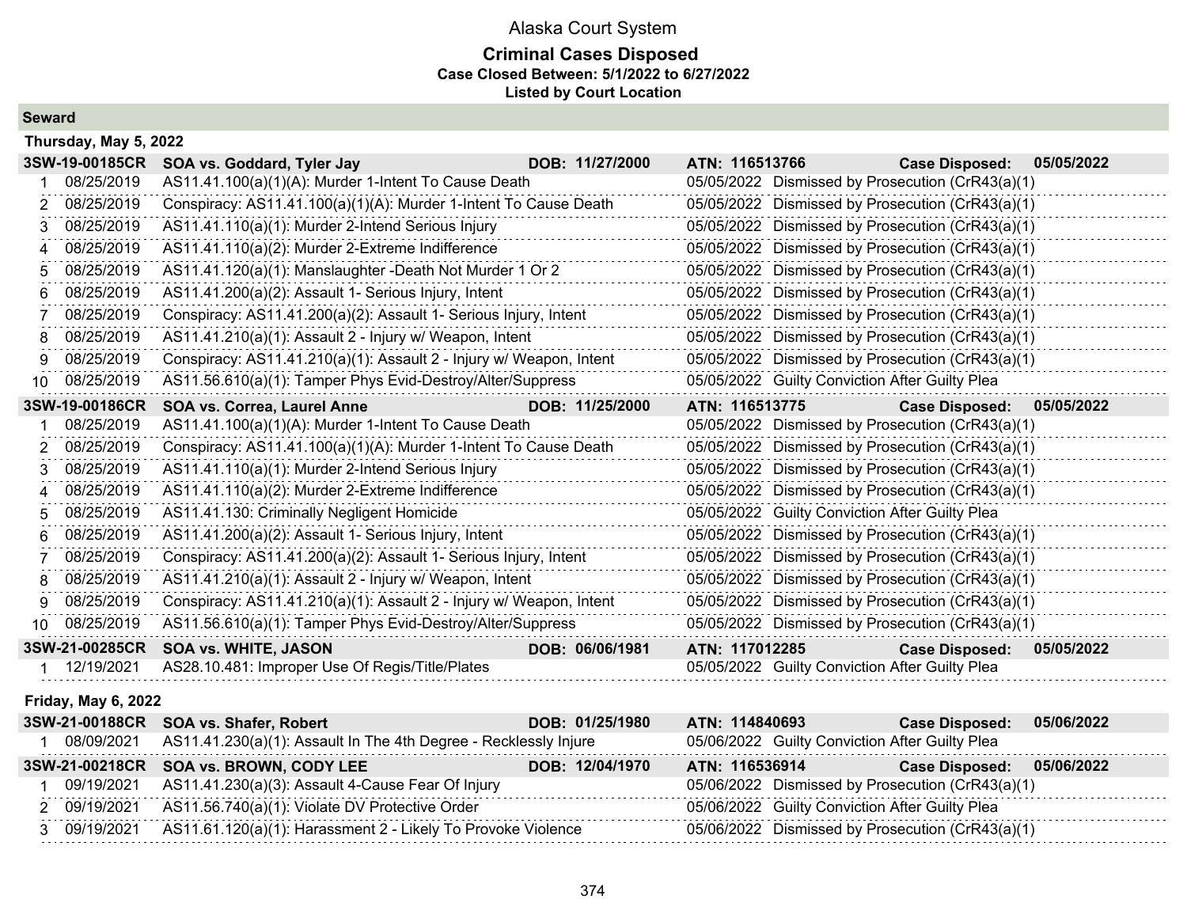# Alaska Court System

## Criminal Cases Disposed

**Case Closed Between: 5/1/2022 to 6/27/2022**

**Listed by Court Location**

### Seward

**Thursday, May 5, 2022**

**3SW-19-00185CR SOA vs. Goddard, Tyler Jay DOB: 11/27/2000 ATN: 116513766 Case Disposed: 05/05/2022**

| # | Date | Charge | Disposition Date | Disposition |
|---|---|---|---|---|
| 1 | 08/25/2019 | AS11.41.100(a)(1)(A): Murder 1-Intent To Cause Death | 05/05/2022 | Dismissed by Prosecution (CrR43(a)(1) |
| 2 | 08/25/2019 | Conspiracy: AS11.41.100(a)(1)(A): Murder 1-Intent To Cause Death | 05/05/2022 | Dismissed by Prosecution (CrR43(a)(1) |
| 3 | 08/25/2019 | AS11.41.110(a)(1): Murder 2-Intend Serious Injury | 05/05/2022 | Dismissed by Prosecution (CrR43(a)(1) |
| 4 | 08/25/2019 | AS11.41.110(a)(2): Murder 2-Extreme Indifference | 05/05/2022 | Dismissed by Prosecution (CrR43(a)(1) |
| 5 | 08/25/2019 | AS11.41.120(a)(1): Manslaughter -Death Not Murder 1 Or 2 | 05/05/2022 | Dismissed by Prosecution (CrR43(a)(1) |
| 6 | 08/25/2019 | AS11.41.200(a)(2): Assault 1- Serious Injury, Intent | 05/05/2022 | Dismissed by Prosecution (CrR43(a)(1) |
| 7 | 08/25/2019 | Conspiracy: AS11.41.200(a)(2): Assault 1- Serious Injury, Intent | 05/05/2022 | Dismissed by Prosecution (CrR43(a)(1) |
| 8 | 08/25/2019 | AS11.41.210(a)(1): Assault 2 - Injury w/ Weapon, Intent | 05/05/2022 | Dismissed by Prosecution (CrR43(a)(1) |
| 9 | 08/25/2019 | Conspiracy: AS11.41.210(a)(1): Assault 2 - Injury w/ Weapon, Intent | 05/05/2022 | Dismissed by Prosecution (CrR43(a)(1) |
| 10 | 08/25/2019 | AS11.56.610(a)(1): Tamper Phys Evid-Destroy/Alter/Suppress | 05/05/2022 | Guilty Conviction After Guilty Plea |

**3SW-19-00186CR SOA vs. Correa, Laurel Anne DOB: 11/25/2000 ATN: 116513775 Case Disposed: 05/05/2022**

| # | Date | Charge | Disposition Date | Disposition |
|---|---|---|---|---|
| 1 | 08/25/2019 | AS11.41.100(a)(1)(A): Murder 1-Intent To Cause Death | 05/05/2022 | Dismissed by Prosecution (CrR43(a)(1) |
| 2 | 08/25/2019 | Conspiracy: AS11.41.100(a)(1)(A): Murder 1-Intent To Cause Death | 05/05/2022 | Dismissed by Prosecution (CrR43(a)(1) |
| 3 | 08/25/2019 | AS11.41.110(a)(1): Murder 2-Intend Serious Injury | 05/05/2022 | Dismissed by Prosecution (CrR43(a)(1) |
| 4 | 08/25/2019 | AS11.41.110(a)(2): Murder 2-Extreme Indifference | 05/05/2022 | Dismissed by Prosecution (CrR43(a)(1) |
| 5 | 08/25/2019 | AS11.41.130: Criminally Negligent Homicide | 05/05/2022 | Guilty Conviction After Guilty Plea |
| 6 | 08/25/2019 | AS11.41.200(a)(2): Assault 1- Serious Injury, Intent | 05/05/2022 | Dismissed by Prosecution (CrR43(a)(1) |
| 7 | 08/25/2019 | Conspiracy: AS11.41.200(a)(2): Assault 1- Serious Injury, Intent | 05/05/2022 | Dismissed by Prosecution (CrR43(a)(1) |
| 8 | 08/25/2019 | AS11.41.210(a)(1): Assault 2 - Injury w/ Weapon, Intent | 05/05/2022 | Dismissed by Prosecution (CrR43(a)(1) |
| 9 | 08/25/2019 | Conspiracy: AS11.41.210(a)(1): Assault 2 - Injury w/ Weapon, Intent | 05/05/2022 | Dismissed by Prosecution (CrR43(a)(1) |
| 10 | 08/25/2019 | AS11.56.610(a)(1): Tamper Phys Evid-Destroy/Alter/Suppress | 05/05/2022 | Dismissed by Prosecution (CrR43(a)(1) |

**3SW-21-00285CR SOA vs. WHITE, JASON DOB: 06/06/1981 ATN: 117012285 Case Disposed: 05/05/2022**

| # | Date | Charge | Disposition Date | Disposition |
|---|---|---|---|---|
| 1 | 12/19/2021 | AS28.10.481: Improper Use Of Regis/Title/Plates | 05/05/2022 | Guilty Conviction After Guilty Plea |

**Friday, May 6, 2022**

**3SW-21-00188CR SOA vs. Shafer, Robert DOB: 01/25/1980 ATN: 114840693 Case Disposed: 05/06/2022**

| # | Date | Charge | Disposition Date | Disposition |
|---|---|---|---|---|
| 1 | 08/09/2021 | AS11.41.230(a)(1): Assault In The 4th Degree - Recklessly Injure | 05/06/2022 | Guilty Conviction After Guilty Plea |

**3SW-21-00218CR SOA vs. BROWN, CODY LEE DOB: 12/04/1970 ATN: 116536914 Case Disposed: 05/06/2022**

| # | Date | Charge | Disposition Date | Disposition |
|---|---|---|---|---|
| 1 | 09/19/2021 | AS11.41.230(a)(3): Assault 4-Cause Fear Of Injury | 05/06/2022 | Dismissed by Prosecution (CrR43(a)(1) |
| 2 | 09/19/2021 | AS11.56.740(a)(1): Violate DV Protective Order | 05/06/2022 | Guilty Conviction After Guilty Plea |
| 3 | 09/19/2021 | AS11.61.120(a)(1): Harassment 2 - Likely To Provoke Violence | 05/06/2022 | Dismissed by Prosecution (CrR43(a)(1) |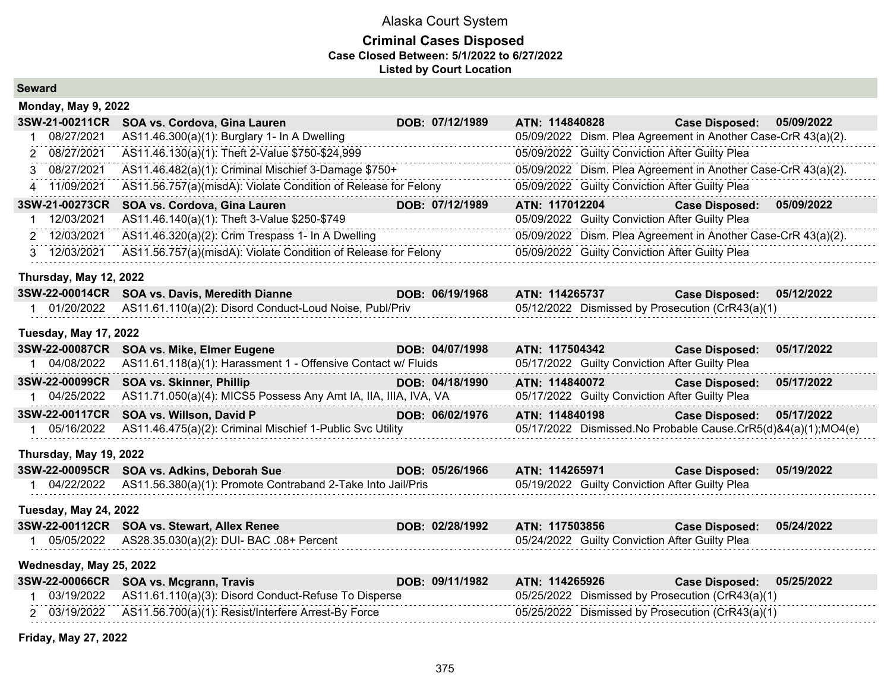# Alaska Court System

## Criminal Cases Disposed

**Case Closed Between: 5/1/2022 to 6/27/2022**

**Listed by Court Location**

### Seward

**Monday, May 9, 2022**

**3SW-21-00211CR SOA vs. Cordova, Gina Lauren DOB: 07/12/1989 ATN: 114840828 Case Disposed: 05/09/2022**

| # | Date | Charge | Disposition Date | Disposition |
|---|---|---|---|---|
| 1 | 08/27/2021 | AS11.46.300(a)(1): Burglary 1- In A Dwelling | 05/09/2022 | Dism. Plea Agreement in Another Case-CrR 43(a)(2). |
| 2 | 08/27/2021 | AS11.46.130(a)(1): Theft 2-Value $750-$24,999 | 05/09/2022 | Guilty Conviction After Guilty Plea |
| 3 | 08/27/2021 | AS11.46.482(a)(1): Criminal Mischief 3-Damage $750+ | 05/09/2022 | Dism. Plea Agreement in Another Case-CrR 43(a)(2). |
| 4 | 11/09/2021 | AS11.56.757(a)(misdA): Violate Condition of Release for Felony | 05/09/2022 | Guilty Conviction After Guilty Plea |

**3SW-21-00273CR SOA vs. Cordova, Gina Lauren DOB: 07/12/1989 ATN: 117012204 Case Disposed: 05/09/2022**

| # | Date | Charge | Disposition Date | Disposition |
|---|---|---|---|---|
| 1 | 12/03/2021 | AS11.46.140(a)(1): Theft 3-Value $250-$749 | 05/09/2022 | Guilty Conviction After Guilty Plea |
| 2 | 12/03/2021 | AS11.46.320(a)(2): Crim Trespass 1- In A Dwelling | 05/09/2022 | Dism. Plea Agreement in Another Case-CrR 43(a)(2). |
| 3 | 12/03/2021 | AS11.56.757(a)(misdA): Violate Condition of Release for Felony | 05/09/2022 | Guilty Conviction After Guilty Plea |

**Thursday, May 12, 2022**

**3SW-22-00014CR SOA vs. Davis, Meredith Dianne DOB: 06/19/1968 ATN: 114265737 Case Disposed: 05/12/2022**

| # | Date | Charge | Disposition Date | Disposition |
|---|---|---|---|---|
| 1 | 01/20/2022 | AS11.61.110(a)(2): Disord Conduct-Loud Noise, Publ/Priv | 05/12/2022 | Dismissed by Prosecution (CrR43(a)(1) |

**Tuesday, May 17, 2022**

**3SW-22-00087CR SOA vs. Mike, Elmer Eugene DOB: 04/07/1998 ATN: 117504342 Case Disposed: 05/17/2022**

| # | Date | Charge | Disposition Date | Disposition |
|---|---|---|---|---|
| 1 | 04/08/2022 | AS11.61.118(a)(1): Harassment 1 - Offensive Contact w/ Fluids | 05/17/2022 | Guilty Conviction After Guilty Plea |

**3SW-22-00099CR SOA vs. Skinner, Phillip DOB: 04/18/1990 ATN: 114840072 Case Disposed: 05/17/2022**

| # | Date | Charge | Disposition Date | Disposition |
|---|---|---|---|---|
| 1 | 04/25/2022 | AS11.71.050(a)(4): MICS5 Possess Any Amt IA, IIA, IIIA, IVA, VA | 05/17/2022 | Guilty Conviction After Guilty Plea |

**3SW-22-00117CR SOA vs. Willson, David P DOB: 06/02/1976 ATN: 114840198 Case Disposed: 05/17/2022**

| # | Date | Charge | Disposition Date | Disposition |
|---|---|---|---|---|
| 1 | 05/16/2022 | AS11.46.475(a)(2): Criminal Mischief 1-Public Svc Utility | 05/17/2022 | Dismissed.No Probable Cause.CrR5(d)&4(a)(1);MO4(e) |

**Thursday, May 19, 2022**

**3SW-22-00095CR SOA vs. Adkins, Deborah Sue DOB: 05/26/1966 ATN: 114265971 Case Disposed: 05/19/2022**

| # | Date | Charge | Disposition Date | Disposition |
|---|---|---|---|---|
| 1 | 04/22/2022 | AS11.56.380(a)(1): Promote Contraband 2-Take Into Jail/Pris | 05/19/2022 | Guilty Conviction After Guilty Plea |

**Tuesday, May 24, 2022**

**3SW-22-00112CR SOA vs. Stewart, Allex Renee DOB: 02/28/1992 ATN: 117503856 Case Disposed: 05/24/2022**

| # | Date | Charge | Disposition Date | Disposition |
|---|---|---|---|---|
| 1 | 05/05/2022 | AS28.35.030(a)(2): DUI- BAC .08+ Percent | 05/24/2022 | Guilty Conviction After Guilty Plea |

**Wednesday, May 25, 2022**

**3SW-22-00066CR SOA vs. Mcgrann, Travis DOB: 09/11/1982 ATN: 114265926 Case Disposed: 05/25/2022**

| # | Date | Charge | Disposition Date | Disposition |
|---|---|---|---|---|
| 1 | 03/19/2022 | AS11.61.110(a)(3): Disord Conduct-Refuse To Disperse | 05/25/2022 | Dismissed by Prosecution (CrR43(a)(1) |
| 2 | 03/19/2022 | AS11.56.700(a)(1): Resist/Interfere Arrest-By Force | 05/25/2022 | Dismissed by Prosecution (CrR43(a)(1) |

**Friday, May 27, 2022**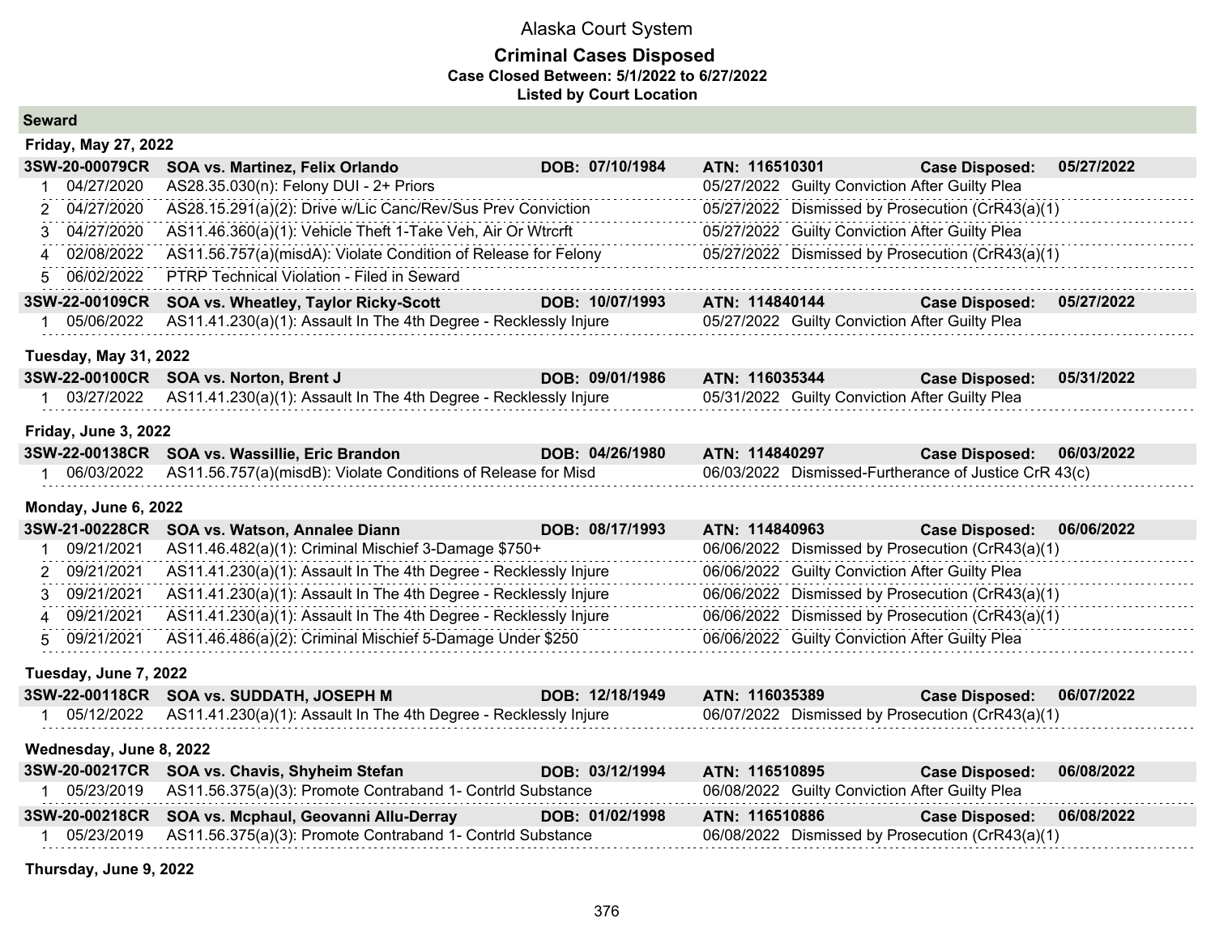# Alaska Court System

## Criminal Cases Disposed

**Case Closed Between: 5/1/2022 to 6/27/2022**

**Listed by Court Location**

### Seward

**Friday, May 27, 2022**

| | | | | |
|---|---|---|---|---|
| **3SW-20-00079CR** | **SOA vs. Martinez, Felix Orlando** | **DOB: 07/10/1984** | **ATN: 116510301** | **Case Disposed: 05/27/2022** |
| 1 | 04/27/2020 | AS28.35.030(n): Felony DUI - 2+ Priors | 05/27/2022 | Guilty Conviction After Guilty Plea |
| 2 | 04/27/2020 | AS28.15.291(a)(2): Drive w/Lic Canc/Rev/Sus Prev Conviction | 05/27/2022 | Dismissed by Prosecution (CrR43(a)(1) |
| 3 | 04/27/2020 | AS11.46.360(a)(1): Vehicle Theft 1-Take Veh, Air Or Wtrcrft | 05/27/2022 | Guilty Conviction After Guilty Plea |
| 4 | 02/08/2022 | AS11.56.757(a)(misdA): Violate Condition of Release for Felony | 05/27/2022 | Dismissed by Prosecution (CrR43(a)(1) |
| 5 | 06/02/2022 | PTRP Technical Violation - Filed in Seward | | |
| **3SW-22-00109CR** | **SOA vs. Wheatley, Taylor Ricky-Scott** | **DOB: 10/07/1993** | **ATN: 114840144** | **Case Disposed: 05/27/2022** |
| 1 | 05/06/2022 | AS11.41.230(a)(1): Assault In The 4th Degree - Recklessly Injure | 05/27/2022 | Guilty Conviction After Guilty Plea |

**Tuesday, May 31, 2022**

| | | | | |
|---|---|---|---|---|
| **3SW-22-00100CR** | **SOA vs. Norton, Brent J** | **DOB: 09/01/1986** | **ATN: 116035344** | **Case Disposed: 05/31/2022** |
| 1 | 03/27/2022 | AS11.41.230(a)(1): Assault In The 4th Degree - Recklessly Injure | 05/31/2022 | Guilty Conviction After Guilty Plea |

**Friday, June 3, 2022**

| | | | | |
|---|---|---|---|---|
| **3SW-22-00138CR** | **SOA vs. Wassillie, Eric Brandon** | **DOB: 04/26/1980** | **ATN: 114840297** | **Case Disposed: 06/03/2022** |
| 1 | 06/03/2022 | AS11.56.757(a)(misdB): Violate Conditions of Release for Misd | 06/03/2022 | Dismissed-Furtherance of Justice CrR 43(c) |

**Monday, June 6, 2022**

| | | | | |
|---|---|---|---|---|
| **3SW-21-00228CR** | **SOA vs. Watson, Annalee Diann** | **DOB: 08/17/1993** | **ATN: 114840963** | **Case Disposed: 06/06/2022** |
| 1 | 09/21/2021 | AS11.46.482(a)(1): Criminal Mischief 3-Damage $750+ | 06/06/2022 | Dismissed by Prosecution (CrR43(a)(1) |
| 2 | 09/21/2021 | AS11.41.230(a)(1): Assault In The 4th Degree - Recklessly Injure | 06/06/2022 | Guilty Conviction After Guilty Plea |
| 3 | 09/21/2021 | AS11.41.230(a)(1): Assault In The 4th Degree - Recklessly Injure | 06/06/2022 | Dismissed by Prosecution (CrR43(a)(1) |
| 4 | 09/21/2021 | AS11.41.230(a)(1): Assault In The 4th Degree - Recklessly Injure | 06/06/2022 | Dismissed by Prosecution (CrR43(a)(1) |
| 5 | 09/21/2021 | AS11.46.486(a)(2): Criminal Mischief 5-Damage Under $250 | 06/06/2022 | Guilty Conviction After Guilty Plea |

**Tuesday, June 7, 2022**

| | | | | |
|---|---|---|---|---|
| **3SW-22-00118CR** | **SOA vs. SUDDATH, JOSEPH M** | **DOB: 12/18/1949** | **ATN: 116035389** | **Case Disposed: 06/07/2022** |
| 1 | 05/12/2022 | AS11.41.230(a)(1): Assault In The 4th Degree - Recklessly Injure | 06/07/2022 | Dismissed by Prosecution (CrR43(a)(1) |

**Wednesday, June 8, 2022**

| | | | | |
|---|---|---|---|---|
| **3SW-20-00217CR** | **SOA vs. Chavis, Shyheim Stefan** | **DOB: 03/12/1994** | **ATN: 116510895** | **Case Disposed: 06/08/2022** |
| 1 | 05/23/2019 | AS11.56.375(a)(3): Promote Contraband 1- Contrld Substance | 06/08/2022 | Guilty Conviction After Guilty Plea |
| **3SW-20-00218CR** | **SOA vs. Mcphaul, Geovanni Allu-Derray** | **DOB: 01/02/1998** | **ATN: 116510886** | **Case Disposed: 06/08/2022** |
| 1 | 05/23/2019 | AS11.56.375(a)(3): Promote Contraband 1- Contrld Substance | 06/08/2022 | Dismissed by Prosecution (CrR43(a)(1) |

**Thursday, June 9, 2022**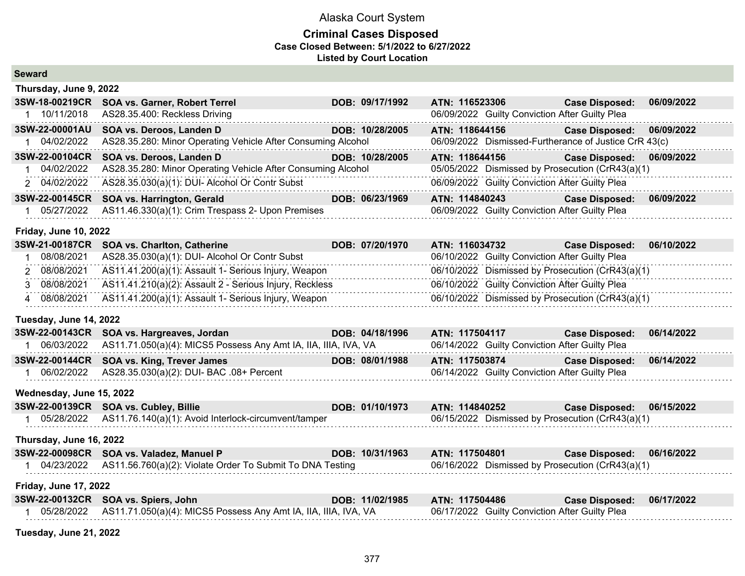# Alaska Court System

## Criminal Cases Disposed

**Case Closed Between: 5/1/2022 to 6/27/2022**

**Listed by Court Location**

### Seward

#### Thursday, June 9, 2022

| | | | | | |
|---|---|---|---|---|---|
| **3SW-18-00219CR** | **SOA vs. Garner, Robert Terrel** | **DOB: 09/17/1992** | **ATN: 116523306** | **Case Disposed:** | **06/09/2022** |
| 1 | 10/11/2018 | AS28.35.400: Reckless Driving | 06/09/2022 | Guilty Conviction After Guilty Plea | |
| **3SW-22-00001AU** | **SOA vs. Deroos, Landen D** | **DOB: 10/28/2005** | **ATN: 118644156** | **Case Disposed:** | **06/09/2022** |
| 1 | 04/02/2022 | AS28.35.280: Minor Operating Vehicle After Consuming Alcohol | 06/09/2022 | Dismissed-Furtherance of Justice CrR 43(c) | |
| **3SW-22-00104CR** | **SOA vs. Deroos, Landen D** | **DOB: 10/28/2005** | **ATN: 118644156** | **Case Disposed:** | **06/09/2022** |
| 1 | 04/02/2022 | AS28.35.280: Minor Operating Vehicle After Consuming Alcohol | 05/05/2022 | Dismissed by Prosecution (CrR43(a)(1) | |
| 2 | 04/02/2022 | AS28.35.030(a)(1): DUI- Alcohol Or Contr Subst | 06/09/2022 | Guilty Conviction After Guilty Plea | |
| **3SW-22-00145CR** | **SOA vs. Harrington, Gerald** | **DOB: 06/23/1969** | **ATN: 114840243** | **Case Disposed:** | **06/09/2022** |
| 1 | 05/27/2022 | AS11.46.330(a)(1): Crim Trespass 2- Upon Premises | 06/09/2022 | Guilty Conviction After Guilty Plea | |

#### Friday, June 10, 2022

| | | | | | |
|---|---|---|---|---|---|
| **3SW-21-00187CR** | **SOA vs. Charlton, Catherine** | **DOB: 07/20/1970** | **ATN: 116034732** | **Case Disposed:** | **06/10/2022** |
| 1 | 08/08/2021 | AS28.35.030(a)(1): DUI- Alcohol Or Contr Subst | 06/10/2022 | Guilty Conviction After Guilty Plea | |
| 2 | 08/08/2021 | AS11.41.200(a)(1): Assault 1- Serious Injury, Weapon | 06/10/2022 | Dismissed by Prosecution (CrR43(a)(1) | |
| 3 | 08/08/2021 | AS11.41.210(a)(2): Assault 2 - Serious Injury, Reckless | 06/10/2022 | Guilty Conviction After Guilty Plea | |
| 4 | 08/08/2021 | AS11.41.200(a)(1): Assault 1- Serious Injury, Weapon | 06/10/2022 | Dismissed by Prosecution (CrR43(a)(1) | |

#### Tuesday, June 14, 2022

| | | | | | |
|---|---|---|---|---|---|
| **3SW-22-00143CR** | **SOA vs. Hargreaves, Jordan** | **DOB: 04/18/1996** | **ATN: 117504117** | **Case Disposed:** | **06/14/2022** |
| 1 | 06/03/2022 | AS11.71.050(a)(4): MICS5 Possess Any Amt IA, IIA, IIIA, IVA, VA | 06/14/2022 | Guilty Conviction After Guilty Plea | |
| **3SW-22-00144CR** | **SOA vs. King, Trever James** | **DOB: 08/01/1988** | **ATN: 117503874** | **Case Disposed:** | **06/14/2022** |
| 1 | 06/02/2022 | AS28.35.030(a)(2): DUI- BAC .08+ Percent | 06/14/2022 | Guilty Conviction After Guilty Plea | |

#### Wednesday, June 15, 2022

| | | | | | |
|---|---|---|---|---|---|
| **3SW-22-00139CR** | **SOA vs. Cubley, Billie** | **DOB: 01/10/1973** | **ATN: 114840252** | **Case Disposed:** | **06/15/2022** |
| 1 | 05/28/2022 | AS11.76.140(a)(1): Avoid Interlock-circumvent/tamper | 06/15/2022 | Dismissed by Prosecution (CrR43(a)(1) | |

#### Thursday, June 16, 2022

| | | | | | |
|---|---|---|---|---|---|
| **3SW-22-00098CR** | **SOA vs. Valadez, Manuel P** | **DOB: 10/31/1963** | **ATN: 117504801** | **Case Disposed:** | **06/16/2022** |
| 1 | 04/23/2022 | AS11.56.760(a)(2): Violate Order To Submit To DNA Testing | 06/16/2022 | Dismissed by Prosecution (CrR43(a)(1) | |

#### Friday, June 17, 2022

| | | | | | |
|---|---|---|---|---|---|
| **3SW-22-00132CR** | **SOA vs. Spiers, John** | **DOB: 11/02/1985** | **ATN: 117504486** | **Case Disposed:** | **06/17/2022** |
| 1 | 05/28/2022 | AS11.71.050(a)(4): MICS5 Possess Any Amt IA, IIA, IIIA, IVA, VA | 06/17/2022 | Guilty Conviction After Guilty Plea | |

#### Tuesday, June 21, 2022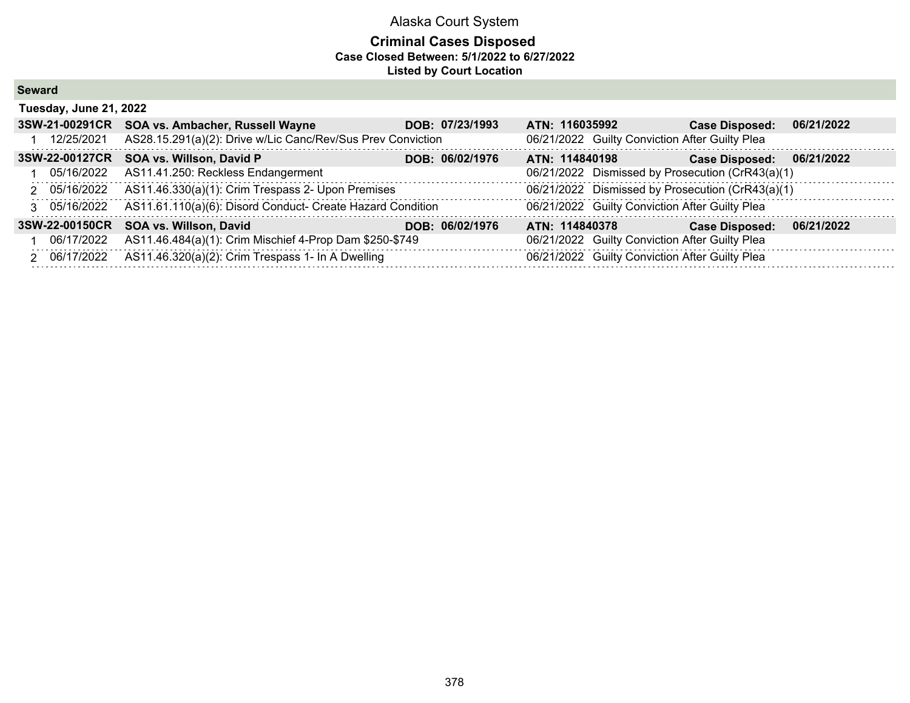Alaska Court System

**Criminal Cases Disposed**
**Case Closed Between: 5/1/2022 to 6/27/2022**
**Listed by Court Location**

## Seward

### Tuesday, June 21, 2022

**3SW-21-00291CR SOA vs. Ambacher, Russell Wayne DOB: 07/23/1993 ATN: 116035992 Case Disposed: 06/21/2022**

| # | Date | Charge | Disposition Date | Disposition |
|---|---|---|---|---|
| 1 | 12/25/2021 | AS28.15.291(a)(2): Drive w/Lic Canc/Rev/Sus Prev Conviction | 06/21/2022 | Guilty Conviction After Guilty Plea |

**3SW-22-00127CR SOA vs. Willson, David P DOB: 06/02/1976 ATN: 114840198 Case Disposed: 06/21/2022**

| # | Date | Charge | Disposition Date | Disposition |
|---|---|---|---|---|
| 1 | 05/16/2022 | AS11.41.250: Reckless Endangerment | 06/21/2022 | Dismissed by Prosecution (CrR43(a)(1) |
| 2 | 05/16/2022 | AS11.46.330(a)(1): Crim Trespass 2- Upon Premises | 06/21/2022 | Dismissed by Prosecution (CrR43(a)(1) |
| 3 | 05/16/2022 | AS11.61.110(a)(6): Disord Conduct- Create Hazard Condition | 06/21/2022 | Guilty Conviction After Guilty Plea |

**3SW-22-00150CR SOA vs. Willson, David DOB: 06/02/1976 ATN: 114840378 Case Disposed: 06/21/2022**

| # | Date | Charge | Disposition Date | Disposition |
|---|---|---|---|---|
| 1 | 06/17/2022 | AS11.46.484(a)(1): Crim Mischief 4-Prop Dam $250-$749 | 06/21/2022 | Guilty Conviction After Guilty Plea |
| 2 | 06/17/2022 | AS11.46.320(a)(2): Crim Trespass 1- In A Dwelling | 06/21/2022 | Guilty Conviction After Guilty Plea |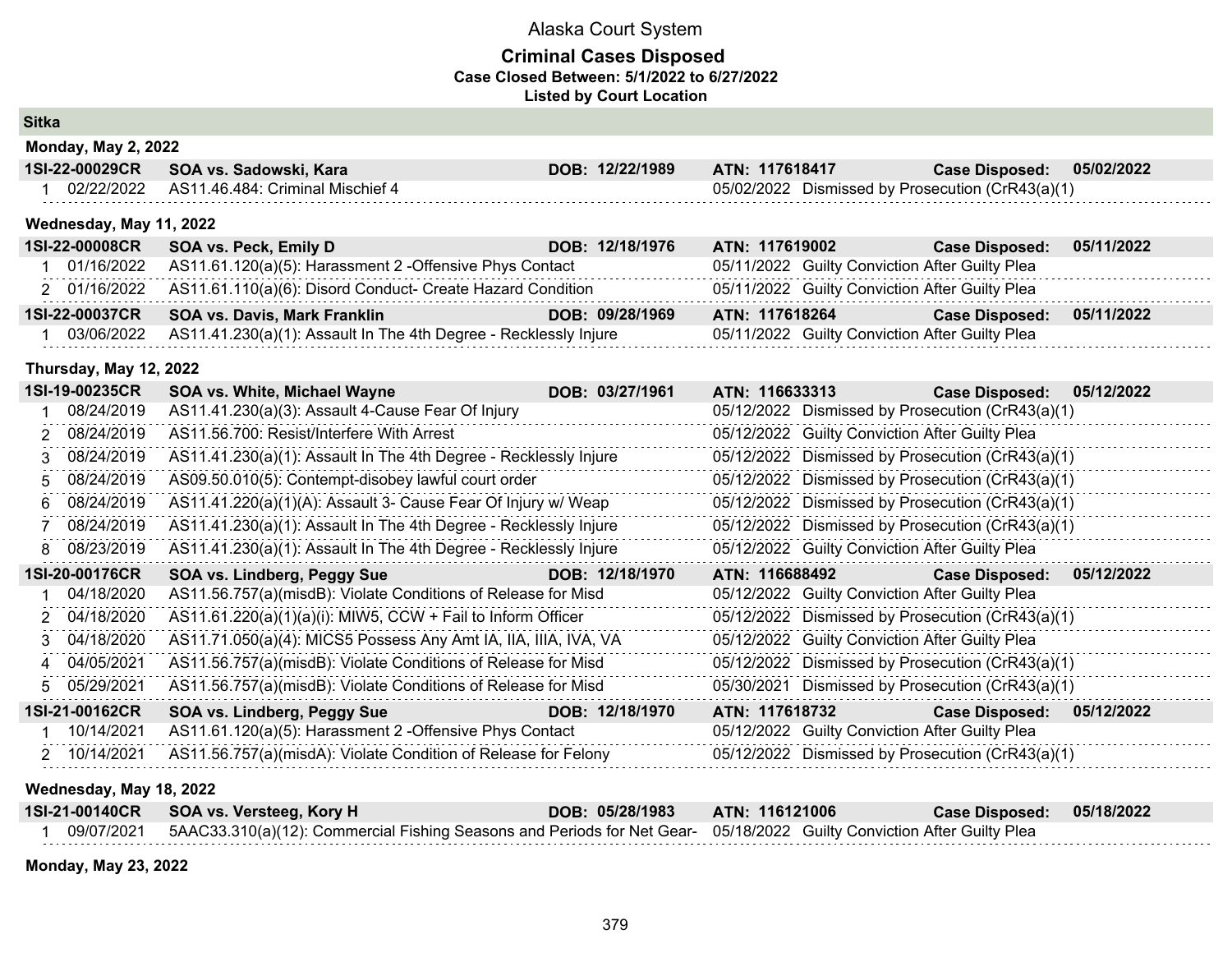Alaska Court System

**Criminal Cases Disposed**

**Case Closed Between: 5/1/2022 to 6/27/2022**

**Listed by Court Location**

## Sitka

### Monday, May 2, 2022

**1SI-22-00029CR SOA vs. Sadowski, Kara DOB: 12/22/1989 ATN: 117618417 Case Disposed: 05/02/2022**

| # | Date | Charge | Disposition Date | Disposition |
|---|---|---|---|---|
| 1 | 02/22/2022 | AS11.46.484: Criminal Mischief 4 | 05/02/2022 | Dismissed by Prosecution (CrR43(a)(1) |

### Wednesday, May 11, 2022

**1SI-22-00008CR SOA vs. Peck, Emily D DOB: 12/18/1976 ATN: 117619002 Case Disposed: 05/11/2022**

| # | Date | Charge | Disposition Date | Disposition |
|---|---|---|---|---|
| 1 | 01/16/2022 | AS11.61.120(a)(5): Harassment 2 -Offensive Phys Contact | 05/11/2022 | Guilty Conviction After Guilty Plea |
| 2 | 01/16/2022 | AS11.61.110(a)(6): Disord Conduct- Create Hazard Condition | 05/11/2022 | Guilty Conviction After Guilty Plea |

**1SI-22-00037CR SOA vs. Davis, Mark Franklin DOB: 09/28/1969 ATN: 117618264 Case Disposed: 05/11/2022**

| # | Date | Charge | Disposition Date | Disposition |
|---|---|---|---|---|
| 1 | 03/06/2022 | AS11.41.230(a)(1): Assault In The 4th Degree - Recklessly Injure | 05/11/2022 | Guilty Conviction After Guilty Plea |

### Thursday, May 12, 2022

**1SI-19-00235CR SOA vs. White, Michael Wayne DOB: 03/27/1961 ATN: 116633313 Case Disposed: 05/12/2022**

| # | Date | Charge | Disposition Date | Disposition |
|---|---|---|---|---|
| 1 | 08/24/2019 | AS11.41.230(a)(3): Assault 4-Cause Fear Of Injury | 05/12/2022 | Dismissed by Prosecution (CrR43(a)(1) |
| 2 | 08/24/2019 | AS11.56.700: Resist/Interfere With Arrest | 05/12/2022 | Guilty Conviction After Guilty Plea |
| 3 | 08/24/2019 | AS11.41.230(a)(1): Assault In The 4th Degree - Recklessly Injure | 05/12/2022 | Dismissed by Prosecution (CrR43(a)(1) |
| 5 | 08/24/2019 | AS09.50.010(5): Contempt-disobey lawful court order | 05/12/2022 | Dismissed by Prosecution (CrR43(a)(1) |
| 6 | 08/24/2019 | AS11.41.220(a)(1)(A): Assault 3- Cause Fear Of Injury w/ Weap | 05/12/2022 | Dismissed by Prosecution (CrR43(a)(1) |
| 7 | 08/24/2019 | AS11.41.230(a)(1): Assault In The 4th Degree - Recklessly Injure | 05/12/2022 | Dismissed by Prosecution (CrR43(a)(1) |
| 8 | 08/23/2019 | AS11.41.230(a)(1): Assault In The 4th Degree - Recklessly Injure | 05/12/2022 | Guilty Conviction After Guilty Plea |

**1SI-20-00176CR SOA vs. Lindberg, Peggy Sue DOB: 12/18/1970 ATN: 116688492 Case Disposed: 05/12/2022**

| # | Date | Charge | Disposition Date | Disposition |
|---|---|---|---|---|
| 1 | 04/18/2020 | AS11.56.757(a)(misdB): Violate Conditions of Release for Misd | 05/12/2022 | Guilty Conviction After Guilty Plea |
| 2 | 04/18/2020 | AS11.61.220(a)(1)(a)(i): MIW5, CCW + Fail to Inform Officer | 05/12/2022 | Dismissed by Prosecution (CrR43(a)(1) |
| 3 | 04/18/2020 | AS11.71.050(a)(4): MICS5 Possess Any Amt IA, IIA, IIIA, IVA, VA | 05/12/2022 | Guilty Conviction After Guilty Plea |
| 4 | 04/05/2021 | AS11.56.757(a)(misdB): Violate Conditions of Release for Misd | 05/12/2022 | Dismissed by Prosecution (CrR43(a)(1) |
| 5 | 05/29/2021 | AS11.56.757(a)(misdB): Violate Conditions of Release for Misd | 05/30/2021 | Dismissed by Prosecution (CrR43(a)(1) |

**1SI-21-00162CR SOA vs. Lindberg, Peggy Sue DOB: 12/18/1970 ATN: 117618732 Case Disposed: 05/12/2022**

| # | Date | Charge | Disposition Date | Disposition |
|---|---|---|---|---|
| 1 | 10/14/2021 | AS11.61.120(a)(5): Harassment 2 -Offensive Phys Contact | 05/12/2022 | Guilty Conviction After Guilty Plea |
| 2 | 10/14/2021 | AS11.56.757(a)(misdA): Violate Condition of Release for Felony | 05/12/2022 | Dismissed by Prosecution (CrR43(a)(1) |

### Wednesday, May 18, 2022

**1SI-21-00140CR SOA vs. Versteeg, Kory H DOB: 05/28/1983 ATN: 116121006 Case Disposed: 05/18/2022**

| # | Date | Charge | Disposition Date | Disposition |
|---|---|---|---|---|
| 1 | 09/07/2021 | 5AAC33.310(a)(12): Commercial Fishing Seasons and Periods for Net Gear- | 05/18/2022 | Guilty Conviction After Guilty Plea |

### Monday, May 23, 2022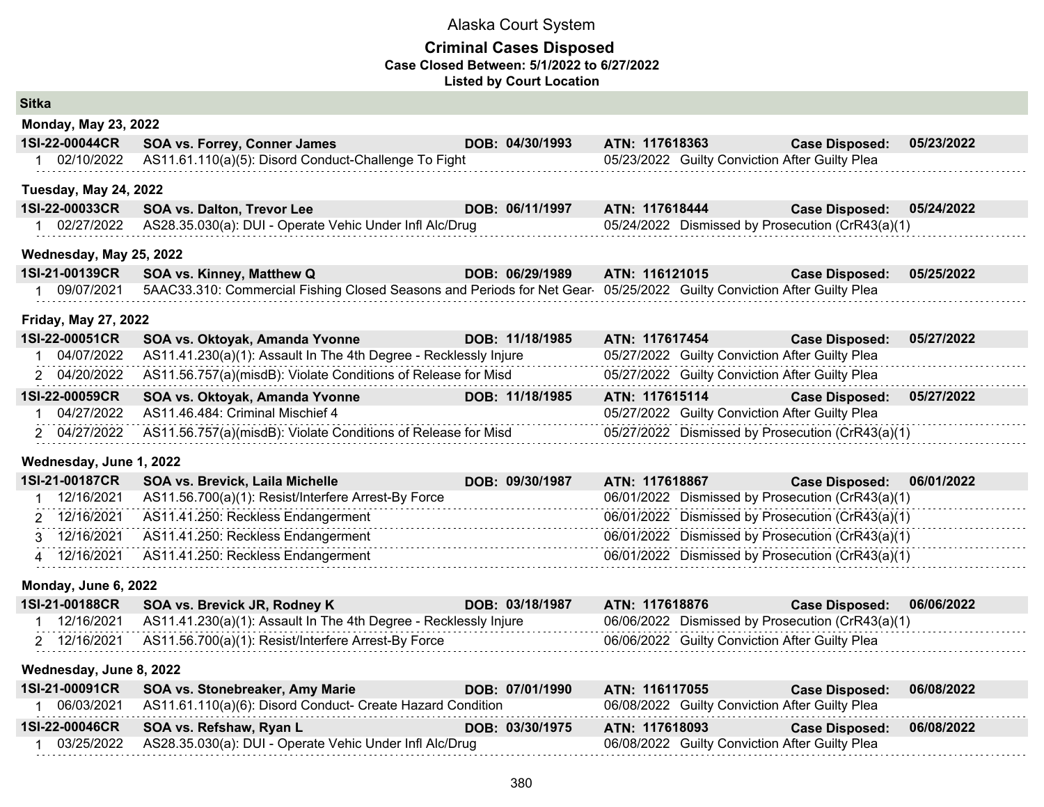Alaska Court System

**Criminal Cases Disposed**
**Case Closed Between: 5/1/2022 to 6/27/2022**
**Listed by Court Location**

## Sitka

### Monday, May 23, 2022

**1SI-22-00044CR** **SOA vs. Forrey, Conner James** **DOB: 04/30/1993** **ATN: 117618363** **Case Disposed: 05/23/2022**

| # | Date | Charge | Disposition Date | Disposition |
|---|---|---|---|---|
| 1 | 02/10/2022 | AS11.61.110(a)(5): Disord Conduct-Challenge To Fight | 05/23/2022 | Guilty Conviction After Guilty Plea |

### Tuesday, May 24, 2022

**1SI-22-00033CR** **SOA vs. Dalton, Trevor Lee** **DOB: 06/11/1997** **ATN: 117618444** **Case Disposed: 05/24/2022**

| # | Date | Charge | Disposition Date | Disposition |
|---|---|---|---|---|
| 1 | 02/27/2022 | AS28.35.030(a): DUI - Operate Vehic Under Infl Alc/Drug | 05/24/2022 | Dismissed by Prosecution (CrR43(a)(1) |

### Wednesday, May 25, 2022

**1SI-21-00139CR** **SOA vs. Kinney, Matthew Q** **DOB: 06/29/1989** **ATN: 116121015** **Case Disposed: 05/25/2022**

| # | Date | Charge | Disposition Date | Disposition |
|---|---|---|---|---|
| 1 | 09/07/2021 | 5AAC33.310: Commercial Fishing Closed Seasons and Periods for Net Gear- | 05/25/2022 | Guilty Conviction After Guilty Plea |

### Friday, May 27, 2022

**1SI-22-00051CR** **SOA vs. Oktoyak, Amanda Yvonne** **DOB: 11/18/1985** **ATN: 117617454** **Case Disposed: 05/27/2022**

| # | Date | Charge | Disposition Date | Disposition |
|---|---|---|---|---|
| 1 | 04/07/2022 | AS11.41.230(a)(1): Assault In The 4th Degree - Recklessly Injure | 05/27/2022 | Guilty Conviction After Guilty Plea |
| 2 | 04/20/2022 | AS11.56.757(a)(misdB): Violate Conditions of Release for Misd | 05/27/2022 | Guilty Conviction After Guilty Plea |

**1SI-22-00059CR** **SOA vs. Oktoyak, Amanda Yvonne** **DOB: 11/18/1985** **ATN: 117615114** **Case Disposed: 05/27/2022**

| # | Date | Charge | Disposition Date | Disposition |
|---|---|---|---|---|
| 1 | 04/27/2022 | AS11.46.484: Criminal Mischief 4 | 05/27/2022 | Guilty Conviction After Guilty Plea |
| 2 | 04/27/2022 | AS11.56.757(a)(misdB): Violate Conditions of Release for Misd | 05/27/2022 | Dismissed by Prosecution (CrR43(a)(1) |

### Wednesday, June 1, 2022

**1SI-21-00187CR** **SOA vs. Brevick, Laila Michelle** **DOB: 09/30/1987** **ATN: 117618867** **Case Disposed: 06/01/2022**

| # | Date | Charge | Disposition Date | Disposition |
|---|---|---|---|---|
| 1 | 12/16/2021 | AS11.56.700(a)(1): Resist/Interfere Arrest-By Force | 06/01/2022 | Dismissed by Prosecution (CrR43(a)(1) |
| 2 | 12/16/2021 | AS11.41.250: Reckless Endangerment | 06/01/2022 | Dismissed by Prosecution (CrR43(a)(1) |
| 3 | 12/16/2021 | AS11.41.250: Reckless Endangerment | 06/01/2022 | Dismissed by Prosecution (CrR43(a)(1) |
| 4 | 12/16/2021 | AS11.41.250: Reckless Endangerment | 06/01/2022 | Dismissed by Prosecution (CrR43(a)(1) |

### Monday, June 6, 2022

**1SI-21-00188CR** **SOA vs. Brevick JR, Rodney K** **DOB: 03/18/1987** **ATN: 117618876** **Case Disposed: 06/06/2022**

| # | Date | Charge | Disposition Date | Disposition |
|---|---|---|---|---|
| 1 | 12/16/2021 | AS11.41.230(a)(1): Assault In The 4th Degree - Recklessly Injure | 06/06/2022 | Dismissed by Prosecution (CrR43(a)(1) |
| 2 | 12/16/2021 | AS11.56.700(a)(1): Resist/Interfere Arrest-By Force | 06/06/2022 | Guilty Conviction After Guilty Plea |

### Wednesday, June 8, 2022

**1SI-21-00091CR** **SOA vs. Stonebreaker, Amy Marie** **DOB: 07/01/1990** **ATN: 116117055** **Case Disposed: 06/08/2022**

| # | Date | Charge | Disposition Date | Disposition |
|---|---|---|---|---|
| 1 | 06/03/2021 | AS11.61.110(a)(6): Disord Conduct- Create Hazard Condition | 06/08/2022 | Guilty Conviction After Guilty Plea |

**1SI-22-00046CR** **SOA vs. Refshaw, Ryan L** **DOB: 03/30/1975** **ATN: 117618093** **Case Disposed: 06/08/2022**

| # | Date | Charge | Disposition Date | Disposition |
|---|---|---|---|---|
| 1 | 03/25/2022 | AS28.35.030(a): DUI - Operate Vehic Under Infl Alc/Drug | 06/08/2022 | Guilty Conviction After Guilty Plea |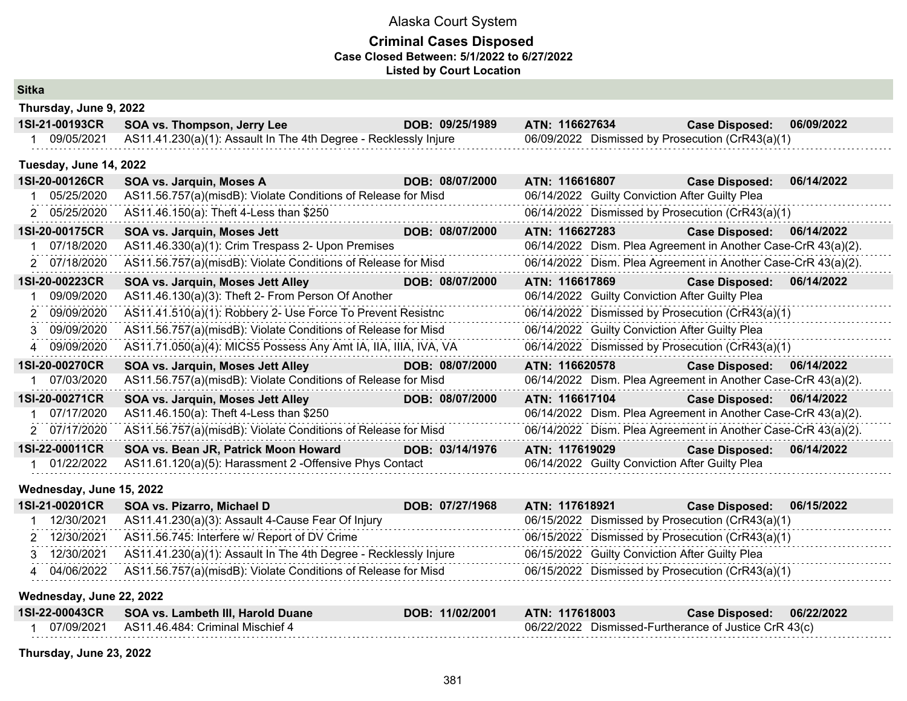# Alaska Court System

## Criminal Cases Disposed

**Case Closed Between: 5/1/2022 to 6/27/2022**

**Listed by Court Location**

### Sitka

#### Thursday, June 9, 2022

| **1SI-21-00193CR** | **SOA vs. Thompson, Jerry Lee** | **DOB: 09/25/1989** | **ATN: 116627634** | **Case Disposed: 06/09/2022** |
|---|---|---|---|---|
| 1 | 09/05/2021 | AS11.41.230(a)(1): Assault In The 4th Degree - Recklessly Injure | 06/09/2022 | Dismissed by Prosecution (CrR43(a)(1) |

#### Tuesday, June 14, 2022

| **1SI-20-00126CR** | **SOA vs. Jarquin, Moses A** | **DOB: 08/07/2000** | **ATN: 116616807** | **Case Disposed: 06/14/2022** |
|---|---|---|---|---|
| 1 | 05/25/2020 | AS11.56.757(a)(misdB): Violate Conditions of Release for Misd | 06/14/2022 | Guilty Conviction After Guilty Plea |
| 2 | 05/25/2020 | AS11.46.150(a): Theft 4-Less than $250 | 06/14/2022 | Dismissed by Prosecution (CrR43(a)(1) |

| **1SI-20-00175CR** | **SOA vs. Jarquin, Moses Jett** | **DOB: 08/07/2000** | **ATN: 116627283** | **Case Disposed: 06/14/2022** |
|---|---|---|---|---|
| 1 | 07/18/2020 | AS11.46.330(a)(1): Crim Trespass 2- Upon Premises | 06/14/2022 | Dism. Plea Agreement in Another Case-CrR 43(a)(2). |
| 2 | 07/18/2020 | AS11.56.757(a)(misdB): Violate Conditions of Release for Misd | 06/14/2022 | Dism. Plea Agreement in Another Case-CrR 43(a)(2). |

| **1SI-20-00223CR** | **SOA vs. Jarquin, Moses Jett Alley** | **DOB: 08/07/2000** | **ATN: 116617869** | **Case Disposed: 06/14/2022** |
|---|---|---|---|---|
| 1 | 09/09/2020 | AS11.46.130(a)(3): Theft 2- From Person Of Another | 06/14/2022 | Guilty Conviction After Guilty Plea |
| 2 | 09/09/2020 | AS11.41.510(a)(1): Robbery 2- Use Force To Prevent Resistnc | 06/14/2022 | Dismissed by Prosecution (CrR43(a)(1) |
| 3 | 09/09/2020 | AS11.56.757(a)(misdB): Violate Conditions of Release for Misd | 06/14/2022 | Guilty Conviction After Guilty Plea |
| 4 | 09/09/2020 | AS11.71.050(a)(4): MICS5 Possess Any Amt IA, IIA, IIIA, IVA, VA | 06/14/2022 | Dismissed by Prosecution (CrR43(a)(1) |

| **1SI-20-00270CR** | **SOA vs. Jarquin, Moses Jett Alley** | **DOB: 08/07/2000** | **ATN: 116620578** | **Case Disposed: 06/14/2022** |
|---|---|---|---|---|
| 1 | 07/03/2020 | AS11.56.757(a)(misdB): Violate Conditions of Release for Misd | 06/14/2022 | Dism. Plea Agreement in Another Case-CrR 43(a)(2). |

| **1SI-20-00271CR** | **SOA vs. Jarquin, Moses Jett Alley** | **DOB: 08/07/2000** | **ATN: 116617104** | **Case Disposed: 06/14/2022** |
|---|---|---|---|---|
| 1 | 07/17/2020 | AS11.46.150(a): Theft 4-Less than $250 | 06/14/2022 | Dism. Plea Agreement in Another Case-CrR 43(a)(2). |
| 2 | 07/17/2020 | AS11.56.757(a)(misdB): Violate Conditions of Release for Misd | 06/14/2022 | Dism. Plea Agreement in Another Case-CrR 43(a)(2). |

| **1SI-22-00011CR** | **SOA vs. Bean JR, Patrick Moon Howard** | **DOB: 03/14/1976** | **ATN: 117619029** | **Case Disposed: 06/14/2022** |
|---|---|---|---|---|
| 1 | 01/22/2022 | AS11.61.120(a)(5): Harassment 2 -Offensive Phys Contact | 06/14/2022 | Guilty Conviction After Guilty Plea |

#### Wednesday, June 15, 2022

| **1SI-21-00201CR** | **SOA vs. Pizarro, Michael D** | **DOB: 07/27/1968** | **ATN: 117618921** | **Case Disposed: 06/15/2022** |
|---|---|---|---|---|
| 1 | 12/30/2021 | AS11.41.230(a)(3): Assault 4-Cause Fear Of Injury | 06/15/2022 | Dismissed by Prosecution (CrR43(a)(1) |
| 2 | 12/30/2021 | AS11.56.745: Interfere w/ Report of DV Crime | 06/15/2022 | Dismissed by Prosecution (CrR43(a)(1) |
| 3 | 12/30/2021 | AS11.41.230(a)(1): Assault In The 4th Degree - Recklessly Injure | 06/15/2022 | Guilty Conviction After Guilty Plea |
| 4 | 04/06/2022 | AS11.56.757(a)(misdB): Violate Conditions of Release for Misd | 06/15/2022 | Dismissed by Prosecution (CrR43(a)(1) |

#### Wednesday, June 22, 2022

| **1SI-22-00043CR** | **SOA vs. Lambeth III, Harold Duane** | **DOB: 11/02/2001** | **ATN: 117618003** | **Case Disposed: 06/22/2022** |
|---|---|---|---|---|
| 1 | 07/09/2021 | AS11.46.484: Criminal Mischief 4 | 06/22/2022 | Dismissed-Furtherance of Justice CrR 43(c) |

#### Thursday, June 23, 2022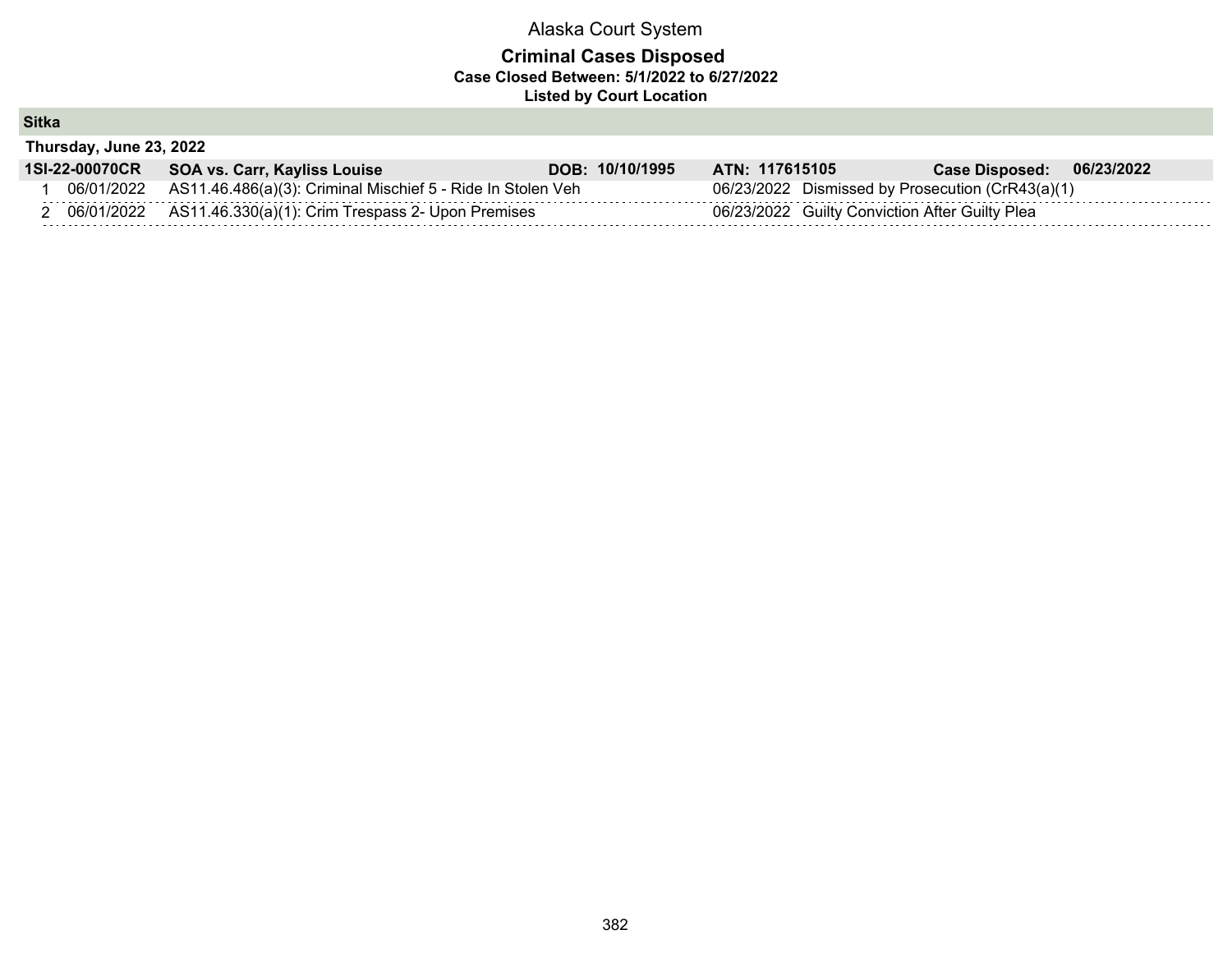Alaska Court System

# Criminal Cases Disposed

**Case Closed Between: 5/1/2022 to 6/27/2022**

**Listed by Court Location**

## Sitka

### Thursday, June 23, 2022

**1SI-22-00070CR** **SOA vs. Carr, Kayliss Louise** **DOB: 10/10/1995** **ATN: 117615105** **Case Disposed: 06/23/2022**

| # | Date | Charge | Disposition Date | Disposition |
|---|---|---|---|---|
| 1 | 06/01/2022 | AS11.46.486(a)(3): Criminal Mischief 5 - Ride In Stolen Veh | 06/23/2022 | Dismissed by Prosecution (CrR43(a)(1) |
| 2 | 06/01/2022 | AS11.46.330(a)(1): Crim Trespass 2- Upon Premises | 06/23/2022 | Guilty Conviction After Guilty Plea |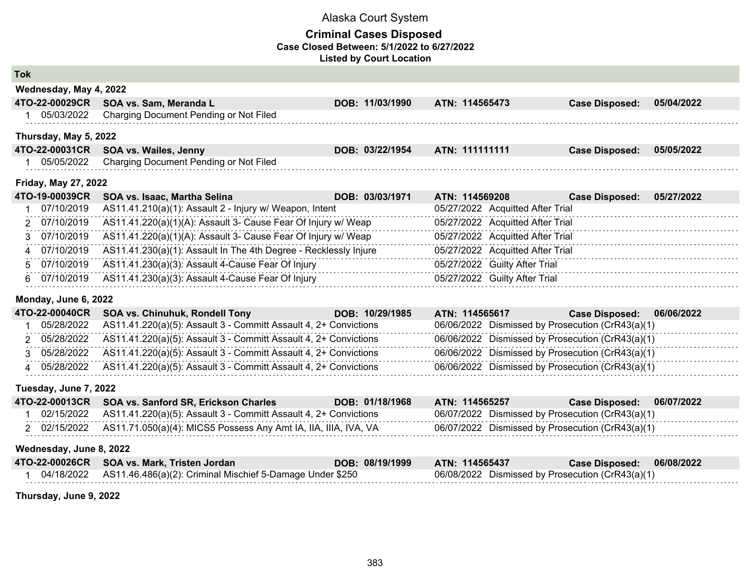# Alaska Court System

## Criminal Cases Disposed

**Case Closed Between: 5/1/2022 to 6/27/2022**

**Listed by Court Location**

### Tok

**Wednesday, May 4, 2022**

**4TO-22-00029CR SOA vs. Sam, Meranda L** DOB: 11/03/1990 ATN: 114565473 Case Disposed: 05/04/2022

| # | Date | Charge | Disposition Date | Disposition |
|---|---|---|---|---|
| 1 | 05/03/2022 | Charging Document Pending or Not Filed | | |

**Thursday, May 5, 2022**

**4TO-22-00031CR SOA vs. Wailes, Jenny** DOB: 03/22/1954 ATN: 111111111 Case Disposed: 05/05/2022

| # | Date | Charge | Disposition Date | Disposition |
|---|---|---|---|---|
| 1 | 05/05/2022 | Charging Document Pending or Not Filed | | |

**Friday, May 27, 2022**

**4TO-19-00039CR SOA vs. Isaac, Martha Selina** DOB: 03/03/1971 ATN: 114569208 Case Disposed: 05/27/2022

| # | Date | Charge | Disposition Date | Disposition |
|---|---|---|---|---|
| 1 | 07/10/2019 | AS11.41.210(a)(1): Assault 2 - Injury w/ Weapon, Intent | 05/27/2022 | Acquitted After Trial |
| 2 | 07/10/2019 | AS11.41.220(a)(1)(A): Assault 3- Cause Fear Of Injury w/ Weap | 05/27/2022 | Acquitted After Trial |
| 3 | 07/10/2019 | AS11.41.220(a)(1)(A): Assault 3- Cause Fear Of Injury w/ Weap | 05/27/2022 | Acquitted After Trial |
| 4 | 07/10/2019 | AS11.41.230(a)(1): Assault In The 4th Degree - Recklessly Injure | 05/27/2022 | Acquitted After Trial |
| 5 | 07/10/2019 | AS11.41.230(a)(3): Assault 4-Cause Fear Of Injury | 05/27/2022 | Guilty After Trial |
| 6 | 07/10/2019 | AS11.41.230(a)(3): Assault 4-Cause Fear Of Injury | 05/27/2022 | Guilty After Trial |

**Monday, June 6, 2022**

**4TO-22-00040CR SOA vs. Chinuhuk, Rondell Tony** DOB: 10/29/1985 ATN: 114565617 Case Disposed: 06/06/2022

| # | Date | Charge | Disposition Date | Disposition |
|---|---|---|---|---|
| 1 | 05/28/2022 | AS11.41.220(a)(5): Assault 3 - Committ Assault 4, 2+ Convictions | 06/06/2022 | Dismissed by Prosecution (CrR43(a)(1) |
| 2 | 05/28/2022 | AS11.41.220(a)(5): Assault 3 - Committ Assault 4, 2+ Convictions | 06/06/2022 | Dismissed by Prosecution (CrR43(a)(1) |
| 3 | 05/28/2022 | AS11.41.220(a)(5): Assault 3 - Committ Assault 4, 2+ Convictions | 06/06/2022 | Dismissed by Prosecution (CrR43(a)(1) |
| 4 | 05/28/2022 | AS11.41.220(a)(5): Assault 3 - Committ Assault 4, 2+ Convictions | 06/06/2022 | Dismissed by Prosecution (CrR43(a)(1) |

**Tuesday, June 7, 2022**

**4TO-22-00013CR SOA vs. Sanford SR, Erickson Charles** DOB: 01/18/1968 ATN: 114565257 Case Disposed: 06/07/2022

| # | Date | Charge | Disposition Date | Disposition |
|---|---|---|---|---|
| 1 | 02/15/2022 | AS11.41.220(a)(5): Assault 3 - Committ Assault 4, 2+ Convictions | 06/07/2022 | Dismissed by Prosecution (CrR43(a)(1) |
| 2 | 02/15/2022 | AS11.71.050(a)(4): MICS5 Possess Any Amt IA, IIA, IIIA, IVA, VA | 06/07/2022 | Dismissed by Prosecution (CrR43(a)(1) |

**Wednesday, June 8, 2022**

**4TO-22-00026CR SOA vs. Mark, Tristen Jordan** DOB: 08/19/1999 ATN: 114565437 Case Disposed: 06/08/2022

| # | Date | Charge | Disposition Date | Disposition |
|---|---|---|---|---|
| 1 | 04/18/2022 | AS11.46.486(a)(2): Criminal Mischief 5-Damage Under $250 | 06/08/2022 | Dismissed by Prosecution (CrR43(a)(1) |

**Thursday, June 9, 2022**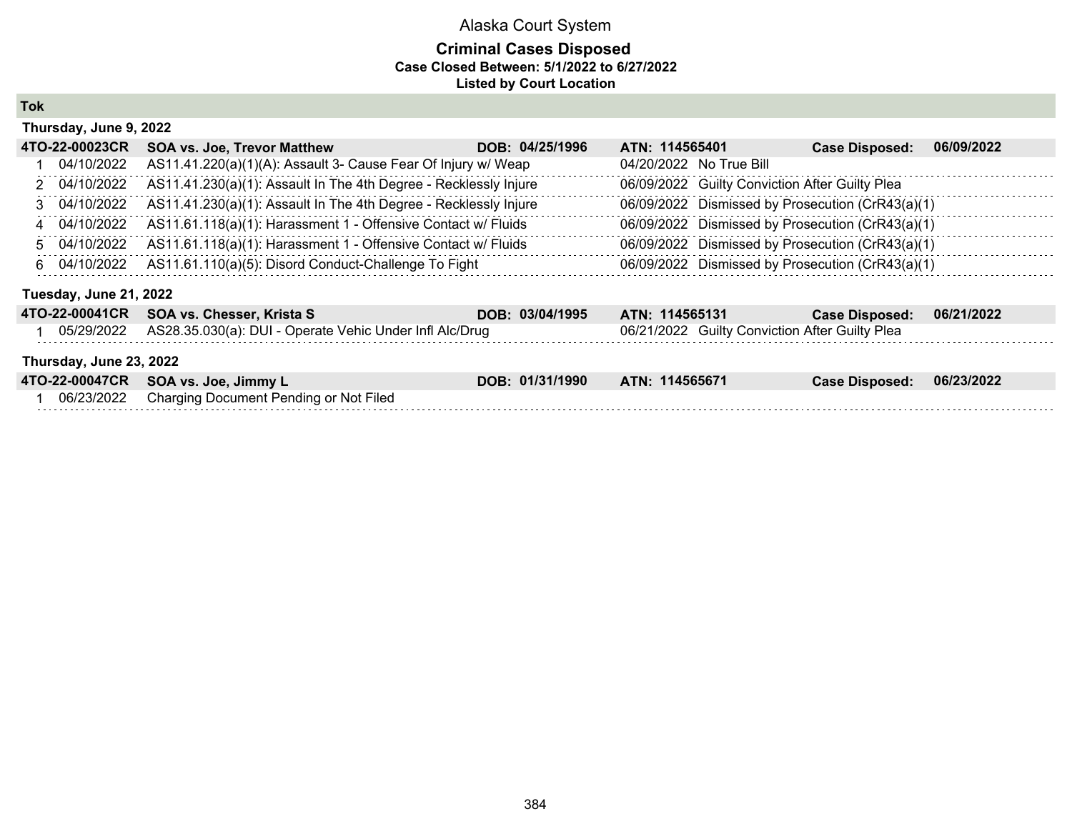# Alaska Court System

## Criminal Cases Disposed

**Case Closed Between: 5/1/2022 to 6/27/2022**

**Listed by Court Location**

### Tok

**Thursday, June 9, 2022**

| 4TO-22-00023CR | | SOA vs. Joe, Trevor Matthew | DOB: 04/25/1996 | ATN: 114565401 | Case Disposed: 06/09/2022 |
|---|---|---|---|---|---|
| 1 | 04/10/2022 | AS11.41.220(a)(1)(A): Assault 3- Cause Fear Of Injury w/ Weap | | 04/20/2022 No True Bill | |
| 2 | 04/10/2022 | AS11.41.230(a)(1): Assault In The 4th Degree - Recklessly Injure | | 06/09/2022 Guilty Conviction After Guilty Plea | |
| 3 | 04/10/2022 | AS11.41.230(a)(1): Assault In The 4th Degree - Recklessly Injure | | 06/09/2022 Dismissed by Prosecution (CrR43(a)(1) | |
| 4 | 04/10/2022 | AS11.61.118(a)(1): Harassment 1 - Offensive Contact w/ Fluids | | 06/09/2022 Dismissed by Prosecution (CrR43(a)(1) | |
| 5 | 04/10/2022 | AS11.61.118(a)(1): Harassment 1 - Offensive Contact w/ Fluids | | 06/09/2022 Dismissed by Prosecution (CrR43(a)(1) | |
| 6 | 04/10/2022 | AS11.61.110(a)(5): Disord Conduct-Challenge To Fight | | 06/09/2022 Dismissed by Prosecution (CrR43(a)(1) | |

**Tuesday, June 21, 2022**

| 4TO-22-00041CR | | SOA vs. Chesser, Krista S | DOB: 03/04/1995 | ATN: 114565131 | Case Disposed: 06/21/2022 |
|---|---|---|---|---|---|
| 1 | 05/29/2022 | AS28.35.030(a): DUI - Operate Vehic Under Infl Alc/Drug | | 06/21/2022 Guilty Conviction After Guilty Plea | |

**Thursday, June 23, 2022**

| 4TO-22-00047CR | | SOA vs. Joe, Jimmy L | DOB: 01/31/1990 | ATN: 114565671 | Case Disposed: 06/23/2022 |
|---|---|---|---|---|---|
| 1 | 06/23/2022 | Charging Document Pending or Not Filed | | | |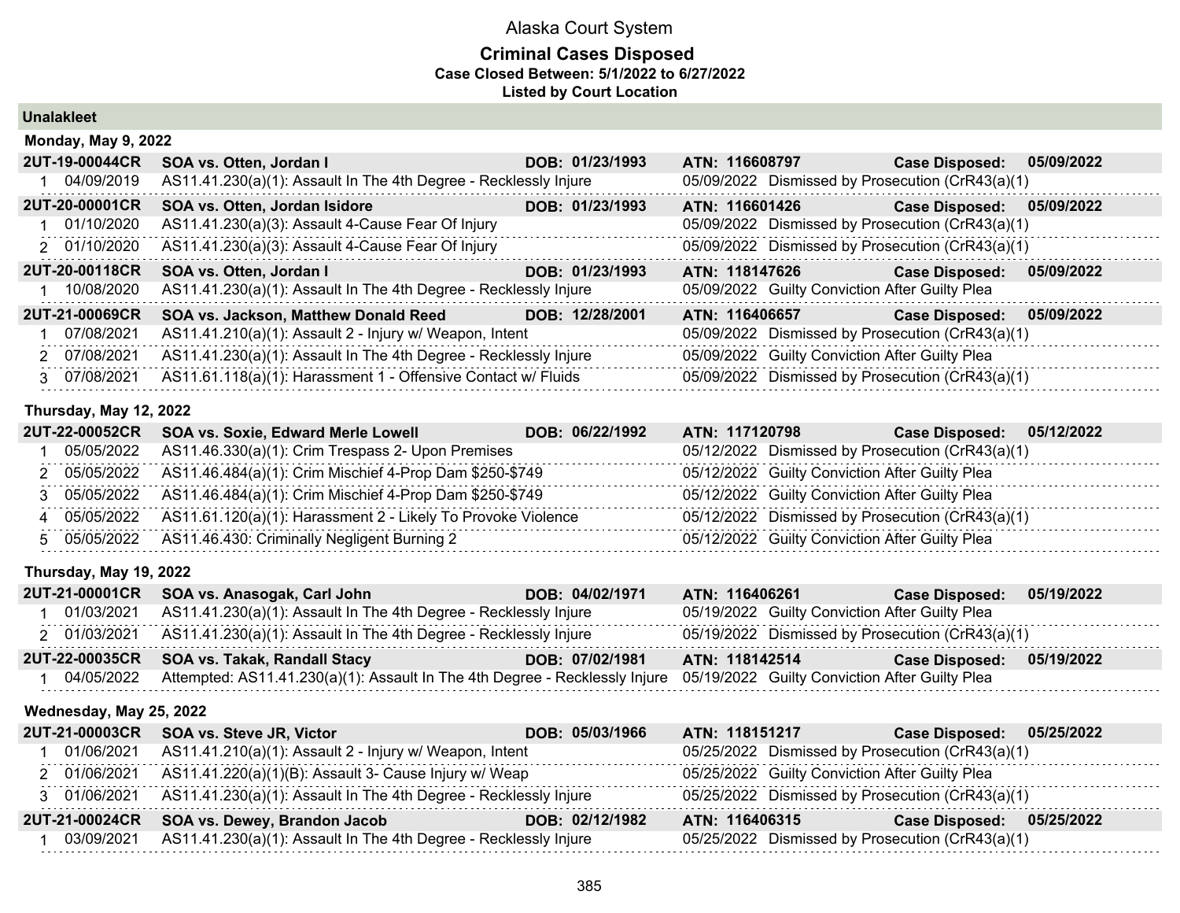# Alaska Court System

## Criminal Cases Disposed

**Case Closed Between: 5/1/2022 to 6/27/2022**

**Listed by Court Location**

### Unalakleet

#### Monday, May 9, 2022

| Case | | Charge | | Disposition |
|---|---|---|---|---|
| **2UT-19-00044CR** | | **SOA vs. Otten, Jordan I** — **DOB: 01/23/1993** | **ATN: 116608797** | **Case Disposed: 05/09/2022** |
| 1 | 04/09/2019 | AS11.41.230(a)(1): Assault In The 4th Degree - Recklessly Injure | 05/09/2022 | Dismissed by Prosecution (CrR43(a)(1) |
| **2UT-20-00001CR** | | **SOA vs. Otten, Jordan Isidore** — **DOB: 01/23/1993** | **ATN: 116601426** | **Case Disposed: 05/09/2022** |
| 1 | 01/10/2020 | AS11.41.230(a)(3): Assault 4-Cause Fear Of Injury | 05/09/2022 | Dismissed by Prosecution (CrR43(a)(1) |
| 2 | 01/10/2020 | AS11.41.230(a)(3): Assault 4-Cause Fear Of Injury | 05/09/2022 | Dismissed by Prosecution (CrR43(a)(1) |
| **2UT-20-00118CR** | | **SOA vs. Otten, Jordan I** — **DOB: 01/23/1993** | **ATN: 118147626** | **Case Disposed: 05/09/2022** |
| 1 | 10/08/2020 | AS11.41.230(a)(1): Assault In The 4th Degree - Recklessly Injure | 05/09/2022 | Guilty Conviction After Guilty Plea |
| **2UT-21-00069CR** | | **SOA vs. Jackson, Matthew Donald Reed** — **DOB: 12/28/2001** | **ATN: 116406657** | **Case Disposed: 05/09/2022** |
| 1 | 07/08/2021 | AS11.41.210(a)(1): Assault 2 - Injury w/ Weapon, Intent | 05/09/2022 | Dismissed by Prosecution (CrR43(a)(1) |
| 2 | 07/08/2021 | AS11.41.230(a)(1): Assault In The 4th Degree - Recklessly Injure | 05/09/2022 | Guilty Conviction After Guilty Plea |
| 3 | 07/08/2021 | AS11.61.118(a)(1): Harassment 1 - Offensive Contact w/ Fluids | 05/09/2022 | Dismissed by Prosecution (CrR43(a)(1) |

#### Thursday, May 12, 2022

| Case | | Charge | | Disposition |
|---|---|---|---|---|
| **2UT-22-00052CR** | | **SOA vs. Soxie, Edward Merle Lowell** — **DOB: 06/22/1992** | **ATN: 117120798** | **Case Disposed: 05/12/2022** |
| 1 | 05/05/2022 | AS11.46.330(a)(1): Crim Trespass 2- Upon Premises | 05/12/2022 | Dismissed by Prosecution (CrR43(a)(1) |
| 2 | 05/05/2022 | AS11.46.484(a)(1): Crim Mischief 4-Prop Dam $250-$749 | 05/12/2022 | Guilty Conviction After Guilty Plea |
| 3 | 05/05/2022 | AS11.46.484(a)(1): Crim Mischief 4-Prop Dam $250-$749 | 05/12/2022 | Guilty Conviction After Guilty Plea |
| 4 | 05/05/2022 | AS11.61.120(a)(1): Harassment 2 - Likely To Provoke Violence | 05/12/2022 | Dismissed by Prosecution (CrR43(a)(1) |
| 5 | 05/05/2022 | AS11.46.430: Criminally Negligent Burning 2 | 05/12/2022 | Guilty Conviction After Guilty Plea |

#### Thursday, May 19, 2022

| Case | | Charge | | Disposition |
|---|---|---|---|---|
| **2UT-21-00001CR** | | **SOA vs. Anasogak, Carl John** — **DOB: 04/02/1971** | **ATN: 116406261** | **Case Disposed: 05/19/2022** |
| 1 | 01/03/2021 | AS11.41.230(a)(1): Assault In The 4th Degree - Recklessly Injure | 05/19/2022 | Guilty Conviction After Guilty Plea |
| 2 | 01/03/2021 | AS11.41.230(a)(1): Assault In The 4th Degree - Recklessly Injure | 05/19/2022 | Dismissed by Prosecution (CrR43(a)(1) |
| **2UT-22-00035CR** | | **SOA vs. Takak, Randall Stacy** — **DOB: 07/02/1981** | **ATN: 118142514** | **Case Disposed: 05/19/2022** |
| 1 | 04/05/2022 | Attempted: AS11.41.230(a)(1): Assault In The 4th Degree - Recklessly Injure | 05/19/2022 | Guilty Conviction After Guilty Plea |

#### Wednesday, May 25, 2022

| Case | | Charge | | Disposition |
|---|---|---|---|---|
| **2UT-21-00003CR** | | **SOA vs. Steve JR, Victor** — **DOB: 05/03/1966** | **ATN: 118151217** | **Case Disposed: 05/25/2022** |
| 1 | 01/06/2021 | AS11.41.210(a)(1): Assault 2 - Injury w/ Weapon, Intent | 05/25/2022 | Dismissed by Prosecution (CrR43(a)(1) |
| 2 | 01/06/2021 | AS11.41.220(a)(1)(B): Assault 3- Cause Injury w/ Weap | 05/25/2022 | Guilty Conviction After Guilty Plea |
| 3 | 01/06/2021 | AS11.41.230(a)(1): Assault In The 4th Degree - Recklessly Injure | 05/25/2022 | Dismissed by Prosecution (CrR43(a)(1) |
| **2UT-21-00024CR** | | **SOA vs. Dewey, Brandon Jacob** — **DOB: 02/12/1982** | **ATN: 116406315** | **Case Disposed: 05/25/2022** |
| 1 | 03/09/2021 | AS11.41.230(a)(1): Assault In The 4th Degree - Recklessly Injure | 05/25/2022 | Dismissed by Prosecution (CrR43(a)(1) |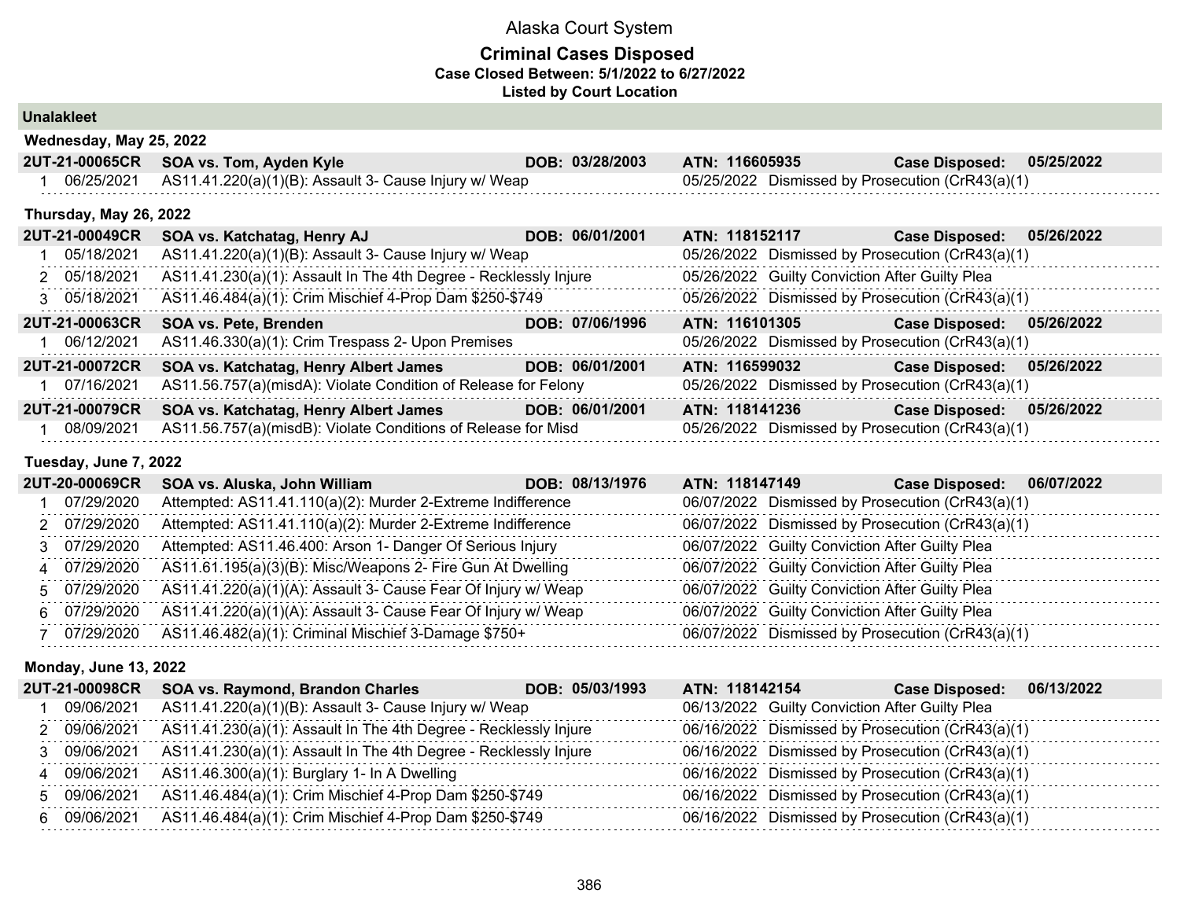# Alaska Court System

## Criminal Cases Disposed

**Case Closed Between: 5/1/2022 to 6/27/2022**

**Listed by Court Location**

### Unalakleet

#### Wednesday, May 25, 2022

**2UT-21-00065CR SOA vs. Tom, Ayden Kyle DOB: 03/28/2003 ATN: 116605935 Case Disposed: 05/25/2022**

| # | Offense Date | Charge | Disposition Date | Disposition |
|---|---|---|---|---|
| 1 | 06/25/2021 | AS11.41.220(a)(1)(B): Assault 3- Cause Injury w/ Weap | 05/25/2022 | Dismissed by Prosecution (CrR43(a)(1) |

#### Thursday, May 26, 2022

**2UT-21-00049CR SOA vs. Katchatag, Henry AJ DOB: 06/01/2001 ATN: 118152117 Case Disposed: 05/26/2022**

| # | Offense Date | Charge | Disposition Date | Disposition |
|---|---|---|---|---|
| 1 | 05/18/2021 | AS11.41.220(a)(1)(B): Assault 3- Cause Injury w/ Weap | 05/26/2022 | Dismissed by Prosecution (CrR43(a)(1) |
| 2 | 05/18/2021 | AS11.41.230(a)(1): Assault In The 4th Degree - Recklessly Injure | 05/26/2022 | Guilty Conviction After Guilty Plea |
| 3 | 05/18/2021 | AS11.46.484(a)(1): Crim Mischief 4-Prop Dam $250-$749 | 05/26/2022 | Dismissed by Prosecution (CrR43(a)(1) |

**2UT-21-00063CR SOA vs. Pete, Brenden DOB: 07/06/1996 ATN: 116101305 Case Disposed: 05/26/2022**

| # | Offense Date | Charge | Disposition Date | Disposition |
|---|---|---|---|---|
| 1 | 06/12/2021 | AS11.46.330(a)(1): Crim Trespass 2- Upon Premises | 05/26/2022 | Dismissed by Prosecution (CrR43(a)(1) |

**2UT-21-00072CR SOA vs. Katchatag, Henry Albert James DOB: 06/01/2001 ATN: 116599032 Case Disposed: 05/26/2022**

| # | Offense Date | Charge | Disposition Date | Disposition |
|---|---|---|---|---|
| 1 | 07/16/2021 | AS11.56.757(a)(misdA): Violate Condition of Release for Felony | 05/26/2022 | Dismissed by Prosecution (CrR43(a)(1) |

**2UT-21-00079CR SOA vs. Katchatag, Henry Albert James DOB: 06/01/2001 ATN: 118141236 Case Disposed: 05/26/2022**

| # | Offense Date | Charge | Disposition Date | Disposition |
|---|---|---|---|---|
| 1 | 08/09/2021 | AS11.56.757(a)(misdB): Violate Conditions of Release for Misd | 05/26/2022 | Dismissed by Prosecution (CrR43(a)(1) |

#### Tuesday, June 7, 2022

**2UT-20-00069CR SOA vs. Aluska, John William DOB: 08/13/1976 ATN: 118147149 Case Disposed: 06/07/2022**

| # | Offense Date | Charge | Disposition Date | Disposition |
|---|---|---|---|---|
| 1 | 07/29/2020 | Attempted: AS11.41.110(a)(2): Murder 2-Extreme Indifference | 06/07/2022 | Dismissed by Prosecution (CrR43(a)(1) |
| 2 | 07/29/2020 | Attempted: AS11.41.110(a)(2): Murder 2-Extreme Indifference | 06/07/2022 | Dismissed by Prosecution (CrR43(a)(1) |
| 3 | 07/29/2020 | Attempted: AS11.46.400: Arson 1- Danger Of Serious Injury | 06/07/2022 | Guilty Conviction After Guilty Plea |
| 4 | 07/29/2020 | AS11.61.195(a)(3)(B): Misc/Weapons 2- Fire Gun At Dwelling | 06/07/2022 | Guilty Conviction After Guilty Plea |
| 5 | 07/29/2020 | AS11.41.220(a)(1)(A): Assault 3- Cause Fear Of Injury w/ Weap | 06/07/2022 | Guilty Conviction After Guilty Plea |
| 6 | 07/29/2020 | AS11.41.220(a)(1)(A): Assault 3- Cause Fear Of Injury w/ Weap | 06/07/2022 | Guilty Conviction After Guilty Plea |
| 7 | 07/29/2020 | AS11.46.482(a)(1): Criminal Mischief 3-Damage $750+ | 06/07/2022 | Dismissed by Prosecution (CrR43(a)(1) |

#### Monday, June 13, 2022

**2UT-21-00098CR SOA vs. Raymond, Brandon Charles DOB: 05/03/1993 ATN: 118142154 Case Disposed: 06/13/2022**

| # | Offense Date | Charge | Disposition Date | Disposition |
|---|---|---|---|---|
| 1 | 09/06/2021 | AS11.41.220(a)(1)(B): Assault 3- Cause Injury w/ Weap | 06/13/2022 | Guilty Conviction After Guilty Plea |
| 2 | 09/06/2021 | AS11.41.230(a)(1): Assault In The 4th Degree - Recklessly Injure | 06/16/2022 | Dismissed by Prosecution (CrR43(a)(1) |
| 3 | 09/06/2021 | AS11.41.230(a)(1): Assault In The 4th Degree - Recklessly Injure | 06/16/2022 | Dismissed by Prosecution (CrR43(a)(1) |
| 4 | 09/06/2021 | AS11.46.300(a)(1): Burglary 1- In A Dwelling | 06/16/2022 | Dismissed by Prosecution (CrR43(a)(1) |
| 5 | 09/06/2021 | AS11.46.484(a)(1): Crim Mischief 4-Prop Dam $250-$749 | 06/16/2022 | Dismissed by Prosecution (CrR43(a)(1) |
| 6 | 09/06/2021 | AS11.46.484(a)(1): Crim Mischief 4-Prop Dam $250-$749 | 06/16/2022 | Dismissed by Prosecution (CrR43(a)(1) |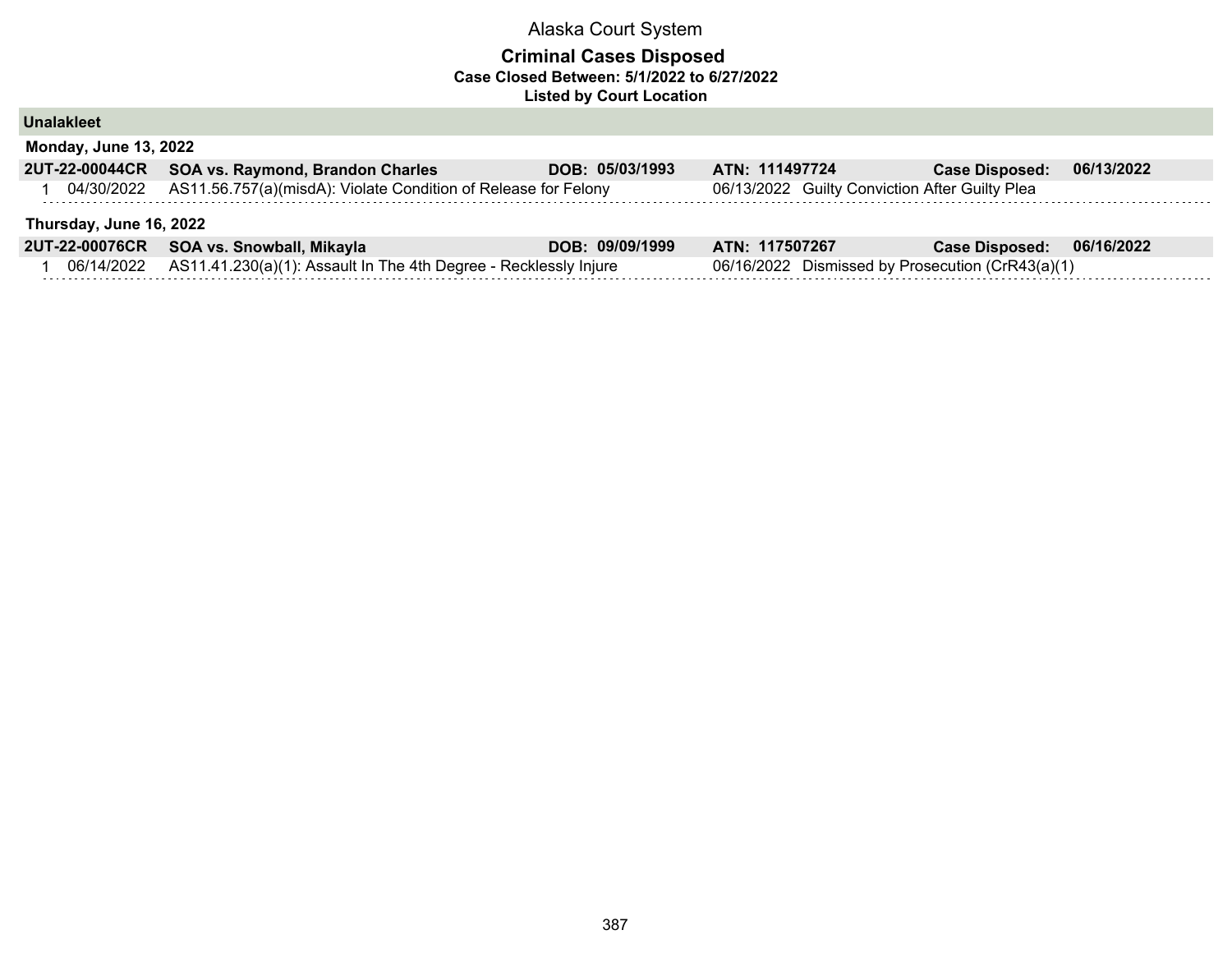Alaska Court System

**Criminal Cases Disposed**

**Case Closed Between: 5/1/2022 to 6/27/2022**

**Listed by Court Location**

## Unalakleet

### Monday, June 13, 2022

**2UT-22-00044CR** **SOA vs. Raymond, Brandon Charles** **DOB: 05/03/1993** **ATN: 111497724** **Case Disposed: 06/13/2022**

1 04/30/2022 AS11.56.757(a)(misdA): Violate Condition of Release for Felony 06/13/2022 Guilty Conviction After Guilty Plea

### Thursday, June 16, 2022

**2UT-22-00076CR** **SOA vs. Snowball, Mikayla** **DOB: 09/09/1999** **ATN: 117507267** **Case Disposed: 06/16/2022**

1 06/14/2022 AS11.41.230(a)(1): Assault In The 4th Degree - Recklessly Injure 06/16/2022 Dismissed by Prosecution (CrR43(a)(1)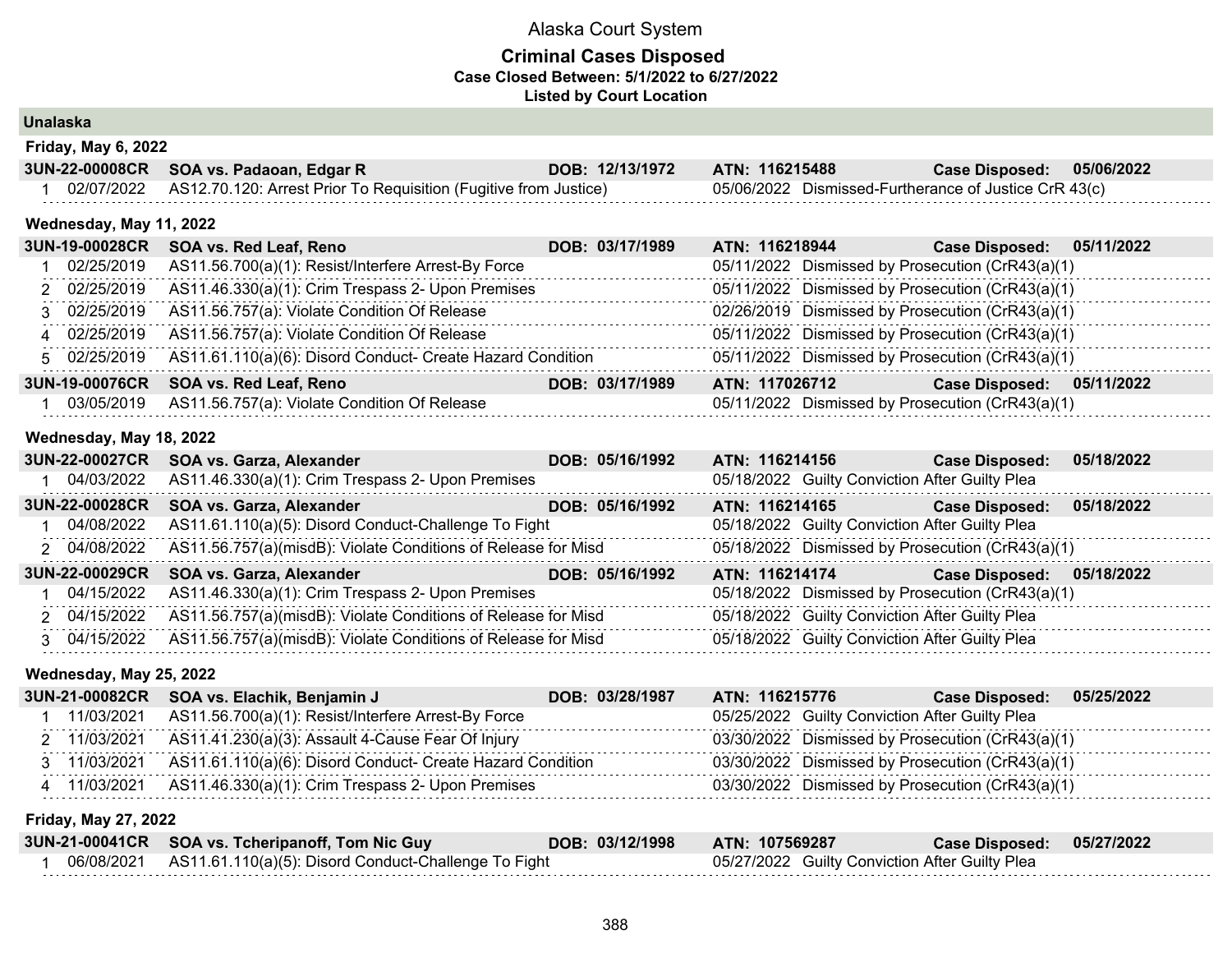# Alaska Court System

## Criminal Cases Disposed

**Case Closed Between: 5/1/2022 to 6/27/2022**

**Listed by Court Location**

### Unalaska

#### Friday, May 6, 2022

**3UN-22-00008CR SOA vs. Padaoan, Edgar R — DOB: 12/13/1972 — ATN: 116215488 — Case Disposed: 05/06/2022**

| # | Date | Charge | Disposition Date | Disposition |
|---|---|---|---|---|
| 1 | 02/07/2022 | AS12.70.120: Arrest Prior To Requisition (Fugitive from Justice) | 05/06/2022 | Dismissed-Furtherance of Justice CrR 43(c) |

#### Wednesday, May 11, 2022

**3UN-19-00028CR SOA vs. Red Leaf, Reno — DOB: 03/17/1989 — ATN: 116218944 — Case Disposed: 05/11/2022**

| # | Date | Charge | Disposition Date | Disposition |
|---|---|---|---|---|
| 1 | 02/25/2019 | AS11.56.700(a)(1): Resist/Interfere Arrest-By Force | 05/11/2022 | Dismissed by Prosecution (CrR43(a)(1) |
| 2 | 02/25/2019 | AS11.46.330(a)(1): Crim Trespass 2- Upon Premises | 05/11/2022 | Dismissed by Prosecution (CrR43(a)(1) |
| 3 | 02/25/2019 | AS11.56.757(a): Violate Condition Of Release | 02/26/2019 | Dismissed by Prosecution (CrR43(a)(1) |
| 4 | 02/25/2019 | AS11.56.757(a): Violate Condition Of Release | 05/11/2022 | Dismissed by Prosecution (CrR43(a)(1) |
| 5 | 02/25/2019 | AS11.61.110(a)(6): Disord Conduct- Create Hazard Condition | 05/11/2022 | Dismissed by Prosecution (CrR43(a)(1) |

**3UN-19-00076CR SOA vs. Red Leaf, Reno — DOB: 03/17/1989 — ATN: 117026712 — Case Disposed: 05/11/2022**

| # | Date | Charge | Disposition Date | Disposition |
|---|---|---|---|---|
| 1 | 03/05/2019 | AS11.56.757(a): Violate Condition Of Release | 05/11/2022 | Dismissed by Prosecution (CrR43(a)(1) |

#### Wednesday, May 18, 2022

**3UN-22-00027CR SOA vs. Garza, Alexander — DOB: 05/16/1992 — ATN: 116214156 — Case Disposed: 05/18/2022**

| # | Date | Charge | Disposition Date | Disposition |
|---|---|---|---|---|
| 1 | 04/03/2022 | AS11.46.330(a)(1): Crim Trespass 2- Upon Premises | 05/18/2022 | Guilty Conviction After Guilty Plea |

**3UN-22-00028CR SOA vs. Garza, Alexander — DOB: 05/16/1992 — ATN: 116214165 — Case Disposed: 05/18/2022**

| # | Date | Charge | Disposition Date | Disposition |
|---|---|---|---|---|
| 1 | 04/08/2022 | AS11.61.110(a)(5): Disord Conduct-Challenge To Fight | 05/18/2022 | Guilty Conviction After Guilty Plea |
| 2 | 04/08/2022 | AS11.56.757(a)(misdB): Violate Conditions of Release for Misd | 05/18/2022 | Dismissed by Prosecution (CrR43(a)(1) |

**3UN-22-00029CR SOA vs. Garza, Alexander — DOB: 05/16/1992 — ATN: 116214174 — Case Disposed: 05/18/2022**

| # | Date | Charge | Disposition Date | Disposition |
|---|---|---|---|---|
| 1 | 04/15/2022 | AS11.46.330(a)(1): Crim Trespass 2- Upon Premises | 05/18/2022 | Dismissed by Prosecution (CrR43(a)(1) |
| 2 | 04/15/2022 | AS11.56.757(a)(misdB): Violate Conditions of Release for Misd | 05/18/2022 | Guilty Conviction After Guilty Plea |
| 3 | 04/15/2022 | AS11.56.757(a)(misdB): Violate Conditions of Release for Misd | 05/18/2022 | Guilty Conviction After Guilty Plea |

#### Wednesday, May 25, 2022

**3UN-21-00082CR SOA vs. Elachik, Benjamin J — DOB: 03/28/1987 — ATN: 116215776 — Case Disposed: 05/25/2022**

| # | Date | Charge | Disposition Date | Disposition |
|---|---|---|---|---|
| 1 | 11/03/2021 | AS11.56.700(a)(1): Resist/Interfere Arrest-By Force | 05/25/2022 | Guilty Conviction After Guilty Plea |
| 2 | 11/03/2021 | AS11.41.230(a)(3): Assault 4-Cause Fear Of Injury | 03/30/2022 | Dismissed by Prosecution (CrR43(a)(1) |
| 3 | 11/03/2021 | AS11.61.110(a)(6): Disord Conduct- Create Hazard Condition | 03/30/2022 | Dismissed by Prosecution (CrR43(a)(1) |
| 4 | 11/03/2021 | AS11.46.330(a)(1): Crim Trespass 2- Upon Premises | 03/30/2022 | Dismissed by Prosecution (CrR43(a)(1) |

#### Friday, May 27, 2022

**3UN-21-00041CR SOA vs. Tcheripanoff, Tom Nic Guy — DOB: 03/12/1998 — ATN: 107569287 — Case Disposed: 05/27/2022**

| # | Date | Charge | Disposition Date | Disposition |
|---|---|---|---|---|
| 1 | 06/08/2021 | AS11.61.110(a)(5): Disord Conduct-Challenge To Fight | 05/27/2022 | Guilty Conviction After Guilty Plea |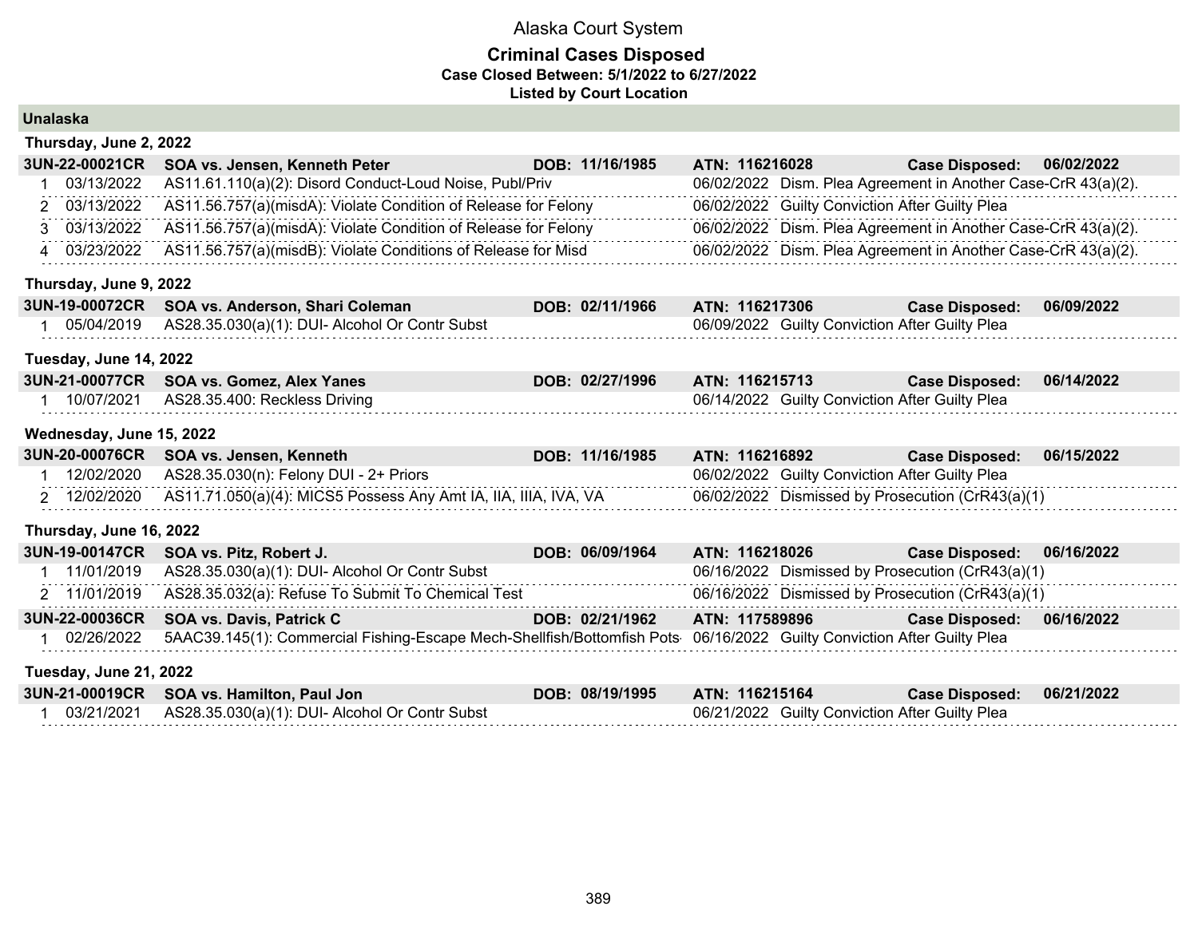# Alaska Court System

## Criminal Cases Disposed

**Case Closed Between: 5/1/2022 to 6/27/2022**

**Listed by Court Location**

### Unalaska

**Thursday, June 2, 2022**

| **3UN-22-00021CR** | **SOA vs. Jensen, Kenneth Peter** | **DOB: 11/16/1985** | **ATN: 116216028** | **Case Disposed: 06/02/2022** |
|---|---|---|---|---|
| 1 | 03/13/2022 | AS11.61.110(a)(2): Disord Conduct-Loud Noise, Publ/Priv | 06/02/2022 | Dism. Plea Agreement in Another Case-CrR 43(a)(2). |
| 2 | 03/13/2022 | AS11.56.757(a)(misdA): Violate Condition of Release for Felony | 06/02/2022 | Guilty Conviction After Guilty Plea |
| 3 | 03/13/2022 | AS11.56.757(a)(misdA): Violate Condition of Release for Felony | 06/02/2022 | Dism. Plea Agreement in Another Case-CrR 43(a)(2). |
| 4 | 03/23/2022 | AS11.56.757(a)(misdB): Violate Conditions of Release for Misd | 06/02/2022 | Dism. Plea Agreement in Another Case-CrR 43(a)(2). |

**Thursday, June 9, 2022**

| **3UN-19-00072CR** | **SOA vs. Anderson, Shari Coleman** | **DOB: 02/11/1966** | **ATN: 116217306** | **Case Disposed: 06/09/2022** |
|---|---|---|---|---|
| 1 | 05/04/2019 | AS28.35.030(a)(1): DUI- Alcohol Or Contr Subst | 06/09/2022 | Guilty Conviction After Guilty Plea |

**Tuesday, June 14, 2022**

| **3UN-21-00077CR** | **SOA vs. Gomez, Alex Yanes** | **DOB: 02/27/1996** | **ATN: 116215713** | **Case Disposed: 06/14/2022** |
|---|---|---|---|---|
| 1 | 10/07/2021 | AS28.35.400: Reckless Driving | 06/14/2022 | Guilty Conviction After Guilty Plea |

**Wednesday, June 15, 2022**

| **3UN-20-00076CR** | **SOA vs. Jensen, Kenneth** | **DOB: 11/16/1985** | **ATN: 116216892** | **Case Disposed: 06/15/2022** |
|---|---|---|---|---|
| 1 | 12/02/2020 | AS28.35.030(n): Felony DUI - 2+ Priors | 06/02/2022 | Guilty Conviction After Guilty Plea |
| 2 | 12/02/2020 | AS11.71.050(a)(4): MICS5 Possess Any Amt IA, IIA, IIIA, IVA, VA | 06/02/2022 | Dismissed by Prosecution (CrR43(a)(1) |

**Thursday, June 16, 2022**

| **3UN-19-00147CR** | **SOA vs. Pitz, Robert J.** | **DOB: 06/09/1964** | **ATN: 116218026** | **Case Disposed: 06/16/2022** |
|---|---|---|---|---|
| 1 | 11/01/2019 | AS28.35.030(a)(1): DUI- Alcohol Or Contr Subst | 06/16/2022 | Dismissed by Prosecution (CrR43(a)(1) |
| 2 | 11/01/2019 | AS28.35.032(a): Refuse To Submit To Chemical Test | 06/16/2022 | Dismissed by Prosecution (CrR43(a)(1) |

| **3UN-22-00036CR** | **SOA vs. Davis, Patrick C** | **DOB: 02/21/1962** | **ATN: 117589896** | **Case Disposed: 06/16/2022** |
|---|---|---|---|---|
| 1 | 02/26/2022 | 5AAC39.145(1): Commercial Fishing-Escape Mech-Shellfish/Bottomfish Pots | 06/16/2022 | Guilty Conviction After Guilty Plea |

**Tuesday, June 21, 2022**

| **3UN-21-00019CR** | **SOA vs. Hamilton, Paul Jon** | **DOB: 08/19/1995** | **ATN: 116215164** | **Case Disposed: 06/21/2022** |
|---|---|---|---|---|
| 1 | 03/21/2021 | AS28.35.030(a)(1): DUI- Alcohol Or Contr Subst | 06/21/2022 | Guilty Conviction After Guilty Plea |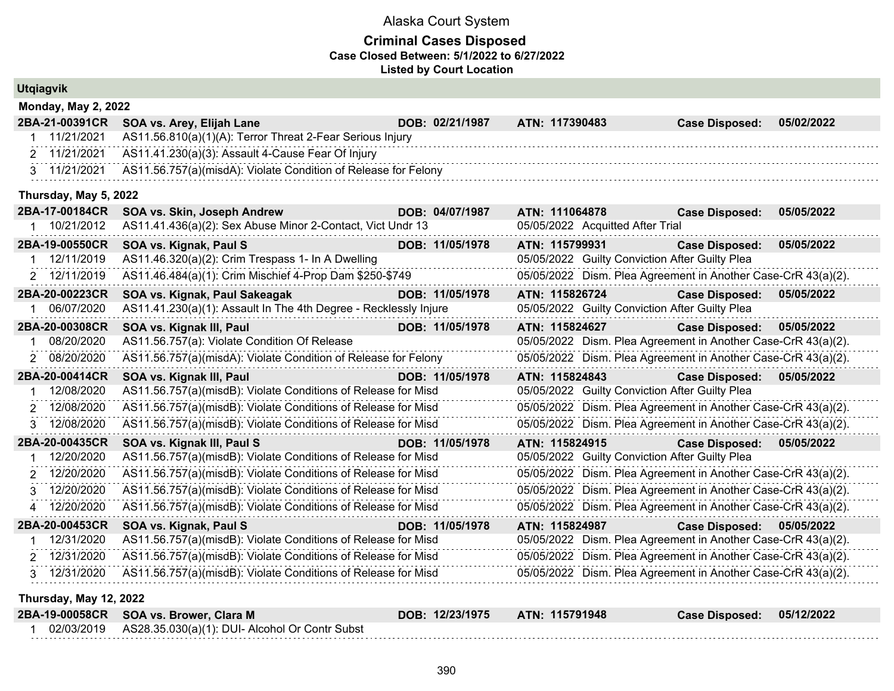# Alaska Court System

## Criminal Cases Disposed

**Case Closed Between: 5/1/2022 to 6/27/2022**

**Listed by Court Location**

### Utqiagvik

#### Monday, May 2, 2022

**2BA-21-00391CR** | **SOA vs. Arey, Elijah Lane** | **DOB: 02/21/1987** | **ATN: 117390483** | **Case Disposed: 05/02/2022**

| # | Date | Charge | Disposition |
|---|---|---|---|
| 1 | 11/21/2021 | AS11.56.810(a)(1)(A): Terror Threat 2-Fear Serious Injury | |
| 2 | 11/21/2021 | AS11.41.230(a)(3): Assault 4-Cause Fear Of Injury | |
| 3 | 11/21/2021 | AS11.56.757(a)(misdA): Violate Condition of Release for Felony | |

#### Thursday, May 5, 2022

**2BA-17-00184CR** | **SOA vs. Skin, Joseph Andrew** | **DOB: 04/07/1987** | **ATN: 111064878** | **Case Disposed: 05/05/2022**

| # | Date | Charge | Disposition |
|---|---|---|---|
| 1 | 10/21/2012 | AS11.41.436(a)(2): Sex Abuse Minor 2-Contact, Vict Undr 13 | 05/05/2022 Acquitted After Trial |

**2BA-19-00550CR** | **SOA vs. Kignak, Paul S** | **DOB: 11/05/1978** | **ATN: 115799931** | **Case Disposed: 05/05/2022**

| # | Date | Charge | Disposition |
|---|---|---|---|
| 1 | 12/11/2019 | AS11.46.320(a)(2): Crim Trespass 1- In A Dwelling | 05/05/2022 Guilty Conviction After Guilty Plea |
| 2 | 12/11/2019 | AS11.46.484(a)(1): Crim Mischief 4-Prop Dam $250-$749 | 05/05/2022 Dism. Plea Agreement in Another Case-CrR 43(a)(2). |

**2BA-20-00223CR** | **SOA vs. Kignak, Paul Sakeagak** | **DOB: 11/05/1978** | **ATN: 115826724** | **Case Disposed: 05/05/2022**

| # | Date | Charge | Disposition |
|---|---|---|---|
| 1 | 06/07/2020 | AS11.41.230(a)(1): Assault In The 4th Degree - Recklessly Injure | 05/05/2022 Guilty Conviction After Guilty Plea |

**2BA-20-00308CR** | **SOA vs. Kignak III, Paul** | **DOB: 11/05/1978** | **ATN: 115824627** | **Case Disposed: 05/05/2022**

| # | Date | Charge | Disposition |
|---|---|---|---|
| 1 | 08/20/2020 | AS11.56.757(a): Violate Condition Of Release | 05/05/2022 Dism. Plea Agreement in Another Case-CrR 43(a)(2). |
| 2 | 08/20/2020 | AS11.56.757(a)(misdA): Violate Condition of Release for Felony | 05/05/2022 Dism. Plea Agreement in Another Case-CrR 43(a)(2). |

**2BA-20-00414CR** | **SOA vs. Kignak III, Paul** | **DOB: 11/05/1978** | **ATN: 115824843** | **Case Disposed: 05/05/2022**

| # | Date | Charge | Disposition |
|---|---|---|---|
| 1 | 12/08/2020 | AS11.56.757(a)(misdB): Violate Conditions of Release for Misd | 05/05/2022 Guilty Conviction After Guilty Plea |
| 2 | 12/08/2020 | AS11.56.757(a)(misdB): Violate Conditions of Release for Misd | 05/05/2022 Dism. Plea Agreement in Another Case-CrR 43(a)(2). |
| 3 | 12/08/2020 | AS11.56.757(a)(misdB): Violate Conditions of Release for Misd | 05/05/2022 Dism. Plea Agreement in Another Case-CrR 43(a)(2). |

**2BA-20-00435CR** | **SOA vs. Kignak III, Paul S** | **DOB: 11/05/1978** | **ATN: 115824915** | **Case Disposed: 05/05/2022**

| # | Date | Charge | Disposition |
|---|---|---|---|
| 1 | 12/20/2020 | AS11.56.757(a)(misdB): Violate Conditions of Release for Misd | 05/05/2022 Guilty Conviction After Guilty Plea |
| 2 | 12/20/2020 | AS11.56.757(a)(misdB): Violate Conditions of Release for Misd | 05/05/2022 Dism. Plea Agreement in Another Case-CrR 43(a)(2). |
| 3 | 12/20/2020 | AS11.56.757(a)(misdB): Violate Conditions of Release for Misd | 05/05/2022 Dism. Plea Agreement in Another Case-CrR 43(a)(2). |
| 4 | 12/20/2020 | AS11.56.757(a)(misdB): Violate Conditions of Release for Misd | 05/05/2022 Dism. Plea Agreement in Another Case-CrR 43(a)(2). |

**2BA-20-00453CR** | **SOA vs. Kignak, Paul S** | **DOB: 11/05/1978** | **ATN: 115824987** | **Case Disposed: 05/05/2022**

| # | Date | Charge | Disposition |
|---|---|---|---|
| 1 | 12/31/2020 | AS11.56.757(a)(misdB): Violate Conditions of Release for Misd | 05/05/2022 Dism. Plea Agreement in Another Case-CrR 43(a)(2). |
| 2 | 12/31/2020 | AS11.56.757(a)(misdB): Violate Conditions of Release for Misd | 05/05/2022 Dism. Plea Agreement in Another Case-CrR 43(a)(2). |
| 3 | 12/31/2020 | AS11.56.757(a)(misdB): Violate Conditions of Release for Misd | 05/05/2022 Dism. Plea Agreement in Another Case-CrR 43(a)(2). |

#### Thursday, May 12, 2022

**2BA-19-00058CR** | **SOA vs. Brower, Clara M** | **DOB: 12/23/1975** | **ATN: 115791948** | **Case Disposed: 05/12/2022**

| # | Date | Charge | Disposition |
|---|---|---|---|
| 1 | 02/03/2019 | AS28.35.030(a)(1): DUI- Alcohol Or Contr Subst | |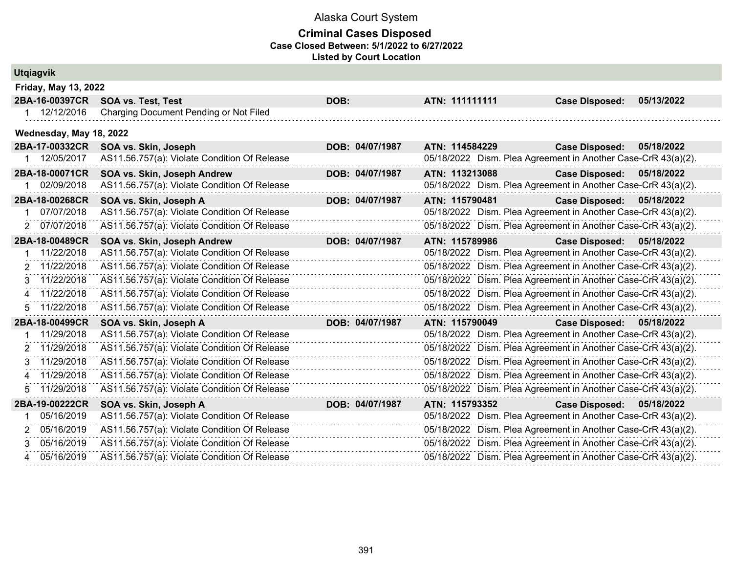# Alaska Court System

## Criminal Cases Disposed

### Case Closed Between: 5/1/2022 to 6/27/2022

### Listed by Court Location

## Utqiagvik

### Friday, May 13, 2022

| Case | Name | DOB | ATN | Case Disposed |
|---|---|---|---|---|
| 2BA-16-00397CR | SOA vs. Test, Test | DOB: | ATN: 111111111 | 05/13/2022 |

| # | Date | Charge | Disposition Date | Disposition |
|---|---|---|---|---|
| 1 | 12/12/2016 | Charging Document Pending or Not Filed | | |

### Wednesday, May 18, 2022

| Case | Name | DOB | ATN | Case Disposed |
|---|---|---|---|---|
| 2BA-17-00332CR | SOA vs. Skin, Joseph | DOB: 04/07/1987 | ATN: 114584229 | 05/18/2022 |

| # | Date | Charge | Disposition Date | Disposition |
|---|---|---|---|---|
| 1 | 12/05/2017 | AS11.56.757(a): Violate Condition Of Release | 05/18/2022 | Dism. Plea Agreement in Another Case-CrR 43(a)(2). |

| Case | Name | DOB | ATN | Case Disposed |
|---|---|---|---|---|
| 2BA-18-00071CR | SOA vs. Skin, Joseph Andrew | DOB: 04/07/1987 | ATN: 113213088 | 05/18/2022 |

| # | Date | Charge | Disposition Date | Disposition |
|---|---|---|---|---|
| 1 | 02/09/2018 | AS11.56.757(a): Violate Condition Of Release | 05/18/2022 | Dism. Plea Agreement in Another Case-CrR 43(a)(2). |

| Case | Name | DOB | ATN | Case Disposed |
|---|---|---|---|---|
| 2BA-18-00268CR | SOA vs. Skin, Joseph A | DOB: 04/07/1987 | ATN: 115790481 | 05/18/2022 |

| # | Date | Charge | Disposition Date | Disposition |
|---|---|---|---|---|
| 1 | 07/07/2018 | AS11.56.757(a): Violate Condition Of Release | 05/18/2022 | Dism. Plea Agreement in Another Case-CrR 43(a)(2). |
| 2 | 07/07/2018 | AS11.56.757(a): Violate Condition Of Release | 05/18/2022 | Dism. Plea Agreement in Another Case-CrR 43(a)(2). |

| Case | Name | DOB | ATN | Case Disposed |
|---|---|---|---|---|
| 2BA-18-00489CR | SOA vs. Skin, Joseph Andrew | DOB: 04/07/1987 | ATN: 115789986 | 05/18/2022 |

| # | Date | Charge | Disposition Date | Disposition |
|---|---|---|---|---|
| 1 | 11/22/2018 | AS11.56.757(a): Violate Condition Of Release | 05/18/2022 | Dism. Plea Agreement in Another Case-CrR 43(a)(2). |
| 2 | 11/22/2018 | AS11.56.757(a): Violate Condition Of Release | 05/18/2022 | Dism. Plea Agreement in Another Case-CrR 43(a)(2). |
| 3 | 11/22/2018 | AS11.56.757(a): Violate Condition Of Release | 05/18/2022 | Dism. Plea Agreement in Another Case-CrR 43(a)(2). |
| 4 | 11/22/2018 | AS11.56.757(a): Violate Condition Of Release | 05/18/2022 | Dism. Plea Agreement in Another Case-CrR 43(a)(2). |
| 5 | 11/22/2018 | AS11.56.757(a): Violate Condition Of Release | 05/18/2022 | Dism. Plea Agreement in Another Case-CrR 43(a)(2). |

| Case | Name | DOB | ATN | Case Disposed |
|---|---|---|---|---|
| 2BA-18-00499CR | SOA vs. Skin, Joseph A | DOB: 04/07/1987 | ATN: 115790049 | 05/18/2022 |

| # | Date | Charge | Disposition Date | Disposition |
|---|---|---|---|---|
| 1 | 11/29/2018 | AS11.56.757(a): Violate Condition Of Release | 05/18/2022 | Dism. Plea Agreement in Another Case-CrR 43(a)(2). |
| 2 | 11/29/2018 | AS11.56.757(a): Violate Condition Of Release | 05/18/2022 | Dism. Plea Agreement in Another Case-CrR 43(a)(2). |
| 3 | 11/29/2018 | AS11.56.757(a): Violate Condition Of Release | 05/18/2022 | Dism. Plea Agreement in Another Case-CrR 43(a)(2). |
| 4 | 11/29/2018 | AS11.56.757(a): Violate Condition Of Release | 05/18/2022 | Dism. Plea Agreement in Another Case-CrR 43(a)(2). |
| 5 | 11/29/2018 | AS11.56.757(a): Violate Condition Of Release | 05/18/2022 | Dism. Plea Agreement in Another Case-CrR 43(a)(2). |

| Case | Name | DOB | ATN | Case Disposed |
|---|---|---|---|---|
| 2BA-19-00222CR | SOA vs. Skin, Joseph A | DOB: 04/07/1987 | ATN: 115793352 | 05/18/2022 |

| # | Date | Charge | Disposition Date | Disposition |
|---|---|---|---|---|
| 1 | 05/16/2019 | AS11.56.757(a): Violate Condition Of Release | 05/18/2022 | Dism. Plea Agreement in Another Case-CrR 43(a)(2). |
| 2 | 05/16/2019 | AS11.56.757(a): Violate Condition Of Release | 05/18/2022 | Dism. Plea Agreement in Another Case-CrR 43(a)(2). |
| 3 | 05/16/2019 | AS11.56.757(a): Violate Condition Of Release | 05/18/2022 | Dism. Plea Agreement in Another Case-CrR 43(a)(2). |
| 4 | 05/16/2019 | AS11.56.757(a): Violate Condition Of Release | 05/18/2022 | Dism. Plea Agreement in Another Case-CrR 43(a)(2). |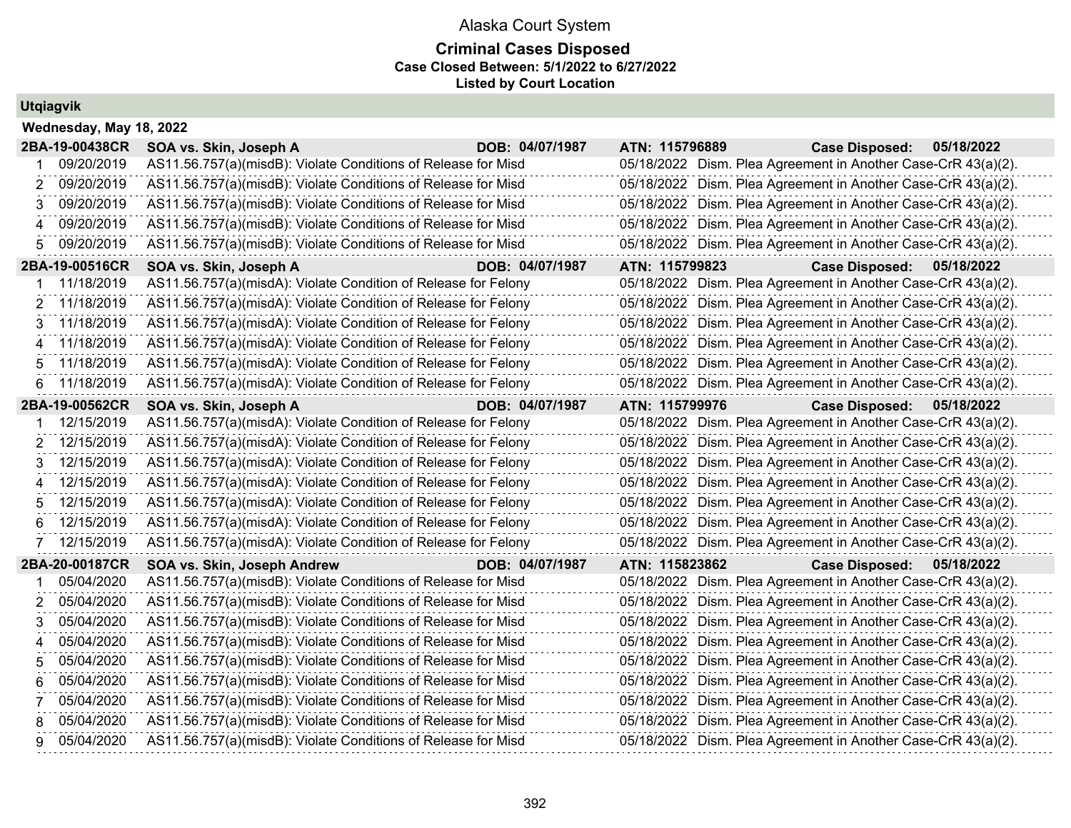# Alaska Court System

## Criminal Cases Disposed

### Case Closed Between: 5/1/2022 to 6/27/2022

### Listed by Court Location

**Utqiagvik**

**Wednesday, May 18, 2022**

| 2BA-19-00438CR | SOA vs. Skin, Joseph A | DOB: 04/07/1987 | ATN: 115796889 | Case Disposed: 05/18/2022 |
|---|---|---|---|---|
| 1 | 09/20/2019 | AS11.56.757(a)(misdB): Violate Conditions of Release for Misd | 05/18/2022 | Dism. Plea Agreement in Another Case-CrR 43(a)(2). |
| 2 | 09/20/2019 | AS11.56.757(a)(misdB): Violate Conditions of Release for Misd | 05/18/2022 | Dism. Plea Agreement in Another Case-CrR 43(a)(2). |
| 3 | 09/20/2019 | AS11.56.757(a)(misdB): Violate Conditions of Release for Misd | 05/18/2022 | Dism. Plea Agreement in Another Case-CrR 43(a)(2). |
| 4 | 09/20/2019 | AS11.56.757(a)(misdB): Violate Conditions of Release for Misd | 05/18/2022 | Dism. Plea Agreement in Another Case-CrR 43(a)(2). |
| 5 | 09/20/2019 | AS11.56.757(a)(misdB): Violate Conditions of Release for Misd | 05/18/2022 | Dism. Plea Agreement in Another Case-CrR 43(a)(2). |

| 2BA-19-00516CR | SOA vs. Skin, Joseph A | DOB: 04/07/1987 | ATN: 115799823 | Case Disposed: 05/18/2022 |
|---|---|---|---|---|
| 1 | 11/18/2019 | AS11.56.757(a)(misdA): Violate Condition of Release for Felony | 05/18/2022 | Dism. Plea Agreement in Another Case-CrR 43(a)(2). |
| 2 | 11/18/2019 | AS11.56.757(a)(misdA): Violate Condition of Release for Felony | 05/18/2022 | Dism. Plea Agreement in Another Case-CrR 43(a)(2). |
| 3 | 11/18/2019 | AS11.56.757(a)(misdA): Violate Condition of Release for Felony | 05/18/2022 | Dism. Plea Agreement in Another Case-CrR 43(a)(2). |
| 4 | 11/18/2019 | AS11.56.757(a)(misdA): Violate Condition of Release for Felony | 05/18/2022 | Dism. Plea Agreement in Another Case-CrR 43(a)(2). |
| 5 | 11/18/2019 | AS11.56.757(a)(misdA): Violate Condition of Release for Felony | 05/18/2022 | Dism. Plea Agreement in Another Case-CrR 43(a)(2). |
| 6 | 11/18/2019 | AS11.56.757(a)(misdA): Violate Condition of Release for Felony | 05/18/2022 | Dism. Plea Agreement in Another Case-CrR 43(a)(2). |

| 2BA-19-00562CR | SOA vs. Skin, Joseph A | DOB: 04/07/1987 | ATN: 115799976 | Case Disposed: 05/18/2022 |
|---|---|---|---|---|
| 1 | 12/15/2019 | AS11.56.757(a)(misdA): Violate Condition of Release for Felony | 05/18/2022 | Dism. Plea Agreement in Another Case-CrR 43(a)(2). |
| 2 | 12/15/2019 | AS11.56.757(a)(misdA): Violate Condition of Release for Felony | 05/18/2022 | Dism. Plea Agreement in Another Case-CrR 43(a)(2). |
| 3 | 12/15/2019 | AS11.56.757(a)(misdA): Violate Condition of Release for Felony | 05/18/2022 | Dism. Plea Agreement in Another Case-CrR 43(a)(2). |
| 4 | 12/15/2019 | AS11.56.757(a)(misdA): Violate Condition of Release for Felony | 05/18/2022 | Dism. Plea Agreement in Another Case-CrR 43(a)(2). |
| 5 | 12/15/2019 | AS11.56.757(a)(misdA): Violate Condition of Release for Felony | 05/18/2022 | Dism. Plea Agreement in Another Case-CrR 43(a)(2). |
| 6 | 12/15/2019 | AS11.56.757(a)(misdA): Violate Condition of Release for Felony | 05/18/2022 | Dism. Plea Agreement in Another Case-CrR 43(a)(2). |
| 7 | 12/15/2019 | AS11.56.757(a)(misdA): Violate Condition of Release for Felony | 05/18/2022 | Dism. Plea Agreement in Another Case-CrR 43(a)(2). |

| 2BA-20-00187CR | SOA vs. Skin, Joseph Andrew | DOB: 04/07/1987 | ATN: 115823862 | Case Disposed: 05/18/2022 |
|---|---|---|---|---|
| 1 | 05/04/2020 | AS11.56.757(a)(misdB): Violate Conditions of Release for Misd | 05/18/2022 | Dism. Plea Agreement in Another Case-CrR 43(a)(2). |
| 2 | 05/04/2020 | AS11.56.757(a)(misdB): Violate Conditions of Release for Misd | 05/18/2022 | Dism. Plea Agreement in Another Case-CrR 43(a)(2). |
| 3 | 05/04/2020 | AS11.56.757(a)(misdB): Violate Conditions of Release for Misd | 05/18/2022 | Dism. Plea Agreement in Another Case-CrR 43(a)(2). |
| 4 | 05/04/2020 | AS11.56.757(a)(misdB): Violate Conditions of Release for Misd | 05/18/2022 | Dism. Plea Agreement in Another Case-CrR 43(a)(2). |
| 5 | 05/04/2020 | AS11.56.757(a)(misdB): Violate Conditions of Release for Misd | 05/18/2022 | Dism. Plea Agreement in Another Case-CrR 43(a)(2). |
| 6 | 05/04/2020 | AS11.56.757(a)(misdB): Violate Conditions of Release for Misd | 05/18/2022 | Dism. Plea Agreement in Another Case-CrR 43(a)(2). |
| 7 | 05/04/2020 | AS11.56.757(a)(misdB): Violate Conditions of Release for Misd | 05/18/2022 | Dism. Plea Agreement in Another Case-CrR 43(a)(2). |
| 8 | 05/04/2020 | AS11.56.757(a)(misdB): Violate Conditions of Release for Misd | 05/18/2022 | Dism. Plea Agreement in Another Case-CrR 43(a)(2). |
| 9 | 05/04/2020 | AS11.56.757(a)(misdB): Violate Conditions of Release for Misd | 05/18/2022 | Dism. Plea Agreement in Another Case-CrR 43(a)(2). |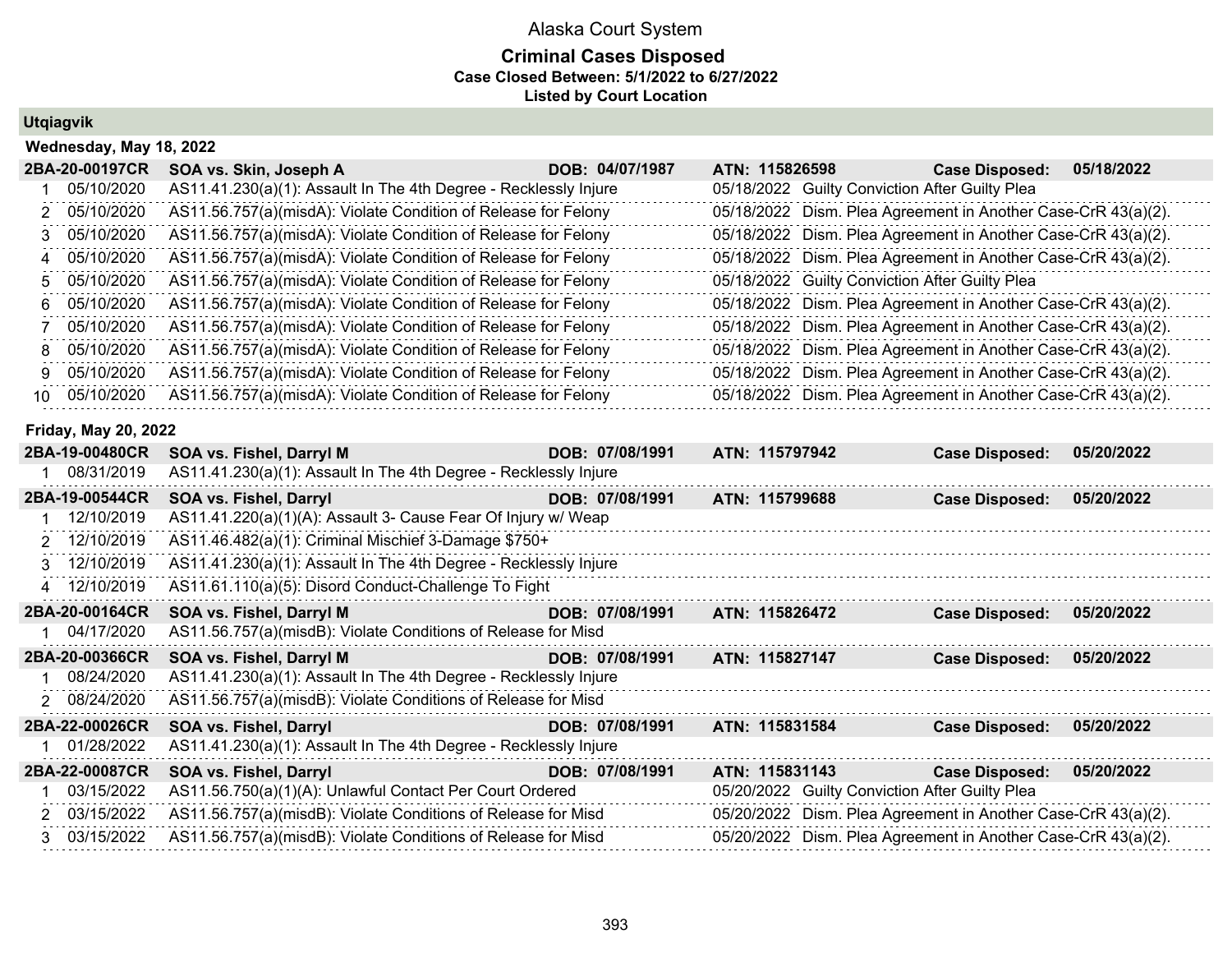# Alaska Court System

## Criminal Cases Disposed

**Case Closed Between: 5/1/2022 to 6/27/2022**

**Listed by Court Location**

### Utqiagvik

#### Wednesday, May 18, 2022

**2BA-20-00197CR** | **SOA vs. Skin, Joseph A** | **DOB: 04/07/1987** | **ATN: 115826598** | **Case Disposed: 05/18/2022**

| # | Date | Charge | Disposition Date | Disposition |
|---|---|---|---|---|
| 1 | 05/10/2020 | AS11.41.230(a)(1): Assault In The 4th Degree - Recklessly Injure | 05/18/2022 | Guilty Conviction After Guilty Plea |
| 2 | 05/10/2020 | AS11.56.757(a)(misdA): Violate Condition of Release for Felony | 05/18/2022 | Dism. Plea Agreement in Another Case-CrR 43(a)(2). |
| 3 | 05/10/2020 | AS11.56.757(a)(misdA): Violate Condition of Release for Felony | 05/18/2022 | Dism. Plea Agreement in Another Case-CrR 43(a)(2). |
| 4 | 05/10/2020 | AS11.56.757(a)(misdA): Violate Condition of Release for Felony | 05/18/2022 | Dism. Plea Agreement in Another Case-CrR 43(a)(2). |
| 5 | 05/10/2020 | AS11.56.757(a)(misdA): Violate Condition of Release for Felony | 05/18/2022 | Guilty Conviction After Guilty Plea |
| 6 | 05/10/2020 | AS11.56.757(a)(misdA): Violate Condition of Release for Felony | 05/18/2022 | Dism. Plea Agreement in Another Case-CrR 43(a)(2). |
| 7 | 05/10/2020 | AS11.56.757(a)(misdA): Violate Condition of Release for Felony | 05/18/2022 | Dism. Plea Agreement in Another Case-CrR 43(a)(2). |
| 8 | 05/10/2020 | AS11.56.757(a)(misdA): Violate Condition of Release for Felony | 05/18/2022 | Dism. Plea Agreement in Another Case-CrR 43(a)(2). |
| 9 | 05/10/2020 | AS11.56.757(a)(misdA): Violate Condition of Release for Felony | 05/18/2022 | Dism. Plea Agreement in Another Case-CrR 43(a)(2). |
| 10 | 05/10/2020 | AS11.56.757(a)(misdA): Violate Condition of Release for Felony | 05/18/2022 | Dism. Plea Agreement in Another Case-CrR 43(a)(2). |

#### Friday, May 20, 2022

**2BA-19-00480CR** | **SOA vs. Fishel, Darryl M** | **DOB: 07/08/1991** | **ATN: 115797942** | **Case Disposed: 05/20/2022**

| # | Date | Charge | Disposition Date | Disposition |
|---|---|---|---|---|
| 1 | 08/31/2019 | AS11.41.230(a)(1): Assault In The 4th Degree - Recklessly Injure | | |

**2BA-19-00544CR** | **SOA vs. Fishel, Darryl** | **DOB: 07/08/1991** | **ATN: 115799688** | **Case Disposed: 05/20/2022**

| # | Date | Charge | Disposition Date | Disposition |
|---|---|---|---|---|
| 1 | 12/10/2019 | AS11.41.220(a)(1)(A): Assault 3- Cause Fear Of Injury w/ Weap | | |
| 2 | 12/10/2019 | AS11.46.482(a)(1): Criminal Mischief 3-Damage $750+ | | |
| 3 | 12/10/2019 | AS11.41.230(a)(1): Assault In The 4th Degree - Recklessly Injure | | |
| 4 | 12/10/2019 | AS11.61.110(a)(5): Disord Conduct-Challenge To Fight | | |

**2BA-20-00164CR** | **SOA vs. Fishel, Darryl M** | **DOB: 07/08/1991** | **ATN: 115826472** | **Case Disposed: 05/20/2022**

| # | Date | Charge | Disposition Date | Disposition |
|---|---|---|---|---|
| 1 | 04/17/2020 | AS11.56.757(a)(misdB): Violate Conditions of Release for Misd | | |

**2BA-20-00366CR** | **SOA vs. Fishel, Darryl M** | **DOB: 07/08/1991** | **ATN: 115827147** | **Case Disposed: 05/20/2022**

| # | Date | Charge | Disposition Date | Disposition |
|---|---|---|---|---|
| 1 | 08/24/2020 | AS11.41.230(a)(1): Assault In The 4th Degree - Recklessly Injure | | |
| 2 | 08/24/2020 | AS11.56.757(a)(misdB): Violate Conditions of Release for Misd | | |

**2BA-22-00026CR** | **SOA vs. Fishel, Darryl** | **DOB: 07/08/1991** | **ATN: 115831584** | **Case Disposed: 05/20/2022**

| # | Date | Charge | Disposition Date | Disposition |
|---|---|---|---|---|
| 1 | 01/28/2022 | AS11.41.230(a)(1): Assault In The 4th Degree - Recklessly Injure | | |

**2BA-22-00087CR** | **SOA vs. Fishel, Darryl** | **DOB: 07/08/1991** | **ATN: 115831143** | **Case Disposed: 05/20/2022**

| # | Date | Charge | Disposition Date | Disposition |
|---|---|---|---|---|
| 1 | 03/15/2022 | AS11.56.750(a)(1)(A): Unlawful Contact Per Court Ordered | 05/20/2022 | Guilty Conviction After Guilty Plea |
| 2 | 03/15/2022 | AS11.56.757(a)(misdB): Violate Conditions of Release for Misd | 05/20/2022 | Dism. Plea Agreement in Another Case-CrR 43(a)(2). |
| 3 | 03/15/2022 | AS11.56.757(a)(misdB): Violate Conditions of Release for Misd | 05/20/2022 | Dism. Plea Agreement in Another Case-CrR 43(a)(2). |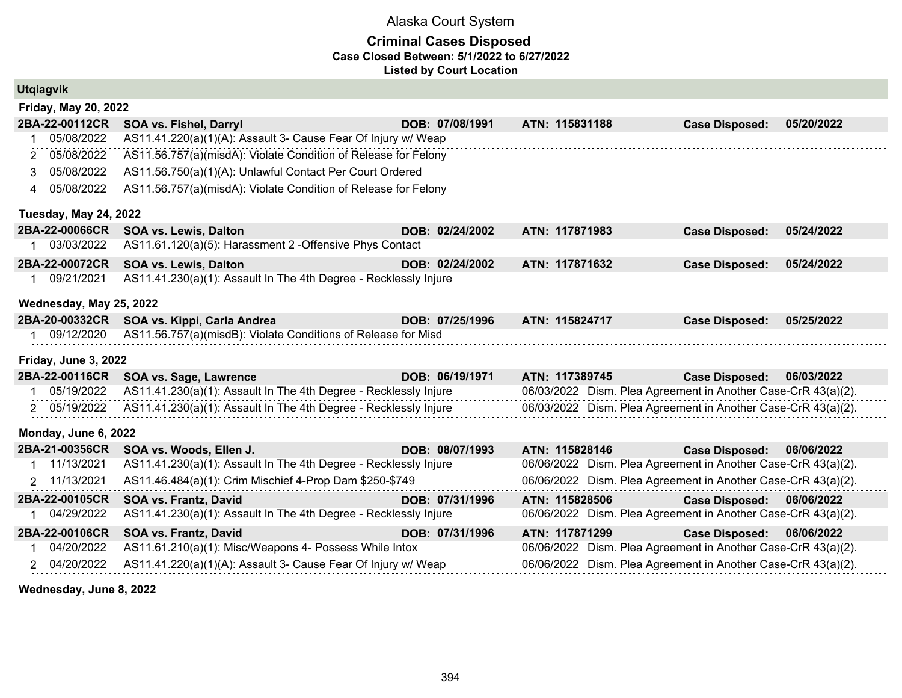# Alaska Court System

## Criminal Cases Disposed

**Case Closed Between: 5/1/2022 to 6/27/2022**

**Listed by Court Location**

### Utqiagvik

**Friday, May 20, 2022**

| | | | | | |
|---|---|---|---|---|---|
| **2BA-22-00112CR** | **SOA vs. Fishel, Darryl** | **DOB: 07/08/1991** | **ATN: 115831188** | **Case Disposed:** | **05/20/2022** |
| 1 05/08/2022 | AS11.41.220(a)(1)(A): Assault 3- Cause Fear Of Injury w/ Weap | | | | |
| 2 05/08/2022 | AS11.56.757(a)(misdA): Violate Condition of Release for Felony | | | | |
| 3 05/08/2022 | AS11.56.750(a)(1)(A): Unlawful Contact Per Court Ordered | | | | |
| 4 05/08/2022 | AS11.56.757(a)(misdA): Violate Condition of Release for Felony | | | | |

**Tuesday, May 24, 2022**

| | | | | | |
|---|---|---|---|---|---|
| **2BA-22-00066CR** | **SOA vs. Lewis, Dalton** | **DOB: 02/24/2002** | **ATN: 117871983** | **Case Disposed:** | **05/24/2022** |
| 1 03/03/2022 | AS11.61.120(a)(5): Harassment 2 -Offensive Phys Contact | | | | |
| **2BA-22-00072CR** | **SOA vs. Lewis, Dalton** | **DOB: 02/24/2002** | **ATN: 117871632** | **Case Disposed:** | **05/24/2022** |
| 1 09/21/2021 | AS11.41.230(a)(1): Assault In The 4th Degree - Recklessly Injure | | | | |

**Wednesday, May 25, 2022**

| | | | | | |
|---|---|---|---|---|---|
| **2BA-20-00332CR** | **SOA vs. Kippi, Carla Andrea** | **DOB: 07/25/1996** | **ATN: 115824717** | **Case Disposed:** | **05/25/2022** |
| 1 09/12/2020 | AS11.56.757(a)(misdB): Violate Conditions of Release for Misd | | | | |

**Friday, June 3, 2022**

| | | | | | |
|---|---|---|---|---|---|
| **2BA-22-00116CR** | **SOA vs. Sage, Lawrence** | **DOB: 06/19/1971** | **ATN: 117389745** | **Case Disposed:** | **06/03/2022** |
| 1 05/19/2022 | AS11.41.230(a)(1): Assault In The 4th Degree - Recklessly Injure | | 06/03/2022 | Dism. Plea Agreement in Another Case-CrR 43(a)(2). | |
| 2 05/19/2022 | AS11.41.230(a)(1): Assault In The 4th Degree - Recklessly Injure | | 06/03/2022 | Dism. Plea Agreement in Another Case-CrR 43(a)(2). | |

**Monday, June 6, 2022**

| | | | | | |
|---|---|---|---|---|---|
| **2BA-21-00356CR** | **SOA vs. Woods, Ellen J.** | **DOB: 08/07/1993** | **ATN: 115828146** | **Case Disposed:** | **06/06/2022** |
| 1 11/13/2021 | AS11.41.230(a)(1): Assault In The 4th Degree - Recklessly Injure | | 06/06/2022 | Dism. Plea Agreement in Another Case-CrR 43(a)(2). | |
| 2 11/13/2021 | AS11.46.484(a)(1): Crim Mischief 4-Prop Dam $250-$749 | | 06/06/2022 | Dism. Plea Agreement in Another Case-CrR 43(a)(2). | |
| **2BA-22-00105CR** | **SOA vs. Frantz, David** | **DOB: 07/31/1996** | **ATN: 115828506** | **Case Disposed:** | **06/06/2022** |
| 1 04/29/2022 | AS11.41.230(a)(1): Assault In The 4th Degree - Recklessly Injure | | 06/06/2022 | Dism. Plea Agreement in Another Case-CrR 43(a)(2). | |
| **2BA-22-00106CR** | **SOA vs. Frantz, David** | **DOB: 07/31/1996** | **ATN: 117871299** | **Case Disposed:** | **06/06/2022** |
| 1 04/20/2022 | AS11.61.210(a)(1): Misc/Weapons 4- Possess While Intox | | 06/06/2022 | Dism. Plea Agreement in Another Case-CrR 43(a)(2). | |
| 2 04/20/2022 | AS11.41.220(a)(1)(A): Assault 3- Cause Fear Of Injury w/ Weap | | 06/06/2022 | Dism. Plea Agreement in Another Case-CrR 43(a)(2). | |

**Wednesday, June 8, 2022**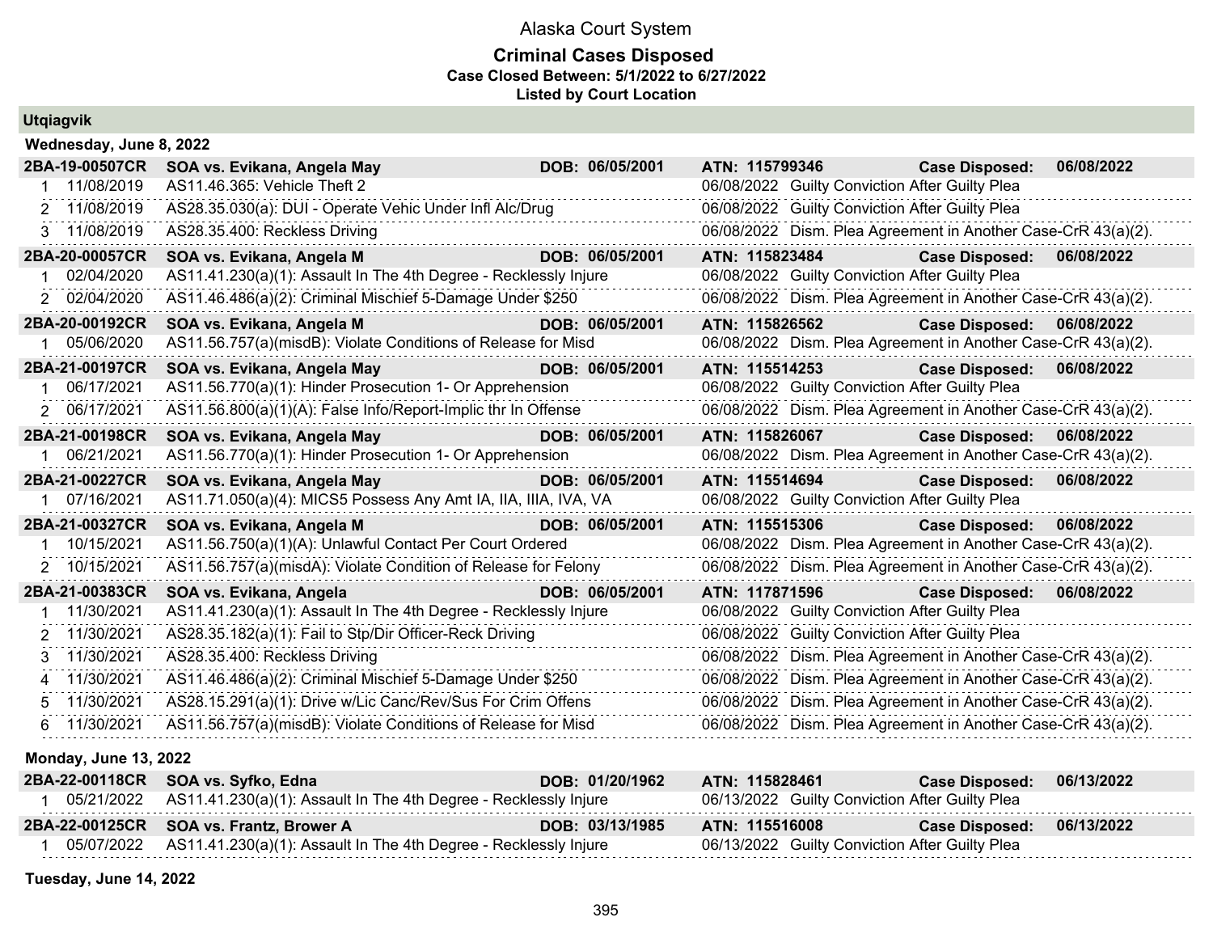# Alaska Court System

## Criminal Cases Disposed

**Case Closed Between: 5/1/2022 to 6/27/2022**

**Listed by Court Location**

### Utqiagvik

**Wednesday, June 8, 2022**

| | | | | | |
|---|---|---|---|---|---|
| **2BA-19-00507CR** | **SOA vs. Evikana, Angela May** | **DOB: 06/05/2001** | **ATN: 115799346** | **Case Disposed:** | **06/08/2022** |
| 1 11/08/2019 | AS11.46.365: Vehicle Theft 2 | | 06/08/2022 Guilty Conviction After Guilty Plea | | |
| 2 11/08/2019 | AS28.35.030(a): DUI - Operate Vehic Under Infl Alc/Drug | | 06/08/2022 Guilty Conviction After Guilty Plea | | |
| 3 11/08/2019 | AS28.35.400: Reckless Driving | | 06/08/2022 Dism. Plea Agreement in Another Case-CrR 43(a)(2). | | |
| **2BA-20-00057CR** | **SOA vs. Evikana, Angela M** | **DOB: 06/05/2001** | **ATN: 115823484** | **Case Disposed:** | **06/08/2022** |
| 1 02/04/2020 | AS11.41.230(a)(1): Assault In The 4th Degree - Recklessly Injure | | 06/08/2022 Guilty Conviction After Guilty Plea | | |
| 2 02/04/2020 | AS11.46.486(a)(2): Criminal Mischief 5-Damage Under $250 | | 06/08/2022 Dism. Plea Agreement in Another Case-CrR 43(a)(2). | | |
| **2BA-20-00192CR** | **SOA vs. Evikana, Angela M** | **DOB: 06/05/2001** | **ATN: 115826562** | **Case Disposed:** | **06/08/2022** |
| 1 05/06/2020 | AS11.56.757(a)(misdB): Violate Conditions of Release for Misd | | 06/08/2022 Dism. Plea Agreement in Another Case-CrR 43(a)(2). | | |
| **2BA-21-00197CR** | **SOA vs. Evikana, Angela May** | **DOB: 06/05/2001** | **ATN: 115514253** | **Case Disposed:** | **06/08/2022** |
| 1 06/17/2021 | AS11.56.770(a)(1): Hinder Prosecution 1- Or Apprehension | | 06/08/2022 Guilty Conviction After Guilty Plea | | |
| 2 06/17/2021 | AS11.56.800(a)(1)(A): False Info/Report-Implic thr In Offense | | 06/08/2022 Dism. Plea Agreement in Another Case-CrR 43(a)(2). | | |
| **2BA-21-00198CR** | **SOA vs. Evikana, Angela May** | **DOB: 06/05/2001** | **ATN: 115826067** | **Case Disposed:** | **06/08/2022** |
| 1 06/21/2021 | AS11.56.770(a)(1): Hinder Prosecution 1- Or Apprehension | | 06/08/2022 Dism. Plea Agreement in Another Case-CrR 43(a)(2). | | |
| **2BA-21-00227CR** | **SOA vs. Evikana, Angela May** | **DOB: 06/05/2001** | **ATN: 115514694** | **Case Disposed:** | **06/08/2022** |
| 1 07/16/2021 | AS11.71.050(a)(4): MICS5 Possess Any Amt IA, IIA, IIIA, IVA, VA | | 06/08/2022 Guilty Conviction After Guilty Plea | | |
| **2BA-21-00327CR** | **SOA vs. Evikana, Angela M** | **DOB: 06/05/2001** | **ATN: 115515306** | **Case Disposed:** | **06/08/2022** |
| 1 10/15/2021 | AS11.56.750(a)(1)(A): Unlawful Contact Per Court Ordered | | 06/08/2022 Dism. Plea Agreement in Another Case-CrR 43(a)(2). | | |
| 2 10/15/2021 | AS11.56.757(a)(misdA): Violate Condition of Release for Felony | | 06/08/2022 Dism. Plea Agreement in Another Case-CrR 43(a)(2). | | |
| **2BA-21-00383CR** | **SOA vs. Evikana, Angela** | **DOB: 06/05/2001** | **ATN: 117871596** | **Case Disposed:** | **06/08/2022** |
| 1 11/30/2021 | AS11.41.230(a)(1): Assault In The 4th Degree - Recklessly Injure | | 06/08/2022 Guilty Conviction After Guilty Plea | | |
| 2 11/30/2021 | AS28.35.182(a)(1): Fail to Stp/Dir Officer-Reck Driving | | 06/08/2022 Guilty Conviction After Guilty Plea | | |
| 3 11/30/2021 | AS28.35.400: Reckless Driving | | 06/08/2022 Dism. Plea Agreement in Another Case-CrR 43(a)(2). | | |
| 4 11/30/2021 | AS11.46.486(a)(2): Criminal Mischief 5-Damage Under $250 | | 06/08/2022 Dism. Plea Agreement in Another Case-CrR 43(a)(2). | | |
| 5 11/30/2021 | AS28.15.291(a)(1): Drive w/Lic Canc/Rev/Sus For Crim Offens | | 06/08/2022 Dism. Plea Agreement in Another Case-CrR 43(a)(2). | | |
| 6 11/30/2021 | AS11.56.757(a)(misdB): Violate Conditions of Release for Misd | | 06/08/2022 Dism. Plea Agreement in Another Case-CrR 43(a)(2). | | |

**Monday, June 13, 2022**

| | | | | | |
|---|---|---|---|---|---|
| **2BA-22-00118CR** | **SOA vs. Syfko, Edna** | **DOB: 01/20/1962** | **ATN: 115828461** | **Case Disposed:** | **06/13/2022** |
| 1 05/21/2022 | AS11.41.230(a)(1): Assault In The 4th Degree - Recklessly Injure | | 06/13/2022 Guilty Conviction After Guilty Plea | | |
| **2BA-22-00125CR** | **SOA vs. Frantz, Brower A** | **DOB: 03/13/1985** | **ATN: 115516008** | **Case Disposed:** | **06/13/2022** |
| 1 05/07/2022 | AS11.41.230(a)(1): Assault In The 4th Degree - Recklessly Injure | | 06/13/2022 Guilty Conviction After Guilty Plea | | |

**Tuesday, June 14, 2022**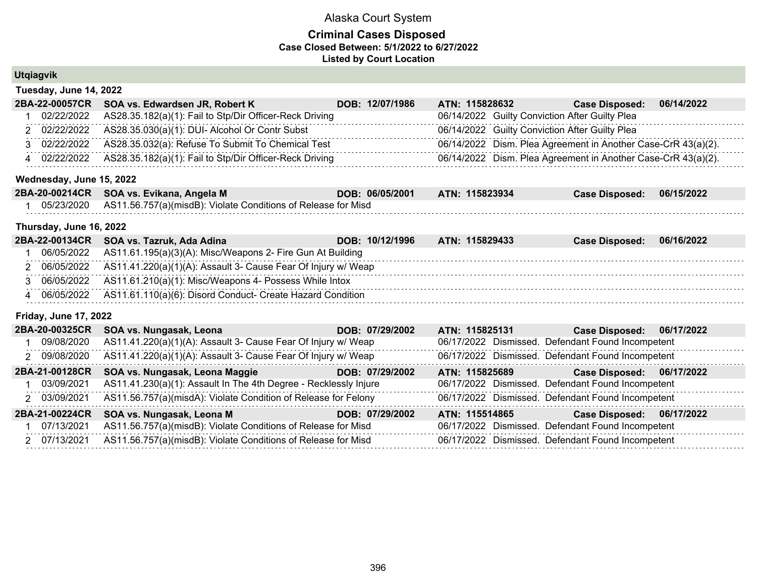# Alaska Court System

## Criminal Cases Disposed

**Case Closed Between: 5/1/2022 to 6/27/2022**

**Listed by Court Location**

### Utqiagvik

**Tuesday, June 14, 2022**

| | | | | |
|---|---|---|---|---|
| **2BA-22-00057CR** | **SOA vs. Edwardsen JR, Robert K** | **DOB: 12/07/1986** | **ATN: 115828632** | **Case Disposed: 06/14/2022** |
| 1 02/22/2022 | AS28.35.182(a)(1): Fail to Stp/Dir Officer-Reck Driving | | 06/14/2022 Guilty Conviction After Guilty Plea | |
| 2 02/22/2022 | AS28.35.030(a)(1): DUI- Alcohol Or Contr Subst | | 06/14/2022 Guilty Conviction After Guilty Plea | |
| 3 02/22/2022 | AS28.35.032(a): Refuse To Submit To Chemical Test | | 06/14/2022 Dism. Plea Agreement in Another Case-CrR 43(a)(2). | |
| 4 02/22/2022 | AS28.35.182(a)(1): Fail to Stp/Dir Officer-Reck Driving | | 06/14/2022 Dism. Plea Agreement in Another Case-CrR 43(a)(2). | |

**Wednesday, June 15, 2022**

| | | | | |
|---|---|---|---|---|
| **2BA-20-00214CR** | **SOA vs. Evikana, Angela M** | **DOB: 06/05/2001** | **ATN: 115823934** | **Case Disposed: 06/15/2022** |
| 1 05/23/2020 | AS11.56.757(a)(misdB): Violate Conditions of Release for Misd | | | |

**Thursday, June 16, 2022**

| | | | | |
|---|---|---|---|---|
| **2BA-22-00134CR** | **SOA vs. Tazruk, Ada Adina** | **DOB: 10/12/1996** | **ATN: 115829433** | **Case Disposed: 06/16/2022** |
| 1 06/05/2022 | AS11.61.195(a)(3)(A): Misc/Weapons 2- Fire Gun At Building | | | |
| 2 06/05/2022 | AS11.41.220(a)(1)(A): Assault 3- Cause Fear Of Injury w/ Weap | | | |
| 3 06/05/2022 | AS11.61.210(a)(1): Misc/Weapons 4- Possess While Intox | | | |
| 4 06/05/2022 | AS11.61.110(a)(6): Disord Conduct- Create Hazard Condition | | | |

**Friday, June 17, 2022**

| | | | | |
|---|---|---|---|---|
| **2BA-20-00325CR** | **SOA vs. Nungasak, Leona** | **DOB: 07/29/2002** | **ATN: 115825131** | **Case Disposed: 06/17/2022** |
| 1 09/08/2020 | AS11.41.220(a)(1)(A): Assault 3- Cause Fear Of Injury w/ Weap | | 06/17/2022 Dismissed. Defendant Found Incompetent | |
| 2 09/08/2020 | AS11.41.220(a)(1)(A): Assault 3- Cause Fear Of Injury w/ Weap | | 06/17/2022 Dismissed. Defendant Found Incompetent | |
| **2BA-21-00128CR** | **SOA vs. Nungasak, Leona Maggie** | **DOB: 07/29/2002** | **ATN: 115825689** | **Case Disposed: 06/17/2022** |
| 1 03/09/2021 | AS11.41.230(a)(1): Assault In The 4th Degree - Recklessly Injure | | 06/17/2022 Dismissed. Defendant Found Incompetent | |
| 2 03/09/2021 | AS11.56.757(a)(misdA): Violate Condition of Release for Felony | | 06/17/2022 Dismissed. Defendant Found Incompetent | |
| **2BA-21-00224CR** | **SOA vs. Nungasak, Leona M** | **DOB: 07/29/2002** | **ATN: 115514865** | **Case Disposed: 06/17/2022** |
| 1 07/13/2021 | AS11.56.757(a)(misdB): Violate Conditions of Release for Misd | | 06/17/2022 Dismissed. Defendant Found Incompetent | |
| 2 07/13/2021 | AS11.56.757(a)(misdB): Violate Conditions of Release for Misd | | 06/17/2022 Dismissed. Defendant Found Incompetent | |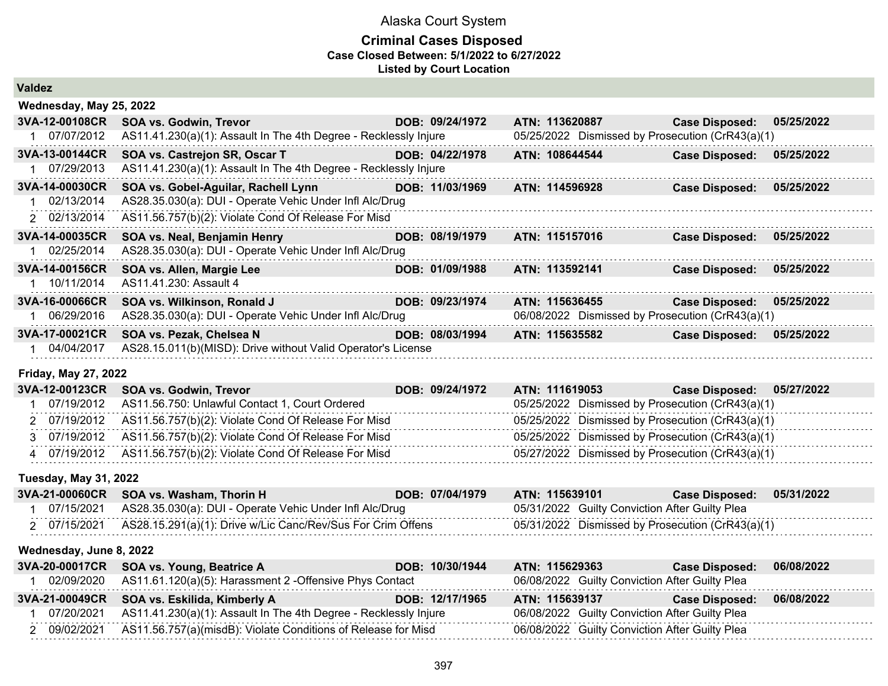# Alaska Court System

## Criminal Cases Disposed

**Case Closed Between: 5/1/2022 to 6/27/2022**

**Listed by Court Location**

### Valdez

#### Wednesday, May 25, 2022

**3VA-12-00108CR SOA vs. Godwin, Trevor** DOB: 09/24/1972 ATN: 113620887 Case Disposed: 05/25/2022

| # | Date | Charge | Disposition Date | Disposition |
|---|---|---|---|---|
| 1 | 07/07/2012 | AS11.41.230(a)(1): Assault In The 4th Degree - Recklessly Injure | 05/25/2022 | Dismissed by Prosecution (CrR43(a)(1) |

**3VA-13-00144CR SOA vs. Castrejon SR, Oscar T** DOB: 04/22/1978 ATN: 108644544 Case Disposed: 05/25/2022

| # | Date | Charge | Disposition Date | Disposition |
|---|---|---|---|---|
| 1 | 07/29/2013 | AS11.41.230(a)(1): Assault In The 4th Degree - Recklessly Injure | | |

**3VA-14-00030CR SOA vs. Gobel-Aguilar, Rachell Lynn** DOB: 11/03/1969 ATN: 114596928 Case Disposed: 05/25/2022

| # | Date | Charge | Disposition Date | Disposition |
|---|---|---|---|---|
| 1 | 02/13/2014 | AS28.35.030(a): DUI - Operate Vehic Under Infl Alc/Drug | | |
| 2 | 02/13/2014 | AS11.56.757(b)(2): Violate Cond Of Release For Misd | | |

**3VA-14-00035CR SOA vs. Neal, Benjamin Henry** DOB: 08/19/1979 ATN: 115157016 Case Disposed: 05/25/2022

| # | Date | Charge | Disposition Date | Disposition |
|---|---|---|---|---|
| 1 | 02/25/2014 | AS28.35.030(a): DUI - Operate Vehic Under Infl Alc/Drug | | |

**3VA-14-00156CR SOA vs. Allen, Margie Lee** DOB: 01/09/1988 ATN: 113592141 Case Disposed: 05/25/2022

| # | Date | Charge | Disposition Date | Disposition |
|---|---|---|---|---|
| 1 | 10/11/2014 | AS11.41.230: Assault 4 | | |

**3VA-16-00066CR SOA vs. Wilkinson, Ronald J** DOB: 09/23/1974 ATN: 115636455 Case Disposed: 05/25/2022

| # | Date | Charge | Disposition Date | Disposition |
|---|---|---|---|---|
| 1 | 06/29/2016 | AS28.35.030(a): DUI - Operate Vehic Under Infl Alc/Drug | 06/08/2022 | Dismissed by Prosecution (CrR43(a)(1) |

**3VA-17-00021CR SOA vs. Pezak, Chelsea N** DOB: 08/03/1994 ATN: 115635582 Case Disposed: 05/25/2022

| # | Date | Charge | Disposition Date | Disposition |
|---|---|---|---|---|
| 1 | 04/04/2017 | AS28.15.011(b)(MISD): Drive without Valid Operator's License | | |

#### Friday, May 27, 2022

**3VA-12-00123CR SOA vs. Godwin, Trevor** DOB: 09/24/1972 ATN: 111619053 Case Disposed: 05/27/2022

| # | Date | Charge | Disposition Date | Disposition |
|---|---|---|---|---|
| 1 | 07/19/2012 | AS11.56.750: Unlawful Contact 1, Court Ordered | 05/25/2022 | Dismissed by Prosecution (CrR43(a)(1) |
| 2 | 07/19/2012 | AS11.56.757(b)(2): Violate Cond Of Release For Misd | 05/25/2022 | Dismissed by Prosecution (CrR43(a)(1) |
| 3 | 07/19/2012 | AS11.56.757(b)(2): Violate Cond Of Release For Misd | 05/25/2022 | Dismissed by Prosecution (CrR43(a)(1) |
| 4 | 07/19/2012 | AS11.56.757(b)(2): Violate Cond Of Release For Misd | 05/27/2022 | Dismissed by Prosecution (CrR43(a)(1) |

#### Tuesday, May 31, 2022

**3VA-21-00060CR SOA vs. Washam, Thorin H** DOB: 07/04/1979 ATN: 115639101 Case Disposed: 05/31/2022

| # | Date | Charge | Disposition Date | Disposition |
|---|---|---|---|---|
| 1 | 07/15/2021 | AS28.35.030(a): DUI - Operate Vehic Under Infl Alc/Drug | 05/31/2022 | Guilty Conviction After Guilty Plea |
| 2 | 07/15/2021 | AS28.15.291(a)(1): Drive w/Lic Canc/Rev/Sus For Crim Offens | 05/31/2022 | Dismissed by Prosecution (CrR43(a)(1) |

#### Wednesday, June 8, 2022

**3VA-20-00017CR SOA vs. Young, Beatrice A** DOB: 10/30/1944 ATN: 115629363 Case Disposed: 06/08/2022

| # | Date | Charge | Disposition Date | Disposition |
|---|---|---|---|---|
| 1 | 02/09/2020 | AS11.61.120(a)(5): Harassment 2 -Offensive Phys Contact | 06/08/2022 | Guilty Conviction After Guilty Plea |

**3VA-21-00049CR SOA vs. Eskilida, Kimberly A** DOB: 12/17/1965 ATN: 115639137 Case Disposed: 06/08/2022

| # | Date | Charge | Disposition Date | Disposition |
|---|---|---|---|---|
| 1 | 07/20/2021 | AS11.41.230(a)(1): Assault In The 4th Degree - Recklessly Injure | 06/08/2022 | Guilty Conviction After Guilty Plea |
| 2 | 09/02/2021 | AS11.56.757(a)(misdB): Violate Conditions of Release for Misd | 06/08/2022 | Guilty Conviction After Guilty Plea |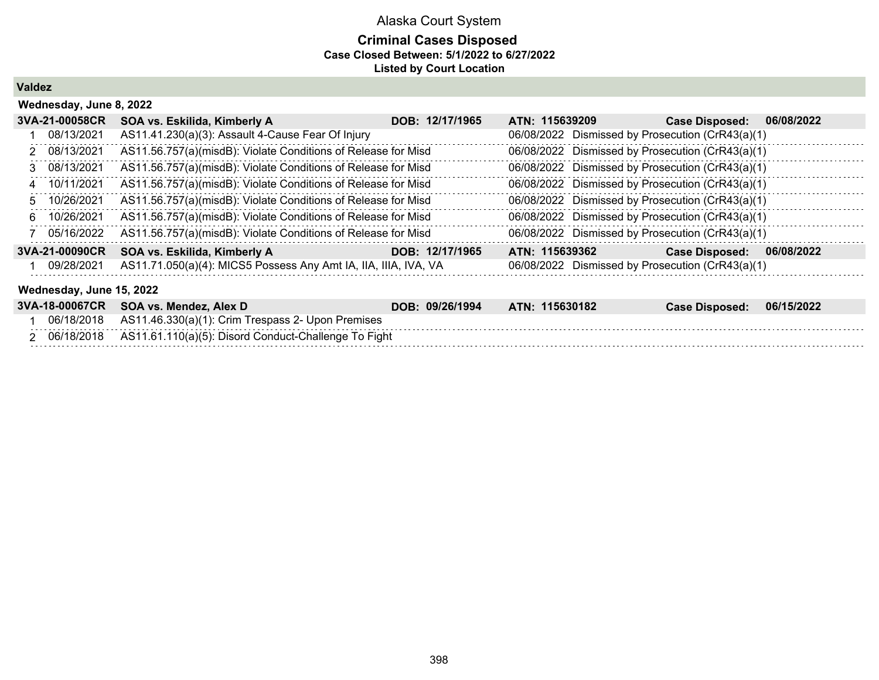# Alaska Court System

## Criminal Cases Disposed

**Case Closed Between: 5/1/2022 to 6/27/2022**

**Listed by Court Location**

### Valdez

#### Wednesday, June 8, 2022

**3VA-21-00058CR** **SOA vs. Eskilida, Kimberly A** **DOB: 12/17/1965** **ATN: 115639209** **Case Disposed: 06/08/2022**

| # | Date | Charge | Disposition Date | Disposition |
|---|---|---|---|---|
| 1 | 08/13/2021 | AS11.41.230(a)(3): Assault 4-Cause Fear Of Injury | 06/08/2022 | Dismissed by Prosecution (CrR43(a)(1) |
| 2 | 08/13/2021 | AS11.56.757(a)(misdB): Violate Conditions of Release for Misd | 06/08/2022 | Dismissed by Prosecution (CrR43(a)(1) |
| 3 | 08/13/2021 | AS11.56.757(a)(misdB): Violate Conditions of Release for Misd | 06/08/2022 | Dismissed by Prosecution (CrR43(a)(1) |
| 4 | 10/11/2021 | AS11.56.757(a)(misdB): Violate Conditions of Release for Misd | 06/08/2022 | Dismissed by Prosecution (CrR43(a)(1) |
| 5 | 10/26/2021 | AS11.56.757(a)(misdB): Violate Conditions of Release for Misd | 06/08/2022 | Dismissed by Prosecution (CrR43(a)(1) |
| 6 | 10/26/2021 | AS11.56.757(a)(misdB): Violate Conditions of Release for Misd | 06/08/2022 | Dismissed by Prosecution (CrR43(a)(1) |
| 7 | 05/16/2022 | AS11.56.757(a)(misdB): Violate Conditions of Release for Misd | 06/08/2022 | Dismissed by Prosecution (CrR43(a)(1) |

**3VA-21-00090CR** **SOA vs. Eskilida, Kimberly A** **DOB: 12/17/1965** **ATN: 115639362** **Case Disposed: 06/08/2022**

| # | Date | Charge | Disposition Date | Disposition |
|---|---|---|---|---|
| 1 | 09/28/2021 | AS11.71.050(a)(4): MICS5 Possess Any Amt IA, IIA, IIIA, IVA, VA | 06/08/2022 | Dismissed by Prosecution (CrR43(a)(1) |

#### Wednesday, June 15, 2022

**3VA-18-00067CR** **SOA vs. Mendez, Alex D** **DOB: 09/26/1994** **ATN: 115630182** **Case Disposed: 06/15/2022**

| # | Date | Charge | Disposition Date | Disposition |
|---|---|---|---|---|
| 1 | 06/18/2018 | AS11.46.330(a)(1): Crim Trespass 2- Upon Premises | | |
| 2 | 06/18/2018 | AS11.61.110(a)(5): Disord Conduct-Challenge To Fight | | |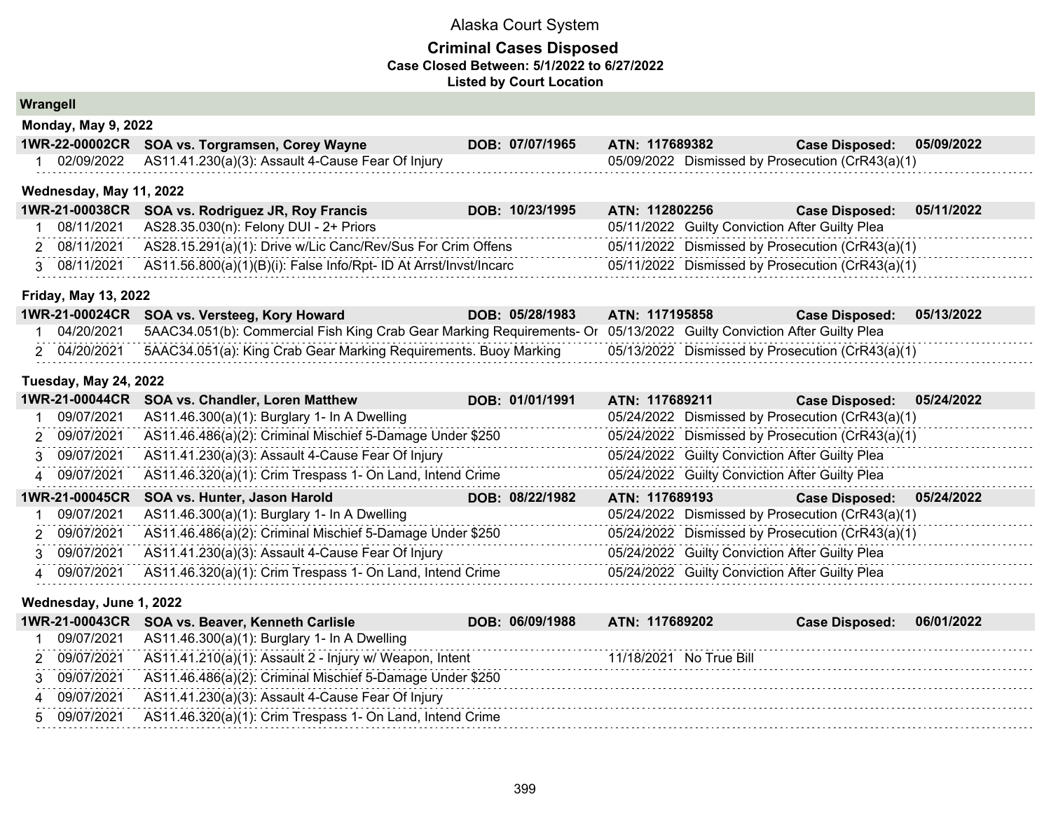# Alaska Court System

## Criminal Cases Disposed

**Case Closed Between: 5/1/2022 to 6/27/2022**

**Listed by Court Location**

### Wrangell

#### Monday, May 9, 2022

**1WR-22-00002CR SOA vs. Torgramsen, Corey Wayne** DOB: 07/07/1965 ATN: 117689382 Case Disposed: 05/09/2022

| # | Date | Charge | Disposition Date | Disposition |
|---|---|---|---|---|
| 1 | 02/09/2022 | AS11.41.230(a)(3): Assault 4-Cause Fear Of Injury | 05/09/2022 | Dismissed by Prosecution (CrR43(a)(1) |

#### Wednesday, May 11, 2022

**1WR-21-00038CR SOA vs. Rodriguez JR, Roy Francis** DOB: 10/23/1995 ATN: 112802256 Case Disposed: 05/11/2022

| # | Date | Charge | Disposition Date | Disposition |
|---|---|---|---|---|
| 1 | 08/11/2021 | AS28.35.030(n): Felony DUI - 2+ Priors | 05/11/2022 | Guilty Conviction After Guilty Plea |
| 2 | 08/11/2021 | AS28.15.291(a)(1): Drive w/Lic Canc/Rev/Sus For Crim Offens | 05/11/2022 | Dismissed by Prosecution (CrR43(a)(1) |
| 3 | 08/11/2021 | AS11.56.800(a)(1)(B)(i): False Info/Rpt- ID At Arrst/Invst/Incarc | 05/11/2022 | Dismissed by Prosecution (CrR43(a)(1) |

#### Friday, May 13, 2022

**1WR-21-00024CR SOA vs. Versteeg, Kory Howard** DOB: 05/28/1983 ATN: 117195858 Case Disposed: 05/13/2022

| # | Date | Charge | Disposition Date | Disposition |
|---|---|---|---|---|
| 1 | 04/20/2021 | 5AAC34.051(b): Commercial Fish King Crab Gear Marking Requirements- Or | 05/13/2022 | Guilty Conviction After Guilty Plea |
| 2 | 04/20/2021 | 5AAC34.051(a): King Crab Gear Marking Requirements. Buoy Marking | 05/13/2022 | Dismissed by Prosecution (CrR43(a)(1) |

#### Tuesday, May 24, 2022

**1WR-21-00044CR SOA vs. Chandler, Loren Matthew** DOB: 01/01/1991 ATN: 117689211 Case Disposed: 05/24/2022

| # | Date | Charge | Disposition Date | Disposition |
|---|---|---|---|---|
| 1 | 09/07/2021 | AS11.46.300(a)(1): Burglary 1- In A Dwelling | 05/24/2022 | Dismissed by Prosecution (CrR43(a)(1) |
| 2 | 09/07/2021 | AS11.46.486(a)(2): Criminal Mischief 5-Damage Under $250 | 05/24/2022 | Dismissed by Prosecution (CrR43(a)(1) |
| 3 | 09/07/2021 | AS11.41.230(a)(3): Assault 4-Cause Fear Of Injury | 05/24/2022 | Guilty Conviction After Guilty Plea |
| 4 | 09/07/2021 | AS11.46.320(a)(1): Crim Trespass 1- On Land, Intend Crime | 05/24/2022 | Guilty Conviction After Guilty Plea |

**1WR-21-00045CR SOA vs. Hunter, Jason Harold** DOB: 08/22/1982 ATN: 117689193 Case Disposed: 05/24/2022

| # | Date | Charge | Disposition Date | Disposition |
|---|---|---|---|---|
| 1 | 09/07/2021 | AS11.46.300(a)(1): Burglary 1- In A Dwelling | 05/24/2022 | Dismissed by Prosecution (CrR43(a)(1) |
| 2 | 09/07/2021 | AS11.46.486(a)(2): Criminal Mischief 5-Damage Under $250 | 05/24/2022 | Dismissed by Prosecution (CrR43(a)(1) |
| 3 | 09/07/2021 | AS11.41.230(a)(3): Assault 4-Cause Fear Of Injury | 05/24/2022 | Guilty Conviction After Guilty Plea |
| 4 | 09/07/2021 | AS11.46.320(a)(1): Crim Trespass 1- On Land, Intend Crime | 05/24/2022 | Guilty Conviction After Guilty Plea |

#### Wednesday, June 1, 2022

**1WR-21-00043CR SOA vs. Beaver, Kenneth Carlisle** DOB: 06/09/1988 ATN: 117689202 Case Disposed: 06/01/2022

| # | Date | Charge | Disposition Date | Disposition |
|---|---|---|---|---|
| 1 | 09/07/2021 | AS11.46.300(a)(1): Burglary 1- In A Dwelling | | |
| 2 | 09/07/2021 | AS11.41.210(a)(1): Assault 2 - Injury w/ Weapon, Intent | 11/18/2021 | No True Bill |
| 3 | 09/07/2021 | AS11.46.486(a)(2): Criminal Mischief 5-Damage Under $250 | | |
| 4 | 09/07/2021 | AS11.41.230(a)(3): Assault 4-Cause Fear Of Injury | | |
| 5 | 09/07/2021 | AS11.46.320(a)(1): Crim Trespass 1- On Land, Intend Crime | | |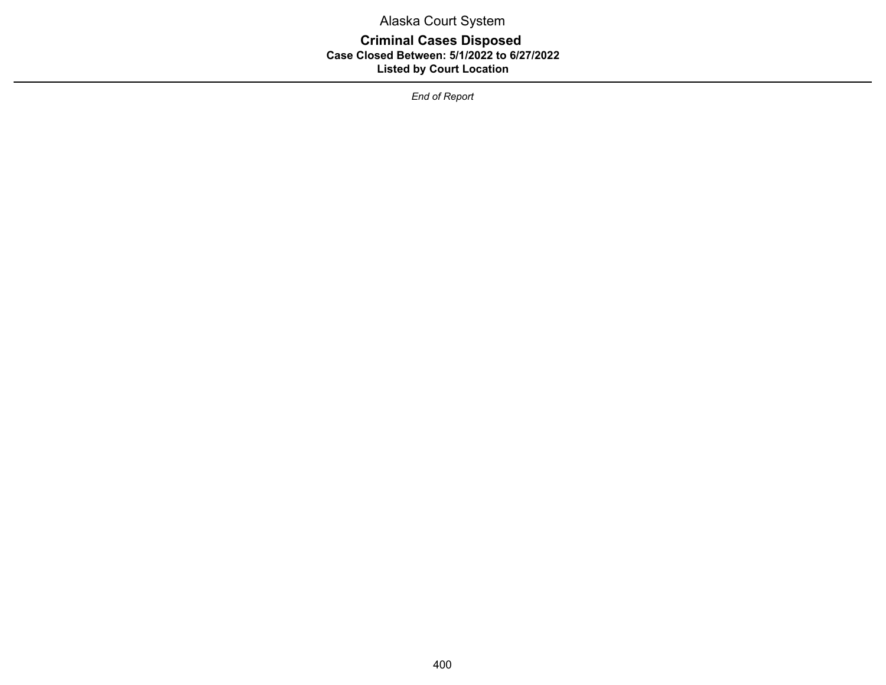Alaska Court System

# Criminal Cases Disposed

### Case Closed Between: 5/1/2022 to 6/27/2022

### Listed by Court Location

---

*End of Report*